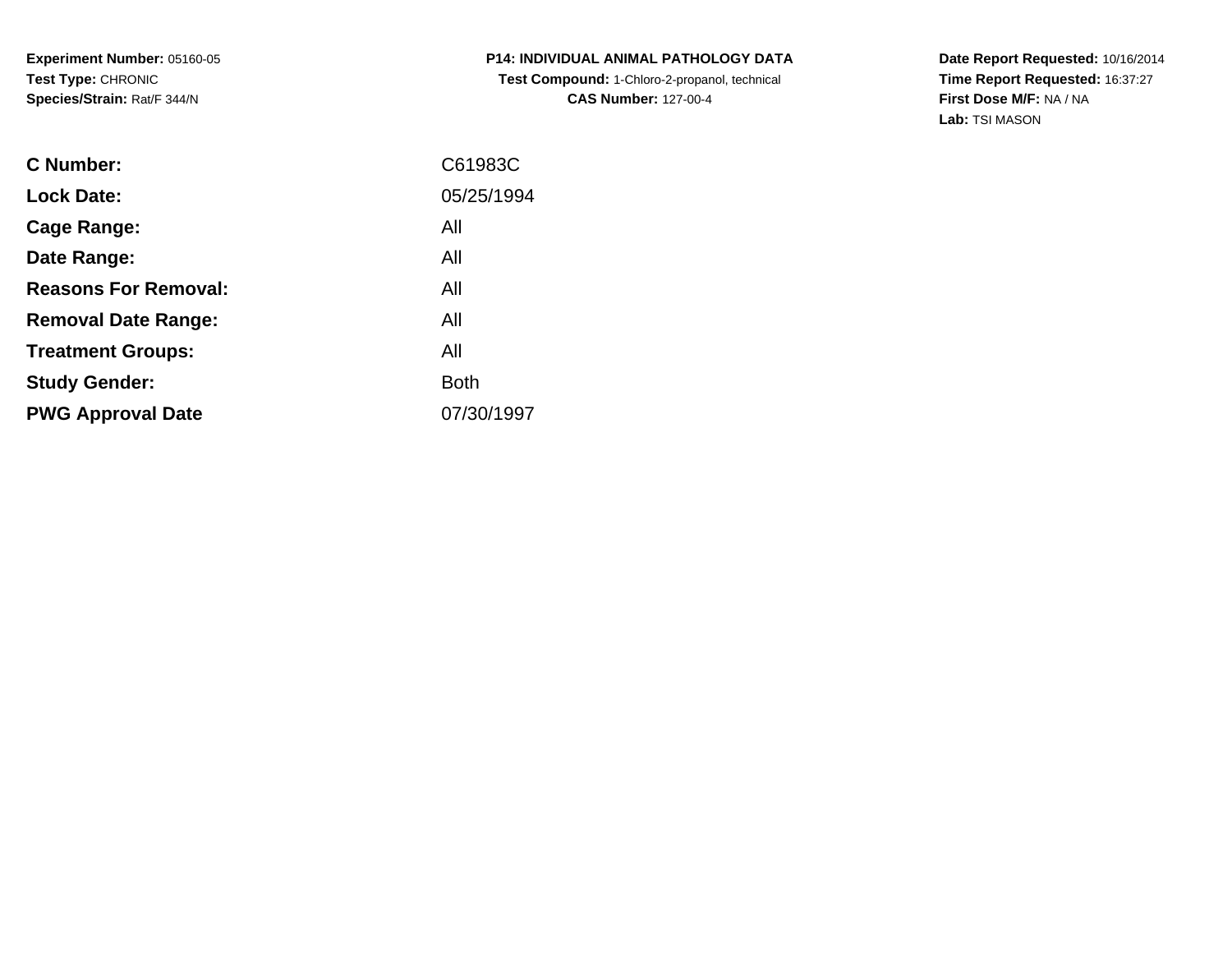**Experiment Number:** 05160-05
**Test Type:** CHRONIC
**Species/Strain:** Rat/F 344/N

**P14: INDIVIDUAL ANIMAL PATHOLOGY DATA**
**Test Compound:** 1-Chloro-2-propanol, technical
**CAS Number:** 127-00-4

**Date Report Requested:** 10/16/2014
**Time Report Requested:** 16:37:27
**First Dose M/F:** NA / NA
**Lab:** TSI MASON

| | |
|---|---|
| **C Number:** | C61983C |
| **Lock Date:** | 05/25/1994 |
| **Cage Range:** | All |
| **Date Range:** | All |
| **Reasons For Removal:** | All |
| **Removal Date Range:** | All |
| **Treatment Groups:** | All |
| **Study Gender:** | Both |
| **PWG Approval Date** | 07/30/1997 |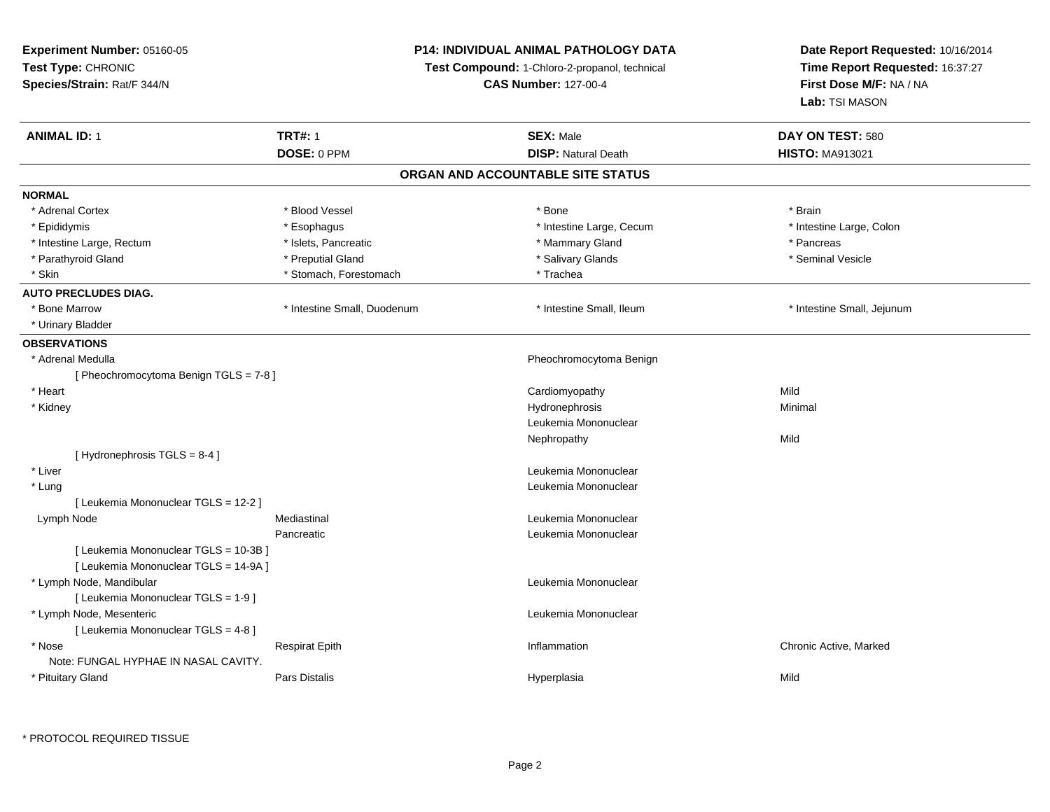**Experiment Number:** 05160-05
**Test Type:** CHRONIC
**Species/Strain:** Rat/F 344/N

**P14: INDIVIDUAL ANIMAL PATHOLOGY DATA**
**Test Compound:** 1-Chloro-2-propanol, technical
**CAS Number:** 127-00-4

**Date Report Requested:** 10/16/2014
**Time Report Requested:** 16:37:27
**First Dose M/F:** NA / NA
**Lab:** TSI MASON

| **ANIMAL ID:** 1 | **TRT#:** 1 | **SEX:** Male | **DAY ON TEST:** 580 |
|---|---|---|---|
| | **DOSE:** 0 PPM | **DISP:** Natural Death | **HISTO:** MA913021 |

## ORGAN AND ACCOUNTABLE SITE STATUS

**NORMAL**

| | | | |
|---|---|---|---|
| * Adrenal Cortex | * Blood Vessel | * Bone | * Brain |
| * Epididymis | * Esophagus | * Intestine Large, Cecum | * Intestine Large, Colon |
| * Intestine Large, Rectum | * Islets, Pancreatic | * Mammary Gland | * Pancreas |
| * Parathyroid Gland | * Preputial Gland | * Salivary Glands | * Seminal Vesicle |
| * Skin | * Stomach, Forestomach | * Trachea | |

**AUTO PRECLUDES DIAG.**

| | | | |
|---|---|---|---|
| * Bone Marrow | * Intestine Small, Duodenum | * Intestine Small, Ileum | * Intestine Small, Jejunum |
| * Urinary Bladder | | | |

**OBSERVATIONS**

| | | | |
|---|---|---|---|
| * Adrenal Medulla | | Pheochromocytoma Benign | |
| [ Pheochromocytoma Benign TGLS = 7-8 ] | | | |
| * Heart | | Cardiomyopathy | Mild |
| * Kidney | | Hydronephrosis | Minimal |
| | | Leukemia Mononuclear | |
| | | Nephropathy | Mild |
| [ Hydronephrosis TGLS = 8-4 ] | | | |
| * Liver | | Leukemia Mononuclear | |
| * Lung | | Leukemia Mononuclear | |
| [ Leukemia Mononuclear TGLS = 12-2 ] | | | |
| Lymph Node | Mediastinal | Leukemia Mononuclear | |
| | Pancreatic | Leukemia Mononuclear | |
| [ Leukemia Mononuclear TGLS = 10-3B ] | | | |
| [ Leukemia Mononuclear TGLS = 14-9A ] | | | |
| * Lymph Node, Mandibular | | Leukemia Mononuclear | |
| [ Leukemia Mononuclear TGLS = 1-9 ] | | | |
| * Lymph Node, Mesenteric | | Leukemia Mononuclear | |
| [ Leukemia Mononuclear TGLS = 4-8 ] | | | |
| * Nose | Respirat Epith | Inflammation | Chronic Active, Marked |
| Note: FUNGAL HYPHAE IN NASAL CAVITY. | | | |
| * Pituitary Gland | Pars Distalis | Hyperplasia | Mild |

* PROTOCOL REQUIRED TISSUE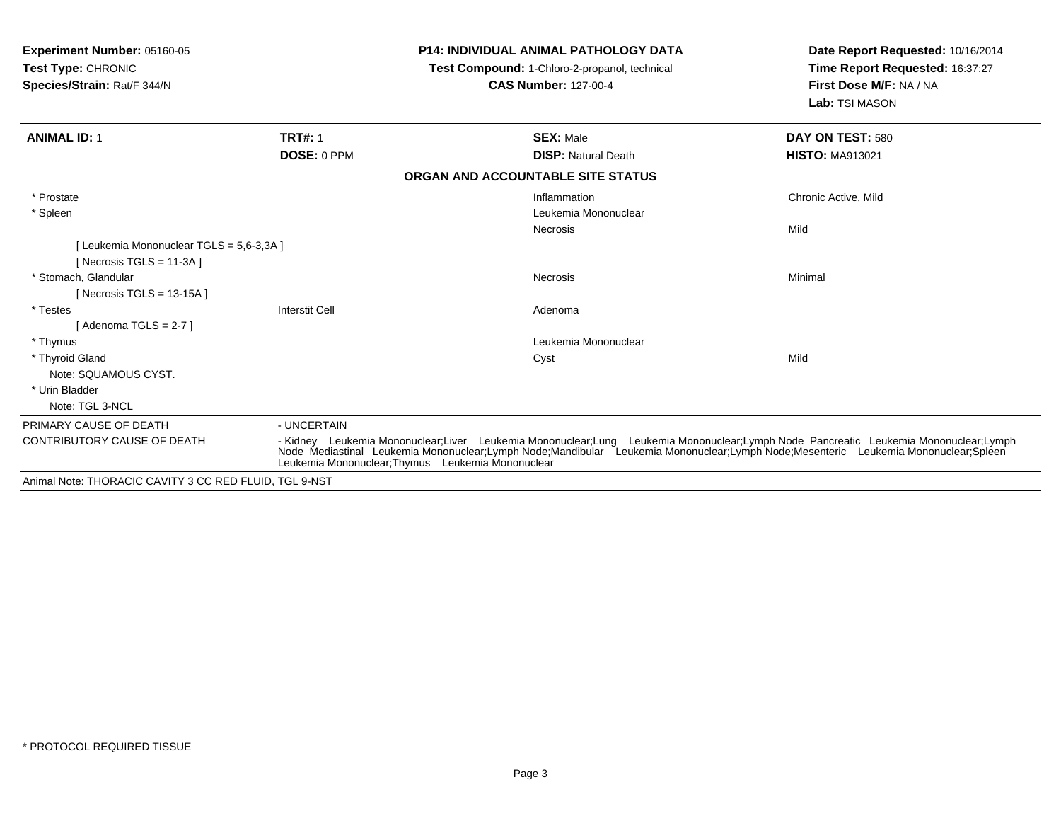**Experiment Number:** 05160-05
**Test Type:** CHRONIC
**Species/Strain:** Rat/F 344/N

**P14: INDIVIDUAL ANIMAL PATHOLOGY DATA**
**Test Compound:** 1-Chloro-2-propanol, technical
**CAS Number:** 127-00-4

**Date Report Requested:** 10/16/2014
**Time Report Requested:** 16:37:27
**First Dose M/F:** NA / NA
**Lab:** TSI MASON

| **ANIMAL ID:** 1 | **TRT#:** 1 | **SEX:** Male | **DAY ON TEST:** 580 |
|---|---|---|---|
| | **DOSE:** 0 PPM | **DISP:** Natural Death | **HISTO:** MA913021 |

**ORGAN AND ACCOUNTABLE SITE STATUS**

| | | | |
|---|---|---|---|
| * Prostate | | Inflammation | Chronic Active, Mild |
| * Spleen | | Leukemia Mononuclear | |
| | | Necrosis | Mild |
| [ Leukemia Mononuclear TGLS = 5,6-3,3A ] | | | |
| [ Necrosis TGLS = 11-3A ] | | | |
| * Stomach, Glandular | | Necrosis | Minimal |
| [ Necrosis TGLS = 13-15A ] | | | |
| * Testes | Interstit Cell | Adenoma | |
| [ Adenoma TGLS = 2-7 ] | | | |
| * Thymus | | Leukemia Mononuclear | |
| * Thyroid Gland | | Cyst | Mild |
| Note: SQUAMOUS CYST. | | | |
| * Urin Bladder | | | |
| Note: TGL 3-NCL | | | |

PRIMARY CAUSE OF DEATH - UNCERTAIN

CONTRIBUTORY CAUSE OF DEATH - Kidney Leukemia Mononuclear;Liver Leukemia Mononuclear;Lung Leukemia Mononuclear;Lymph Node Pancreatic Leukemia Mononuclear;Lymph Node Mediastinal Leukemia Mononuclear;Lymph Node;Mandibular Leukemia Mononuclear;Lymph Node;Mesenteric Leukemia Mononuclear;Spleen Leukemia Mononuclear;Thymus Leukemia Mononuclear

Animal Note: THORACIC CAVITY 3 CC RED FLUID, TGL 9-NST

* PROTOCOL REQUIRED TISSUE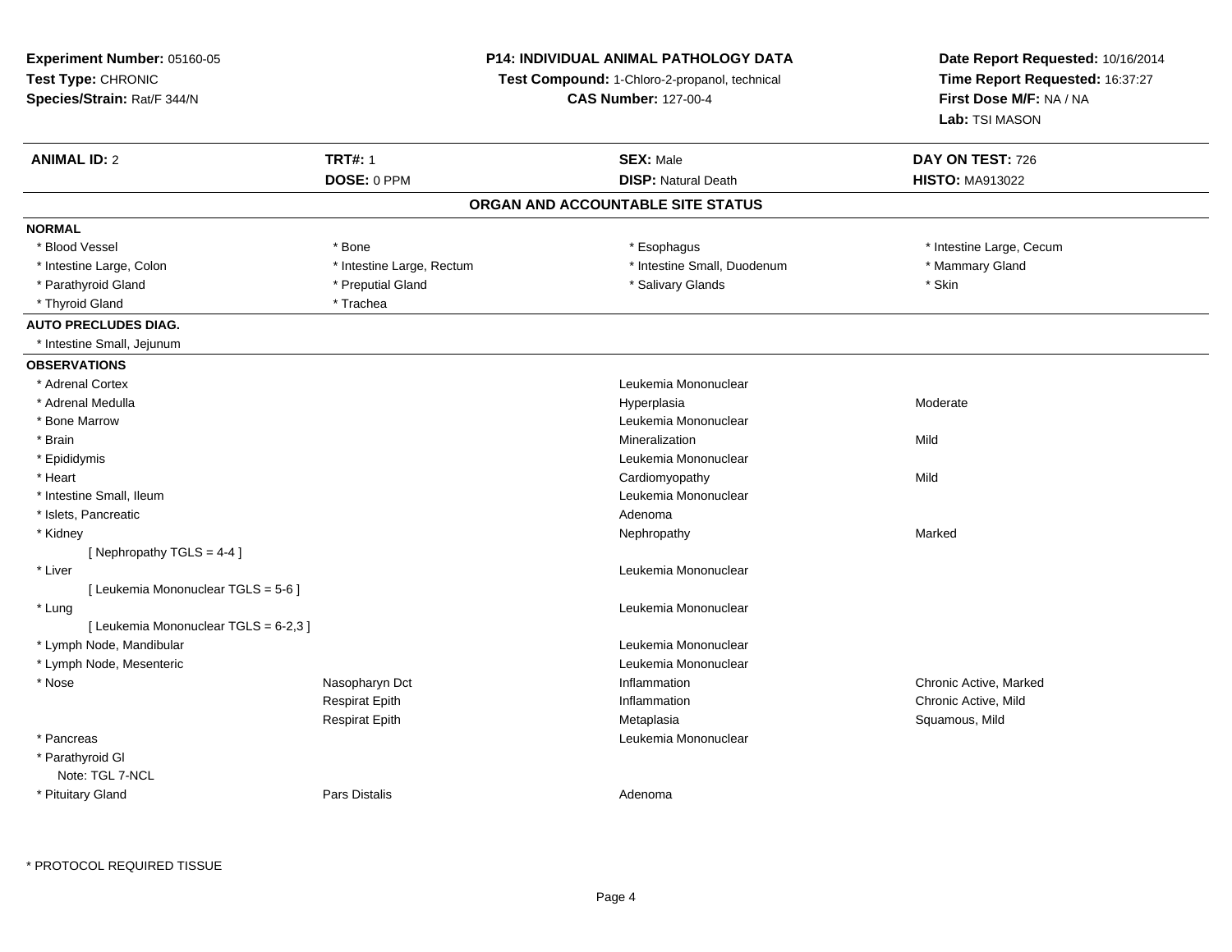**Experiment Number:** 05160-05
**Test Type:** CHRONIC
**Species/Strain:** Rat/F 344/N

**P14: INDIVIDUAL ANIMAL PATHOLOGY DATA**
**Test Compound:** 1-Chloro-2-propanol, technical
**CAS Number:** 127-00-4

**Date Report Requested:** 10/16/2014
**Time Report Requested:** 16:37:27
**First Dose M/F:** NA / NA
**Lab:** TSI MASON

| **ANIMAL ID:** 2 | **TRT#:** 1 | **SEX:** Male | **DAY ON TEST:** 726 |
|---|---|---|---|
| | **DOSE:** 0 PPM | **DISP:** Natural Death | **HISTO:** MA913022 |

## ORGAN AND ACCOUNTABLE SITE STATUS

**NORMAL**

| | | | |
|---|---|---|---|
| * Blood Vessel | * Bone | * Esophagus | * Intestine Large, Cecum |
| * Intestine Large, Colon | * Intestine Large, Rectum | * Intestine Small, Duodenum | * Mammary Gland |
| * Parathyroid Gland | * Preputial Gland | * Salivary Glands | * Skin |
| * Thyroid Gland | * Trachea | | |

**AUTO PRECLUDES DIAG.**

* Intestine Small, Jejunum

**OBSERVATIONS**

| | | | |
|---|---|---|---|
| * Adrenal Cortex | | Leukemia Mononuclear | |
| * Adrenal Medulla | | Hyperplasia | Moderate |
| * Bone Marrow | | Leukemia Mononuclear | |
| * Brain | | Mineralization | Mild |
| * Epididymis | | Leukemia Mononuclear | |
| * Heart | | Cardiomyopathy | Mild |
| * Intestine Small, Ileum | | Leukemia Mononuclear | |
| * Islets, Pancreatic | | Adenoma | |
| * Kidney | | Nephropathy | Marked |
| [ Nephropathy TGLS = 4-4 ] | | | |
| * Liver | | Leukemia Mononuclear | |
| [ Leukemia Mononuclear TGLS = 5-6 ] | | | |
| * Lung | | Leukemia Mononuclear | |
| [ Leukemia Mononuclear TGLS = 6-2,3 ] | | | |
| * Lymph Node, Mandibular | | Leukemia Mononuclear | |
| * Lymph Node, Mesenteric | | Leukemia Mononuclear | |
| * Nose | Nasopharyn Dct | Inflammation | Chronic Active, Marked |
| | Respirat Epith | Inflammation | Chronic Active, Mild |
| | Respirat Epith | Metaplasia | Squamous, Mild |
| * Pancreas | | Leukemia Mononuclear | |
| * Parathyroid Gl | | | |
| Note: TGL 7-NCL | | | |
| * Pituitary Gland | Pars Distalis | Adenoma | |

* PROTOCOL REQUIRED TISSUE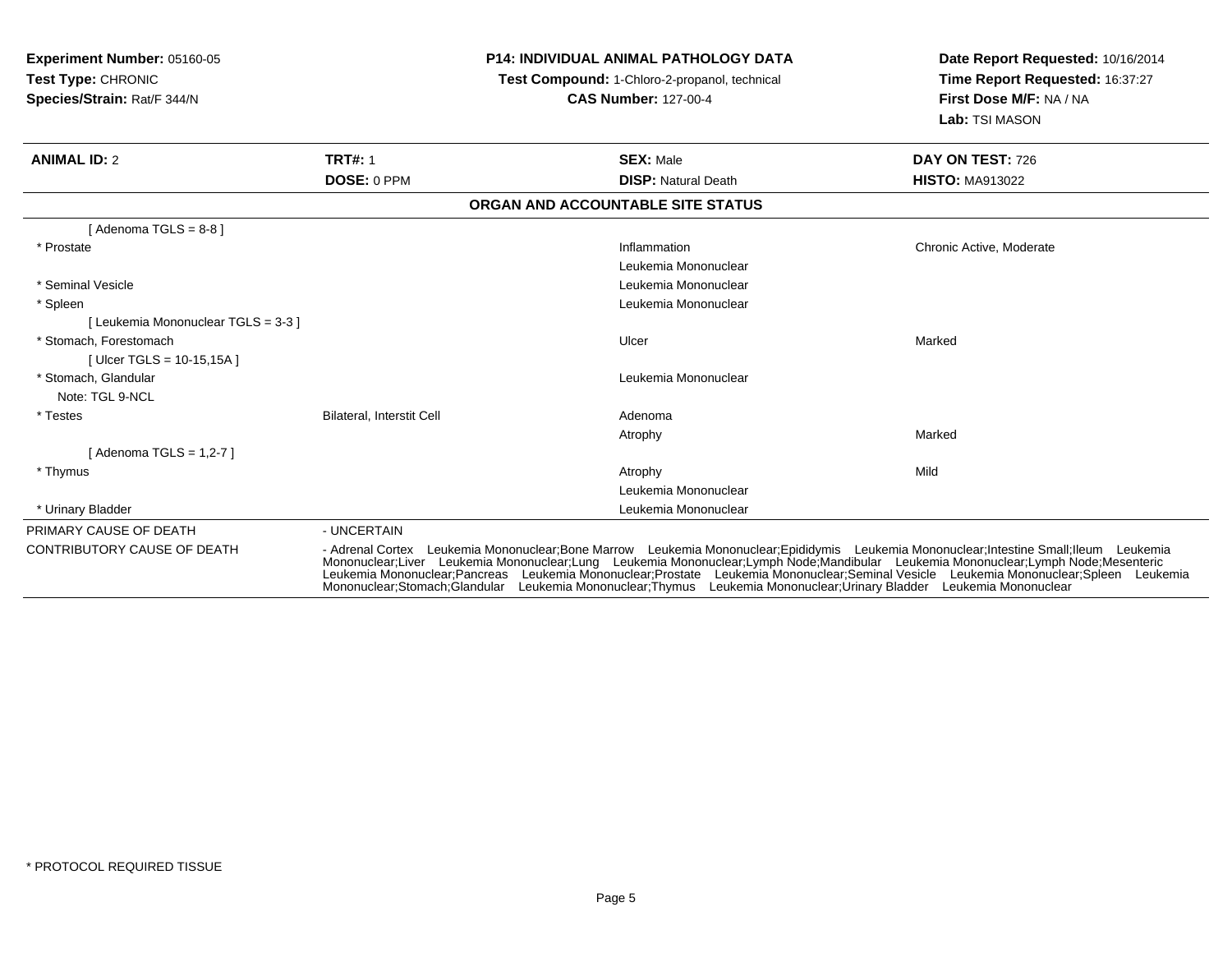**Experiment Number:** 05160-05
**Test Type:** CHRONIC
**Species/Strain:** Rat/F 344/N

**P14: INDIVIDUAL ANIMAL PATHOLOGY DATA**
**Test Compound:** 1-Chloro-2-propanol, technical
**CAS Number:** 127-00-4

**Date Report Requested:** 10/16/2014
**Time Report Requested:** 16:37:27
**First Dose M/F:** NA / NA
**Lab:** TSI MASON

| **ANIMAL ID:** 2 | **TRT#:** 1 | **SEX:** Male | **DAY ON TEST:** 726 |
|---|---|---|---|
| | **DOSE:** 0 PPM | **DISP:** Natural Death | **HISTO:** MA913022 |

**ORGAN AND ACCOUNTABLE SITE STATUS**

| | | | |
|---|---|---|---|
| [ Adenoma TGLS = 8-8 ] | | | |
| * Prostate | | Inflammation | Chronic Active, Moderate |
| | | Leukemia Mononuclear | |
| * Seminal Vesicle | | Leukemia Mononuclear | |
| * Spleen | | Leukemia Mononuclear | |
| [ Leukemia Mononuclear TGLS = 3-3 ] | | | |
| * Stomach, Forestomach | | Ulcer | Marked |
| [ Ulcer TGLS = 10-15,15A ] | | | |
| * Stomach, Glandular | | Leukemia Mononuclear | |
| Note: TGL 9-NCL | | | |
| * Testes | Bilateral, Interstit Cell | Adenoma | |
| | | Atrophy | Marked |
| [ Adenoma TGLS = 1,2-7 ] | | | |
| * Thymus | | Atrophy | Mild |
| | | Leukemia Mononuclear | |
| * Urinary Bladder | | Leukemia Mononuclear | |

| | |
|---|---|
| PRIMARY CAUSE OF DEATH | - UNCERTAIN |
| CONTRIBUTORY CAUSE OF DEATH | - Adrenal Cortex Leukemia Mononuclear;Bone Marrow Leukemia Mononuclear;Epididymis Leukemia Mononuclear;Intestine Small;Ileum Leukemia Mononuclear;Liver Leukemia Mononuclear;Lung Leukemia Mononuclear;Lymph Node;Mandibular Leukemia Mononuclear;Lymph Node;Mesenteric Leukemia Mononuclear;Pancreas Leukemia Mononuclear;Prostate Leukemia Mononuclear;Seminal Vesicle Leukemia Mononuclear;Spleen Leukemia Mononuclear;Stomach;Glandular Leukemia Mononuclear;Thymus Leukemia Mononuclear;Urinary Bladder Leukemia Mononuclear |

* PROTOCOL REQUIRED TISSUE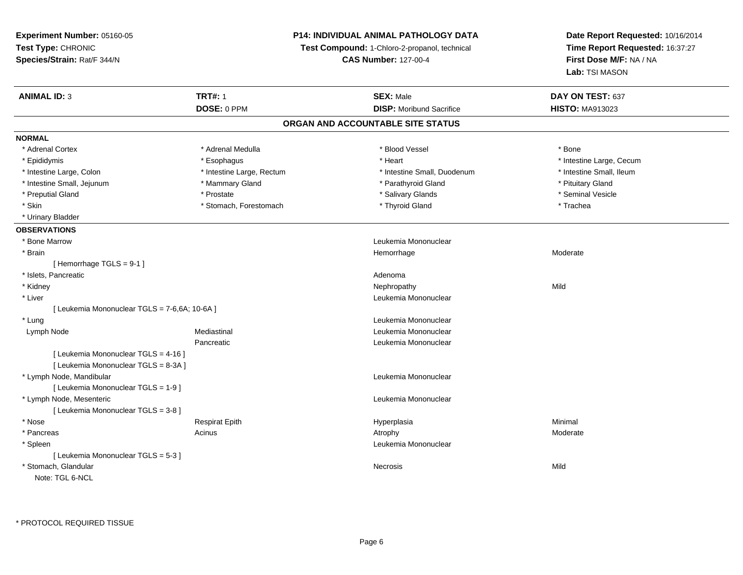**Experiment Number:** 05160-05
**Test Type:** CHRONIC
**Species/Strain:** Rat/F 344/N

**P14: INDIVIDUAL ANIMAL PATHOLOGY DATA**
**Test Compound:** 1-Chloro-2-propanol, technical
**CAS Number:** 127-00-4

**Date Report Requested:** 10/16/2014
**Time Report Requested:** 16:37:27
**First Dose M/F:** NA / NA
**Lab:** TSI MASON

| **ANIMAL ID:** 3 | **TRT#:** 1 | **SEX:** Male | **DAY ON TEST:** 637 |
|---|---|---|---|
| | **DOSE:** 0 PPM | **DISP:** Moribund Sacrifice | **HISTO:** MA913023 |

## ORGAN AND ACCOUNTABLE SITE STATUS

**NORMAL**

| | | | |
|---|---|---|---|
| * Adrenal Cortex | * Adrenal Medulla | * Blood Vessel | * Bone |
| * Epididymis | * Esophagus | * Heart | * Intestine Large, Cecum |
| * Intestine Large, Colon | * Intestine Large, Rectum | * Intestine Small, Duodenum | * Intestine Small, Ileum |
| * Intestine Small, Jejunum | * Mammary Gland | * Parathyroid Gland | * Pituitary Gland |
| * Preputial Gland | * Prostate | * Salivary Glands | * Seminal Vesicle |
| * Skin | * Stomach, Forestomach | * Thyroid Gland | * Trachea |
| * Urinary Bladder | | | |

**OBSERVATIONS**

| | | | |
|---|---|---|---|
| * Bone Marrow | | Leukemia Mononuclear | |
| * Brain | | Hemorrhage | Moderate |
| [ Hemorrhage TGLS = 9-1 ] | | | |
| * Islets, Pancreatic | | Adenoma | |
| * Kidney | | Nephropathy | Mild |
| * Liver | | Leukemia Mononuclear | |
| [ Leukemia Mononuclear TGLS = 7-6,6A; 10-6A ] | | | |
| * Lung | | Leukemia Mononuclear | |
| Lymph Node | Mediastinal | Leukemia Mononuclear | |
| | Pancreatic | Leukemia Mononuclear | |
| [ Leukemia Mononuclear TGLS = 4-16 ] | | | |
| [ Leukemia Mononuclear TGLS = 8-3A ] | | | |
| * Lymph Node, Mandibular | | Leukemia Mononuclear | |
| [ Leukemia Mononuclear TGLS = 1-9 ] | | | |
| * Lymph Node, Mesenteric | | Leukemia Mononuclear | |
| [ Leukemia Mononuclear TGLS = 3-8 ] | | | |
| * Nose | Respirat Epith | Hyperplasia | Minimal |
| * Pancreas | Acinus | Atrophy | Moderate |
| * Spleen | | Leukemia Mononuclear | |
| [ Leukemia Mononuclear TGLS = 5-3 ] | | | |
| * Stomach, Glandular | | Necrosis | Mild |
| Note: TGL 6-NCL | | | |

* PROTOCOL REQUIRED TISSUE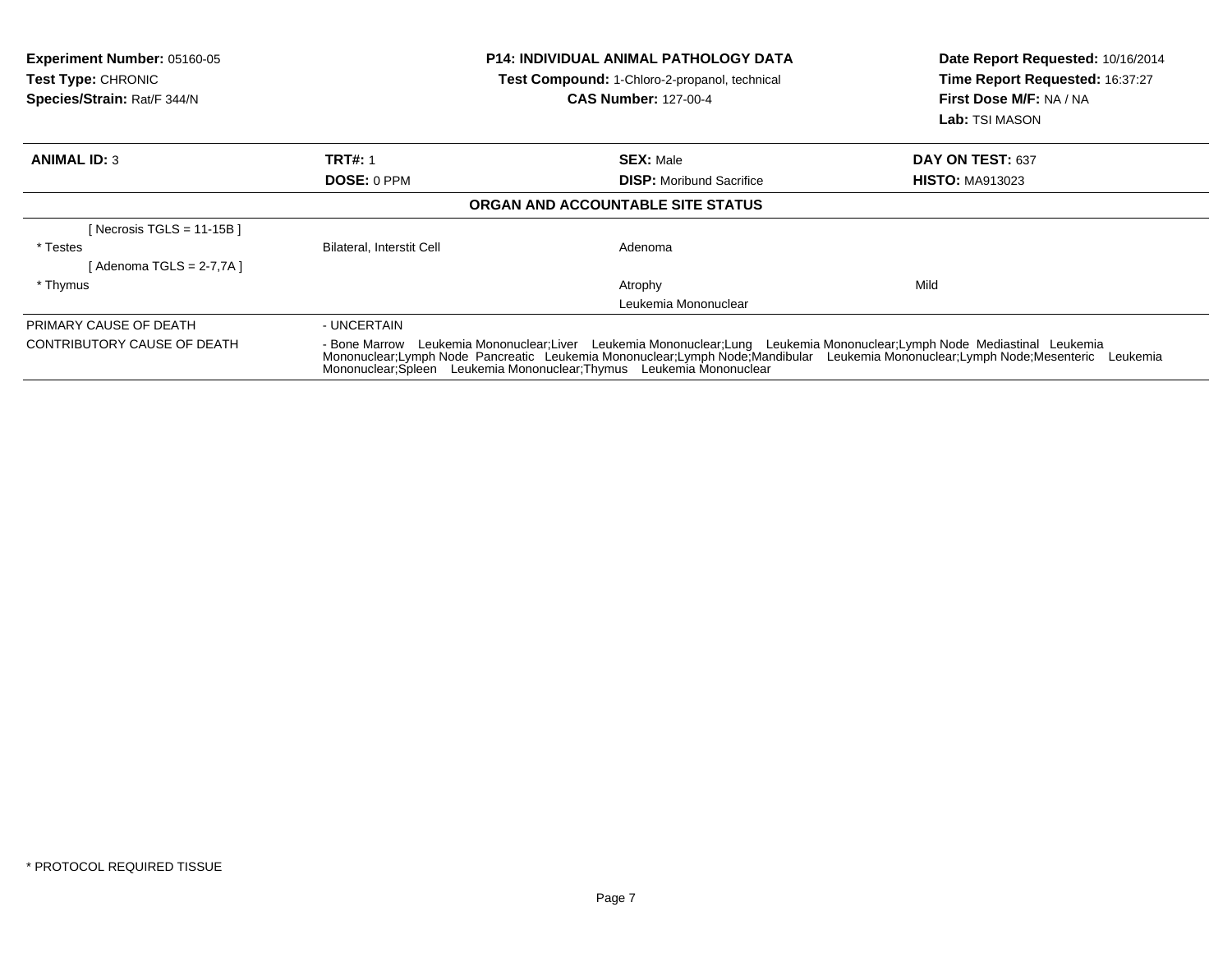**Experiment Number:** 05160-05
**Test Type:** CHRONIC
**Species/Strain:** Rat/F 344/N

**P14: INDIVIDUAL ANIMAL PATHOLOGY DATA**
**Test Compound:** 1-Chloro-2-propanol, technical
**CAS Number:** 127-00-4

**Date Report Requested:** 10/16/2014
**Time Report Requested:** 16:37:27
**First Dose M/F:** NA / NA
**Lab:** TSI MASON

| **ANIMAL ID:** 3 | **TRT#:** 1 | **SEX:** Male | **DAY ON TEST:** 637 |
|---|---|---|---|
| | **DOSE:** 0 PPM | **DISP:** Moribund Sacrifice | **HISTO:** MA913023 |

### ORGAN AND ACCOUNTABLE SITE STATUS

| | | | |
|---|---|---|---|
| [ Necrosis TGLS = 11-15B ] | | | |
| * Testes | Bilateral, Interstit Cell | Adenoma | |
| [ Adenoma TGLS = 2-7,7A ] | | | |
| * Thymus | | Atrophy | Mild |
| | | Leukemia Mononuclear | |

| | |
|---|---|
| PRIMARY CAUSE OF DEATH | - UNCERTAIN |
| CONTRIBUTORY CAUSE OF DEATH | - Bone Marrow Leukemia Mononuclear;Liver Leukemia Mononuclear;Lung Leukemia Mononuclear;Lymph Node Mediastinal Leukemia Mononuclear;Lymph Node Pancreatic Leukemia Mononuclear;Lymph Node;Mandibular Leukemia Mononuclear;Lymph Node;Mesenteric Leukemia Mononuclear;Spleen Leukemia Mononuclear;Thymus Leukemia Mononuclear |

* PROTOCOL REQUIRED TISSUE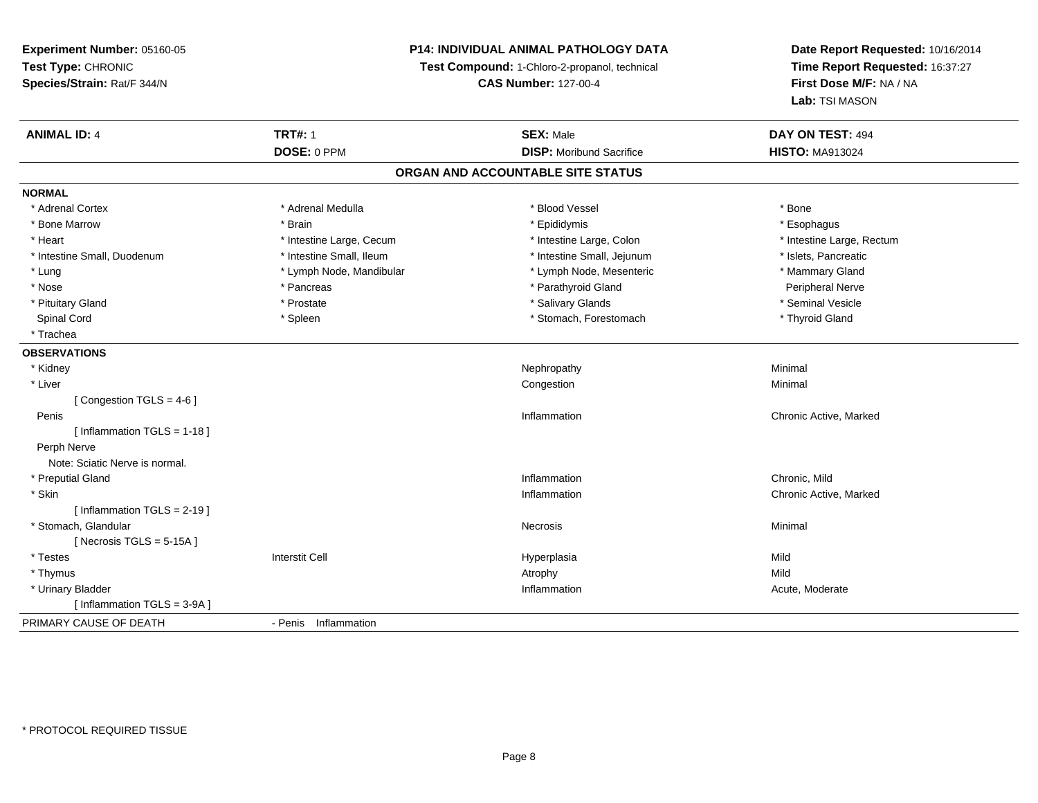**Experiment Number:** 05160-05
**Test Type:** CHRONIC
**Species/Strain:** Rat/F 344/N

**P14: INDIVIDUAL ANIMAL PATHOLOGY DATA**
**Test Compound:** 1-Chloro-2-propanol, technical
**CAS Number:** 127-00-4

**Date Report Requested:** 10/16/2014
**Time Report Requested:** 16:37:27
**First Dose M/F:** NA / NA
**Lab:** TSI MASON

| **ANIMAL ID:** 4 | **TRT#:** 1 | **SEX:** Male | **DAY ON TEST:** 494 |
|---|---|---|---|
| | **DOSE:** 0 PPM | **DISP:** Moribund Sacrifice | **HISTO:** MA913024 |

## ORGAN AND ACCOUNTABLE SITE STATUS

**NORMAL**

| | | | |
|---|---|---|---|
| * Adrenal Cortex | * Adrenal Medulla | * Blood Vessel | * Bone |
| * Bone Marrow | * Brain | * Epididymis | * Esophagus |
| * Heart | * Intestine Large, Cecum | * Intestine Large, Colon | * Intestine Large, Rectum |
| * Intestine Small, Duodenum | * Intestine Small, Ileum | * Intestine Small, Jejunum | * Islets, Pancreatic |
| * Lung | * Lymph Node, Mandibular | * Lymph Node, Mesenteric | * Mammary Gland |
| * Nose | * Pancreas | * Parathyroid Gland | Peripheral Nerve |
| * Pituitary Gland | * Prostate | * Salivary Glands | * Seminal Vesicle |
| Spinal Cord | * Spleen | * Stomach, Forestomach | * Thyroid Gland |
| * Trachea | | | |

**OBSERVATIONS**

| | | | |
|---|---|---|---|
| * Kidney | | Nephropathy | Minimal |
| * Liver | | Congestion | Minimal |
| [ Congestion TGLS = 4-6 ] | | | |
| Penis | | Inflammation | Chronic Active, Marked |
| [ Inflammation TGLS = 1-18 ] | | | |
| Perph Nerve | | | |
| Note: Sciatic Nerve is normal. | | | |
| * Preputial Gland | | Inflammation | Chronic, Mild |
| * Skin | | Inflammation | Chronic Active, Marked |
| [ Inflammation TGLS = 2-19 ] | | | |
| * Stomach, Glandular | | Necrosis | Minimal |
| [ Necrosis TGLS = 5-15A ] | | | |
| * Testes | Interstit Cell | Hyperplasia | Mild |
| * Thymus | | Atrophy | Mild |
| * Urinary Bladder | | Inflammation | Acute, Moderate |
| [ Inflammation TGLS = 3-9A ] | | | |

PRIMARY CAUSE OF DEATH - Penis Inflammation

* PROTOCOL REQUIRED TISSUE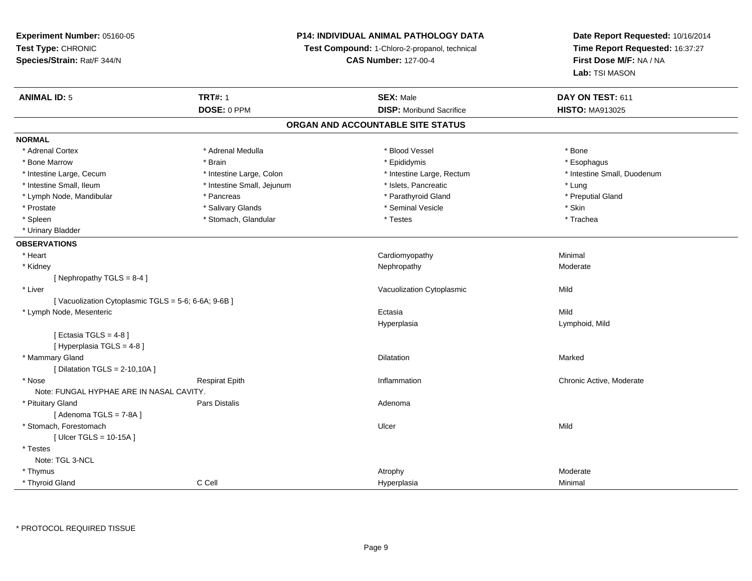**Experiment Number:** 05160-05
**Test Type:** CHRONIC
**Species/Strain:** Rat/F 344/N

**P14: INDIVIDUAL ANIMAL PATHOLOGY DATA**
**Test Compound:** 1-Chloro-2-propanol, technical
**CAS Number:** 127-00-4

**Date Report Requested:** 10/16/2014
**Time Report Requested:** 16:37:27
**First Dose M/F:** NA / NA
**Lab:** TSI MASON

| **ANIMAL ID:** 5 | **TRT#:** 1 | **SEX:** Male | **DAY ON TEST:** 611 |
|---|---|---|---|
| | **DOSE:** 0 PPM | **DISP:** Moribund Sacrifice | **HISTO:** MA913025 |

## ORGAN AND ACCOUNTABLE SITE STATUS

**NORMAL**

| | | | |
|---|---|---|---|
| * Adrenal Cortex | * Adrenal Medulla | * Blood Vessel | * Bone |
| * Bone Marrow | * Brain | * Epididymis | * Esophagus |
| * Intestine Large, Cecum | * Intestine Large, Colon | * Intestine Large, Rectum | * Intestine Small, Duodenum |
| * Intestine Small, Ileum | * Intestine Small, Jejunum | * Islets, Pancreatic | * Lung |
| * Lymph Node, Mandibular | * Pancreas | * Parathyroid Gland | * Preputial Gland |
| * Prostate | * Salivary Glands | * Seminal Vesicle | * Skin |
| * Spleen | * Stomach, Glandular | * Testes | * Trachea |
| * Urinary Bladder | | | |

**OBSERVATIONS**

| | | | |
|---|---|---|---|
| * Heart | | Cardiomyopathy | Minimal |
| * Kidney | | Nephropathy | Moderate |
| [ Nephropathy TGLS = 8-4 ] | | | |
| * Liver | | Vacuolization Cytoplasmic | Mild |
| [ Vacuolization Cytoplasmic TGLS = 5-6; 6-6A; 9-6B ] | | | |
| * Lymph Node, Mesenteric | | Ectasia | Mild |
| | | Hyperplasia | Lymphoid, Mild |
| [ Ectasia TGLS = 4-8 ] | | | |
| [ Hyperplasia TGLS = 4-8 ] | | | |
| * Mammary Gland | | Dilatation | Marked |
| [ Dilatation TGLS = 2-10,10A ] | | | |
| * Nose | Respirat Epith | Inflammation | Chronic Active, Moderate |
| Note: FUNGAL HYPHAE ARE IN NASAL CAVITY. | | | |
| * Pituitary Gland | Pars Distalis | Adenoma | |
| [ Adenoma TGLS = 7-8A ] | | | |
| * Stomach, Forestomach | | Ulcer | Mild |
| [ Ulcer TGLS = 10-15A ] | | | |
| * Testes | | | |
| Note: TGL 3-NCL | | | |
| * Thymus | | Atrophy | Moderate |
| * Thyroid Gland | C Cell | Hyperplasia | Minimal |

* PROTOCOL REQUIRED TISSUE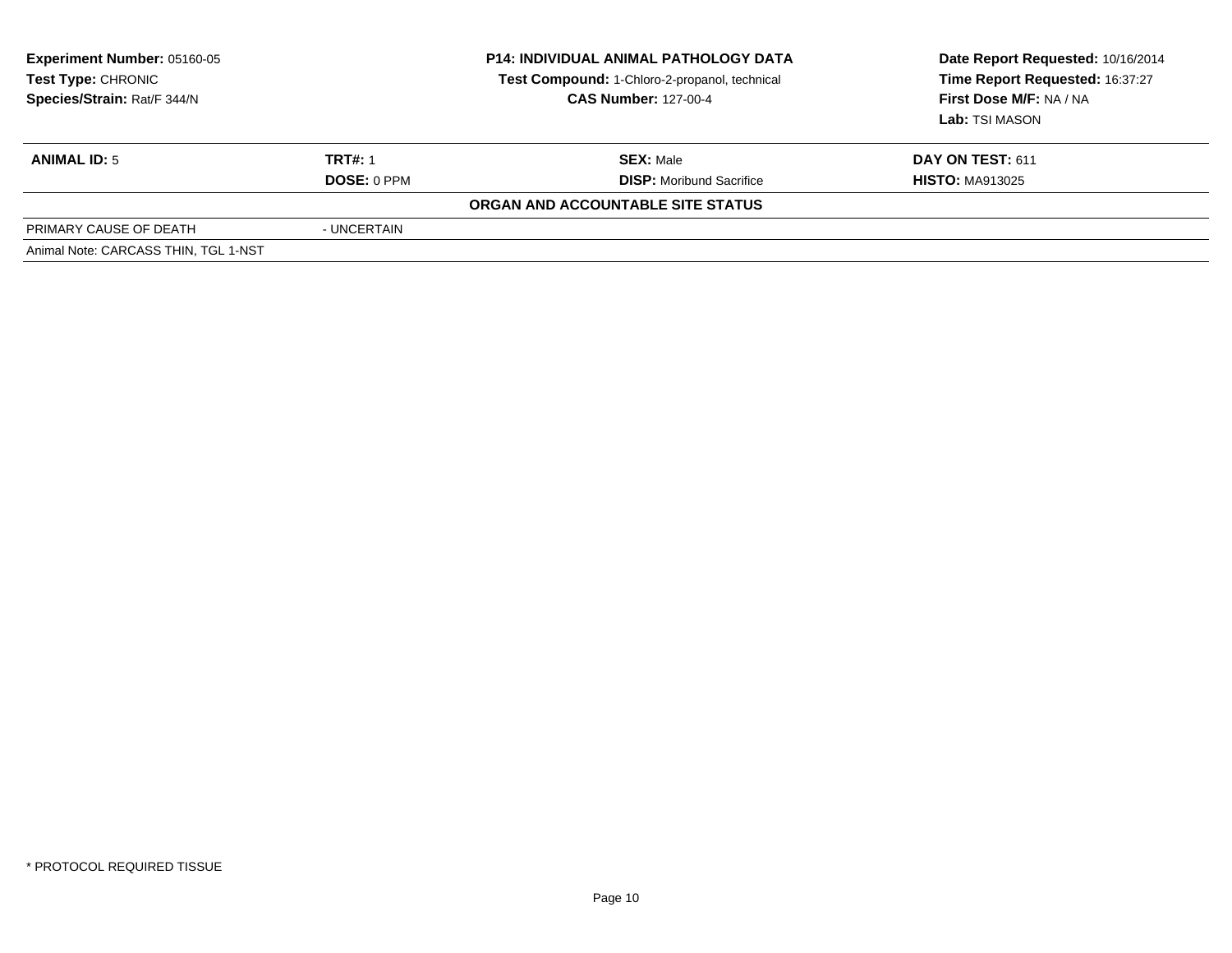**Experiment Number:** 05160-05
**Test Type:** CHRONIC
**Species/Strain:** Rat/F 344/N

**P14: INDIVIDUAL ANIMAL PATHOLOGY DATA**
**Test Compound:** 1-Chloro-2-propanol, technical
**CAS Number:** 127-00-4

**Date Report Requested:** 10/16/2014
**Time Report Requested:** 16:37:27
**First Dose M/F:** NA / NA
**Lab:** TSI MASON

| **ANIMAL ID:** 5 | **TRT#:** 1 | **SEX:** Male | **DAY ON TEST:** 611 |
|---|---|---|---|
| | **DOSE:** 0 PPM | **DISP:** Moribund Sacrifice | **HISTO:** MA913025 |

**ORGAN AND ACCOUNTABLE SITE STATUS**

| | |
|---|---|
| PRIMARY CAUSE OF DEATH | - UNCERTAIN |

Animal Note: CARCASS THIN, TGL 1-NST

\* PROTOCOL REQUIRED TISSUE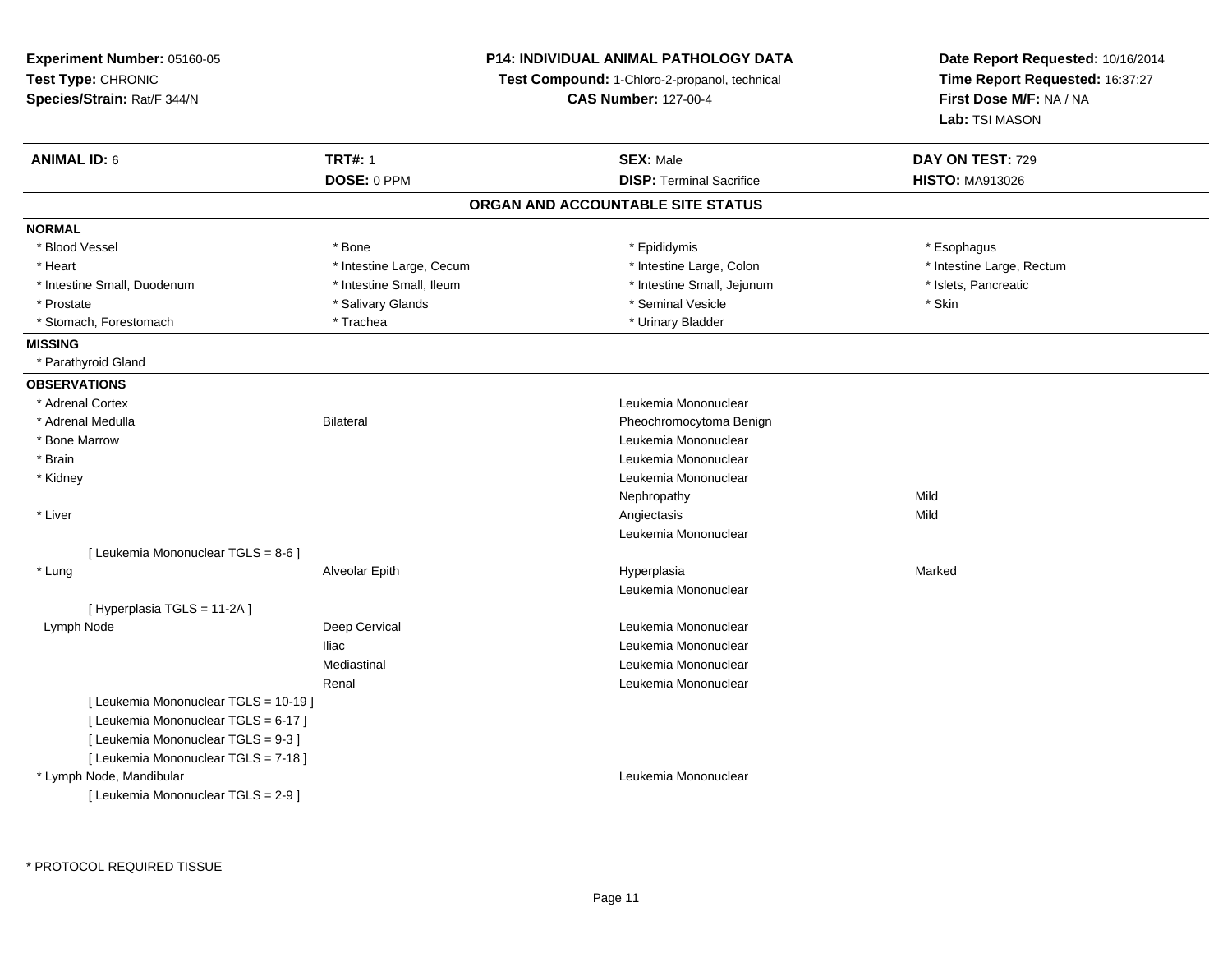**Experiment Number:** 05160-05
**Test Type:** CHRONIC
**Species/Strain:** Rat/F 344/N

**P14: INDIVIDUAL ANIMAL PATHOLOGY DATA**
**Test Compound:** 1-Chloro-2-propanol, technical
**CAS Number:** 127-00-4

**Date Report Requested:** 10/16/2014
**Time Report Requested:** 16:37:27
**First Dose M/F:** NA / NA
**Lab:** TSI MASON

| **ANIMAL ID:** 6 | **TRT#:** 1 | **SEX:** Male | **DAY ON TEST:** 729 |
|---|---|---|---|
| | **DOSE:** 0 PPM | **DISP:** Terminal Sacrifice | **HISTO:** MA913026 |

## ORGAN AND ACCOUNTABLE SITE STATUS

**NORMAL**

| | | | |
|---|---|---|---|
| * Blood Vessel | * Bone | * Epididymis | * Esophagus |
| * Heart | * Intestine Large, Cecum | * Intestine Large, Colon | * Intestine Large, Rectum |
| * Intestine Small, Duodenum | * Intestine Small, Ileum | * Intestine Small, Jejunum | * Islets, Pancreatic |
| * Prostate | * Salivary Glands | * Seminal Vesicle | * Skin |
| * Stomach, Forestomach | * Trachea | * Urinary Bladder | |

**MISSING**

* Parathyroid Gland

**OBSERVATIONS**

| | | | |
|---|---|---|---|
| * Adrenal Cortex | | Leukemia Mononuclear | |
| * Adrenal Medulla | Bilateral | Pheochromocytoma Benign | |
| * Bone Marrow | | Leukemia Mononuclear | |
| * Brain | | Leukemia Mononuclear | |
| * Kidney | | Leukemia Mononuclear | |
| | | Nephropathy | Mild |
| * Liver | | Angiectasis | Mild |
| | | Leukemia Mononuclear | |
| [ Leukemia Mononuclear TGLS = 8-6 ] | | | |
| * Lung | Alveolar Epith | Hyperplasia | Marked |
| | | Leukemia Mononuclear | |
| [ Hyperplasia TGLS = 11-2A ] | | | |
| Lymph Node | Deep Cervical | Leukemia Mononuclear | |
| | Iliac | Leukemia Mononuclear | |
| | Mediastinal | Leukemia Mononuclear | |
| | Renal | Leukemia Mononuclear | |
| [ Leukemia Mononuclear TGLS = 10-19 ] | | | |
| [ Leukemia Mononuclear TGLS = 6-17 ] | | | |
| [ Leukemia Mononuclear TGLS = 9-3 ] | | | |
| [ Leukemia Mononuclear TGLS = 7-18 ] | | | |
| * Lymph Node, Mandibular | | Leukemia Mononuclear | |
| [ Leukemia Mononuclear TGLS = 2-9 ] | | | |

* PROTOCOL REQUIRED TISSUE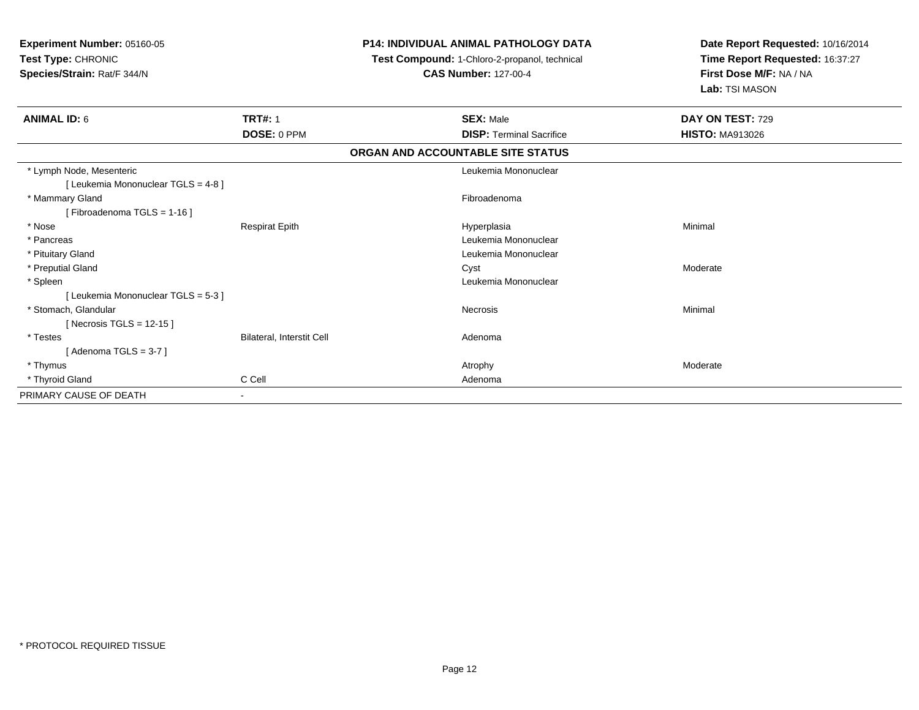**Experiment Number:** 05160-05
**Test Type:** CHRONIC
**Species/Strain:** Rat/F 344/N

**P14: INDIVIDUAL ANIMAL PATHOLOGY DATA**
**Test Compound:** 1-Chloro-2-propanol, technical
**CAS Number:** 127-00-4

**Date Report Requested:** 10/16/2014
**Time Report Requested:** 16:37:27
**First Dose M/F:** NA / NA
**Lab:** TSI MASON

| **ANIMAL ID:** 6 | **TRT#:** 1 | **SEX:** Male | **DAY ON TEST:** 729 |
|---|---|---|---|
| | **DOSE:** 0 PPM | **DISP:** Terminal Sacrifice | **HISTO:** MA913026 |

**ORGAN AND ACCOUNTABLE SITE STATUS**

| | | | |
|---|---|---|---|
| * Lymph Node, Mesenteric | | Leukemia Mononuclear | |
| [ Leukemia Mononuclear TGLS = 4-8 ] | | | |
| * Mammary Gland | | Fibroadenoma | |
| [ Fibroadenoma TGLS = 1-16 ] | | | |
| * Nose | Respirat Epith | Hyperplasia | Minimal |
| * Pancreas | | Leukemia Mononuclear | |
| * Pituitary Gland | | Leukemia Mononuclear | |
| * Preputial Gland | | Cyst | Moderate |
| * Spleen | | Leukemia Mononuclear | |
| [ Leukemia Mononuclear TGLS = 5-3 ] | | | |
| * Stomach, Glandular | | Necrosis | Minimal |
| [ Necrosis TGLS = 12-15 ] | | | |
| * Testes | Bilateral, Interstit Cell | Adenoma | |
| [ Adenoma TGLS = 3-7 ] | | | |
| * Thymus | | Atrophy | Moderate |
| * Thyroid Gland | C Cell | Adenoma | |
| PRIMARY CAUSE OF DEATH | - | | |

* PROTOCOL REQUIRED TISSUE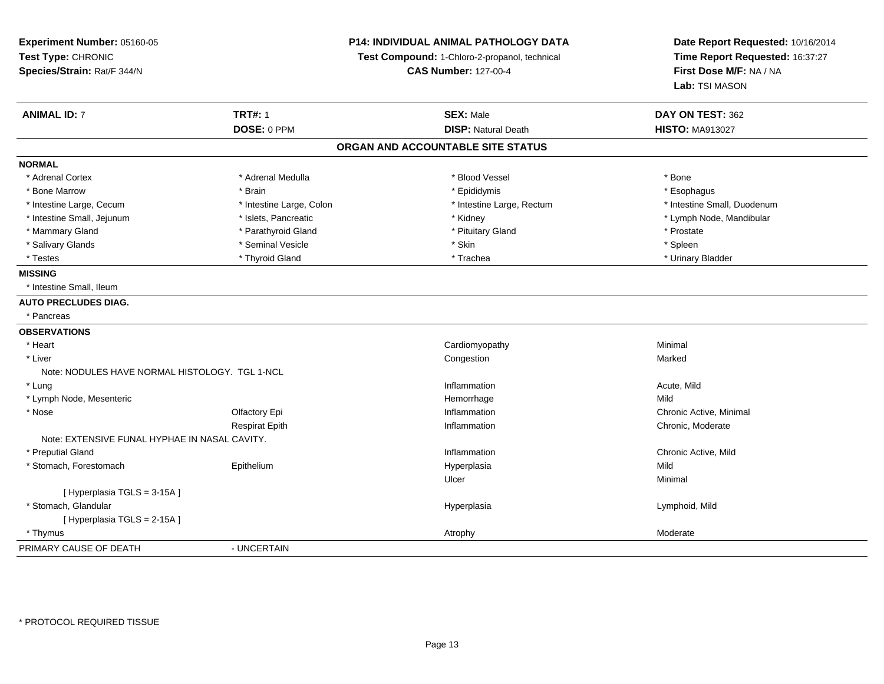**Experiment Number:** 05160-05
**Test Type:** CHRONIC
**Species/Strain:** Rat/F 344/N

**P14: INDIVIDUAL ANIMAL PATHOLOGY DATA**
**Test Compound:** 1-Chloro-2-propanol, technical
**CAS Number:** 127-00-4

**Date Report Requested:** 10/16/2014
**Time Report Requested:** 16:37:27
**First Dose M/F:** NA / NA
**Lab:** TSI MASON

| **ANIMAL ID:** 7 | **TRT#:** 1 | **SEX:** Male | **DAY ON TEST:** 362 |
|---|---|---|---|
| | **DOSE:** 0 PPM | **DISP:** Natural Death | **HISTO:** MA913027 |

**ORGAN AND ACCOUNTABLE SITE STATUS**

**NORMAL**

| | | | |
|---|---|---|---|
| * Adrenal Cortex | * Adrenal Medulla | * Blood Vessel | * Bone |
| * Bone Marrow | * Brain | * Epididymis | * Esophagus |
| * Intestine Large, Cecum | * Intestine Large, Colon | * Intestine Large, Rectum | * Intestine Small, Duodenum |
| * Intestine Small, Jejunum | * Islets, Pancreatic | * Kidney | * Lymph Node, Mandibular |
| * Mammary Gland | * Parathyroid Gland | * Pituitary Gland | * Prostate |
| * Salivary Glands | * Seminal Vesicle | * Skin | * Spleen |
| * Testes | * Thyroid Gland | * Trachea | * Urinary Bladder |

**MISSING**

* Intestine Small, Ileum

**AUTO PRECLUDES DIAG.**

* Pancreas

**OBSERVATIONS**

| | | | |
|---|---|---|---|
| * Heart | | Cardiomyopathy | Minimal |
| * Liver | | Congestion | Marked |
| Note: NODULES HAVE NORMAL HISTOLOGY. TGL 1-NCL | | | |
| * Lung | | Inflammation | Acute, Mild |
| * Lymph Node, Mesenteric | | Hemorrhage | Mild |
| * Nose | Olfactory Epi | Inflammation | Chronic Active, Minimal |
| | Respirat Epith | Inflammation | Chronic, Moderate |
| Note: EXTENSIVE FUNAL HYPHAE IN NASAL CAVITY. | | | |
| * Preputial Gland | | Inflammation | Chronic Active, Mild |
| * Stomach, Forestomach | Epithelium | Hyperplasia | Mild |
| | | Ulcer | Minimal |
| [ Hyperplasia TGLS = 3-15A ] | | | |
| * Stomach, Glandular | | Hyperplasia | Lymphoid, Mild |
| [ Hyperplasia TGLS = 2-15A ] | | | |
| * Thymus | | Atrophy | Moderate |

PRIMARY CAUSE OF DEATH - UNCERTAIN

* PROTOCOL REQUIRED TISSUE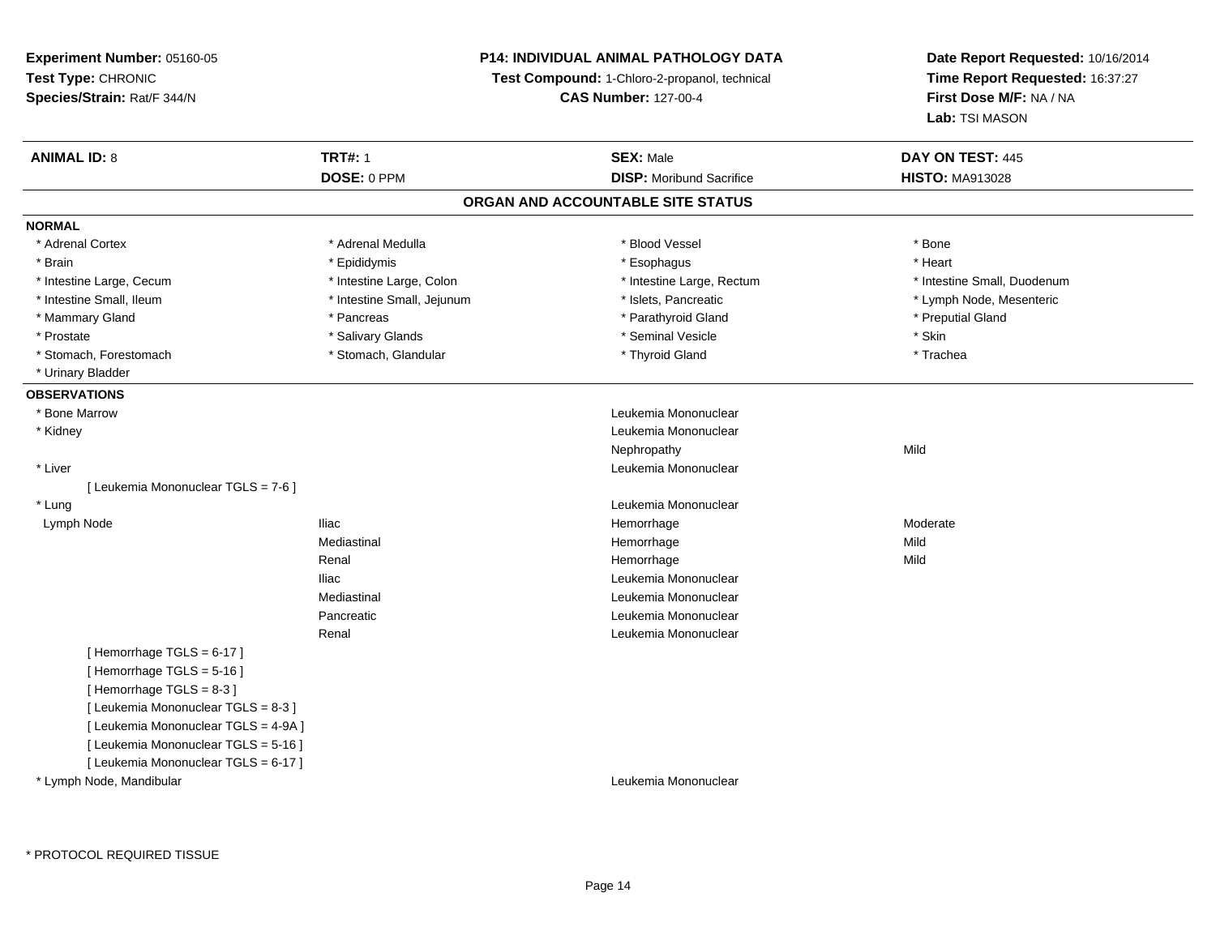**Experiment Number:** 05160-05
**Test Type:** CHRONIC
**Species/Strain:** Rat/F 344/N

**P14: INDIVIDUAL ANIMAL PATHOLOGY DATA**
**Test Compound:** 1-Chloro-2-propanol, technical
**CAS Number:** 127-00-4

**Date Report Requested:** 10/16/2014
**Time Report Requested:** 16:37:27
**First Dose M/F:** NA / NA
**Lab:** TSI MASON

| **ANIMAL ID:** 8 | **TRT#:** 1 | **SEX:** Male | **DAY ON TEST:** 445 |
|---|---|---|---|
| | **DOSE:** 0 PPM | **DISP:** Moribund Sacrifice | **HISTO:** MA913028 |

## ORGAN AND ACCOUNTABLE SITE STATUS

**NORMAL**

| | | | |
|---|---|---|---|
| * Adrenal Cortex | * Adrenal Medulla | * Blood Vessel | * Bone |
| * Brain | * Epididymis | * Esophagus | * Heart |
| * Intestine Large, Cecum | * Intestine Large, Colon | * Intestine Large, Rectum | * Intestine Small, Duodenum |
| * Intestine Small, Ileum | * Intestine Small, Jejunum | * Islets, Pancreatic | * Lymph Node, Mesenteric |
| * Mammary Gland | * Pancreas | * Parathyroid Gland | * Preputial Gland |
| * Prostate | * Salivary Glands | * Seminal Vesicle | * Skin |
| * Stomach, Forestomach | * Stomach, Glandular | * Thyroid Gland | * Trachea |
| * Urinary Bladder | | | |

**OBSERVATIONS**

| | | | |
|---|---|---|---|
| * Bone Marrow | | Leukemia Mononuclear | |
| * Kidney | | Leukemia Mononuclear | |
| | | Nephropathy | Mild |
| * Liver | | Leukemia Mononuclear | |
| [ Leukemia Mononuclear TGLS = 7-6 ] | | | |
| * Lung | | Leukemia Mononuclear | |
| Lymph Node | Iliac | Hemorrhage | Moderate |
| | Mediastinal | Hemorrhage | Mild |
| | Renal | Hemorrhage | Mild |
| | Iliac | Leukemia Mononuclear | |
| | Mediastinal | Leukemia Mononuclear | |
| | Pancreatic | Leukemia Mononuclear | |
| | Renal | Leukemia Mononuclear | |
| [ Hemorrhage TGLS = 6-17 ] | | | |
| [ Hemorrhage TGLS = 5-16 ] | | | |
| [ Hemorrhage TGLS = 8-3 ] | | | |
| [ Leukemia Mononuclear TGLS = 8-3 ] | | | |
| [ Leukemia Mononuclear TGLS = 4-9A ] | | | |
| [ Leukemia Mononuclear TGLS = 5-16 ] | | | |
| [ Leukemia Mononuclear TGLS = 6-17 ] | | | |
| * Lymph Node, Mandibular | | Leukemia Mononuclear | |

* PROTOCOL REQUIRED TISSUE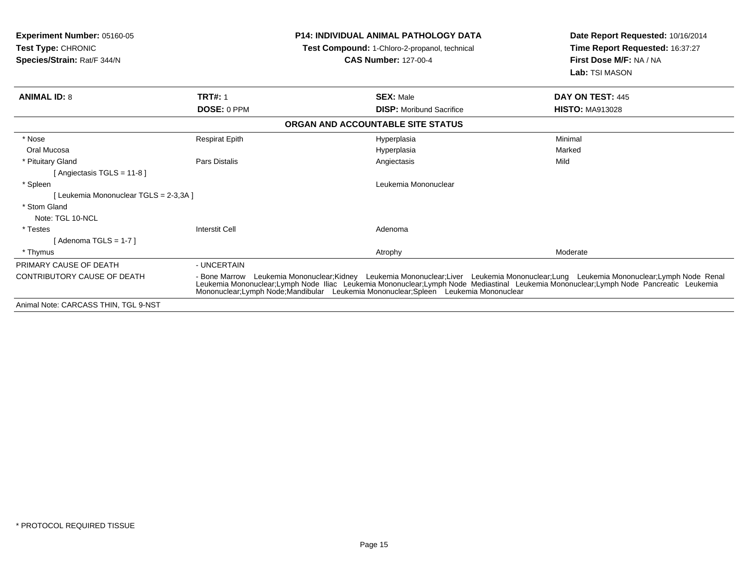**Experiment Number:** 05160-05
**Test Type:** CHRONIC
**Species/Strain:** Rat/F 344/N

**P14: INDIVIDUAL ANIMAL PATHOLOGY DATA**
**Test Compound:** 1-Chloro-2-propanol, technical
**CAS Number:** 127-00-4

**Date Report Requested:** 10/16/2014
**Time Report Requested:** 16:37:27
**First Dose M/F:** NA / NA
**Lab:** TSI MASON

| **ANIMAL ID:** 8 | **TRT#:** 1 | **SEX:** Male | **DAY ON TEST:** 445 |
|---|---|---|---|
| | **DOSE:** 0 PPM | **DISP:** Moribund Sacrifice | **HISTO:** MA913028 |

**ORGAN AND ACCOUNTABLE SITE STATUS**

| | | | |
|---|---|---|---|
| * Nose | Respirat Epith | Hyperplasia | Minimal |
| Oral Mucosa | | Hyperplasia | Marked |
| * Pituitary Gland | Pars Distalis | Angiectasis | Mild |
| [ Angiectasis TGLS = 11-8 ] | | | |
| * Spleen | | Leukemia Mononuclear | |
| [ Leukemia Mononuclear TGLS = 2-3,3A ] | | | |
| * Stom Gland | | | |
| Note: TGL 10-NCL | | | |
| * Testes | Interstit Cell | Adenoma | |
| [ Adenoma TGLS = 1-7 ] | | | |
| * Thymus | | Atrophy | Moderate |

PRIMARY CAUSE OF DEATH - UNCERTAIN

CONTRIBUTORY CAUSE OF DEATH - Bone Marrow Leukemia Mononuclear;Kidney Leukemia Mononuclear;Liver Leukemia Mononuclear;Lung Leukemia Mononuclear;Lymph Node Renal Leukemia Mononuclear;Lymph Node Iliac Leukemia Mononuclear;Lymph Node Mediastinal Leukemia Mononuclear;Lymph Node Pancreatic Leukemia Mononuclear;Lymph Node;Mandibular Leukemia Mononuclear;Spleen Leukemia Mononuclear

Animal Note: CARCASS THIN, TGL 9-NST

* PROTOCOL REQUIRED TISSUE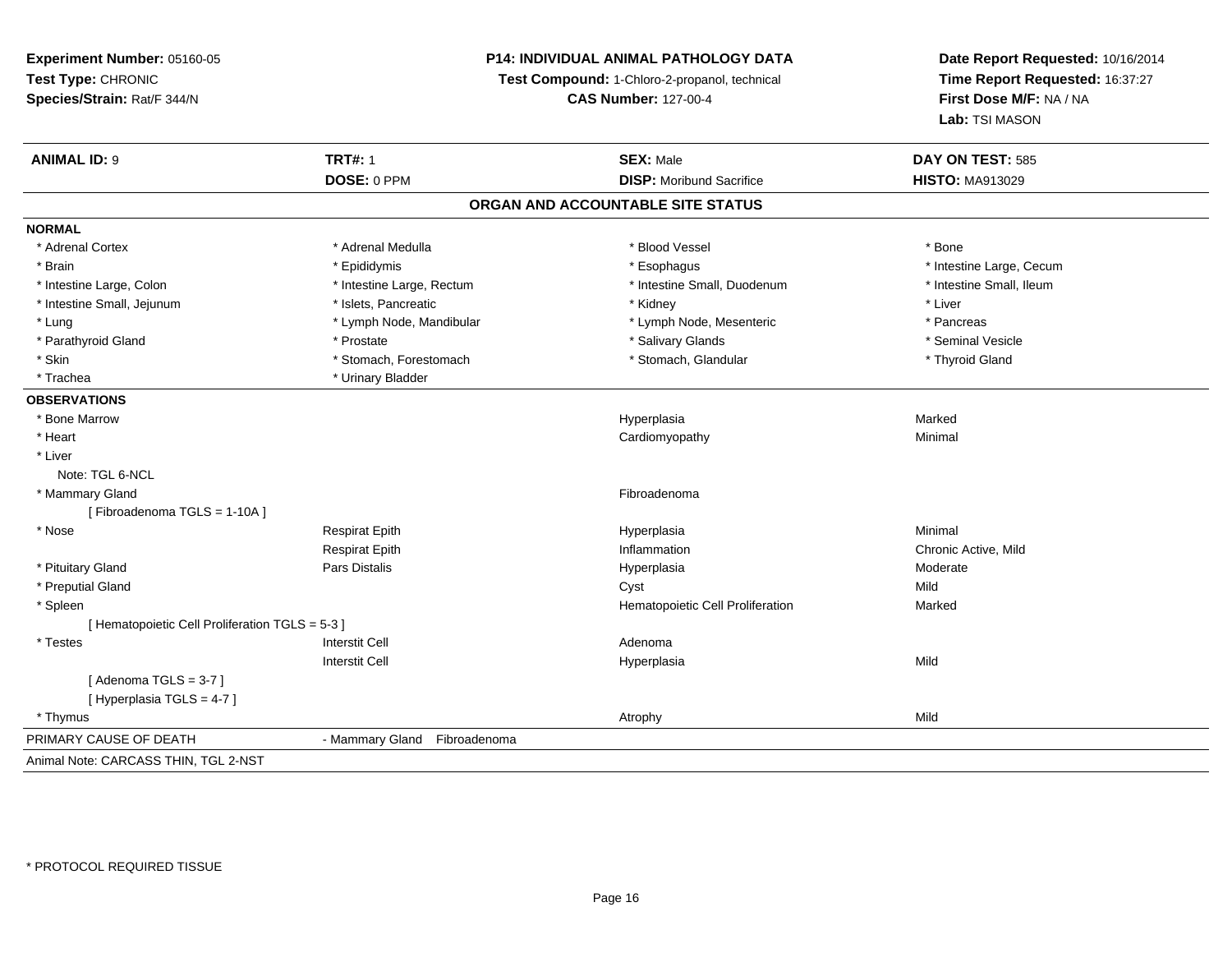**Experiment Number:** 05160-05
**Test Type:** CHRONIC
**Species/Strain:** Rat/F 344/N

**P14: INDIVIDUAL ANIMAL PATHOLOGY DATA**
**Test Compound:** 1-Chloro-2-propanol, technical
**CAS Number:** 127-00-4

**Date Report Requested:** 10/16/2014
**Time Report Requested:** 16:37:27
**First Dose M/F:** NA / NA
**Lab:** TSI MASON

| **ANIMAL ID:** 9 | **TRT#:** 1 | **SEX:** Male | **DAY ON TEST:** 585 |
|---|---|---|---|
| | **DOSE:** 0 PPM | **DISP:** Moribund Sacrifice | **HISTO:** MA913029 |

## ORGAN AND ACCOUNTABLE SITE STATUS

**NORMAL**

| | | | |
|---|---|---|---|
| * Adrenal Cortex | * Adrenal Medulla | * Blood Vessel | * Bone |
| * Brain | * Epididymis | * Esophagus | * Intestine Large, Cecum |
| * Intestine Large, Colon | * Intestine Large, Rectum | * Intestine Small, Duodenum | * Intestine Small, Ileum |
| * Intestine Small, Jejunum | * Islets, Pancreatic | * Kidney | * Liver |
| * Lung | * Lymph Node, Mandibular | * Lymph Node, Mesenteric | * Pancreas |
| * Parathyroid Gland | * Prostate | * Salivary Glands | * Seminal Vesicle |
| * Skin | * Stomach, Forestomach | * Stomach, Glandular | * Thyroid Gland |
| * Trachea | * Urinary Bladder | | |

**OBSERVATIONS**

| | | | |
|---|---|---|---|
| * Bone Marrow | | Hyperplasia | Marked |
| * Heart | | Cardiomyopathy | Minimal |
| * Liver | | | |
| Note: TGL 6-NCL | | | |
| * Mammary Gland | | Fibroadenoma | |
| [ Fibroadenoma TGLS = 1-10A ] | | | |
| * Nose | Respirat Epith | Hyperplasia | Minimal |
| | Respirat Epith | Inflammation | Chronic Active, Mild |
| * Pituitary Gland | Pars Distalis | Hyperplasia | Moderate |
| * Preputial Gland | | Cyst | Mild |
| * Spleen | | Hematopoietic Cell Proliferation | Marked |
| [ Hematopoietic Cell Proliferation TGLS = 5-3 ] | | | |
| * Testes | Interstit Cell | Adenoma | |
| | Interstit Cell | Hyperplasia | Mild |
| [ Adenoma TGLS = 3-7 ] | | | |
| [ Hyperplasia TGLS = 4-7 ] | | | |
| * Thymus | | Atrophy | Mild |

PRIMARY CAUSE OF DEATH - Mammary Gland Fibroadenoma

Animal Note: CARCASS THIN, TGL 2-NST

* PROTOCOL REQUIRED TISSUE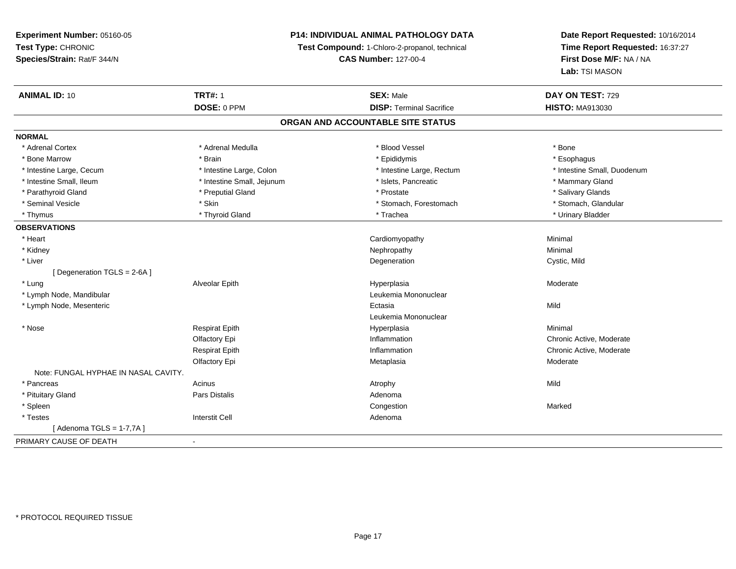**Experiment Number:** 05160-05
**Test Type:** CHRONIC
**Species/Strain:** Rat/F 344/N

**P14: INDIVIDUAL ANIMAL PATHOLOGY DATA**
**Test Compound:** 1-Chloro-2-propanol, technical
**CAS Number:** 127-00-4

**Date Report Requested:** 10/16/2014
**Time Report Requested:** 16:37:27
**First Dose M/F:** NA / NA
**Lab:** TSI MASON

| **ANIMAL ID:** 10 | **TRT#:** 1 | **SEX:** Male | **DAY ON TEST:** 729 |
|---|---|---|---|
| | **DOSE:** 0 PPM | **DISP:** Terminal Sacrifice | **HISTO:** MA913030 |

## ORGAN AND ACCOUNTABLE SITE STATUS

**NORMAL**

| | | | |
|---|---|---|---|
| * Adrenal Cortex | * Adrenal Medulla | * Blood Vessel | * Bone |
| * Bone Marrow | * Brain | * Epididymis | * Esophagus |
| * Intestine Large, Cecum | * Intestine Large, Colon | * Intestine Large, Rectum | * Intestine Small, Duodenum |
| * Intestine Small, Ileum | * Intestine Small, Jejunum | * Islets, Pancreatic | * Mammary Gland |
| * Parathyroid Gland | * Preputial Gland | * Prostate | * Salivary Glands |
| * Seminal Vesicle | * Skin | * Stomach, Forestomach | * Stomach, Glandular |
| * Thymus | * Thyroid Gland | * Trachea | * Urinary Bladder |

**OBSERVATIONS**

| | | | |
|---|---|---|---|
| * Heart | | Cardiomyopathy | Minimal |
| * Kidney | | Nephropathy | Minimal |
| * Liver | | Degeneration | Cystic, Mild |
| [ Degeneration TGLS = 2-6A ] | | | |
| * Lung | Alveolar Epith | Hyperplasia | Moderate |
| * Lymph Node, Mandibular | | Leukemia Mononuclear | |
| * Lymph Node, Mesenteric | | Ectasia | Mild |
| | | Leukemia Mononuclear | |
| * Nose | Respirat Epith | Hyperplasia | Minimal |
| | Olfactory Epi | Inflammation | Chronic Active, Moderate |
| | Respirat Epith | Inflammation | Chronic Active, Moderate |
| | Olfactory Epi | Metaplasia | Moderate |
| Note: FUNGAL HYPHAE IN NASAL CAVITY. | | | |
| * Pancreas | Acinus | Atrophy | Mild |
| * Pituitary Gland | Pars Distalis | Adenoma | |
| * Spleen | | Congestion | Marked |
| * Testes | Interstit Cell | Adenoma | |
| [ Adenoma TGLS = 1-7,7A ] | | | |

PRIMARY CAUSE OF DEATH -

* PROTOCOL REQUIRED TISSUE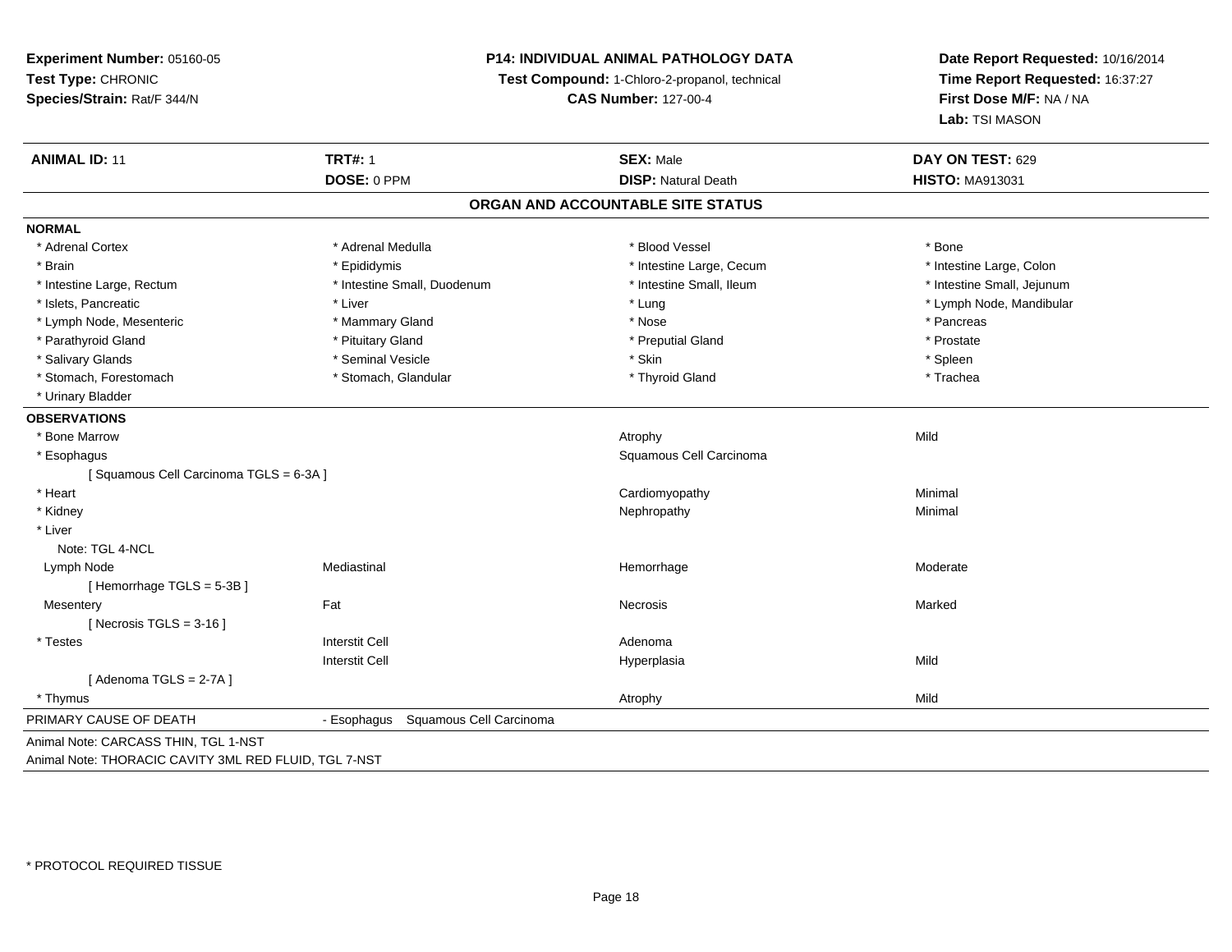**Experiment Number:** 05160-05
**Test Type:** CHRONIC
**Species/Strain:** Rat/F 344/N

**P14: INDIVIDUAL ANIMAL PATHOLOGY DATA**
**Test Compound:** 1-Chloro-2-propanol, technical
**CAS Number:** 127-00-4

**Date Report Requested:** 10/16/2014
**Time Report Requested:** 16:37:27
**First Dose M/F:** NA / NA
**Lab:** TSI MASON

| **ANIMAL ID:** 11 | **TRT#:** 1 | **SEX:** Male | **DAY ON TEST:** 629 |
|---|---|---|---|
| | **DOSE:** 0 PPM | **DISP:** Natural Death | **HISTO:** MA913031 |

## ORGAN AND ACCOUNTABLE SITE STATUS

**NORMAL**

| | | | |
|---|---|---|---|
| * Adrenal Cortex | * Adrenal Medulla | * Blood Vessel | * Bone |
| * Brain | * Epididymis | * Intestine Large, Cecum | * Intestine Large, Colon |
| * Intestine Large, Rectum | * Intestine Small, Duodenum | * Intestine Small, Ileum | * Intestine Small, Jejunum |
| * Islets, Pancreatic | * Liver | * Lung | * Lymph Node, Mandibular |
| * Lymph Node, Mesenteric | * Mammary Gland | * Nose | * Pancreas |
| * Parathyroid Gland | * Pituitary Gland | * Preputial Gland | * Prostate |
| * Salivary Glands | * Seminal Vesicle | * Skin | * Spleen |
| * Stomach, Forestomach | * Stomach, Glandular | * Thyroid Gland | * Trachea |
| * Urinary Bladder | | | |

**OBSERVATIONS**

| | | | |
|---|---|---|---|
| * Bone Marrow | | Atrophy | Mild |
| * Esophagus | | Squamous Cell Carcinoma | |
| [ Squamous Cell Carcinoma TGLS = 6-3A ] | | | |
| * Heart | | Cardiomyopathy | Minimal |
| * Kidney | | Nephropathy | Minimal |
| * Liver | | | |
| Note: TGL 4-NCL | | | |
| Lymph Node | Mediastinal | Hemorrhage | Moderate |
| [ Hemorrhage TGLS = 5-3B ] | | | |
| Mesentery | Fat | Necrosis | Marked |
| [ Necrosis TGLS = 3-16 ] | | | |
| * Testes | Interstit Cell | Adenoma | |
| | Interstit Cell | Hyperplasia | Mild |
| [ Adenoma TGLS = 2-7A ] | | | |
| * Thymus | | Atrophy | Mild |

PRIMARY CAUSE OF DEATH - Esophagus Squamous Cell Carcinoma

Animal Note: CARCASS THIN, TGL 1-NST
Animal Note: THORACIC CAVITY 3ML RED FLUID, TGL 7-NST

\* PROTOCOL REQUIRED TISSUE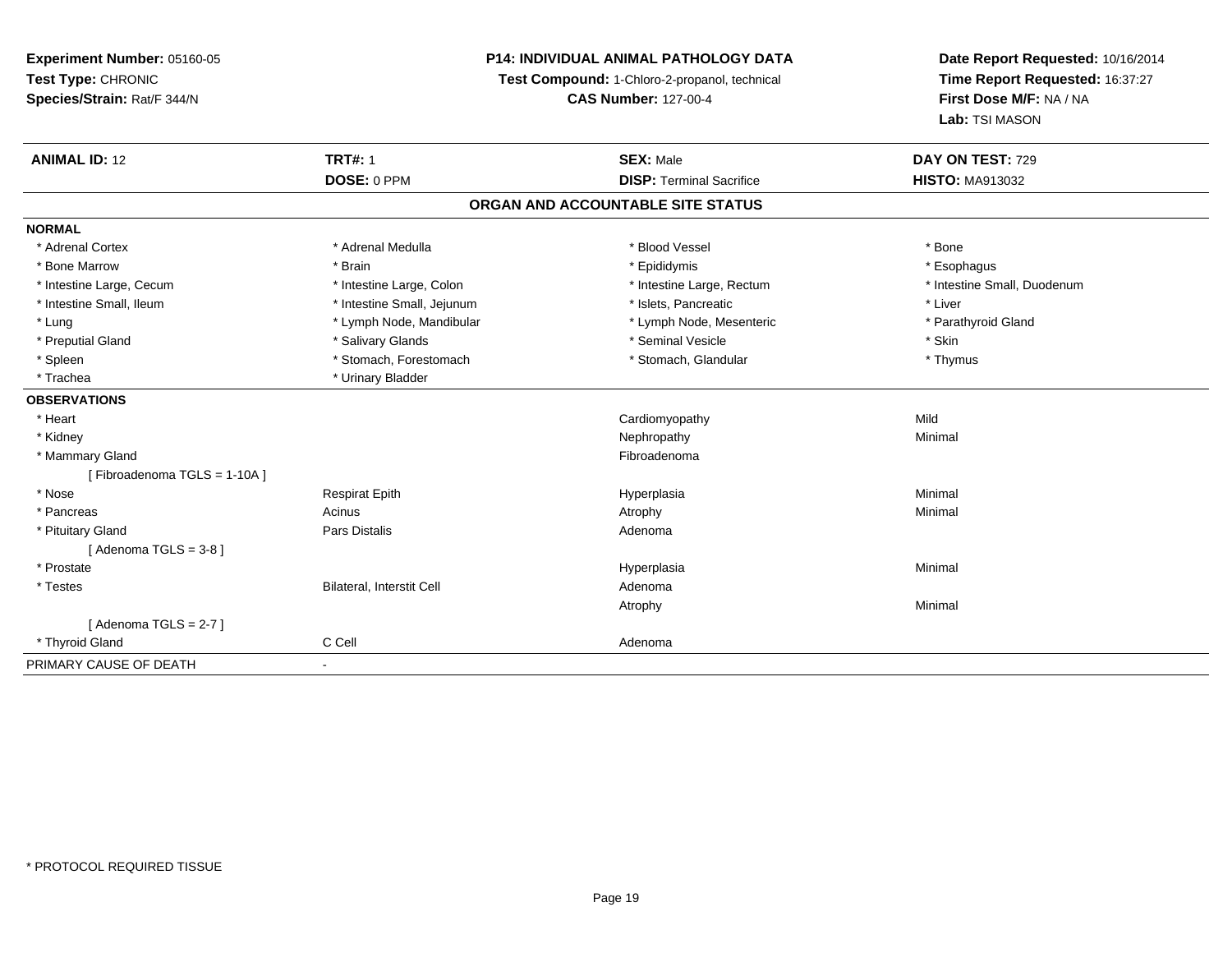**Experiment Number:** 05160-05
**Test Type:** CHRONIC
**Species/Strain:** Rat/F 344/N

**P14: INDIVIDUAL ANIMAL PATHOLOGY DATA**
**Test Compound:** 1-Chloro-2-propanol, technical
**CAS Number:** 127-00-4

**Date Report Requested:** 10/16/2014
**Time Report Requested:** 16:37:27
**First Dose M/F:** NA / NA
**Lab:** TSI MASON

| **ANIMAL ID:** 12 | **TRT#:** 1 | **SEX:** Male | **DAY ON TEST:** 729 |
|---|---|---|---|
| | **DOSE:** 0 PPM | **DISP:** Terminal Sacrifice | **HISTO:** MA913032 |

## ORGAN AND ACCOUNTABLE SITE STATUS

**NORMAL**

| | | | |
|---|---|---|---|
| * Adrenal Cortex | * Adrenal Medulla | * Blood Vessel | * Bone |
| * Bone Marrow | * Brain | * Epididymis | * Esophagus |
| * Intestine Large, Cecum | * Intestine Large, Colon | * Intestine Large, Rectum | * Intestine Small, Duodenum |
| * Intestine Small, Ileum | * Intestine Small, Jejunum | * Islets, Pancreatic | * Liver |
| * Lung | * Lymph Node, Mandibular | * Lymph Node, Mesenteric | * Parathyroid Gland |
| * Preputial Gland | * Salivary Glands | * Seminal Vesicle | * Skin |
| * Spleen | * Stomach, Forestomach | * Stomach, Glandular | * Thymus |
| * Trachea | * Urinary Bladder | | |

**OBSERVATIONS**

| | | | |
|---|---|---|---|
| * Heart | | Cardiomyopathy | Mild |
| * Kidney | | Nephropathy | Minimal |
| * Mammary Gland | | Fibroadenoma | |
| [ Fibroadenoma TGLS = 1-10A ] | | | |
| * Nose | Respirat Epith | Hyperplasia | Minimal |
| * Pancreas | Acinus | Atrophy | Minimal |
| * Pituitary Gland | Pars Distalis | Adenoma | |
| [ Adenoma TGLS = 3-8 ] | | | |
| * Prostate | | Hyperplasia | Minimal |
| * Testes | Bilateral, Interstit Cell | Adenoma | |
| | | Atrophy | Minimal |
| [ Adenoma TGLS = 2-7 ] | | | |
| * Thyroid Gland | C Cell | Adenoma | |

PRIMARY CAUSE OF DEATH -

* PROTOCOL REQUIRED TISSUE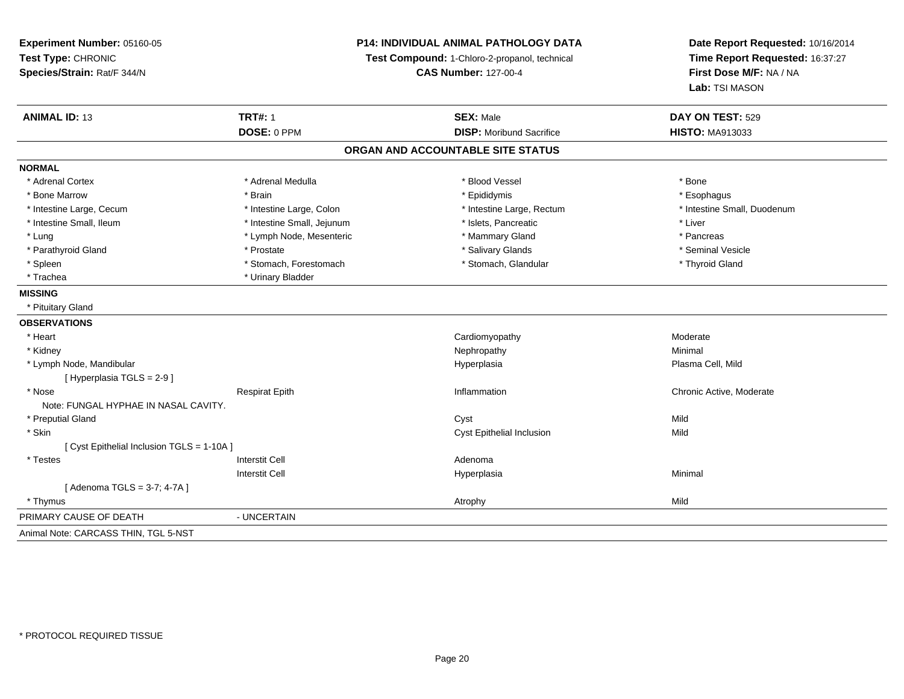**Experiment Number:** 05160-05
**Test Type:** CHRONIC
**Species/Strain:** Rat/F 344/N

**P14: INDIVIDUAL ANIMAL PATHOLOGY DATA**
**Test Compound:** 1-Chloro-2-propanol, technical
**CAS Number:** 127-00-4

**Date Report Requested:** 10/16/2014
**Time Report Requested:** 16:37:27
**First Dose M/F:** NA / NA
**Lab:** TSI MASON

| **ANIMAL ID:** 13 | **TRT#:** 1 | **SEX:** Male | **DAY ON TEST:** 529 |
|---|---|---|---|
| | **DOSE:** 0 PPM | **DISP:** Moribund Sacrifice | **HISTO:** MA913033 |

## ORGAN AND ACCOUNTABLE SITE STATUS

**NORMAL**

| | | | |
|---|---|---|---|
| * Adrenal Cortex | * Adrenal Medulla | * Blood Vessel | * Bone |
| * Bone Marrow | * Brain | * Epididymis | * Esophagus |
| * Intestine Large, Cecum | * Intestine Large, Colon | * Intestine Large, Rectum | * Intestine Small, Duodenum |
| * Intestine Small, Ileum | * Intestine Small, Jejunum | * Islets, Pancreatic | * Liver |
| * Lung | * Lymph Node, Mesenteric | * Mammary Gland | * Pancreas |
| * Parathyroid Gland | * Prostate | * Salivary Glands | * Seminal Vesicle |
| * Spleen | * Stomach, Forestomach | * Stomach, Glandular | * Thyroid Gland |
| * Trachea | * Urinary Bladder | | |

**MISSING**

* Pituitary Gland

**OBSERVATIONS**

| | | | |
|---|---|---|---|
| * Heart | | Cardiomyopathy | Moderate |
| * Kidney | | Nephropathy | Minimal |
| * Lymph Node, Mandibular | | Hyperplasia | Plasma Cell, Mild |
| [ Hyperplasia TGLS = 2-9 ] | | | |
| * Nose | Respirat Epith | Inflammation | Chronic Active, Moderate |
| Note: FUNGAL HYPHAE IN NASAL CAVITY. | | | |
| * Preputial Gland | | Cyst | Mild |
| * Skin | | Cyst Epithelial Inclusion | Mild |
| [ Cyst Epithelial Inclusion TGLS = 1-10A ] | | | |
| * Testes | Interstit Cell | Adenoma | |
| | Interstit Cell | Hyperplasia | Minimal |
| [ Adenoma TGLS = 3-7; 4-7A ] | | | |
| * Thymus | | Atrophy | Mild |

PRIMARY CAUSE OF DEATH - UNCERTAIN

Animal Note: CARCASS THIN, TGL 5-NST

* PROTOCOL REQUIRED TISSUE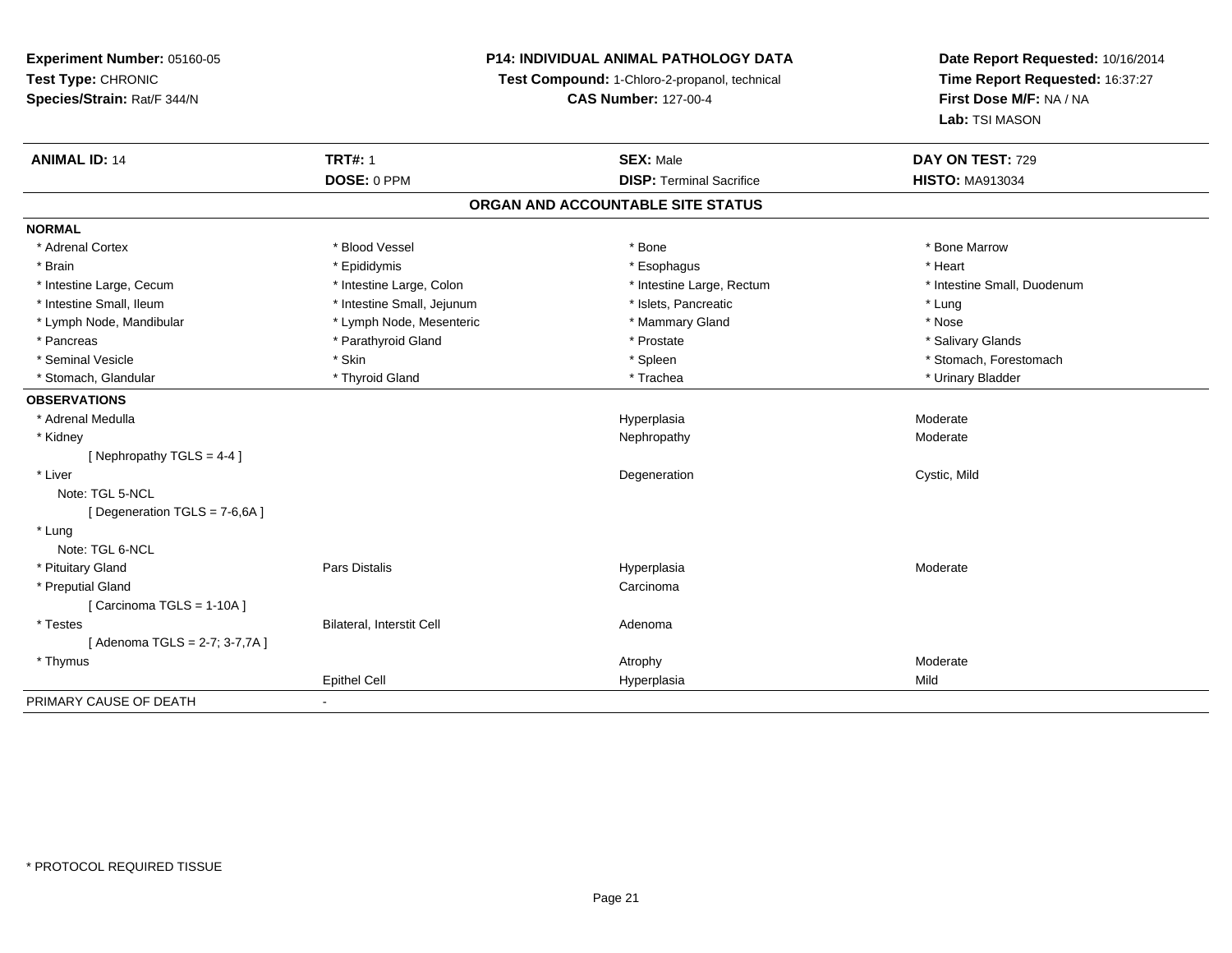**Experiment Number:** 05160-05
**Test Type:** CHRONIC
**Species/Strain:** Rat/F 344/N

**P14: INDIVIDUAL ANIMAL PATHOLOGY DATA**
**Test Compound:** 1-Chloro-2-propanol, technical
**CAS Number:** 127-00-4

**Date Report Requested:** 10/16/2014
**Time Report Requested:** 16:37:27
**First Dose M/F:** NA / NA
**Lab:** TSI MASON

| **ANIMAL ID:** 14 | **TRT#:** 1 | **SEX:** Male | **DAY ON TEST:** 729 |
|---|---|---|---|
| | **DOSE:** 0 PPM | **DISP:** Terminal Sacrifice | **HISTO:** MA913034 |

## ORGAN AND ACCOUNTABLE SITE STATUS

**NORMAL**

| | | | |
|---|---|---|---|
| * Adrenal Cortex | * Blood Vessel | * Bone | * Bone Marrow |
| * Brain | * Epididymis | * Esophagus | * Heart |
| * Intestine Large, Cecum | * Intestine Large, Colon | * Intestine Large, Rectum | * Intestine Small, Duodenum |
| * Intestine Small, Ileum | * Intestine Small, Jejunum | * Islets, Pancreatic | * Lung |
| * Lymph Node, Mandibular | * Lymph Node, Mesenteric | * Mammary Gland | * Nose |
| * Pancreas | * Parathyroid Gland | * Prostate | * Salivary Glands |
| * Seminal Vesicle | * Skin | * Spleen | * Stomach, Forestomach |
| * Stomach, Glandular | * Thyroid Gland | * Trachea | * Urinary Bladder |

**OBSERVATIONS**

| | | | |
|---|---|---|---|
| * Adrenal Medulla | | Hyperplasia | Moderate |
| * Kidney | | Nephropathy | Moderate |
| [ Nephropathy TGLS = 4-4 ] | | | |
| * Liver | | Degeneration | Cystic, Mild |
| Note: TGL 5-NCL | | | |
| [ Degeneration TGLS = 7-6,6A ] | | | |
| * Lung | | | |
| Note: TGL 6-NCL | | | |
| * Pituitary Gland | Pars Distalis | Hyperplasia | Moderate |
| * Preputial Gland | | Carcinoma | |
| [ Carcinoma TGLS = 1-10A ] | | | |
| * Testes | Bilateral, Interstit Cell | Adenoma | |
| [ Adenoma TGLS = 2-7; 3-7,7A ] | | | |
| * Thymus | | Atrophy | Moderate |
| | Epithel Cell | Hyperplasia | Mild |

PRIMARY CAUSE OF DEATH -

* PROTOCOL REQUIRED TISSUE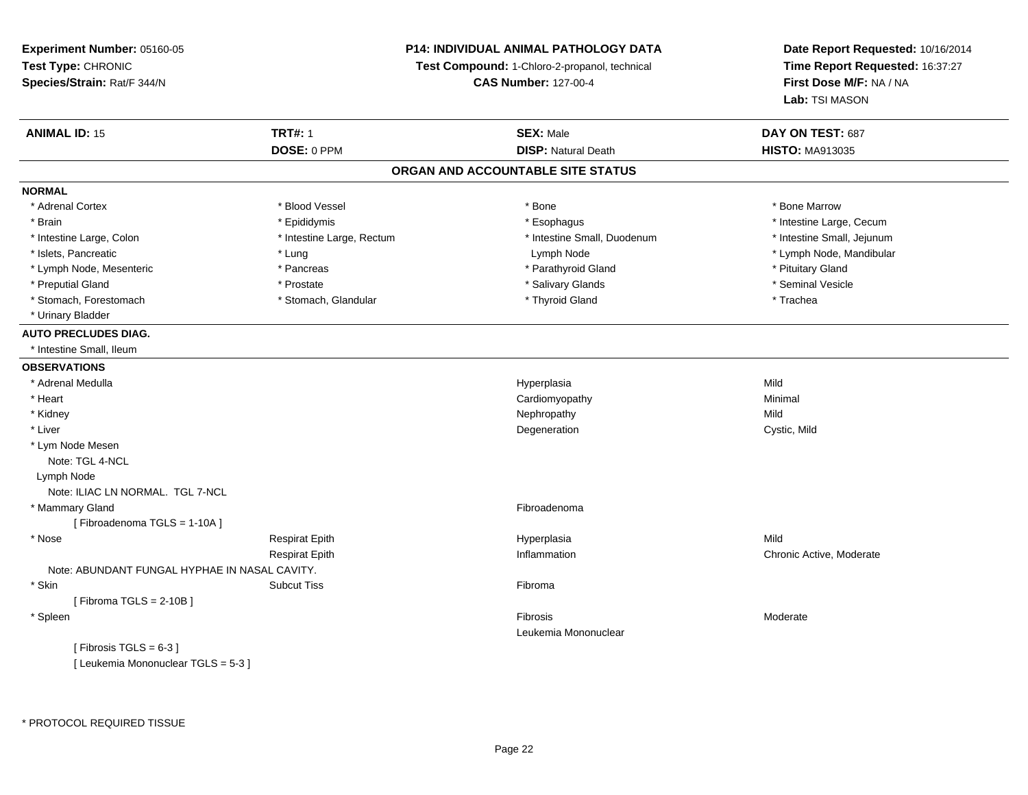**Experiment Number:** 05160-05
**Test Type:** CHRONIC
**Species/Strain:** Rat/F 344/N

**P14: INDIVIDUAL ANIMAL PATHOLOGY DATA**
**Test Compound:** 1-Chloro-2-propanol, technical
**CAS Number:** 127-00-4

**Date Report Requested:** 10/16/2014
**Time Report Requested:** 16:37:27
**First Dose M/F:** NA / NA
**Lab:** TSI MASON

| **ANIMAL ID:** 15 | **TRT#:** 1 | **SEX:** Male | **DAY ON TEST:** 687 |
|---|---|---|---|
| | **DOSE:** 0 PPM | **DISP:** Natural Death | **HISTO:** MA913035 |

## ORGAN AND ACCOUNTABLE SITE STATUS

### NORMAL

| | | | |
|---|---|---|---|
| * Adrenal Cortex | * Blood Vessel | * Bone | * Bone Marrow |
| * Brain | * Epididymis | * Esophagus | * Intestine Large, Cecum |
| * Intestine Large, Colon | * Intestine Large, Rectum | * Intestine Small, Duodenum | * Intestine Small, Jejunum |
| * Islets, Pancreatic | * Lung | Lymph Node | * Lymph Node, Mandibular |
| * Lymph Node, Mesenteric | * Pancreas | * Parathyroid Gland | * Pituitary Gland |
| * Preputial Gland | * Prostate | * Salivary Glands | * Seminal Vesicle |
| * Stomach, Forestomach | * Stomach, Glandular | * Thyroid Gland | * Trachea |
| * Urinary Bladder | | | |

### AUTO PRECLUDES DIAG.

* Intestine Small, Ileum

### OBSERVATIONS

| | | | |
|---|---|---|---|
| * Adrenal Medulla | | Hyperplasia | Mild |
| * Heart | | Cardiomyopathy | Minimal |
| * Kidney | | Nephropathy | Mild |
| * Liver | | Degeneration | Cystic, Mild |
| * Lym Node Mesen | | | |
| Note: TGL 4-NCL | | | |
| Lymph Node | | | |
| Note: ILIAC LN NORMAL. TGL 7-NCL | | | |
| * Mammary Gland | | Fibroadenoma | |
| [ Fibroadenoma TGLS = 1-10A ] | | | |
| * Nose | Respirat Epith | Hyperplasia | Mild |
| | Respirat Epith | Inflammation | Chronic Active, Moderate |
| Note: ABUNDANT FUNGAL HYPHAE IN NASAL CAVITY. | | | |
| * Skin | Subcut Tiss | Fibroma | |
| [ Fibroma TGLS = 2-10B ] | | | |
| * Spleen | | Fibrosis | Moderate |
| | | Leukemia Mononuclear | |
| [ Fibrosis TGLS = 6-3 ] | | | |
| [ Leukemia Mononuclear TGLS = 5-3 ] | | | |

* PROTOCOL REQUIRED TISSUE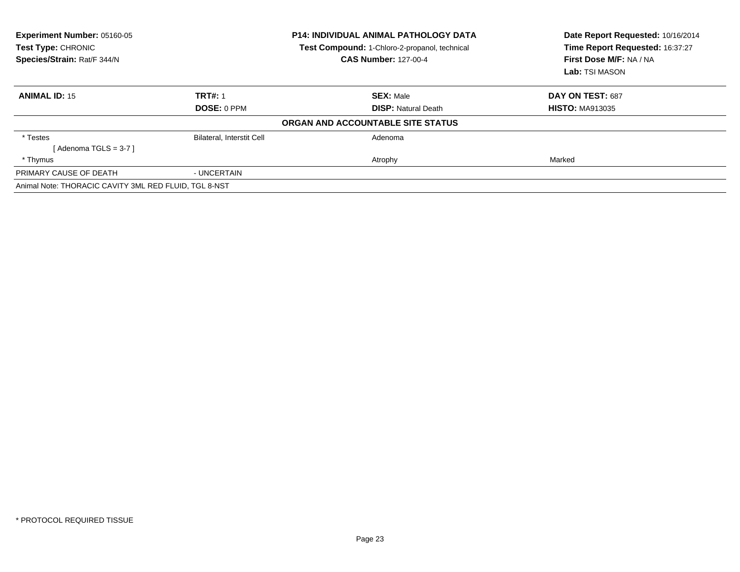**Experiment Number:** 05160-05
**Test Type:** CHRONIC
**Species/Strain:** Rat/F 344/N

**P14: INDIVIDUAL ANIMAL PATHOLOGY DATA**
**Test Compound:** 1-Chloro-2-propanol, technical
**CAS Number:** 127-00-4

**Date Report Requested:** 10/16/2014
**Time Report Requested:** 16:37:27
**First Dose M/F:** NA / NA
**Lab:** TSI MASON

| **ANIMAL ID:** 15 | **TRT#:** 1 | **SEX:** Male | **DAY ON TEST:** 687 |
|---|---|---|---|
| | **DOSE:** 0 PPM | **DISP:** Natural Death | **HISTO:** MA913035 |

**ORGAN AND ACCOUNTABLE SITE STATUS**

| | | | |
|---|---|---|---|
| * Testes | Bilateral, Interstit Cell | Adenoma | |
| [ Adenoma TGLS = 3-7 ] | | | |
| * Thymus | | Atrophy | Marked |
| PRIMARY CAUSE OF DEATH | - UNCERTAIN | | |

Animal Note: THORACIC CAVITY 3ML RED FLUID, TGL 8-NST

* PROTOCOL REQUIRED TISSUE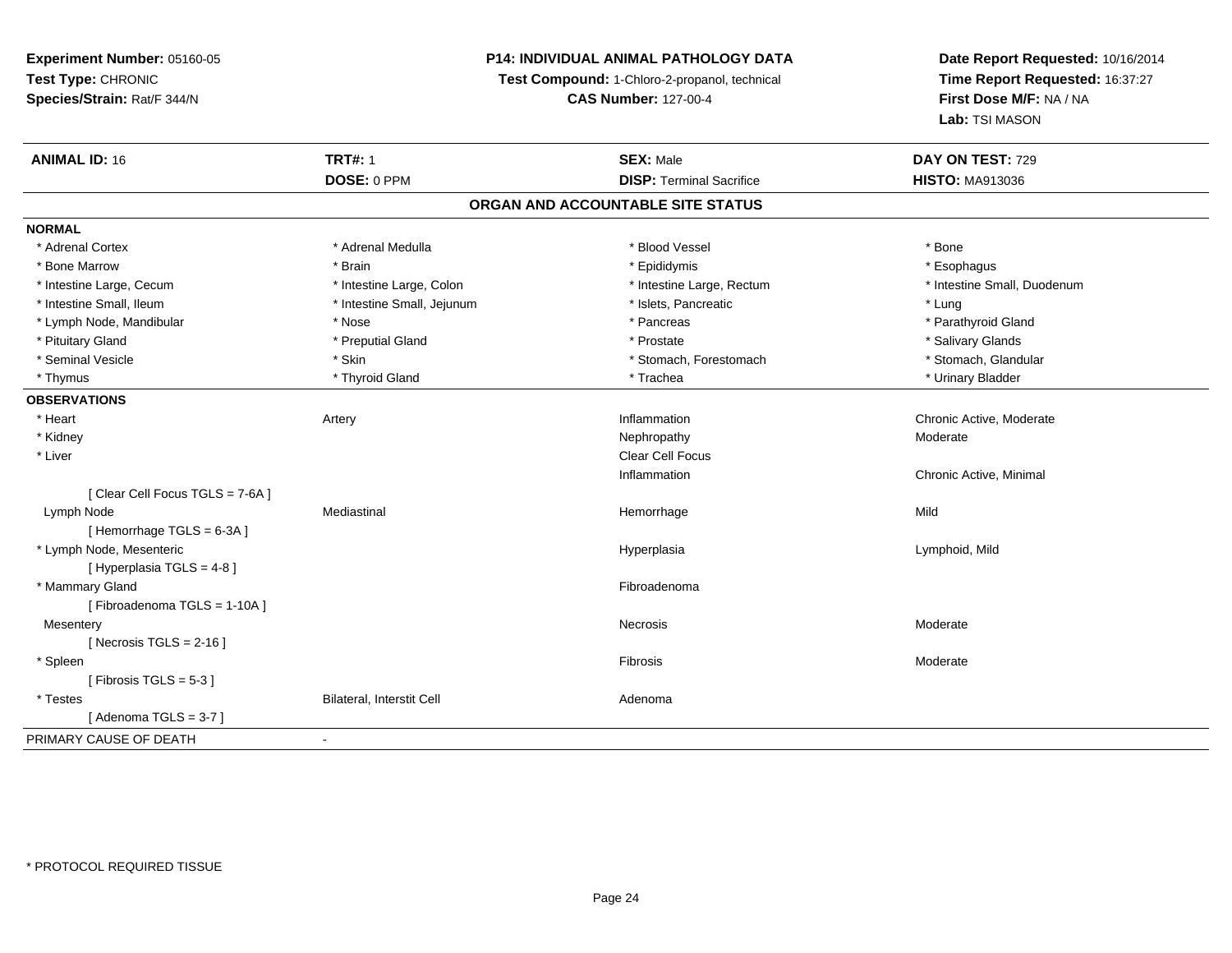**Experiment Number:** 05160-05
**Test Type:** CHRONIC
**Species/Strain:** Rat/F 344/N

**P14: INDIVIDUAL ANIMAL PATHOLOGY DATA**
**Test Compound:** 1-Chloro-2-propanol, technical
**CAS Number:** 127-00-4

**Date Report Requested:** 10/16/2014
**Time Report Requested:** 16:37:27
**First Dose M/F:** NA / NA
**Lab:** TSI MASON

| **ANIMAL ID:** 16 | **TRT#:** 1 | **SEX:** Male | **DAY ON TEST:** 729 |
|---|---|---|---|
| | **DOSE:** 0 PPM | **DISP:** Terminal Sacrifice | **HISTO:** MA913036 |

## ORGAN AND ACCOUNTABLE SITE STATUS

**NORMAL**

| | | | |
|---|---|---|---|
| * Adrenal Cortex | * Adrenal Medulla | * Blood Vessel | * Bone |
| * Bone Marrow | * Brain | * Epididymis | * Esophagus |
| * Intestine Large, Cecum | * Intestine Large, Colon | * Intestine Large, Rectum | * Intestine Small, Duodenum |
| * Intestine Small, Ileum | * Intestine Small, Jejunum | * Islets, Pancreatic | * Lung |
| * Lymph Node, Mandibular | * Nose | * Pancreas | * Parathyroid Gland |
| * Pituitary Gland | * Preputial Gland | * Prostate | * Salivary Glands |
| * Seminal Vesicle | * Skin | * Stomach, Forestomach | * Stomach, Glandular |
| * Thymus | * Thyroid Gland | * Trachea | * Urinary Bladder |

**OBSERVATIONS**

| | | | |
|---|---|---|---|
| * Heart | Artery | Inflammation | Chronic Active, Moderate |
| * Kidney | | Nephropathy | Moderate |
| * Liver | | Clear Cell Focus | |
| | | Inflammation | Chronic Active, Minimal |
| [ Clear Cell Focus TGLS = 7-6A ] | | | |
| Lymph Node | Mediastinal | Hemorrhage | Mild |
| [ Hemorrhage TGLS = 6-3A ] | | | |
| * Lymph Node, Mesenteric | | Hyperplasia | Lymphoid, Mild |
| [ Hyperplasia TGLS = 4-8 ] | | | |
| * Mammary Gland | | Fibroadenoma | |
| [ Fibroadenoma TGLS = 1-10A ] | | | |
| Mesentery | | Necrosis | Moderate |
| [ Necrosis TGLS = 2-16 ] | | | |
| * Spleen | | Fibrosis | Moderate |
| [ Fibrosis TGLS = 5-3 ] | | | |
| * Testes | Bilateral, Interstit Cell | Adenoma | |
| [ Adenoma TGLS = 3-7 ] | | | |

PRIMARY CAUSE OF DEATH -

* PROTOCOL REQUIRED TISSUE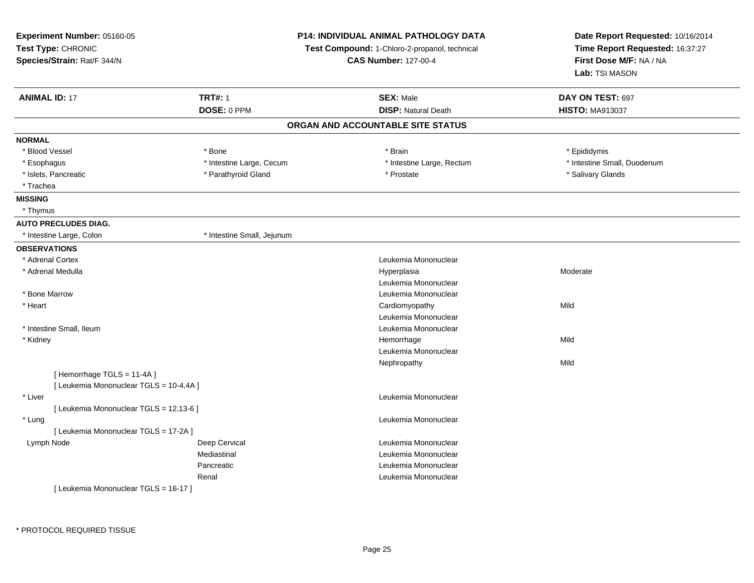**Experiment Number:** 05160-05
**Test Type:** CHRONIC
**Species/Strain:** Rat/F 344/N

**P14: INDIVIDUAL ANIMAL PATHOLOGY DATA**
**Test Compound:** 1-Chloro-2-propanol, technical
**CAS Number:** 127-00-4

**Date Report Requested:** 10/16/2014
**Time Report Requested:** 16:37:27
**First Dose M/F:** NA / NA
**Lab:** TSI MASON

| **ANIMAL ID:** 17 | **TRT#:** 1 | **SEX:** Male | **DAY ON TEST:** 697 |
|---|---|---|---|
| | **DOSE:** 0 PPM | **DISP:** Natural Death | **HISTO:** MA913037 |

## ORGAN AND ACCOUNTABLE SITE STATUS

**NORMAL**

| | | | |
|---|---|---|---|
| * Blood Vessel | * Bone | * Brain | * Epididymis |
| * Esophagus | * Intestine Large, Cecum | * Intestine Large, Rectum | * Intestine Small, Duodenum |
| * Islets, Pancreatic | * Parathyroid Gland | * Prostate | * Salivary Glands |
| * Trachea | | | |

**MISSING**

* Thymus

**AUTO PRECLUDES DIAG.**

| | |
|---|---|
| * Intestine Large, Colon | * Intestine Small, Jejunum |

**OBSERVATIONS**

| Organ | Site | Observation | Severity |
|---|---|---|---|
| * Adrenal Cortex | | Leukemia Mononuclear | |
| * Adrenal Medulla | | Hyperplasia | Moderate |
| | | Leukemia Mononuclear | |
| * Bone Marrow | | Leukemia Mononuclear | |
| * Heart | | Cardiomyopathy | Mild |
| | | Leukemia Mononuclear | |
| * Intestine Small, Ileum | | Leukemia Mononuclear | |
| * Kidney | | Hemorrhage | Mild |
| | | Leukemia Mononuclear | |
| | | Nephropathy | Mild |
| [ Hemorrhage TGLS = 11-4A ] | | | |
| [ Leukemia Mononuclear TGLS = 10-4,4A ] | | | |
| * Liver | | Leukemia Mononuclear | |
| [ Leukemia Mononuclear TGLS = 12,13-6 ] | | | |
| * Lung | | Leukemia Mononuclear | |
| [ Leukemia Mononuclear TGLS = 17-2A ] | | | |
| Lymph Node | Deep Cervical | Leukemia Mononuclear | |
| | Mediastinal | Leukemia Mononuclear | |
| | Pancreatic | Leukemia Mononuclear | |
| | Renal | Leukemia Mononuclear | |
| [ Leukemia Mononuclear TGLS = 16-17 ] | | | |

* PROTOCOL REQUIRED TISSUE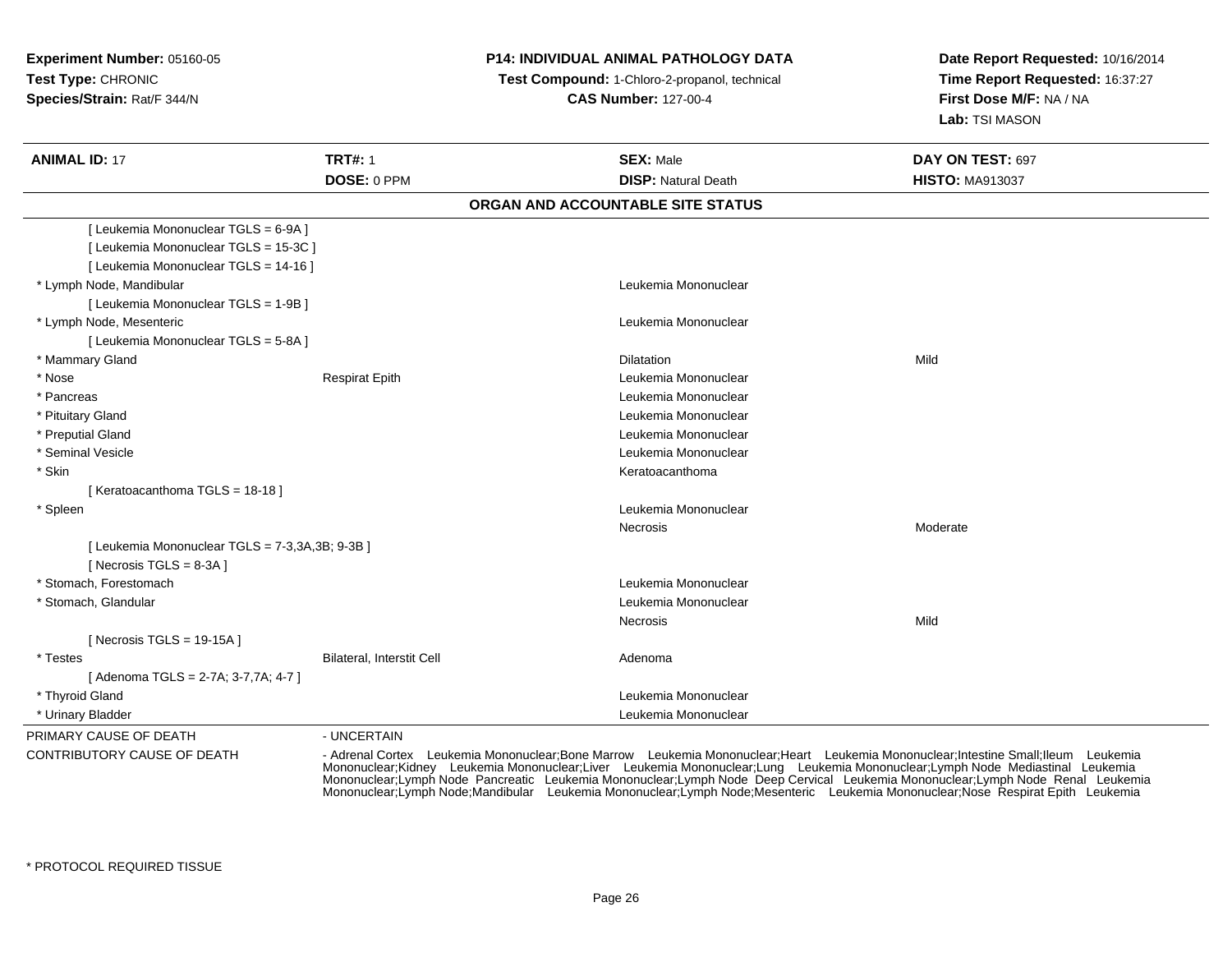**Experiment Number:** 05160-05
**Test Type:** CHRONIC
**Species/Strain:** Rat/F 344/N

**P14: INDIVIDUAL ANIMAL PATHOLOGY DATA**
**Test Compound:** 1-Chloro-2-propanol, technical
**CAS Number:** 127-00-4

**Date Report Requested:** 10/16/2014
**Time Report Requested:** 16:37:27
**First Dose M/F:** NA / NA
**Lab:** TSI MASON

| **ANIMAL ID:** 17 | **TRT#:** 1 | **SEX:** Male | **DAY ON TEST:** 697 |
|---|---|---|---|
| | **DOSE:** 0 PPM | **DISP:** Natural Death | **HISTO:** MA913037 |

**ORGAN AND ACCOUNTABLE SITE STATUS**

| | | | |
|---|---|---|---|
| [ Leukemia Mononuclear TGLS = 6-9A ] | | | |
| [ Leukemia Mononuclear TGLS = 15-3C ] | | | |
| [ Leukemia Mononuclear TGLS = 14-16 ] | | | |
| * Lymph Node, Mandibular | | Leukemia Mononuclear | |
| [ Leukemia Mononuclear TGLS = 1-9B ] | | | |
| * Lymph Node, Mesenteric | | Leukemia Mononuclear | |
| [ Leukemia Mononuclear TGLS = 5-8A ] | | | |
| * Mammary Gland | | Dilatation | Mild |
| * Nose | Respirat Epith | Leukemia Mononuclear | |
| * Pancreas | | Leukemia Mononuclear | |
| * Pituitary Gland | | Leukemia Mononuclear | |
| * Preputial Gland | | Leukemia Mononuclear | |
| * Seminal Vesicle | | Leukemia Mononuclear | |
| * Skin | | Keratoacanthoma | |
| [ Keratoacanthoma TGLS = 18-18 ] | | | |
| * Spleen | | Leukemia Mononuclear | |
| | | Necrosis | Moderate |
| [ Leukemia Mononuclear TGLS = 7-3,3A,3B; 9-3B ] | | | |
| [ Necrosis TGLS = 8-3A ] | | | |
| * Stomach, Forestomach | | Leukemia Mononuclear | |
| * Stomach, Glandular | | Leukemia Mononuclear | |
| | | Necrosis | Mild |
| [ Necrosis TGLS = 19-15A ] | | | |
| * Testes | Bilateral, Interstit Cell | Adenoma | |
| [ Adenoma TGLS = 2-7A; 3-7,7A; 4-7 ] | | | |
| * Thyroid Gland | | Leukemia Mononuclear | |
| * Urinary Bladder | | Leukemia Mononuclear | |

PRIMARY CAUSE OF DEATH - UNCERTAIN

CONTRIBUTORY CAUSE OF DEATH - Adrenal Cortex Leukemia Mononuclear;Bone Marrow Leukemia Mononuclear;Heart Leukemia Mononuclear;Intestine Small;Ileum Leukemia Mononuclear;Kidney Leukemia Mononuclear;Liver Leukemia Mononuclear;Lung Leukemia Mononuclear;Lymph Node Mediastinal Leukemia Mononuclear;Lymph Node Pancreatic Leukemia Mononuclear;Lymph Node Deep Cervical Leukemia Mononuclear;Lymph Node Renal Leukemia Mononuclear;Lymph Node;Mandibular Leukemia Mononuclear;Lymph Node;Mesenteric Leukemia Mononuclear;Nose Respirat Epith Leukemia

* PROTOCOL REQUIRED TISSUE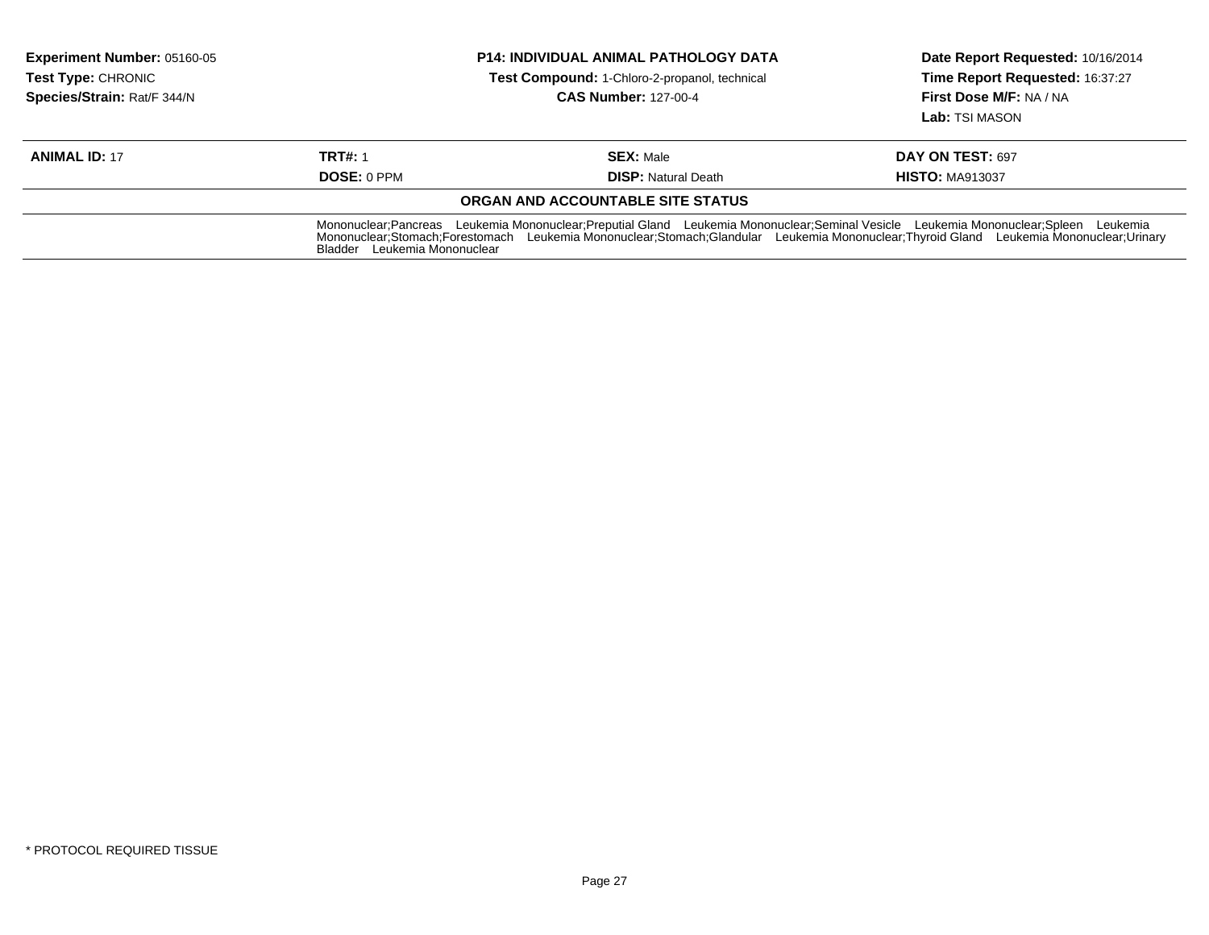**Experiment Number:** 05160-05
**Test Type:** CHRONIC
**Species/Strain:** Rat/F 344/N

**P14: INDIVIDUAL ANIMAL PATHOLOGY DATA**
**Test Compound:** 1-Chloro-2-propanol, technical
**CAS Number:** 127-00-4

**Date Report Requested:** 10/16/2014
**Time Report Requested:** 16:37:27
**First Dose M/F:** NA / NA
**Lab:** TSI MASON

| **ANIMAL ID:** 17 | **TRT#:** 1 | **SEX:** Male | **DAY ON TEST:** 697 |
|---|---|---|---|
| | **DOSE:** 0 PPM | **DISP:** Natural Death | **HISTO:** MA913037 |

**ORGAN AND ACCOUNTABLE SITE STATUS**

Mononuclear;Pancreas Leukemia Mononuclear;Preputial Gland Leukemia Mononuclear;Seminal Vesicle Leukemia Mononuclear;Spleen Leukemia Mononuclear;Stomach;Forestomach Leukemia Mononuclear;Stomach;Glandular Leukemia Mononuclear;Thyroid Gland Leukemia Mononuclear;Urinary Bladder Leukemia Mononuclear

* PROTOCOL REQUIRED TISSUE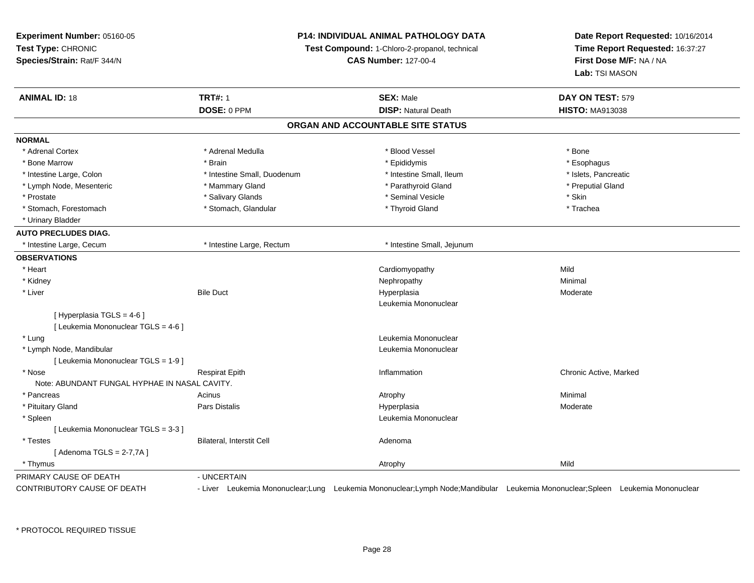**Experiment Number:** 05160-05
**Test Type:** CHRONIC
**Species/Strain:** Rat/F 344/N

**P14: INDIVIDUAL ANIMAL PATHOLOGY DATA**
**Test Compound:** 1-Chloro-2-propanol, technical
**CAS Number:** 127-00-4

**Date Report Requested:** 10/16/2014
**Time Report Requested:** 16:37:27
**First Dose M/F:** NA / NA
**Lab:** TSI MASON

| **ANIMAL ID:** 18 | **TRT#:** 1 | **SEX:** Male | **DAY ON TEST:** 579 |
|---|---|---|---|
| | **DOSE:** 0 PPM | **DISP:** Natural Death | **HISTO:** MA913038 |

## ORGAN AND ACCOUNTABLE SITE STATUS

**NORMAL**

| | | | |
|---|---|---|---|
| * Adrenal Cortex | * Adrenal Medulla | * Blood Vessel | * Bone |
| * Bone Marrow | * Brain | * Epididymis | * Esophagus |
| * Intestine Large, Colon | * Intestine Small, Duodenum | * Intestine Small, Ileum | * Islets, Pancreatic |
| * Lymph Node, Mesenteric | * Mammary Gland | * Parathyroid Gland | * Preputial Gland |
| * Prostate | * Salivary Glands | * Seminal Vesicle | * Skin |
| * Stomach, Forestomach | * Stomach, Glandular | * Thyroid Gland | * Trachea |
| * Urinary Bladder | | | |

**AUTO PRECLUDES DIAG.**

| | | |
|---|---|---|
| * Intestine Large, Cecum | * Intestine Large, Rectum | * Intestine Small, Jejunum |

**OBSERVATIONS**

| | | | |
|---|---|---|---|
| * Heart | | Cardiomyopathy | Mild |
| * Kidney | | Nephropathy | Minimal |
| * Liver | Bile Duct | Hyperplasia | Moderate |
| | | Leukemia Mononuclear | |
| [ Hyperplasia TGLS = 4-6 ] | | | |
| [ Leukemia Mononuclear TGLS = 4-6 ] | | | |
| * Lung | | Leukemia Mononuclear | |
| * Lymph Node, Mandibular | | Leukemia Mononuclear | |
| [ Leukemia Mononuclear TGLS = 1-9 ] | | | |
| * Nose | Respirat Epith | Inflammation | Chronic Active, Marked |
| Note: ABUNDANT FUNGAL HYPHAE IN NASAL CAVITY. | | | |
| * Pancreas | Acinus | Atrophy | Minimal |
| * Pituitary Gland | Pars Distalis | Hyperplasia | Moderate |
| * Spleen | | Leukemia Mononuclear | |
| [ Leukemia Mononuclear TGLS = 3-3 ] | | | |
| * Testes | Bilateral, Interstit Cell | Adenoma | |
| [ Adenoma TGLS = 2-7,7A ] | | | |
| * Thymus | | Atrophy | Mild |

PRIMARY CAUSE OF DEATH - UNCERTAIN

CONTRIBUTORY CAUSE OF DEATH - Liver Leukemia Mononuclear;Lung Leukemia Mononuclear;Lymph Node;Mandibular Leukemia Mononuclear;Spleen Leukemia Mononuclear

* PROTOCOL REQUIRED TISSUE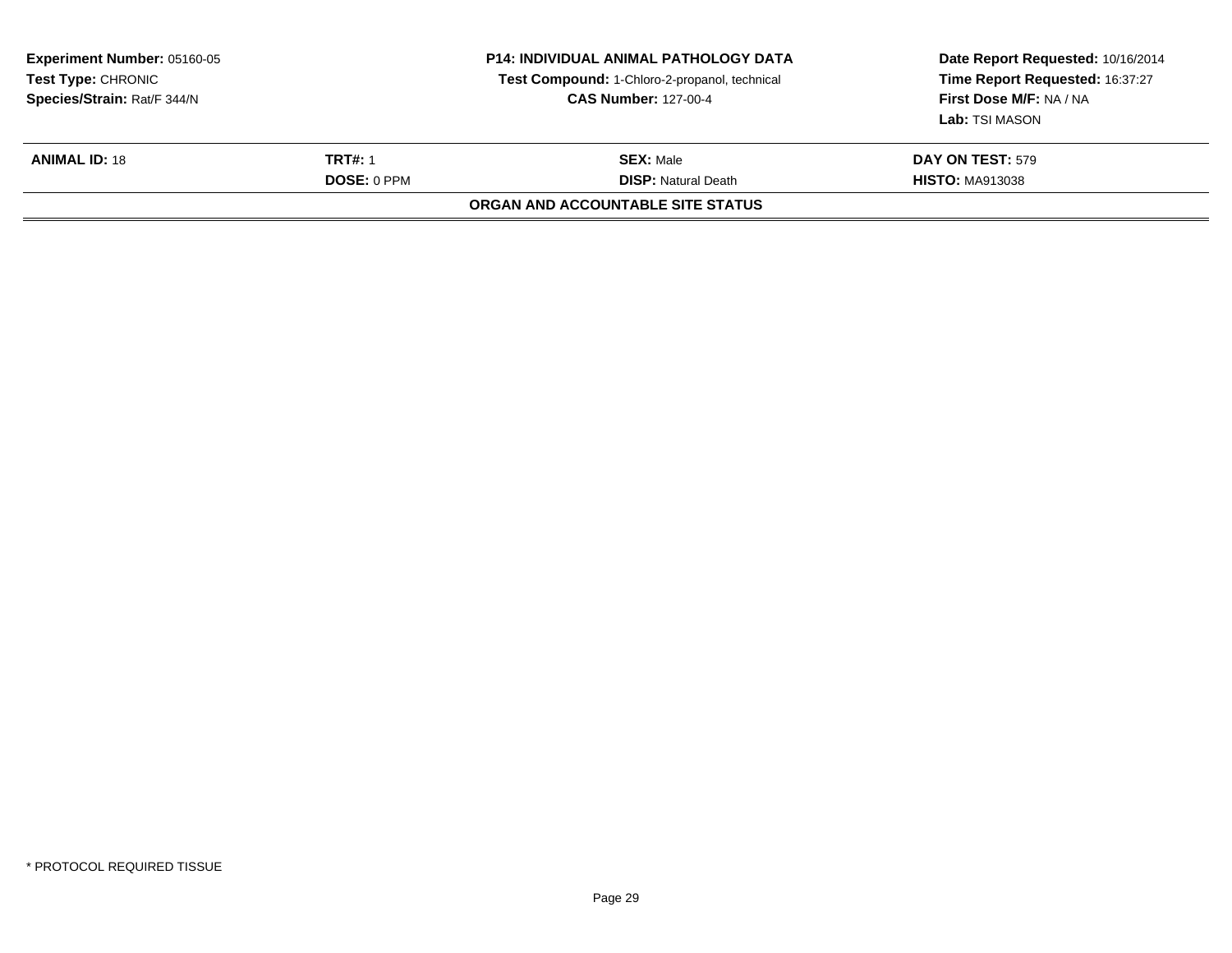**Experiment Number:** 05160-05
**Test Type:** CHRONIC
**Species/Strain:** Rat/F 344/N

**P14: INDIVIDUAL ANIMAL PATHOLOGY DATA**
**Test Compound:** 1-Chloro-2-propanol, technical
**CAS Number:** 127-00-4

**Date Report Requested:** 10/16/2014
**Time Report Requested:** 16:37:27
**First Dose M/F:** NA / NA
**Lab:** TSI MASON

| **ANIMAL ID:** 18 | **TRT#:** 1 | **SEX:** Male | **DAY ON TEST:** 579 |
|---|---|---|---|
| | **DOSE:** 0 PPM | **DISP:** Natural Death | **HISTO:** MA913038 |

**ORGAN AND ACCOUNTABLE SITE STATUS**

* PROTOCOL REQUIRED TISSUE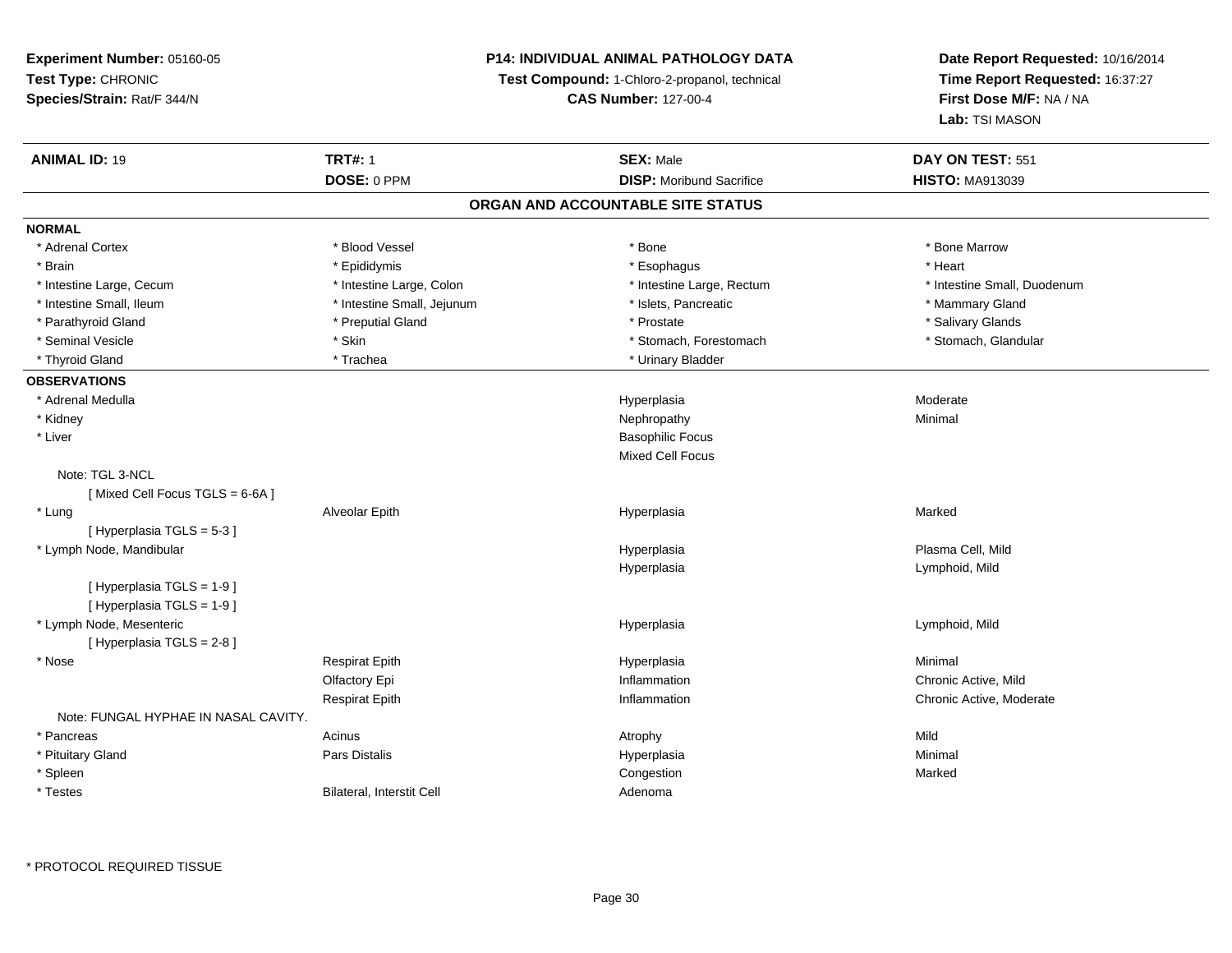**Experiment Number:** 05160-05
**Test Type:** CHRONIC
**Species/Strain:** Rat/F 344/N

**P14: INDIVIDUAL ANIMAL PATHOLOGY DATA**
**Test Compound:** 1-Chloro-2-propanol, technical
**CAS Number:** 127-00-4

**Date Report Requested:** 10/16/2014
**Time Report Requested:** 16:37:27
**First Dose M/F:** NA / NA
**Lab:** TSI MASON

| **ANIMAL ID:** 19 | **TRT#:** 1 | **SEX:** Male | **DAY ON TEST:** 551 |
|---|---|---|---|
| | **DOSE:** 0 PPM | **DISP:** Moribund Sacrifice | **HISTO:** MA913039 |

## ORGAN AND ACCOUNTABLE SITE STATUS

**NORMAL**

| | | | |
|---|---|---|---|
| * Adrenal Cortex | * Blood Vessel | * Bone | * Bone Marrow |
| * Brain | * Epididymis | * Esophagus | * Heart |
| * Intestine Large, Cecum | * Intestine Large, Colon | * Intestine Large, Rectum | * Intestine Small, Duodenum |
| * Intestine Small, Ileum | * Intestine Small, Jejunum | * Islets, Pancreatic | * Mammary Gland |
| * Parathyroid Gland | * Preputial Gland | * Prostate | * Salivary Glands |
| * Seminal Vesicle | * Skin | * Stomach, Forestomach | * Stomach, Glandular |
| * Thyroid Gland | * Trachea | * Urinary Bladder | |

**OBSERVATIONS**

| | | | |
|---|---|---|---|
| * Adrenal Medulla | | Hyperplasia | Moderate |
| * Kidney | | Nephropathy | Minimal |
| * Liver | | Basophilic Focus | |
| | | Mixed Cell Focus | |
| Note: TGL 3-NCL | | | |
| [ Mixed Cell Focus TGLS = 6-6A ] | | | |
| * Lung | Alveolar Epith | Hyperplasia | Marked |
| [ Hyperplasia TGLS = 5-3 ] | | | |
| * Lymph Node, Mandibular | | Hyperplasia | Plasma Cell, Mild |
| | | Hyperplasia | Lymphoid, Mild |
| [ Hyperplasia TGLS = 1-9 ] | | | |
| [ Hyperplasia TGLS = 1-9 ] | | | |
| * Lymph Node, Mesenteric | | Hyperplasia | Lymphoid, Mild |
| [ Hyperplasia TGLS = 2-8 ] | | | |
| * Nose | Respirat Epith | Hyperplasia | Minimal |
| | Olfactory Epi | Inflammation | Chronic Active, Mild |
| | Respirat Epith | Inflammation | Chronic Active, Moderate |
| Note: FUNGAL HYPHAE IN NASAL CAVITY. | | | |
| * Pancreas | Acinus | Atrophy | Mild |
| * Pituitary Gland | Pars Distalis | Hyperplasia | Minimal |
| * Spleen | | Congestion | Marked |
| * Testes | Bilateral, Interstit Cell | Adenoma | |

* PROTOCOL REQUIRED TISSUE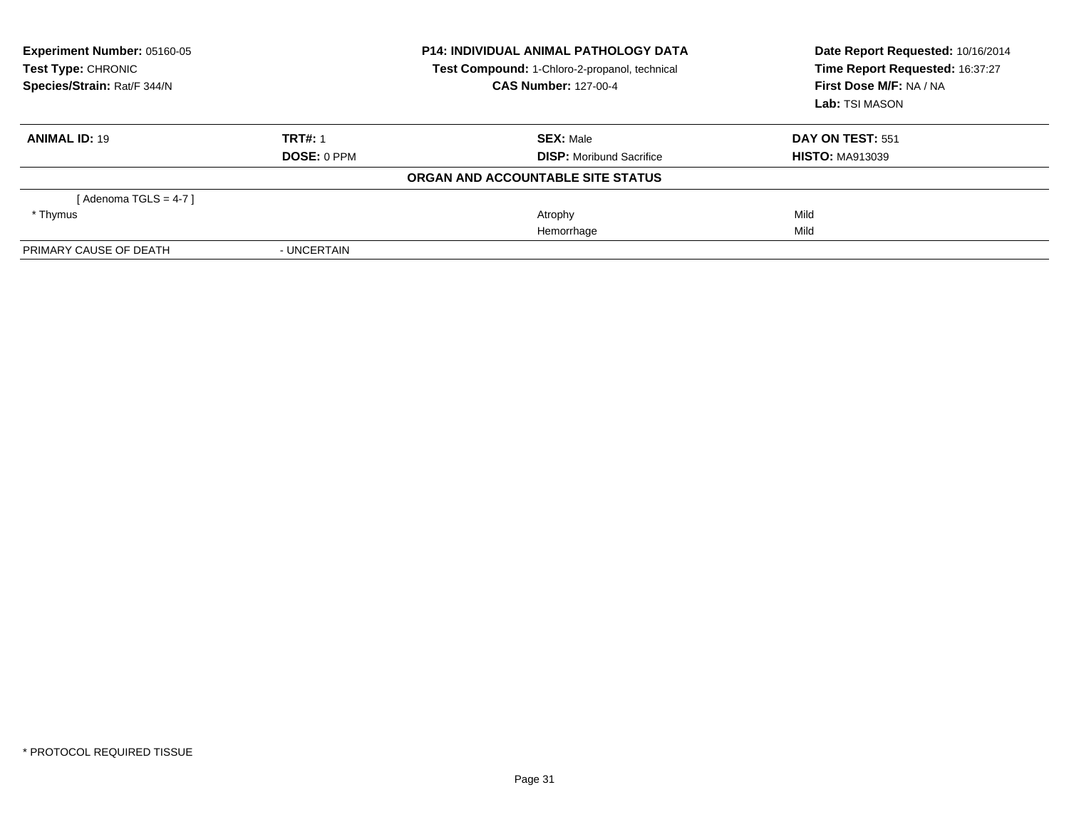**Experiment Number:** 05160-05
**Test Type:** CHRONIC
**Species/Strain:** Rat/F 344/N

**P14: INDIVIDUAL ANIMAL PATHOLOGY DATA**
**Test Compound:** 1-Chloro-2-propanol, technical
**CAS Number:** 127-00-4

**Date Report Requested:** 10/16/2014
**Time Report Requested:** 16:37:27
**First Dose M/F:** NA / NA
**Lab:** TSI MASON

| **ANIMAL ID:** 19 | **TRT#:** 1 | **SEX:** Male | **DAY ON TEST:** 551 |
|---|---|---|---|
| | **DOSE:** 0 PPM | **DISP:** Moribund Sacrifice | **HISTO:** MA913039 |

**ORGAN AND ACCOUNTABLE SITE STATUS**

| | | | |
|---|---|---|---|
| [ Adenoma TGLS = 4-7 ] | | | |
| * Thymus | | Atrophy | Mild |
| | | Hemorrhage | Mild |
| PRIMARY CAUSE OF DEATH | - UNCERTAIN | | |

* PROTOCOL REQUIRED TISSUE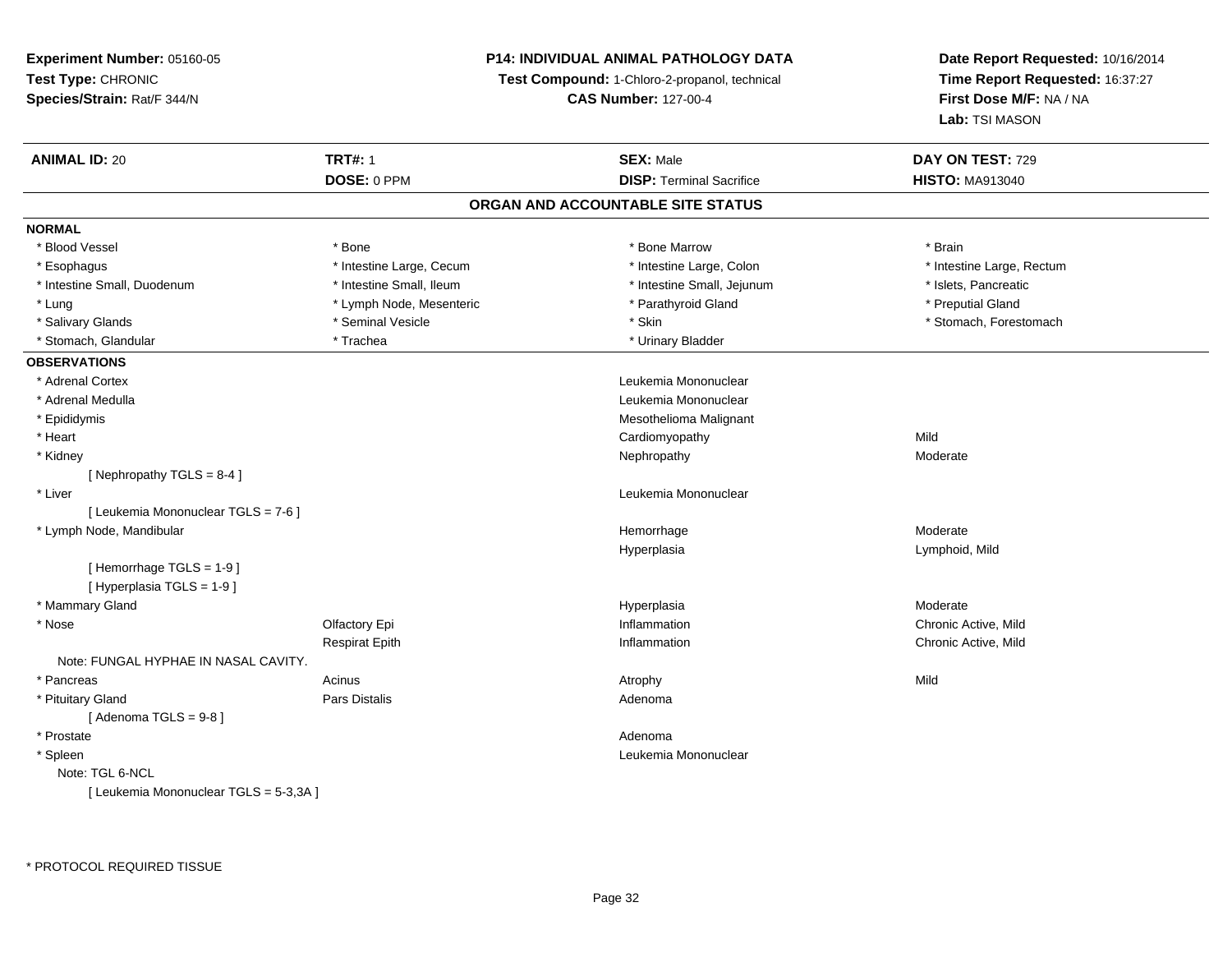**Experiment Number:** 05160-05
**Test Type:** CHRONIC
**Species/Strain:** Rat/F 344/N

**P14: INDIVIDUAL ANIMAL PATHOLOGY DATA**
**Test Compound:** 1-Chloro-2-propanol, technical
**CAS Number:** 127-00-4

**Date Report Requested:** 10/16/2014
**Time Report Requested:** 16:37:27
**First Dose M/F:** NA / NA
**Lab:** TSI MASON

| **ANIMAL ID:** 20 | **TRT#:** 1 | **SEX:** Male | **DAY ON TEST:** 729 |
|---|---|---|---|
| | **DOSE:** 0 PPM | **DISP:** Terminal Sacrifice | **HISTO:** MA913040 |

## ORGAN AND ACCOUNTABLE SITE STATUS

**NORMAL**

| | | | |
|---|---|---|---|
| * Blood Vessel | * Bone | * Bone Marrow | * Brain |
| * Esophagus | * Intestine Large, Cecum | * Intestine Large, Colon | * Intestine Large, Rectum |
| * Intestine Small, Duodenum | * Intestine Small, Ileum | * Intestine Small, Jejunum | * Islets, Pancreatic |
| * Lung | * Lymph Node, Mesenteric | * Parathyroid Gland | * Preputial Gland |
| * Salivary Glands | * Seminal Vesicle | * Skin | * Stomach, Forestomach |
| * Stomach, Glandular | * Trachea | * Urinary Bladder | |

**OBSERVATIONS**

| | | | |
|---|---|---|---|
| * Adrenal Cortex | | Leukemia Mononuclear | |
| * Adrenal Medulla | | Leukemia Mononuclear | |
| * Epididymis | | Mesothelioma Malignant | |
| * Heart | | Cardiomyopathy | Mild |
| * Kidney | | Nephropathy | Moderate |
| [ Nephropathy TGLS = 8-4 ] | | | |
| * Liver | | Leukemia Mononuclear | |
| [ Leukemia Mononuclear TGLS = 7-6 ] | | | |
| * Lymph Node, Mandibular | | Hemorrhage | Moderate |
| | | Hyperplasia | Lymphoid, Mild |
| [ Hemorrhage TGLS = 1-9 ] | | | |
| [ Hyperplasia TGLS = 1-9 ] | | | |
| * Mammary Gland | | Hyperplasia | Moderate |
| * Nose | Olfactory Epi | Inflammation | Chronic Active, Mild |
| | Respirat Epith | Inflammation | Chronic Active, Mild |
| Note: FUNGAL HYPHAE IN NASAL CAVITY. | | | |
| * Pancreas | Acinus | Atrophy | Mild |
| * Pituitary Gland | Pars Distalis | Adenoma | |
| [ Adenoma TGLS = 9-8 ] | | | |
| * Prostate | | Adenoma | |
| * Spleen | | Leukemia Mononuclear | |
| Note: TGL 6-NCL | | | |
| [ Leukemia Mononuclear TGLS = 5-3,3A ] | | | |

* PROTOCOL REQUIRED TISSUE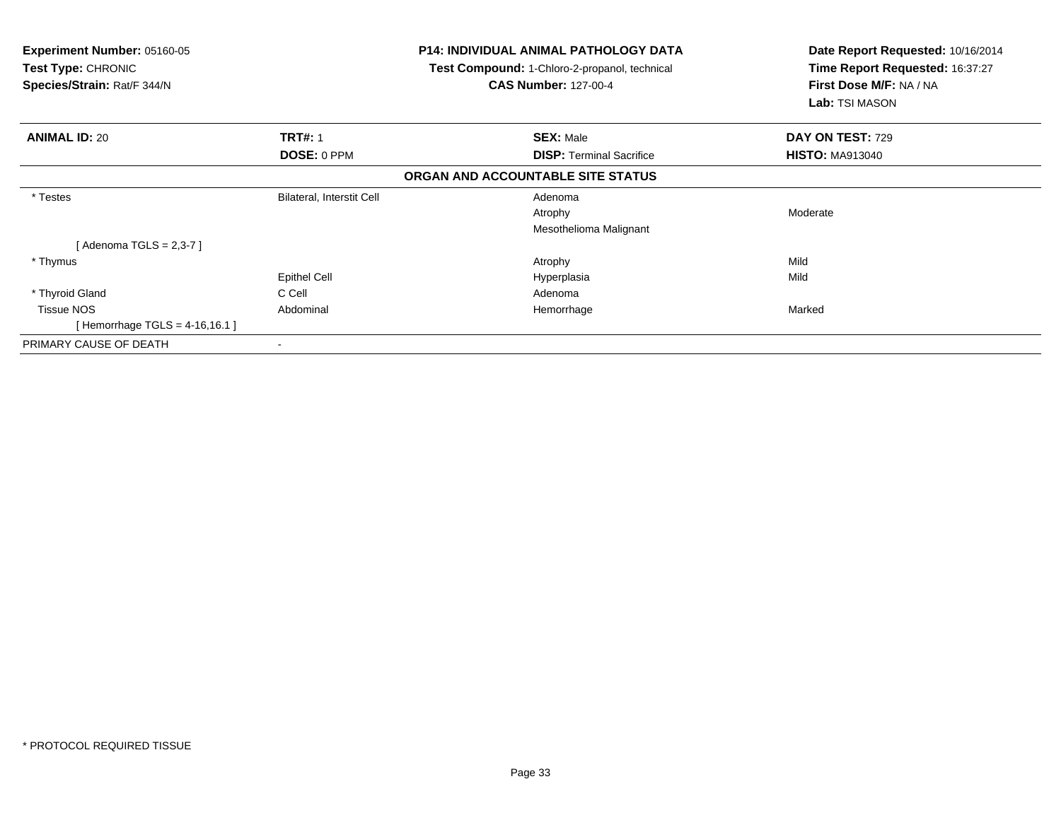**Experiment Number:** 05160-05
**Test Type:** CHRONIC
**Species/Strain:** Rat/F 344/N

**P14: INDIVIDUAL ANIMAL PATHOLOGY DATA**
**Test Compound:** 1-Chloro-2-propanol, technical
**CAS Number:** 127-00-4

**Date Report Requested:** 10/16/2014
**Time Report Requested:** 16:37:27
**First Dose M/F:** NA / NA
**Lab:** TSI MASON

| **ANIMAL ID:** 20 | **TRT#:** 1 | **SEX:** Male | **DAY ON TEST:** 729 |
|---|---|---|---|
| | **DOSE:** 0 PPM | **DISP:** Terminal Sacrifice | **HISTO:** MA913040 |

**ORGAN AND ACCOUNTABLE SITE STATUS**

| | | | |
|---|---|---|---|
| * Testes | Bilateral, Interstit Cell | Adenoma | |
| | | Atrophy | Moderate |
| | | Mesothelioma Malignant | |
| [ Adenoma TGLS = 2,3-7 ] | | | |
| * Thymus | | Atrophy | Mild |
| | Epithel Cell | Hyperplasia | Mild |
| * Thyroid Gland | C Cell | Adenoma | |
| Tissue NOS | Abdominal | Hemorrhage | Marked |
| [ Hemorrhage TGLS = 4-16,16.1 ] | | | |
| PRIMARY CAUSE OF DEATH | - | | |

* PROTOCOL REQUIRED TISSUE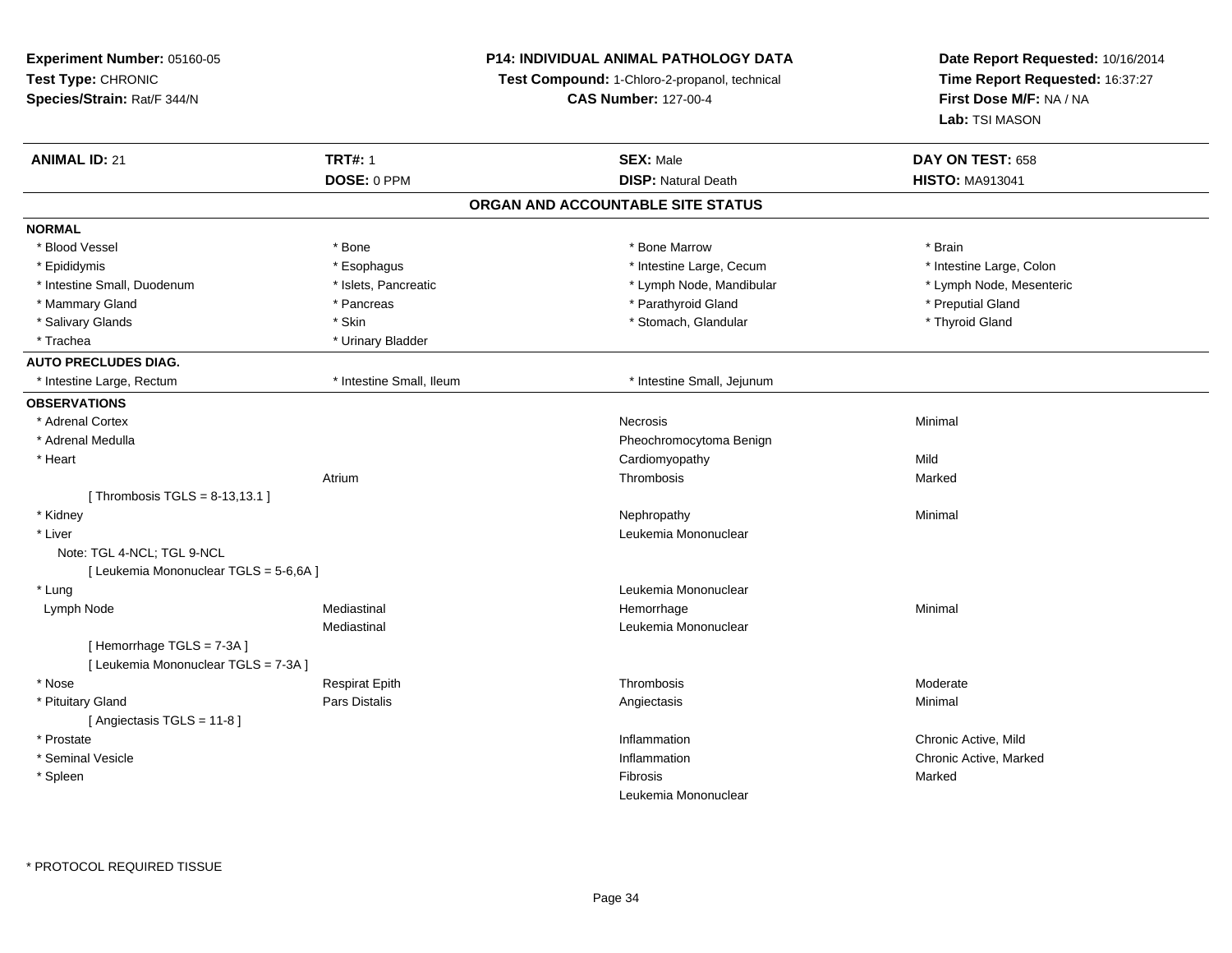**Experiment Number:** 05160-05
**Test Type:** CHRONIC
**Species/Strain:** Rat/F 344/N

**P14: INDIVIDUAL ANIMAL PATHOLOGY DATA**
**Test Compound:** 1-Chloro-2-propanol, technical
**CAS Number:** 127-00-4

**Date Report Requested:** 10/16/2014
**Time Report Requested:** 16:37:27
**First Dose M/F:** NA / NA
**Lab:** TSI MASON

| **ANIMAL ID:** 21 | **TRT#:** 1 | **SEX:** Male | **DAY ON TEST:** 658 |
|---|---|---|---|
| | **DOSE:** 0 PPM | **DISP:** Natural Death | **HISTO:** MA913041 |

## ORGAN AND ACCOUNTABLE SITE STATUS

**NORMAL**

| | | | |
|---|---|---|---|
| * Blood Vessel | * Bone | * Bone Marrow | * Brain |
| * Epididymis | * Esophagus | * Intestine Large, Cecum | * Intestine Large, Colon |
| * Intestine Small, Duodenum | * Islets, Pancreatic | * Lymph Node, Mandibular | * Lymph Node, Mesenteric |
| * Mammary Gland | * Pancreas | * Parathyroid Gland | * Preputial Gland |
| * Salivary Glands | * Skin | * Stomach, Glandular | * Thyroid Gland |
| * Trachea | * Urinary Bladder | | |

**AUTO PRECLUDES DIAG.**

| | | |
|---|---|---|
| * Intestine Large, Rectum | * Intestine Small, Ileum | * Intestine Small, Jejunum |

**OBSERVATIONS**

| | | | |
|---|---|---|---|
| * Adrenal Cortex | | Necrosis | Minimal |
| * Adrenal Medulla | | Pheochromocytoma Benign | |
| * Heart | | Cardiomyopathy | Mild |
| | Atrium | Thrombosis | Marked |
| [ Thrombosis TGLS = 8-13,13.1 ] | | | |
| * Kidney | | Nephropathy | Minimal |
| * Liver | | Leukemia Mononuclear | |
| Note: TGL 4-NCL; TGL 9-NCL | | | |
| [ Leukemia Mononuclear TGLS = 5-6,6A ] | | | |
| * Lung | | Leukemia Mononuclear | |
| Lymph Node | Mediastinal | Hemorrhage | Minimal |
| | Mediastinal | Leukemia Mononuclear | |
| [ Hemorrhage TGLS = 7-3A ] | | | |
| [ Leukemia Mononuclear TGLS = 7-3A ] | | | |
| * Nose | Respirat Epith | Thrombosis | Moderate |
| * Pituitary Gland | Pars Distalis | Angiectasis | Minimal |
| [ Angiectasis TGLS = 11-8 ] | | | |
| * Prostate | | Inflammation | Chronic Active, Mild |
| * Seminal Vesicle | | Inflammation | Chronic Active, Marked |
| * Spleen | | Fibrosis | Marked |
| | | Leukemia Mononuclear | |

* PROTOCOL REQUIRED TISSUE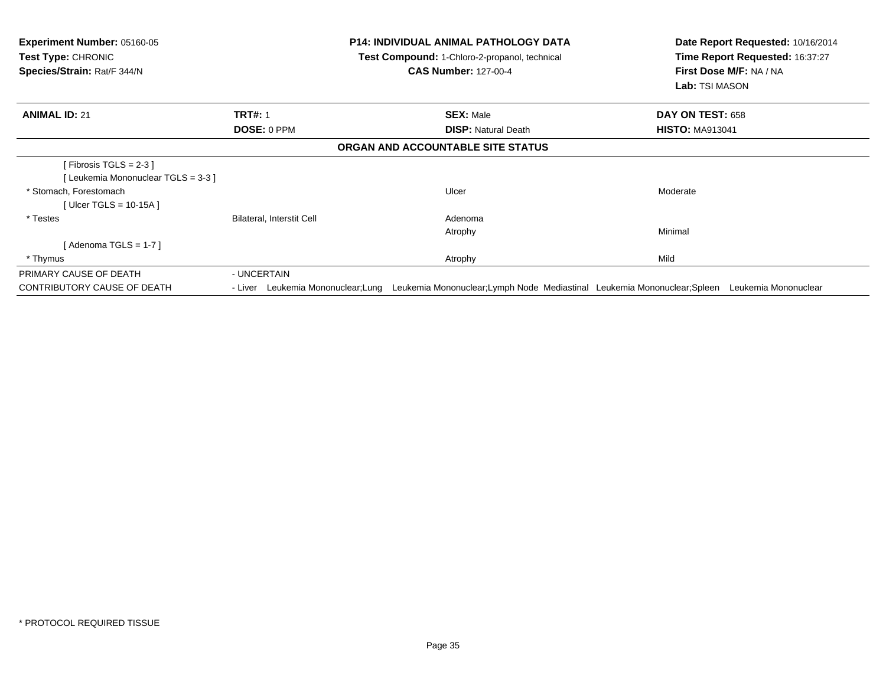**Experiment Number:** 05160-05
**Test Type:** CHRONIC
**Species/Strain:** Rat/F 344/N

**P14: INDIVIDUAL ANIMAL PATHOLOGY DATA**
**Test Compound:** 1-Chloro-2-propanol, technical
**CAS Number:** 127-00-4

**Date Report Requested:** 10/16/2014
**Time Report Requested:** 16:37:27
**First Dose M/F:** NA / NA
**Lab:** TSI MASON

| **ANIMAL ID:** 21 | **TRT#:** 1 | **SEX:** Male | **DAY ON TEST:** 658 |
|---|---|---|---|
| | **DOSE:** 0 PPM | **DISP:** Natural Death | **HISTO:** MA913041 |

**ORGAN AND ACCOUNTABLE SITE STATUS**

| | | | |
|---|---|---|---|
| [ Fibrosis TGLS = 2-3 ] | | | |
| [ Leukemia Mononuclear TGLS = 3-3 ] | | | |
| * Stomach, Forestomach | | Ulcer | Moderate |
| [ Ulcer TGLS = 10-15A ] | | | |
| * Testes | Bilateral, Interstit Cell | Adenoma | |
| | | Atrophy | Minimal |
| [ Adenoma TGLS = 1-7 ] | | | |
| * Thymus | | Atrophy | Mild |

| | |
|---|---|
| PRIMARY CAUSE OF DEATH | - UNCERTAIN |
| CONTRIBUTORY CAUSE OF DEATH | - Liver Leukemia Mononuclear;Lung Leukemia Mononuclear;Lymph Node Mediastinal Leukemia Mononuclear;Spleen Leukemia Mononuclear |

* PROTOCOL REQUIRED TISSUE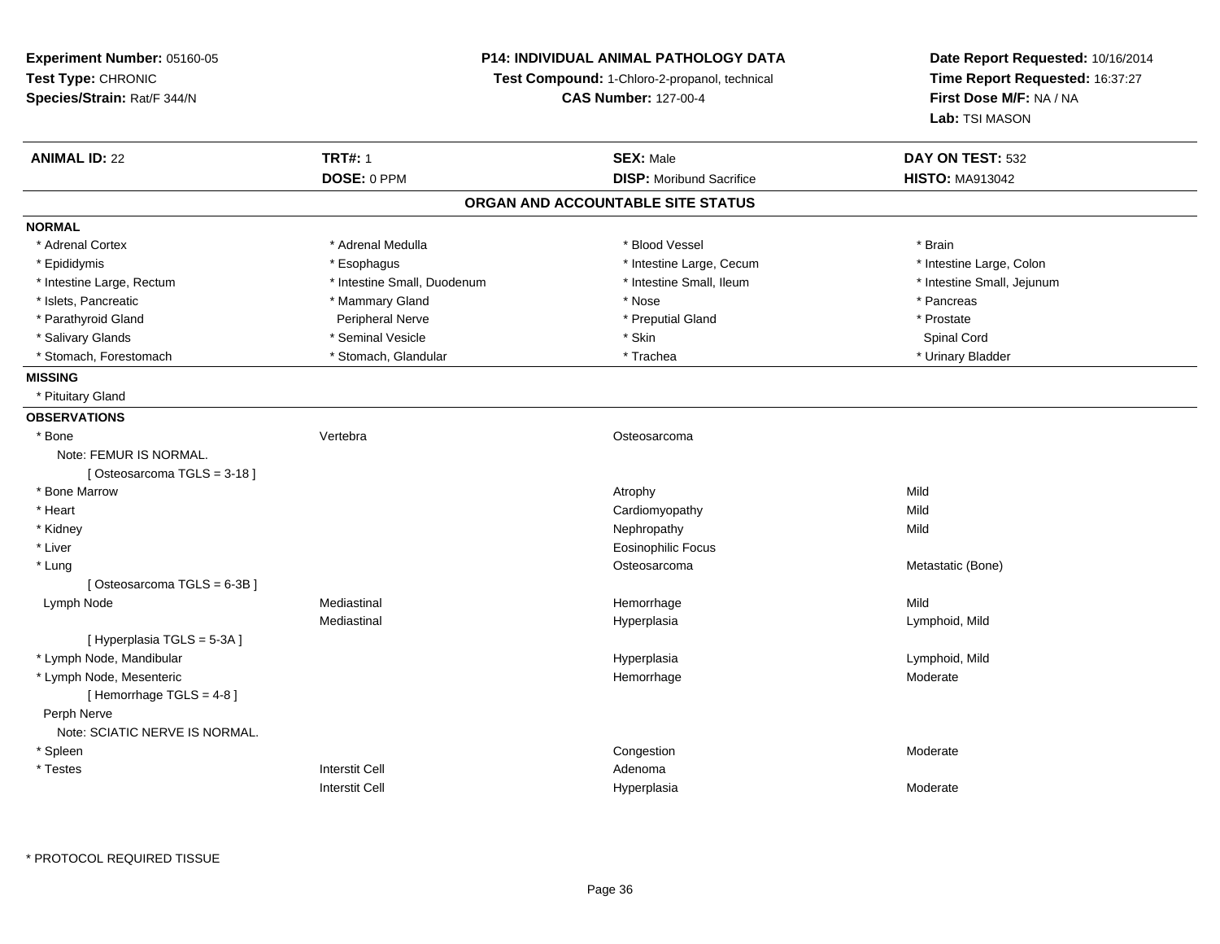**Experiment Number:** 05160-05
**Test Type:** CHRONIC
**Species/Strain:** Rat/F 344/N

**P14: INDIVIDUAL ANIMAL PATHOLOGY DATA**
**Test Compound:** 1-Chloro-2-propanol, technical
**CAS Number:** 127-00-4

**Date Report Requested:** 10/16/2014
**Time Report Requested:** 16:37:27
**First Dose M/F:** NA / NA
**Lab:** TSI MASON

| **ANIMAL ID:** 22 | **TRT#:** 1 | **SEX:** Male | **DAY ON TEST:** 532 |
|---|---|---|---|
| | **DOSE:** 0 PPM | **DISP:** Moribund Sacrifice | **HISTO:** MA913042 |

## ORGAN AND ACCOUNTABLE SITE STATUS

**NORMAL**

| | | | |
|---|---|---|---|
| * Adrenal Cortex | * Adrenal Medulla | * Blood Vessel | * Brain |
| * Epididymis | * Esophagus | * Intestine Large, Cecum | * Intestine Large, Colon |
| * Intestine Large, Rectum | * Intestine Small, Duodenum | * Intestine Small, Ileum | * Intestine Small, Jejunum |
| * Islets, Pancreatic | * Mammary Gland | * Nose | * Pancreas |
| * Parathyroid Gland | Peripheral Nerve | * Preputial Gland | * Prostate |
| * Salivary Glands | * Seminal Vesicle | * Skin | Spinal Cord |
| * Stomach, Forestomach | * Stomach, Glandular | * Trachea | * Urinary Bladder |

**MISSING**

* Pituitary Gland

**OBSERVATIONS**

| | | | |
|---|---|---|---|
| * Bone | Vertebra | Osteosarcoma | |
| Note: FEMUR IS NORMAL. | | | |
| [ Osteosarcoma TGLS = 3-18 ] | | | |
| * Bone Marrow | | Atrophy | Mild |
| * Heart | | Cardiomyopathy | Mild |
| * Kidney | | Nephropathy | Mild |
| * Liver | | Eosinophilic Focus | |
| * Lung | | Osteosarcoma | Metastatic (Bone) |
| [ Osteosarcoma TGLS = 6-3B ] | | | |
| Lymph Node | Mediastinal | Hemorrhage | Mild |
| | Mediastinal | Hyperplasia | Lymphoid, Mild |
| [ Hyperplasia TGLS = 5-3A ] | | | |
| * Lymph Node, Mandibular | | Hyperplasia | Lymphoid, Mild |
| * Lymph Node, Mesenteric | | Hemorrhage | Moderate |
| [ Hemorrhage TGLS = 4-8 ] | | | |
| Perph Nerve | | | |
| Note: SCIATIC NERVE IS NORMAL. | | | |
| * Spleen | | Congestion | Moderate |
| * Testes | Interstit Cell | Adenoma | |
| | Interstit Cell | Hyperplasia | Moderate |

* PROTOCOL REQUIRED TISSUE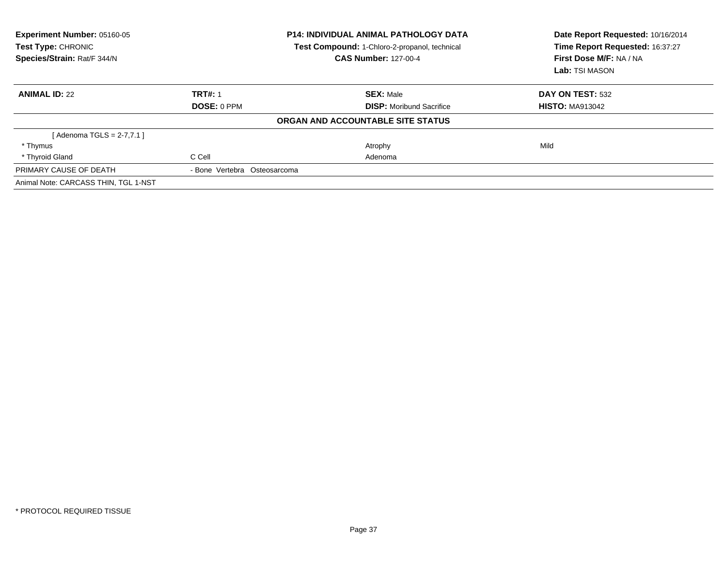**Experiment Number:** 05160-05
**Test Type:** CHRONIC
**Species/Strain:** Rat/F 344/N

**P14: INDIVIDUAL ANIMAL PATHOLOGY DATA**
**Test Compound:** 1-Chloro-2-propanol, technical
**CAS Number:** 127-00-4

**Date Report Requested:** 10/16/2014
**Time Report Requested:** 16:37:27
**First Dose M/F:** NA / NA
**Lab:** TSI MASON

| **ANIMAL ID:** 22 | **TRT#:** 1 | **SEX:** Male | **DAY ON TEST:** 532 |
|---|---|---|---|
| | **DOSE:** 0 PPM | **DISP:** Moribund Sacrifice | **HISTO:** MA913042 |

**ORGAN AND ACCOUNTABLE SITE STATUS**

| | | | |
|---|---|---|---|
| [ Adenoma TGLS = 2-7,7.1 ] | | | |
| * Thymus | | Atrophy | Mild |
| * Thyroid Gland | C Cell | Adenoma | |
| PRIMARY CAUSE OF DEATH | - Bone Vertebra Osteosarcoma | | |
| Animal Note: CARCASS THIN, TGL 1-NST | | | |

* PROTOCOL REQUIRED TISSUE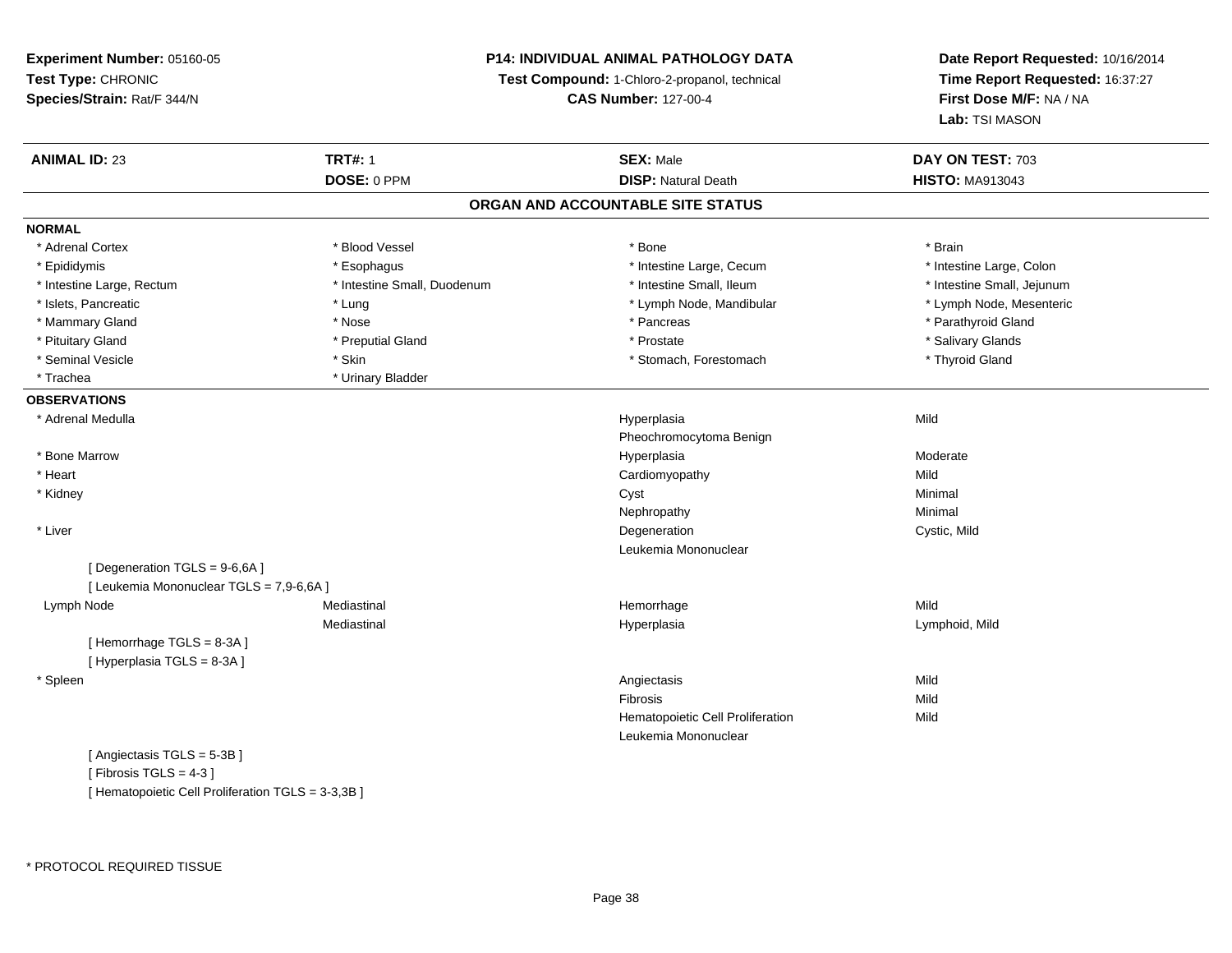**Experiment Number:** 05160-05
**Test Type:** CHRONIC
**Species/Strain:** Rat/F 344/N

**P14: INDIVIDUAL ANIMAL PATHOLOGY DATA**
**Test Compound:** 1-Chloro-2-propanol, technical
**CAS Number:** 127-00-4

**Date Report Requested:** 10/16/2014
**Time Report Requested:** 16:37:27
**First Dose M/F:** NA / NA
**Lab:** TSI MASON

| **ANIMAL ID:** 23 | **TRT#:** 1 | **SEX:** Male | **DAY ON TEST:** 703 |
|---|---|---|---|
| | **DOSE:** 0 PPM | **DISP:** Natural Death | **HISTO:** MA913043 |

## ORGAN AND ACCOUNTABLE SITE STATUS

**NORMAL**

| | | | |
|---|---|---|---|
| * Adrenal Cortex | * Blood Vessel | * Bone | * Brain |
| * Epididymis | * Esophagus | * Intestine Large, Cecum | * Intestine Large, Colon |
| * Intestine Large, Rectum | * Intestine Small, Duodenum | * Intestine Small, Ileum | * Intestine Small, Jejunum |
| * Islets, Pancreatic | * Lung | * Lymph Node, Mandibular | * Lymph Node, Mesenteric |
| * Mammary Gland | * Nose | * Pancreas | * Parathyroid Gland |
| * Pituitary Gland | * Preputial Gland | * Prostate | * Salivary Glands |
| * Seminal Vesicle | * Skin | * Stomach, Forestomach | * Thyroid Gland |
| * Trachea | * Urinary Bladder | | |

**OBSERVATIONS**

| | | | |
|---|---|---|---|
| * Adrenal Medulla | | Hyperplasia | Mild |
| | | Pheochromocytoma Benign | |
| * Bone Marrow | | Hyperplasia | Moderate |
| * Heart | | Cardiomyopathy | Mild |
| * Kidney | | Cyst | Minimal |
| | | Nephropathy | Minimal |
| * Liver | | Degeneration | Cystic, Mild |
| | | Leukemia Mononuclear | |
| [ Degeneration TGLS = 9-6,6A ] | | | |
| [ Leukemia Mononuclear TGLS = 7,9-6,6A ] | | | |
| Lymph Node | Mediastinal | Hemorrhage | Mild |
| | Mediastinal | Hyperplasia | Lymphoid, Mild |
| [ Hemorrhage TGLS = 8-3A ] | | | |
| [ Hyperplasia TGLS = 8-3A ] | | | |
| * Spleen | | Angiectasis | Mild |
| | | Fibrosis | Mild |
| | | Hematopoietic Cell Proliferation | Mild |
| | | Leukemia Mononuclear | |
| [ Angiectasis TGLS = 5-3B ] | | | |
| [ Fibrosis TGLS = 4-3 ] | | | |
| [ Hematopoietic Cell Proliferation TGLS = 3-3,3B ] | | | |

* PROTOCOL REQUIRED TISSUE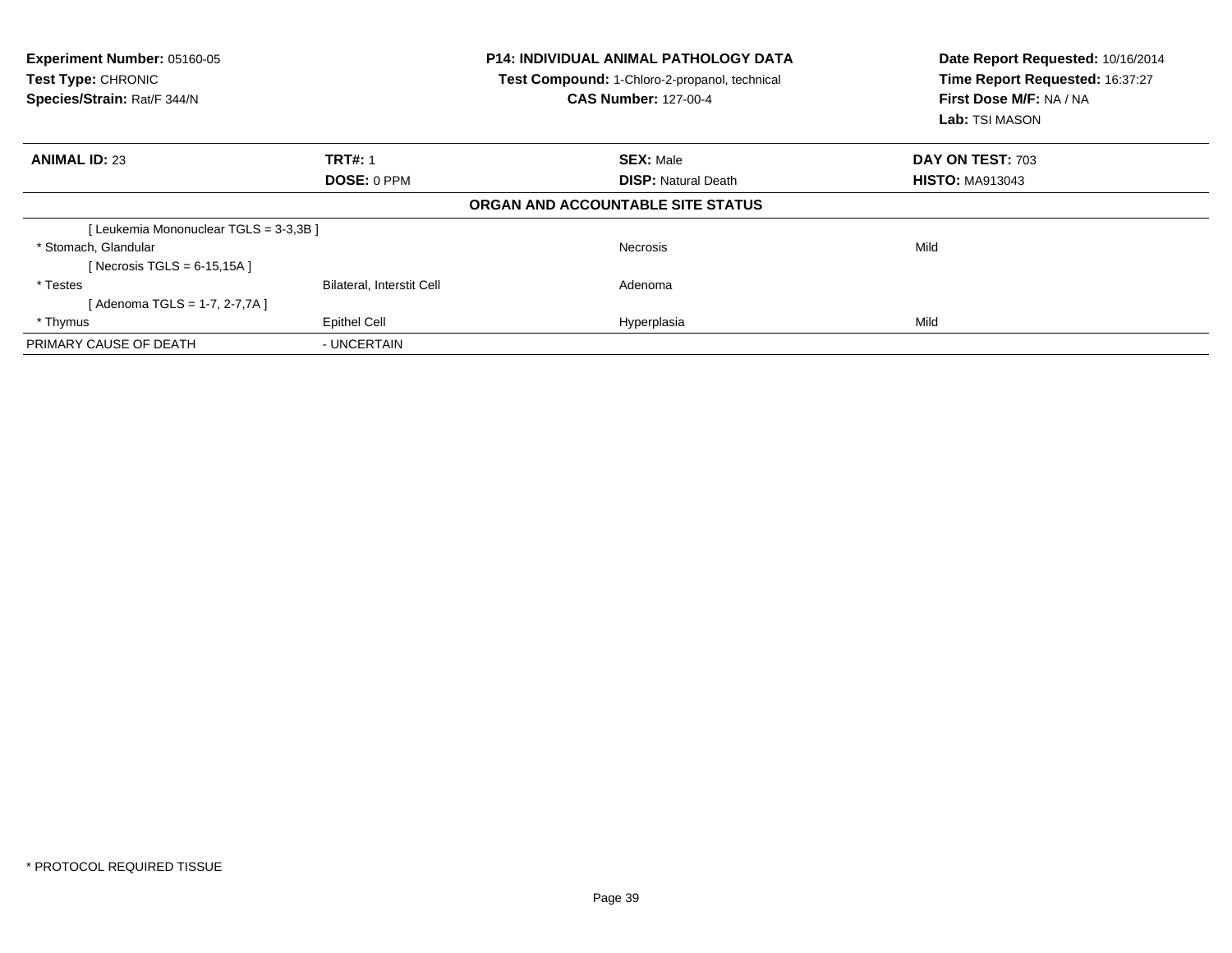**Experiment Number:** 05160-05
**Test Type:** CHRONIC
**Species/Strain:** Rat/F 344/N

**P14: INDIVIDUAL ANIMAL PATHOLOGY DATA**
**Test Compound:** 1-Chloro-2-propanol, technical
**CAS Number:** 127-00-4

**Date Report Requested:** 10/16/2014
**Time Report Requested:** 16:37:27
**First Dose M/F:** NA / NA
**Lab:** TSI MASON

| **ANIMAL ID:** 23 | **TRT#:** 1 | **SEX:** Male | **DAY ON TEST:** 703 |
|---|---|---|---|
| | **DOSE:** 0 PPM | **DISP:** Natural Death | **HISTO:** MA913043 |
| | | **ORGAN AND ACCOUNTABLE SITE STATUS** | |
| [ Leukemia Mononuclear TGLS = 3-3,3B ] | | | |
| * Stomach, Glandular | | Necrosis | Mild |
| [ Necrosis TGLS = 6-15,15A ] | | | |
| * Testes | Bilateral, Interstit Cell | Adenoma | |
| [ Adenoma TGLS = 1-7, 2-7,7A ] | | | |
| * Thymus | Epithel Cell | Hyperplasia | Mild |
| PRIMARY CAUSE OF DEATH | - UNCERTAIN | | |

* PROTOCOL REQUIRED TISSUE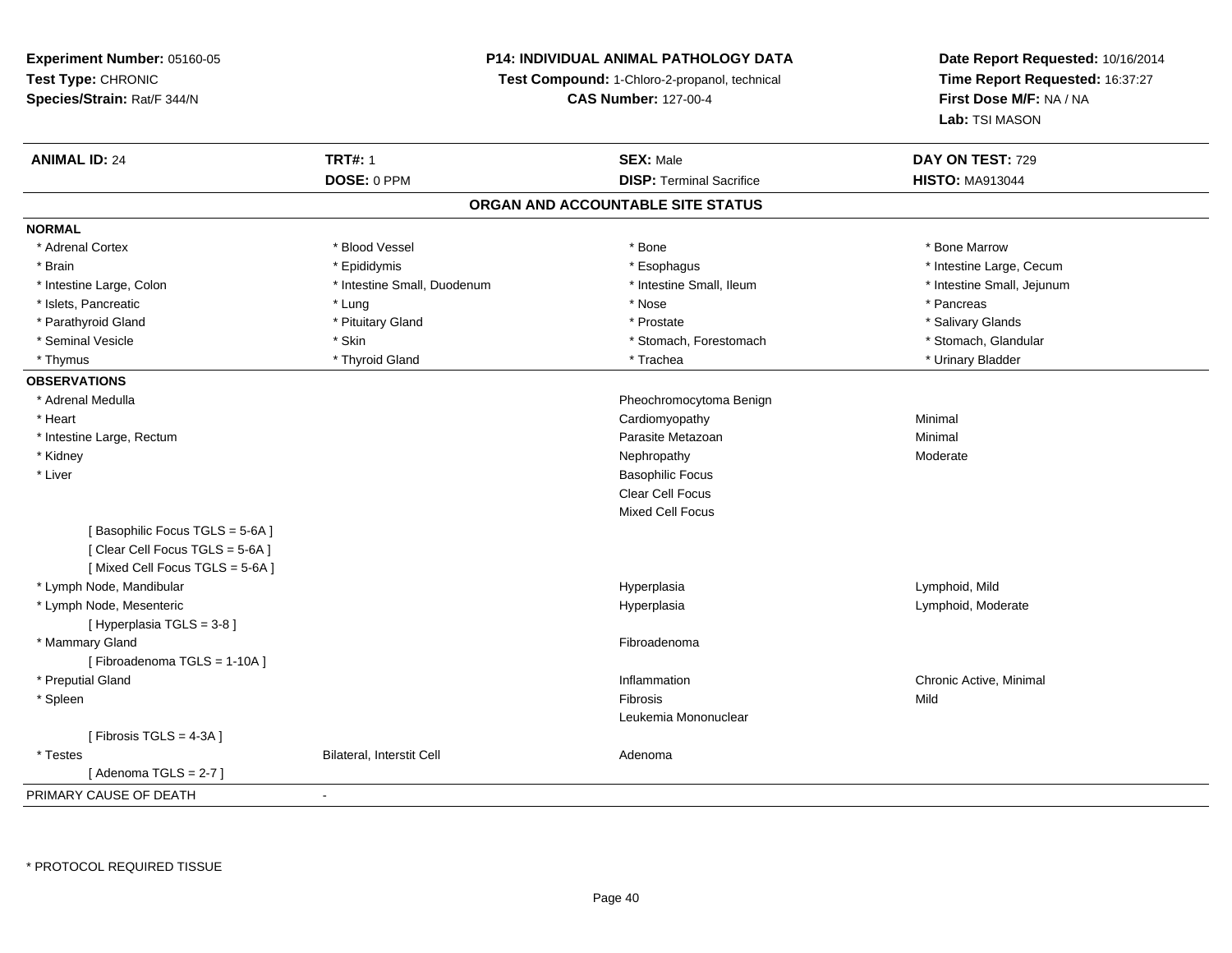**Experiment Number:** 05160-05
**Test Type:** CHRONIC
**Species/Strain:** Rat/F 344/N

**P14: INDIVIDUAL ANIMAL PATHOLOGY DATA**
**Test Compound:** 1-Chloro-2-propanol, technical
**CAS Number:** 127-00-4

**Date Report Requested:** 10/16/2014
**Time Report Requested:** 16:37:27
**First Dose M/F:** NA / NA
**Lab:** TSI MASON

| **ANIMAL ID:** 24 | **TRT#:** 1 | **SEX:** Male | **DAY ON TEST:** 729 |
|---|---|---|---|
| | **DOSE:** 0 PPM | **DISP:** Terminal Sacrifice | **HISTO:** MA913044 |

## ORGAN AND ACCOUNTABLE SITE STATUS

**NORMAL**

| | | | |
|---|---|---|---|
| * Adrenal Cortex | * Blood Vessel | * Bone | * Bone Marrow |
| * Brain | * Epididymis | * Esophagus | * Intestine Large, Cecum |
| * Intestine Large, Colon | * Intestine Small, Duodenum | * Intestine Small, Ileum | * Intestine Small, Jejunum |
| * Islets, Pancreatic | * Lung | * Nose | * Pancreas |
| * Parathyroid Gland | * Pituitary Gland | * Prostate | * Salivary Glands |
| * Seminal Vesicle | * Skin | * Stomach, Forestomach | * Stomach, Glandular |
| * Thymus | * Thyroid Gland | * Trachea | * Urinary Bladder |

**OBSERVATIONS**

| | | | |
|---|---|---|---|
| * Adrenal Medulla | | Pheochromocytoma Benign | |
| * Heart | | Cardiomyopathy | Minimal |
| * Intestine Large, Rectum | | Parasite Metazoan | Minimal |
| * Kidney | | Nephropathy | Moderate |
| * Liver | | Basophilic Focus | |
| | | Clear Cell Focus | |
| | | Mixed Cell Focus | |
| [ Basophilic Focus TGLS = 5-6A ] | | | |
| [ Clear Cell Focus TGLS = 5-6A ] | | | |
| [ Mixed Cell Focus TGLS = 5-6A ] | | | |
| * Lymph Node, Mandibular | | Hyperplasia | Lymphoid, Mild |
| * Lymph Node, Mesenteric | | Hyperplasia | Lymphoid, Moderate |
| [ Hyperplasia TGLS = 3-8 ] | | | |
| * Mammary Gland | | Fibroadenoma | |
| [ Fibroadenoma TGLS = 1-10A ] | | | |
| * Preputial Gland | | Inflammation | Chronic Active, Minimal |
| * Spleen | | Fibrosis | Mild |
| | | Leukemia Mononuclear | |
| [ Fibrosis TGLS = 4-3A ] | | | |
| * Testes | Bilateral, Interstit Cell | Adenoma | |
| [ Adenoma TGLS = 2-7 ] | | | |

PRIMARY CAUSE OF DEATH -

* PROTOCOL REQUIRED TISSUE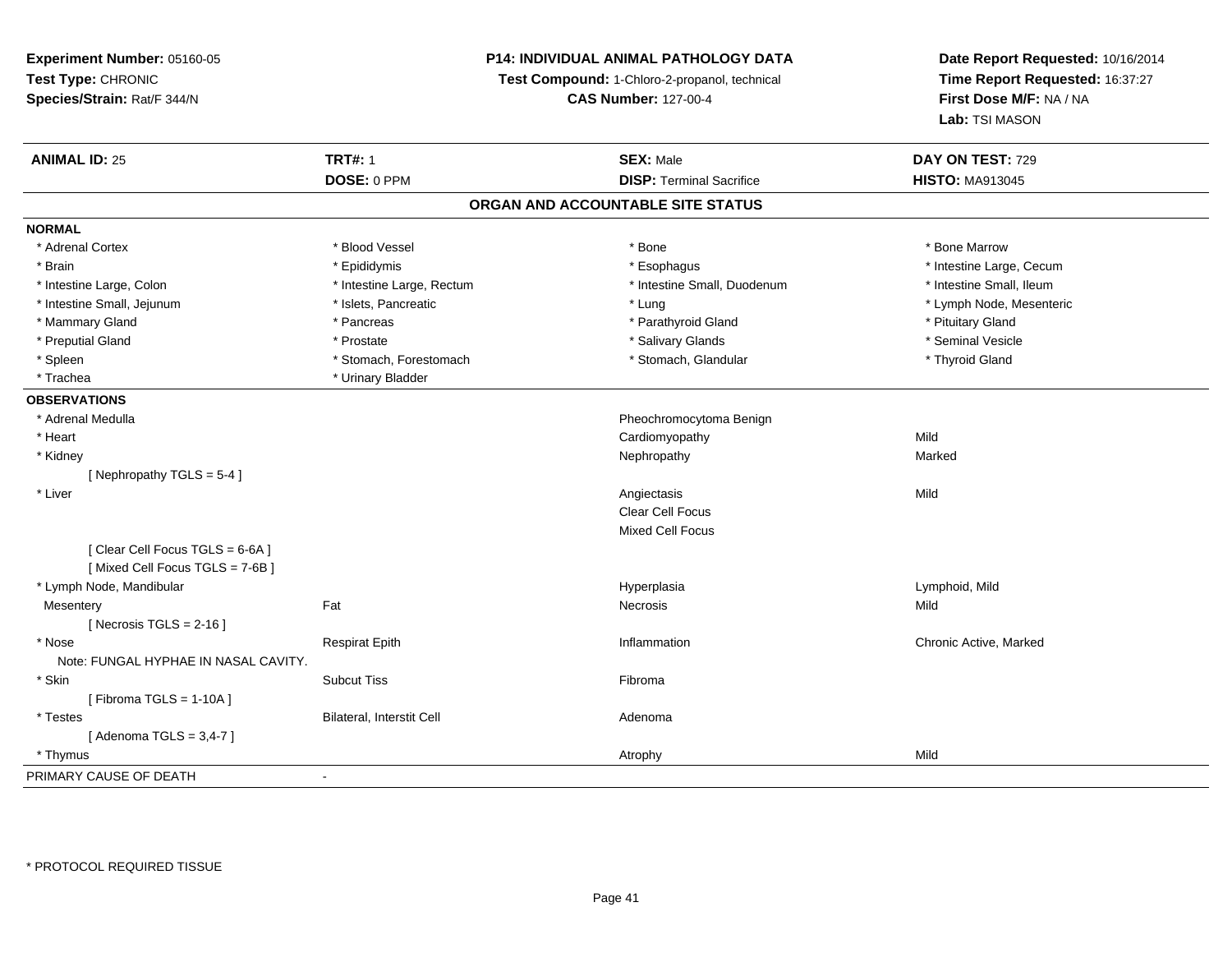**Experiment Number:** 05160-05
**Test Type:** CHRONIC
**Species/Strain:** Rat/F 344/N

**P14: INDIVIDUAL ANIMAL PATHOLOGY DATA**
**Test Compound:** 1-Chloro-2-propanol, technical
**CAS Number:** 127-00-4

**Date Report Requested:** 10/16/2014
**Time Report Requested:** 16:37:27
**First Dose M/F:** NA / NA
**Lab:** TSI MASON

| **ANIMAL ID:** 25 | **TRT#:** 1 | **SEX:** Male | **DAY ON TEST:** 729 |
|---|---|---|---|
| | **DOSE:** 0 PPM | **DISP:** Terminal Sacrifice | **HISTO:** MA913045 |

## ORGAN AND ACCOUNTABLE SITE STATUS

**NORMAL**

| | | | |
|---|---|---|---|
| * Adrenal Cortex | * Blood Vessel | * Bone | * Bone Marrow |
| * Brain | * Epididymis | * Esophagus | * Intestine Large, Cecum |
| * Intestine Large, Colon | * Intestine Large, Rectum | * Intestine Small, Duodenum | * Intestine Small, Ileum |
| * Intestine Small, Jejunum | * Islets, Pancreatic | * Lung | * Lymph Node, Mesenteric |
| * Mammary Gland | * Pancreas | * Parathyroid Gland | * Pituitary Gland |
| * Preputial Gland | * Prostate | * Salivary Glands | * Seminal Vesicle |
| * Spleen | * Stomach, Forestomach | * Stomach, Glandular | * Thyroid Gland |
| * Trachea | * Urinary Bladder | | |

**OBSERVATIONS**

| | | | |
|---|---|---|---|
| * Adrenal Medulla | | Pheochromocytoma Benign | |
| * Heart | | Cardiomyopathy | Mild |
| * Kidney | | Nephropathy | Marked |
| [ Nephropathy TGLS = 5-4 ] | | | |
| * Liver | | Angiectasis | Mild |
| | | Clear Cell Focus | |
| | | Mixed Cell Focus | |
| [ Clear Cell Focus TGLS = 6-6A ] | | | |
| [ Mixed Cell Focus TGLS = 7-6B ] | | | |
| * Lymph Node, Mandibular | | Hyperplasia | Lymphoid, Mild |
| Mesentery | Fat | Necrosis | Mild |
| [ Necrosis TGLS = 2-16 ] | | | |
| * Nose | Respirat Epith | Inflammation | Chronic Active, Marked |
| Note: FUNGAL HYPHAE IN NASAL CAVITY. | | | |
| * Skin | Subcut Tiss | Fibroma | |
| [ Fibroma TGLS = 1-10A ] | | | |
| * Testes | Bilateral, Interstit Cell | Adenoma | |
| [ Adenoma TGLS = 3,4-7 ] | | | |
| * Thymus | | Atrophy | Mild |

PRIMARY CAUSE OF DEATH -

* PROTOCOL REQUIRED TISSUE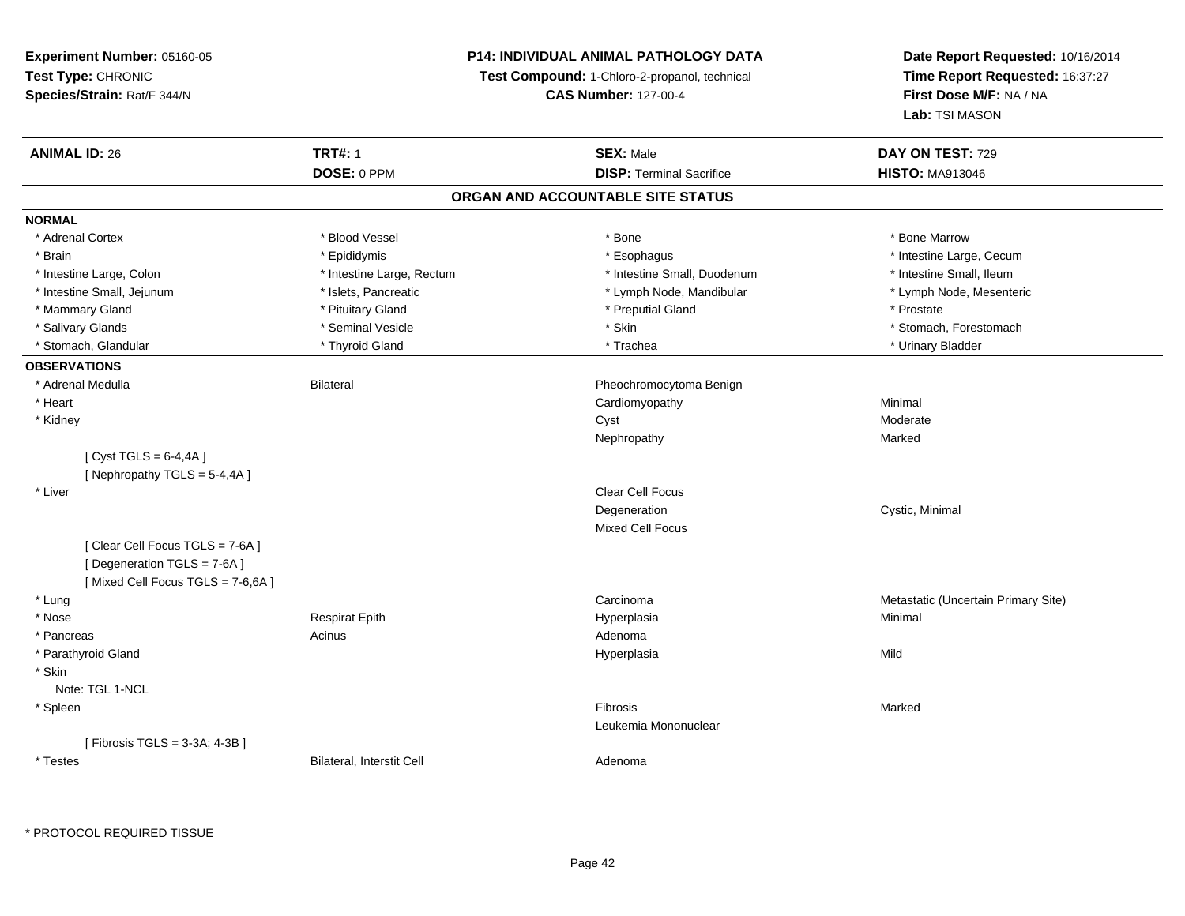**Experiment Number:** 05160-05
**Test Type:** CHRONIC
**Species/Strain:** Rat/F 344/N

**P14: INDIVIDUAL ANIMAL PATHOLOGY DATA**
**Test Compound:** 1-Chloro-2-propanol, technical
**CAS Number:** 127-00-4

**Date Report Requested:** 10/16/2014
**Time Report Requested:** 16:37:27
**First Dose M/F:** NA / NA
**Lab:** TSI MASON

| **ANIMAL ID:** 26 | **TRT#:** 1 | **SEX:** Male | **DAY ON TEST:** 729 |
|---|---|---|---|
| | **DOSE:** 0 PPM | **DISP:** Terminal Sacrifice | **HISTO:** MA913046 |

## ORGAN AND ACCOUNTABLE SITE STATUS

**NORMAL**

| | | | |
|---|---|---|---|
| * Adrenal Cortex | * Blood Vessel | * Bone | * Bone Marrow |
| * Brain | * Epididymis | * Esophagus | * Intestine Large, Cecum |
| * Intestine Large, Colon | * Intestine Large, Rectum | * Intestine Small, Duodenum | * Intestine Small, Ileum |
| * Intestine Small, Jejunum | * Islets, Pancreatic | * Lymph Node, Mandibular | * Lymph Node, Mesenteric |
| * Mammary Gland | * Pituitary Gland | * Preputial Gland | * Prostate |
| * Salivary Glands | * Seminal Vesicle | * Skin | * Stomach, Forestomach |
| * Stomach, Glandular | * Thyroid Gland | * Trachea | * Urinary Bladder |

**OBSERVATIONS**

| | | | |
|---|---|---|---|
| * Adrenal Medulla | Bilateral | Pheochromocytoma Benign | |
| * Heart | | Cardiomyopathy | Minimal |
| * Kidney | | Cyst | Moderate |
| | | Nephropathy | Marked |
| [ Cyst TGLS = 6-4,4A ] | | | |
| [ Nephropathy TGLS = 5-4,4A ] | | | |
| * Liver | | Clear Cell Focus | |
| | | Degeneration | Cystic, Minimal |
| | | Mixed Cell Focus | |
| [ Clear Cell Focus TGLS = 7-6A ] | | | |
| [ Degeneration TGLS = 7-6A ] | | | |
| [ Mixed Cell Focus TGLS = 7-6,6A ] | | | |
| * Lung | | Carcinoma | Metastatic (Uncertain Primary Site) |
| * Nose | Respirat Epith | Hyperplasia | Minimal |
| * Pancreas | Acinus | Adenoma | |
| * Parathyroid Gland | | Hyperplasia | Mild |
| * Skin | | | |
| Note: TGL 1-NCL | | | |
| * Spleen | | Fibrosis | Marked |
| | | Leukemia Mononuclear | |
| [ Fibrosis TGLS = 3-3A; 4-3B ] | | | |
| * Testes | Bilateral, Interstit Cell | Adenoma | |

* PROTOCOL REQUIRED TISSUE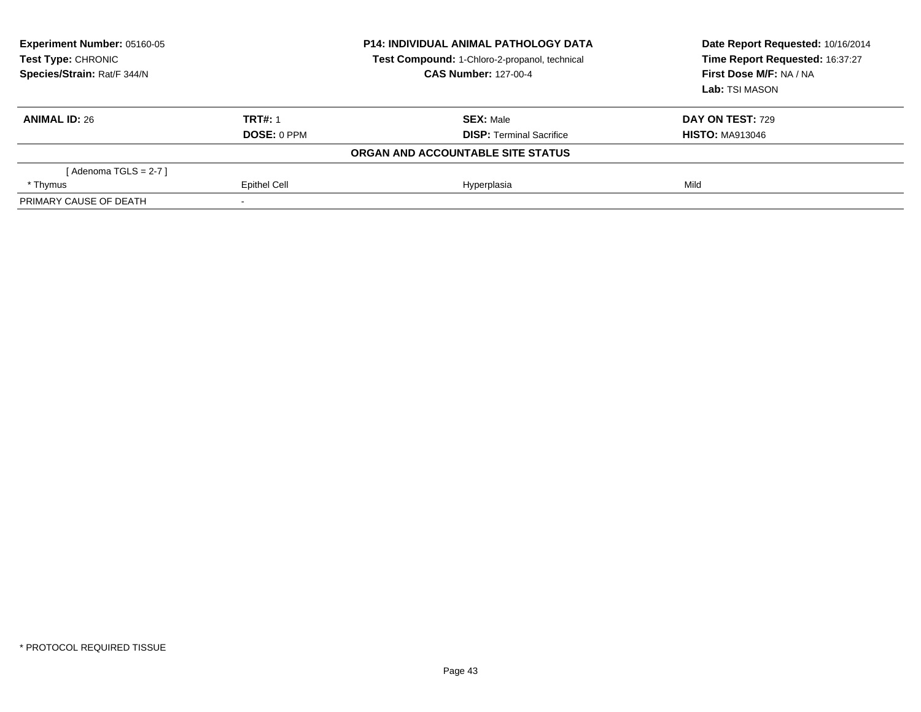**Experiment Number:** 05160-05
**Test Type:** CHRONIC
**Species/Strain:** Rat/F 344/N

**P14: INDIVIDUAL ANIMAL PATHOLOGY DATA**
**Test Compound:** 1-Chloro-2-propanol, technical
**CAS Number:** 127-00-4

**Date Report Requested:** 10/16/2014
**Time Report Requested:** 16:37:27
**First Dose M/F:** NA / NA
**Lab:** TSI MASON

| **ANIMAL ID:** 26 | **TRT#:** 1 | **SEX:** Male | **DAY ON TEST:** 729 |
|---|---|---|---|
| | **DOSE:** 0 PPM | **DISP:** Terminal Sacrifice | **HISTO:** MA913046 |
| | | **ORGAN AND ACCOUNTABLE SITE STATUS** | |
| [ Adenoma TGLS = 2-7 ] | | | |
| * Thymus | Epithel Cell | Hyperplasia | Mild |
| PRIMARY CAUSE OF DEATH | - | | |

* PROTOCOL REQUIRED TISSUE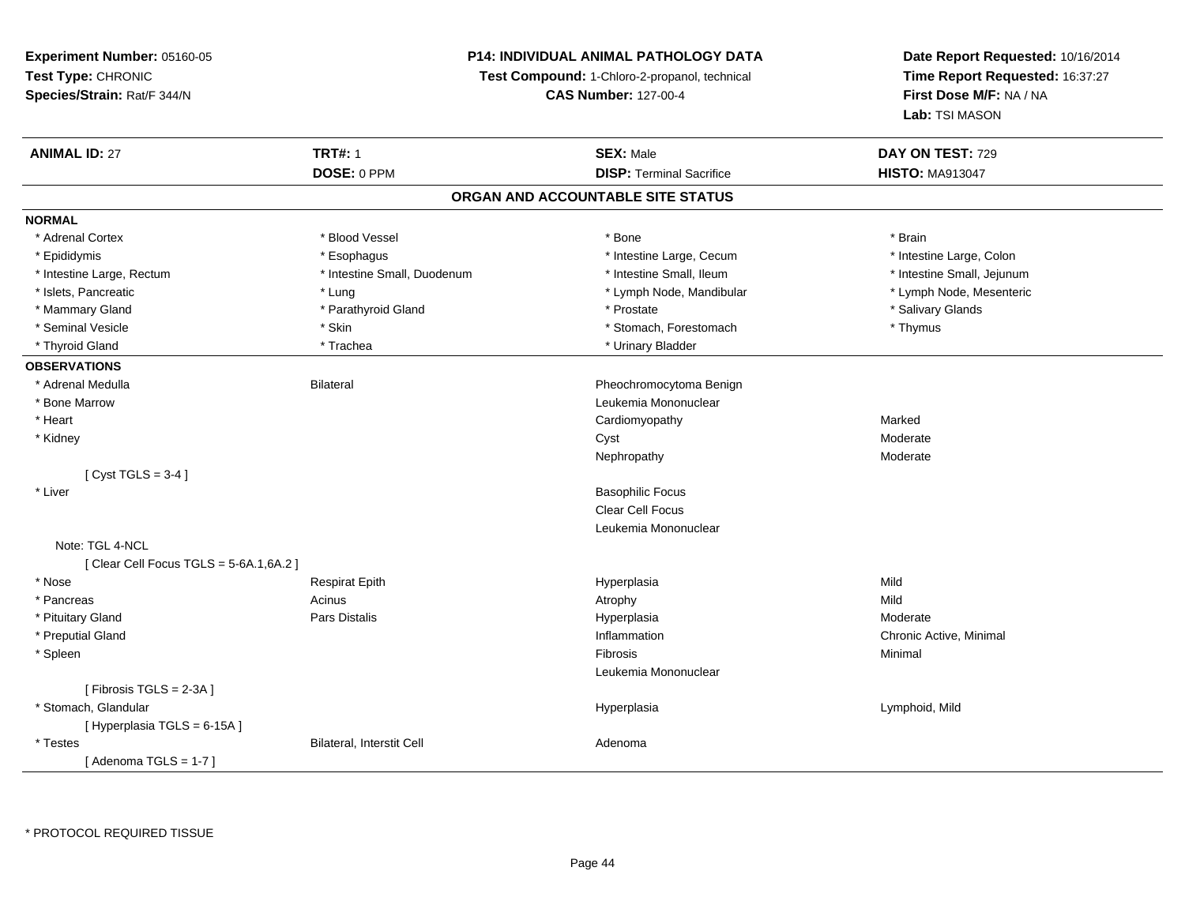**Experiment Number:** 05160-05
**Test Type:** CHRONIC
**Species/Strain:** Rat/F 344/N

**P14: INDIVIDUAL ANIMAL PATHOLOGY DATA**
**Test Compound:** 1-Chloro-2-propanol, technical
**CAS Number:** 127-00-4

**Date Report Requested:** 10/16/2014
**Time Report Requested:** 16:37:27
**First Dose M/F:** NA / NA
**Lab:** TSI MASON

| **ANIMAL ID:** 27 | **TRT#:** 1 | **SEX:** Male | **DAY ON TEST:** 729 |
|---|---|---|---|
| | **DOSE:** 0 PPM | **DISP:** Terminal Sacrifice | **HISTO:** MA913047 |

## ORGAN AND ACCOUNTABLE SITE STATUS

**NORMAL**

| | | | |
|---|---|---|---|
| * Adrenal Cortex | * Blood Vessel | * Bone | * Brain |
| * Epididymis | * Esophagus | * Intestine Large, Cecum | * Intestine Large, Colon |
| * Intestine Large, Rectum | * Intestine Small, Duodenum | * Intestine Small, Ileum | * Intestine Small, Jejunum |
| * Islets, Pancreatic | * Lung | * Lymph Node, Mandibular | * Lymph Node, Mesenteric |
| * Mammary Gland | * Parathyroid Gland | * Prostate | * Salivary Glands |
| * Seminal Vesicle | * Skin | * Stomach, Forestomach | * Thymus |
| * Thyroid Gland | * Trachea | * Urinary Bladder | |

**OBSERVATIONS**

| | | | |
|---|---|---|---|
| * Adrenal Medulla | Bilateral | Pheochromocytoma Benign | |
| * Bone Marrow | | Leukemia Mononuclear | |
| * Heart | | Cardiomyopathy | Marked |
| * Kidney | | Cyst | Moderate |
| | | Nephropathy | Moderate |
| [ Cyst TGLS = 3-4 ] | | | |
| * Liver | | Basophilic Focus | |
| | | Clear Cell Focus | |
| | | Leukemia Mononuclear | |
| Note: TGL 4-NCL | | | |
| [ Clear Cell Focus TGLS = 5-6A.1,6A.2 ] | | | |
| * Nose | Respirat Epith | Hyperplasia | Mild |
| * Pancreas | Acinus | Atrophy | Mild |
| * Pituitary Gland | Pars Distalis | Hyperplasia | Moderate |
| * Preputial Gland | | Inflammation | Chronic Active, Minimal |
| * Spleen | | Fibrosis | Minimal |
| | | Leukemia Mononuclear | |
| [ Fibrosis TGLS = 2-3A ] | | | |
| * Stomach, Glandular | | Hyperplasia | Lymphoid, Mild |
| [ Hyperplasia TGLS = 6-15A ] | | | |
| * Testes | Bilateral, Interstit Cell | Adenoma | |
| [ Adenoma TGLS = 1-7 ] | | | |

\* PROTOCOL REQUIRED TISSUE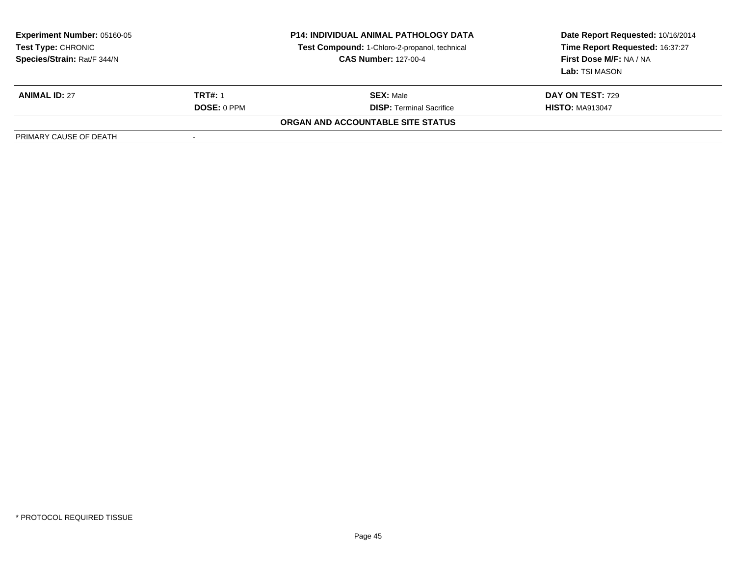**Experiment Number:** 05160-05
**Test Type:** CHRONIC
**Species/Strain:** Rat/F 344/N

**P14: INDIVIDUAL ANIMAL PATHOLOGY DATA**
**Test Compound:** 1-Chloro-2-propanol, technical
**CAS Number:** 127-00-4

**Date Report Requested:** 10/16/2014
**Time Report Requested:** 16:37:27
**First Dose M/F:** NA / NA
**Lab:** TSI MASON

| **ANIMAL ID:** 27 | **TRT#:** 1 | **SEX:** Male | **DAY ON TEST:** 729 |
|---|---|---|---|
| | **DOSE:** 0 PPM | **DISP:** Terminal Sacrifice | **HISTO:** MA913047 |

**ORGAN AND ACCOUNTABLE SITE STATUS**

| PRIMARY CAUSE OF DEATH | - |
|---|---|

* PROTOCOL REQUIRED TISSUE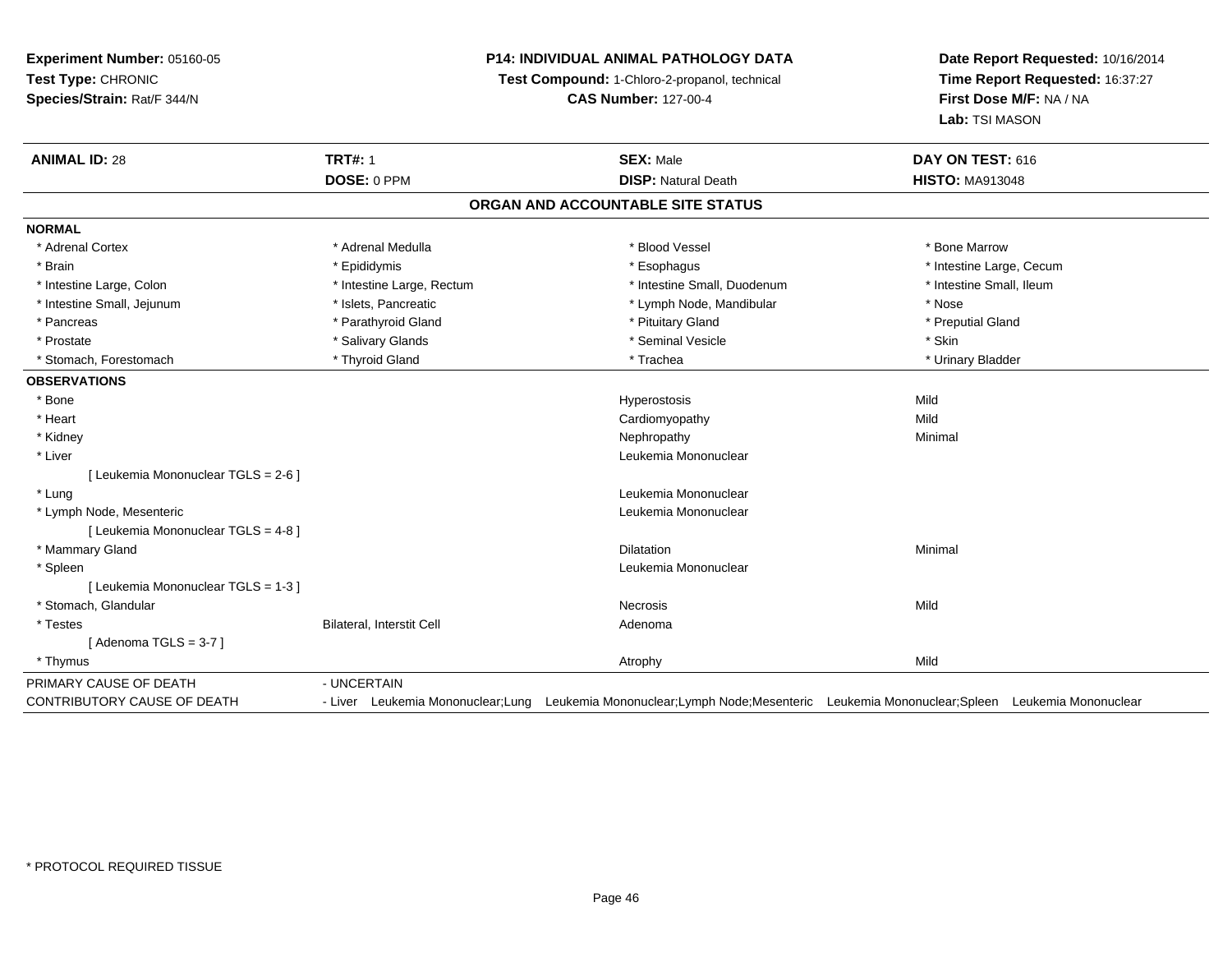**Experiment Number:** 05160-05
**Test Type:** CHRONIC
**Species/Strain:** Rat/F 344/N

**P14: INDIVIDUAL ANIMAL PATHOLOGY DATA**
**Test Compound:** 1-Chloro-2-propanol, technical
**CAS Number:** 127-00-4

**Date Report Requested:** 10/16/2014
**Time Report Requested:** 16:37:27
**First Dose M/F:** NA / NA
**Lab:** TSI MASON

| **ANIMAL ID:** 28 | **TRT#:** 1 | **SEX:** Male | **DAY ON TEST:** 616 |
|---|---|---|---|
| | **DOSE:** 0 PPM | **DISP:** Natural Death | **HISTO:** MA913048 |

## ORGAN AND ACCOUNTABLE SITE STATUS

**NORMAL**

| | | | |
|---|---|---|---|
| * Adrenal Cortex | * Adrenal Medulla | * Blood Vessel | * Bone Marrow |
| * Brain | * Epididymis | * Esophagus | * Intestine Large, Cecum |
| * Intestine Large, Colon | * Intestine Large, Rectum | * Intestine Small, Duodenum | * Intestine Small, Ileum |
| * Intestine Small, Jejunum | * Islets, Pancreatic | * Lymph Node, Mandibular | * Nose |
| * Pancreas | * Parathyroid Gland | * Pituitary Gland | * Preputial Gland |
| * Prostate | * Salivary Glands | * Seminal Vesicle | * Skin |
| * Stomach, Forestomach | * Thyroid Gland | * Trachea | * Urinary Bladder |

**OBSERVATIONS**

| | | | |
|---|---|---|---|
| * Bone | | Hyperostosis | Mild |
| * Heart | | Cardiomyopathy | Mild |
| * Kidney | | Nephropathy | Minimal |
| * Liver | | Leukemia Mononuclear | |
| [ Leukemia Mononuclear TGLS = 2-6 ] | | | |
| * Lung | | Leukemia Mononuclear | |
| * Lymph Node, Mesenteric | | Leukemia Mononuclear | |
| [ Leukemia Mononuclear TGLS = 4-8 ] | | | |
| * Mammary Gland | | Dilatation | Minimal |
| * Spleen | | Leukemia Mononuclear | |
| [ Leukemia Mononuclear TGLS = 1-3 ] | | | |
| * Stomach, Glandular | | Necrosis | Mild |
| * Testes | Bilateral, Interstit Cell | Adenoma | |
| [ Adenoma TGLS = 3-7 ] | | | |
| * Thymus | | Atrophy | Mild |

PRIMARY CAUSE OF DEATH - UNCERTAIN

CONTRIBUTORY CAUSE OF DEATH - Liver Leukemia Mononuclear;Lung Leukemia Mononuclear;Lymph Node;Mesenteric Leukemia Mononuclear;Spleen Leukemia Mononuclear

* PROTOCOL REQUIRED TISSUE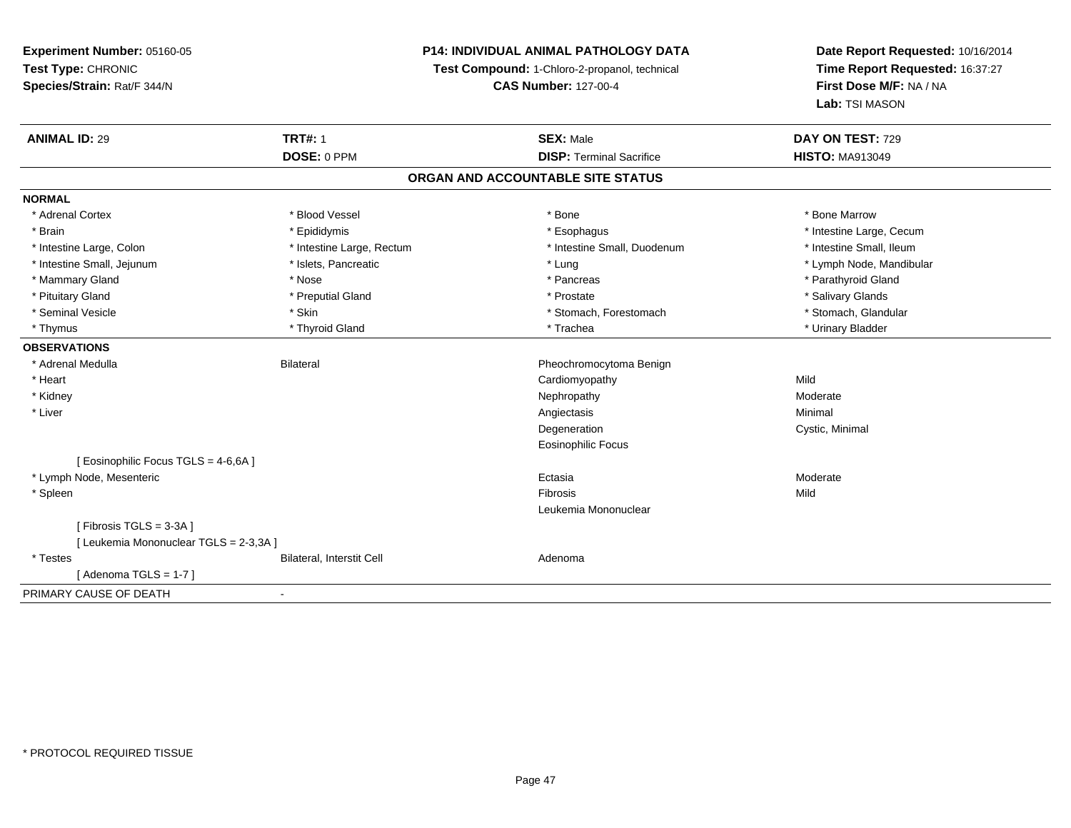**Experiment Number:** 05160-05
**Test Type:** CHRONIC
**Species/Strain:** Rat/F 344/N

**P14: INDIVIDUAL ANIMAL PATHOLOGY DATA**
**Test Compound:** 1-Chloro-2-propanol, technical
**CAS Number:** 127-00-4

**Date Report Requested:** 10/16/2014
**Time Report Requested:** 16:37:27
**First Dose M/F:** NA / NA
**Lab:** TSI MASON

| **ANIMAL ID:** 29 | **TRT#:** 1 | **SEX:** Male | **DAY ON TEST:** 729 |
|---|---|---|---|
| | **DOSE:** 0 PPM | **DISP:** Terminal Sacrifice | **HISTO:** MA913049 |

## ORGAN AND ACCOUNTABLE SITE STATUS

**NORMAL**

| | | | |
|---|---|---|---|
| * Adrenal Cortex | * Blood Vessel | * Bone | * Bone Marrow |
| * Brain | * Epididymis | * Esophagus | * Intestine Large, Cecum |
| * Intestine Large, Colon | * Intestine Large, Rectum | * Intestine Small, Duodenum | * Intestine Small, Ileum |
| * Intestine Small, Jejunum | * Islets, Pancreatic | * Lung | * Lymph Node, Mandibular |
| * Mammary Gland | * Nose | * Pancreas | * Parathyroid Gland |
| * Pituitary Gland | * Preputial Gland | * Prostate | * Salivary Glands |
| * Seminal Vesicle | * Skin | * Stomach, Forestomach | * Stomach, Glandular |
| * Thymus | * Thyroid Gland | * Trachea | * Urinary Bladder |

**OBSERVATIONS**

| | | | |
|---|---|---|---|
| * Adrenal Medulla | Bilateral | Pheochromocytoma Benign | |
| * Heart | | Cardiomyopathy | Mild |
| * Kidney | | Nephropathy | Moderate |
| * Liver | | Angiectasis | Minimal |
| | | Degeneration | Cystic, Minimal |
| | | Eosinophilic Focus | |
| [ Eosinophilic Focus TGLS = 4-6,6A ] | | | |
| * Lymph Node, Mesenteric | | Ectasia | Moderate |
| * Spleen | | Fibrosis | Mild |
| | | Leukemia Mononuclear | |
| [ Fibrosis TGLS = 3-3A ] | | | |
| [ Leukemia Mononuclear TGLS = 2-3,3A ] | | | |
| * Testes | Bilateral, Interstit Cell | Adenoma | |
| [ Adenoma TGLS = 1-7 ] | | | |

PRIMARY CAUSE OF DEATH -

* PROTOCOL REQUIRED TISSUE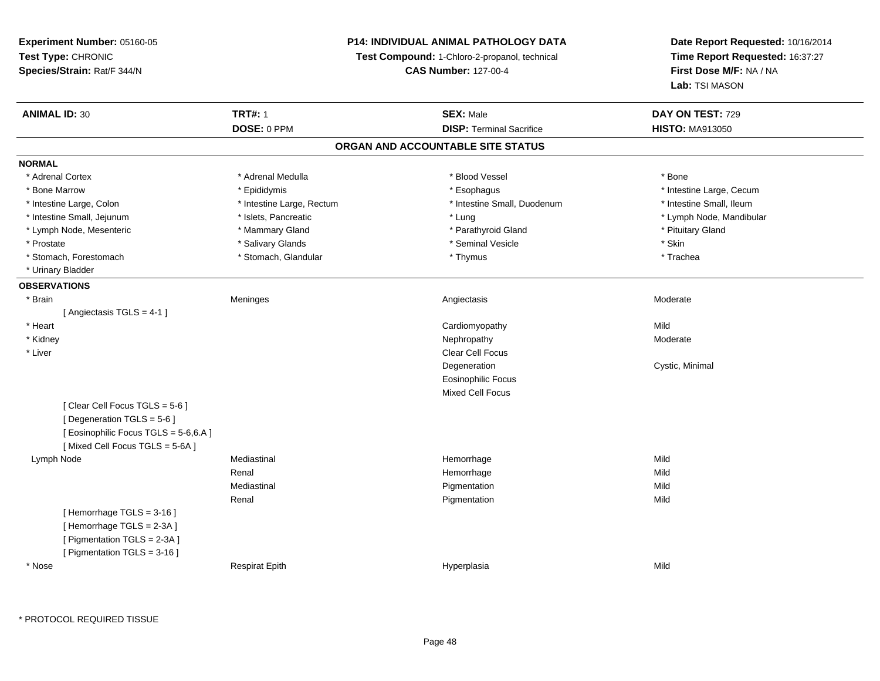**Experiment Number:** 05160-05
**Test Type:** CHRONIC
**Species/Strain:** Rat/F 344/N

**P14: INDIVIDUAL ANIMAL PATHOLOGY DATA**
**Test Compound:** 1-Chloro-2-propanol, technical
**CAS Number:** 127-00-4

**Date Report Requested:** 10/16/2014
**Time Report Requested:** 16:37:27
**First Dose M/F:** NA / NA
**Lab:** TSI MASON

| **ANIMAL ID:** 30 | **TRT#:** 1 | **SEX:** Male | **DAY ON TEST:** 729 |
|---|---|---|---|
| | **DOSE:** 0 PPM | **DISP:** Terminal Sacrifice | **HISTO:** MA913050 |

## ORGAN AND ACCOUNTABLE SITE STATUS

**NORMAL**

| | | | |
|---|---|---|---|
| * Adrenal Cortex | * Adrenal Medulla | * Blood Vessel | * Bone |
| * Bone Marrow | * Epididymis | * Esophagus | * Intestine Large, Cecum |
| * Intestine Large, Colon | * Intestine Large, Rectum | * Intestine Small, Duodenum | * Intestine Small, Ileum |
| * Intestine Small, Jejunum | * Islets, Pancreatic | * Lung | * Lymph Node, Mandibular |
| * Lymph Node, Mesenteric | * Mammary Gland | * Parathyroid Gland | * Pituitary Gland |
| * Prostate | * Salivary Glands | * Seminal Vesicle | * Skin |
| * Stomach, Forestomach | * Stomach, Glandular | * Thymus | * Trachea |
| * Urinary Bladder | | | |

**OBSERVATIONS**

| | | | |
|---|---|---|---|
| * Brain | Meninges | Angiectasis | Moderate |
| [ Angiectasis TGLS = 4-1 ] | | | |
| * Heart | | Cardiomyopathy | Mild |
| * Kidney | | Nephropathy | Moderate |
| * Liver | | Clear Cell Focus | |
| | | Degeneration | Cystic, Minimal |
| | | Eosinophilic Focus | |
| | | Mixed Cell Focus | |
| [ Clear Cell Focus TGLS = 5-6 ] | | | |
| [ Degeneration TGLS = 5-6 ] | | | |
| [ Eosinophilic Focus TGLS = 5-6,6.A ] | | | |
| [ Mixed Cell Focus TGLS = 5-6A ] | | | |
| Lymph Node | Mediastinal | Hemorrhage | Mild |
| | Renal | Hemorrhage | Mild |
| | Mediastinal | Pigmentation | Mild |
| | Renal | Pigmentation | Mild |
| [ Hemorrhage TGLS = 3-16 ] | | | |
| [ Hemorrhage TGLS = 2-3A ] | | | |
| [ Pigmentation TGLS = 2-3A ] | | | |
| [ Pigmentation TGLS = 3-16 ] | | | |
| * Nose | Respirat Epith | Hyperplasia | Mild |

* PROTOCOL REQUIRED TISSUE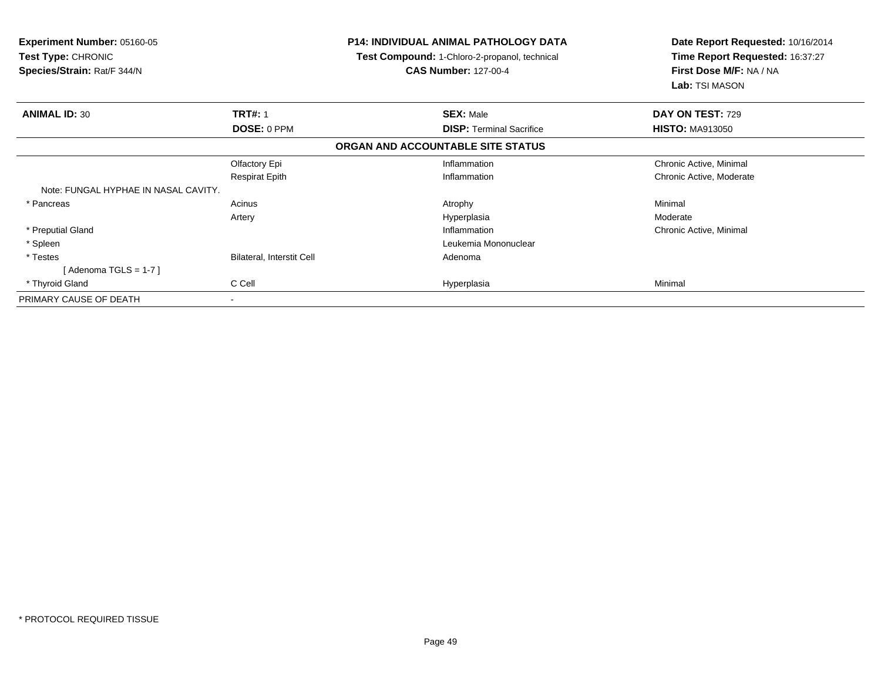**Experiment Number:** 05160-05
**Test Type:** CHRONIC
**Species/Strain:** Rat/F 344/N

**P14: INDIVIDUAL ANIMAL PATHOLOGY DATA**
**Test Compound:** 1-Chloro-2-propanol, technical
**CAS Number:** 127-00-4

**Date Report Requested:** 10/16/2014
**Time Report Requested:** 16:37:27
**First Dose M/F:** NA / NA
**Lab:** TSI MASON

| **ANIMAL ID:** 30 | **TRT#:** 1 | **SEX:** Male | **DAY ON TEST:** 729 |
|---|---|---|---|
| | **DOSE:** 0 PPM | **DISP:** Terminal Sacrifice | **HISTO:** MA913050 |

**ORGAN AND ACCOUNTABLE SITE STATUS**

| | | | |
|---|---|---|---|
| | Olfactory Epi | Inflammation | Chronic Active, Minimal |
| | Respirat Epith | Inflammation | Chronic Active, Moderate |
| Note: FUNGAL HYPHAE IN NASAL CAVITY. | | | |
| * Pancreas | Acinus | Atrophy | Minimal |
| | Artery | Hyperplasia | Moderate |
| * Preputial Gland | | Inflammation | Chronic Active, Minimal |
| * Spleen | | Leukemia Mononuclear | |
| * Testes | Bilateral, Interstit Cell | Adenoma | |
| [ Adenoma TGLS = 1-7 ] | | | |
| * Thyroid Gland | C Cell | Hyperplasia | Minimal |
| PRIMARY CAUSE OF DEATH | - | | |

* PROTOCOL REQUIRED TISSUE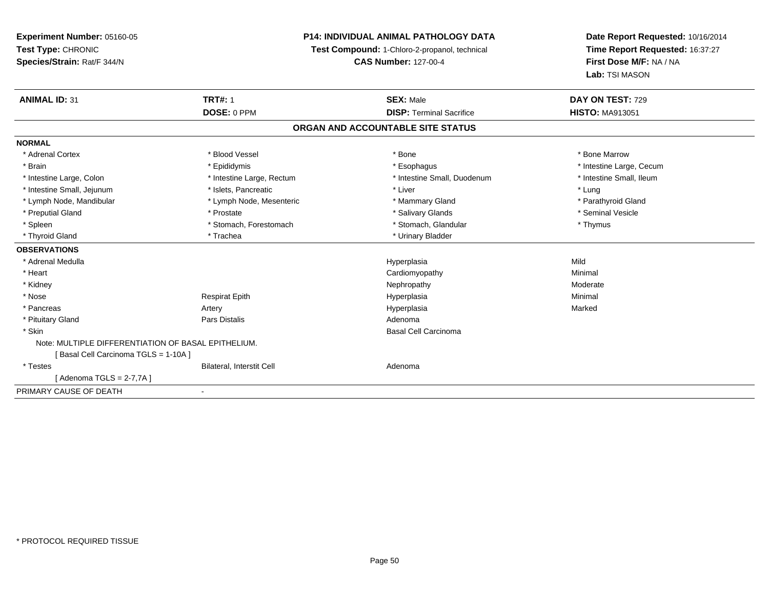**Experiment Number:** 05160-05
**Test Type:** CHRONIC
**Species/Strain:** Rat/F 344/N

**P14: INDIVIDUAL ANIMAL PATHOLOGY DATA**
**Test Compound:** 1-Chloro-2-propanol, technical
**CAS Number:** 127-00-4

**Date Report Requested:** 10/16/2014
**Time Report Requested:** 16:37:27
**First Dose M/F:** NA / NA
**Lab:** TSI MASON

| **ANIMAL ID:** 31 | **TRT#:** 1 | **SEX:** Male | **DAY ON TEST:** 729 |
|---|---|---|---|
| | **DOSE:** 0 PPM | **DISP:** Terminal Sacrifice | **HISTO:** MA913051 |

## ORGAN AND ACCOUNTABLE SITE STATUS

**NORMAL**

| | | | |
|---|---|---|---|
| * Adrenal Cortex | * Blood Vessel | * Bone | * Bone Marrow |
| * Brain | * Epididymis | * Esophagus | * Intestine Large, Cecum |
| * Intestine Large, Colon | * Intestine Large, Rectum | * Intestine Small, Duodenum | * Intestine Small, Ileum |
| * Intestine Small, Jejunum | * Islets, Pancreatic | * Liver | * Lung |
| * Lymph Node, Mandibular | * Lymph Node, Mesenteric | * Mammary Gland | * Parathyroid Gland |
| * Preputial Gland | * Prostate | * Salivary Glands | * Seminal Vesicle |
| * Spleen | * Stomach, Forestomach | * Stomach, Glandular | * Thymus |
| * Thyroid Gland | * Trachea | * Urinary Bladder | |

**OBSERVATIONS**

| | | | |
|---|---|---|---|
| * Adrenal Medulla | | Hyperplasia | Mild |
| * Heart | | Cardiomyopathy | Minimal |
| * Kidney | | Nephropathy | Moderate |
| * Nose | Respirat Epith | Hyperplasia | Minimal |
| * Pancreas | Artery | Hyperplasia | Marked |
| * Pituitary Gland | Pars Distalis | Adenoma | |
| * Skin | | Basal Cell Carcinoma | |
| Note: MULTIPLE DIFFERENTIATION OF BASAL EPITHELIUM. | | | |
| [ Basal Cell Carcinoma TGLS = 1-10A ] | | | |
| * Testes | Bilateral, Interstit Cell | Adenoma | |
| [ Adenoma TGLS = 2-7,7A ] | | | |

PRIMARY CAUSE OF DEATH -

* PROTOCOL REQUIRED TISSUE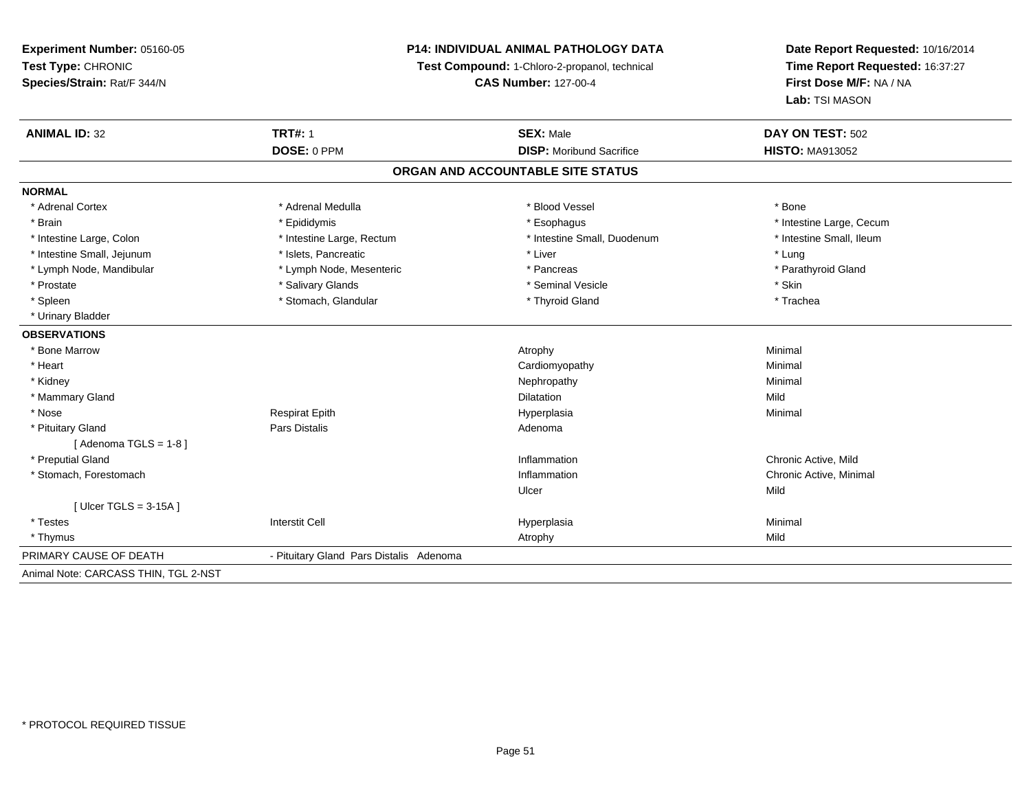**Experiment Number:** 05160-05
**Test Type:** CHRONIC
**Species/Strain:** Rat/F 344/N

**P14: INDIVIDUAL ANIMAL PATHOLOGY DATA**
**Test Compound:** 1-Chloro-2-propanol, technical
**CAS Number:** 127-00-4

**Date Report Requested:** 10/16/2014
**Time Report Requested:** 16:37:27
**First Dose M/F:** NA / NA
**Lab:** TSI MASON

| **ANIMAL ID:** 32 | **TRT#:** 1 | **SEX:** Male | **DAY ON TEST:** 502 |
|---|---|---|---|
| | **DOSE:** 0 PPM | **DISP:** Moribund Sacrifice | **HISTO:** MA913052 |

## ORGAN AND ACCOUNTABLE SITE STATUS

**NORMAL**

| | | | |
|---|---|---|---|
| * Adrenal Cortex | * Adrenal Medulla | * Blood Vessel | * Bone |
| * Brain | * Epididymis | * Esophagus | * Intestine Large, Cecum |
| * Intestine Large, Colon | * Intestine Large, Rectum | * Intestine Small, Duodenum | * Intestine Small, Ileum |
| * Intestine Small, Jejunum | * Islets, Pancreatic | * Liver | * Lung |
| * Lymph Node, Mandibular | * Lymph Node, Mesenteric | * Pancreas | * Parathyroid Gland |
| * Prostate | * Salivary Glands | * Seminal Vesicle | * Skin |
| * Spleen | * Stomach, Glandular | * Thyroid Gland | * Trachea |
| * Urinary Bladder | | | |

**OBSERVATIONS**

| | | | |
|---|---|---|---|
| * Bone Marrow | | Atrophy | Minimal |
| * Heart | | Cardiomyopathy | Minimal |
| * Kidney | | Nephropathy | Minimal |
| * Mammary Gland | | Dilatation | Mild |
| * Nose | Respirat Epith | Hyperplasia | Minimal |
| * Pituitary Gland | Pars Distalis | Adenoma | |
| [ Adenoma TGLS = 1-8 ] | | | |
| * Preputial Gland | | Inflammation | Chronic Active, Mild |
| * Stomach, Forestomach | | Inflammation | Chronic Active, Minimal |
| | | Ulcer | Mild |
| [ Ulcer TGLS = 3-15A ] | | | |
| * Testes | Interstit Cell | Hyperplasia | Minimal |
| * Thymus | | Atrophy | Mild |

PRIMARY CAUSE OF DEATH - Pituitary Gland Pars Distalis Adenoma

Animal Note: CARCASS THIN, TGL 2-NST

* PROTOCOL REQUIRED TISSUE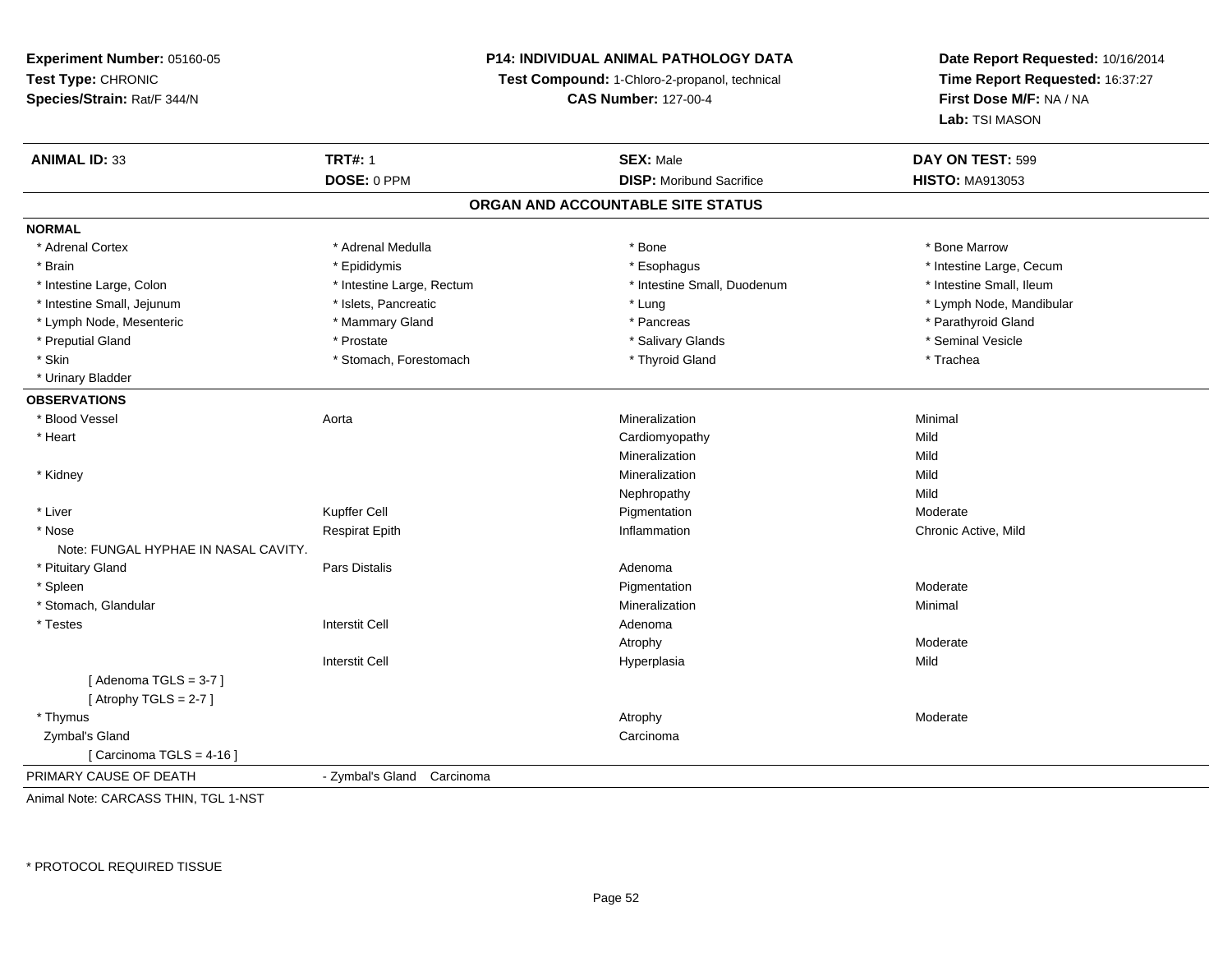**Experiment Number:** 05160-05
**Test Type:** CHRONIC
**Species/Strain:** Rat/F 344/N

**P14: INDIVIDUAL ANIMAL PATHOLOGY DATA**
**Test Compound:** 1-Chloro-2-propanol, technical
**CAS Number:** 127-00-4

**Date Report Requested:** 10/16/2014
**Time Report Requested:** 16:37:27
**First Dose M/F:** NA / NA
**Lab:** TSI MASON

| **ANIMAL ID:** 33 | **TRT#:** 1 | **SEX:** Male | **DAY ON TEST:** 599 |
|---|---|---|---|
| | **DOSE:** 0 PPM | **DISP:** Moribund Sacrifice | **HISTO:** MA913053 |

## ORGAN AND ACCOUNTABLE SITE STATUS

**NORMAL**

| | | | |
|---|---|---|---|
| * Adrenal Cortex | * Adrenal Medulla | * Bone | * Bone Marrow |
| * Brain | * Epididymis | * Esophagus | * Intestine Large, Cecum |
| * Intestine Large, Colon | * Intestine Large, Rectum | * Intestine Small, Duodenum | * Intestine Small, Ileum |
| * Intestine Small, Jejunum | * Islets, Pancreatic | * Lung | * Lymph Node, Mandibular |
| * Lymph Node, Mesenteric | * Mammary Gland | * Pancreas | * Parathyroid Gland |
| * Preputial Gland | * Prostate | * Salivary Glands | * Seminal Vesicle |
| * Skin | * Stomach, Forestomach | * Thyroid Gland | * Trachea |
| * Urinary Bladder | | | |

**OBSERVATIONS**

| | | | |
|---|---|---|---|
| * Blood Vessel | Aorta | Mineralization | Minimal |
| * Heart | | Cardiomyopathy | Mild |
| | | Mineralization | Mild |
| * Kidney | | Mineralization | Mild |
| | | Nephropathy | Mild |
| * Liver | Kupffer Cell | Pigmentation | Moderate |
| * Nose | Respirat Epith | Inflammation | Chronic Active, Mild |
| Note: FUNGAL HYPHAE IN NASAL CAVITY. | | | |
| * Pituitary Gland | Pars Distalis | Adenoma | |
| * Spleen | | Pigmentation | Moderate |
| * Stomach, Glandular | | Mineralization | Minimal |
| * Testes | Interstit Cell | Adenoma | |
| | | Atrophy | Moderate |
| | Interstit Cell | Hyperplasia | Mild |
| [ Adenoma TGLS = 3-7 ] | | | |
| [ Atrophy TGLS = 2-7 ] | | | |
| * Thymus | | Atrophy | Moderate |
| Zymbal's Gland | | Carcinoma | |
| [ Carcinoma TGLS = 4-16 ] | | | |

PRIMARY CAUSE OF DEATH - Zymbal's Gland Carcinoma

Animal Note: CARCASS THIN, TGL 1-NST

* PROTOCOL REQUIRED TISSUE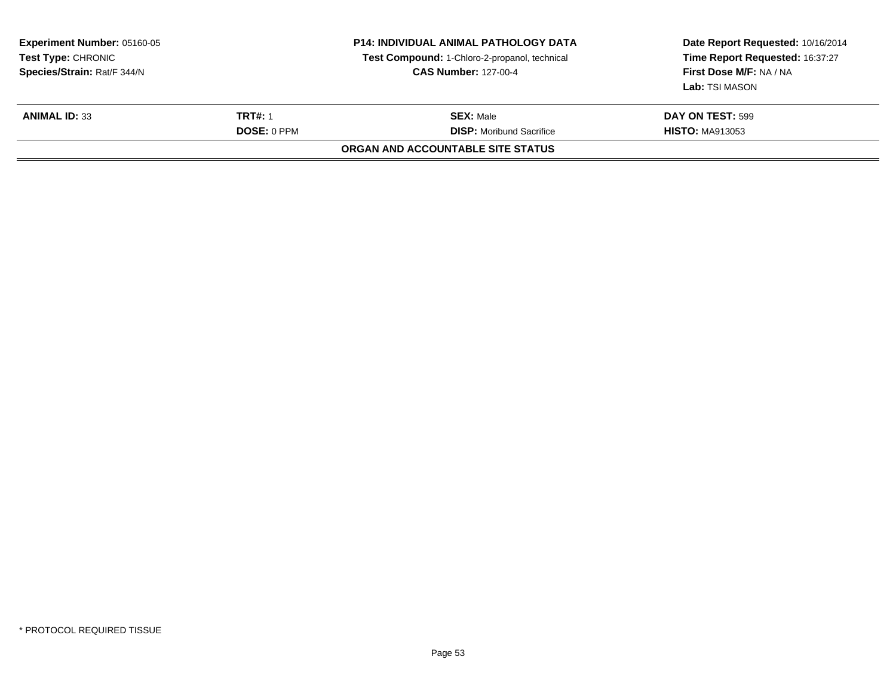**Experiment Number:** 05160-05
**Test Type:** CHRONIC
**Species/Strain:** Rat/F 344/N

**P14: INDIVIDUAL ANIMAL PATHOLOGY DATA**
**Test Compound:** 1-Chloro-2-propanol, technical
**CAS Number:** 127-00-4

**Date Report Requested:** 10/16/2014
**Time Report Requested:** 16:37:27
**First Dose M/F:** NA / NA
**Lab:** TSI MASON

| **ANIMAL ID:** 33 | **TRT#:** 1 | **SEX:** Male | **DAY ON TEST:** 599 |
|---|---|---|---|
| | **DOSE:** 0 PPM | **DISP:** Moribund Sacrifice | **HISTO:** MA913053 |

**ORGAN AND ACCOUNTABLE SITE STATUS**

* PROTOCOL REQUIRED TISSUE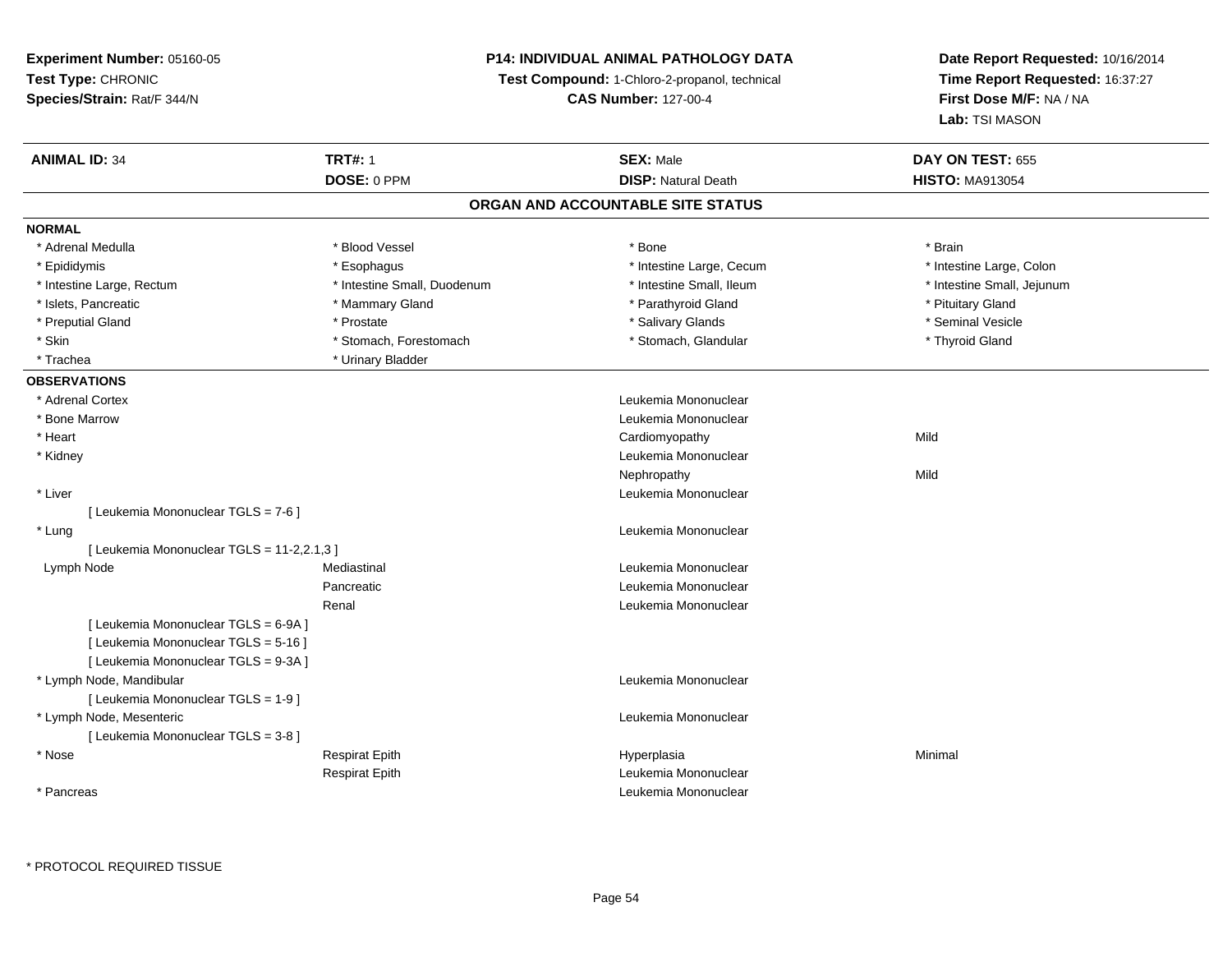**Experiment Number:** 05160-05
**Test Type:** CHRONIC
**Species/Strain:** Rat/F 344/N

**P14: INDIVIDUAL ANIMAL PATHOLOGY DATA**
**Test Compound:** 1-Chloro-2-propanol, technical
**CAS Number:** 127-00-4

**Date Report Requested:** 10/16/2014
**Time Report Requested:** 16:37:27
**First Dose M/F:** NA / NA
**Lab:** TSI MASON

| **ANIMAL ID:** 34 | **TRT#:** 1 | **SEX:** Male | **DAY ON TEST:** 655 |
|---|---|---|---|
| | **DOSE:** 0 PPM | **DISP:** Natural Death | **HISTO:** MA913054 |

## ORGAN AND ACCOUNTABLE SITE STATUS

**NORMAL**

| | | | |
|---|---|---|---|
| * Adrenal Medulla | * Blood Vessel | * Bone | * Brain |
| * Epididymis | * Esophagus | * Intestine Large, Cecum | * Intestine Large, Colon |
| * Intestine Large, Rectum | * Intestine Small, Duodenum | * Intestine Small, Ileum | * Intestine Small, Jejunum |
| * Islets, Pancreatic | * Mammary Gland | * Parathyroid Gland | * Pituitary Gland |
| * Preputial Gland | * Prostate | * Salivary Glands | * Seminal Vesicle |
| * Skin | * Stomach, Forestomach | * Stomach, Glandular | * Thyroid Gland |
| * Trachea | * Urinary Bladder | | |

**OBSERVATIONS**

| | | | |
|---|---|---|---|
| * Adrenal Cortex | | Leukemia Mononuclear | |
| * Bone Marrow | | Leukemia Mononuclear | |
| * Heart | | Cardiomyopathy | Mild |
| * Kidney | | Leukemia Mononuclear | |
| | | Nephropathy | Mild |
| * Liver | | Leukemia Mononuclear | |
| [ Leukemia Mononuclear TGLS = 7-6 ] | | | |
| * Lung | | Leukemia Mononuclear | |
| [ Leukemia Mononuclear TGLS = 11-2,2.1,3 ] | | | |
| Lymph Node | Mediastinal | Leukemia Mononuclear | |
| | Pancreatic | Leukemia Mononuclear | |
| | Renal | Leukemia Mononuclear | |
| [ Leukemia Mononuclear TGLS = 6-9A ] | | | |
| [ Leukemia Mononuclear TGLS = 5-16 ] | | | |
| [ Leukemia Mononuclear TGLS = 9-3A ] | | | |
| * Lymph Node, Mandibular | | Leukemia Mononuclear | |
| [ Leukemia Mononuclear TGLS = 1-9 ] | | | |
| * Lymph Node, Mesenteric | | Leukemia Mononuclear | |
| [ Leukemia Mononuclear TGLS = 3-8 ] | | | |
| * Nose | Respirat Epith | Hyperplasia | Minimal |
| | Respirat Epith | Leukemia Mononuclear | |
| * Pancreas | | Leukemia Mononuclear | |

\* PROTOCOL REQUIRED TISSUE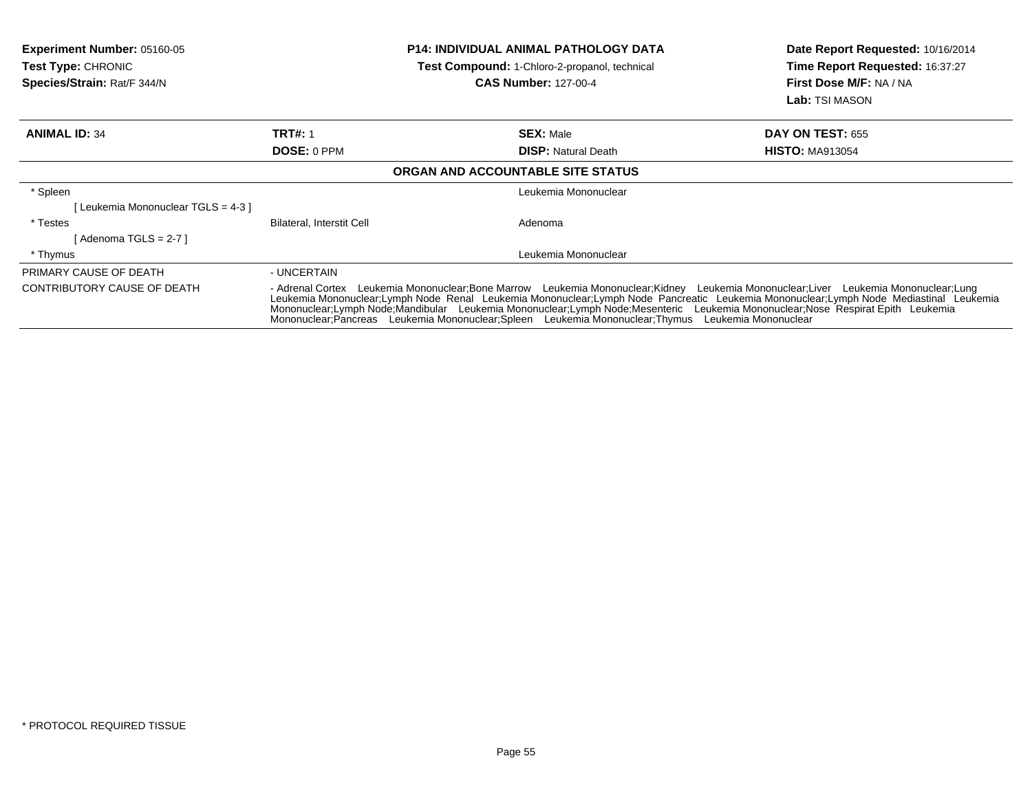**Experiment Number:** 05160-05
**Test Type:** CHRONIC
**Species/Strain:** Rat/F 344/N

**P14: INDIVIDUAL ANIMAL PATHOLOGY DATA**
**Test Compound:** 1-Chloro-2-propanol, technical
**CAS Number:** 127-00-4

**Date Report Requested:** 10/16/2014
**Time Report Requested:** 16:37:27
**First Dose M/F:** NA / NA
**Lab:** TSI MASON

| **ANIMAL ID:** 34 | **TRT#:** 1 | **SEX:** Male | **DAY ON TEST:** 655 |
|---|---|---|---|
| | **DOSE:** 0 PPM | **DISP:** Natural Death | **HISTO:** MA913054 |

**ORGAN AND ACCOUNTABLE SITE STATUS**

| | | |
|---|---|---|
| * Spleen | | Leukemia Mononuclear |
| [ Leukemia Mononuclear TGLS = 4-3 ] | | |
| * Testes | Bilateral, Interstit Cell | Adenoma |
| [ Adenoma TGLS = 2-7 ] | | |
| * Thymus | | Leukemia Mononuclear |

| | |
|---|---|
| PRIMARY CAUSE OF DEATH | - UNCERTAIN |
| CONTRIBUTORY CAUSE OF DEATH | - Adrenal Cortex Leukemia Mononuclear;Bone Marrow Leukemia Mononuclear;Kidney Leukemia Mononuclear;Liver Leukemia Mononuclear;Lung Leukemia Mononuclear;Lymph Node Renal Leukemia Mononuclear;Lymph Node Pancreatic Leukemia Mononuclear;Lymph Node Mediastinal Leukemia Mononuclear;Lymph Node;Mandibular Leukemia Mononuclear;Lymph Node;Mesenteric Leukemia Mononuclear;Nose Respirat Epith Leukemia Mononuclear;Pancreas Leukemia Mononuclear;Spleen Leukemia Mononuclear;Thymus Leukemia Mononuclear |

\* PROTOCOL REQUIRED TISSUE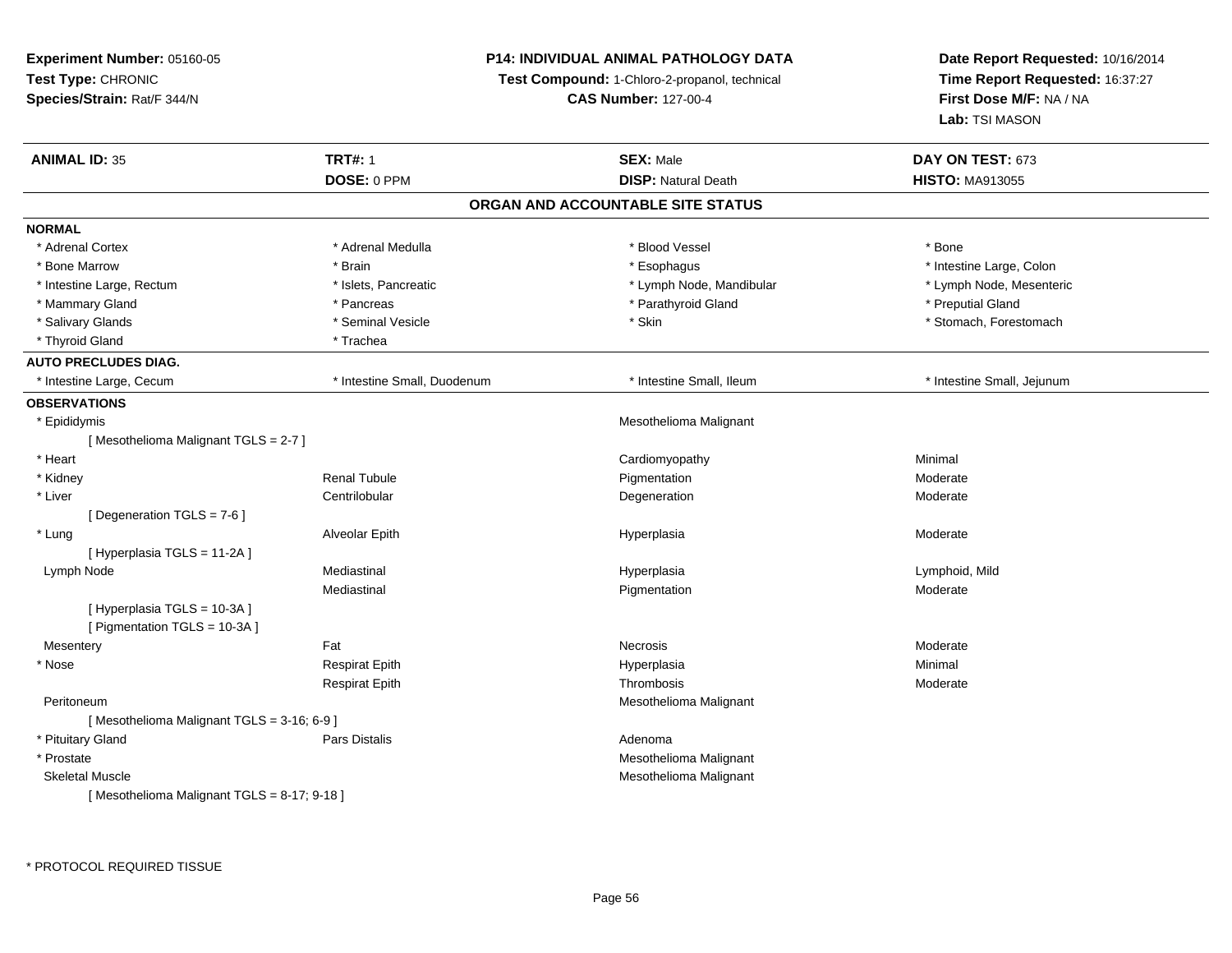**Experiment Number:** 05160-05
**Test Type:** CHRONIC
**Species/Strain:** Rat/F 344/N

**P14: INDIVIDUAL ANIMAL PATHOLOGY DATA**
**Test Compound:** 1-Chloro-2-propanol, technical
**CAS Number:** 127-00-4

**Date Report Requested:** 10/16/2014
**Time Report Requested:** 16:37:27
**First Dose M/F:** NA / NA
**Lab:** TSI MASON

| **ANIMAL ID:** 35 | **TRT#:** 1 | **SEX:** Male | **DAY ON TEST:** 673 |
|---|---|---|---|
| | **DOSE:** 0 PPM | **DISP:** Natural Death | **HISTO:** MA913055 |

## ORGAN AND ACCOUNTABLE SITE STATUS

**NORMAL**

| | | | |
|---|---|---|---|
| * Adrenal Cortex | * Adrenal Medulla | * Blood Vessel | * Bone |
| * Bone Marrow | * Brain | * Esophagus | * Intestine Large, Colon |
| * Intestine Large, Rectum | * Islets, Pancreatic | * Lymph Node, Mandibular | * Lymph Node, Mesenteric |
| * Mammary Gland | * Pancreas | * Parathyroid Gland | * Preputial Gland |
| * Salivary Glands | * Seminal Vesicle | * Skin | * Stomach, Forestomach |
| * Thyroid Gland | * Trachea | | |

**AUTO PRECLUDES DIAG.**

| | | | |
|---|---|---|---|
| * Intestine Large, Cecum | * Intestine Small, Duodenum | * Intestine Small, Ileum | * Intestine Small, Jejunum |

**OBSERVATIONS**

| | | | |
|---|---|---|---|
| * Epididymis | | Mesothelioma Malignant | |
| [ Mesothelioma Malignant TGLS = 2-7 ] | | | |
| * Heart | | Cardiomyopathy | Minimal |
| * Kidney | Renal Tubule | Pigmentation | Moderate |
| * Liver | Centrilobular | Degeneration | Moderate |
| [ Degeneration TGLS = 7-6 ] | | | |
| * Lung | Alveolar Epith | Hyperplasia | Moderate |
| [ Hyperplasia TGLS = 11-2A ] | | | |
| Lymph Node | Mediastinal | Hyperplasia | Lymphoid, Mild |
| | Mediastinal | Pigmentation | Moderate |
| [ Hyperplasia TGLS = 10-3A ] | | | |
| [ Pigmentation TGLS = 10-3A ] | | | |
| Mesentery | Fat | Necrosis | Moderate |
| * Nose | Respirat Epith | Hyperplasia | Minimal |
| | Respirat Epith | Thrombosis | Moderate |
| Peritoneum | | Mesothelioma Malignant | |
| [ Mesothelioma Malignant TGLS = 3-16; 6-9 ] | | | |
| * Pituitary Gland | Pars Distalis | Adenoma | |
| * Prostate | | Mesothelioma Malignant | |
| Skeletal Muscle | | Mesothelioma Malignant | |
| [ Mesothelioma Malignant TGLS = 8-17; 9-18 ] | | | |

* PROTOCOL REQUIRED TISSUE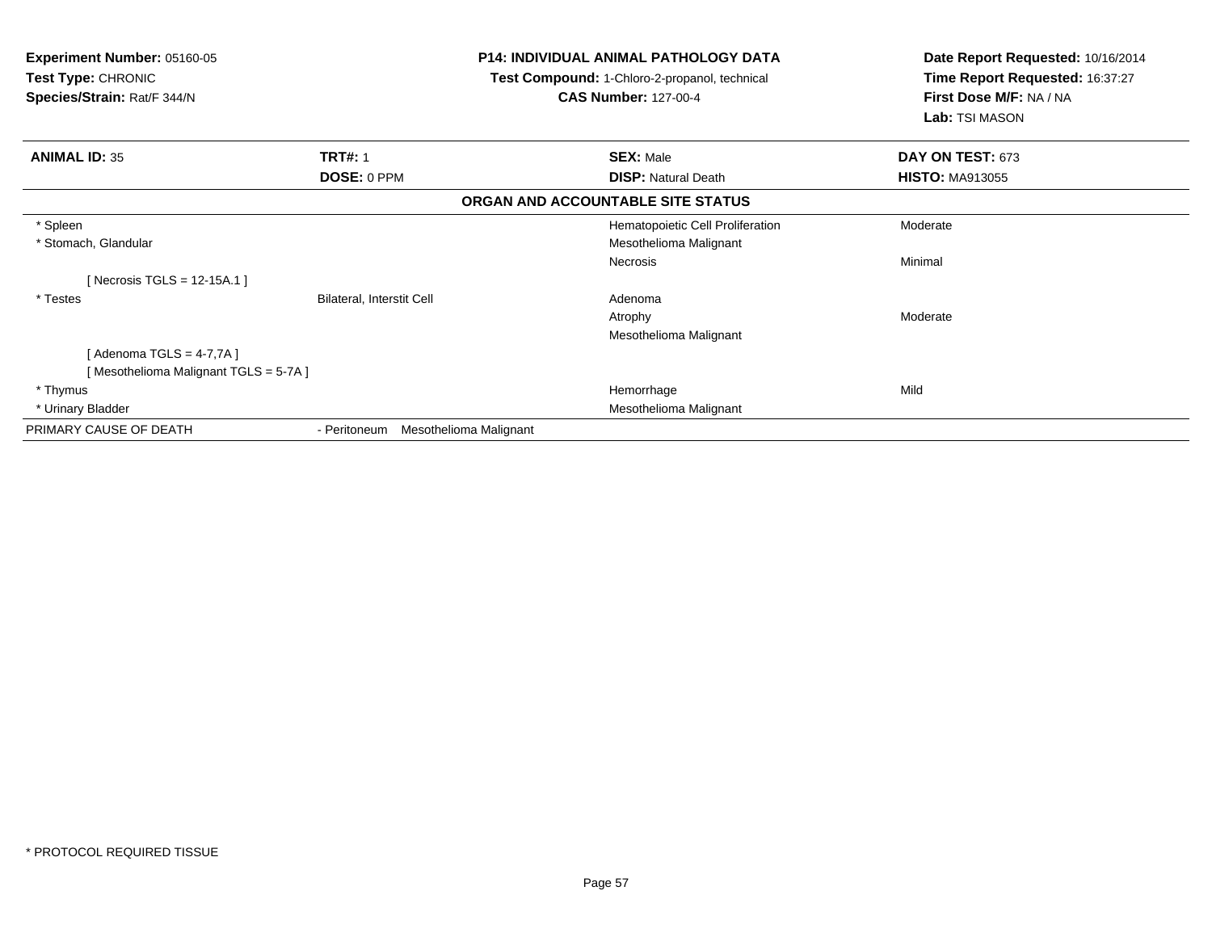**Experiment Number:** 05160-05
**Test Type:** CHRONIC
**Species/Strain:** Rat/F 344/N

**P14: INDIVIDUAL ANIMAL PATHOLOGY DATA**
**Test Compound:** 1-Chloro-2-propanol, technical
**CAS Number:** 127-00-4

**Date Report Requested:** 10/16/2014
**Time Report Requested:** 16:37:27
**First Dose M/F:** NA / NA
**Lab:** TSI MASON

| **ANIMAL ID:** 35 | **TRT#:** 1 | **SEX:** Male | **DAY ON TEST:** 673 |
|---|---|---|---|
| | **DOSE:** 0 PPM | **DISP:** Natural Death | **HISTO:** MA913055 |

**ORGAN AND ACCOUNTABLE SITE STATUS**

| | | | |
|---|---|---|---|
| * Spleen | | Hematopoietic Cell Proliferation | Moderate |
| * Stomach, Glandular | | Mesothelioma Malignant | |
| | | Necrosis | Minimal |
| [ Necrosis TGLS = 12-15A.1 ] | | | |
| * Testes | Bilateral, Interstit Cell | Adenoma | |
| | | Atrophy | Moderate |
| | | Mesothelioma Malignant | |
| [ Adenoma TGLS = 4-7,7A ] | | | |
| [ Mesothelioma Malignant TGLS = 5-7A ] | | | |
| * Thymus | | Hemorrhage | Mild |
| * Urinary Bladder | | Mesothelioma Malignant | |
| PRIMARY CAUSE OF DEATH | - Peritoneum Mesothelioma Malignant | | |

* PROTOCOL REQUIRED TISSUE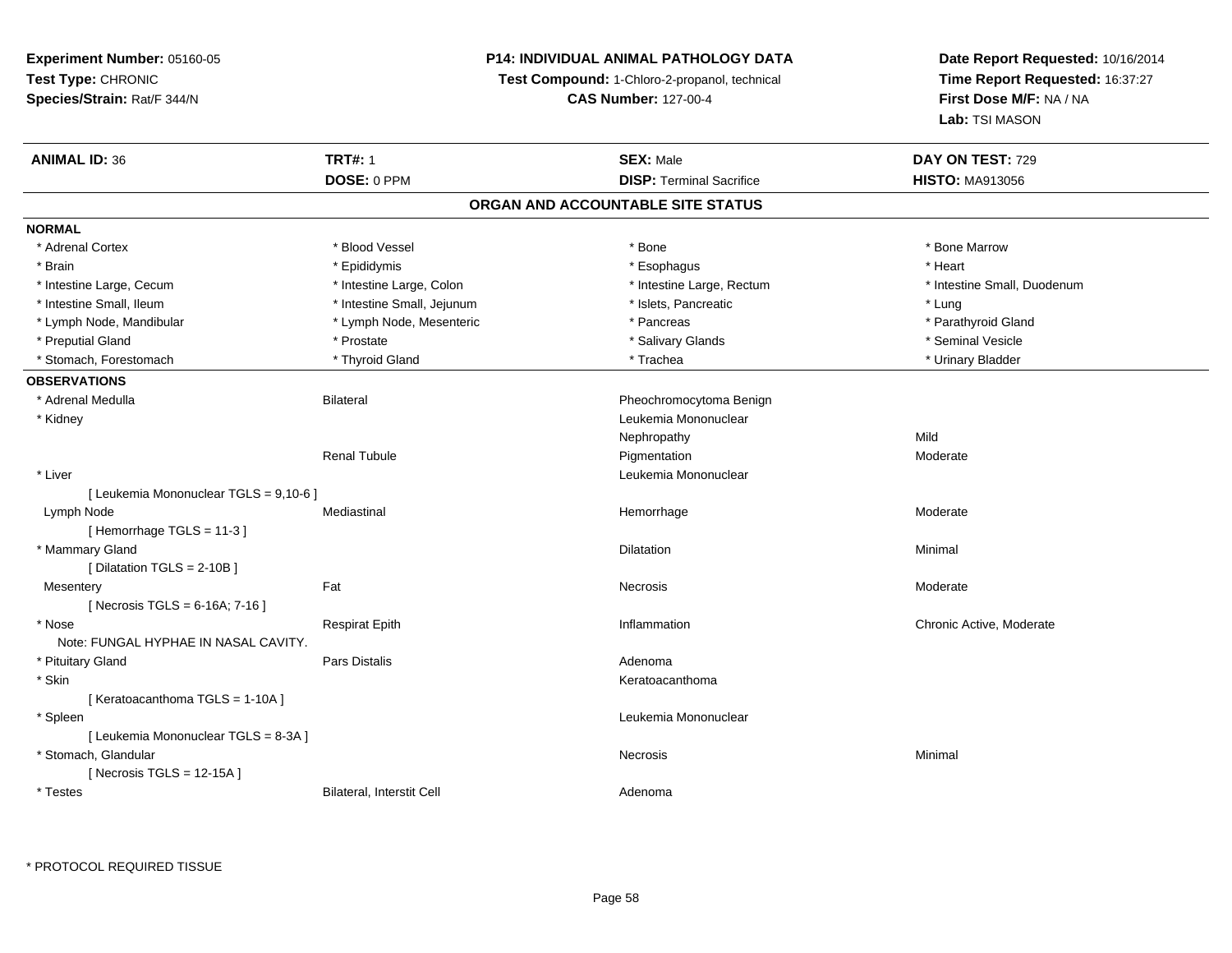**Experiment Number:** 05160-05
**Test Type:** CHRONIC
**Species/Strain:** Rat/F 344/N

**P14: INDIVIDUAL ANIMAL PATHOLOGY DATA**
**Test Compound:** 1-Chloro-2-propanol, technical
**CAS Number:** 127-00-4

**Date Report Requested:** 10/16/2014
**Time Report Requested:** 16:37:27
**First Dose M/F:** NA / NA
**Lab:** TSI MASON

| **ANIMAL ID:** 36 | **TRT#:** 1 | **SEX:** Male | **DAY ON TEST:** 729 |
|---|---|---|---|
| | **DOSE:** 0 PPM | **DISP:** Terminal Sacrifice | **HISTO:** MA913056 |

## ORGAN AND ACCOUNTABLE SITE STATUS

**NORMAL**

| | | | |
|---|---|---|---|
| * Adrenal Cortex | * Blood Vessel | * Bone | * Bone Marrow |
| * Brain | * Epididymis | * Esophagus | * Heart |
| * Intestine Large, Cecum | * Intestine Large, Colon | * Intestine Large, Rectum | * Intestine Small, Duodenum |
| * Intestine Small, Ileum | * Intestine Small, Jejunum | * Islets, Pancreatic | * Lung |
| * Lymph Node, Mandibular | * Lymph Node, Mesenteric | * Pancreas | * Parathyroid Gland |
| * Preputial Gland | * Prostate | * Salivary Glands | * Seminal Vesicle |
| * Stomach, Forestomach | * Thyroid Gland | * Trachea | * Urinary Bladder |

**OBSERVATIONS**

| | | | |
|---|---|---|---|
| * Adrenal Medulla | Bilateral | Pheochromocytoma Benign | |
| * Kidney | | Leukemia Mononuclear | |
| | | Nephropathy | Mild |
| | Renal Tubule | Pigmentation | Moderate |
| * Liver | | Leukemia Mononuclear | |
| [ Leukemia Mononuclear TGLS = 9,10-6 ] | | | |
| Lymph Node | Mediastinal | Hemorrhage | Moderate |
| [ Hemorrhage TGLS = 11-3 ] | | | |
| * Mammary Gland | | Dilatation | Minimal |
| [ Dilatation TGLS = 2-10B ] | | | |
| Mesentery | Fat | Necrosis | Moderate |
| [ Necrosis TGLS = 6-16A; 7-16 ] | | | |
| * Nose | Respirat Epith | Inflammation | Chronic Active, Moderate |
| Note: FUNGAL HYPHAE IN NASAL CAVITY. | | | |
| * Pituitary Gland | Pars Distalis | Adenoma | |
| * Skin | | Keratoacanthoma | |
| [ Keratoacanthoma TGLS = 1-10A ] | | | |
| * Spleen | | Leukemia Mononuclear | |
| [ Leukemia Mononuclear TGLS = 8-3A ] | | | |
| * Stomach, Glandular | | Necrosis | Minimal |
| [ Necrosis TGLS = 12-15A ] | | | |
| * Testes | Bilateral, Interstit Cell | Adenoma | |

* PROTOCOL REQUIRED TISSUE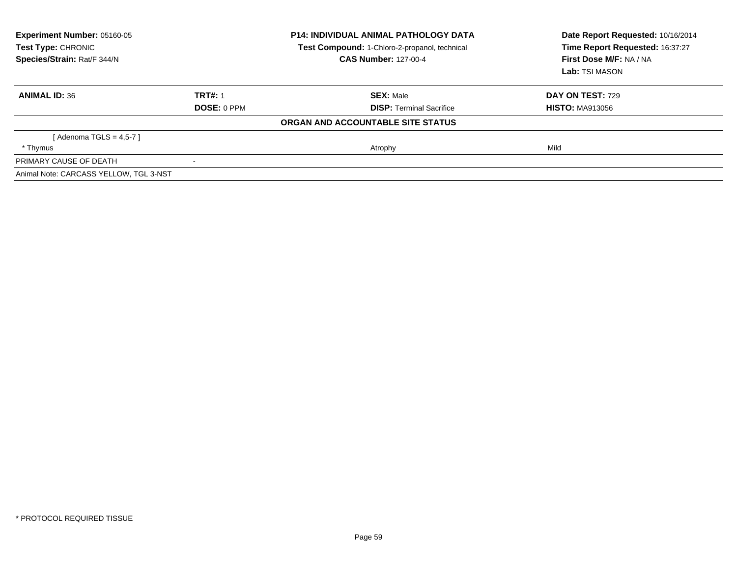**Experiment Number:** 05160-05
**Test Type:** CHRONIC
**Species/Strain:** Rat/F 344/N

**P14: INDIVIDUAL ANIMAL PATHOLOGY DATA**
**Test Compound:** 1-Chloro-2-propanol, technical
**CAS Number:** 127-00-4

**Date Report Requested:** 10/16/2014
**Time Report Requested:** 16:37:27
**First Dose M/F:** NA / NA
**Lab:** TSI MASON

| **ANIMAL ID:** 36 | **TRT#:** 1 | **SEX:** Male | **DAY ON TEST:** 729 |
|---|---|---|---|
| | **DOSE:** 0 PPM | **DISP:** Terminal Sacrifice | **HISTO:** MA913056 |

**ORGAN AND ACCOUNTABLE SITE STATUS**

| | | | |
|---|---|---|---|
| [ Adenoma TGLS = 4,5-7 ] | | | |
| * Thymus | | Atrophy | Mild |
| PRIMARY CAUSE OF DEATH | - | | |
| Animal Note: CARCASS YELLOW, TGL 3-NST | | | |

* PROTOCOL REQUIRED TISSUE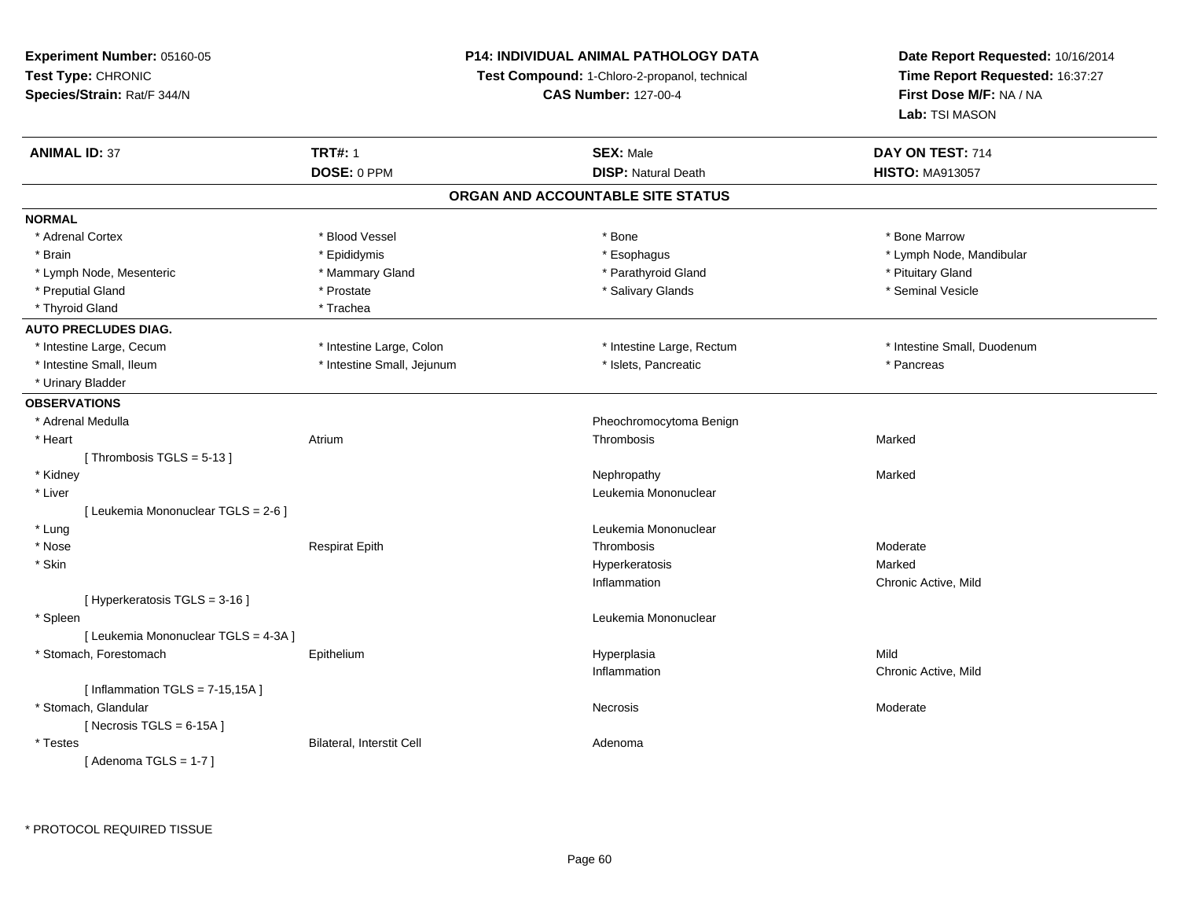**Experiment Number:** 05160-05
**Test Type:** CHRONIC
**Species/Strain:** Rat/F 344/N

**P14: INDIVIDUAL ANIMAL PATHOLOGY DATA**
**Test Compound:** 1-Chloro-2-propanol, technical
**CAS Number:** 127-00-4

**Date Report Requested:** 10/16/2014
**Time Report Requested:** 16:37:27
**First Dose M/F:** NA / NA
**Lab:** TSI MASON

| **ANIMAL ID:** 37 | **TRT#:** 1 | **SEX:** Male | **DAY ON TEST:** 714 |
|---|---|---|---|
| | **DOSE:** 0 PPM | **DISP:** Natural Death | **HISTO:** MA913057 |

## ORGAN AND ACCOUNTABLE SITE STATUS

**NORMAL**

| | | | |
|---|---|---|---|
| * Adrenal Cortex | * Blood Vessel | * Bone | * Bone Marrow |
| * Brain | * Epididymis | * Esophagus | * Lymph Node, Mandibular |
| * Lymph Node, Mesenteric | * Mammary Gland | * Parathyroid Gland | * Pituitary Gland |
| * Preputial Gland | * Prostate | * Salivary Glands | * Seminal Vesicle |
| * Thyroid Gland | * Trachea | | |

**AUTO PRECLUDES DIAG.**

| | | | |
|---|---|---|---|
| * Intestine Large, Cecum | * Intestine Large, Colon | * Intestine Large, Rectum | * Intestine Small, Duodenum |
| * Intestine Small, Ileum | * Intestine Small, Jejunum | * Islets, Pancreatic | * Pancreas |
| * Urinary Bladder | | | |

**OBSERVATIONS**

| | | | |
|---|---|---|---|
| * Adrenal Medulla | | Pheochromocytoma Benign | |
| * Heart | Atrium | Thrombosis | Marked |
| [ Thrombosis TGLS = 5-13 ] | | | |
| * Kidney | | Nephropathy | Marked |
| * Liver | | Leukemia Mononuclear | |
| [ Leukemia Mononuclear TGLS = 2-6 ] | | | |
| * Lung | | Leukemia Mononuclear | |
| * Nose | Respirat Epith | Thrombosis | Moderate |
| * Skin | | Hyperkeratosis | Marked |
| | | Inflammation | Chronic Active, Mild |
| [ Hyperkeratosis TGLS = 3-16 ] | | | |
| * Spleen | | Leukemia Mononuclear | |
| [ Leukemia Mononuclear TGLS = 4-3A ] | | | |
| * Stomach, Forestomach | Epithelium | Hyperplasia | Mild |
| | | Inflammation | Chronic Active, Mild |
| [ Inflammation TGLS = 7-15,15A ] | | | |
| * Stomach, Glandular | | Necrosis | Moderate |
| [ Necrosis TGLS = 6-15A ] | | | |
| * Testes | Bilateral, Interstit Cell | Adenoma | |
| [ Adenoma TGLS = 1-7 ] | | | |

* PROTOCOL REQUIRED TISSUE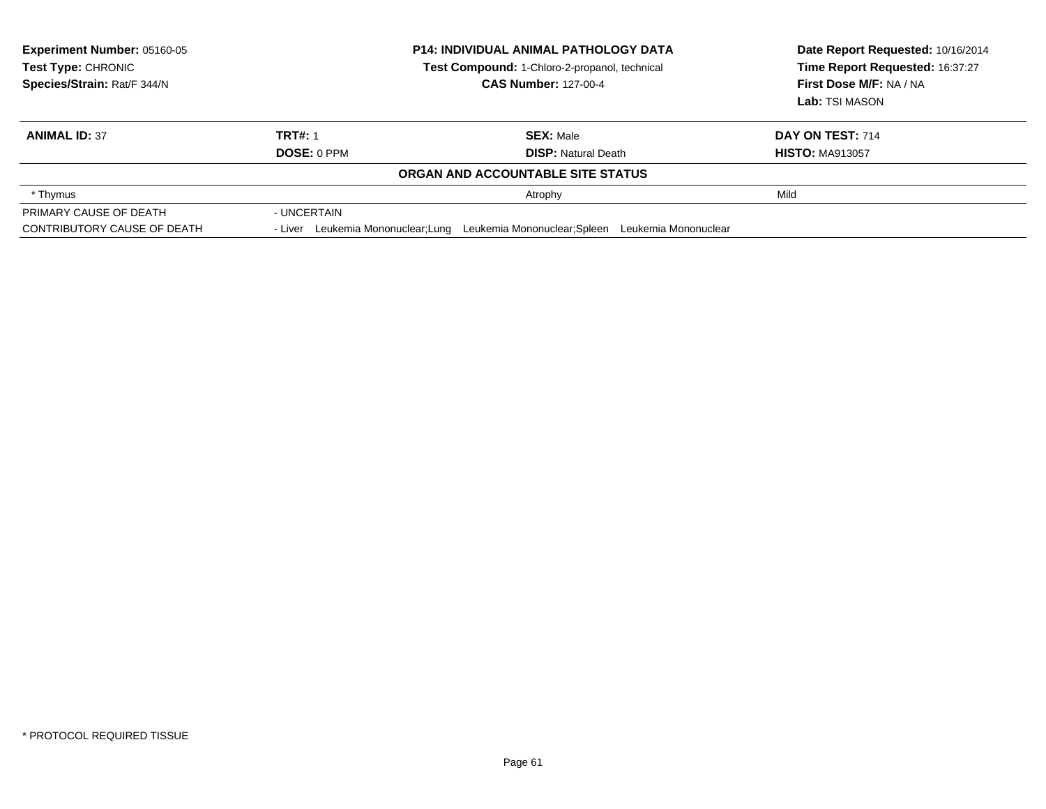**Experiment Number:** 05160-05
**Test Type:** CHRONIC
**Species/Strain:** Rat/F 344/N

**P14: INDIVIDUAL ANIMAL PATHOLOGY DATA**
**Test Compound:** 1-Chloro-2-propanol, technical
**CAS Number:** 127-00-4

**Date Report Requested:** 10/16/2014
**Time Report Requested:** 16:37:27
**First Dose M/F:** NA / NA
**Lab:** TSI MASON

| **ANIMAL ID:** 37 | **TRT#:** 1 | **SEX:** Male | **DAY ON TEST:** 714 |
|---|---|---|---|
| | **DOSE:** 0 PPM | **DISP:** Natural Death | **HISTO:** MA913057 |

**ORGAN AND ACCOUNTABLE SITE STATUS**

| | | | |
|---|---|---|---|
| * Thymus | | Atrophy | Mild |
| PRIMARY CAUSE OF DEATH | - UNCERTAIN | | |
| CONTRIBUTORY CAUSE OF DEATH | - Liver Leukemia Mononuclear;Lung Leukemia Mononuclear;Spleen Leukemia Mononuclear | | |

* PROTOCOL REQUIRED TISSUE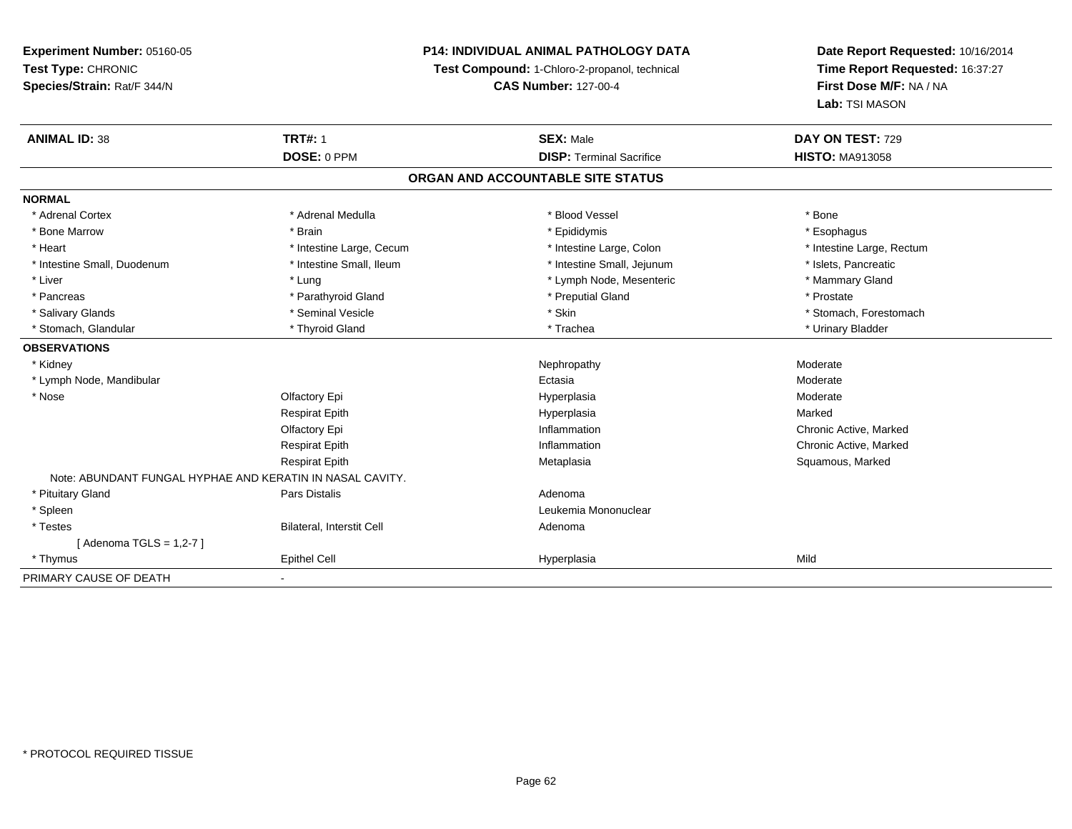**Experiment Number:** 05160-05
**Test Type:** CHRONIC
**Species/Strain:** Rat/F 344/N

**P14: INDIVIDUAL ANIMAL PATHOLOGY DATA**
**Test Compound:** 1-Chloro-2-propanol, technical
**CAS Number:** 127-00-4

**Date Report Requested:** 10/16/2014
**Time Report Requested:** 16:37:27
**First Dose M/F:** NA / NA
**Lab:** TSI MASON

| **ANIMAL ID:** 38 | **TRT#:** 1 | **SEX:** Male | **DAY ON TEST:** 729 |
|---|---|---|---|
| | **DOSE:** 0 PPM | **DISP:** Terminal Sacrifice | **HISTO:** MA913058 |

## ORGAN AND ACCOUNTABLE SITE STATUS

**NORMAL**

| | | | |
|---|---|---|---|
| * Adrenal Cortex | * Adrenal Medulla | * Blood Vessel | * Bone |
| * Bone Marrow | * Brain | * Epididymis | * Esophagus |
| * Heart | * Intestine Large, Cecum | * Intestine Large, Colon | * Intestine Large, Rectum |
| * Intestine Small, Duodenum | * Intestine Small, Ileum | * Intestine Small, Jejunum | * Islets, Pancreatic |
| * Liver | * Lung | * Lymph Node, Mesenteric | * Mammary Gland |
| * Pancreas | * Parathyroid Gland | * Preputial Gland | * Prostate |
| * Salivary Glands | * Seminal Vesicle | * Skin | * Stomach, Forestomach |
| * Stomach, Glandular | * Thyroid Gland | * Trachea | * Urinary Bladder |

**OBSERVATIONS**

| | | | |
|---|---|---|---|
| * Kidney | | Nephropathy | Moderate |
| * Lymph Node, Mandibular | | Ectasia | Moderate |
| * Nose | Olfactory Epi | Hyperplasia | Moderate |
| | Respirat Epith | Hyperplasia | Marked |
| | Olfactory Epi | Inflammation | Chronic Active, Marked |
| | Respirat Epith | Inflammation | Chronic Active, Marked |
| | Respirat Epith | Metaplasia | Squamous, Marked |
| Note: ABUNDANT FUNGAL HYPHAE AND KERATIN IN NASAL CAVITY. | | | |
| * Pituitary Gland | Pars Distalis | Adenoma | |
| * Spleen | | Leukemia Mononuclear | |
| * Testes | Bilateral, Interstit Cell | Adenoma | |
| [ Adenoma TGLS = 1,2-7 ] | | | |
| * Thymus | Epithel Cell | Hyperplasia | Mild |

PRIMARY CAUSE OF DEATH -

* PROTOCOL REQUIRED TISSUE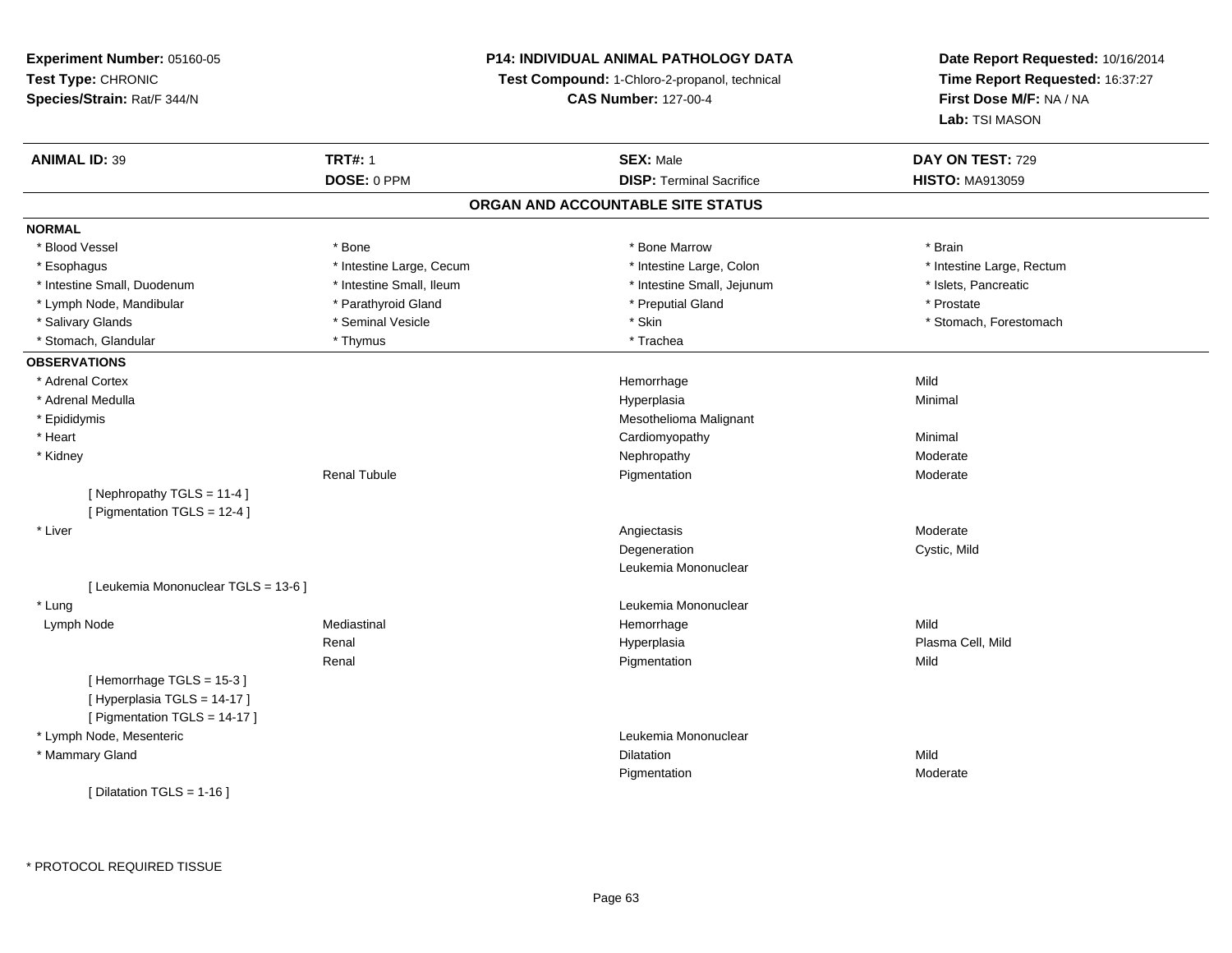**Experiment Number:** 05160-05
**Test Type:** CHRONIC
**Species/Strain:** Rat/F 344/N

**P14: INDIVIDUAL ANIMAL PATHOLOGY DATA**
**Test Compound:** 1-Chloro-2-propanol, technical
**CAS Number:** 127-00-4

**Date Report Requested:** 10/16/2014
**Time Report Requested:** 16:37:27
**First Dose M/F:** NA / NA
**Lab:** TSI MASON

| **ANIMAL ID:** 39 | **TRT#:** 1 | **SEX:** Male | **DAY ON TEST:** 729 |
|---|---|---|---|
| | **DOSE:** 0 PPM | **DISP:** Terminal Sacrifice | **HISTO:** MA913059 |

## ORGAN AND ACCOUNTABLE SITE STATUS

**NORMAL**

| | | | |
|---|---|---|---|
| * Blood Vessel | * Bone | * Bone Marrow | * Brain |
| * Esophagus | * Intestine Large, Cecum | * Intestine Large, Colon | * Intestine Large, Rectum |
| * Intestine Small, Duodenum | * Intestine Small, Ileum | * Intestine Small, Jejunum | * Islets, Pancreatic |
| * Lymph Node, Mandibular | * Parathyroid Gland | * Preputial Gland | * Prostate |
| * Salivary Glands | * Seminal Vesicle | * Skin | * Stomach, Forestomach |
| * Stomach, Glandular | * Thymus | * Trachea | |

**OBSERVATIONS**

| | | | |
|---|---|---|---|
| * Adrenal Cortex | | Hemorrhage | Mild |
| * Adrenal Medulla | | Hyperplasia | Minimal |
| * Epididymis | | Mesothelioma Malignant | |
| * Heart | | Cardiomyopathy | Minimal |
| * Kidney | | Nephropathy | Moderate |
| | Renal Tubule | Pigmentation | Moderate |
| [ Nephropathy TGLS = 11-4 ] | | | |
| [ Pigmentation TGLS = 12-4 ] | | | |
| * Liver | | Angiectasis | Moderate |
| | | Degeneration | Cystic, Mild |
| | | Leukemia Mononuclear | |
| [ Leukemia Mononuclear TGLS = 13-6 ] | | | |
| * Lung | | Leukemia Mononuclear | |
| Lymph Node | Mediastinal | Hemorrhage | Mild |
| | Renal | Hyperplasia | Plasma Cell, Mild |
| | Renal | Pigmentation | Mild |
| [ Hemorrhage TGLS = 15-3 ] | | | |
| [ Hyperplasia TGLS = 14-17 ] | | | |
| [ Pigmentation TGLS = 14-17 ] | | | |
| * Lymph Node, Mesenteric | | Leukemia Mononuclear | |
| * Mammary Gland | | Dilatation | Mild |
| | | Pigmentation | Moderate |
| [ Dilatation TGLS = 1-16 ] | | | |

* PROTOCOL REQUIRED TISSUE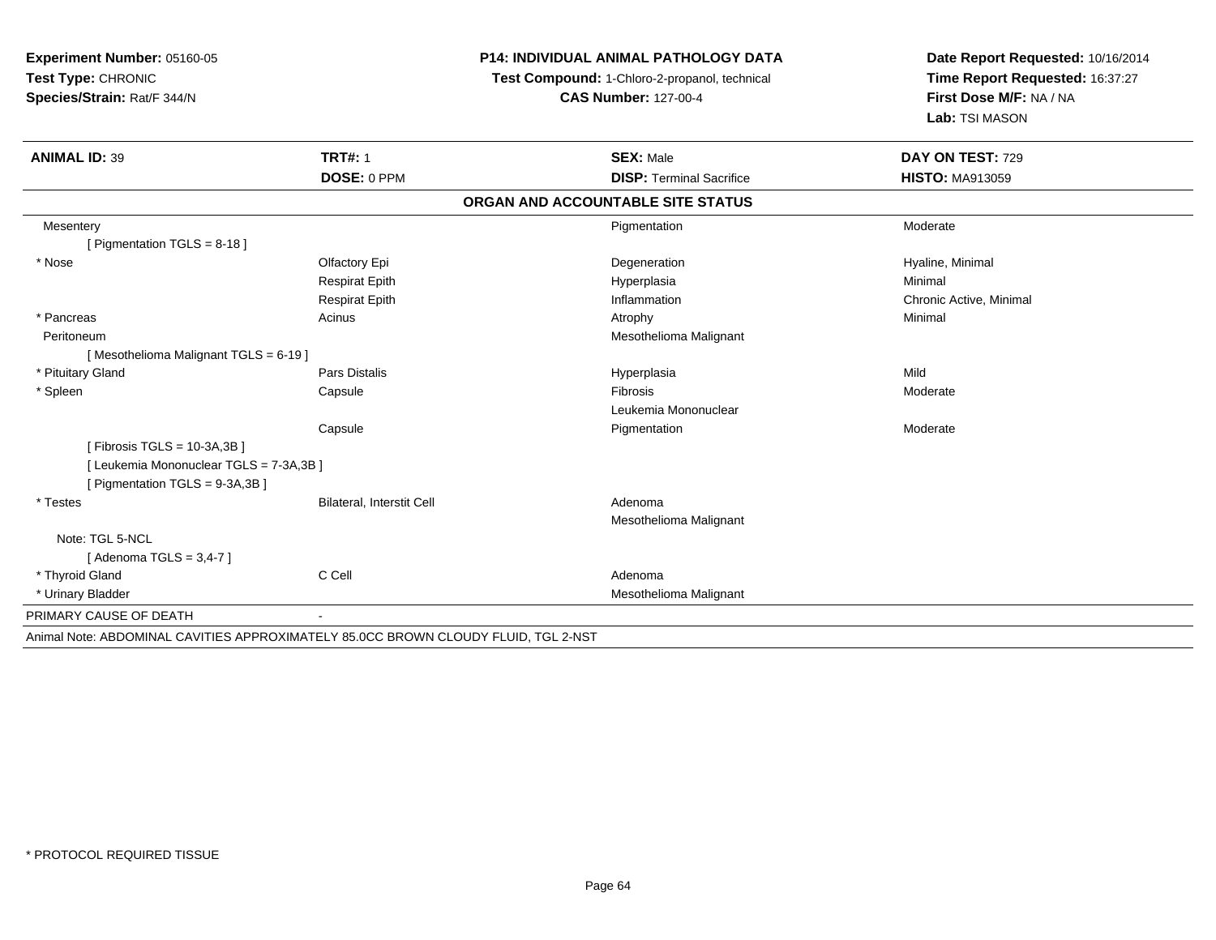**Experiment Number:** 05160-05
**Test Type:** CHRONIC
**Species/Strain:** Rat/F 344/N

**P14: INDIVIDUAL ANIMAL PATHOLOGY DATA**
**Test Compound:** 1-Chloro-2-propanol, technical
**CAS Number:** 127-00-4

**Date Report Requested:** 10/16/2014
**Time Report Requested:** 16:37:27
**First Dose M/F:** NA / NA
**Lab:** TSI MASON

| **ANIMAL ID:** 39 | **TRT#:** 1 | **SEX:** Male | **DAY ON TEST:** 729 |
|---|---|---|---|
| | **DOSE:** 0 PPM | **DISP:** Terminal Sacrifice | **HISTO:** MA913059 |

**ORGAN AND ACCOUNTABLE SITE STATUS**

| | | | |
|---|---|---|---|
| Mesentery | | Pigmentation | Moderate |
| [ Pigmentation TGLS = 8-18 ] | | | |
| * Nose | Olfactory Epi | Degeneration | Hyaline, Minimal |
| | Respirat Epith | Hyperplasia | Minimal |
| | Respirat Epith | Inflammation | Chronic Active, Minimal |
| * Pancreas | Acinus | Atrophy | Minimal |
| Peritoneum | | Mesothelioma Malignant | |
| [ Mesothelioma Malignant TGLS = 6-19 ] | | | |
| * Pituitary Gland | Pars Distalis | Hyperplasia | Mild |
| * Spleen | Capsule | Fibrosis | Moderate |
| | | Leukemia Mononuclear | |
| | Capsule | Pigmentation | Moderate |
| [ Fibrosis TGLS = 10-3A,3B ] | | | |
| [ Leukemia Mononuclear TGLS = 7-3A,3B ] | | | |
| [ Pigmentation TGLS = 9-3A,3B ] | | | |
| * Testes | Bilateral, Interstit Cell | Adenoma | |
| | | Mesothelioma Malignant | |
| Note: TGL 5-NCL | | | |
| [ Adenoma TGLS = 3,4-7 ] | | | |
| * Thyroid Gland | C Cell | Adenoma | |
| * Urinary Bladder | | Mesothelioma Malignant | |
| PRIMARY CAUSE OF DEATH | - | | |

Animal Note: ABDOMINAL CAVITIES APPROXIMATELY 85.0CC BROWN CLOUDY FLUID, TGL 2-NST

* PROTOCOL REQUIRED TISSUE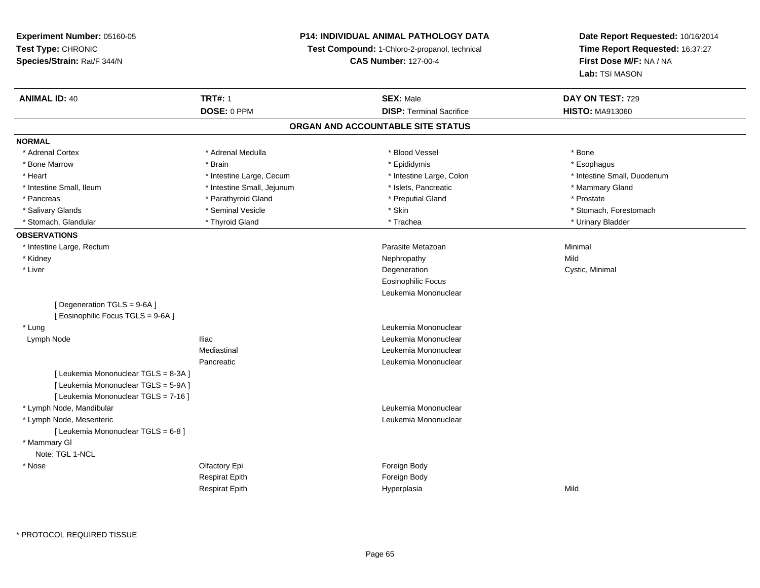**Experiment Number:** 05160-05
**Test Type:** CHRONIC
**Species/Strain:** Rat/F 344/N

**P14: INDIVIDUAL ANIMAL PATHOLOGY DATA**
**Test Compound:** 1-Chloro-2-propanol, technical
**CAS Number:** 127-00-4

**Date Report Requested:** 10/16/2014
**Time Report Requested:** 16:37:27
**First Dose M/F:** NA / NA
**Lab:** TSI MASON

| **ANIMAL ID:** 40 | **TRT#:** 1 | **SEX:** Male | **DAY ON TEST:** 729 |
|---|---|---|---|
| | **DOSE:** 0 PPM | **DISP:** Terminal Sacrifice | **HISTO:** MA913060 |

## ORGAN AND ACCOUNTABLE SITE STATUS

**NORMAL**

| | | | |
|---|---|---|---|
| * Adrenal Cortex | * Adrenal Medulla | * Blood Vessel | * Bone |
| * Bone Marrow | * Brain | * Epididymis | * Esophagus |
| * Heart | * Intestine Large, Cecum | * Intestine Large, Colon | * Intestine Small, Duodenum |
| * Intestine Small, Ileum | * Intestine Small, Jejunum | * Islets, Pancreatic | * Mammary Gland |
| * Pancreas | * Parathyroid Gland | * Preputial Gland | * Prostate |
| * Salivary Glands | * Seminal Vesicle | * Skin | * Stomach, Forestomach |
| * Stomach, Glandular | * Thyroid Gland | * Trachea | * Urinary Bladder |

**OBSERVATIONS**

| | | | |
|---|---|---|---|
| * Intestine Large, Rectum | | Parasite Metazoan | Minimal |
| * Kidney | | Nephropathy | Mild |
| * Liver | | Degeneration | Cystic, Minimal |
| | | Eosinophilic Focus | |
| | | Leukemia Mononuclear | |
| [ Degeneration TGLS = 9-6A ] | | | |
| [ Eosinophilic Focus TGLS = 9-6A ] | | | |
| * Lung | | Leukemia Mononuclear | |
| Lymph Node | Iliac | Leukemia Mononuclear | |
| | Mediastinal | Leukemia Mononuclear | |
| | Pancreatic | Leukemia Mononuclear | |
| [ Leukemia Mononuclear TGLS = 8-3A ] | | | |
| [ Leukemia Mononuclear TGLS = 5-9A ] | | | |
| [ Leukemia Mononuclear TGLS = 7-16 ] | | | |
| * Lymph Node, Mandibular | | Leukemia Mononuclear | |
| * Lymph Node, Mesenteric | | Leukemia Mononuclear | |
| [ Leukemia Mononuclear TGLS = 6-8 ] | | | |
| * Mammary Gl | | | |
| Note: TGL 1-NCL | | | |
| * Nose | Olfactory Epi | Foreign Body | |
| | Respirat Epith | Foreign Body | |
| | Respirat Epith | Hyperplasia | Mild |

\* PROTOCOL REQUIRED TISSUE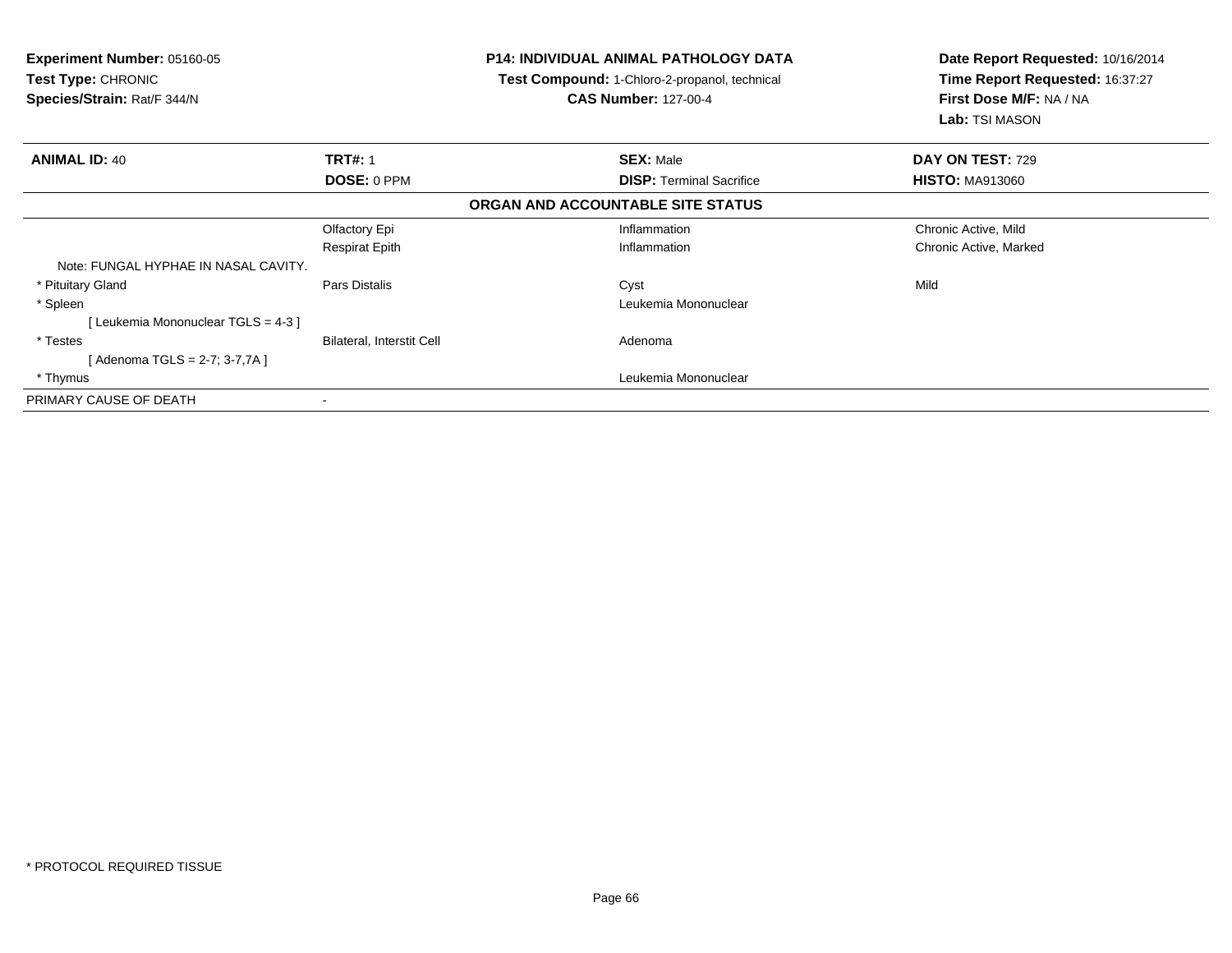**Experiment Number:** 05160-05
**Test Type:** CHRONIC
**Species/Strain:** Rat/F 344/N

**P14: INDIVIDUAL ANIMAL PATHOLOGY DATA**
**Test Compound:** 1-Chloro-2-propanol, technical
**CAS Number:** 127-00-4

**Date Report Requested:** 10/16/2014
**Time Report Requested:** 16:37:27
**First Dose M/F:** NA / NA
**Lab:** TSI MASON

| **ANIMAL ID:** 40 | **TRT#:** 1 | **SEX:** Male | **DAY ON TEST:** 729 |
|---|---|---|---|
| | **DOSE:** 0 PPM | **DISP:** Terminal Sacrifice | **HISTO:** MA913060 |

**ORGAN AND ACCOUNTABLE SITE STATUS**

| | | | |
|---|---|---|---|
| | Olfactory Epi | Inflammation | Chronic Active, Mild |
| | Respirat Epith | Inflammation | Chronic Active, Marked |
| Note: FUNGAL HYPHAE IN NASAL CAVITY. | | | |
| * Pituitary Gland | Pars Distalis | Cyst | Mild |
| * Spleen | | Leukemia Mononuclear | |
| [ Leukemia Mononuclear TGLS = 4-3 ] | | | |
| * Testes | Bilateral, Interstit Cell | Adenoma | |
| [ Adenoma TGLS = 2-7; 3-7,7A ] | | | |
| * Thymus | | Leukemia Mononuclear | |
| PRIMARY CAUSE OF DEATH | - | | |

* PROTOCOL REQUIRED TISSUE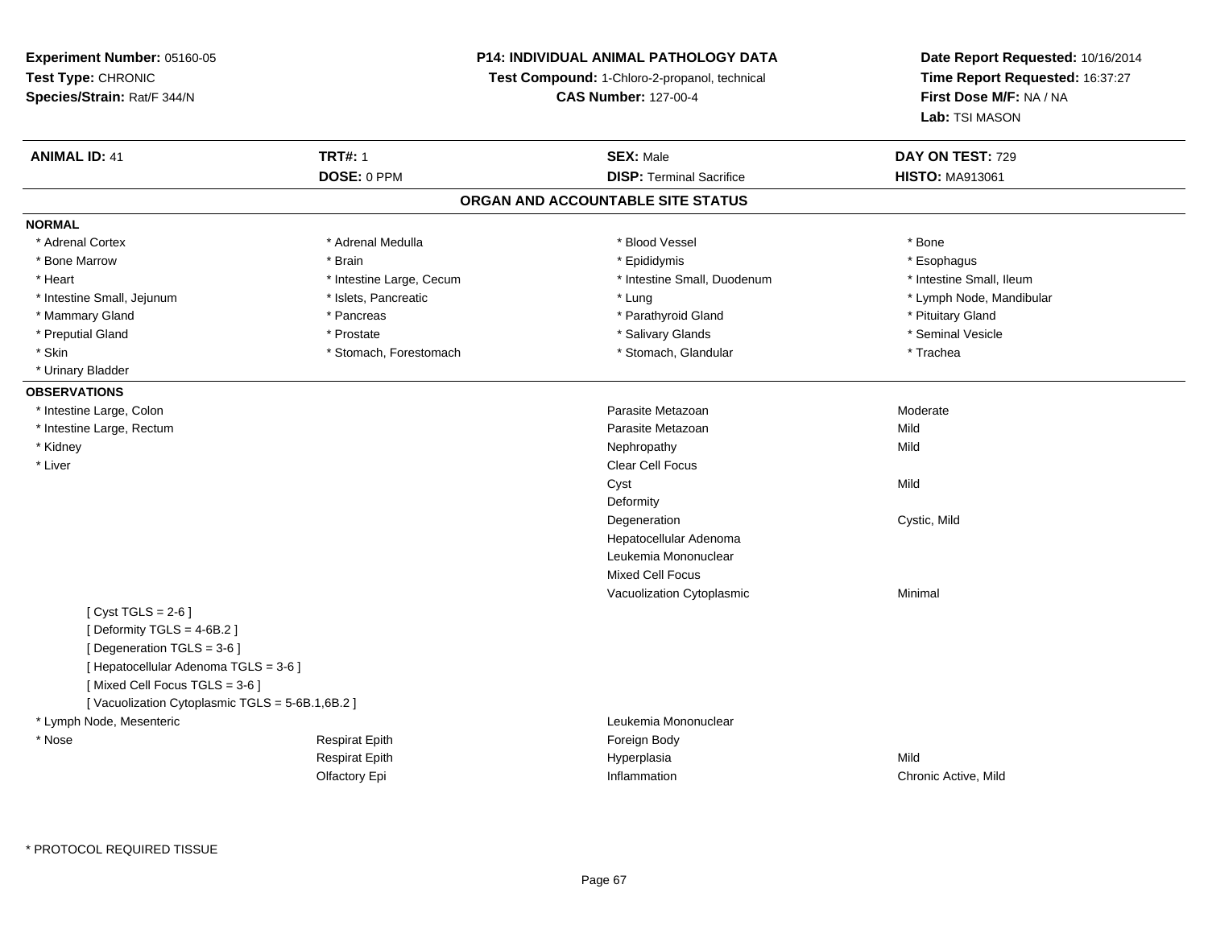**Experiment Number:** 05160-05
**Test Type:** CHRONIC
**Species/Strain:** Rat/F 344/N

**P14: INDIVIDUAL ANIMAL PATHOLOGY DATA**
**Test Compound:** 1-Chloro-2-propanol, technical
**CAS Number:** 127-00-4

**Date Report Requested:** 10/16/2014
**Time Report Requested:** 16:37:27
**First Dose M/F:** NA / NA
**Lab:** TSI MASON

| **ANIMAL ID:** 41 | **TRT#:** 1 | **SEX:** Male | **DAY ON TEST:** 729 |
|---|---|---|---|
| | **DOSE:** 0 PPM | **DISP:** Terminal Sacrifice | **HISTO:** MA913061 |

## ORGAN AND ACCOUNTABLE SITE STATUS

**NORMAL**

| | | | |
|---|---|---|---|
| * Adrenal Cortex | * Adrenal Medulla | * Blood Vessel | * Bone |
| * Bone Marrow | * Brain | * Epididymis | * Esophagus |
| * Heart | * Intestine Large, Cecum | * Intestine Small, Duodenum | * Intestine Small, Ileum |
| * Intestine Small, Jejunum | * Islets, Pancreatic | * Lung | * Lymph Node, Mandibular |
| * Mammary Gland | * Pancreas | * Parathyroid Gland | * Pituitary Gland |
| * Preputial Gland | * Prostate | * Salivary Glands | * Seminal Vesicle |
| * Skin | * Stomach, Forestomach | * Stomach, Glandular | * Trachea |
| * Urinary Bladder | | | |

**OBSERVATIONS**

| Organ | Site | Observation | Severity |
|---|---|---|---|
| * Intestine Large, Colon | | Parasite Metazoan | Moderate |
| * Intestine Large, Rectum | | Parasite Metazoan | Mild |
| * Kidney | | Nephropathy | Mild |
| * Liver | | Clear Cell Focus | |
| | | Cyst | Mild |
| | | Deformity | |
| | | Degeneration | Cystic, Mild |
| | | Hepatocellular Adenoma | |
| | | Leukemia Mononuclear | |
| | | Mixed Cell Focus | |
| | | Vacuolization Cytoplasmic | Minimal |

[ Cyst TGLS = 2-6 ]
[ Deformity TGLS = 4-6B.2 ]
[ Degeneration TGLS = 3-6 ]
[ Hepatocellular Adenoma TGLS = 3-6 ]
[ Mixed Cell Focus TGLS = 3-6 ]
[ Vacuolization Cytoplasmic TGLS = 5-6B.1,6B.2 ]

| Organ | Site | Observation | Severity |
|---|---|---|---|
| * Lymph Node, Mesenteric | | Leukemia Mononuclear | |
| * Nose | Respirat Epith | Foreign Body | |
| | Respirat Epith | Hyperplasia | Mild |
| | Olfactory Epi | Inflammation | Chronic Active, Mild |

\* PROTOCOL REQUIRED TISSUE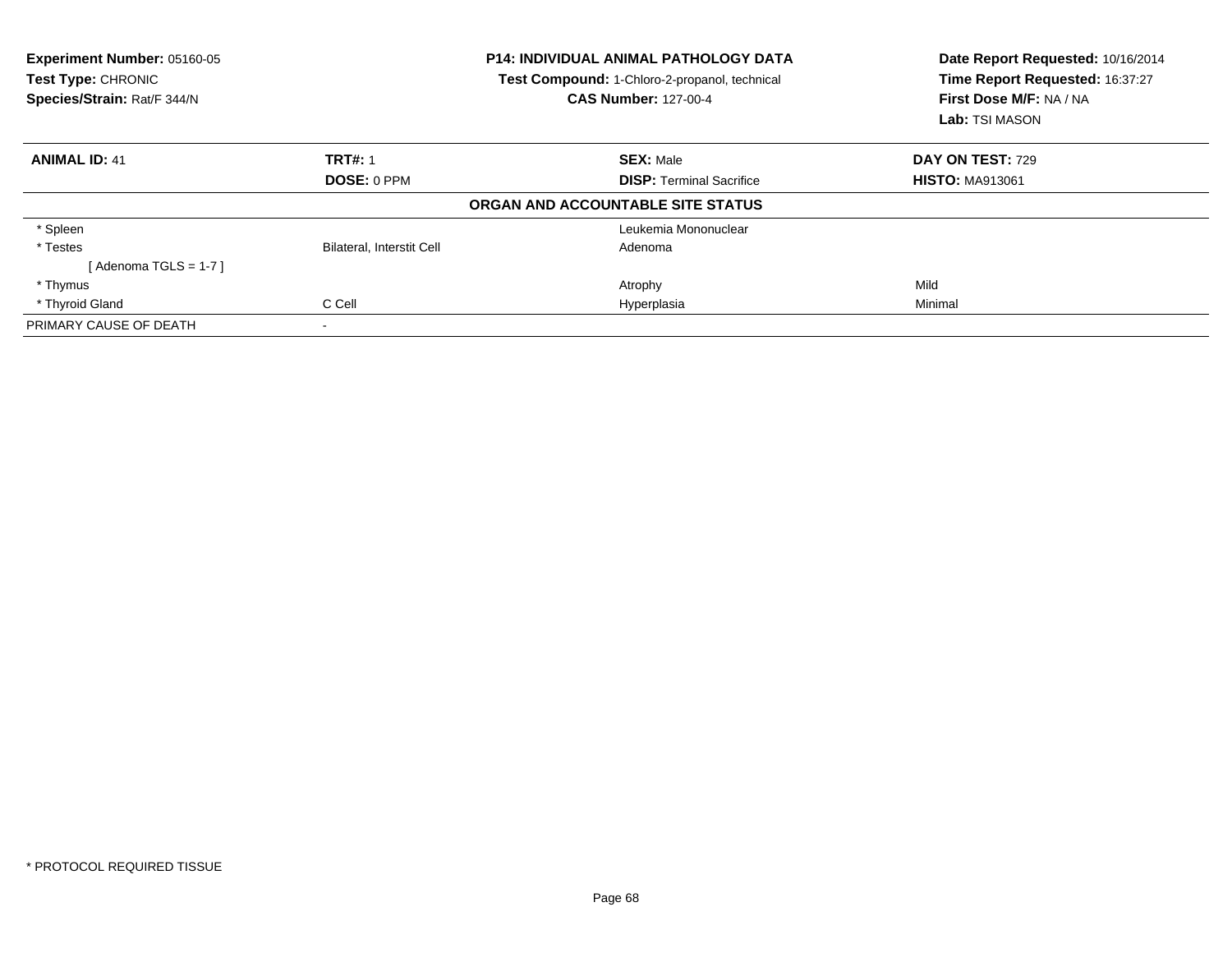**Experiment Number:** 05160-05
**Test Type:** CHRONIC
**Species/Strain:** Rat/F 344/N

**P14: INDIVIDUAL ANIMAL PATHOLOGY DATA**
**Test Compound:** 1-Chloro-2-propanol, technical
**CAS Number:** 127-00-4

**Date Report Requested:** 10/16/2014
**Time Report Requested:** 16:37:27
**First Dose M/F:** NA / NA
**Lab:** TSI MASON

| **ANIMAL ID:** 41 | **TRT#:** 1 | **SEX:** Male | **DAY ON TEST:** 729 |
|---|---|---|---|
| | **DOSE:** 0 PPM | **DISP:** Terminal Sacrifice | **HISTO:** MA913061 |

**ORGAN AND ACCOUNTABLE SITE STATUS**

| | | | |
|---|---|---|---|
| * Spleen | | Leukemia Mononuclear | |
| * Testes | Bilateral, Interstit Cell | Adenoma | |
| [ Adenoma TGLS = 1-7 ] | | | |
| * Thymus | | Atrophy | Mild |
| * Thyroid Gland | C Cell | Hyperplasia | Minimal |
| PRIMARY CAUSE OF DEATH | - | | |

* PROTOCOL REQUIRED TISSUE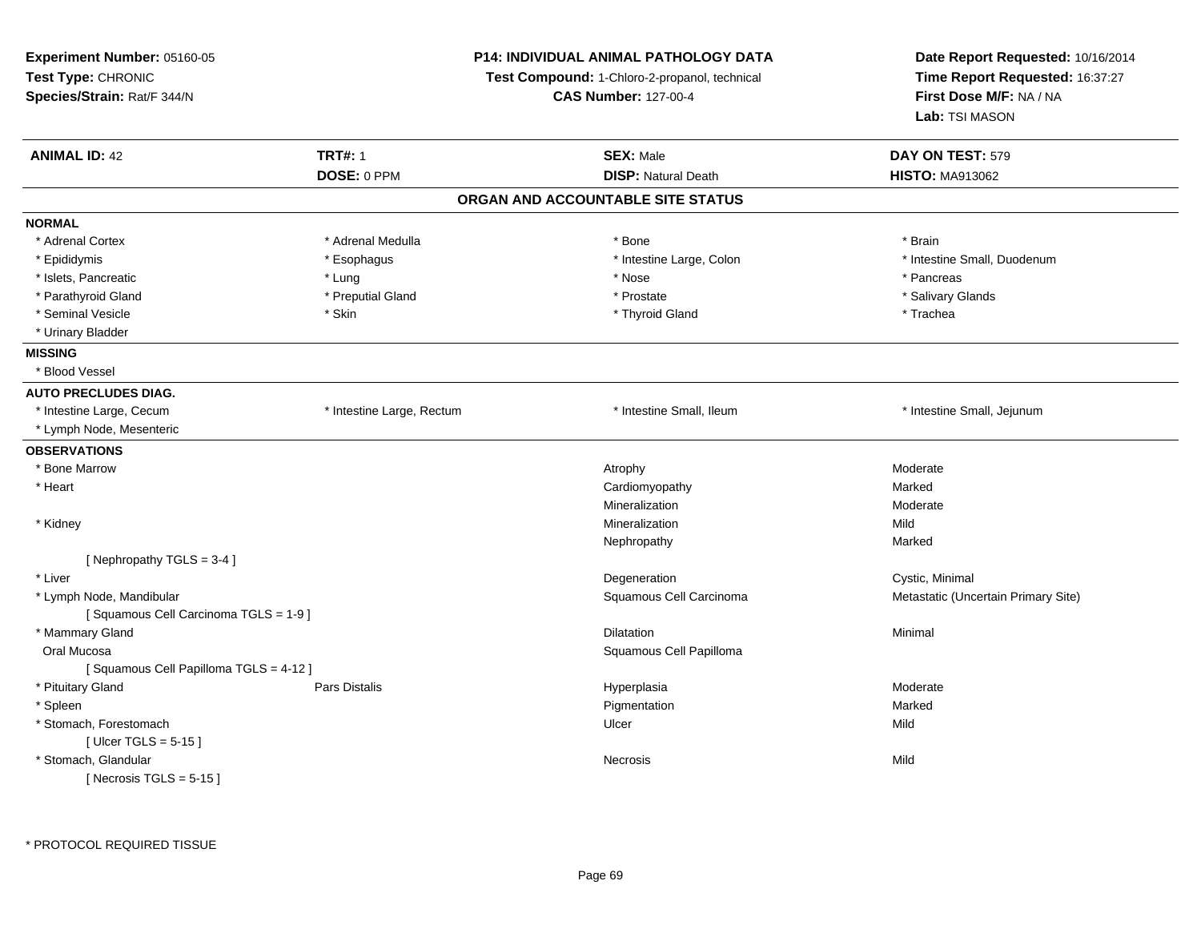**Experiment Number:** 05160-05
**Test Type:** CHRONIC
**Species/Strain:** Rat/F 344/N

**P14: INDIVIDUAL ANIMAL PATHOLOGY DATA**
**Test Compound:** 1-Chloro-2-propanol, technical
**CAS Number:** 127-00-4

**Date Report Requested:** 10/16/2014
**Time Report Requested:** 16:37:27
**First Dose M/F:** NA / NA
**Lab:** TSI MASON

| **ANIMAL ID:** 42 | **TRT#:** 1 | **SEX:** Male | **DAY ON TEST:** 579 |
|---|---|---|---|
| | **DOSE:** 0 PPM | **DISP:** Natural Death | **HISTO:** MA913062 |

## ORGAN AND ACCOUNTABLE SITE STATUS

**NORMAL**

| | | | |
|---|---|---|---|
| * Adrenal Cortex | * Adrenal Medulla | * Bone | * Brain |
| * Epididymis | * Esophagus | * Intestine Large, Colon | * Intestine Small, Duodenum |
| * Islets, Pancreatic | * Lung | * Nose | * Pancreas |
| * Parathyroid Gland | * Preputial Gland | * Prostate | * Salivary Glands |
| * Seminal Vesicle | * Skin | * Thyroid Gland | * Trachea |
| * Urinary Bladder | | | |

**MISSING**

* Blood Vessel

**AUTO PRECLUDES DIAG.**

| | | | |
|---|---|---|---|
| * Intestine Large, Cecum | * Intestine Large, Rectum | * Intestine Small, Ileum | * Intestine Small, Jejunum |
| * Lymph Node, Mesenteric | | | |

**OBSERVATIONS**

| | | | |
|---|---|---|---|
| * Bone Marrow | | Atrophy | Moderate |
| * Heart | | Cardiomyopathy | Marked |
| | | Mineralization | Moderate |
| * Kidney | | Mineralization | Mild |
| | | Nephropathy | Marked |
| [ Nephropathy TGLS = 3-4 ] | | | |
| * Liver | | Degeneration | Cystic, Minimal |
| * Lymph Node, Mandibular | | Squamous Cell Carcinoma | Metastatic (Uncertain Primary Site) |
| [ Squamous Cell Carcinoma TGLS = 1-9 ] | | | |
| * Mammary Gland | | Dilatation | Minimal |
| Oral Mucosa | | Squamous Cell Papilloma | |
| [ Squamous Cell Papilloma TGLS = 4-12 ] | | | |
| * Pituitary Gland | Pars Distalis | Hyperplasia | Moderate |
| * Spleen | | Pigmentation | Marked |
| * Stomach, Forestomach | | Ulcer | Mild |
| [ Ulcer TGLS = 5-15 ] | | | |
| * Stomach, Glandular | | Necrosis | Mild |
| [ Necrosis TGLS = 5-15 ] | | | |

* PROTOCOL REQUIRED TISSUE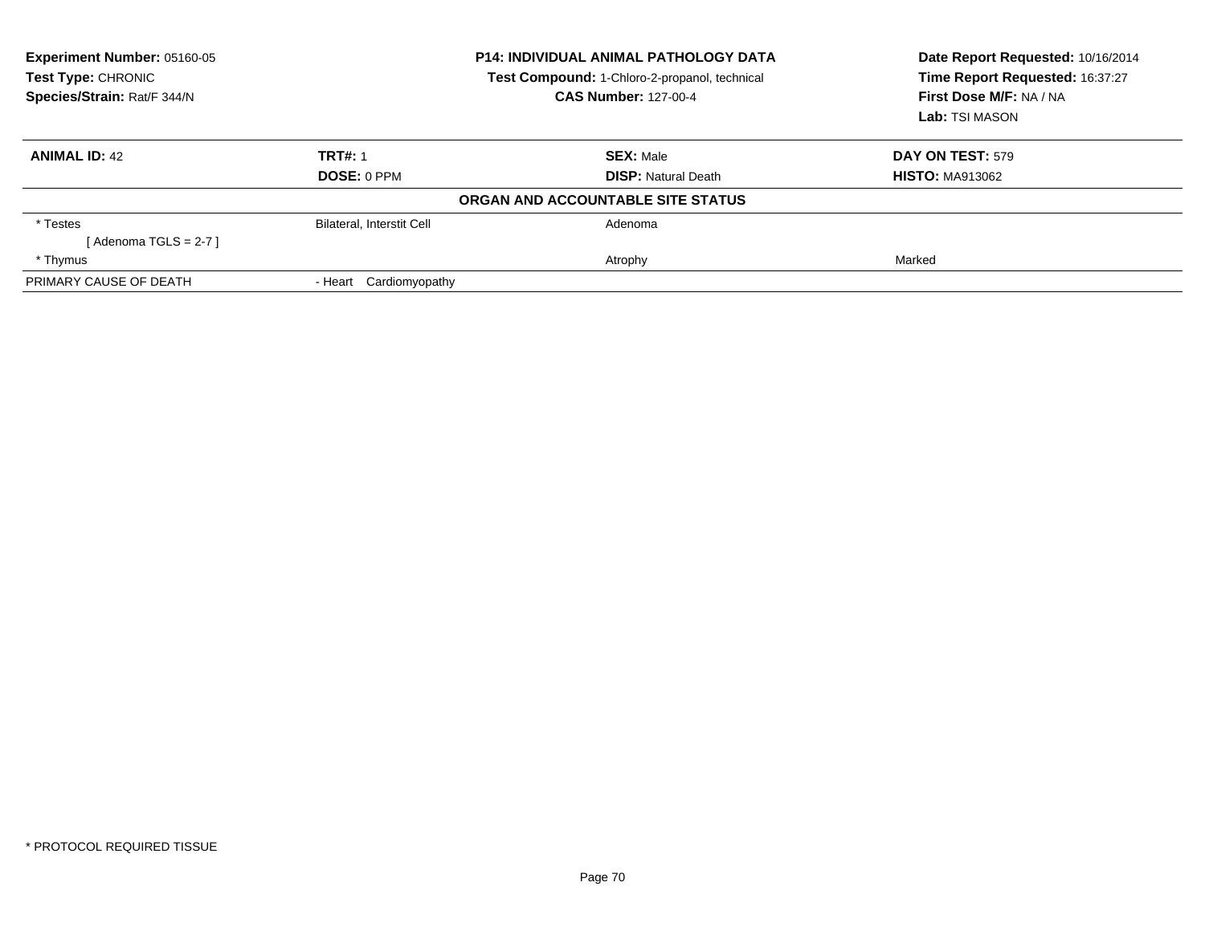**Experiment Number:** 05160-05
**Test Type:** CHRONIC
**Species/Strain:** Rat/F 344/N

**P14: INDIVIDUAL ANIMAL PATHOLOGY DATA**
**Test Compound:** 1-Chloro-2-propanol, technical
**CAS Number:** 127-00-4

**Date Report Requested:** 10/16/2014
**Time Report Requested:** 16:37:27
**First Dose M/F:** NA / NA
**Lab:** TSI MASON

| **ANIMAL ID:** 42 | **TRT#:** 1 | **SEX:** Male | **DAY ON TEST:** 579 |
|---|---|---|---|
| | **DOSE:** 0 PPM | **DISP:** Natural Death | **HISTO:** MA913062 |

**ORGAN AND ACCOUNTABLE SITE STATUS**

| | | | |
|---|---|---|---|
| * Testes | Bilateral, Interstit Cell | Adenoma | |
| [ Adenoma TGLS = 2-7 ] | | | |
| * Thymus | | Atrophy | Marked |
| PRIMARY CAUSE OF DEATH | - Heart Cardiomyopathy | | |

* PROTOCOL REQUIRED TISSUE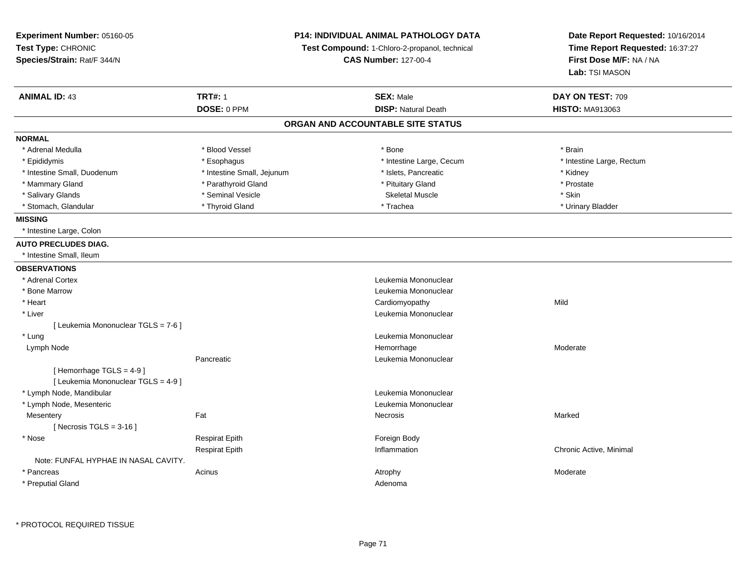**Experiment Number:** 05160-05
**Test Type:** CHRONIC
**Species/Strain:** Rat/F 344/N

**P14: INDIVIDUAL ANIMAL PATHOLOGY DATA**
**Test Compound:** 1-Chloro-2-propanol, technical
**CAS Number:** 127-00-4

**Date Report Requested:** 10/16/2014
**Time Report Requested:** 16:37:27
**First Dose M/F:** NA / NA
**Lab:** TSI MASON

| **ANIMAL ID:** 43 | **TRT#:** 1 | **SEX:** Male | **DAY ON TEST:** 709 |
|---|---|---|---|
| | **DOSE:** 0 PPM | **DISP:** Natural Death | **HISTO:** MA913063 |

## ORGAN AND ACCOUNTABLE SITE STATUS

**NORMAL**

| | | | |
|---|---|---|---|
| * Adrenal Medulla | * Blood Vessel | * Bone | * Brain |
| * Epididymis | * Esophagus | * Intestine Large, Cecum | * Intestine Large, Rectum |
| * Intestine Small, Duodenum | * Intestine Small, Jejunum | * Islets, Pancreatic | * Kidney |
| * Mammary Gland | * Parathyroid Gland | * Pituitary Gland | * Prostate |
| * Salivary Glands | * Seminal Vesicle | Skeletal Muscle | * Skin |
| * Stomach, Glandular | * Thyroid Gland | * Trachea | * Urinary Bladder |

**MISSING**

* Intestine Large, Colon

**AUTO PRECLUDES DIAG.**

* Intestine Small, Ileum

**OBSERVATIONS**

| Organ | Site | Observation | Severity |
|---|---|---|---|
| * Adrenal Cortex | | Leukemia Mononuclear | |
| * Bone Marrow | | Leukemia Mononuclear | |
| * Heart | | Cardiomyopathy | Mild |
| * Liver | | Leukemia Mononuclear | |
| [ Leukemia Mononuclear TGLS = 7-6 ] | | | |
| * Lung | | Leukemia Mononuclear | |
| Lymph Node | | Hemorrhage | Moderate |
| | Pancreatic | Leukemia Mononuclear | |
| [ Hemorrhage TGLS = 4-9 ] | | | |
| [ Leukemia Mononuclear TGLS = 4-9 ] | | | |
| * Lymph Node, Mandibular | | Leukemia Mononuclear | |
| * Lymph Node, Mesenteric | | Leukemia Mononuclear | |
| Mesentery | Fat | Necrosis | Marked |
| [ Necrosis TGLS = 3-16 ] | | | |
| * Nose | Respirat Epith | Foreign Body | |
| | Respirat Epith | Inflammation | Chronic Active, Minimal |
| Note: FUNFAL HYPHAE IN NASAL CAVITY. | | | |
| * Pancreas | Acinus | Atrophy | Moderate |
| * Preputial Gland | | Adenoma | |

* PROTOCOL REQUIRED TISSUE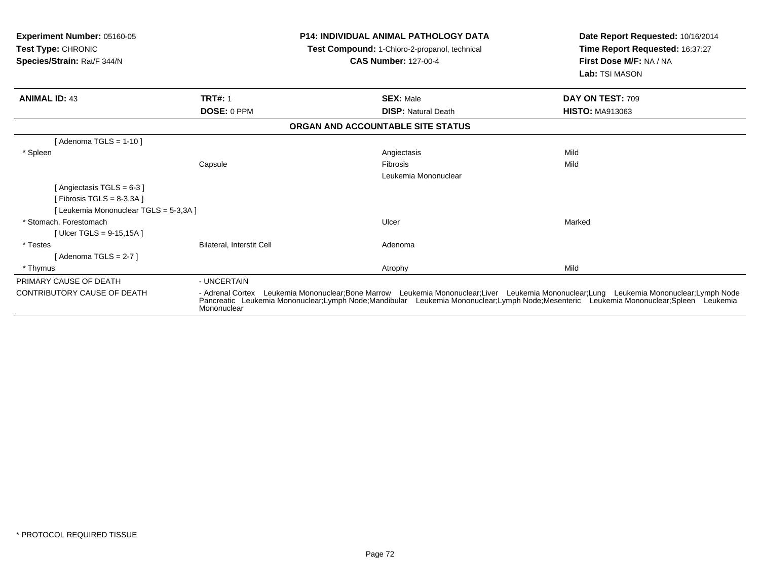**Experiment Number:** 05160-05
**Test Type:** CHRONIC
**Species/Strain:** Rat/F 344/N

**P14: INDIVIDUAL ANIMAL PATHOLOGY DATA**
**Test Compound:** 1-Chloro-2-propanol, technical
**CAS Number:** 127-00-4

**Date Report Requested:** 10/16/2014
**Time Report Requested:** 16:37:27
**First Dose M/F:** NA / NA
**Lab:** TSI MASON

| **ANIMAL ID:** 43 | **TRT#:** 1 | **SEX:** Male | **DAY ON TEST:** 709 |
|---|---|---|---|
| | **DOSE:** 0 PPM | **DISP:** Natural Death | **HISTO:** MA913063 |

**ORGAN AND ACCOUNTABLE SITE STATUS**

| | | | |
|---|---|---|---|
| [ Adenoma TGLS = 1-10 ] | | | |
| * Spleen | | Angiectasis | Mild |
| | Capsule | Fibrosis | Mild |
| | | Leukemia Mononuclear | |
| [ Angiectasis TGLS = 6-3 ] | | | |
| [ Fibrosis TGLS = 8-3,3A ] | | | |
| [ Leukemia Mononuclear TGLS = 5-3,3A ] | | | |
| * Stomach, Forestomach | | Ulcer | Marked |
| [ Ulcer TGLS = 9-15,15A ] | | | |
| * Testes | Bilateral, Interstit Cell | Adenoma | |
| [ Adenoma TGLS = 2-7 ] | | | |
| * Thymus | | Atrophy | Mild |

PRIMARY CAUSE OF DEATH - UNCERTAIN

CONTRIBUTORY CAUSE OF DEATH - Adrenal Cortex Leukemia Mononuclear;Bone Marrow Leukemia Mononuclear;Liver Leukemia Mononuclear;Lung Leukemia Mononuclear;Lymph Node Pancreatic Leukemia Mononuclear;Lymph Node;Mandibular Leukemia Mononuclear;Lymph Node;Mesenteric Leukemia Mononuclear;Spleen Leukemia Mononuclear

\* PROTOCOL REQUIRED TISSUE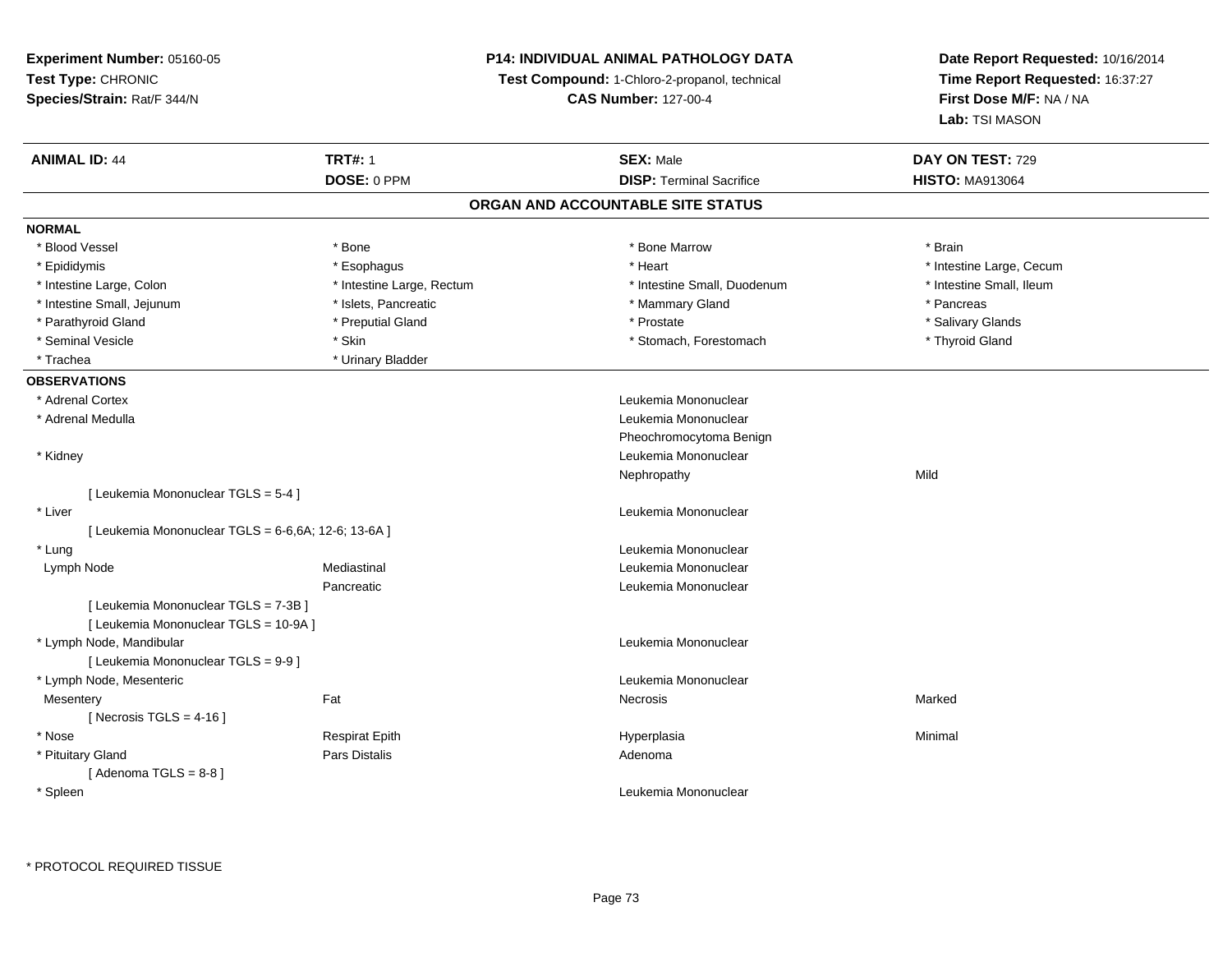**Experiment Number:** 05160-05
**Test Type:** CHRONIC
**Species/Strain:** Rat/F 344/N

**P14: INDIVIDUAL ANIMAL PATHOLOGY DATA**
**Test Compound:** 1-Chloro-2-propanol, technical
**CAS Number:** 127-00-4

**Date Report Requested:** 10/16/2014
**Time Report Requested:** 16:37:27
**First Dose M/F:** NA / NA
**Lab:** TSI MASON

| **ANIMAL ID:** 44 | **TRT#:** 1 | **SEX:** Male | **DAY ON TEST:** 729 |
|---|---|---|---|
| | **DOSE:** 0 PPM | **DISP:** Terminal Sacrifice | **HISTO:** MA913064 |

## ORGAN AND ACCOUNTABLE SITE STATUS

**NORMAL**

| | | | |
|---|---|---|---|
| * Blood Vessel | * Bone | * Bone Marrow | * Brain |
| * Epididymis | * Esophagus | * Heart | * Intestine Large, Cecum |
| * Intestine Large, Colon | * Intestine Large, Rectum | * Intestine Small, Duodenum | * Intestine Small, Ileum |
| * Intestine Small, Jejunum | * Islets, Pancreatic | * Mammary Gland | * Pancreas |
| * Parathyroid Gland | * Preputial Gland | * Prostate | * Salivary Glands |
| * Seminal Vesicle | * Skin | * Stomach, Forestomach | * Thyroid Gland |
| * Trachea | * Urinary Bladder | | |

**OBSERVATIONS**

| | | | |
|---|---|---|---|
| * Adrenal Cortex | | Leukemia Mononuclear | |
| * Adrenal Medulla | | Leukemia Mononuclear | |
| | | Pheochromocytoma Benign | |
| * Kidney | | Leukemia Mononuclear | |
| | | Nephropathy | Mild |
| [ Leukemia Mononuclear TGLS = 5-4 ] | | | |
| * Liver | | Leukemia Mononuclear | |
| [ Leukemia Mononuclear TGLS = 6-6,6A; 12-6; 13-6A ] | | | |
| * Lung | | Leukemia Mononuclear | |
| Lymph Node | Mediastinal | Leukemia Mononuclear | |
| | Pancreatic | Leukemia Mononuclear | |
| [ Leukemia Mononuclear TGLS = 7-3B ] | | | |
| [ Leukemia Mononuclear TGLS = 10-9A ] | | | |
| * Lymph Node, Mandibular | | Leukemia Mononuclear | |
| [ Leukemia Mononuclear TGLS = 9-9 ] | | | |
| * Lymph Node, Mesenteric | | Leukemia Mononuclear | |
| Mesentery | Fat | Necrosis | Marked |
| [ Necrosis TGLS = 4-16 ] | | | |
| * Nose | Respirat Epith | Hyperplasia | Minimal |
| * Pituitary Gland | Pars Distalis | Adenoma | |
| [ Adenoma TGLS = 8-8 ] | | | |
| * Spleen | | Leukemia Mononuclear | |

* PROTOCOL REQUIRED TISSUE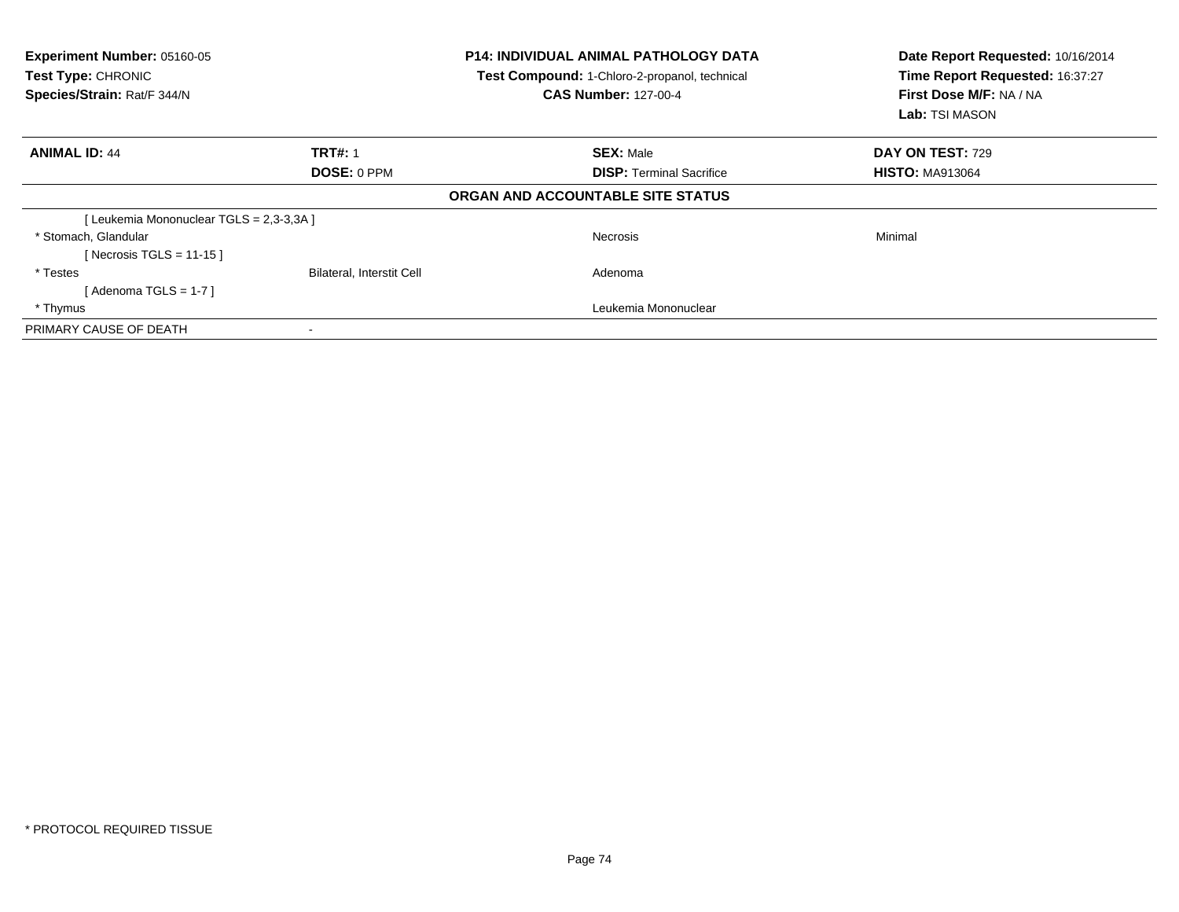**Experiment Number:** 05160-05
**Test Type:** CHRONIC
**Species/Strain:** Rat/F 344/N

**P14: INDIVIDUAL ANIMAL PATHOLOGY DATA**
**Test Compound:** 1-Chloro-2-propanol, technical
**CAS Number:** 127-00-4

**Date Report Requested:** 10/16/2014
**Time Report Requested:** 16:37:27
**First Dose M/F:** NA / NA
**Lab:** TSI MASON

| **ANIMAL ID:** 44 | **TRT#:** 1 | **SEX:** Male | **DAY ON TEST:** 729 |
|---|---|---|---|
| | **DOSE:** 0 PPM | **DISP:** Terminal Sacrifice | **HISTO:** MA913064 |

**ORGAN AND ACCOUNTABLE SITE STATUS**

| | | | |
|---|---|---|---|
| [ Leukemia Mononuclear TGLS = 2,3-3,3A ] | | | |
| * Stomach, Glandular | | Necrosis | Minimal |
| [ Necrosis TGLS = 11-15 ] | | | |
| * Testes | Bilateral, Interstit Cell | Adenoma | |
| [ Adenoma TGLS = 1-7 ] | | | |
| * Thymus | | Leukemia Mononuclear | |
| PRIMARY CAUSE OF DEATH | - | | |

* PROTOCOL REQUIRED TISSUE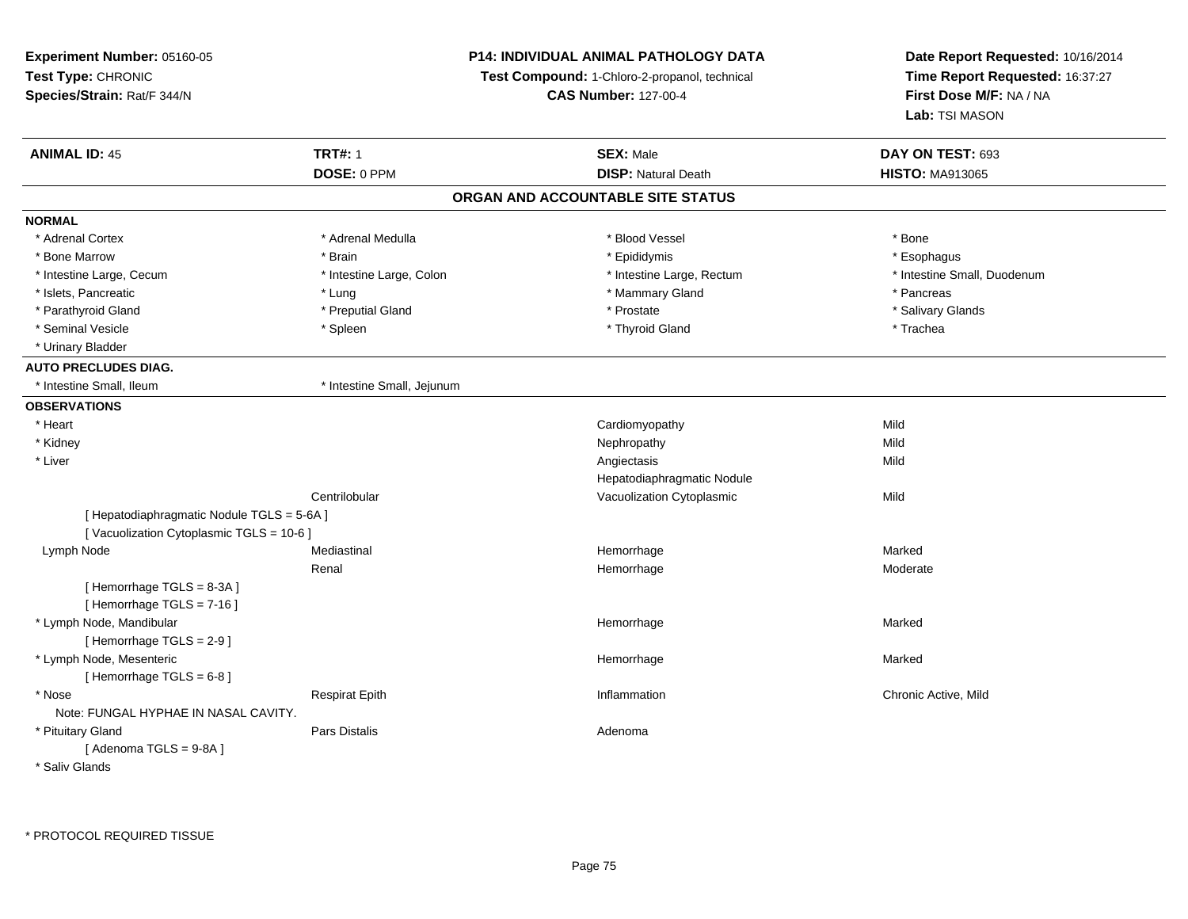**Experiment Number:** 05160-05
**Test Type:** CHRONIC
**Species/Strain:** Rat/F 344/N

**P14: INDIVIDUAL ANIMAL PATHOLOGY DATA**
**Test Compound:** 1-Chloro-2-propanol, technical
**CAS Number:** 127-00-4

**Date Report Requested:** 10/16/2014
**Time Report Requested:** 16:37:27
**First Dose M/F:** NA / NA
**Lab:** TSI MASON

| **ANIMAL ID:** 45 | **TRT#:** 1 | **SEX:** Male | **DAY ON TEST:** 693 |
|---|---|---|---|
| | **DOSE:** 0 PPM | **DISP:** Natural Death | **HISTO:** MA913065 |

## ORGAN AND ACCOUNTABLE SITE STATUS

**NORMAL**

| | | | |
|---|---|---|---|
| * Adrenal Cortex | * Adrenal Medulla | * Blood Vessel | * Bone |
| * Bone Marrow | * Brain | * Epididymis | * Esophagus |
| * Intestine Large, Cecum | * Intestine Large, Colon | * Intestine Large, Rectum | * Intestine Small, Duodenum |
| * Islets, Pancreatic | * Lung | * Mammary Gland | * Pancreas |
| * Parathyroid Gland | * Preputial Gland | * Prostate | * Salivary Glands |
| * Seminal Vesicle | * Spleen | * Thyroid Gland | * Trachea |
| * Urinary Bladder | | | |

**AUTO PRECLUDES DIAG.**

| | |
|---|---|
| * Intestine Small, Ileum | * Intestine Small, Jejunum |

**OBSERVATIONS**

| Organ | Site | Observation | Severity |
|---|---|---|---|
| * Heart | | Cardiomyopathy | Mild |
| * Kidney | | Nephropathy | Mild |
| * Liver | | Angiectasis | Mild |
| | | Hepatodiaphragmatic Nodule | |
| | Centrilobular | Vacuolization Cytoplasmic | Mild |
| [ Hepatodiaphragmatic Nodule TGLS = 5-6A ] | | | |
| [ Vacuolization Cytoplasmic TGLS = 10-6 ] | | | |
| Lymph Node | Mediastinal | Hemorrhage | Marked |
| | Renal | Hemorrhage | Moderate |
| [ Hemorrhage TGLS = 8-3A ] | | | |
| [ Hemorrhage TGLS = 7-16 ] | | | |
| * Lymph Node, Mandibular | | Hemorrhage | Marked |
| [ Hemorrhage TGLS = 2-9 ] | | | |
| * Lymph Node, Mesenteric | | Hemorrhage | Marked |
| [ Hemorrhage TGLS = 6-8 ] | | | |
| * Nose | Respirat Epith | Inflammation | Chronic Active, Mild |
| Note: FUNGAL HYPHAE IN NASAL CAVITY. | | | |
| * Pituitary Gland | Pars Distalis | Adenoma | |
| [ Adenoma TGLS = 9-8A ] | | | |
| * Saliv Glands | | | |

\* PROTOCOL REQUIRED TISSUE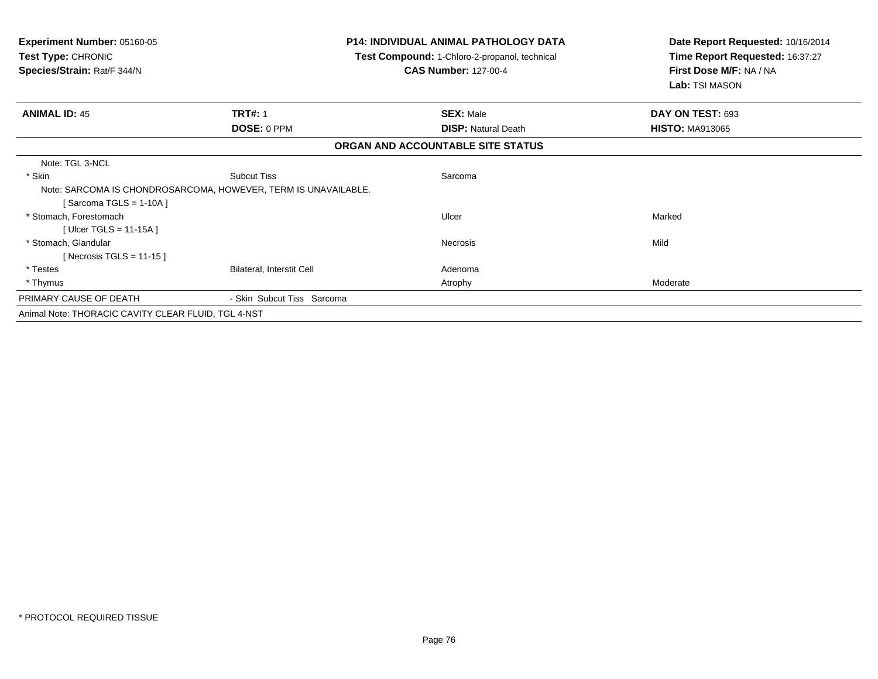**Experiment Number:** 05160-05
**Test Type:** CHRONIC
**Species/Strain:** Rat/F 344/N

**P14: INDIVIDUAL ANIMAL PATHOLOGY DATA**
**Test Compound:** 1-Chloro-2-propanol, technical
**CAS Number:** 127-00-4

**Date Report Requested:** 10/16/2014
**Time Report Requested:** 16:37:27
**First Dose M/F:** NA / NA
**Lab:** TSI MASON

| **ANIMAL ID:** 45 | **TRT#:** 1 | **SEX:** Male | **DAY ON TEST:** 693 |
|---|---|---|---|
| | **DOSE:** 0 PPM | **DISP:** Natural Death | **HISTO:** MA913065 |

**ORGAN AND ACCOUNTABLE SITE STATUS**

| | | | |
|---|---|---|---|
| Note: TGL 3-NCL | | | |
| * Skin | Subcut Tiss | Sarcoma | |
| Note: SARCOMA IS CHONDROSARCOMA, HOWEVER, TERM IS UNAVAILABLE. | | | |
| [ Sarcoma TGLS = 1-10A ] | | | |
| * Stomach, Forestomach | | Ulcer | Marked |
| [ Ulcer TGLS = 11-15A ] | | | |
| * Stomach, Glandular | | Necrosis | Mild |
| [ Necrosis TGLS = 11-15 ] | | | |
| * Testes | Bilateral, Interstit Cell | Adenoma | |
| * Thymus | | Atrophy | Moderate |
| PRIMARY CAUSE OF DEATH | - Skin Subcut Tiss Sarcoma | | |

Animal Note: THORACIC CAVITY CLEAR FLUID, TGL 4-NST

* PROTOCOL REQUIRED TISSUE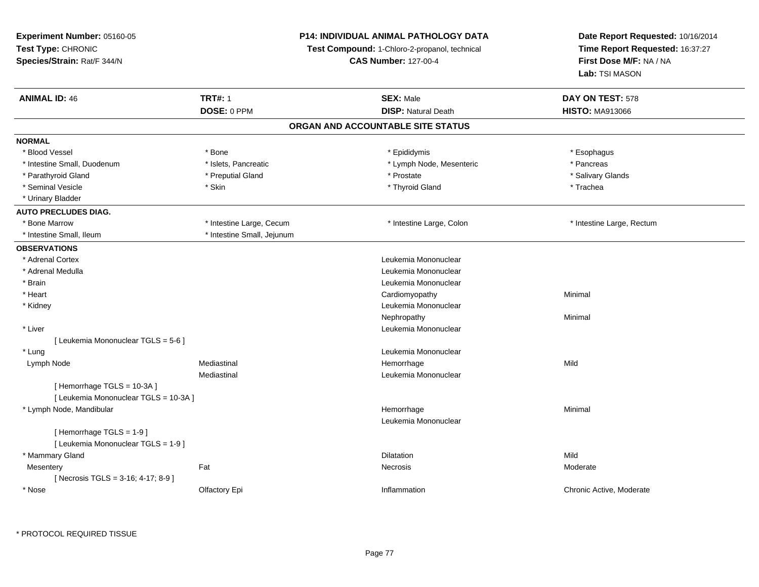**Experiment Number:** 05160-05
**Test Type:** CHRONIC
**Species/Strain:** Rat/F 344/N

**P14: INDIVIDUAL ANIMAL PATHOLOGY DATA**
**Test Compound:** 1-Chloro-2-propanol, technical
**CAS Number:** 127-00-4

**Date Report Requested:** 10/16/2014
**Time Report Requested:** 16:37:27
**First Dose M/F:** NA / NA
**Lab:** TSI MASON

| **ANIMAL ID:** 46 | **TRT#:** 1 | **SEX:** Male | **DAY ON TEST:** 578 |
|---|---|---|---|
| | **DOSE:** 0 PPM | **DISP:** Natural Death | **HISTO:** MA913066 |

## ORGAN AND ACCOUNTABLE SITE STATUS

**NORMAL**

| | | | |
|---|---|---|---|
| * Blood Vessel | * Bone | * Epididymis | * Esophagus |
| * Intestine Small, Duodenum | * Islets, Pancreatic | * Lymph Node, Mesenteric | * Pancreas |
| * Parathyroid Gland | * Preputial Gland | * Prostate | * Salivary Glands |
| * Seminal Vesicle | * Skin | * Thyroid Gland | * Trachea |
| * Urinary Bladder | | | |

**AUTO PRECLUDES DIAG.**

| | | | |
|---|---|---|---|
| * Bone Marrow | * Intestine Large, Cecum | * Intestine Large, Colon | * Intestine Large, Rectum |
| * Intestine Small, Ileum | * Intestine Small, Jejunum | | |

**OBSERVATIONS**

| | | | |
|---|---|---|---|
| * Adrenal Cortex | | Leukemia Mononuclear | |
| * Adrenal Medulla | | Leukemia Mononuclear | |
| * Brain | | Leukemia Mononuclear | |
| * Heart | | Cardiomyopathy | Minimal |
| * Kidney | | Leukemia Mononuclear | |
| | | Nephropathy | Minimal |
| * Liver | | Leukemia Mononuclear | |
| [ Leukemia Mononuclear TGLS = 5-6 ] | | | |
| * Lung | | Leukemia Mononuclear | |
| Lymph Node | Mediastinal | Hemorrhage | Mild |
| | Mediastinal | Leukemia Mononuclear | |
| [ Hemorrhage TGLS = 10-3A ] | | | |
| [ Leukemia Mononuclear TGLS = 10-3A ] | | | |
| * Lymph Node, Mandibular | | Hemorrhage | Minimal |
| | | Leukemia Mononuclear | |
| [ Hemorrhage TGLS = 1-9 ] | | | |
| [ Leukemia Mononuclear TGLS = 1-9 ] | | | |
| * Mammary Gland | | Dilatation | Mild |
| Mesentery | Fat | Necrosis | Moderate |
| [ Necrosis TGLS = 3-16; 4-17; 8-9 ] | | | |
| * Nose | Olfactory Epi | Inflammation | Chronic Active, Moderate |

* PROTOCOL REQUIRED TISSUE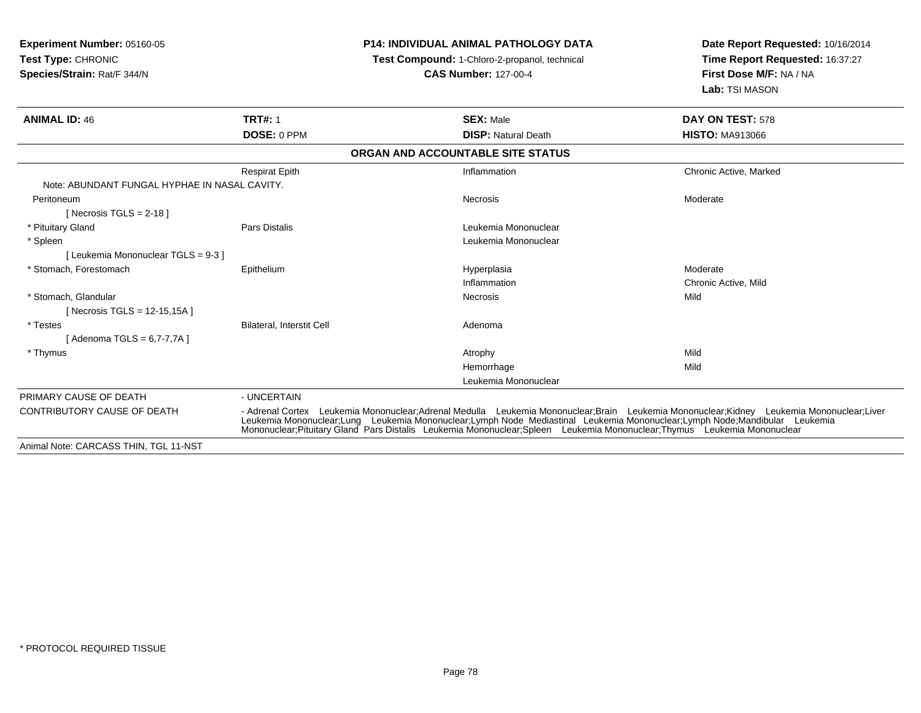**Experiment Number:** 05160-05
**Test Type:** CHRONIC
**Species/Strain:** Rat/F 344/N

**P14: INDIVIDUAL ANIMAL PATHOLOGY DATA**
**Test Compound:** 1-Chloro-2-propanol, technical
**CAS Number:** 127-00-4

**Date Report Requested:** 10/16/2014
**Time Report Requested:** 16:37:27
**First Dose M/F:** NA / NA
**Lab:** TSI MASON

| **ANIMAL ID:** 46 | **TRT#:** 1 | **SEX:** Male | **DAY ON TEST:** 578 |
|---|---|---|---|
| | **DOSE:** 0 PPM | **DISP:** Natural Death | **HISTO:** MA913066 |

**ORGAN AND ACCOUNTABLE SITE STATUS**

| | | | |
|---|---|---|---|
| | Respirat Epith | Inflammation | Chronic Active, Marked |
| Note: ABUNDANT FUNGAL HYPHAE IN NASAL CAVITY. | | | |
| Peritoneum | | Necrosis | Moderate |
| [ Necrosis TGLS = 2-18 ] | | | |
| * Pituitary Gland | Pars Distalis | Leukemia Mononuclear | |
| * Spleen | | Leukemia Mononuclear | |
| [ Leukemia Mononuclear TGLS = 9-3 ] | | | |
| * Stomach, Forestomach | Epithelium | Hyperplasia | Moderate |
| | | Inflammation | Chronic Active, Mild |
| * Stomach, Glandular | | Necrosis | Mild |
| [ Necrosis TGLS = 12-15,15A ] | | | |
| * Testes | Bilateral, Interstit Cell | Adenoma | |
| [ Adenoma TGLS = 6,7-7,7A ] | | | |
| * Thymus | | Atrophy | Mild |
| | | Hemorrhage | Mild |
| | | Leukemia Mononuclear | |

PRIMARY CAUSE OF DEATH - UNCERTAIN

CONTRIBUTORY CAUSE OF DEATH - Adrenal Cortex Leukemia Mononuclear;Adrenal Medulla Leukemia Mononuclear;Brain Leukemia Mononuclear;Kidney Leukemia Mononuclear;Liver Leukemia Mononuclear;Lung Leukemia Mononuclear;Lymph Node Mediastinal Leukemia Mononuclear;Lymph Node;Mandibular Leukemia Mononuclear;Pituitary Gland Pars Distalis Leukemia Mononuclear;Spleen Leukemia Mononuclear;Thymus Leukemia Mononuclear

Animal Note: CARCASS THIN, TGL 11-NST

* PROTOCOL REQUIRED TISSUE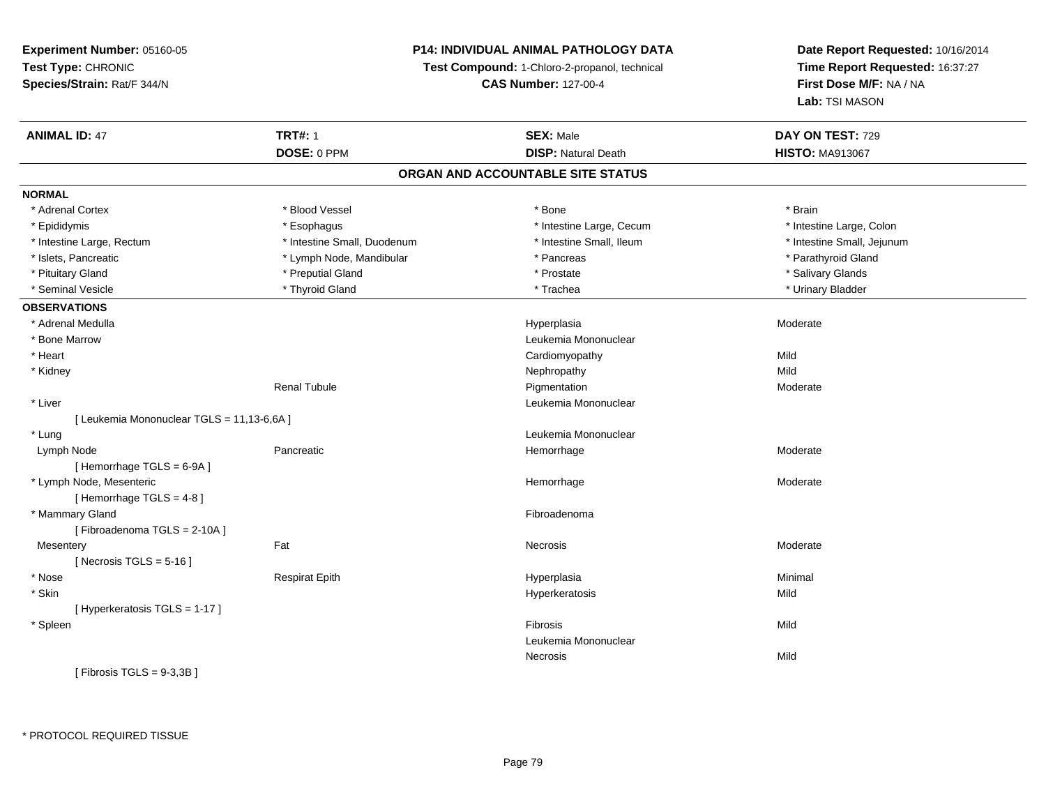**Experiment Number:** 05160-05
**Test Type:** CHRONIC
**Species/Strain:** Rat/F 344/N

**P14: INDIVIDUAL ANIMAL PATHOLOGY DATA**
**Test Compound:** 1-Chloro-2-propanol, technical
**CAS Number:** 127-00-4

**Date Report Requested:** 10/16/2014
**Time Report Requested:** 16:37:27
**First Dose M/F:** NA / NA
**Lab:** TSI MASON

| **ANIMAL ID:** 47 | **TRT#:** 1 | **SEX:** Male | **DAY ON TEST:** 729 |
|---|---|---|---|
| | **DOSE:** 0 PPM | **DISP:** Natural Death | **HISTO:** MA913067 |

## ORGAN AND ACCOUNTABLE SITE STATUS

**NORMAL**

| | | | |
|---|---|---|---|
| * Adrenal Cortex | * Blood Vessel | * Bone | * Brain |
| * Epididymis | * Esophagus | * Intestine Large, Cecum | * Intestine Large, Colon |
| * Intestine Large, Rectum | * Intestine Small, Duodenum | * Intestine Small, Ileum | * Intestine Small, Jejunum |
| * Islets, Pancreatic | * Lymph Node, Mandibular | * Pancreas | * Parathyroid Gland |
| * Pituitary Gland | * Preputial Gland | * Prostate | * Salivary Glands |
| * Seminal Vesicle | * Thyroid Gland | * Trachea | * Urinary Bladder |

**OBSERVATIONS**

| | | | |
|---|---|---|---|
| * Adrenal Medulla | | Hyperplasia | Moderate |
| * Bone Marrow | | Leukemia Mononuclear | |
| * Heart | | Cardiomyopathy | Mild |
| * Kidney | | Nephropathy | Mild |
| | Renal Tubule | Pigmentation | Moderate |
| * Liver | | Leukemia Mononuclear | |
| [ Leukemia Mononuclear TGLS = 11,13-6,6A ] | | | |
| * Lung | | Leukemia Mononuclear | |
| Lymph Node | Pancreatic | Hemorrhage | Moderate |
| [ Hemorrhage TGLS = 6-9A ] | | | |
| * Lymph Node, Mesenteric | | Hemorrhage | Moderate |
| [ Hemorrhage TGLS = 4-8 ] | | | |
| * Mammary Gland | | Fibroadenoma | |
| [ Fibroadenoma TGLS = 2-10A ] | | | |
| Mesentery | Fat | Necrosis | Moderate |
| [ Necrosis TGLS = 5-16 ] | | | |
| * Nose | Respirat Epith | Hyperplasia | Minimal |
| * Skin | | Hyperkeratosis | Mild |
| [ Hyperkeratosis TGLS = 1-17 ] | | | |
| * Spleen | | Fibrosis | Mild |
| | | Leukemia Mononuclear | |
| | | Necrosis | Mild |
| [ Fibrosis TGLS = 9-3,3B ] | | | |

* PROTOCOL REQUIRED TISSUE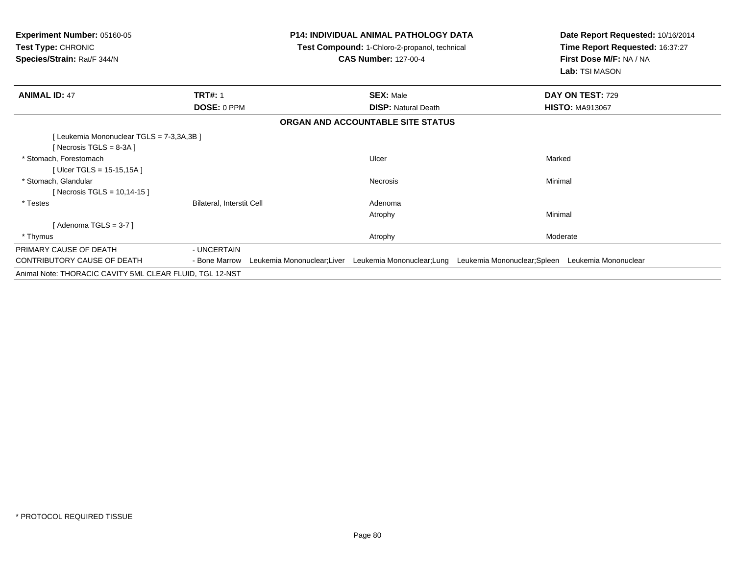**Experiment Number:** 05160-05
**Test Type:** CHRONIC
**Species/Strain:** Rat/F 344/N

**P14: INDIVIDUAL ANIMAL PATHOLOGY DATA**
**Test Compound:** 1-Chloro-2-propanol, technical
**CAS Number:** 127-00-4

**Date Report Requested:** 10/16/2014
**Time Report Requested:** 16:37:27
**First Dose M/F:** NA / NA
**Lab:** TSI MASON

| **ANIMAL ID:** 47 | **TRT#:** 1 | **SEX:** Male | **DAY ON TEST:** 729 |
|---|---|---|---|
| | **DOSE:** 0 PPM | **DISP:** Natural Death | **HISTO:** MA913067 |

**ORGAN AND ACCOUNTABLE SITE STATUS**

| | | | |
|---|---|---|---|
| [ Leukemia Mononuclear TGLS = 7-3,3A,3B ] | | | |
| [ Necrosis TGLS = 8-3A ] | | | |
| * Stomach, Forestomach | | Ulcer | Marked |
| [ Ulcer TGLS = 15-15,15A ] | | | |
| * Stomach, Glandular | | Necrosis | Minimal |
| [ Necrosis TGLS = 10,14-15 ] | | | |
| * Testes | Bilateral, Interstit Cell | Adenoma | |
| | | Atrophy | Minimal |
| [ Adenoma TGLS = 3-7 ] | | | |
| * Thymus | | Atrophy | Moderate |

PRIMARY CAUSE OF DEATH - UNCERTAIN

CONTRIBUTORY CAUSE OF DEATH - Bone Marrow Leukemia Mononuclear;Liver Leukemia Mononuclear;Lung Leukemia Mononuclear;Spleen Leukemia Mononuclear

Animal Note: THORACIC CAVITY 5ML CLEAR FLUID, TGL 12-NST

* PROTOCOL REQUIRED TISSUE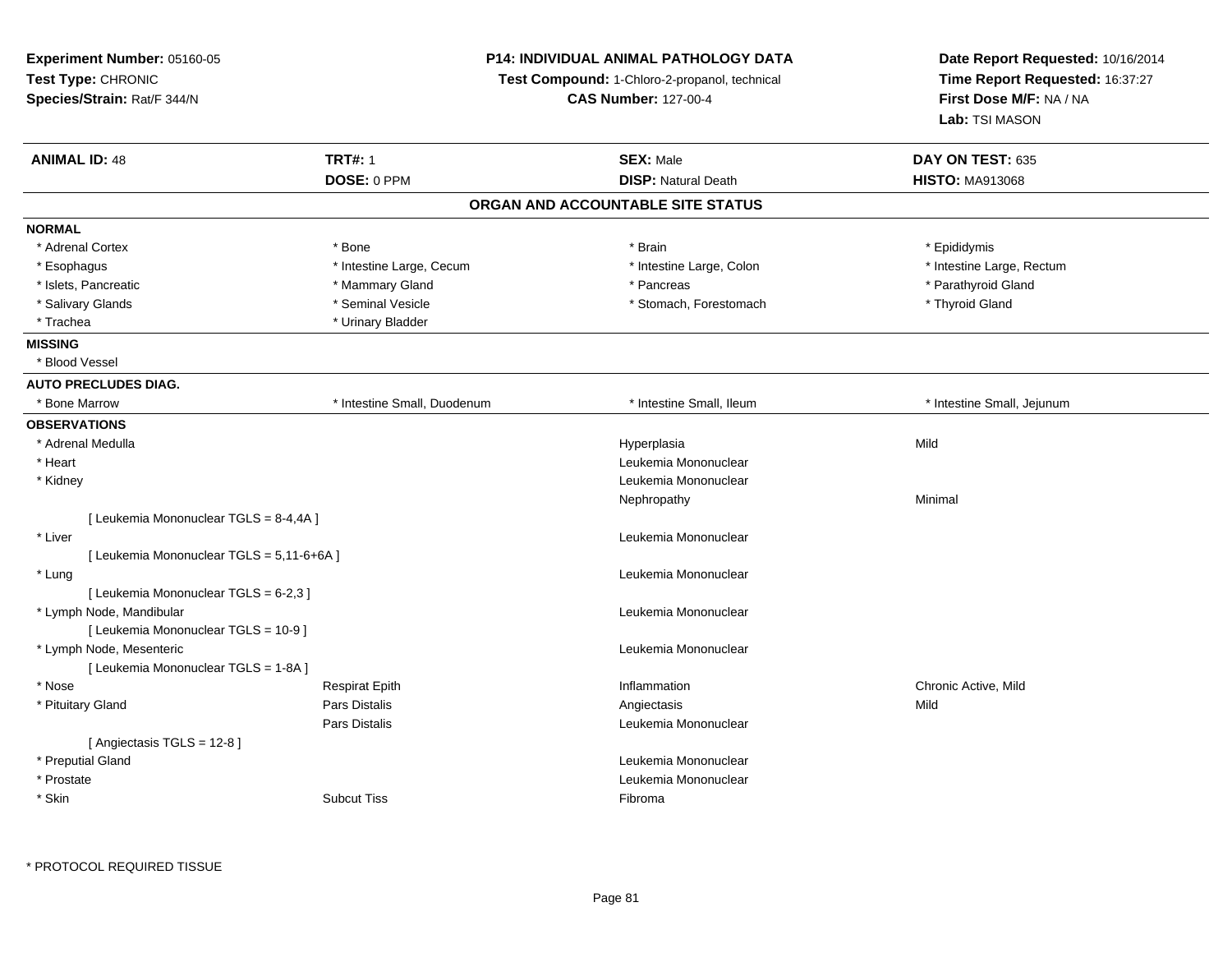**Experiment Number:** 05160-05
**Test Type:** CHRONIC
**Species/Strain:** Rat/F 344/N

**P14: INDIVIDUAL ANIMAL PATHOLOGY DATA**
**Test Compound:** 1-Chloro-2-propanol, technical
**CAS Number:** 127-00-4

**Date Report Requested:** 10/16/2014
**Time Report Requested:** 16:37:27
**First Dose M/F:** NA / NA
**Lab:** TSI MASON

| **ANIMAL ID:** 48 | **TRT#:** 1 | **SEX:** Male | **DAY ON TEST:** 635 |
|---|---|---|---|
| | **DOSE:** 0 PPM | **DISP:** Natural Death | **HISTO:** MA913068 |

## ORGAN AND ACCOUNTABLE SITE STATUS

**NORMAL**

| | | | |
|---|---|---|---|
| * Adrenal Cortex | * Bone | * Brain | * Epididymis |
| * Esophagus | * Intestine Large, Cecum | * Intestine Large, Colon | * Intestine Large, Rectum |
| * Islets, Pancreatic | * Mammary Gland | * Pancreas | * Parathyroid Gland |
| * Salivary Glands | * Seminal Vesicle | * Stomach, Forestomach | * Thyroid Gland |
| * Trachea | * Urinary Bladder | | |

**MISSING**

* Blood Vessel

**AUTO PRECLUDES DIAG.**

| | | | |
|---|---|---|---|
| * Bone Marrow | * Intestine Small, Duodenum | * Intestine Small, Ileum | * Intestine Small, Jejunum |

**OBSERVATIONS**

| | | | |
|---|---|---|---|
| * Adrenal Medulla | | Hyperplasia | Mild |
| * Heart | | Leukemia Mononuclear | |
| * Kidney | | Leukemia Mononuclear | |
| | | Nephropathy | Minimal |
| [ Leukemia Mononuclear TGLS = 8-4,4A ] | | | |
| * Liver | | Leukemia Mononuclear | |
| [ Leukemia Mononuclear TGLS = 5,11-6+6A ] | | | |
| * Lung | | Leukemia Mononuclear | |
| [ Leukemia Mononuclear TGLS = 6-2,3 ] | | | |
| * Lymph Node, Mandibular | | Leukemia Mononuclear | |
| [ Leukemia Mononuclear TGLS = 10-9 ] | | | |
| * Lymph Node, Mesenteric | | Leukemia Mononuclear | |
| [ Leukemia Mononuclear TGLS = 1-8A ] | | | |
| * Nose | Respirat Epith | Inflammation | Chronic Active, Mild |
| * Pituitary Gland | Pars Distalis | Angiectasis | Mild |
| | Pars Distalis | Leukemia Mononuclear | |
| [ Angiectasis TGLS = 12-8 ] | | | |
| * Preputial Gland | | Leukemia Mononuclear | |
| * Prostate | | Leukemia Mononuclear | |
| * Skin | Subcut Tiss | Fibroma | |

* PROTOCOL REQUIRED TISSUE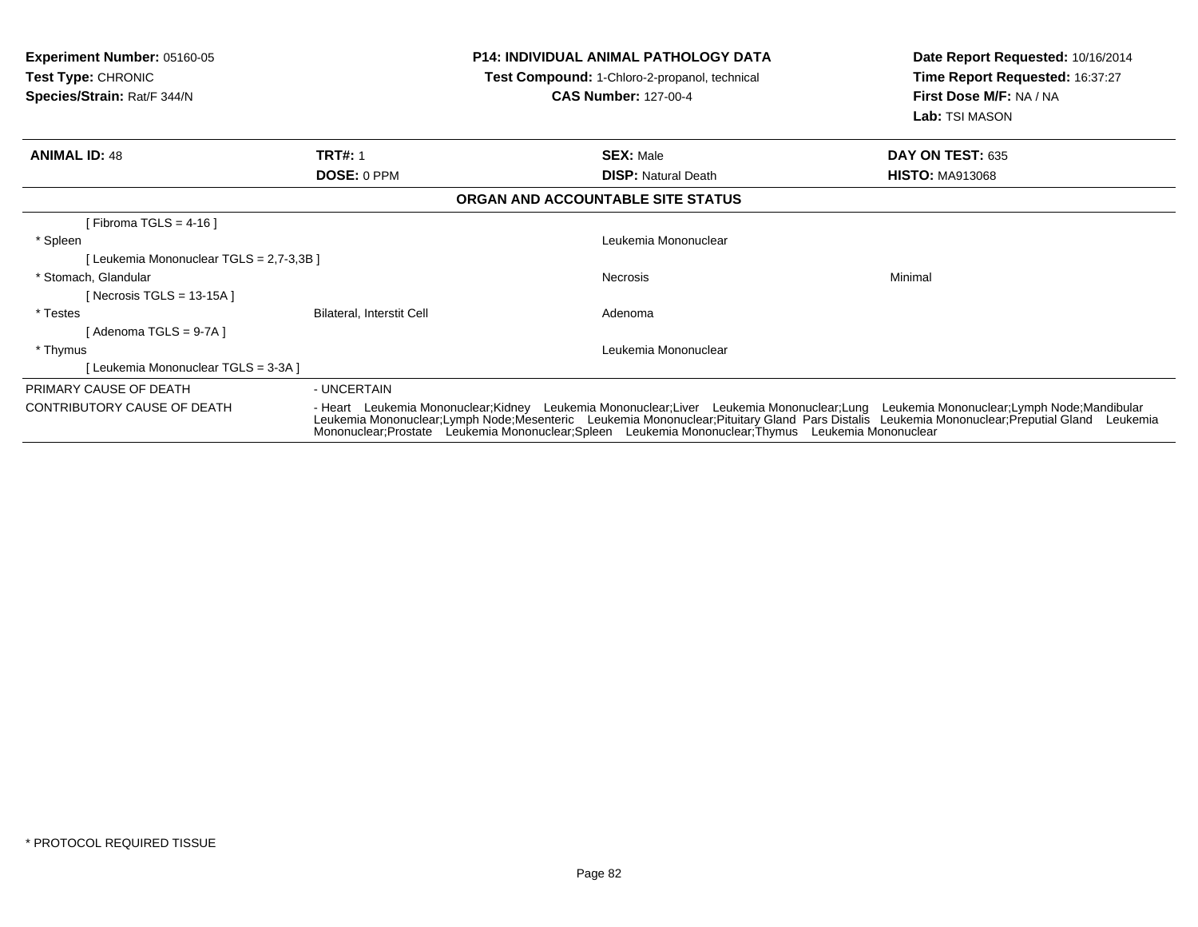**Experiment Number:** 05160-05
**Test Type:** CHRONIC
**Species/Strain:** Rat/F 344/N

**P14: INDIVIDUAL ANIMAL PATHOLOGY DATA**
**Test Compound:** 1-Chloro-2-propanol, technical
**CAS Number:** 127-00-4

**Date Report Requested:** 10/16/2014
**Time Report Requested:** 16:37:27
**First Dose M/F:** NA / NA
**Lab:** TSI MASON

| **ANIMAL ID:** 48 | **TRT#:** 1 | **SEX:** Male | **DAY ON TEST:** 635 |
|---|---|---|---|
| | **DOSE:** 0 PPM | **DISP:** Natural Death | **HISTO:** MA913068 |

**ORGAN AND ACCOUNTABLE SITE STATUS**

| | | | |
|---|---|---|---|
| [ Fibroma TGLS = 4-16 ] | | | |
| * Spleen | | Leukemia Mononuclear | |
| [ Leukemia Mononuclear TGLS = 2,7-3,3B ] | | | |
| * Stomach, Glandular | | Necrosis | Minimal |
| [ Necrosis TGLS = 13-15A ] | | | |
| * Testes | Bilateral, Interstit Cell | Adenoma | |
| [ Adenoma TGLS = 9-7A ] | | | |
| * Thymus | | Leukemia Mononuclear | |
| [ Leukemia Mononuclear TGLS = 3-3A ] | | | |

PRIMARY CAUSE OF DEATH - UNCERTAIN

CONTRIBUTORY CAUSE OF DEATH - Heart Leukemia Mononuclear;Kidney Leukemia Mononuclear;Liver Leukemia Mononuclear;Lung Leukemia Mononuclear;Lymph Node;Mandibular Leukemia Mononuclear;Lymph Node;Mesenteric Leukemia Mononuclear;Pituitary Gland Pars Distalis Leukemia Mononuclear;Preputial Gland Leukemia Mononuclear;Prostate Leukemia Mononuclear;Spleen Leukemia Mononuclear;Thymus Leukemia Mononuclear

* PROTOCOL REQUIRED TISSUE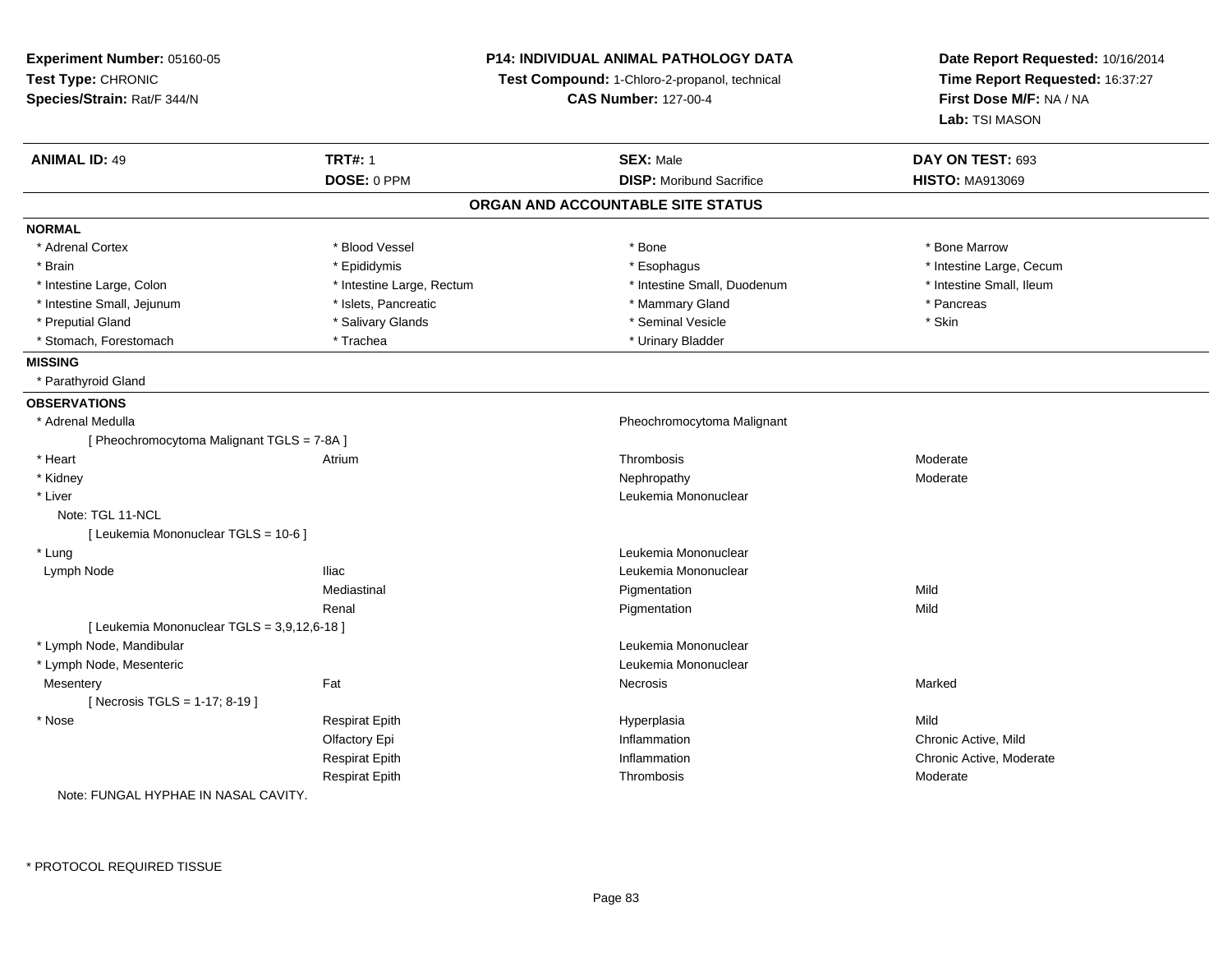**Experiment Number:** 05160-05
**Test Type:** CHRONIC
**Species/Strain:** Rat/F 344/N

**P14: INDIVIDUAL ANIMAL PATHOLOGY DATA**
**Test Compound:** 1-Chloro-2-propanol, technical
**CAS Number:** 127-00-4

**Date Report Requested:** 10/16/2014
**Time Report Requested:** 16:37:27
**First Dose M/F:** NA / NA
**Lab:** TSI MASON

| **ANIMAL ID:** 49 | **TRT#:** 1 | **SEX:** Male | **DAY ON TEST:** 693 |
|---|---|---|---|
| | **DOSE:** 0 PPM | **DISP:** Moribund Sacrifice | **HISTO:** MA913069 |

## ORGAN AND ACCOUNTABLE SITE STATUS

**NORMAL**

| | | | |
|---|---|---|---|
| * Adrenal Cortex | * Blood Vessel | * Bone | * Bone Marrow |
| * Brain | * Epididymis | * Esophagus | * Intestine Large, Cecum |
| * Intestine Large, Colon | * Intestine Large, Rectum | * Intestine Small, Duodenum | * Intestine Small, Ileum |
| * Intestine Small, Jejunum | * Islets, Pancreatic | * Mammary Gland | * Pancreas |
| * Preputial Gland | * Salivary Glands | * Seminal Vesicle | * Skin |
| * Stomach, Forestomach | * Trachea | * Urinary Bladder | |

**MISSING**

* Parathyroid Gland

**OBSERVATIONS**

| | | | |
|---|---|---|---|
| * Adrenal Medulla | | Pheochromocytoma Malignant | |
| [ Pheochromocytoma Malignant TGLS = 7-8A ] | | | |
| * Heart | Atrium | Thrombosis | Moderate |
| * Kidney | | Nephropathy | Moderate |
| * Liver | | Leukemia Mononuclear | |
| Note: TGL 11-NCL | | | |
| [ Leukemia Mononuclear TGLS = 10-6 ] | | | |
| * Lung | | Leukemia Mononuclear | |
| Lymph Node | Iliac | Leukemia Mononuclear | |
| | Mediastinal | Pigmentation | Mild |
| | Renal | Pigmentation | Mild |
| [ Leukemia Mononuclear TGLS = 3,9,12,6-18 ] | | | |
| * Lymph Node, Mandibular | | Leukemia Mononuclear | |
| * Lymph Node, Mesenteric | | Leukemia Mononuclear | |
| Mesentery | Fat | Necrosis | Marked |
| [ Necrosis TGLS = 1-17; 8-19 ] | | | |
| * Nose | Respirat Epith | Hyperplasia | Mild |
| | Olfactory Epi | Inflammation | Chronic Active, Mild |
| | Respirat Epith | Inflammation | Chronic Active, Moderate |
| | Respirat Epith | Thrombosis | Moderate |

Note: FUNGAL HYPHAE IN NASAL CAVITY.

* PROTOCOL REQUIRED TISSUE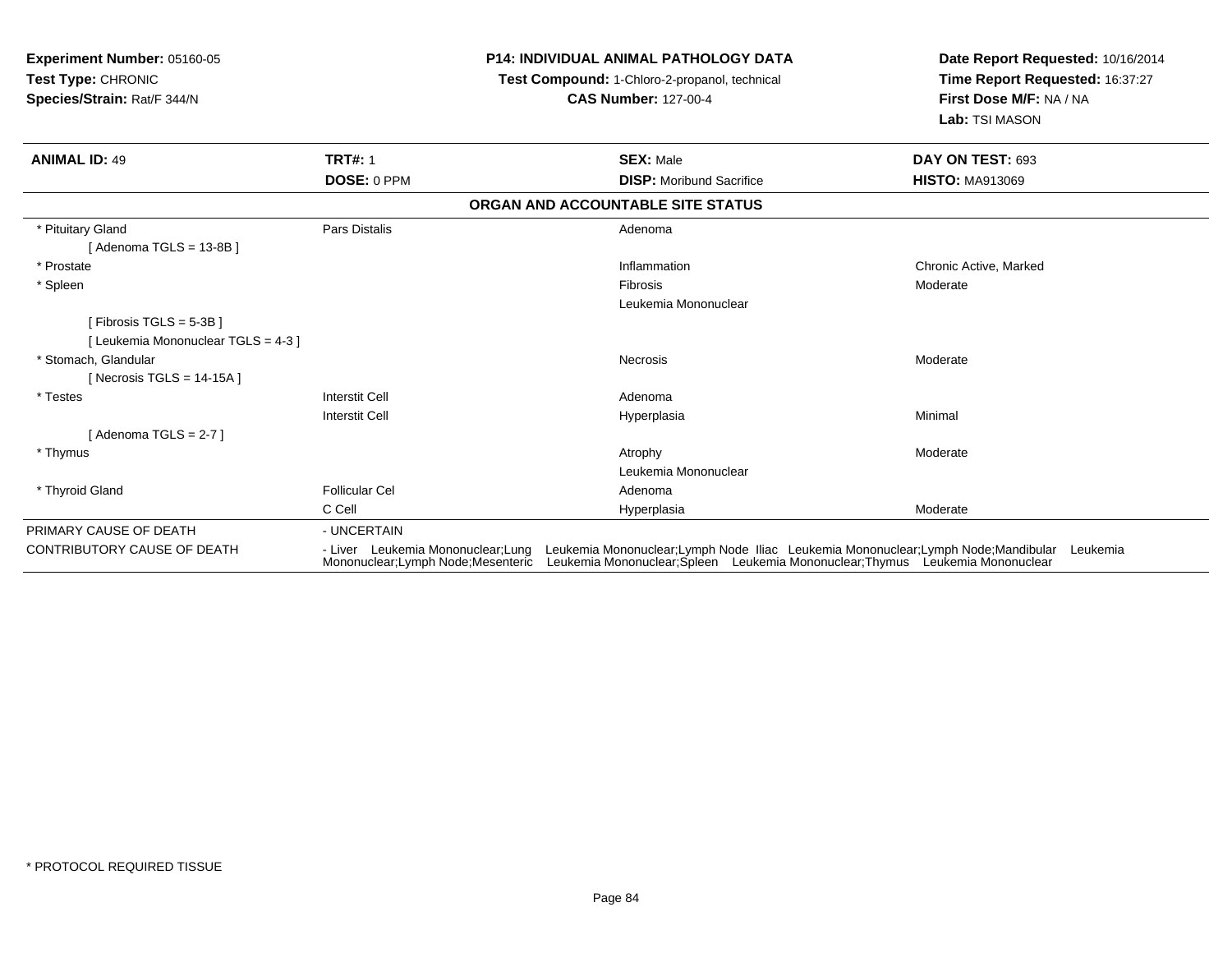**Experiment Number:** 05160-05
**Test Type:** CHRONIC
**Species/Strain:** Rat/F 344/N

**P14: INDIVIDUAL ANIMAL PATHOLOGY DATA**
**Test Compound:** 1-Chloro-2-propanol, technical
**CAS Number:** 127-00-4

**Date Report Requested:** 10/16/2014
**Time Report Requested:** 16:37:27
**First Dose M/F:** NA / NA
**Lab:** TSI MASON

| **ANIMAL ID:** 49 | **TRT#:** 1 | **SEX:** Male | **DAY ON TEST:** 693 |
|---|---|---|---|
| | **DOSE:** 0 PPM | **DISP:** Moribund Sacrifice | **HISTO:** MA913069 |

**ORGAN AND ACCOUNTABLE SITE STATUS**

| | | | |
|---|---|---|---|
| * Pituitary Gland | Pars Distalis | Adenoma | |
| [ Adenoma TGLS = 13-8B ] | | | |
| * Prostate | | Inflammation | Chronic Active, Marked |
| * Spleen | | Fibrosis | Moderate |
| | | Leukemia Mononuclear | |
| [ Fibrosis TGLS = 5-3B ] | | | |
| [ Leukemia Mononuclear TGLS = 4-3 ] | | | |
| * Stomach, Glandular | | Necrosis | Moderate |
| [ Necrosis TGLS = 14-15A ] | | | |
| * Testes | Interstit Cell | Adenoma | |
| | Interstit Cell | Hyperplasia | Minimal |
| [ Adenoma TGLS = 2-7 ] | | | |
| * Thymus | | Atrophy | Moderate |
| | | Leukemia Mononuclear | |
| * Thyroid Gland | Follicular Cel | Adenoma | |
| | C Cell | Hyperplasia | Moderate |

PRIMARY CAUSE OF DEATH - UNCERTAIN

CONTRIBUTORY CAUSE OF DEATH - Liver Leukemia Mononuclear;Lung Leukemia Mononuclear;Lymph Node Iliac Leukemia Mononuclear;Lymph Node;Mandibular Leukemia Mononuclear;Lymph Node;Mesenteric Leukemia Mononuclear;Spleen Leukemia Mononuclear;Thymus Leukemia Mononuclear

\* PROTOCOL REQUIRED TISSUE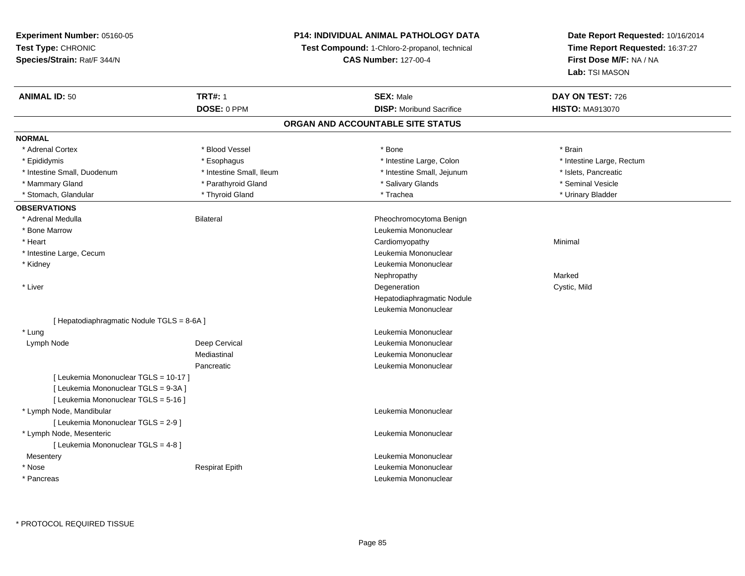**Experiment Number:** 05160-05
**Test Type:** CHRONIC
**Species/Strain:** Rat/F 344/N

**P14: INDIVIDUAL ANIMAL PATHOLOGY DATA**
**Test Compound:** 1-Chloro-2-propanol, technical
**CAS Number:** 127-00-4

**Date Report Requested:** 10/16/2014
**Time Report Requested:** 16:37:27
**First Dose M/F:** NA / NA
**Lab:** TSI MASON

| **ANIMAL ID:** 50 | **TRT#:** 1 | **SEX:** Male | **DAY ON TEST:** 726 |
|---|---|---|---|
| | **DOSE:** 0 PPM | **DISP:** Moribund Sacrifice | **HISTO:** MA913070 |

## ORGAN AND ACCOUNTABLE SITE STATUS

**NORMAL**

| | | | |
|---|---|---|---|
| * Adrenal Cortex | * Blood Vessel | * Bone | * Brain |
| * Epididymis | * Esophagus | * Intestine Large, Colon | * Intestine Large, Rectum |
| * Intestine Small, Duodenum | * Intestine Small, Ileum | * Intestine Small, Jejunum | * Islets, Pancreatic |
| * Mammary Gland | * Parathyroid Gland | * Salivary Glands | * Seminal Vesicle |
| * Stomach, Glandular | * Thyroid Gland | * Trachea | * Urinary Bladder |

**OBSERVATIONS**

| | | | |
|---|---|---|---|
| * Adrenal Medulla | Bilateral | Pheochromocytoma Benign | |
| * Bone Marrow | | Leukemia Mononuclear | |
| * Heart | | Cardiomyopathy | Minimal |
| * Intestine Large, Cecum | | Leukemia Mononuclear | |
| * Kidney | | Leukemia Mononuclear | |
| | | Nephropathy | Marked |
| * Liver | | Degeneration | Cystic, Mild |
| | | Hepatodiaphragmatic Nodule | |
| | | Leukemia Mononuclear | |
| [ Hepatodiaphragmatic Nodule TGLS = 8-6A ] | | | |
| * Lung | | Leukemia Mononuclear | |
| Lymph Node | Deep Cervical | Leukemia Mononuclear | |
| | Mediastinal | Leukemia Mononuclear | |
| | Pancreatic | Leukemia Mononuclear | |
| [ Leukemia Mononuclear TGLS = 10-17 ] | | | |
| [ Leukemia Mononuclear TGLS = 9-3A ] | | | |
| [ Leukemia Mononuclear TGLS = 5-16 ] | | | |
| * Lymph Node, Mandibular | | Leukemia Mononuclear | |
| [ Leukemia Mononuclear TGLS = 2-9 ] | | | |
| * Lymph Node, Mesenteric | | Leukemia Mononuclear | |
| [ Leukemia Mononuclear TGLS = 4-8 ] | | | |
| Mesentery | | Leukemia Mononuclear | |
| * Nose | Respirat Epith | Leukemia Mononuclear | |
| * Pancreas | | Leukemia Mononuclear | |

\* PROTOCOL REQUIRED TISSUE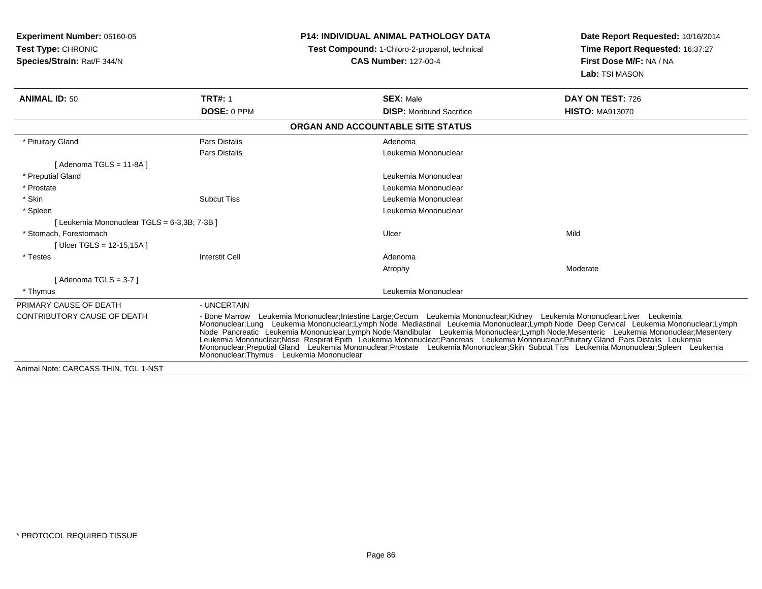**Experiment Number:** 05160-05
**Test Type:** CHRONIC
**Species/Strain:** Rat/F 344/N

**P14: INDIVIDUAL ANIMAL PATHOLOGY DATA**
**Test Compound:** 1-Chloro-2-propanol, technical
**CAS Number:** 127-00-4

**Date Report Requested:** 10/16/2014
**Time Report Requested:** 16:37:27
**First Dose M/F:** NA / NA
**Lab:** TSI MASON

| **ANIMAL ID:** 50 | **TRT#:** 1 | **SEX:** Male | **DAY ON TEST:** 726 |
|---|---|---|---|
| | **DOSE:** 0 PPM | **DISP:** Moribund Sacrifice | **HISTO:** MA913070 |

**ORGAN AND ACCOUNTABLE SITE STATUS**

| | | | |
|---|---|---|---|
| * Pituitary Gland | Pars Distalis | Adenoma | |
| | Pars Distalis | Leukemia Mononuclear | |
| [ Adenoma TGLS = 11-8A ] | | | |
| * Preputial Gland | | Leukemia Mononuclear | |
| * Prostate | | Leukemia Mononuclear | |
| * Skin | Subcut Tiss | Leukemia Mononuclear | |
| * Spleen | | Leukemia Mononuclear | |
| [ Leukemia Mononuclear TGLS = 6-3,3B; 7-3B ] | | | |
| * Stomach, Forestomach | | Ulcer | Mild |
| [ Ulcer TGLS = 12-15,15A ] | | | |
| * Testes | Interstit Cell | Adenoma | |
| | | Atrophy | Moderate |
| [ Adenoma TGLS = 3-7 ] | | | |
| * Thymus | | Leukemia Mononuclear | |

PRIMARY CAUSE OF DEATH - UNCERTAIN

CONTRIBUTORY CAUSE OF DEATH - Bone Marrow Leukemia Mononuclear;Intestine Large;Cecum Leukemia Mononuclear;Kidney Leukemia Mononuclear;Liver Leukemia Mononuclear;Lung Leukemia Mononuclear;Lymph Node Mediastinal Leukemia Mononuclear;Lymph Node Deep Cervical Leukemia Mononuclear;Lymph Node Pancreatic Leukemia Mononuclear;Lymph Node;Mandibular Leukemia Mononuclear;Lymph Node;Mesenteric Leukemia Mononuclear;Mesentery Leukemia Mononuclear;Nose Respirat Epith Leukemia Mononuclear;Pancreas Leukemia Mononuclear;Pituitary Gland Pars Distalis Leukemia Mononuclear;Preputial Gland Leukemia Mononuclear;Prostate Leukemia Mononuclear;Skin Subcut Tiss Leukemia Mononuclear;Spleen Leukemia Mononuclear;Thymus Leukemia Mononuclear

Animal Note: CARCASS THIN, TGL 1-NST

* PROTOCOL REQUIRED TISSUE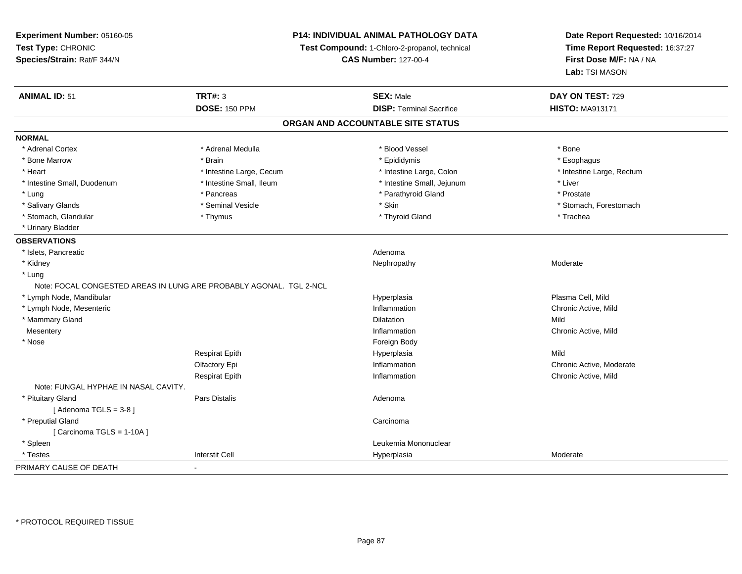**Experiment Number:** 05160-05
**Test Type:** CHRONIC
**Species/Strain:** Rat/F 344/N

**P14: INDIVIDUAL ANIMAL PATHOLOGY DATA**
**Test Compound:** 1-Chloro-2-propanol, technical
**CAS Number:** 127-00-4

**Date Report Requested:** 10/16/2014
**Time Report Requested:** 16:37:27
**First Dose M/F:** NA / NA
**Lab:** TSI MASON

| **ANIMAL ID:** 51 | **TRT#:** 3 | **SEX:** Male | **DAY ON TEST:** 729 |
|---|---|---|---|
| | **DOSE:** 150 PPM | **DISP:** Terminal Sacrifice | **HISTO:** MA913171 |

## ORGAN AND ACCOUNTABLE SITE STATUS

**NORMAL**

| | | | |
|---|---|---|---|
| * Adrenal Cortex | * Adrenal Medulla | * Blood Vessel | * Bone |
| * Bone Marrow | * Brain | * Epididymis | * Esophagus |
| * Heart | * Intestine Large, Cecum | * Intestine Large, Colon | * Intestine Large, Rectum |
| * Intestine Small, Duodenum | * Intestine Small, Ileum | * Intestine Small, Jejunum | * Liver |
| * Lung | * Pancreas | * Parathyroid Gland | * Prostate |
| * Salivary Glands | * Seminal Vesicle | * Skin | * Stomach, Forestomach |
| * Stomach, Glandular | * Thymus | * Thyroid Gland | * Trachea |
| * Urinary Bladder | | | |

**OBSERVATIONS**

| | | | |
|---|---|---|---|
| * Islets, Pancreatic | | Adenoma | |
| * Kidney | | Nephropathy | Moderate |
| * Lung | | | |
| Note: FOCAL CONGESTED AREAS IN LUNG ARE PROBABLY AGONAL. TGL 2-NCL | | | |
| * Lymph Node, Mandibular | | Hyperplasia | Plasma Cell, Mild |
| * Lymph Node, Mesenteric | | Inflammation | Chronic Active, Mild |
| * Mammary Gland | | Dilatation | Mild |
| Mesentery | | Inflammation | Chronic Active, Mild |
| * Nose | | Foreign Body | |
| | Respirat Epith | Hyperplasia | Mild |
| | Olfactory Epi | Inflammation | Chronic Active, Moderate |
| | Respirat Epith | Inflammation | Chronic Active, Mild |
| Note: FUNGAL HYPHAE IN NASAL CAVITY. | | | |
| * Pituitary Gland | Pars Distalis | Adenoma | |
| [ Adenoma TGLS = 3-8 ] | | | |
| * Preputial Gland | | Carcinoma | |
| [ Carcinoma TGLS = 1-10A ] | | | |
| * Spleen | | Leukemia Mononuclear | |
| * Testes | Interstit Cell | Hyperplasia | Moderate |

| | |
|---|---|
| PRIMARY CAUSE OF DEATH | - |

* PROTOCOL REQUIRED TISSUE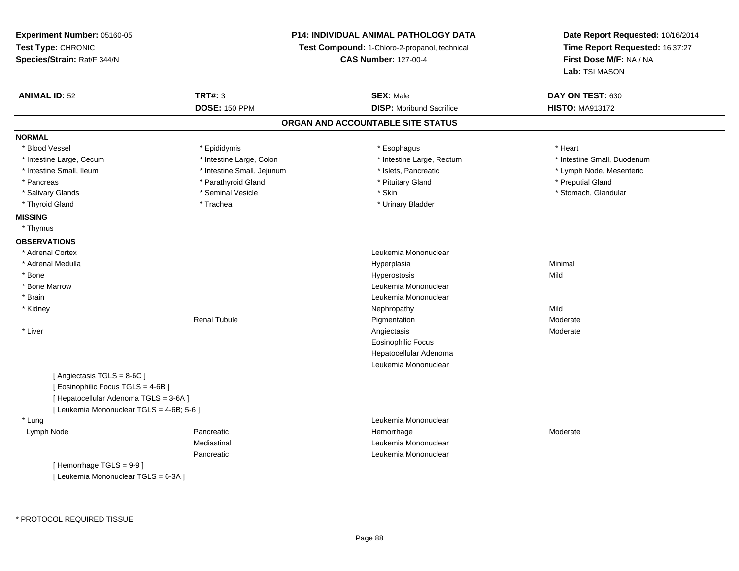**Experiment Number:** 05160-05
**Test Type:** CHRONIC
**Species/Strain:** Rat/F 344/N

**P14: INDIVIDUAL ANIMAL PATHOLOGY DATA**
**Test Compound:** 1-Chloro-2-propanol, technical
**CAS Number:** 127-00-4

**Date Report Requested:** 10/16/2014
**Time Report Requested:** 16:37:27
**First Dose M/F:** NA / NA
**Lab:** TSI MASON

| **ANIMAL ID:** 52 | **TRT#:** 3 | **SEX:** Male | **DAY ON TEST:** 630 |
|---|---|---|---|
| | **DOSE:** 150 PPM | **DISP:** Moribund Sacrifice | **HISTO:** MA913172 |

## ORGAN AND ACCOUNTABLE SITE STATUS

**NORMAL**

| | | | |
|---|---|---|---|
| * Blood Vessel | * Epididymis | * Esophagus | * Heart |
| * Intestine Large, Cecum | * Intestine Large, Colon | * Intestine Large, Rectum | * Intestine Small, Duodenum |
| * Intestine Small, Ileum | * Intestine Small, Jejunum | * Islets, Pancreatic | * Lymph Node, Mesenteric |
| * Pancreas | * Parathyroid Gland | * Pituitary Gland | * Preputial Gland |
| * Salivary Glands | * Seminal Vesicle | * Skin | * Stomach, Glandular |
| * Thyroid Gland | * Trachea | * Urinary Bladder | |

**MISSING**

* Thymus

**OBSERVATIONS**

| | | | |
|---|---|---|---|
| * Adrenal Cortex | | Leukemia Mononuclear | |
| * Adrenal Medulla | | Hyperplasia | Minimal |
| * Bone | | Hyperostosis | Mild |
| * Bone Marrow | | Leukemia Mononuclear | |
| * Brain | | Leukemia Mononuclear | |
| * Kidney | | Nephropathy | Mild |
| | Renal Tubule | Pigmentation | Moderate |
| * Liver | | Angiectasis | Moderate |
| | | Eosinophilic Focus | |
| | | Hepatocellular Adenoma | |
| | | Leukemia Mononuclear | |

[ Angiectasis TGLS = 8-6C ]
[ Eosinophilic Focus TGLS = 4-6B ]
[ Hepatocellular Adenoma TGLS = 3-6A ]
[ Leukemia Mononuclear TGLS = 4-6B; 5-6 ]

| | | | |
|---|---|---|---|
| * Lung | | Leukemia Mononuclear | |
| Lymph Node | Pancreatic | Hemorrhage | Moderate |
| | Mediastinal | Leukemia Mononuclear | |
| | Pancreatic | Leukemia Mononuclear | |

[ Hemorrhage TGLS = 9-9 ]
[ Leukemia Mononuclear TGLS = 6-3A ]

* PROTOCOL REQUIRED TISSUE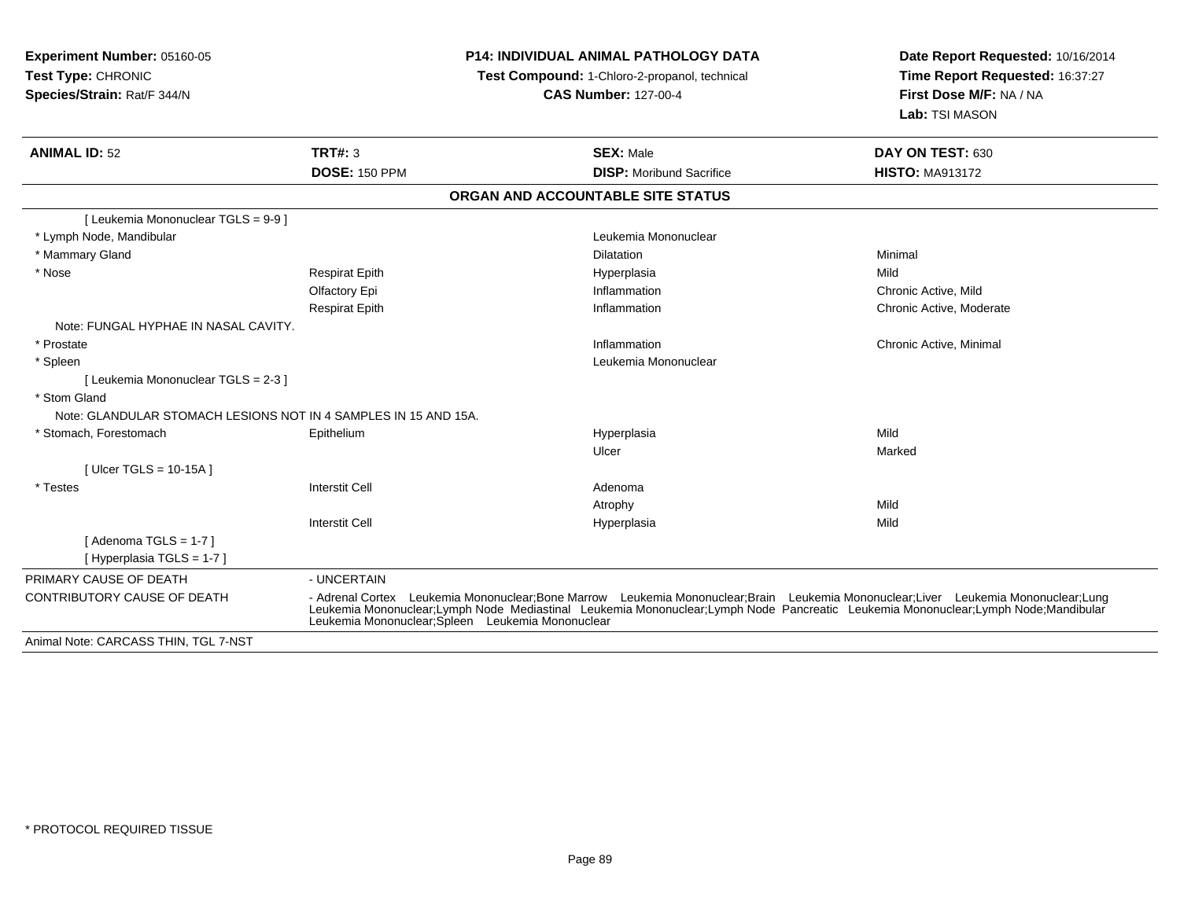**Experiment Number:** 05160-05
**Test Type:** CHRONIC
**Species/Strain:** Rat/F 344/N

**P14: INDIVIDUAL ANIMAL PATHOLOGY DATA**
**Test Compound:** 1-Chloro-2-propanol, technical
**CAS Number:** 127-00-4

**Date Report Requested:** 10/16/2014
**Time Report Requested:** 16:37:27
**First Dose M/F:** NA / NA
**Lab:** TSI MASON

| **ANIMAL ID:** 52 | **TRT#:** 3 | **SEX:** Male | **DAY ON TEST:** 630 |
|---|---|---|---|
| | **DOSE:** 150 PPM | **DISP:** Moribund Sacrifice | **HISTO:** MA913172 |

## ORGAN AND ACCOUNTABLE SITE STATUS

| | | | |
|---|---|---|---|
| [ Leukemia Mononuclear TGLS = 9-9 ] | | | |
| * Lymph Node, Mandibular | | Leukemia Mononuclear | |
| * Mammary Gland | | Dilatation | Minimal |
| * Nose | Respirat Epith | Hyperplasia | Mild |
| | Olfactory Epi | Inflammation | Chronic Active, Mild |
| | Respirat Epith | Inflammation | Chronic Active, Moderate |
| Note: FUNGAL HYPHAE IN NASAL CAVITY. | | | |
| * Prostate | | Inflammation | Chronic Active, Minimal |
| * Spleen | | Leukemia Mononuclear | |
| [ Leukemia Mononuclear TGLS = 2-3 ] | | | |
| * Stom Gland | | | |
| Note: GLANDULAR STOMACH LESIONS NOT IN 4 SAMPLES IN 15 AND 15A. | | | |
| * Stomach, Forestomach | Epithelium | Hyperplasia | Mild |
| | | Ulcer | Marked |
| [ Ulcer TGLS = 10-15A ] | | | |
| * Testes | Interstit Cell | Adenoma | |
| | | Atrophy | Mild |
| | Interstit Cell | Hyperplasia | Mild |
| [ Adenoma TGLS = 1-7 ] | | | |
| [ Hyperplasia TGLS = 1-7 ] | | | |

| | |
|---|---|
| PRIMARY CAUSE OF DEATH | - UNCERTAIN |
| CONTRIBUTORY CAUSE OF DEATH | - Adrenal Cortex Leukemia Mononuclear;Bone Marrow Leukemia Mononuclear;Brain Leukemia Mononuclear;Liver Leukemia Mononuclear;Lung Leukemia Mononuclear;Lymph Node Mediastinal Leukemia Mononuclear;Lymph Node Pancreatic Leukemia Mononuclear;Lymph Node;Mandibular Leukemia Mononuclear;Spleen Leukemia Mononuclear |

Animal Note: CARCASS THIN, TGL 7-NST

* PROTOCOL REQUIRED TISSUE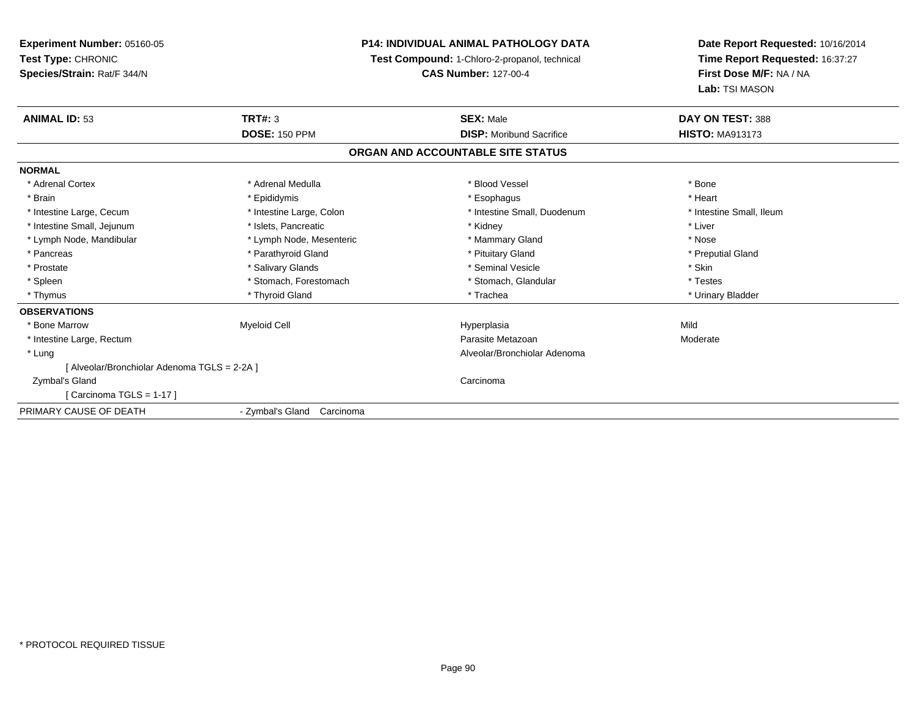**Experiment Number:** 05160-05
**Test Type:** CHRONIC
**Species/Strain:** Rat/F 344/N

**P14: INDIVIDUAL ANIMAL PATHOLOGY DATA**
**Test Compound:** 1-Chloro-2-propanol, technical
**CAS Number:** 127-00-4

**Date Report Requested:** 10/16/2014
**Time Report Requested:** 16:37:27
**First Dose M/F:** NA / NA
**Lab:** TSI MASON

| **ANIMAL ID:** 53 | **TRT#:** 3 | **SEX:** Male | **DAY ON TEST:** 388 |
|---|---|---|---|
| | **DOSE:** 150 PPM | **DISP:** Moribund Sacrifice | **HISTO:** MA913173 |

## ORGAN AND ACCOUNTABLE SITE STATUS

**NORMAL**

| | | | |
|---|---|---|---|
| * Adrenal Cortex | * Adrenal Medulla | * Blood Vessel | * Bone |
| * Brain | * Epididymis | * Esophagus | * Heart |
| * Intestine Large, Cecum | * Intestine Large, Colon | * Intestine Small, Duodenum | * Intestine Small, Ileum |
| * Intestine Small, Jejunum | * Islets, Pancreatic | * Kidney | * Liver |
| * Lymph Node, Mandibular | * Lymph Node, Mesenteric | * Mammary Gland | * Nose |
| * Pancreas | * Parathyroid Gland | * Pituitary Gland | * Preputial Gland |
| * Prostate | * Salivary Glands | * Seminal Vesicle | * Skin |
| * Spleen | * Stomach, Forestomach | * Stomach, Glandular | * Testes |
| * Thymus | * Thyroid Gland | * Trachea | * Urinary Bladder |

**OBSERVATIONS**

| | | | |
|---|---|---|---|
| * Bone Marrow | Myeloid Cell | Hyperplasia | Mild |
| * Intestine Large, Rectum | | Parasite Metazoan | Moderate |
| * Lung | | Alveolar/Bronchiolar Adenoma | |
| [ Alveolar/Bronchiolar Adenoma TGLS = 2-2A ] | | | |
| Zymbal's Gland | | Carcinoma | |
| [ Carcinoma TGLS = 1-17 ] | | | |

PRIMARY CAUSE OF DEATH - Zymbal's Gland Carcinoma

* PROTOCOL REQUIRED TISSUE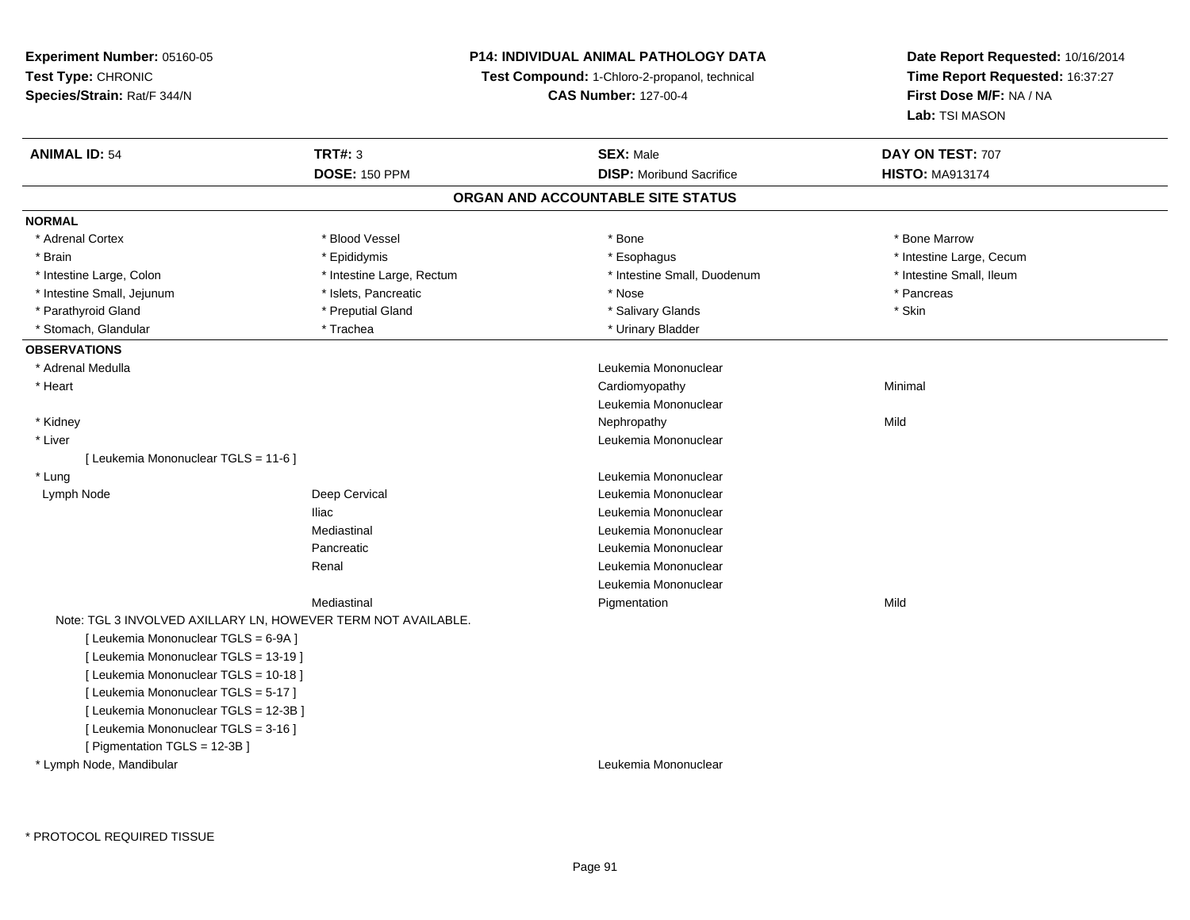**Experiment Number:** 05160-05
**Test Type:** CHRONIC
**Species/Strain:** Rat/F 344/N

**P14: INDIVIDUAL ANIMAL PATHOLOGY DATA**
**Test Compound:** 1-Chloro-2-propanol, technical
**CAS Number:** 127-00-4

**Date Report Requested:** 10/16/2014
**Time Report Requested:** 16:37:27
**First Dose M/F:** NA / NA
**Lab:** TSI MASON

| **ANIMAL ID:** 54 | **TRT#:** 3 | **SEX:** Male | **DAY ON TEST:** 707 |
|---|---|---|---|
| | **DOSE:** 150 PPM | **DISP:** Moribund Sacrifice | **HISTO:** MA913174 |

## ORGAN AND ACCOUNTABLE SITE STATUS

**NORMAL**

| | | | |
|---|---|---|---|
| * Adrenal Cortex | * Blood Vessel | * Bone | * Bone Marrow |
| * Brain | * Epididymis | * Esophagus | * Intestine Large, Cecum |
| * Intestine Large, Colon | * Intestine Large, Rectum | * Intestine Small, Duodenum | * Intestine Small, Ileum |
| * Intestine Small, Jejunum | * Islets, Pancreatic | * Nose | * Pancreas |
| * Parathyroid Gland | * Preputial Gland | * Salivary Glands | * Skin |
| * Stomach, Glandular | * Trachea | * Urinary Bladder | |

**OBSERVATIONS**

| | | | |
|---|---|---|---|
| * Adrenal Medulla | | Leukemia Mononuclear | |
| * Heart | | Cardiomyopathy | Minimal |
| | | Leukemia Mononuclear | |
| * Kidney | | Nephropathy | Mild |
| * Liver | | Leukemia Mononuclear | |
| [ Leukemia Mononuclear TGLS = 11-6 ] | | | |
| * Lung | | Leukemia Mononuclear | |
| Lymph Node | Deep Cervical | Leukemia Mononuclear | |
| | Iliac | Leukemia Mononuclear | |
| | Mediastinal | Leukemia Mononuclear | |
| | Pancreatic | Leukemia Mononuclear | |
| | Renal | Leukemia Mononuclear | |
| | | Leukemia Mononuclear | |
| | Mediastinal | Pigmentation | Mild |

Note: TGL 3 INVOLVED AXILLARY LN, HOWEVER TERM NOT AVAILABLE.
[ Leukemia Mononuclear TGLS = 6-9A ]
[ Leukemia Mononuclear TGLS = 13-19 ]
[ Leukemia Mononuclear TGLS = 10-18 ]
[ Leukemia Mononuclear TGLS = 5-17 ]
[ Leukemia Mononuclear TGLS = 12-3B ]
[ Leukemia Mononuclear TGLS = 3-16 ]
[ Pigmentation TGLS = 12-3B ]

| | | | |
|---|---|---|---|
| * Lymph Node, Mandibular | | Leukemia Mononuclear | |

* PROTOCOL REQUIRED TISSUE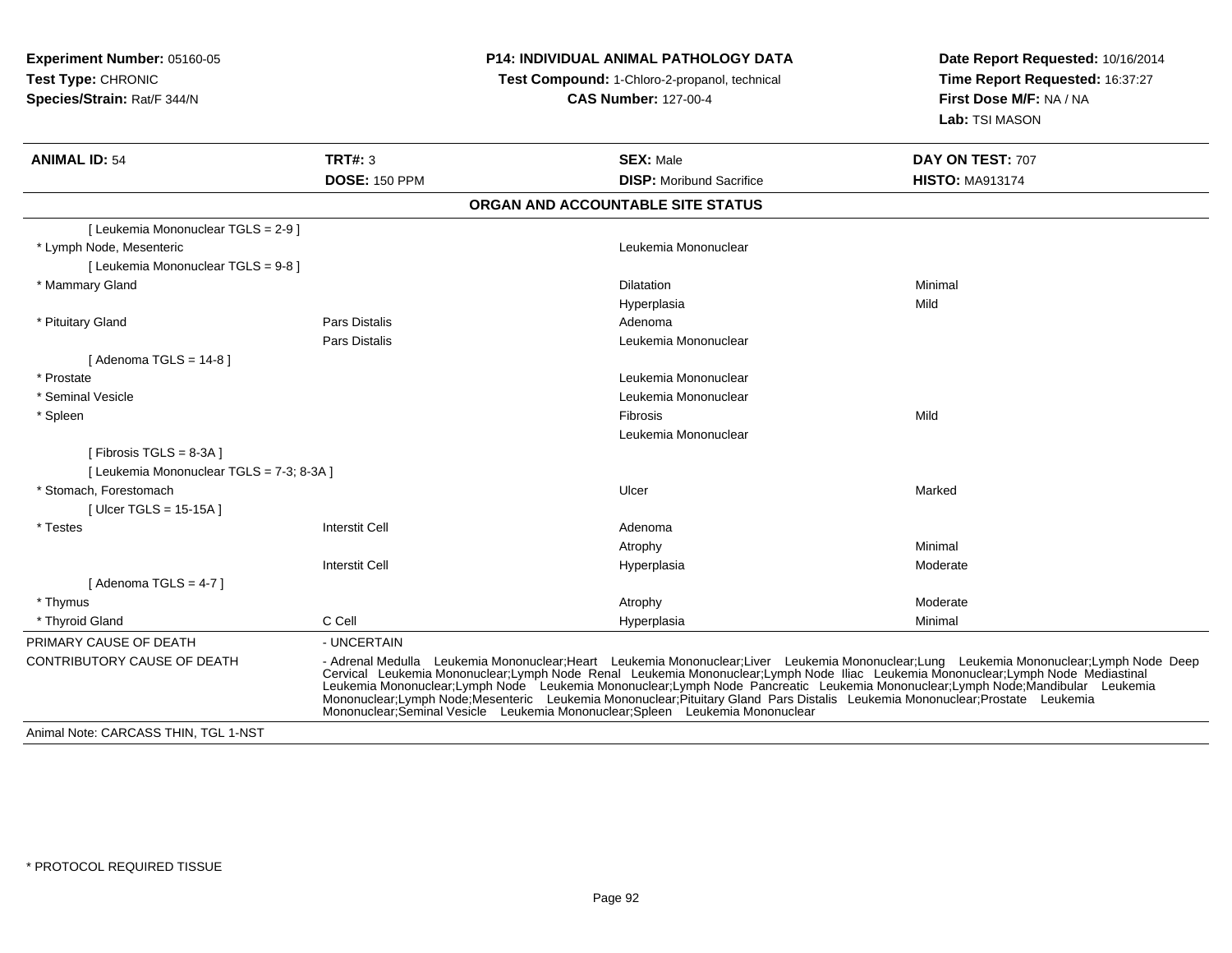**Experiment Number:** 05160-05
**Test Type:** CHRONIC
**Species/Strain:** Rat/F 344/N

**P14: INDIVIDUAL ANIMAL PATHOLOGY DATA**
**Test Compound:** 1-Chloro-2-propanol, technical
**CAS Number:** 127-00-4

**Date Report Requested:** 10/16/2014
**Time Report Requested:** 16:37:27
**First Dose M/F:** NA / NA
**Lab:** TSI MASON

| **ANIMAL ID:** 54 | **TRT#:** 3 | **SEX:** Male | **DAY ON TEST:** 707 |
|---|---|---|---|
| | **DOSE:** 150 PPM | **DISP:** Moribund Sacrifice | **HISTO:** MA913174 |

## ORGAN AND ACCOUNTABLE SITE STATUS

| | | | |
|---|---|---|---|
| [ Leukemia Mononuclear TGLS = 2-9 ] | | | |
| * Lymph Node, Mesenteric | | Leukemia Mononuclear | |
| [ Leukemia Mononuclear TGLS = 9-8 ] | | | |
| * Mammary Gland | | Dilatation | Minimal |
| | | Hyperplasia | Mild |
| * Pituitary Gland | Pars Distalis | Adenoma | |
| | Pars Distalis | Leukemia Mononuclear | |
| [ Adenoma TGLS = 14-8 ] | | | |
| * Prostate | | Leukemia Mononuclear | |
| * Seminal Vesicle | | Leukemia Mononuclear | |
| * Spleen | | Fibrosis | Mild |
| | | Leukemia Mononuclear | |
| [ Fibrosis TGLS = 8-3A ] | | | |
| [ Leukemia Mononuclear TGLS = 7-3; 8-3A ] | | | |
| * Stomach, Forestomach | | Ulcer | Marked |
| [ Ulcer TGLS = 15-15A ] | | | |
| * Testes | Interstit Cell | Adenoma | |
| | | Atrophy | Minimal |
| | Interstit Cell | Hyperplasia | Moderate |
| [ Adenoma TGLS = 4-7 ] | | | |
| * Thymus | | Atrophy | Moderate |
| * Thyroid Gland | C Cell | Hyperplasia | Minimal |

PRIMARY CAUSE OF DEATH - UNCERTAIN

CONTRIBUTORY CAUSE OF DEATH - Adrenal Medulla Leukemia Mononuclear;Heart Leukemia Mononuclear;Liver Leukemia Mononuclear;Lung Leukemia Mononuclear;Lymph Node Deep Cervical Leukemia Mononuclear;Lymph Node Renal Leukemia Mononuclear;Lymph Node Iliac Leukemia Mononuclear;Lymph Node Mediastinal Leukemia Mononuclear;Lymph Node Leukemia Mononuclear;Lymph Node Pancreatic Leukemia Mononuclear;Lymph Node;Mandibular Leukemia Mononuclear;Lymph Node;Mesenteric Leukemia Mononuclear;Pituitary Gland Pars Distalis Leukemia Mononuclear;Prostate Leukemia Mononuclear;Seminal Vesicle Leukemia Mononuclear;Spleen Leukemia Mononuclear

Animal Note: CARCASS THIN, TGL 1-NST

\* PROTOCOL REQUIRED TISSUE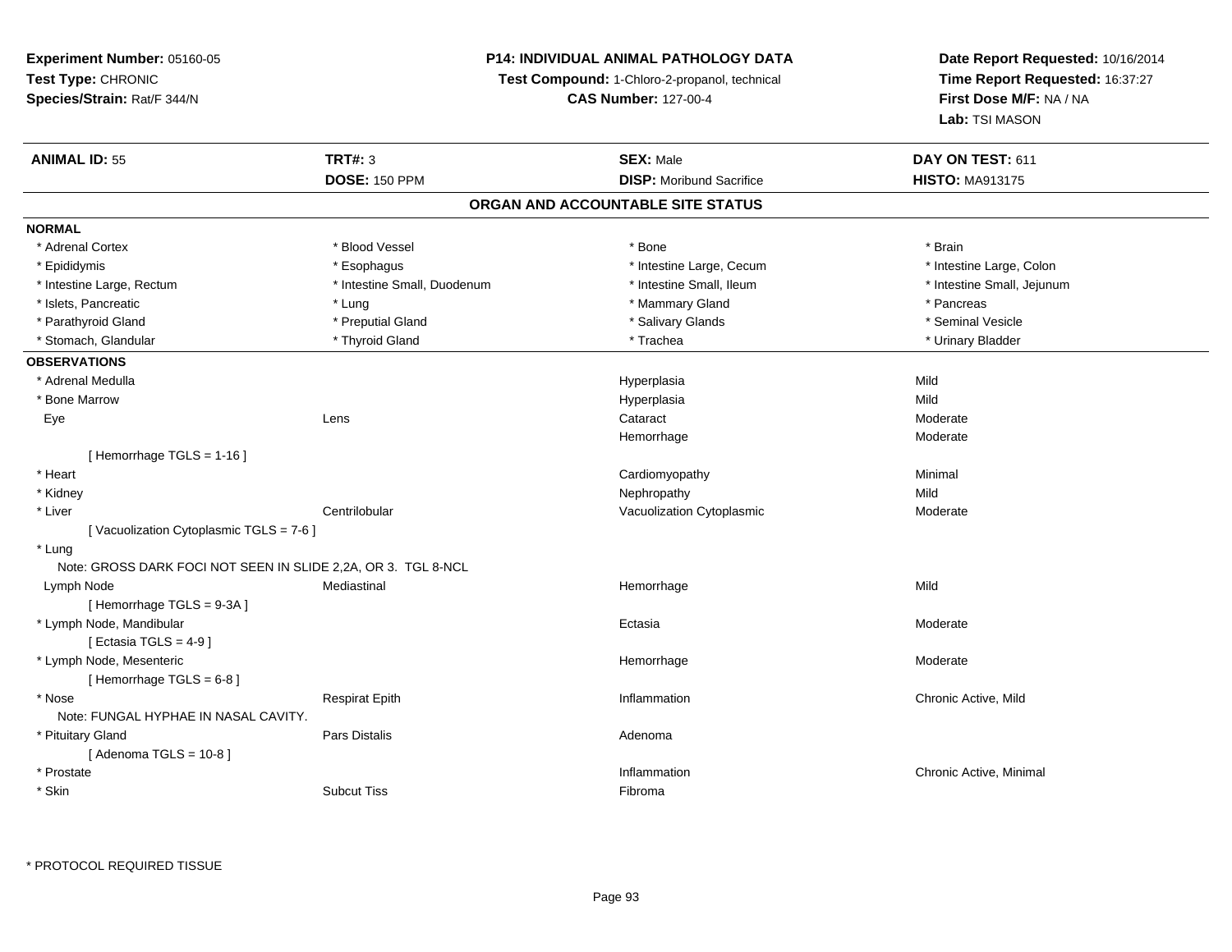**Experiment Number:** 05160-05
**Test Type:** CHRONIC
**Species/Strain:** Rat/F 344/N

**P14: INDIVIDUAL ANIMAL PATHOLOGY DATA**
**Test Compound:** 1-Chloro-2-propanol, technical
**CAS Number:** 127-00-4

**Date Report Requested:** 10/16/2014
**Time Report Requested:** 16:37:27
**First Dose M/F:** NA / NA
**Lab:** TSI MASON

| **ANIMAL ID:** 55 | **TRT#:** 3 | **SEX:** Male | **DAY ON TEST:** 611 |
|---|---|---|---|
| | **DOSE:** 150 PPM | **DISP:** Moribund Sacrifice | **HISTO:** MA913175 |

## ORGAN AND ACCOUNTABLE SITE STATUS

**NORMAL**

| | | | |
|---|---|---|---|
| * Adrenal Cortex | * Blood Vessel | * Bone | * Brain |
| * Epididymis | * Esophagus | * Intestine Large, Cecum | * Intestine Large, Colon |
| * Intestine Large, Rectum | * Intestine Small, Duodenum | * Intestine Small, Ileum | * Intestine Small, Jejunum |
| * Islets, Pancreatic | * Lung | * Mammary Gland | * Pancreas |
| * Parathyroid Gland | * Preputial Gland | * Salivary Glands | * Seminal Vesicle |
| * Stomach, Glandular | * Thyroid Gland | * Trachea | * Urinary Bladder |

**OBSERVATIONS**

| | | | |
|---|---|---|---|
| * Adrenal Medulla | | Hyperplasia | Mild |
| * Bone Marrow | | Hyperplasia | Mild |
| Eye | Lens | Cataract | Moderate |
| | | Hemorrhage | Moderate |
| [ Hemorrhage TGLS = 1-16 ] | | | |
| * Heart | | Cardiomyopathy | Minimal |
| * Kidney | | Nephropathy | Mild |
| * Liver | Centrilobular | Vacuolization Cytoplasmic | Moderate |
| [ Vacuolization Cytoplasmic TGLS = 7-6 ] | | | |
| * Lung | | | |
| Note: GROSS DARK FOCI NOT SEEN IN SLIDE 2,2A, OR 3. TGL 8-NCL | | | |
| Lymph Node | Mediastinal | Hemorrhage | Mild |
| [ Hemorrhage TGLS = 9-3A ] | | | |
| * Lymph Node, Mandibular | | Ectasia | Moderate |
| [ Ectasia TGLS = 4-9 ] | | | |
| * Lymph Node, Mesenteric | | Hemorrhage | Moderate |
| [ Hemorrhage TGLS = 6-8 ] | | | |
| * Nose | Respirat Epith | Inflammation | Chronic Active, Mild |
| Note: FUNGAL HYPHAE IN NASAL CAVITY. | | | |
| * Pituitary Gland | Pars Distalis | Adenoma | |
| [ Adenoma TGLS = 10-8 ] | | | |
| * Prostate | | Inflammation | Chronic Active, Minimal |
| * Skin | Subcut Tiss | Fibroma | |

* PROTOCOL REQUIRED TISSUE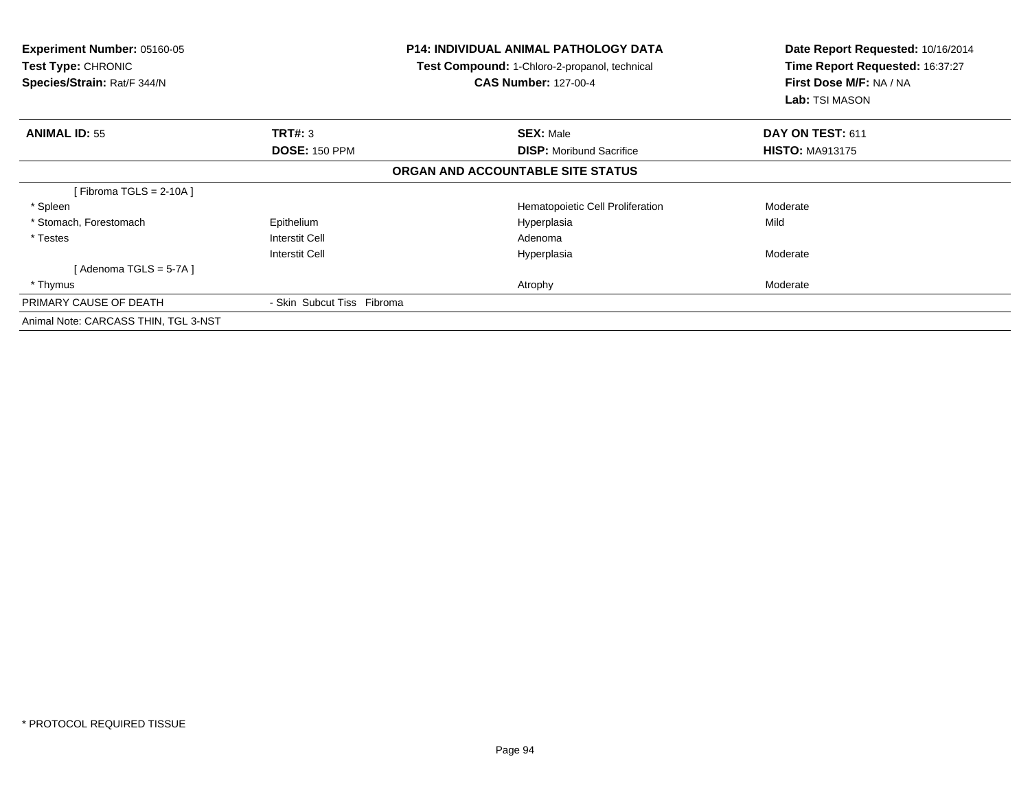**Experiment Number:** 05160-05
**Test Type:** CHRONIC
**Species/Strain:** Rat/F 344/N

**P14: INDIVIDUAL ANIMAL PATHOLOGY DATA**
**Test Compound:** 1-Chloro-2-propanol, technical
**CAS Number:** 127-00-4

**Date Report Requested:** 10/16/2014
**Time Report Requested:** 16:37:27
**First Dose M/F:** NA / NA
**Lab:** TSI MASON

| **ANIMAL ID:** 55 | **TRT#:** 3 | **SEX:** Male | **DAY ON TEST:** 611 |
|---|---|---|---|
| | **DOSE:** 150 PPM | **DISP:** Moribund Sacrifice | **HISTO:** MA913175 |

**ORGAN AND ACCOUNTABLE SITE STATUS**

| | | | |
|---|---|---|---|
| [ Fibroma TGLS = 2-10A ] | | | |
| * Spleen | | Hematopoietic Cell Proliferation | Moderate |
| * Stomach, Forestomach | Epithelium | Hyperplasia | Mild |
| * Testes | Interstit Cell | Adenoma | |
| | Interstit Cell | Hyperplasia | Moderate |
| [ Adenoma TGLS = 5-7A ] | | | |
| * Thymus | | Atrophy | Moderate |
| PRIMARY CAUSE OF DEATH | - Skin Subcut Tiss Fibroma | | |
| Animal Note: CARCASS THIN, TGL 3-NST | | | |

* PROTOCOL REQUIRED TISSUE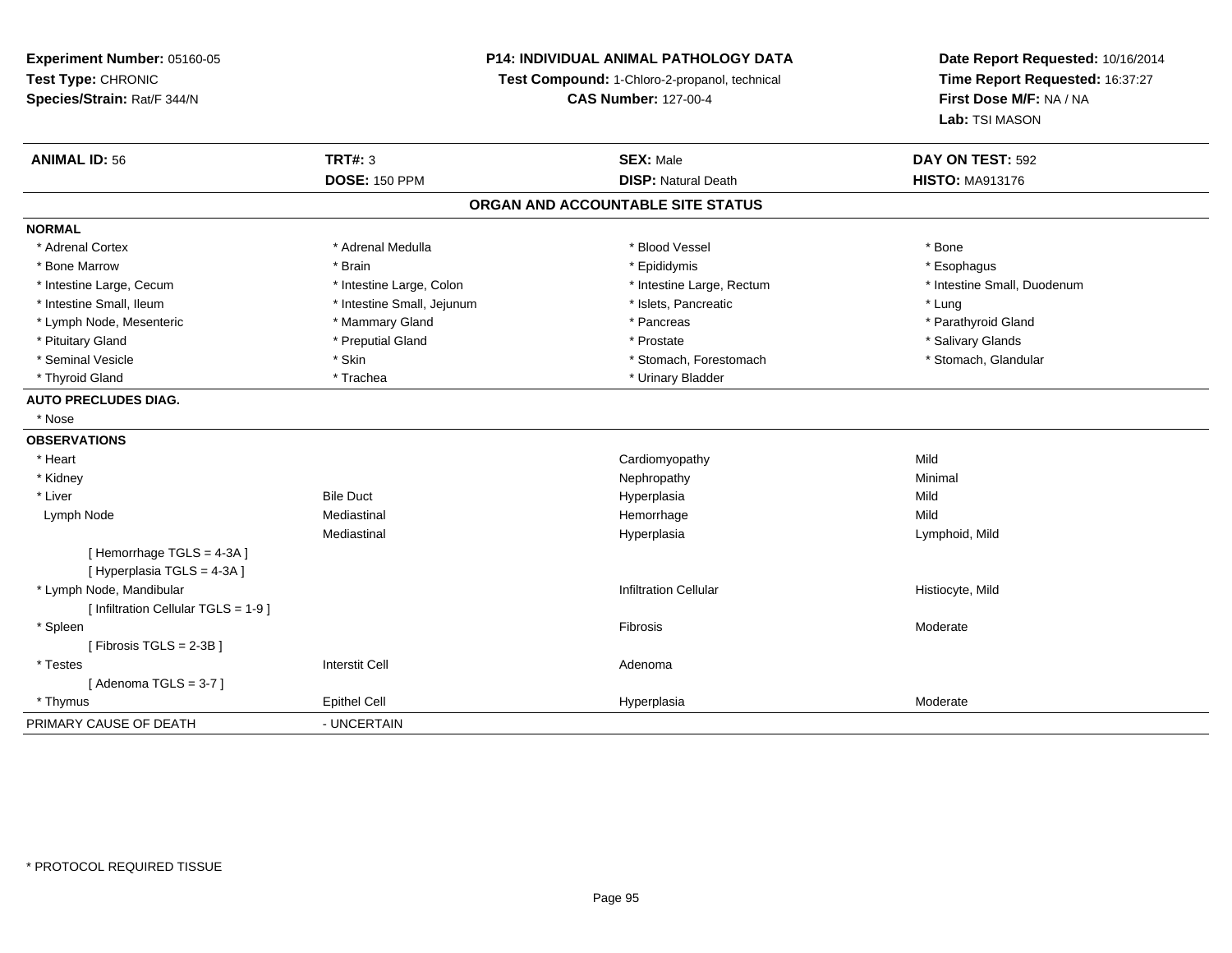**Experiment Number:** 05160-05
**Test Type:** CHRONIC
**Species/Strain:** Rat/F 344/N

**P14: INDIVIDUAL ANIMAL PATHOLOGY DATA**
**Test Compound:** 1-Chloro-2-propanol, technical
**CAS Number:** 127-00-4

**Date Report Requested:** 10/16/2014
**Time Report Requested:** 16:37:27
**First Dose M/F:** NA / NA
**Lab:** TSI MASON

| **ANIMAL ID:** 56 | **TRT#:** 3 | **SEX:** Male | **DAY ON TEST:** 592 |
|---|---|---|---|
| | **DOSE:** 150 PPM | **DISP:** Natural Death | **HISTO:** MA913176 |

## ORGAN AND ACCOUNTABLE SITE STATUS

**NORMAL**

| | | | |
|---|---|---|---|
| * Adrenal Cortex | * Adrenal Medulla | * Blood Vessel | * Bone |
| * Bone Marrow | * Brain | * Epididymis | * Esophagus |
| * Intestine Large, Cecum | * Intestine Large, Colon | * Intestine Large, Rectum | * Intestine Small, Duodenum |
| * Intestine Small, Ileum | * Intestine Small, Jejunum | * Islets, Pancreatic | * Lung |
| * Lymph Node, Mesenteric | * Mammary Gland | * Pancreas | * Parathyroid Gland |
| * Pituitary Gland | * Preputial Gland | * Prostate | * Salivary Glands |
| * Seminal Vesicle | * Skin | * Stomach, Forestomach | * Stomach, Glandular |
| * Thyroid Gland | * Trachea | * Urinary Bladder | |

**AUTO PRECLUDES DIAG.**

* Nose

**OBSERVATIONS**

| | | | |
|---|---|---|---|
| * Heart | | Cardiomyopathy | Mild |
| * Kidney | | Nephropathy | Minimal |
| * Liver | Bile Duct | Hyperplasia | Mild |
| Lymph Node | Mediastinal | Hemorrhage | Mild |
| | Mediastinal | Hyperplasia | Lymphoid, Mild |
| [ Hemorrhage TGLS = 4-3A ] | | | |
| [ Hyperplasia TGLS = 4-3A ] | | | |
| * Lymph Node, Mandibular | | Infiltration Cellular | Histiocyte, Mild |
| [ Infiltration Cellular TGLS = 1-9 ] | | | |
| * Spleen | | Fibrosis | Moderate |
| [ Fibrosis TGLS = 2-3B ] | | | |
| * Testes | Interstit Cell | Adenoma | |
| [ Adenoma TGLS = 3-7 ] | | | |
| * Thymus | Epithel Cell | Hyperplasia | Moderate |

PRIMARY CAUSE OF DEATH - UNCERTAIN

* PROTOCOL REQUIRED TISSUE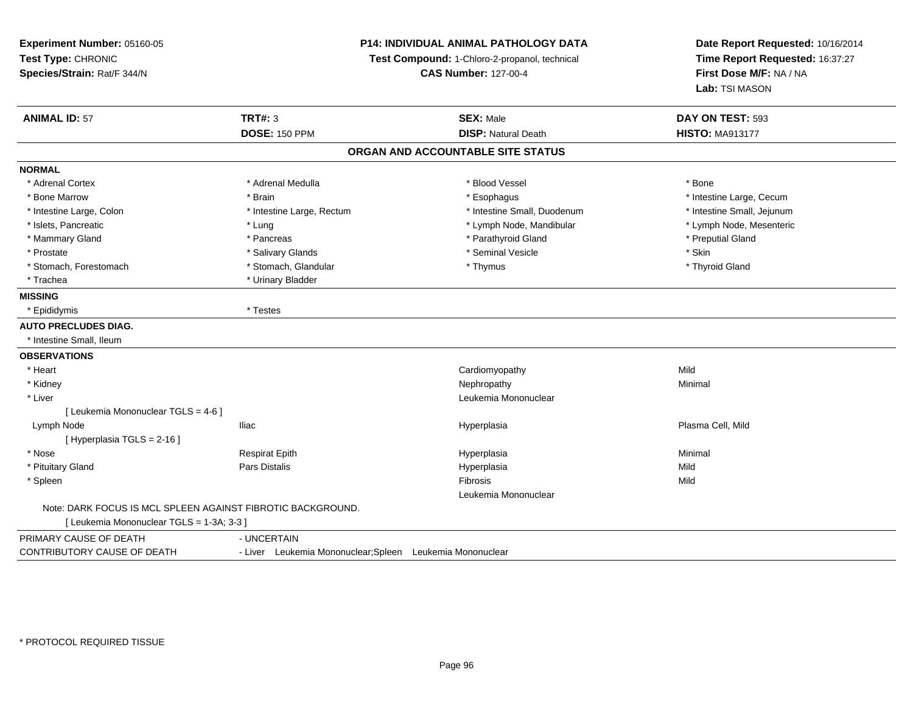**Experiment Number:** 05160-05
**Test Type:** CHRONIC
**Species/Strain:** Rat/F 344/N

**P14: INDIVIDUAL ANIMAL PATHOLOGY DATA**
**Test Compound:** 1-Chloro-2-propanol, technical
**CAS Number:** 127-00-4

**Date Report Requested:** 10/16/2014
**Time Report Requested:** 16:37:27
**First Dose M/F:** NA / NA
**Lab:** TSI MASON

| **ANIMAL ID:** 57 | **TRT#:** 3 | **SEX:** Male | **DAY ON TEST:** 593 |
|---|---|---|---|
| | **DOSE:** 150 PPM | **DISP:** Natural Death | **HISTO:** MA913177 |

## ORGAN AND ACCOUNTABLE SITE STATUS

**NORMAL**

| | | | |
|---|---|---|---|
| * Adrenal Cortex | * Adrenal Medulla | * Blood Vessel | * Bone |
| * Bone Marrow | * Brain | * Esophagus | * Intestine Large, Cecum |
| * Intestine Large, Colon | * Intestine Large, Rectum | * Intestine Small, Duodenum | * Intestine Small, Jejunum |
| * Islets, Pancreatic | * Lung | * Lymph Node, Mandibular | * Lymph Node, Mesenteric |
| * Mammary Gland | * Pancreas | * Parathyroid Gland | * Preputial Gland |
| * Prostate | * Salivary Glands | * Seminal Vesicle | * Skin |
| * Stomach, Forestomach | * Stomach, Glandular | * Thymus | * Thyroid Gland |
| * Trachea | * Urinary Bladder | | |

**MISSING**

| | |
|---|---|
| * Epididymis | * Testes |

**AUTO PRECLUDES DIAG.**

* Intestine Small, Ileum

**OBSERVATIONS**

| | | | |
|---|---|---|---|
| * Heart | | Cardiomyopathy | Mild |
| * Kidney | | Nephropathy | Minimal |
| * Liver | | Leukemia Mononuclear | |
| [ Leukemia Mononuclear TGLS = 4-6 ] | | | |
| Lymph Node | Iliac | Hyperplasia | Plasma Cell, Mild |
| [ Hyperplasia TGLS = 2-16 ] | | | |
| * Nose | Respirat Epith | Hyperplasia | Minimal |
| * Pituitary Gland | Pars Distalis | Hyperplasia | Mild |
| * Spleen | | Fibrosis | Mild |
| | | Leukemia Mononuclear | |

Note: DARK FOCUS IS MCL SPLEEN AGAINST FIBROTIC BACKGROUND.
[ Leukemia Mononuclear TGLS = 1-3A; 3-3 ]

| | |
|---|---|
| PRIMARY CAUSE OF DEATH | - UNCERTAIN |
| CONTRIBUTORY CAUSE OF DEATH | - Liver Leukemia Mononuclear;Spleen Leukemia Mononuclear |

* PROTOCOL REQUIRED TISSUE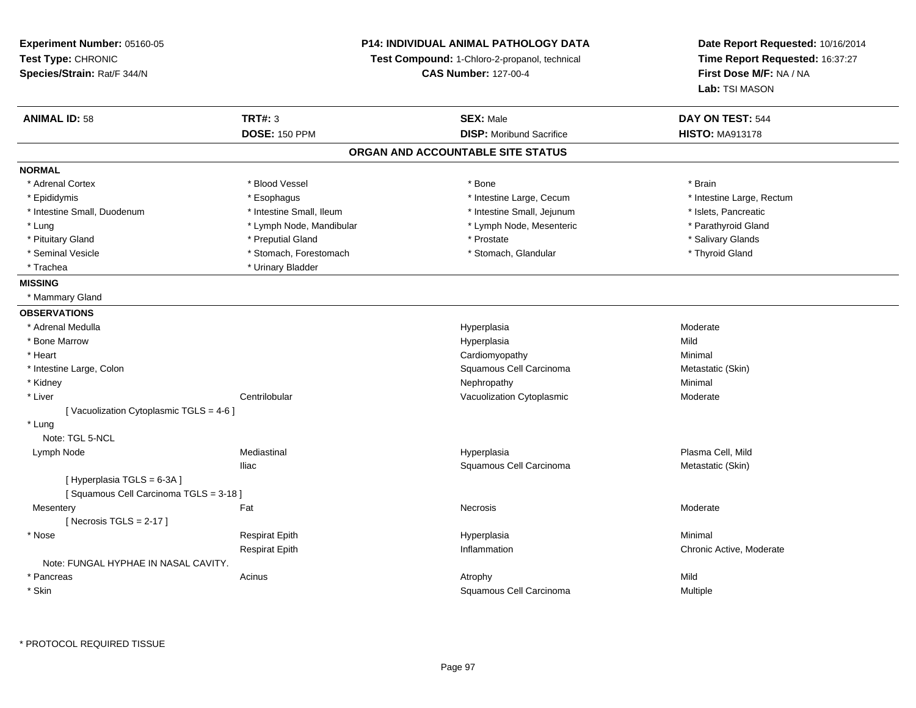**Experiment Number:** 05160-05
**Test Type:** CHRONIC
**Species/Strain:** Rat/F 344/N

**P14: INDIVIDUAL ANIMAL PATHOLOGY DATA**
**Test Compound:** 1-Chloro-2-propanol, technical
**CAS Number:** 127-00-4

**Date Report Requested:** 10/16/2014
**Time Report Requested:** 16:37:27
**First Dose M/F:** NA / NA
**Lab:** TSI MASON

| **ANIMAL ID:** 58 | **TRT#:** 3 | **SEX:** Male | **DAY ON TEST:** 544 |
|---|---|---|---|
| | **DOSE:** 150 PPM | **DISP:** Moribund Sacrifice | **HISTO:** MA913178 |

## ORGAN AND ACCOUNTABLE SITE STATUS

**NORMAL**

| | | | |
|---|---|---|---|
| * Adrenal Cortex | * Blood Vessel | * Bone | * Brain |
| * Epididymis | * Esophagus | * Intestine Large, Cecum | * Intestine Large, Rectum |
| * Intestine Small, Duodenum | * Intestine Small, Ileum | * Intestine Small, Jejunum | * Islets, Pancreatic |
| * Lung | * Lymph Node, Mandibular | * Lymph Node, Mesenteric | * Parathyroid Gland |
| * Pituitary Gland | * Preputial Gland | * Prostate | * Salivary Glands |
| * Seminal Vesicle | * Stomach, Forestomach | * Stomach, Glandular | * Thyroid Gland |
| * Trachea | * Urinary Bladder | | |

**MISSING**

* Mammary Gland

**OBSERVATIONS**

| | | | |
|---|---|---|---|
| * Adrenal Medulla | | Hyperplasia | Moderate |
| * Bone Marrow | | Hyperplasia | Mild |
| * Heart | | Cardiomyopathy | Minimal |
| * Intestine Large, Colon | | Squamous Cell Carcinoma | Metastatic (Skin) |
| * Kidney | | Nephropathy | Minimal |
| * Liver | Centrilobular | Vacuolization Cytoplasmic | Moderate |
| [ Vacuolization Cytoplasmic TGLS = 4-6 ] | | | |
| * Lung | | | |
| Note: TGL 5-NCL | | | |
| Lymph Node | Mediastinal | Hyperplasia | Plasma Cell, Mild |
| | Iliac | Squamous Cell Carcinoma | Metastatic (Skin) |
| [ Hyperplasia TGLS = 6-3A ] | | | |
| [ Squamous Cell Carcinoma TGLS = 3-18 ] | | | |
| Mesentery | Fat | Necrosis | Moderate |
| [ Necrosis TGLS = 2-17 ] | | | |
| * Nose | Respirat Epith | Hyperplasia | Minimal |
| | Respirat Epith | Inflammation | Chronic Active, Moderate |
| Note: FUNGAL HYPHAE IN NASAL CAVITY. | | | |
| * Pancreas | Acinus | Atrophy | Mild |
| * Skin | | Squamous Cell Carcinoma | Multiple |

* PROTOCOL REQUIRED TISSUE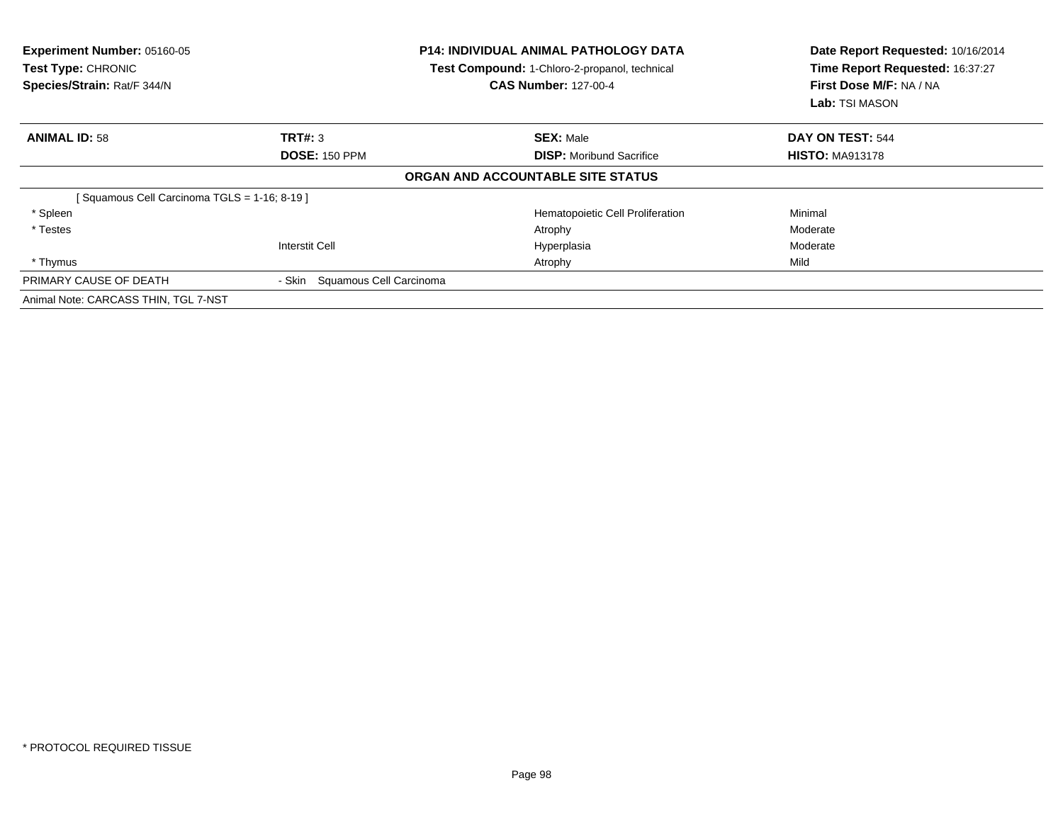**Experiment Number:** 05160-05
**Test Type:** CHRONIC
**Species/Strain:** Rat/F 344/N

**P14: INDIVIDUAL ANIMAL PATHOLOGY DATA**
**Test Compound:** 1-Chloro-2-propanol, technical
**CAS Number:** 127-00-4

**Date Report Requested:** 10/16/2014
**Time Report Requested:** 16:37:27
**First Dose M/F:** NA / NA
**Lab:** TSI MASON

| **ANIMAL ID:** 58 | **TRT#:** 3 | **SEX:** Male | **DAY ON TEST:** 544 |
|---|---|---|---|
| | **DOSE:** 150 PPM | **DISP:** Moribund Sacrifice | **HISTO:** MA913178 |

**ORGAN AND ACCOUNTABLE SITE STATUS**

| | | | |
|---|---|---|---|
| [ Squamous Cell Carcinoma TGLS = 1-16; 8-19 ] | | | |
| * Spleen | | Hematopoietic Cell Proliferation | Minimal |
| * Testes | | Atrophy | Moderate |
| | Interstit Cell | Hyperplasia | Moderate |
| * Thymus | | Atrophy | Mild |
| PRIMARY CAUSE OF DEATH | - Skin Squamous Cell Carcinoma | | |

Animal Note: CARCASS THIN, TGL 7-NST

* PROTOCOL REQUIRED TISSUE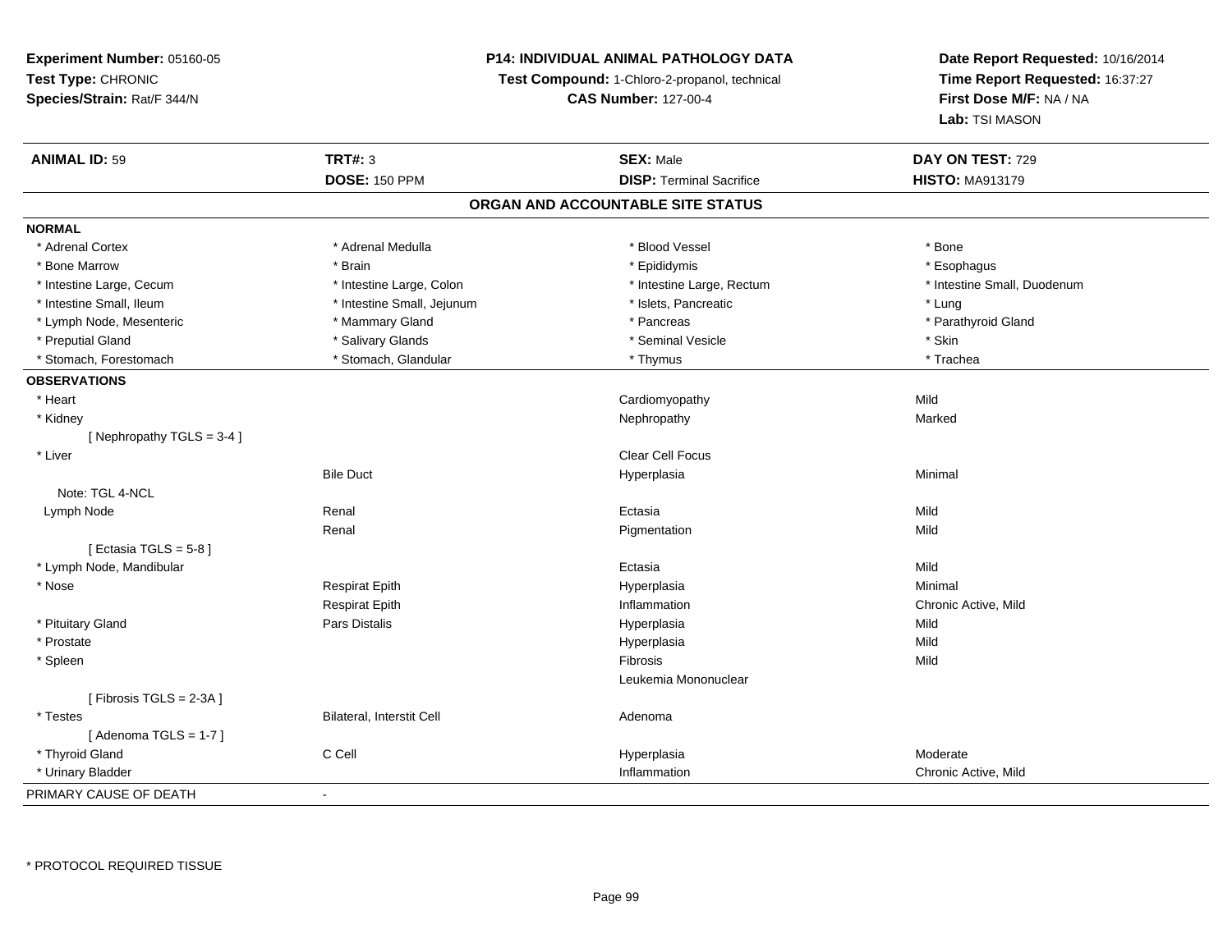**Experiment Number:** 05160-05
**Test Type:** CHRONIC
**Species/Strain:** Rat/F 344/N

**P14: INDIVIDUAL ANIMAL PATHOLOGY DATA**
**Test Compound:** 1-Chloro-2-propanol, technical
**CAS Number:** 127-00-4

**Date Report Requested:** 10/16/2014
**Time Report Requested:** 16:37:27
**First Dose M/F:** NA / NA
**Lab:** TSI MASON

| **ANIMAL ID:** 59 | **TRT#:** 3 | **SEX:** Male | **DAY ON TEST:** 729 |
|---|---|---|---|
| | **DOSE:** 150 PPM | **DISP:** Terminal Sacrifice | **HISTO:** MA913179 |

## ORGAN AND ACCOUNTABLE SITE STATUS

**NORMAL**

| | | | |
|---|---|---|---|
| * Adrenal Cortex | * Adrenal Medulla | * Blood Vessel | * Bone |
| * Bone Marrow | * Brain | * Epididymis | * Esophagus |
| * Intestine Large, Cecum | * Intestine Large, Colon | * Intestine Large, Rectum | * Intestine Small, Duodenum |
| * Intestine Small, Ileum | * Intestine Small, Jejunum | * Islets, Pancreatic | * Lung |
| * Lymph Node, Mesenteric | * Mammary Gland | * Pancreas | * Parathyroid Gland |
| * Preputial Gland | * Salivary Glands | * Seminal Vesicle | * Skin |
| * Stomach, Forestomach | * Stomach, Glandular | * Thymus | * Trachea |

**OBSERVATIONS**

| | | | |
|---|---|---|---|
| * Heart | | Cardiomyopathy | Mild |
| * Kidney | | Nephropathy | Marked |
| [ Nephropathy TGLS = 3-4 ] | | | |
| * Liver | | Clear Cell Focus | |
| | Bile Duct | Hyperplasia | Minimal |
| Note: TGL 4-NCL | | | |
| Lymph Node | Renal | Ectasia | Mild |
| | Renal | Pigmentation | Mild |
| [ Ectasia TGLS = 5-8 ] | | | |
| * Lymph Node, Mandibular | | Ectasia | Mild |
| * Nose | Respirat Epith | Hyperplasia | Minimal |
| | Respirat Epith | Inflammation | Chronic Active, Mild |
| * Pituitary Gland | Pars Distalis | Hyperplasia | Mild |
| * Prostate | | Hyperplasia | Mild |
| * Spleen | | Fibrosis | Mild |
| | | Leukemia Mononuclear | |
| [ Fibrosis TGLS = 2-3A ] | | | |
| * Testes | Bilateral, Interstit Cell | Adenoma | |
| [ Adenoma TGLS = 1-7 ] | | | |
| * Thyroid Gland | C Cell | Hyperplasia | Moderate |
| * Urinary Bladder | | Inflammation | Chronic Active, Mild |

PRIMARY CAUSE OF DEATH -

* PROTOCOL REQUIRED TISSUE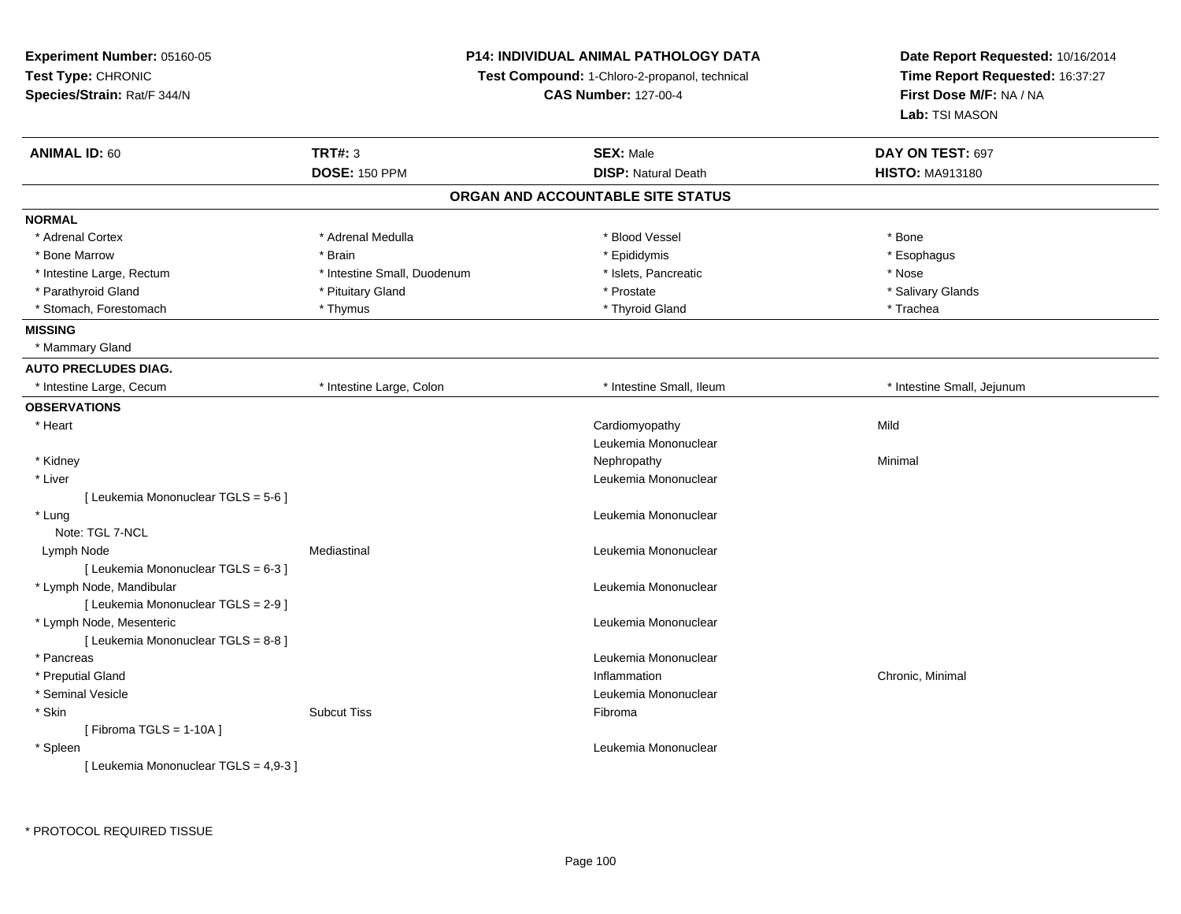**Experiment Number:** 05160-05
**Test Type:** CHRONIC
**Species/Strain:** Rat/F 344/N

**P14: INDIVIDUAL ANIMAL PATHOLOGY DATA**
**Test Compound:** 1-Chloro-2-propanol, technical
**CAS Number:** 127-00-4

**Date Report Requested:** 10/16/2014
**Time Report Requested:** 16:37:27
**First Dose M/F:** NA / NA
**Lab:** TSI MASON

| **ANIMAL ID:** 60 | **TRT#:** 3 | **SEX:** Male | **DAY ON TEST:** 697 |
|---|---|---|---|
| | **DOSE:** 150 PPM | **DISP:** Natural Death | **HISTO:** MA913180 |

## ORGAN AND ACCOUNTABLE SITE STATUS

**NORMAL**

| | | | |
|---|---|---|---|
| * Adrenal Cortex | * Adrenal Medulla | * Blood Vessel | * Bone |
| * Bone Marrow | * Brain | * Epididymis | * Esophagus |
| * Intestine Large, Rectum | * Intestine Small, Duodenum | * Islets, Pancreatic | * Nose |
| * Parathyroid Gland | * Pituitary Gland | * Prostate | * Salivary Glands |
| * Stomach, Forestomach | * Thymus | * Thyroid Gland | * Trachea |

**MISSING**

* Mammary Gland

**AUTO PRECLUDES DIAG.**

| | | | |
|---|---|---|---|
| * Intestine Large, Cecum | * Intestine Large, Colon | * Intestine Small, Ileum | * Intestine Small, Jejunum |

**OBSERVATIONS**

| | | | |
|---|---|---|---|
| * Heart | | Cardiomyopathy | Mild |
| | | Leukemia Mononuclear | |
| * Kidney | | Nephropathy | Minimal |
| * Liver | | Leukemia Mononuclear | |
| [ Leukemia Mononuclear TGLS = 5-6 ] | | | |
| * Lung | | Leukemia Mononuclear | |
| Note: TGL 7-NCL | | | |
| Lymph Node | Mediastinal | Leukemia Mononuclear | |
| [ Leukemia Mononuclear TGLS = 6-3 ] | | | |
| * Lymph Node, Mandibular | | Leukemia Mononuclear | |
| [ Leukemia Mononuclear TGLS = 2-9 ] | | | |
| * Lymph Node, Mesenteric | | Leukemia Mononuclear | |
| [ Leukemia Mononuclear TGLS = 8-8 ] | | | |
| * Pancreas | | Leukemia Mononuclear | |
| * Preputial Gland | | Inflammation | Chronic, Minimal |
| * Seminal Vesicle | | Leukemia Mononuclear | |
| * Skin | Subcut Tiss | Fibroma | |
| [ Fibroma TGLS = 1-10A ] | | | |
| * Spleen | | Leukemia Mononuclear | |
| [ Leukemia Mononuclear TGLS = 4,9-3 ] | | | |

* PROTOCOL REQUIRED TISSUE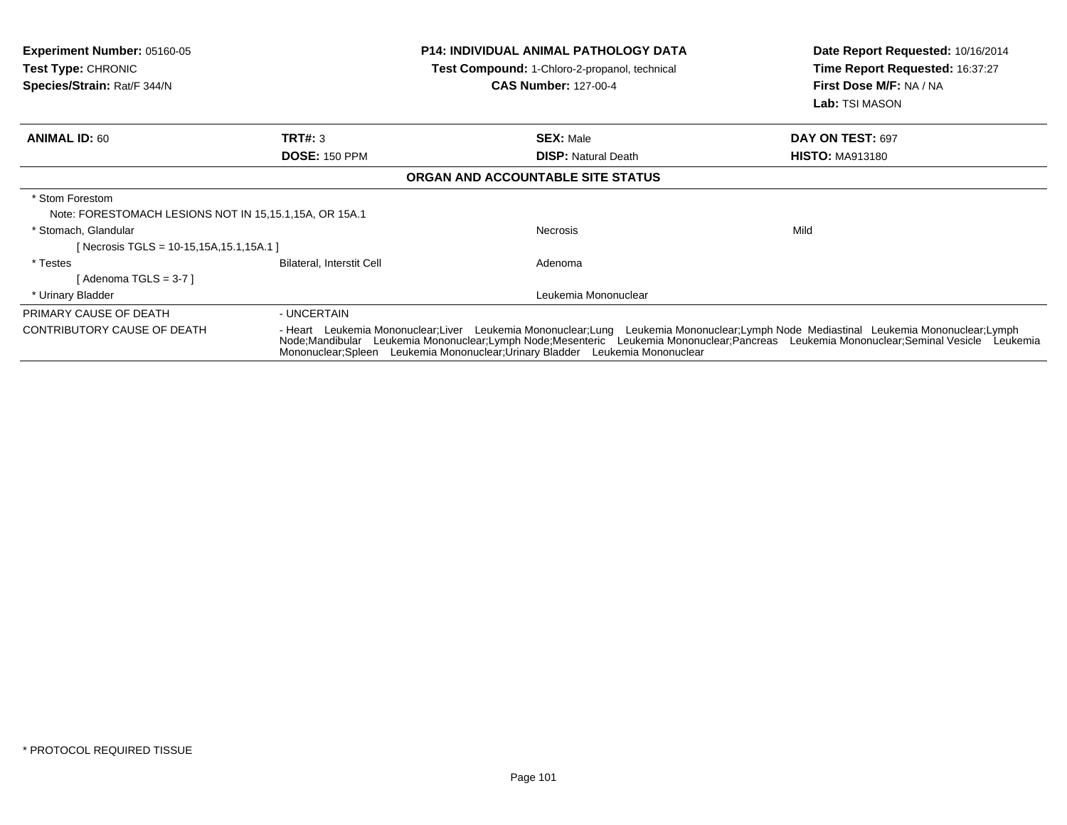**Experiment Number:** 05160-05
**Test Type:** CHRONIC
**Species/Strain:** Rat/F 344/N

**P14: INDIVIDUAL ANIMAL PATHOLOGY DATA**
**Test Compound:** 1-Chloro-2-propanol, technical
**CAS Number:** 127-00-4

**Date Report Requested:** 10/16/2014
**Time Report Requested:** 16:37:27
**First Dose M/F:** NA / NA
**Lab:** TSI MASON

| **ANIMAL ID:** 60 | **TRT#:** 3 | **SEX:** Male | **DAY ON TEST:** 697 |
|---|---|---|---|
| | **DOSE:** 150 PPM | **DISP:** Natural Death | **HISTO:** MA913180 |

**ORGAN AND ACCOUNTABLE SITE STATUS**

| | | | |
|---|---|---|---|
| * Stom Forestom | | | |
| Note: FORESTOMACH LESIONS NOT IN 15,15.1,15A, OR 15A.1 | | | |
| * Stomach, Glandular | | Necrosis | Mild |
| [ Necrosis TGLS = 10-15,15A,15.1,15A.1 ] | | | |
| * Testes | Bilateral, Interstit Cell | Adenoma | |
| [ Adenoma TGLS = 3-7 ] | | | |
| * Urinary Bladder | | Leukemia Mononuclear | |

| | |
|---|---|
| PRIMARY CAUSE OF DEATH | - UNCERTAIN |
| CONTRIBUTORY CAUSE OF DEATH | - Heart Leukemia Mononuclear;Liver Leukemia Mononuclear;Lung Leukemia Mononuclear;Lymph Node Mediastinal Leukemia Mononuclear;Lymph Node;Mandibular Leukemia Mononuclear;Lymph Node;Mesenteric Leukemia Mononuclear;Pancreas Leukemia Mononuclear;Seminal Vesicle Leukemia Mononuclear;Spleen Leukemia Mononuclear;Urinary Bladder Leukemia Mononuclear |

* PROTOCOL REQUIRED TISSUE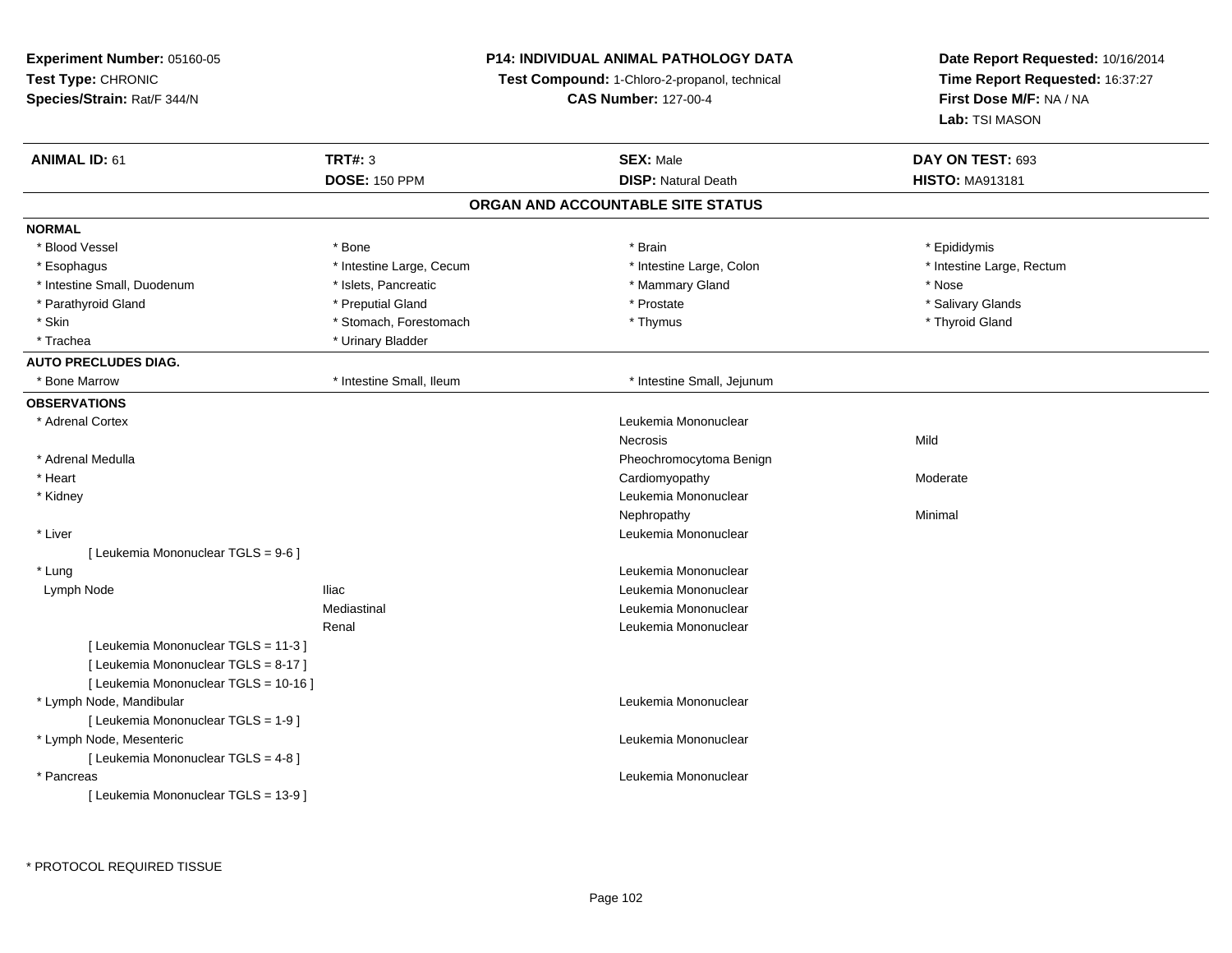**Experiment Number:** 05160-05
**Test Type:** CHRONIC
**Species/Strain:** Rat/F 344/N

**P14: INDIVIDUAL ANIMAL PATHOLOGY DATA**
**Test Compound:** 1-Chloro-2-propanol, technical
**CAS Number:** 127-00-4

**Date Report Requested:** 10/16/2014
**Time Report Requested:** 16:37:27
**First Dose M/F:** NA / NA
**Lab:** TSI MASON

| **ANIMAL ID:** 61 | **TRT#:** 3 | **SEX:** Male | **DAY ON TEST:** 693 |
|---|---|---|---|
| | **DOSE:** 150 PPM | **DISP:** Natural Death | **HISTO:** MA913181 |

## ORGAN AND ACCOUNTABLE SITE STATUS

**NORMAL**

| | | | |
|---|---|---|---|
| * Blood Vessel | * Bone | * Brain | * Epididymis |
| * Esophagus | * Intestine Large, Cecum | * Intestine Large, Colon | * Intestine Large, Rectum |
| * Intestine Small, Duodenum | * Islets, Pancreatic | * Mammary Gland | * Nose |
| * Parathyroid Gland | * Preputial Gland | * Prostate | * Salivary Glands |
| * Skin | * Stomach, Forestomach | * Thymus | * Thyroid Gland |
| * Trachea | * Urinary Bladder | | |

**AUTO PRECLUDES DIAG.**

| | | |
|---|---|---|
| * Bone Marrow | * Intestine Small, Ileum | * Intestine Small, Jejunum |

**OBSERVATIONS**

| | | | |
|---|---|---|---|
| * Adrenal Cortex | | Leukemia Mononuclear | |
| | | Necrosis | Mild |
| * Adrenal Medulla | | Pheochromocytoma Benign | |
| * Heart | | Cardiomyopathy | Moderate |
| * Kidney | | Leukemia Mononuclear | |
| | | Nephropathy | Minimal |
| * Liver | | Leukemia Mononuclear | |
| [ Leukemia Mononuclear TGLS = 9-6 ] | | | |
| * Lung | | Leukemia Mononuclear | |
| Lymph Node | Iliac | Leukemia Mononuclear | |
| | Mediastinal | Leukemia Mononuclear | |
| | Renal | Leukemia Mononuclear | |
| [ Leukemia Mononuclear TGLS = 11-3 ] | | | |
| [ Leukemia Mononuclear TGLS = 8-17 ] | | | |
| [ Leukemia Mononuclear TGLS = 10-16 ] | | | |
| * Lymph Node, Mandibular | | Leukemia Mononuclear | |
| [ Leukemia Mononuclear TGLS = 1-9 ] | | | |
| * Lymph Node, Mesenteric | | Leukemia Mononuclear | |
| [ Leukemia Mononuclear TGLS = 4-8 ] | | | |
| * Pancreas | | Leukemia Mononuclear | |
| [ Leukemia Mononuclear TGLS = 13-9 ] | | | |

* PROTOCOL REQUIRED TISSUE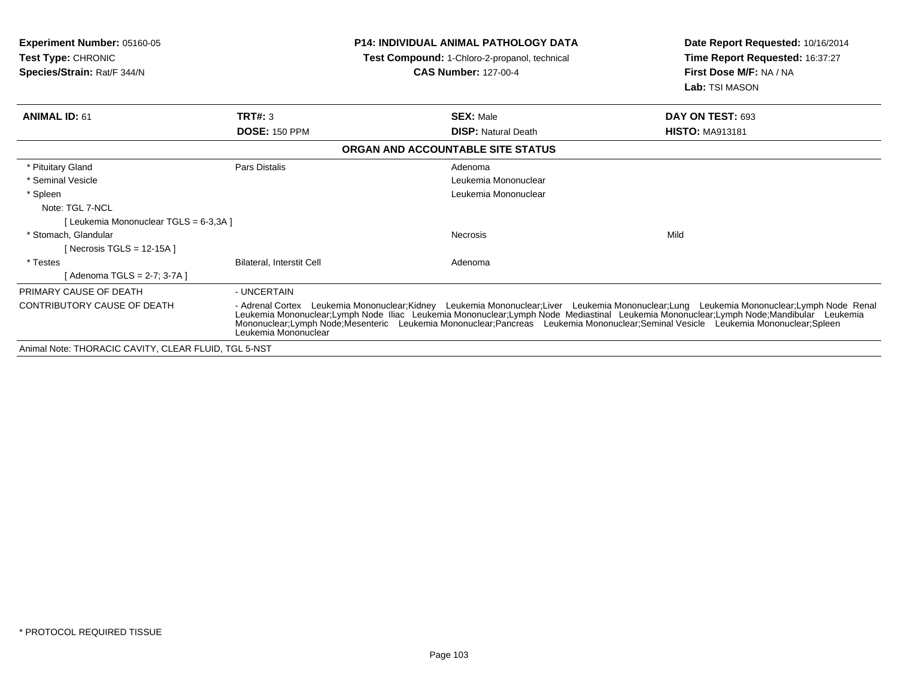**Experiment Number:** 05160-05
**Test Type:** CHRONIC
**Species/Strain:** Rat/F 344/N

**P14: INDIVIDUAL ANIMAL PATHOLOGY DATA**
**Test Compound:** 1-Chloro-2-propanol, technical
**CAS Number:** 127-00-4

**Date Report Requested:** 10/16/2014
**Time Report Requested:** 16:37:27
**First Dose M/F:** NA / NA
**Lab:** TSI MASON

| **ANIMAL ID:** 61 | **TRT#:** 3 | **SEX:** Male | **DAY ON TEST:** 693 |
|---|---|---|---|
| | **DOSE:** 150 PPM | **DISP:** Natural Death | **HISTO:** MA913181 |

**ORGAN AND ACCOUNTABLE SITE STATUS**

| | | | |
|---|---|---|---|
| * Pituitary Gland | Pars Distalis | Adenoma | |
| * Seminal Vesicle | | Leukemia Mononuclear | |
| * Spleen | | Leukemia Mononuclear | |
| Note: TGL 7-NCL | | | |
| [ Leukemia Mononuclear TGLS = 6-3,3A ] | | | |
| * Stomach, Glandular | | Necrosis | Mild |
| [ Necrosis TGLS = 12-15A ] | | | |
| * Testes | Bilateral, Interstit Cell | Adenoma | |
| [ Adenoma TGLS = 2-7; 3-7A ] | | | |

| | |
|---|---|
| PRIMARY CAUSE OF DEATH | - UNCERTAIN |
| CONTRIBUTORY CAUSE OF DEATH | - Adrenal Cortex Leukemia Mononuclear;Kidney Leukemia Mononuclear;Liver Leukemia Mononuclear;Lung Leukemia Mononuclear;Lymph Node Renal Leukemia Mononuclear;Lymph Node Iliac Leukemia Mononuclear;Lymph Node Mediastinal Leukemia Mononuclear;Lymph Node;Mandibular Leukemia Mononuclear;Lymph Node;Mesenteric Leukemia Mononuclear;Pancreas Leukemia Mononuclear;Seminal Vesicle Leukemia Mononuclear;Spleen Leukemia Mononuclear |

Animal Note: THORACIC CAVITY, CLEAR FLUID, TGL 5-NST

* PROTOCOL REQUIRED TISSUE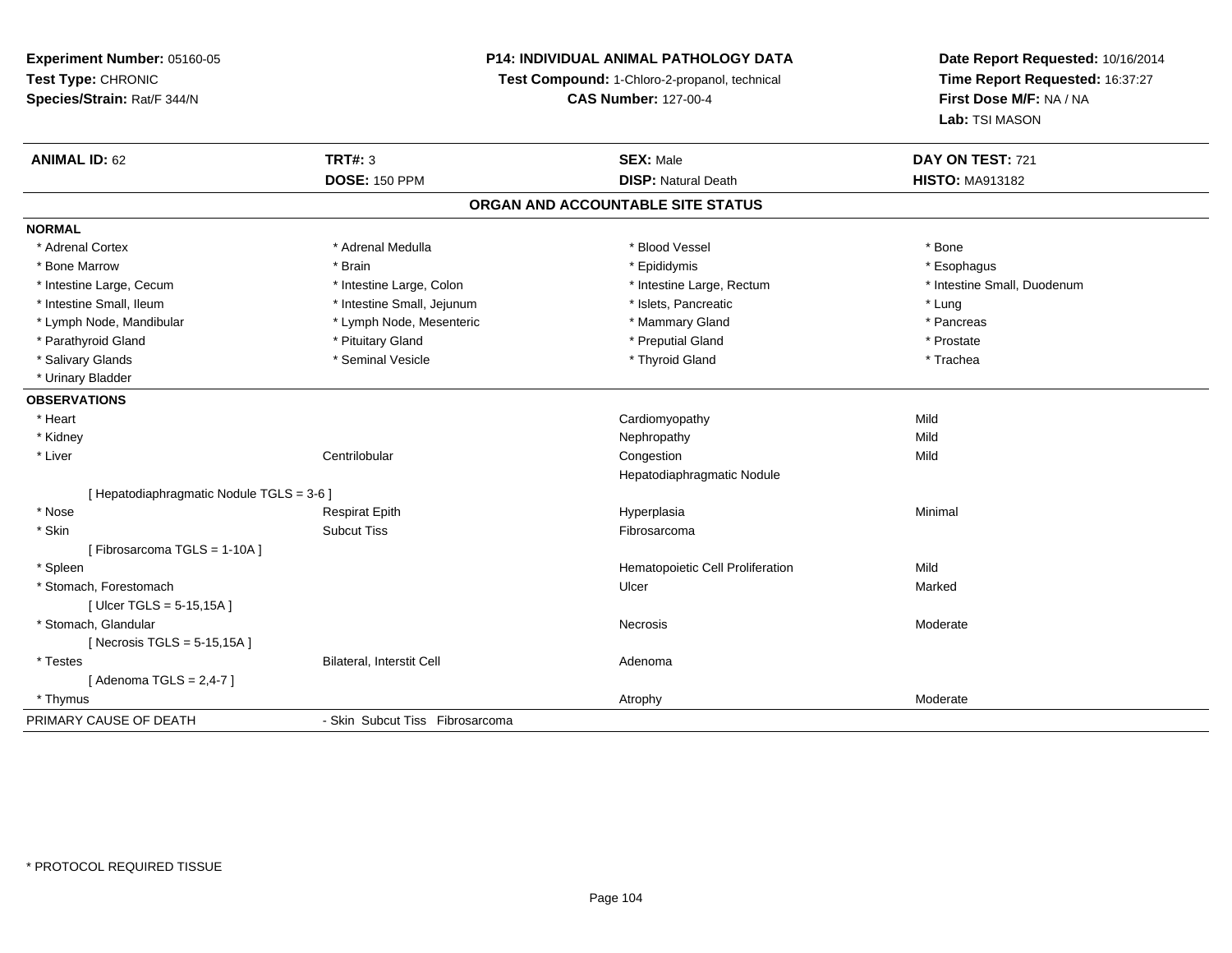**Experiment Number:** 05160-05
**Test Type:** CHRONIC
**Species/Strain:** Rat/F 344/N

**P14: INDIVIDUAL ANIMAL PATHOLOGY DATA**
**Test Compound:** 1-Chloro-2-propanol, technical
**CAS Number:** 127-00-4

**Date Report Requested:** 10/16/2014
**Time Report Requested:** 16:37:27
**First Dose M/F:** NA / NA
**Lab:** TSI MASON

| **ANIMAL ID:** 62 | **TRT#:** 3 | **SEX:** Male | **DAY ON TEST:** 721 |
|---|---|---|---|
| | **DOSE:** 150 PPM | **DISP:** Natural Death | **HISTO:** MA913182 |

## ORGAN AND ACCOUNTABLE SITE STATUS

**NORMAL**

| | | | |
|---|---|---|---|
| * Adrenal Cortex | * Adrenal Medulla | * Blood Vessel | * Bone |
| * Bone Marrow | * Brain | * Epididymis | * Esophagus |
| * Intestine Large, Cecum | * Intestine Large, Colon | * Intestine Large, Rectum | * Intestine Small, Duodenum |
| * Intestine Small, Ileum | * Intestine Small, Jejunum | * Islets, Pancreatic | * Lung |
| * Lymph Node, Mandibular | * Lymph Node, Mesenteric | * Mammary Gland | * Pancreas |
| * Parathyroid Gland | * Pituitary Gland | * Preputial Gland | * Prostate |
| * Salivary Glands | * Seminal Vesicle | * Thyroid Gland | * Trachea |
| * Urinary Bladder | | | |

**OBSERVATIONS**

| | | | |
|---|---|---|---|
| * Heart | | Cardiomyopathy | Mild |
| * Kidney | | Nephropathy | Mild |
| * Liver | Centrilobular | Congestion | Mild |
| | | Hepatodiaphragmatic Nodule | |
| [ Hepatodiaphragmatic Nodule TGLS = 3-6 ] | | | |
| * Nose | Respirat Epith | Hyperplasia | Minimal |
| * Skin | Subcut Tiss | Fibrosarcoma | |
| [ Fibrosarcoma TGLS = 1-10A ] | | | |
| * Spleen | | Hematopoietic Cell Proliferation | Mild |
| * Stomach, Forestomach | | Ulcer | Marked |
| [ Ulcer TGLS = 5-15,15A ] | | | |
| * Stomach, Glandular | | Necrosis | Moderate |
| [ Necrosis TGLS = 5-15,15A ] | | | |
| * Testes | Bilateral, Interstit Cell | Adenoma | |
| [ Adenoma TGLS = 2,4-7 ] | | | |
| * Thymus | | Atrophy | Moderate |

PRIMARY CAUSE OF DEATH - Skin Subcut Tiss Fibrosarcoma

* PROTOCOL REQUIRED TISSUE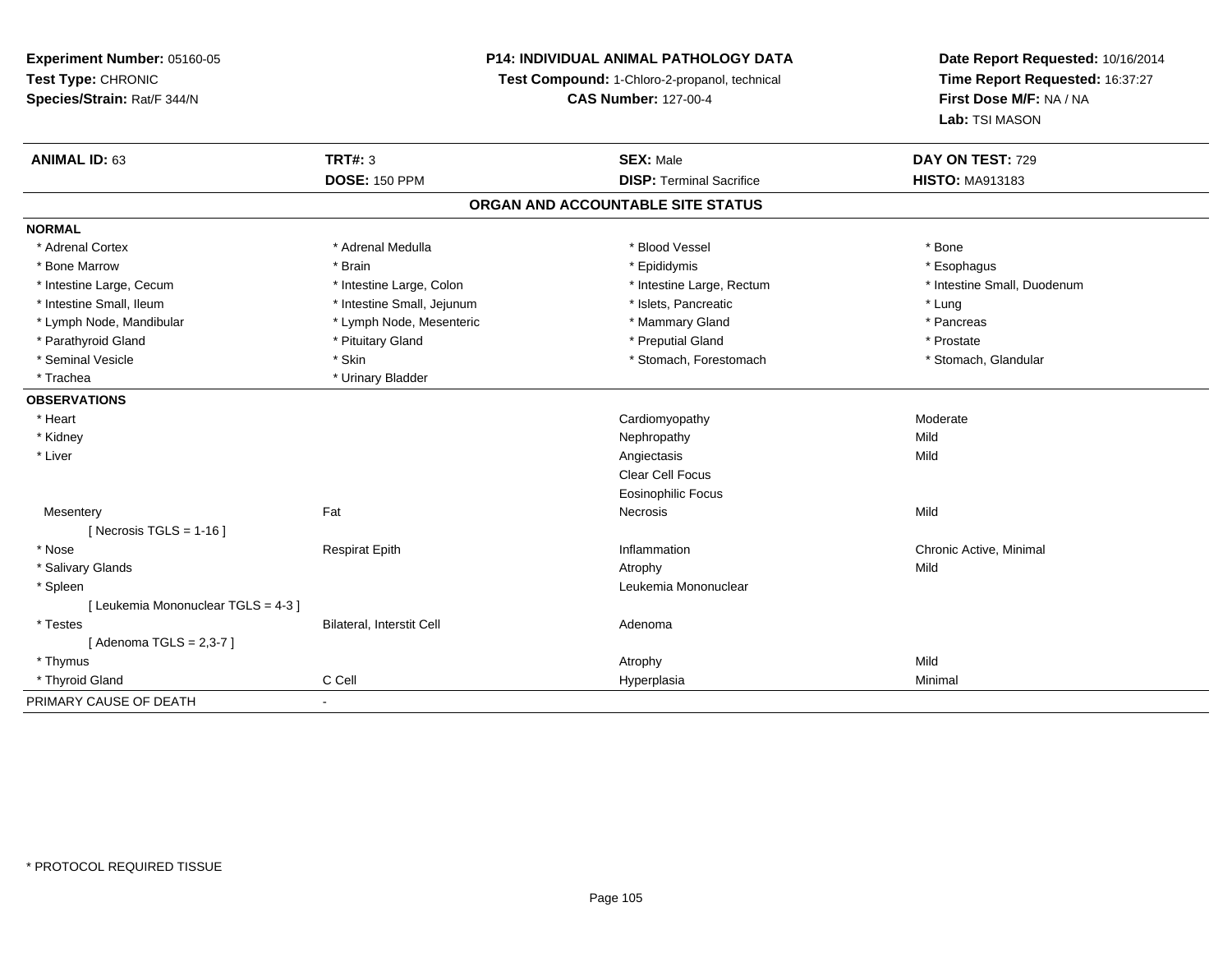**Experiment Number:** 05160-05
**Test Type:** CHRONIC
**Species/Strain:** Rat/F 344/N

**P14: INDIVIDUAL ANIMAL PATHOLOGY DATA**
**Test Compound:** 1-Chloro-2-propanol, technical
**CAS Number:** 127-00-4

**Date Report Requested:** 10/16/2014
**Time Report Requested:** 16:37:27
**First Dose M/F:** NA / NA
**Lab:** TSI MASON

| **ANIMAL ID:** 63 | **TRT#:** 3 | **SEX:** Male | **DAY ON TEST:** 729 |
|---|---|---|---|
| | **DOSE:** 150 PPM | **DISP:** Terminal Sacrifice | **HISTO:** MA913183 |

## ORGAN AND ACCOUNTABLE SITE STATUS

**NORMAL**

| | | | |
|---|---|---|---|
| * Adrenal Cortex | * Adrenal Medulla | * Blood Vessel | * Bone |
| * Bone Marrow | * Brain | * Epididymis | * Esophagus |
| * Intestine Large, Cecum | * Intestine Large, Colon | * Intestine Large, Rectum | * Intestine Small, Duodenum |
| * Intestine Small, Ileum | * Intestine Small, Jejunum | * Islets, Pancreatic | * Lung |
| * Lymph Node, Mandibular | * Lymph Node, Mesenteric | * Mammary Gland | * Pancreas |
| * Parathyroid Gland | * Pituitary Gland | * Preputial Gland | * Prostate |
| * Seminal Vesicle | * Skin | * Stomach, Forestomach | * Stomach, Glandular |
| * Trachea | * Urinary Bladder | | |

**OBSERVATIONS**

| | | | |
|---|---|---|---|
| * Heart | | Cardiomyopathy | Moderate |
| * Kidney | | Nephropathy | Mild |
| * Liver | | Angiectasis | Mild |
| | | Clear Cell Focus | |
| | | Eosinophilic Focus | |
| Mesentery | Fat | Necrosis | Mild |
| [ Necrosis TGLS = 1-16 ] | | | |
| * Nose | Respirat Epith | Inflammation | Chronic Active, Minimal |
| * Salivary Glands | | Atrophy | Mild |
| * Spleen | | Leukemia Mononuclear | |
| [ Leukemia Mononuclear TGLS = 4-3 ] | | | |
| * Testes | Bilateral, Interstit Cell | Adenoma | |
| [ Adenoma TGLS = 2,3-7 ] | | | |
| * Thymus | | Atrophy | Mild |
| * Thyroid Gland | C Cell | Hyperplasia | Minimal |

PRIMARY CAUSE OF DEATH -

\* PROTOCOL REQUIRED TISSUE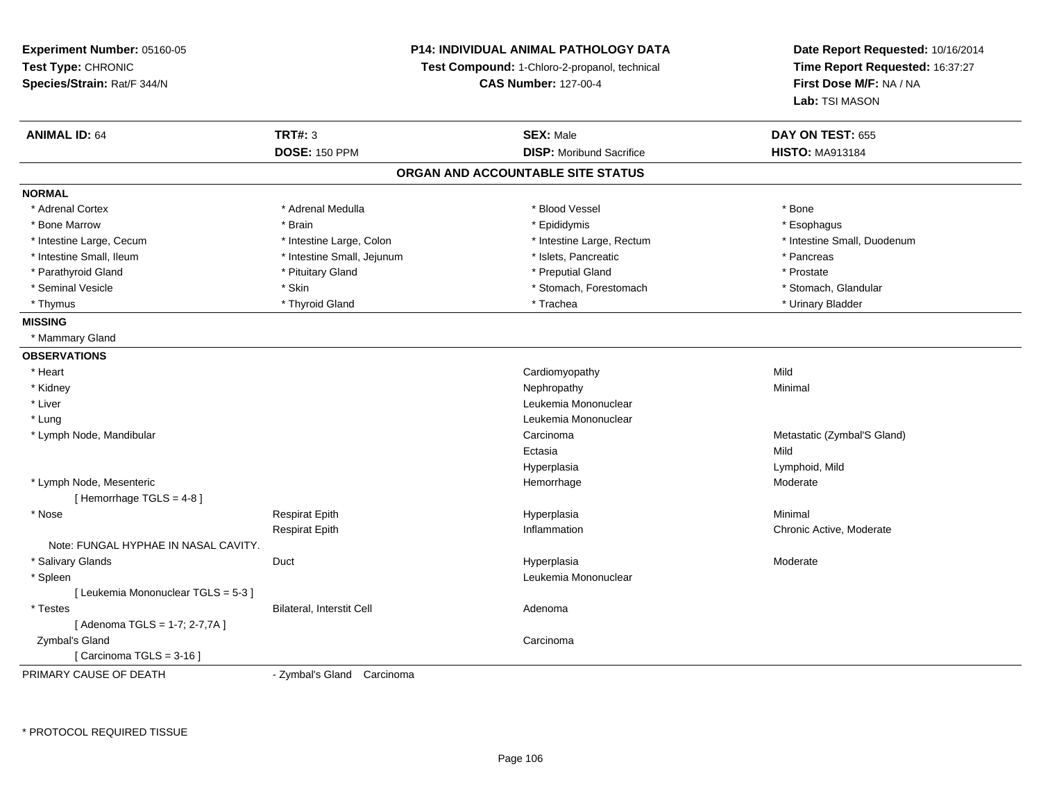**Experiment Number:** 05160-05
**Test Type:** CHRONIC
**Species/Strain:** Rat/F 344/N

**P14: INDIVIDUAL ANIMAL PATHOLOGY DATA**
**Test Compound:** 1-Chloro-2-propanol, technical
**CAS Number:** 127-00-4

**Date Report Requested:** 10/16/2014
**Time Report Requested:** 16:37:27
**First Dose M/F:** NA / NA
**Lab:** TSI MASON

| **ANIMAL ID:** 64 | **TRT#:** 3 | **SEX:** Male | **DAY ON TEST:** 655 |
|---|---|---|---|
| | **DOSE:** 150 PPM | **DISP:** Moribund Sacrifice | **HISTO:** MA913184 |

## ORGAN AND ACCOUNTABLE SITE STATUS

**NORMAL**

| | | | |
|---|---|---|---|
| * Adrenal Cortex | * Adrenal Medulla | * Blood Vessel | * Bone |
| * Bone Marrow | * Brain | * Epididymis | * Esophagus |
| * Intestine Large, Cecum | * Intestine Large, Colon | * Intestine Large, Rectum | * Intestine Small, Duodenum |
| * Intestine Small, Ileum | * Intestine Small, Jejunum | * Islets, Pancreatic | * Pancreas |
| * Parathyroid Gland | * Pituitary Gland | * Preputial Gland | * Prostate |
| * Seminal Vesicle | * Skin | * Stomach, Forestomach | * Stomach, Glandular |
| * Thymus | * Thyroid Gland | * Trachea | * Urinary Bladder |

**MISSING**

* Mammary Gland

**OBSERVATIONS**

| | | | |
|---|---|---|---|
| * Heart | | Cardiomyopathy | Mild |
| * Kidney | | Nephropathy | Minimal |
| * Liver | | Leukemia Mononuclear | |
| * Lung | | Leukemia Mononuclear | |
| * Lymph Node, Mandibular | | Carcinoma | Metastatic (Zymbal'S Gland) |
| | | Ectasia | Mild |
| | | Hyperplasia | Lymphoid, Mild |
| * Lymph Node, Mesenteric | | Hemorrhage | Moderate |
| [ Hemorrhage TGLS = 4-8 ] | | | |
| * Nose | Respirat Epith | Hyperplasia | Minimal |
| | Respirat Epith | Inflammation | Chronic Active, Moderate |
| Note: FUNGAL HYPHAE IN NASAL CAVITY. | | | |
| * Salivary Glands | Duct | Hyperplasia | Moderate |
| * Spleen | | Leukemia Mononuclear | |
| [ Leukemia Mononuclear TGLS = 5-3 ] | | | |
| * Testes | Bilateral, Interstit Cell | Adenoma | |
| [ Adenoma TGLS = 1-7; 2-7,7A ] | | | |
| Zymbal's Gland | | Carcinoma | |
| [ Carcinoma TGLS = 3-16 ] | | | |

PRIMARY CAUSE OF DEATH - Zymbal's Gland Carcinoma

* PROTOCOL REQUIRED TISSUE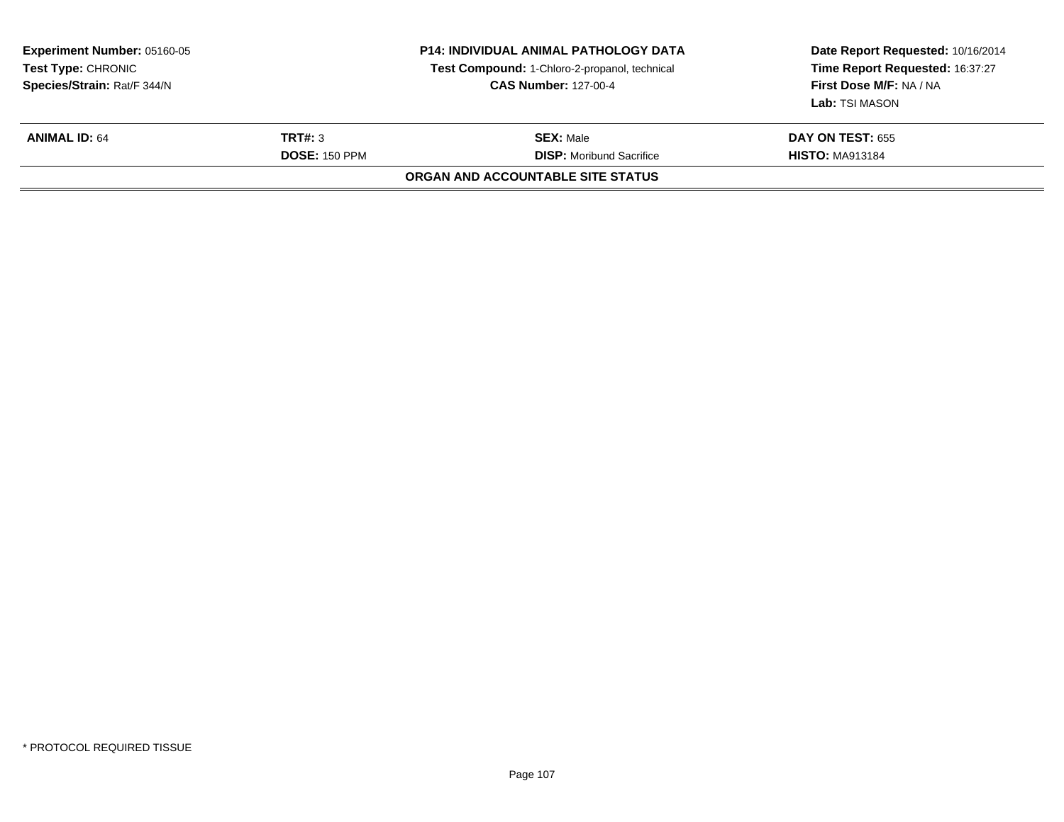**Experiment Number:** 05160-05
**Test Type:** CHRONIC
**Species/Strain:** Rat/F 344/N

**P14: INDIVIDUAL ANIMAL PATHOLOGY DATA**
**Test Compound:** 1-Chloro-2-propanol, technical
**CAS Number:** 127-00-4

**Date Report Requested:** 10/16/2014
**Time Report Requested:** 16:37:27
**First Dose M/F:** NA / NA
**Lab:** TSI MASON

| **ANIMAL ID:** 64 | **TRT#:** 3 | **SEX:** Male | **DAY ON TEST:** 655 |
|---|---|---|---|
| | **DOSE:** 150 PPM | **DISP:** Moribund Sacrifice | **HISTO:** MA913184 |

**ORGAN AND ACCOUNTABLE SITE STATUS**

* PROTOCOL REQUIRED TISSUE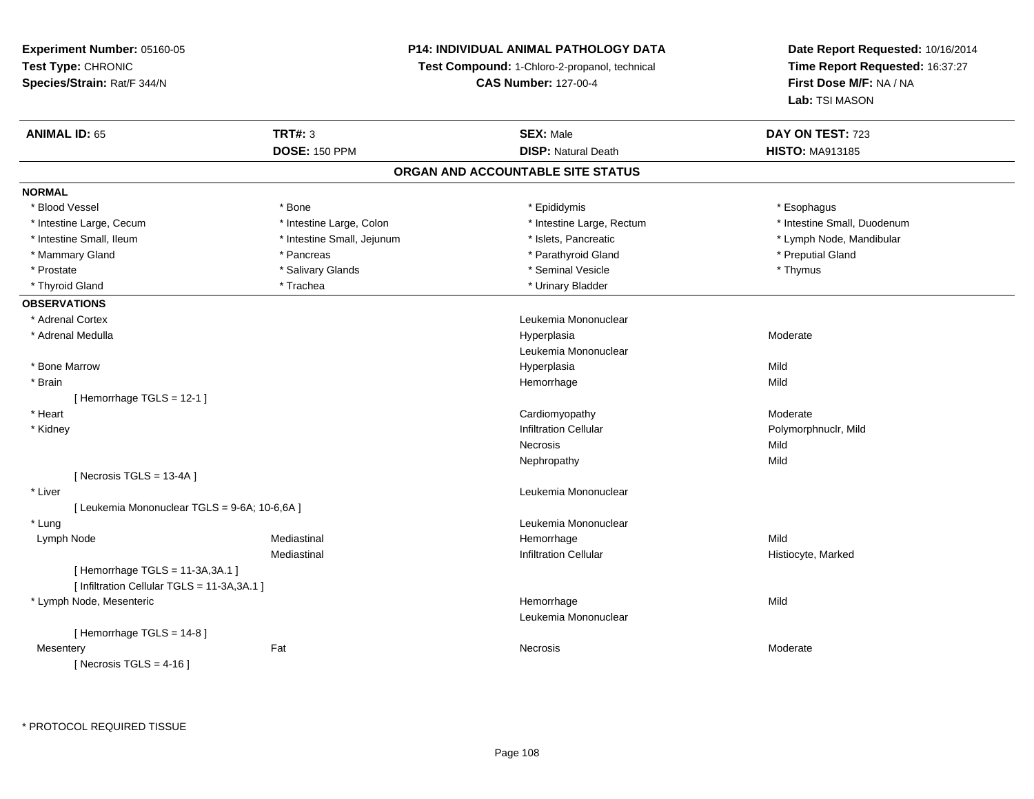**Experiment Number:** 05160-05
**Test Type:** CHRONIC
**Species/Strain:** Rat/F 344/N

**P14: INDIVIDUAL ANIMAL PATHOLOGY DATA**
**Test Compound:** 1-Chloro-2-propanol, technical
**CAS Number:** 127-00-4

**Date Report Requested:** 10/16/2014
**Time Report Requested:** 16:37:27
**First Dose M/F:** NA / NA
**Lab:** TSI MASON

| **ANIMAL ID:** 65 | **TRT#:** 3 | **SEX:** Male | **DAY ON TEST:** 723 |
|---|---|---|---|
| | **DOSE:** 150 PPM | **DISP:** Natural Death | **HISTO:** MA913185 |

## ORGAN AND ACCOUNTABLE SITE STATUS

**NORMAL**

| | | | |
|---|---|---|---|
| * Blood Vessel | * Bone | * Epididymis | * Esophagus |
| * Intestine Large, Cecum | * Intestine Large, Colon | * Intestine Large, Rectum | * Intestine Small, Duodenum |
| * Intestine Small, Ileum | * Intestine Small, Jejunum | * Islets, Pancreatic | * Lymph Node, Mandibular |
| * Mammary Gland | * Pancreas | * Parathyroid Gland | * Preputial Gland |
| * Prostate | * Salivary Glands | * Seminal Vesicle | * Thymus |
| * Thyroid Gland | * Trachea | * Urinary Bladder | |

**OBSERVATIONS**

| | | | |
|---|---|---|---|
| * Adrenal Cortex | | Leukemia Mononuclear | |
| * Adrenal Medulla | | Hyperplasia | Moderate |
| | | Leukemia Mononuclear | |
| * Bone Marrow | | Hyperplasia | Mild |
| * Brain | | Hemorrhage | Mild |
| [ Hemorrhage TGLS = 12-1 ] | | | |
| * Heart | | Cardiomyopathy | Moderate |
| * Kidney | | Infiltration Cellular | Polymorphnuclr, Mild |
| | | Necrosis | Mild |
| | | Nephropathy | Mild |
| [ Necrosis TGLS = 13-4A ] | | | |
| * Liver | | Leukemia Mononuclear | |
| [ Leukemia Mononuclear TGLS = 9-6A; 10-6,6A ] | | | |
| * Lung | | Leukemia Mononuclear | |
| Lymph Node | Mediastinal | Hemorrhage | Mild |
| | Mediastinal | Infiltration Cellular | Histiocyte, Marked |
| [ Hemorrhage TGLS = 11-3A,3A.1 ] | | | |
| [ Infiltration Cellular TGLS = 11-3A,3A.1 ] | | | |
| * Lymph Node, Mesenteric | | Hemorrhage | Mild |
| | | Leukemia Mononuclear | |
| [ Hemorrhage TGLS = 14-8 ] | | | |
| Mesentery | Fat | Necrosis | Moderate |
| [ Necrosis TGLS = 4-16 ] | | | |

\* PROTOCOL REQUIRED TISSUE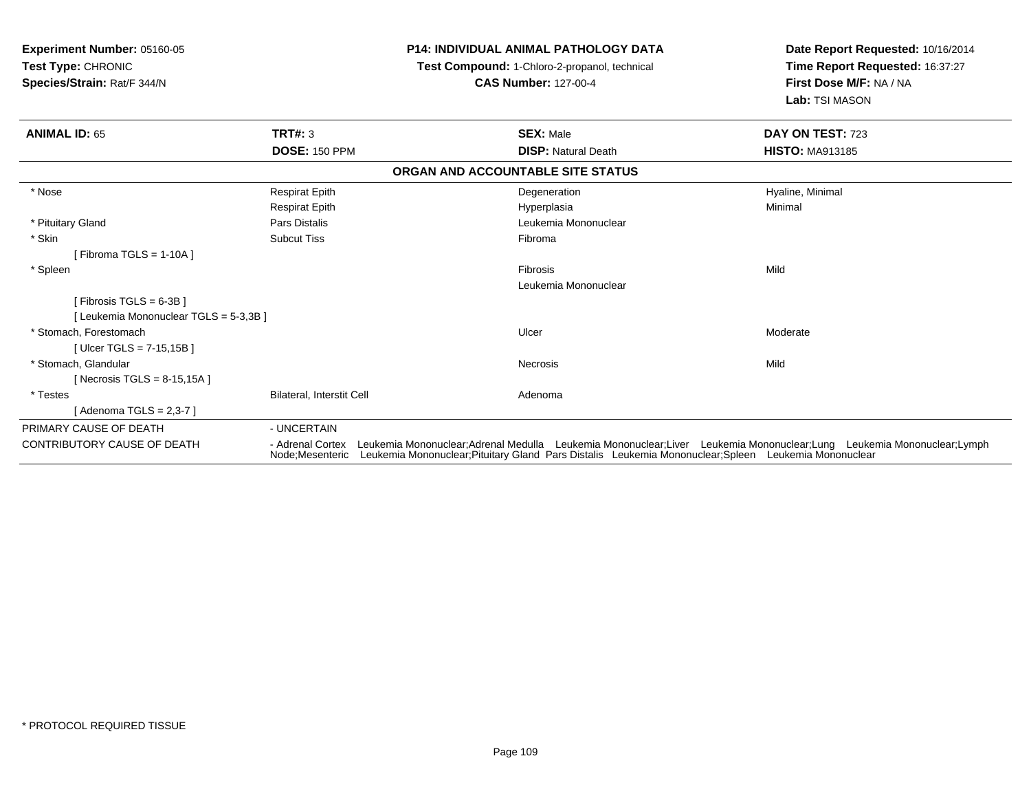**Experiment Number:** 05160-05
**Test Type:** CHRONIC
**Species/Strain:** Rat/F 344/N

**P14: INDIVIDUAL ANIMAL PATHOLOGY DATA**
**Test Compound:** 1-Chloro-2-propanol, technical
**CAS Number:** 127-00-4

**Date Report Requested:** 10/16/2014
**Time Report Requested:** 16:37:27
**First Dose M/F:** NA / NA
**Lab:** TSI MASON

| **ANIMAL ID:** 65 | **TRT#:** 3 | **SEX:** Male | **DAY ON TEST:** 723 |
|---|---|---|---|
| | **DOSE:** 150 PPM | **DISP:** Natural Death | **HISTO:** MA913185 |

**ORGAN AND ACCOUNTABLE SITE STATUS**

| | | | |
|---|---|---|---|
| * Nose | Respirat Epith | Degeneration | Hyaline, Minimal |
| | Respirat Epith | Hyperplasia | Minimal |
| * Pituitary Gland | Pars Distalis | Leukemia Mononuclear | |
| * Skin | Subcut Tiss | Fibroma | |
| [ Fibroma TGLS = 1-10A ] | | | |
| * Spleen | | Fibrosis | Mild |
| | | Leukemia Mononuclear | |
| [ Fibrosis TGLS = 6-3B ] | | | |
| [ Leukemia Mononuclear TGLS = 5-3,3B ] | | | |
| * Stomach, Forestomach | | Ulcer | Moderate |
| [ Ulcer TGLS = 7-15,15B ] | | | |
| * Stomach, Glandular | | Necrosis | Mild |
| [ Necrosis TGLS = 8-15,15A ] | | | |
| * Testes | Bilateral, Interstit Cell | Adenoma | |
| [ Adenoma TGLS = 2,3-7 ] | | | |

PRIMARY CAUSE OF DEATH - UNCERTAIN

CONTRIBUTORY CAUSE OF DEATH - Adrenal Cortex Leukemia Mononuclear;Adrenal Medulla Leukemia Mononuclear;Liver Leukemia Mononuclear;Lung Leukemia Mononuclear;Lymph Node;Mesenteric Leukemia Mononuclear;Pituitary Gland Pars Distalis Leukemia Mononuclear;Spleen Leukemia Mononuclear

* PROTOCOL REQUIRED TISSUE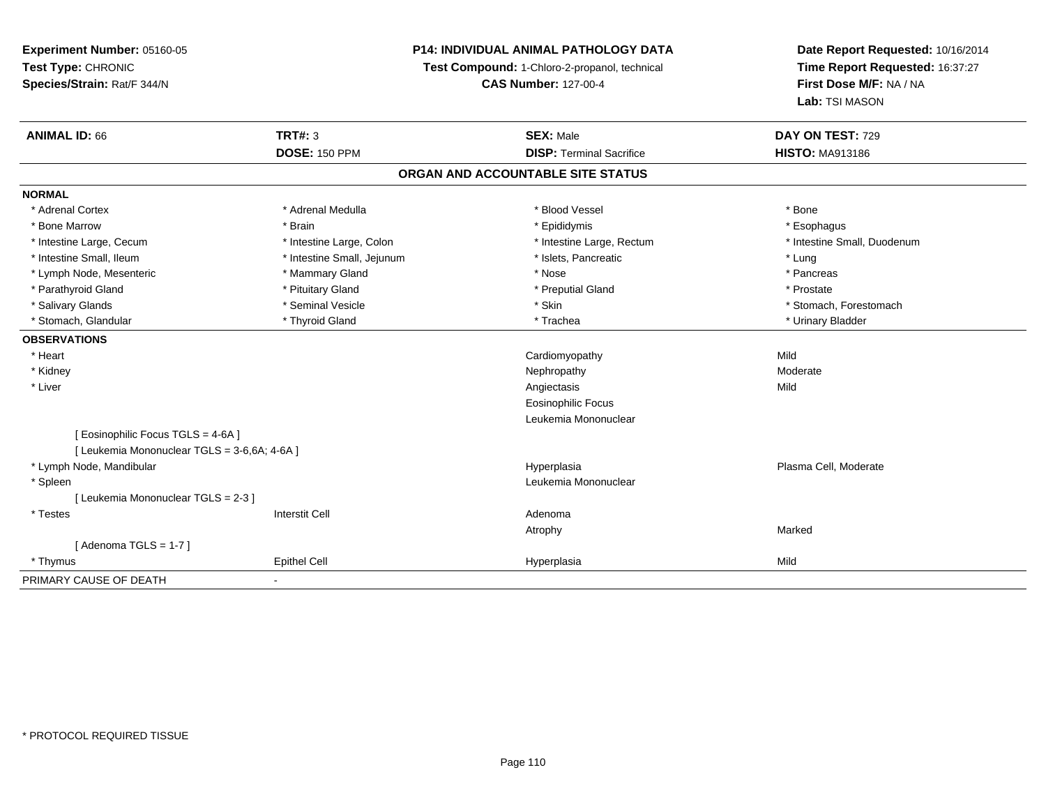**Experiment Number:** 05160-05
**Test Type:** CHRONIC
**Species/Strain:** Rat/F 344/N

**P14: INDIVIDUAL ANIMAL PATHOLOGY DATA**
**Test Compound:** 1-Chloro-2-propanol, technical
**CAS Number:** 127-00-4

**Date Report Requested:** 10/16/2014
**Time Report Requested:** 16:37:27
**First Dose M/F:** NA / NA
**Lab:** TSI MASON

| **ANIMAL ID:** 66 | **TRT#:** 3 | **SEX:** Male | **DAY ON TEST:** 729 |
|---|---|---|---|
| | **DOSE:** 150 PPM | **DISP:** Terminal Sacrifice | **HISTO:** MA913186 |

## ORGAN AND ACCOUNTABLE SITE STATUS

**NORMAL**

| | | | |
|---|---|---|---|
| * Adrenal Cortex | * Adrenal Medulla | * Blood Vessel | * Bone |
| * Bone Marrow | * Brain | * Epididymis | * Esophagus |
| * Intestine Large, Cecum | * Intestine Large, Colon | * Intestine Large, Rectum | * Intestine Small, Duodenum |
| * Intestine Small, Ileum | * Intestine Small, Jejunum | * Islets, Pancreatic | * Lung |
| * Lymph Node, Mesenteric | * Mammary Gland | * Nose | * Pancreas |
| * Parathyroid Gland | * Pituitary Gland | * Preputial Gland | * Prostate |
| * Salivary Glands | * Seminal Vesicle | * Skin | * Stomach, Forestomach |
| * Stomach, Glandular | * Thyroid Gland | * Trachea | * Urinary Bladder |

**OBSERVATIONS**

| | | | |
|---|---|---|---|
| * Heart | | Cardiomyopathy | Mild |
| * Kidney | | Nephropathy | Moderate |
| * Liver | | Angiectasis | Mild |
| | | Eosinophilic Focus | |
| | | Leukemia Mononuclear | |
| [ Eosinophilic Focus TGLS = 4-6A ] | | | |
| [ Leukemia Mononuclear TGLS = 3-6,6A; 4-6A ] | | | |
| * Lymph Node, Mandibular | | Hyperplasia | Plasma Cell, Moderate |
| * Spleen | | Leukemia Mononuclear | |
| [ Leukemia Mononuclear TGLS = 2-3 ] | | | |
| * Testes | Interstit Cell | Adenoma | |
| | | Atrophy | Marked |
| [ Adenoma TGLS = 1-7 ] | | | |
| * Thymus | Epithel Cell | Hyperplasia | Mild |

PRIMARY CAUSE OF DEATH -

* PROTOCOL REQUIRED TISSUE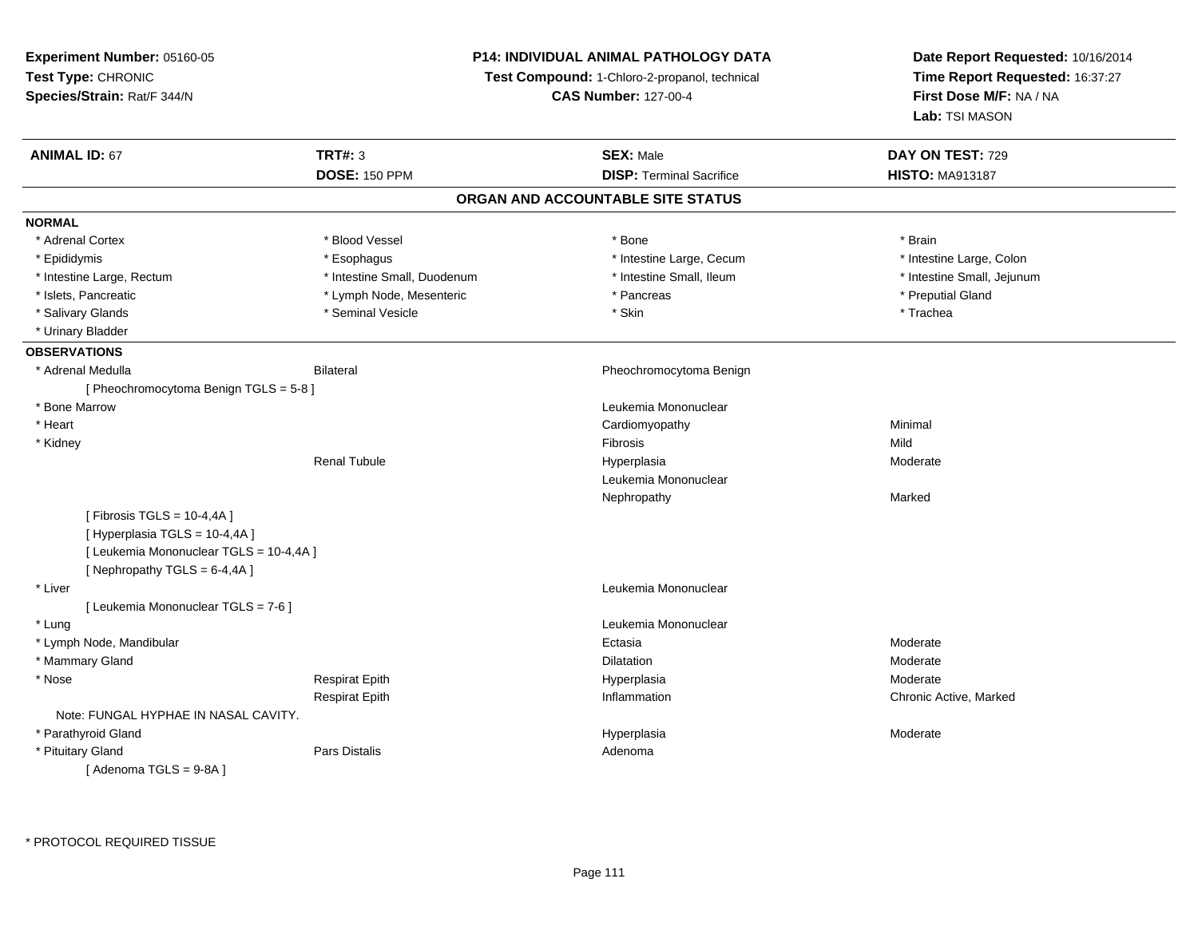**Experiment Number:** 05160-05
**Test Type:** CHRONIC
**Species/Strain:** Rat/F 344/N

**P14: INDIVIDUAL ANIMAL PATHOLOGY DATA**
**Test Compound:** 1-Chloro-2-propanol, technical
**CAS Number:** 127-00-4

**Date Report Requested:** 10/16/2014
**Time Report Requested:** 16:37:27
**First Dose M/F:** NA / NA
**Lab:** TSI MASON

| **ANIMAL ID:** 67 | **TRT#:** 3 | **SEX:** Male | **DAY ON TEST:** 729 |
|---|---|---|---|
| | **DOSE:** 150 PPM | **DISP:** Terminal Sacrifice | **HISTO:** MA913187 |

## ORGAN AND ACCOUNTABLE SITE STATUS

**NORMAL**

| | | | |
|---|---|---|---|
| * Adrenal Cortex | * Blood Vessel | * Bone | * Brain |
| * Epididymis | * Esophagus | * Intestine Large, Cecum | * Intestine Large, Colon |
| * Intestine Large, Rectum | * Intestine Small, Duodenum | * Intestine Small, Ileum | * Intestine Small, Jejunum |
| * Islets, Pancreatic | * Lymph Node, Mesenteric | * Pancreas | * Preputial Gland |
| * Salivary Glands | * Seminal Vesicle | * Skin | * Trachea |
| * Urinary Bladder | | | |

**OBSERVATIONS**

| | | | |
|---|---|---|---|
| * Adrenal Medulla | Bilateral | Pheochromocytoma Benign | |
| [ Pheochromocytoma Benign TGLS = 5-8 ] | | | |
| * Bone Marrow | | Leukemia Mononuclear | |
| * Heart | | Cardiomyopathy | Minimal |
| * Kidney | | Fibrosis | Mild |
| | Renal Tubule | Hyperplasia | Moderate |
| | | Leukemia Mononuclear | |
| | | Nephropathy | Marked |
| [ Fibrosis TGLS = 10-4,4A ] | | | |
| [ Hyperplasia TGLS = 10-4,4A ] | | | |
| [ Leukemia Mononuclear TGLS = 10-4,4A ] | | | |
| [ Nephropathy TGLS = 6-4,4A ] | | | |
| * Liver | | Leukemia Mononuclear | |
| [ Leukemia Mononuclear TGLS = 7-6 ] | | | |
| * Lung | | Leukemia Mononuclear | |
| * Lymph Node, Mandibular | | Ectasia | Moderate |
| * Mammary Gland | | Dilatation | Moderate |
| * Nose | Respirat Epith | Hyperplasia | Moderate |
| | Respirat Epith | Inflammation | Chronic Active, Marked |
| Note: FUNGAL HYPHAE IN NASAL CAVITY. | | | |
| * Parathyroid Gland | | Hyperplasia | Moderate |
| * Pituitary Gland | Pars Distalis | Adenoma | |
| [ Adenoma TGLS = 9-8A ] | | | |

\* PROTOCOL REQUIRED TISSUE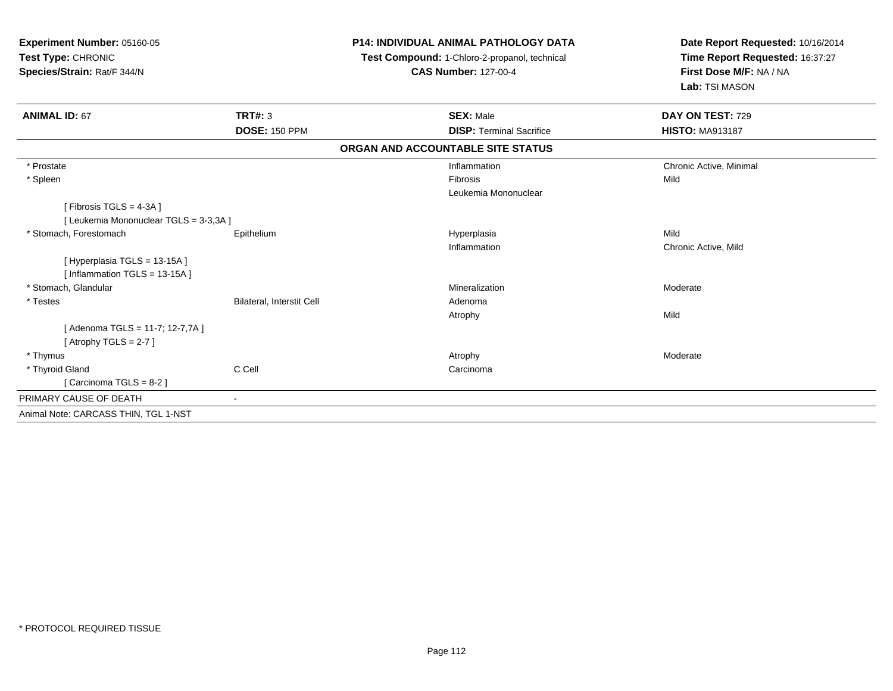**Experiment Number:** 05160-05
**Test Type:** CHRONIC
**Species/Strain:** Rat/F 344/N

**P14: INDIVIDUAL ANIMAL PATHOLOGY DATA**
**Test Compound:** 1-Chloro-2-propanol, technical
**CAS Number:** 127-00-4

**Date Report Requested:** 10/16/2014
**Time Report Requested:** 16:37:27
**First Dose M/F:** NA / NA
**Lab:** TSI MASON

| **ANIMAL ID:** 67 | **TRT#:** 3 | **SEX:** Male | **DAY ON TEST:** 729 |
|---|---|---|---|
| | **DOSE:** 150 PPM | **DISP:** Terminal Sacrifice | **HISTO:** MA913187 |

**ORGAN AND ACCOUNTABLE SITE STATUS**

| Organ | Site | Finding | Severity |
|---|---|---|---|
| * Prostate | | Inflammation | Chronic Active, Minimal |
| * Spleen | | Fibrosis | Mild |
| | | Leukemia Mononuclear | |
| [ Fibrosis TGLS = 4-3A ] | | | |
| [ Leukemia Mononuclear TGLS = 3-3,3A ] | | | |
| * Stomach, Forestomach | Epithelium | Hyperplasia | Mild |
| | | Inflammation | Chronic Active, Mild |
| [ Hyperplasia TGLS = 13-15A ] | | | |
| [ Inflammation TGLS = 13-15A ] | | | |
| * Stomach, Glandular | | Mineralization | Moderate |
| * Testes | Bilateral, Interstit Cell | Adenoma | |
| | | Atrophy | Mild |
| [ Adenoma TGLS = 11-7; 12-7,7A ] | | | |
| [ Atrophy TGLS = 2-7 ] | | | |
| * Thymus | | Atrophy | Moderate |
| * Thyroid Gland | C Cell | Carcinoma | |
| [ Carcinoma TGLS = 8-2 ] | | | |

PRIMARY CAUSE OF DEATH -

Animal Note: CARCASS THIN, TGL 1-NST

* PROTOCOL REQUIRED TISSUE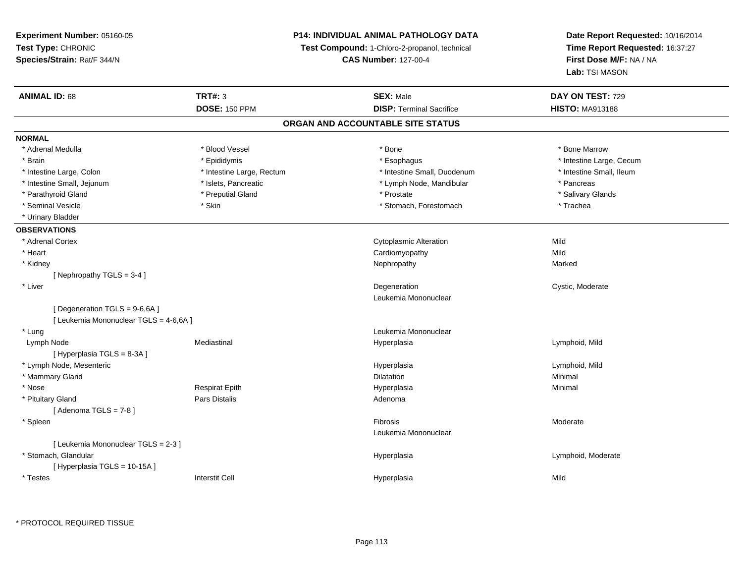**Experiment Number:** 05160-05
**Test Type:** CHRONIC
**Species/Strain:** Rat/F 344/N

**P14: INDIVIDUAL ANIMAL PATHOLOGY DATA**
**Test Compound:** 1-Chloro-2-propanol, technical
**CAS Number:** 127-00-4

**Date Report Requested:** 10/16/2014
**Time Report Requested:** 16:37:27
**First Dose M/F:** NA / NA
**Lab:** TSI MASON

| **ANIMAL ID:** 68 | **TRT#:** 3 | **SEX:** Male | **DAY ON TEST:** 729 |
|---|---|---|---|
| | **DOSE:** 150 PPM | **DISP:** Terminal Sacrifice | **HISTO:** MA913188 |

## ORGAN AND ACCOUNTABLE SITE STATUS

**NORMAL**

| | | | |
|---|---|---|---|
| * Adrenal Medulla | * Blood Vessel | * Bone | * Bone Marrow |
| * Brain | * Epididymis | * Esophagus | * Intestine Large, Cecum |
| * Intestine Large, Colon | * Intestine Large, Rectum | * Intestine Small, Duodenum | * Intestine Small, Ileum |
| * Intestine Small, Jejunum | * Islets, Pancreatic | * Lymph Node, Mandibular | * Pancreas |
| * Parathyroid Gland | * Preputial Gland | * Prostate | * Salivary Glands |
| * Seminal Vesicle | * Skin | * Stomach, Forestomach | * Trachea |
| * Urinary Bladder | | | |

**OBSERVATIONS**

| | | | |
|---|---|---|---|
| * Adrenal Cortex | | Cytoplasmic Alteration | Mild |
| * Heart | | Cardiomyopathy | Mild |
| * Kidney | | Nephropathy | Marked |
| [ Nephropathy TGLS = 3-4 ] | | | |
| * Liver | | Degeneration | Cystic, Moderate |
| | | Leukemia Mononuclear | |
| [ Degeneration TGLS = 9-6,6A ] | | | |
| [ Leukemia Mononuclear TGLS = 4-6,6A ] | | | |
| * Lung | | Leukemia Mononuclear | |
| Lymph Node | Mediastinal | Hyperplasia | Lymphoid, Mild |
| [ Hyperplasia TGLS = 8-3A ] | | | |
| * Lymph Node, Mesenteric | | Hyperplasia | Lymphoid, Mild |
| * Mammary Gland | | Dilatation | Minimal |
| * Nose | Respirat Epith | Hyperplasia | Minimal |
| * Pituitary Gland | Pars Distalis | Adenoma | |
| [ Adenoma TGLS = 7-8 ] | | | |
| * Spleen | | Fibrosis | Moderate |
| | | Leukemia Mononuclear | |
| [ Leukemia Mononuclear TGLS = 2-3 ] | | | |
| * Stomach, Glandular | | Hyperplasia | Lymphoid, Moderate |
| [ Hyperplasia TGLS = 10-15A ] | | | |
| * Testes | Interstit Cell | Hyperplasia | Mild |

* PROTOCOL REQUIRED TISSUE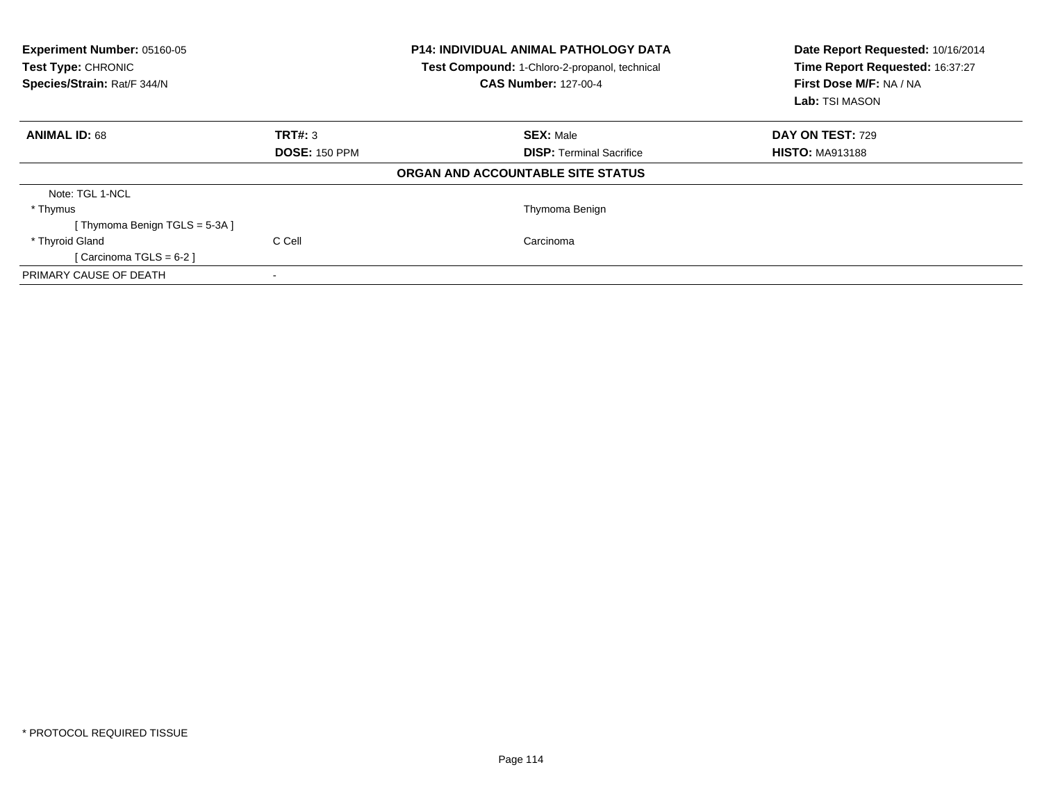**Experiment Number:** 05160-05
**Test Type:** CHRONIC
**Species/Strain:** Rat/F 344/N

**P14: INDIVIDUAL ANIMAL PATHOLOGY DATA**
**Test Compound:** 1-Chloro-2-propanol, technical
**CAS Number:** 127-00-4

**Date Report Requested:** 10/16/2014
**Time Report Requested:** 16:37:27
**First Dose M/F:** NA / NA
**Lab:** TSI MASON

| **ANIMAL ID:** 68 | **TRT#:** 3 | **SEX:** Male | **DAY ON TEST:** 729 |
|---|---|---|---|
| | **DOSE:** 150 PPM | **DISP:** Terminal Sacrifice | **HISTO:** MA913188 |

**ORGAN AND ACCOUNTABLE SITE STATUS**

| | | | |
|---|---|---|---|
| Note: TGL 1-NCL | | | |
| * Thymus | | Thymoma Benign | |
| [ Thymoma Benign TGLS = 5-3A ] | | | |
| * Thyroid Gland | C Cell | Carcinoma | |
| [ Carcinoma TGLS = 6-2 ] | | | |
| PRIMARY CAUSE OF DEATH | - | | |

* PROTOCOL REQUIRED TISSUE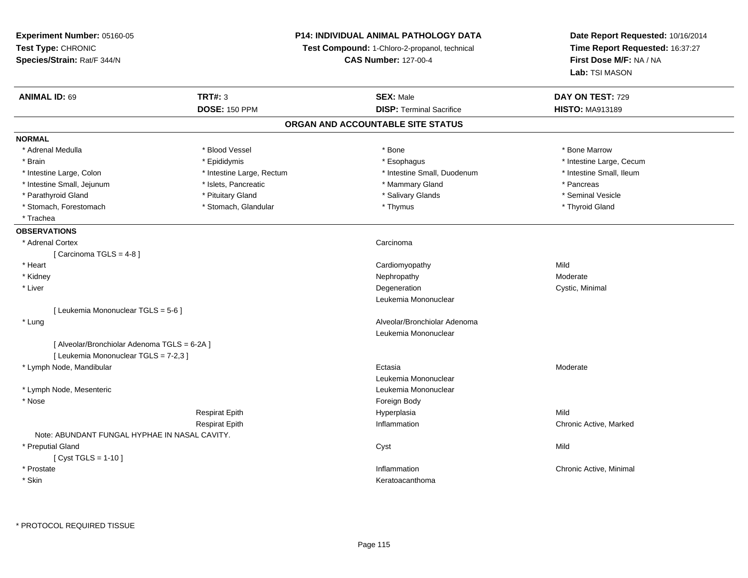**Experiment Number:** 05160-05
**Test Type:** CHRONIC
**Species/Strain:** Rat/F 344/N

**P14: INDIVIDUAL ANIMAL PATHOLOGY DATA**
**Test Compound:** 1-Chloro-2-propanol, technical
**CAS Number:** 127-00-4

**Date Report Requested:** 10/16/2014
**Time Report Requested:** 16:37:27
**First Dose M/F:** NA / NA
**Lab:** TSI MASON

| **ANIMAL ID:** 69 | **TRT#:** 3 | **SEX:** Male | **DAY ON TEST:** 729 |
|---|---|---|---|
| | **DOSE:** 150 PPM | **DISP:** Terminal Sacrifice | **HISTO:** MA913189 |

## ORGAN AND ACCOUNTABLE SITE STATUS

**NORMAL**

| | | | |
|---|---|---|---|
| * Adrenal Medulla | * Blood Vessel | * Bone | * Bone Marrow |
| * Brain | * Epididymis | * Esophagus | * Intestine Large, Cecum |
| * Intestine Large, Colon | * Intestine Large, Rectum | * Intestine Small, Duodenum | * Intestine Small, Ileum |
| * Intestine Small, Jejunum | * Islets, Pancreatic | * Mammary Gland | * Pancreas |
| * Parathyroid Gland | * Pituitary Gland | * Salivary Glands | * Seminal Vesicle |
| * Stomach, Forestomach | * Stomach, Glandular | * Thymus | * Thyroid Gland |
| * Trachea | | | |

**OBSERVATIONS**

| Organ | Site | Observation | Severity |
|---|---|---|---|
| * Adrenal Cortex | | Carcinoma | |
| [ Carcinoma TGLS = 4-8 ] | | | |
| * Heart | | Cardiomyopathy | Mild |
| * Kidney | | Nephropathy | Moderate |
| * Liver | | Degeneration | Cystic, Minimal |
| | | Leukemia Mononuclear | |
| [ Leukemia Mononuclear TGLS = 5-6 ] | | | |
| * Lung | | Alveolar/Bronchiolar Adenoma | |
| | | Leukemia Mononuclear | |
| [ Alveolar/Bronchiolar Adenoma TGLS = 6-2A ] | | | |
| [ Leukemia Mononuclear TGLS = 7-2,3 ] | | | |
| * Lymph Node, Mandibular | | Ectasia | Moderate |
| | | Leukemia Mononuclear | |
| * Lymph Node, Mesenteric | | Leukemia Mononuclear | |
| * Nose | | Foreign Body | |
| | Respirat Epith | Hyperplasia | Mild |
| | Respirat Epith | Inflammation | Chronic Active, Marked |
| Note: ABUNDANT FUNGAL HYPHAE IN NASAL CAVITY. | | | |
| * Preputial Gland | | Cyst | Mild |
| [ Cyst TGLS = 1-10 ] | | | |
| * Prostate | | Inflammation | Chronic Active, Minimal |
| * Skin | | Keratoacanthoma | |

* PROTOCOL REQUIRED TISSUE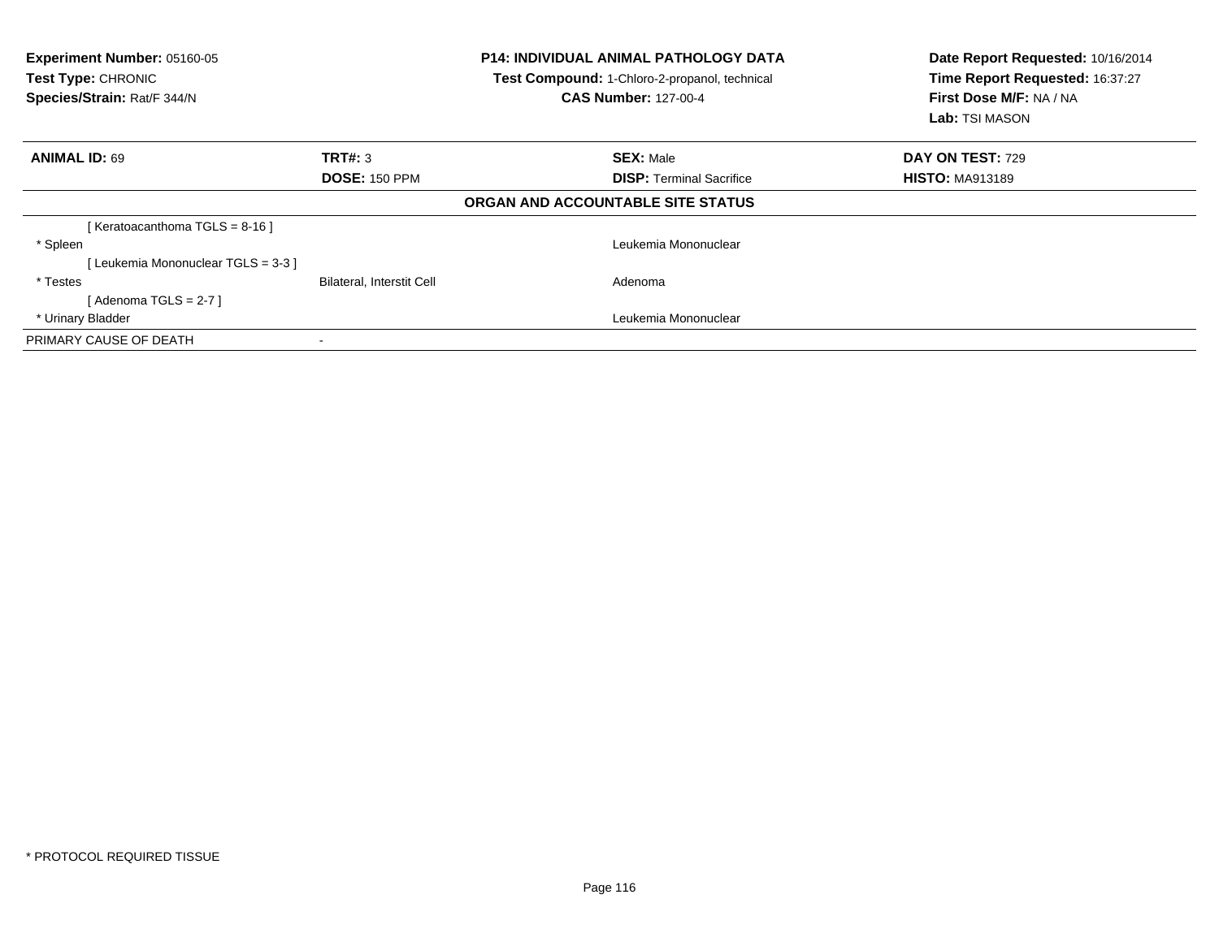**Experiment Number:** 05160-05
**Test Type:** CHRONIC
**Species/Strain:** Rat/F 344/N

**P14: INDIVIDUAL ANIMAL PATHOLOGY DATA**
**Test Compound:** 1-Chloro-2-propanol, technical
**CAS Number:** 127-00-4

**Date Report Requested:** 10/16/2014
**Time Report Requested:** 16:37:27
**First Dose M/F:** NA / NA
**Lab:** TSI MASON

| **ANIMAL ID:** 69 | **TRT#:** 3 | **SEX:** Male | **DAY ON TEST:** 729 |
|---|---|---|---|
| | **DOSE:** 150 PPM | **DISP:** Terminal Sacrifice | **HISTO:** MA913189 |

**ORGAN AND ACCOUNTABLE SITE STATUS**

| | | | |
|---|---|---|---|
| [ Keratoacanthoma TGLS = 8-16 ] | | | |
| * Spleen | | Leukemia Mononuclear | |
| [ Leukemia Mononuclear TGLS = 3-3 ] | | | |
| * Testes | Bilateral, Interstit Cell | Adenoma | |
| [ Adenoma TGLS = 2-7 ] | | | |
| * Urinary Bladder | | Leukemia Mononuclear | |
| PRIMARY CAUSE OF DEATH | - | | |

* PROTOCOL REQUIRED TISSUE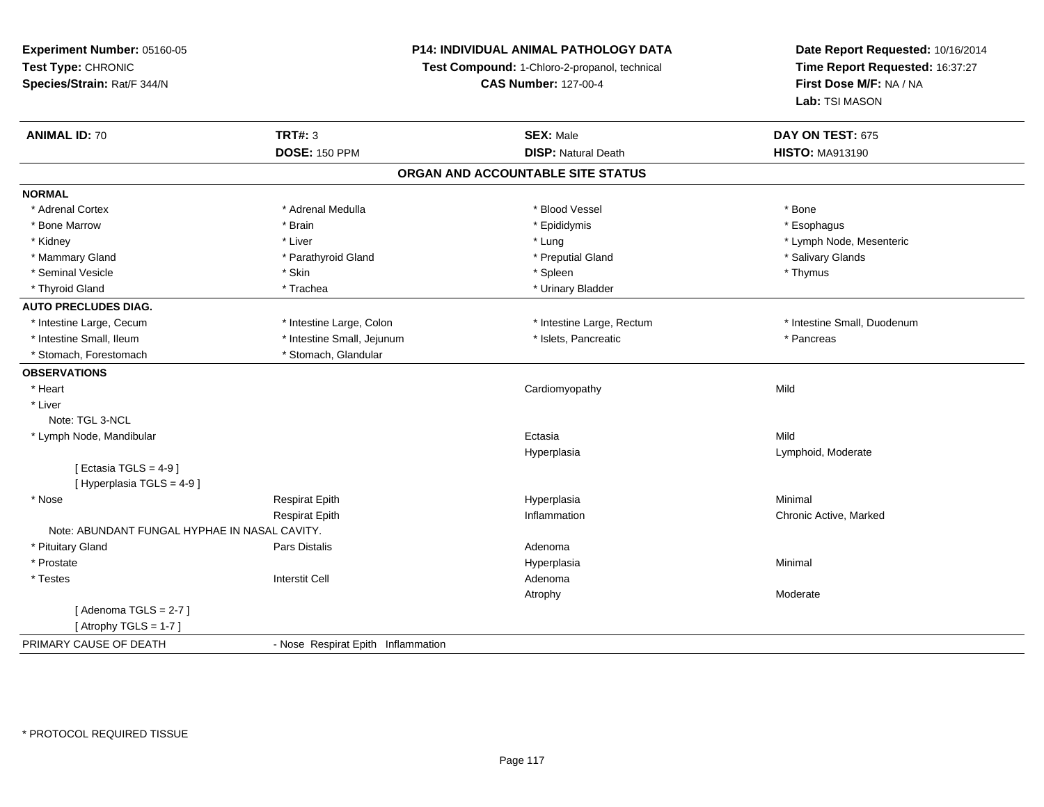**Experiment Number:** 05160-05
**Test Type:** CHRONIC
**Species/Strain:** Rat/F 344/N

**P14: INDIVIDUAL ANIMAL PATHOLOGY DATA**
**Test Compound:** 1-Chloro-2-propanol, technical
**CAS Number:** 127-00-4

**Date Report Requested:** 10/16/2014
**Time Report Requested:** 16:37:27
**First Dose M/F:** NA / NA
**Lab:** TSI MASON

| **ANIMAL ID:** 70 | **TRT#:** 3 | **SEX:** Male | **DAY ON TEST:** 675 |
|---|---|---|---|
| | **DOSE:** 150 PPM | **DISP:** Natural Death | **HISTO:** MA913190 |

## ORGAN AND ACCOUNTABLE SITE STATUS

| | | | |
|---|---|---|---|
| **NORMAL** | | | |
| * Adrenal Cortex | * Adrenal Medulla | * Blood Vessel | * Bone |
| * Bone Marrow | * Brain | * Epididymis | * Esophagus |
| * Kidney | * Liver | * Lung | * Lymph Node, Mesenteric |
| * Mammary Gland | * Parathyroid Gland | * Preputial Gland | * Salivary Glands |
| * Seminal Vesicle | * Skin | * Spleen | * Thymus |
| * Thyroid Gland | * Trachea | * Urinary Bladder | |
| **AUTO PRECLUDES DIAG.** | | | |
| * Intestine Large, Cecum | * Intestine Large, Colon | * Intestine Large, Rectum | * Intestine Small, Duodenum |
| * Intestine Small, Ileum | * Intestine Small, Jejunum | * Islets, Pancreatic | * Pancreas |
| * Stomach, Forestomach | * Stomach, Glandular | | |
| **OBSERVATIONS** | | | |
| * Heart | | Cardiomyopathy | Mild |
| * Liver | | | |
| Note: TGL 3-NCL | | | |
| * Lymph Node, Mandibular | | Ectasia | Mild |
| | | Hyperplasia | Lymphoid, Moderate |
| [ Ectasia TGLS = 4-9 ] | | | |
| [ Hyperplasia TGLS = 4-9 ] | | | |
| * Nose | Respirat Epith | Hyperplasia | Minimal |
| | Respirat Epith | Inflammation | Chronic Active, Marked |
| Note: ABUNDANT FUNGAL HYPHAE IN NASAL CAVITY. | | | |
| * Pituitary Gland | Pars Distalis | Adenoma | |
| * Prostate | | Hyperplasia | Minimal |
| * Testes | Interstit Cell | Adenoma | |
| | | Atrophy | Moderate |
| [ Adenoma TGLS = 2-7 ] | | | |
| [ Atrophy TGLS = 1-7 ] | | | |
| PRIMARY CAUSE OF DEATH | - Nose Respirat Epith Inflammation | | |

* PROTOCOL REQUIRED TISSUE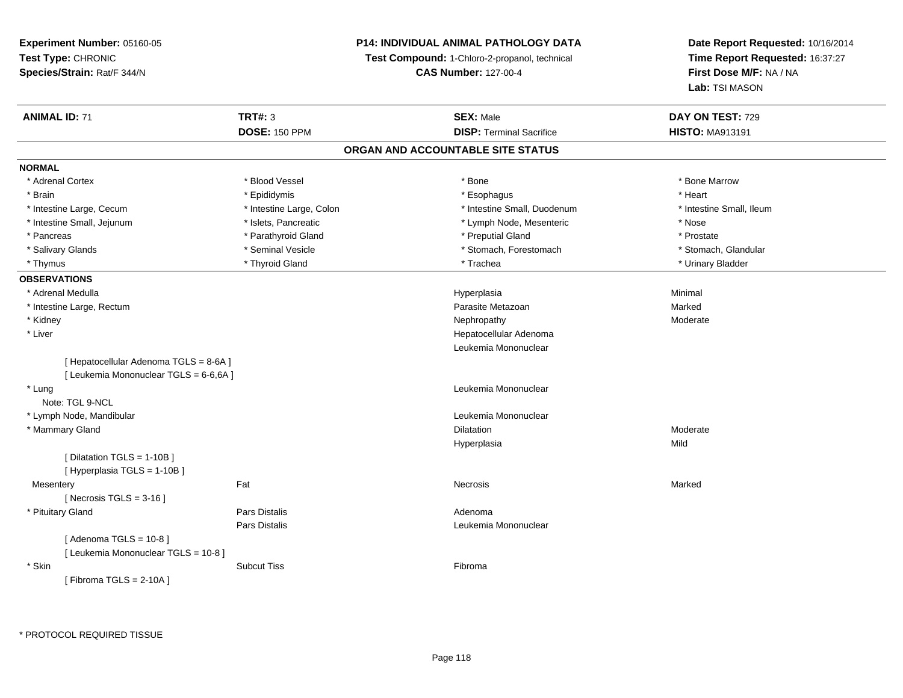**Experiment Number:** 05160-05
**Test Type:** CHRONIC
**Species/Strain:** Rat/F 344/N

**P14: INDIVIDUAL ANIMAL PATHOLOGY DATA**
**Test Compound:** 1-Chloro-2-propanol, technical
**CAS Number:** 127-00-4

**Date Report Requested:** 10/16/2014
**Time Report Requested:** 16:37:27
**First Dose M/F:** NA / NA
**Lab:** TSI MASON

| **ANIMAL ID:** 71 | **TRT#:** 3 | **SEX:** Male | **DAY ON TEST:** 729 |
|---|---|---|---|
| | **DOSE:** 150 PPM | **DISP:** Terminal Sacrifice | **HISTO:** MA913191 |

## ORGAN AND ACCOUNTABLE SITE STATUS

**NORMAL**

| | | | |
|---|---|---|---|
| * Adrenal Cortex | * Blood Vessel | * Bone | * Bone Marrow |
| * Brain | * Epididymis | * Esophagus | * Heart |
| * Intestine Large, Cecum | * Intestine Large, Colon | * Intestine Small, Duodenum | * Intestine Small, Ileum |
| * Intestine Small, Jejunum | * Islets, Pancreatic | * Lymph Node, Mesenteric | * Nose |
| * Pancreas | * Parathyroid Gland | * Preputial Gland | * Prostate |
| * Salivary Glands | * Seminal Vesicle | * Stomach, Forestomach | * Stomach, Glandular |
| * Thymus | * Thyroid Gland | * Trachea | * Urinary Bladder |

**OBSERVATIONS**

| | | | |
|---|---|---|---|
| * Adrenal Medulla | | Hyperplasia | Minimal |
| * Intestine Large, Rectum | | Parasite Metazoan | Marked |
| * Kidney | | Nephropathy | Moderate |
| * Liver | | Hepatocellular Adenoma | |
| | | Leukemia Mononuclear | |
| [ Hepatocellular Adenoma TGLS = 8-6A ] | | | |
| [ Leukemia Mononuclear TGLS = 6-6,6A ] | | | |
| * Lung | | Leukemia Mononuclear | |
| Note: TGL 9-NCL | | | |
| * Lymph Node, Mandibular | | Leukemia Mononuclear | |
| * Mammary Gland | | Dilatation | Moderate |
| | | Hyperplasia | Mild |
| [ Dilatation TGLS = 1-10B ] | | | |
| [ Hyperplasia TGLS = 1-10B ] | | | |
| Mesentery | Fat | Necrosis | Marked |
| [ Necrosis TGLS = 3-16 ] | | | |
| * Pituitary Gland | Pars Distalis | Adenoma | |
| | Pars Distalis | Leukemia Mononuclear | |
| [ Adenoma TGLS = 10-8 ] | | | |
| [ Leukemia Mononuclear TGLS = 10-8 ] | | | |
| * Skin | Subcut Tiss | Fibroma | |
| [ Fibroma TGLS = 2-10A ] | | | |

* PROTOCOL REQUIRED TISSUE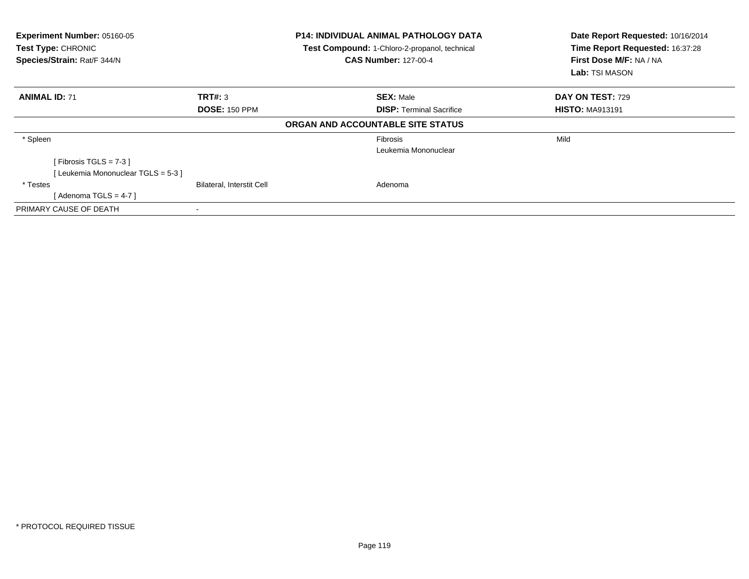**Experiment Number:** 05160-05
**Test Type:** CHRONIC
**Species/Strain:** Rat/F 344/N

**P14: INDIVIDUAL ANIMAL PATHOLOGY DATA**
**Test Compound:** 1-Chloro-2-propanol, technical
**CAS Number:** 127-00-4

**Date Report Requested:** 10/16/2014
**Time Report Requested:** 16:37:28
**First Dose M/F:** NA / NA
**Lab:** TSI MASON

| **ANIMAL ID:** 71 | **TRT#:** 3 | **SEX:** Male | **DAY ON TEST:** 729 |
|---|---|---|---|
| | **DOSE:** 150 PPM | **DISP:** Terminal Sacrifice | **HISTO:** MA913191 |

**ORGAN AND ACCOUNTABLE SITE STATUS**

| | | | |
|---|---|---|---|
| * Spleen | | Fibrosis | Mild |
| | | Leukemia Mononuclear | |
| [ Fibrosis TGLS = 7-3 ] | | | |
| [ Leukemia Mononuclear TGLS = 5-3 ] | | | |
| * Testes | Bilateral, Interstit Cell | Adenoma | |
| [ Adenoma TGLS = 4-7 ] | | | |
| PRIMARY CAUSE OF DEATH | - | | |

* PROTOCOL REQUIRED TISSUE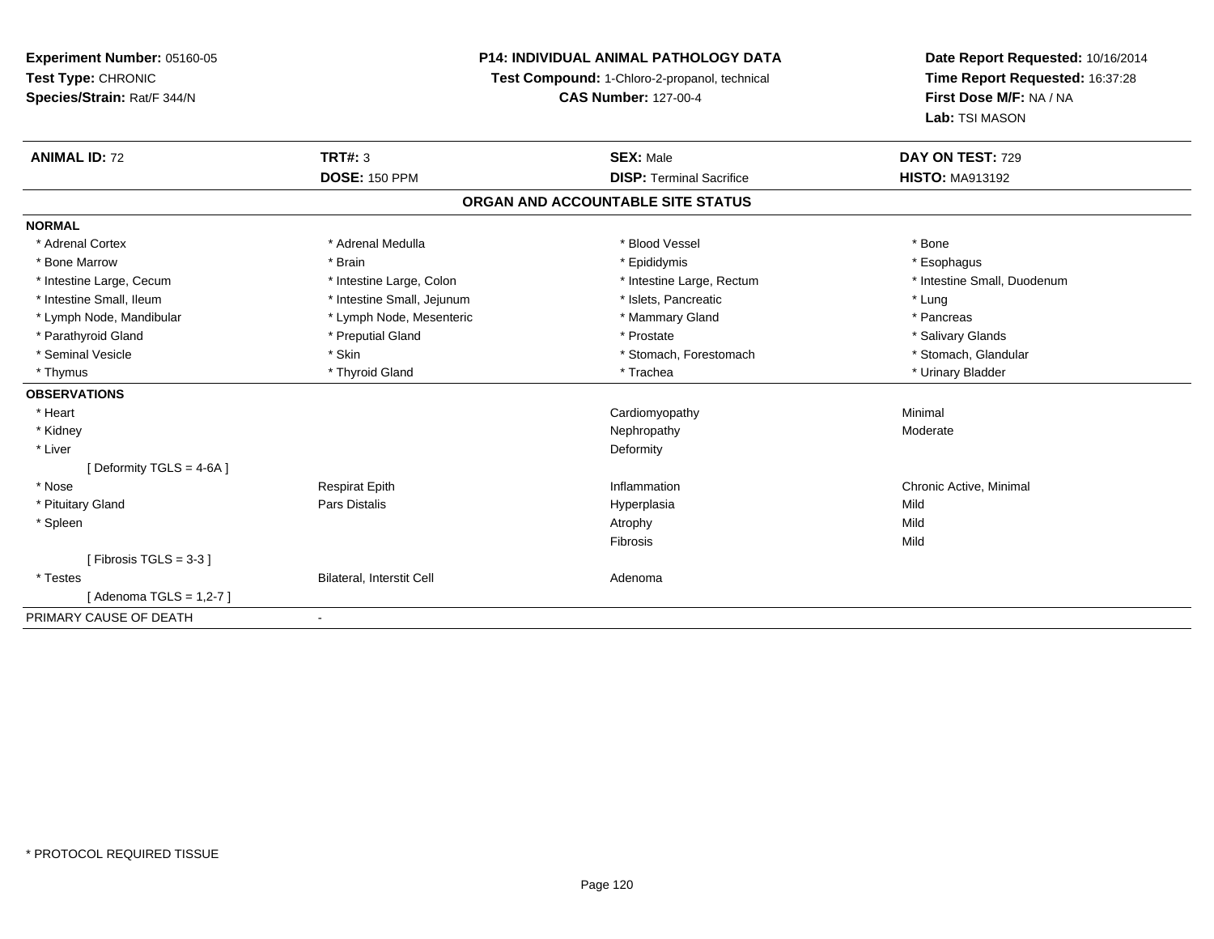**Experiment Number:** 05160-05
**Test Type:** CHRONIC
**Species/Strain:** Rat/F 344/N

**P14: INDIVIDUAL ANIMAL PATHOLOGY DATA**
**Test Compound:** 1-Chloro-2-propanol, technical
**CAS Number:** 127-00-4

**Date Report Requested:** 10/16/2014
**Time Report Requested:** 16:37:28
**First Dose M/F:** NA / NA
**Lab:** TSI MASON

| **ANIMAL ID:** 72 | **TRT#:** 3 | **SEX:** Male | **DAY ON TEST:** 729 |
|---|---|---|---|
| | **DOSE:** 150 PPM | **DISP:** Terminal Sacrifice | **HISTO:** MA913192 |

## ORGAN AND ACCOUNTABLE SITE STATUS

| | | | |
|---|---|---|---|
| **NORMAL** | | | |
| * Adrenal Cortex | * Adrenal Medulla | * Blood Vessel | * Bone |
| * Bone Marrow | * Brain | * Epididymis | * Esophagus |
| * Intestine Large, Cecum | * Intestine Large, Colon | * Intestine Large, Rectum | * Intestine Small, Duodenum |
| * Intestine Small, Ileum | * Intestine Small, Jejunum | * Islets, Pancreatic | * Lung |
| * Lymph Node, Mandibular | * Lymph Node, Mesenteric | * Mammary Gland | * Pancreas |
| * Parathyroid Gland | * Preputial Gland | * Prostate | * Salivary Glands |
| * Seminal Vesicle | * Skin | * Stomach, Forestomach | * Stomach, Glandular |
| * Thymus | * Thyroid Gland | * Trachea | * Urinary Bladder |
| **OBSERVATIONS** | | | |
| * Heart | | Cardiomyopathy | Minimal |
| * Kidney | | Nephropathy | Moderate |
| * Liver | | Deformity | |
| [ Deformity TGLS = 4-6A ] | | | |
| * Nose | Respirat Epith | Inflammation | Chronic Active, Minimal |
| * Pituitary Gland | Pars Distalis | Hyperplasia | Mild |
| * Spleen | | Atrophy | Mild |
| | | Fibrosis | Mild |
| [ Fibrosis TGLS = 3-3 ] | | | |
| * Testes | Bilateral, Interstit Cell | Adenoma | |
| [ Adenoma TGLS = 1,2-7 ] | | | |
| PRIMARY CAUSE OF DEATH | - | | |

* PROTOCOL REQUIRED TISSUE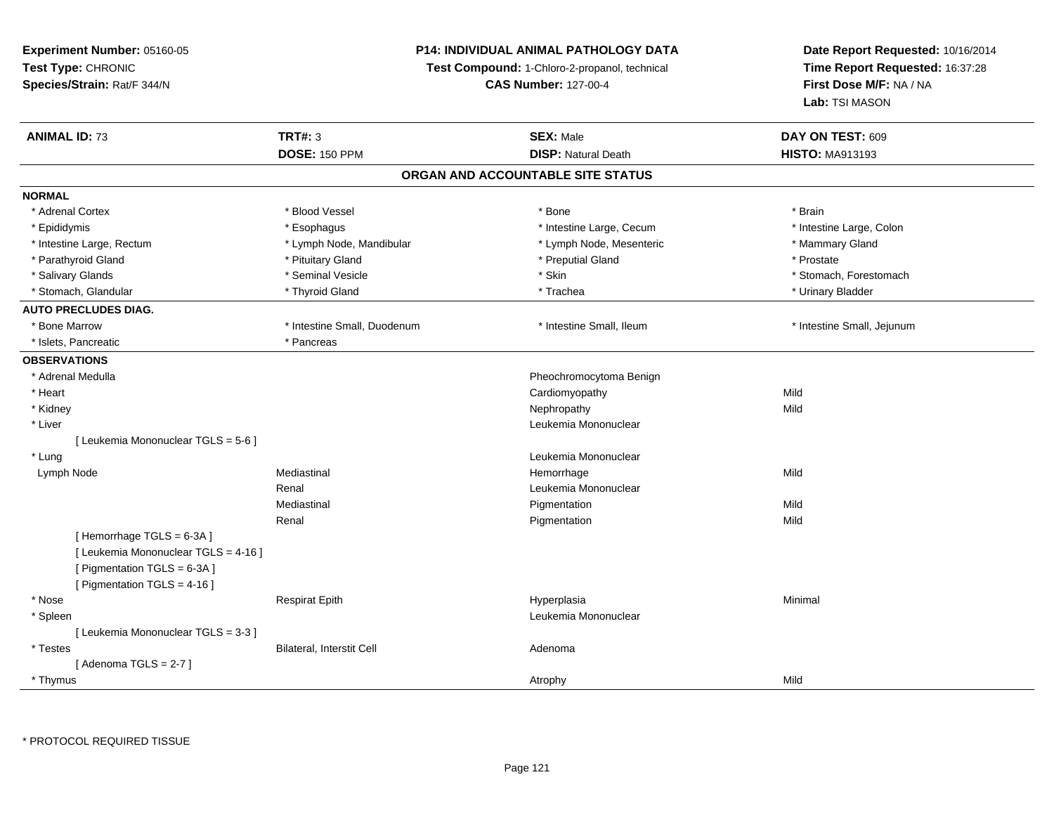**Experiment Number:** 05160-05
**Test Type:** CHRONIC
**Species/Strain:** Rat/F 344/N

**P14: INDIVIDUAL ANIMAL PATHOLOGY DATA**
**Test Compound:** 1-Chloro-2-propanol, technical
**CAS Number:** 127-00-4

**Date Report Requested:** 10/16/2014
**Time Report Requested:** 16:37:28
**First Dose M/F:** NA / NA
**Lab:** TSI MASON

| **ANIMAL ID:** 73 | **TRT#:** 3 | **SEX:** Male | **DAY ON TEST:** 609 |
|---|---|---|---|
| | **DOSE:** 150 PPM | **DISP:** Natural Death | **HISTO:** MA913193 |

## ORGAN AND ACCOUNTABLE SITE STATUS

**NORMAL**

| | | | |
|---|---|---|---|
| * Adrenal Cortex | * Blood Vessel | * Bone | * Brain |
| * Epididymis | * Esophagus | * Intestine Large, Cecum | * Intestine Large, Colon |
| * Intestine Large, Rectum | * Lymph Node, Mandibular | * Lymph Node, Mesenteric | * Mammary Gland |
| * Parathyroid Gland | * Pituitary Gland | * Preputial Gland | * Prostate |
| * Salivary Glands | * Seminal Vesicle | * Skin | * Stomach, Forestomach |
| * Stomach, Glandular | * Thyroid Gland | * Trachea | * Urinary Bladder |

**AUTO PRECLUDES DIAG.**

| | | | |
|---|---|---|---|
| * Bone Marrow | * Intestine Small, Duodenum | * Intestine Small, Ileum | * Intestine Small, Jejunum |
| * Islets, Pancreatic | * Pancreas | | |

**OBSERVATIONS**

| | | | |
|---|---|---|---|
| * Adrenal Medulla | | Pheochromocytoma Benign | |
| * Heart | | Cardiomyopathy | Mild |
| * Kidney | | Nephropathy | Mild |
| * Liver | | Leukemia Mononuclear | |
| [ Leukemia Mononuclear TGLS = 5-6 ] | | | |
| * Lung | | Leukemia Mononuclear | |
| Lymph Node | Mediastinal | Hemorrhage | Mild |
| | Renal | Leukemia Mononuclear | |
| | Mediastinal | Pigmentation | Mild |
| | Renal | Pigmentation | Mild |
| [ Hemorrhage TGLS = 6-3A ] | | | |
| [ Leukemia Mononuclear TGLS = 4-16 ] | | | |
| [ Pigmentation TGLS = 6-3A ] | | | |
| [ Pigmentation TGLS = 4-16 ] | | | |
| * Nose | Respirat Epith | Hyperplasia | Minimal |
| * Spleen | | Leukemia Mononuclear | |
| [ Leukemia Mononuclear TGLS = 3-3 ] | | | |
| * Testes | Bilateral, Interstit Cell | Adenoma | |
| [ Adenoma TGLS = 2-7 ] | | | |
| * Thymus | | Atrophy | Mild |

* PROTOCOL REQUIRED TISSUE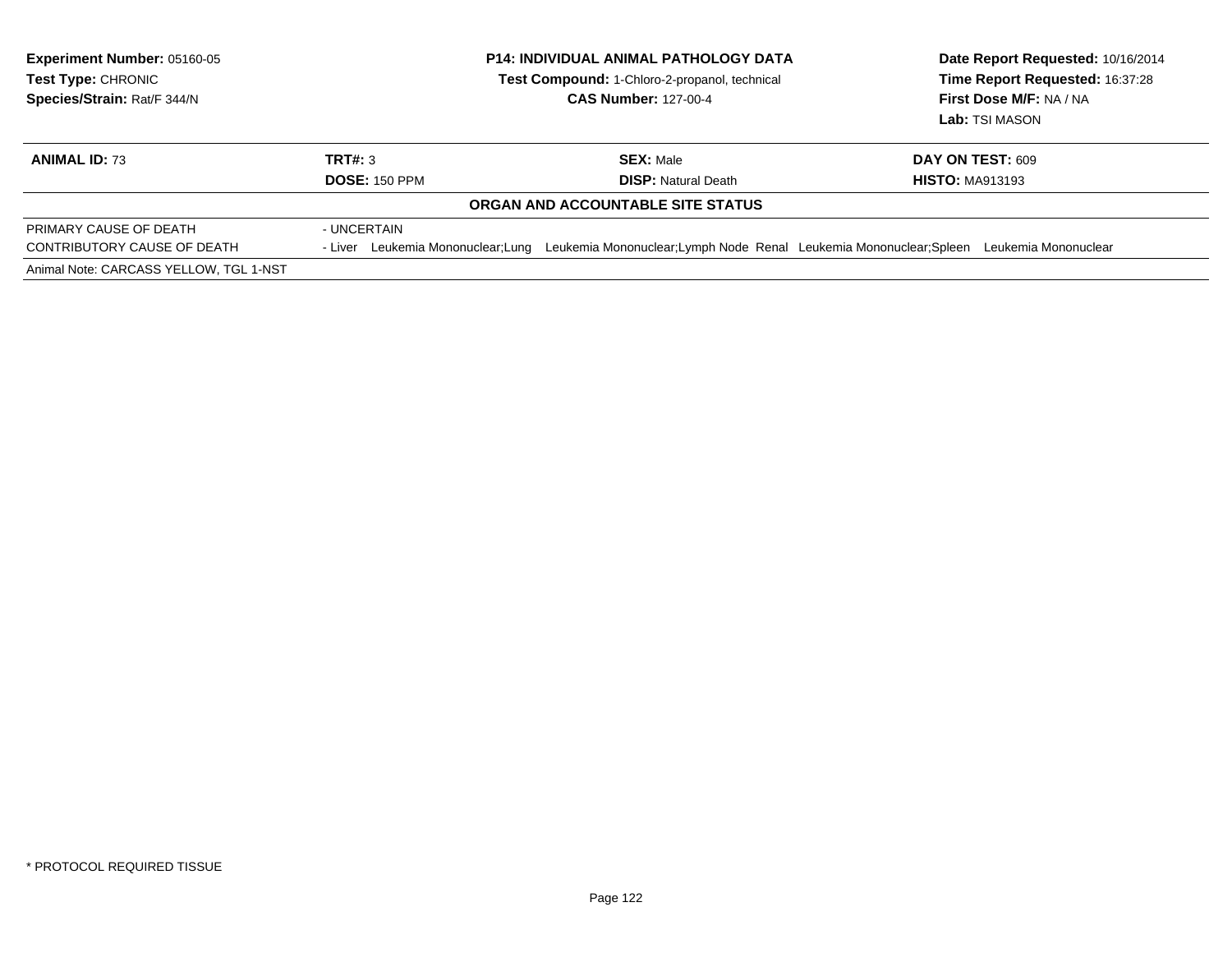**Experiment Number:** 05160-05
**Test Type:** CHRONIC
**Species/Strain:** Rat/F 344/N

**P14: INDIVIDUAL ANIMAL PATHOLOGY DATA**
**Test Compound:** 1-Chloro-2-propanol, technical
**CAS Number:** 127-00-4

**Date Report Requested:** 10/16/2014
**Time Report Requested:** 16:37:28
**First Dose M/F:** NA / NA
**Lab:** TSI MASON

| **ANIMAL ID:** 73 | **TRT#:** 3 | **SEX:** Male | **DAY ON TEST:** 609 |
|---|---|---|---|
| | **DOSE:** 150 PPM | **DISP:** Natural Death | **HISTO:** MA913193 |

**ORGAN AND ACCOUNTABLE SITE STATUS**

| | |
|---|---|
| PRIMARY CAUSE OF DEATH | - UNCERTAIN |
| CONTRIBUTORY CAUSE OF DEATH | - Liver Leukemia Mononuclear;Lung Leukemia Mononuclear;Lymph Node Renal Leukemia Mononuclear;Spleen Leukemia Mononuclear |

Animal Note: CARCASS YELLOW, TGL 1-NST

* PROTOCOL REQUIRED TISSUE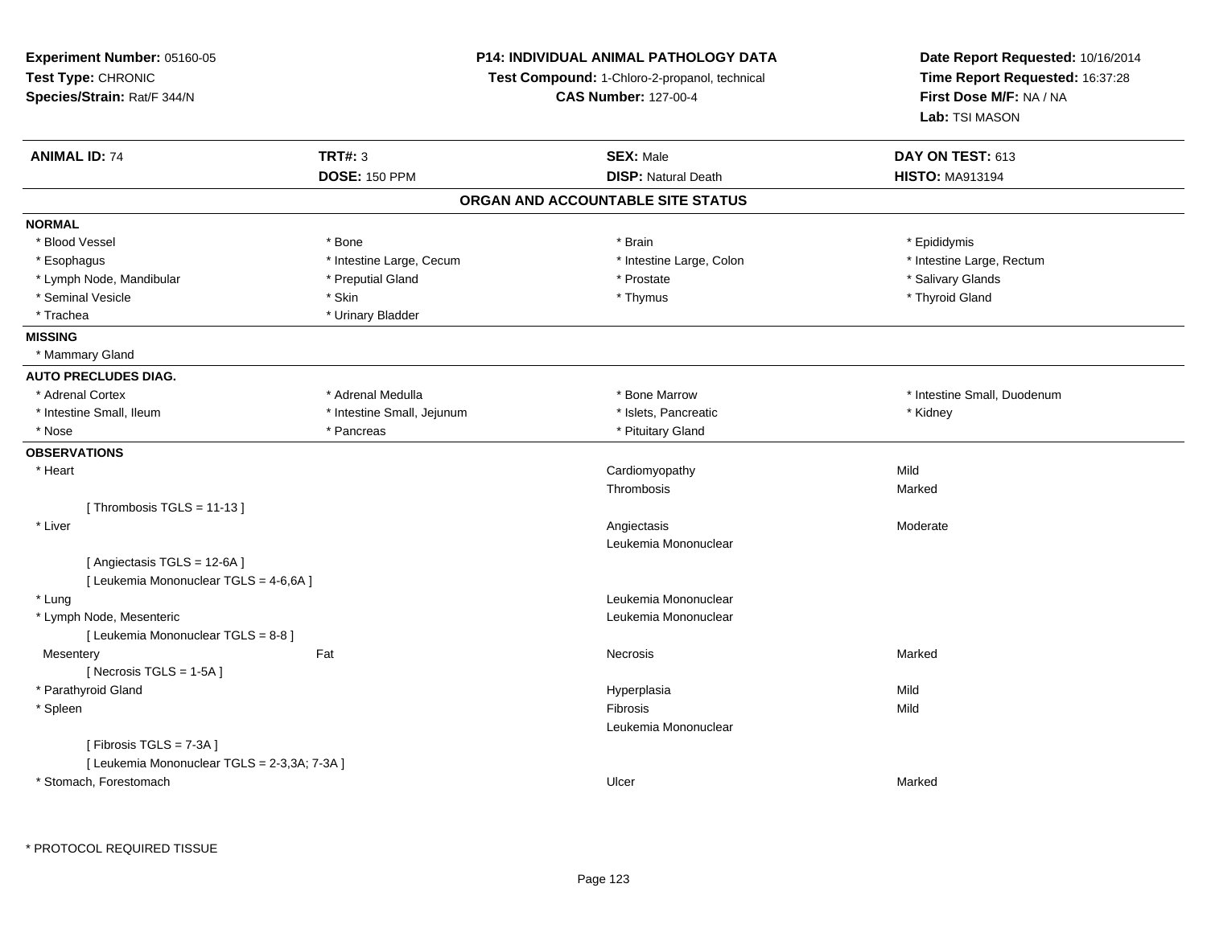**Experiment Number:** 05160-05
**Test Type:** CHRONIC
**Species/Strain:** Rat/F 344/N

**P14: INDIVIDUAL ANIMAL PATHOLOGY DATA**
**Test Compound:** 1-Chloro-2-propanol, technical
**CAS Number:** 127-00-4

**Date Report Requested:** 10/16/2014
**Time Report Requested:** 16:37:28
**First Dose M/F:** NA / NA
**Lab:** TSI MASON

| **ANIMAL ID:** 74 | **TRT#:** 3 | **SEX:** Male | **DAY ON TEST:** 613 |
|---|---|---|---|
| | **DOSE:** 150 PPM | **DISP:** Natural Death | **HISTO:** MA913194 |

## ORGAN AND ACCOUNTABLE SITE STATUS

**NORMAL**

| | | | |
|---|---|---|---|
| * Blood Vessel | * Bone | * Brain | * Epididymis |
| * Esophagus | * Intestine Large, Cecum | * Intestine Large, Colon | * Intestine Large, Rectum |
| * Lymph Node, Mandibular | * Preputial Gland | * Prostate | * Salivary Glands |
| * Seminal Vesicle | * Skin | * Thymus | * Thyroid Gland |
| * Trachea | * Urinary Bladder | | |

**MISSING**

* Mammary Gland

**AUTO PRECLUDES DIAG.**

| | | | |
|---|---|---|---|
| * Adrenal Cortex | * Adrenal Medulla | * Bone Marrow | * Intestine Small, Duodenum |
| * Intestine Small, Ileum | * Intestine Small, Jejunum | * Islets, Pancreatic | * Kidney |
| * Nose | * Pancreas | * Pituitary Gland | |

**OBSERVATIONS**

| | | | |
|---|---|---|---|
| * Heart | | Cardiomyopathy | Mild |
| | | Thrombosis | Marked |
| [ Thrombosis TGLS = 11-13 ] | | | |
| * Liver | | Angiectasis | Moderate |
| | | Leukemia Mononuclear | |
| [ Angiectasis TGLS = 12-6A ] | | | |
| [ Leukemia Mononuclear TGLS = 4-6,6A ] | | | |
| * Lung | | Leukemia Mononuclear | |
| * Lymph Node, Mesenteric | | Leukemia Mononuclear | |
| [ Leukemia Mononuclear TGLS = 8-8 ] | | | |
| Mesentery | Fat | Necrosis | Marked |
| [ Necrosis TGLS = 1-5A ] | | | |
| * Parathyroid Gland | | Hyperplasia | Mild |
| * Spleen | | Fibrosis | Mild |
| | | Leukemia Mononuclear | |
| [ Fibrosis TGLS = 7-3A ] | | | |
| [ Leukemia Mononuclear TGLS = 2-3,3A; 7-3A ] | | | |
| * Stomach, Forestomach | | Ulcer | Marked |

* PROTOCOL REQUIRED TISSUE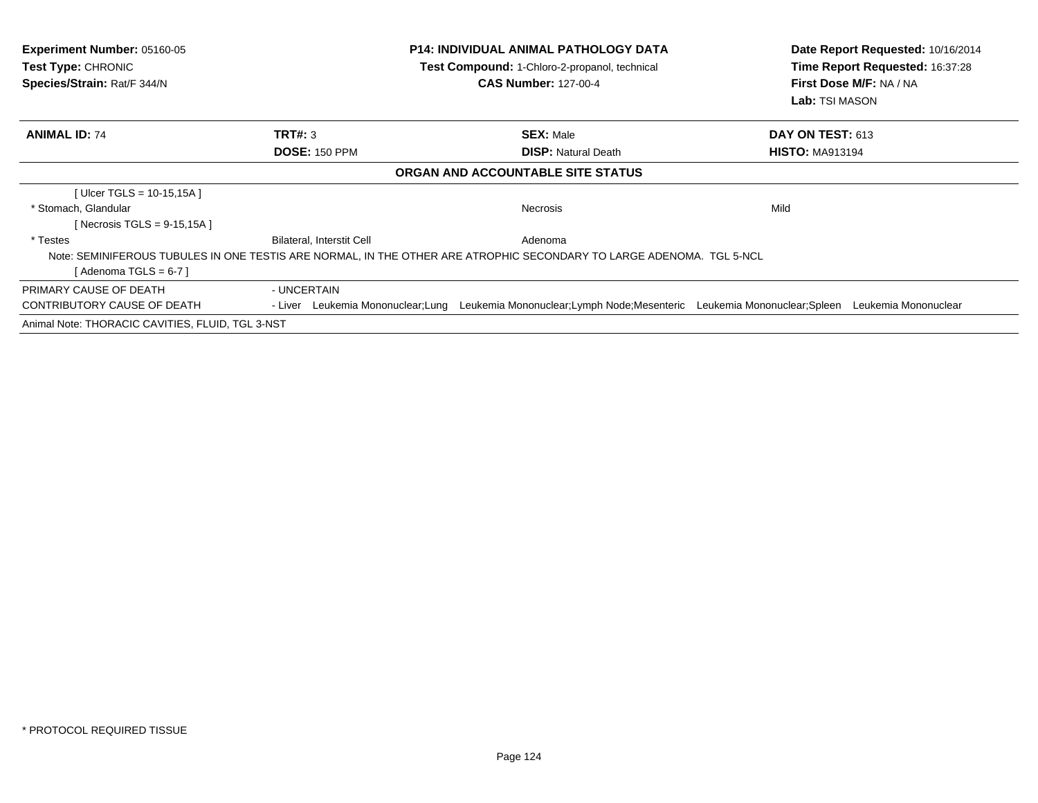**Experiment Number:** 05160-05
**Test Type:** CHRONIC
**Species/Strain:** Rat/F 344/N

**P14: INDIVIDUAL ANIMAL PATHOLOGY DATA**
**Test Compound:** 1-Chloro-2-propanol, technical
**CAS Number:** 127-00-4

**Date Report Requested:** 10/16/2014
**Time Report Requested:** 16:37:28
**First Dose M/F:** NA / NA
**Lab:** TSI MASON

| **ANIMAL ID:** 74 | **TRT#:** 3 | **SEX:** Male | **DAY ON TEST:** 613 |
|---|---|---|---|
| | **DOSE:** 150 PPM | **DISP:** Natural Death | **HISTO:** MA913194 |

**ORGAN AND ACCOUNTABLE SITE STATUS**

[ Ulcer TGLS = 10-15,15A ]

| * Stomach, Glandular | | Necrosis | Mild |
|---|---|---|---|

[ Necrosis TGLS = 9-15,15A ]

| * Testes | Bilateral, Interstit Cell | Adenoma | |
|---|---|---|---|

Note: SEMINIFEROUS TUBULES IN ONE TESTIS ARE NORMAL, IN THE OTHER ARE ATROPHIC SECONDARY TO LARGE ADENOMA. TGL 5-NCL

[ Adenoma TGLS = 6-7 ]

PRIMARY CAUSE OF DEATH - UNCERTAIN

CONTRIBUTORY CAUSE OF DEATH - Liver Leukemia Mononuclear;Lung Leukemia Mononuclear;Lymph Node;Mesenteric Leukemia Mononuclear;Spleen Leukemia Mononuclear

Animal Note: THORACIC CAVITIES, FLUID, TGL 3-NST

* PROTOCOL REQUIRED TISSUE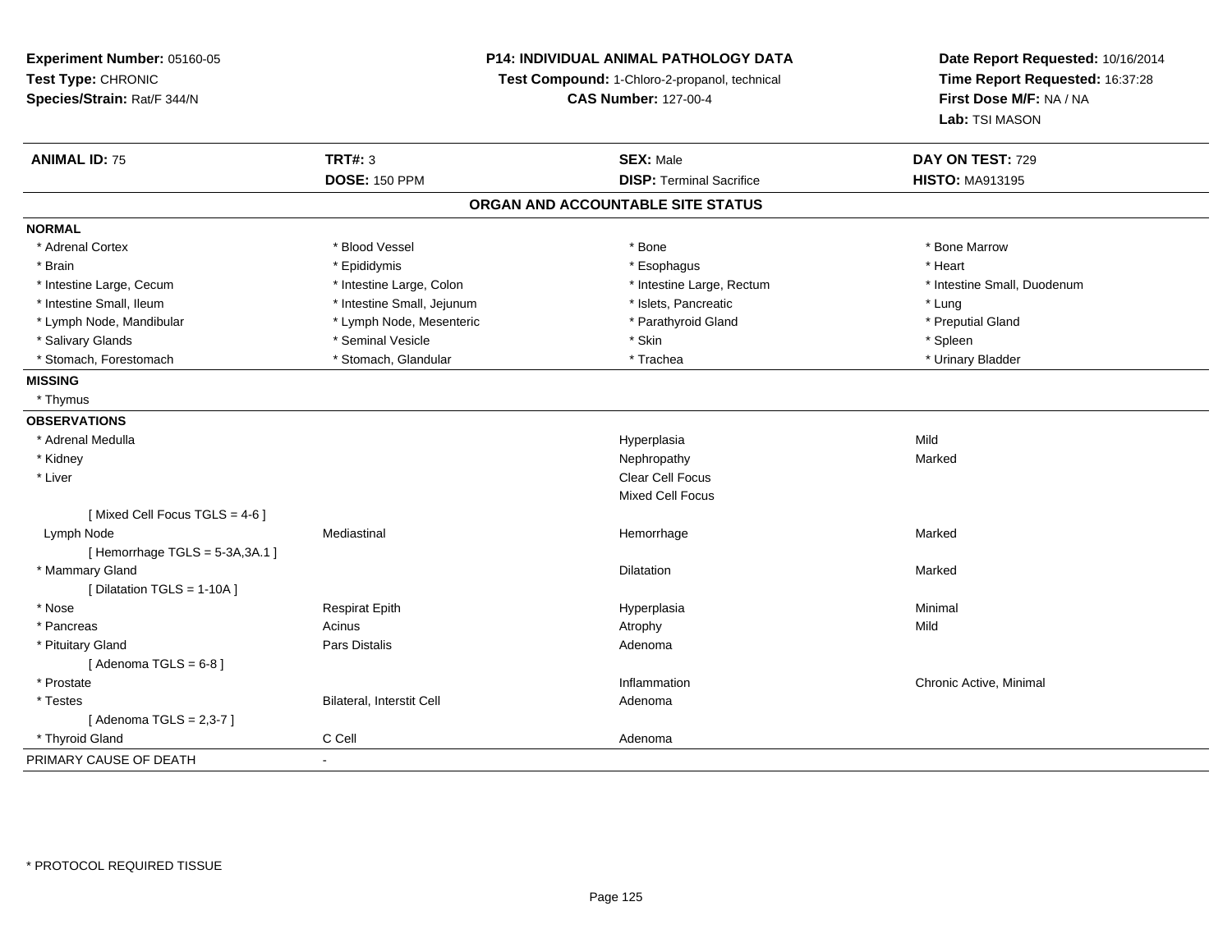**Experiment Number:** 05160-05
**Test Type:** CHRONIC
**Species/Strain:** Rat/F 344/N

**P14: INDIVIDUAL ANIMAL PATHOLOGY DATA**
**Test Compound:** 1-Chloro-2-propanol, technical
**CAS Number:** 127-00-4

**Date Report Requested:** 10/16/2014
**Time Report Requested:** 16:37:28
**First Dose M/F:** NA / NA
**Lab:** TSI MASON

| **ANIMAL ID:** 75 | **TRT#:** 3 | **SEX:** Male | **DAY ON TEST:** 729 |
|---|---|---|---|
| | **DOSE:** 150 PPM | **DISP:** Terminal Sacrifice | **HISTO:** MA913195 |

## ORGAN AND ACCOUNTABLE SITE STATUS

**NORMAL**

| | | | |
|---|---|---|---|
| * Adrenal Cortex | * Blood Vessel | * Bone | * Bone Marrow |
| * Brain | * Epididymis | * Esophagus | * Heart |
| * Intestine Large, Cecum | * Intestine Large, Colon | * Intestine Large, Rectum | * Intestine Small, Duodenum |
| * Intestine Small, Ileum | * Intestine Small, Jejunum | * Islets, Pancreatic | * Lung |
| * Lymph Node, Mandibular | * Lymph Node, Mesenteric | * Parathyroid Gland | * Preputial Gland |
| * Salivary Glands | * Seminal Vesicle | * Skin | * Spleen |
| * Stomach, Forestomach | * Stomach, Glandular | * Trachea | * Urinary Bladder |

**MISSING**

* Thymus

**OBSERVATIONS**

| | | | |
|---|---|---|---|
| * Adrenal Medulla | | Hyperplasia | Mild |
| * Kidney | | Nephropathy | Marked |
| * Liver | | Clear Cell Focus | |
| | | Mixed Cell Focus | |
| [ Mixed Cell Focus TGLS = 4-6 ] | | | |
| Lymph Node | Mediastinal | Hemorrhage | Marked |
| [ Hemorrhage TGLS = 5-3A,3A.1 ] | | | |
| * Mammary Gland | | Dilatation | Marked |
| [ Dilatation TGLS = 1-10A ] | | | |
| * Nose | Respirat Epith | Hyperplasia | Minimal |
| * Pancreas | Acinus | Atrophy | Mild |
| * Pituitary Gland | Pars Distalis | Adenoma | |
| [ Adenoma TGLS = 6-8 ] | | | |
| * Prostate | | Inflammation | Chronic Active, Minimal |
| * Testes | Bilateral, Interstit Cell | Adenoma | |
| [ Adenoma TGLS = 2,3-7 ] | | | |
| * Thyroid Gland | C Cell | Adenoma | |

PRIMARY CAUSE OF DEATH -

\* PROTOCOL REQUIRED TISSUE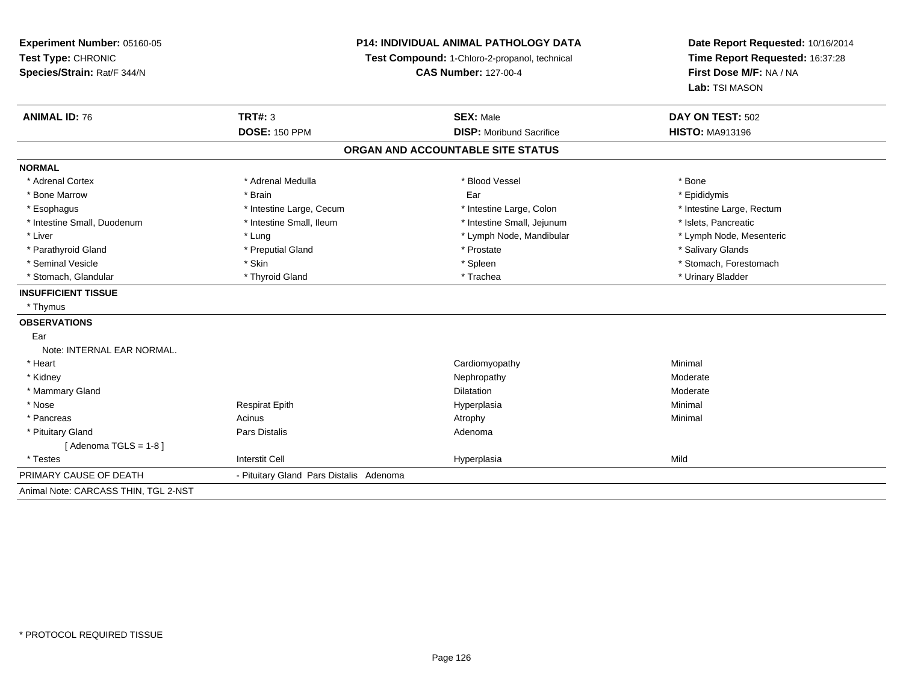**Experiment Number:** 05160-05
**Test Type:** CHRONIC
**Species/Strain:** Rat/F 344/N

**P14: INDIVIDUAL ANIMAL PATHOLOGY DATA**
**Test Compound:** 1-Chloro-2-propanol, technical
**CAS Number:** 127-00-4

**Date Report Requested:** 10/16/2014
**Time Report Requested:** 16:37:28
**First Dose M/F:** NA / NA
**Lab:** TSI MASON

| **ANIMAL ID:** 76 | **TRT#:** 3 | **SEX:** Male | **DAY ON TEST:** 502 |
|---|---|---|---|
| | **DOSE:** 150 PPM | **DISP:** Moribund Sacrifice | **HISTO:** MA913196 |

## ORGAN AND ACCOUNTABLE SITE STATUS

**NORMAL**

| | | | |
|---|---|---|---|
| * Adrenal Cortex | * Adrenal Medulla | * Blood Vessel | * Bone |
| * Bone Marrow | * Brain | Ear | * Epididymis |
| * Esophagus | * Intestine Large, Cecum | * Intestine Large, Colon | * Intestine Large, Rectum |
| * Intestine Small, Duodenum | * Intestine Small, Ileum | * Intestine Small, Jejunum | * Islets, Pancreatic |
| * Liver | * Lung | * Lymph Node, Mandibular | * Lymph Node, Mesenteric |
| * Parathyroid Gland | * Preputial Gland | * Prostate | * Salivary Glands |
| * Seminal Vesicle | * Skin | * Spleen | * Stomach, Forestomach |
| * Stomach, Glandular | * Thyroid Gland | * Trachea | * Urinary Bladder |

**INSUFFICIENT TISSUE**

* Thymus

**OBSERVATIONS**

| | | | |
|---|---|---|---|
| Ear | | | |
| Note: INTERNAL EAR NORMAL. | | | |
| * Heart | | Cardiomyopathy | Minimal |
| * Kidney | | Nephropathy | Moderate |
| * Mammary Gland | | Dilatation | Moderate |
| * Nose | Respirat Epith | Hyperplasia | Minimal |
| * Pancreas | Acinus | Atrophy | Minimal |
| * Pituitary Gland | Pars Distalis | Adenoma | |
| [ Adenoma TGLS = 1-8 ] | | | |
| * Testes | Interstit Cell | Hyperplasia | Mild |

PRIMARY CAUSE OF DEATH - Pituitary Gland Pars Distalis Adenoma

Animal Note: CARCASS THIN, TGL 2-NST

* PROTOCOL REQUIRED TISSUE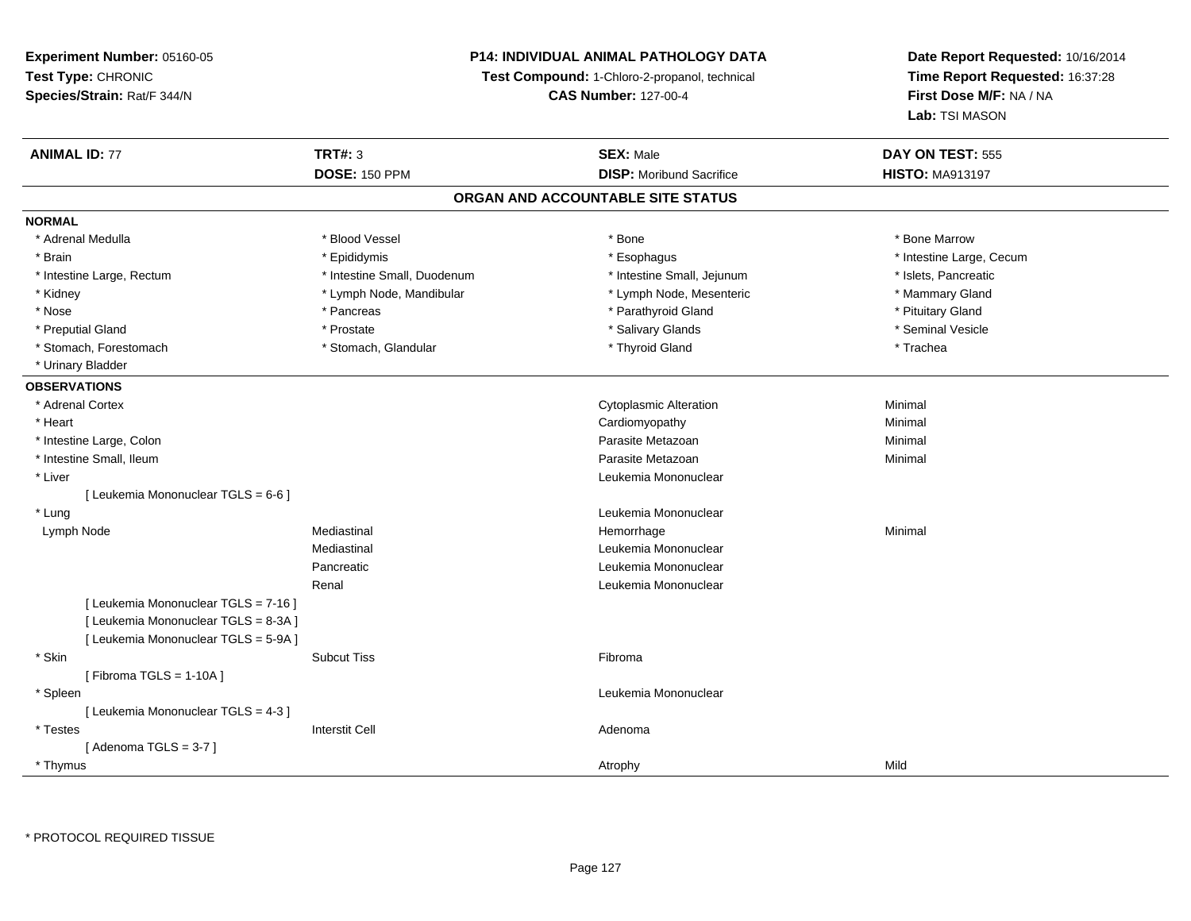**Experiment Number:** 05160-05
**Test Type:** CHRONIC
**Species/Strain:** Rat/F 344/N

**P14: INDIVIDUAL ANIMAL PATHOLOGY DATA**
**Test Compound:** 1-Chloro-2-propanol, technical
**CAS Number:** 127-00-4

**Date Report Requested:** 10/16/2014
**Time Report Requested:** 16:37:28
**First Dose M/F:** NA / NA
**Lab:** TSI MASON

| **ANIMAL ID:** 77 | **TRT#:** 3 | **SEX:** Male | **DAY ON TEST:** 555 |
|---|---|---|---|
| | **DOSE:** 150 PPM | **DISP:** Moribund Sacrifice | **HISTO:** MA913197 |

## ORGAN AND ACCOUNTABLE SITE STATUS

**NORMAL**

| | | | |
|---|---|---|---|
| * Adrenal Medulla | * Blood Vessel | * Bone | * Bone Marrow |
| * Brain | * Epididymis | * Esophagus | * Intestine Large, Cecum |
| * Intestine Large, Rectum | * Intestine Small, Duodenum | * Intestine Small, Jejunum | * Islets, Pancreatic |
| * Kidney | * Lymph Node, Mandibular | * Lymph Node, Mesenteric | * Mammary Gland |
| * Nose | * Pancreas | * Parathyroid Gland | * Pituitary Gland |
| * Preputial Gland | * Prostate | * Salivary Glands | * Seminal Vesicle |
| * Stomach, Forestomach | * Stomach, Glandular | * Thyroid Gland | * Trachea |
| * Urinary Bladder | | | |

**OBSERVATIONS**

| | | | |
|---|---|---|---|
| * Adrenal Cortex | | Cytoplasmic Alteration | Minimal |
| * Heart | | Cardiomyopathy | Minimal |
| * Intestine Large, Colon | | Parasite Metazoan | Minimal |
| * Intestine Small, Ileum | | Parasite Metazoan | Minimal |
| * Liver | | Leukemia Mononuclear | |
| [ Leukemia Mononuclear TGLS = 6-6 ] | | | |
| * Lung | | Leukemia Mononuclear | |
| Lymph Node | Mediastinal | Hemorrhage | Minimal |
| | Mediastinal | Leukemia Mononuclear | |
| | Pancreatic | Leukemia Mononuclear | |
| | Renal | Leukemia Mononuclear | |
| [ Leukemia Mononuclear TGLS = 7-16 ] | | | |
| [ Leukemia Mononuclear TGLS = 8-3A ] | | | |
| [ Leukemia Mononuclear TGLS = 5-9A ] | | | |
| * Skin | Subcut Tiss | Fibroma | |
| [ Fibroma TGLS = 1-10A ] | | | |
| * Spleen | | Leukemia Mononuclear | |
| [ Leukemia Mononuclear TGLS = 4-3 ] | | | |
| * Testes | Interstit Cell | Adenoma | |
| [ Adenoma TGLS = 3-7 ] | | | |
| * Thymus | | Atrophy | Mild |

* PROTOCOL REQUIRED TISSUE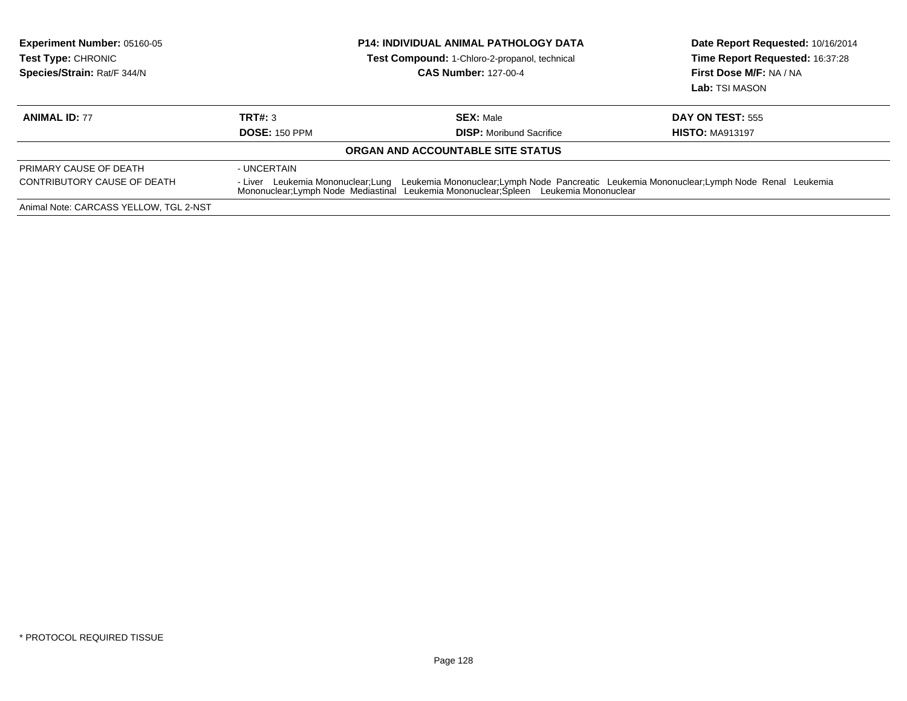**Experiment Number:** 05160-05
**Test Type:** CHRONIC
**Species/Strain:** Rat/F 344/N

**P14: INDIVIDUAL ANIMAL PATHOLOGY DATA**
**Test Compound:** 1-Chloro-2-propanol, technical
**CAS Number:** 127-00-4

**Date Report Requested:** 10/16/2014
**Time Report Requested:** 16:37:28
**First Dose M/F:** NA / NA
**Lab:** TSI MASON

| **ANIMAL ID:** 77 | **TRT#:** 3 | **SEX:** Male | **DAY ON TEST:** 555 |
|---|---|---|---|
| | **DOSE:** 150 PPM | **DISP:** Moribund Sacrifice | **HISTO:** MA913197 |

**ORGAN AND ACCOUNTABLE SITE STATUS**

| | |
|---|---|
| PRIMARY CAUSE OF DEATH | - UNCERTAIN |
| CONTRIBUTORY CAUSE OF DEATH | - Liver Leukemia Mononuclear;Lung Leukemia Mononuclear;Lymph Node Pancreatic Leukemia Mononuclear;Lymph Node Renal Leukemia Mononuclear;Lymph Node Mediastinal Leukemia Mononuclear;Spleen Leukemia Mononuclear |

Animal Note: CARCASS YELLOW, TGL 2-NST

* PROTOCOL REQUIRED TISSUE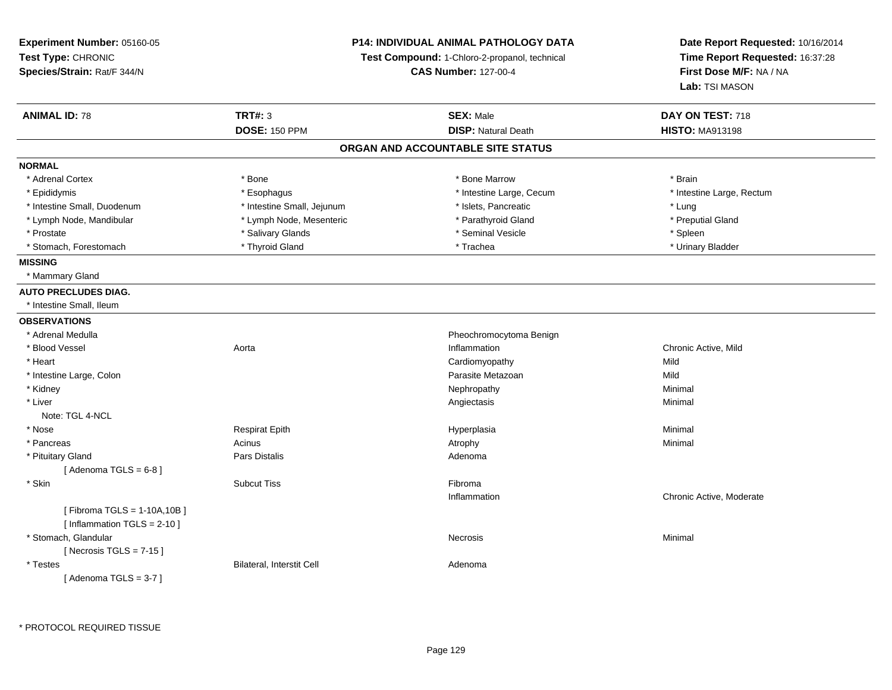**Experiment Number:** 05160-05
**Test Type:** CHRONIC
**Species/Strain:** Rat/F 344/N

**P14: INDIVIDUAL ANIMAL PATHOLOGY DATA**
**Test Compound:** 1-Chloro-2-propanol, technical
**CAS Number:** 127-00-4

**Date Report Requested:** 10/16/2014
**Time Report Requested:** 16:37:28
**First Dose M/F:** NA / NA
**Lab:** TSI MASON

| **ANIMAL ID:** 78 | **TRT#:** 3 | **SEX:** Male | **DAY ON TEST:** 718 |
|---|---|---|---|
| | **DOSE:** 150 PPM | **DISP:** Natural Death | **HISTO:** MA913198 |

## ORGAN AND ACCOUNTABLE SITE STATUS

**NORMAL**

| | | | |
|---|---|---|---|
| * Adrenal Cortex | * Bone | * Bone Marrow | * Brain |
| * Epididymis | * Esophagus | * Intestine Large, Cecum | * Intestine Large, Rectum |
| * Intestine Small, Duodenum | * Intestine Small, Jejunum | * Islets, Pancreatic | * Lung |
| * Lymph Node, Mandibular | * Lymph Node, Mesenteric | * Parathyroid Gland | * Preputial Gland |
| * Prostate | * Salivary Glands | * Seminal Vesicle | * Spleen |
| * Stomach, Forestomach | * Thyroid Gland | * Trachea | * Urinary Bladder |

**MISSING**

* Mammary Gland

**AUTO PRECLUDES DIAG.**

* Intestine Small, Ileum

**OBSERVATIONS**

| | | | |
|---|---|---|---|
| * Adrenal Medulla | | Pheochromocytoma Benign | |
| * Blood Vessel | Aorta | Inflammation | Chronic Active, Mild |
| * Heart | | Cardiomyopathy | Mild |
| * Intestine Large, Colon | | Parasite Metazoan | Mild |
| * Kidney | | Nephropathy | Minimal |
| * Liver | | Angiectasis | Minimal |
| Note: TGL 4-NCL | | | |
| * Nose | Respirat Epith | Hyperplasia | Minimal |
| * Pancreas | Acinus | Atrophy | Minimal |
| * Pituitary Gland | Pars Distalis | Adenoma | |
| [ Adenoma TGLS = 6-8 ] | | | |
| * Skin | Subcut Tiss | Fibroma | |
| | | Inflammation | Chronic Active, Moderate |
| [ Fibroma TGLS = 1-10A,10B ] | | | |
| [ Inflammation TGLS = 2-10 ] | | | |
| * Stomach, Glandular | | Necrosis | Minimal |
| [ Necrosis TGLS = 7-15 ] | | | |
| * Testes | Bilateral, Interstit Cell | Adenoma | |
| [ Adenoma TGLS = 3-7 ] | | | |

* PROTOCOL REQUIRED TISSUE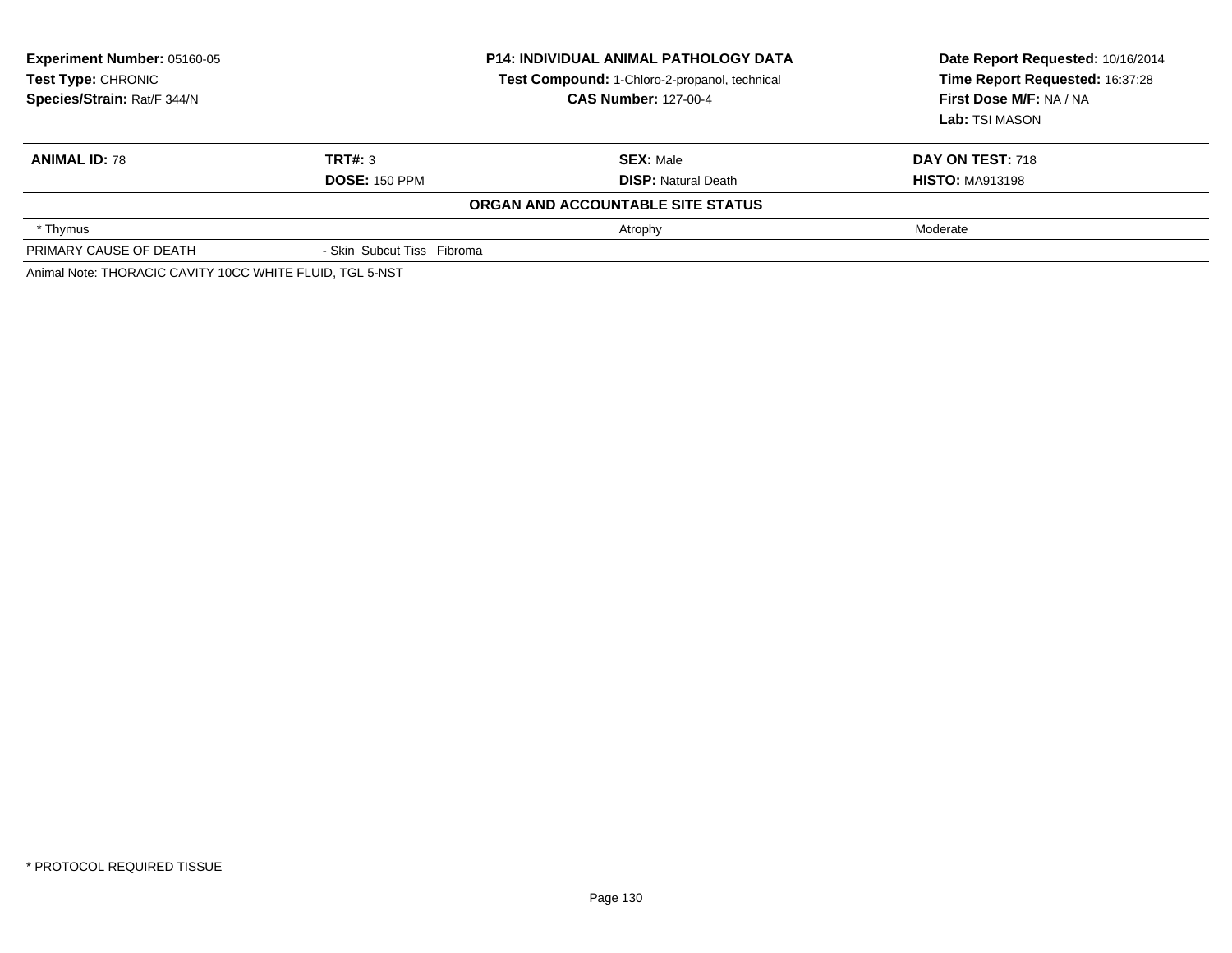**Experiment Number:** 05160-05
**Test Type:** CHRONIC
**Species/Strain:** Rat/F 344/N

**P14: INDIVIDUAL ANIMAL PATHOLOGY DATA**
**Test Compound:** 1-Chloro-2-propanol, technical
**CAS Number:** 127-00-4

**Date Report Requested:** 10/16/2014
**Time Report Requested:** 16:37:28
**First Dose M/F:** NA / NA
**Lab:** TSI MASON

| **ANIMAL ID:** 78 | **TRT#:** 3 | **SEX:** Male | **DAY ON TEST:** 718 |
|---|---|---|---|
| | **DOSE:** 150 PPM | **DISP:** Natural Death | **HISTO:** MA913198 |

**ORGAN AND ACCOUNTABLE SITE STATUS**

| | | | |
|---|---|---|---|
| * Thymus | | Atrophy | Moderate |
| PRIMARY CAUSE OF DEATH | - Skin Subcut Tiss Fibroma | | |

Animal Note: THORACIC CAVITY 10CC WHITE FLUID, TGL 5-NST

* PROTOCOL REQUIRED TISSUE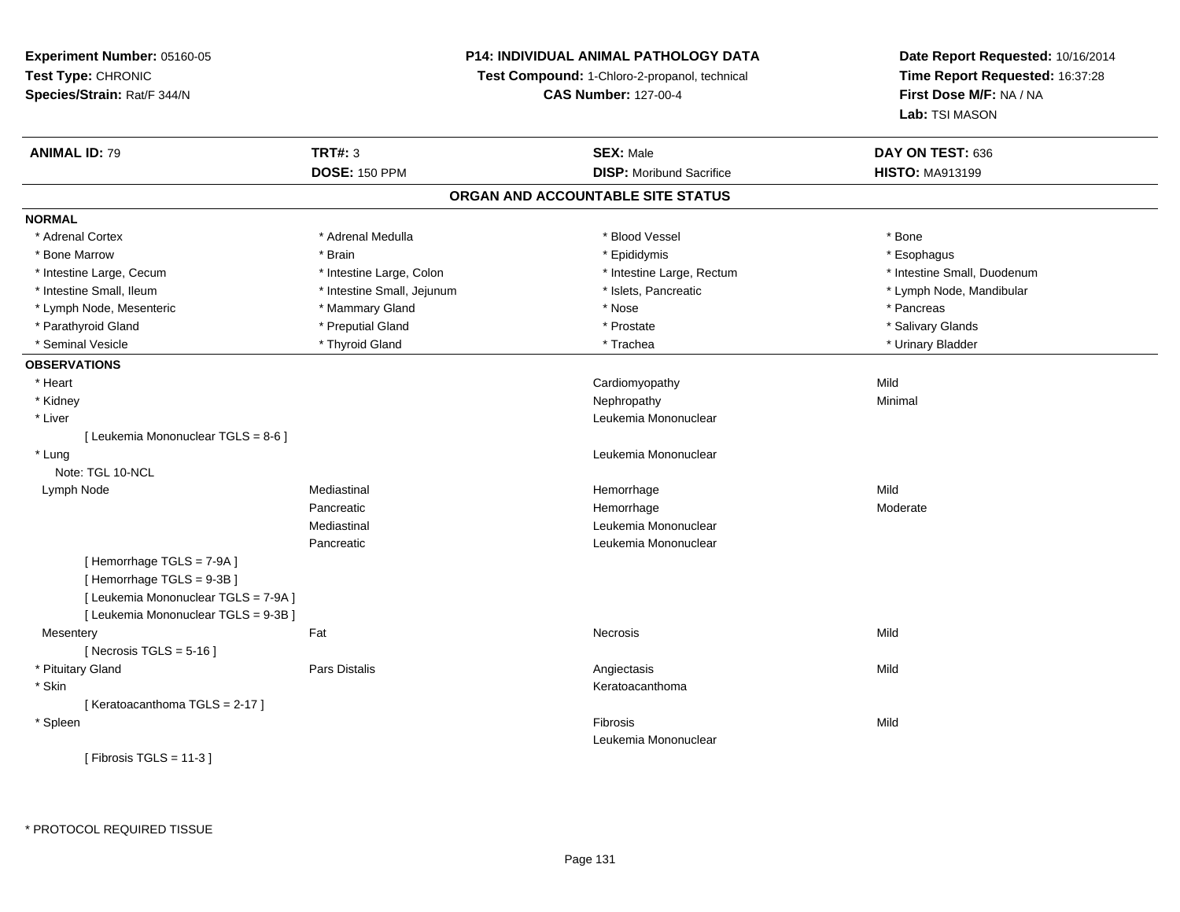**Experiment Number:** 05160-05
**Test Type:** CHRONIC
**Species/Strain:** Rat/F 344/N

**P14: INDIVIDUAL ANIMAL PATHOLOGY DATA**
**Test Compound:** 1-Chloro-2-propanol, technical
**CAS Number:** 127-00-4

**Date Report Requested:** 10/16/2014
**Time Report Requested:** 16:37:28
**First Dose M/F:** NA / NA
**Lab:** TSI MASON

| **ANIMAL ID:** 79 | **TRT#:** 3 | **SEX:** Male | **DAY ON TEST:** 636 |
|---|---|---|---|
| | **DOSE:** 150 PPM | **DISP:** Moribund Sacrifice | **HISTO:** MA913199 |

## ORGAN AND ACCOUNTABLE SITE STATUS

**NORMAL**

| | | | |
|---|---|---|---|
| * Adrenal Cortex | * Adrenal Medulla | * Blood Vessel | * Bone |
| * Bone Marrow | * Brain | * Epididymis | * Esophagus |
| * Intestine Large, Cecum | * Intestine Large, Colon | * Intestine Large, Rectum | * Intestine Small, Duodenum |
| * Intestine Small, Ileum | * Intestine Small, Jejunum | * Islets, Pancreatic | * Lymph Node, Mandibular |
| * Lymph Node, Mesenteric | * Mammary Gland | * Nose | * Pancreas |
| * Parathyroid Gland | * Preputial Gland | * Prostate | * Salivary Glands |
| * Seminal Vesicle | * Thyroid Gland | * Trachea | * Urinary Bladder |

**OBSERVATIONS**

| | | | |
|---|---|---|---|
| * Heart | | Cardiomyopathy | Mild |
| * Kidney | | Nephropathy | Minimal |
| * Liver | | Leukemia Mononuclear | |
| [ Leukemia Mononuclear TGLS = 8-6 ] | | | |
| * Lung | | Leukemia Mononuclear | |
| Note: TGL 10-NCL | | | |
| Lymph Node | Mediastinal | Hemorrhage | Mild |
| | Pancreatic | Hemorrhage | Moderate |
| | Mediastinal | Leukemia Mononuclear | |
| | Pancreatic | Leukemia Mononuclear | |
| [ Hemorrhage TGLS = 7-9A ] | | | |
| [ Hemorrhage TGLS = 9-3B ] | | | |
| [ Leukemia Mononuclear TGLS = 7-9A ] | | | |
| [ Leukemia Mononuclear TGLS = 9-3B ] | | | |
| Mesentery | Fat | Necrosis | Mild |
| [ Necrosis TGLS = 5-16 ] | | | |
| * Pituitary Gland | Pars Distalis | Angiectasis | Mild |
| * Skin | | Keratoacanthoma | |
| [ Keratoacanthoma TGLS = 2-17 ] | | | |
| * Spleen | | Fibrosis | Mild |
| | | Leukemia Mononuclear | |
| [ Fibrosis TGLS = 11-3 ] | | | |

* PROTOCOL REQUIRED TISSUE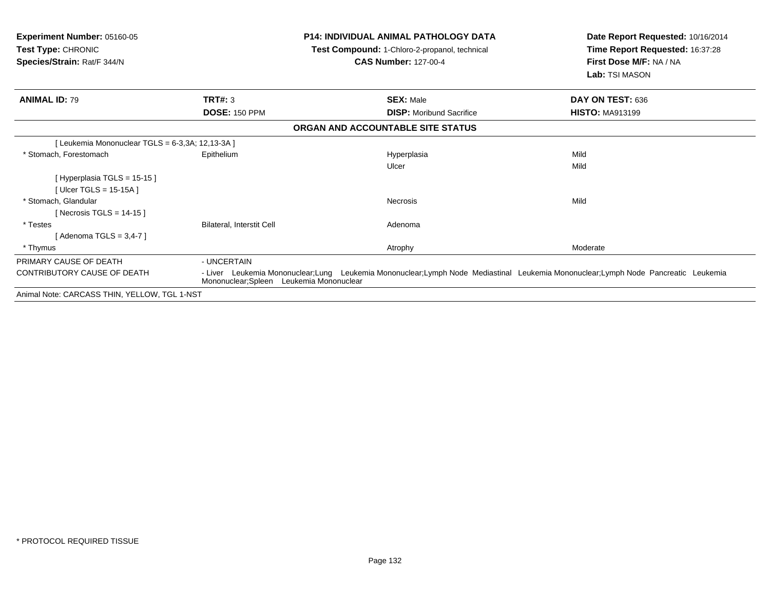**Experiment Number:** 05160-05
**Test Type:** CHRONIC
**Species/Strain:** Rat/F 344/N

**P14: INDIVIDUAL ANIMAL PATHOLOGY DATA**
**Test Compound:** 1-Chloro-2-propanol, technical
**CAS Number:** 127-00-4

**Date Report Requested:** 10/16/2014
**Time Report Requested:** 16:37:28
**First Dose M/F:** NA / NA
**Lab:** TSI MASON

| **ANIMAL ID:** 79 | **TRT#:** 3 | **SEX:** Male | **DAY ON TEST:** 636 |
|---|---|---|---|
| | **DOSE:** 150 PPM | **DISP:** Moribund Sacrifice | **HISTO:** MA913199 |

**ORGAN AND ACCOUNTABLE SITE STATUS**

| | | | |
|---|---|---|---|
| [ Leukemia Mononuclear TGLS = 6-3,3A; 12,13-3A ] | | | |
| * Stomach, Forestomach | Epithelium | Hyperplasia | Mild |
| | | Ulcer | Mild |
| [ Hyperplasia TGLS = 15-15 ] | | | |
| [ Ulcer TGLS = 15-15A ] | | | |
| * Stomach, Glandular | | Necrosis | Mild |
| [ Necrosis TGLS = 14-15 ] | | | |
| * Testes | Bilateral, Interstit Cell | Adenoma | |
| [ Adenoma TGLS = 3,4-7 ] | | | |
| * Thymus | | Atrophy | Moderate |

PRIMARY CAUSE OF DEATH - UNCERTAIN

CONTRIBUTORY CAUSE OF DEATH - Liver Leukemia Mononuclear;Lung Leukemia Mononuclear;Lymph Node Mediastinal Leukemia Mononuclear;Lymph Node Pancreatic Leukemia Mononuclear;Spleen Leukemia Mononuclear

Animal Note: CARCASS THIN, YELLOW, TGL 1-NST

\* PROTOCOL REQUIRED TISSUE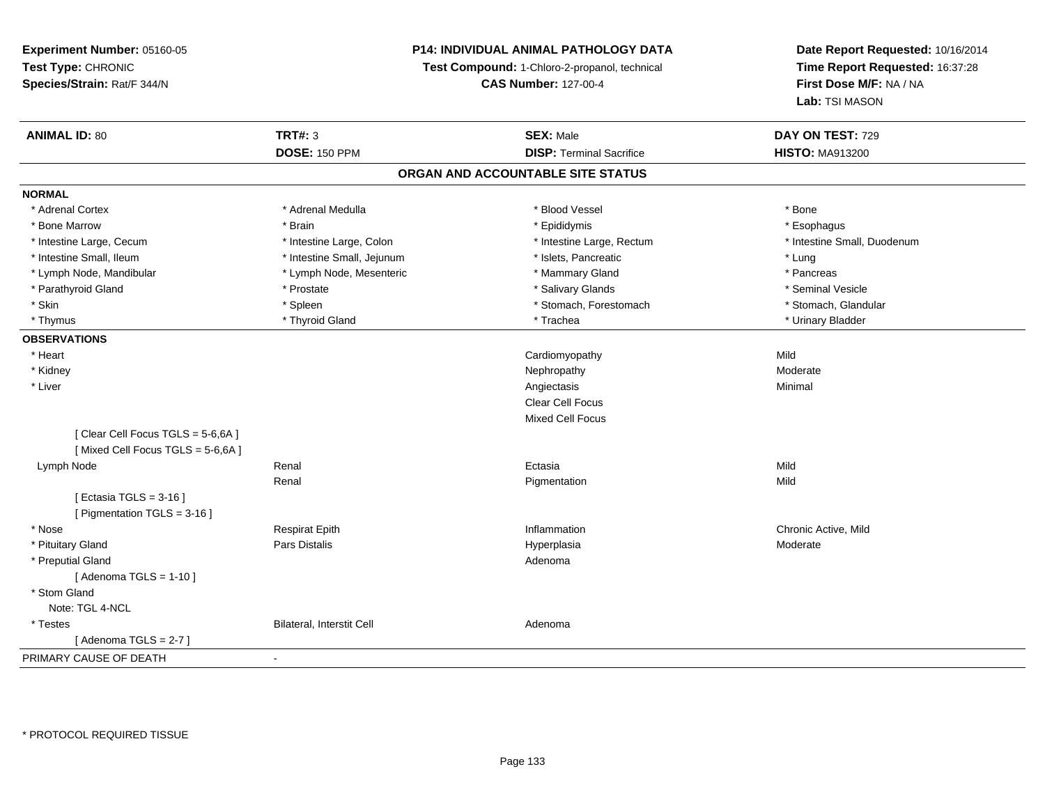**Experiment Number:** 05160-05
**Test Type:** CHRONIC
**Species/Strain:** Rat/F 344/N

**P14: INDIVIDUAL ANIMAL PATHOLOGY DATA**
**Test Compound:** 1-Chloro-2-propanol, technical
**CAS Number:** 127-00-4

**Date Report Requested:** 10/16/2014
**Time Report Requested:** 16:37:28
**First Dose M/F:** NA / NA
**Lab:** TSI MASON

| **ANIMAL ID:** 80 | **TRT#:** 3 | **SEX:** Male | **DAY ON TEST:** 729 |
|---|---|---|---|
| | **DOSE:** 150 PPM | **DISP:** Terminal Sacrifice | **HISTO:** MA913200 |

## ORGAN AND ACCOUNTABLE SITE STATUS

**NORMAL**

| | | | |
|---|---|---|---|
| * Adrenal Cortex | * Adrenal Medulla | * Blood Vessel | * Bone |
| * Bone Marrow | * Brain | * Epididymis | * Esophagus |
| * Intestine Large, Cecum | * Intestine Large, Colon | * Intestine Large, Rectum | * Intestine Small, Duodenum |
| * Intestine Small, Ileum | * Intestine Small, Jejunum | * Islets, Pancreatic | * Lung |
| * Lymph Node, Mandibular | * Lymph Node, Mesenteric | * Mammary Gland | * Pancreas |
| * Parathyroid Gland | * Prostate | * Salivary Glands | * Seminal Vesicle |
| * Skin | * Spleen | * Stomach, Forestomach | * Stomach, Glandular |
| * Thymus | * Thyroid Gland | * Trachea | * Urinary Bladder |

**OBSERVATIONS**

| | | | |
|---|---|---|---|
| * Heart | | Cardiomyopathy | Mild |
| * Kidney | | Nephropathy | Moderate |
| * Liver | | Angiectasis | Minimal |
| | | Clear Cell Focus | |
| | | Mixed Cell Focus | |
| [ Clear Cell Focus TGLS = 5-6,6A ] | | | |
| [ Mixed Cell Focus TGLS = 5-6,6A ] | | | |
| Lymph Node | Renal | Ectasia | Mild |
| | Renal | Pigmentation | Mild |
| [ Ectasia TGLS = 3-16 ] | | | |
| [ Pigmentation TGLS = 3-16 ] | | | |
| * Nose | Respirat Epith | Inflammation | Chronic Active, Mild |
| * Pituitary Gland | Pars Distalis | Hyperplasia | Moderate |
| * Preputial Gland | | Adenoma | |
| [ Adenoma TGLS = 1-10 ] | | | |
| * Stom Gland | | | |
| Note: TGL 4-NCL | | | |
| * Testes | Bilateral, Interstit Cell | Adenoma | |
| [ Adenoma TGLS = 2-7 ] | | | |

PRIMARY CAUSE OF DEATH -

* PROTOCOL REQUIRED TISSUE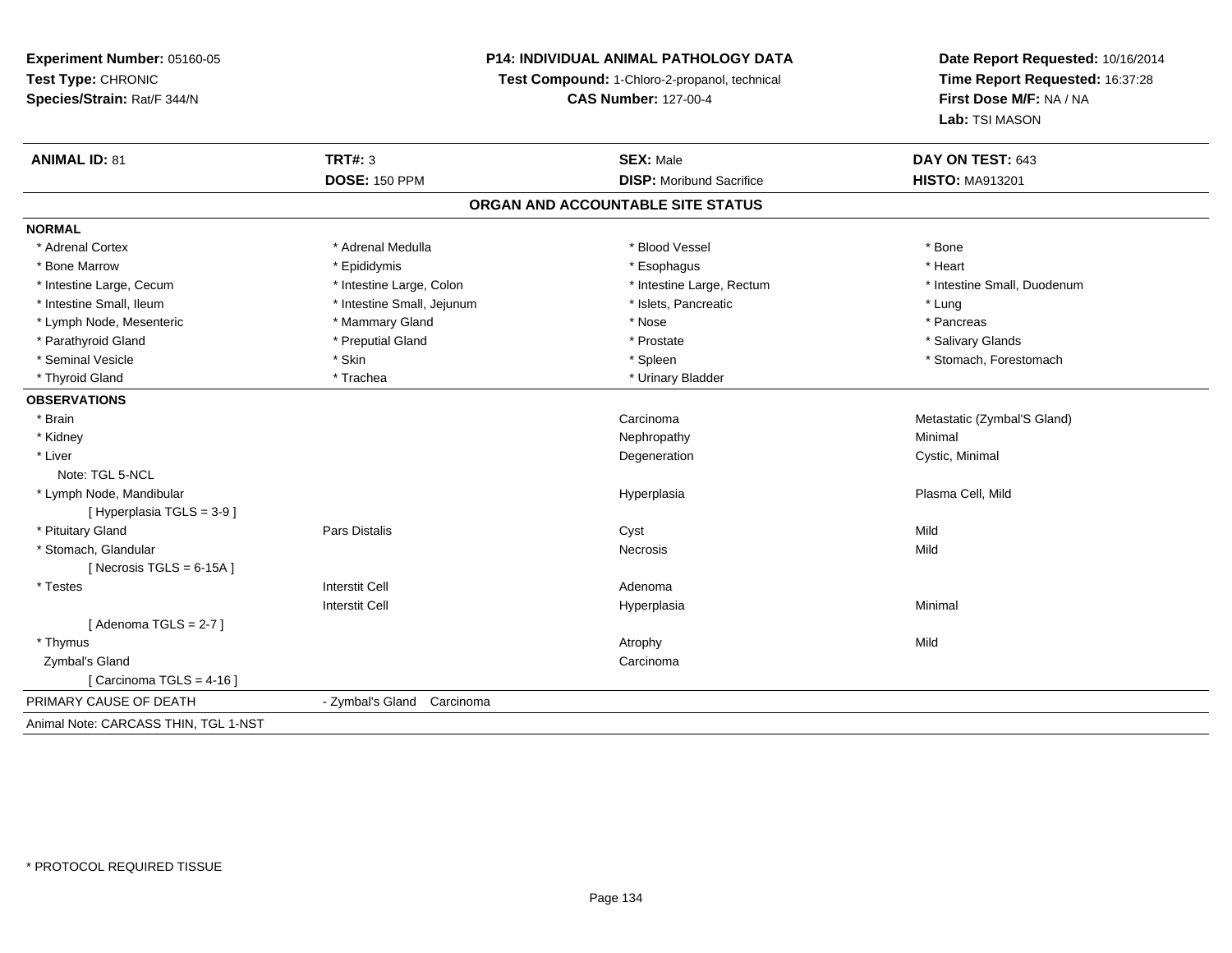**Experiment Number:** 05160-05
**Test Type:** CHRONIC
**Species/Strain:** Rat/F 344/N

**P14: INDIVIDUAL ANIMAL PATHOLOGY DATA**
**Test Compound:** 1-Chloro-2-propanol, technical
**CAS Number:** 127-00-4

**Date Report Requested:** 10/16/2014
**Time Report Requested:** 16:37:28
**First Dose M/F:** NA / NA
**Lab:** TSI MASON

| **ANIMAL ID:** 81 | **TRT#:** 3 | **SEX:** Male | **DAY ON TEST:** 643 |
|---|---|---|---|
| | **DOSE:** 150 PPM | **DISP:** Moribund Sacrifice | **HISTO:** MA913201 |

## ORGAN AND ACCOUNTABLE SITE STATUS

**NORMAL**

| | | | |
|---|---|---|---|
| * Adrenal Cortex | * Adrenal Medulla | * Blood Vessel | * Bone |
| * Bone Marrow | * Epididymis | * Esophagus | * Heart |
| * Intestine Large, Cecum | * Intestine Large, Colon | * Intestine Large, Rectum | * Intestine Small, Duodenum |
| * Intestine Small, Ileum | * Intestine Small, Jejunum | * Islets, Pancreatic | * Lung |
| * Lymph Node, Mesenteric | * Mammary Gland | * Nose | * Pancreas |
| * Parathyroid Gland | * Preputial Gland | * Prostate | * Salivary Glands |
| * Seminal Vesicle | * Skin | * Spleen | * Stomach, Forestomach |
| * Thyroid Gland | * Trachea | * Urinary Bladder | |

**OBSERVATIONS**

| | | | |
|---|---|---|---|
| * Brain | | Carcinoma | Metastatic (Zymbal'S Gland) |
| * Kidney | | Nephropathy | Minimal |
| * Liver | | Degeneration | Cystic, Minimal |
| Note: TGL 5-NCL | | | |
| * Lymph Node, Mandibular | | Hyperplasia | Plasma Cell, Mild |
| [ Hyperplasia TGLS = 3-9 ] | | | |
| * Pituitary Gland | Pars Distalis | Cyst | Mild |
| * Stomach, Glandular | | Necrosis | Mild |
| [ Necrosis TGLS = 6-15A ] | | | |
| * Testes | Interstit Cell | Adenoma | |
| | Interstit Cell | Hyperplasia | Minimal |
| [ Adenoma TGLS = 2-7 ] | | | |
| * Thymus | | Atrophy | Mild |
| Zymbal's Gland | | Carcinoma | |
| [ Carcinoma TGLS = 4-16 ] | | | |

PRIMARY CAUSE OF DEATH - Zymbal's Gland Carcinoma

Animal Note: CARCASS THIN, TGL 1-NST

* PROTOCOL REQUIRED TISSUE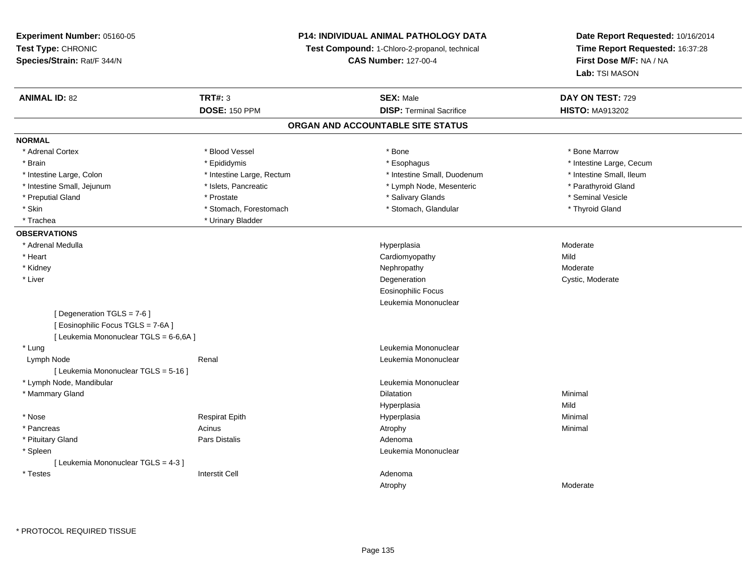**Experiment Number:** 05160-05
**Test Type:** CHRONIC
**Species/Strain:** Rat/F 344/N

**P14: INDIVIDUAL ANIMAL PATHOLOGY DATA**
**Test Compound:** 1-Chloro-2-propanol, technical
**CAS Number:** 127-00-4

**Date Report Requested:** 10/16/2014
**Time Report Requested:** 16:37:28
**First Dose M/F:** NA / NA
**Lab:** TSI MASON

| **ANIMAL ID:** 82 | **TRT#:** 3 | **SEX:** Male | **DAY ON TEST:** 729 |
|---|---|---|---|
| | **DOSE:** 150 PPM | **DISP:** Terminal Sacrifice | **HISTO:** MA913202 |

## ORGAN AND ACCOUNTABLE SITE STATUS

**NORMAL**

| | | | |
|---|---|---|---|
| * Adrenal Cortex | * Blood Vessel | * Bone | * Bone Marrow |
| * Brain | * Epididymis | * Esophagus | * Intestine Large, Cecum |
| * Intestine Large, Colon | * Intestine Large, Rectum | * Intestine Small, Duodenum | * Intestine Small, Ileum |
| * Intestine Small, Jejunum | * Islets, Pancreatic | * Lymph Node, Mesenteric | * Parathyroid Gland |
| * Preputial Gland | * Prostate | * Salivary Glands | * Seminal Vesicle |
| * Skin | * Stomach, Forestomach | * Stomach, Glandular | * Thyroid Gland |
| * Trachea | * Urinary Bladder | | |

**OBSERVATIONS**

| | | | |
|---|---|---|---|
| * Adrenal Medulla | | Hyperplasia | Moderate |
| * Heart | | Cardiomyopathy | Mild |
| * Kidney | | Nephropathy | Moderate |
| * Liver | | Degeneration | Cystic, Moderate |
| | | Eosinophilic Focus | |
| | | Leukemia Mononuclear | |
| [ Degeneration TGLS = 7-6 ] | | | |
| [ Eosinophilic Focus TGLS = 7-6A ] | | | |
| [ Leukemia Mononuclear TGLS = 6-6,6A ] | | | |
| * Lung | | Leukemia Mononuclear | |
| Lymph Node | Renal | Leukemia Mononuclear | |
| [ Leukemia Mononuclear TGLS = 5-16 ] | | | |
| * Lymph Node, Mandibular | | Leukemia Mononuclear | |
| * Mammary Gland | | Dilatation | Minimal |
| | | Hyperplasia | Mild |
| * Nose | Respirat Epith | Hyperplasia | Minimal |
| * Pancreas | Acinus | Atrophy | Minimal |
| * Pituitary Gland | Pars Distalis | Adenoma | |
| * Spleen | | Leukemia Mononuclear | |
| [ Leukemia Mononuclear TGLS = 4-3 ] | | | |
| * Testes | Interstit Cell | Adenoma | |
| | | Atrophy | Moderate |

\* PROTOCOL REQUIRED TISSUE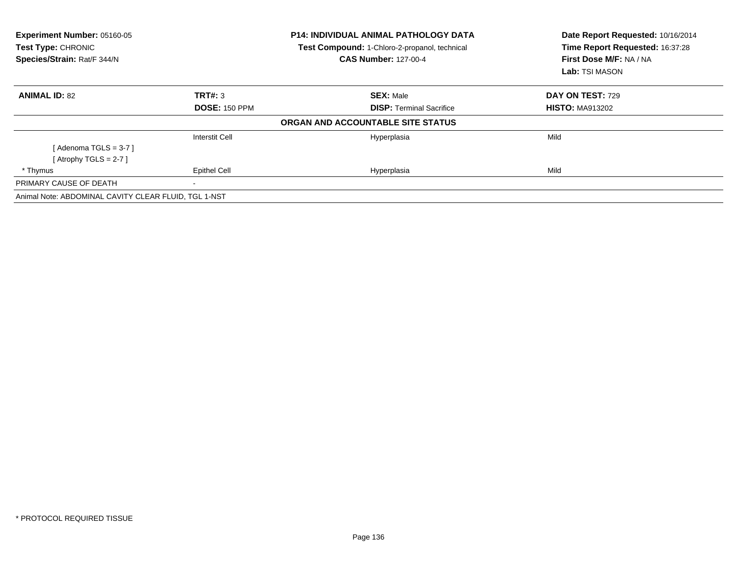**Experiment Number:** 05160-05
**Test Type:** CHRONIC
**Species/Strain:** Rat/F 344/N

**P14: INDIVIDUAL ANIMAL PATHOLOGY DATA**
**Test Compound:** 1-Chloro-2-propanol, technical
**CAS Number:** 127-00-4

**Date Report Requested:** 10/16/2014
**Time Report Requested:** 16:37:28
**First Dose M/F:** NA / NA
**Lab:** TSI MASON

| **ANIMAL ID:** 82 | **TRT#:** 3 | **SEX:** Male | **DAY ON TEST:** 729 |
|---|---|---|---|
| | **DOSE:** 150 PPM | **DISP:** Terminal Sacrifice | **HISTO:** MA913202 |
| | | **ORGAN AND ACCOUNTABLE SITE STATUS** | |
| | Interstit Cell | Hyperplasia | Mild |
| [ Adenoma TGLS = 3-7 ] | | | |
| [ Atrophy TGLS = 2-7 ] | | | |
| * Thymus | Epithel Cell | Hyperplasia | Mild |
| PRIMARY CAUSE OF DEATH | - | | |
| Animal Note: ABDOMINAL CAVITY CLEAR FLUID, TGL 1-NST | | | |

* PROTOCOL REQUIRED TISSUE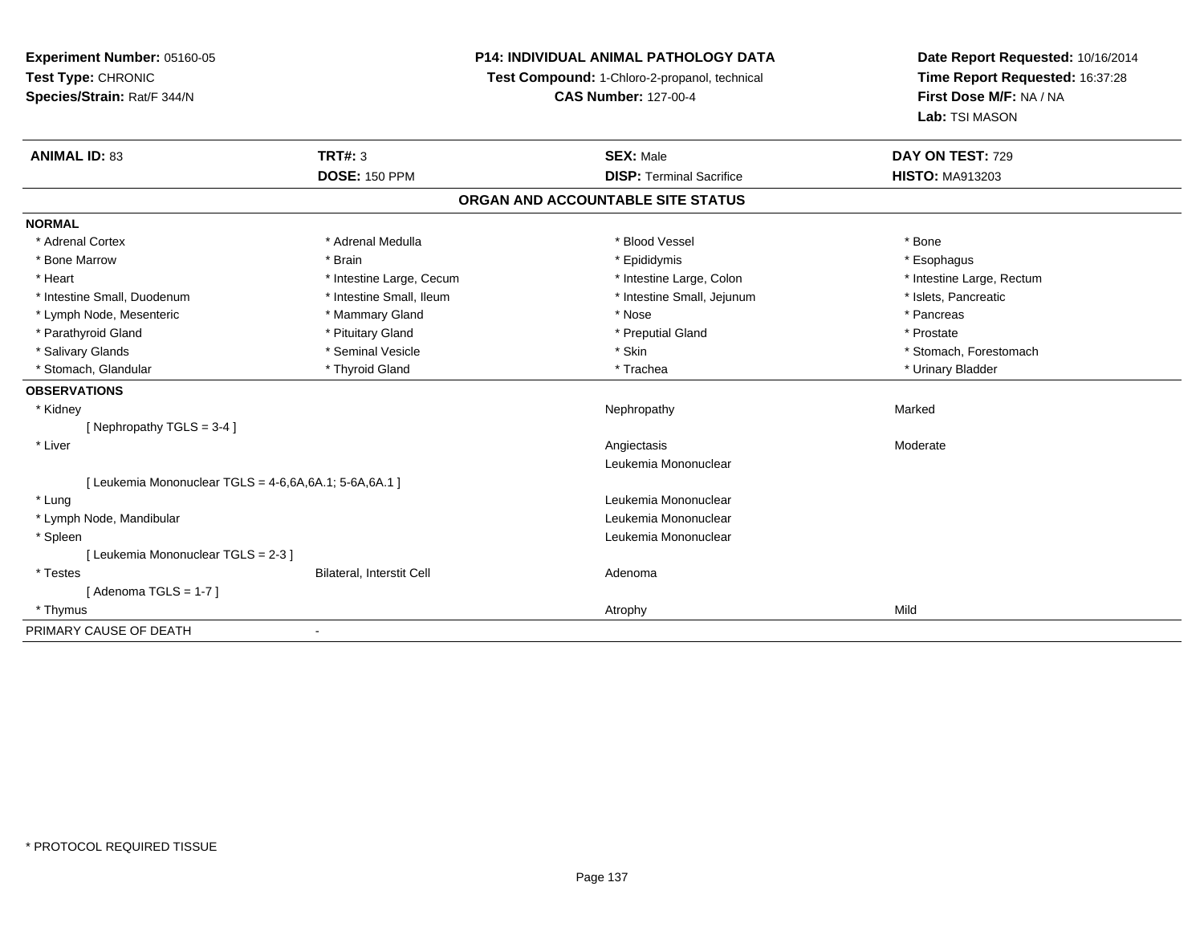**Experiment Number:** 05160-05
**Test Type:** CHRONIC
**Species/Strain:** Rat/F 344/N

**P14: INDIVIDUAL ANIMAL PATHOLOGY DATA**
**Test Compound:** 1-Chloro-2-propanol, technical
**CAS Number:** 127-00-4

**Date Report Requested:** 10/16/2014
**Time Report Requested:** 16:37:28
**First Dose M/F:** NA / NA
**Lab:** TSI MASON

| **ANIMAL ID:** 83 | **TRT#:** 3 | **SEX:** Male | **DAY ON TEST:** 729 |
|---|---|---|---|
| | **DOSE:** 150 PPM | **DISP:** Terminal Sacrifice | **HISTO:** MA913203 |

## ORGAN AND ACCOUNTABLE SITE STATUS

**NORMAL**

| | | | |
|---|---|---|---|
| * Adrenal Cortex | * Adrenal Medulla | * Blood Vessel | * Bone |
| * Bone Marrow | * Brain | * Epididymis | * Esophagus |
| * Heart | * Intestine Large, Cecum | * Intestine Large, Colon | * Intestine Large, Rectum |
| * Intestine Small, Duodenum | * Intestine Small, Ileum | * Intestine Small, Jejunum | * Islets, Pancreatic |
| * Lymph Node, Mesenteric | * Mammary Gland | * Nose | * Pancreas |
| * Parathyroid Gland | * Pituitary Gland | * Preputial Gland | * Prostate |
| * Salivary Glands | * Seminal Vesicle | * Skin | * Stomach, Forestomach |
| * Stomach, Glandular | * Thyroid Gland | * Trachea | * Urinary Bladder |

**OBSERVATIONS**

| | | | |
|---|---|---|---|
| * Kidney | | Nephropathy | Marked |
| [ Nephropathy TGLS = 3-4 ] | | | |
| * Liver | | Angiectasis | Moderate |
| | | Leukemia Mononuclear | |
| [ Leukemia Mononuclear TGLS = 4-6,6A,6A.1; 5-6A,6A.1 ] | | | |
| * Lung | | Leukemia Mononuclear | |
| * Lymph Node, Mandibular | | Leukemia Mononuclear | |
| * Spleen | | Leukemia Mononuclear | |
| [ Leukemia Mononuclear TGLS = 2-3 ] | | | |
| * Testes | Bilateral, Interstit Cell | Adenoma | |
| [ Adenoma TGLS = 1-7 ] | | | |
| * Thymus | | Atrophy | Mild |

PRIMARY CAUSE OF DEATH -

* PROTOCOL REQUIRED TISSUE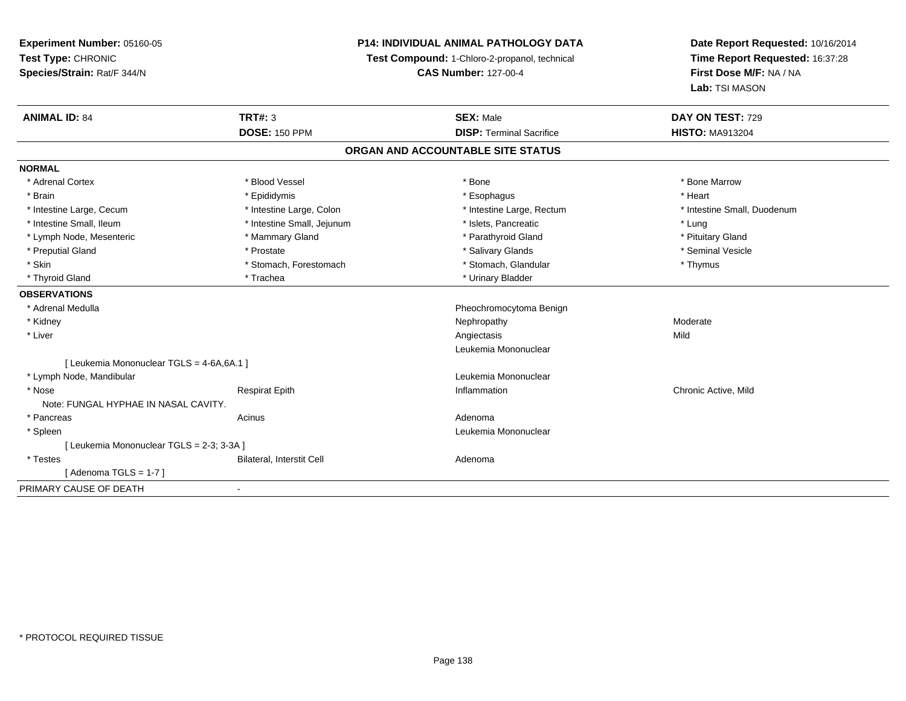**Experiment Number:** 05160-05
**Test Type:** CHRONIC
**Species/Strain:** Rat/F 344/N

**P14: INDIVIDUAL ANIMAL PATHOLOGY DATA**
**Test Compound:** 1-Chloro-2-propanol, technical
**CAS Number:** 127-00-4

**Date Report Requested:** 10/16/2014
**Time Report Requested:** 16:37:28
**First Dose M/F:** NA / NA
**Lab:** TSI MASON

| **ANIMAL ID:** 84 | **TRT#:** 3 | **SEX:** Male | **DAY ON TEST:** 729 |
|---|---|---|---|
| | **DOSE:** 150 PPM | **DISP:** Terminal Sacrifice | **HISTO:** MA913204 |

## ORGAN AND ACCOUNTABLE SITE STATUS

**NORMAL**

| | | | |
|---|---|---|---|
| * Adrenal Cortex | * Blood Vessel | * Bone | * Bone Marrow |
| * Brain | * Epididymis | * Esophagus | * Heart |
| * Intestine Large, Cecum | * Intestine Large, Colon | * Intestine Large, Rectum | * Intestine Small, Duodenum |
| * Intestine Small, Ileum | * Intestine Small, Jejunum | * Islets, Pancreatic | * Lung |
| * Lymph Node, Mesenteric | * Mammary Gland | * Parathyroid Gland | * Pituitary Gland |
| * Preputial Gland | * Prostate | * Salivary Glands | * Seminal Vesicle |
| * Skin | * Stomach, Forestomach | * Stomach, Glandular | * Thymus |
| * Thyroid Gland | * Trachea | * Urinary Bladder | |

**OBSERVATIONS**

| | | | |
|---|---|---|---|
| * Adrenal Medulla | | Pheochromocytoma Benign | |
| * Kidney | | Nephropathy | Moderate |
| * Liver | | Angiectasis | Mild |
| | | Leukemia Mononuclear | |
| [ Leukemia Mononuclear TGLS = 4-6A,6A.1 ] | | | |
| * Lymph Node, Mandibular | | Leukemia Mononuclear | |
| * Nose | Respirat Epith | Inflammation | Chronic Active, Mild |
| Note: FUNGAL HYPHAE IN NASAL CAVITY. | | | |
| * Pancreas | Acinus | Adenoma | |
| * Spleen | | Leukemia Mononuclear | |
| [ Leukemia Mononuclear TGLS = 2-3; 3-3A ] | | | |
| * Testes | Bilateral, Interstit Cell | Adenoma | |
| [ Adenoma TGLS = 1-7 ] | | | |

PRIMARY CAUSE OF DEATH -

* PROTOCOL REQUIRED TISSUE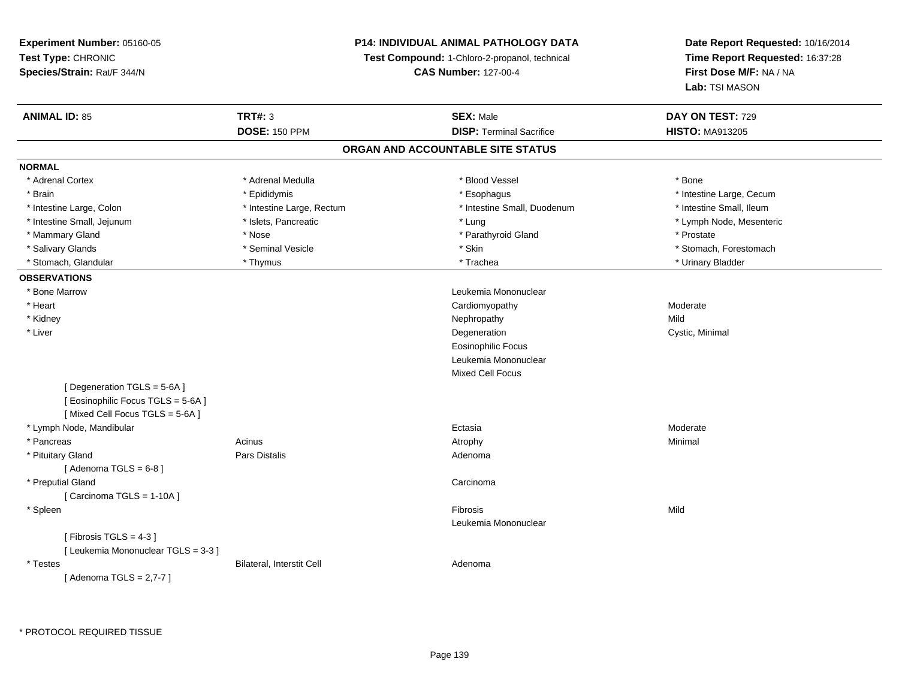**Experiment Number:** 05160-05
**Test Type:** CHRONIC
**Species/Strain:** Rat/F 344/N

**P14: INDIVIDUAL ANIMAL PATHOLOGY DATA**
**Test Compound:** 1-Chloro-2-propanol, technical
**CAS Number:** 127-00-4

**Date Report Requested:** 10/16/2014
**Time Report Requested:** 16:37:28
**First Dose M/F:** NA / NA
**Lab:** TSI MASON

| **ANIMAL ID:** 85 | **TRT#:** 3 | **SEX:** Male | **DAY ON TEST:** 729 |
|---|---|---|---|
| | **DOSE:** 150 PPM | **DISP:** Terminal Sacrifice | **HISTO:** MA913205 |

## ORGAN AND ACCOUNTABLE SITE STATUS

**NORMAL**

| | | | |
|---|---|---|---|
| * Adrenal Cortex | * Adrenal Medulla | * Blood Vessel | * Bone |
| * Brain | * Epididymis | * Esophagus | * Intestine Large, Cecum |
| * Intestine Large, Colon | * Intestine Large, Rectum | * Intestine Small, Duodenum | * Intestine Small, Ileum |
| * Intestine Small, Jejunum | * Islets, Pancreatic | * Lung | * Lymph Node, Mesenteric |
| * Mammary Gland | * Nose | * Parathyroid Gland | * Prostate |
| * Salivary Glands | * Seminal Vesicle | * Skin | * Stomach, Forestomach |
| * Stomach, Glandular | * Thymus | * Trachea | * Urinary Bladder |

**OBSERVATIONS**

| | | | |
|---|---|---|---|
| * Bone Marrow | | Leukemia Mononuclear | |
| * Heart | | Cardiomyopathy | Moderate |
| * Kidney | | Nephropathy | Mild |
| * Liver | | Degeneration | Cystic, Minimal |
| | | Eosinophilic Focus | |
| | | Leukemia Mononuclear | |
| | | Mixed Cell Focus | |
| [ Degeneration TGLS = 5-6A ] | | | |
| [ Eosinophilic Focus TGLS = 5-6A ] | | | |
| [ Mixed Cell Focus TGLS = 5-6A ] | | | |
| * Lymph Node, Mandibular | | Ectasia | Moderate |
| * Pancreas | Acinus | Atrophy | Minimal |
| * Pituitary Gland | Pars Distalis | Adenoma | |
| [ Adenoma TGLS = 6-8 ] | | | |
| * Preputial Gland | | Carcinoma | |
| [ Carcinoma TGLS = 1-10A ] | | | |
| * Spleen | | Fibrosis | Mild |
| | | Leukemia Mononuclear | |
| [ Fibrosis TGLS = 4-3 ] | | | |
| [ Leukemia Mononuclear TGLS = 3-3 ] | | | |
| * Testes | Bilateral, Interstit Cell | Adenoma | |
| [ Adenoma TGLS = 2,7-7 ] | | | |

* PROTOCOL REQUIRED TISSUE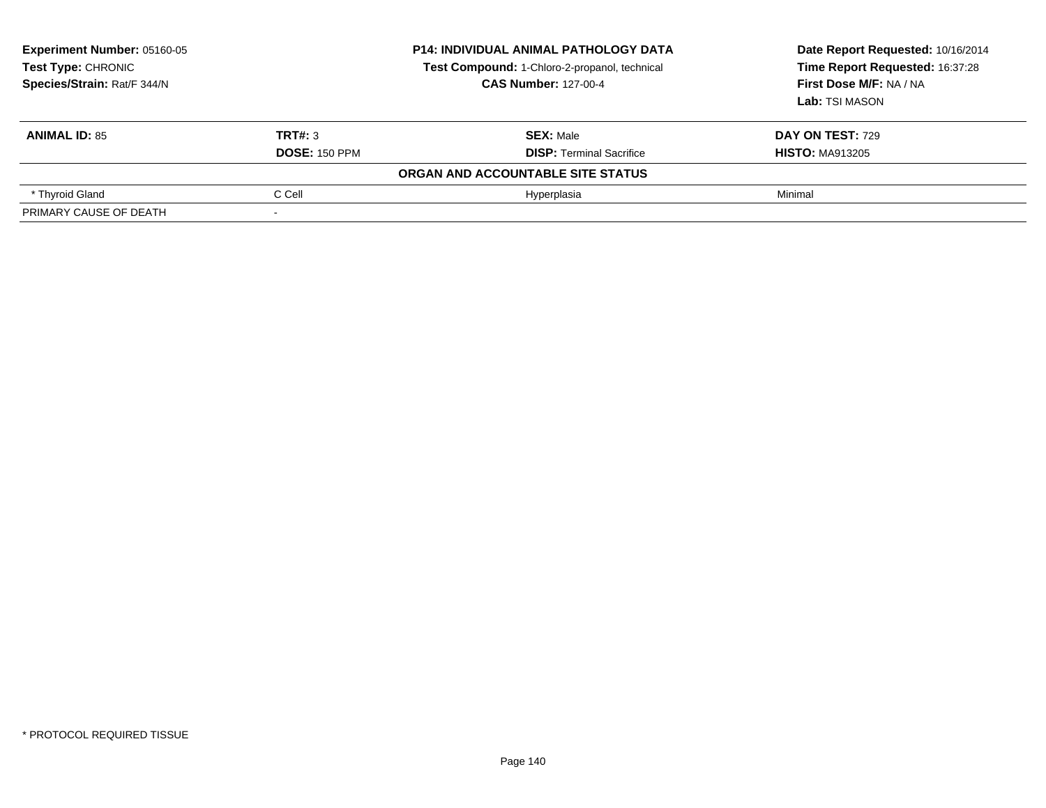**Experiment Number:** 05160-05
**Test Type:** CHRONIC
**Species/Strain:** Rat/F 344/N

**P14: INDIVIDUAL ANIMAL PATHOLOGY DATA**
**Test Compound:** 1-Chloro-2-propanol, technical
**CAS Number:** 127-00-4

**Date Report Requested:** 10/16/2014
**Time Report Requested:** 16:37:28
**First Dose M/F:** NA / NA
**Lab:** TSI MASON

| **ANIMAL ID:** 85 | **TRT#:** 3 | **SEX:** Male | **DAY ON TEST:** 729 |
|---|---|---|---|
| | **DOSE:** 150 PPM | **DISP:** Terminal Sacrifice | **HISTO:** MA913205 |
| | | **ORGAN AND ACCOUNTABLE SITE STATUS** | |
| * Thyroid Gland | C Cell | Hyperplasia | Minimal |
| PRIMARY CAUSE OF DEATH | - | | |

* PROTOCOL REQUIRED TISSUE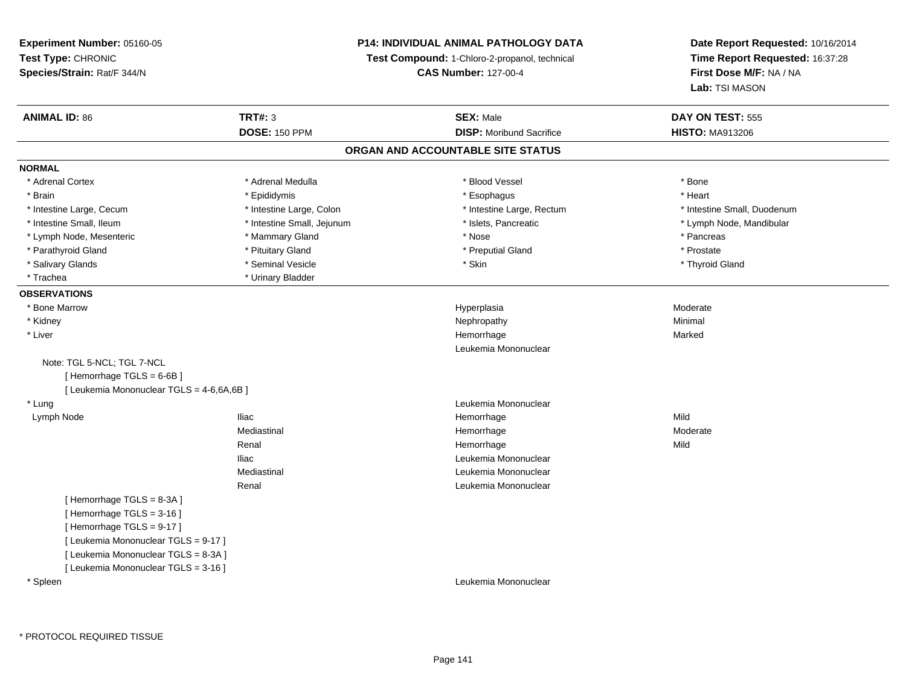**Experiment Number:** 05160-05
**Test Type:** CHRONIC
**Species/Strain:** Rat/F 344/N

**P14: INDIVIDUAL ANIMAL PATHOLOGY DATA**
**Test Compound:** 1-Chloro-2-propanol, technical
**CAS Number:** 127-00-4

**Date Report Requested:** 10/16/2014
**Time Report Requested:** 16:37:28
**First Dose M/F:** NA / NA
**Lab:** TSI MASON

| **ANIMAL ID:** 86 | **TRT#:** 3 | **SEX:** Male | **DAY ON TEST:** 555 |
|---|---|---|---|
| | **DOSE:** 150 PPM | **DISP:** Moribund Sacrifice | **HISTO:** MA913206 |

## ORGAN AND ACCOUNTABLE SITE STATUS

**NORMAL**

| | | | |
|---|---|---|---|
| * Adrenal Cortex | * Adrenal Medulla | * Blood Vessel | * Bone |
| * Brain | * Epididymis | * Esophagus | * Heart |
| * Intestine Large, Cecum | * Intestine Large, Colon | * Intestine Large, Rectum | * Intestine Small, Duodenum |
| * Intestine Small, Ileum | * Intestine Small, Jejunum | * Islets, Pancreatic | * Lymph Node, Mandibular |
| * Lymph Node, Mesenteric | * Mammary Gland | * Nose | * Pancreas |
| * Parathyroid Gland | * Pituitary Gland | * Preputial Gland | * Prostate |
| * Salivary Glands | * Seminal Vesicle | * Skin | * Thyroid Gland |
| * Trachea | * Urinary Bladder | | |

**OBSERVATIONS**

| | | | |
|---|---|---|---|
| * Bone Marrow | | Hyperplasia | Moderate |
| * Kidney | | Nephropathy | Minimal |
| * Liver | | Hemorrhage | Marked |
| | | Leukemia Mononuclear | |

Note: TGL 5-NCL; TGL 7-NCL
[ Hemorrhage TGLS = 6-6B ]
[ Leukemia Mononuclear TGLS = 4-6,6A,6B ]

| | | | |
|---|---|---|---|
| * Lung | | Leukemia Mononuclear | |
| Lymph Node | Iliac | Hemorrhage | Mild |
| | Mediastinal | Hemorrhage | Moderate |
| | Renal | Hemorrhage | Mild |
| | Iliac | Leukemia Mononuclear | |
| | Mediastinal | Leukemia Mononuclear | |
| | Renal | Leukemia Mononuclear | |

[ Hemorrhage TGLS = 8-3A ]
[ Hemorrhage TGLS = 3-16 ]
[ Hemorrhage TGLS = 9-17 ]
[ Leukemia Mononuclear TGLS = 9-17 ]
[ Leukemia Mononuclear TGLS = 8-3A ]
[ Leukemia Mononuclear TGLS = 3-16 ]

| | | | |
|---|---|---|---|
| * Spleen | | Leukemia Mononuclear | |

* PROTOCOL REQUIRED TISSUE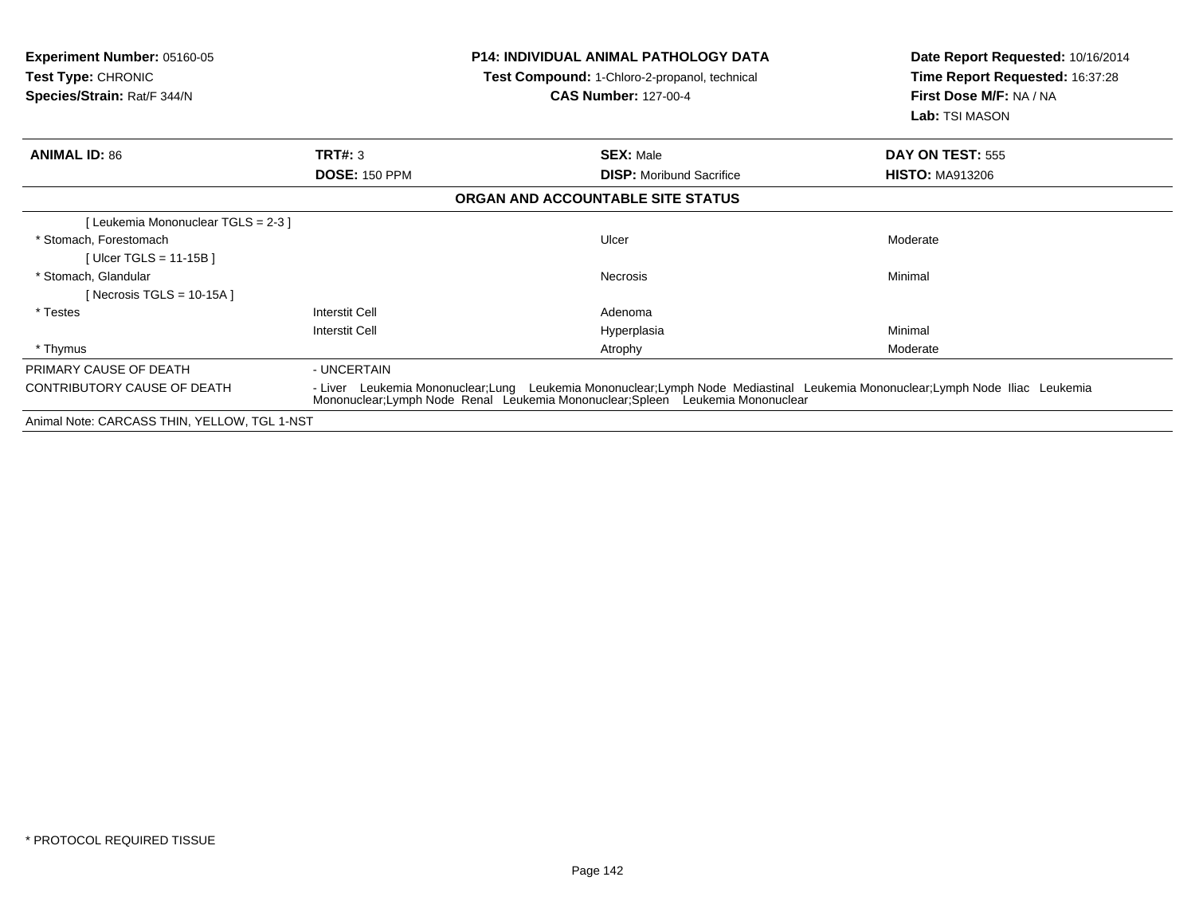**Experiment Number:** 05160-05
**Test Type:** CHRONIC
**Species/Strain:** Rat/F 344/N

**P14: INDIVIDUAL ANIMAL PATHOLOGY DATA**
**Test Compound:** 1-Chloro-2-propanol, technical
**CAS Number:** 127-00-4

**Date Report Requested:** 10/16/2014
**Time Report Requested:** 16:37:28
**First Dose M/F:** NA / NA
**Lab:** TSI MASON

| **ANIMAL ID:** 86 | **TRT#:** 3 | **SEX:** Male | **DAY ON TEST:** 555 |
|---|---|---|---|
| | **DOSE:** 150 PPM | **DISP:** Moribund Sacrifice | **HISTO:** MA913206 |

**ORGAN AND ACCOUNTABLE SITE STATUS**

| | | | |
|---|---|---|---|
| [ Leukemia Mononuclear TGLS = 2-3 ] | | | |
| * Stomach, Forestomach | | Ulcer | Moderate |
| [ Ulcer TGLS = 11-15B ] | | | |
| * Stomach, Glandular | | Necrosis | Minimal |
| [ Necrosis TGLS = 10-15A ] | | | |
| * Testes | Interstit Cell | Adenoma | |
| | Interstit Cell | Hyperplasia | Minimal |
| * Thymus | | Atrophy | Moderate |

PRIMARY CAUSE OF DEATH - UNCERTAIN

CONTRIBUTORY CAUSE OF DEATH - Liver Leukemia Mononuclear;Lung Leukemia Mononuclear;Lymph Node Mediastinal Leukemia Mononuclear;Lymph Node Iliac Leukemia Mononuclear;Lymph Node Renal Leukemia Mononuclear;Spleen Leukemia Mononuclear

Animal Note: CARCASS THIN, YELLOW, TGL 1-NST

* PROTOCOL REQUIRED TISSUE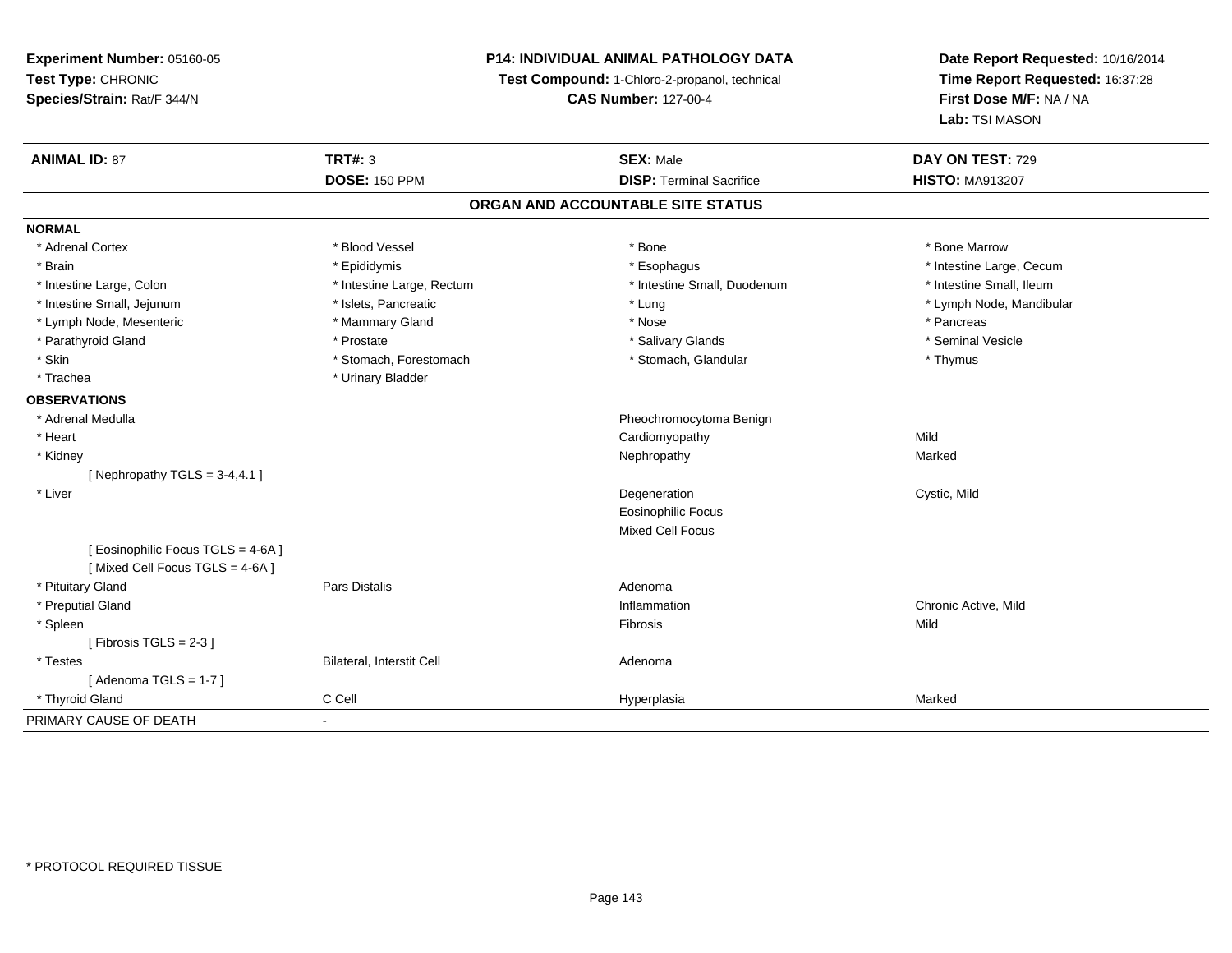**Experiment Number:** 05160-05
**Test Type:** CHRONIC
**Species/Strain:** Rat/F 344/N

**P14: INDIVIDUAL ANIMAL PATHOLOGY DATA**
**Test Compound:** 1-Chloro-2-propanol, technical
**CAS Number:** 127-00-4

**Date Report Requested:** 10/16/2014
**Time Report Requested:** 16:37:28
**First Dose M/F:** NA / NA
**Lab:** TSI MASON

| **ANIMAL ID:** 87 | **TRT#:** 3 | **SEX:** Male | **DAY ON TEST:** 729 |
|---|---|---|---|
| | **DOSE:** 150 PPM | **DISP:** Terminal Sacrifice | **HISTO:** MA913207 |

## ORGAN AND ACCOUNTABLE SITE STATUS

**NORMAL**

| | | | |
|---|---|---|---|
| * Adrenal Cortex | * Blood Vessel | * Bone | * Bone Marrow |
| * Brain | * Epididymis | * Esophagus | * Intestine Large, Cecum |
| * Intestine Large, Colon | * Intestine Large, Rectum | * Intestine Small, Duodenum | * Intestine Small, Ileum |
| * Intestine Small, Jejunum | * Islets, Pancreatic | * Lung | * Lymph Node, Mandibular |
| * Lymph Node, Mesenteric | * Mammary Gland | * Nose | * Pancreas |
| * Parathyroid Gland | * Prostate | * Salivary Glands | * Seminal Vesicle |
| * Skin | * Stomach, Forestomach | * Stomach, Glandular | * Thymus |
| * Trachea | * Urinary Bladder | | |

**OBSERVATIONS**

| | | | |
|---|---|---|---|
| * Adrenal Medulla | | Pheochromocytoma Benign | |
| * Heart | | Cardiomyopathy | Mild |
| * Kidney | | Nephropathy | Marked |
| [ Nephropathy TGLS = 3-4,4.1 ] | | | |
| * Liver | | Degeneration | Cystic, Mild |
| | | Eosinophilic Focus | |
| | | Mixed Cell Focus | |
| [ Eosinophilic Focus TGLS = 4-6A ] | | | |
| [ Mixed Cell Focus TGLS = 4-6A ] | | | |
| * Pituitary Gland | Pars Distalis | Adenoma | |
| * Preputial Gland | | Inflammation | Chronic Active, Mild |
| * Spleen | | Fibrosis | Mild |
| [ Fibrosis TGLS = 2-3 ] | | | |
| * Testes | Bilateral, Interstit Cell | Adenoma | |
| [ Adenoma TGLS = 1-7 ] | | | |
| * Thyroid Gland | C Cell | Hyperplasia | Marked |

PRIMARY CAUSE OF DEATH -

* PROTOCOL REQUIRED TISSUE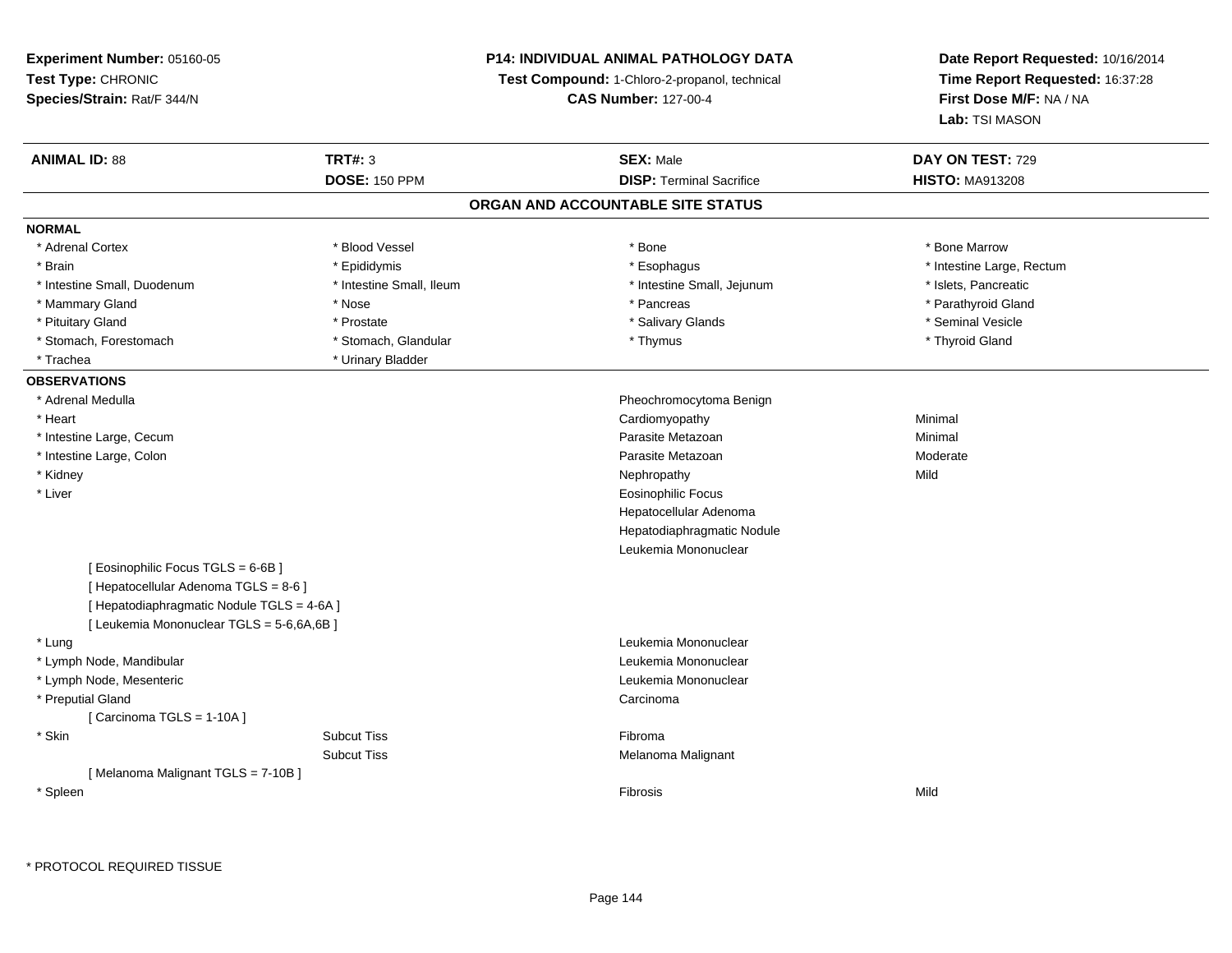**Experiment Number:** 05160-05
**Test Type:** CHRONIC
**Species/Strain:** Rat/F 344/N

**P14: INDIVIDUAL ANIMAL PATHOLOGY DATA**
**Test Compound:** 1-Chloro-2-propanol, technical
**CAS Number:** 127-00-4

**Date Report Requested:** 10/16/2014
**Time Report Requested:** 16:37:28
**First Dose M/F:** NA / NA
**Lab:** TSI MASON

| **ANIMAL ID:** 88 | **TRT#:** 3 | **SEX:** Male | **DAY ON TEST:** 729 |
|---|---|---|---|
| | **DOSE:** 150 PPM | **DISP:** Terminal Sacrifice | **HISTO:** MA913208 |

## ORGAN AND ACCOUNTABLE SITE STATUS

**NORMAL**

| | | | |
|---|---|---|---|
| * Adrenal Cortex | * Blood Vessel | * Bone | * Bone Marrow |
| * Brain | * Epididymis | * Esophagus | * Intestine Large, Rectum |
| * Intestine Small, Duodenum | * Intestine Small, Ileum | * Intestine Small, Jejunum | * Islets, Pancreatic |
| * Mammary Gland | * Nose | * Pancreas | * Parathyroid Gland |
| * Pituitary Gland | * Prostate | * Salivary Glands | * Seminal Vesicle |
| * Stomach, Forestomach | * Stomach, Glandular | * Thymus | * Thyroid Gland |
| * Trachea | * Urinary Bladder | | |

**OBSERVATIONS**

| | | | |
|---|---|---|---|
| * Adrenal Medulla | | Pheochromocytoma Benign | |
| * Heart | | Cardiomyopathy | Minimal |
| * Intestine Large, Cecum | | Parasite Metazoan | Minimal |
| * Intestine Large, Colon | | Parasite Metazoan | Moderate |
| * Kidney | | Nephropathy | Mild |
| * Liver | | Eosinophilic Focus | |
| | | Hepatocellular Adenoma | |
| | | Hepatodiaphragmatic Nodule | |
| | | Leukemia Mononuclear | |
| [ Eosinophilic Focus TGLS = 6-6B ] | | | |
| [ Hepatocellular Adenoma TGLS = 8-6 ] | | | |
| [ Hepatodiaphragmatic Nodule TGLS = 4-6A ] | | | |
| [ Leukemia Mononuclear TGLS = 5-6,6A,6B ] | | | |
| * Lung | | Leukemia Mononuclear | |
| * Lymph Node, Mandibular | | Leukemia Mononuclear | |
| * Lymph Node, Mesenteric | | Leukemia Mononuclear | |
| * Preputial Gland | | Carcinoma | |
| [ Carcinoma TGLS = 1-10A ] | | | |
| * Skin | Subcut Tiss | Fibroma | |
| | Subcut Tiss | Melanoma Malignant | |
| [ Melanoma Malignant TGLS = 7-10B ] | | | |
| * Spleen | | Fibrosis | Mild |

\* PROTOCOL REQUIRED TISSUE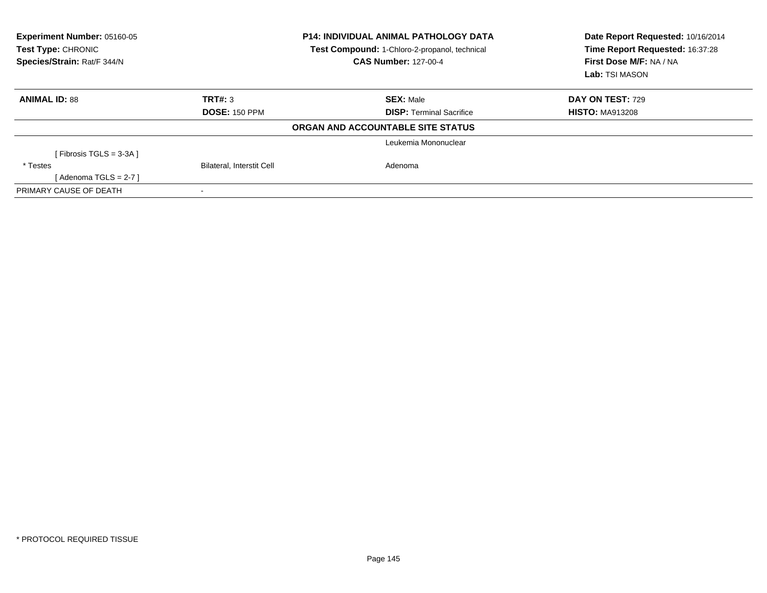**Experiment Number:** 05160-05
**Test Type:** CHRONIC
**Species/Strain:** Rat/F 344/N

**P14: INDIVIDUAL ANIMAL PATHOLOGY DATA**
**Test Compound:** 1-Chloro-2-propanol, technical
**CAS Number:** 127-00-4

**Date Report Requested:** 10/16/2014
**Time Report Requested:** 16:37:28
**First Dose M/F:** NA / NA
**Lab:** TSI MASON

| **ANIMAL ID:** 88 | **TRT#:** 3 | **SEX:** Male | **DAY ON TEST:** 729 |
|---|---|---|---|
| | **DOSE:** 150 PPM | **DISP:** Terminal Sacrifice | **HISTO:** MA913208 |

**ORGAN AND ACCOUNTABLE SITE STATUS**

| | | | |
|---|---|---|---|
| | | Leukemia Mononuclear | |
| [ Fibrosis TGLS = 3-3A ] | | | |
| * Testes | Bilateral, Interstit Cell | Adenoma | |
| [ Adenoma TGLS = 2-7 ] | | | |
| PRIMARY CAUSE OF DEATH | - | | |

* PROTOCOL REQUIRED TISSUE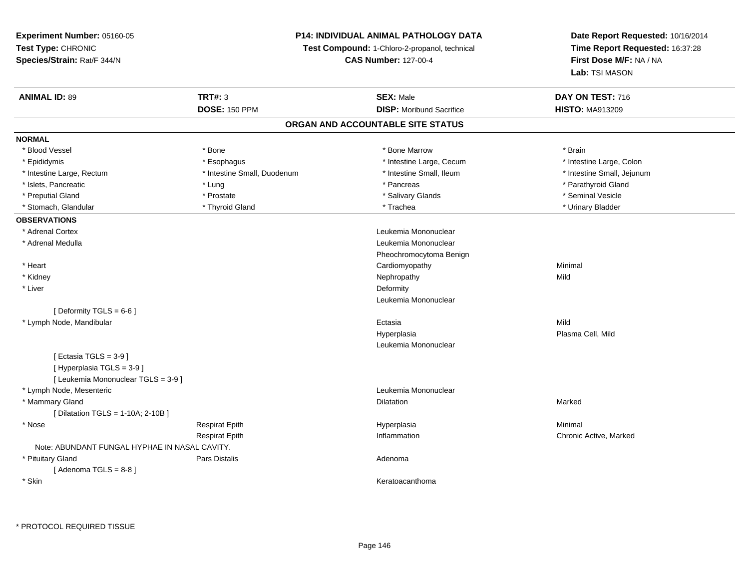**Experiment Number:** 05160-05
**Test Type:** CHRONIC
**Species/Strain:** Rat/F 344/N

**P14: INDIVIDUAL ANIMAL PATHOLOGY DATA**
**Test Compound:** 1-Chloro-2-propanol, technical
**CAS Number:** 127-00-4

**Date Report Requested:** 10/16/2014
**Time Report Requested:** 16:37:28
**First Dose M/F:** NA / NA
**Lab:** TSI MASON

| **ANIMAL ID:** 89 | **TRT#:** 3 | **SEX:** Male | **DAY ON TEST:** 716 |
|---|---|---|---|
| | **DOSE:** 150 PPM | **DISP:** Moribund Sacrifice | **HISTO:** MA913209 |

## ORGAN AND ACCOUNTABLE SITE STATUS

**NORMAL**

| | | | |
|---|---|---|---|
| * Blood Vessel | * Bone | * Bone Marrow | * Brain |
| * Epididymis | * Esophagus | * Intestine Large, Cecum | * Intestine Large, Colon |
| * Intestine Large, Rectum | * Intestine Small, Duodenum | * Intestine Small, Ileum | * Intestine Small, Jejunum |
| * Islets, Pancreatic | * Lung | * Pancreas | * Parathyroid Gland |
| * Preputial Gland | * Prostate | * Salivary Glands | * Seminal Vesicle |
| * Stomach, Glandular | * Thyroid Gland | * Trachea | * Urinary Bladder |

**OBSERVATIONS**

| | | | |
|---|---|---|---|
| * Adrenal Cortex | | Leukemia Mononuclear | |
| * Adrenal Medulla | | Leukemia Mononuclear | |
| | | Pheochromocytoma Benign | |
| * Heart | | Cardiomyopathy | Minimal |
| * Kidney | | Nephropathy | Mild |
| * Liver | | Deformity | |
| | | Leukemia Mononuclear | |
| [ Deformity TGLS = 6-6 ] | | | |
| * Lymph Node, Mandibular | | Ectasia | Mild |
| | | Hyperplasia | Plasma Cell, Mild |
| | | Leukemia Mononuclear | |
| [ Ectasia TGLS = 3-9 ] | | | |
| [ Hyperplasia TGLS = 3-9 ] | | | |
| [ Leukemia Mononuclear TGLS = 3-9 ] | | | |
| * Lymph Node, Mesenteric | | Leukemia Mononuclear | |
| * Mammary Gland | | Dilatation | Marked |
| [ Dilatation TGLS = 1-10A; 2-10B ] | | | |
| * Nose | Respirat Epith | Hyperplasia | Minimal |
| | Respirat Epith | Inflammation | Chronic Active, Marked |
| Note: ABUNDANT FUNGAL HYPHAE IN NASAL CAVITY. | | | |
| * Pituitary Gland | Pars Distalis | Adenoma | |
| [ Adenoma TGLS = 8-8 ] | | | |
| * Skin | | Keratoacanthoma | |

\* PROTOCOL REQUIRED TISSUE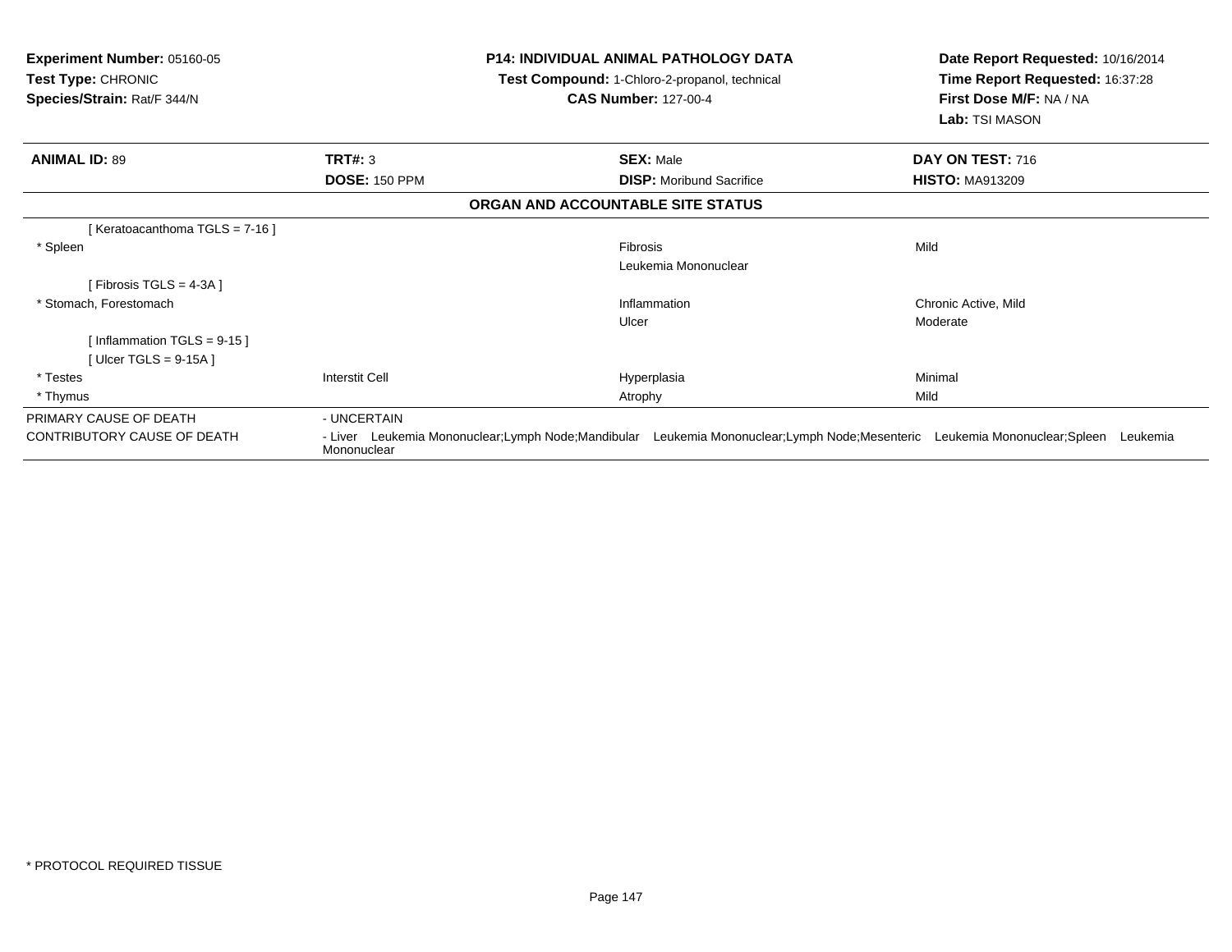**Experiment Number:** 05160-05
**Test Type:** CHRONIC
**Species/Strain:** Rat/F 344/N

**P14: INDIVIDUAL ANIMAL PATHOLOGY DATA**
**Test Compound:** 1-Chloro-2-propanol, technical
**CAS Number:** 127-00-4

**Date Report Requested:** 10/16/2014
**Time Report Requested:** 16:37:28
**First Dose M/F:** NA / NA
**Lab:** TSI MASON

| **ANIMAL ID:** 89 | **TRT#:** 3 | **SEX:** Male | **DAY ON TEST:** 716 |
|---|---|---|---|
| | **DOSE:** 150 PPM | **DISP:** Moribund Sacrifice | **HISTO:** MA913209 |

**ORGAN AND ACCOUNTABLE SITE STATUS**

| | | | |
|---|---|---|---|
| [ Keratoacanthoma TGLS = 7-16 ] | | | |
| * Spleen | | Fibrosis | Mild |
| | | Leukemia Mononuclear | |
| [ Fibrosis TGLS = 4-3A ] | | | |
| * Stomach, Forestomach | | Inflammation | Chronic Active, Mild |
| | | Ulcer | Moderate |
| [ Inflammation TGLS = 9-15 ] | | | |
| [ Ulcer TGLS = 9-15A ] | | | |
| * Testes | Interstit Cell | Hyperplasia | Minimal |
| * Thymus | | Atrophy | Mild |

PRIMARY CAUSE OF DEATH - UNCERTAIN

CONTRIBUTORY CAUSE OF DEATH - Liver Leukemia Mononuclear;Lymph Node;Mandibular Leukemia Mononuclear;Lymph Node;Mesenteric Leukemia Mononuclear;Spleen Leukemia Mononuclear

* PROTOCOL REQUIRED TISSUE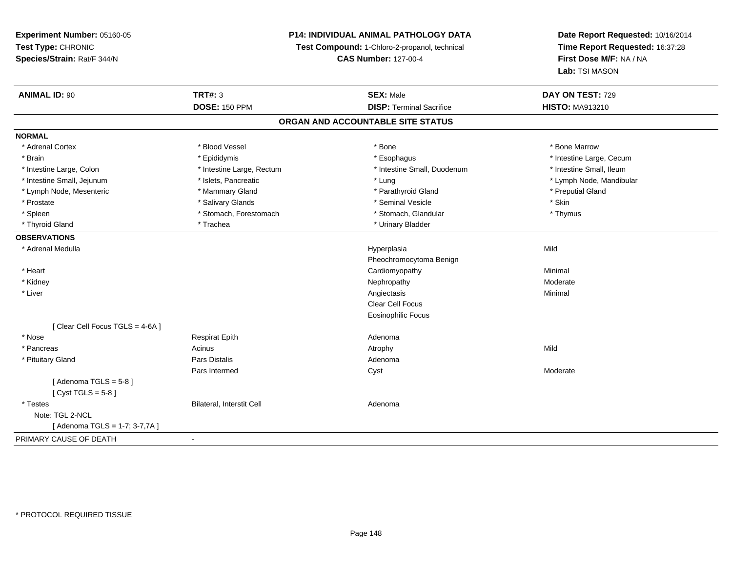**Experiment Number:** 05160-05
**Test Type:** CHRONIC
**Species/Strain:** Rat/F 344/N

**P14: INDIVIDUAL ANIMAL PATHOLOGY DATA**
**Test Compound:** 1-Chloro-2-propanol, technical
**CAS Number:** 127-00-4

**Date Report Requested:** 10/16/2014
**Time Report Requested:** 16:37:28
**First Dose M/F:** NA / NA
**Lab:** TSI MASON

| **ANIMAL ID:** 90 | **TRT#:** 3 | **SEX:** Male | **DAY ON TEST:** 729 |
|---|---|---|---|
| | **DOSE:** 150 PPM | **DISP:** Terminal Sacrifice | **HISTO:** MA913210 |

## ORGAN AND ACCOUNTABLE SITE STATUS

**NORMAL**

| | | | |
|---|---|---|---|
| * Adrenal Cortex | * Blood Vessel | * Bone | * Bone Marrow |
| * Brain | * Epididymis | * Esophagus | * Intestine Large, Cecum |
| * Intestine Large, Colon | * Intestine Large, Rectum | * Intestine Small, Duodenum | * Intestine Small, Ileum |
| * Intestine Small, Jejunum | * Islets, Pancreatic | * Lung | * Lymph Node, Mandibular |
| * Lymph Node, Mesenteric | * Mammary Gland | * Parathyroid Gland | * Preputial Gland |
| * Prostate | * Salivary Glands | * Seminal Vesicle | * Skin |
| * Spleen | * Stomach, Forestomach | * Stomach, Glandular | * Thymus |
| * Thyroid Gland | * Trachea | * Urinary Bladder | |

**OBSERVATIONS**

| | | | |
|---|---|---|---|
| * Adrenal Medulla | | Hyperplasia | Mild |
| | | Pheochromocytoma Benign | |
| * Heart | | Cardiomyopathy | Minimal |
| * Kidney | | Nephropathy | Moderate |
| * Liver | | Angiectasis | Minimal |
| | | Clear Cell Focus | |
| | | Eosinophilic Focus | |
| [ Clear Cell Focus TGLS = 4-6A ] | | | |
| * Nose | Respirat Epith | Adenoma | |
| * Pancreas | Acinus | Atrophy | Mild |
| * Pituitary Gland | Pars Distalis | Adenoma | |
| | Pars Intermed | Cyst | Moderate |
| [ Adenoma TGLS = 5-8 ] | | | |
| [ Cyst TGLS = 5-8 ] | | | |
| * Testes | Bilateral, Interstit Cell | Adenoma | |
| Note: TGL 2-NCL | | | |
| [ Adenoma TGLS = 1-7; 3-7,7A ] | | | |

PRIMARY CAUSE OF DEATH -

* PROTOCOL REQUIRED TISSUE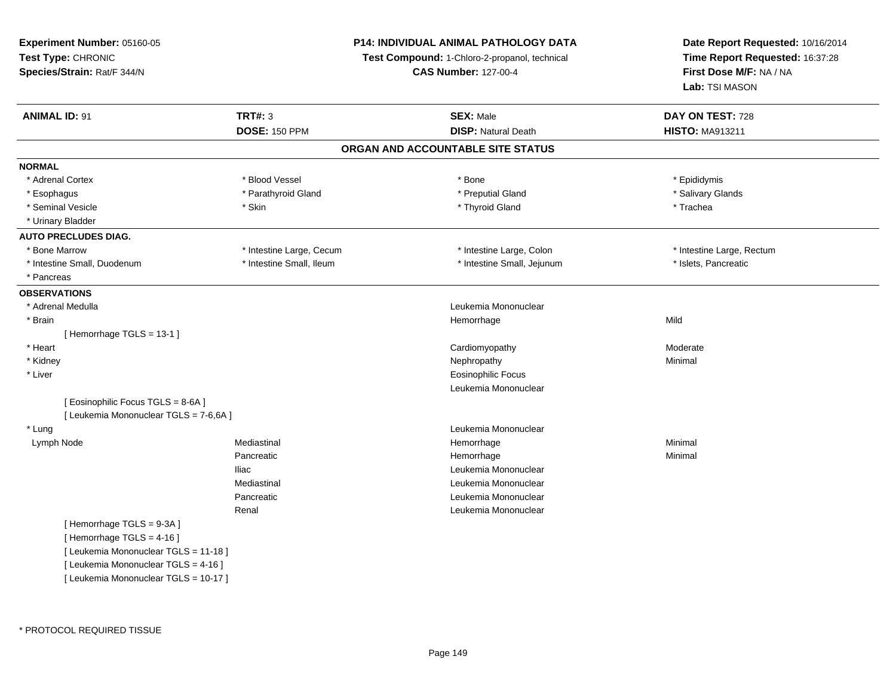**Experiment Number:** 05160-05
**Test Type:** CHRONIC
**Species/Strain:** Rat/F 344/N

**P14: INDIVIDUAL ANIMAL PATHOLOGY DATA**
**Test Compound:** 1-Chloro-2-propanol, technical
**CAS Number:** 127-00-4

**Date Report Requested:** 10/16/2014
**Time Report Requested:** 16:37:28
**First Dose M/F:** NA / NA
**Lab:** TSI MASON

| **ANIMAL ID:** 91 | **TRT#:** 3 | **SEX:** Male | **DAY ON TEST:** 728 |
|---|---|---|---|
| | **DOSE:** 150 PPM | **DISP:** Natural Death | **HISTO:** MA913211 |

## ORGAN AND ACCOUNTABLE SITE STATUS

**NORMAL**

| | | | |
|---|---|---|---|
| * Adrenal Cortex | * Blood Vessel | * Bone | * Epididymis |
| * Esophagus | * Parathyroid Gland | * Preputial Gland | * Salivary Glands |
| * Seminal Vesicle | * Skin | * Thyroid Gland | * Trachea |
| * Urinary Bladder | | | |

**AUTO PRECLUDES DIAG.**

| | | | |
|---|---|---|---|
| * Bone Marrow | * Intestine Large, Cecum | * Intestine Large, Colon | * Intestine Large, Rectum |
| * Intestine Small, Duodenum | * Intestine Small, Ileum | * Intestine Small, Jejunum | * Islets, Pancreatic |
| * Pancreas | | | |

**OBSERVATIONS**

| | | | |
|---|---|---|---|
| * Adrenal Medulla | | Leukemia Mononuclear | |
| * Brain | | Hemorrhage | Mild |
| [ Hemorrhage TGLS = 13-1 ] | | | |
| * Heart | | Cardiomyopathy | Moderate |
| * Kidney | | Nephropathy | Minimal |
| * Liver | | Eosinophilic Focus | |
| | | Leukemia Mononuclear | |
| [ Eosinophilic Focus TGLS = 8-6A ] | | | |
| [ Leukemia Mononuclear TGLS = 7-6,6A ] | | | |
| * Lung | | Leukemia Mononuclear | |
| Lymph Node | Mediastinal | Hemorrhage | Minimal |
| | Pancreatic | Hemorrhage | Minimal |
| | Iliac | Leukemia Mononuclear | |
| | Mediastinal | Leukemia Mononuclear | |
| | Pancreatic | Leukemia Mononuclear | |
| | Renal | Leukemia Mononuclear | |
| [ Hemorrhage TGLS = 9-3A ] | | | |
| [ Hemorrhage TGLS = 4-16 ] | | | |
| [ Leukemia Mononuclear TGLS = 11-18 ] | | | |
| [ Leukemia Mononuclear TGLS = 4-16 ] | | | |
| [ Leukemia Mononuclear TGLS = 10-17 ] | | | |

* PROTOCOL REQUIRED TISSUE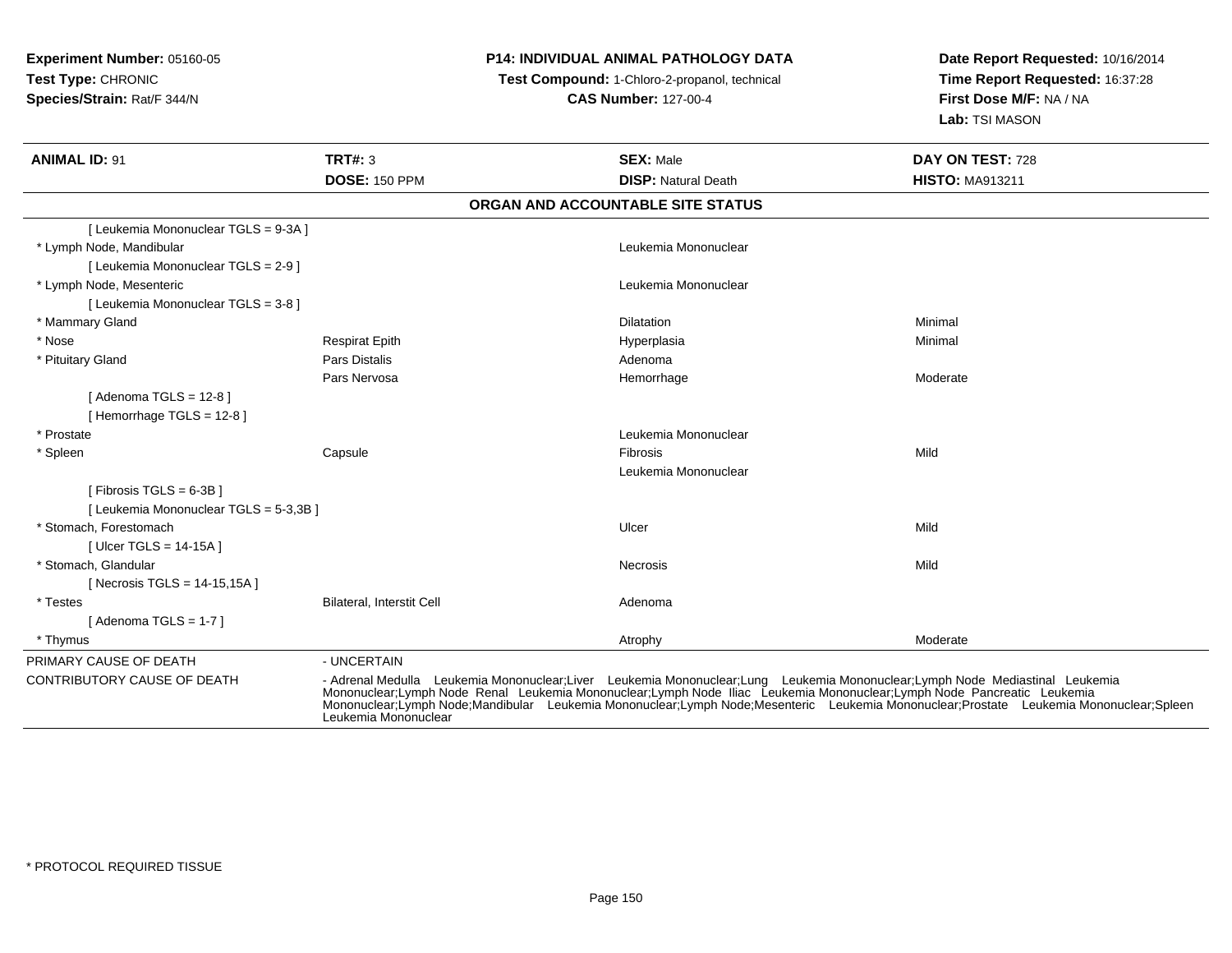**Experiment Number:** 05160-05
**Test Type:** CHRONIC
**Species/Strain:** Rat/F 344/N

**P14: INDIVIDUAL ANIMAL PATHOLOGY DATA**
**Test Compound:** 1-Chloro-2-propanol, technical
**CAS Number:** 127-00-4

**Date Report Requested:** 10/16/2014
**Time Report Requested:** 16:37:28
**First Dose M/F:** NA / NA
**Lab:** TSI MASON

| **ANIMAL ID:** 91 | **TRT#:** 3 | **SEX:** Male | **DAY ON TEST:** 728 |
|---|---|---|---|
| | **DOSE:** 150 PPM | **DISP:** Natural Death | **HISTO:** MA913211 |

**ORGAN AND ACCOUNTABLE SITE STATUS**

| | | | |
|---|---|---|---|
| [ Leukemia Mononuclear TGLS = 9-3A ] | | | |
| * Lymph Node, Mandibular | | Leukemia Mononuclear | |
| [ Leukemia Mononuclear TGLS = 2-9 ] | | | |
| * Lymph Node, Mesenteric | | Leukemia Mononuclear | |
| [ Leukemia Mononuclear TGLS = 3-8 ] | | | |
| * Mammary Gland | | Dilatation | Minimal |
| * Nose | Respirat Epith | Hyperplasia | Minimal |
| * Pituitary Gland | Pars Distalis | Adenoma | |
| | Pars Nervosa | Hemorrhage | Moderate |
| [ Adenoma TGLS = 12-8 ] | | | |
| [ Hemorrhage TGLS = 12-8 ] | | | |
| * Prostate | | Leukemia Mononuclear | |
| * Spleen | Capsule | Fibrosis | Mild |
| | | Leukemia Mononuclear | |
| [ Fibrosis TGLS = 6-3B ] | | | |
| [ Leukemia Mononuclear TGLS = 5-3,3B ] | | | |
| * Stomach, Forestomach | | Ulcer | Mild |
| [ Ulcer TGLS = 14-15A ] | | | |
| * Stomach, Glandular | | Necrosis | Mild |
| [ Necrosis TGLS = 14-15,15A ] | | | |
| * Testes | Bilateral, Interstit Cell | Adenoma | |
| [ Adenoma TGLS = 1-7 ] | | | |
| * Thymus | | Atrophy | Moderate |

| | |
|---|---|
| PRIMARY CAUSE OF DEATH | - UNCERTAIN |
| CONTRIBUTORY CAUSE OF DEATH | - Adrenal Medulla Leukemia Mononuclear;Liver Leukemia Mononuclear;Lung Leukemia Mononuclear;Lymph Node Mediastinal Leukemia Mononuclear;Lymph Node Renal Leukemia Mononuclear;Lymph Node Iliac Leukemia Mononuclear;Lymph Node Pancreatic Leukemia Mononuclear;Lymph Node;Mandibular Leukemia Mononuclear;Lymph Node;Mesenteric Leukemia Mononuclear;Prostate Leukemia Mononuclear;Spleen Leukemia Mononuclear |

* PROTOCOL REQUIRED TISSUE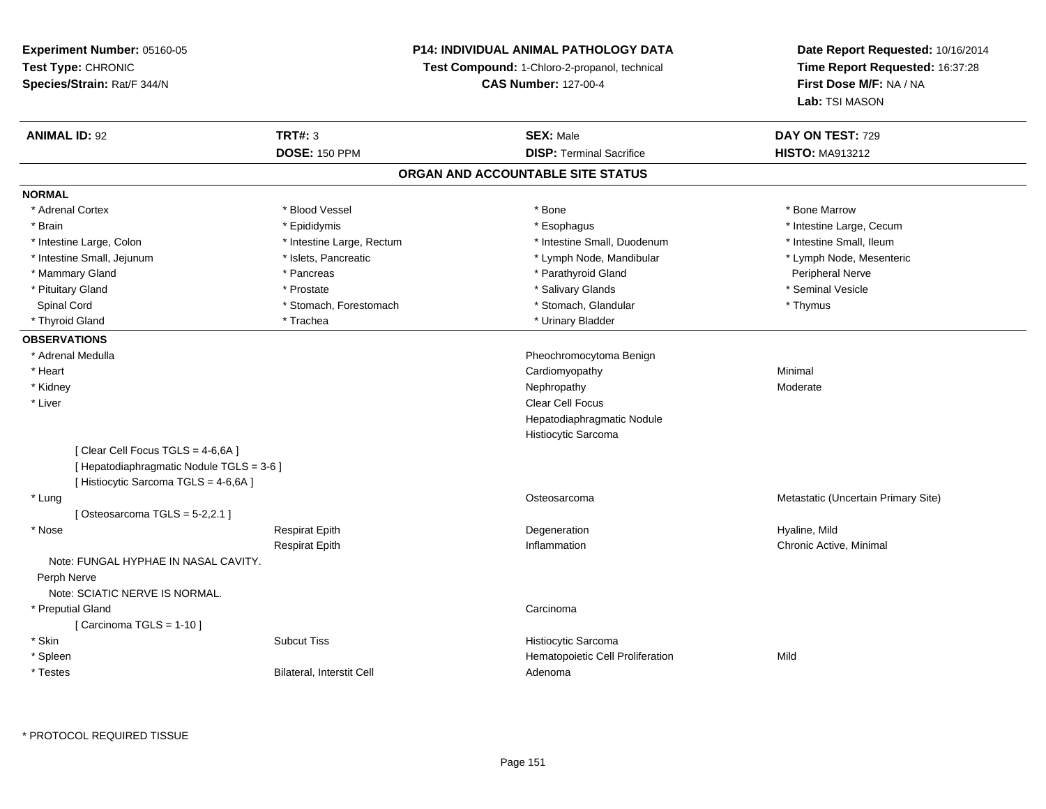**Experiment Number:** 05160-05
**Test Type:** CHRONIC
**Species/Strain:** Rat/F 344/N

**P14: INDIVIDUAL ANIMAL PATHOLOGY DATA**
**Test Compound:** 1-Chloro-2-propanol, technical
**CAS Number:** 127-00-4

**Date Report Requested:** 10/16/2014
**Time Report Requested:** 16:37:28
**First Dose M/F:** NA / NA
**Lab:** TSI MASON

| **ANIMAL ID:** 92 | **TRT#:** 3 | **SEX:** Male | **DAY ON TEST:** 729 |
|---|---|---|---|
| | **DOSE:** 150 PPM | **DISP:** Terminal Sacrifice | **HISTO:** MA913212 |

## ORGAN AND ACCOUNTABLE SITE STATUS

**NORMAL**

| | | | |
|---|---|---|---|
| * Adrenal Cortex | * Blood Vessel | * Bone | * Bone Marrow |
| * Brain | * Epididymis | * Esophagus | * Intestine Large, Cecum |
| * Intestine Large, Colon | * Intestine Large, Rectum | * Intestine Small, Duodenum | * Intestine Small, Ileum |
| * Intestine Small, Jejunum | * Islets, Pancreatic | * Lymph Node, Mandibular | * Lymph Node, Mesenteric |
| * Mammary Gland | * Pancreas | * Parathyroid Gland | Peripheral Nerve |
| * Pituitary Gland | * Prostate | * Salivary Glands | * Seminal Vesicle |
| Spinal Cord | * Stomach, Forestomach | * Stomach, Glandular | * Thymus |
| * Thyroid Gland | * Trachea | * Urinary Bladder | |

**OBSERVATIONS**

| | | | |
|---|---|---|---|
| * Adrenal Medulla | | Pheochromocytoma Benign | |
| * Heart | | Cardiomyopathy | Minimal |
| * Kidney | | Nephropathy | Moderate |
| * Liver | | Clear Cell Focus | |
| | | Hepatodiaphragmatic Nodule | |
| | | Histiocytic Sarcoma | |
| [ Clear Cell Focus TGLS = 4-6,6A ] | | | |
| [ Hepatodiaphragmatic Nodule TGLS = 3-6 ] | | | |
| [ Histiocytic Sarcoma TGLS = 4-6,6A ] | | | |
| * Lung | | Osteosarcoma | Metastatic (Uncertain Primary Site) |
| [ Osteosarcoma TGLS = 5-2,2.1 ] | | | |
| * Nose | Respirat Epith | Degeneration | Hyaline, Mild |
| | Respirat Epith | Inflammation | Chronic Active, Minimal |
| Note: FUNGAL HYPHAE IN NASAL CAVITY. | | | |
| Perph Nerve | | | |
| Note: SCIATIC NERVE IS NORMAL. | | | |
| * Preputial Gland | | Carcinoma | |
| [ Carcinoma TGLS = 1-10 ] | | | |
| * Skin | Subcut Tiss | Histiocytic Sarcoma | |
| * Spleen | | Hematopoietic Cell Proliferation | Mild |
| * Testes | Bilateral, Interstit Cell | Adenoma | |

* PROTOCOL REQUIRED TISSUE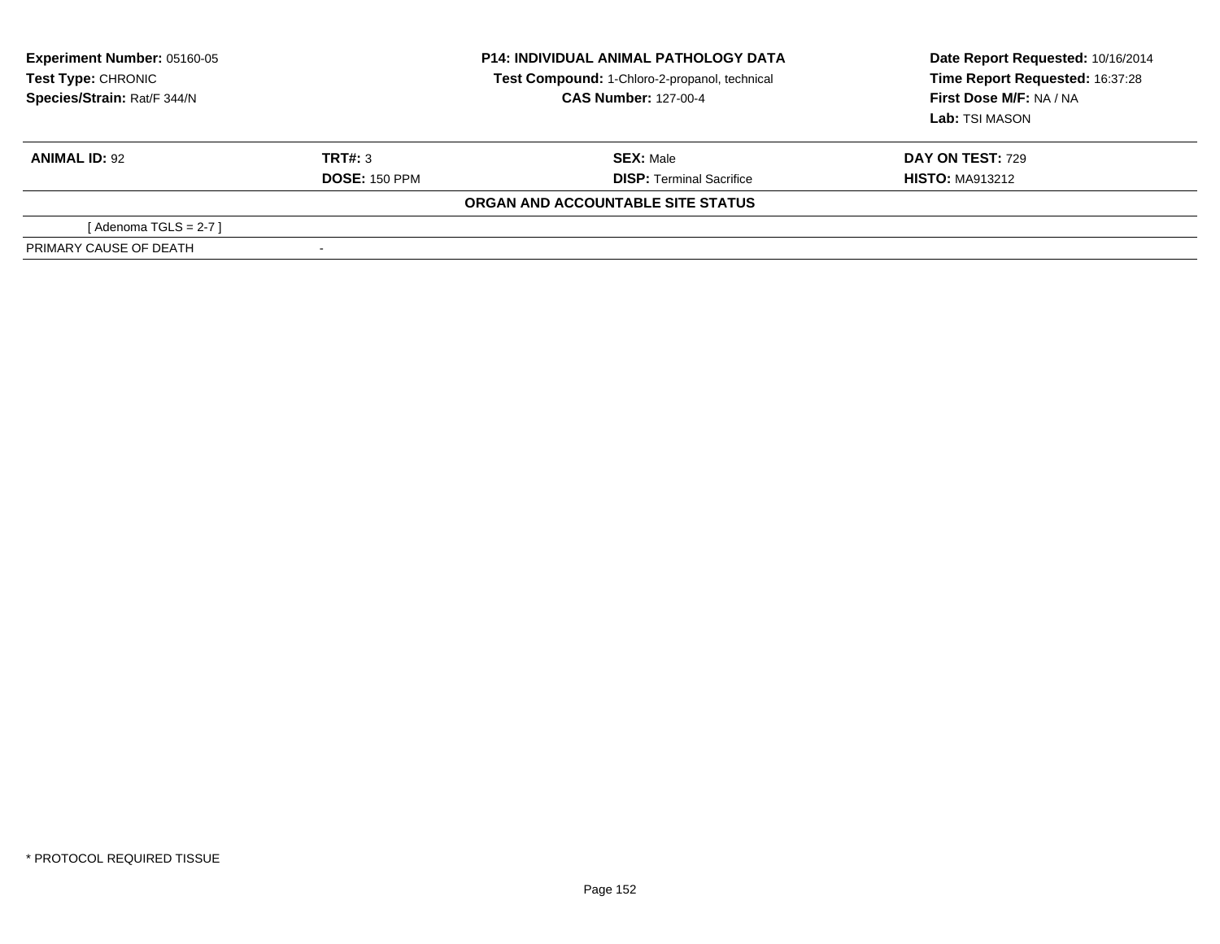**Experiment Number:** 05160-05
**Test Type:** CHRONIC
**Species/Strain:** Rat/F 344/N

**P14: INDIVIDUAL ANIMAL PATHOLOGY DATA**
**Test Compound:** 1-Chloro-2-propanol, technical
**CAS Number:** 127-00-4

**Date Report Requested:** 10/16/2014
**Time Report Requested:** 16:37:28
**First Dose M/F:** NA / NA
**Lab:** TSI MASON

| **ANIMAL ID:** 92 | **TRT#:** 3 | **SEX:** Male | **DAY ON TEST:** 729 |
|---|---|---|---|
| | **DOSE:** 150 PPM | **DISP:** Terminal Sacrifice | **HISTO:** MA913212 |

**ORGAN AND ACCOUNTABLE SITE STATUS**

| | |
|---|---|
| [ Adenoma TGLS = 2-7 ] | |
| PRIMARY CAUSE OF DEATH | - |

* PROTOCOL REQUIRED TISSUE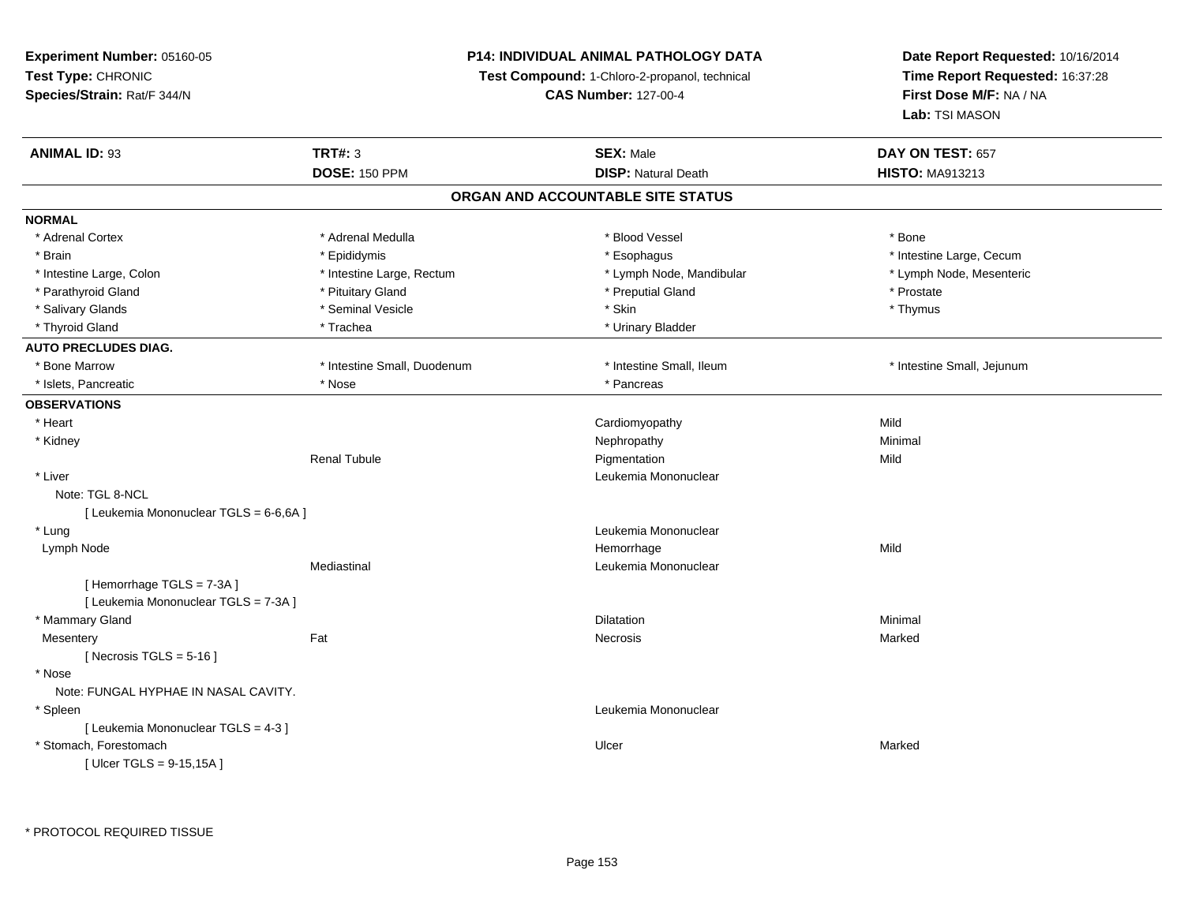**Experiment Number:** 05160-05
**Test Type:** CHRONIC
**Species/Strain:** Rat/F 344/N

**P14: INDIVIDUAL ANIMAL PATHOLOGY DATA**
**Test Compound:** 1-Chloro-2-propanol, technical
**CAS Number:** 127-00-4

**Date Report Requested:** 10/16/2014
**Time Report Requested:** 16:37:28
**First Dose M/F:** NA / NA
**Lab:** TSI MASON

| **ANIMAL ID:** 93 | **TRT#:** 3 | **SEX:** Male | **DAY ON TEST:** 657 |
|---|---|---|---|
| | **DOSE:** 150 PPM | **DISP:** Natural Death | **HISTO:** MA913213 |

## ORGAN AND ACCOUNTABLE SITE STATUS

**NORMAL**

| | | | |
|---|---|---|---|
| * Adrenal Cortex | * Adrenal Medulla | * Blood Vessel | * Bone |
| * Brain | * Epididymis | * Esophagus | * Intestine Large, Cecum |
| * Intestine Large, Colon | * Intestine Large, Rectum | * Lymph Node, Mandibular | * Lymph Node, Mesenteric |
| * Parathyroid Gland | * Pituitary Gland | * Preputial Gland | * Prostate |
| * Salivary Glands | * Seminal Vesicle | * Skin | * Thymus |
| * Thyroid Gland | * Trachea | * Urinary Bladder | |

**AUTO PRECLUDES DIAG.**

| | | | |
|---|---|---|---|
| * Bone Marrow | * Intestine Small, Duodenum | * Intestine Small, Ileum | * Intestine Small, Jejunum |
| * Islets, Pancreatic | * Nose | * Pancreas | |

**OBSERVATIONS**

| | | | |
|---|---|---|---|
| * Heart | | Cardiomyopathy | Mild |
| * Kidney | | Nephropathy | Minimal |
| | Renal Tubule | Pigmentation | Mild |
| * Liver | | Leukemia Mononuclear | |
| Note: TGL 8-NCL | | | |
| [ Leukemia Mononuclear TGLS = 6-6,6A ] | | | |
| * Lung | | Leukemia Mononuclear | |
| Lymph Node | | Hemorrhage | Mild |
| | Mediastinal | Leukemia Mononuclear | |
| [ Hemorrhage TGLS = 7-3A ] | | | |
| [ Leukemia Mononuclear TGLS = 7-3A ] | | | |
| * Mammary Gland | | Dilatation | Minimal |
| Mesentery | Fat | Necrosis | Marked |
| [ Necrosis TGLS = 5-16 ] | | | |
| * Nose | | | |
| Note: FUNGAL HYPHAE IN NASAL CAVITY. | | | |
| * Spleen | | Leukemia Mononuclear | |
| [ Leukemia Mononuclear TGLS = 4-3 ] | | | |
| * Stomach, Forestomach | | Ulcer | Marked |
| [ Ulcer TGLS = 9-15,15A ] | | | |

* PROTOCOL REQUIRED TISSUE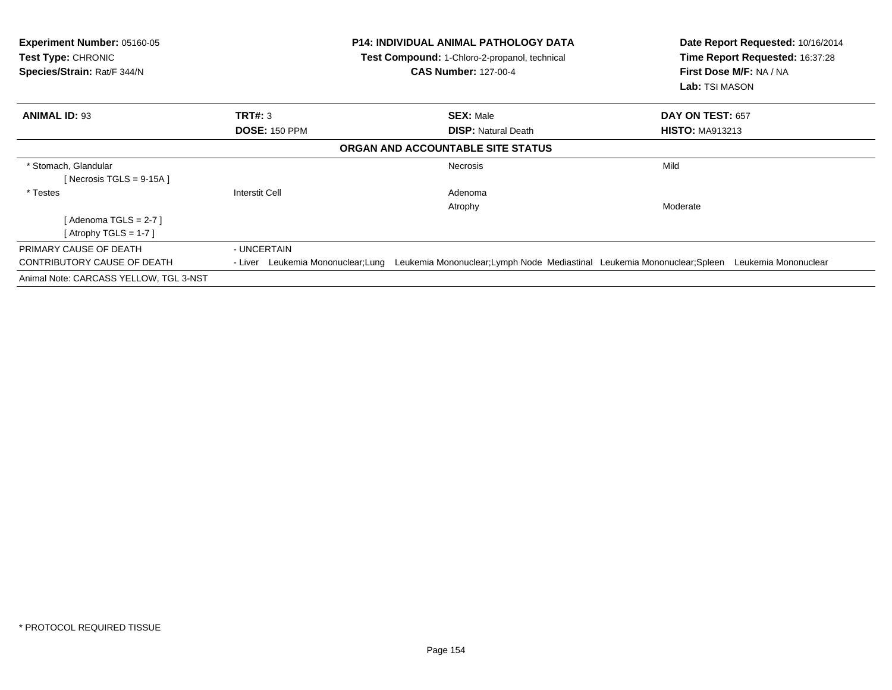**Experiment Number:** 05160-05
**Test Type:** CHRONIC
**Species/Strain:** Rat/F 344/N

**P14: INDIVIDUAL ANIMAL PATHOLOGY DATA**
**Test Compound:** 1-Chloro-2-propanol, technical
**CAS Number:** 127-00-4

**Date Report Requested:** 10/16/2014
**Time Report Requested:** 16:37:28
**First Dose M/F:** NA / NA
**Lab:** TSI MASON

| **ANIMAL ID:** 93 | **TRT#:** 3 | **SEX:** Male | **DAY ON TEST:** 657 |
|---|---|---|---|
| | **DOSE:** 150 PPM | **DISP:** Natural Death | **HISTO:** MA913213 |

**ORGAN AND ACCOUNTABLE SITE STATUS**

| | | | |
|---|---|---|---|
| * Stomach, Glandular | | Necrosis | Mild |
| [ Necrosis TGLS = 9-15A ] | | | |
| * Testes | Interstit Cell | Adenoma | |
| | | Atrophy | Moderate |
| [ Adenoma TGLS = 2-7 ] | | | |
| [ Atrophy TGLS = 1-7 ] | | | |

PRIMARY CAUSE OF DEATH - UNCERTAIN

CONTRIBUTORY CAUSE OF DEATH - Liver Leukemia Mononuclear;Lung Leukemia Mononuclear;Lymph Node Mediastinal Leukemia Mononuclear;Spleen Leukemia Mononuclear

Animal Note: CARCASS YELLOW, TGL 3-NST

* PROTOCOL REQUIRED TISSUE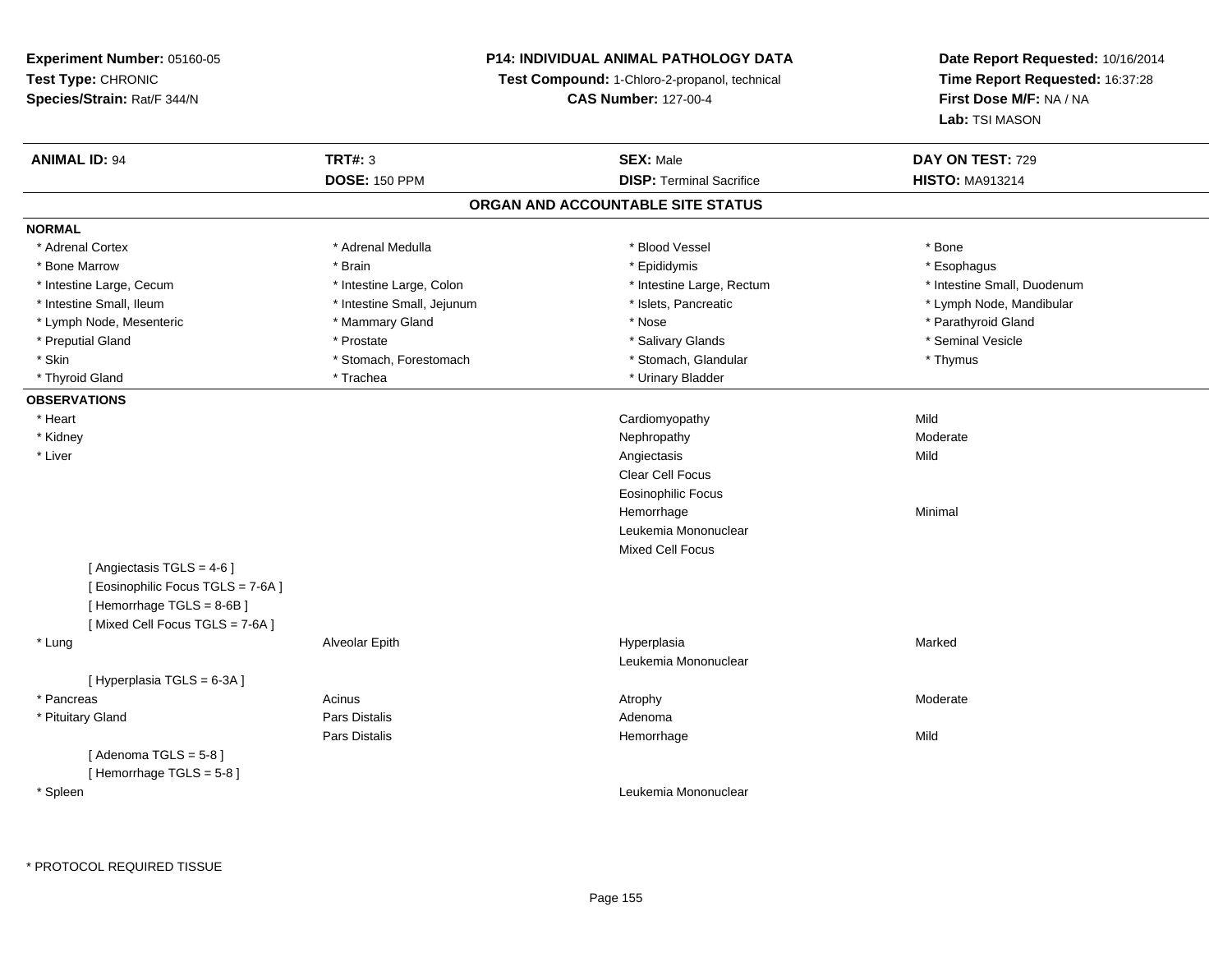**Experiment Number:** 05160-05
**Test Type:** CHRONIC
**Species/Strain:** Rat/F 344/N

**P14: INDIVIDUAL ANIMAL PATHOLOGY DATA**
**Test Compound:** 1-Chloro-2-propanol, technical
**CAS Number:** 127-00-4

**Date Report Requested:** 10/16/2014
**Time Report Requested:** 16:37:28
**First Dose M/F:** NA / NA
**Lab:** TSI MASON

| **ANIMAL ID:** 94 | **TRT#:** 3 | **SEX:** Male | **DAY ON TEST:** 729 |
|---|---|---|---|
| | **DOSE:** 150 PPM | **DISP:** Terminal Sacrifice | **HISTO:** MA913214 |

## ORGAN AND ACCOUNTABLE SITE STATUS

**NORMAL**

| | | | |
|---|---|---|---|
| * Adrenal Cortex | * Adrenal Medulla | * Blood Vessel | * Bone |
| * Bone Marrow | * Brain | * Epididymis | * Esophagus |
| * Intestine Large, Cecum | * Intestine Large, Colon | * Intestine Large, Rectum | * Intestine Small, Duodenum |
| * Intestine Small, Ileum | * Intestine Small, Jejunum | * Islets, Pancreatic | * Lymph Node, Mandibular |
| * Lymph Node, Mesenteric | * Mammary Gland | * Nose | * Parathyroid Gland |
| * Preputial Gland | * Prostate | * Salivary Glands | * Seminal Vesicle |
| * Skin | * Stomach, Forestomach | * Stomach, Glandular | * Thymus |
| * Thyroid Gland | * Trachea | * Urinary Bladder | |

**OBSERVATIONS**

| | | | |
|---|---|---|---|
| * Heart | | Cardiomyopathy | Mild |
| * Kidney | | Nephropathy | Moderate |
| * Liver | | Angiectasis | Mild |
| | | Clear Cell Focus | |
| | | Eosinophilic Focus | |
| | | Hemorrhage | Minimal |
| | | Leukemia Mononuclear | |
| | | Mixed Cell Focus | |
| [ Angiectasis TGLS = 4-6 ] | | | |
| [ Eosinophilic Focus TGLS = 7-6A ] | | | |
| [ Hemorrhage TGLS = 8-6B ] | | | |
| [ Mixed Cell Focus TGLS = 7-6A ] | | | |
| * Lung | Alveolar Epith | Hyperplasia | Marked |
| | | Leukemia Mononuclear | |
| [ Hyperplasia TGLS = 6-3A ] | | | |
| * Pancreas | Acinus | Atrophy | Moderate |
| * Pituitary Gland | Pars Distalis | Adenoma | |
| | Pars Distalis | Hemorrhage | Mild |
| [ Adenoma TGLS = 5-8 ] | | | |
| [ Hemorrhage TGLS = 5-8 ] | | | |
| * Spleen | | Leukemia Mononuclear | |

\* PROTOCOL REQUIRED TISSUE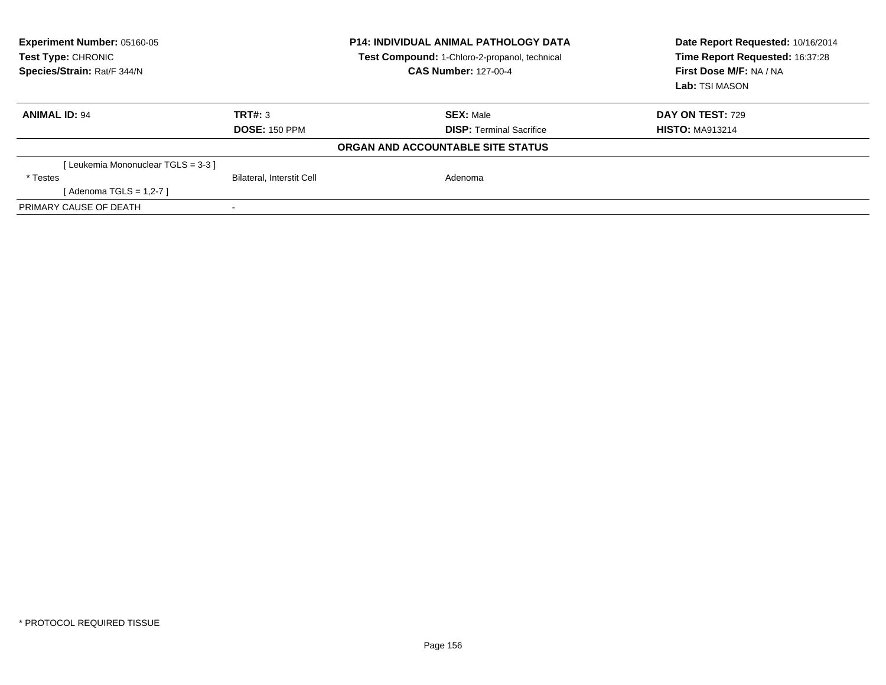**Experiment Number:** 05160-05
**Test Type:** CHRONIC
**Species/Strain:** Rat/F 344/N

**P14: INDIVIDUAL ANIMAL PATHOLOGY DATA**
**Test Compound:** 1-Chloro-2-propanol, technical
**CAS Number:** 127-00-4

**Date Report Requested:** 10/16/2014
**Time Report Requested:** 16:37:28
**First Dose M/F:** NA / NA
**Lab:** TSI MASON

| **ANIMAL ID:** 94 | **TRT#:** 3 | **SEX:** Male | **DAY ON TEST:** 729 |
|---|---|---|---|
| | **DOSE:** 150 PPM | **DISP:** Terminal Sacrifice | **HISTO:** MA913214 |

**ORGAN AND ACCOUNTABLE SITE STATUS**

| | | |
|---|---|---|
| [ Leukemia Mononuclear TGLS = 3-3 ] | | |
| * Testes | Bilateral, Interstit Cell | Adenoma |
| [ Adenoma TGLS = 1,2-7 ] | | |
| PRIMARY CAUSE OF DEATH | - | |

* PROTOCOL REQUIRED TISSUE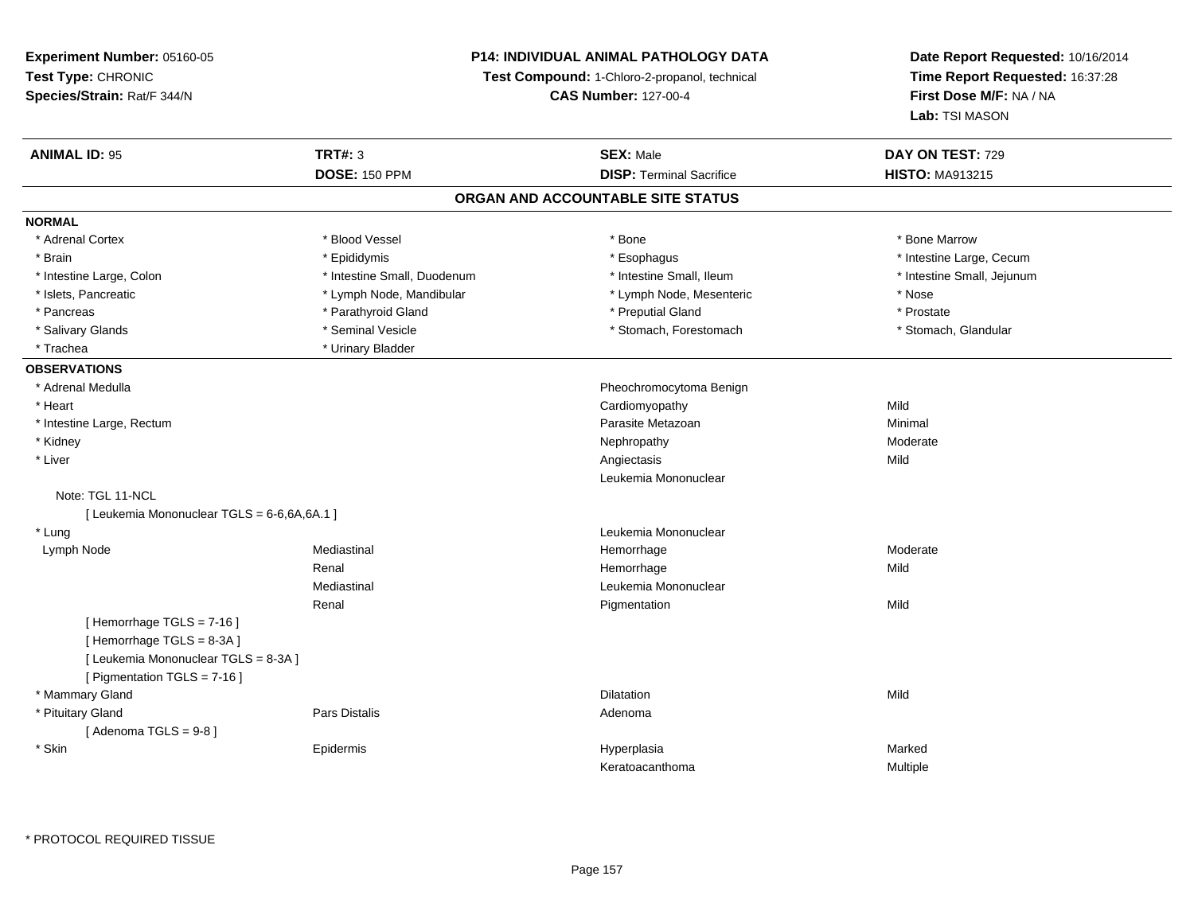**Experiment Number:** 05160-05
**Test Type:** CHRONIC
**Species/Strain:** Rat/F 344/N

**P14: INDIVIDUAL ANIMAL PATHOLOGY DATA**
**Test Compound:** 1-Chloro-2-propanol, technical
**CAS Number:** 127-00-4

**Date Report Requested:** 10/16/2014
**Time Report Requested:** 16:37:28
**First Dose M/F:** NA / NA
**Lab:** TSI MASON

| **ANIMAL ID:** 95 | **TRT#:** 3 | **SEX:** Male | **DAY ON TEST:** 729 |
|---|---|---|---|
| | **DOSE:** 150 PPM | **DISP:** Terminal Sacrifice | **HISTO:** MA913215 |

## ORGAN AND ACCOUNTABLE SITE STATUS

### NORMAL

| | | | |
|---|---|---|---|
| * Adrenal Cortex | * Blood Vessel | * Bone | * Bone Marrow |
| * Brain | * Epididymis | * Esophagus | * Intestine Large, Cecum |
| * Intestine Large, Colon | * Intestine Small, Duodenum | * Intestine Small, Ileum | * Intestine Small, Jejunum |
| * Islets, Pancreatic | * Lymph Node, Mandibular | * Lymph Node, Mesenteric | * Nose |
| * Pancreas | * Parathyroid Gland | * Preputial Gland | * Prostate |
| * Salivary Glands | * Seminal Vesicle | * Stomach, Forestomach | * Stomach, Glandular |
| * Trachea | * Urinary Bladder | | |

### OBSERVATIONS

| | | | |
|---|---|---|---|
| * Adrenal Medulla | | Pheochromocytoma Benign | |
| * Heart | | Cardiomyopathy | Mild |
| * Intestine Large, Rectum | | Parasite Metazoan | Minimal |
| * Kidney | | Nephropathy | Moderate |
| * Liver | | Angiectasis | Mild |
| | | Leukemia Mononuclear | |
| Note: TGL 11-NCL | | | |
| [ Leukemia Mononuclear TGLS = 6-6,6A,6A.1 ] | | | |
| * Lung | | Leukemia Mononuclear | |
| Lymph Node | Mediastinal | Hemorrhage | Moderate |
| | Renal | Hemorrhage | Mild |
| | Mediastinal | Leukemia Mononuclear | |
| | Renal | Pigmentation | Mild |
| [ Hemorrhage TGLS = 7-16 ] | | | |
| [ Hemorrhage TGLS = 8-3A ] | | | |
| [ Leukemia Mononuclear TGLS = 8-3A ] | | | |
| [ Pigmentation TGLS = 7-16 ] | | | |
| * Mammary Gland | | Dilatation | Mild |
| * Pituitary Gland | Pars Distalis | Adenoma | |
| [ Adenoma TGLS = 9-8 ] | | | |
| * Skin | Epidermis | Hyperplasia | Marked |
| | | Keratoacanthoma | Multiple |

* PROTOCOL REQUIRED TISSUE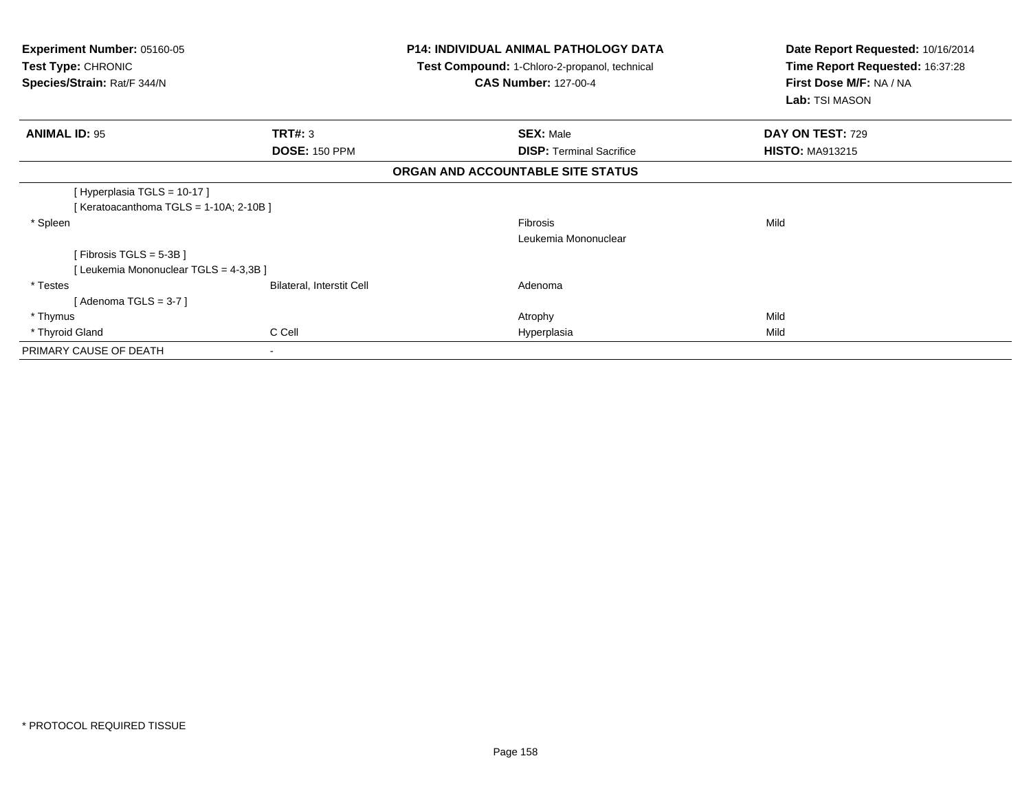**Experiment Number:** 05160-05
**Test Type:** CHRONIC
**Species/Strain:** Rat/F 344/N

**P14: INDIVIDUAL ANIMAL PATHOLOGY DATA**
**Test Compound:** 1-Chloro-2-propanol, technical
**CAS Number:** 127-00-4

**Date Report Requested:** 10/16/2014
**Time Report Requested:** 16:37:28
**First Dose M/F:** NA / NA
**Lab:** TSI MASON

| **ANIMAL ID:** 95 | **TRT#:** 3 | **SEX:** Male | **DAY ON TEST:** 729 |
|---|---|---|---|
| | **DOSE:** 150 PPM | **DISP:** Terminal Sacrifice | **HISTO:** MA913215 |

**ORGAN AND ACCOUNTABLE SITE STATUS**

| | | | |
|---|---|---|---|
| [ Hyperplasia TGLS = 10-17 ] | | | |
| [ Keratoacanthoma TGLS = 1-10A; 2-10B ] | | | |
| * Spleen | | Fibrosis | Mild |
| | | Leukemia Mononuclear | |
| [ Fibrosis TGLS = 5-3B ] | | | |
| [ Leukemia Mononuclear TGLS = 4-3,3B ] | | | |
| * Testes | Bilateral, Interstit Cell | Adenoma | |
| [ Adenoma TGLS = 3-7 ] | | | |
| * Thymus | | Atrophy | Mild |
| * Thyroid Gland | C Cell | Hyperplasia | Mild |
| PRIMARY CAUSE OF DEATH | - | | |

* PROTOCOL REQUIRED TISSUE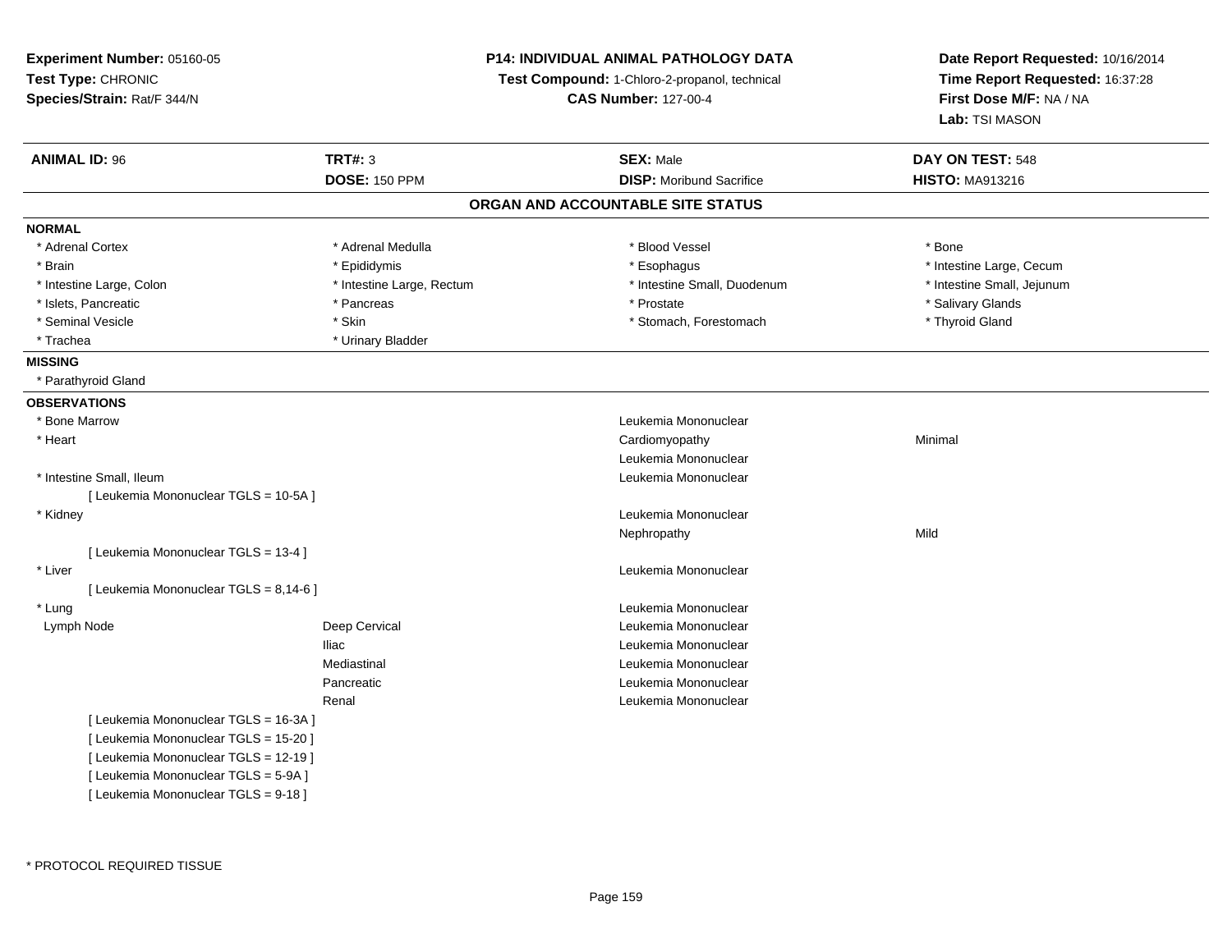**Experiment Number:** 05160-05
**Test Type:** CHRONIC
**Species/Strain:** Rat/F 344/N

**P14: INDIVIDUAL ANIMAL PATHOLOGY DATA**
**Test Compound:** 1-Chloro-2-propanol, technical
**CAS Number:** 127-00-4

**Date Report Requested:** 10/16/2014
**Time Report Requested:** 16:37:28
**First Dose M/F:** NA / NA
**Lab:** TSI MASON

| **ANIMAL ID:** 96 | **TRT#:** 3 | **SEX:** Male | **DAY ON TEST:** 548 |
|---|---|---|---|
| | **DOSE:** 150 PPM | **DISP:** Moribund Sacrifice | **HISTO:** MA913216 |

## ORGAN AND ACCOUNTABLE SITE STATUS

**NORMAL**

| | | | |
|---|---|---|---|
| * Adrenal Cortex | * Adrenal Medulla | * Blood Vessel | * Bone |
| * Brain | * Epididymis | * Esophagus | * Intestine Large, Cecum |
| * Intestine Large, Colon | * Intestine Large, Rectum | * Intestine Small, Duodenum | * Intestine Small, Jejunum |
| * Islets, Pancreatic | * Pancreas | * Prostate | * Salivary Glands |
| * Seminal Vesicle | * Skin | * Stomach, Forestomach | * Thyroid Gland |
| * Trachea | * Urinary Bladder | | |

**MISSING**

* Parathyroid Gland

**OBSERVATIONS**

| | | | |
|---|---|---|---|
| * Bone Marrow | | Leukemia Mononuclear | |
| * Heart | | Cardiomyopathy | Minimal |
| | | Leukemia Mononuclear | |
| * Intestine Small, Ileum | | Leukemia Mononuclear | |
| [ Leukemia Mononuclear TGLS = 10-5A ] | | | |
| * Kidney | | Leukemia Mononuclear | |
| | | Nephropathy | Mild |
| [ Leukemia Mononuclear TGLS = 13-4 ] | | | |
| * Liver | | Leukemia Mononuclear | |
| [ Leukemia Mononuclear TGLS = 8,14-6 ] | | | |
| * Lung | | Leukemia Mononuclear | |
| Lymph Node | Deep Cervical | Leukemia Mononuclear | |
| | Iliac | Leukemia Mononuclear | |
| | Mediastinal | Leukemia Mononuclear | |
| | Pancreatic | Leukemia Mononuclear | |
| | Renal | Leukemia Mononuclear | |
| [ Leukemia Mononuclear TGLS = 16-3A ] | | | |
| [ Leukemia Mononuclear TGLS = 15-20 ] | | | |
| [ Leukemia Mononuclear TGLS = 12-19 ] | | | |
| [ Leukemia Mononuclear TGLS = 5-9A ] | | | |
| [ Leukemia Mononuclear TGLS = 9-18 ] | | | |

* PROTOCOL REQUIRED TISSUE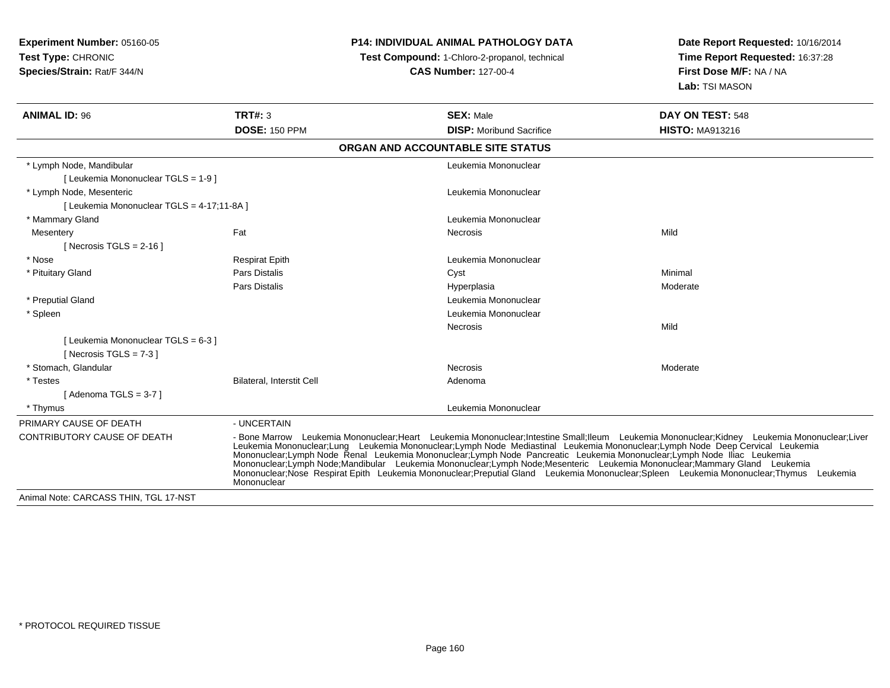**Experiment Number:** 05160-05
**Test Type:** CHRONIC
**Species/Strain:** Rat/F 344/N

**P14: INDIVIDUAL ANIMAL PATHOLOGY DATA**
**Test Compound:** 1-Chloro-2-propanol, technical
**CAS Number:** 127-00-4

**Date Report Requested:** 10/16/2014
**Time Report Requested:** 16:37:28
**First Dose M/F:** NA / NA
**Lab:** TSI MASON

| **ANIMAL ID:** 96 | **TRT#:** 3 | **SEX:** Male | **DAY ON TEST:** 548 |
|---|---|---|---|
| | **DOSE:** 150 PPM | **DISP:** Moribund Sacrifice | **HISTO:** MA913216 |

**ORGAN AND ACCOUNTABLE SITE STATUS**

| | | | |
|---|---|---|---|
| * Lymph Node, Mandibular | | Leukemia Mononuclear | |
| [ Leukemia Mononuclear TGLS = 1-9 ] | | | |
| * Lymph Node, Mesenteric | | Leukemia Mononuclear | |
| [ Leukemia Mononuclear TGLS = 4-17;11-8A ] | | | |
| * Mammary Gland | | Leukemia Mononuclear | |
| Mesentery | Fat | Necrosis | Mild |
| [ Necrosis TGLS = 2-16 ] | | | |
| * Nose | Respirat Epith | Leukemia Mononuclear | |
| * Pituitary Gland | Pars Distalis | Cyst | Minimal |
| | Pars Distalis | Hyperplasia | Moderate |
| * Preputial Gland | | Leukemia Mononuclear | |
| * Spleen | | Leukemia Mononuclear | |
| | | Necrosis | Mild |
| [ Leukemia Mononuclear TGLS = 6-3 ] | | | |
| [ Necrosis TGLS = 7-3 ] | | | |
| * Stomach, Glandular | | Necrosis | Moderate |
| * Testes | Bilateral, Interstit Cell | Adenoma | |
| [ Adenoma TGLS = 3-7 ] | | | |
| * Thymus | | Leukemia Mononuclear | |

PRIMARY CAUSE OF DEATH - UNCERTAIN

CONTRIBUTORY CAUSE OF DEATH - Bone Marrow Leukemia Mononuclear;Heart Leukemia Mononuclear;Intestine Small;Ileum Leukemia Mononuclear;Kidney Leukemia Mononuclear;Liver Leukemia Mononuclear;Lung Leukemia Mononuclear;Lymph Node Mediastinal Leukemia Mononuclear;Lymph Node Deep Cervical Leukemia Mononuclear;Lymph Node Renal Leukemia Mononuclear;Lymph Node Pancreatic Leukemia Mononuclear;Lymph Node Iliac Leukemia Mononuclear;Lymph Node;Mandibular Leukemia Mononuclear;Lymph Node;Mesenteric Leukemia Mononuclear;Mammary Gland Leukemia Mononuclear;Nose Respirat Epith Leukemia Mononuclear;Preputial Gland Leukemia Mononuclear;Spleen Leukemia Mononuclear;Thymus Leukemia Mononuclear

Animal Note: CARCASS THIN, TGL 17-NST

* PROTOCOL REQUIRED TISSUE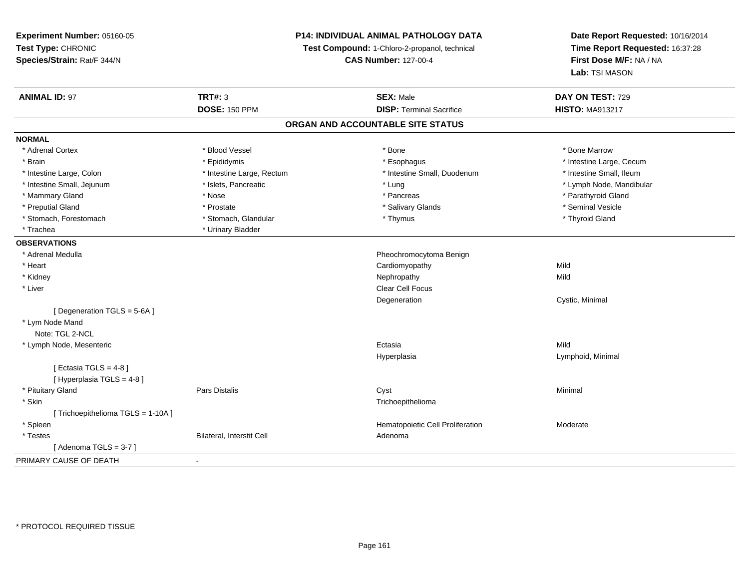**Experiment Number:** 05160-05
**Test Type:** CHRONIC
**Species/Strain:** Rat/F 344/N

**P14: INDIVIDUAL ANIMAL PATHOLOGY DATA**
**Test Compound:** 1-Chloro-2-propanol, technical
**CAS Number:** 127-00-4

**Date Report Requested:** 10/16/2014
**Time Report Requested:** 16:37:28
**First Dose M/F:** NA / NA
**Lab:** TSI MASON

| **ANIMAL ID:** 97 | **TRT#:** 3 | **SEX:** Male | **DAY ON TEST:** 729 |
|---|---|---|---|
| | **DOSE:** 150 PPM | **DISP:** Terminal Sacrifice | **HISTO:** MA913217 |

## ORGAN AND ACCOUNTABLE SITE STATUS

**NORMAL**

| | | | |
|---|---|---|---|
| * Adrenal Cortex | * Blood Vessel | * Bone | * Bone Marrow |
| * Brain | * Epididymis | * Esophagus | * Intestine Large, Cecum |
| * Intestine Large, Colon | * Intestine Large, Rectum | * Intestine Small, Duodenum | * Intestine Small, Ileum |
| * Intestine Small, Jejunum | * Islets, Pancreatic | * Lung | * Lymph Node, Mandibular |
| * Mammary Gland | * Nose | * Pancreas | * Parathyroid Gland |
| * Preputial Gland | * Prostate | * Salivary Glands | * Seminal Vesicle |
| * Stomach, Forestomach | * Stomach, Glandular | * Thymus | * Thyroid Gland |
| * Trachea | * Urinary Bladder | | |

**OBSERVATIONS**

| | | | |
|---|---|---|---|
| * Adrenal Medulla | | Pheochromocytoma Benign | |
| * Heart | | Cardiomyopathy | Mild |
| * Kidney | | Nephropathy | Mild |
| * Liver | | Clear Cell Focus | |
| | | Degeneration | Cystic, Minimal |
| [ Degeneration TGLS = 5-6A ] | | | |
| * Lym Node Mand | | | |
| Note: TGL 2-NCL | | | |
| * Lymph Node, Mesenteric | | Ectasia | Mild |
| | | Hyperplasia | Lymphoid, Minimal |
| [ Ectasia TGLS = 4-8 ] | | | |
| [ Hyperplasia TGLS = 4-8 ] | | | |
| * Pituitary Gland | Pars Distalis | Cyst | Minimal |
| * Skin | | Trichoepithelioma | |
| [ Trichoepithelioma TGLS = 1-10A ] | | | |
| * Spleen | | Hematopoietic Cell Proliferation | Moderate |
| * Testes | Bilateral, Interstit Cell | Adenoma | |
| [ Adenoma TGLS = 3-7 ] | | | |

PRIMARY CAUSE OF DEATH -

* PROTOCOL REQUIRED TISSUE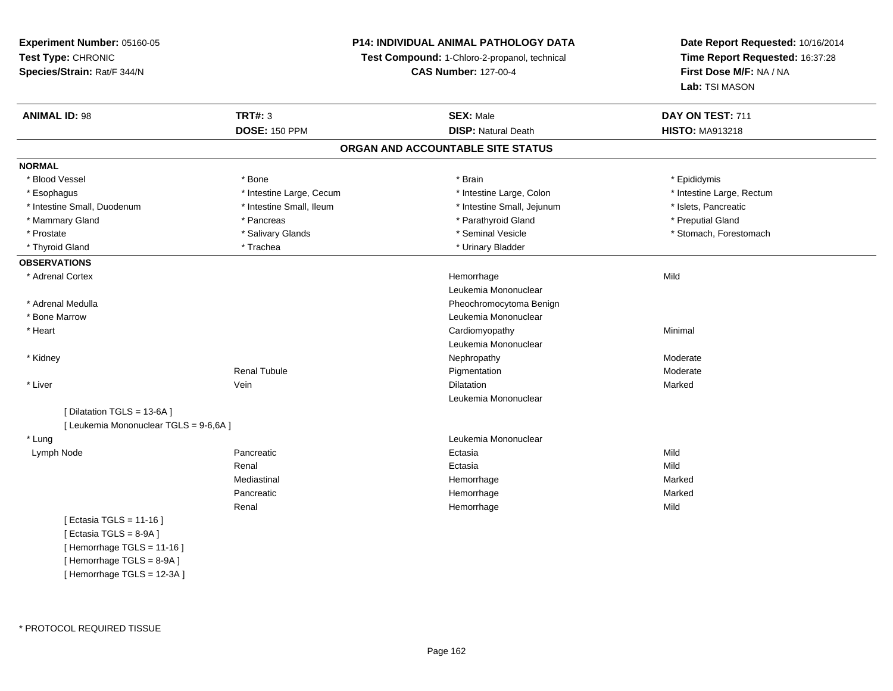**Experiment Number:** 05160-05
**Test Type:** CHRONIC
**Species/Strain:** Rat/F 344/N

**P14: INDIVIDUAL ANIMAL PATHOLOGY DATA**
**Test Compound:** 1-Chloro-2-propanol, technical
**CAS Number:** 127-00-4

**Date Report Requested:** 10/16/2014
**Time Report Requested:** 16:37:28
**First Dose M/F:** NA / NA
**Lab:** TSI MASON

| **ANIMAL ID:** 98 | **TRT#:** 3 | **SEX:** Male | **DAY ON TEST:** 711 |
|---|---|---|---|
| | **DOSE:** 150 PPM | **DISP:** Natural Death | **HISTO:** MA913218 |

## ORGAN AND ACCOUNTABLE SITE STATUS

**NORMAL**

| | | | |
|---|---|---|---|
| * Blood Vessel | * Bone | * Brain | * Epididymis |
| * Esophagus | * Intestine Large, Cecum | * Intestine Large, Colon | * Intestine Large, Rectum |
| * Intestine Small, Duodenum | * Intestine Small, Ileum | * Intestine Small, Jejunum | * Islets, Pancreatic |
| * Mammary Gland | * Pancreas | * Parathyroid Gland | * Preputial Gland |
| * Prostate | * Salivary Glands | * Seminal Vesicle | * Stomach, Forestomach |
| * Thyroid Gland | * Trachea | * Urinary Bladder | |

**OBSERVATIONS**

| | | | |
|---|---|---|---|
| * Adrenal Cortex | | Hemorrhage | Mild |
| | | Leukemia Mononuclear | |
| * Adrenal Medulla | | Pheochromocytoma Benign | |
| * Bone Marrow | | Leukemia Mononuclear | |
| * Heart | | Cardiomyopathy | Minimal |
| | | Leukemia Mononuclear | |
| * Kidney | | Nephropathy | Moderate |
| | Renal Tubule | Pigmentation | Moderate |
| * Liver | Vein | Dilatation | Marked |
| | | Leukemia Mononuclear | |
| [ Dilatation TGLS = 13-6A ] | | | |
| [ Leukemia Mononuclear TGLS = 9-6,6A ] | | | |
| * Lung | | Leukemia Mononuclear | |
| Lymph Node | Pancreatic | Ectasia | Mild |
| | Renal | Ectasia | Mild |
| | Mediastinal | Hemorrhage | Marked |
| | Pancreatic | Hemorrhage | Marked |
| | Renal | Hemorrhage | Mild |
| [ Ectasia TGLS = 11-16 ] | | | |
| [ Ectasia TGLS = 8-9A ] | | | |
| [ Hemorrhage TGLS = 11-16 ] | | | |
| [ Hemorrhage TGLS = 8-9A ] | | | |
| [ Hemorrhage TGLS = 12-3A ] | | | |

\* PROTOCOL REQUIRED TISSUE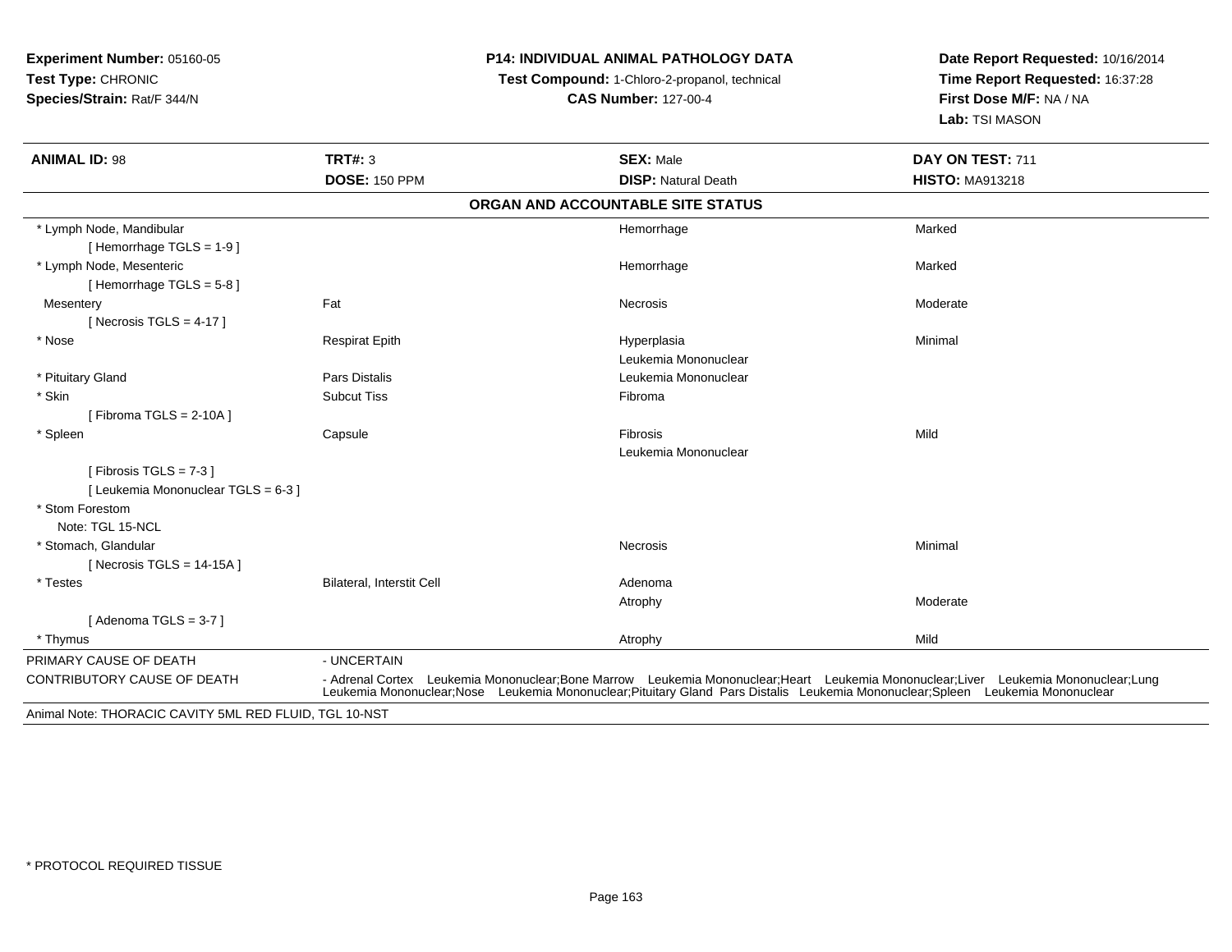**Experiment Number:** 05160-05
**Test Type:** CHRONIC
**Species/Strain:** Rat/F 344/N

**P14: INDIVIDUAL ANIMAL PATHOLOGY DATA**
**Test Compound:** 1-Chloro-2-propanol, technical
**CAS Number:** 127-00-4

**Date Report Requested:** 10/16/2014
**Time Report Requested:** 16:37:28
**First Dose M/F:** NA / NA
**Lab:** TSI MASON

| **ANIMAL ID:** 98 | **TRT#:** 3 | **SEX:** Male | **DAY ON TEST:** 711 |
|---|---|---|---|
| | **DOSE:** 150 PPM | **DISP:** Natural Death | **HISTO:** MA913218 |

## ORGAN AND ACCOUNTABLE SITE STATUS

| | | | |
|---|---|---|---|
| * Lymph Node, Mandibular | | Hemorrhage | Marked |
| [ Hemorrhage TGLS = 1-9 ] | | | |
| * Lymph Node, Mesenteric | | Hemorrhage | Marked |
| [ Hemorrhage TGLS = 5-8 ] | | | |
| Mesentery | Fat | Necrosis | Moderate |
| [ Necrosis TGLS = 4-17 ] | | | |
| * Nose | Respirat Epith | Hyperplasia | Minimal |
| | | Leukemia Mononuclear | |
| * Pituitary Gland | Pars Distalis | Leukemia Mononuclear | |
| * Skin | Subcut Tiss | Fibroma | |
| [ Fibroma TGLS = 2-10A ] | | | |
| * Spleen | Capsule | Fibrosis | Mild |
| | | Leukemia Mononuclear | |
| [ Fibrosis TGLS = 7-3 ] | | | |
| [ Leukemia Mononuclear TGLS = 6-3 ] | | | |
| * Stom Forestom | | | |
| Note: TGL 15-NCL | | | |
| * Stomach, Glandular | | Necrosis | Minimal |
| [ Necrosis TGLS = 14-15A ] | | | |
| * Testes | Bilateral, Interstit Cell | Adenoma | |
| | | Atrophy | Moderate |
| [ Adenoma TGLS = 3-7 ] | | | |
| * Thymus | | Atrophy | Mild |

PRIMARY CAUSE OF DEATH - UNCERTAIN

CONTRIBUTORY CAUSE OF DEATH - Adrenal Cortex Leukemia Mononuclear;Bone Marrow Leukemia Mononuclear;Heart Leukemia Mononuclear;Liver Leukemia Mononuclear;Lung Leukemia Mononuclear;Nose Leukemia Mononuclear;Pituitary Gland Pars Distalis Leukemia Mononuclear;Spleen Leukemia Mononuclear

Animal Note: THORACIC CAVITY 5ML RED FLUID, TGL 10-NST

* PROTOCOL REQUIRED TISSUE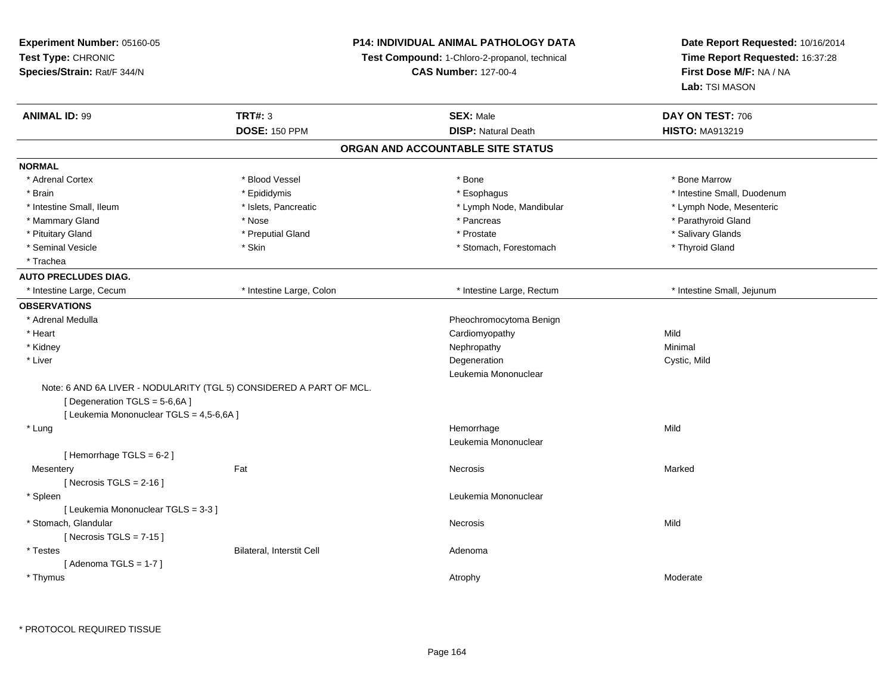**Experiment Number:** 05160-05
**Test Type:** CHRONIC
**Species/Strain:** Rat/F 344/N

**P14: INDIVIDUAL ANIMAL PATHOLOGY DATA**
**Test Compound:** 1-Chloro-2-propanol, technical
**CAS Number:** 127-00-4

**Date Report Requested:** 10/16/2014
**Time Report Requested:** 16:37:28
**First Dose M/F:** NA / NA
**Lab:** TSI MASON

| **ANIMAL ID:** 99 | **TRT#:** 3 | **SEX:** Male | **DAY ON TEST:** 706 |
|---|---|---|---|
| | **DOSE:** 150 PPM | **DISP:** Natural Death | **HISTO:** MA913219 |

## ORGAN AND ACCOUNTABLE SITE STATUS

**NORMAL**

| | | | |
|---|---|---|---|
| * Adrenal Cortex | * Blood Vessel | * Bone | * Bone Marrow |
| * Brain | * Epididymis | * Esophagus | * Intestine Small, Duodenum |
| * Intestine Small, Ileum | * Islets, Pancreatic | * Lymph Node, Mandibular | * Lymph Node, Mesenteric |
| * Mammary Gland | * Nose | * Pancreas | * Parathyroid Gland |
| * Pituitary Gland | * Preputial Gland | * Prostate | * Salivary Glands |
| * Seminal Vesicle | * Skin | * Stomach, Forestomach | * Thyroid Gland |
| * Trachea | | | |

**AUTO PRECLUDES DIAG.**

| | | | |
|---|---|---|---|
| * Intestine Large, Cecum | * Intestine Large, Colon | * Intestine Large, Rectum | * Intestine Small, Jejunum |

**OBSERVATIONS**

| | | | |
|---|---|---|---|
| * Adrenal Medulla | | Pheochromocytoma Benign | |
| * Heart | | Cardiomyopathy | Mild |
| * Kidney | | Nephropathy | Minimal |
| * Liver | | Degeneration | Cystic, Mild |
| | | Leukemia Mononuclear | |
| Note: 6 AND 6A LIVER - NODULARITY (TGL 5) CONSIDERED A PART OF MCL. | | | |
| [ Degeneration TGLS = 5-6,6A ] | | | |
| [ Leukemia Mononuclear TGLS = 4,5-6,6A ] | | | |
| * Lung | | Hemorrhage | Mild |
| | | Leukemia Mononuclear | |
| [ Hemorrhage TGLS = 6-2 ] | | | |
| Mesentery | Fat | Necrosis | Marked |
| [ Necrosis TGLS = 2-16 ] | | | |
| * Spleen | | Leukemia Mononuclear | |
| [ Leukemia Mononuclear TGLS = 3-3 ] | | | |
| * Stomach, Glandular | | Necrosis | Mild |
| [ Necrosis TGLS = 7-15 ] | | | |
| * Testes | Bilateral, Interstit Cell | Adenoma | |
| [ Adenoma TGLS = 1-7 ] | | | |
| * Thymus | | Atrophy | Moderate |

\* PROTOCOL REQUIRED TISSUE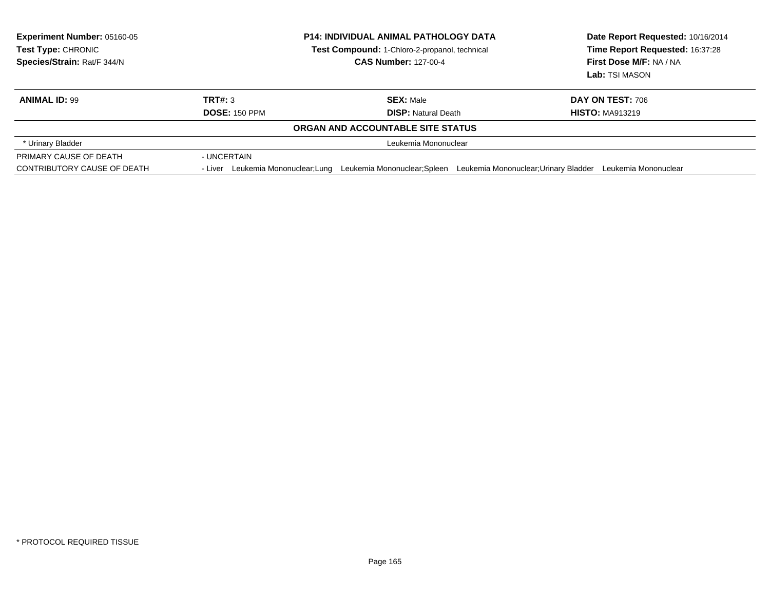**Experiment Number:** 05160-05
**Test Type:** CHRONIC
**Species/Strain:** Rat/F 344/N

**P14: INDIVIDUAL ANIMAL PATHOLOGY DATA**
**Test Compound:** 1-Chloro-2-propanol, technical
**CAS Number:** 127-00-4

**Date Report Requested:** 10/16/2014
**Time Report Requested:** 16:37:28
**First Dose M/F:** NA / NA
**Lab:** TSI MASON

| **ANIMAL ID:** 99 | **TRT#:** 3 | **SEX:** Male | **DAY ON TEST:** 706 |
|---|---|---|---|
| | **DOSE:** 150 PPM | **DISP:** Natural Death | **HISTO:** MA913219 |

**ORGAN AND ACCOUNTABLE SITE STATUS**

| | |
|---|---|
| * Urinary Bladder | Leukemia Mononuclear |
| PRIMARY CAUSE OF DEATH | - UNCERTAIN |
| CONTRIBUTORY CAUSE OF DEATH | - Liver Leukemia Mononuclear;Lung Leukemia Mononuclear;Spleen Leukemia Mononuclear;Urinary Bladder Leukemia Mononuclear |

* PROTOCOL REQUIRED TISSUE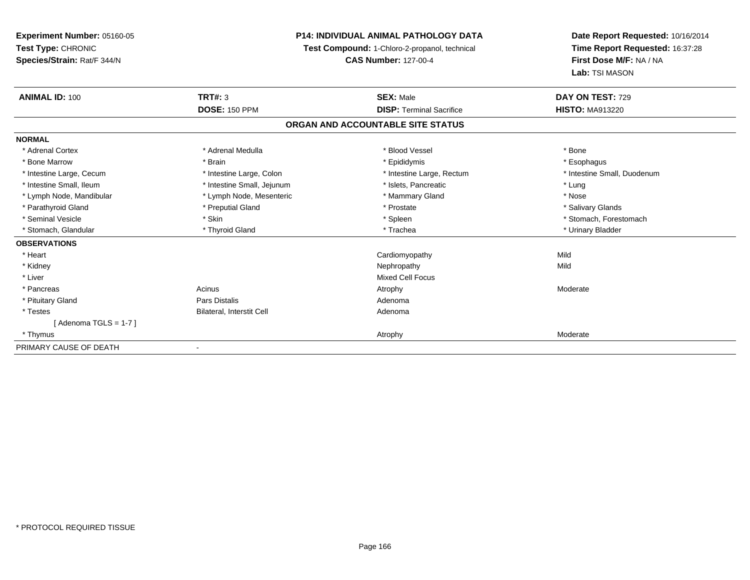**Experiment Number:** 05160-05
**Test Type:** CHRONIC
**Species/Strain:** Rat/F 344/N

**P14: INDIVIDUAL ANIMAL PATHOLOGY DATA**
**Test Compound:** 1-Chloro-2-propanol, technical
**CAS Number:** 127-00-4

**Date Report Requested:** 10/16/2014
**Time Report Requested:** 16:37:28
**First Dose M/F:** NA / NA
**Lab:** TSI MASON

| **ANIMAL ID:** 100 | **TRT#:** 3 | **SEX:** Male | **DAY ON TEST:** 729 |
|---|---|---|---|
| | **DOSE:** 150 PPM | **DISP:** Terminal Sacrifice | **HISTO:** MA913220 |

## ORGAN AND ACCOUNTABLE SITE STATUS

**NORMAL**

| | | | |
|---|---|---|---|
| * Adrenal Cortex | * Adrenal Medulla | * Blood Vessel | * Bone |
| * Bone Marrow | * Brain | * Epididymis | * Esophagus |
| * Intestine Large, Cecum | * Intestine Large, Colon | * Intestine Large, Rectum | * Intestine Small, Duodenum |
| * Intestine Small, Ileum | * Intestine Small, Jejunum | * Islets, Pancreatic | * Lung |
| * Lymph Node, Mandibular | * Lymph Node, Mesenteric | * Mammary Gland | * Nose |
| * Parathyroid Gland | * Preputial Gland | * Prostate | * Salivary Glands |
| * Seminal Vesicle | * Skin | * Spleen | * Stomach, Forestomach |
| * Stomach, Glandular | * Thyroid Gland | * Trachea | * Urinary Bladder |

**OBSERVATIONS**

| | | | |
|---|---|---|---|
| * Heart | | Cardiomyopathy | Mild |
| * Kidney | | Nephropathy | Mild |
| * Liver | | Mixed Cell Focus | |
| * Pancreas | Acinus | Atrophy | Moderate |
| * Pituitary Gland | Pars Distalis | Adenoma | |
| * Testes | Bilateral, Interstit Cell | Adenoma | |
| [ Adenoma TGLS = 1-7 ] | | | |
| * Thymus | | Atrophy | Moderate |

PRIMARY CAUSE OF DEATH -

\* PROTOCOL REQUIRED TISSUE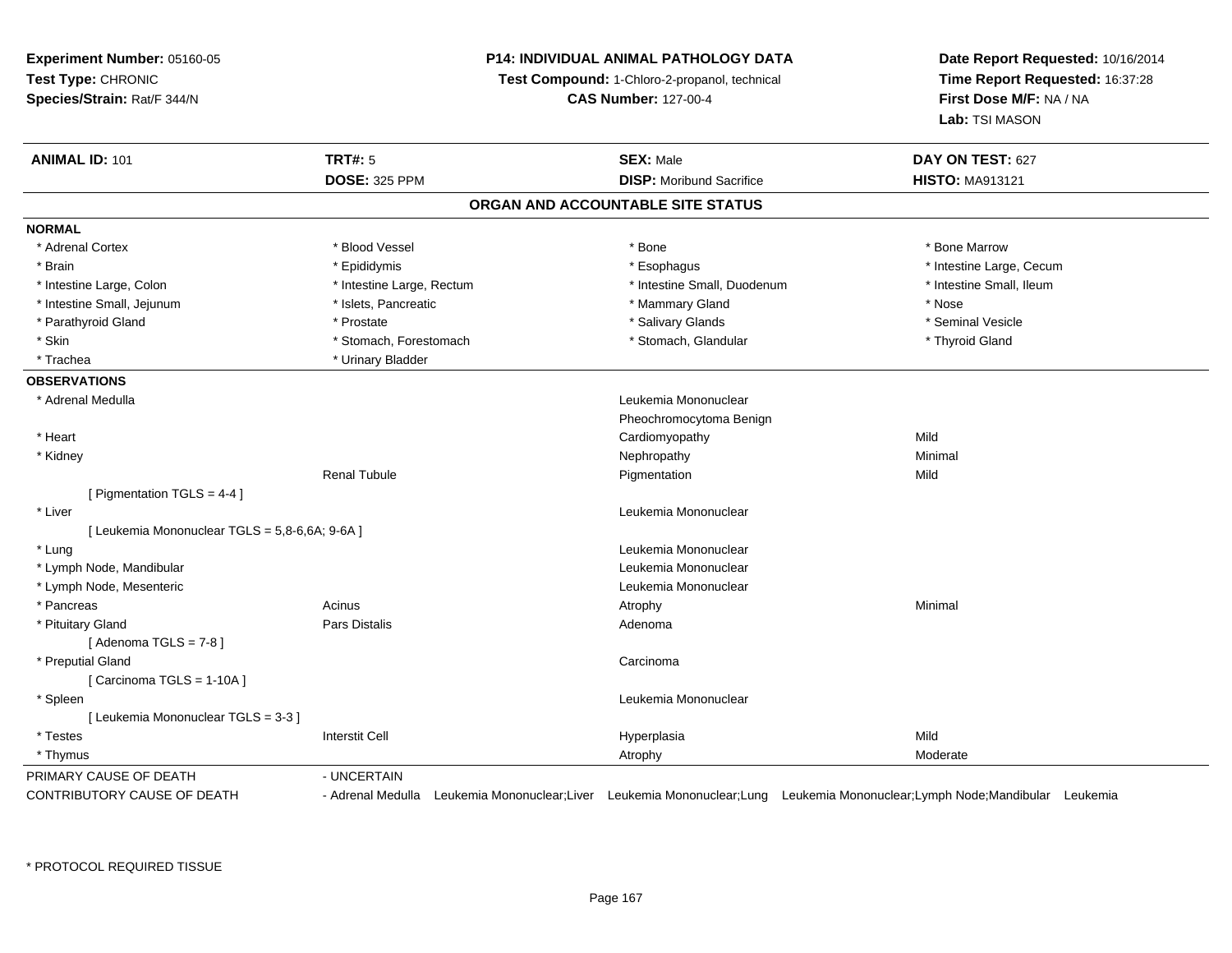**Experiment Number:** 05160-05
**Test Type:** CHRONIC
**Species/Strain:** Rat/F 344/N

**P14: INDIVIDUAL ANIMAL PATHOLOGY DATA**
**Test Compound:** 1-Chloro-2-propanol, technical
**CAS Number:** 127-00-4

**Date Report Requested:** 10/16/2014
**Time Report Requested:** 16:37:28
**First Dose M/F:** NA / NA
**Lab:** TSI MASON

| **ANIMAL ID:** 101 | **TRT#:** 5 | **SEX:** Male | **DAY ON TEST:** 627 |
|---|---|---|---|
| | **DOSE:** 325 PPM | **DISP:** Moribund Sacrifice | **HISTO:** MA913121 |

## ORGAN AND ACCOUNTABLE SITE STATUS

**NORMAL**

| | | | |
|---|---|---|---|
| * Adrenal Cortex | * Blood Vessel | * Bone | * Bone Marrow |
| * Brain | * Epididymis | * Esophagus | * Intestine Large, Cecum |
| * Intestine Large, Colon | * Intestine Large, Rectum | * Intestine Small, Duodenum | * Intestine Small, Ileum |
| * Intestine Small, Jejunum | * Islets, Pancreatic | * Mammary Gland | * Nose |
| * Parathyroid Gland | * Prostate | * Salivary Glands | * Seminal Vesicle |
| * Skin | * Stomach, Forestomach | * Stomach, Glandular | * Thyroid Gland |
| * Trachea | * Urinary Bladder | | |

**OBSERVATIONS**

| | | | |
|---|---|---|---|
| * Adrenal Medulla | | Leukemia Mononuclear | |
| | | Pheochromocytoma Benign | |
| * Heart | | Cardiomyopathy | Mild |
| * Kidney | | Nephropathy | Minimal |
| | Renal Tubule | Pigmentation | Mild |
| [ Pigmentation TGLS = 4-4 ] | | | |
| * Liver | | Leukemia Mononuclear | |
| [ Leukemia Mononuclear TGLS = 5,8-6,6A; 9-6A ] | | | |
| * Lung | | Leukemia Mononuclear | |
| * Lymph Node, Mandibular | | Leukemia Mononuclear | |
| * Lymph Node, Mesenteric | | Leukemia Mononuclear | |
| * Pancreas | Acinus | Atrophy | Minimal |
| * Pituitary Gland | Pars Distalis | Adenoma | |
| [ Adenoma TGLS = 7-8 ] | | | |
| * Preputial Gland | | Carcinoma | |
| [ Carcinoma TGLS = 1-10A ] | | | |
| * Spleen | | Leukemia Mononuclear | |
| [ Leukemia Mononuclear TGLS = 3-3 ] | | | |
| * Testes | Interstit Cell | Hyperplasia | Mild |
| * Thymus | | Atrophy | Moderate |

PRIMARY CAUSE OF DEATH - UNCERTAIN

CONTRIBUTORY CAUSE OF DEATH - Adrenal Medulla Leukemia Mononuclear;Liver Leukemia Mononuclear;Lung Leukemia Mononuclear;Lymph Node;Mandibular Leukemia

\* PROTOCOL REQUIRED TISSUE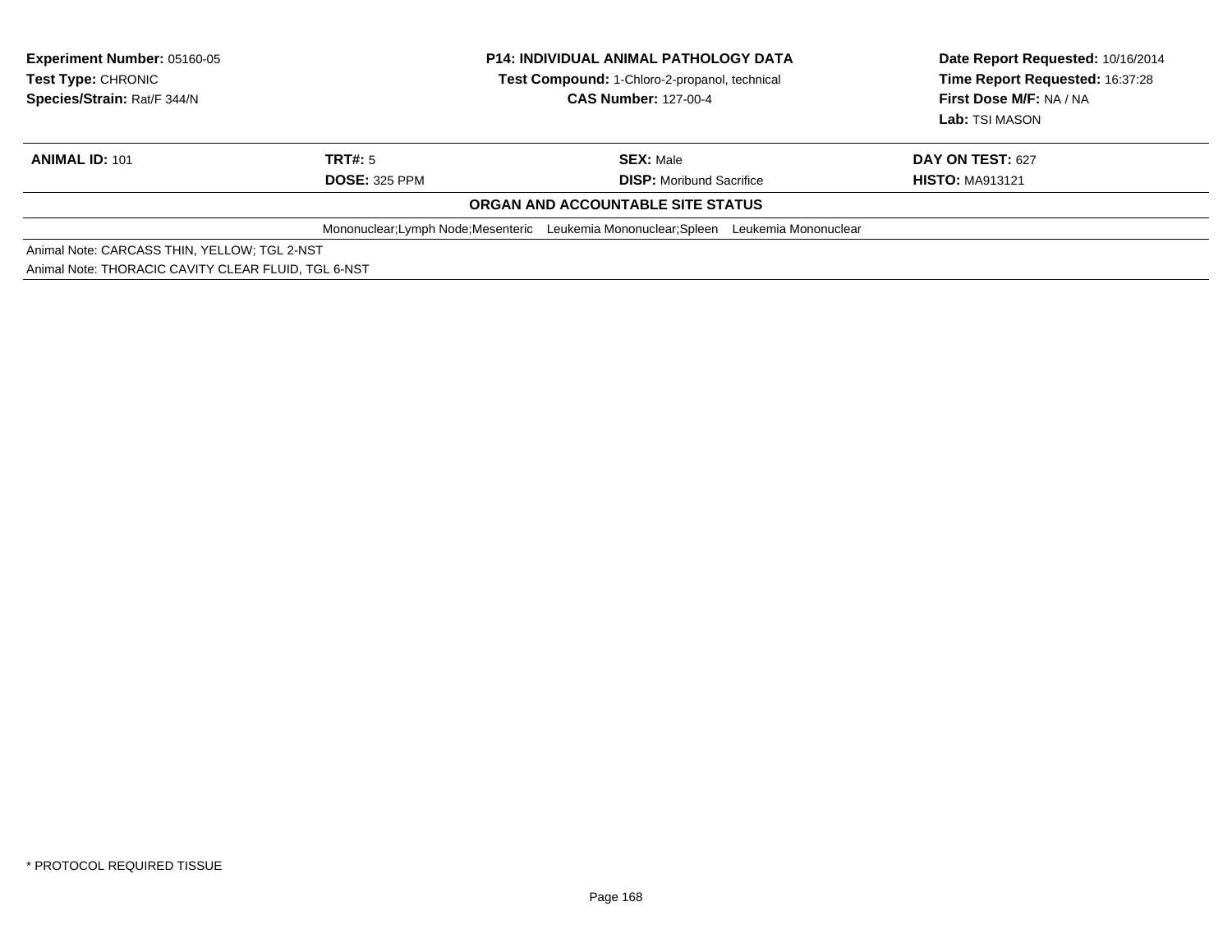**Experiment Number:** 05160-05
**Test Type:** CHRONIC
**Species/Strain:** Rat/F 344/N

**P14: INDIVIDUAL ANIMAL PATHOLOGY DATA**
**Test Compound:** 1-Chloro-2-propanol, technical
**CAS Number:** 127-00-4

**Date Report Requested:** 10/16/2014
**Time Report Requested:** 16:37:28
**First Dose M/F:** NA / NA
**Lab:** TSI MASON

| **ANIMAL ID:** 101 | **TRT#:** 5 | **SEX:** Male | **DAY ON TEST:** 627 |
|---|---|---|---|
| | **DOSE:** 325 PPM | **DISP:** Moribund Sacrifice | **HISTO:** MA913121 |

**ORGAN AND ACCOUNTABLE SITE STATUS**

Mononuclear;Lymph Node;Mesenteric Leukemia Mononuclear;Spleen Leukemia Mononuclear

Animal Note: CARCASS THIN, YELLOW; TGL 2-NST
Animal Note: THORACIC CAVITY CLEAR FLUID, TGL 6-NST

* PROTOCOL REQUIRED TISSUE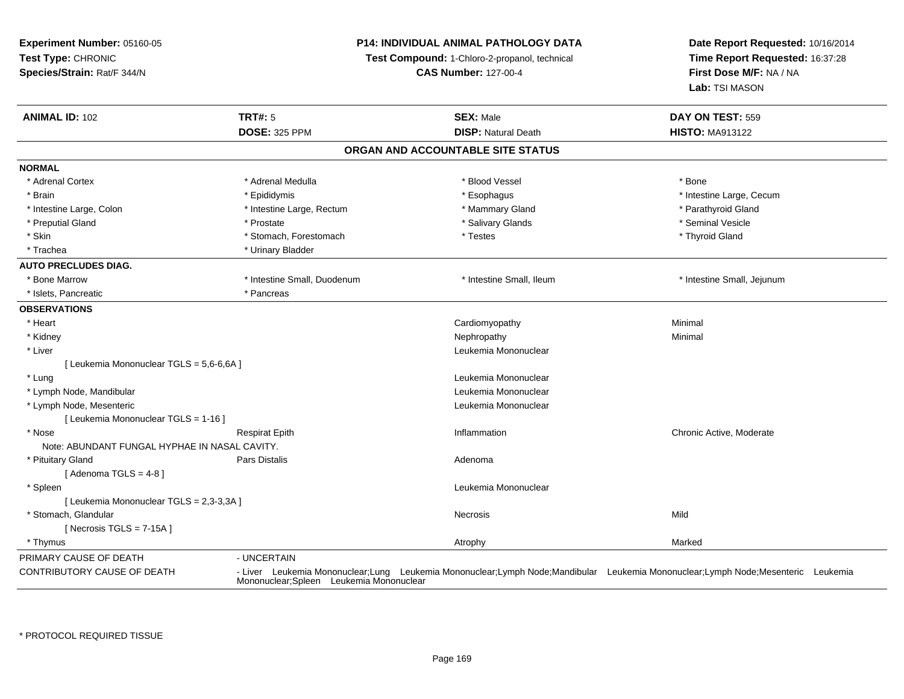**Experiment Number:** 05160-05
**Test Type:** CHRONIC
**Species/Strain:** Rat/F 344/N

**P14: INDIVIDUAL ANIMAL PATHOLOGY DATA**
**Test Compound:** 1-Chloro-2-propanol, technical
**CAS Number:** 127-00-4

**Date Report Requested:** 10/16/2014
**Time Report Requested:** 16:37:28
**First Dose M/F:** NA / NA
**Lab:** TSI MASON

| **ANIMAL ID:** 102 | **TRT#:** 5 | **SEX:** Male | **DAY ON TEST:** 559 |
|---|---|---|---|
| | **DOSE:** 325 PPM | **DISP:** Natural Death | **HISTO:** MA913122 |

## ORGAN AND ACCOUNTABLE SITE STATUS

**NORMAL**

| | | | |
|---|---|---|---|
| * Adrenal Cortex | * Adrenal Medulla | * Blood Vessel | * Bone |
| * Brain | * Epididymis | * Esophagus | * Intestine Large, Cecum |
| * Intestine Large, Colon | * Intestine Large, Rectum | * Mammary Gland | * Parathyroid Gland |
| * Preputial Gland | * Prostate | * Salivary Glands | * Seminal Vesicle |
| * Skin | * Stomach, Forestomach | * Testes | * Thyroid Gland |
| * Trachea | * Urinary Bladder | | |

**AUTO PRECLUDES DIAG.**

| | | | |
|---|---|---|---|
| * Bone Marrow | * Intestine Small, Duodenum | * Intestine Small, Ileum | * Intestine Small, Jejunum |
| * Islets, Pancreatic | * Pancreas | | |

**OBSERVATIONS**

| | | | |
|---|---|---|---|
| * Heart | | Cardiomyopathy | Minimal |
| * Kidney | | Nephropathy | Minimal |
| * Liver | | Leukemia Mononuclear | |
| [ Leukemia Mononuclear TGLS = 5,6-6,6A ] | | | |
| * Lung | | Leukemia Mononuclear | |
| * Lymph Node, Mandibular | | Leukemia Mononuclear | |
| * Lymph Node, Mesenteric | | Leukemia Mononuclear | |
| [ Leukemia Mononuclear TGLS = 1-16 ] | | | |
| * Nose | Respirat Epith | Inflammation | Chronic Active, Moderate |
| Note: ABUNDANT FUNGAL HYPHAE IN NASAL CAVITY. | | | |
| * Pituitary Gland | Pars Distalis | Adenoma | |
| [ Adenoma TGLS = 4-8 ] | | | |
| * Spleen | | Leukemia Mononuclear | |
| [ Leukemia Mononuclear TGLS = 2,3-3,3A ] | | | |
| * Stomach, Glandular | | Necrosis | Mild |
| [ Necrosis TGLS = 7-15A ] | | | |
| * Thymus | | Atrophy | Marked |

PRIMARY CAUSE OF DEATH - UNCERTAIN

CONTRIBUTORY CAUSE OF DEATH - Liver Leukemia Mononuclear;Lung Leukemia Mononuclear;Lymph Node;Mandibular Leukemia Mononuclear;Lymph Node;Mesenteric Leukemia Mononuclear;Spleen Leukemia Mononuclear

* PROTOCOL REQUIRED TISSUE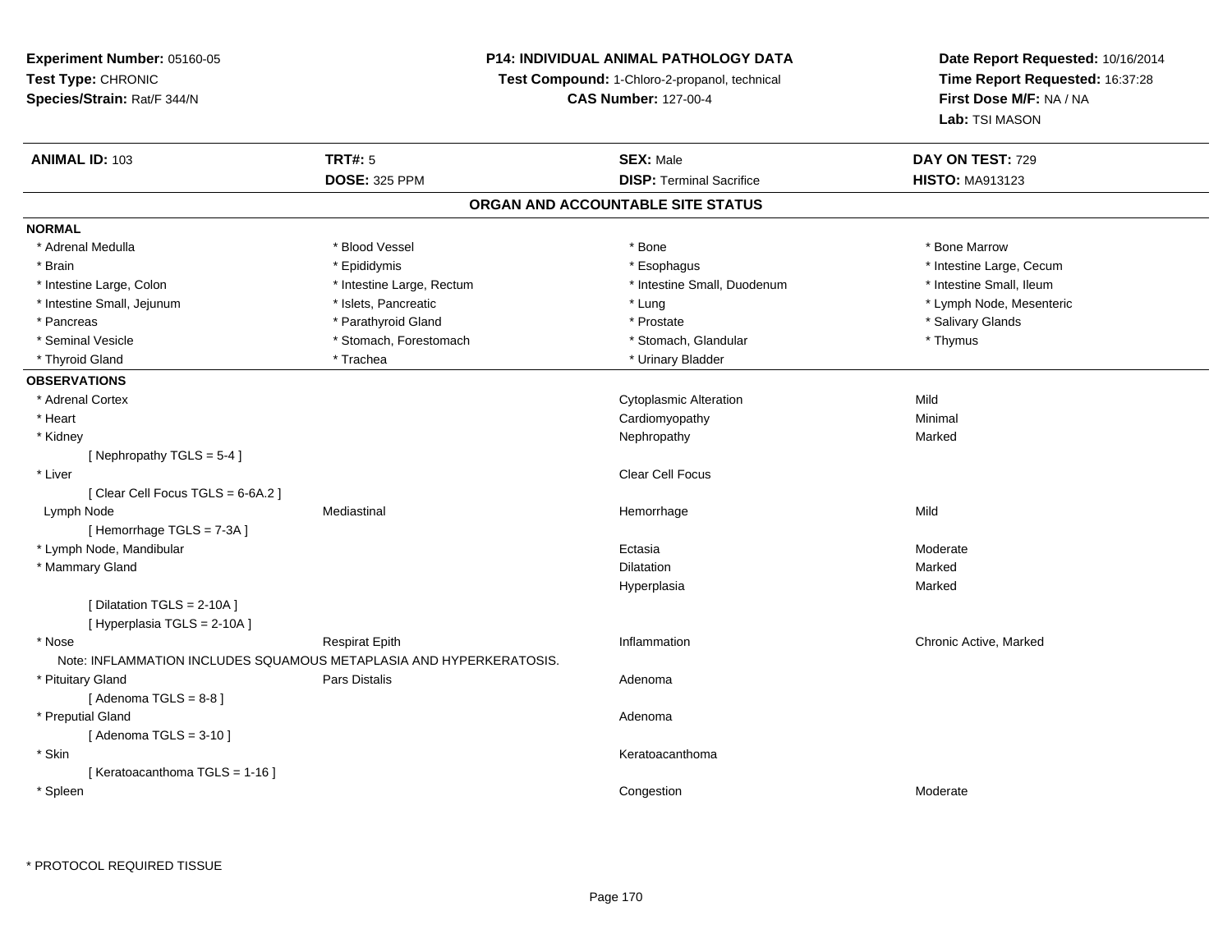**Experiment Number:** 05160-05
**Test Type:** CHRONIC
**Species/Strain:** Rat/F 344/N

**P14: INDIVIDUAL ANIMAL PATHOLOGY DATA**
**Test Compound:** 1-Chloro-2-propanol, technical
**CAS Number:** 127-00-4

**Date Report Requested:** 10/16/2014
**Time Report Requested:** 16:37:28
**First Dose M/F:** NA / NA
**Lab:** TSI MASON

| **ANIMAL ID:** 103 | **TRT#:** 5 | **SEX:** Male | **DAY ON TEST:** 729 |
|---|---|---|---|
| | **DOSE:** 325 PPM | **DISP:** Terminal Sacrifice | **HISTO:** MA913123 |

## ORGAN AND ACCOUNTABLE SITE STATUS

**NORMAL**

| | | | |
|---|---|---|---|
| * Adrenal Medulla | * Blood Vessel | * Bone | * Bone Marrow |
| * Brain | * Epididymis | * Esophagus | * Intestine Large, Cecum |
| * Intestine Large, Colon | * Intestine Large, Rectum | * Intestine Small, Duodenum | * Intestine Small, Ileum |
| * Intestine Small, Jejunum | * Islets, Pancreatic | * Lung | * Lymph Node, Mesenteric |
| * Pancreas | * Parathyroid Gland | * Prostate | * Salivary Glands |
| * Seminal Vesicle | * Stomach, Forestomach | * Stomach, Glandular | * Thymus |
| * Thyroid Gland | * Trachea | * Urinary Bladder | |

**OBSERVATIONS**

| | | | |
|---|---|---|---|
| * Adrenal Cortex | | Cytoplasmic Alteration | Mild |
| * Heart | | Cardiomyopathy | Minimal |
| * Kidney | | Nephropathy | Marked |
| [ Nephropathy TGLS = 5-4 ] | | | |
| * Liver | | Clear Cell Focus | |
| [ Clear Cell Focus TGLS = 6-6A.2 ] | | | |
| Lymph Node | Mediastinal | Hemorrhage | Mild |
| [ Hemorrhage TGLS = 7-3A ] | | | |
| * Lymph Node, Mandibular | | Ectasia | Moderate |
| * Mammary Gland | | Dilatation | Marked |
| | | Hyperplasia | Marked |
| [ Dilatation TGLS = 2-10A ] | | | |
| [ Hyperplasia TGLS = 2-10A ] | | | |
| * Nose | Respirat Epith | Inflammation | Chronic Active, Marked |
| Note: INFLAMMATION INCLUDES SQUAMOUS METAPLASIA AND HYPERKERATOSIS. | | | |
| * Pituitary Gland | Pars Distalis | Adenoma | |
| [ Adenoma TGLS = 8-8 ] | | | |
| * Preputial Gland | | Adenoma | |
| [ Adenoma TGLS = 3-10 ] | | | |
| * Skin | | Keratoacanthoma | |
| [ Keratoacanthoma TGLS = 1-16 ] | | | |
| * Spleen | | Congestion | Moderate |

* PROTOCOL REQUIRED TISSUE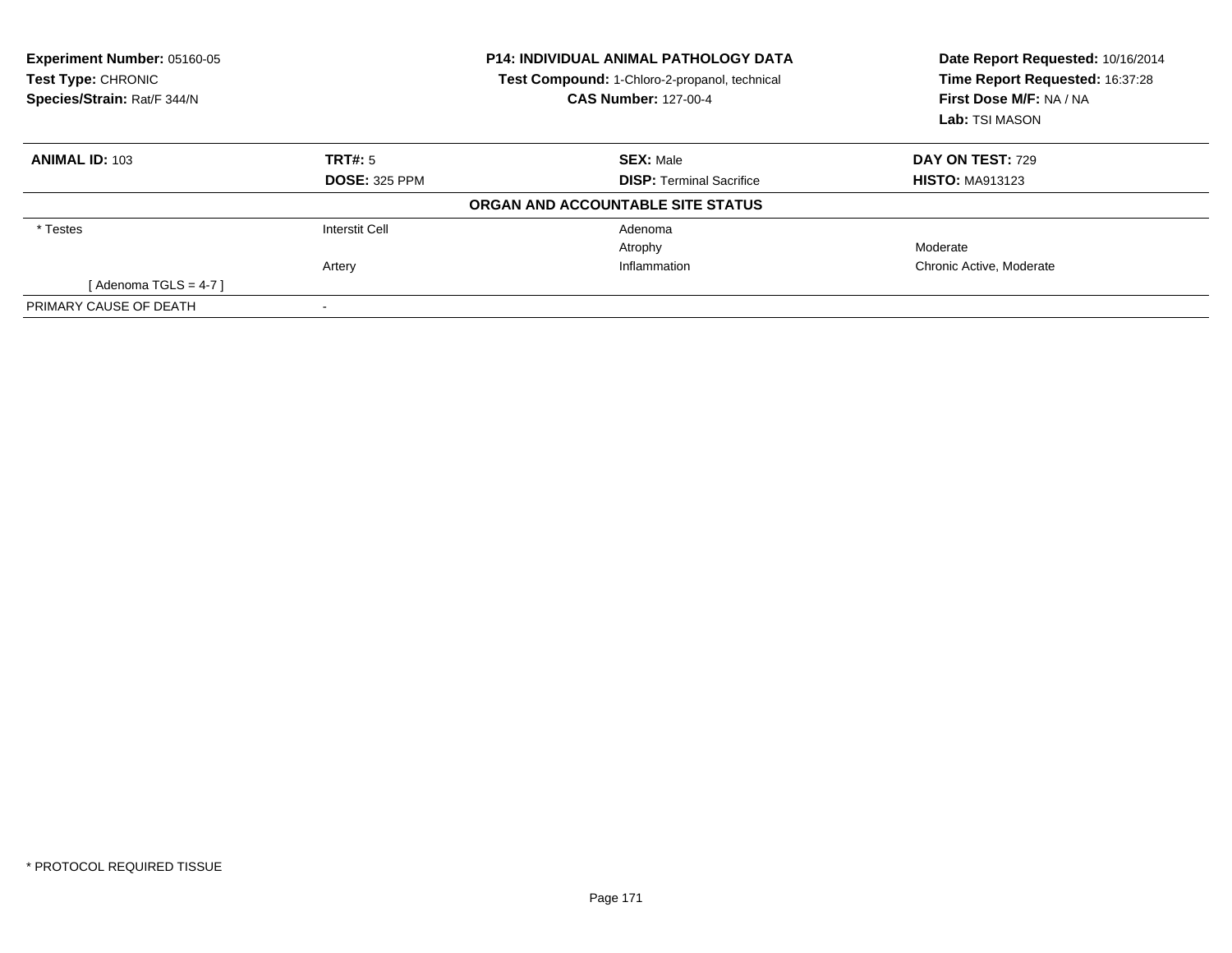**Experiment Number:** 05160-05
**Test Type:** CHRONIC
**Species/Strain:** Rat/F 344/N

**P14: INDIVIDUAL ANIMAL PATHOLOGY DATA**
**Test Compound:** 1-Chloro-2-propanol, technical
**CAS Number:** 127-00-4

**Date Report Requested:** 10/16/2014
**Time Report Requested:** 16:37:28
**First Dose M/F:** NA / NA
**Lab:** TSI MASON

| **ANIMAL ID:** 103 | **TRT#:** 5 | **SEX:** Male | **DAY ON TEST:** 729 |
|---|---|---|---|
| | **DOSE:** 325 PPM | **DISP:** Terminal Sacrifice | **HISTO:** MA913123 |

**ORGAN AND ACCOUNTABLE SITE STATUS**

| | | | |
|---|---|---|---|
| * Testes | Interstit Cell | Adenoma | |
| | | Atrophy | Moderate |
| | Artery | Inflammation | Chronic Active, Moderate |
| [ Adenoma TGLS = 4-7 ] | | | |
| PRIMARY CAUSE OF DEATH | - | | |

* PROTOCOL REQUIRED TISSUE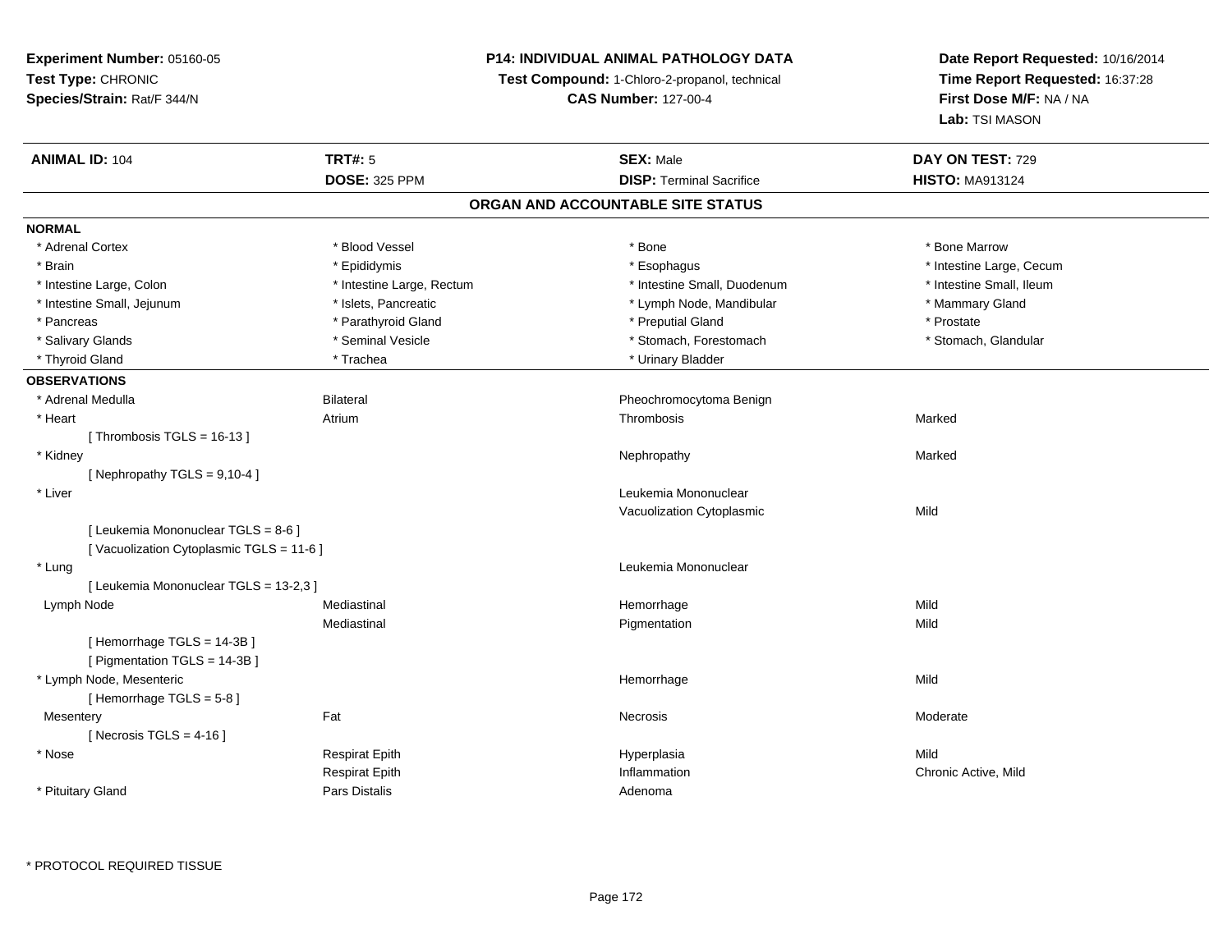**Experiment Number:** 05160-05
**Test Type:** CHRONIC
**Species/Strain:** Rat/F 344/N

**P14: INDIVIDUAL ANIMAL PATHOLOGY DATA**
**Test Compound:** 1-Chloro-2-propanol, technical
**CAS Number:** 127-00-4

**Date Report Requested:** 10/16/2014
**Time Report Requested:** 16:37:28
**First Dose M/F:** NA / NA
**Lab:** TSI MASON

| **ANIMAL ID:** 104 | **TRT#:** 5 | **SEX:** Male | **DAY ON TEST:** 729 |
|---|---|---|---|
| | **DOSE:** 325 PPM | **DISP:** Terminal Sacrifice | **HISTO:** MA913124 |

## ORGAN AND ACCOUNTABLE SITE STATUS

**NORMAL**

| | | | |
|---|---|---|---|
| * Adrenal Cortex | * Blood Vessel | * Bone | * Bone Marrow |
| * Brain | * Epididymis | * Esophagus | * Intestine Large, Cecum |
| * Intestine Large, Colon | * Intestine Large, Rectum | * Intestine Small, Duodenum | * Intestine Small, Ileum |
| * Intestine Small, Jejunum | * Islets, Pancreatic | * Lymph Node, Mandibular | * Mammary Gland |
| * Pancreas | * Parathyroid Gland | * Preputial Gland | * Prostate |
| * Salivary Glands | * Seminal Vesicle | * Stomach, Forestomach | * Stomach, Glandular |
| * Thyroid Gland | * Trachea | * Urinary Bladder | |

**OBSERVATIONS**

| | | | |
|---|---|---|---|
| * Adrenal Medulla | Bilateral | Pheochromocytoma Benign | |
| * Heart | Atrium | Thrombosis | Marked |
| [ Thrombosis TGLS = 16-13 ] | | | |
| * Kidney | | Nephropathy | Marked |
| [ Nephropathy TGLS = 9,10-4 ] | | | |
| * Liver | | Leukemia Mononuclear | |
| | | Vacuolization Cytoplasmic | Mild |
| [ Leukemia Mononuclear TGLS = 8-6 ] | | | |
| [ Vacuolization Cytoplasmic TGLS = 11-6 ] | | | |
| * Lung | | Leukemia Mononuclear | |
| [ Leukemia Mononuclear TGLS = 13-2,3 ] | | | |
| Lymph Node | Mediastinal | Hemorrhage | Mild |
| | Mediastinal | Pigmentation | Mild |
| [ Hemorrhage TGLS = 14-3B ] | | | |
| [ Pigmentation TGLS = 14-3B ] | | | |
| * Lymph Node, Mesenteric | | Hemorrhage | Mild |
| [ Hemorrhage TGLS = 5-8 ] | | | |
| Mesentery | Fat | Necrosis | Moderate |
| [ Necrosis TGLS = 4-16 ] | | | |
| * Nose | Respirat Epith | Hyperplasia | Mild |
| | Respirat Epith | Inflammation | Chronic Active, Mild |
| * Pituitary Gland | Pars Distalis | Adenoma | |

* PROTOCOL REQUIRED TISSUE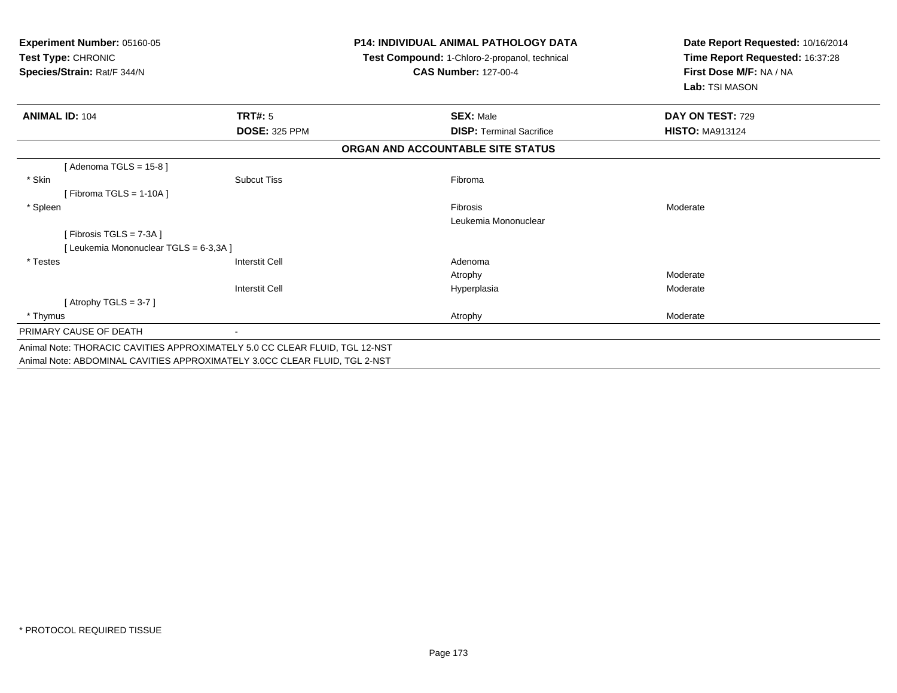**Experiment Number:** 05160-05
**Test Type:** CHRONIC
**Species/Strain:** Rat/F 344/N

**P14: INDIVIDUAL ANIMAL PATHOLOGY DATA**
**Test Compound:** 1-Chloro-2-propanol, technical
**CAS Number:** 127-00-4

**Date Report Requested:** 10/16/2014
**Time Report Requested:** 16:37:28
**First Dose M/F:** NA / NA
**Lab:** TSI MASON

| **ANIMAL ID:** 104 | **TRT#:** 5 | **SEX:** Male | **DAY ON TEST:** 729 |
|---|---|---|---|
| | **DOSE:** 325 PPM | **DISP:** Terminal Sacrifice | **HISTO:** MA913124 |

**ORGAN AND ACCOUNTABLE SITE STATUS**

| | | | |
|---|---|---|---|
| [ Adenoma TGLS = 15-8 ] | | | |
| * Skin | Subcut Tiss | Fibroma | |
| [ Fibroma TGLS = 1-10A ] | | | |
| * Spleen | | Fibrosis | Moderate |
| | | Leukemia Mononuclear | |
| [ Fibrosis TGLS = 7-3A ] | | | |
| [ Leukemia Mononuclear TGLS = 6-3,3A ] | | | |
| * Testes | Interstit Cell | Adenoma | |
| | | Atrophy | Moderate |
| | Interstit Cell | Hyperplasia | Moderate |
| [ Atrophy TGLS = 3-7 ] | | | |
| * Thymus | | Atrophy | Moderate |
| PRIMARY CAUSE OF DEATH | - | | |

Animal Note: THORACIC CAVITIES APPROXIMATELY 5.0 CC CLEAR FLUID, TGL 12-NST
Animal Note: ABDOMINAL CAVITIES APPROXIMATELY 3.0CC CLEAR FLUID, TGL 2-NST

* PROTOCOL REQUIRED TISSUE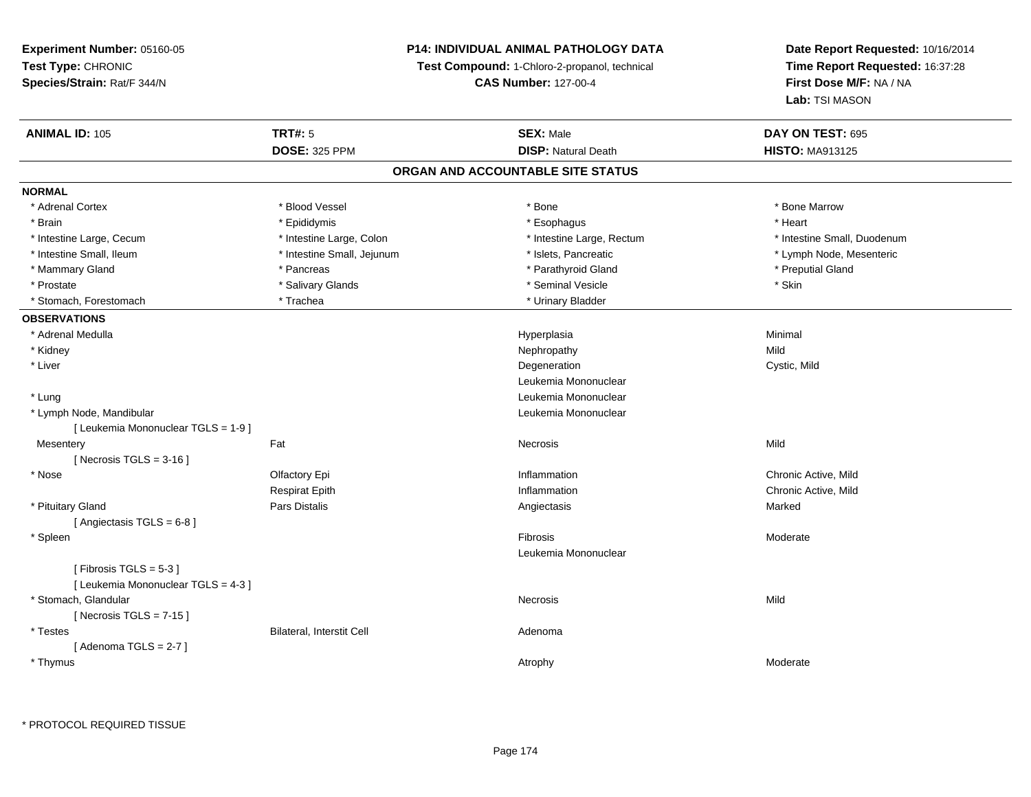**Experiment Number:** 05160-05
**Test Type:** CHRONIC
**Species/Strain:** Rat/F 344/N

**P14: INDIVIDUAL ANIMAL PATHOLOGY DATA**
**Test Compound:** 1-Chloro-2-propanol, technical
**CAS Number:** 127-00-4

**Date Report Requested:** 10/16/2014
**Time Report Requested:** 16:37:28
**First Dose M/F:** NA / NA
**Lab:** TSI MASON

| **ANIMAL ID:** 105 | **TRT#:** 5 | **SEX:** Male | **DAY ON TEST:** 695 |
|---|---|---|---|
| | **DOSE:** 325 PPM | **DISP:** Natural Death | **HISTO:** MA913125 |

## ORGAN AND ACCOUNTABLE SITE STATUS

**NORMAL**

| | | | |
|---|---|---|---|
| * Adrenal Cortex | * Blood Vessel | * Bone | * Bone Marrow |
| * Brain | * Epididymis | * Esophagus | * Heart |
| * Intestine Large, Cecum | * Intestine Large, Colon | * Intestine Large, Rectum | * Intestine Small, Duodenum |
| * Intestine Small, Ileum | * Intestine Small, Jejunum | * Islets, Pancreatic | * Lymph Node, Mesenteric |
| * Mammary Gland | * Pancreas | * Parathyroid Gland | * Preputial Gland |
| * Prostate | * Salivary Glands | * Seminal Vesicle | * Skin |
| * Stomach, Forestomach | * Trachea | * Urinary Bladder | |

**OBSERVATIONS**

| | | | |
|---|---|---|---|
| * Adrenal Medulla | | Hyperplasia | Minimal |
| * Kidney | | Nephropathy | Mild |
| * Liver | | Degeneration | Cystic, Mild |
| | | Leukemia Mononuclear | |
| * Lung | | Leukemia Mononuclear | |
| * Lymph Node, Mandibular | | Leukemia Mononuclear | |
| [ Leukemia Mononuclear TGLS = 1-9 ] | | | |
| Mesentery | Fat | Necrosis | Mild |
| [ Necrosis TGLS = 3-16 ] | | | |
| * Nose | Olfactory Epi | Inflammation | Chronic Active, Mild |
| | Respirat Epith | Inflammation | Chronic Active, Mild |
| * Pituitary Gland | Pars Distalis | Angiectasis | Marked |
| [ Angiectasis TGLS = 6-8 ] | | | |
| * Spleen | | Fibrosis | Moderate |
| | | Leukemia Mononuclear | |
| [ Fibrosis TGLS = 5-3 ] | | | |
| [ Leukemia Mononuclear TGLS = 4-3 ] | | | |
| * Stomach, Glandular | | Necrosis | Mild |
| [ Necrosis TGLS = 7-15 ] | | | |
| * Testes | Bilateral, Interstit Cell | Adenoma | |
| [ Adenoma TGLS = 2-7 ] | | | |
| * Thymus | | Atrophy | Moderate |

* PROTOCOL REQUIRED TISSUE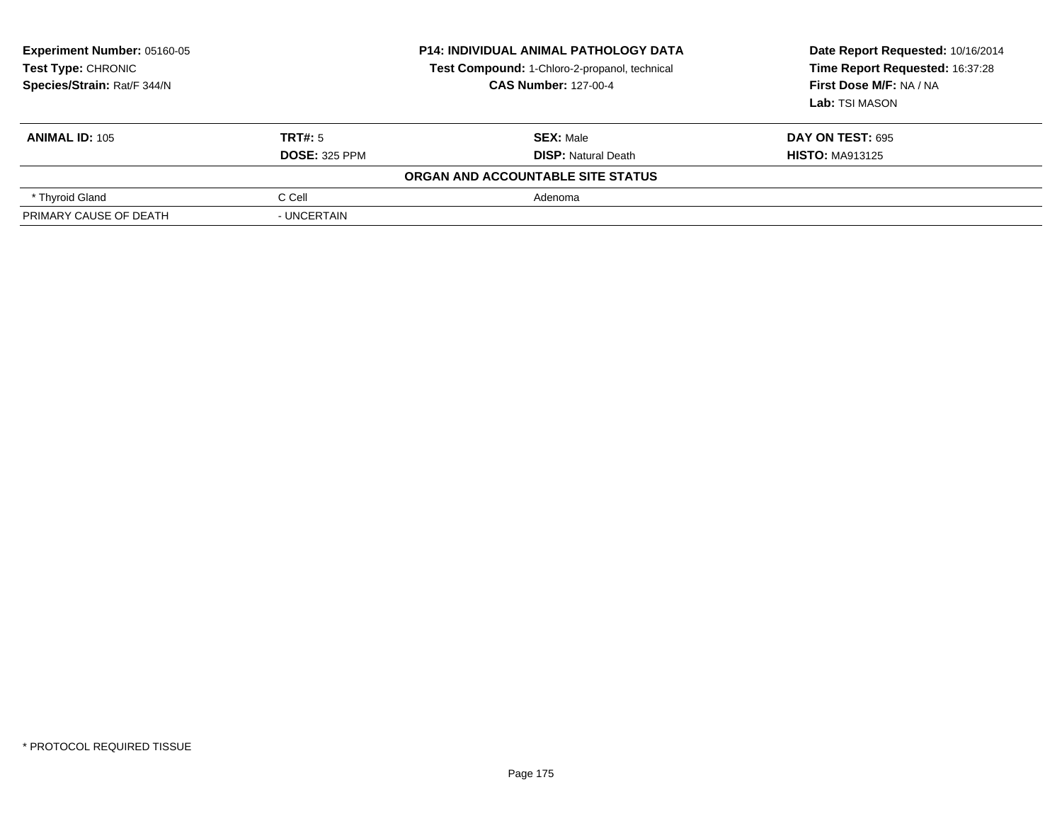**Experiment Number:** 05160-05
**Test Type:** CHRONIC
**Species/Strain:** Rat/F 344/N

**P14: INDIVIDUAL ANIMAL PATHOLOGY DATA**
**Test Compound:** 1-Chloro-2-propanol, technical
**CAS Number:** 127-00-4

**Date Report Requested:** 10/16/2014
**Time Report Requested:** 16:37:28
**First Dose M/F:** NA / NA
**Lab:** TSI MASON

| **ANIMAL ID:** 105 | **TRT#:** 5 | **SEX:** Male | **DAY ON TEST:** 695 |
|---|---|---|---|
| | **DOSE:** 325 PPM | **DISP:** Natural Death | **HISTO:** MA913125 |

**ORGAN AND ACCOUNTABLE SITE STATUS**

| | | |
|---|---|---|
| * Thyroid Gland | C Cell | Adenoma |
| PRIMARY CAUSE OF DEATH | - UNCERTAIN | |

* PROTOCOL REQUIRED TISSUE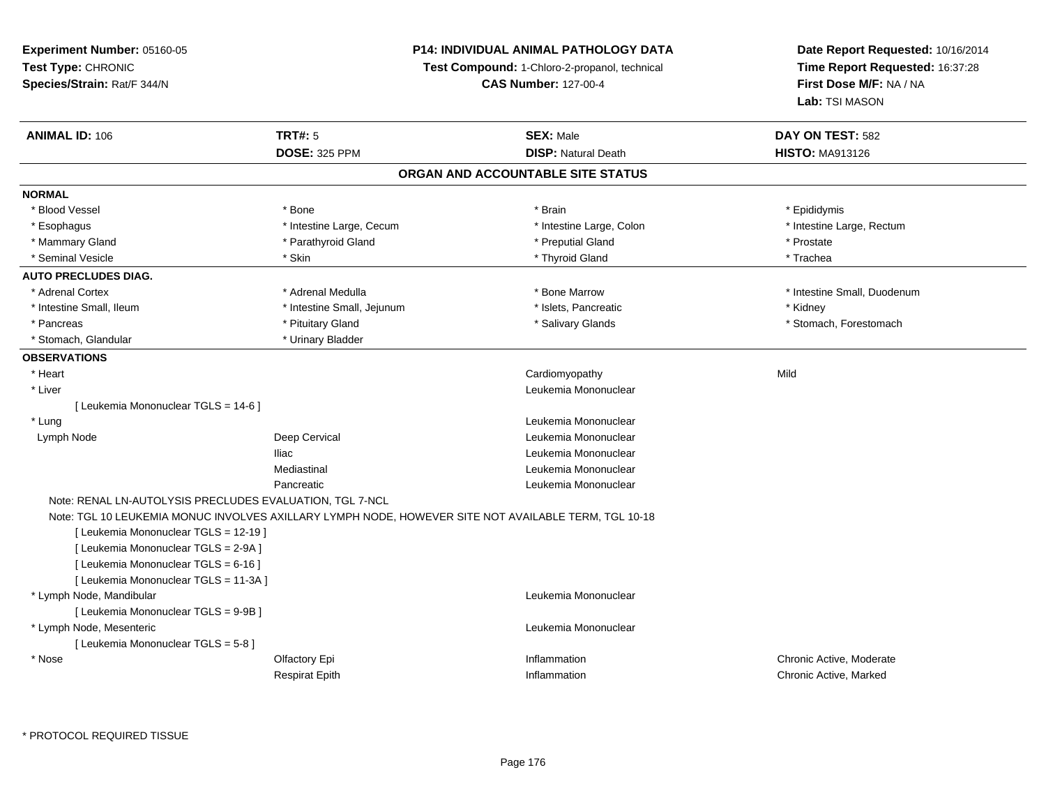**Experiment Number:** 05160-05
**Test Type:** CHRONIC
**Species/Strain:** Rat/F 344/N

**P14: INDIVIDUAL ANIMAL PATHOLOGY DATA**
**Test Compound:** 1-Chloro-2-propanol, technical
**CAS Number:** 127-00-4

**Date Report Requested:** 10/16/2014
**Time Report Requested:** 16:37:28
**First Dose M/F:** NA / NA
**Lab:** TSI MASON

| **ANIMAL ID:** 106 | **TRT#:** 5 | **SEX:** Male | **DAY ON TEST:** 582 |
|---|---|---|---|
| | **DOSE:** 325 PPM | **DISP:** Natural Death | **HISTO:** MA913126 |

## ORGAN AND ACCOUNTABLE SITE STATUS

**NORMAL**

| | | | |
|---|---|---|---|
| * Blood Vessel | * Bone | * Brain | * Epididymis |
| * Esophagus | * Intestine Large, Cecum | * Intestine Large, Colon | * Intestine Large, Rectum |
| * Mammary Gland | * Parathyroid Gland | * Preputial Gland | * Prostate |
| * Seminal Vesicle | * Skin | * Thyroid Gland | * Trachea |

**AUTO PRECLUDES DIAG.**

| | | | |
|---|---|---|---|
| * Adrenal Cortex | * Adrenal Medulla | * Bone Marrow | * Intestine Small, Duodenum |
| * Intestine Small, Ileum | * Intestine Small, Jejunum | * Islets, Pancreatic | * Kidney |
| * Pancreas | * Pituitary Gland | * Salivary Glands | * Stomach, Forestomach |
| * Stomach, Glandular | * Urinary Bladder | | |

**OBSERVATIONS**

| | | | |
|---|---|---|---|
| * Heart | | Cardiomyopathy | Mild |
| * Liver | | Leukemia Mononuclear | |
| [ Leukemia Mononuclear TGLS = 14-6 ] | | | |
| * Lung | | Leukemia Mononuclear | |
| Lymph Node | Deep Cervical | Leukemia Mononuclear | |
| | Iliac | Leukemia Mononuclear | |
| | Mediastinal | Leukemia Mononuclear | |
| | Pancreatic | Leukemia Mononuclear | |

Note: RENAL LN-AUTOLYSIS PRECLUDES EVALUATION, TGL 7-NCL

Note: TGL 10 LEUKEMIA MONUC INVOLVES AXILLARY LYMPH NODE, HOWEVER SITE NOT AVAILABLE TERM, TGL 10-18

[ Leukemia Mononuclear TGLS = 12-19 ]
[ Leukemia Mononuclear TGLS = 2-9A ]
[ Leukemia Mononuclear TGLS = 6-16 ]
[ Leukemia Mononuclear TGLS = 11-3A ]

| | | | |
|---|---|---|---|
| * Lymph Node, Mandibular | | Leukemia Mononuclear | |
| [ Leukemia Mononuclear TGLS = 9-9B ] | | | |
| * Lymph Node, Mesenteric | | Leukemia Mononuclear | |
| [ Leukemia Mononuclear TGLS = 5-8 ] | | | |
| * Nose | Olfactory Epi | Inflammation | Chronic Active, Moderate |
| | Respirat Epith | Inflammation | Chronic Active, Marked |

\* PROTOCOL REQUIRED TISSUE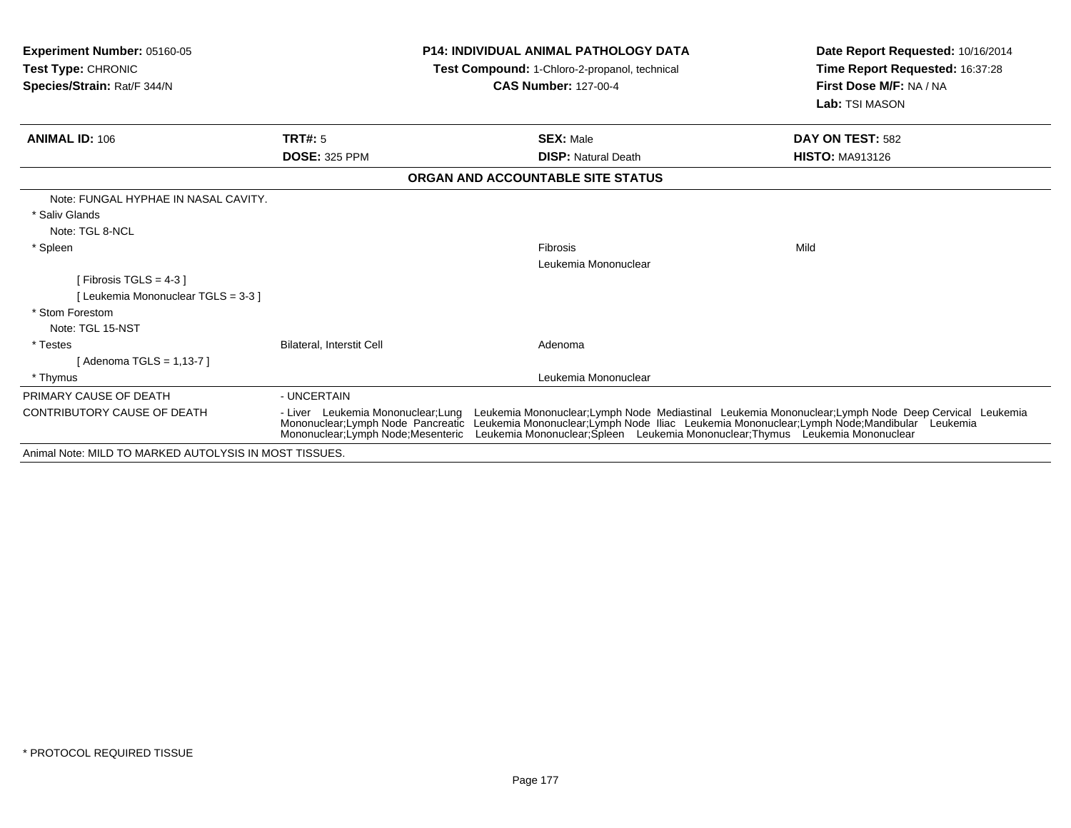**Experiment Number:** 05160-05
**Test Type:** CHRONIC
**Species/Strain:** Rat/F 344/N

**P14: INDIVIDUAL ANIMAL PATHOLOGY DATA**
**Test Compound:** 1-Chloro-2-propanol, technical
**CAS Number:** 127-00-4

**Date Report Requested:** 10/16/2014
**Time Report Requested:** 16:37:28
**First Dose M/F:** NA / NA
**Lab:** TSI MASON

| **ANIMAL ID:** 106 | **TRT#:** 5 | **SEX:** Male | **DAY ON TEST:** 582 |
|---|---|---|---|
| | **DOSE:** 325 PPM | **DISP:** Natural Death | **HISTO:** MA913126 |

### ORGAN AND ACCOUNTABLE SITE STATUS

| | | | |
|---|---|---|---|
| Note: FUNGAL HYPHAE IN NASAL CAVITY. | | | |
| * Saliv Glands | | | |
| Note: TGL 8-NCL | | | |
| * Spleen | | Fibrosis | Mild |
| | | Leukemia Mononuclear | |
| [ Fibrosis TGLS = 4-3 ] | | | |
| [ Leukemia Mononuclear TGLS = 3-3 ] | | | |
| * Stom Forestom | | | |
| Note: TGL 15-NST | | | |
| * Testes | Bilateral, Interstit Cell | Adenoma | |
| [ Adenoma TGLS = 1,13-7 ] | | | |
| * Thymus | | Leukemia Mononuclear | |

| | |
|---|---|
| PRIMARY CAUSE OF DEATH | - UNCERTAIN |
| CONTRIBUTORY CAUSE OF DEATH | - Liver Leukemia Mononuclear;Lung Leukemia Mononuclear;Lymph Node Mediastinal Leukemia Mononuclear;Lymph Node Deep Cervical Leukemia Mononuclear;Lymph Node Pancreatic Leukemia Mononuclear;Lymph Node Iliac Leukemia Mononuclear;Lymph Node;Mandibular Leukemia Mononuclear;Lymph Node;Mesenteric Leukemia Mononuclear;Spleen Leukemia Mononuclear;Thymus Leukemia Mononuclear |

Animal Note: MILD TO MARKED AUTOLYSIS IN MOST TISSUES.

* PROTOCOL REQUIRED TISSUE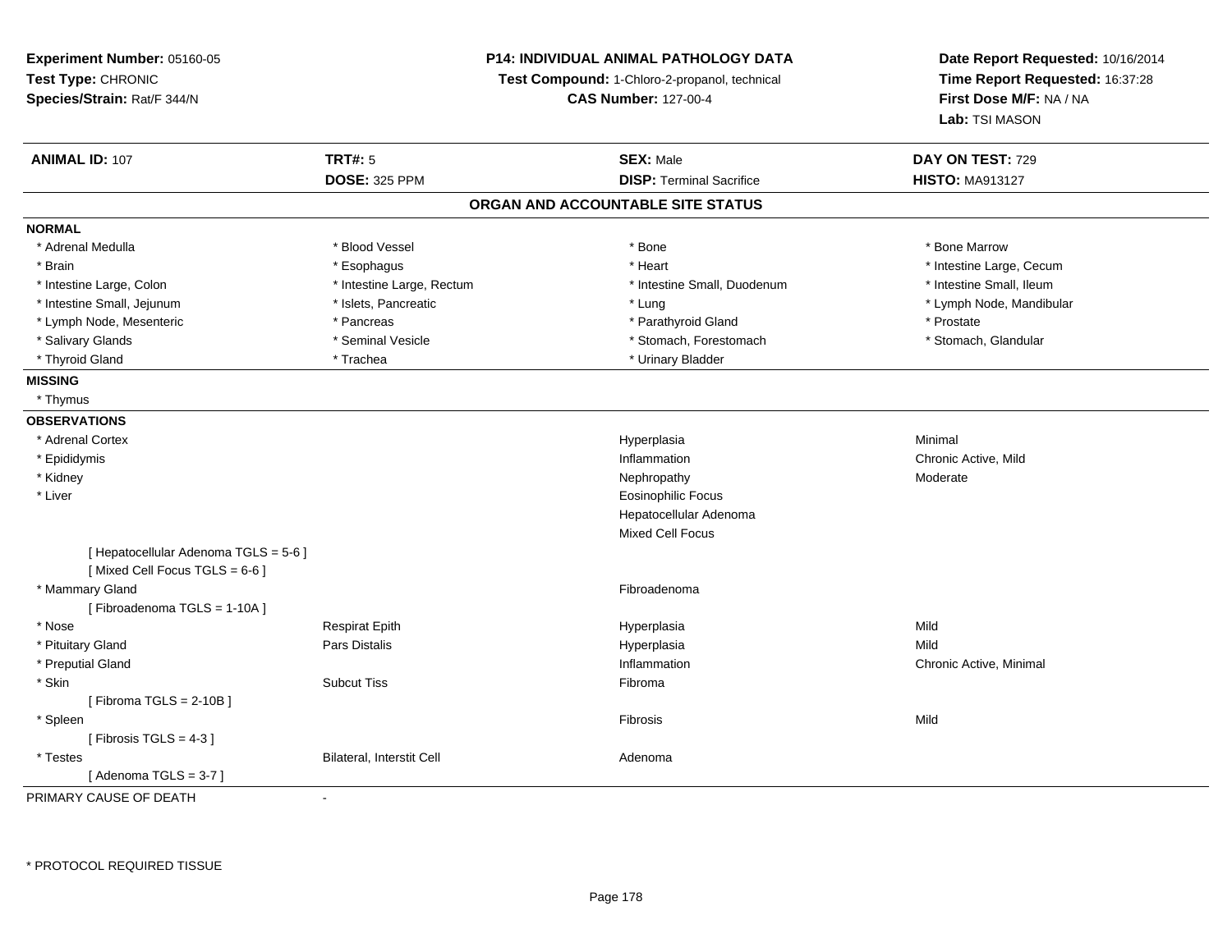**Experiment Number:** 05160-05
**Test Type:** CHRONIC
**Species/Strain:** Rat/F 344/N

**P14: INDIVIDUAL ANIMAL PATHOLOGY DATA**
**Test Compound:** 1-Chloro-2-propanol, technical
**CAS Number:** 127-00-4

**Date Report Requested:** 10/16/2014
**Time Report Requested:** 16:37:28
**First Dose M/F:** NA / NA
**Lab:** TSI MASON

| **ANIMAL ID:** 107 | **TRT#:** 5 | **SEX:** Male | **DAY ON TEST:** 729 |
|---|---|---|---|
| | **DOSE:** 325 PPM | **DISP:** Terminal Sacrifice | **HISTO:** MA913127 |

## ORGAN AND ACCOUNTABLE SITE STATUS

**NORMAL**

| | | | |
|---|---|---|---|
| * Adrenal Medulla | * Blood Vessel | * Bone | * Bone Marrow |
| * Brain | * Esophagus | * Heart | * Intestine Large, Cecum |
| * Intestine Large, Colon | * Intestine Large, Rectum | * Intestine Small, Duodenum | * Intestine Small, Ileum |
| * Intestine Small, Jejunum | * Islets, Pancreatic | * Lung | * Lymph Node, Mandibular |
| * Lymph Node, Mesenteric | * Pancreas | * Parathyroid Gland | * Prostate |
| * Salivary Glands | * Seminal Vesicle | * Stomach, Forestomach | * Stomach, Glandular |
| * Thyroid Gland | * Trachea | * Urinary Bladder | |

**MISSING**

* Thymus

**OBSERVATIONS**

| | | | |
|---|---|---|---|
| * Adrenal Cortex | | Hyperplasia | Minimal |
| * Epididymis | | Inflammation | Chronic Active, Mild |
| * Kidney | | Nephropathy | Moderate |
| * Liver | | Eosinophilic Focus | |
| | | Hepatocellular Adenoma | |
| | | Mixed Cell Focus | |
| [ Hepatocellular Adenoma TGLS = 5-6 ] | | | |
| [ Mixed Cell Focus TGLS = 6-6 ] | | | |
| * Mammary Gland | | Fibroadenoma | |
| [ Fibroadenoma TGLS = 1-10A ] | | | |
| * Nose | Respirat Epith | Hyperplasia | Mild |
| * Pituitary Gland | Pars Distalis | Hyperplasia | Mild |
| * Preputial Gland | | Inflammation | Chronic Active, Minimal |
| * Skin | Subcut Tiss | Fibroma | |
| [ Fibroma TGLS = 2-10B ] | | | |
| * Spleen | | Fibrosis | Mild |
| [ Fibrosis TGLS = 4-3 ] | | | |
| * Testes | Bilateral, Interstit Cell | Adenoma | |
| [ Adenoma TGLS = 3-7 ] | | | |

PRIMARY CAUSE OF DEATH -

* PROTOCOL REQUIRED TISSUE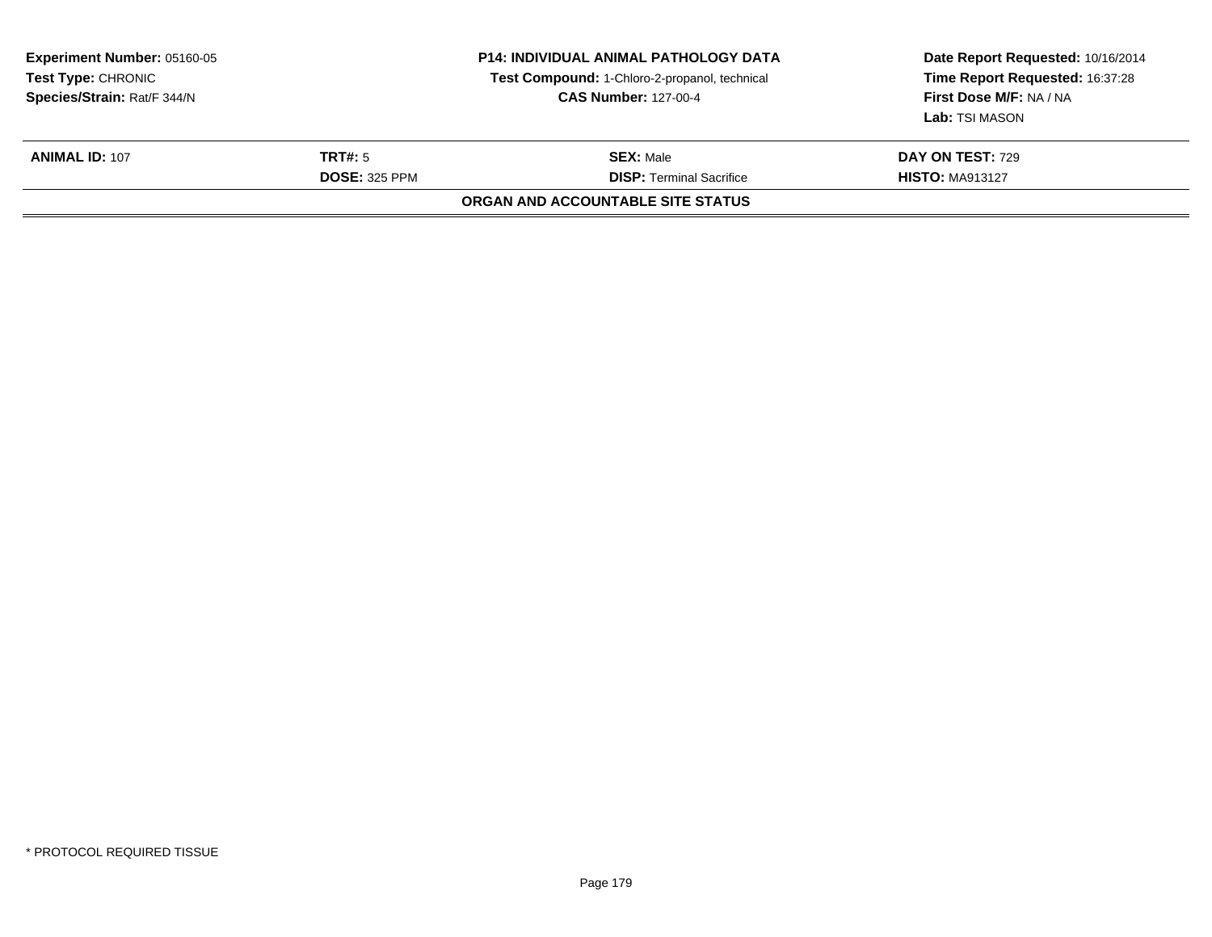**Experiment Number:** 05160-05
**Test Type:** CHRONIC
**Species/Strain:** Rat/F 344/N

**P14: INDIVIDUAL ANIMAL PATHOLOGY DATA**
**Test Compound:** 1-Chloro-2-propanol, technical
**CAS Number:** 127-00-4

**Date Report Requested:** 10/16/2014
**Time Report Requested:** 16:37:28
**First Dose M/F:** NA / NA
**Lab:** TSI MASON

| **ANIMAL ID:** 107 | **TRT#:** 5 | **SEX:** Male | **DAY ON TEST:** 729 |
|---|---|---|---|
| | **DOSE:** 325 PPM | **DISP:** Terminal Sacrifice | **HISTO:** MA913127 |

**ORGAN AND ACCOUNTABLE SITE STATUS**

* PROTOCOL REQUIRED TISSUE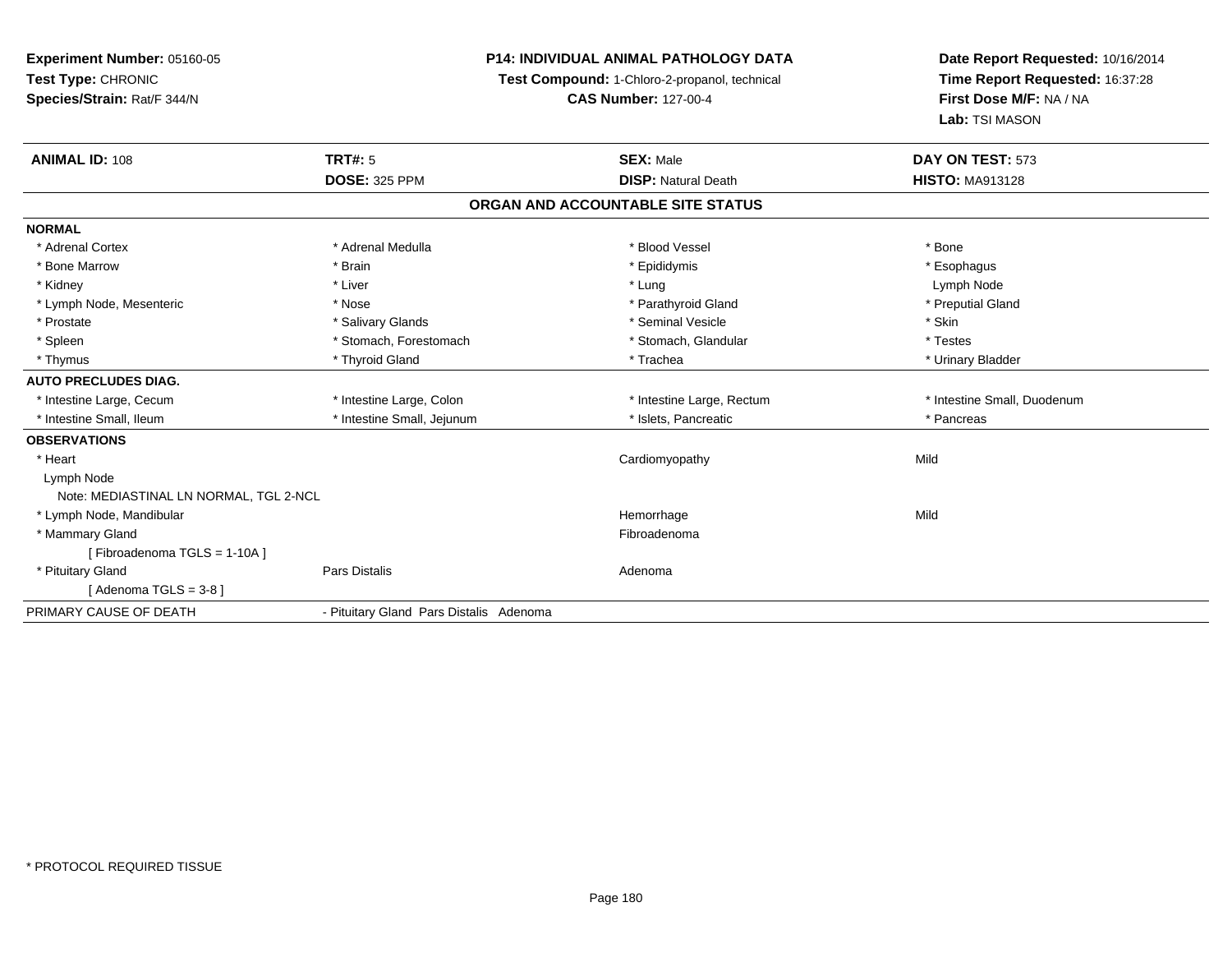**Experiment Number:** 05160-05
**Test Type:** CHRONIC
**Species/Strain:** Rat/F 344/N

**P14: INDIVIDUAL ANIMAL PATHOLOGY DATA**
**Test Compound:** 1-Chloro-2-propanol, technical
**CAS Number:** 127-00-4

**Date Report Requested:** 10/16/2014
**Time Report Requested:** 16:37:28
**First Dose M/F:** NA / NA
**Lab:** TSI MASON

| **ANIMAL ID:** 108 | **TRT#:** 5 | **SEX:** Male | **DAY ON TEST:** 573 |
|---|---|---|---|
| | **DOSE:** 325 PPM | **DISP:** Natural Death | **HISTO:** MA913128 |

## ORGAN AND ACCOUNTABLE SITE STATUS

| | | | |
|---|---|---|---|
| **NORMAL** | | | |
| * Adrenal Cortex | * Adrenal Medulla | * Blood Vessel | * Bone |
| * Bone Marrow | * Brain | * Epididymis | * Esophagus |
| * Kidney | * Liver | * Lung | Lymph Node |
| * Lymph Node, Mesenteric | * Nose | * Parathyroid Gland | * Preputial Gland |
| * Prostate | * Salivary Glands | * Seminal Vesicle | * Skin |
| * Spleen | * Stomach, Forestomach | * Stomach, Glandular | * Testes |
| * Thymus | * Thyroid Gland | * Trachea | * Urinary Bladder |
| **AUTO PRECLUDES DIAG.** | | | |
| * Intestine Large, Cecum | * Intestine Large, Colon | * Intestine Large, Rectum | * Intestine Small, Duodenum |
| * Intestine Small, Ileum | * Intestine Small, Jejunum | * Islets, Pancreatic | * Pancreas |
| **OBSERVATIONS** | | | |
| * Heart | | Cardiomyopathy | Mild |
| Lymph Node | | | |
| Note: MEDIASTINAL LN NORMAL, TGL 2-NCL | | | |
| * Lymph Node, Mandibular | | Hemorrhage | Mild |
| * Mammary Gland | | Fibroadenoma | |
| [ Fibroadenoma TGLS = 1-10A ] | | | |
| * Pituitary Gland | Pars Distalis | Adenoma | |
| [ Adenoma TGLS = 3-8 ] | | | |
| PRIMARY CAUSE OF DEATH | - Pituitary Gland Pars Distalis Adenoma | | |

* PROTOCOL REQUIRED TISSUE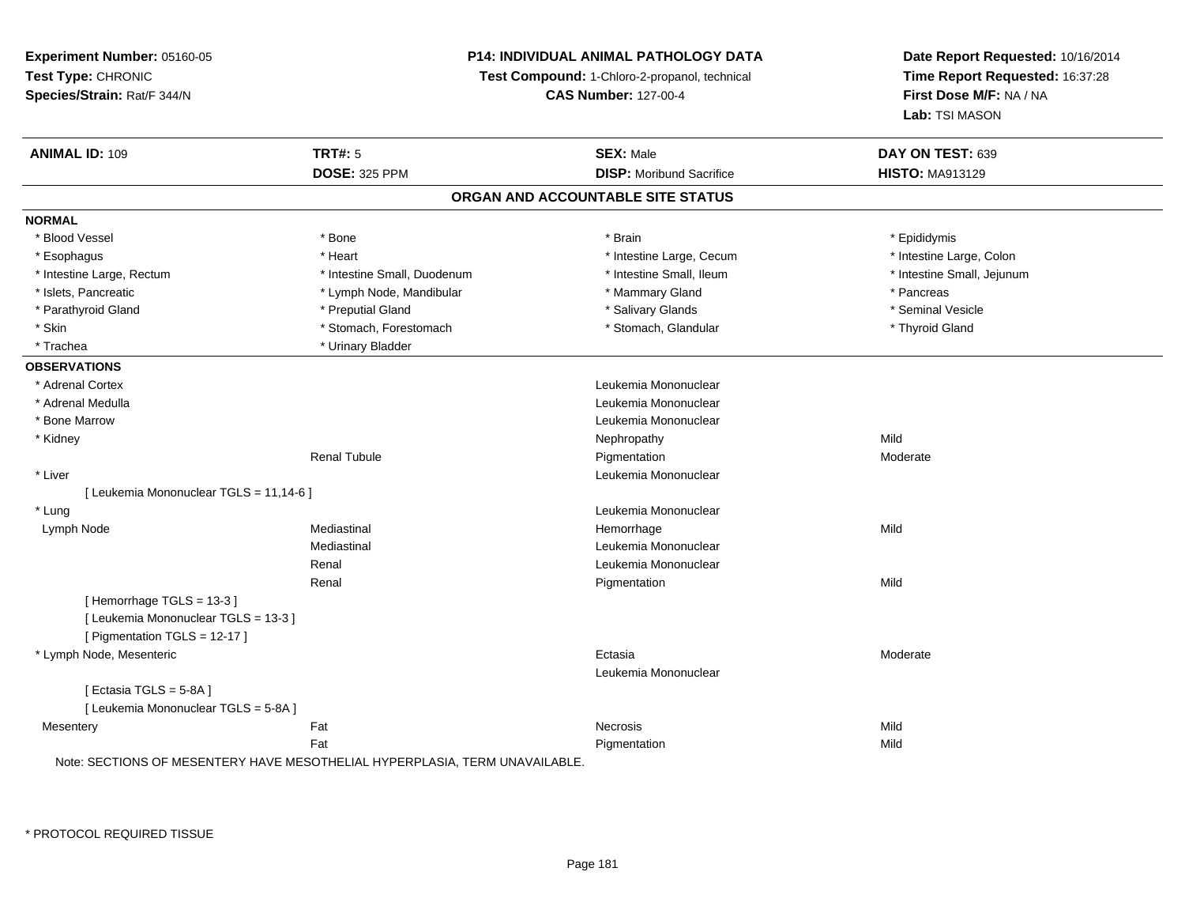**Experiment Number:** 05160-05
**Test Type:** CHRONIC
**Species/Strain:** Rat/F 344/N

**P14: INDIVIDUAL ANIMAL PATHOLOGY DATA**
**Test Compound:** 1-Chloro-2-propanol, technical
**CAS Number:** 127-00-4

**Date Report Requested:** 10/16/2014
**Time Report Requested:** 16:37:28
**First Dose M/F:** NA / NA
**Lab:** TSI MASON

| **ANIMAL ID:** 109 | **TRT#:** 5 | **SEX:** Male | **DAY ON TEST:** 639 |
|---|---|---|---|
| | **DOSE:** 325 PPM | **DISP:** Moribund Sacrifice | **HISTO:** MA913129 |

## ORGAN AND ACCOUNTABLE SITE STATUS

**NORMAL**

| | | | |
|---|---|---|---|
| * Blood Vessel | * Bone | * Brain | * Epididymis |
| * Esophagus | * Heart | * Intestine Large, Cecum | * Intestine Large, Colon |
| * Intestine Large, Rectum | * Intestine Small, Duodenum | * Intestine Small, Ileum | * Intestine Small, Jejunum |
| * Islets, Pancreatic | * Lymph Node, Mandibular | * Mammary Gland | * Pancreas |
| * Parathyroid Gland | * Preputial Gland | * Salivary Glands | * Seminal Vesicle |
| * Skin | * Stomach, Forestomach | * Stomach, Glandular | * Thyroid Gland |
| * Trachea | * Urinary Bladder | | |

**OBSERVATIONS**

| | | | |
|---|---|---|---|
| * Adrenal Cortex | | Leukemia Mononuclear | |
| * Adrenal Medulla | | Leukemia Mononuclear | |
| * Bone Marrow | | Leukemia Mononuclear | |
| * Kidney | | Nephropathy | Mild |
| | Renal Tubule | Pigmentation | Moderate |
| * Liver | | Leukemia Mononuclear | |
| [ Leukemia Mononuclear TGLS = 11,14-6 ] | | | |
| * Lung | | Leukemia Mononuclear | |
| Lymph Node | Mediastinal | Hemorrhage | Mild |
| | Mediastinal | Leukemia Mononuclear | |
| | Renal | Leukemia Mononuclear | |
| | Renal | Pigmentation | Mild |
| [ Hemorrhage TGLS = 13-3 ] | | | |
| [ Leukemia Mononuclear TGLS = 13-3 ] | | | |
| [ Pigmentation TGLS = 12-17 ] | | | |
| * Lymph Node, Mesenteric | | Ectasia | Moderate |
| | | Leukemia Mononuclear | |
| [ Ectasia TGLS = 5-8A ] | | | |
| [ Leukemia Mononuclear TGLS = 5-8A ] | | | |
| Mesentery | Fat | Necrosis | Mild |
| | Fat | Pigmentation | Mild |

Note: SECTIONS OF MESENTERY HAVE MESOTHELIAL HYPERPLASIA, TERM UNAVAILABLE.

* PROTOCOL REQUIRED TISSUE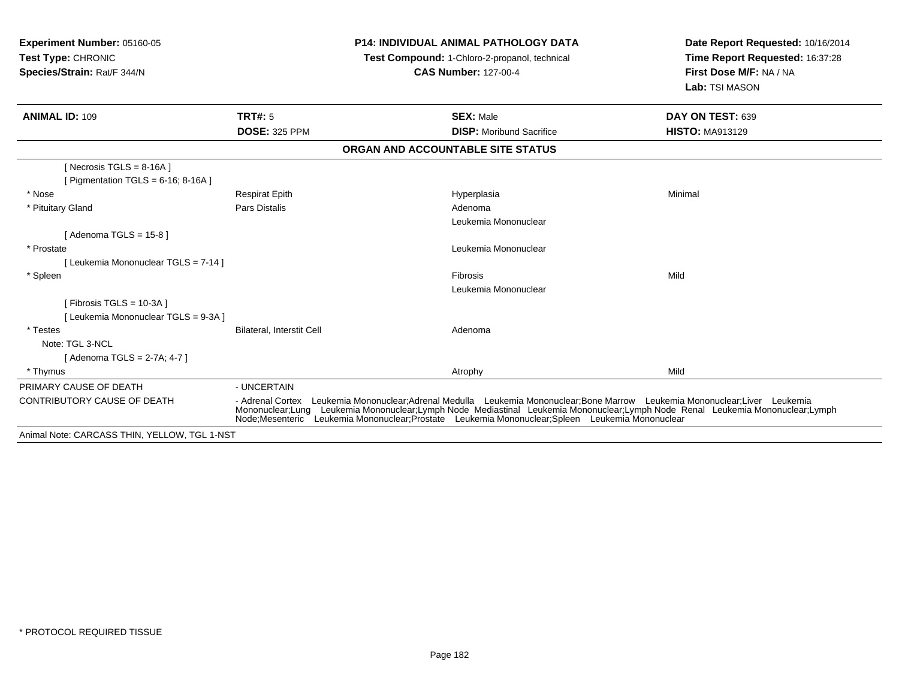**Experiment Number:** 05160-05
**Test Type:** CHRONIC
**Species/Strain:** Rat/F 344/N

**P14: INDIVIDUAL ANIMAL PATHOLOGY DATA**
**Test Compound:** 1-Chloro-2-propanol, technical
**CAS Number:** 127-00-4

**Date Report Requested:** 10/16/2014
**Time Report Requested:** 16:37:28
**First Dose M/F:** NA / NA
**Lab:** TSI MASON

| **ANIMAL ID:** 109 | **TRT#:** 5 | **SEX:** Male | **DAY ON TEST:** 639 |
|---|---|---|---|
| | **DOSE:** 325 PPM | **DISP:** Moribund Sacrifice | **HISTO:** MA913129 |

**ORGAN AND ACCOUNTABLE SITE STATUS**

| | | | |
|---|---|---|---|
| [ Necrosis TGLS = 8-16A ] | | | |
| [ Pigmentation TGLS = 6-16; 8-16A ] | | | |
| * Nose | Respirat Epith | Hyperplasia | Minimal |
| * Pituitary Gland | Pars Distalis | Adenoma | |
| | | Leukemia Mononuclear | |
| [ Adenoma TGLS = 15-8 ] | | | |
| * Prostate | | Leukemia Mononuclear | |
| [ Leukemia Mononuclear TGLS = 7-14 ] | | | |
| * Spleen | | Fibrosis | Mild |
| | | Leukemia Mononuclear | |
| [ Fibrosis TGLS = 10-3A ] | | | |
| [ Leukemia Mononuclear TGLS = 9-3A ] | | | |
| * Testes | Bilateral, Interstit Cell | Adenoma | |
| Note: TGL 3-NCL | | | |
| [ Adenoma TGLS = 2-7A; 4-7 ] | | | |
| * Thymus | | Atrophy | Mild |

PRIMARY CAUSE OF DEATH - UNCERTAIN

CONTRIBUTORY CAUSE OF DEATH - Adrenal Cortex Leukemia Mononuclear;Adrenal Medulla Leukemia Mononuclear;Bone Marrow Leukemia Mononuclear;Liver Leukemia Mononuclear;Lung Leukemia Mononuclear;Lymph Node Mediastinal Leukemia Mononuclear;Lymph Node Renal Leukemia Mononuclear;Lymph Node;Mesenteric Leukemia Mononuclear;Prostate Leukemia Mononuclear;Spleen Leukemia Mononuclear

Animal Note: CARCASS THIN, YELLOW, TGL 1-NST

\* PROTOCOL REQUIRED TISSUE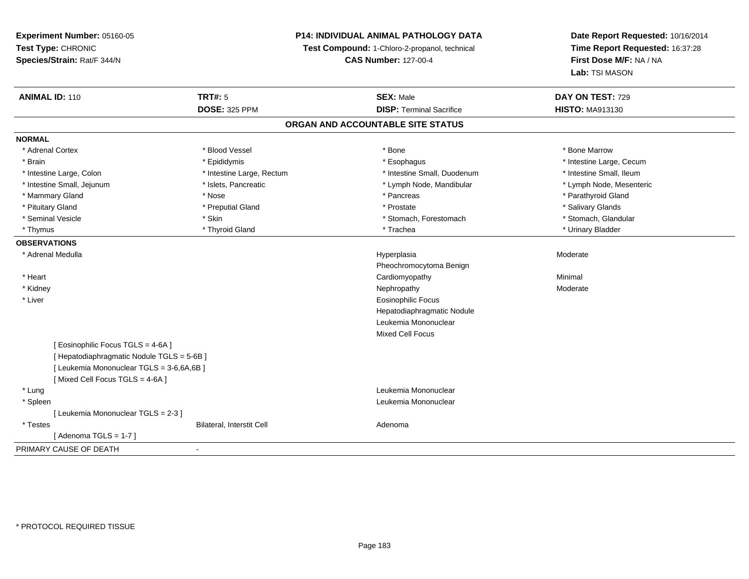**Experiment Number:** 05160-05
**Test Type:** CHRONIC
**Species/Strain:** Rat/F 344/N

**P14: INDIVIDUAL ANIMAL PATHOLOGY DATA**
**Test Compound:** 1-Chloro-2-propanol, technical
**CAS Number:** 127-00-4

**Date Report Requested:** 10/16/2014
**Time Report Requested:** 16:37:28
**First Dose M/F:** NA / NA
**Lab:** TSI MASON

| **ANIMAL ID:** 110 | **TRT#:** 5 | **SEX:** Male | **DAY ON TEST:** 729 |
|---|---|---|---|
| | **DOSE:** 325 PPM | **DISP:** Terminal Sacrifice | **HISTO:** MA913130 |

## ORGAN AND ACCOUNTABLE SITE STATUS

**NORMAL**

| | | | |
|---|---|---|---|
| * Adrenal Cortex | * Blood Vessel | * Bone | * Bone Marrow |
| * Brain | * Epididymis | * Esophagus | * Intestine Large, Cecum |
| * Intestine Large, Colon | * Intestine Large, Rectum | * Intestine Small, Duodenum | * Intestine Small, Ileum |
| * Intestine Small, Jejunum | * Islets, Pancreatic | * Lymph Node, Mandibular | * Lymph Node, Mesenteric |
| * Mammary Gland | * Nose | * Pancreas | * Parathyroid Gland |
| * Pituitary Gland | * Preputial Gland | * Prostate | * Salivary Glands |
| * Seminal Vesicle | * Skin | * Stomach, Forestomach | * Stomach, Glandular |
| * Thymus | * Thyroid Gland | * Trachea | * Urinary Bladder |

**OBSERVATIONS**

| | | | |
|---|---|---|---|
| * Adrenal Medulla | | Hyperplasia | Moderate |
| | | Pheochromocytoma Benign | |
| * Heart | | Cardiomyopathy | Minimal |
| * Kidney | | Nephropathy | Moderate |
| * Liver | | Eosinophilic Focus | |
| | | Hepatodiaphragmatic Nodule | |
| | | Leukemia Mononuclear | |
| | | Mixed Cell Focus | |
| [ Eosinophilic Focus TGLS = 4-6A ] | | | |
| [ Hepatodiaphragmatic Nodule TGLS = 5-6B ] | | | |
| [ Leukemia Mononuclear TGLS = 3-6,6A,6B ] | | | |
| [ Mixed Cell Focus TGLS = 4-6A ] | | | |
| * Lung | | Leukemia Mononuclear | |
| * Spleen | | Leukemia Mononuclear | |
| [ Leukemia Mononuclear TGLS = 2-3 ] | | | |
| * Testes | Bilateral, Interstit Cell | Adenoma | |
| [ Adenoma TGLS = 1-7 ] | | | |

PRIMARY CAUSE OF DEATH -

\* PROTOCOL REQUIRED TISSUE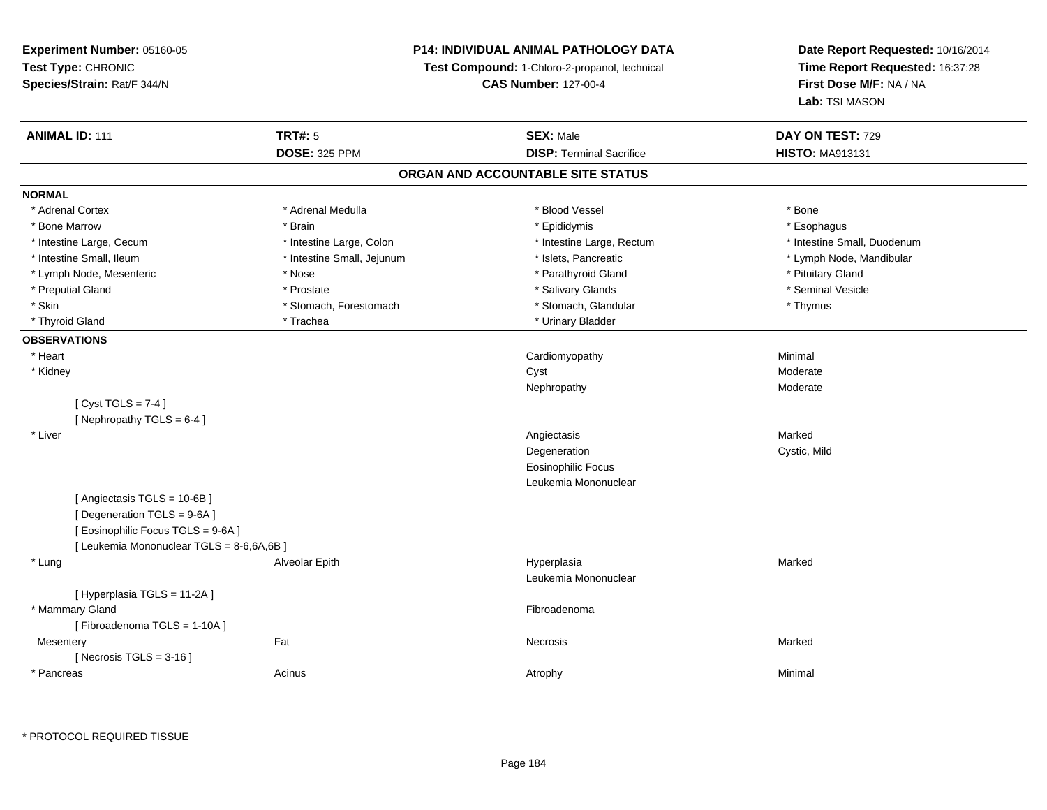**Experiment Number:** 05160-05
**Test Type:** CHRONIC
**Species/Strain:** Rat/F 344/N

**P14: INDIVIDUAL ANIMAL PATHOLOGY DATA**
**Test Compound:** 1-Chloro-2-propanol, technical
**CAS Number:** 127-00-4

**Date Report Requested:** 10/16/2014
**Time Report Requested:** 16:37:28
**First Dose M/F:** NA / NA
**Lab:** TSI MASON

| **ANIMAL ID:** 111 | **TRT#:** 5 | **SEX:** Male | **DAY ON TEST:** 729 |
|---|---|---|---|
| | **DOSE:** 325 PPM | **DISP:** Terminal Sacrifice | **HISTO:** MA913131 |

## ORGAN AND ACCOUNTABLE SITE STATUS

**NORMAL**

| | | | |
|---|---|---|---|
| * Adrenal Cortex | * Adrenal Medulla | * Blood Vessel | * Bone |
| * Bone Marrow | * Brain | * Epididymis | * Esophagus |
| * Intestine Large, Cecum | * Intestine Large, Colon | * Intestine Large, Rectum | * Intestine Small, Duodenum |
| * Intestine Small, Ileum | * Intestine Small, Jejunum | * Islets, Pancreatic | * Lymph Node, Mandibular |
| * Lymph Node, Mesenteric | * Nose | * Parathyroid Gland | * Pituitary Gland |
| * Preputial Gland | * Prostate | * Salivary Glands | * Seminal Vesicle |
| * Skin | * Stomach, Forestomach | * Stomach, Glandular | * Thymus |
| * Thyroid Gland | * Trachea | * Urinary Bladder | |

**OBSERVATIONS**

| | | | |
|---|---|---|---|
| * Heart | | Cardiomyopathy | Minimal |
| * Kidney | | Cyst | Moderate |
| | | Nephropathy | Moderate |
| [ Cyst TGLS = 7-4 ] | | | |
| [ Nephropathy TGLS = 6-4 ] | | | |
| * Liver | | Angiectasis | Marked |
| | | Degeneration | Cystic, Mild |
| | | Eosinophilic Focus | |
| | | Leukemia Mononuclear | |
| [ Angiectasis TGLS = 10-6B ] | | | |
| [ Degeneration TGLS = 9-6A ] | | | |
| [ Eosinophilic Focus TGLS = 9-6A ] | | | |
| [ Leukemia Mononuclear TGLS = 8-6,6A,6B ] | | | |
| * Lung | Alveolar Epith | Hyperplasia | Marked |
| | | Leukemia Mononuclear | |
| [ Hyperplasia TGLS = 11-2A ] | | | |
| * Mammary Gland | | Fibroadenoma | |
| [ Fibroadenoma TGLS = 1-10A ] | | | |
| Mesentery | Fat | Necrosis | Marked |
| [ Necrosis TGLS = 3-16 ] | | | |
| * Pancreas | Acinus | Atrophy | Minimal |

* PROTOCOL REQUIRED TISSUE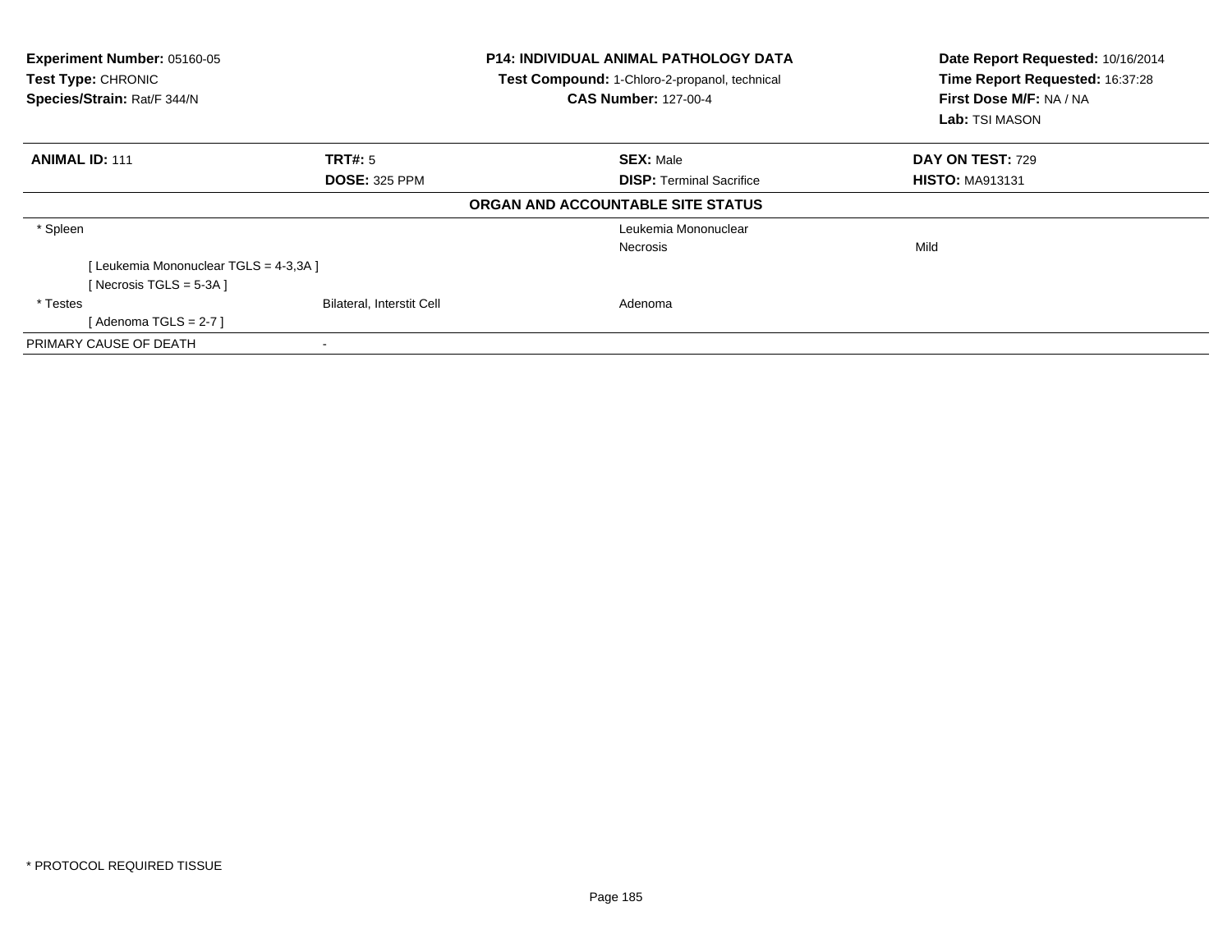**Experiment Number:** 05160-05
**Test Type:** CHRONIC
**Species/Strain:** Rat/F 344/N

**P14: INDIVIDUAL ANIMAL PATHOLOGY DATA**
**Test Compound:** 1-Chloro-2-propanol, technical
**CAS Number:** 127-00-4

**Date Report Requested:** 10/16/2014
**Time Report Requested:** 16:37:28
**First Dose M/F:** NA / NA
**Lab:** TSI MASON

| **ANIMAL ID:** 111 | **TRT#:** 5 | **SEX:** Male | **DAY ON TEST:** 729 |
|---|---|---|---|
| | **DOSE:** 325 PPM | **DISP:** Terminal Sacrifice | **HISTO:** MA913131 |

**ORGAN AND ACCOUNTABLE SITE STATUS**

| | | | |
|---|---|---|---|
| * Spleen | | Leukemia Mononuclear | |
| | | Necrosis | Mild |
| [ Leukemia Mononuclear TGLS = 4-3,3A ] | | | |
| [ Necrosis TGLS = 5-3A ] | | | |
| * Testes | Bilateral, Interstit Cell | Adenoma | |
| [ Adenoma TGLS = 2-7 ] | | | |
| PRIMARY CAUSE OF DEATH | - | | |

* PROTOCOL REQUIRED TISSUE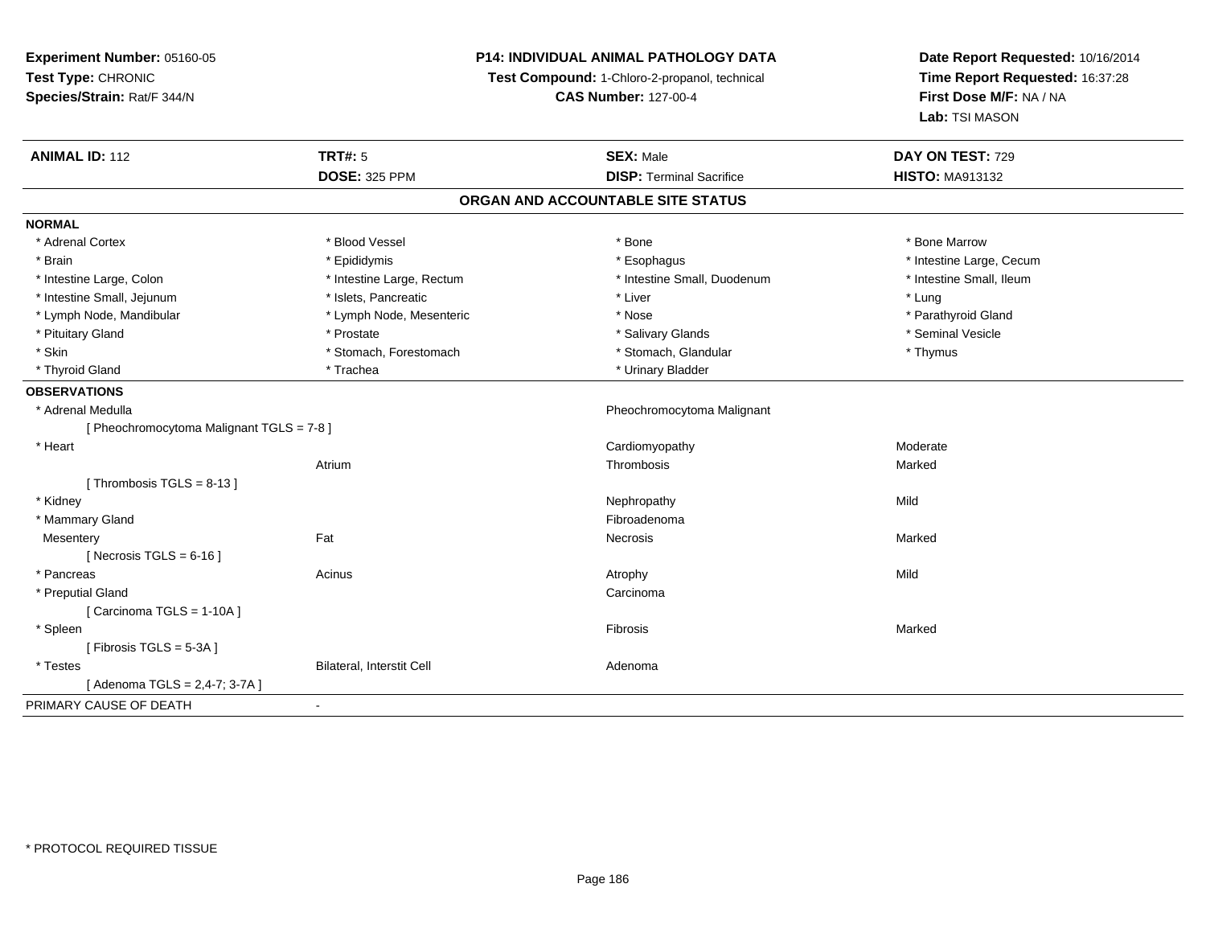**Experiment Number:** 05160-05
**Test Type:** CHRONIC
**Species/Strain:** Rat/F 344/N

**P14: INDIVIDUAL ANIMAL PATHOLOGY DATA**
**Test Compound:** 1-Chloro-2-propanol, technical
**CAS Number:** 127-00-4

**Date Report Requested:** 10/16/2014
**Time Report Requested:** 16:37:28
**First Dose M/F:** NA / NA
**Lab:** TSI MASON

| **ANIMAL ID:** 112 | **TRT#:** 5 | **SEX:** Male | **DAY ON TEST:** 729 |
|---|---|---|---|
| | **DOSE:** 325 PPM | **DISP:** Terminal Sacrifice | **HISTO:** MA913132 |

## ORGAN AND ACCOUNTABLE SITE STATUS

**NORMAL**

| | | | |
|---|---|---|---|
| * Adrenal Cortex | * Blood Vessel | * Bone | * Bone Marrow |
| * Brain | * Epididymis | * Esophagus | * Intestine Large, Cecum |
| * Intestine Large, Colon | * Intestine Large, Rectum | * Intestine Small, Duodenum | * Intestine Small, Ileum |
| * Intestine Small, Jejunum | * Islets, Pancreatic | * Liver | * Lung |
| * Lymph Node, Mandibular | * Lymph Node, Mesenteric | * Nose | * Parathyroid Gland |
| * Pituitary Gland | * Prostate | * Salivary Glands | * Seminal Vesicle |
| * Skin | * Stomach, Forestomach | * Stomach, Glandular | * Thymus |
| * Thyroid Gland | * Trachea | * Urinary Bladder | |

**OBSERVATIONS**

| | | | |
|---|---|---|---|
| * Adrenal Medulla | | Pheochromocytoma Malignant | |
| [ Pheochromocytoma Malignant TGLS = 7-8 ] | | | |
| * Heart | | Cardiomyopathy | Moderate |
| | Atrium | Thrombosis | Marked |
| [ Thrombosis TGLS = 8-13 ] | | | |
| * Kidney | | Nephropathy | Mild |
| * Mammary Gland | | Fibroadenoma | |
| Mesentery | Fat | Necrosis | Marked |
| [ Necrosis TGLS = 6-16 ] | | | |
| * Pancreas | Acinus | Atrophy | Mild |
| * Preputial Gland | | Carcinoma | |
| [ Carcinoma TGLS = 1-10A ] | | | |
| * Spleen | | Fibrosis | Marked |
| [ Fibrosis TGLS = 5-3A ] | | | |
| * Testes | Bilateral, Interstit Cell | Adenoma | |
| [ Adenoma TGLS = 2,4-7; 3-7A ] | | | |

PRIMARY CAUSE OF DEATH -

* PROTOCOL REQUIRED TISSUE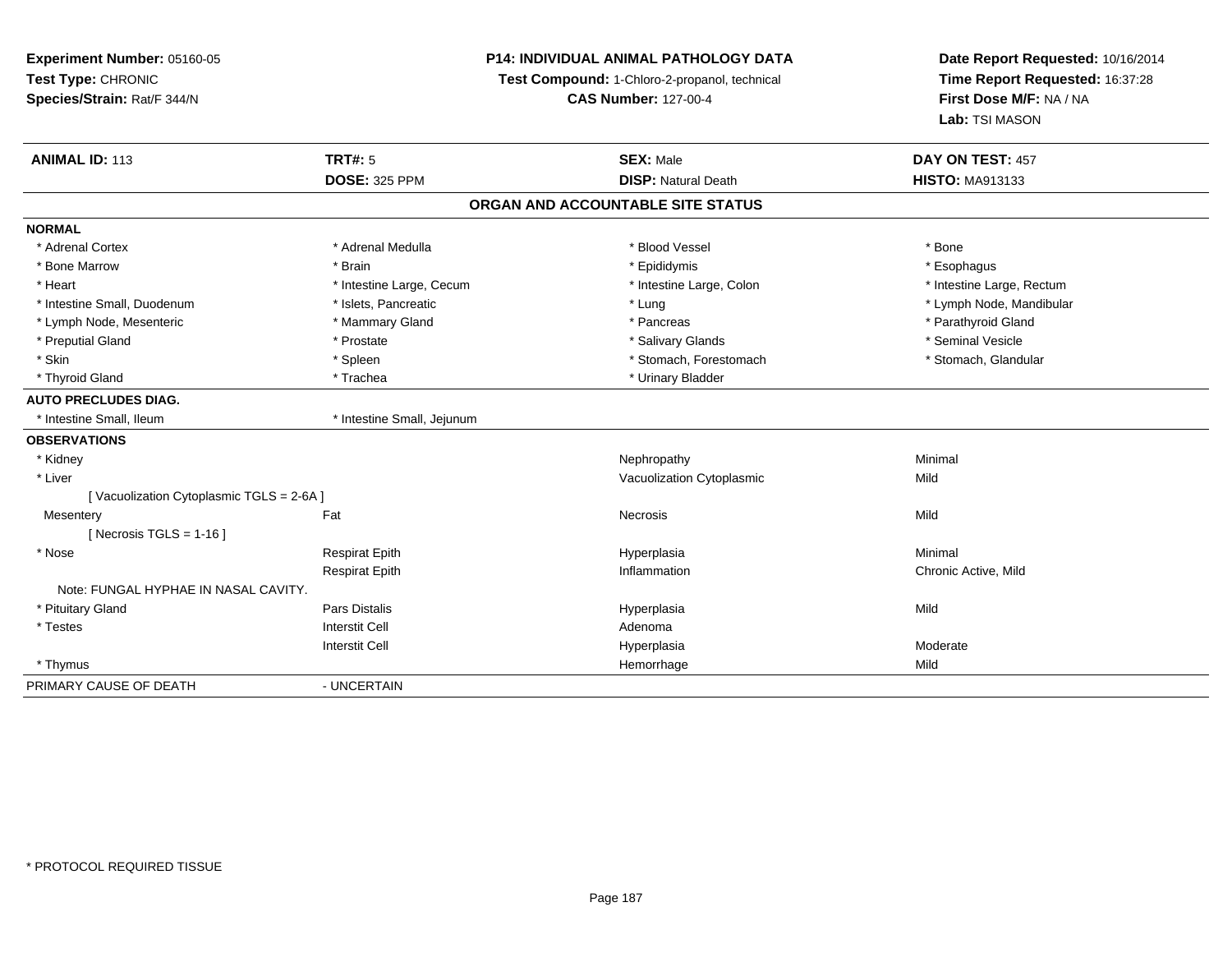**Experiment Number:** 05160-05
**Test Type:** CHRONIC
**Species/Strain:** Rat/F 344/N

**P14: INDIVIDUAL ANIMAL PATHOLOGY DATA**
**Test Compound:** 1-Chloro-2-propanol, technical
**CAS Number:** 127-00-4

**Date Report Requested:** 10/16/2014
**Time Report Requested:** 16:37:28
**First Dose M/F:** NA / NA
**Lab:** TSI MASON

| **ANIMAL ID:** 113 | **TRT#:** 5 | **SEX:** Male | **DAY ON TEST:** 457 |
|---|---|---|---|
| | **DOSE:** 325 PPM | **DISP:** Natural Death | **HISTO:** MA913133 |

## ORGAN AND ACCOUNTABLE SITE STATUS

| | | | |
|---|---|---|---|
| **NORMAL** | | | |
| * Adrenal Cortex | * Adrenal Medulla | * Blood Vessel | * Bone |
| * Bone Marrow | * Brain | * Epididymis | * Esophagus |
| * Heart | * Intestine Large, Cecum | * Intestine Large, Colon | * Intestine Large, Rectum |
| * Intestine Small, Duodenum | * Islets, Pancreatic | * Lung | * Lymph Node, Mandibular |
| * Lymph Node, Mesenteric | * Mammary Gland | * Pancreas | * Parathyroid Gland |
| * Preputial Gland | * Prostate | * Salivary Glands | * Seminal Vesicle |
| * Skin | * Spleen | * Stomach, Forestomach | * Stomach, Glandular |
| * Thyroid Gland | * Trachea | * Urinary Bladder | |
| **AUTO PRECLUDES DIAG.** | | | |
| * Intestine Small, Ileum | * Intestine Small, Jejunum | | |
| **OBSERVATIONS** | | | |
| * Kidney | | Nephropathy | Minimal |
| * Liver | | Vacuolization Cytoplasmic | Mild |
| [ Vacuolization Cytoplasmic TGLS = 2-6A ] | | | |
| Mesentery | Fat | Necrosis | Mild |
| [ Necrosis TGLS = 1-16 ] | | | |
| * Nose | Respirat Epith | Hyperplasia | Minimal |
| | Respirat Epith | Inflammation | Chronic Active, Mild |
| Note: FUNGAL HYPHAE IN NASAL CAVITY. | | | |
| * Pituitary Gland | Pars Distalis | Hyperplasia | Mild |
| * Testes | Interstit Cell | Adenoma | |
| | Interstit Cell | Hyperplasia | Moderate |
| * Thymus | | Hemorrhage | Mild |
| PRIMARY CAUSE OF DEATH | - UNCERTAIN | | |

* PROTOCOL REQUIRED TISSUE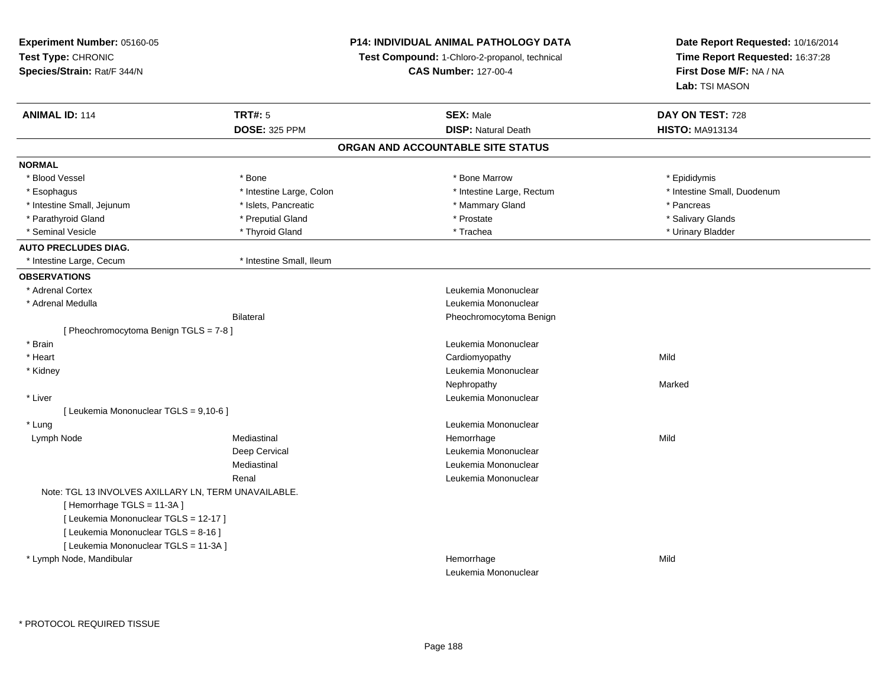**Experiment Number:** 05160-05
**Test Type:** CHRONIC
**Species/Strain:** Rat/F 344/N

**P14: INDIVIDUAL ANIMAL PATHOLOGY DATA**
**Test Compound:** 1-Chloro-2-propanol, technical
**CAS Number:** 127-00-4

**Date Report Requested:** 10/16/2014
**Time Report Requested:** 16:37:28
**First Dose M/F:** NA / NA
**Lab:** TSI MASON

| **ANIMAL ID:** 114 | **TRT#:** 5 | **SEX:** Male | **DAY ON TEST:** 728 |
|---|---|---|---|
| | **DOSE:** 325 PPM | **DISP:** Natural Death | **HISTO:** MA913134 |

**ORGAN AND ACCOUNTABLE SITE STATUS**

**NORMAL**

| | | | |
|---|---|---|---|
| * Blood Vessel | * Bone | * Bone Marrow | * Epididymis |
| * Esophagus | * Intestine Large, Colon | * Intestine Large, Rectum | * Intestine Small, Duodenum |
| * Intestine Small, Jejunum | * Islets, Pancreatic | * Mammary Gland | * Pancreas |
| * Parathyroid Gland | * Preputial Gland | * Prostate | * Salivary Glands |
| * Seminal Vesicle | * Thyroid Gland | * Trachea | * Urinary Bladder |

**AUTO PRECLUDES DIAG.**

| | |
|---|---|
| * Intestine Large, Cecum | * Intestine Small, Ileum |

**OBSERVATIONS**

| | | | |
|---|---|---|---|
| * Adrenal Cortex | | Leukemia Mononuclear | |
| * Adrenal Medulla | | Leukemia Mononuclear | |
| | Bilateral | Pheochromocytoma Benign | |
| [ Pheochromocytoma Benign TGLS = 7-8 ] | | | |
| * Brain | | Leukemia Mononuclear | |
| * Heart | | Cardiomyopathy | Mild |
| * Kidney | | Leukemia Mononuclear | |
| | | Nephropathy | Marked |
| * Liver | | Leukemia Mononuclear | |
| [ Leukemia Mononuclear TGLS = 9,10-6 ] | | | |
| * Lung | | Leukemia Mononuclear | |
| Lymph Node | Mediastinal | Hemorrhage | Mild |
| | Deep Cervical | Leukemia Mononuclear | |
| | Mediastinal | Leukemia Mononuclear | |
| | Renal | Leukemia Mononuclear | |
| Note: TGL 13 INVOLVES AXILLARY LN, TERM UNAVAILABLE. | | | |
| [ Hemorrhage TGLS = 11-3A ] | | | |
| [ Leukemia Mononuclear TGLS = 12-17 ] | | | |
| [ Leukemia Mononuclear TGLS = 8-16 ] | | | |
| [ Leukemia Mononuclear TGLS = 11-3A ] | | | |
| * Lymph Node, Mandibular | | Hemorrhage | Mild |
| | | Leukemia Mononuclear | |

\* PROTOCOL REQUIRED TISSUE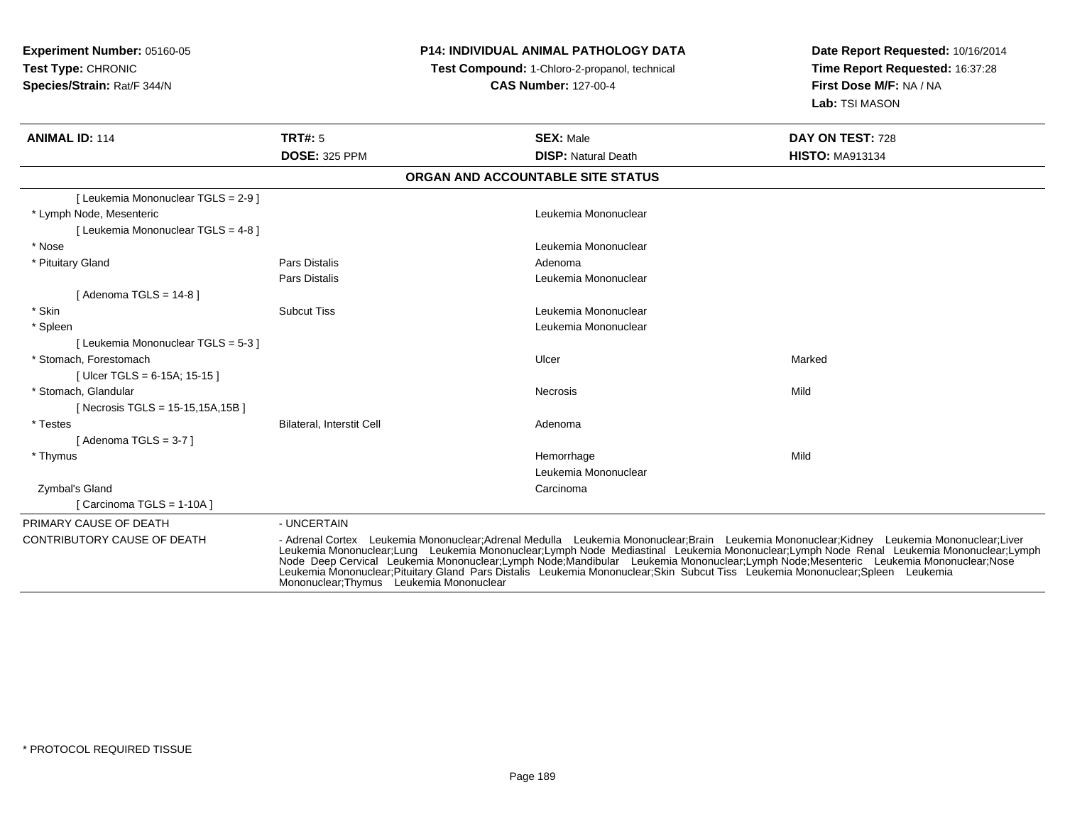**Experiment Number:** 05160-05
**Test Type:** CHRONIC
**Species/Strain:** Rat/F 344/N

**P14: INDIVIDUAL ANIMAL PATHOLOGY DATA**
**Test Compound:** 1-Chloro-2-propanol, technical
**CAS Number:** 127-00-4

**Date Report Requested:** 10/16/2014
**Time Report Requested:** 16:37:28
**First Dose M/F:** NA / NA
**Lab:** TSI MASON

| **ANIMAL ID:** 114 | **TRT#:** 5 | **SEX:** Male | **DAY ON TEST:** 728 |
|---|---|---|---|
| | **DOSE:** 325 PPM | **DISP:** Natural Death | **HISTO:** MA913134 |

## ORGAN AND ACCOUNTABLE SITE STATUS

| | | | |
|---|---|---|---|
| [ Leukemia Mononuclear TGLS = 2-9 ] | | | |
| * Lymph Node, Mesenteric | | Leukemia Mononuclear | |
| [ Leukemia Mononuclear TGLS = 4-8 ] | | | |
| * Nose | | Leukemia Mononuclear | |
| * Pituitary Gland | Pars Distalis | Adenoma | |
| | Pars Distalis | Leukemia Mononuclear | |
| [ Adenoma TGLS = 14-8 ] | | | |
| * Skin | Subcut Tiss | Leukemia Mononuclear | |
| * Spleen | | Leukemia Mononuclear | |
| [ Leukemia Mononuclear TGLS = 5-3 ] | | | |
| * Stomach, Forestomach | | Ulcer | Marked |
| [ Ulcer TGLS = 6-15A; 15-15 ] | | | |
| * Stomach, Glandular | | Necrosis | Mild |
| [ Necrosis TGLS = 15-15,15A,15B ] | | | |
| * Testes | Bilateral, Interstit Cell | Adenoma | |
| [ Adenoma TGLS = 3-7 ] | | | |
| * Thymus | | Hemorrhage | Mild |
| | | Leukemia Mononuclear | |
| Zymbal's Gland | | Carcinoma | |
| [ Carcinoma TGLS = 1-10A ] | | | |

| | |
|---|---|
| PRIMARY CAUSE OF DEATH | - UNCERTAIN |
| CONTRIBUTORY CAUSE OF DEATH | - Adrenal Cortex Leukemia Mononuclear;Adrenal Medulla Leukemia Mononuclear;Brain Leukemia Mononuclear;Kidney Leukemia Mononuclear;Liver Leukemia Mononuclear;Lung Leukemia Mononuclear;Lymph Node Mediastinal Leukemia Mononuclear;Lymph Node Renal Leukemia Mononuclear;Lymph Node Deep Cervical Leukemia Mononuclear;Lymph Node;Mandibular Leukemia Mononuclear;Lymph Node;Mesenteric Leukemia Mononuclear;Nose Leukemia Mononuclear;Pituitary Gland Pars Distalis Leukemia Mononuclear;Skin Subcut Tiss Leukemia Mononuclear;Spleen Leukemia Mononuclear;Thymus Leukemia Mononuclear |

\* PROTOCOL REQUIRED TISSUE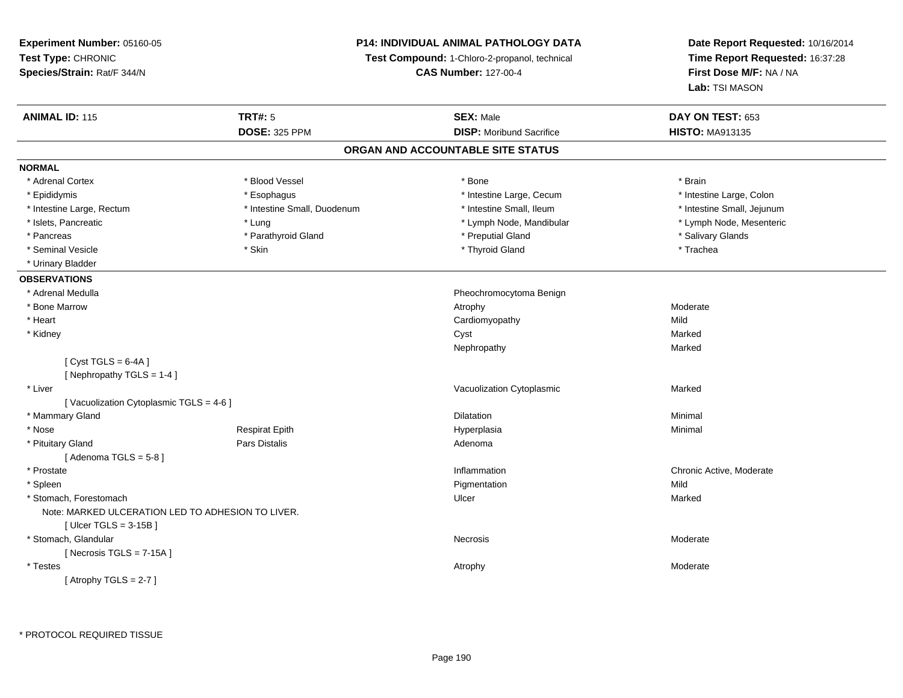**Experiment Number:** 05160-05
**Test Type:** CHRONIC
**Species/Strain:** Rat/F 344/N

**P14: INDIVIDUAL ANIMAL PATHOLOGY DATA**
**Test Compound:** 1-Chloro-2-propanol, technical
**CAS Number:** 127-00-4

**Date Report Requested:** 10/16/2014
**Time Report Requested:** 16:37:28
**First Dose M/F:** NA / NA
**Lab:** TSI MASON

| **ANIMAL ID:** 115 | **TRT#:** 5 | **SEX:** Male | **DAY ON TEST:** 653 |
|---|---|---|---|
| | **DOSE:** 325 PPM | **DISP:** Moribund Sacrifice | **HISTO:** MA913135 |

## ORGAN AND ACCOUNTABLE SITE STATUS

**NORMAL**

| | | | |
|---|---|---|---|
| * Adrenal Cortex | * Blood Vessel | * Bone | * Brain |
| * Epididymis | * Esophagus | * Intestine Large, Cecum | * Intestine Large, Colon |
| * Intestine Large, Rectum | * Intestine Small, Duodenum | * Intestine Small, Ileum | * Intestine Small, Jejunum |
| * Islets, Pancreatic | * Lung | * Lymph Node, Mandibular | * Lymph Node, Mesenteric |
| * Pancreas | * Parathyroid Gland | * Preputial Gland | * Salivary Glands |
| * Seminal Vesicle | * Skin | * Thyroid Gland | * Trachea |
| * Urinary Bladder | | | |

**OBSERVATIONS**

| | | | |
|---|---|---|---|
| * Adrenal Medulla | | Pheochromocytoma Benign | |
| * Bone Marrow | | Atrophy | Moderate |
| * Heart | | Cardiomyopathy | Mild |
| * Kidney | | Cyst | Marked |
| | | Nephropathy | Marked |
| [ Cyst TGLS = 6-4A ] | | | |
| [ Nephropathy TGLS = 1-4 ] | | | |
| * Liver | | Vacuolization Cytoplasmic | Marked |
| [ Vacuolization Cytoplasmic TGLS = 4-6 ] | | | |
| * Mammary Gland | | Dilatation | Minimal |
| * Nose | Respirat Epith | Hyperplasia | Minimal |
| * Pituitary Gland | Pars Distalis | Adenoma | |
| [ Adenoma TGLS = 5-8 ] | | | |
| * Prostate | | Inflammation | Chronic Active, Moderate |
| * Spleen | | Pigmentation | Mild |
| * Stomach, Forestomach | | Ulcer | Marked |
| Note: MARKED ULCERATION LED TO ADHESION TO LIVER. | | | |
| [ Ulcer TGLS = 3-15B ] | | | |
| * Stomach, Glandular | | Necrosis | Moderate |
| [ Necrosis TGLS = 7-15A ] | | | |
| * Testes | | Atrophy | Moderate |
| [ Atrophy TGLS = 2-7 ] | | | |

* PROTOCOL REQUIRED TISSUE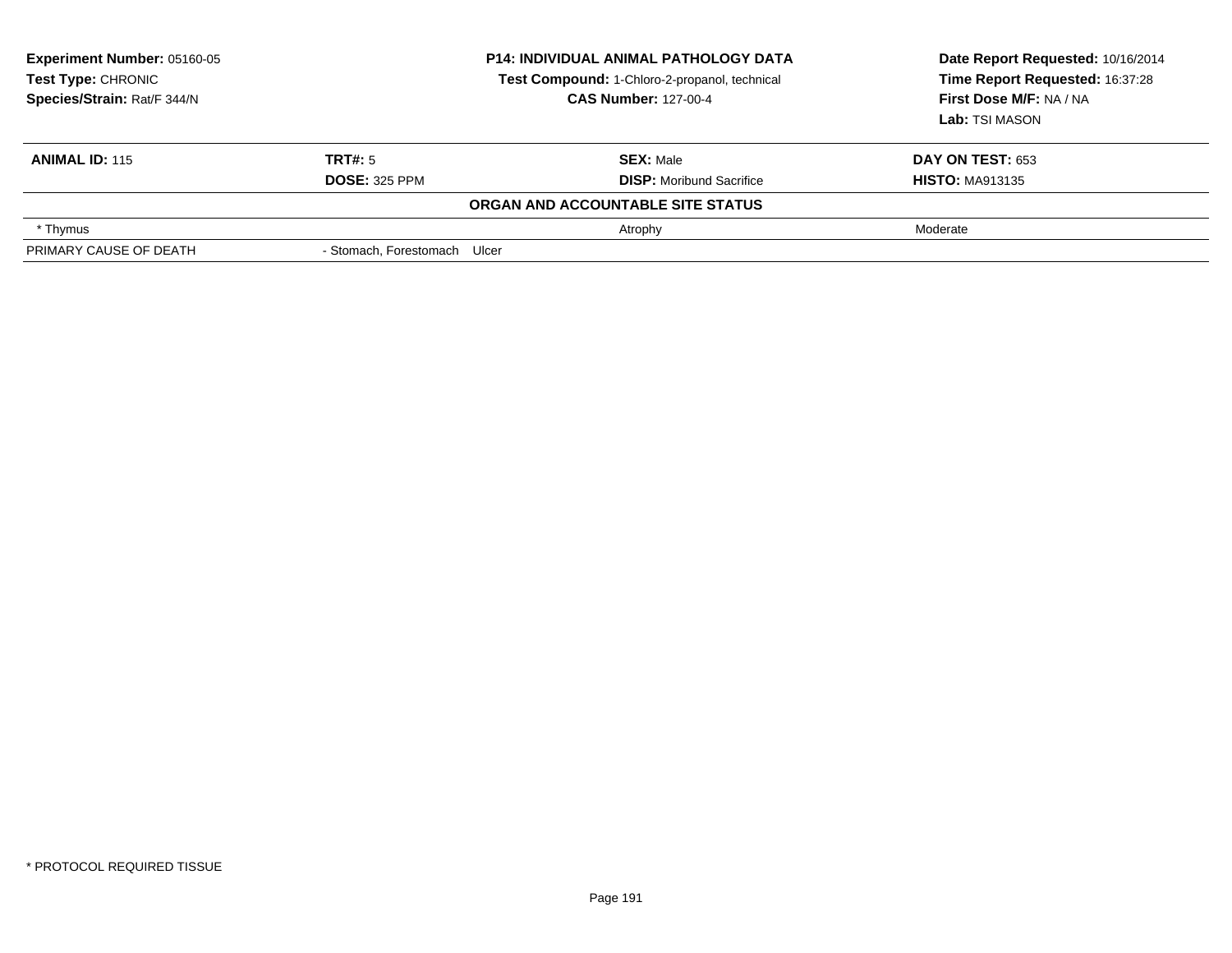**Experiment Number:** 05160-05
**Test Type:** CHRONIC
**Species/Strain:** Rat/F 344/N

**P14: INDIVIDUAL ANIMAL PATHOLOGY DATA**
**Test Compound:** 1-Chloro-2-propanol, technical
**CAS Number:** 127-00-4

**Date Report Requested:** 10/16/2014
**Time Report Requested:** 16:37:28
**First Dose M/F:** NA / NA
**Lab:** TSI MASON

| **ANIMAL ID:** 115 | **TRT#:** 5 | **SEX:** Male | **DAY ON TEST:** 653 |
|---|---|---|---|
| | **DOSE:** 325 PPM | **DISP:** Moribund Sacrifice | **HISTO:** MA913135 |

**ORGAN AND ACCOUNTABLE SITE STATUS**

| | | | |
|---|---|---|---|
| * Thymus | | Atrophy | Moderate |
| PRIMARY CAUSE OF DEATH | - Stomach, Forestomach Ulcer | | |

* PROTOCOL REQUIRED TISSUE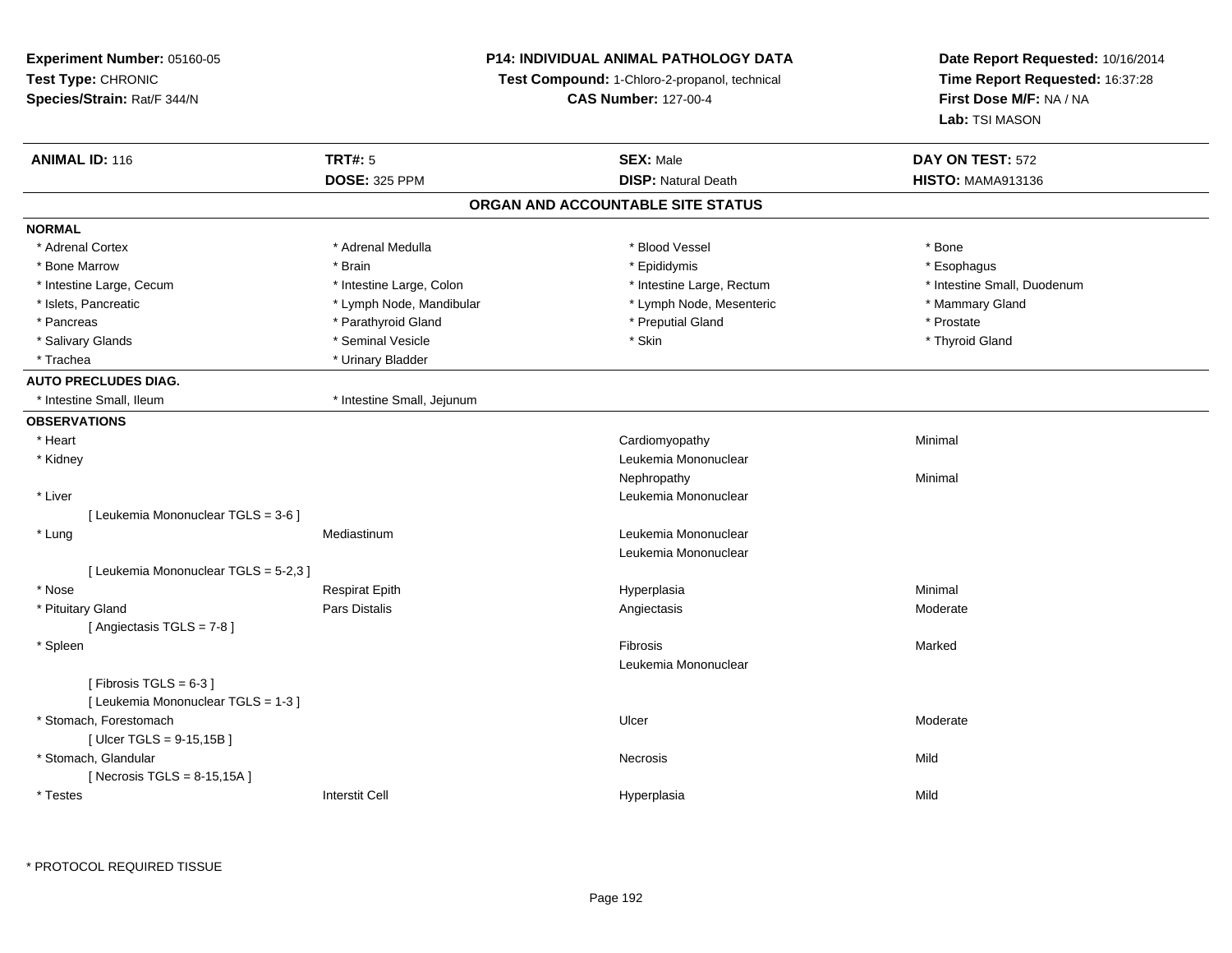**Experiment Number:** 05160-05
**Test Type:** CHRONIC
**Species/Strain:** Rat/F 344/N

**P14: INDIVIDUAL ANIMAL PATHOLOGY DATA**
**Test Compound:** 1-Chloro-2-propanol, technical
**CAS Number:** 127-00-4

**Date Report Requested:** 10/16/2014
**Time Report Requested:** 16:37:28
**First Dose M/F:** NA / NA
**Lab:** TSI MASON

| **ANIMAL ID:** 116 | **TRT#:** 5 | **SEX:** Male | **DAY ON TEST:** 572 |
|---|---|---|---|
| | **DOSE:** 325 PPM | **DISP:** Natural Death | **HISTO:** MAMA913136 |

## ORGAN AND ACCOUNTABLE SITE STATUS

**NORMAL**

| | | | |
|---|---|---|---|
| * Adrenal Cortex | * Adrenal Medulla | * Blood Vessel | * Bone |
| * Bone Marrow | * Brain | * Epididymis | * Esophagus |
| * Intestine Large, Cecum | * Intestine Large, Colon | * Intestine Large, Rectum | * Intestine Small, Duodenum |
| * Islets, Pancreatic | * Lymph Node, Mandibular | * Lymph Node, Mesenteric | * Mammary Gland |
| * Pancreas | * Parathyroid Gland | * Preputial Gland | * Prostate |
| * Salivary Glands | * Seminal Vesicle | * Skin | * Thyroid Gland |
| * Trachea | * Urinary Bladder | | |

**AUTO PRECLUDES DIAG.**

| | |
|---|---|
| * Intestine Small, Ileum | * Intestine Small, Jejunum |

**OBSERVATIONS**

| | | | |
|---|---|---|---|
| * Heart | | Cardiomyopathy | Minimal |
| * Kidney | | Leukemia Mononuclear | |
| | | Nephropathy | Minimal |
| * Liver | | Leukemia Mononuclear | |
| [ Leukemia Mononuclear TGLS = 3-6 ] | | | |
| * Lung | Mediastinum | Leukemia Mononuclear | |
| | | Leukemia Mononuclear | |
| [ Leukemia Mononuclear TGLS = 5-2,3 ] | | | |
| * Nose | Respirat Epith | Hyperplasia | Minimal |
| * Pituitary Gland | Pars Distalis | Angiectasis | Moderate |
| [ Angiectasis TGLS = 7-8 ] | | | |
| * Spleen | | Fibrosis | Marked |
| | | Leukemia Mononuclear | |
| [ Fibrosis TGLS = 6-3 ] | | | |
| [ Leukemia Mononuclear TGLS = 1-3 ] | | | |
| * Stomach, Forestomach | | Ulcer | Moderate |
| [ Ulcer TGLS = 9-15,15B ] | | | |
| * Stomach, Glandular | | Necrosis | Mild |
| [ Necrosis TGLS = 8-15,15A ] | | | |
| * Testes | Interstit Cell | Hyperplasia | Mild |

* PROTOCOL REQUIRED TISSUE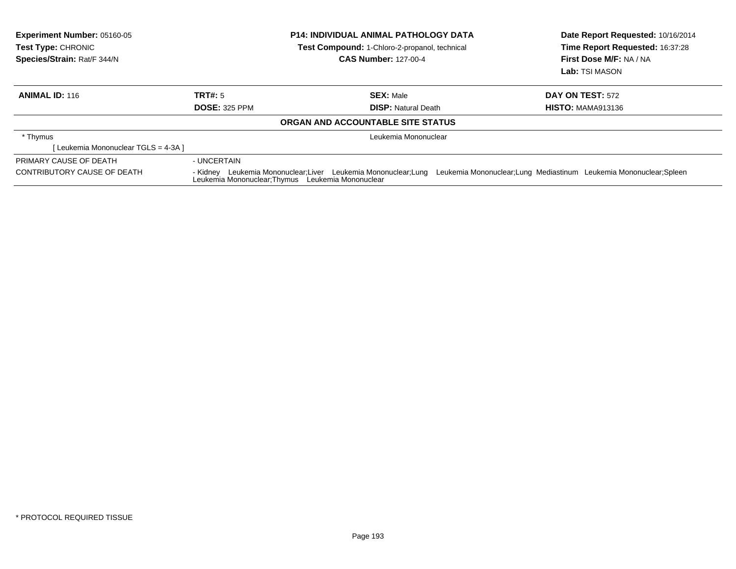**Experiment Number:** 05160-05
**Test Type:** CHRONIC
**Species/Strain:** Rat/F 344/N

**P14: INDIVIDUAL ANIMAL PATHOLOGY DATA**
**Test Compound:** 1-Chloro-2-propanol, technical
**CAS Number:** 127-00-4

**Date Report Requested:** 10/16/2014
**Time Report Requested:** 16:37:28
**First Dose M/F:** NA / NA
**Lab:** TSI MASON

| **ANIMAL ID:** 116 | **TRT#:** 5 | **SEX:** Male | **DAY ON TEST:** 572 |
|---|---|---|---|
| | **DOSE:** 325 PPM | **DISP:** Natural Death | **HISTO:** MAMA913136 |

**ORGAN AND ACCOUNTABLE SITE STATUS**

| | |
|---|---|
| * Thymus | Leukemia Mononuclear |
| [ Leukemia Mononuclear TGLS = 4-3A ] | |
| PRIMARY CAUSE OF DEATH | - UNCERTAIN |
| CONTRIBUTORY CAUSE OF DEATH | - Kidney Leukemia Mononuclear;Liver Leukemia Mononuclear;Lung Leukemia Mononuclear;Lung Mediastinum Leukemia Mononuclear;Spleen Leukemia Mononuclear;Thymus Leukemia Mononuclear |

* PROTOCOL REQUIRED TISSUE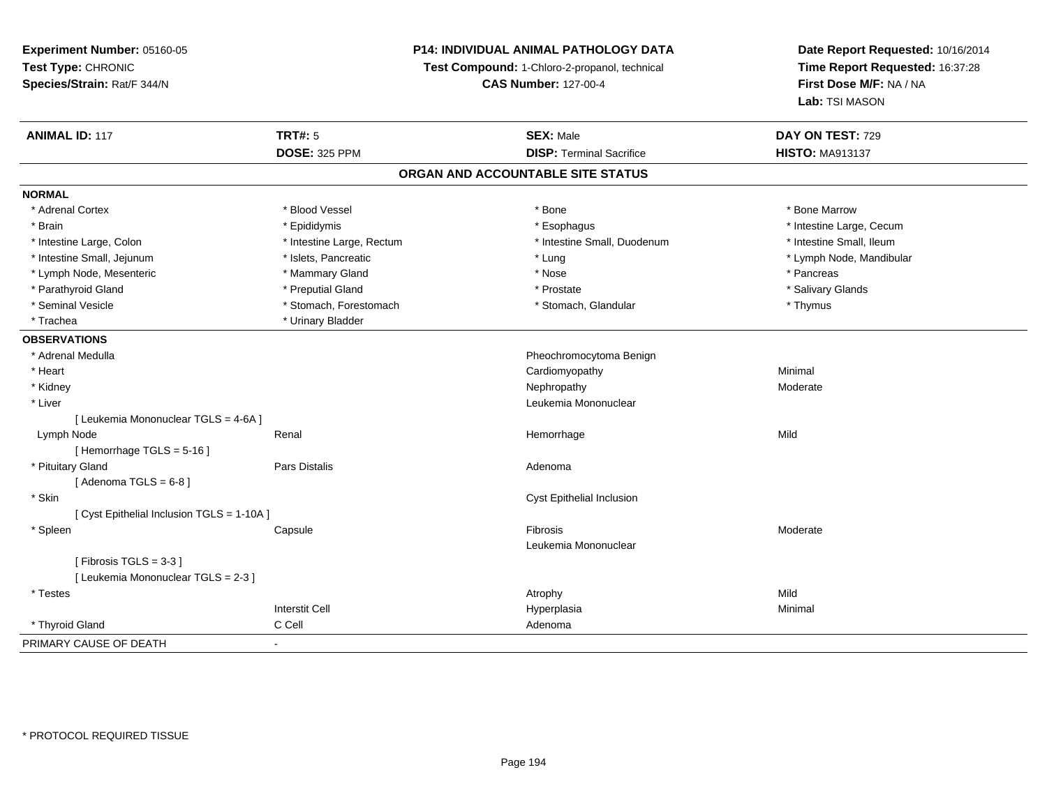**Experiment Number:** 05160-05
**Test Type:** CHRONIC
**Species/Strain:** Rat/F 344/N

**P14: INDIVIDUAL ANIMAL PATHOLOGY DATA**
**Test Compound:** 1-Chloro-2-propanol, technical
**CAS Number:** 127-00-4

**Date Report Requested:** 10/16/2014
**Time Report Requested:** 16:37:28
**First Dose M/F:** NA / NA
**Lab:** TSI MASON

| **ANIMAL ID:** 117 | **TRT#:** 5 | **SEX:** Male | **DAY ON TEST:** 729 |
|---|---|---|---|
| | **DOSE:** 325 PPM | **DISP:** Terminal Sacrifice | **HISTO:** MA913137 |

## ORGAN AND ACCOUNTABLE SITE STATUS

**NORMAL**

| | | | |
|---|---|---|---|
| * Adrenal Cortex | * Blood Vessel | * Bone | * Bone Marrow |
| * Brain | * Epididymis | * Esophagus | * Intestine Large, Cecum |
| * Intestine Large, Colon | * Intestine Large, Rectum | * Intestine Small, Duodenum | * Intestine Small, Ileum |
| * Intestine Small, Jejunum | * Islets, Pancreatic | * Lung | * Lymph Node, Mandibular |
| * Lymph Node, Mesenteric | * Mammary Gland | * Nose | * Pancreas |
| * Parathyroid Gland | * Preputial Gland | * Prostate | * Salivary Glands |
| * Seminal Vesicle | * Stomach, Forestomach | * Stomach, Glandular | * Thymus |
| * Trachea | * Urinary Bladder | | |

**OBSERVATIONS**

| | | | |
|---|---|---|---|
| * Adrenal Medulla | | Pheochromocytoma Benign | |
| * Heart | | Cardiomyopathy | Minimal |
| * Kidney | | Nephropathy | Moderate |
| * Liver | | Leukemia Mononuclear | |
| [ Leukemia Mononuclear TGLS = 4-6A ] | | | |
| Lymph Node | Renal | Hemorrhage | Mild |
| [ Hemorrhage TGLS = 5-16 ] | | | |
| * Pituitary Gland | Pars Distalis | Adenoma | |
| [ Adenoma TGLS = 6-8 ] | | | |
| * Skin | | Cyst Epithelial Inclusion | |
| [ Cyst Epithelial Inclusion TGLS = 1-10A ] | | | |
| * Spleen | Capsule | Fibrosis | Moderate |
| | | Leukemia Mononuclear | |
| [ Fibrosis TGLS = 3-3 ] | | | |
| [ Leukemia Mononuclear TGLS = 2-3 ] | | | |
| * Testes | | Atrophy | Mild |
| | Interstit Cell | Hyperplasia | Minimal |
| * Thyroid Gland | C Cell | Adenoma | |

PRIMARY CAUSE OF DEATH -

* PROTOCOL REQUIRED TISSUE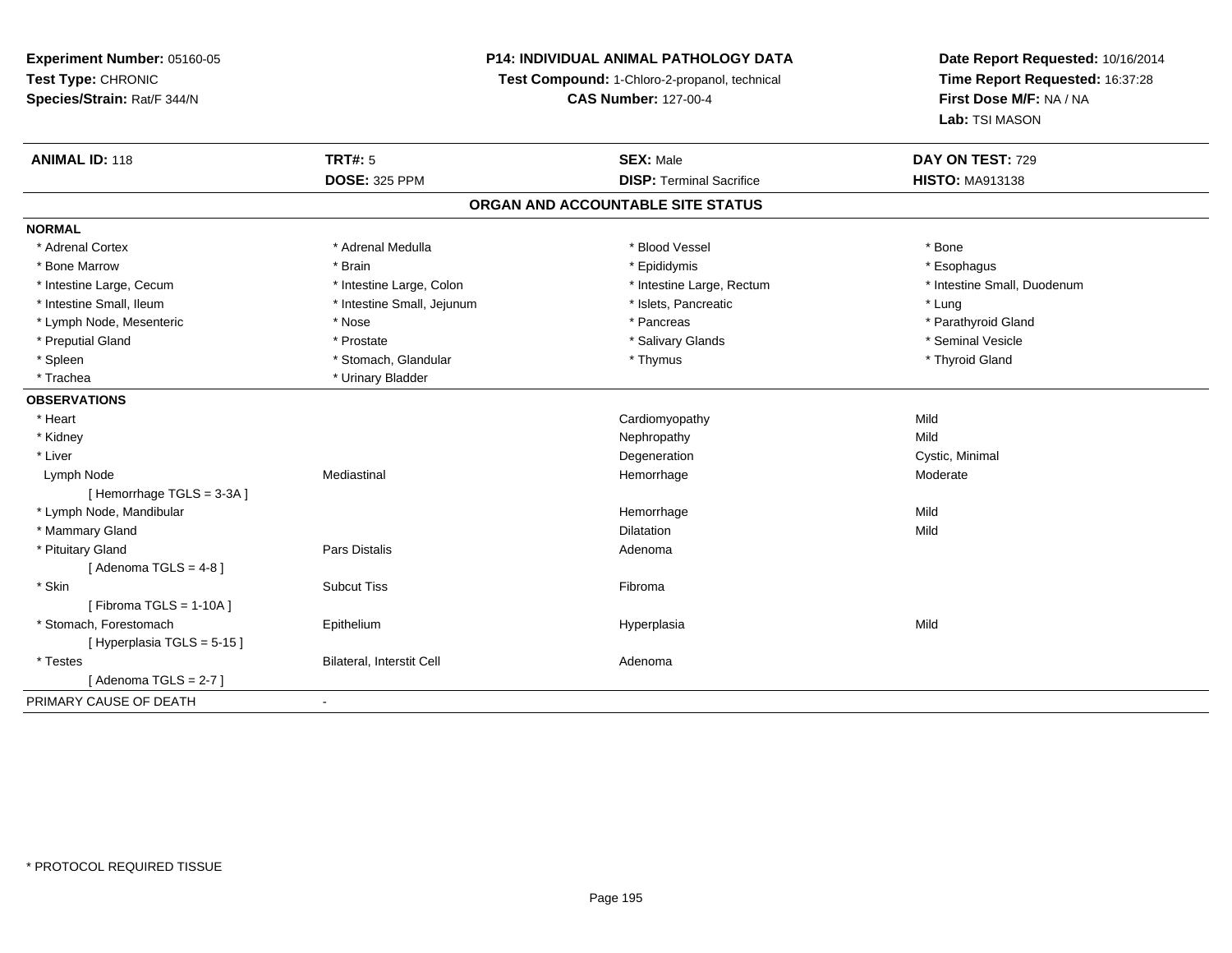**Experiment Number:** 05160-05
**Test Type:** CHRONIC
**Species/Strain:** Rat/F 344/N

**P14: INDIVIDUAL ANIMAL PATHOLOGY DATA**
**Test Compound:** 1-Chloro-2-propanol, technical
**CAS Number:** 127-00-4

**Date Report Requested:** 10/16/2014
**Time Report Requested:** 16:37:28
**First Dose M/F:** NA / NA
**Lab:** TSI MASON

| **ANIMAL ID:** 118 | **TRT#:** 5 | **SEX:** Male | **DAY ON TEST:** 729 |
|---|---|---|---|
| | **DOSE:** 325 PPM | **DISP:** Terminal Sacrifice | **HISTO:** MA913138 |

## ORGAN AND ACCOUNTABLE SITE STATUS

**NORMAL**

| | | | |
|---|---|---|---|
| * Adrenal Cortex | * Adrenal Medulla | * Blood Vessel | * Bone |
| * Bone Marrow | * Brain | * Epididymis | * Esophagus |
| * Intestine Large, Cecum | * Intestine Large, Colon | * Intestine Large, Rectum | * Intestine Small, Duodenum |
| * Intestine Small, Ileum | * Intestine Small, Jejunum | * Islets, Pancreatic | * Lung |
| * Lymph Node, Mesenteric | * Nose | * Pancreas | * Parathyroid Gland |
| * Preputial Gland | * Prostate | * Salivary Glands | * Seminal Vesicle |
| * Spleen | * Stomach, Glandular | * Thymus | * Thyroid Gland |
| * Trachea | * Urinary Bladder | | |

**OBSERVATIONS**

| | | | |
|---|---|---|---|
| * Heart | | Cardiomyopathy | Mild |
| * Kidney | | Nephropathy | Mild |
| * Liver | | Degeneration | Cystic, Minimal |
| Lymph Node | Mediastinal | Hemorrhage | Moderate |
| [ Hemorrhage TGLS = 3-3A ] | | | |
| * Lymph Node, Mandibular | | Hemorrhage | Mild |
| * Mammary Gland | | Dilatation | Mild |
| * Pituitary Gland | Pars Distalis | Adenoma | |
| [ Adenoma TGLS = 4-8 ] | | | |
| * Skin | Subcut Tiss | Fibroma | |
| [ Fibroma TGLS = 1-10A ] | | | |
| * Stomach, Forestomach | Epithelium | Hyperplasia | Mild |
| [ Hyperplasia TGLS = 5-15 ] | | | |
| * Testes | Bilateral, Interstit Cell | Adenoma | |
| [ Adenoma TGLS = 2-7 ] | | | |

PRIMARY CAUSE OF DEATH -

\* PROTOCOL REQUIRED TISSUE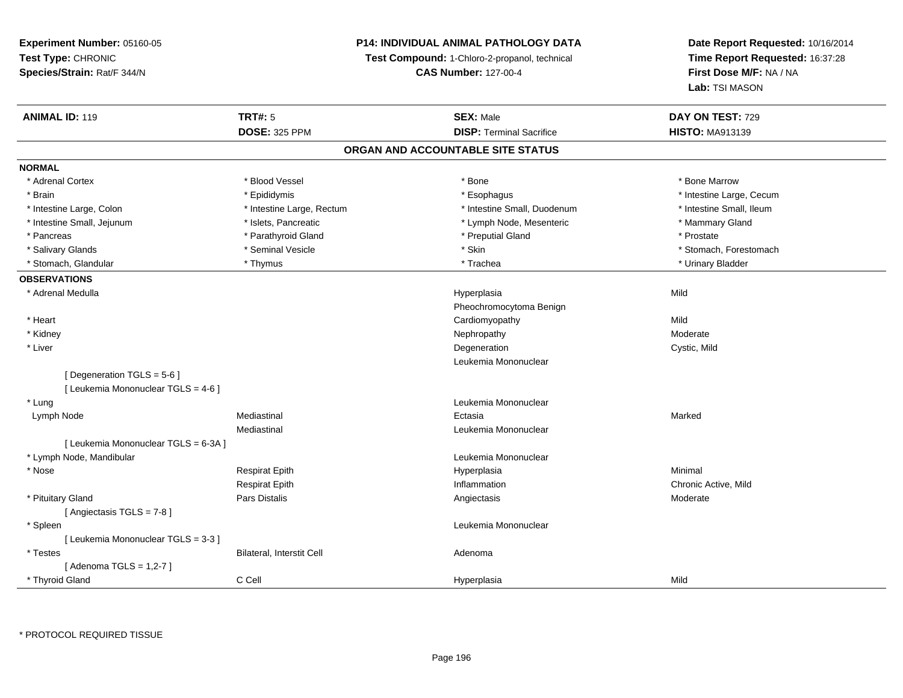**Experiment Number:** 05160-05
**Test Type:** CHRONIC
**Species/Strain:** Rat/F 344/N

**P14: INDIVIDUAL ANIMAL PATHOLOGY DATA**
**Test Compound:** 1-Chloro-2-propanol, technical
**CAS Number:** 127-00-4

**Date Report Requested:** 10/16/2014
**Time Report Requested:** 16:37:28
**First Dose M/F:** NA / NA
**Lab:** TSI MASON

| **ANIMAL ID:** 119 | **TRT#:** 5 | **SEX:** Male | **DAY ON TEST:** 729 |
|---|---|---|---|
| | **DOSE:** 325 PPM | **DISP:** Terminal Sacrifice | **HISTO:** MA913139 |

## ORGAN AND ACCOUNTABLE SITE STATUS

**NORMAL**

| | | | |
|---|---|---|---|
| * Adrenal Cortex | * Blood Vessel | * Bone | * Bone Marrow |
| * Brain | * Epididymis | * Esophagus | * Intestine Large, Cecum |
| * Intestine Large, Colon | * Intestine Large, Rectum | * Intestine Small, Duodenum | * Intestine Small, Ileum |
| * Intestine Small, Jejunum | * Islets, Pancreatic | * Lymph Node, Mesenteric | * Mammary Gland |
| * Pancreas | * Parathyroid Gland | * Preputial Gland | * Prostate |
| * Salivary Glands | * Seminal Vesicle | * Skin | * Stomach, Forestomach |
| * Stomach, Glandular | * Thymus | * Trachea | * Urinary Bladder |

**OBSERVATIONS**

| | | | |
|---|---|---|---|
| * Adrenal Medulla | | Hyperplasia | Mild |
| | | Pheochromocytoma Benign | |
| * Heart | | Cardiomyopathy | Mild |
| * Kidney | | Nephropathy | Moderate |
| * Liver | | Degeneration | Cystic, Mild |
| | | Leukemia Mononuclear | |
| [ Degeneration TGLS = 5-6 ] | | | |
| [ Leukemia Mononuclear TGLS = 4-6 ] | | | |
| * Lung | | Leukemia Mononuclear | |
| Lymph Node | Mediastinal | Ectasia | Marked |
| | Mediastinal | Leukemia Mononuclear | |
| [ Leukemia Mononuclear TGLS = 6-3A ] | | | |
| * Lymph Node, Mandibular | | Leukemia Mononuclear | |
| * Nose | Respirat Epith | Hyperplasia | Minimal |
| | Respirat Epith | Inflammation | Chronic Active, Mild |
| * Pituitary Gland | Pars Distalis | Angiectasis | Moderate |
| [ Angiectasis TGLS = 7-8 ] | | | |
| * Spleen | | Leukemia Mononuclear | |
| [ Leukemia Mononuclear TGLS = 3-3 ] | | | |
| * Testes | Bilateral, Interstit Cell | Adenoma | |
| [ Adenoma TGLS = 1,2-7 ] | | | |
| * Thyroid Gland | C Cell | Hyperplasia | Mild |

* PROTOCOL REQUIRED TISSUE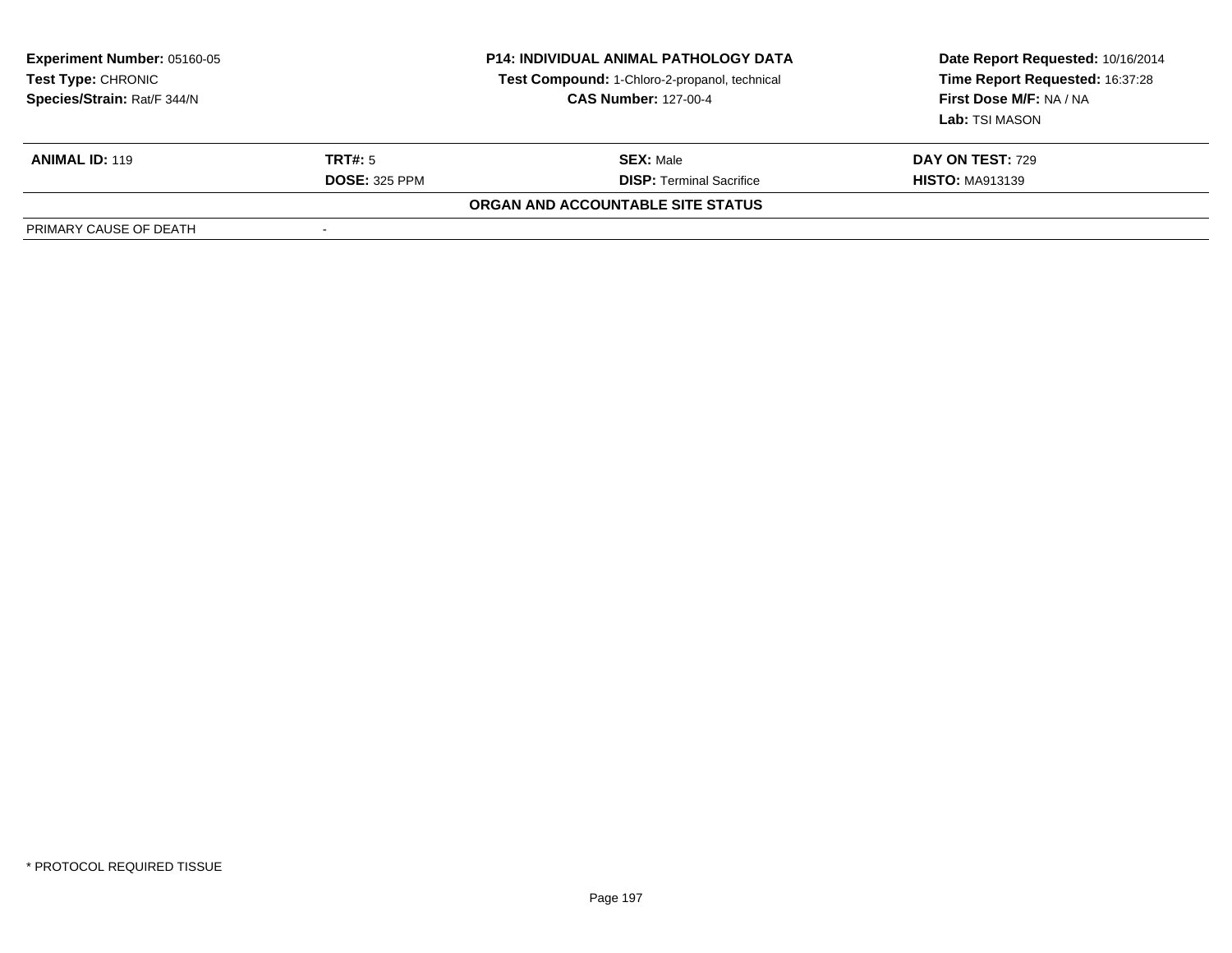**Experiment Number:** 05160-05
**Test Type:** CHRONIC
**Species/Strain:** Rat/F 344/N

**P14: INDIVIDUAL ANIMAL PATHOLOGY DATA**
**Test Compound:** 1-Chloro-2-propanol, technical
**CAS Number:** 127-00-4

**Date Report Requested:** 10/16/2014
**Time Report Requested:** 16:37:28
**First Dose M/F:** NA / NA
**Lab:** TSI MASON

| **ANIMAL ID:** 119 | **TRT#:** 5 | **SEX:** Male | **DAY ON TEST:** 729 |
|---|---|---|---|
| | **DOSE:** 325 PPM | **DISP:** Terminal Sacrifice | **HISTO:** MA913139 |

**ORGAN AND ACCOUNTABLE SITE STATUS**

| PRIMARY CAUSE OF DEATH | - |
|---|---|

* PROTOCOL REQUIRED TISSUE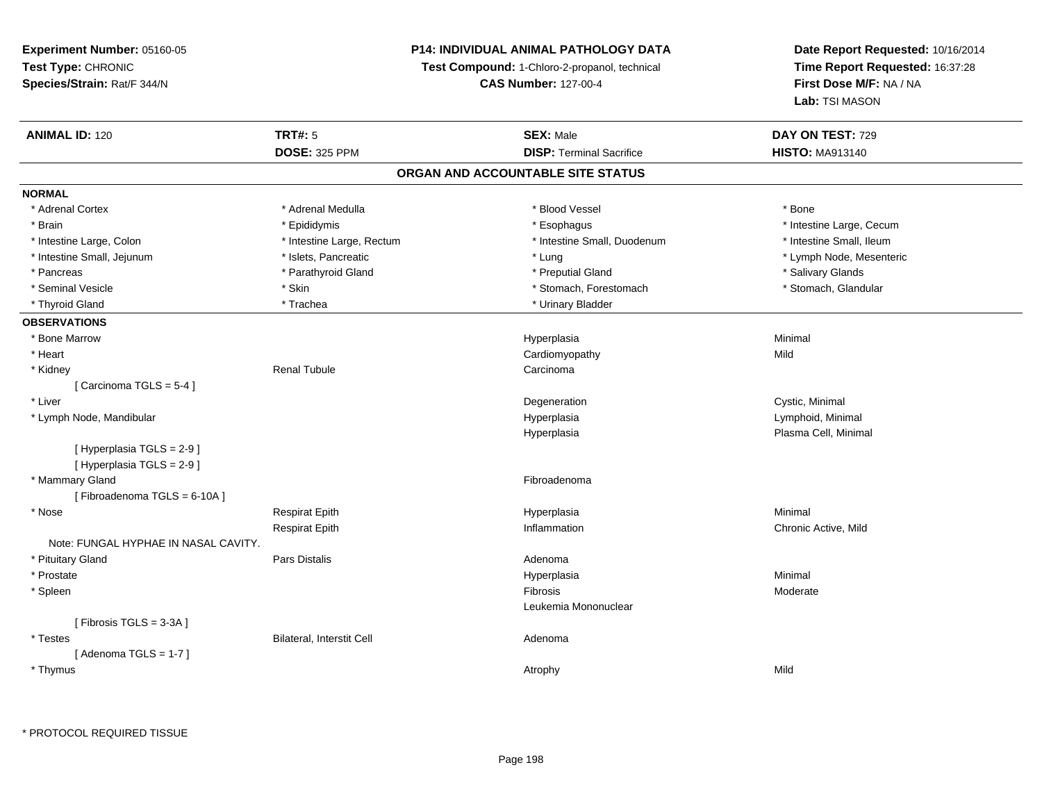**Experiment Number:** 05160-05
**Test Type:** CHRONIC
**Species/Strain:** Rat/F 344/N

**P14: INDIVIDUAL ANIMAL PATHOLOGY DATA**
**Test Compound:** 1-Chloro-2-propanol, technical
**CAS Number:** 127-00-4

**Date Report Requested:** 10/16/2014
**Time Report Requested:** 16:37:28
**First Dose M/F:** NA / NA
**Lab:** TSI MASON

| **ANIMAL ID:** 120 | **TRT#:** 5 | **SEX:** Male | **DAY ON TEST:** 729 |
|---|---|---|---|
| | **DOSE:** 325 PPM | **DISP:** Terminal Sacrifice | **HISTO:** MA913140 |

## ORGAN AND ACCOUNTABLE SITE STATUS

**NORMAL**

| | | | |
|---|---|---|---|
| * Adrenal Cortex | * Adrenal Medulla | * Blood Vessel | * Bone |
| * Brain | * Epididymis | * Esophagus | * Intestine Large, Cecum |
| * Intestine Large, Colon | * Intestine Large, Rectum | * Intestine Small, Duodenum | * Intestine Small, Ileum |
| * Intestine Small, Jejunum | * Islets, Pancreatic | * Lung | * Lymph Node, Mesenteric |
| * Pancreas | * Parathyroid Gland | * Preputial Gland | * Salivary Glands |
| * Seminal Vesicle | * Skin | * Stomach, Forestomach | * Stomach, Glandular |
| * Thyroid Gland | * Trachea | * Urinary Bladder | |

**OBSERVATIONS**

| | | | |
|---|---|---|---|
| * Bone Marrow | | Hyperplasia | Minimal |
| * Heart | | Cardiomyopathy | Mild |
| * Kidney | Renal Tubule | Carcinoma | |
| [ Carcinoma TGLS = 5-4 ] | | | |
| * Liver | | Degeneration | Cystic, Minimal |
| * Lymph Node, Mandibular | | Hyperplasia | Lymphoid, Minimal |
| | | Hyperplasia | Plasma Cell, Minimal |
| [ Hyperplasia TGLS = 2-9 ] | | | |
| [ Hyperplasia TGLS = 2-9 ] | | | |
| * Mammary Gland | | Fibroadenoma | |
| [ Fibroadenoma TGLS = 6-10A ] | | | |
| * Nose | Respirat Epith | Hyperplasia | Minimal |
| | Respirat Epith | Inflammation | Chronic Active, Mild |
| Note: FUNGAL HYPHAE IN NASAL CAVITY. | | | |
| * Pituitary Gland | Pars Distalis | Adenoma | |
| * Prostate | | Hyperplasia | Minimal |
| * Spleen | | Fibrosis | Moderate |
| | | Leukemia Mononuclear | |
| [ Fibrosis TGLS = 3-3A ] | | | |
| * Testes | Bilateral, Interstit Cell | Adenoma | |
| [ Adenoma TGLS = 1-7 ] | | | |
| * Thymus | | Atrophy | Mild |

* PROTOCOL REQUIRED TISSUE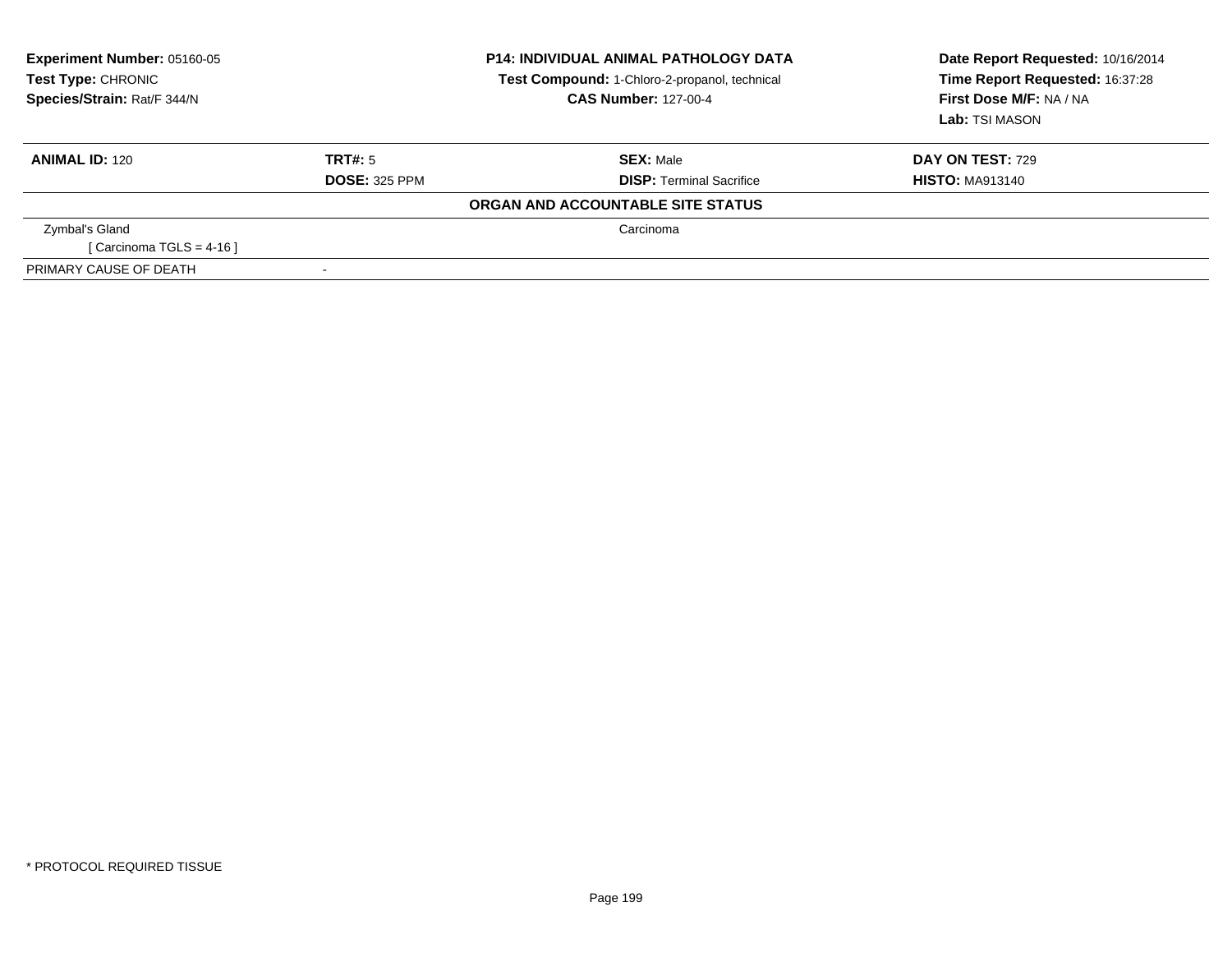**Experiment Number:** 05160-05
**Test Type:** CHRONIC
**Species/Strain:** Rat/F 344/N

**P14: INDIVIDUAL ANIMAL PATHOLOGY DATA**
**Test Compound:** 1-Chloro-2-propanol, technical
**CAS Number:** 127-00-4

**Date Report Requested:** 10/16/2014
**Time Report Requested:** 16:37:28
**First Dose M/F:** NA / NA
**Lab:** TSI MASON

| **ANIMAL ID:** 120 | **TRT#:** 5 | **SEX:** Male | **DAY ON TEST:** 729 |
|---|---|---|---|
| | **DOSE:** 325 PPM | **DISP:** Terminal Sacrifice | **HISTO:** MA913140 |

**ORGAN AND ACCOUNTABLE SITE STATUS**

| | |
|---|---|
| Zymbal's Gland | Carcinoma |
| [ Carcinoma TGLS = 4-16 ] | |
| PRIMARY CAUSE OF DEATH | - |

* PROTOCOL REQUIRED TISSUE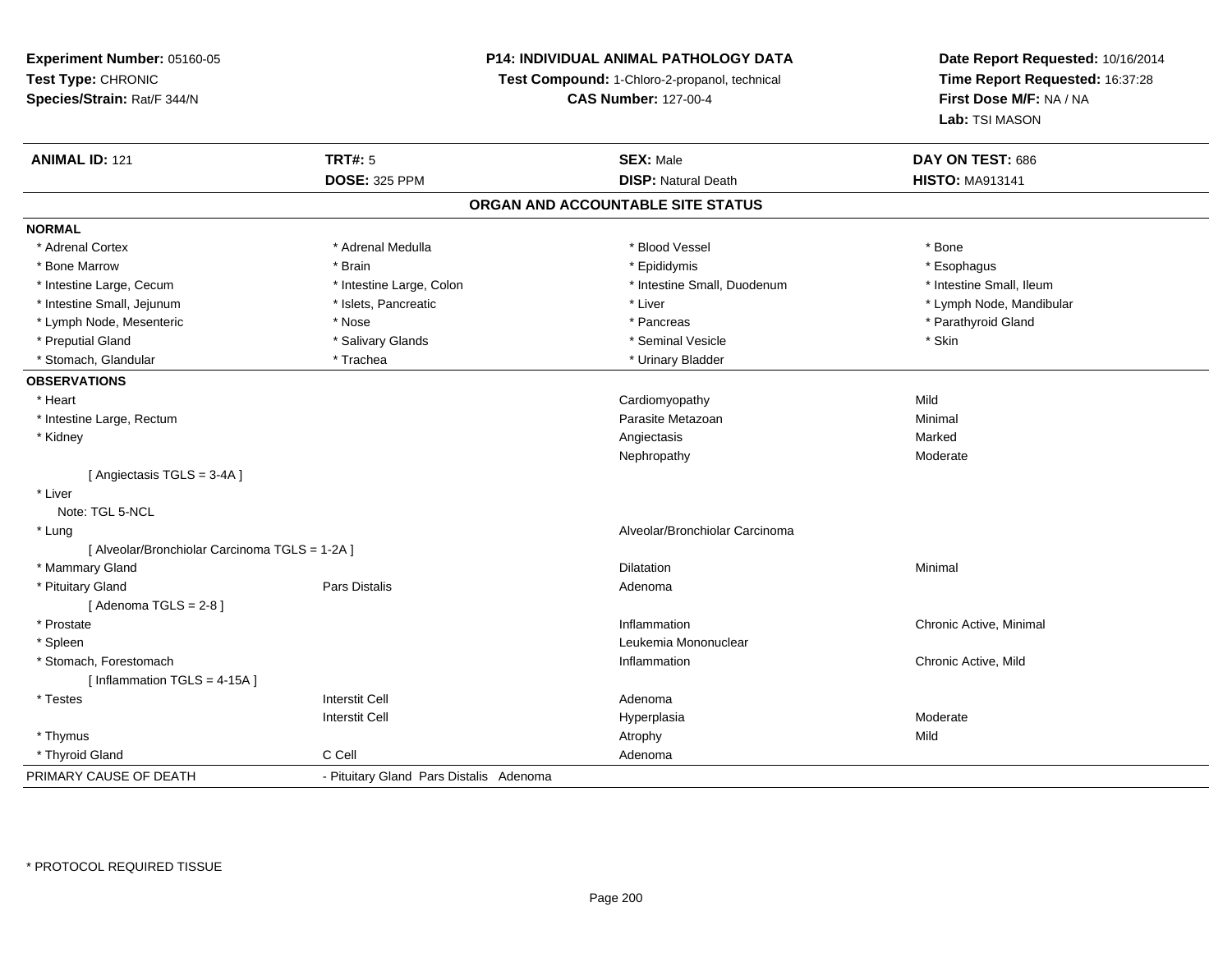**Experiment Number:** 05160-05
**Test Type:** CHRONIC
**Species/Strain:** Rat/F 344/N

**P14: INDIVIDUAL ANIMAL PATHOLOGY DATA**
**Test Compound:** 1-Chloro-2-propanol, technical
**CAS Number:** 127-00-4

**Date Report Requested:** 10/16/2014
**Time Report Requested:** 16:37:28
**First Dose M/F:** NA / NA
**Lab:** TSI MASON

| **ANIMAL ID:** 121 | **TRT#:** 5 | **SEX:** Male | **DAY ON TEST:** 686 |
|---|---|---|---|
| | **DOSE:** 325 PPM | **DISP:** Natural Death | **HISTO:** MA913141 |

## ORGAN AND ACCOUNTABLE SITE STATUS

| | | | |
|---|---|---|---|
| **NORMAL** | | | |
| * Adrenal Cortex | * Adrenal Medulla | * Blood Vessel | * Bone |
| * Bone Marrow | * Brain | * Epididymis | * Esophagus |
| * Intestine Large, Cecum | * Intestine Large, Colon | * Intestine Small, Duodenum | * Intestine Small, Ileum |
| * Intestine Small, Jejunum | * Islets, Pancreatic | * Liver | * Lymph Node, Mandibular |
| * Lymph Node, Mesenteric | * Nose | * Pancreas | * Parathyroid Gland |
| * Preputial Gland | * Salivary Glands | * Seminal Vesicle | * Skin |
| * Stomach, Glandular | * Trachea | * Urinary Bladder | |
| **OBSERVATIONS** | | | |
| * Heart | | Cardiomyopathy | Mild |
| * Intestine Large, Rectum | | Parasite Metazoan | Minimal |
| * Kidney | | Angiectasis | Marked |
| | | Nephropathy | Moderate |
| [ Angiectasis TGLS = 3-4A ] | | | |
| * Liver | | | |
| Note: TGL 5-NCL | | | |
| * Lung | | Alveolar/Bronchiolar Carcinoma | |
| [ Alveolar/Bronchiolar Carcinoma TGLS = 1-2A ] | | | |
| * Mammary Gland | | Dilatation | Minimal |
| * Pituitary Gland | Pars Distalis | Adenoma | |
| [ Adenoma TGLS = 2-8 ] | | | |
| * Prostate | | Inflammation | Chronic Active, Minimal |
| * Spleen | | Leukemia Mononuclear | |
| * Stomach, Forestomach | | Inflammation | Chronic Active, Mild |
| [ Inflammation TGLS = 4-15A ] | | | |
| * Testes | Interstit Cell | Adenoma | |
| | Interstit Cell | Hyperplasia | Moderate |
| * Thymus | | Atrophy | Mild |
| * Thyroid Gland | C Cell | Adenoma | |
| PRIMARY CAUSE OF DEATH | - Pituitary Gland Pars Distalis Adenoma | | |

* PROTOCOL REQUIRED TISSUE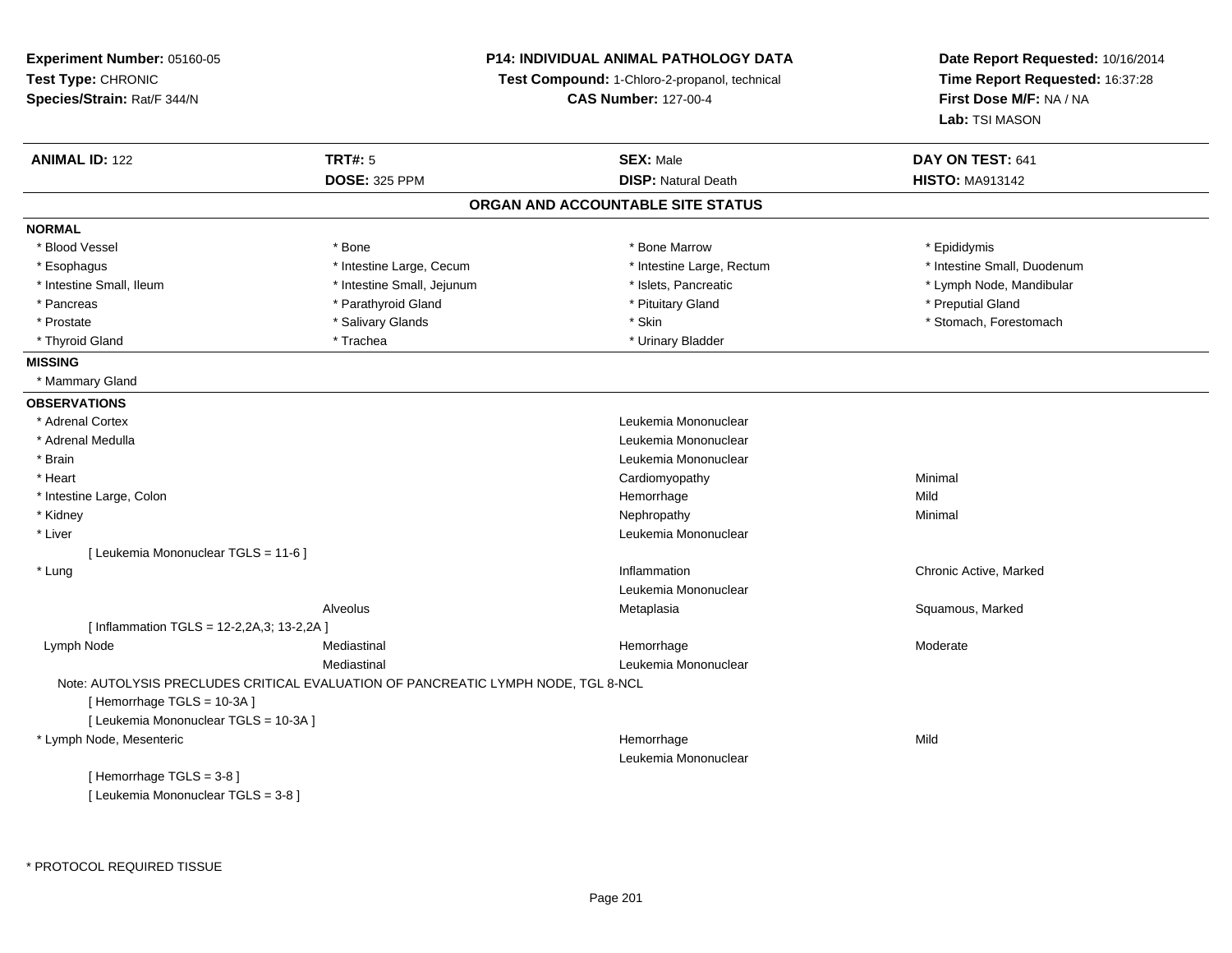**Experiment Number:** 05160-05
**Test Type:** CHRONIC
**Species/Strain:** Rat/F 344/N

**P14: INDIVIDUAL ANIMAL PATHOLOGY DATA**
**Test Compound:** 1-Chloro-2-propanol, technical
**CAS Number:** 127-00-4

**Date Report Requested:** 10/16/2014
**Time Report Requested:** 16:37:28
**First Dose M/F:** NA / NA
**Lab:** TSI MASON

| **ANIMAL ID:** 122 | **TRT#:** 5 | **SEX:** Male | **DAY ON TEST:** 641 |
|---|---|---|---|
| | **DOSE:** 325 PPM | **DISP:** Natural Death | **HISTO:** MA913142 |

## ORGAN AND ACCOUNTABLE SITE STATUS

**NORMAL**

| | | | |
|---|---|---|---|
| * Blood Vessel | * Bone | * Bone Marrow | * Epididymis |
| * Esophagus | * Intestine Large, Cecum | * Intestine Large, Rectum | * Intestine Small, Duodenum |
| * Intestine Small, Ileum | * Intestine Small, Jejunum | * Islets, Pancreatic | * Lymph Node, Mandibular |
| * Pancreas | * Parathyroid Gland | * Pituitary Gland | * Preputial Gland |
| * Prostate | * Salivary Glands | * Skin | * Stomach, Forestomach |
| * Thyroid Gland | * Trachea | * Urinary Bladder | |

**MISSING**

* Mammary Gland

**OBSERVATIONS**

| | | | |
|---|---|---|---|
| * Adrenal Cortex | | Leukemia Mononuclear | |
| * Adrenal Medulla | | Leukemia Mononuclear | |
| * Brain | | Leukemia Mononuclear | |
| * Heart | | Cardiomyopathy | Minimal |
| * Intestine Large, Colon | | Hemorrhage | Mild |
| * Kidney | | Nephropathy | Minimal |
| * Liver | | Leukemia Mononuclear | |
| [ Leukemia Mononuclear TGLS = 11-6 ] | | | |
| * Lung | | Inflammation | Chronic Active, Marked |
| | | Leukemia Mononuclear | |
| | Alveolus | Metaplasia | Squamous, Marked |
| [ Inflammation TGLS = 12-2,2A,3; 13-2,2A ] | | | |
| Lymph Node | Mediastinal | Hemorrhage | Moderate |
| | Mediastinal | Leukemia Mononuclear | |
| Note: AUTOLYSIS PRECLUDES CRITICAL EVALUATION OF PANCREATIC LYMPH NODE, TGL 8-NCL | | | |
| [ Hemorrhage TGLS = 10-3A ] | | | |
| [ Leukemia Mononuclear TGLS = 10-3A ] | | | |
| * Lymph Node, Mesenteric | | Hemorrhage | Mild |
| | | Leukemia Mononuclear | |
| [ Hemorrhage TGLS = 3-8 ] | | | |
| [ Leukemia Mononuclear TGLS = 3-8 ] | | | |

\* PROTOCOL REQUIRED TISSUE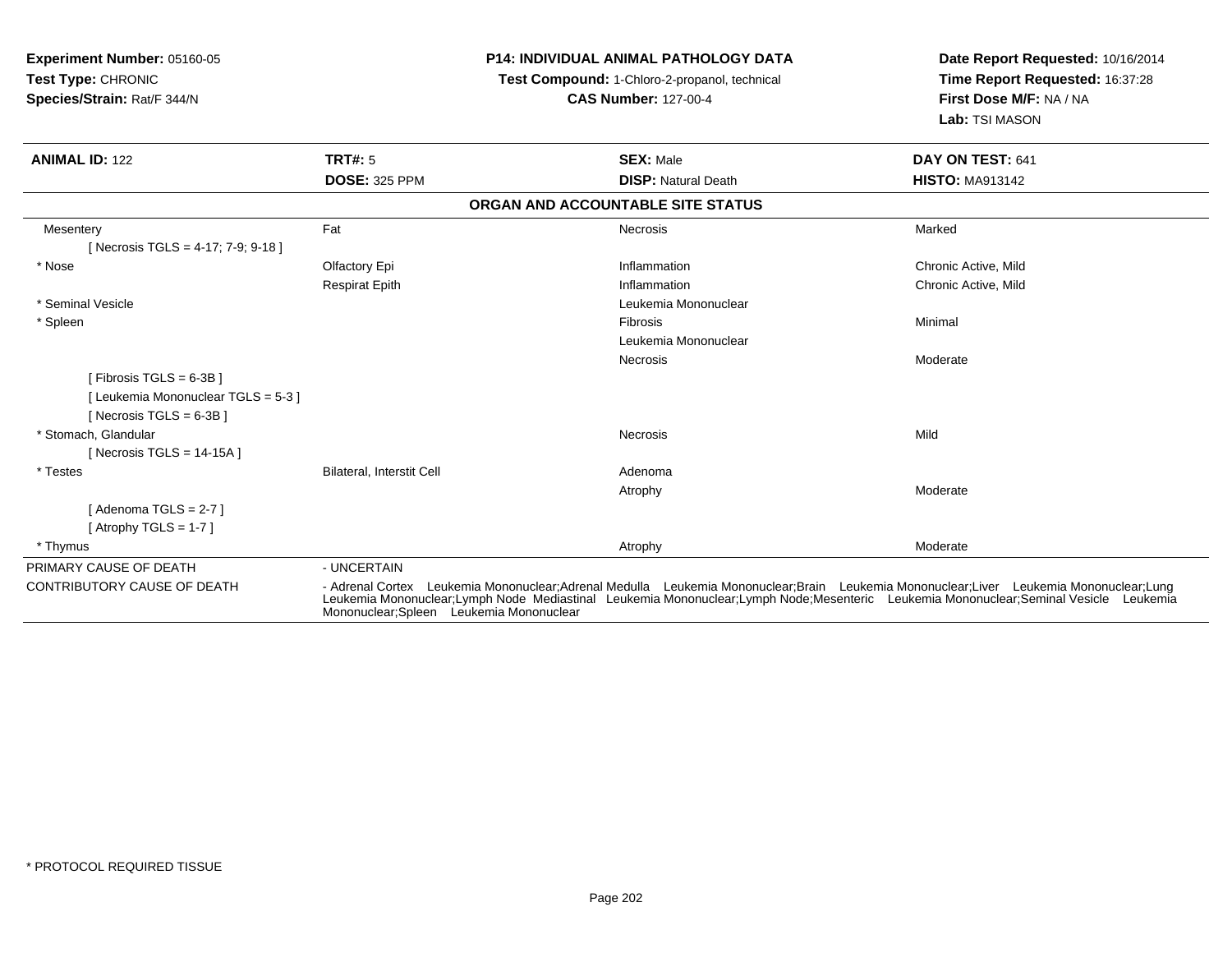**Experiment Number:** 05160-05
**Test Type:** CHRONIC
**Species/Strain:** Rat/F 344/N

**P14: INDIVIDUAL ANIMAL PATHOLOGY DATA**
**Test Compound:** 1-Chloro-2-propanol, technical
**CAS Number:** 127-00-4

**Date Report Requested:** 10/16/2014
**Time Report Requested:** 16:37:28
**First Dose M/F:** NA / NA
**Lab:** TSI MASON

| **ANIMAL ID:** 122 | **TRT#:** 5 | **SEX:** Male | **DAY ON TEST:** 641 |
|---|---|---|---|
| | **DOSE:** 325 PPM | **DISP:** Natural Death | **HISTO:** MA913142 |

**ORGAN AND ACCOUNTABLE SITE STATUS**

| | | | |
|---|---|---|---|
| Mesentery | Fat | Necrosis | Marked |
| [ Necrosis TGLS = 4-17; 7-9; 9-18 ] | | | |
| * Nose | Olfactory Epi | Inflammation | Chronic Active, Mild |
| | Respirat Epith | Inflammation | Chronic Active, Mild |
| * Seminal Vesicle | | Leukemia Mononuclear | |
| * Spleen | | Fibrosis | Minimal |
| | | Leukemia Mononuclear | |
| | | Necrosis | Moderate |
| [ Fibrosis TGLS = 6-3B ] | | | |
| [ Leukemia Mononuclear TGLS = 5-3 ] | | | |
| [ Necrosis TGLS = 6-3B ] | | | |
| * Stomach, Glandular | | Necrosis | Mild |
| [ Necrosis TGLS = 14-15A ] | | | |
| * Testes | Bilateral, Interstit Cell | Adenoma | |
| | | Atrophy | Moderate |
| [ Adenoma TGLS = 2-7 ] | | | |
| [ Atrophy TGLS = 1-7 ] | | | |
| * Thymus | | Atrophy | Moderate |

| | |
|---|---|
| PRIMARY CAUSE OF DEATH | - UNCERTAIN |
| CONTRIBUTORY CAUSE OF DEATH | - Adrenal Cortex Leukemia Mononuclear;Adrenal Medulla Leukemia Mononuclear;Brain Leukemia Mononuclear;Liver Leukemia Mononuclear;Lung Leukemia Mononuclear;Lymph Node Mediastinal Leukemia Mononuclear;Lymph Node;Mesenteric Leukemia Mononuclear;Seminal Vesicle Leukemia Mononuclear;Spleen Leukemia Mononuclear |

* PROTOCOL REQUIRED TISSUE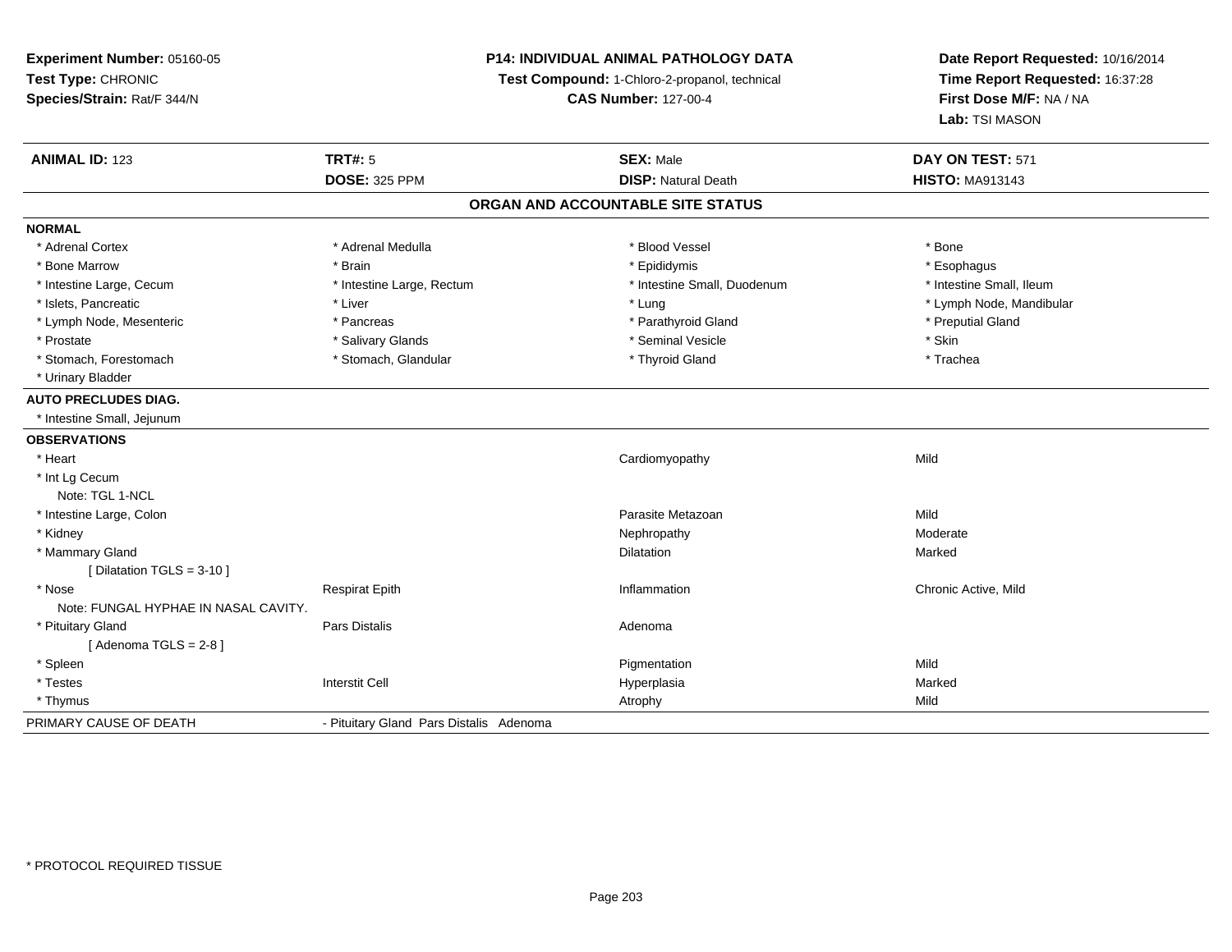**Experiment Number:** 05160-05
**Test Type:** CHRONIC
**Species/Strain:** Rat/F 344/N

**P14: INDIVIDUAL ANIMAL PATHOLOGY DATA**
**Test Compound:** 1-Chloro-2-propanol, technical
**CAS Number:** 127-00-4

**Date Report Requested:** 10/16/2014
**Time Report Requested:** 16:37:28
**First Dose M/F:** NA / NA
**Lab:** TSI MASON

| **ANIMAL ID:** 123 | **TRT#:** 5 | **SEX:** Male | **DAY ON TEST:** 571 |
|---|---|---|---|
| | **DOSE:** 325 PPM | **DISP:** Natural Death | **HISTO:** MA913143 |

## ORGAN AND ACCOUNTABLE SITE STATUS

**NORMAL**

| | | | |
|---|---|---|---|
| * Adrenal Cortex | * Adrenal Medulla | * Blood Vessel | * Bone |
| * Bone Marrow | * Brain | * Epididymis | * Esophagus |
| * Intestine Large, Cecum | * Intestine Large, Rectum | * Intestine Small, Duodenum | * Intestine Small, Ileum |
| * Islets, Pancreatic | * Liver | * Lung | * Lymph Node, Mandibular |
| * Lymph Node, Mesenteric | * Pancreas | * Parathyroid Gland | * Preputial Gland |
| * Prostate | * Salivary Glands | * Seminal Vesicle | * Skin |
| * Stomach, Forestomach | * Stomach, Glandular | * Thyroid Gland | * Trachea |
| * Urinary Bladder | | | |

**AUTO PRECLUDES DIAG.**

* Intestine Small, Jejunum

**OBSERVATIONS**

| | | | |
|---|---|---|---|
| * Heart | | Cardiomyopathy | Mild |
| * Int Lg Cecum | | | |
| Note: TGL 1-NCL | | | |
| * Intestine Large, Colon | | Parasite Metazoan | Mild |
| * Kidney | | Nephropathy | Moderate |
| * Mammary Gland | | Dilatation | Marked |
| [ Dilatation TGLS = 3-10 ] | | | |
| * Nose | Respirat Epith | Inflammation | Chronic Active, Mild |
| Note: FUNGAL HYPHAE IN NASAL CAVITY. | | | |
| * Pituitary Gland | Pars Distalis | Adenoma | |
| [ Adenoma TGLS = 2-8 ] | | | |
| * Spleen | | Pigmentation | Mild |
| * Testes | Interstit Cell | Hyperplasia | Marked |
| * Thymus | | Atrophy | Mild |

PRIMARY CAUSE OF DEATH - Pituitary Gland Pars Distalis Adenoma

* PROTOCOL REQUIRED TISSUE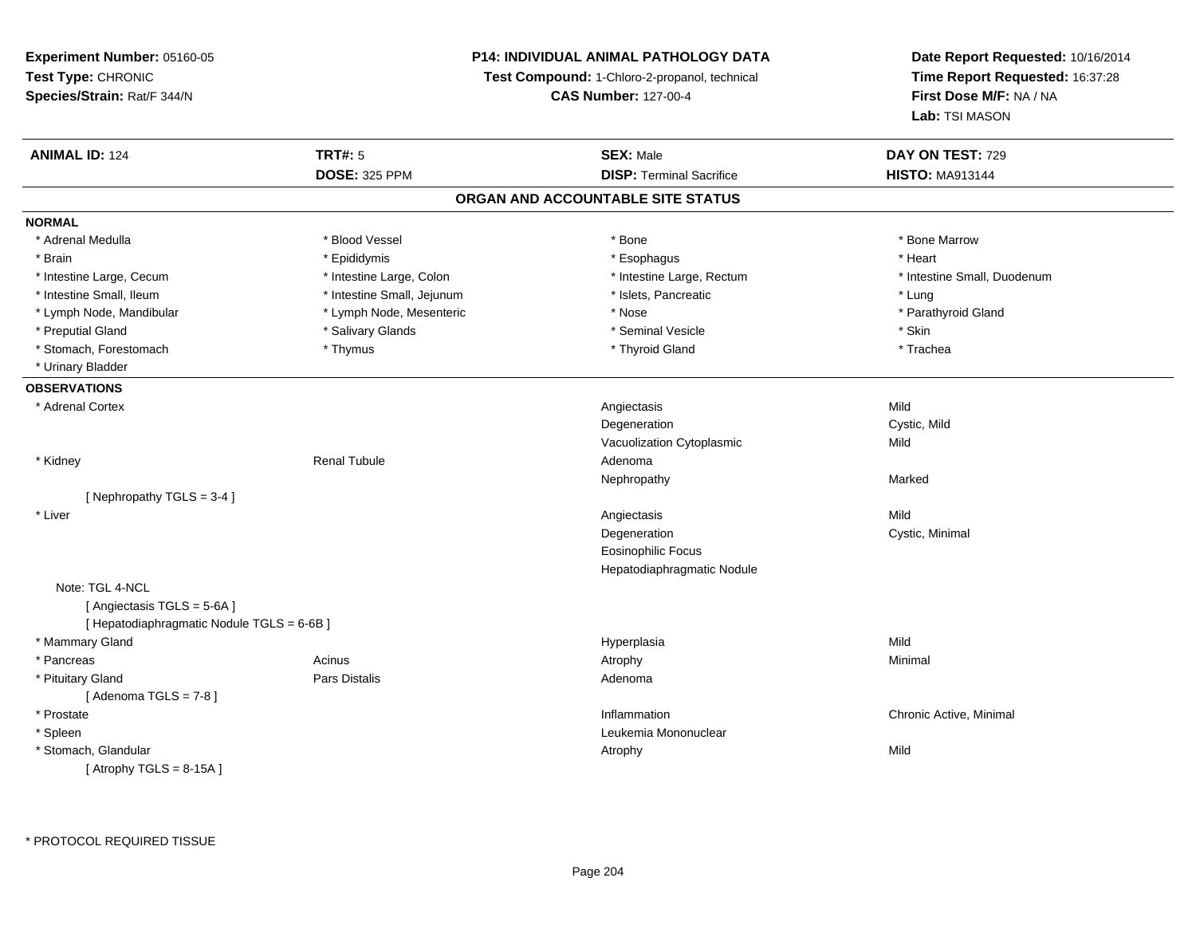**Experiment Number:** 05160-05
**Test Type:** CHRONIC
**Species/Strain:** Rat/F 344/N

**P14: INDIVIDUAL ANIMAL PATHOLOGY DATA**
**Test Compound:** 1-Chloro-2-propanol, technical
**CAS Number:** 127-00-4

**Date Report Requested:** 10/16/2014
**Time Report Requested:** 16:37:28
**First Dose M/F:** NA / NA
**Lab:** TSI MASON

| **ANIMAL ID:** 124 | **TRT#:** 5 | **SEX:** Male | **DAY ON TEST:** 729 |
|---|---|---|---|
| | **DOSE:** 325 PPM | **DISP:** Terminal Sacrifice | **HISTO:** MA913144 |

## ORGAN AND ACCOUNTABLE SITE STATUS

**NORMAL**

| | | | |
|---|---|---|---|
| * Adrenal Medulla | * Blood Vessel | * Bone | * Bone Marrow |
| * Brain | * Epididymis | * Esophagus | * Heart |
| * Intestine Large, Cecum | * Intestine Large, Colon | * Intestine Large, Rectum | * Intestine Small, Duodenum |
| * Intestine Small, Ileum | * Intestine Small, Jejunum | * Islets, Pancreatic | * Lung |
| * Lymph Node, Mandibular | * Lymph Node, Mesenteric | * Nose | * Parathyroid Gland |
| * Preputial Gland | * Salivary Glands | * Seminal Vesicle | * Skin |
| * Stomach, Forestomach | * Thymus | * Thyroid Gland | * Trachea |
| * Urinary Bladder | | | |

**OBSERVATIONS**

| | | | |
|---|---|---|---|
| * Adrenal Cortex | | Angiectasis | Mild |
| | | Degeneration | Cystic, Mild |
| | | Vacuolization Cytoplasmic | Mild |
| * Kidney | Renal Tubule | Adenoma | |
| | | Nephropathy | Marked |
| [ Nephropathy TGLS = 3-4 ] | | | |
| * Liver | | Angiectasis | Mild |
| | | Degeneration | Cystic, Minimal |
| | | Eosinophilic Focus | |
| | | Hepatodiaphragmatic Nodule | |
| Note: TGL 4-NCL | | | |
| [ Angiectasis TGLS = 5-6A ] | | | |
| [ Hepatodiaphragmatic Nodule TGLS = 6-6B ] | | | |
| * Mammary Gland | | Hyperplasia | Mild |
| * Pancreas | Acinus | Atrophy | Minimal |
| * Pituitary Gland | Pars Distalis | Adenoma | |
| [ Adenoma TGLS = 7-8 ] | | | |
| * Prostate | | Inflammation | Chronic Active, Minimal |
| * Spleen | | Leukemia Mononuclear | |
| * Stomach, Glandular | | Atrophy | Mild |
| [ Atrophy TGLS = 8-15A ] | | | |

* PROTOCOL REQUIRED TISSUE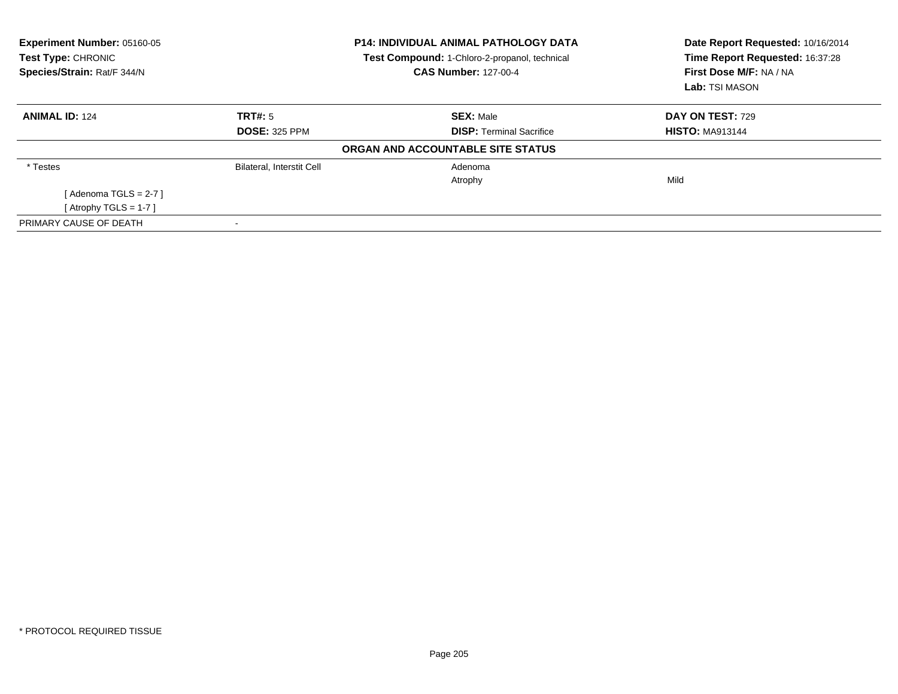**Experiment Number:** 05160-05
**Test Type:** CHRONIC
**Species/Strain:** Rat/F 344/N

**P14: INDIVIDUAL ANIMAL PATHOLOGY DATA**
**Test Compound:** 1-Chloro-2-propanol, technical
**CAS Number:** 127-00-4

**Date Report Requested:** 10/16/2014
**Time Report Requested:** 16:37:28
**First Dose M/F:** NA / NA
**Lab:** TSI MASON

| **ANIMAL ID:** 124 | **TRT#:** 5 | **SEX:** Male | **DAY ON TEST:** 729 |
|---|---|---|---|
| | **DOSE:** 325 PPM | **DISP:** Terminal Sacrifice | **HISTO:** MA913144 |

**ORGAN AND ACCOUNTABLE SITE STATUS**

| | | | |
|---|---|---|---|
| * Testes | Bilateral, Interstit Cell | Adenoma | |
| | | Atrophy | Mild |
| [ Adenoma TGLS = 2-7 ] | | | |
| [ Atrophy TGLS = 1-7 ] | | | |
| PRIMARY CAUSE OF DEATH | - | | |

* PROTOCOL REQUIRED TISSUE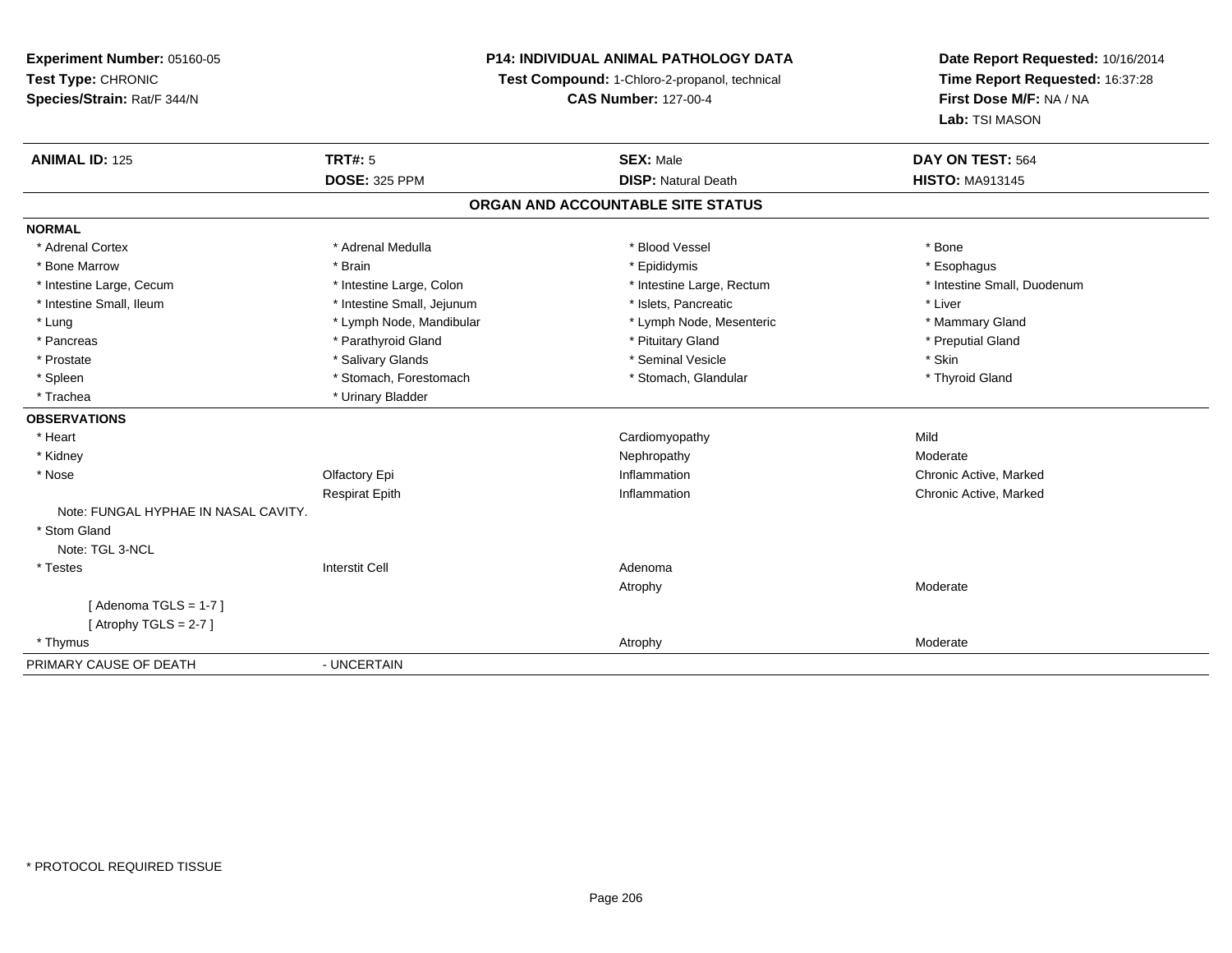**Experiment Number:** 05160-05
**Test Type:** CHRONIC
**Species/Strain:** Rat/F 344/N

**P14: INDIVIDUAL ANIMAL PATHOLOGY DATA**
**Test Compound:** 1-Chloro-2-propanol, technical
**CAS Number:** 127-00-4

**Date Report Requested:** 10/16/2014
**Time Report Requested:** 16:37:28
**First Dose M/F:** NA / NA
**Lab:** TSI MASON

| **ANIMAL ID:** 125 | **TRT#:** 5 | **SEX:** Male | **DAY ON TEST:** 564 |
|---|---|---|---|
| | **DOSE:** 325 PPM | **DISP:** Natural Death | **HISTO:** MA913145 |

## ORGAN AND ACCOUNTABLE SITE STATUS

**NORMAL**

| | | | |
|---|---|---|---|
| * Adrenal Cortex | * Adrenal Medulla | * Blood Vessel | * Bone |
| * Bone Marrow | * Brain | * Epididymis | * Esophagus |
| * Intestine Large, Cecum | * Intestine Large, Colon | * Intestine Large, Rectum | * Intestine Small, Duodenum |
| * Intestine Small, Ileum | * Intestine Small, Jejunum | * Islets, Pancreatic | * Liver |
| * Lung | * Lymph Node, Mandibular | * Lymph Node, Mesenteric | * Mammary Gland |
| * Pancreas | * Parathyroid Gland | * Pituitary Gland | * Preputial Gland |
| * Prostate | * Salivary Glands | * Seminal Vesicle | * Skin |
| * Spleen | * Stomach, Forestomach | * Stomach, Glandular | * Thyroid Gland |
| * Trachea | * Urinary Bladder | | |

**OBSERVATIONS**

| | | | |
|---|---|---|---|
| * Heart | | Cardiomyopathy | Mild |
| * Kidney | | Nephropathy | Moderate |
| * Nose | Olfactory Epi | Inflammation | Chronic Active, Marked |
| | Respirat Epith | Inflammation | Chronic Active, Marked |
| Note: FUNGAL HYPHAE IN NASAL CAVITY. | | | |
| * Stom Gland | | | |
| Note: TGL 3-NCL | | | |
| * Testes | Interstit Cell | Adenoma | |
| | | Atrophy | Moderate |
| [ Adenoma TGLS = 1-7 ] | | | |
| [ Atrophy TGLS = 2-7 ] | | | |
| * Thymus | | Atrophy | Moderate |

PRIMARY CAUSE OF DEATH - UNCERTAIN

* PROTOCOL REQUIRED TISSUE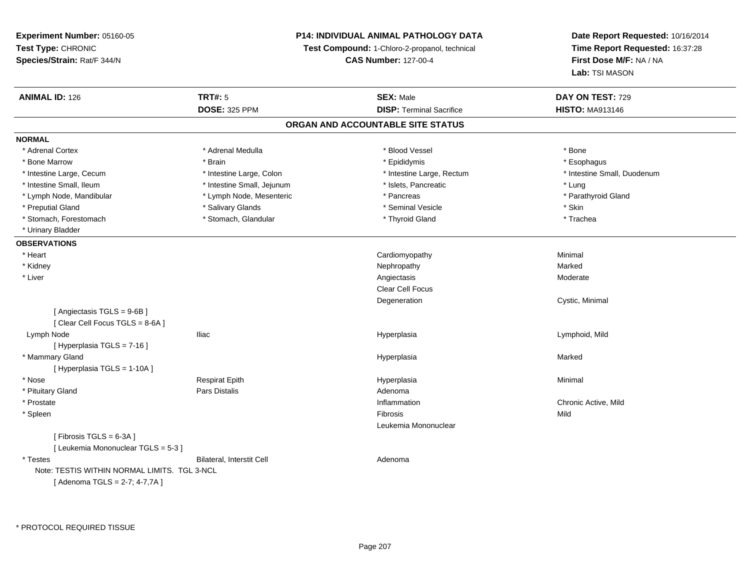**Experiment Number:** 05160-05
**Test Type:** CHRONIC
**Species/Strain:** Rat/F 344/N

**P14: INDIVIDUAL ANIMAL PATHOLOGY DATA**
**Test Compound:** 1-Chloro-2-propanol, technical
**CAS Number:** 127-00-4

**Date Report Requested:** 10/16/2014
**Time Report Requested:** 16:37:28
**First Dose M/F:** NA / NA
**Lab:** TSI MASON

| **ANIMAL ID:** 126 | **TRT#:** 5 | **SEX:** Male | **DAY ON TEST:** 729 |
|---|---|---|---|
| | **DOSE:** 325 PPM | **DISP:** Terminal Sacrifice | **HISTO:** MA913146 |

## ORGAN AND ACCOUNTABLE SITE STATUS

**NORMAL**

| | | | |
|---|---|---|---|
| * Adrenal Cortex | * Adrenal Medulla | * Blood Vessel | * Bone |
| * Bone Marrow | * Brain | * Epididymis | * Esophagus |
| * Intestine Large, Cecum | * Intestine Large, Colon | * Intestine Large, Rectum | * Intestine Small, Duodenum |
| * Intestine Small, Ileum | * Intestine Small, Jejunum | * Islets, Pancreatic | * Lung |
| * Lymph Node, Mandibular | * Lymph Node, Mesenteric | * Pancreas | * Parathyroid Gland |
| * Preputial Gland | * Salivary Glands | * Seminal Vesicle | * Skin |
| * Stomach, Forestomach | * Stomach, Glandular | * Thyroid Gland | * Trachea |
| * Urinary Bladder | | | |

**OBSERVATIONS**

| | | | |
|---|---|---|---|
| * Heart | | Cardiomyopathy | Minimal |
| * Kidney | | Nephropathy | Marked |
| * Liver | | Angiectasis | Moderate |
| | | Clear Cell Focus | |
| | | Degeneration | Cystic, Minimal |
| [ Angiectasis TGLS = 9-6B ] | | | |
| [ Clear Cell Focus TGLS = 8-6A ] | | | |
| Lymph Node | Iliac | Hyperplasia | Lymphoid, Mild |
| [ Hyperplasia TGLS = 7-16 ] | | | |
| * Mammary Gland | | Hyperplasia | Marked |
| [ Hyperplasia TGLS = 1-10A ] | | | |
| * Nose | Respirat Epith | Hyperplasia | Minimal |
| * Pituitary Gland | Pars Distalis | Adenoma | |
| * Prostate | | Inflammation | Chronic Active, Mild |
| * Spleen | | Fibrosis | Mild |
| | | Leukemia Mononuclear | |
| [ Fibrosis TGLS = 6-3A ] | | | |
| [ Leukemia Mononuclear TGLS = 5-3 ] | | | |
| * Testes | Bilateral, Interstit Cell | Adenoma | |
| Note: TESTIS WITHIN NORMAL LIMITS. TGL 3-NCL | | | |
| [ Adenoma TGLS = 2-7; 4-7,7A ] | | | |

\* PROTOCOL REQUIRED TISSUE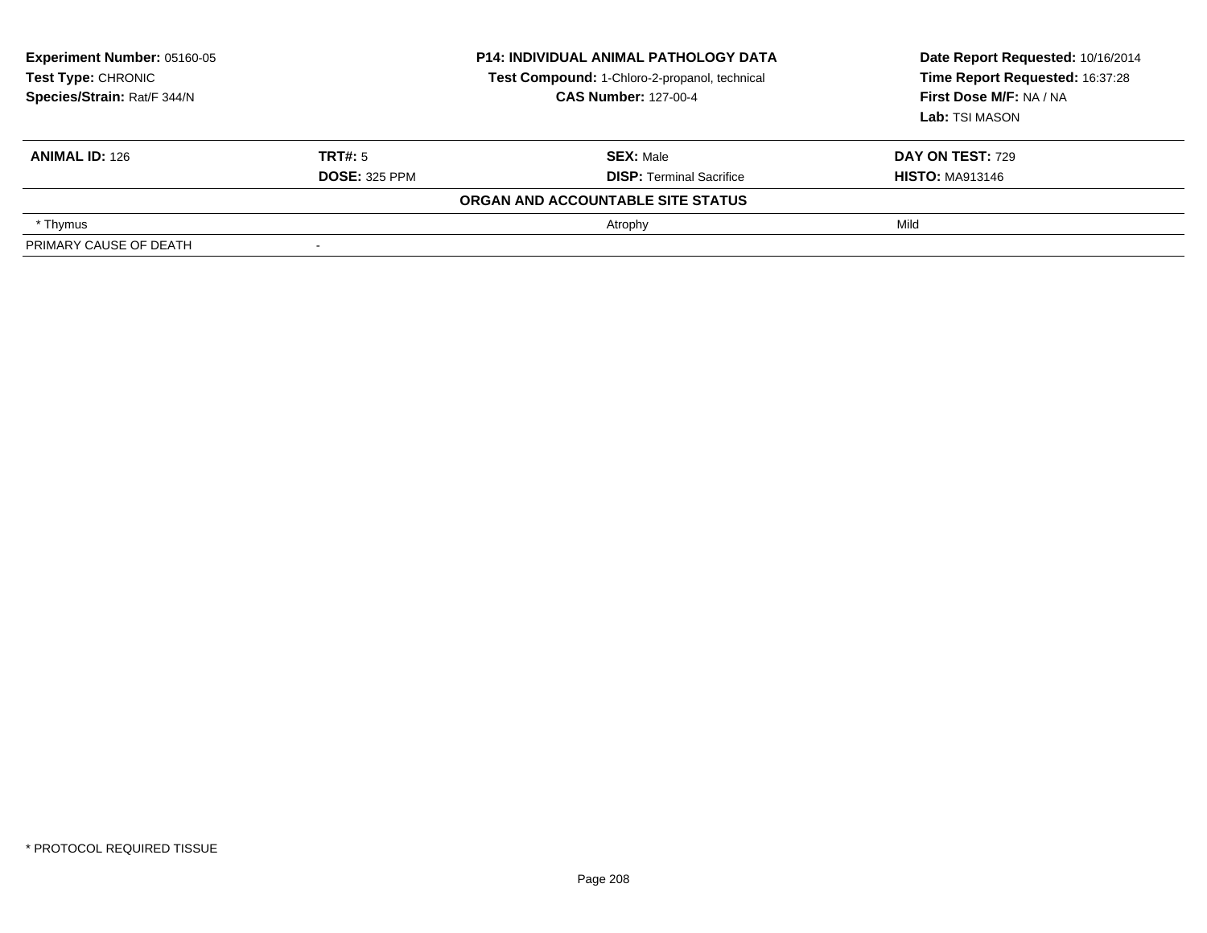**Experiment Number:** 05160-05
**Test Type:** CHRONIC
**Species/Strain:** Rat/F 344/N

**P14: INDIVIDUAL ANIMAL PATHOLOGY DATA**
**Test Compound:** 1-Chloro-2-propanol, technical
**CAS Number:** 127-00-4

**Date Report Requested:** 10/16/2014
**Time Report Requested:** 16:37:28
**First Dose M/F:** NA / NA
**Lab:** TSI MASON

| **ANIMAL ID:** 126 | **TRT#:** 5 | **SEX:** Male | **DAY ON TEST:** 729 |
|---|---|---|---|
| | **DOSE:** 325 PPM | **DISP:** Terminal Sacrifice | **HISTO:** MA913146 |
| | | **ORGAN AND ACCOUNTABLE SITE STATUS** | |
| * Thymus | | Atrophy | Mild |
| PRIMARY CAUSE OF DEATH | - | | |

* PROTOCOL REQUIRED TISSUE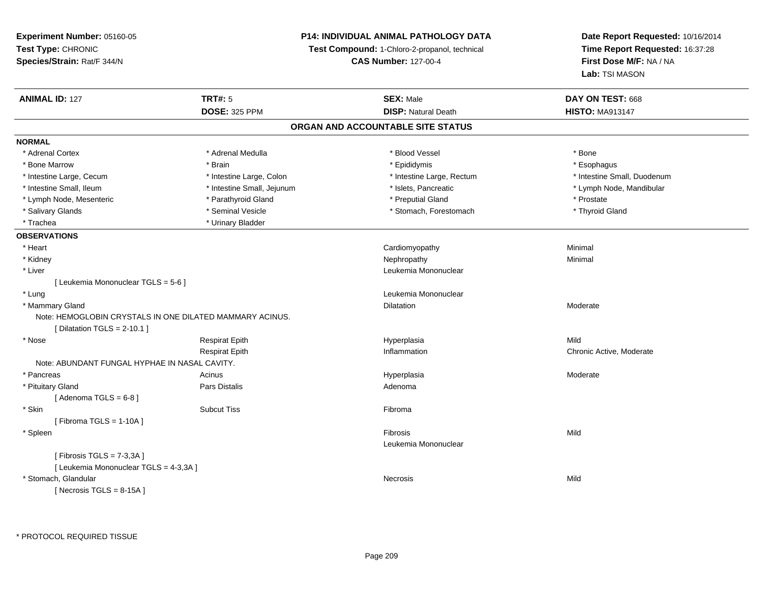**Experiment Number:** 05160-05
**Test Type:** CHRONIC
**Species/Strain:** Rat/F 344/N

**P14: INDIVIDUAL ANIMAL PATHOLOGY DATA**
**Test Compound:** 1-Chloro-2-propanol, technical
**CAS Number:** 127-00-4

**Date Report Requested:** 10/16/2014
**Time Report Requested:** 16:37:28
**First Dose M/F:** NA / NA
**Lab:** TSI MASON

| **ANIMAL ID:** 127 | **TRT#:** 5 | **SEX:** Male | **DAY ON TEST:** 668 |
|---|---|---|---|
| | **DOSE:** 325 PPM | **DISP:** Natural Death | **HISTO:** MA913147 |

## ORGAN AND ACCOUNTABLE SITE STATUS

**NORMAL**

| | | | |
|---|---|---|---|
| * Adrenal Cortex | * Adrenal Medulla | * Blood Vessel | * Bone |
| * Bone Marrow | * Brain | * Epididymis | * Esophagus |
| * Intestine Large, Cecum | * Intestine Large, Colon | * Intestine Large, Rectum | * Intestine Small, Duodenum |
| * Intestine Small, Ileum | * Intestine Small, Jejunum | * Islets, Pancreatic | * Lymph Node, Mandibular |
| * Lymph Node, Mesenteric | * Parathyroid Gland | * Preputial Gland | * Prostate |
| * Salivary Glands | * Seminal Vesicle | * Stomach, Forestomach | * Thyroid Gland |
| * Trachea | * Urinary Bladder | | |

**OBSERVATIONS**

| | | | |
|---|---|---|---|
| * Heart | | Cardiomyopathy | Minimal |
| * Kidney | | Nephropathy | Minimal |
| * Liver | | Leukemia Mononuclear | |
| [ Leukemia Mononuclear TGLS = 5-6 ] | | | |
| * Lung | | Leukemia Mononuclear | |
| * Mammary Gland | | Dilatation | Moderate |
| Note: HEMOGLOBIN CRYSTALS IN ONE DILATED MAMMARY ACINUS. | | | |
| [ Dilatation TGLS = 2-10.1 ] | | | |
| * Nose | Respirat Epith | Hyperplasia | Mild |
| | Respirat Epith | Inflammation | Chronic Active, Moderate |
| Note: ABUNDANT FUNGAL HYPHAE IN NASAL CAVITY. | | | |
| * Pancreas | Acinus | Hyperplasia | Moderate |
| * Pituitary Gland | Pars Distalis | Adenoma | |
| [ Adenoma TGLS = 6-8 ] | | | |
| * Skin | Subcut Tiss | Fibroma | |
| [ Fibroma TGLS = 1-10A ] | | | |
| * Spleen | | Fibrosis | Mild |
| | | Leukemia Mononuclear | |
| [ Fibrosis TGLS = 7-3,3A ] | | | |
| [ Leukemia Mononuclear TGLS = 4-3,3A ] | | | |
| * Stomach, Glandular | | Necrosis | Mild |
| [ Necrosis TGLS = 8-15A ] | | | |

* PROTOCOL REQUIRED TISSUE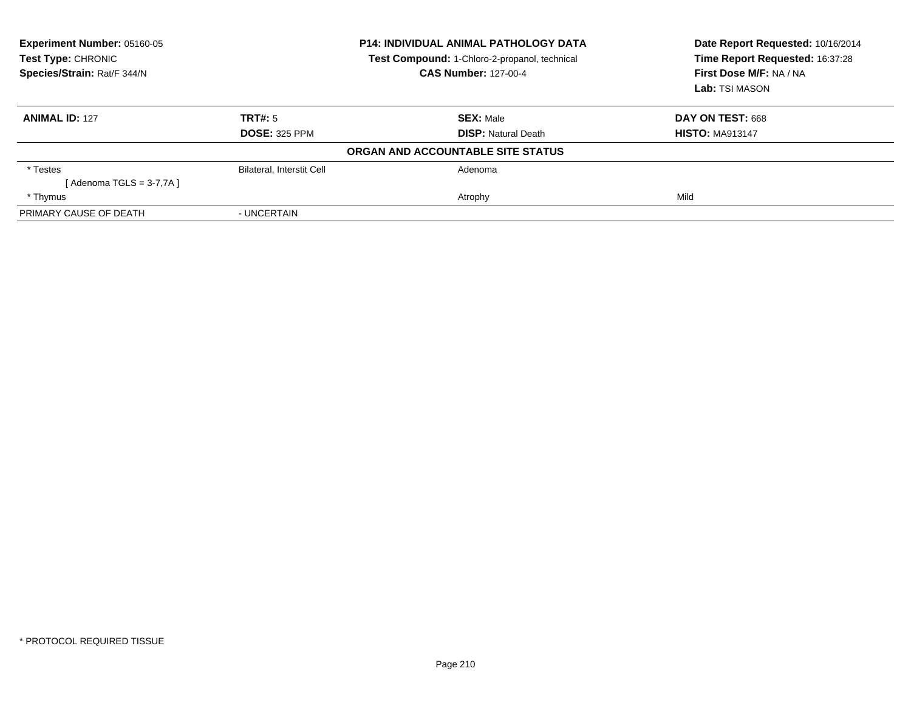**Experiment Number:** 05160-05
**Test Type:** CHRONIC
**Species/Strain:** Rat/F 344/N

**P14: INDIVIDUAL ANIMAL PATHOLOGY DATA**
**Test Compound:** 1-Chloro-2-propanol, technical
**CAS Number:** 127-00-4

**Date Report Requested:** 10/16/2014
**Time Report Requested:** 16:37:28
**First Dose M/F:** NA / NA
**Lab:** TSI MASON

| **ANIMAL ID:** 127 | **TRT#:** 5 | **SEX:** Male | **DAY ON TEST:** 668 |
|---|---|---|---|
| | **DOSE:** 325 PPM | **DISP:** Natural Death | **HISTO:** MA913147 |

**ORGAN AND ACCOUNTABLE SITE STATUS**

| | | | |
|---|---|---|---|
| * Testes | Bilateral, Interstit Cell | Adenoma | |
| [ Adenoma TGLS = 3-7,7A ] | | | |
| * Thymus | | Atrophy | Mild |
| PRIMARY CAUSE OF DEATH | - UNCERTAIN | | |

* PROTOCOL REQUIRED TISSUE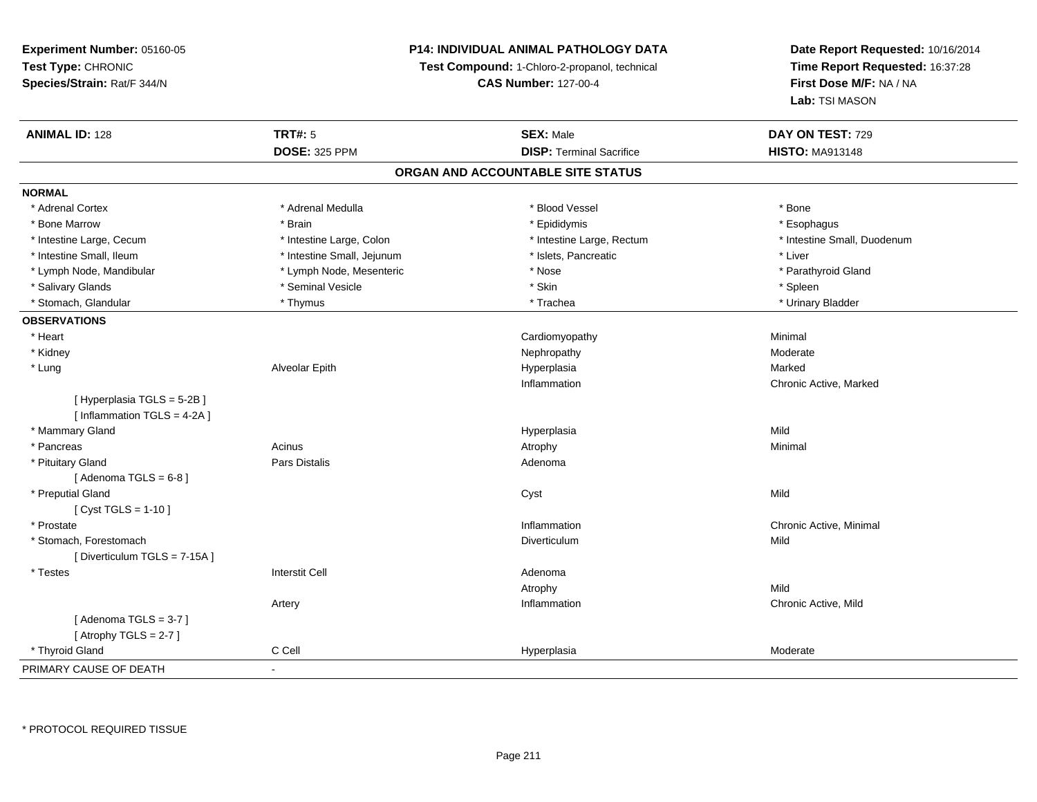**Experiment Number:** 05160-05
**Test Type:** CHRONIC
**Species/Strain:** Rat/F 344/N

**P14: INDIVIDUAL ANIMAL PATHOLOGY DATA**
**Test Compound:** 1-Chloro-2-propanol, technical
**CAS Number:** 127-00-4

**Date Report Requested:** 10/16/2014
**Time Report Requested:** 16:37:28
**First Dose M/F:** NA / NA
**Lab:** TSI MASON

| **ANIMAL ID:** 128 | **TRT#:** 5 | **SEX:** Male | **DAY ON TEST:** 729 |
|---|---|---|---|
| | **DOSE:** 325 PPM | **DISP:** Terminal Sacrifice | **HISTO:** MA913148 |

## ORGAN AND ACCOUNTABLE SITE STATUS

**NORMAL**

| | | | |
|---|---|---|---|
| * Adrenal Cortex | * Adrenal Medulla | * Blood Vessel | * Bone |
| * Bone Marrow | * Brain | * Epididymis | * Esophagus |
| * Intestine Large, Cecum | * Intestine Large, Colon | * Intestine Large, Rectum | * Intestine Small, Duodenum |
| * Intestine Small, Ileum | * Intestine Small, Jejunum | * Islets, Pancreatic | * Liver |
| * Lymph Node, Mandibular | * Lymph Node, Mesenteric | * Nose | * Parathyroid Gland |
| * Salivary Glands | * Seminal Vesicle | * Skin | * Spleen |
| * Stomach, Glandular | * Thymus | * Trachea | * Urinary Bladder |

**OBSERVATIONS**

| | | | |
|---|---|---|---|
| * Heart | | Cardiomyopathy | Minimal |
| * Kidney | | Nephropathy | Moderate |
| * Lung | Alveolar Epith | Hyperplasia | Marked |
| | | Inflammation | Chronic Active, Marked |
| [ Hyperplasia TGLS = 5-2B ] | | | |
| [ Inflammation TGLS = 4-2A ] | | | |
| * Mammary Gland | | Hyperplasia | Mild |
| * Pancreas | Acinus | Atrophy | Minimal |
| * Pituitary Gland | Pars Distalis | Adenoma | |
| [ Adenoma TGLS = 6-8 ] | | | |
| * Preputial Gland | | Cyst | Mild |
| [ Cyst TGLS = 1-10 ] | | | |
| * Prostate | | Inflammation | Chronic Active, Minimal |
| * Stomach, Forestomach | | Diverticulum | Mild |
| [ Diverticulum TGLS = 7-15A ] | | | |
| * Testes | Interstit Cell | Adenoma | |
| | | Atrophy | Mild |
| | Artery | Inflammation | Chronic Active, Mild |
| [ Adenoma TGLS = 3-7 ] | | | |
| [ Atrophy TGLS = 2-7 ] | | | |
| * Thyroid Gland | C Cell | Hyperplasia | Moderate |

PRIMARY CAUSE OF DEATH -

* PROTOCOL REQUIRED TISSUE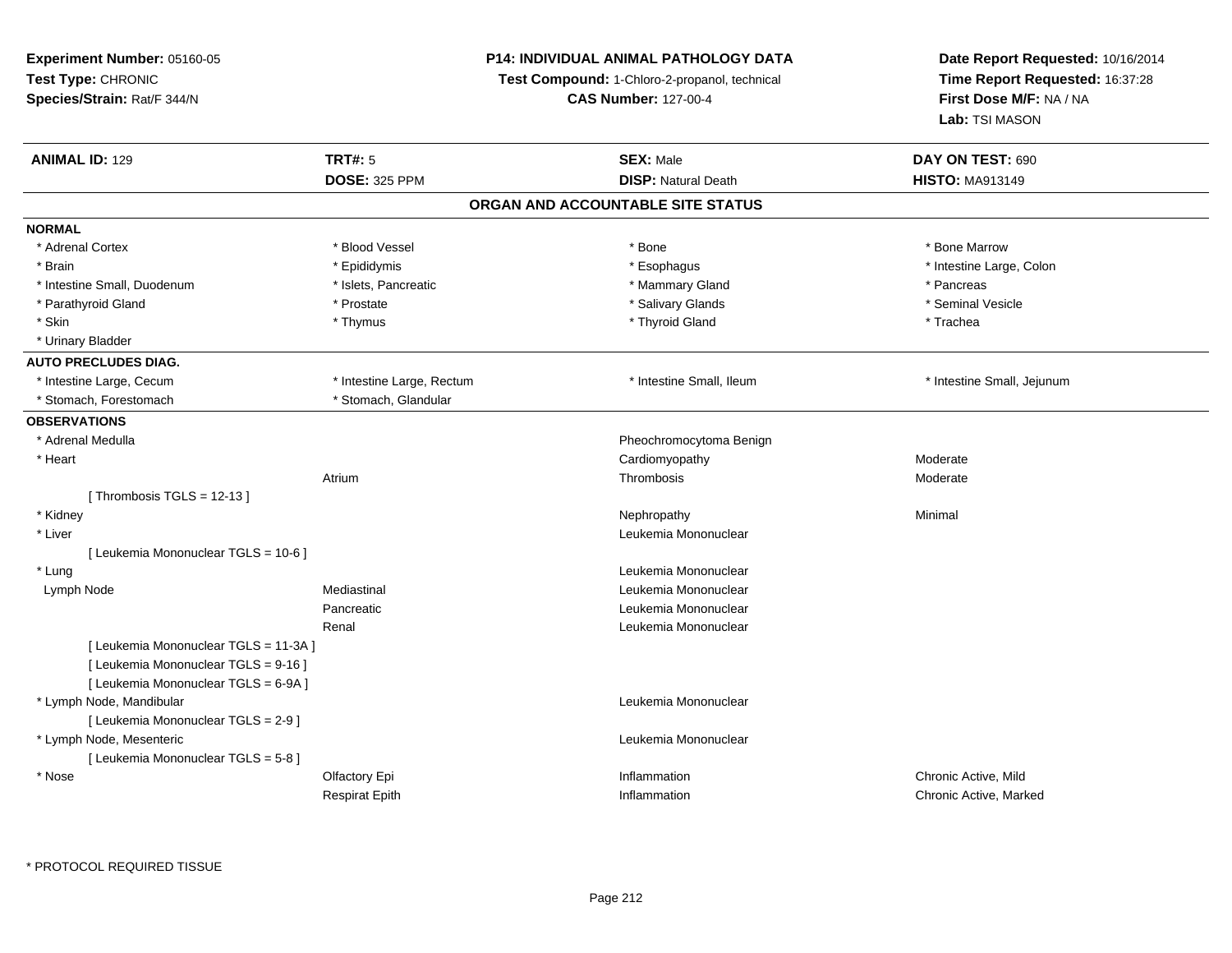**Experiment Number:** 05160-05
**Test Type:** CHRONIC
**Species/Strain:** Rat/F 344/N

**P14: INDIVIDUAL ANIMAL PATHOLOGY DATA**
**Test Compound:** 1-Chloro-2-propanol, technical
**CAS Number:** 127-00-4

**Date Report Requested:** 10/16/2014
**Time Report Requested:** 16:37:28
**First Dose M/F:** NA / NA
**Lab:** TSI MASON

| **ANIMAL ID:** 129 | **TRT#:** 5 | **SEX:** Male | **DAY ON TEST:** 690 |
|---|---|---|---|
| | **DOSE:** 325 PPM | **DISP:** Natural Death | **HISTO:** MA913149 |

## ORGAN AND ACCOUNTABLE SITE STATUS

**NORMAL**

| | | | |
|---|---|---|---|
| * Adrenal Cortex | * Blood Vessel | * Bone | * Bone Marrow |
| * Brain | * Epididymis | * Esophagus | * Intestine Large, Colon |
| * Intestine Small, Duodenum | * Islets, Pancreatic | * Mammary Gland | * Pancreas |
| * Parathyroid Gland | * Prostate | * Salivary Glands | * Seminal Vesicle |
| * Skin | * Thymus | * Thyroid Gland | * Trachea |
| * Urinary Bladder | | | |

**AUTO PRECLUDES DIAG.**

| | | | |
|---|---|---|---|
| * Intestine Large, Cecum | * Intestine Large, Rectum | * Intestine Small, Ileum | * Intestine Small, Jejunum |
| * Stomach, Forestomach | * Stomach, Glandular | | |

**OBSERVATIONS**

| | | | |
|---|---|---|---|
| * Adrenal Medulla | | Pheochromocytoma Benign | |
| * Heart | | Cardiomyopathy | Moderate |
| | Atrium | Thrombosis | Moderate |
| [ Thrombosis TGLS = 12-13 ] | | | |
| * Kidney | | Nephropathy | Minimal |
| * Liver | | Leukemia Mononuclear | |
| [ Leukemia Mononuclear TGLS = 10-6 ] | | | |
| * Lung | | Leukemia Mononuclear | |
| Lymph Node | Mediastinal | Leukemia Mononuclear | |
| | Pancreatic | Leukemia Mononuclear | |
| | Renal | Leukemia Mononuclear | |
| [ Leukemia Mononuclear TGLS = 11-3A ] | | | |
| [ Leukemia Mononuclear TGLS = 9-16 ] | | | |
| [ Leukemia Mononuclear TGLS = 6-9A ] | | | |
| * Lymph Node, Mandibular | | Leukemia Mononuclear | |
| [ Leukemia Mononuclear TGLS = 2-9 ] | | | |
| * Lymph Node, Mesenteric | | Leukemia Mononuclear | |
| [ Leukemia Mononuclear TGLS = 5-8 ] | | | |
| * Nose | Olfactory Epi | Inflammation | Chronic Active, Mild |
| | Respirat Epith | Inflammation | Chronic Active, Marked |

* PROTOCOL REQUIRED TISSUE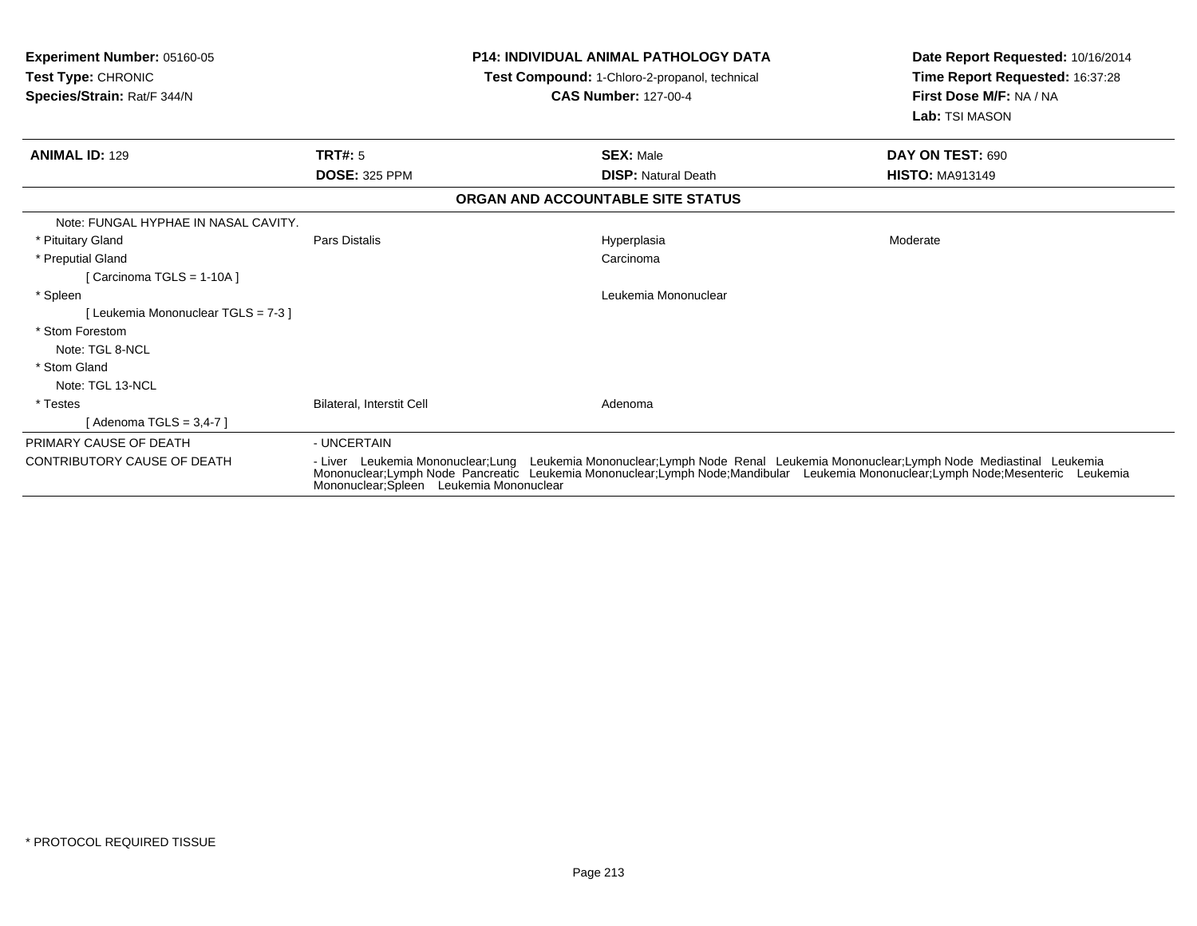**Experiment Number:** 05160-05
**Test Type:** CHRONIC
**Species/Strain:** Rat/F 344/N

**P14: INDIVIDUAL ANIMAL PATHOLOGY DATA**
**Test Compound:** 1-Chloro-2-propanol, technical
**CAS Number:** 127-00-4

**Date Report Requested:** 10/16/2014
**Time Report Requested:** 16:37:28
**First Dose M/F:** NA / NA
**Lab:** TSI MASON

| **ANIMAL ID:** 129 | **TRT#:** 5 | **SEX:** Male | **DAY ON TEST:** 690 |
|---|---|---|---|
| | **DOSE:** 325 PPM | **DISP:** Natural Death | **HISTO:** MA913149 |

**ORGAN AND ACCOUNTABLE SITE STATUS**

| | | | |
|---|---|---|---|
| Note: FUNGAL HYPHAE IN NASAL CAVITY. | | | |
| * Pituitary Gland | Pars Distalis | Hyperplasia | Moderate |
| * Preputial Gland | | Carcinoma | |
| [ Carcinoma TGLS = 1-10A ] | | | |
| * Spleen | | Leukemia Mononuclear | |
| [ Leukemia Mononuclear TGLS = 7-3 ] | | | |
| * Stom Forestom | | | |
| Note: TGL 8-NCL | | | |
| * Stom Gland | | | |
| Note: TGL 13-NCL | | | |
| * Testes | Bilateral, Interstit Cell | Adenoma | |
| [ Adenoma TGLS = 3,4-7 ] | | | |

| | |
|---|---|
| PRIMARY CAUSE OF DEATH | - UNCERTAIN |
| CONTRIBUTORY CAUSE OF DEATH | - Liver Leukemia Mononuclear;Lung Leukemia Mononuclear;Lymph Node Renal Leukemia Mononuclear;Lymph Node Mediastinal Leukemia Mononuclear;Lymph Node Pancreatic Leukemia Mononuclear;Lymph Node;Mandibular Leukemia Mononuclear;Lymph Node;Mesenteric Leukemia Mononuclear;Spleen Leukemia Mononuclear |

* PROTOCOL REQUIRED TISSUE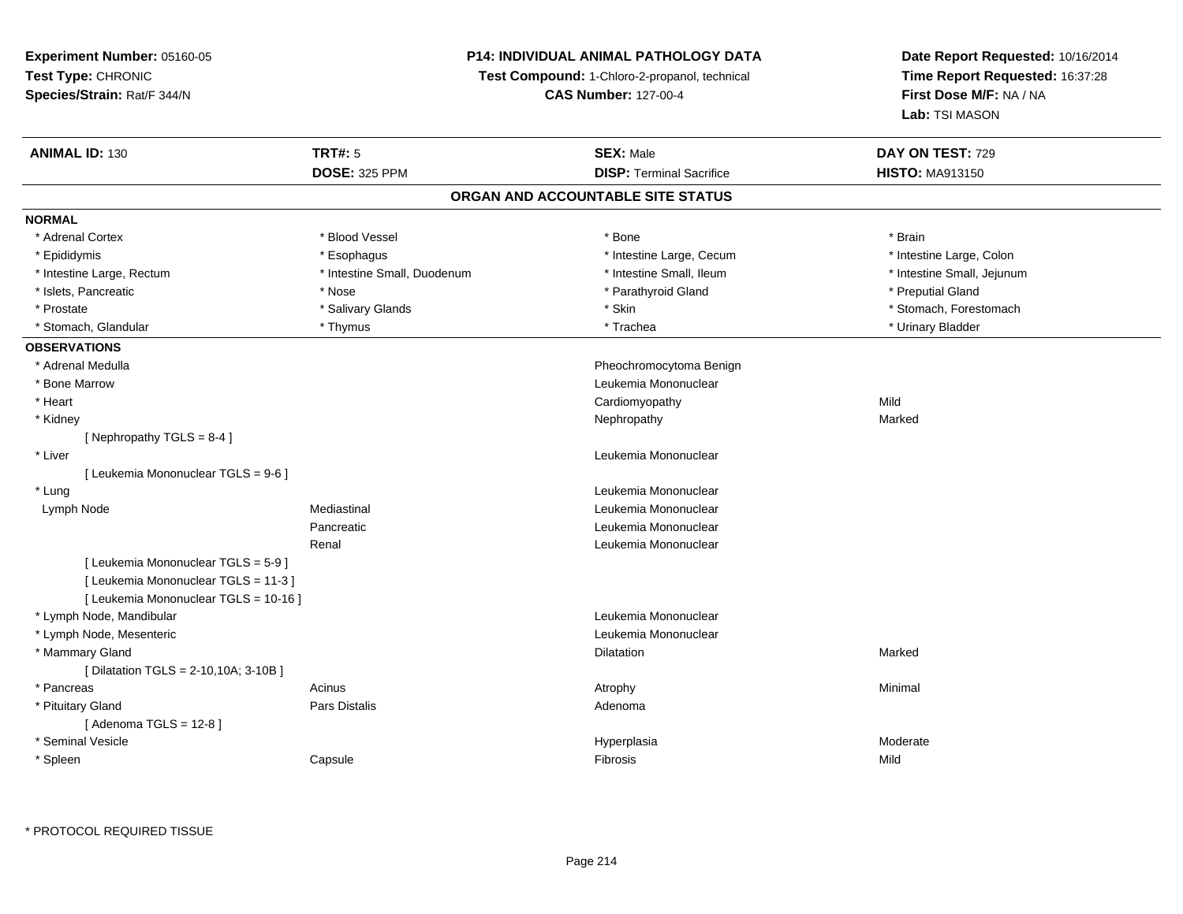**Experiment Number:** 05160-05
**Test Type:** CHRONIC
**Species/Strain:** Rat/F 344/N

**P14: INDIVIDUAL ANIMAL PATHOLOGY DATA**
**Test Compound:** 1-Chloro-2-propanol, technical
**CAS Number:** 127-00-4

**Date Report Requested:** 10/16/2014
**Time Report Requested:** 16:37:28
**First Dose M/F:** NA / NA
**Lab:** TSI MASON

| **ANIMAL ID:** 130 | **TRT#:** 5 | **SEX:** Male | **DAY ON TEST:** 729 |
|---|---|---|---|
| | **DOSE:** 325 PPM | **DISP:** Terminal Sacrifice | **HISTO:** MA913150 |

## ORGAN AND ACCOUNTABLE SITE STATUS

**NORMAL**

| | | | |
|---|---|---|---|
| * Adrenal Cortex | * Blood Vessel | * Bone | * Brain |
| * Epididymis | * Esophagus | * Intestine Large, Cecum | * Intestine Large, Colon |
| * Intestine Large, Rectum | * Intestine Small, Duodenum | * Intestine Small, Ileum | * Intestine Small, Jejunum |
| * Islets, Pancreatic | * Nose | * Parathyroid Gland | * Preputial Gland |
| * Prostate | * Salivary Glands | * Skin | * Stomach, Forestomach |
| * Stomach, Glandular | * Thymus | * Trachea | * Urinary Bladder |

**OBSERVATIONS**

| | | | |
|---|---|---|---|
| * Adrenal Medulla | | Pheochromocytoma Benign | |
| * Bone Marrow | | Leukemia Mononuclear | |
| * Heart | | Cardiomyopathy | Mild |
| * Kidney | | Nephropathy | Marked |
| [ Nephropathy TGLS = 8-4 ] | | | |
| * Liver | | Leukemia Mononuclear | |
| [ Leukemia Mononuclear TGLS = 9-6 ] | | | |
| * Lung | | Leukemia Mononuclear | |
| Lymph Node | Mediastinal | Leukemia Mononuclear | |
| | Pancreatic | Leukemia Mononuclear | |
| | Renal | Leukemia Mononuclear | |
| [ Leukemia Mononuclear TGLS = 5-9 ] | | | |
| [ Leukemia Mononuclear TGLS = 11-3 ] | | | |
| [ Leukemia Mononuclear TGLS = 10-16 ] | | | |
| * Lymph Node, Mandibular | | Leukemia Mononuclear | |
| * Lymph Node, Mesenteric | | Leukemia Mononuclear | |
| * Mammary Gland | | Dilatation | Marked |
| [ Dilatation TGLS = 2-10,10A; 3-10B ] | | | |
| * Pancreas | Acinus | Atrophy | Minimal |
| * Pituitary Gland | Pars Distalis | Adenoma | |
| [ Adenoma TGLS = 12-8 ] | | | |
| * Seminal Vesicle | | Hyperplasia | Moderate |
| * Spleen | Capsule | Fibrosis | Mild |

* PROTOCOL REQUIRED TISSUE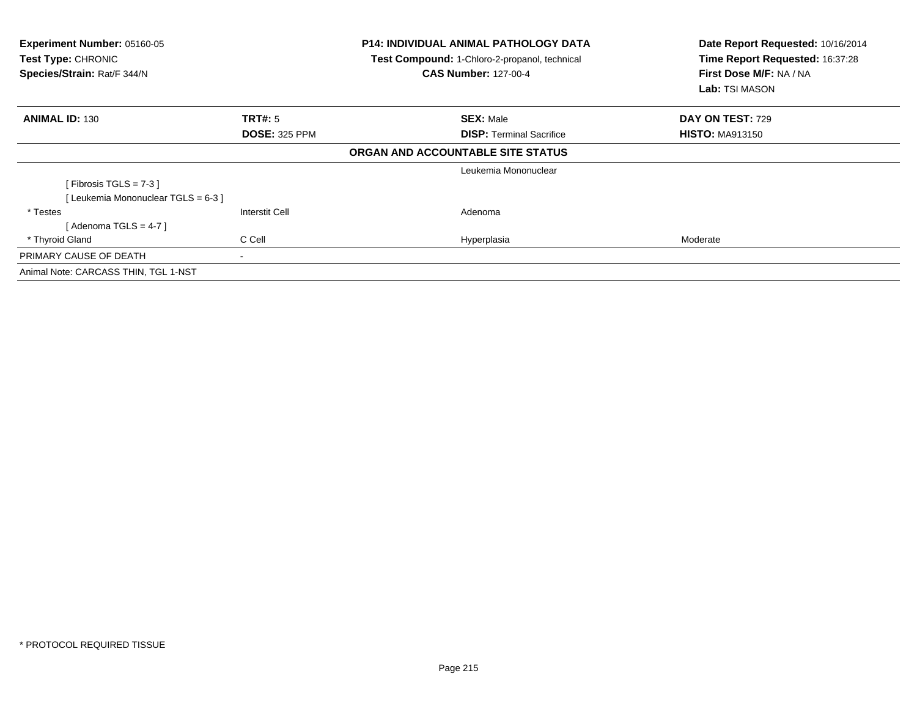**Experiment Number:** 05160-05
**Test Type:** CHRONIC
**Species/Strain:** Rat/F 344/N

**P14: INDIVIDUAL ANIMAL PATHOLOGY DATA**
**Test Compound:** 1-Chloro-2-propanol, technical
**CAS Number:** 127-00-4

**Date Report Requested:** 10/16/2014
**Time Report Requested:** 16:37:28
**First Dose M/F:** NA / NA
**Lab:** TSI MASON

| **ANIMAL ID:** 130 | **TRT#:** 5 | **SEX:** Male | **DAY ON TEST:** 729 |
|---|---|---|---|
| | **DOSE:** 325 PPM | **DISP:** Terminal Sacrifice | **HISTO:** MA913150 |

**ORGAN AND ACCOUNTABLE SITE STATUS**

| | | | |
|---|---|---|---|
| | | Leukemia Mononuclear | |
| [ Fibrosis TGLS = 7-3 ] | | | |
| [ Leukemia Mononuclear TGLS = 6-3 ] | | | |
| * Testes | Interstit Cell | Adenoma | |
| [ Adenoma TGLS = 4-7 ] | | | |
| * Thyroid Gland | C Cell | Hyperplasia | Moderate |
| PRIMARY CAUSE OF DEATH | - | | |

Animal Note: CARCASS THIN, TGL 1-NST

* PROTOCOL REQUIRED TISSUE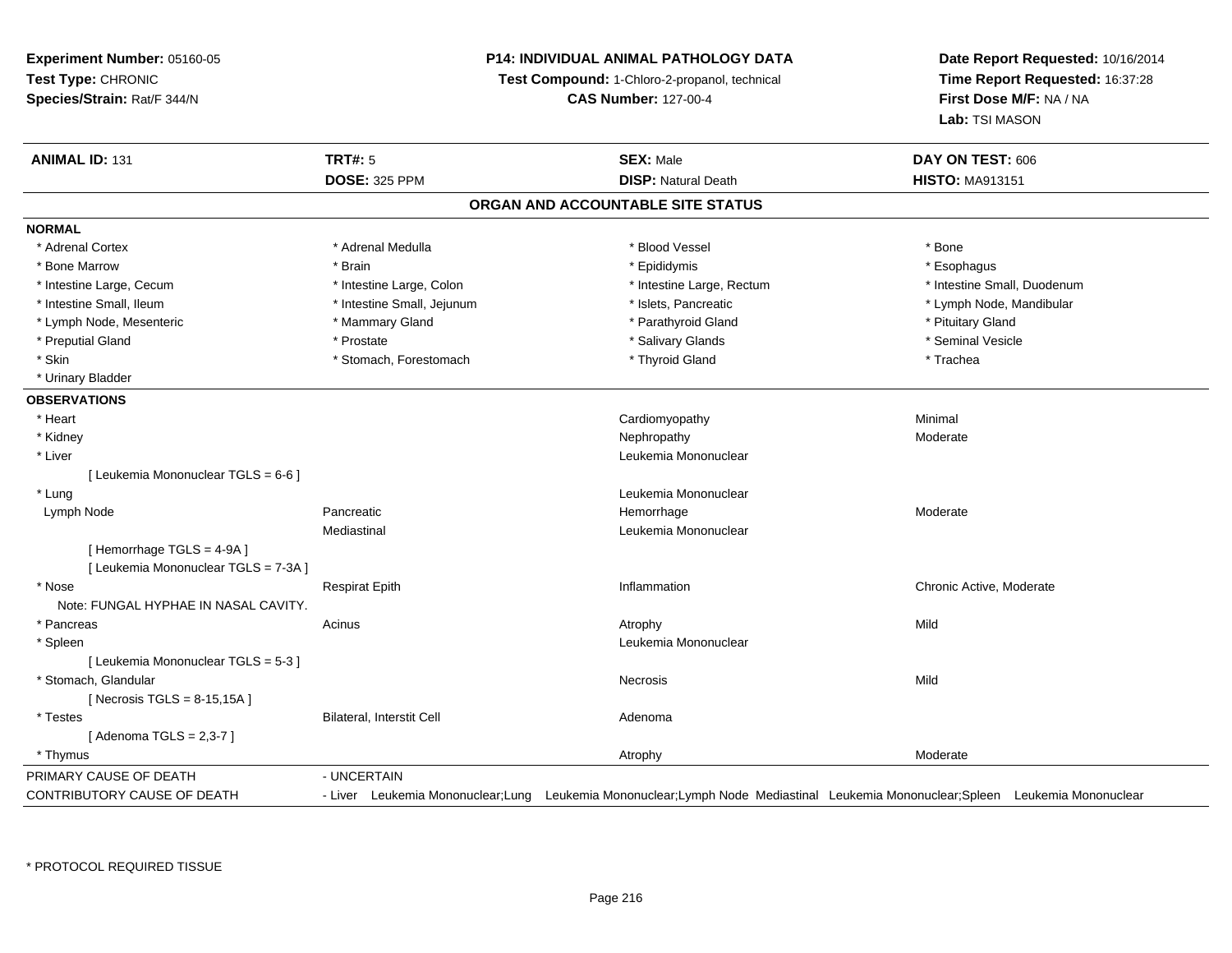**Experiment Number:** 05160-05
**Test Type:** CHRONIC
**Species/Strain:** Rat/F 344/N

**P14: INDIVIDUAL ANIMAL PATHOLOGY DATA**
**Test Compound:** 1-Chloro-2-propanol, technical
**CAS Number:** 127-00-4

**Date Report Requested:** 10/16/2014
**Time Report Requested:** 16:37:28
**First Dose M/F:** NA / NA
**Lab:** TSI MASON

| **ANIMAL ID:** 131 | **TRT#:** 5 | **SEX:** Male | **DAY ON TEST:** 606 |
|---|---|---|---|
| | **DOSE:** 325 PPM | **DISP:** Natural Death | **HISTO:** MA913151 |

## ORGAN AND ACCOUNTABLE SITE STATUS

**NORMAL**

| | | | |
|---|---|---|---|
| * Adrenal Cortex | * Adrenal Medulla | * Blood Vessel | * Bone |
| * Bone Marrow | * Brain | * Epididymis | * Esophagus |
| * Intestine Large, Cecum | * Intestine Large, Colon | * Intestine Large, Rectum | * Intestine Small, Duodenum |
| * Intestine Small, Ileum | * Intestine Small, Jejunum | * Islets, Pancreatic | * Lymph Node, Mandibular |
| * Lymph Node, Mesenteric | * Mammary Gland | * Parathyroid Gland | * Pituitary Gland |
| * Preputial Gland | * Prostate | * Salivary Glands | * Seminal Vesicle |
| * Skin | * Stomach, Forestomach | * Thyroid Gland | * Trachea |
| * Urinary Bladder | | | |

**OBSERVATIONS**

| | | | |
|---|---|---|---|
| * Heart | | Cardiomyopathy | Minimal |
| * Kidney | | Nephropathy | Moderate |
| * Liver | | Leukemia Mononuclear | |
| [ Leukemia Mononuclear TGLS = 6-6 ] | | | |
| * Lung | | Leukemia Mononuclear | |
| Lymph Node | Pancreatic | Hemorrhage | Moderate |
| | Mediastinal | Leukemia Mononuclear | |
| [ Hemorrhage TGLS = 4-9A ] | | | |
| [ Leukemia Mononuclear TGLS = 7-3A ] | | | |
| * Nose | Respirat Epith | Inflammation | Chronic Active, Moderate |
| Note: FUNGAL HYPHAE IN NASAL CAVITY. | | | |
| * Pancreas | Acinus | Atrophy | Mild |
| * Spleen | | Leukemia Mononuclear | |
| [ Leukemia Mononuclear TGLS = 5-3 ] | | | |
| * Stomach, Glandular | | Necrosis | Mild |
| [ Necrosis TGLS = 8-15,15A ] | | | |
| * Testes | Bilateral, Interstit Cell | Adenoma | |
| [ Adenoma TGLS = 2,3-7 ] | | | |
| * Thymus | | Atrophy | Moderate |

PRIMARY CAUSE OF DEATH - UNCERTAIN

CONTRIBUTORY CAUSE OF DEATH - Liver Leukemia Mononuclear;Lung Leukemia Mononuclear;Lymph Node Mediastinal Leukemia Mononuclear;Spleen Leukemia Mononuclear

\* PROTOCOL REQUIRED TISSUE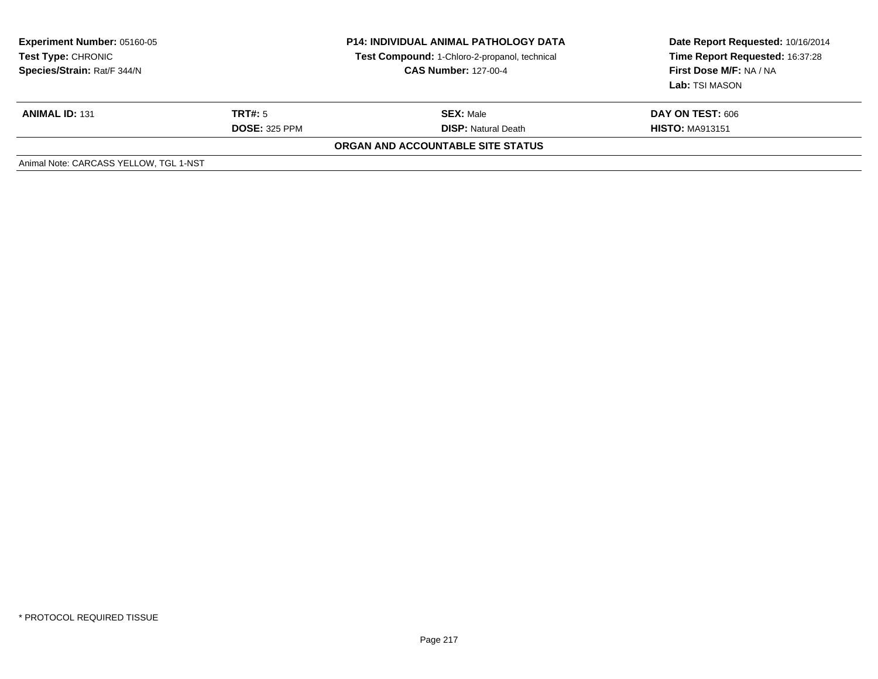**Experiment Number:** 05160-05
**Test Type:** CHRONIC
**Species/Strain:** Rat/F 344/N

**P14: INDIVIDUAL ANIMAL PATHOLOGY DATA**
**Test Compound:** 1-Chloro-2-propanol, technical
**CAS Number:** 127-00-4

**Date Report Requested:** 10/16/2014
**Time Report Requested:** 16:37:28
**First Dose M/F:** NA / NA
**Lab:** TSI MASON

| **ANIMAL ID:** 131 | **TRT#:** 5 | **SEX:** Male | **DAY ON TEST:** 606 |
|---|---|---|---|
| | **DOSE:** 325 PPM | **DISP:** Natural Death | **HISTO:** MA913151 |

**ORGAN AND ACCOUNTABLE SITE STATUS**

Animal Note: CARCASS YELLOW, TGL 1-NST

* PROTOCOL REQUIRED TISSUE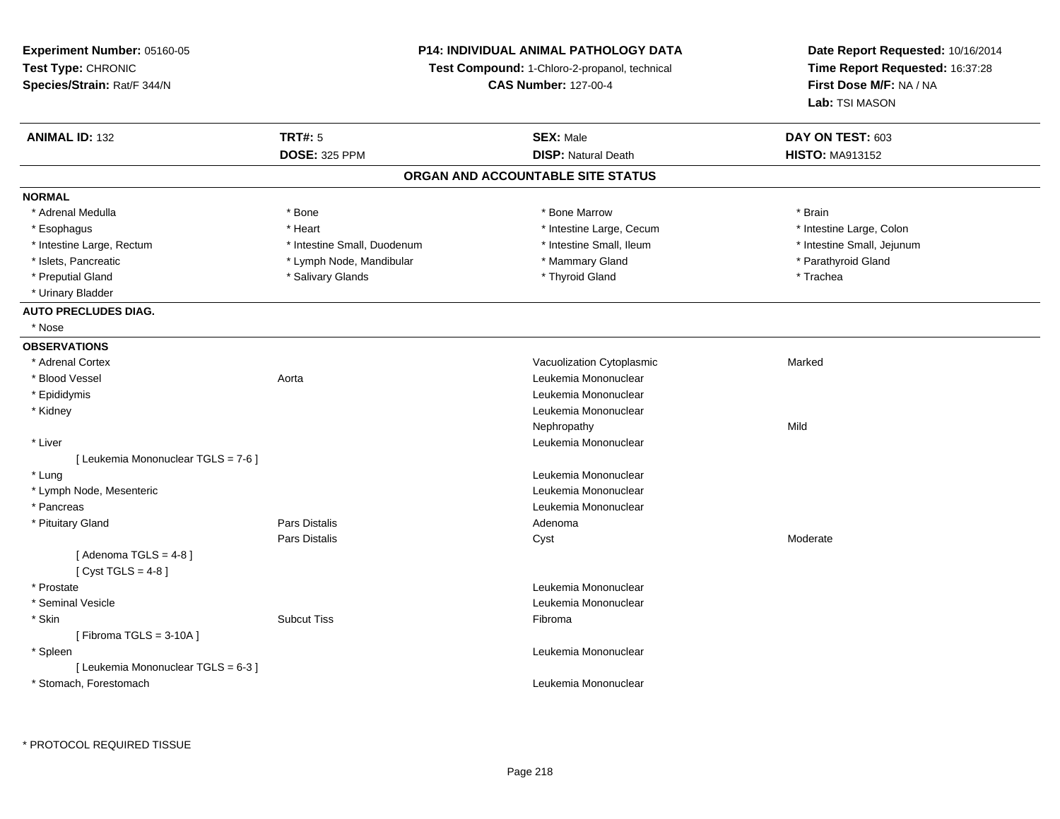**Experiment Number:** 05160-05
**Test Type:** CHRONIC
**Species/Strain:** Rat/F 344/N

**P14: INDIVIDUAL ANIMAL PATHOLOGY DATA**
**Test Compound:** 1-Chloro-2-propanol, technical
**CAS Number:** 127-00-4

**Date Report Requested:** 10/16/2014
**Time Report Requested:** 16:37:28
**First Dose M/F:** NA / NA
**Lab:** TSI MASON

| **ANIMAL ID:** 132 | **TRT#:** 5 | **SEX:** Male | **DAY ON TEST:** 603 |
|---|---|---|---|
| | **DOSE:** 325 PPM | **DISP:** Natural Death | **HISTO:** MA913152 |

## ORGAN AND ACCOUNTABLE SITE STATUS

**NORMAL**

| | | | |
|---|---|---|---|
| * Adrenal Medulla | * Bone | * Bone Marrow | * Brain |
| * Esophagus | * Heart | * Intestine Large, Cecum | * Intestine Large, Colon |
| * Intestine Large, Rectum | * Intestine Small, Duodenum | * Intestine Small, Ileum | * Intestine Small, Jejunum |
| * Islets, Pancreatic | * Lymph Node, Mandibular | * Mammary Gland | * Parathyroid Gland |
| * Preputial Gland | * Salivary Glands | * Thyroid Gland | * Trachea |
| * Urinary Bladder | | | |

**AUTO PRECLUDES DIAG.**

* Nose

**OBSERVATIONS**

| | | | |
|---|---|---|---|
| * Adrenal Cortex | | Vacuolization Cytoplasmic | Marked |
| * Blood Vessel | Aorta | Leukemia Mononuclear | |
| * Epididymis | | Leukemia Mononuclear | |
| * Kidney | | Leukemia Mononuclear | |
| | | Nephropathy | Mild |
| * Liver | | Leukemia Mononuclear | |
| [ Leukemia Mononuclear TGLS = 7-6 ] | | | |
| * Lung | | Leukemia Mononuclear | |
| * Lymph Node, Mesenteric | | Leukemia Mononuclear | |
| * Pancreas | | Leukemia Mononuclear | |
| * Pituitary Gland | Pars Distalis | Adenoma | |
| | Pars Distalis | Cyst | Moderate |
| [ Adenoma TGLS = 4-8 ] | | | |
| [ Cyst TGLS = 4-8 ] | | | |
| * Prostate | | Leukemia Mononuclear | |
| * Seminal Vesicle | | Leukemia Mononuclear | |
| * Skin | Subcut Tiss | Fibroma | |
| [ Fibroma TGLS = 3-10A ] | | | |
| * Spleen | | Leukemia Mononuclear | |
| [ Leukemia Mononuclear TGLS = 6-3 ] | | | |
| * Stomach, Forestomach | | Leukemia Mononuclear | |

\* PROTOCOL REQUIRED TISSUE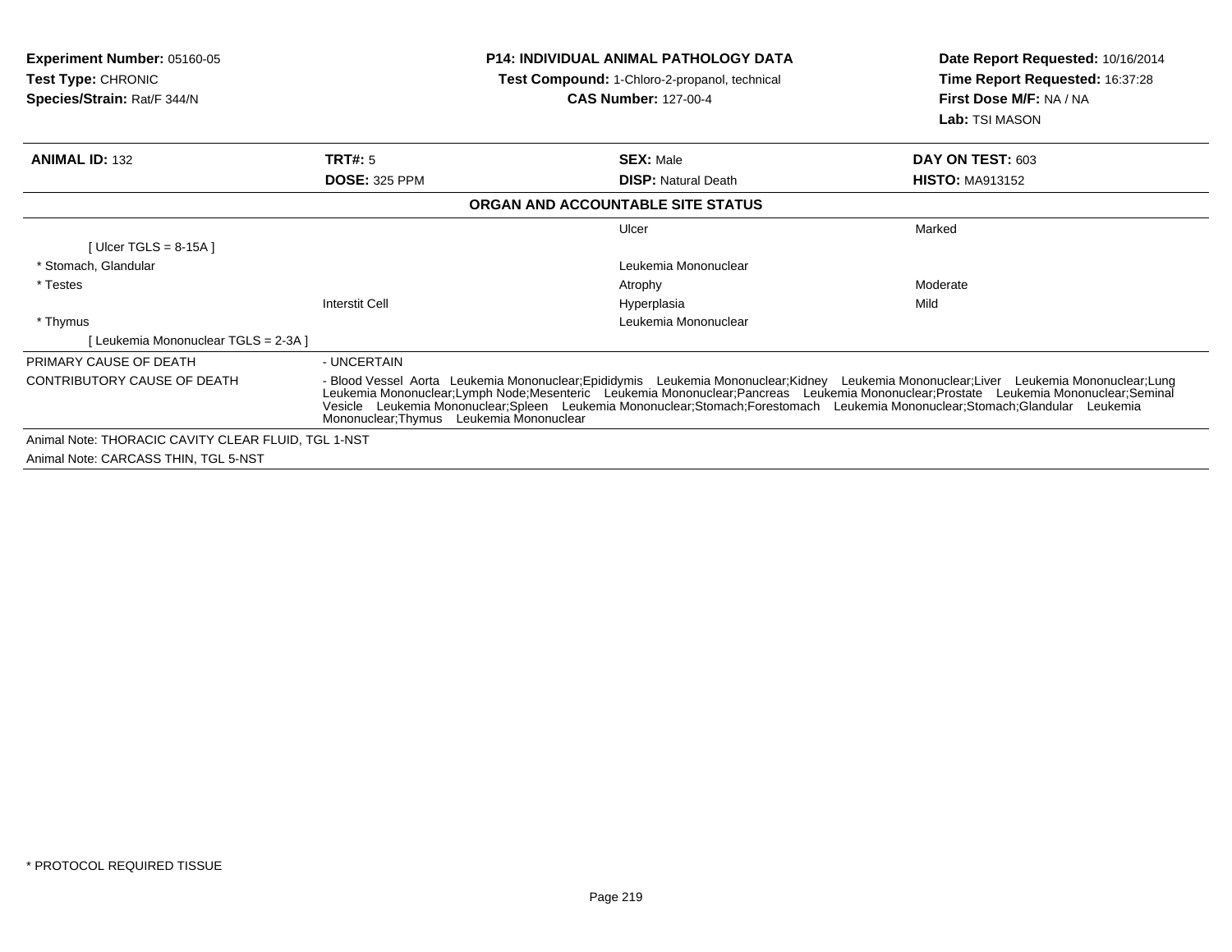**Experiment Number:** 05160-05
**Test Type:** CHRONIC
**Species/Strain:** Rat/F 344/N

**P14: INDIVIDUAL ANIMAL PATHOLOGY DATA**
**Test Compound:** 1-Chloro-2-propanol, technical
**CAS Number:** 127-00-4

**Date Report Requested:** 10/16/2014
**Time Report Requested:** 16:37:28
**First Dose M/F:** NA / NA
**Lab:** TSI MASON

| **ANIMAL ID:** 132 | **TRT#:** 5 | **SEX:** Male | **DAY ON TEST:** 603 |
|---|---|---|---|
| | **DOSE:** 325 PPM | **DISP:** Natural Death | **HISTO:** MA913152 |

**ORGAN AND ACCOUNTABLE SITE STATUS**

| | | | |
|---|---|---|---|
| | | Ulcer | Marked |
| [ Ulcer TGLS = 8-15A ] | | | |
| * Stomach, Glandular | | Leukemia Mononuclear | |
| * Testes | | Atrophy | Moderate |
| | Interstit Cell | Hyperplasia | Mild |
| * Thymus | | Leukemia Mononuclear | |
| [ Leukemia Mononuclear TGLS = 2-3A ] | | | |

PRIMARY CAUSE OF DEATH - UNCERTAIN

CONTRIBUTORY CAUSE OF DEATH - Blood Vessel Aorta Leukemia Mononuclear;Epididymis Leukemia Mononuclear;Kidney Leukemia Mononuclear;Liver Leukemia Mononuclear;Lung Leukemia Mononuclear;Lymph Node;Mesenteric Leukemia Mononuclear;Pancreas Leukemia Mononuclear;Prostate Leukemia Mononuclear;Seminal Vesicle Leukemia Mononuclear;Spleen Leukemia Mononuclear;Stomach;Forestomach Leukemia Mononuclear;Stomach;Glandular Leukemia Mononuclear;Thymus Leukemia Mononuclear

Animal Note: THORACIC CAVITY CLEAR FLUID, TGL 1-NST

Animal Note: CARCASS THIN, TGL 5-NST

* PROTOCOL REQUIRED TISSUE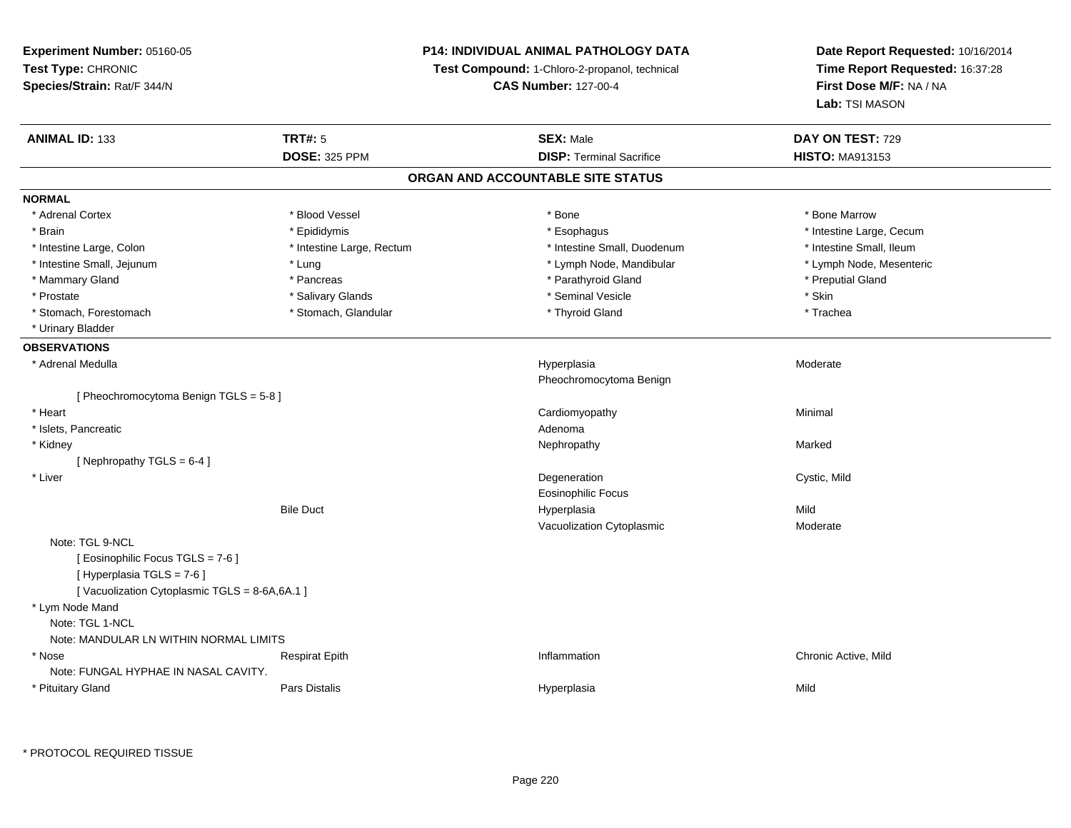**Experiment Number:** 05160-05
**Test Type:** CHRONIC
**Species/Strain:** Rat/F 344/N

**P14: INDIVIDUAL ANIMAL PATHOLOGY DATA**
**Test Compound:** 1-Chloro-2-propanol, technical
**CAS Number:** 127-00-4

**Date Report Requested:** 10/16/2014
**Time Report Requested:** 16:37:28
**First Dose M/F:** NA / NA
**Lab:** TSI MASON

| **ANIMAL ID:** 133 | **TRT#:** 5 | **SEX:** Male | **DAY ON TEST:** 729 |
|---|---|---|---|
| | **DOSE:** 325 PPM | **DISP:** Terminal Sacrifice | **HISTO:** MA913153 |

## ORGAN AND ACCOUNTABLE SITE STATUS

**NORMAL**

| | | | |
|---|---|---|---|
| * Adrenal Cortex | * Blood Vessel | * Bone | * Bone Marrow |
| * Brain | * Epididymis | * Esophagus | * Intestine Large, Cecum |
| * Intestine Large, Colon | * Intestine Large, Rectum | * Intestine Small, Duodenum | * Intestine Small, Ileum |
| * Intestine Small, Jejunum | * Lung | * Lymph Node, Mandibular | * Lymph Node, Mesenteric |
| * Mammary Gland | * Pancreas | * Parathyroid Gland | * Preputial Gland |
| * Prostate | * Salivary Glands | * Seminal Vesicle | * Skin |
| * Stomach, Forestomach | * Stomach, Glandular | * Thyroid Gland | * Trachea |
| * Urinary Bladder | | | |

**OBSERVATIONS**

| | | | |
|---|---|---|---|
| * Adrenal Medulla | | Hyperplasia | Moderate |
| | | Pheochromocytoma Benign | |
| [ Pheochromocytoma Benign TGLS = 5-8 ] | | | |
| * Heart | | Cardiomyopathy | Minimal |
| * Islets, Pancreatic | | Adenoma | |
| * Kidney | | Nephropathy | Marked |
| [ Nephropathy TGLS = 6-4 ] | | | |
| * Liver | | Degeneration | Cystic, Mild |
| | | Eosinophilic Focus | |
| | Bile Duct | Hyperplasia | Mild |
| | | Vacuolization Cytoplasmic | Moderate |
| Note: TGL 9-NCL | | | |
| [ Eosinophilic Focus TGLS = 7-6 ] | | | |
| [ Hyperplasia TGLS = 7-6 ] | | | |
| [ Vacuolization Cytoplasmic TGLS = 8-6A,6A.1 ] | | | |
| * Lym Node Mand | | | |
| Note: TGL 1-NCL | | | |
| Note: MANDULAR LN WITHIN NORMAL LIMITS | | | |
| * Nose | Respirat Epith | Inflammation | Chronic Active, Mild |
| Note: FUNGAL HYPHAE IN NASAL CAVITY. | | | |
| * Pituitary Gland | Pars Distalis | Hyperplasia | Mild |

* PROTOCOL REQUIRED TISSUE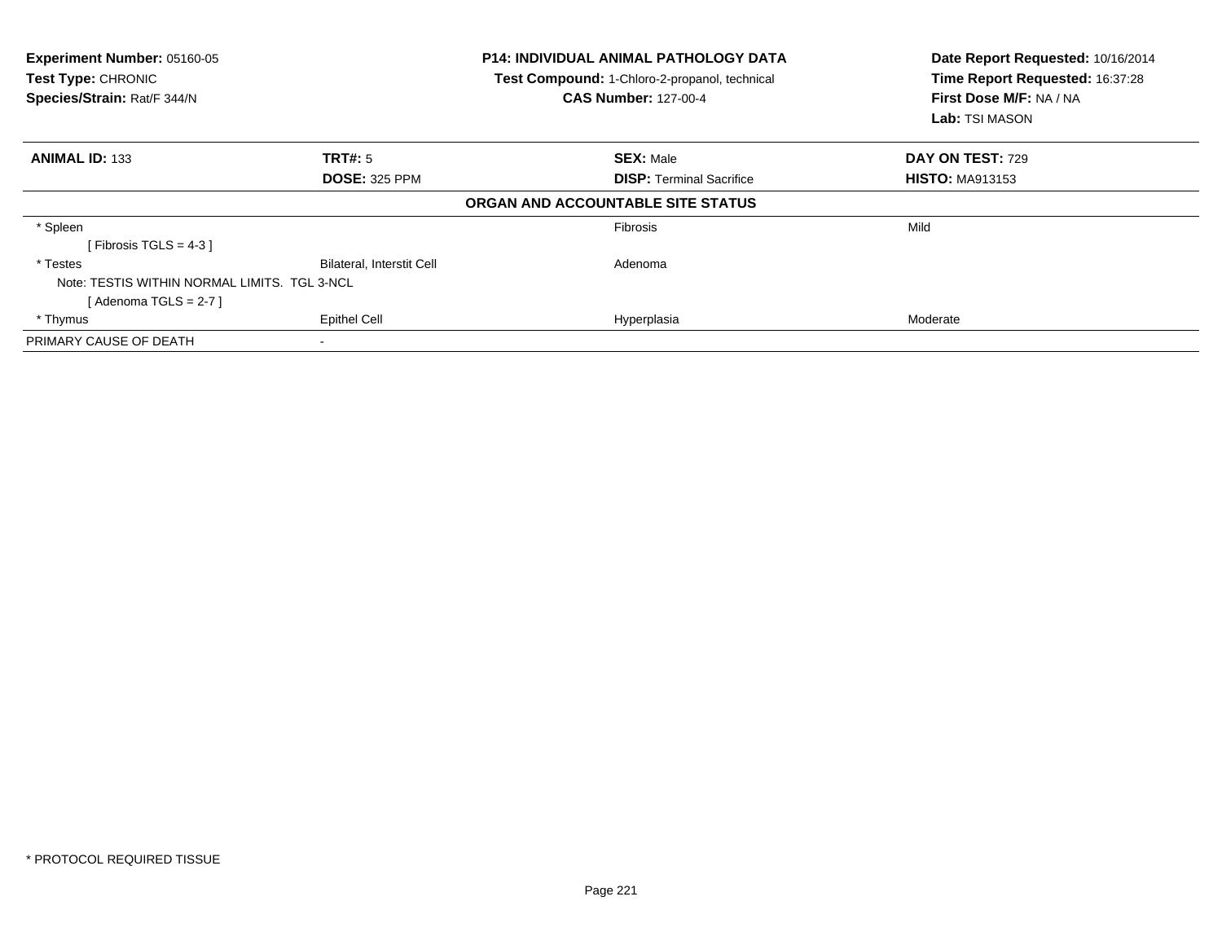**Experiment Number:** 05160-05
**Test Type:** CHRONIC
**Species/Strain:** Rat/F 344/N

**P14: INDIVIDUAL ANIMAL PATHOLOGY DATA**
**Test Compound:** 1-Chloro-2-propanol, technical
**CAS Number:** 127-00-4

**Date Report Requested:** 10/16/2014
**Time Report Requested:** 16:37:28
**First Dose M/F:** NA / NA
**Lab:** TSI MASON

| **ANIMAL ID:** 133 | **TRT#:** 5 | **SEX:** Male | **DAY ON TEST:** 729 |
|---|---|---|---|
| | **DOSE:** 325 PPM | **DISP:** Terminal Sacrifice | **HISTO:** MA913153 |

**ORGAN AND ACCOUNTABLE SITE STATUS**

| | | | |
|---|---|---|---|
| * Spleen | | Fibrosis | Mild |
| [ Fibrosis TGLS = 4-3 ] | | | |
| * Testes | Bilateral, Interstit Cell | Adenoma | |
| Note: TESTIS WITHIN NORMAL LIMITS. TGL 3-NCL | | | |
| [ Adenoma TGLS = 2-7 ] | | | |
| * Thymus | Epithel Cell | Hyperplasia | Moderate |
| PRIMARY CAUSE OF DEATH | - | | |

* PROTOCOL REQUIRED TISSUE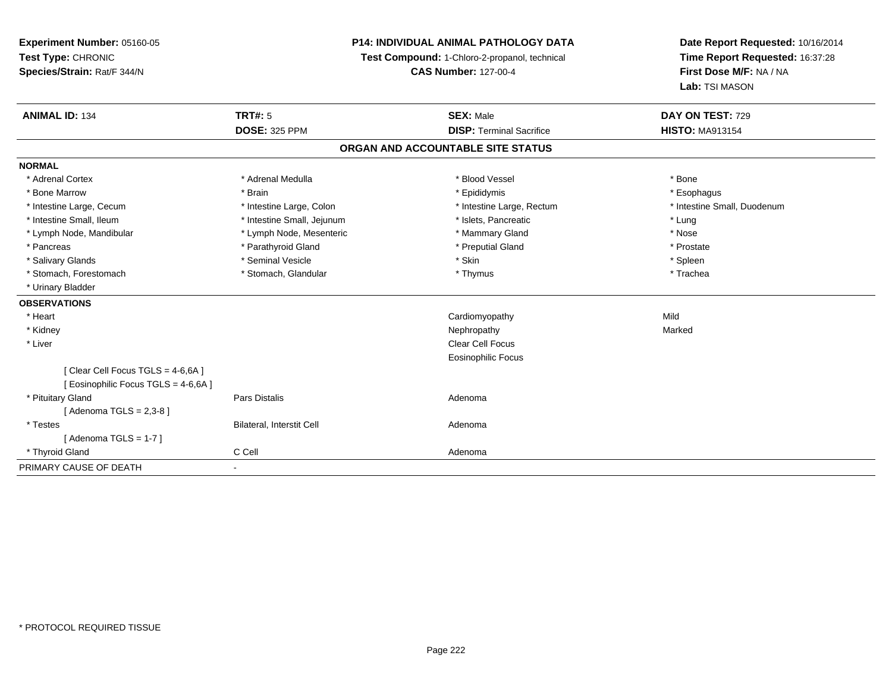**Experiment Number:** 05160-05
**Test Type:** CHRONIC
**Species/Strain:** Rat/F 344/N

**P14: INDIVIDUAL ANIMAL PATHOLOGY DATA**
**Test Compound:** 1-Chloro-2-propanol, technical
**CAS Number:** 127-00-4

**Date Report Requested:** 10/16/2014
**Time Report Requested:** 16:37:28
**First Dose M/F:** NA / NA
**Lab:** TSI MASON

| **ANIMAL ID:** 134 | **TRT#:** 5 | **SEX:** Male | **DAY ON TEST:** 729 |
|---|---|---|---|
| | **DOSE:** 325 PPM | **DISP:** Terminal Sacrifice | **HISTO:** MA913154 |

## ORGAN AND ACCOUNTABLE SITE STATUS

**NORMAL**

| | | | |
|---|---|---|---|
| * Adrenal Cortex | * Adrenal Medulla | * Blood Vessel | * Bone |
| * Bone Marrow | * Brain | * Epididymis | * Esophagus |
| * Intestine Large, Cecum | * Intestine Large, Colon | * Intestine Large, Rectum | * Intestine Small, Duodenum |
| * Intestine Small, Ileum | * Intestine Small, Jejunum | * Islets, Pancreatic | * Lung |
| * Lymph Node, Mandibular | * Lymph Node, Mesenteric | * Mammary Gland | * Nose |
| * Pancreas | * Parathyroid Gland | * Preputial Gland | * Prostate |
| * Salivary Glands | * Seminal Vesicle | * Skin | * Spleen |
| * Stomach, Forestomach | * Stomach, Glandular | * Thymus | * Trachea |
| * Urinary Bladder | | | |

**OBSERVATIONS**

| | | | |
|---|---|---|---|
| * Heart | | Cardiomyopathy | Mild |
| * Kidney | | Nephropathy | Marked |
| * Liver | | Clear Cell Focus | |
| | | Eosinophilic Focus | |
| [ Clear Cell Focus TGLS = 4-6,6A ] | | | |
| [ Eosinophilic Focus TGLS = 4-6,6A ] | | | |
| * Pituitary Gland | Pars Distalis | Adenoma | |
| [ Adenoma TGLS = 2,3-8 ] | | | |
| * Testes | Bilateral, Interstit Cell | Adenoma | |
| [ Adenoma TGLS = 1-7 ] | | | |
| * Thyroid Gland | C Cell | Adenoma | |

| PRIMARY CAUSE OF DEATH | - |
|---|---|

* PROTOCOL REQUIRED TISSUE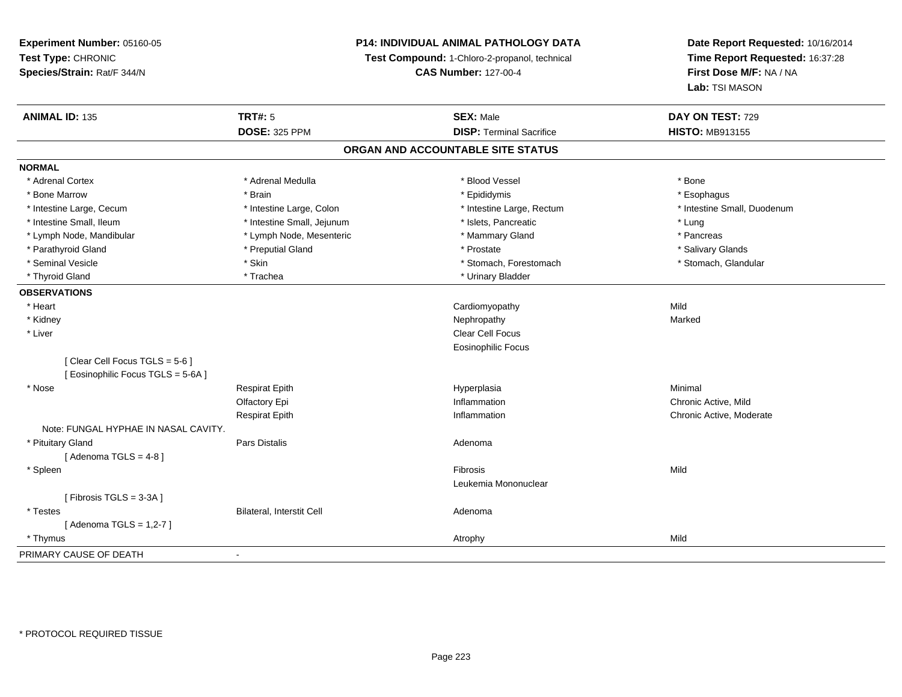**Experiment Number:** 05160-05
**Test Type:** CHRONIC
**Species/Strain:** Rat/F 344/N

**P14: INDIVIDUAL ANIMAL PATHOLOGY DATA**
**Test Compound:** 1-Chloro-2-propanol, technical
**CAS Number:** 127-00-4

**Date Report Requested:** 10/16/2014
**Time Report Requested:** 16:37:28
**First Dose M/F:** NA / NA
**Lab:** TSI MASON

| **ANIMAL ID:** 135 | **TRT#:** 5 | **SEX:** Male | **DAY ON TEST:** 729 |
|---|---|---|---|
| | **DOSE:** 325 PPM | **DISP:** Terminal Sacrifice | **HISTO:** MB913155 |

## ORGAN AND ACCOUNTABLE SITE STATUS

**NORMAL**

| | | | |
|---|---|---|---|
| * Adrenal Cortex | * Adrenal Medulla | * Blood Vessel | * Bone |
| * Bone Marrow | * Brain | * Epididymis | * Esophagus |
| * Intestine Large, Cecum | * Intestine Large, Colon | * Intestine Large, Rectum | * Intestine Small, Duodenum |
| * Intestine Small, Ileum | * Intestine Small, Jejunum | * Islets, Pancreatic | * Lung |
| * Lymph Node, Mandibular | * Lymph Node, Mesenteric | * Mammary Gland | * Pancreas |
| * Parathyroid Gland | * Preputial Gland | * Prostate | * Salivary Glands |
| * Seminal Vesicle | * Skin | * Stomach, Forestomach | * Stomach, Glandular |
| * Thyroid Gland | * Trachea | * Urinary Bladder | |

**OBSERVATIONS**

| | | | |
|---|---|---|---|
| * Heart | | Cardiomyopathy | Mild |
| * Kidney | | Nephropathy | Marked |
| * Liver | | Clear Cell Focus | |
| | | Eosinophilic Focus | |
| [ Clear Cell Focus TGLS = 5-6 ] | | | |
| [ Eosinophilic Focus TGLS = 5-6A ] | | | |
| * Nose | Respirat Epith | Hyperplasia | Minimal |
| | Olfactory Epi | Inflammation | Chronic Active, Mild |
| | Respirat Epith | Inflammation | Chronic Active, Moderate |
| Note: FUNGAL HYPHAE IN NASAL CAVITY. | | | |
| * Pituitary Gland | Pars Distalis | Adenoma | |
| [ Adenoma TGLS = 4-8 ] | | | |
| * Spleen | | Fibrosis | Mild |
| | | Leukemia Mononuclear | |
| [ Fibrosis TGLS = 3-3A ] | | | |
| * Testes | Bilateral, Interstit Cell | Adenoma | |
| [ Adenoma TGLS = 1,2-7 ] | | | |
| * Thymus | | Atrophy | Mild |

PRIMARY CAUSE OF DEATH -

* PROTOCOL REQUIRED TISSUE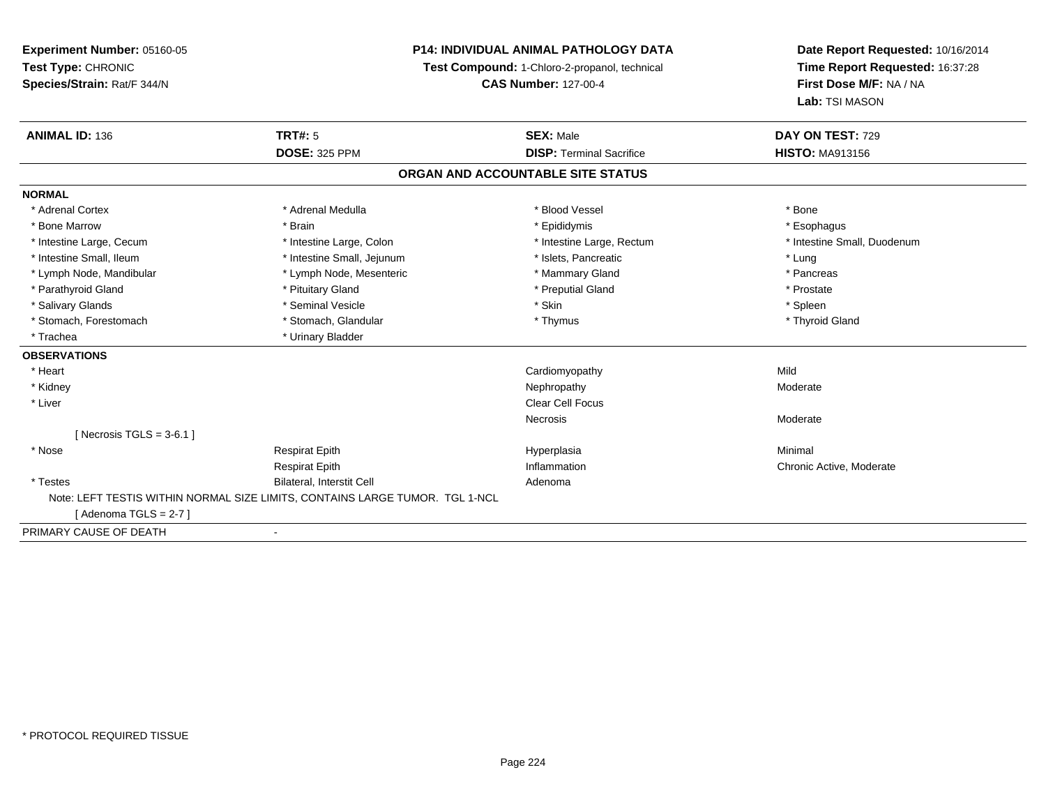**Experiment Number:** 05160-05
**Test Type:** CHRONIC
**Species/Strain:** Rat/F 344/N

**P14: INDIVIDUAL ANIMAL PATHOLOGY DATA**
**Test Compound:** 1-Chloro-2-propanol, technical
**CAS Number:** 127-00-4

**Date Report Requested:** 10/16/2014
**Time Report Requested:** 16:37:28
**First Dose M/F:** NA / NA
**Lab:** TSI MASON

| **ANIMAL ID:** 136 | **TRT#:** 5 | **SEX:** Male | **DAY ON TEST:** 729 |
|---|---|---|---|
| | **DOSE:** 325 PPM | **DISP:** Terminal Sacrifice | **HISTO:** MA913156 |

## ORGAN AND ACCOUNTABLE SITE STATUS

**NORMAL**

| | | | |
|---|---|---|---|
| * Adrenal Cortex | * Adrenal Medulla | * Blood Vessel | * Bone |
| * Bone Marrow | * Brain | * Epididymis | * Esophagus |
| * Intestine Large, Cecum | * Intestine Large, Colon | * Intestine Large, Rectum | * Intestine Small, Duodenum |
| * Intestine Small, Ileum | * Intestine Small, Jejunum | * Islets, Pancreatic | * Lung |
| * Lymph Node, Mandibular | * Lymph Node, Mesenteric | * Mammary Gland | * Pancreas |
| * Parathyroid Gland | * Pituitary Gland | * Preputial Gland | * Prostate |
| * Salivary Glands | * Seminal Vesicle | * Skin | * Spleen |
| * Stomach, Forestomach | * Stomach, Glandular | * Thymus | * Thyroid Gland |
| * Trachea | * Urinary Bladder | | |

**OBSERVATIONS**

| | | | |
|---|---|---|---|
| * Heart | | Cardiomyopathy | Mild |
| * Kidney | | Nephropathy | Moderate |
| * Liver | | Clear Cell Focus | |
| | | Necrosis | Moderate |
| [ Necrosis TGLS = 3-6.1 ] | | | |
| * Nose | Respirat Epith | Hyperplasia | Minimal |
| | Respirat Epith | Inflammation | Chronic Active, Moderate |
| * Testes | Bilateral, Interstit Cell | Adenoma | |

Note: LEFT TESTIS WITHIN NORMAL SIZE LIMITS, CONTAINS LARGE TUMOR. TGL 1-NCL

[ Adenoma TGLS = 2-7 ]

PRIMARY CAUSE OF DEATH -

* PROTOCOL REQUIRED TISSUE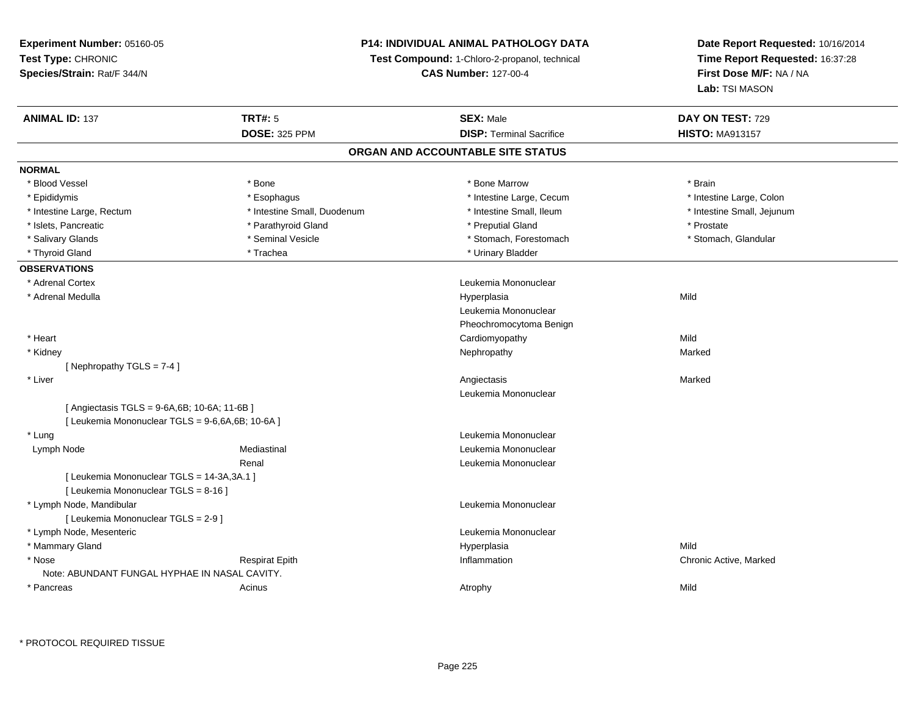**Experiment Number:** 05160-05
**Test Type:** CHRONIC
**Species/Strain:** Rat/F 344/N

**P14: INDIVIDUAL ANIMAL PATHOLOGY DATA**
**Test Compound:** 1-Chloro-2-propanol, technical
**CAS Number:** 127-00-4

**Date Report Requested:** 10/16/2014
**Time Report Requested:** 16:37:28
**First Dose M/F:** NA / NA
**Lab:** TSI MASON

| **ANIMAL ID:** 137 | **TRT#:** 5 | **SEX:** Male | **DAY ON TEST:** 729 |
|---|---|---|---|
| | **DOSE:** 325 PPM | **DISP:** Terminal Sacrifice | **HISTO:** MA913157 |

## ORGAN AND ACCOUNTABLE SITE STATUS

**NORMAL**

| | | | |
|---|---|---|---|
| * Blood Vessel | * Bone | * Bone Marrow | * Brain |
| * Epididymis | * Esophagus | * Intestine Large, Cecum | * Intestine Large, Colon |
| * Intestine Large, Rectum | * Intestine Small, Duodenum | * Intestine Small, Ileum | * Intestine Small, Jejunum |
| * Islets, Pancreatic | * Parathyroid Gland | * Preputial Gland | * Prostate |
| * Salivary Glands | * Seminal Vesicle | * Stomach, Forestomach | * Stomach, Glandular |
| * Thyroid Gland | * Trachea | * Urinary Bladder | |

**OBSERVATIONS**

| | | | |
|---|---|---|---|
| * Adrenal Cortex | | Leukemia Mononuclear | |
| * Adrenal Medulla | | Hyperplasia | Mild |
| | | Leukemia Mononuclear | |
| | | Pheochromocytoma Benign | |
| * Heart | | Cardiomyopathy | Mild |
| * Kidney | | Nephropathy | Marked |
| [ Nephropathy TGLS = 7-4 ] | | | |
| * Liver | | Angiectasis | Marked |
| | | Leukemia Mononuclear | |
| [ Angiectasis TGLS = 9-6A,6B; 10-6A; 11-6B ] | | | |
| [ Leukemia Mononuclear TGLS = 9-6,6A,6B; 10-6A ] | | | |
| * Lung | | Leukemia Mononuclear | |
| Lymph Node | Mediastinal | Leukemia Mononuclear | |
| | Renal | Leukemia Mononuclear | |
| [ Leukemia Mononuclear TGLS = 14-3A,3A.1 ] | | | |
| [ Leukemia Mononuclear TGLS = 8-16 ] | | | |
| * Lymph Node, Mandibular | | Leukemia Mononuclear | |
| [ Leukemia Mononuclear TGLS = 2-9 ] | | | |
| * Lymph Node, Mesenteric | | Leukemia Mononuclear | |
| * Mammary Gland | | Hyperplasia | Mild |
| * Nose | Respirat Epith | Inflammation | Chronic Active, Marked |
| Note: ABUNDANT FUNGAL HYPHAE IN NASAL CAVITY. | | | |
| * Pancreas | Acinus | Atrophy | Mild |

\* PROTOCOL REQUIRED TISSUE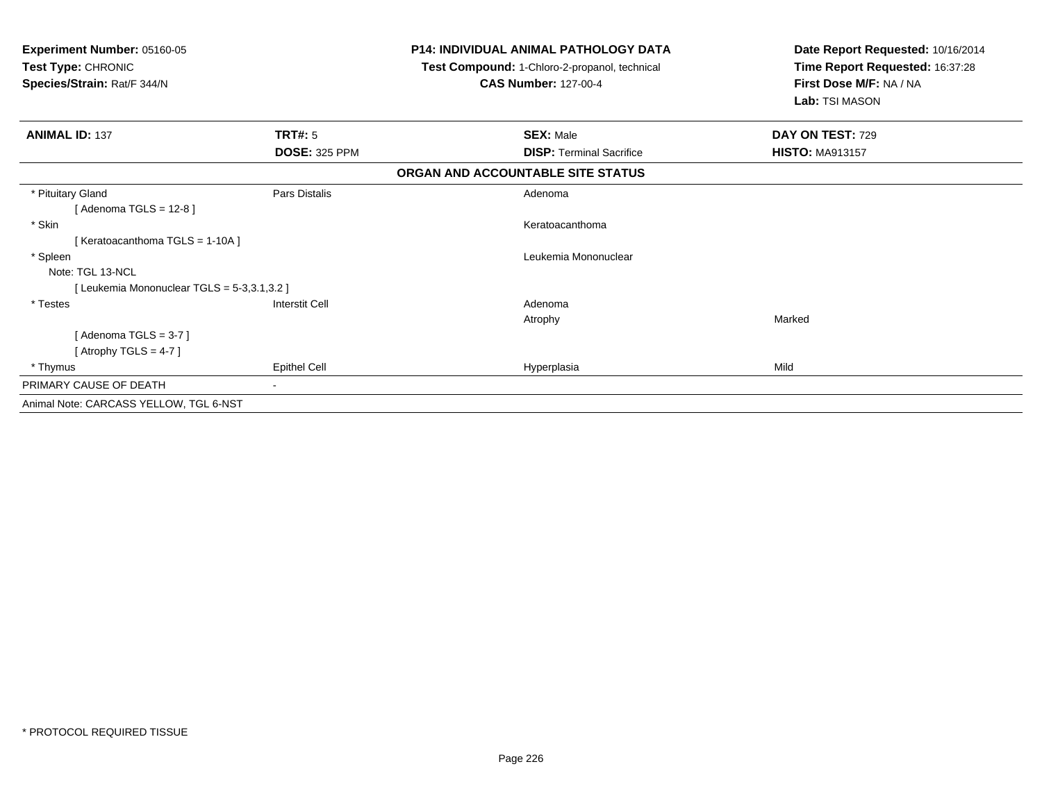**Experiment Number:** 05160-05
**Test Type:** CHRONIC
**Species/Strain:** Rat/F 344/N

**P14: INDIVIDUAL ANIMAL PATHOLOGY DATA**
**Test Compound:** 1-Chloro-2-propanol, technical
**CAS Number:** 127-00-4

**Date Report Requested:** 10/16/2014
**Time Report Requested:** 16:37:28
**First Dose M/F:** NA / NA
**Lab:** TSI MASON

| **ANIMAL ID:** 137 | **TRT#:** 5 | **SEX:** Male | **DAY ON TEST:** 729 |
|---|---|---|---|
| | **DOSE:** 325 PPM | **DISP:** Terminal Sacrifice | **HISTO:** MA913157 |

**ORGAN AND ACCOUNTABLE SITE STATUS**

| | | | |
|---|---|---|---|
| * Pituitary Gland | Pars Distalis | Adenoma | |
| [ Adenoma TGLS = 12-8 ] | | | |
| * Skin | | Keratoacanthoma | |
| [ Keratoacanthoma TGLS = 1-10A ] | | | |
| * Spleen | | Leukemia Mononuclear | |
| Note: TGL 13-NCL | | | |
| [ Leukemia Mononuclear TGLS = 5-3,3.1,3.2 ] | | | |
| * Testes | Interstit Cell | Adenoma | |
| | | Atrophy | Marked |
| [ Adenoma TGLS = 3-7 ] | | | |
| [ Atrophy TGLS = 4-7 ] | | | |
| * Thymus | Epithel Cell | Hyperplasia | Mild |
| PRIMARY CAUSE OF DEATH | - | | |
| Animal Note: CARCASS YELLOW, TGL 6-NST | | | |

* PROTOCOL REQUIRED TISSUE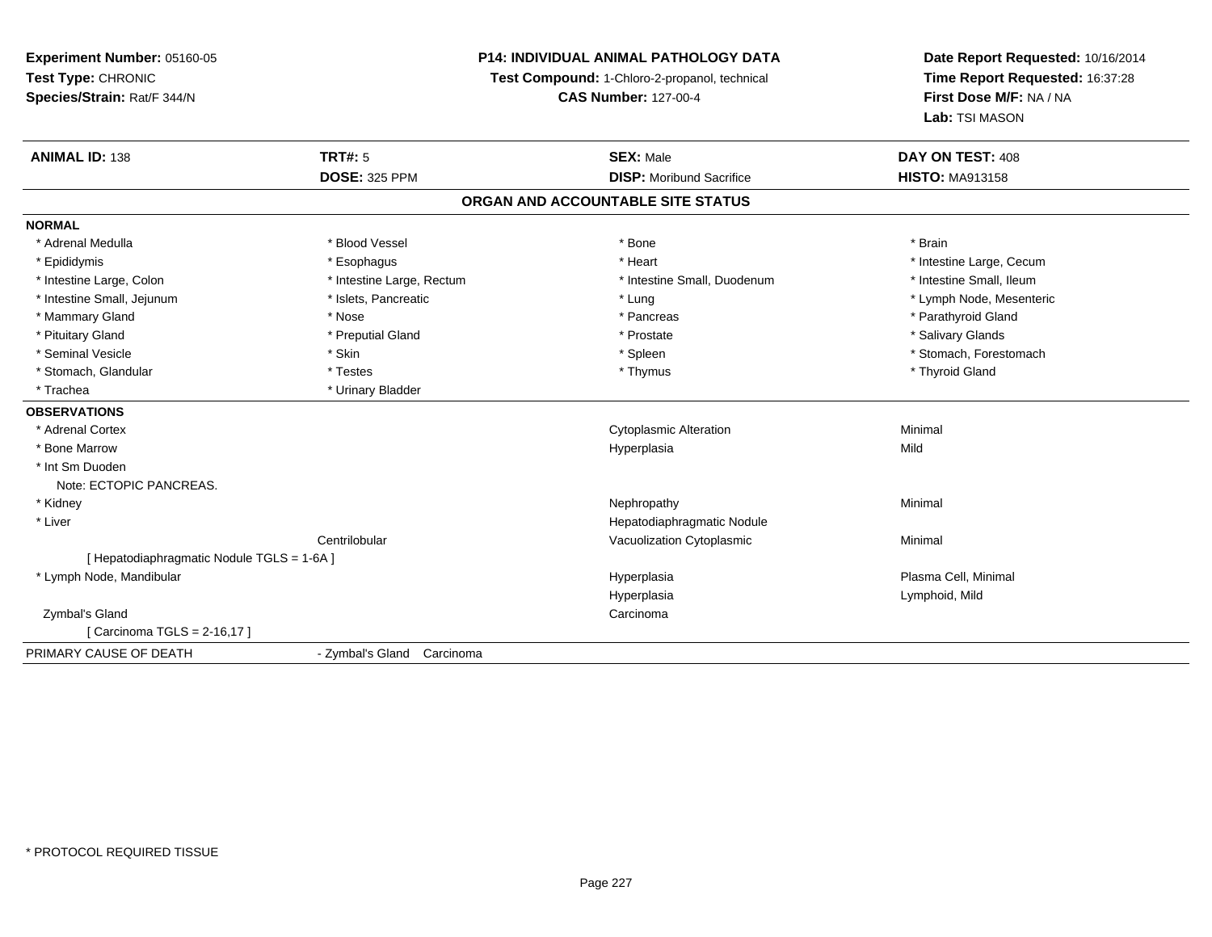**Experiment Number:** 05160-05
**Test Type:** CHRONIC
**Species/Strain:** Rat/F 344/N

**P14: INDIVIDUAL ANIMAL PATHOLOGY DATA**
**Test Compound:** 1-Chloro-2-propanol, technical
**CAS Number:** 127-00-4

**Date Report Requested:** 10/16/2014
**Time Report Requested:** 16:37:28
**First Dose M/F:** NA / NA
**Lab:** TSI MASON

| **ANIMAL ID:** 138 | **TRT#:** 5 | **SEX:** Male | **DAY ON TEST:** 408 |
|---|---|---|---|
| | **DOSE:** 325 PPM | **DISP:** Moribund Sacrifice | **HISTO:** MA913158 |

## ORGAN AND ACCOUNTABLE SITE STATUS

**NORMAL**

| | | | |
|---|---|---|---|
| * Adrenal Medulla | * Blood Vessel | * Bone | * Brain |
| * Epididymis | * Esophagus | * Heart | * Intestine Large, Cecum |
| * Intestine Large, Colon | * Intestine Large, Rectum | * Intestine Small, Duodenum | * Intestine Small, Ileum |
| * Intestine Small, Jejunum | * Islets, Pancreatic | * Lung | * Lymph Node, Mesenteric |
| * Mammary Gland | * Nose | * Pancreas | * Parathyroid Gland |
| * Pituitary Gland | * Preputial Gland | * Prostate | * Salivary Glands |
| * Seminal Vesicle | * Skin | * Spleen | * Stomach, Forestomach |
| * Stomach, Glandular | * Testes | * Thymus | * Thyroid Gland |
| * Trachea | * Urinary Bladder | | |

**OBSERVATIONS**

| | | | |
|---|---|---|---|
| * Adrenal Cortex | | Cytoplasmic Alteration | Minimal |
| * Bone Marrow | | Hyperplasia | Mild |
| * Int Sm Duoden | | | |
| Note: ECTOPIC PANCREAS. | | | |
| * Kidney | | Nephropathy | Minimal |
| * Liver | | Hepatodiaphragmatic Nodule | |
| | Centrilobular | Vacuolization Cytoplasmic | Minimal |
| [ Hepatodiaphragmatic Nodule TGLS = 1-6A ] | | | |
| * Lymph Node, Mandibular | | Hyperplasia | Plasma Cell, Minimal |
| | | Hyperplasia | Lymphoid, Mild |
| Zymbal's Gland | | Carcinoma | |
| [ Carcinoma TGLS = 2-16,17 ] | | | |

PRIMARY CAUSE OF DEATH - Zymbal's Gland Carcinoma

\* PROTOCOL REQUIRED TISSUE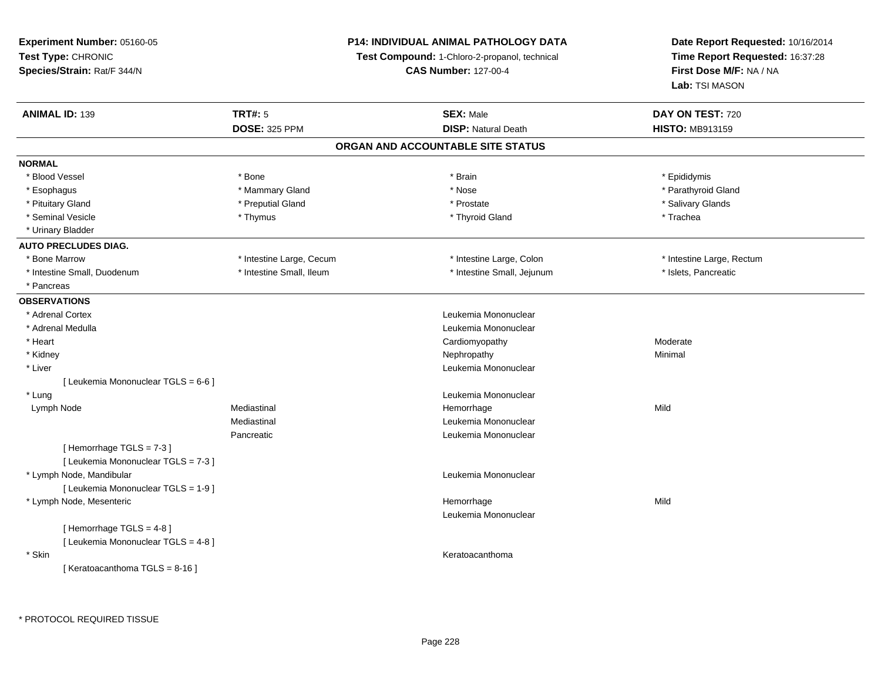**Experiment Number:** 05160-05
**Test Type:** CHRONIC
**Species/Strain:** Rat/F 344/N

**P14: INDIVIDUAL ANIMAL PATHOLOGY DATA**
**Test Compound:** 1-Chloro-2-propanol, technical
**CAS Number:** 127-00-4

**Date Report Requested:** 10/16/2014
**Time Report Requested:** 16:37:28
**First Dose M/F:** NA / NA
**Lab:** TSI MASON

| **ANIMAL ID:** 139 | **TRT#:** 5 | **SEX:** Male | **DAY ON TEST:** 720 |
|---|---|---|---|
| | **DOSE:** 325 PPM | **DISP:** Natural Death | **HISTO:** MB913159 |

## ORGAN AND ACCOUNTABLE SITE STATUS

**NORMAL**

| | | | |
|---|---|---|---|
| * Blood Vessel | * Bone | * Brain | * Epididymis |
| * Esophagus | * Mammary Gland | * Nose | * Parathyroid Gland |
| * Pituitary Gland | * Preputial Gland | * Prostate | * Salivary Glands |
| * Seminal Vesicle | * Thymus | * Thyroid Gland | * Trachea |
| * Urinary Bladder | | | |

**AUTO PRECLUDES DIAG.**

| | | | |
|---|---|---|---|
| * Bone Marrow | * Intestine Large, Cecum | * Intestine Large, Colon | * Intestine Large, Rectum |
| * Intestine Small, Duodenum | * Intestine Small, Ileum | * Intestine Small, Jejunum | * Islets, Pancreatic |
| * Pancreas | | | |

**OBSERVATIONS**

| | | | |
|---|---|---|---|
| * Adrenal Cortex | | Leukemia Mononuclear | |
| * Adrenal Medulla | | Leukemia Mononuclear | |
| * Heart | | Cardiomyopathy | Moderate |
| * Kidney | | Nephropathy | Minimal |
| * Liver | | Leukemia Mononuclear | |
| [ Leukemia Mononuclear TGLS = 6-6 ] | | | |
| * Lung | | Leukemia Mononuclear | |
| Lymph Node | Mediastinal | Hemorrhage | Mild |
| | Mediastinal | Leukemia Mononuclear | |
| | Pancreatic | Leukemia Mononuclear | |
| [ Hemorrhage TGLS = 7-3 ] | | | |
| [ Leukemia Mononuclear TGLS = 7-3 ] | | | |
| * Lymph Node, Mandibular | | Leukemia Mononuclear | |
| [ Leukemia Mononuclear TGLS = 1-9 ] | | | |
| * Lymph Node, Mesenteric | | Hemorrhage | Mild |
| | | Leukemia Mononuclear | |
| [ Hemorrhage TGLS = 4-8 ] | | | |
| [ Leukemia Mononuclear TGLS = 4-8 ] | | | |
| * Skin | | Keratoacanthoma | |
| [ Keratoacanthoma TGLS = 8-16 ] | | | |

\* PROTOCOL REQUIRED TISSUE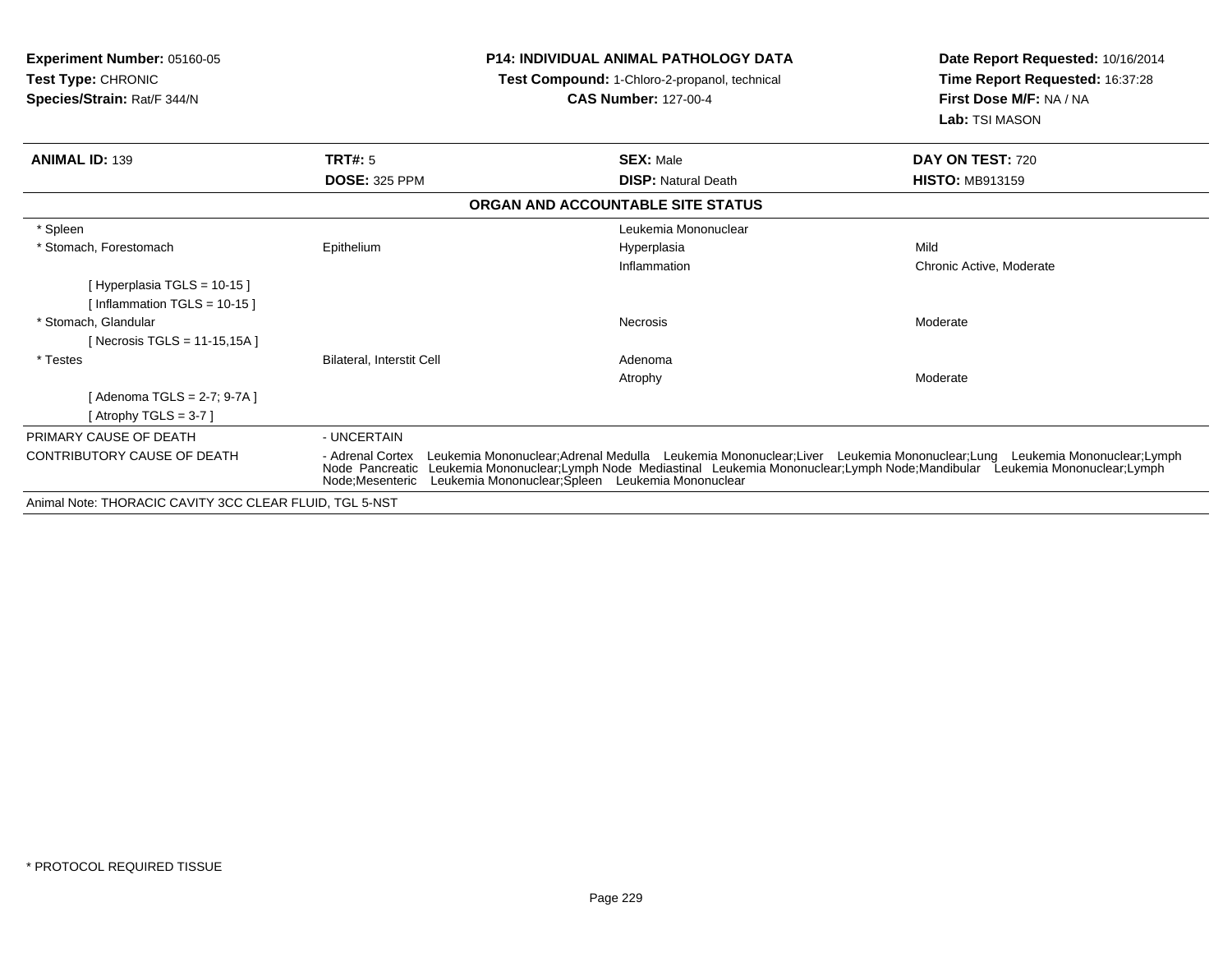**Experiment Number:** 05160-05
**Test Type:** CHRONIC
**Species/Strain:** Rat/F 344/N

**P14: INDIVIDUAL ANIMAL PATHOLOGY DATA**
**Test Compound:** 1-Chloro-2-propanol, technical
**CAS Number:** 127-00-4

**Date Report Requested:** 10/16/2014
**Time Report Requested:** 16:37:28
**First Dose M/F:** NA / NA
**Lab:** TSI MASON

| **ANIMAL ID:** 139 | **TRT#:** 5 | **SEX:** Male | **DAY ON TEST:** 720 |
|---|---|---|---|
| | **DOSE:** 325 PPM | **DISP:** Natural Death | **HISTO:** MB913159 |

**ORGAN AND ACCOUNTABLE SITE STATUS**

| | | | |
|---|---|---|---|
| * Spleen | | Leukemia Mononuclear | |
| * Stomach, Forestomach | Epithelium | Hyperplasia | Mild |
| | | Inflammation | Chronic Active, Moderate |
| [ Hyperplasia TGLS = 10-15 ] | | | |
| [ Inflammation TGLS = 10-15 ] | | | |
| * Stomach, Glandular | | Necrosis | Moderate |
| [ Necrosis TGLS = 11-15,15A ] | | | |
| * Testes | Bilateral, Interstit Cell | Adenoma | |
| | | Atrophy | Moderate |
| [ Adenoma TGLS = 2-7; 9-7A ] | | | |
| [ Atrophy TGLS = 3-7 ] | | | |

| | |
|---|---|
| PRIMARY CAUSE OF DEATH | - UNCERTAIN |
| CONTRIBUTORY CAUSE OF DEATH | - Adrenal Cortex Leukemia Mononuclear;Adrenal Medulla Leukemia Mononuclear;Liver Leukemia Mononuclear;Lung Leukemia Mononuclear;Lymph Node Pancreatic Leukemia Mononuclear;Lymph Node Mediastinal Leukemia Mononuclear;Lymph Node;Mandibular Leukemia Mononuclear;Lymph Node;Mesenteric Leukemia Mononuclear;Spleen Leukemia Mononuclear |

Animal Note: THORACIC CAVITY 3CC CLEAR FLUID, TGL 5-NST

* PROTOCOL REQUIRED TISSUE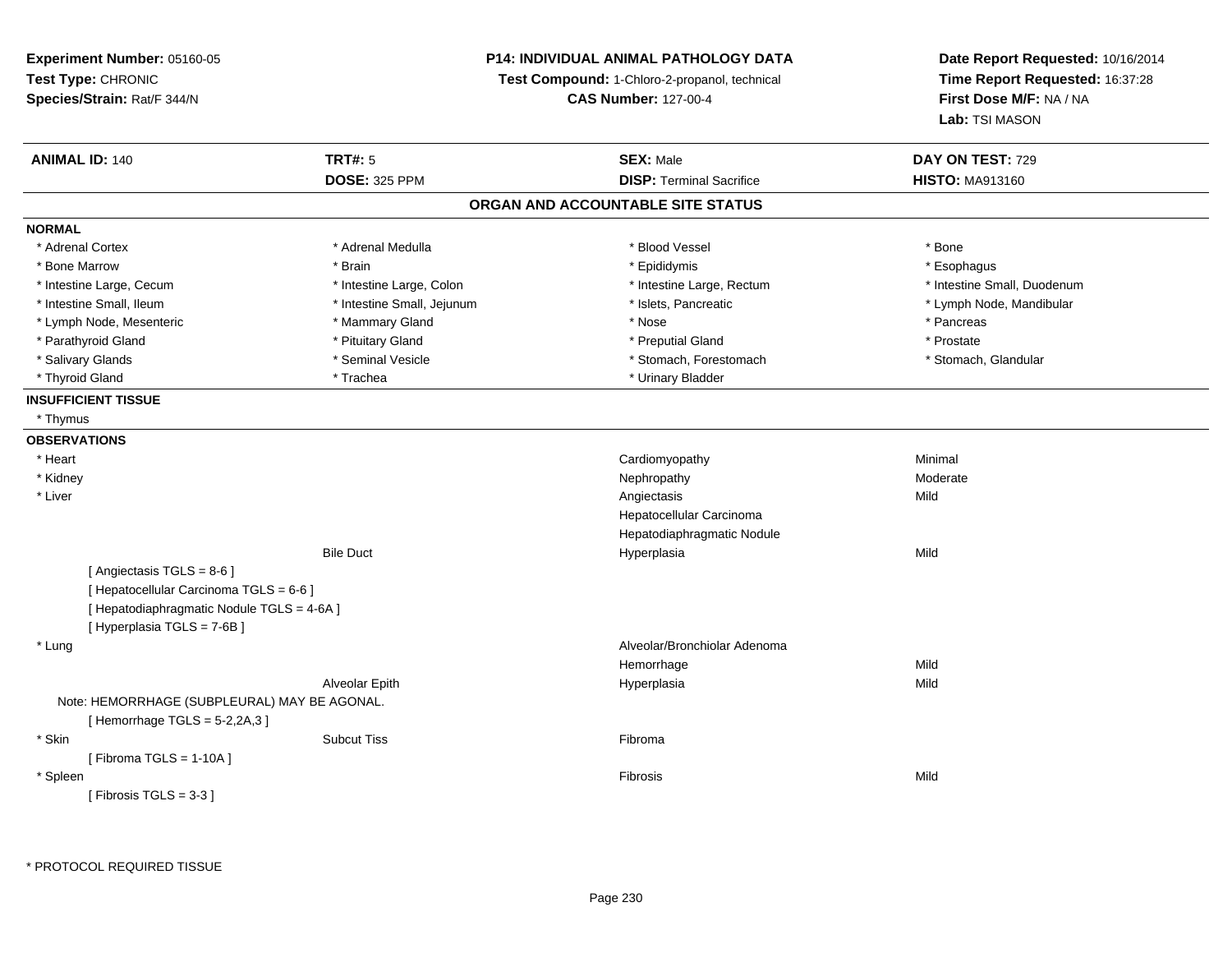**Experiment Number:** 05160-05
**Test Type:** CHRONIC
**Species/Strain:** Rat/F 344/N

**P14: INDIVIDUAL ANIMAL PATHOLOGY DATA**
**Test Compound:** 1-Chloro-2-propanol, technical
**CAS Number:** 127-00-4

**Date Report Requested:** 10/16/2014
**Time Report Requested:** 16:37:28
**First Dose M/F:** NA / NA
**Lab:** TSI MASON

| **ANIMAL ID:** 140 | **TRT#:** 5 | **SEX:** Male | **DAY ON TEST:** 729 |
|---|---|---|---|
| | **DOSE:** 325 PPM | **DISP:** Terminal Sacrifice | **HISTO:** MA913160 |

## ORGAN AND ACCOUNTABLE SITE STATUS

**NORMAL**

| | | | |
|---|---|---|---|
| * Adrenal Cortex | * Adrenal Medulla | * Blood Vessel | * Bone |
| * Bone Marrow | * Brain | * Epididymis | * Esophagus |
| * Intestine Large, Cecum | * Intestine Large, Colon | * Intestine Large, Rectum | * Intestine Small, Duodenum |
| * Intestine Small, Ileum | * Intestine Small, Jejunum | * Islets, Pancreatic | * Lymph Node, Mandibular |
| * Lymph Node, Mesenteric | * Mammary Gland | * Nose | * Pancreas |
| * Parathyroid Gland | * Pituitary Gland | * Preputial Gland | * Prostate |
| * Salivary Glands | * Seminal Vesicle | * Stomach, Forestomach | * Stomach, Glandular |
| * Thyroid Gland | * Trachea | * Urinary Bladder | |

**INSUFFICIENT TISSUE**

* Thymus

**OBSERVATIONS**

| | | | |
|---|---|---|---|
| * Heart | | Cardiomyopathy | Minimal |
| * Kidney | | Nephropathy | Moderate |
| * Liver | | Angiectasis | Mild |
| | | Hepatocellular Carcinoma | |
| | | Hepatodiaphragmatic Nodule | |
| | Bile Duct | Hyperplasia | Mild |
| [ Angiectasis TGLS = 8-6 ] | | | |
| [ Hepatocellular Carcinoma TGLS = 6-6 ] | | | |
| [ Hepatodiaphragmatic Nodule TGLS = 4-6A ] | | | |
| [ Hyperplasia TGLS = 7-6B ] | | | |
| * Lung | | Alveolar/Bronchiolar Adenoma | |
| | | Hemorrhage | Mild |
| | Alveolar Epith | Hyperplasia | Mild |
| Note: HEMORRHAGE (SUBPLEURAL) MAY BE AGONAL. | | | |
| [ Hemorrhage TGLS = 5-2,2A,3 ] | | | |
| * Skin | Subcut Tiss | Fibroma | |
| [ Fibroma TGLS = 1-10A ] | | | |
| * Spleen | | Fibrosis | Mild |
| [ Fibrosis TGLS = 3-3 ] | | | |

\* PROTOCOL REQUIRED TISSUE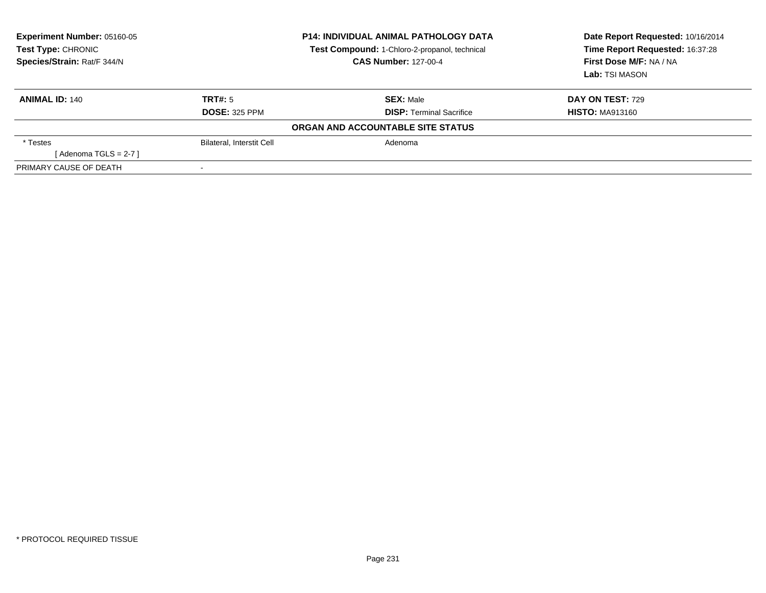**Experiment Number:** 05160-05
**Test Type:** CHRONIC
**Species/Strain:** Rat/F 344/N

**P14: INDIVIDUAL ANIMAL PATHOLOGY DATA**
**Test Compound:** 1-Chloro-2-propanol, technical
**CAS Number:** 127-00-4

**Date Report Requested:** 10/16/2014
**Time Report Requested:** 16:37:28
**First Dose M/F:** NA / NA
**Lab:** TSI MASON

| **ANIMAL ID:** 140 | **TRT#:** 5 | **SEX:** Male | **DAY ON TEST:** 729 |
|---|---|---|---|
| | **DOSE:** 325 PPM | **DISP:** Terminal Sacrifice | **HISTO:** MA913160 |

**ORGAN AND ACCOUNTABLE SITE STATUS**

| | | |
|---|---|---|
| * Testes | Bilateral, Interstit Cell | Adenoma |
| [ Adenoma TGLS = 2-7 ] | | |
| PRIMARY CAUSE OF DEATH | - | |

* PROTOCOL REQUIRED TISSUE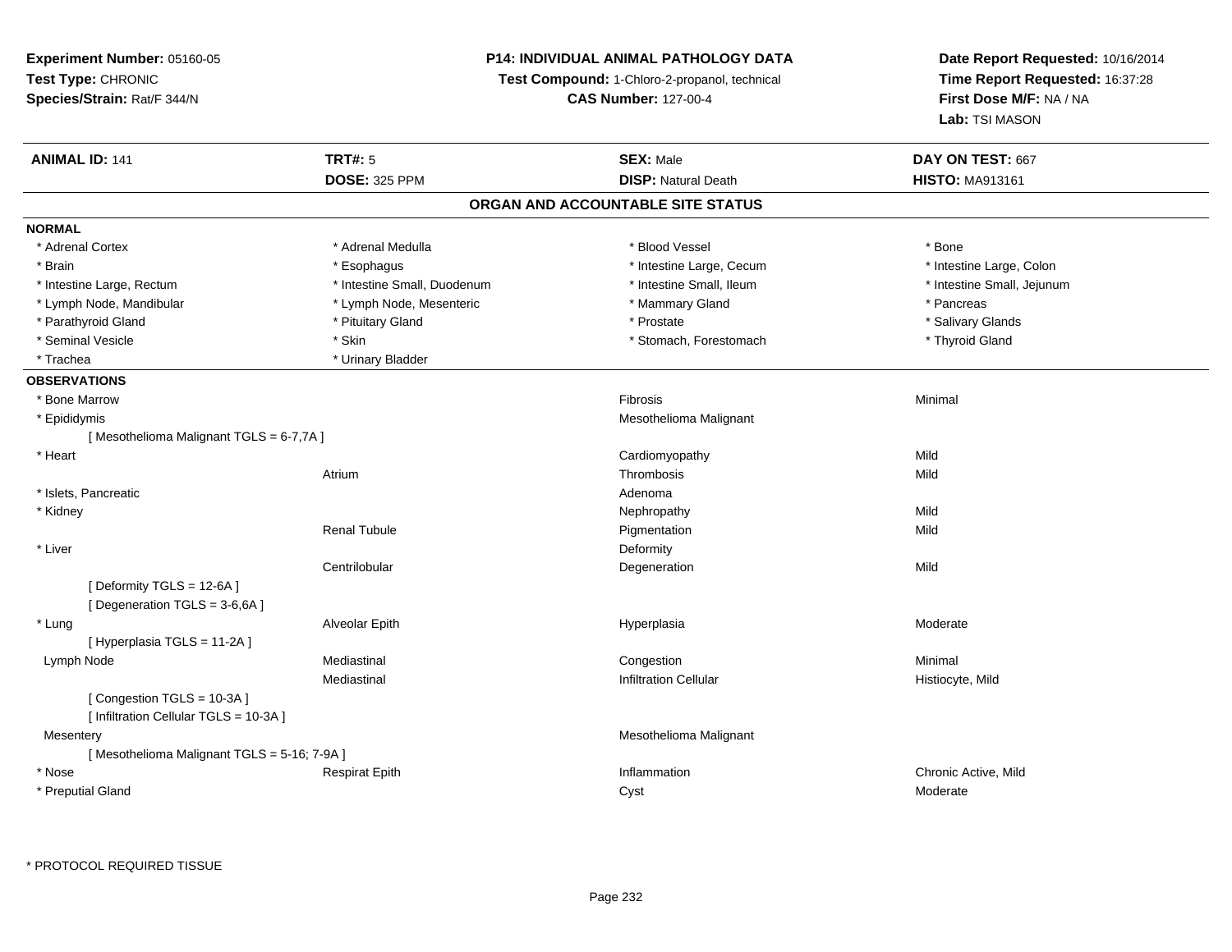**Experiment Number:** 05160-05
**Test Type:** CHRONIC
**Species/Strain:** Rat/F 344/N

**P14: INDIVIDUAL ANIMAL PATHOLOGY DATA**
**Test Compound:** 1-Chloro-2-propanol, technical
**CAS Number:** 127-00-4

**Date Report Requested:** 10/16/2014
**Time Report Requested:** 16:37:28
**First Dose M/F:** NA / NA
**Lab:** TSI MASON

| **ANIMAL ID:** 141 | **TRT#:** 5 | **SEX:** Male | **DAY ON TEST:** 667 |
|---|---|---|---|
| | **DOSE:** 325 PPM | **DISP:** Natural Death | **HISTO:** MA913161 |

## ORGAN AND ACCOUNTABLE SITE STATUS

**NORMAL**

| | | | |
|---|---|---|---|
| * Adrenal Cortex | * Adrenal Medulla | * Blood Vessel | * Bone |
| * Brain | * Esophagus | * Intestine Large, Cecum | * Intestine Large, Colon |
| * Intestine Large, Rectum | * Intestine Small, Duodenum | * Intestine Small, Ileum | * Intestine Small, Jejunum |
| * Lymph Node, Mandibular | * Lymph Node, Mesenteric | * Mammary Gland | * Pancreas |
| * Parathyroid Gland | * Pituitary Gland | * Prostate | * Salivary Glands |
| * Seminal Vesicle | * Skin | * Stomach, Forestomach | * Thyroid Gland |
| * Trachea | * Urinary Bladder | | |

**OBSERVATIONS**

| | | | |
|---|---|---|---|
| * Bone Marrow | | Fibrosis | Minimal |
| * Epididymis | | Mesothelioma Malignant | |
| [ Mesothelioma Malignant TGLS = 6-7,7A ] | | | |
| * Heart | | Cardiomyopathy | Mild |
| | Atrium | Thrombosis | Mild |
| * Islets, Pancreatic | | Adenoma | |
| * Kidney | | Nephropathy | Mild |
| | Renal Tubule | Pigmentation | Mild |
| * Liver | | Deformity | |
| | Centrilobular | Degeneration | Mild |
| [ Deformity TGLS = 12-6A ] | | | |
| [ Degeneration TGLS = 3-6,6A ] | | | |
| * Lung | Alveolar Epith | Hyperplasia | Moderate |
| [ Hyperplasia TGLS = 11-2A ] | | | |
| Lymph Node | Mediastinal | Congestion | Minimal |
| | Mediastinal | Infiltration Cellular | Histiocyte, Mild |
| [ Congestion TGLS = 10-3A ] | | | |
| [ Infiltration Cellular TGLS = 10-3A ] | | | |
| Mesentery | | Mesothelioma Malignant | |
| [ Mesothelioma Malignant TGLS = 5-16; 7-9A ] | | | |
| * Nose | Respirat Epith | Inflammation | Chronic Active, Mild |
| * Preputial Gland | | Cyst | Moderate |

\* PROTOCOL REQUIRED TISSUE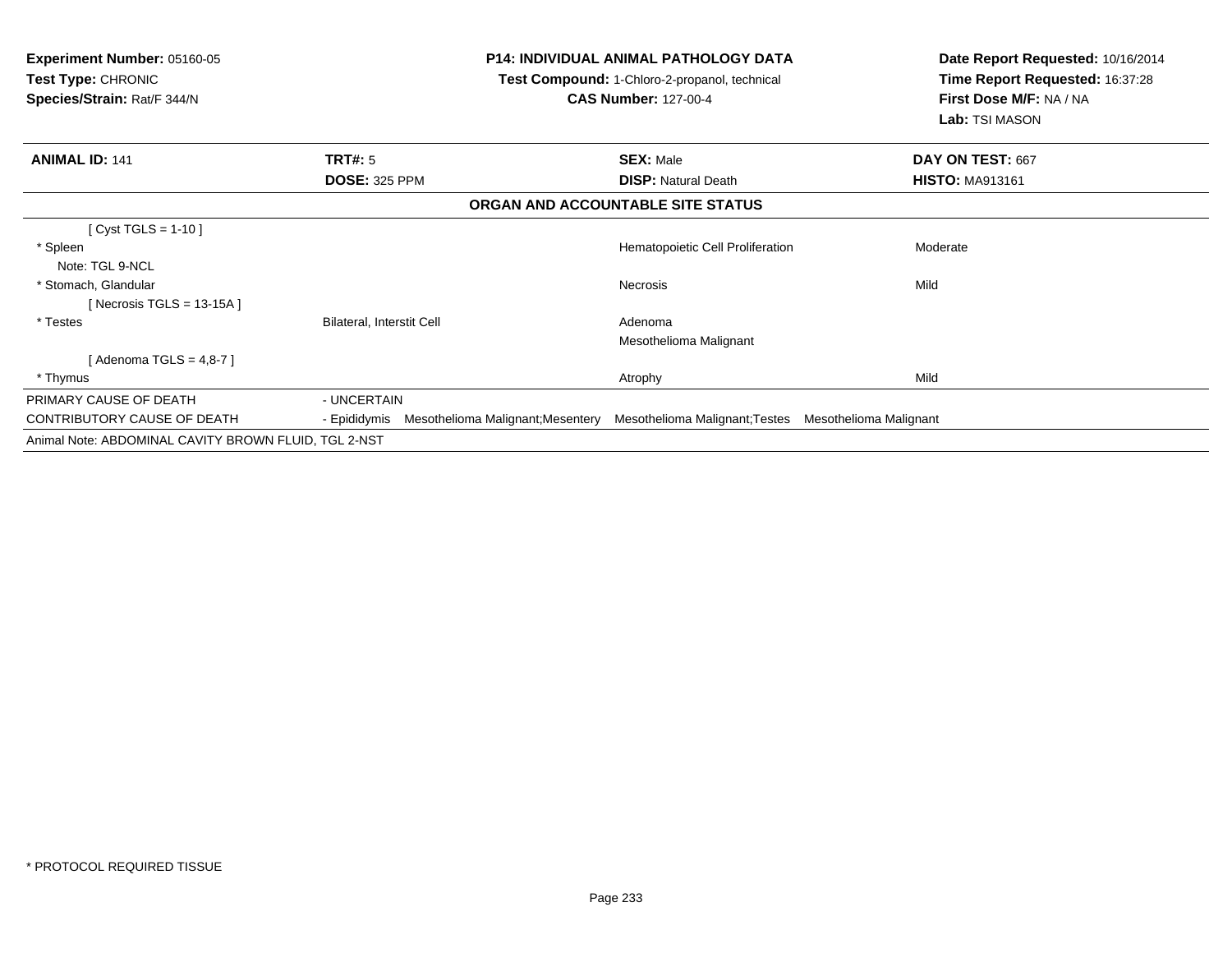**Experiment Number:** 05160-05
**Test Type:** CHRONIC
**Species/Strain:** Rat/F 344/N

**P14: INDIVIDUAL ANIMAL PATHOLOGY DATA**
**Test Compound:** 1-Chloro-2-propanol, technical
**CAS Number:** 127-00-4

**Date Report Requested:** 10/16/2014
**Time Report Requested:** 16:37:28
**First Dose M/F:** NA / NA
**Lab:** TSI MASON

| **ANIMAL ID:** 141 | **TRT#:** 5 | **SEX:** Male | **DAY ON TEST:** 667 |
|---|---|---|---|
| | **DOSE:** 325 PPM | **DISP:** Natural Death | **HISTO:** MA913161 |

**ORGAN AND ACCOUNTABLE SITE STATUS**

| | | | |
|---|---|---|---|
| [ Cyst TGLS = 1-10 ] | | | |
| * Spleen | | Hematopoietic Cell Proliferation | Moderate |
| Note: TGL 9-NCL | | | |
| * Stomach, Glandular | | Necrosis | Mild |
| [ Necrosis TGLS = 13-15A ] | | | |
| * Testes | Bilateral, Interstit Cell | Adenoma | |
| | | Mesothelioma Malignant | |
| [ Adenoma TGLS = 4,8-7 ] | | | |
| * Thymus | | Atrophy | Mild |
| PRIMARY CAUSE OF DEATH | - UNCERTAIN | | |
| CONTRIBUTORY CAUSE OF DEATH | - Epididymis Mesothelioma Malignant;Mesentery | Mesothelioma Malignant;Testes | Mesothelioma Malignant |
| Animal Note: ABDOMINAL CAVITY BROWN FLUID, TGL 2-NST | | | |

* PROTOCOL REQUIRED TISSUE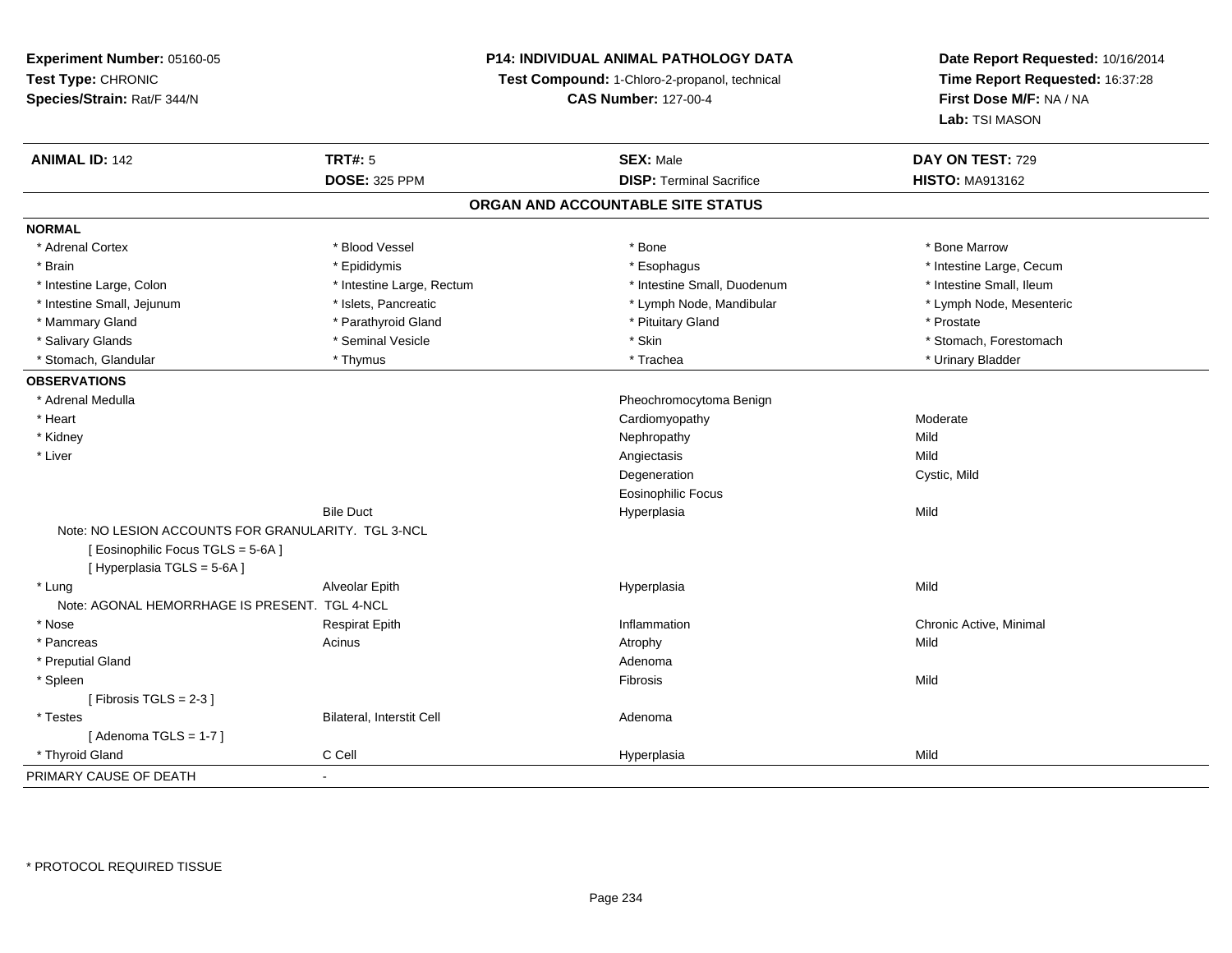**Experiment Number:** 05160-05
**Test Type:** CHRONIC
**Species/Strain:** Rat/F 344/N

**P14: INDIVIDUAL ANIMAL PATHOLOGY DATA**
**Test Compound:** 1-Chloro-2-propanol, technical
**CAS Number:** 127-00-4

**Date Report Requested:** 10/16/2014
**Time Report Requested:** 16:37:28
**First Dose M/F:** NA / NA
**Lab:** TSI MASON

| **ANIMAL ID:** 142 | **TRT#:** 5 | **SEX:** Male | **DAY ON TEST:** 729 |
|---|---|---|---|
| | **DOSE:** 325 PPM | **DISP:** Terminal Sacrifice | **HISTO:** MA913162 |

## ORGAN AND ACCOUNTABLE SITE STATUS

**NORMAL**

| | | | |
|---|---|---|---|
| * Adrenal Cortex | * Blood Vessel | * Bone | * Bone Marrow |
| * Brain | * Epididymis | * Esophagus | * Intestine Large, Cecum |
| * Intestine Large, Colon | * Intestine Large, Rectum | * Intestine Small, Duodenum | * Intestine Small, Ileum |
| * Intestine Small, Jejunum | * Islets, Pancreatic | * Lymph Node, Mandibular | * Lymph Node, Mesenteric |
| * Mammary Gland | * Parathyroid Gland | * Pituitary Gland | * Prostate |
| * Salivary Glands | * Seminal Vesicle | * Skin | * Stomach, Forestomach |
| * Stomach, Glandular | * Thymus | * Trachea | * Urinary Bladder |

**OBSERVATIONS**

| | | | |
|---|---|---|---|
| * Adrenal Medulla | | Pheochromocytoma Benign | |
| * Heart | | Cardiomyopathy | Moderate |
| * Kidney | | Nephropathy | Mild |
| * Liver | | Angiectasis | Mild |
| | | Degeneration | Cystic, Mild |
| | | Eosinophilic Focus | |
| | Bile Duct | Hyperplasia | Mild |
| Note: NO LESION ACCOUNTS FOR GRANULARITY. TGL 3-NCL | | | |
| [ Eosinophilic Focus TGLS = 5-6A ] | | | |
| [ Hyperplasia TGLS = 5-6A ] | | | |
| * Lung | Alveolar Epith | Hyperplasia | Mild |
| Note: AGONAL HEMORRHAGE IS PRESENT. TGL 4-NCL | | | |
| * Nose | Respirat Epith | Inflammation | Chronic Active, Minimal |
| * Pancreas | Acinus | Atrophy | Mild |
| * Preputial Gland | | Adenoma | |
| * Spleen | | Fibrosis | Mild |
| [ Fibrosis TGLS = 2-3 ] | | | |
| * Testes | Bilateral, Interstit Cell | Adenoma | |
| [ Adenoma TGLS = 1-7 ] | | | |
| * Thyroid Gland | C Cell | Hyperplasia | Mild |

PRIMARY CAUSE OF DEATH -

* PROTOCOL REQUIRED TISSUE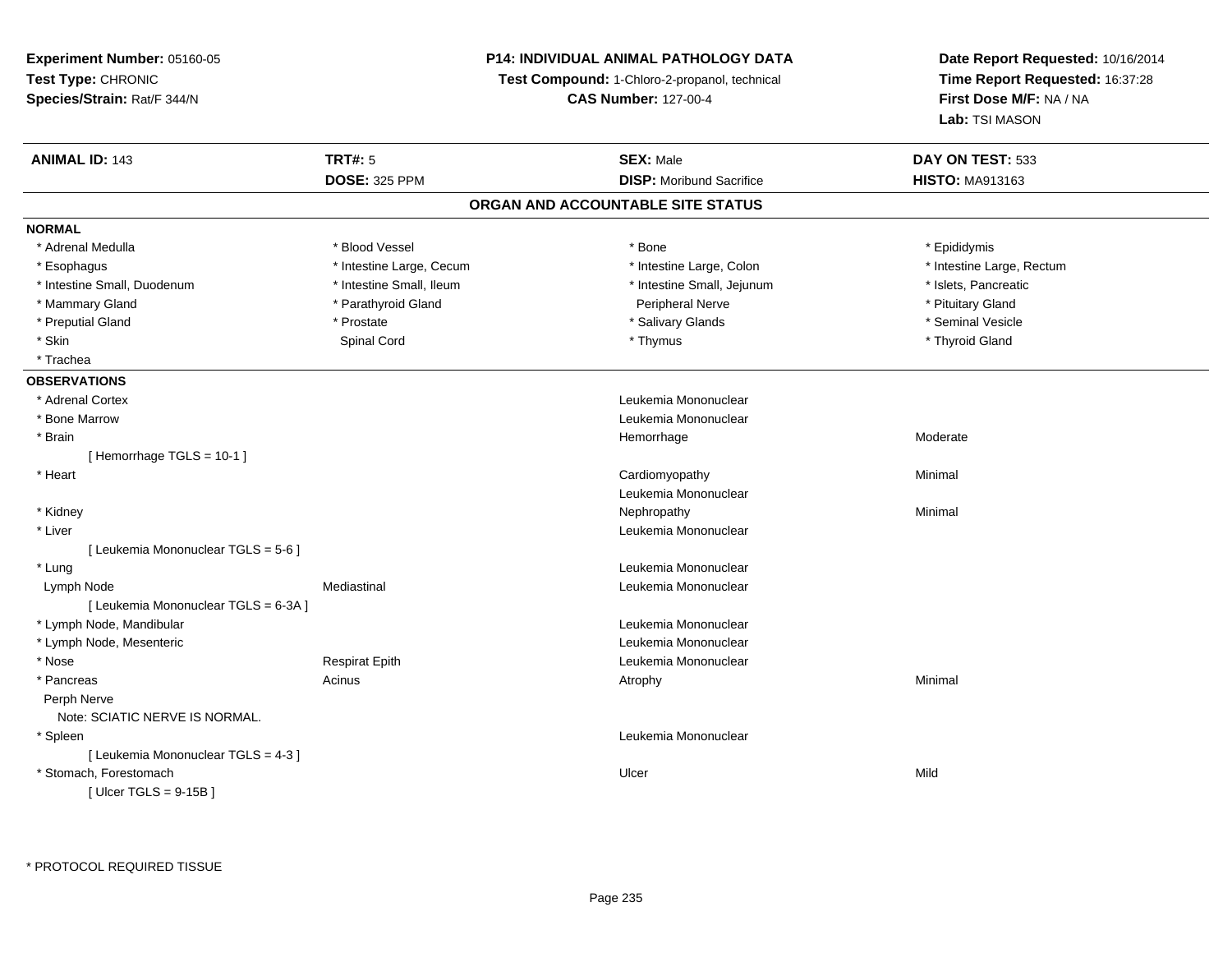**Experiment Number:** 05160-05
**Test Type:** CHRONIC
**Species/Strain:** Rat/F 344/N

**P14: INDIVIDUAL ANIMAL PATHOLOGY DATA**
**Test Compound:** 1-Chloro-2-propanol, technical
**CAS Number:** 127-00-4

**Date Report Requested:** 10/16/2014
**Time Report Requested:** 16:37:28
**First Dose M/F:** NA / NA
**Lab:** TSI MASON

| **ANIMAL ID:** 143 | **TRT#:** 5 | **SEX:** Male | **DAY ON TEST:** 533 |
|---|---|---|---|
| | **DOSE:** 325 PPM | **DISP:** Moribund Sacrifice | **HISTO:** MA913163 |

## ORGAN AND ACCOUNTABLE SITE STATUS

**NORMAL**

| | | | |
|---|---|---|---|
| * Adrenal Medulla | * Blood Vessel | * Bone | * Epididymis |
| * Esophagus | * Intestine Large, Cecum | * Intestine Large, Colon | * Intestine Large, Rectum |
| * Intestine Small, Duodenum | * Intestine Small, Ileum | * Intestine Small, Jejunum | * Islets, Pancreatic |
| * Mammary Gland | * Parathyroid Gland | Peripheral Nerve | * Pituitary Gland |
| * Preputial Gland | * Prostate | * Salivary Glands | * Seminal Vesicle |
| * Skin | Spinal Cord | * Thymus | * Thyroid Gland |
| * Trachea | | | |

**OBSERVATIONS**

| | | | |
|---|---|---|---|
| * Adrenal Cortex | | Leukemia Mononuclear | |
| * Bone Marrow | | Leukemia Mononuclear | |
| * Brain | | Hemorrhage | Moderate |
| [ Hemorrhage TGLS = 10-1 ] | | | |
| * Heart | | Cardiomyopathy | Minimal |
| | | Leukemia Mononuclear | |
| * Kidney | | Nephropathy | Minimal |
| * Liver | | Leukemia Mononuclear | |
| [ Leukemia Mononuclear TGLS = 5-6 ] | | | |
| * Lung | | Leukemia Mononuclear | |
| Lymph Node | Mediastinal | Leukemia Mononuclear | |
| [ Leukemia Mononuclear TGLS = 6-3A ] | | | |
| * Lymph Node, Mandibular | | Leukemia Mononuclear | |
| * Lymph Node, Mesenteric | | Leukemia Mononuclear | |
| * Nose | Respirat Epith | Leukemia Mononuclear | |
| * Pancreas | Acinus | Atrophy | Minimal |
| Perph Nerve | | | |
| Note: SCIATIC NERVE IS NORMAL. | | | |
| * Spleen | | Leukemia Mononuclear | |
| [ Leukemia Mononuclear TGLS = 4-3 ] | | | |
| * Stomach, Forestomach | | Ulcer | Mild |
| [ Ulcer TGLS = 9-15B ] | | | |

* PROTOCOL REQUIRED TISSUE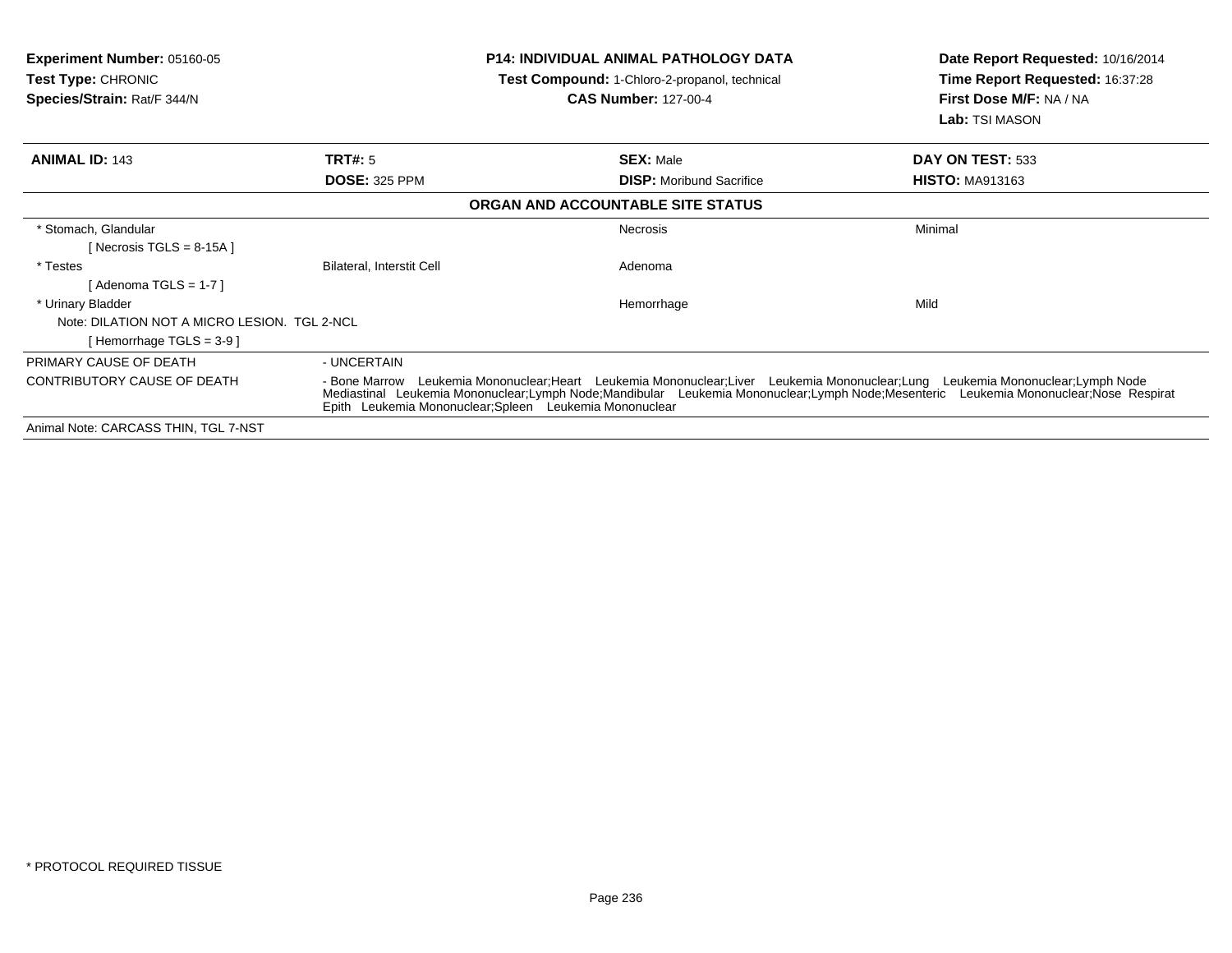**Experiment Number:** 05160-05
**Test Type:** CHRONIC
**Species/Strain:** Rat/F 344/N

**P14: INDIVIDUAL ANIMAL PATHOLOGY DATA**
**Test Compound:** 1-Chloro-2-propanol, technical
**CAS Number:** 127-00-4

**Date Report Requested:** 10/16/2014
**Time Report Requested:** 16:37:28
**First Dose M/F:** NA / NA
**Lab:** TSI MASON

| **ANIMAL ID:** 143 | **TRT#:** 5 | **SEX:** Male | **DAY ON TEST:** 533 |
|---|---|---|---|
| | **DOSE:** 325 PPM | **DISP:** Moribund Sacrifice | **HISTO:** MA913163 |

**ORGAN AND ACCOUNTABLE SITE STATUS**

| | | | |
|---|---|---|---|
| * Stomach, Glandular | | Necrosis | Minimal |
| [ Necrosis TGLS = 8-15A ] | | | |
| * Testes | Bilateral, Interstit Cell | Adenoma | |
| [ Adenoma TGLS = 1-7 ] | | | |
| * Urinary Bladder | | Hemorrhage | Mild |
| Note: DILATION NOT A MICRO LESION. TGL 2-NCL | | | |
| [ Hemorrhage TGLS = 3-9 ] | | | |

| | |
|---|---|
| PRIMARY CAUSE OF DEATH | - UNCERTAIN |
| CONTRIBUTORY CAUSE OF DEATH | - Bone Marrow Leukemia Mononuclear;Heart Leukemia Mononuclear;Liver Leukemia Mononuclear;Lung Leukemia Mononuclear;Lymph Node Mediastinal Leukemia Mononuclear;Lymph Node;Mandibular Leukemia Mononuclear;Lymph Node;Mesenteric Leukemia Mononuclear;Nose Respirat Epith Leukemia Mononuclear;Spleen Leukemia Mononuclear |

Animal Note: CARCASS THIN, TGL 7-NST

* PROTOCOL REQUIRED TISSUE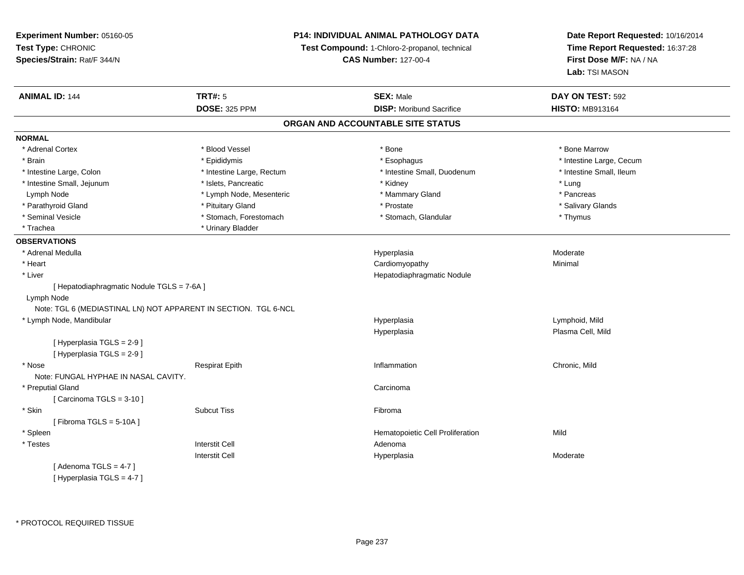**Experiment Number:** 05160-05
**Test Type:** CHRONIC
**Species/Strain:** Rat/F 344/N

**P14: INDIVIDUAL ANIMAL PATHOLOGY DATA**
**Test Compound:** 1-Chloro-2-propanol, technical
**CAS Number:** 127-00-4

**Date Report Requested:** 10/16/2014
**Time Report Requested:** 16:37:28
**First Dose M/F:** NA / NA
**Lab:** TSI MASON

| **ANIMAL ID:** 144 | **TRT#:** 5 | **SEX:** Male | **DAY ON TEST:** 592 |
|---|---|---|---|
| | **DOSE:** 325 PPM | **DISP:** Moribund Sacrifice | **HISTO:** MB913164 |

## ORGAN AND ACCOUNTABLE SITE STATUS

**NORMAL**

| | | | |
|---|---|---|---|
| * Adrenal Cortex | * Blood Vessel | * Bone | * Bone Marrow |
| * Brain | * Epididymis | * Esophagus | * Intestine Large, Cecum |
| * Intestine Large, Colon | * Intestine Large, Rectum | * Intestine Small, Duodenum | * Intestine Small, Ileum |
| * Intestine Small, Jejunum | * Islets, Pancreatic | * Kidney | * Lung |
| Lymph Node | * Lymph Node, Mesenteric | * Mammary Gland | * Pancreas |
| * Parathyroid Gland | * Pituitary Gland | * Prostate | * Salivary Glands |
| * Seminal Vesicle | * Stomach, Forestomach | * Stomach, Glandular | * Thymus |
| * Trachea | * Urinary Bladder | | |

**OBSERVATIONS**

| | | | |
|---|---|---|---|
| * Adrenal Medulla | | Hyperplasia | Moderate |
| * Heart | | Cardiomyopathy | Minimal |
| * Liver | | Hepatodiaphragmatic Nodule | |
| [ Hepatodiaphragmatic Nodule TGLS = 7-6A ] | | | |
| Lymph Node | | | |
| Note: TGL 6 (MEDIASTINAL LN) NOT APPARENT IN SECTION. TGL 6-NCL | | | |
| * Lymph Node, Mandibular | | Hyperplasia | Lymphoid, Mild |
| | | Hyperplasia | Plasma Cell, Mild |
| [ Hyperplasia TGLS = 2-9 ] | | | |
| [ Hyperplasia TGLS = 2-9 ] | | | |
| * Nose | Respirat Epith | Inflammation | Chronic, Mild |
| Note: FUNGAL HYPHAE IN NASAL CAVITY. | | | |
| * Preputial Gland | | Carcinoma | |
| [ Carcinoma TGLS = 3-10 ] | | | |
| * Skin | Subcut Tiss | Fibroma | |
| [ Fibroma TGLS = 5-10A ] | | | |
| * Spleen | | Hematopoietic Cell Proliferation | Mild |
| * Testes | Interstit Cell | Adenoma | |
| | Interstit Cell | Hyperplasia | Moderate |
| [ Adenoma TGLS = 4-7 ] | | | |
| [ Hyperplasia TGLS = 4-7 ] | | | |

* PROTOCOL REQUIRED TISSUE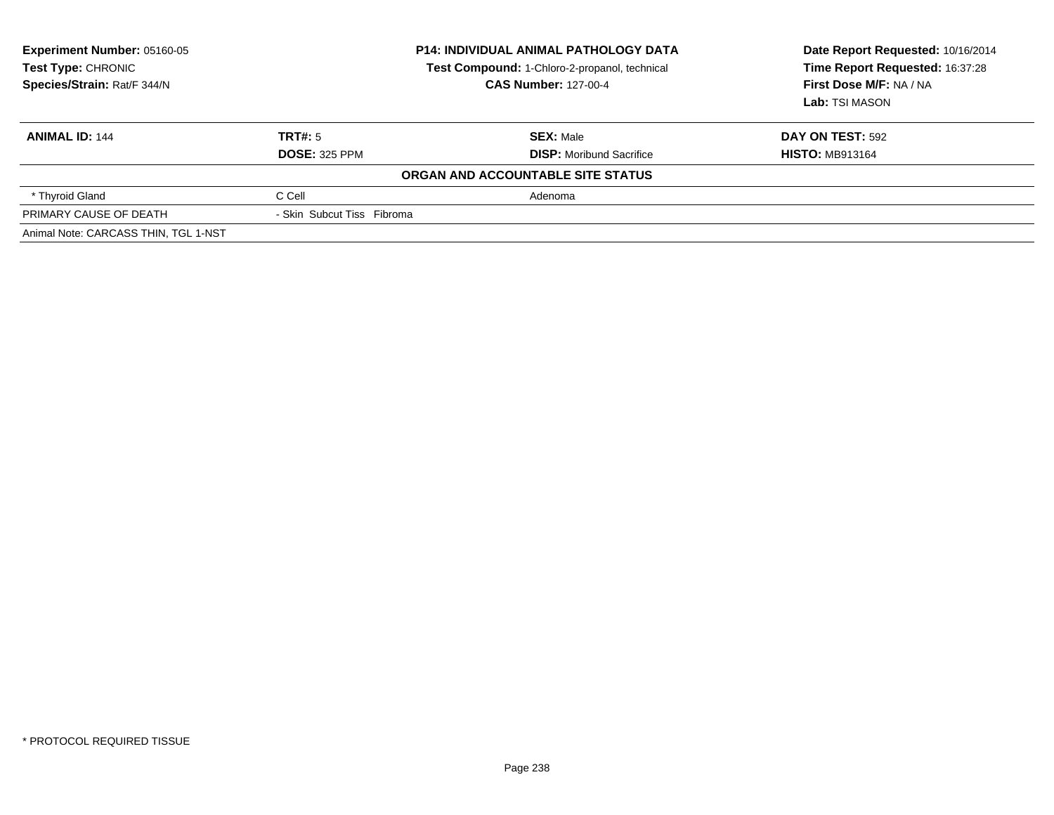**Experiment Number:** 05160-05
**Test Type:** CHRONIC
**Species/Strain:** Rat/F 344/N

**P14: INDIVIDUAL ANIMAL PATHOLOGY DATA**
**Test Compound:** 1-Chloro-2-propanol, technical
**CAS Number:** 127-00-4

**Date Report Requested:** 10/16/2014
**Time Report Requested:** 16:37:28
**First Dose M/F:** NA / NA
**Lab:** TSI MASON

| **ANIMAL ID:** 144 | **TRT#:** 5 | **SEX:** Male | **DAY ON TEST:** 592 |
|---|---|---|---|
| | **DOSE:** 325 PPM | **DISP:** Moribund Sacrifice | **HISTO:** MB913164 |
| | | **ORGAN AND ACCOUNTABLE SITE STATUS** | |
| * Thyroid Gland | C Cell | Adenoma | |
| PRIMARY CAUSE OF DEATH | - Skin Subcut Tiss Fibroma | | |
| Animal Note: CARCASS THIN, TGL 1-NST | | | |

* PROTOCOL REQUIRED TISSUE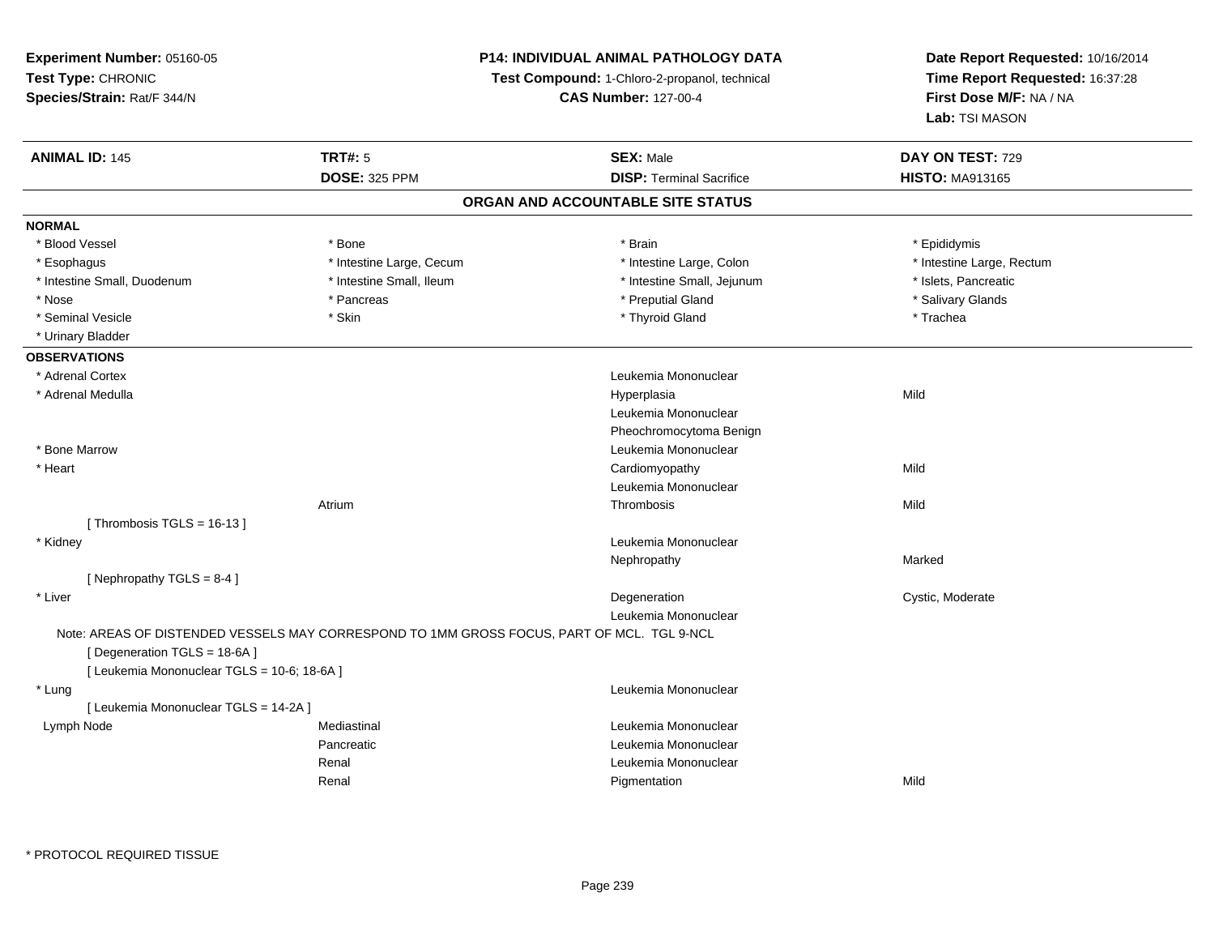**Experiment Number:** 05160-05
**Test Type:** CHRONIC
**Species/Strain:** Rat/F 344/N

**P14: INDIVIDUAL ANIMAL PATHOLOGY DATA**
**Test Compound:** 1-Chloro-2-propanol, technical
**CAS Number:** 127-00-4

**Date Report Requested:** 10/16/2014
**Time Report Requested:** 16:37:28
**First Dose M/F:** NA / NA
**Lab:** TSI MASON

| **ANIMAL ID:** 145 | **TRT#:** 5 | **SEX:** Male | **DAY ON TEST:** 729 |
|---|---|---|---|
| | **DOSE:** 325 PPM | **DISP:** Terminal Sacrifice | **HISTO:** MA913165 |

## ORGAN AND ACCOUNTABLE SITE STATUS

### NORMAL

| | | | |
|---|---|---|---|
| * Blood Vessel | * Bone | * Brain | * Epididymis |
| * Esophagus | * Intestine Large, Cecum | * Intestine Large, Colon | * Intestine Large, Rectum |
| * Intestine Small, Duodenum | * Intestine Small, Ileum | * Intestine Small, Jejunum | * Islets, Pancreatic |
| * Nose | * Pancreas | * Preputial Gland | * Salivary Glands |
| * Seminal Vesicle | * Skin | * Thyroid Gland | * Trachea |
| * Urinary Bladder | | | |

### OBSERVATIONS

| Organ | Site | Observation | Severity |
|---|---|---|---|
| * Adrenal Cortex | | Leukemia Mononuclear | |
| * Adrenal Medulla | | Hyperplasia | Mild |
| | | Leukemia Mononuclear | |
| | | Pheochromocytoma Benign | |
| * Bone Marrow | | Leukemia Mononuclear | |
| * Heart | | Cardiomyopathy | Mild |
| | | Leukemia Mononuclear | |
| | Atrium | Thrombosis | Mild |
| [ Thrombosis TGLS = 16-13 ] | | | |
| * Kidney | | Leukemia Mononuclear | |
| | | Nephropathy | Marked |
| [ Nephropathy TGLS = 8-4 ] | | | |
| * Liver | | Degeneration | Cystic, Moderate |
| | | Leukemia Mononuclear | |
| Note: AREAS OF DISTENDED VESSELS MAY CORRESPOND TO 1MM GROSS FOCUS, PART OF MCL. TGL 9-NCL | | | |
| [ Degeneration TGLS = 18-6A ] | | | |
| [ Leukemia Mononuclear TGLS = 10-6; 18-6A ] | | | |
| * Lung | | Leukemia Mononuclear | |
| [ Leukemia Mononuclear TGLS = 14-2A ] | | | |
| Lymph Node | Mediastinal | Leukemia Mononuclear | |
| | Pancreatic | Leukemia Mononuclear | |
| | Renal | Leukemia Mononuclear | |
| | Renal | Pigmentation | Mild |

\* PROTOCOL REQUIRED TISSUE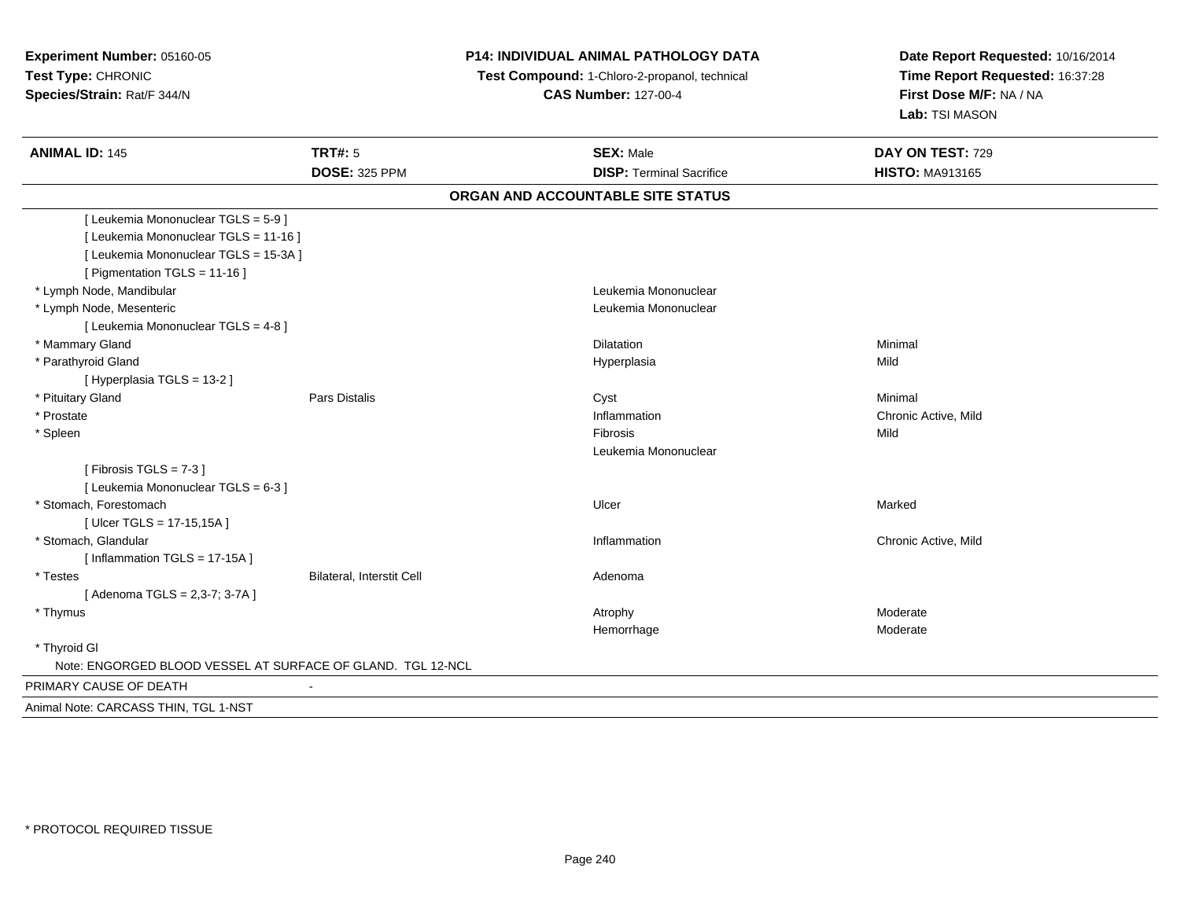**Experiment Number:** 05160-05
**Test Type:** CHRONIC
**Species/Strain:** Rat/F 344/N

**P14: INDIVIDUAL ANIMAL PATHOLOGY DATA**
**Test Compound:** 1-Chloro-2-propanol, technical
**CAS Number:** 127-00-4

**Date Report Requested:** 10/16/2014
**Time Report Requested:** 16:37:28
**First Dose M/F:** NA / NA
**Lab:** TSI MASON

| **ANIMAL ID:** 145 | **TRT#:** 5 | **SEX:** Male | **DAY ON TEST:** 729 |
|---|---|---|---|
| | **DOSE:** 325 PPM | **DISP:** Terminal Sacrifice | **HISTO:** MA913165 |

**ORGAN AND ACCOUNTABLE SITE STATUS**

| | | | |
|---|---|---|---|
| [ Leukemia Mononuclear TGLS = 5-9 ] | | | |
| [ Leukemia Mononuclear TGLS = 11-16 ] | | | |
| [ Leukemia Mononuclear TGLS = 15-3A ] | | | |
| [ Pigmentation TGLS = 11-16 ] | | | |
| * Lymph Node, Mandibular | | Leukemia Mononuclear | |
| * Lymph Node, Mesenteric | | Leukemia Mononuclear | |
| [ Leukemia Mononuclear TGLS = 4-8 ] | | | |
| * Mammary Gland | | Dilatation | Minimal |
| * Parathyroid Gland | | Hyperplasia | Mild |
| [ Hyperplasia TGLS = 13-2 ] | | | |
| * Pituitary Gland | Pars Distalis | Cyst | Minimal |
| * Prostate | | Inflammation | Chronic Active, Mild |
| * Spleen | | Fibrosis | Mild |
| | | Leukemia Mononuclear | |
| [ Fibrosis TGLS = 7-3 ] | | | |
| [ Leukemia Mononuclear TGLS = 6-3 ] | | | |
| * Stomach, Forestomach | | Ulcer | Marked |
| [ Ulcer TGLS = 17-15,15A ] | | | |
| * Stomach, Glandular | | Inflammation | Chronic Active, Mild |
| [ Inflammation TGLS = 17-15A ] | | | |
| * Testes | Bilateral, Interstit Cell | Adenoma | |
| [ Adenoma TGLS = 2,3-7; 3-7A ] | | | |
| * Thymus | | Atrophy | Moderate |
| | | Hemorrhage | Moderate |
| * Thyroid Gl | | | |
| Note: ENGORGED BLOOD VESSEL AT SURFACE OF GLAND. TGL 12-NCL | | | |

PRIMARY CAUSE OF DEATH -

Animal Note: CARCASS THIN, TGL 1-NST

\* PROTOCOL REQUIRED TISSUE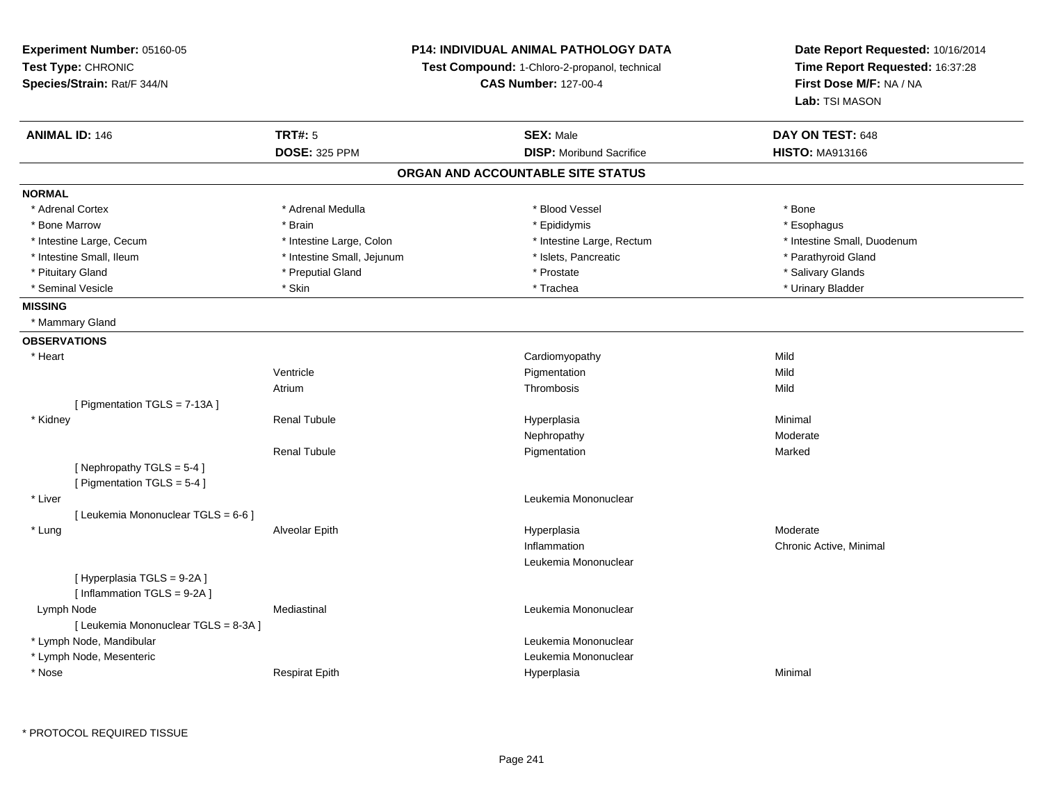**Experiment Number:** 05160-05
**Test Type:** CHRONIC
**Species/Strain:** Rat/F 344/N

**P14: INDIVIDUAL ANIMAL PATHOLOGY DATA**
**Test Compound:** 1-Chloro-2-propanol, technical
**CAS Number:** 127-00-4

**Date Report Requested:** 10/16/2014
**Time Report Requested:** 16:37:28
**First Dose M/F:** NA / NA
**Lab:** TSI MASON

| **ANIMAL ID:** 146 | **TRT#:** 5 | **SEX:** Male | **DAY ON TEST:** 648 |
|---|---|---|---|
| | **DOSE:** 325 PPM | **DISP:** Moribund Sacrifice | **HISTO:** MA913166 |

## ORGAN AND ACCOUNTABLE SITE STATUS

**NORMAL**

| | | | |
|---|---|---|---|
| * Adrenal Cortex | * Adrenal Medulla | * Blood Vessel | * Bone |
| * Bone Marrow | * Brain | * Epididymis | * Esophagus |
| * Intestine Large, Cecum | * Intestine Large, Colon | * Intestine Large, Rectum | * Intestine Small, Duodenum |
| * Intestine Small, Ileum | * Intestine Small, Jejunum | * Islets, Pancreatic | * Parathyroid Gland |
| * Pituitary Gland | * Preputial Gland | * Prostate | * Salivary Glands |
| * Seminal Vesicle | * Skin | * Trachea | * Urinary Bladder |

**MISSING**

* Mammary Gland

**OBSERVATIONS**

| | | | |
|---|---|---|---|
| * Heart | | Cardiomyopathy | Mild |
| | Ventricle | Pigmentation | Mild |
| | Atrium | Thrombosis | Mild |
| [ Pigmentation TGLS = 7-13A ] | | | |
| * Kidney | Renal Tubule | Hyperplasia | Minimal |
| | | Nephropathy | Moderate |
| | Renal Tubule | Pigmentation | Marked |
| [ Nephropathy TGLS = 5-4 ] | | | |
| [ Pigmentation TGLS = 5-4 ] | | | |
| * Liver | | Leukemia Mononuclear | |
| [ Leukemia Mononuclear TGLS = 6-6 ] | | | |
| * Lung | Alveolar Epith | Hyperplasia | Moderate |
| | | Inflammation | Chronic Active, Minimal |
| | | Leukemia Mononuclear | |
| [ Hyperplasia TGLS = 9-2A ] | | | |
| [ Inflammation TGLS = 9-2A ] | | | |
| Lymph Node | Mediastinal | Leukemia Mononuclear | |
| [ Leukemia Mononuclear TGLS = 8-3A ] | | | |
| * Lymph Node, Mandibular | | Leukemia Mononuclear | |
| * Lymph Node, Mesenteric | | Leukemia Mononuclear | |
| * Nose | Respirat Epith | Hyperplasia | Minimal |

* PROTOCOL REQUIRED TISSUE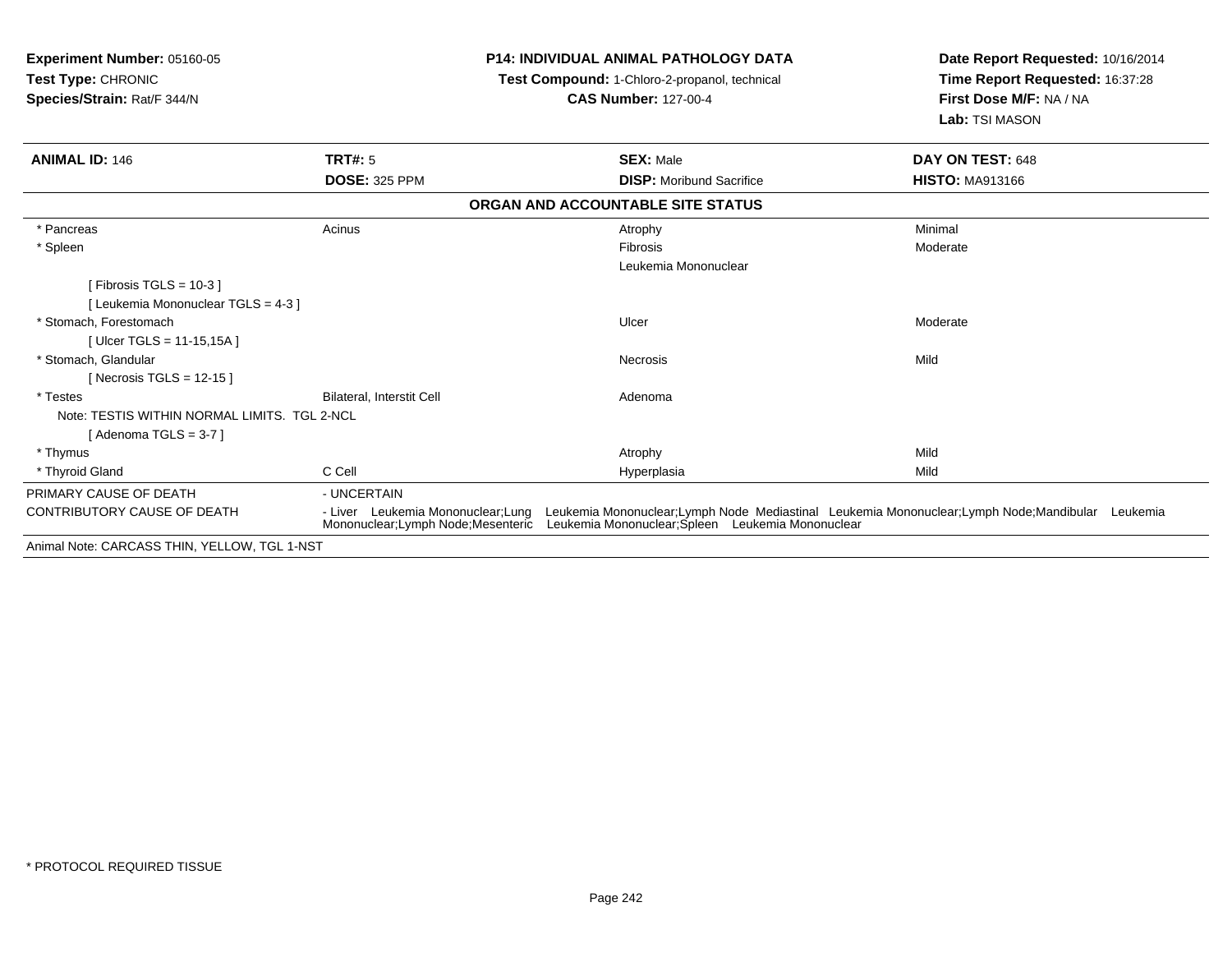**Experiment Number:** 05160-05
**Test Type:** CHRONIC
**Species/Strain:** Rat/F 344/N

**P14: INDIVIDUAL ANIMAL PATHOLOGY DATA**
**Test Compound:** 1-Chloro-2-propanol, technical
**CAS Number:** 127-00-4

**Date Report Requested:** 10/16/2014
**Time Report Requested:** 16:37:28
**First Dose M/F:** NA / NA
**Lab:** TSI MASON

| **ANIMAL ID:** 146 | **TRT#:** 5 | **SEX:** Male | **DAY ON TEST:** 648 |
|---|---|---|---|
| | **DOSE:** 325 PPM | **DISP:** Moribund Sacrifice | **HISTO:** MA913166 |

**ORGAN AND ACCOUNTABLE SITE STATUS**

| | | | |
|---|---|---|---|
| * Pancreas | Acinus | Atrophy | Minimal |
| * Spleen | | Fibrosis | Moderate |
| | | Leukemia Mononuclear | |
| [ Fibrosis TGLS = 10-3 ] | | | |
| [ Leukemia Mononuclear TGLS = 4-3 ] | | | |
| * Stomach, Forestomach | | Ulcer | Moderate |
| [ Ulcer TGLS = 11-15,15A ] | | | |
| * Stomach, Glandular | | Necrosis | Mild |
| [ Necrosis TGLS = 12-15 ] | | | |
| * Testes | Bilateral, Interstit Cell | Adenoma | |
| Note: TESTIS WITHIN NORMAL LIMITS. TGL 2-NCL | | | |
| [ Adenoma TGLS = 3-7 ] | | | |
| * Thymus | | Atrophy | Mild |
| * Thyroid Gland | C Cell | Hyperplasia | Mild |

PRIMARY CAUSE OF DEATH - UNCERTAIN

CONTRIBUTORY CAUSE OF DEATH - Liver Leukemia Mononuclear;Lung Leukemia Mononuclear;Lymph Node Mediastinal Leukemia Mononuclear;Lymph Node;Mandibular Leukemia Mononuclear;Lymph Node;Mesenteric Leukemia Mononuclear;Spleen Leukemia Mononuclear

Animal Note: CARCASS THIN, YELLOW, TGL 1-NST

* PROTOCOL REQUIRED TISSUE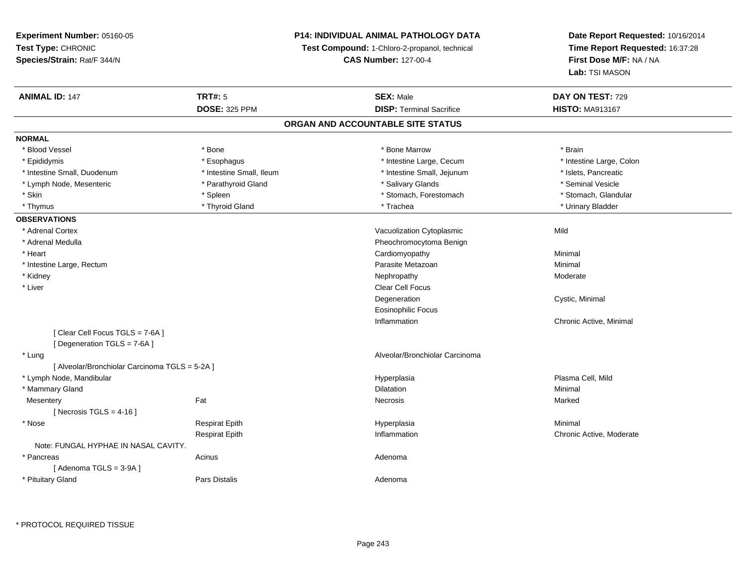**Experiment Number:** 05160-05
**Test Type:** CHRONIC
**Species/Strain:** Rat/F 344/N

**P14: INDIVIDUAL ANIMAL PATHOLOGY DATA**
**Test Compound:** 1-Chloro-2-propanol, technical
**CAS Number:** 127-00-4

**Date Report Requested:** 10/16/2014
**Time Report Requested:** 16:37:28
**First Dose M/F:** NA / NA
**Lab:** TSI MASON

| **ANIMAL ID:** 147 | **TRT#:** 5 | **SEX:** Male | **DAY ON TEST:** 729 |
|---|---|---|---|
| | **DOSE:** 325 PPM | **DISP:** Terminal Sacrifice | **HISTO:** MA913167 |

## ORGAN AND ACCOUNTABLE SITE STATUS

**NORMAL**

| | | | |
|---|---|---|---|
| * Blood Vessel | * Bone | * Bone Marrow | * Brain |
| * Epididymis | * Esophagus | * Intestine Large, Cecum | * Intestine Large, Colon |
| * Intestine Small, Duodenum | * Intestine Small, Ileum | * Intestine Small, Jejunum | * Islets, Pancreatic |
| * Lymph Node, Mesenteric | * Parathyroid Gland | * Salivary Glands | * Seminal Vesicle |
| * Skin | * Spleen | * Stomach, Forestomach | * Stomach, Glandular |
| * Thymus | * Thyroid Gland | * Trachea | * Urinary Bladder |

**OBSERVATIONS**

| | | | |
|---|---|---|---|
| * Adrenal Cortex | | Vacuolization Cytoplasmic | Mild |
| * Adrenal Medulla | | Pheochromocytoma Benign | |
| * Heart | | Cardiomyopathy | Minimal |
| * Intestine Large, Rectum | | Parasite Metazoan | Minimal |
| * Kidney | | Nephropathy | Moderate |
| * Liver | | Clear Cell Focus | |
| | | Degeneration | Cystic, Minimal |
| | | Eosinophilic Focus | |
| | | Inflammation | Chronic Active, Minimal |
| [ Clear Cell Focus TGLS = 7-6A ] | | | |
| [ Degeneration TGLS = 7-6A ] | | | |
| * Lung | | Alveolar/Bronchiolar Carcinoma | |
| [ Alveolar/Bronchiolar Carcinoma TGLS = 5-2A ] | | | |
| * Lymph Node, Mandibular | | Hyperplasia | Plasma Cell, Mild |
| * Mammary Gland | | Dilatation | Minimal |
| Mesentery | Fat | Necrosis | Marked |
| [ Necrosis TGLS = 4-16 ] | | | |
| * Nose | Respirat Epith | Hyperplasia | Minimal |
| | Respirat Epith | Inflammation | Chronic Active, Moderate |
| Note: FUNGAL HYPHAE IN NASAL CAVITY. | | | |
| * Pancreas | Acinus | Adenoma | |
| [ Adenoma TGLS = 3-9A ] | | | |
| * Pituitary Gland | Pars Distalis | Adenoma | |

* PROTOCOL REQUIRED TISSUE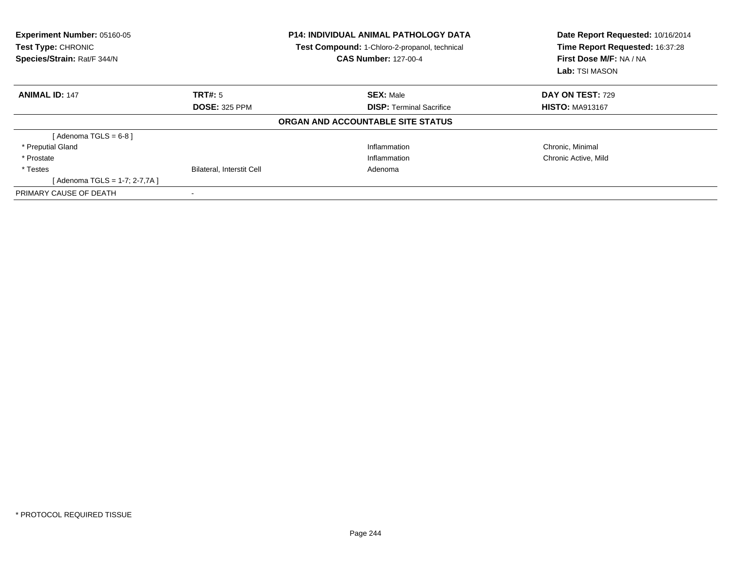**Experiment Number:** 05160-05
**Test Type:** CHRONIC
**Species/Strain:** Rat/F 344/N

**P14: INDIVIDUAL ANIMAL PATHOLOGY DATA**
**Test Compound:** 1-Chloro-2-propanol, technical
**CAS Number:** 127-00-4

**Date Report Requested:** 10/16/2014
**Time Report Requested:** 16:37:28
**First Dose M/F:** NA / NA
**Lab:** TSI MASON

| **ANIMAL ID:** 147 | **TRT#:** 5 | **SEX:** Male | **DAY ON TEST:** 729 |
|---|---|---|---|
| | **DOSE:** 325 PPM | **DISP:** Terminal Sacrifice | **HISTO:** MA913167 |

**ORGAN AND ACCOUNTABLE SITE STATUS**

| | | | |
|---|---|---|---|
| [ Adenoma TGLS = 6-8 ] | | | |
| * Preputial Gland | | Inflammation | Chronic, Minimal |
| * Prostate | | Inflammation | Chronic Active, Mild |
| * Testes | Bilateral, Interstit Cell | Adenoma | |
| [ Adenoma TGLS = 1-7; 2-7,7A ] | | | |
| PRIMARY CAUSE OF DEATH | - | | |

* PROTOCOL REQUIRED TISSUE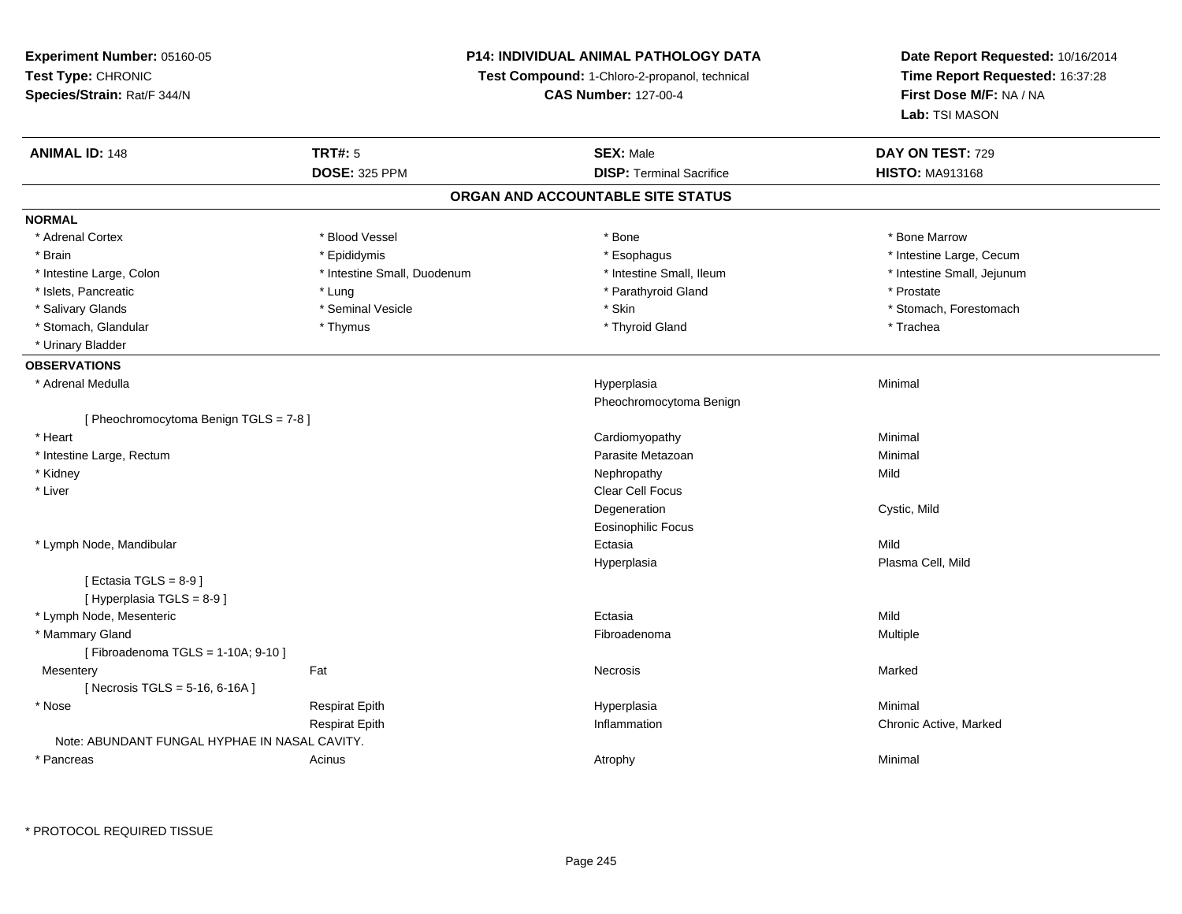**Experiment Number:** 05160-05
**Test Type:** CHRONIC
**Species/Strain:** Rat/F 344/N

**P14: INDIVIDUAL ANIMAL PATHOLOGY DATA**
**Test Compound:** 1-Chloro-2-propanol, technical
**CAS Number:** 127-00-4

**Date Report Requested:** 10/16/2014
**Time Report Requested:** 16:37:28
**First Dose M/F:** NA / NA
**Lab:** TSI MASON

| **ANIMAL ID:** 148 | **TRT#:** 5 | **SEX:** Male | **DAY ON TEST:** 729 |
|---|---|---|---|
| | **DOSE:** 325 PPM | **DISP:** Terminal Sacrifice | **HISTO:** MA913168 |

## ORGAN AND ACCOUNTABLE SITE STATUS

**NORMAL**

| | | | |
|---|---|---|---|
| * Adrenal Cortex | * Blood Vessel | * Bone | * Bone Marrow |
| * Brain | * Epididymis | * Esophagus | * Intestine Large, Cecum |
| * Intestine Large, Colon | * Intestine Small, Duodenum | * Intestine Small, Ileum | * Intestine Small, Jejunum |
| * Islets, Pancreatic | * Lung | * Parathyroid Gland | * Prostate |
| * Salivary Glands | * Seminal Vesicle | * Skin | * Stomach, Forestomach |
| * Stomach, Glandular | * Thymus | * Thyroid Gland | * Trachea |
| * Urinary Bladder | | | |

**OBSERVATIONS**

| | | | |
|---|---|---|---|
| * Adrenal Medulla | | Hyperplasia | Minimal |
| | | Pheochromocytoma Benign | |
| [ Pheochromocytoma Benign TGLS = 7-8 ] | | | |
| * Heart | | Cardiomyopathy | Minimal |
| * Intestine Large, Rectum | | Parasite Metazoan | Minimal |
| * Kidney | | Nephropathy | Mild |
| * Liver | | Clear Cell Focus | |
| | | Degeneration | Cystic, Mild |
| | | Eosinophilic Focus | |
| * Lymph Node, Mandibular | | Ectasia | Mild |
| | | Hyperplasia | Plasma Cell, Mild |
| [ Ectasia TGLS = 8-9 ] | | | |
| [ Hyperplasia TGLS = 8-9 ] | | | |
| * Lymph Node, Mesenteric | | Ectasia | Mild |
| * Mammary Gland | | Fibroadenoma | Multiple |
| [ Fibroadenoma TGLS = 1-10A; 9-10 ] | | | |
| Mesentery | Fat | Necrosis | Marked |
| [ Necrosis TGLS = 5-16, 6-16A ] | | | |
| * Nose | Respirat Epith | Hyperplasia | Minimal |
| | Respirat Epith | Inflammation | Chronic Active, Marked |
| Note: ABUNDANT FUNGAL HYPHAE IN NASAL CAVITY. | | | |
| * Pancreas | Acinus | Atrophy | Minimal |

\* PROTOCOL REQUIRED TISSUE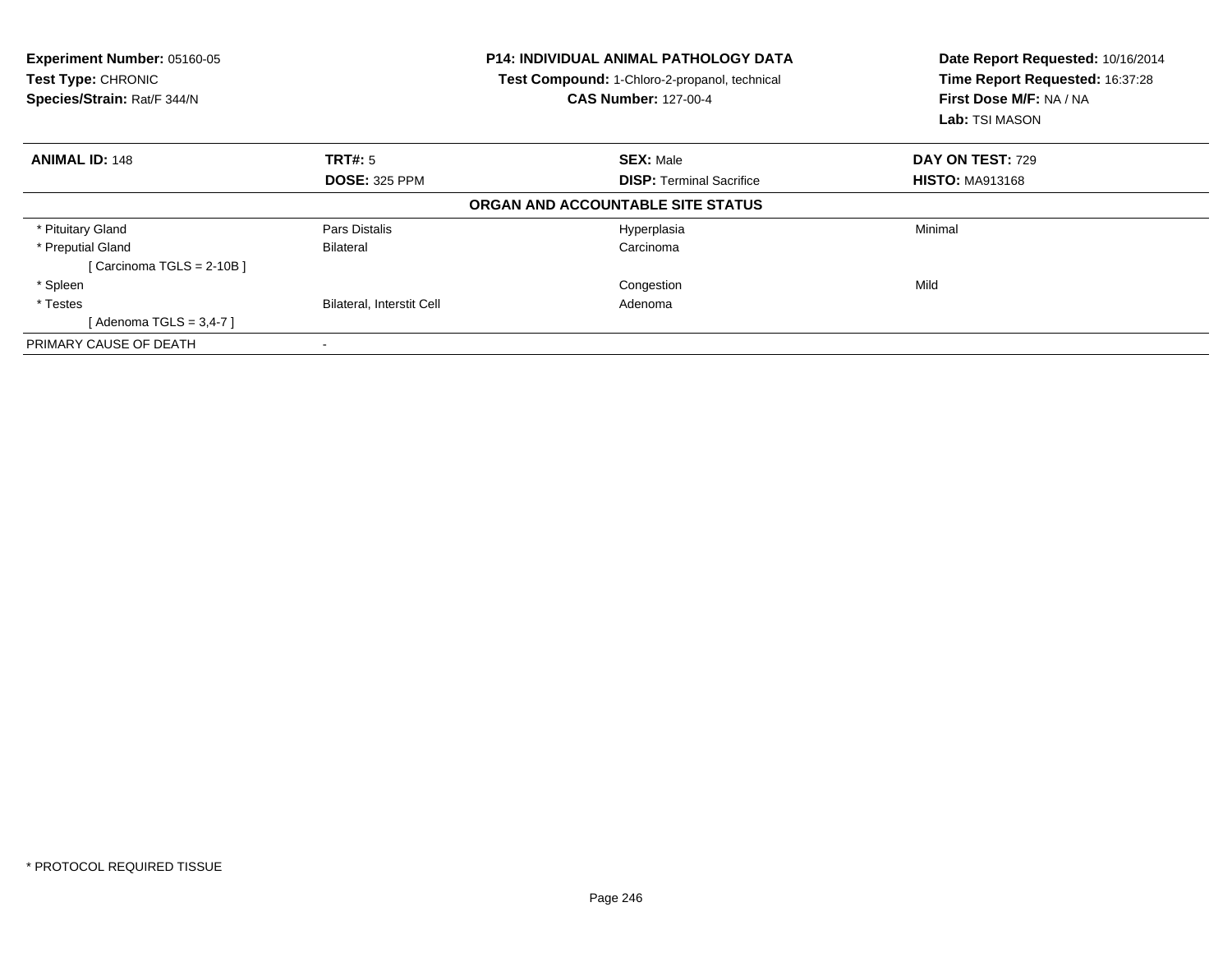**Experiment Number:** 05160-05
**Test Type:** CHRONIC
**Species/Strain:** Rat/F 344/N

**P14: INDIVIDUAL ANIMAL PATHOLOGY DATA**
**Test Compound:** 1-Chloro-2-propanol, technical
**CAS Number:** 127-00-4

**Date Report Requested:** 10/16/2014
**Time Report Requested:** 16:37:28
**First Dose M/F:** NA / NA
**Lab:** TSI MASON

| **ANIMAL ID:** 148 | **TRT#:** 5 | **SEX:** Male | **DAY ON TEST:** 729 |
|---|---|---|---|
| | **DOSE:** 325 PPM | **DISP:** Terminal Sacrifice | **HISTO:** MA913168 |

**ORGAN AND ACCOUNTABLE SITE STATUS**

| | | | |
|---|---|---|---|
| * Pituitary Gland | Pars Distalis | Hyperplasia | Minimal |
| * Preputial Gland | Bilateral | Carcinoma | |
| [ Carcinoma TGLS = 2-10B ] | | | |
| * Spleen | | Congestion | Mild |
| * Testes | Bilateral, Interstit Cell | Adenoma | |
| [ Adenoma TGLS = 3,4-7 ] | | | |
| PRIMARY CAUSE OF DEATH | - | | |

* PROTOCOL REQUIRED TISSUE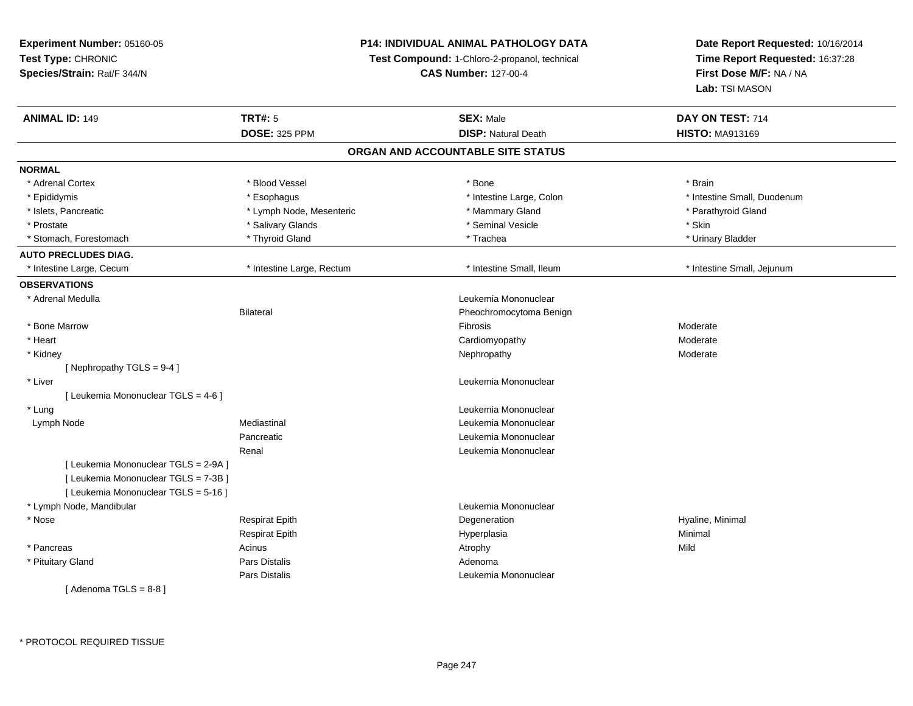**Experiment Number:** 05160-05
**Test Type:** CHRONIC
**Species/Strain:** Rat/F 344/N

**P14: INDIVIDUAL ANIMAL PATHOLOGY DATA**
**Test Compound:** 1-Chloro-2-propanol, technical
**CAS Number:** 127-00-4

**Date Report Requested:** 10/16/2014
**Time Report Requested:** 16:37:28
**First Dose M/F:** NA / NA
**Lab:** TSI MASON

| **ANIMAL ID:** 149 | **TRT#:** 5 | **SEX:** Male | **DAY ON TEST:** 714 |
|---|---|---|---|
| | **DOSE:** 325 PPM | **DISP:** Natural Death | **HISTO:** MA913169 |

## ORGAN AND ACCOUNTABLE SITE STATUS

**NORMAL**

| | | | |
|---|---|---|---|
| * Adrenal Cortex | * Blood Vessel | * Bone | * Brain |
| * Epididymis | * Esophagus | * Intestine Large, Colon | * Intestine Small, Duodenum |
| * Islets, Pancreatic | * Lymph Node, Mesenteric | * Mammary Gland | * Parathyroid Gland |
| * Prostate | * Salivary Glands | * Seminal Vesicle | * Skin |
| * Stomach, Forestomach | * Thyroid Gland | * Trachea | * Urinary Bladder |

**AUTO PRECLUDES DIAG.**

| | | | |
|---|---|---|---|
| * Intestine Large, Cecum | * Intestine Large, Rectum | * Intestine Small, Ileum | * Intestine Small, Jejunum |

**OBSERVATIONS**

| | | | |
|---|---|---|---|
| * Adrenal Medulla | | Leukemia Mononuclear | |
| | Bilateral | Pheochromocytoma Benign | |
| * Bone Marrow | | Fibrosis | Moderate |
| * Heart | | Cardiomyopathy | Moderate |
| * Kidney | | Nephropathy | Moderate |
| [ Nephropathy TGLS = 9-4 ] | | | |
| * Liver | | Leukemia Mononuclear | |
| [ Leukemia Mononuclear TGLS = 4-6 ] | | | |
| * Lung | | Leukemia Mononuclear | |
| Lymph Node | Mediastinal | Leukemia Mononuclear | |
| | Pancreatic | Leukemia Mononuclear | |
| | Renal | Leukemia Mononuclear | |
| [ Leukemia Mononuclear TGLS = 2-9A ] | | | |
| [ Leukemia Mononuclear TGLS = 7-3B ] | | | |
| [ Leukemia Mononuclear TGLS = 5-16 ] | | | |
| * Lymph Node, Mandibular | | Leukemia Mononuclear | |
| * Nose | Respirat Epith | Degeneration | Hyaline, Minimal |
| | Respirat Epith | Hyperplasia | Minimal |
| * Pancreas | Acinus | Atrophy | Mild |
| * Pituitary Gland | Pars Distalis | Adenoma | |
| | Pars Distalis | Leukemia Mononuclear | |
| [ Adenoma TGLS = 8-8 ] | | | |

\* PROTOCOL REQUIRED TISSUE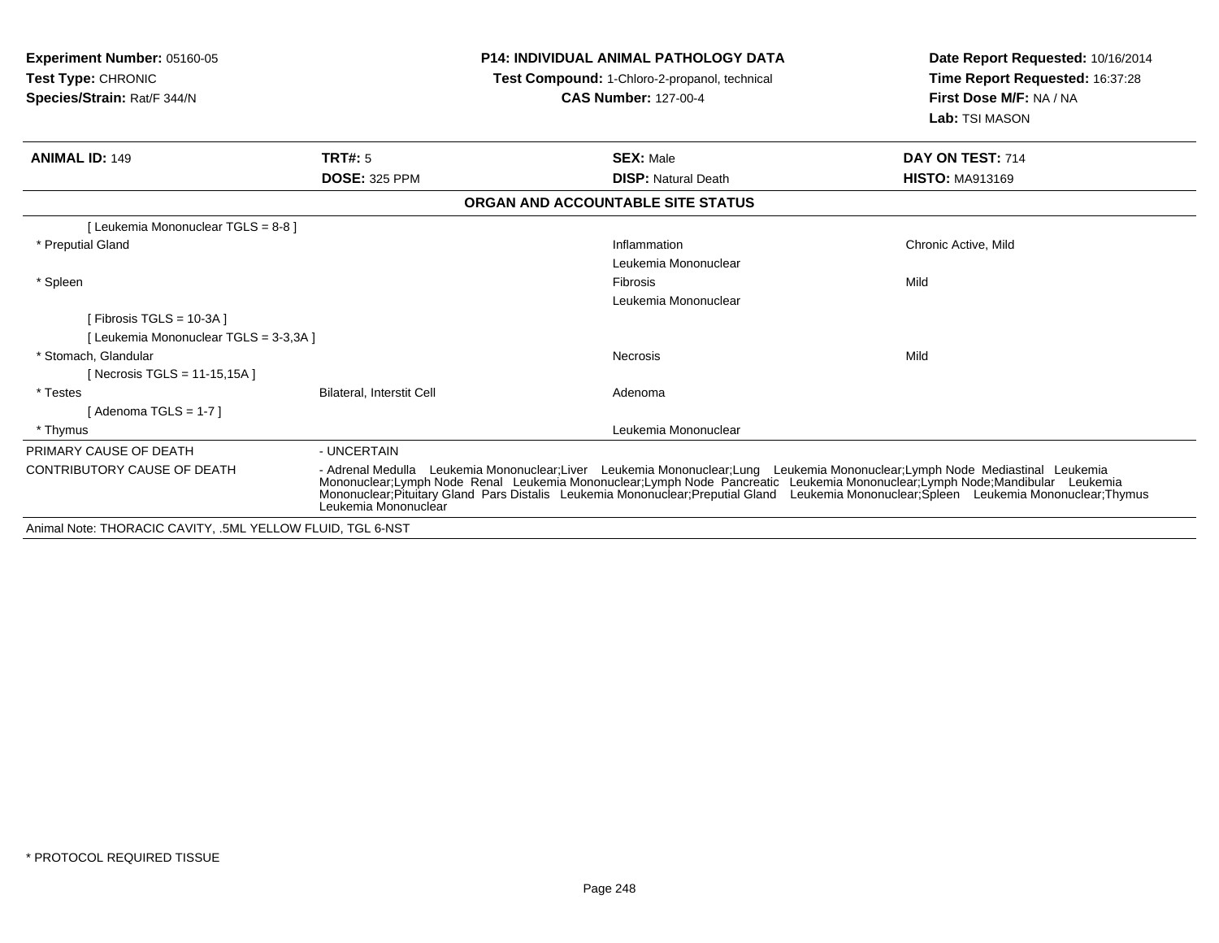**Experiment Number:** 05160-05
**Test Type:** CHRONIC
**Species/Strain:** Rat/F 344/N

**P14: INDIVIDUAL ANIMAL PATHOLOGY DATA**
**Test Compound:** 1-Chloro-2-propanol, technical
**CAS Number:** 127-00-4

**Date Report Requested:** 10/16/2014
**Time Report Requested:** 16:37:28
**First Dose M/F:** NA / NA
**Lab:** TSI MASON

| **ANIMAL ID:** 149 | **TRT#:** 5 | **SEX:** Male | **DAY ON TEST:** 714 |
|---|---|---|---|
| | **DOSE:** 325 PPM | **DISP:** Natural Death | **HISTO:** MA913169 |

## ORGAN AND ACCOUNTABLE SITE STATUS

| | | | |
|---|---|---|---|
| [ Leukemia Mononuclear TGLS = 8-8 ] | | | |
| * Preputial Gland | | Inflammation | Chronic Active, Mild |
| | | Leukemia Mononuclear | |
| * Spleen | | Fibrosis | Mild |
| | | Leukemia Mononuclear | |
| [ Fibrosis TGLS = 10-3A ] | | | |
| [ Leukemia Mononuclear TGLS = 3-3,3A ] | | | |
| * Stomach, Glandular | | Necrosis | Mild |
| [ Necrosis TGLS = 11-15,15A ] | | | |
| * Testes | Bilateral, Interstit Cell | Adenoma | |
| [ Adenoma TGLS = 1-7 ] | | | |
| * Thymus | | Leukemia Mononuclear | |

PRIMARY CAUSE OF DEATH - UNCERTAIN

CONTRIBUTORY CAUSE OF DEATH - Adrenal Medulla Leukemia Mononuclear;Liver Leukemia Mononuclear;Lung Leukemia Mononuclear;Lymph Node Mediastinal Leukemia Mononuclear;Lymph Node Renal Leukemia Mononuclear;Lymph Node Pancreatic Leukemia Mononuclear;Lymph Node;Mandibular Leukemia Mononuclear;Pituitary Gland Pars Distalis Leukemia Mononuclear;Preputial Gland Leukemia Mononuclear;Spleen Leukemia Mononuclear;Thymus Leukemia Mononuclear

Animal Note: THORACIC CAVITY, .5ML YELLOW FLUID, TGL 6-NST

* PROTOCOL REQUIRED TISSUE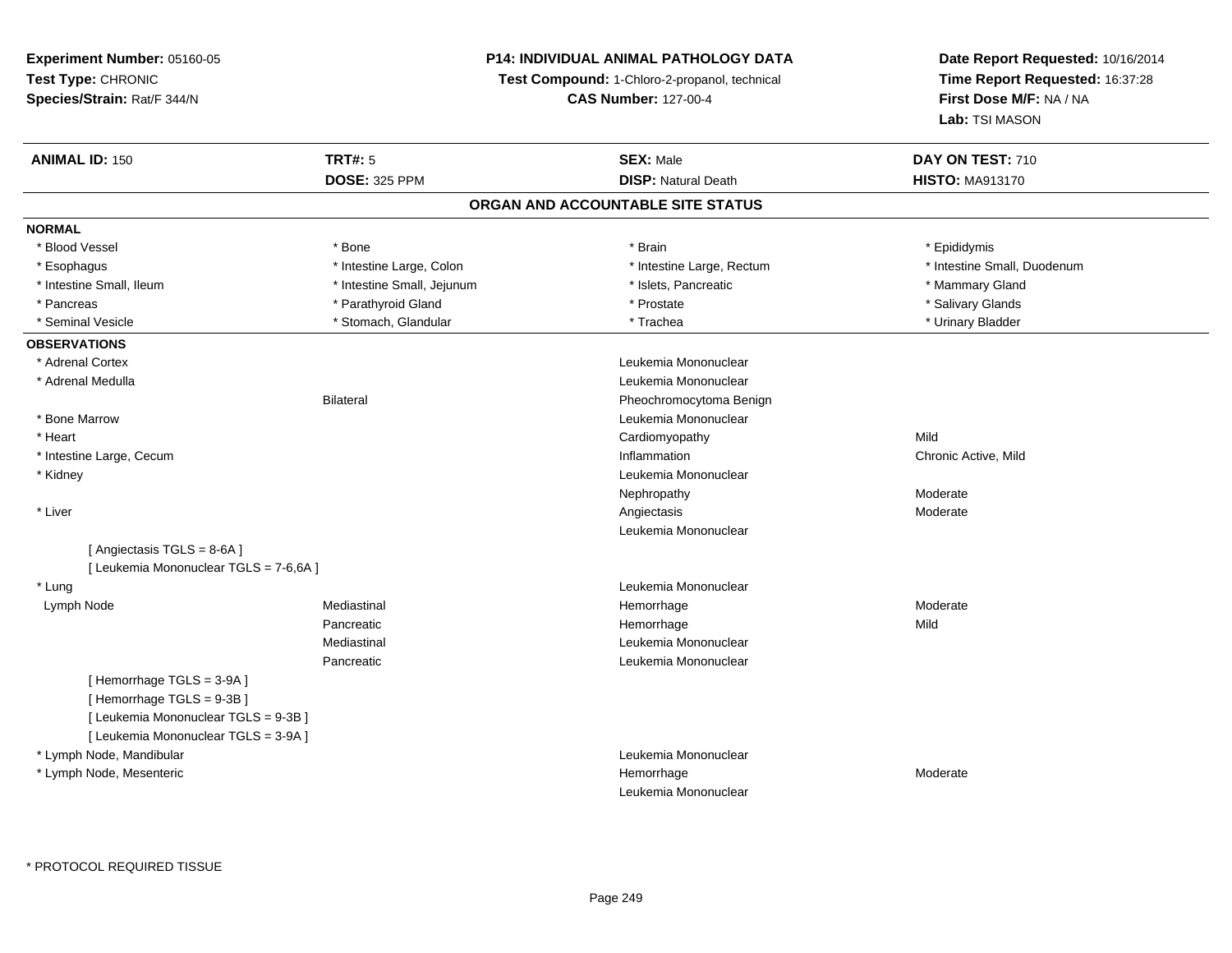**Experiment Number:** 05160-05
**Test Type:** CHRONIC
**Species/Strain:** Rat/F 344/N

**P14: INDIVIDUAL ANIMAL PATHOLOGY DATA**
**Test Compound:** 1-Chloro-2-propanol, technical
**CAS Number:** 127-00-4

**Date Report Requested:** 10/16/2014
**Time Report Requested:** 16:37:28
**First Dose M/F:** NA / NA
**Lab:** TSI MASON

| **ANIMAL ID:** 150 | **TRT#:** 5 | **SEX:** Male | **DAY ON TEST:** 710 |
|---|---|---|---|
| | **DOSE:** 325 PPM | **DISP:** Natural Death | **HISTO:** MA913170 |

## ORGAN AND ACCOUNTABLE SITE STATUS

**NORMAL**

| | | | |
|---|---|---|---|
| * Blood Vessel | * Bone | * Brain | * Epididymis |
| * Esophagus | * Intestine Large, Colon | * Intestine Large, Rectum | * Intestine Small, Duodenum |
| * Intestine Small, Ileum | * Intestine Small, Jejunum | * Islets, Pancreatic | * Mammary Gland |
| * Pancreas | * Parathyroid Gland | * Prostate | * Salivary Glands |
| * Seminal Vesicle | * Stomach, Glandular | * Trachea | * Urinary Bladder |

**OBSERVATIONS**

| | | | |
|---|---|---|---|
| * Adrenal Cortex | | Leukemia Mononuclear | |
| * Adrenal Medulla | | Leukemia Mononuclear | |
| | Bilateral | Pheochromocytoma Benign | |
| * Bone Marrow | | Leukemia Mononuclear | |
| * Heart | | Cardiomyopathy | Mild |
| * Intestine Large, Cecum | | Inflammation | Chronic Active, Mild |
| * Kidney | | Leukemia Mononuclear | |
| | | Nephropathy | Moderate |
| * Liver | | Angiectasis | Moderate |
| | | Leukemia Mononuclear | |
| [ Angiectasis TGLS = 8-6A ] | | | |
| [ Leukemia Mononuclear TGLS = 7-6,6A ] | | | |
| * Lung | | Leukemia Mononuclear | |
| Lymph Node | Mediastinal | Hemorrhage | Moderate |
| | Pancreatic | Hemorrhage | Mild |
| | Mediastinal | Leukemia Mononuclear | |
| | Pancreatic | Leukemia Mononuclear | |
| [ Hemorrhage TGLS = 3-9A ] | | | |
| [ Hemorrhage TGLS = 9-3B ] | | | |
| [ Leukemia Mononuclear TGLS = 9-3B ] | | | |
| [ Leukemia Mononuclear TGLS = 3-9A ] | | | |
| * Lymph Node, Mandibular | | Leukemia Mononuclear | |
| * Lymph Node, Mesenteric | | Hemorrhage | Moderate |
| | | Leukemia Mononuclear | |

* PROTOCOL REQUIRED TISSUE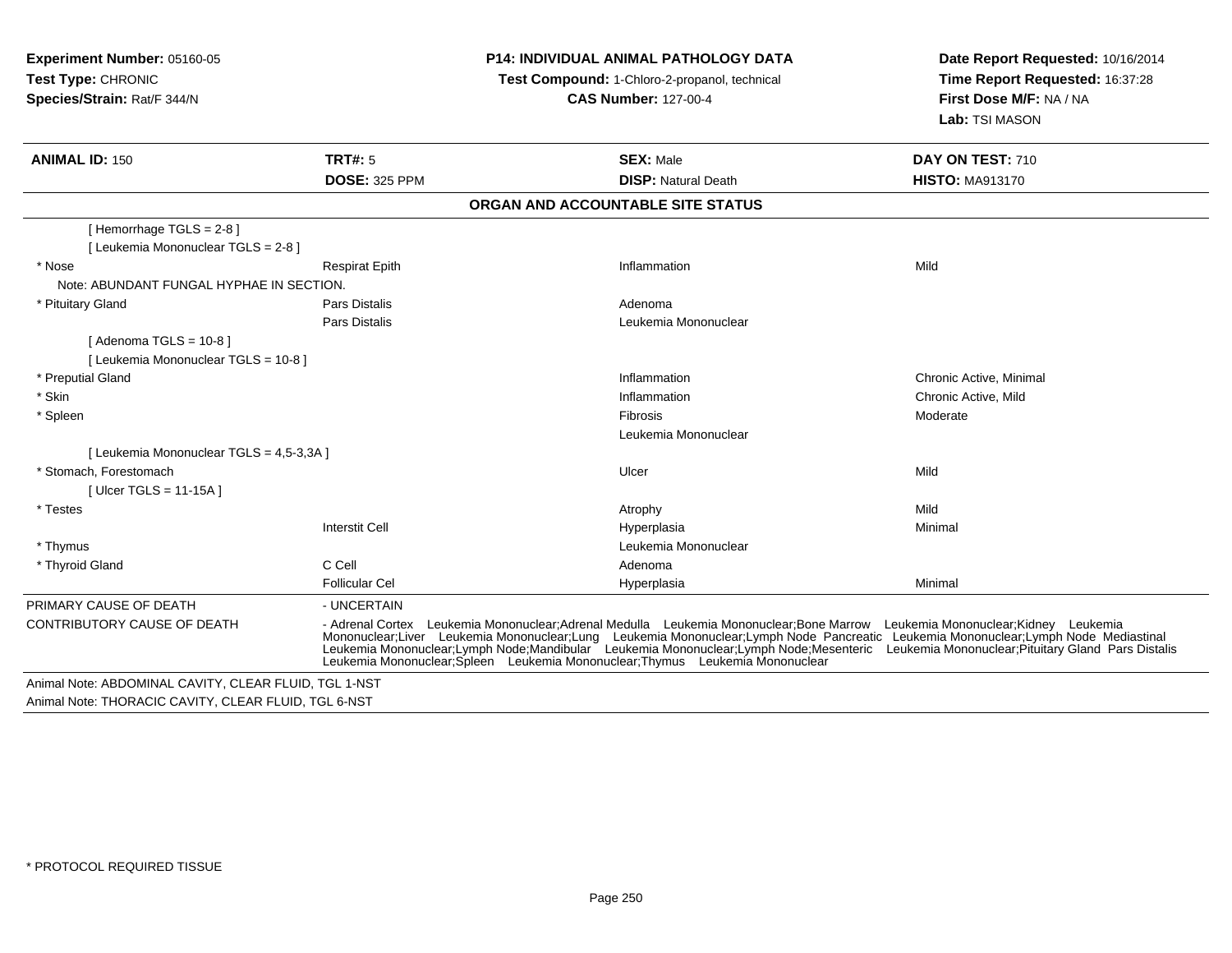**Experiment Number:** 05160-05
**Test Type:** CHRONIC
**Species/Strain:** Rat/F 344/N

**P14: INDIVIDUAL ANIMAL PATHOLOGY DATA**
**Test Compound:** 1-Chloro-2-propanol, technical
**CAS Number:** 127-00-4

**Date Report Requested:** 10/16/2014
**Time Report Requested:** 16:37:28
**First Dose M/F:** NA / NA
**Lab:** TSI MASON

| **ANIMAL ID:** 150 | **TRT#:** 5 | **SEX:** Male | **DAY ON TEST:** 710 |
|---|---|---|---|
| | **DOSE:** 325 PPM | **DISP:** Natural Death | **HISTO:** MA913170 |

## ORGAN AND ACCOUNTABLE SITE STATUS

| | | | |
|---|---|---|---|
| [ Hemorrhage TGLS = 2-8 ] | | | |
| [ Leukemia Mononuclear TGLS = 2-8 ] | | | |
| * Nose | Respirat Epith | Inflammation | Mild |
| Note: ABUNDANT FUNGAL HYPHAE IN SECTION. | | | |
| * Pituitary Gland | Pars Distalis | Adenoma | |
| | Pars Distalis | Leukemia Mononuclear | |
| [ Adenoma TGLS = 10-8 ] | | | |
| [ Leukemia Mononuclear TGLS = 10-8 ] | | | |
| * Preputial Gland | | Inflammation | Chronic Active, Minimal |
| * Skin | | Inflammation | Chronic Active, Mild |
| * Spleen | | Fibrosis | Moderate |
| | | Leukemia Mononuclear | |
| [ Leukemia Mononuclear TGLS = 4,5-3,3A ] | | | |
| * Stomach, Forestomach | | Ulcer | Mild |
| [ Ulcer TGLS = 11-15A ] | | | |
| * Testes | | Atrophy | Mild |
| | Interstit Cell | Hyperplasia | Minimal |
| * Thymus | | Leukemia Mononuclear | |
| * Thyroid Gland | C Cell | Adenoma | |
| | Follicular Cel | Hyperplasia | Minimal |

PRIMARY CAUSE OF DEATH - UNCERTAIN

CONTRIBUTORY CAUSE OF DEATH - Adrenal Cortex Leukemia Mononuclear;Adrenal Medulla Leukemia Mononuclear;Bone Marrow Leukemia Mononuclear;Kidney Leukemia Mononuclear;Liver Leukemia Mononuclear;Lung Leukemia Mononuclear;Lymph Node Pancreatic Leukemia Mononuclear;Lymph Node Mediastinal Leukemia Mononuclear;Lymph Node;Mandibular Leukemia Mononuclear;Lymph Node;Mesenteric Leukemia Mononuclear;Pituitary Gland Pars Distalis Leukemia Mononuclear;Spleen Leukemia Mononuclear;Thymus Leukemia Mononuclear

Animal Note: ABDOMINAL CAVITY, CLEAR FLUID, TGL 1-NST
Animal Note: THORACIC CAVITY, CLEAR FLUID, TGL 6-NST

* PROTOCOL REQUIRED TISSUE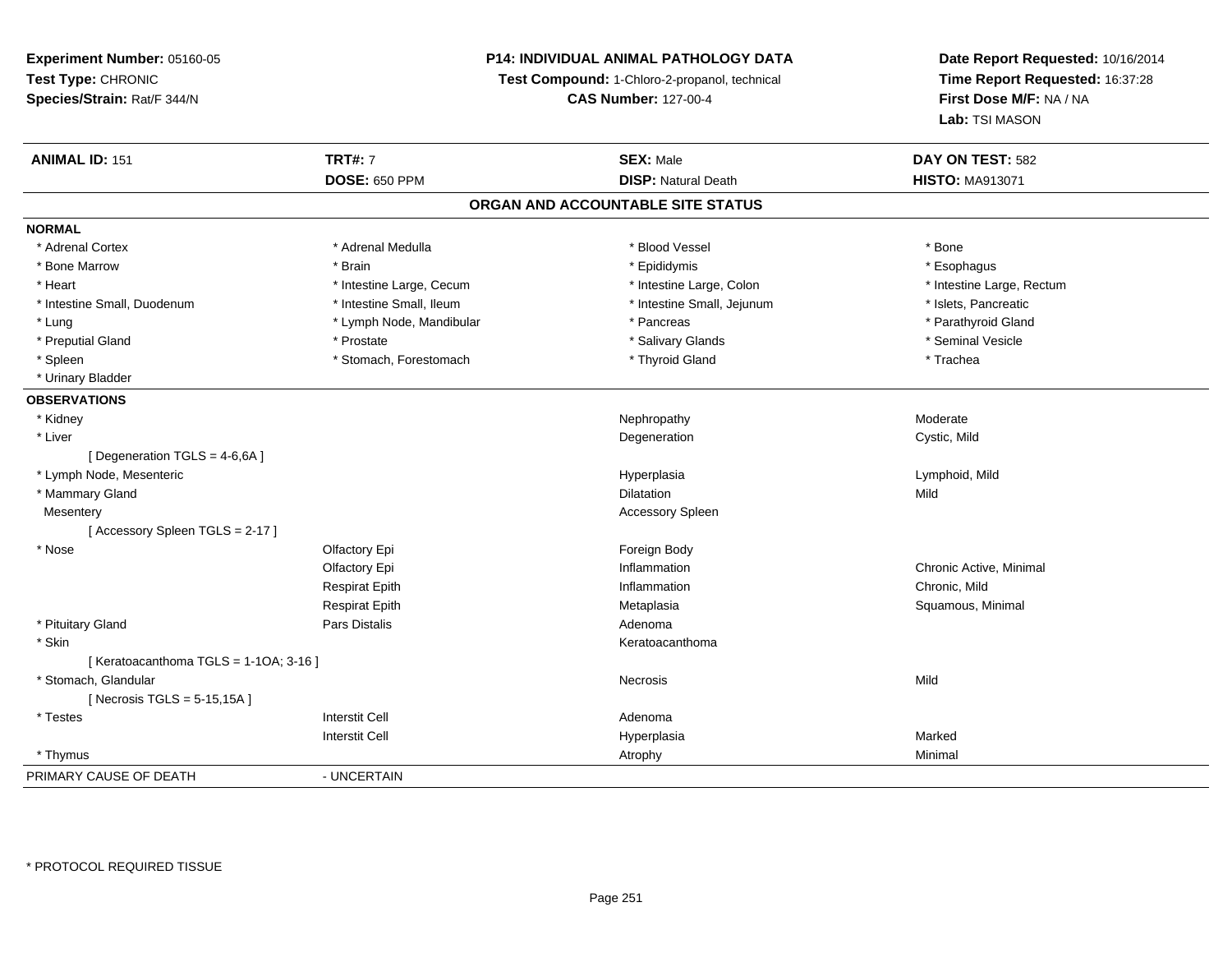**Experiment Number:** 05160-05
**Test Type:** CHRONIC
**Species/Strain:** Rat/F 344/N

**P14: INDIVIDUAL ANIMAL PATHOLOGY DATA**
**Test Compound:** 1-Chloro-2-propanol, technical
**CAS Number:** 127-00-4

**Date Report Requested:** 10/16/2014
**Time Report Requested:** 16:37:28
**First Dose M/F:** NA / NA
**Lab:** TSI MASON

| **ANIMAL ID:** 151 | **TRT#:** 7 | **SEX:** Male | **DAY ON TEST:** 582 |
|---|---|---|---|
| | **DOSE:** 650 PPM | **DISP:** Natural Death | **HISTO:** MA913071 |

## ORGAN AND ACCOUNTABLE SITE STATUS

**NORMAL**

| | | | |
|---|---|---|---|
| * Adrenal Cortex | * Adrenal Medulla | * Blood Vessel | * Bone |
| * Bone Marrow | * Brain | * Epididymis | * Esophagus |
| * Heart | * Intestine Large, Cecum | * Intestine Large, Colon | * Intestine Large, Rectum |
| * Intestine Small, Duodenum | * Intestine Small, Ileum | * Intestine Small, Jejunum | * Islets, Pancreatic |
| * Lung | * Lymph Node, Mandibular | * Pancreas | * Parathyroid Gland |
| * Preputial Gland | * Prostate | * Salivary Glands | * Seminal Vesicle |
| * Spleen | * Stomach, Forestomach | * Thyroid Gland | * Trachea |
| * Urinary Bladder | | | |

**OBSERVATIONS**

| | | | |
|---|---|---|---|
| * Kidney | | Nephropathy | Moderate |
| * Liver | | Degeneration | Cystic, Mild |
| [ Degeneration TGLS = 4-6,6A ] | | | |
| * Lymph Node, Mesenteric | | Hyperplasia | Lymphoid, Mild |
| * Mammary Gland | | Dilatation | Mild |
| Mesentery | | Accessory Spleen | |
| [ Accessory Spleen TGLS = 2-17 ] | | | |
| * Nose | Olfactory Epi | Foreign Body | |
| | Olfactory Epi | Inflammation | Chronic Active, Minimal |
| | Respirat Epith | Inflammation | Chronic, Mild |
| | Respirat Epith | Metaplasia | Squamous, Minimal |
| * Pituitary Gland | Pars Distalis | Adenoma | |
| * Skin | | Keratoacanthoma | |
| [ Keratoacanthoma TGLS = 1-1OA; 3-16 ] | | | |
| * Stomach, Glandular | | Necrosis | Mild |
| [ Necrosis TGLS = 5-15,15A ] | | | |
| * Testes | Interstit Cell | Adenoma | |
| | Interstit Cell | Hyperplasia | Marked |
| * Thymus | | Atrophy | Minimal |

PRIMARY CAUSE OF DEATH - UNCERTAIN

* PROTOCOL REQUIRED TISSUE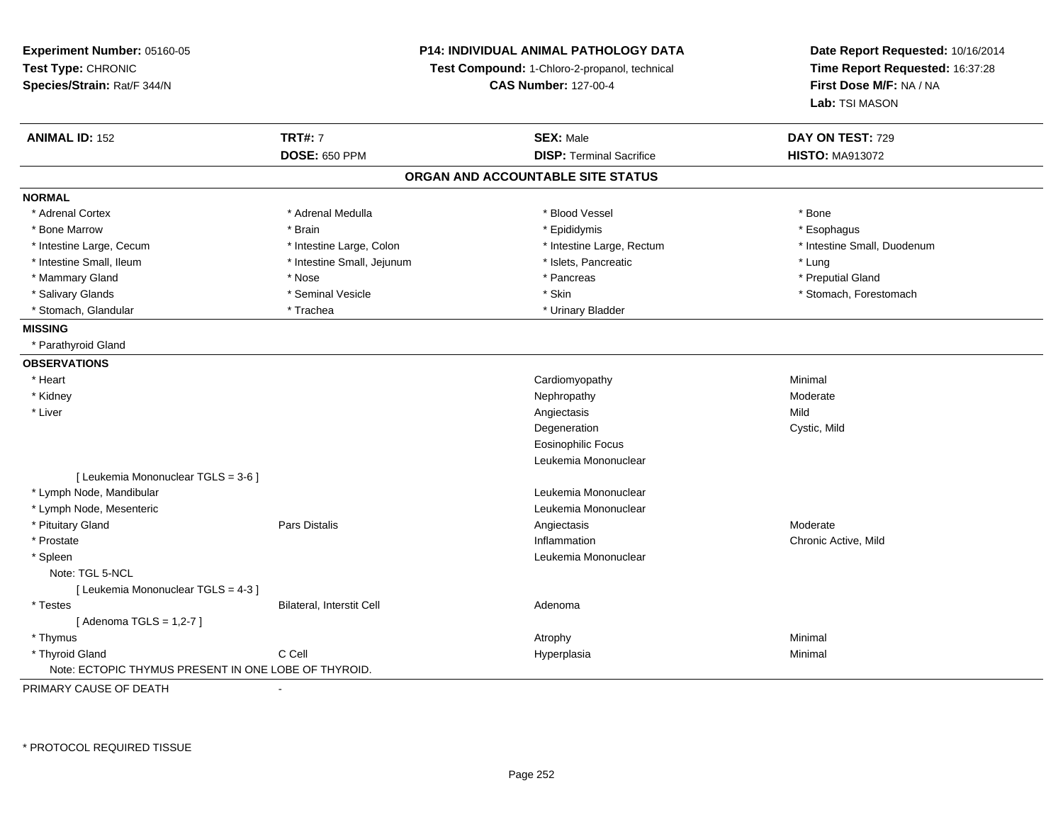**Experiment Number:** 05160-05
**Test Type:** CHRONIC
**Species/Strain:** Rat/F 344/N

**P14: INDIVIDUAL ANIMAL PATHOLOGY DATA**
**Test Compound:** 1-Chloro-2-propanol, technical
**CAS Number:** 127-00-4

**Date Report Requested:** 10/16/2014
**Time Report Requested:** 16:37:28
**First Dose M/F:** NA / NA
**Lab:** TSI MASON

| **ANIMAL ID:** 152 | **TRT#:** 7 | **SEX:** Male | **DAY ON TEST:** 729 |
|---|---|---|---|
| | **DOSE:** 650 PPM | **DISP:** Terminal Sacrifice | **HISTO:** MA913072 |

## ORGAN AND ACCOUNTABLE SITE STATUS

**NORMAL**

| | | | |
|---|---|---|---|
| * Adrenal Cortex | * Adrenal Medulla | * Blood Vessel | * Bone |
| * Bone Marrow | * Brain | * Epididymis | * Esophagus |
| * Intestine Large, Cecum | * Intestine Large, Colon | * Intestine Large, Rectum | * Intestine Small, Duodenum |
| * Intestine Small, Ileum | * Intestine Small, Jejunum | * Islets, Pancreatic | * Lung |
| * Mammary Gland | * Nose | * Pancreas | * Preputial Gland |
| * Salivary Glands | * Seminal Vesicle | * Skin | * Stomach, Forestomach |
| * Stomach, Glandular | * Trachea | * Urinary Bladder | |

**MISSING**

* Parathyroid Gland

**OBSERVATIONS**

| | | | |
|---|---|---|---|
| * Heart | | Cardiomyopathy | Minimal |
| * Kidney | | Nephropathy | Moderate |
| * Liver | | Angiectasis | Mild |
| | | Degeneration | Cystic, Mild |
| | | Eosinophilic Focus | |
| | | Leukemia Mononuclear | |
| [ Leukemia Mononuclear TGLS = 3-6 ] | | | |
| * Lymph Node, Mandibular | | Leukemia Mononuclear | |
| * Lymph Node, Mesenteric | | Leukemia Mononuclear | |
| * Pituitary Gland | Pars Distalis | Angiectasis | Moderate |
| * Prostate | | Inflammation | Chronic Active, Mild |
| * Spleen | | Leukemia Mononuclear | |
| Note: TGL 5-NCL | | | |
| [ Leukemia Mononuclear TGLS = 4-3 ] | | | |
| * Testes | Bilateral, Interstit Cell | Adenoma | |
| [ Adenoma TGLS = 1,2-7 ] | | | |
| * Thymus | | Atrophy | Minimal |
| * Thyroid Gland | C Cell | Hyperplasia | Minimal |
| Note: ECTOPIC THYMUS PRESENT IN ONE LOBE OF THYROID. | | | |

PRIMARY CAUSE OF DEATH -

* PROTOCOL REQUIRED TISSUE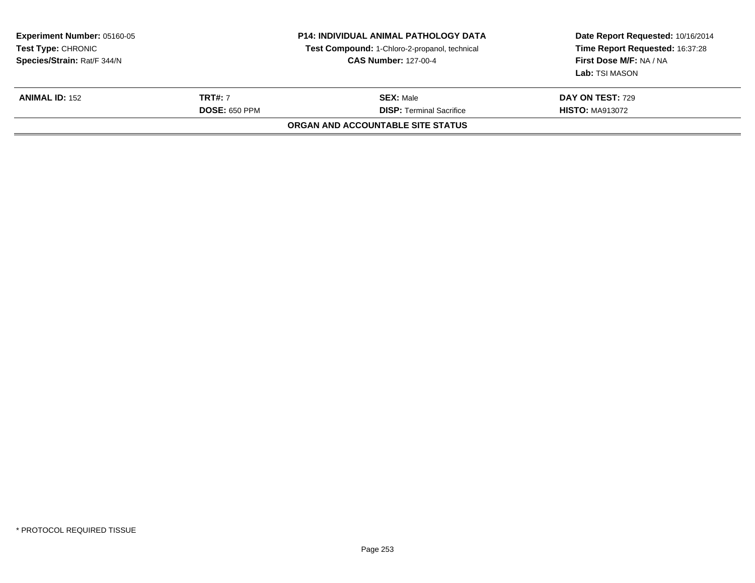**Experiment Number:** 05160-05
**Test Type:** CHRONIC
**Species/Strain:** Rat/F 344/N

**P14: INDIVIDUAL ANIMAL PATHOLOGY DATA**
**Test Compound:** 1-Chloro-2-propanol, technical
**CAS Number:** 127-00-4

**Date Report Requested:** 10/16/2014
**Time Report Requested:** 16:37:28
**First Dose M/F:** NA / NA
**Lab:** TSI MASON

| **ANIMAL ID:** 152 | **TRT#:** 7 | **SEX:** Male | **DAY ON TEST:** 729 |
|---|---|---|---|
| | **DOSE:** 650 PPM | **DISP:** Terminal Sacrifice | **HISTO:** MA913072 |

**ORGAN AND ACCOUNTABLE SITE STATUS**

* PROTOCOL REQUIRED TISSUE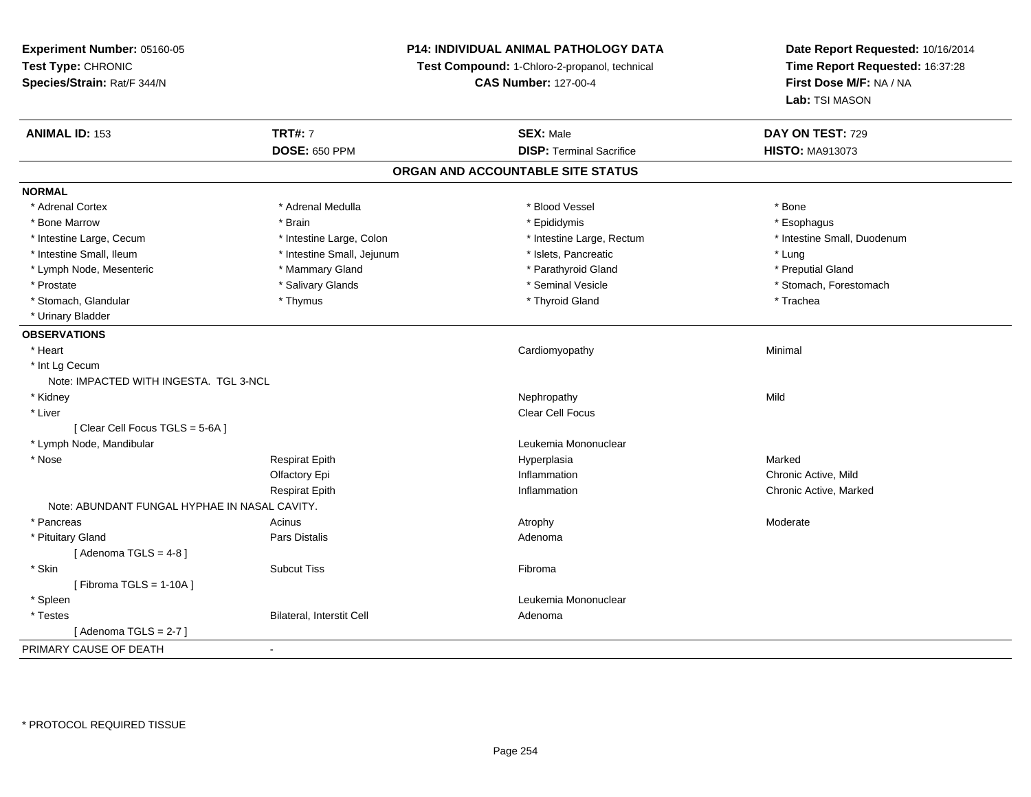**Experiment Number:** 05160-05
**Test Type:** CHRONIC
**Species/Strain:** Rat/F 344/N

**P14: INDIVIDUAL ANIMAL PATHOLOGY DATA**
**Test Compound:** 1-Chloro-2-propanol, technical
**CAS Number:** 127-00-4

**Date Report Requested:** 10/16/2014
**Time Report Requested:** 16:37:28
**First Dose M/F:** NA / NA
**Lab:** TSI MASON

| **ANIMAL ID:** 153 | **TRT#:** 7 | **SEX:** Male | **DAY ON TEST:** 729 |
|---|---|---|---|
| | **DOSE:** 650 PPM | **DISP:** Terminal Sacrifice | **HISTO:** MA913073 |

## ORGAN AND ACCOUNTABLE SITE STATUS

**NORMAL**

| | | | |
|---|---|---|---|
| * Adrenal Cortex | * Adrenal Medulla | * Blood Vessel | * Bone |
| * Bone Marrow | * Brain | * Epididymis | * Esophagus |
| * Intestine Large, Cecum | * Intestine Large, Colon | * Intestine Large, Rectum | * Intestine Small, Duodenum |
| * Intestine Small, Ileum | * Intestine Small, Jejunum | * Islets, Pancreatic | * Lung |
| * Lymph Node, Mesenteric | * Mammary Gland | * Parathyroid Gland | * Preputial Gland |
| * Prostate | * Salivary Glands | * Seminal Vesicle | * Stomach, Forestomach |
| * Stomach, Glandular | * Thymus | * Thyroid Gland | * Trachea |
| * Urinary Bladder | | | |

**OBSERVATIONS**

| | | | |
|---|---|---|---|
| * Heart | | Cardiomyopathy | Minimal |
| * Int Lg Cecum | | | |
| Note: IMPACTED WITH INGESTA. TGL 3-NCL | | | |
| * Kidney | | Nephropathy | Mild |
| * Liver | | Clear Cell Focus | |
| [ Clear Cell Focus TGLS = 5-6A ] | | | |
| * Lymph Node, Mandibular | | Leukemia Mononuclear | |
| * Nose | Respirat Epith | Hyperplasia | Marked |
| | Olfactory Epi | Inflammation | Chronic Active, Mild |
| | Respirat Epith | Inflammation | Chronic Active, Marked |
| Note: ABUNDANT FUNGAL HYPHAE IN NASAL CAVITY. | | | |
| * Pancreas | Acinus | Atrophy | Moderate |
| * Pituitary Gland | Pars Distalis | Adenoma | |
| [ Adenoma TGLS = 4-8 ] | | | |
| * Skin | Subcut Tiss | Fibroma | |
| [ Fibroma TGLS = 1-10A ] | | | |
| * Spleen | | Leukemia Mononuclear | |
| * Testes | Bilateral, Interstit Cell | Adenoma | |
| [ Adenoma TGLS = 2-7 ] | | | |

PRIMARY CAUSE OF DEATH -

* PROTOCOL REQUIRED TISSUE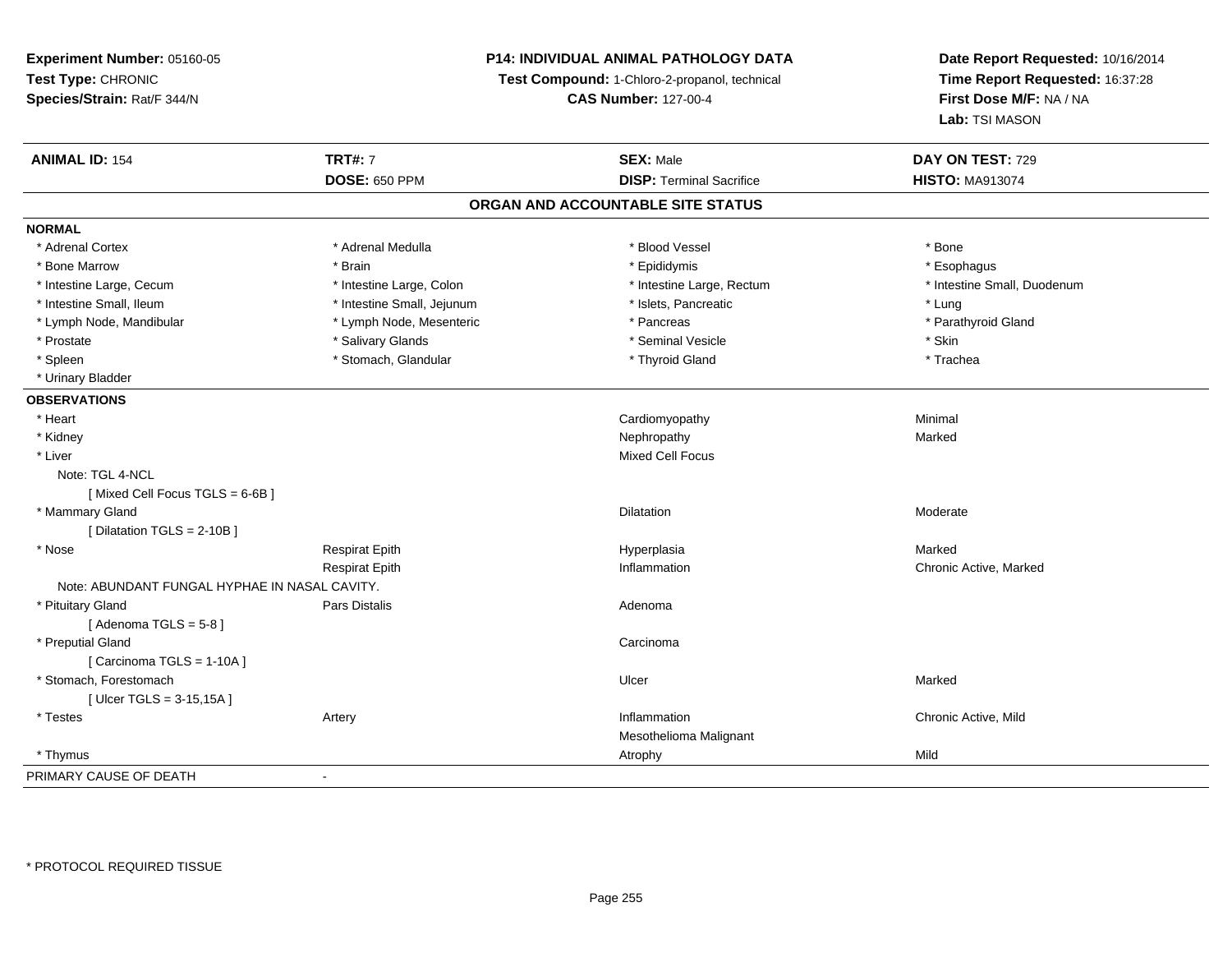**Experiment Number:** 05160-05
**Test Type:** CHRONIC
**Species/Strain:** Rat/F 344/N

**P14: INDIVIDUAL ANIMAL PATHOLOGY DATA**
**Test Compound:** 1-Chloro-2-propanol, technical
**CAS Number:** 127-00-4

**Date Report Requested:** 10/16/2014
**Time Report Requested:** 16:37:28
**First Dose M/F:** NA / NA
**Lab:** TSI MASON

| **ANIMAL ID:** 154 | **TRT#:** 7 | **SEX:** Male | **DAY ON TEST:** 729 |
|---|---|---|---|
| | **DOSE:** 650 PPM | **DISP:** Terminal Sacrifice | **HISTO:** MA913074 |

## ORGAN AND ACCOUNTABLE SITE STATUS

**NORMAL**

| | | | |
|---|---|---|---|
| * Adrenal Cortex | * Adrenal Medulla | * Blood Vessel | * Bone |
| * Bone Marrow | * Brain | * Epididymis | * Esophagus |
| * Intestine Large, Cecum | * Intestine Large, Colon | * Intestine Large, Rectum | * Intestine Small, Duodenum |
| * Intestine Small, Ileum | * Intestine Small, Jejunum | * Islets, Pancreatic | * Lung |
| * Lymph Node, Mandibular | * Lymph Node, Mesenteric | * Pancreas | * Parathyroid Gland |
| * Prostate | * Salivary Glands | * Seminal Vesicle | * Skin |
| * Spleen | * Stomach, Glandular | * Thyroid Gland | * Trachea |
| * Urinary Bladder | | | |

**OBSERVATIONS**

| | | | |
|---|---|---|---|
| * Heart | | Cardiomyopathy | Minimal |
| * Kidney | | Nephropathy | Marked |
| * Liver | | Mixed Cell Focus | |
| Note: TGL 4-NCL | | | |
| [ Mixed Cell Focus TGLS = 6-6B ] | | | |
| * Mammary Gland | | Dilatation | Moderate |
| [ Dilatation TGLS = 2-10B ] | | | |
| * Nose | Respirat Epith | Hyperplasia | Marked |
| | Respirat Epith | Inflammation | Chronic Active, Marked |
| Note: ABUNDANT FUNGAL HYPHAE IN NASAL CAVITY. | | | |
| * Pituitary Gland | Pars Distalis | Adenoma | |
| [ Adenoma TGLS = 5-8 ] | | | |
| * Preputial Gland | | Carcinoma | |
| [ Carcinoma TGLS = 1-10A ] | | | |
| * Stomach, Forestomach | | Ulcer | Marked |
| [ Ulcer TGLS = 3-15,15A ] | | | |
| * Testes | Artery | Inflammation | Chronic Active, Mild |
| | | Mesothelioma Malignant | |
| * Thymus | | Atrophy | Mild |

PRIMARY CAUSE OF DEATH -

* PROTOCOL REQUIRED TISSUE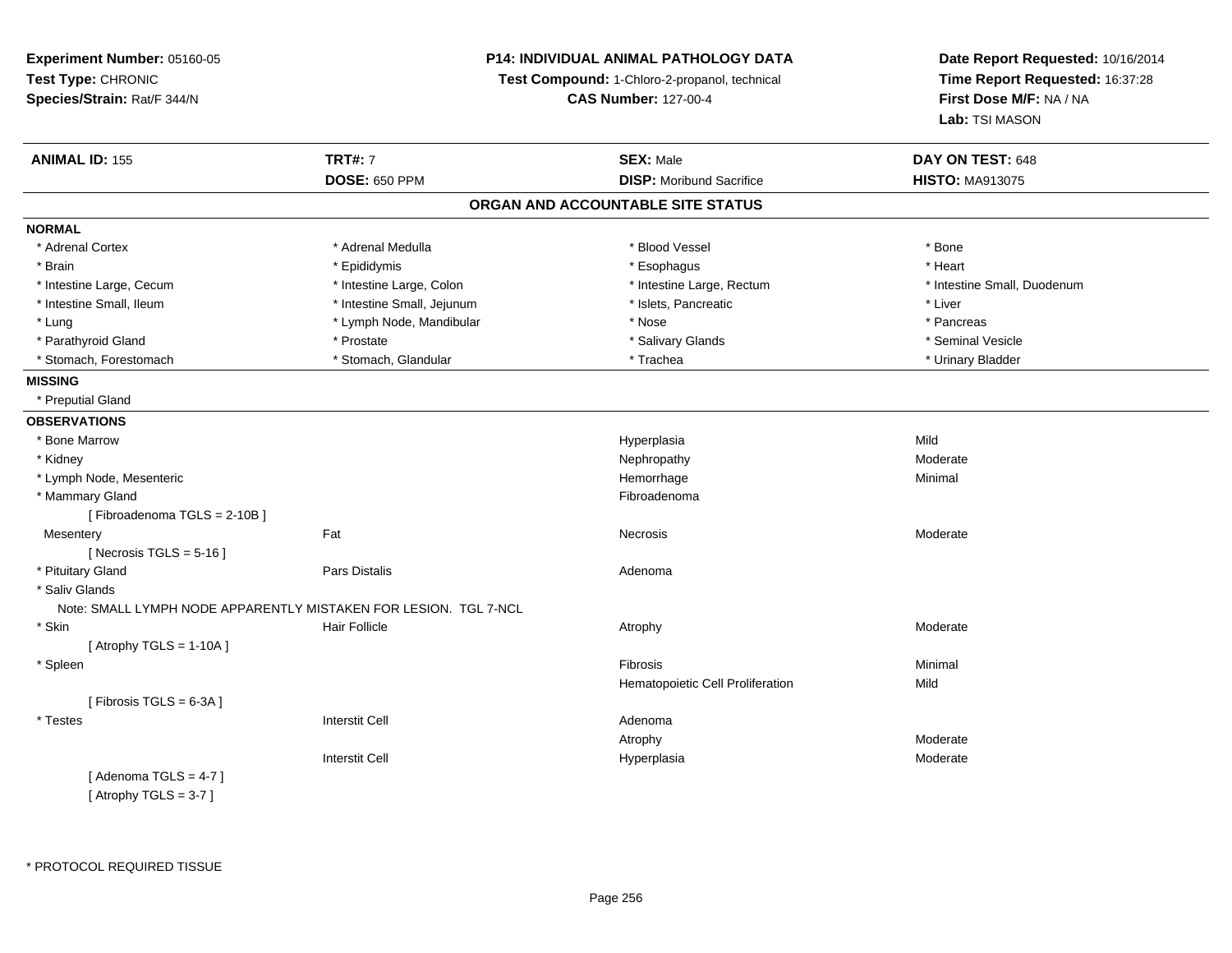**Experiment Number:** 05160-05
**Test Type:** CHRONIC
**Species/Strain:** Rat/F 344/N

**P14: INDIVIDUAL ANIMAL PATHOLOGY DATA**
**Test Compound:** 1-Chloro-2-propanol, technical
**CAS Number:** 127-00-4

**Date Report Requested:** 10/16/2014
**Time Report Requested:** 16:37:28
**First Dose M/F:** NA / NA
**Lab:** TSI MASON

| **ANIMAL ID:** 155 | **TRT#:** 7 | **SEX:** Male | **DAY ON TEST:** 648 |
|---|---|---|---|
| | **DOSE:** 650 PPM | **DISP:** Moribund Sacrifice | **HISTO:** MA913075 |

## ORGAN AND ACCOUNTABLE SITE STATUS

**NORMAL**

| | | | |
|---|---|---|---|
| * Adrenal Cortex | * Adrenal Medulla | * Blood Vessel | * Bone |
| * Brain | * Epididymis | * Esophagus | * Heart |
| * Intestine Large, Cecum | * Intestine Large, Colon | * Intestine Large, Rectum | * Intestine Small, Duodenum |
| * Intestine Small, Ileum | * Intestine Small, Jejunum | * Islets, Pancreatic | * Liver |
| * Lung | * Lymph Node, Mandibular | * Nose | * Pancreas |
| * Parathyroid Gland | * Prostate | * Salivary Glands | * Seminal Vesicle |
| * Stomach, Forestomach | * Stomach, Glandular | * Trachea | * Urinary Bladder |

**MISSING**

* Preputial Gland

**OBSERVATIONS**

| | | | |
|---|---|---|---|
| * Bone Marrow | | Hyperplasia | Mild |
| * Kidney | | Nephropathy | Moderate |
| * Lymph Node, Mesenteric | | Hemorrhage | Minimal |
| * Mammary Gland | | Fibroadenoma | |
| [ Fibroadenoma TGLS = 2-10B ] | | | |
| Mesentery | Fat | Necrosis | Moderate |
| [ Necrosis TGLS = 5-16 ] | | | |
| * Pituitary Gland | Pars Distalis | Adenoma | |
| * Saliv Glands | | | |
| Note: SMALL LYMPH NODE APPARENTLY MISTAKEN FOR LESION. TGL 7-NCL | | | |
| * Skin | Hair Follicle | Atrophy | Moderate |
| [ Atrophy TGLS = 1-10A ] | | | |
| * Spleen | | Fibrosis | Minimal |
| | | Hematopoietic Cell Proliferation | Mild |
| [ Fibrosis TGLS = 6-3A ] | | | |
| * Testes | Interstit Cell | Adenoma | |
| | | Atrophy | Moderate |
| | Interstit Cell | Hyperplasia | Moderate |
| [ Adenoma TGLS = 4-7 ] | | | |
| [ Atrophy TGLS = 3-7 ] | | | |

\* PROTOCOL REQUIRED TISSUE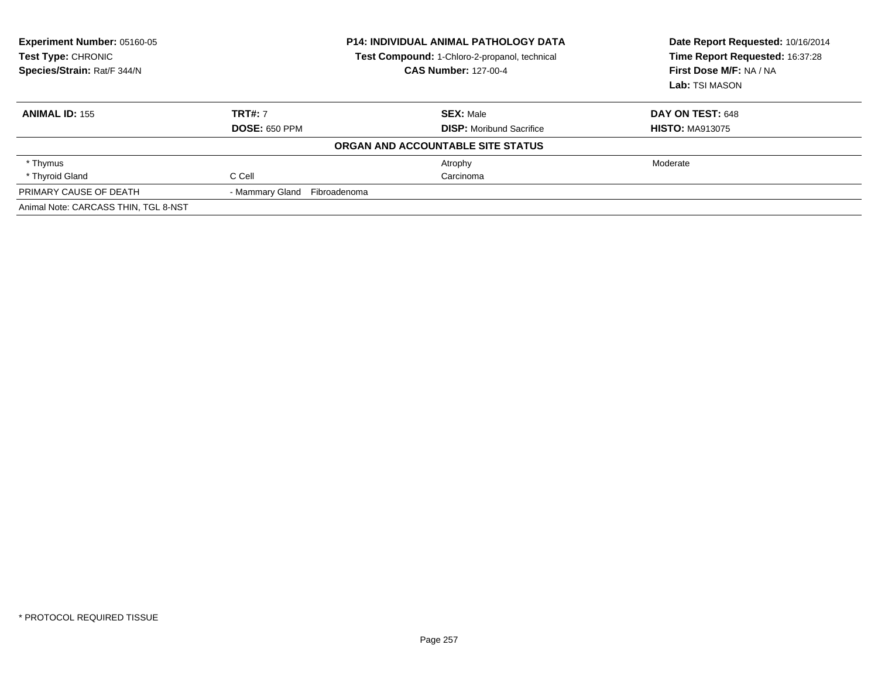**Experiment Number:** 05160-05
**Test Type:** CHRONIC
**Species/Strain:** Rat/F 344/N

**P14: INDIVIDUAL ANIMAL PATHOLOGY DATA**
**Test Compound:** 1-Chloro-2-propanol, technical
**CAS Number:** 127-00-4

**Date Report Requested:** 10/16/2014
**Time Report Requested:** 16:37:28
**First Dose M/F:** NA / NA
**Lab:** TSI MASON

| **ANIMAL ID:** 155 | **TRT#:** 7 | **SEX:** Male | **DAY ON TEST:** 648 |
|---|---|---|---|
| | **DOSE:** 650 PPM | **DISP:** Moribund Sacrifice | **HISTO:** MA913075 |
| **ORGAN AND ACCOUNTABLE SITE STATUS** | | | |
| * Thymus | | Atrophy | Moderate |
| * Thyroid Gland | C Cell | Carcinoma | |
| PRIMARY CAUSE OF DEATH | - Mammary Gland Fibroadenoma | | |
| Animal Note: CARCASS THIN, TGL 8-NST | | | |

* PROTOCOL REQUIRED TISSUE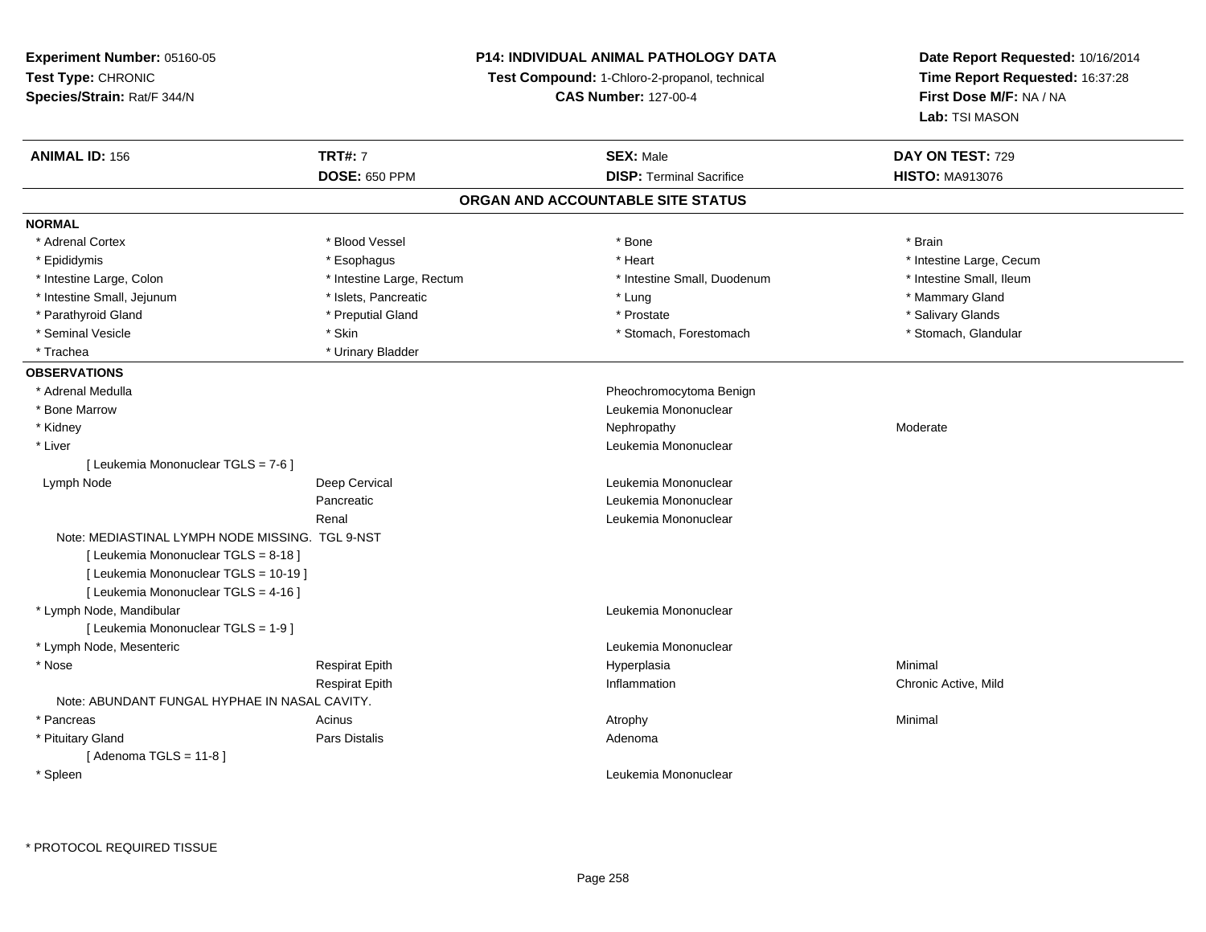**Experiment Number:** 05160-05
**Test Type:** CHRONIC
**Species/Strain:** Rat/F 344/N

**P14: INDIVIDUAL ANIMAL PATHOLOGY DATA**
**Test Compound:** 1-Chloro-2-propanol, technical
**CAS Number:** 127-00-4

**Date Report Requested:** 10/16/2014
**Time Report Requested:** 16:37:28
**First Dose M/F:** NA / NA
**Lab:** TSI MASON

| **ANIMAL ID:** 156 | **TRT#:** 7 | **SEX:** Male | **DAY ON TEST:** 729 |
|---|---|---|---|
| | **DOSE:** 650 PPM | **DISP:** Terminal Sacrifice | **HISTO:** MA913076 |

## ORGAN AND ACCOUNTABLE SITE STATUS

**NORMAL**

| | | | |
|---|---|---|---|
| * Adrenal Cortex | * Blood Vessel | * Bone | * Brain |
| * Epididymis | * Esophagus | * Heart | * Intestine Large, Cecum |
| * Intestine Large, Colon | * Intestine Large, Rectum | * Intestine Small, Duodenum | * Intestine Small, Ileum |
| * Intestine Small, Jejunum | * Islets, Pancreatic | * Lung | * Mammary Gland |
| * Parathyroid Gland | * Preputial Gland | * Prostate | * Salivary Glands |
| * Seminal Vesicle | * Skin | * Stomach, Forestomach | * Stomach, Glandular |
| * Trachea | * Urinary Bladder | | |

**OBSERVATIONS**

| | | | |
|---|---|---|---|
| * Adrenal Medulla | | Pheochromocytoma Benign | |
| * Bone Marrow | | Leukemia Mononuclear | |
| * Kidney | | Nephropathy | Moderate |
| * Liver | | Leukemia Mononuclear | |
| [ Leukemia Mononuclear TGLS = 7-6 ] | | | |
| Lymph Node | Deep Cervical | Leukemia Mononuclear | |
| | Pancreatic | Leukemia Mononuclear | |
| | Renal | Leukemia Mononuclear | |
| Note: MEDIASTINAL LYMPH NODE MISSING. TGL 9-NST | | | |
| [ Leukemia Mononuclear TGLS = 8-18 ] | | | |
| [ Leukemia Mononuclear TGLS = 10-19 ] | | | |
| [ Leukemia Mononuclear TGLS = 4-16 ] | | | |
| * Lymph Node, Mandibular | | Leukemia Mononuclear | |
| [ Leukemia Mononuclear TGLS = 1-9 ] | | | |
| * Lymph Node, Mesenteric | | Leukemia Mononuclear | |
| * Nose | Respirat Epith | Hyperplasia | Minimal |
| | Respirat Epith | Inflammation | Chronic Active, Mild |
| Note: ABUNDANT FUNGAL HYPHAE IN NASAL CAVITY. | | | |
| * Pancreas | Acinus | Atrophy | Minimal |
| * Pituitary Gland | Pars Distalis | Adenoma | |
| [ Adenoma TGLS = 11-8 ] | | | |
| * Spleen | | Leukemia Mononuclear | |

* PROTOCOL REQUIRED TISSUE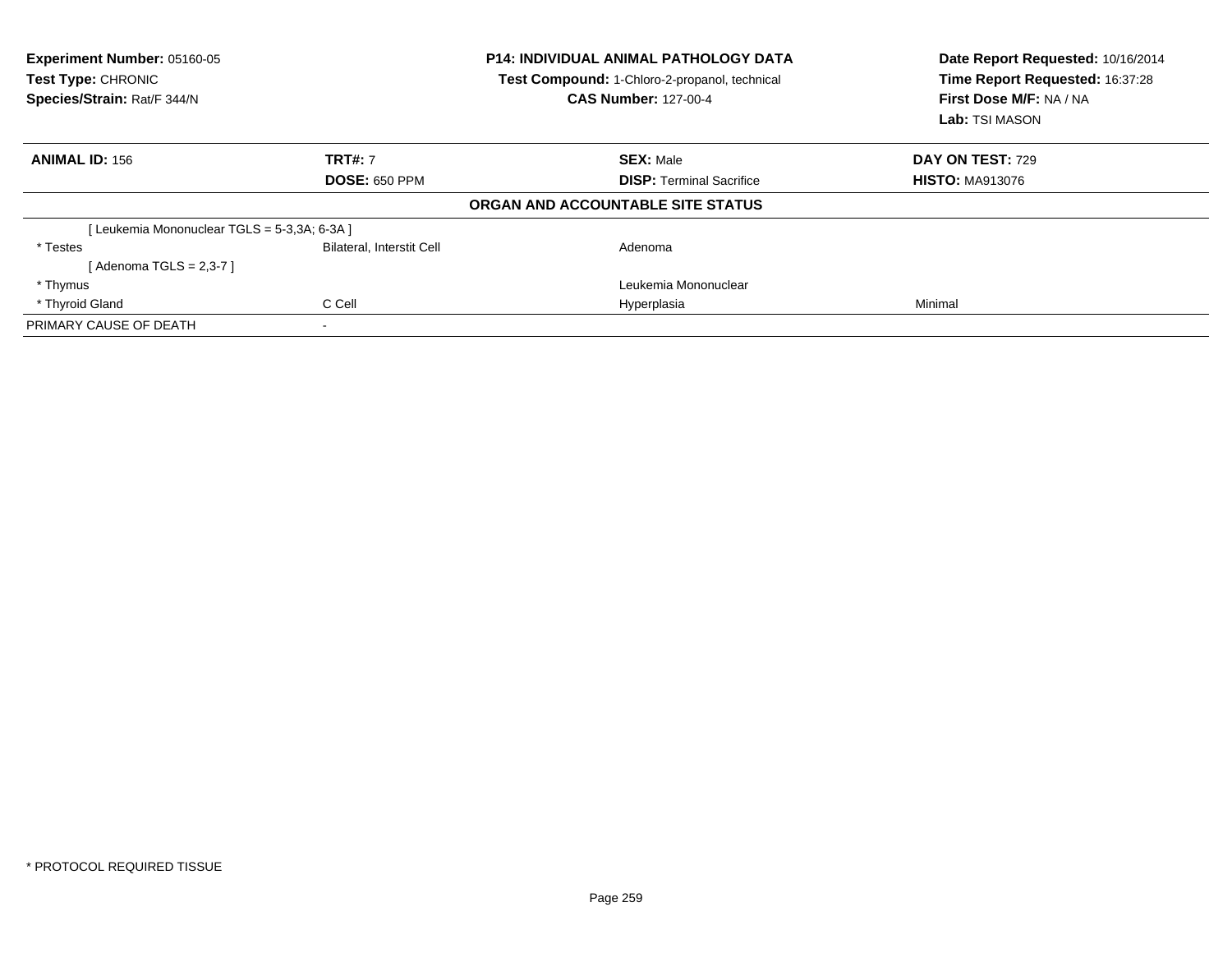**Experiment Number:** 05160-05
**Test Type:** CHRONIC
**Species/Strain:** Rat/F 344/N

**P14: INDIVIDUAL ANIMAL PATHOLOGY DATA**
**Test Compound:** 1-Chloro-2-propanol, technical
**CAS Number:** 127-00-4

**Date Report Requested:** 10/16/2014
**Time Report Requested:** 16:37:28
**First Dose M/F:** NA / NA
**Lab:** TSI MASON

| **ANIMAL ID:** 156 | **TRT#:** 7 | **SEX:** Male | **DAY ON TEST:** 729 |
|---|---|---|---|
| | **DOSE:** 650 PPM | **DISP:** Terminal Sacrifice | **HISTO:** MA913076 |

**ORGAN AND ACCOUNTABLE SITE STATUS**

| | | | |
|---|---|---|---|
| [ Leukemia Mononuclear TGLS = 5-3,3A; 6-3A ] | | | |
| * Testes | Bilateral, Interstit Cell | Adenoma | |
| [ Adenoma TGLS = 2,3-7 ] | | | |
| * Thymus | | Leukemia Mononuclear | |
| * Thyroid Gland | C Cell | Hyperplasia | Minimal |
| PRIMARY CAUSE OF DEATH | - | | |

* PROTOCOL REQUIRED TISSUE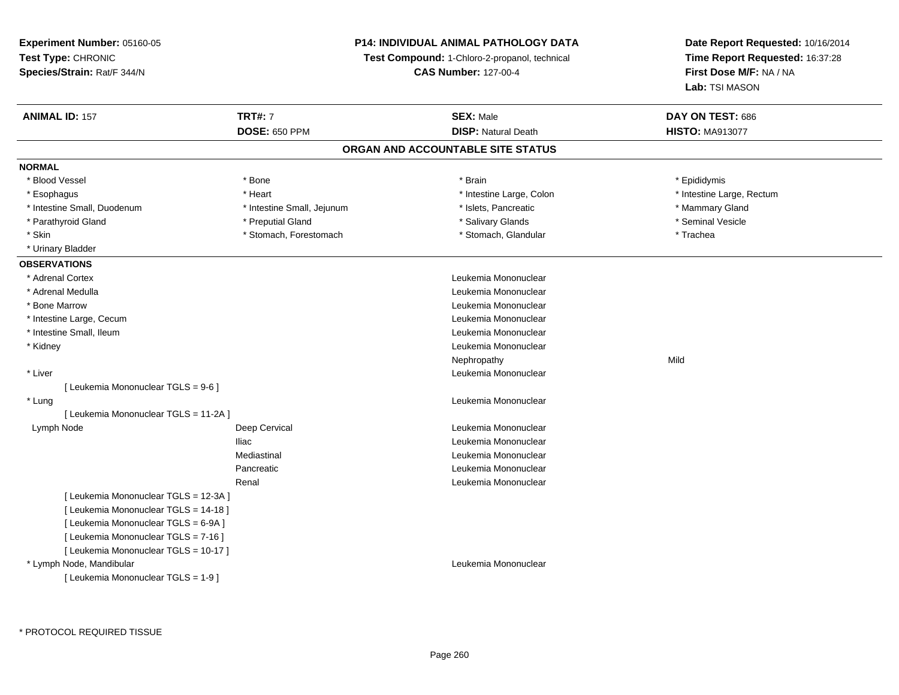**Experiment Number:** 05160-05
**Test Type:** CHRONIC
**Species/Strain:** Rat/F 344/N

**P14: INDIVIDUAL ANIMAL PATHOLOGY DATA**
**Test Compound:** 1-Chloro-2-propanol, technical
**CAS Number:** 127-00-4

**Date Report Requested:** 10/16/2014
**Time Report Requested:** 16:37:28
**First Dose M/F:** NA / NA
**Lab:** TSI MASON

| **ANIMAL ID:** 157 | **TRT#:** 7 | **SEX:** Male | **DAY ON TEST:** 686 |
|---|---|---|---|
| | **DOSE:** 650 PPM | **DISP:** Natural Death | **HISTO:** MA913077 |

## ORGAN AND ACCOUNTABLE SITE STATUS

**NORMAL**

| | | | |
|---|---|---|---|
| * Blood Vessel | * Bone | * Brain | * Epididymis |
| * Esophagus | * Heart | * Intestine Large, Colon | * Intestine Large, Rectum |
| * Intestine Small, Duodenum | * Intestine Small, Jejunum | * Islets, Pancreatic | * Mammary Gland |
| * Parathyroid Gland | * Preputial Gland | * Salivary Glands | * Seminal Vesicle |
| * Skin | * Stomach, Forestomach | * Stomach, Glandular | * Trachea |
| * Urinary Bladder | | | |

**OBSERVATIONS**

| | | | |
|---|---|---|---|
| * Adrenal Cortex | | Leukemia Mononuclear | |
| * Adrenal Medulla | | Leukemia Mononuclear | |
| * Bone Marrow | | Leukemia Mononuclear | |
| * Intestine Large, Cecum | | Leukemia Mononuclear | |
| * Intestine Small, Ileum | | Leukemia Mononuclear | |
| * Kidney | | Leukemia Mononuclear | |
| | | Nephropathy | Mild |
| * Liver | | Leukemia Mononuclear | |
| [ Leukemia Mononuclear TGLS = 9-6 ] | | | |
| * Lung | | Leukemia Mononuclear | |
| [ Leukemia Mononuclear TGLS = 11-2A ] | | | |
| Lymph Node | Deep Cervical | Leukemia Mononuclear | |
| | Iliac | Leukemia Mononuclear | |
| | Mediastinal | Leukemia Mononuclear | |
| | Pancreatic | Leukemia Mononuclear | |
| | Renal | Leukemia Mononuclear | |
| [ Leukemia Mononuclear TGLS = 12-3A ] | | | |
| [ Leukemia Mononuclear TGLS = 14-18 ] | | | |
| [ Leukemia Mononuclear TGLS = 6-9A ] | | | |
| [ Leukemia Mononuclear TGLS = 7-16 ] | | | |
| [ Leukemia Mononuclear TGLS = 10-17 ] | | | |
| * Lymph Node, Mandibular | | Leukemia Mononuclear | |
| [ Leukemia Mononuclear TGLS = 1-9 ] | | | |

* PROTOCOL REQUIRED TISSUE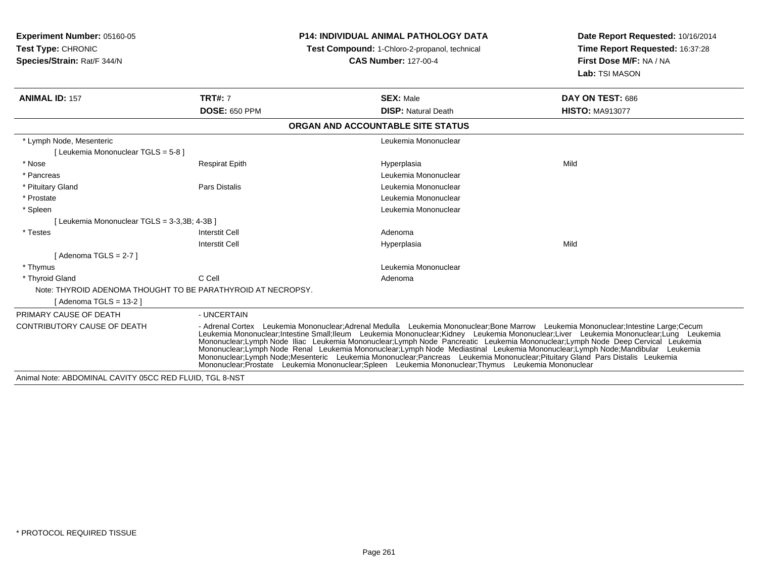**Experiment Number:** 05160-05
**Test Type:** CHRONIC
**Species/Strain:** Rat/F 344/N

**P14: INDIVIDUAL ANIMAL PATHOLOGY DATA**
**Test Compound:** 1-Chloro-2-propanol, technical
**CAS Number:** 127-00-4

**Date Report Requested:** 10/16/2014
**Time Report Requested:** 16:37:28
**First Dose M/F:** NA / NA
**Lab:** TSI MASON

| **ANIMAL ID:** 157 | **TRT#:** 7 | **SEX:** Male | **DAY ON TEST:** 686 |
|---|---|---|---|
| | **DOSE:** 650 PPM | **DISP:** Natural Death | **HISTO:** MA913077 |

**ORGAN AND ACCOUNTABLE SITE STATUS**

| | | | |
|---|---|---|---|
| * Lymph Node, Mesenteric | | Leukemia Mononuclear | |
| [ Leukemia Mononuclear TGLS = 5-8 ] | | | |
| * Nose | Respirat Epith | Hyperplasia | Mild |
| * Pancreas | | Leukemia Mononuclear | |
| * Pituitary Gland | Pars Distalis | Leukemia Mononuclear | |
| * Prostate | | Leukemia Mononuclear | |
| * Spleen | | Leukemia Mononuclear | |
| [ Leukemia Mononuclear TGLS = 3-3,3B; 4-3B ] | | | |
| * Testes | Interstit Cell | Adenoma | |
| | Interstit Cell | Hyperplasia | Mild |
| [ Adenoma TGLS = 2-7 ] | | | |
| * Thymus | | Leukemia Mononuclear | |
| * Thyroid Gland | C Cell | Adenoma | |
| Note: THYROID ADENOMA THOUGHT TO BE PARATHYROID AT NECROPSY. | | | |
| [ Adenoma TGLS = 13-2 ] | | | |

PRIMARY CAUSE OF DEATH - UNCERTAIN

CONTRIBUTORY CAUSE OF DEATH - Adrenal Cortex Leukemia Mononuclear;Adrenal Medulla Leukemia Mononuclear;Bone Marrow Leukemia Mononuclear;Intestine Large;Cecum Leukemia Mononuclear;Intestine Small;Ileum Leukemia Mononuclear;Kidney Leukemia Mononuclear;Liver Leukemia Mononuclear;Lung Leukemia Mononuclear;Lymph Node Iliac Leukemia Mononuclear;Lymph Node Pancreatic Leukemia Mononuclear;Lymph Node Deep Cervical Leukemia Mononuclear;Lymph Node Renal Leukemia Mononuclear;Lymph Node Mediastinal Leukemia Mononuclear;Lymph Node;Mandibular Leukemia Mononuclear;Lymph Node;Mesenteric Leukemia Mononuclear;Pancreas Leukemia Mononuclear;Pituitary Gland Pars Distalis Leukemia Mononuclear;Prostate Leukemia Mononuclear;Spleen Leukemia Mononuclear;Thymus Leukemia Mononuclear

Animal Note: ABDOMINAL CAVITY 05CC RED FLUID, TGL 8-NST

* PROTOCOL REQUIRED TISSUE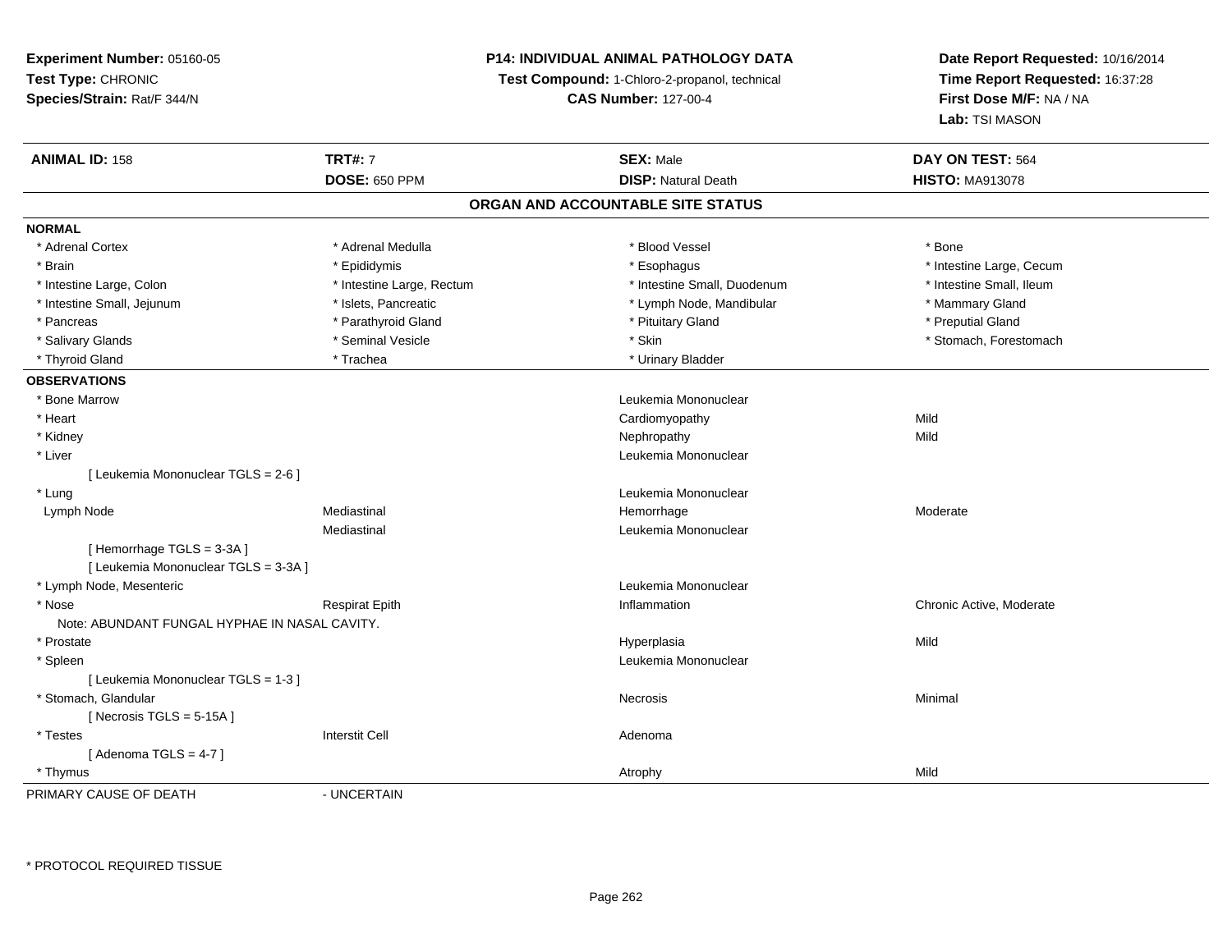**Experiment Number:** 05160-05
**Test Type:** CHRONIC
**Species/Strain:** Rat/F 344/N

**P14: INDIVIDUAL ANIMAL PATHOLOGY DATA**
**Test Compound:** 1-Chloro-2-propanol, technical
**CAS Number:** 127-00-4

**Date Report Requested:** 10/16/2014
**Time Report Requested:** 16:37:28
**First Dose M/F:** NA / NA
**Lab:** TSI MASON

| **ANIMAL ID:** 158 | **TRT#:** 7 | **SEX:** Male | **DAY ON TEST:** 564 |
|---|---|---|---|
| | **DOSE:** 650 PPM | **DISP:** Natural Death | **HISTO:** MA913078 |

## ORGAN AND ACCOUNTABLE SITE STATUS

**NORMAL**

| | | | |
|---|---|---|---|
| * Adrenal Cortex | * Adrenal Medulla | * Blood Vessel | * Bone |
| * Brain | * Epididymis | * Esophagus | * Intestine Large, Cecum |
| * Intestine Large, Colon | * Intestine Large, Rectum | * Intestine Small, Duodenum | * Intestine Small, Ileum |
| * Intestine Small, Jejunum | * Islets, Pancreatic | * Lymph Node, Mandibular | * Mammary Gland |
| * Pancreas | * Parathyroid Gland | * Pituitary Gland | * Preputial Gland |
| * Salivary Glands | * Seminal Vesicle | * Skin | * Stomach, Forestomach |
| * Thyroid Gland | * Trachea | * Urinary Bladder | |

**OBSERVATIONS**

| | | | |
|---|---|---|---|
| * Bone Marrow | | Leukemia Mononuclear | |
| * Heart | | Cardiomyopathy | Mild |
| * Kidney | | Nephropathy | Mild |
| * Liver | | Leukemia Mononuclear | |
| [ Leukemia Mononuclear TGLS = 2-6 ] | | | |
| * Lung | | Leukemia Mononuclear | |
| Lymph Node | Mediastinal | Hemorrhage | Moderate |
| | Mediastinal | Leukemia Mononuclear | |
| [ Hemorrhage TGLS = 3-3A ] | | | |
| [ Leukemia Mononuclear TGLS = 3-3A ] | | | |
| * Lymph Node, Mesenteric | | Leukemia Mononuclear | |
| * Nose | Respirat Epith | Inflammation | Chronic Active, Moderate |
| Note: ABUNDANT FUNGAL HYPHAE IN NASAL CAVITY. | | | |
| * Prostate | | Hyperplasia | Mild |
| * Spleen | | Leukemia Mononuclear | |
| [ Leukemia Mononuclear TGLS = 1-3 ] | | | |
| * Stomach, Glandular | | Necrosis | Minimal |
| [ Necrosis TGLS = 5-15A ] | | | |
| * Testes | Interstit Cell | Adenoma | |
| [ Adenoma TGLS = 4-7 ] | | | |
| * Thymus | | Atrophy | Mild |

PRIMARY CAUSE OF DEATH - UNCERTAIN

\* PROTOCOL REQUIRED TISSUE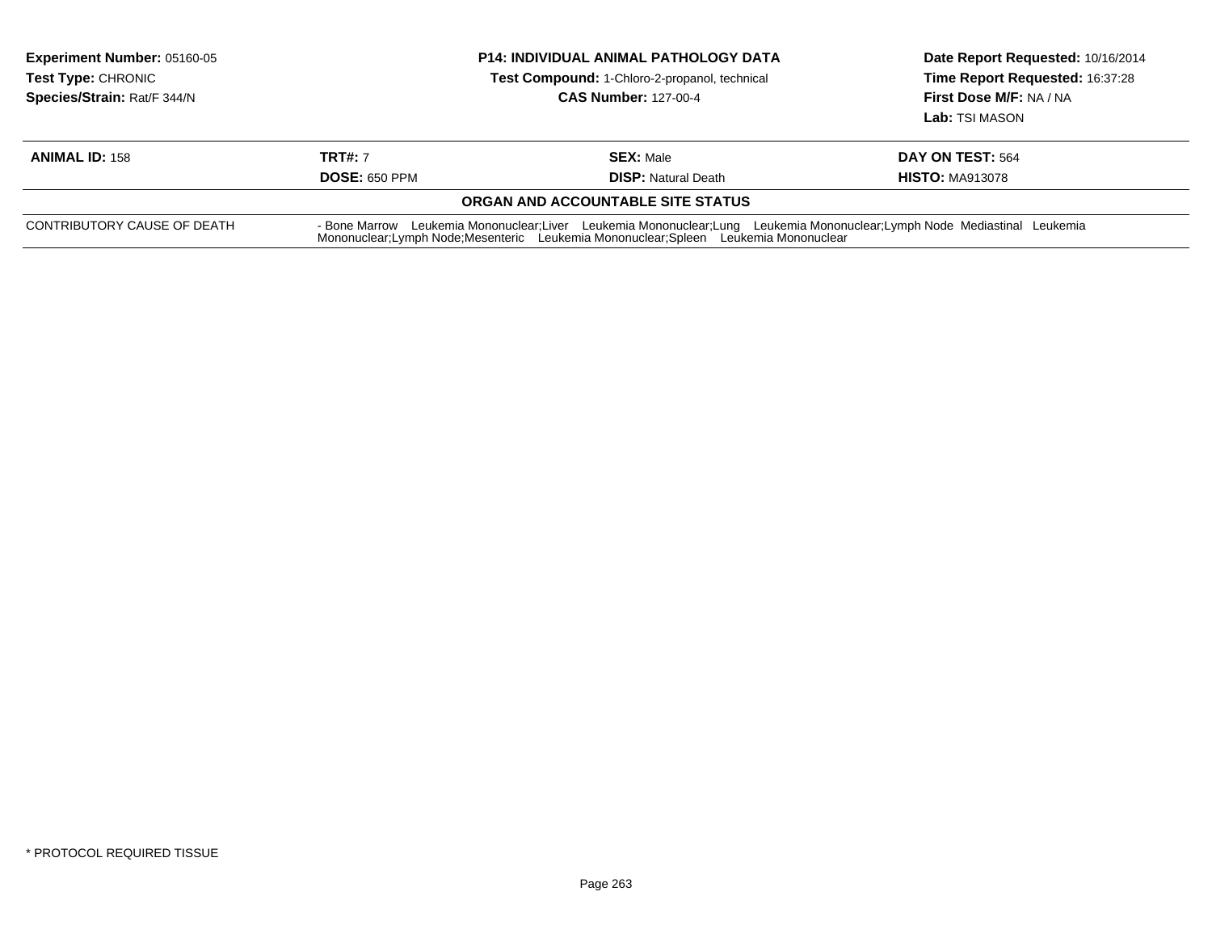**Experiment Number:** 05160-05
**Test Type:** CHRONIC
**Species/Strain:** Rat/F 344/N

**P14: INDIVIDUAL ANIMAL PATHOLOGY DATA**
**Test Compound:** 1-Chloro-2-propanol, technical
**CAS Number:** 127-00-4

**Date Report Requested:** 10/16/2014
**Time Report Requested:** 16:37:28
**First Dose M/F:** NA / NA
**Lab:** TSI MASON

| **ANIMAL ID:** 158 | **TRT#:** 7 | **SEX:** Male | **DAY ON TEST:** 564 |
|---|---|---|---|
| | **DOSE:** 650 PPM | **DISP:** Natural Death | **HISTO:** MA913078 |

**ORGAN AND ACCOUNTABLE SITE STATUS**

| | |
|---|---|
| CONTRIBUTORY CAUSE OF DEATH | - Bone Marrow Leukemia Mononuclear;Liver Leukemia Mononuclear;Lung Leukemia Mononuclear;Lymph Node Mediastinal Leukemia Mononuclear;Lymph Node;Mesenteric Leukemia Mononuclear;Spleen Leukemia Mononuclear |

* PROTOCOL REQUIRED TISSUE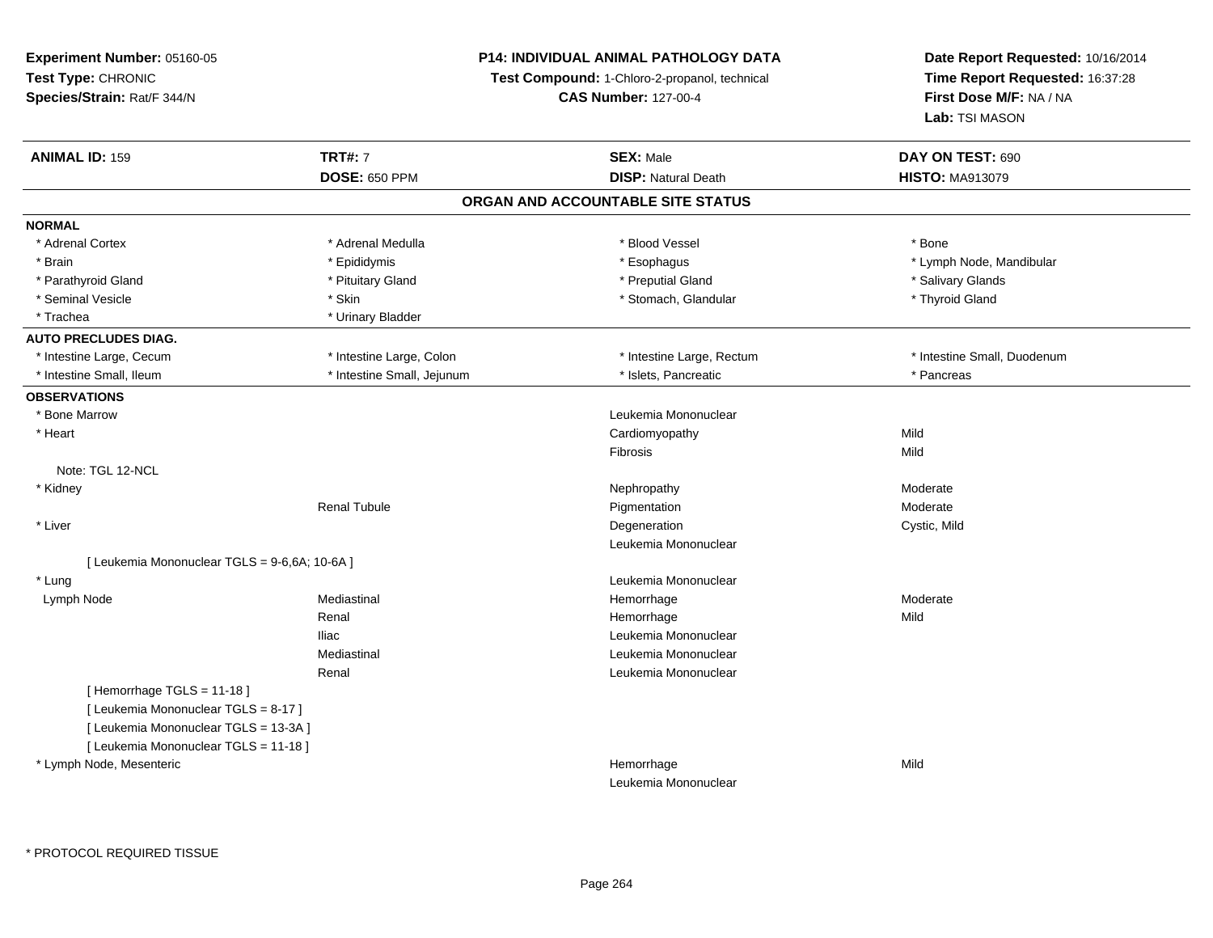**Experiment Number:** 05160-05
**Test Type:** CHRONIC
**Species/Strain:** Rat/F 344/N

**P14: INDIVIDUAL ANIMAL PATHOLOGY DATA**
**Test Compound:** 1-Chloro-2-propanol, technical
**CAS Number:** 127-00-4

**Date Report Requested:** 10/16/2014
**Time Report Requested:** 16:37:28
**First Dose M/F:** NA / NA
**Lab:** TSI MASON

| **ANIMAL ID:** 159 | **TRT#:** 7 | **SEX:** Male | **DAY ON TEST:** 690 |
|---|---|---|---|
| | **DOSE:** 650 PPM | **DISP:** Natural Death | **HISTO:** MA913079 |

## ORGAN AND ACCOUNTABLE SITE STATUS

**NORMAL**

| | | | |
|---|---|---|---|
| * Adrenal Cortex | * Adrenal Medulla | * Blood Vessel | * Bone |
| * Brain | * Epididymis | * Esophagus | * Lymph Node, Mandibular |
| * Parathyroid Gland | * Pituitary Gland | * Preputial Gland | * Salivary Glands |
| * Seminal Vesicle | * Skin | * Stomach, Glandular | * Thyroid Gland |
| * Trachea | * Urinary Bladder | | |

**AUTO PRECLUDES DIAG.**

| | | | |
|---|---|---|---|
| * Intestine Large, Cecum | * Intestine Large, Colon | * Intestine Large, Rectum | * Intestine Small, Duodenum |
| * Intestine Small, Ileum | * Intestine Small, Jejunum | * Islets, Pancreatic | * Pancreas |

**OBSERVATIONS**

| | | | |
|---|---|---|---|
| * Bone Marrow | | Leukemia Mononuclear | |
| * Heart | | Cardiomyopathy | Mild |
| | | Fibrosis | Mild |
| Note: TGL 12-NCL | | | |
| * Kidney | | Nephropathy | Moderate |
| | Renal Tubule | Pigmentation | Moderate |
| * Liver | | Degeneration | Cystic, Mild |
| | | Leukemia Mononuclear | |
| [ Leukemia Mononuclear TGLS = 9-6,6A; 10-6A ] | | | |
| * Lung | | Leukemia Mononuclear | |
| Lymph Node | Mediastinal | Hemorrhage | Moderate |
| | Renal | Hemorrhage | Mild |
| | Iliac | Leukemia Mononuclear | |
| | Mediastinal | Leukemia Mononuclear | |
| | Renal | Leukemia Mononuclear | |
| [ Hemorrhage TGLS = 11-18 ] | | | |
| [ Leukemia Mononuclear TGLS = 8-17 ] | | | |
| [ Leukemia Mononuclear TGLS = 13-3A ] | | | |
| [ Leukemia Mononuclear TGLS = 11-18 ] | | | |
| * Lymph Node, Mesenteric | | Hemorrhage | Mild |
| | | Leukemia Mononuclear | |

* PROTOCOL REQUIRED TISSUE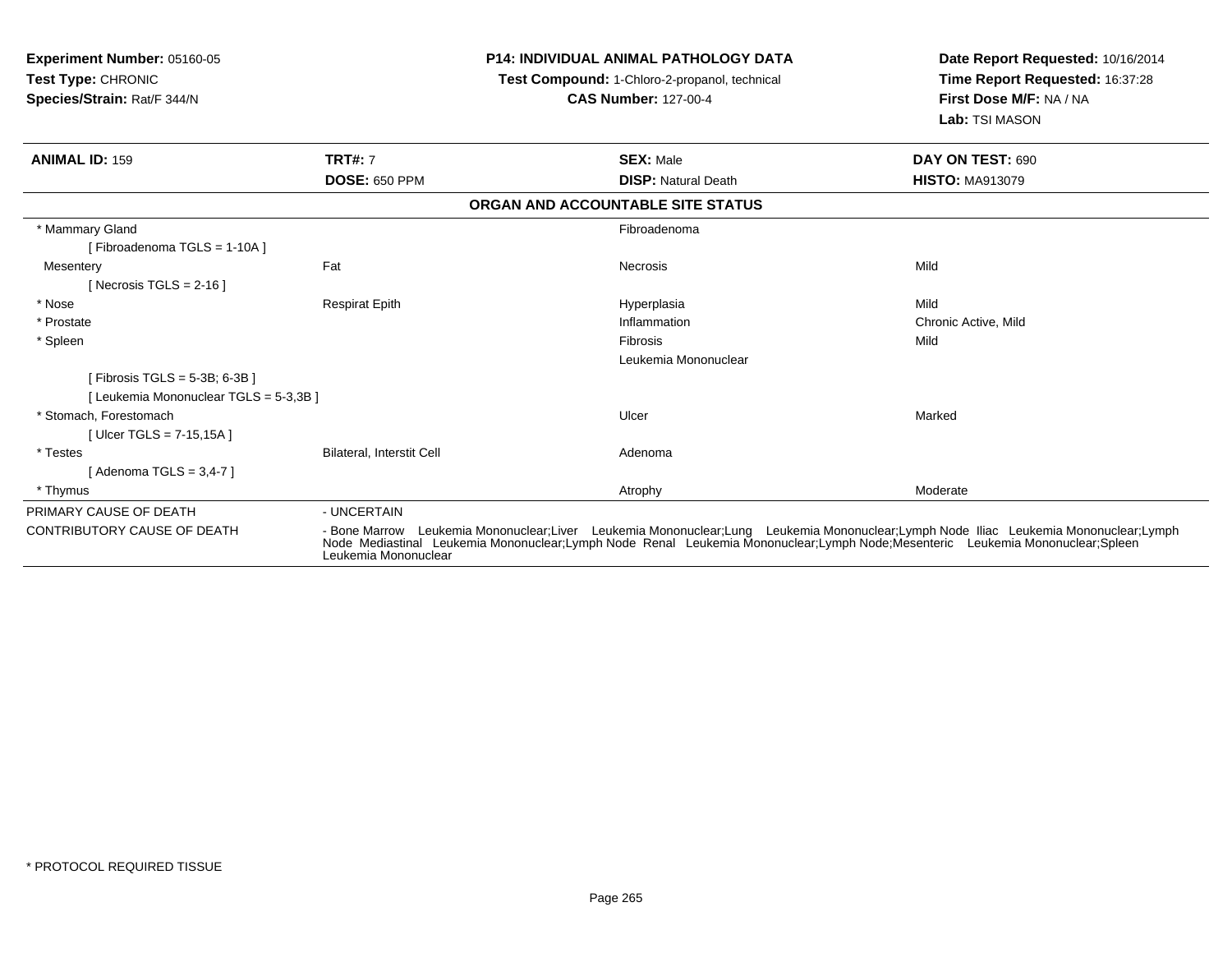**Experiment Number:** 05160-05
**Test Type:** CHRONIC
**Species/Strain:** Rat/F 344/N

**P14: INDIVIDUAL ANIMAL PATHOLOGY DATA**
**Test Compound:** 1-Chloro-2-propanol, technical
**CAS Number:** 127-00-4

**Date Report Requested:** 10/16/2014
**Time Report Requested:** 16:37:28
**First Dose M/F:** NA / NA
**Lab:** TSI MASON

| **ANIMAL ID:** 159 | **TRT#:** 7 | **SEX:** Male | **DAY ON TEST:** 690 |
|---|---|---|---|
| | **DOSE:** 650 PPM | **DISP:** Natural Death | **HISTO:** MA913079 |

**ORGAN AND ACCOUNTABLE SITE STATUS**

| | | | |
|---|---|---|---|
| * Mammary Gland | | Fibroadenoma | |
| [ Fibroadenoma TGLS = 1-10A ] | | | |
| Mesentery | Fat | Necrosis | Mild |
| [ Necrosis TGLS = 2-16 ] | | | |
| * Nose | Respirat Epith | Hyperplasia | Mild |
| * Prostate | | Inflammation | Chronic Active, Mild |
| * Spleen | | Fibrosis | Mild |
| | | Leukemia Mononuclear | |
| [ Fibrosis TGLS = 5-3B; 6-3B ] | | | |
| [ Leukemia Mononuclear TGLS = 5-3,3B ] | | | |
| * Stomach, Forestomach | | Ulcer | Marked |
| [ Ulcer TGLS = 7-15,15A ] | | | |
| * Testes | Bilateral, Interstit Cell | Adenoma | |
| [ Adenoma TGLS = 3,4-7 ] | | | |
| * Thymus | | Atrophy | Moderate |

| | |
|---|---|
| PRIMARY CAUSE OF DEATH | - UNCERTAIN |
| CONTRIBUTORY CAUSE OF DEATH | - Bone Marrow Leukemia Mononuclear;Liver Leukemia Mononuclear;Lung Leukemia Mononuclear;Lymph Node Iliac Leukemia Mononuclear;Lymph Node Mediastinal Leukemia Mononuclear;Lymph Node Renal Leukemia Mononuclear;Lymph Node;Mesenteric Leukemia Mononuclear;Spleen Leukemia Mononuclear |

* PROTOCOL REQUIRED TISSUE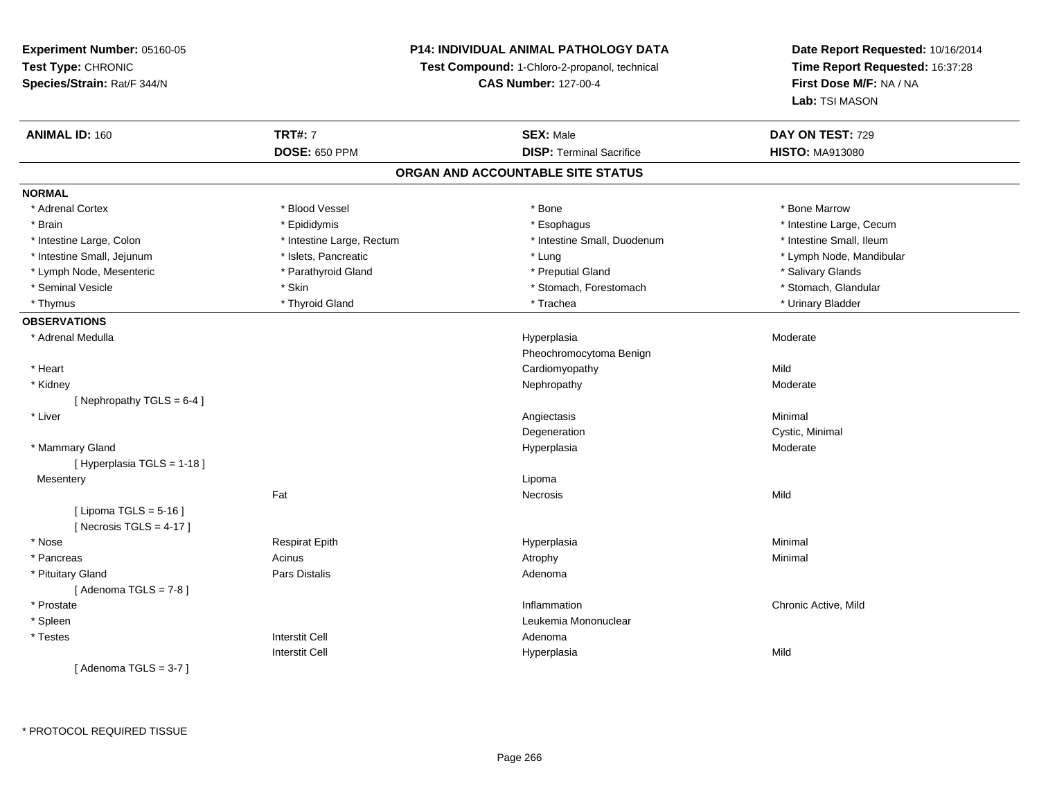**Experiment Number:** 05160-05
**Test Type:** CHRONIC
**Species/Strain:** Rat/F 344/N

**P14: INDIVIDUAL ANIMAL PATHOLOGY DATA**
**Test Compound:** 1-Chloro-2-propanol, technical
**CAS Number:** 127-00-4

**Date Report Requested:** 10/16/2014
**Time Report Requested:** 16:37:28
**First Dose M/F:** NA / NA
**Lab:** TSI MASON

| **ANIMAL ID:** 160 | **TRT#:** 7 | **SEX:** Male | **DAY ON TEST:** 729 |
|---|---|---|---|
| | **DOSE:** 650 PPM | **DISP:** Terminal Sacrifice | **HISTO:** MA913080 |

## ORGAN AND ACCOUNTABLE SITE STATUS

**NORMAL**

| | | | |
|---|---|---|---|
| * Adrenal Cortex | * Blood Vessel | * Bone | * Bone Marrow |
| * Brain | * Epididymis | * Esophagus | * Intestine Large, Cecum |
| * Intestine Large, Colon | * Intestine Large, Rectum | * Intestine Small, Duodenum | * Intestine Small, Ileum |
| * Intestine Small, Jejunum | * Islets, Pancreatic | * Lung | * Lymph Node, Mandibular |
| * Lymph Node, Mesenteric | * Parathyroid Gland | * Preputial Gland | * Salivary Glands |
| * Seminal Vesicle | * Skin | * Stomach, Forestomach | * Stomach, Glandular |
| * Thymus | * Thyroid Gland | * Trachea | * Urinary Bladder |

**OBSERVATIONS**

| | | | |
|---|---|---|---|
| * Adrenal Medulla | | Hyperplasia | Moderate |
| | | Pheochromocytoma Benign | |
| * Heart | | Cardiomyopathy | Mild |
| * Kidney | | Nephropathy | Moderate |
| [ Nephropathy TGLS = 6-4 ] | | | |
| * Liver | | Angiectasis | Minimal |
| | | Degeneration | Cystic, Minimal |
| * Mammary Gland | | Hyperplasia | Moderate |
| [ Hyperplasia TGLS = 1-18 ] | | | |
| Mesentery | | Lipoma | |
| | Fat | Necrosis | Mild |
| [ Lipoma TGLS = 5-16 ] | | | |
| [ Necrosis TGLS = 4-17 ] | | | |
| * Nose | Respirat Epith | Hyperplasia | Minimal |
| * Pancreas | Acinus | Atrophy | Minimal |
| * Pituitary Gland | Pars Distalis | Adenoma | |
| [ Adenoma TGLS = 7-8 ] | | | |
| * Prostate | | Inflammation | Chronic Active, Mild |
| * Spleen | | Leukemia Mononuclear | |
| * Testes | Interstit Cell | Adenoma | |
| | Interstit Cell | Hyperplasia | Mild |
| [ Adenoma TGLS = 3-7 ] | | | |

\* PROTOCOL REQUIRED TISSUE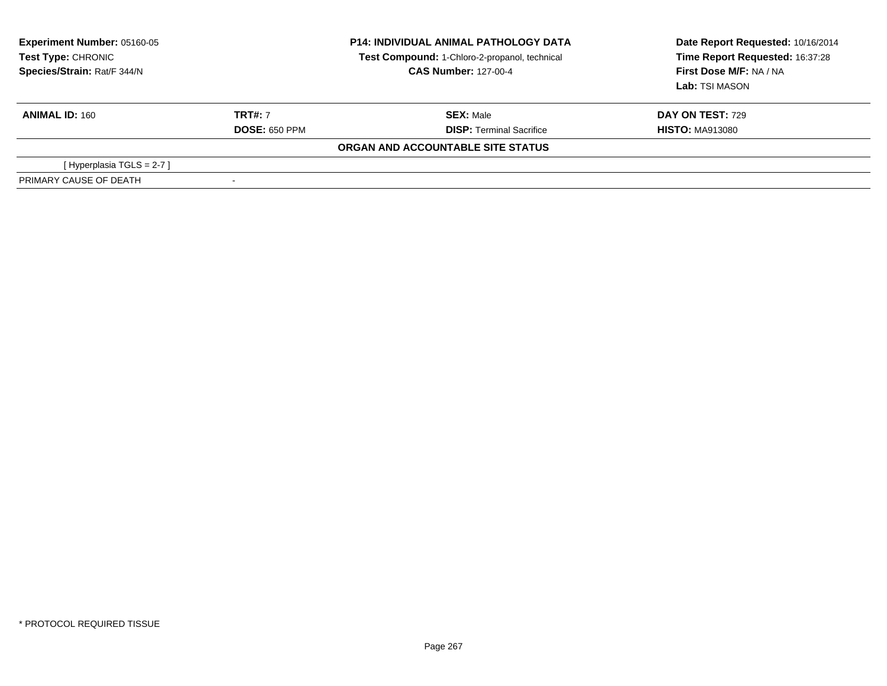**Experiment Number:** 05160-05
**Test Type:** CHRONIC
**Species/Strain:** Rat/F 344/N

**P14: INDIVIDUAL ANIMAL PATHOLOGY DATA**
**Test Compound:** 1-Chloro-2-propanol, technical
**CAS Number:** 127-00-4

**Date Report Requested:** 10/16/2014
**Time Report Requested:** 16:37:28
**First Dose M/F:** NA / NA
**Lab:** TSI MASON

| **ANIMAL ID:** 160 | **TRT#:** 7 | **SEX:** Male | **DAY ON TEST:** 729 |
|---|---|---|---|
| | **DOSE:** 650 PPM | **DISP:** Terminal Sacrifice | **HISTO:** MA913080 |

**ORGAN AND ACCOUNTABLE SITE STATUS**

| | |
|---|---|
| [ Hyperplasia TGLS = 2-7 ] | |
| PRIMARY CAUSE OF DEATH | - |

* PROTOCOL REQUIRED TISSUE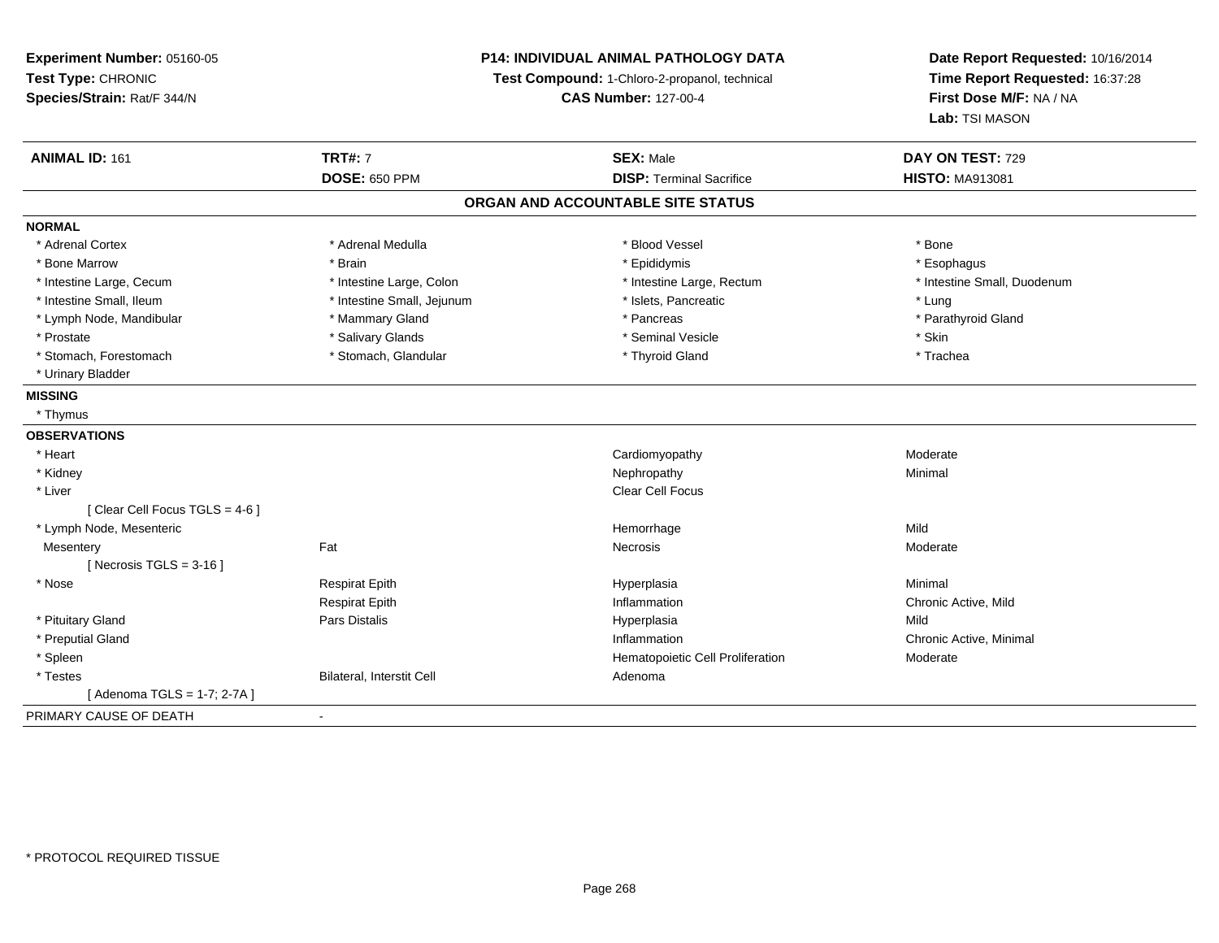**Experiment Number:** 05160-05
**Test Type:** CHRONIC
**Species/Strain:** Rat/F 344/N

**P14: INDIVIDUAL ANIMAL PATHOLOGY DATA**
**Test Compound:** 1-Chloro-2-propanol, technical
**CAS Number:** 127-00-4

**Date Report Requested:** 10/16/2014
**Time Report Requested:** 16:37:28
**First Dose M/F:** NA / NA
**Lab:** TSI MASON

| **ANIMAL ID:** 161 | **TRT#:** 7 | **SEX:** Male | **DAY ON TEST:** 729 |
|---|---|---|---|
| | **DOSE:** 650 PPM | **DISP:** Terminal Sacrifice | **HISTO:** MA913081 |

## ORGAN AND ACCOUNTABLE SITE STATUS

**NORMAL**

| | | | |
|---|---|---|---|
| * Adrenal Cortex | * Adrenal Medulla | * Blood Vessel | * Bone |
| * Bone Marrow | * Brain | * Epididymis | * Esophagus |
| * Intestine Large, Cecum | * Intestine Large, Colon | * Intestine Large, Rectum | * Intestine Small, Duodenum |
| * Intestine Small, Ileum | * Intestine Small, Jejunum | * Islets, Pancreatic | * Lung |
| * Lymph Node, Mandibular | * Mammary Gland | * Pancreas | * Parathyroid Gland |
| * Prostate | * Salivary Glands | * Seminal Vesicle | * Skin |
| * Stomach, Forestomach | * Stomach, Glandular | * Thyroid Gland | * Trachea |
| * Urinary Bladder | | | |

**MISSING**

* Thymus

**OBSERVATIONS**

| | | | |
|---|---|---|---|
| * Heart | | Cardiomyopathy | Moderate |
| * Kidney | | Nephropathy | Minimal |
| * Liver | | Clear Cell Focus | |
| [ Clear Cell Focus TGLS = 4-6 ] | | | |
| * Lymph Node, Mesenteric | | Hemorrhage | Mild |
| Mesentery | Fat | Necrosis | Moderate |
| [ Necrosis TGLS = 3-16 ] | | | |
| * Nose | Respirat Epith | Hyperplasia | Minimal |
| | Respirat Epith | Inflammation | Chronic Active, Mild |
| * Pituitary Gland | Pars Distalis | Hyperplasia | Mild |
| * Preputial Gland | | Inflammation | Chronic Active, Minimal |
| * Spleen | | Hematopoietic Cell Proliferation | Moderate |
| * Testes | Bilateral, Interstit Cell | Adenoma | |
| [ Adenoma TGLS = 1-7; 2-7A ] | | | |

PRIMARY CAUSE OF DEATH -

* PROTOCOL REQUIRED TISSUE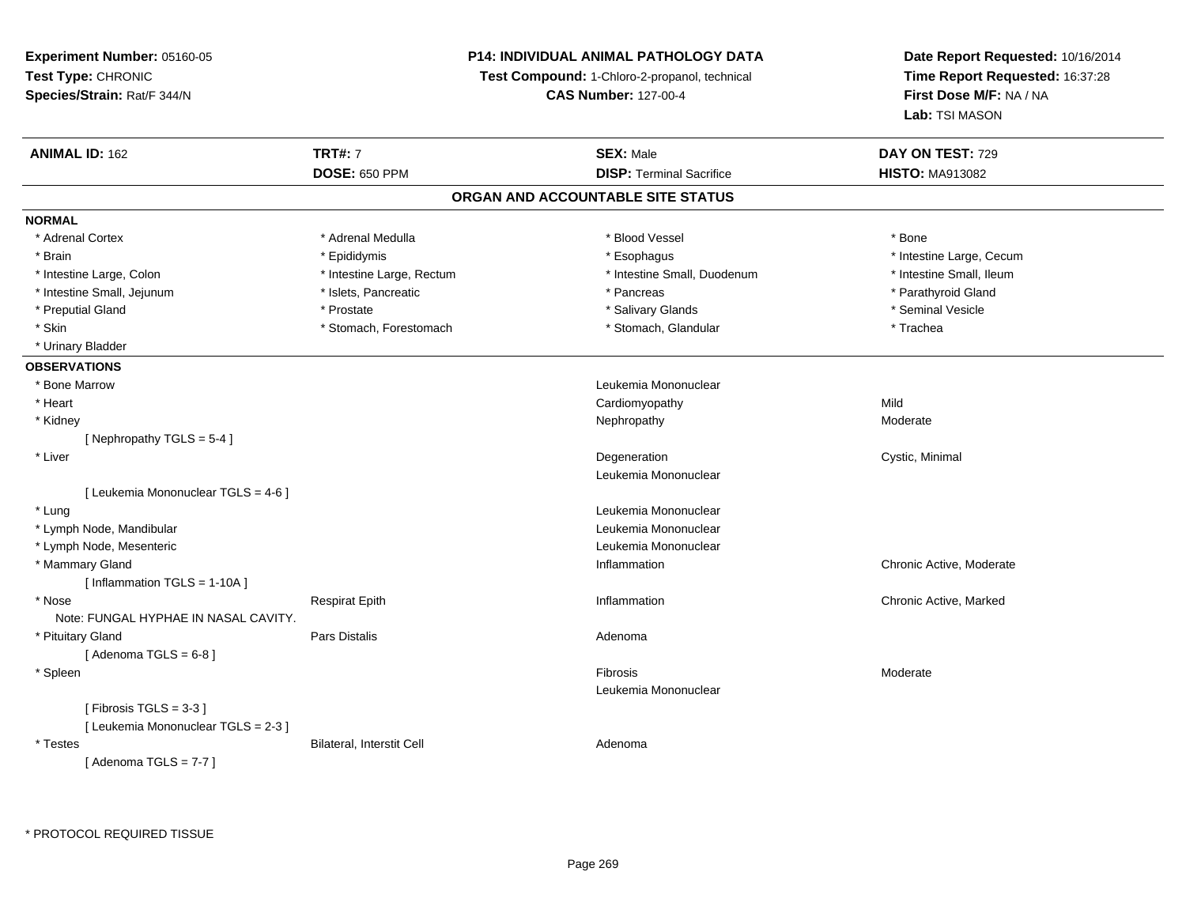**Experiment Number:** 05160-05
**Test Type:** CHRONIC
**Species/Strain:** Rat/F 344/N

**P14: INDIVIDUAL ANIMAL PATHOLOGY DATA**
**Test Compound:** 1-Chloro-2-propanol, technical
**CAS Number:** 127-00-4

**Date Report Requested:** 10/16/2014
**Time Report Requested:** 16:37:28
**First Dose M/F:** NA / NA
**Lab:** TSI MASON

| **ANIMAL ID:** 162 | **TRT#:** 7 | **SEX:** Male | **DAY ON TEST:** 729 |
|---|---|---|---|
| | **DOSE:** 650 PPM | **DISP:** Terminal Sacrifice | **HISTO:** MA913082 |

## ORGAN AND ACCOUNTABLE SITE STATUS

**NORMAL**

| | | | |
|---|---|---|---|
| * Adrenal Cortex | * Adrenal Medulla | * Blood Vessel | * Bone |
| * Brain | * Epididymis | * Esophagus | * Intestine Large, Cecum |
| * Intestine Large, Colon | * Intestine Large, Rectum | * Intestine Small, Duodenum | * Intestine Small, Ileum |
| * Intestine Small, Jejunum | * Islets, Pancreatic | * Pancreas | * Parathyroid Gland |
| * Preputial Gland | * Prostate | * Salivary Glands | * Seminal Vesicle |
| * Skin | * Stomach, Forestomach | * Stomach, Glandular | * Trachea |
| * Urinary Bladder | | | |

**OBSERVATIONS**

| | | | |
|---|---|---|---|
| * Bone Marrow | | Leukemia Mononuclear | |
| * Heart | | Cardiomyopathy | Mild |
| * Kidney | | Nephropathy | Moderate |
| [ Nephropathy TGLS = 5-4 ] | | | |
| * Liver | | Degeneration | Cystic, Minimal |
| | | Leukemia Mononuclear | |
| [ Leukemia Mononuclear TGLS = 4-6 ] | | | |
| * Lung | | Leukemia Mononuclear | |
| * Lymph Node, Mandibular | | Leukemia Mononuclear | |
| * Lymph Node, Mesenteric | | Leukemia Mononuclear | |
| * Mammary Gland | | Inflammation | Chronic Active, Moderate |
| [ Inflammation TGLS = 1-10A ] | | | |
| * Nose | Respirat Epith | Inflammation | Chronic Active, Marked |
| Note: FUNGAL HYPHAE IN NASAL CAVITY. | | | |
| * Pituitary Gland | Pars Distalis | Adenoma | |
| [ Adenoma TGLS = 6-8 ] | | | |
| * Spleen | | Fibrosis | Moderate |
| | | Leukemia Mononuclear | |
| [ Fibrosis TGLS = 3-3 ] | | | |
| [ Leukemia Mononuclear TGLS = 2-3 ] | | | |
| * Testes | Bilateral, Interstit Cell | Adenoma | |
| [ Adenoma TGLS = 7-7 ] | | | |

\* PROTOCOL REQUIRED TISSUE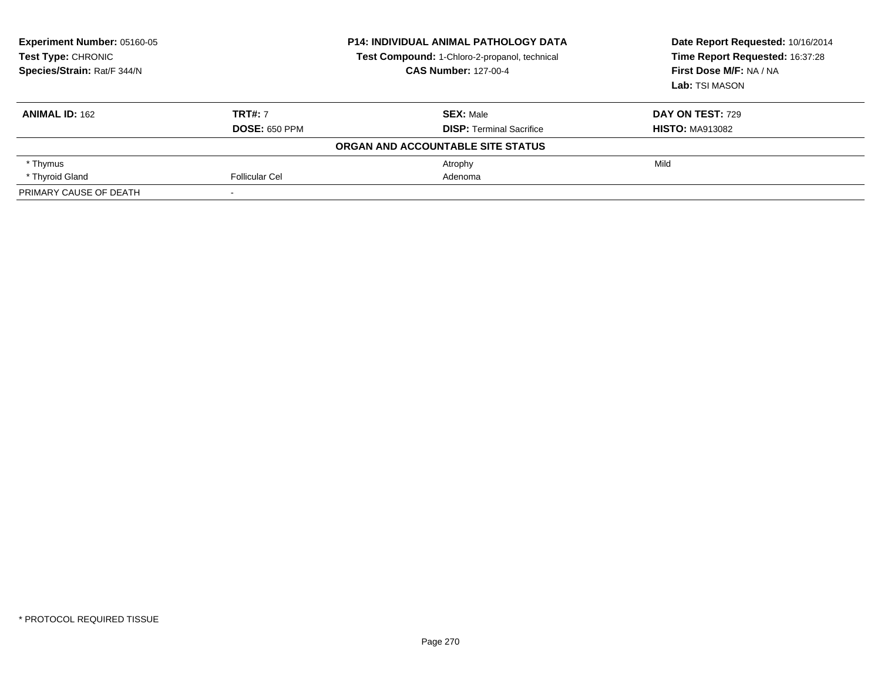**Experiment Number:** 05160-05
**Test Type:** CHRONIC
**Species/Strain:** Rat/F 344/N

**P14: INDIVIDUAL ANIMAL PATHOLOGY DATA**
**Test Compound:** 1-Chloro-2-propanol, technical
**CAS Number:** 127-00-4

**Date Report Requested:** 10/16/2014
**Time Report Requested:** 16:37:28
**First Dose M/F:** NA / NA
**Lab:** TSI MASON

| **ANIMAL ID:** 162 | **TRT#:** 7 | **SEX:** Male | **DAY ON TEST:** 729 |
|---|---|---|---|
| | **DOSE:** 650 PPM | **DISP:** Terminal Sacrifice | **HISTO:** MA913082 |
| | | **ORGAN AND ACCOUNTABLE SITE STATUS** | |
| * Thymus | | Atrophy | Mild |
| * Thyroid Gland | Follicular Cel | Adenoma | |
| PRIMARY CAUSE OF DEATH | - | | |

* PROTOCOL REQUIRED TISSUE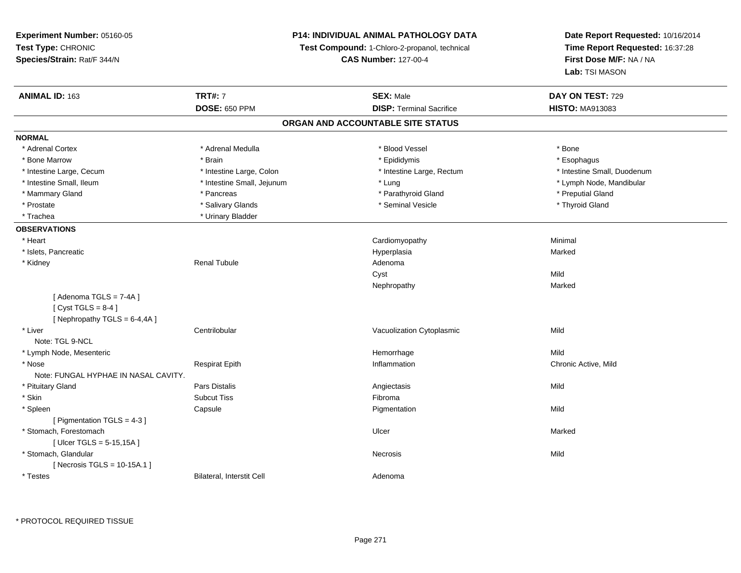**Experiment Number:** 05160-05
**Test Type:** CHRONIC
**Species/Strain:** Rat/F 344/N

**P14: INDIVIDUAL ANIMAL PATHOLOGY DATA**
**Test Compound:** 1-Chloro-2-propanol, technical
**CAS Number:** 127-00-4

**Date Report Requested:** 10/16/2014
**Time Report Requested:** 16:37:28
**First Dose M/F:** NA / NA
**Lab:** TSI MASON

| **ANIMAL ID:** 163 | **TRT#:** 7 | **SEX:** Male | **DAY ON TEST:** 729 |
|---|---|---|---|
| | **DOSE:** 650 PPM | **DISP:** Terminal Sacrifice | **HISTO:** MA913083 |

## ORGAN AND ACCOUNTABLE SITE STATUS

**NORMAL**

| | | | |
|---|---|---|---|
| * Adrenal Cortex | * Adrenal Medulla | * Blood Vessel | * Bone |
| * Bone Marrow | * Brain | * Epididymis | * Esophagus |
| * Intestine Large, Cecum | * Intestine Large, Colon | * Intestine Large, Rectum | * Intestine Small, Duodenum |
| * Intestine Small, Ileum | * Intestine Small, Jejunum | * Lung | * Lymph Node, Mandibular |
| * Mammary Gland | * Pancreas | * Parathyroid Gland | * Preputial Gland |
| * Prostate | * Salivary Glands | * Seminal Vesicle | * Thyroid Gland |
| * Trachea | * Urinary Bladder | | |

**OBSERVATIONS**

| | | | |
|---|---|---|---|
| * Heart | | Cardiomyopathy | Minimal |
| * Islets, Pancreatic | | Hyperplasia | Marked |
| * Kidney | Renal Tubule | Adenoma | |
| | | Cyst | Mild |
| | | Nephropathy | Marked |
| [ Adenoma TGLS = 7-4A ] | | | |
| [ Cyst TGLS = 8-4 ] | | | |
| [ Nephropathy TGLS = 6-4,4A ] | | | |
| * Liver | Centrilobular | Vacuolization Cytoplasmic | Mild |
| Note: TGL 9-NCL | | | |
| * Lymph Node, Mesenteric | | Hemorrhage | Mild |
| * Nose | Respirat Epith | Inflammation | Chronic Active, Mild |
| Note: FUNGAL HYPHAE IN NASAL CAVITY. | | | |
| * Pituitary Gland | Pars Distalis | Angiectasis | Mild |
| * Skin | Subcut Tiss | Fibroma | |
| * Spleen | Capsule | Pigmentation | Mild |
| [ Pigmentation TGLS = 4-3 ] | | | |
| * Stomach, Forestomach | | Ulcer | Marked |
| [ Ulcer TGLS = 5-15,15A ] | | | |
| * Stomach, Glandular | | Necrosis | Mild |
| [ Necrosis TGLS = 10-15A.1 ] | | | |
| * Testes | Bilateral, Interstit Cell | Adenoma | |

* PROTOCOL REQUIRED TISSUE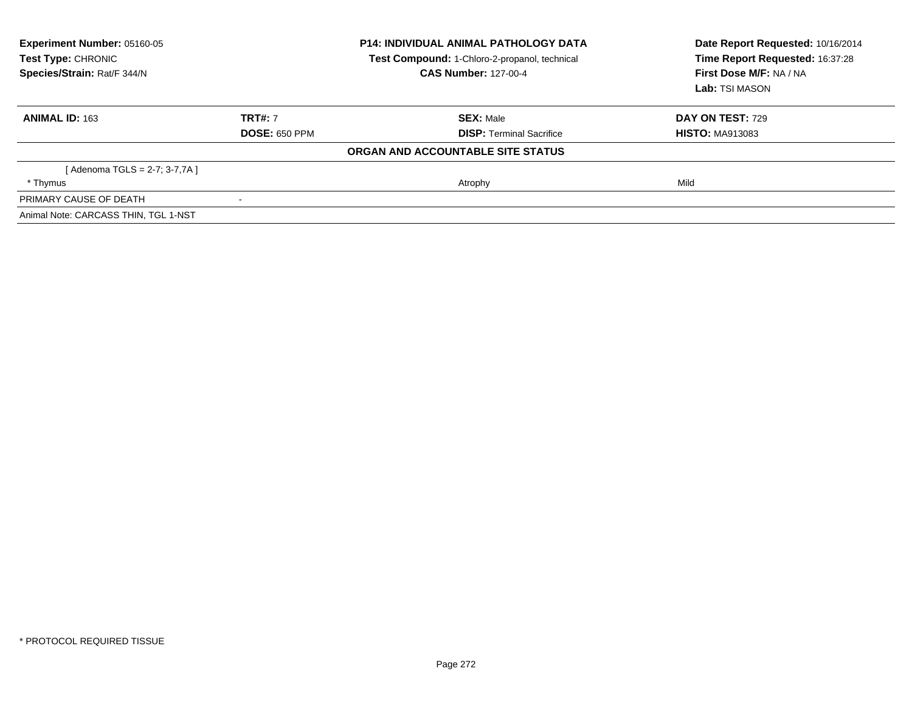| **Experiment Number:** 05160-05 | **P14: INDIVIDUAL ANIMAL PATHOLOGY DATA** | **Date Report Requested:** 10/16/2014 |
|---|---|---|
| **Test Type:** CHRONIC | **Test Compound:** 1-Chloro-2-propanol, technical | **Time Report Requested:** 16:37:28 |
| **Species/Strain:** Rat/F 344/N | **CAS Number:** 127-00-4 | **First Dose M/F:** NA / NA |
| | | **Lab:** TSI MASON |

| **ANIMAL ID:** 163 | **TRT#:** 7 | **SEX:** Male | **DAY ON TEST:** 729 |
|---|---|---|---|
| | **DOSE:** 650 PPM | **DISP:** Terminal Sacrifice | **HISTO:** MA913083 |
| **ORGAN AND ACCOUNTABLE SITE STATUS** | | | |
| [ Adenoma TGLS = 2-7; 3-7,7A ] | | | |
| * Thymus | | Atrophy | Mild |
| PRIMARY CAUSE OF DEATH | - | | |
| Animal Note: CARCASS THIN, TGL 1-NST | | | |

* PROTOCOL REQUIRED TISSUE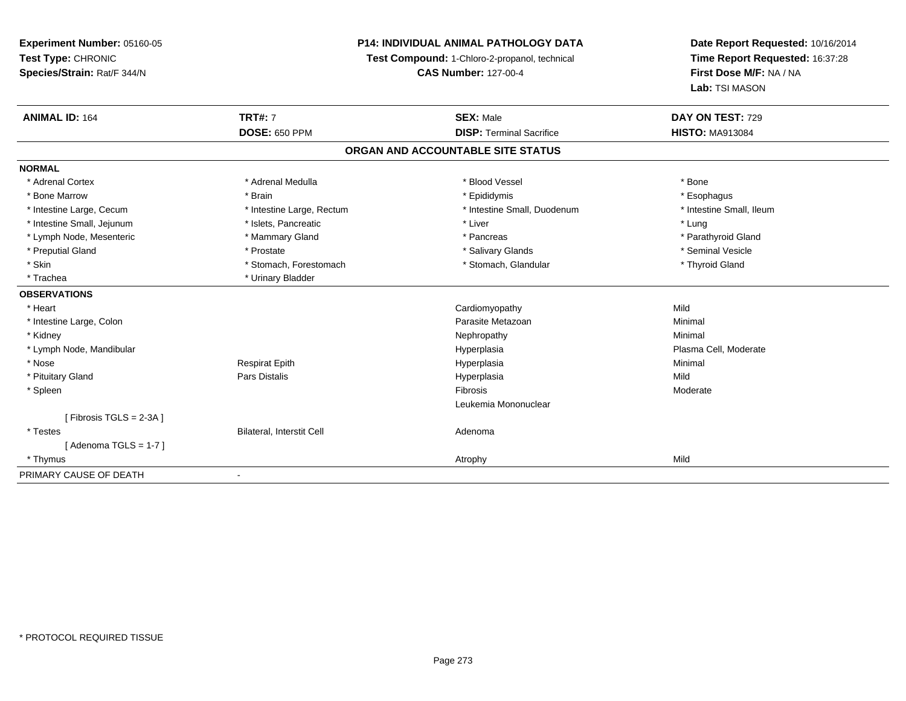**Experiment Number:** 05160-05
**Test Type:** CHRONIC
**Species/Strain:** Rat/F 344/N

**P14: INDIVIDUAL ANIMAL PATHOLOGY DATA**
**Test Compound:** 1-Chloro-2-propanol, technical
**CAS Number:** 127-00-4

**Date Report Requested:** 10/16/2014
**Time Report Requested:** 16:37:28
**First Dose M/F:** NA / NA
**Lab:** TSI MASON

| **ANIMAL ID:** 164 | **TRT#:** 7 | **SEX:** Male | **DAY ON TEST:** 729 |
|---|---|---|---|
| | **DOSE:** 650 PPM | **DISP:** Terminal Sacrifice | **HISTO:** MA913084 |

**ORGAN AND ACCOUNTABLE SITE STATUS**

| | | | |
|---|---|---|---|
| **NORMAL** | | | |
| * Adrenal Cortex | * Adrenal Medulla | * Blood Vessel | * Bone |
| * Bone Marrow | * Brain | * Epididymis | * Esophagus |
| * Intestine Large, Cecum | * Intestine Large, Rectum | * Intestine Small, Duodenum | * Intestine Small, Ileum |
| * Intestine Small, Jejunum | * Islets, Pancreatic | * Liver | * Lung |
| * Lymph Node, Mesenteric | * Mammary Gland | * Pancreas | * Parathyroid Gland |
| * Preputial Gland | * Prostate | * Salivary Glands | * Seminal Vesicle |
| * Skin | * Stomach, Forestomach | * Stomach, Glandular | * Thyroid Gland |
| * Trachea | * Urinary Bladder | | |
| **OBSERVATIONS** | | | |
| * Heart | | Cardiomyopathy | Mild |
| * Intestine Large, Colon | | Parasite Metazoan | Minimal |
| * Kidney | | Nephropathy | Minimal |
| * Lymph Node, Mandibular | | Hyperplasia | Plasma Cell, Moderate |
| * Nose | Respirat Epith | Hyperplasia | Minimal |
| * Pituitary Gland | Pars Distalis | Hyperplasia | Mild |
| * Spleen | | Fibrosis | Moderate |
| | | Leukemia Mononuclear | |
| [ Fibrosis TGLS = 2-3A ] | | | |
| * Testes | Bilateral, Interstit Cell | Adenoma | |
| [ Adenoma TGLS = 1-7 ] | | | |
| * Thymus | | Atrophy | Mild |
| PRIMARY CAUSE OF DEATH | - | | |

* PROTOCOL REQUIRED TISSUE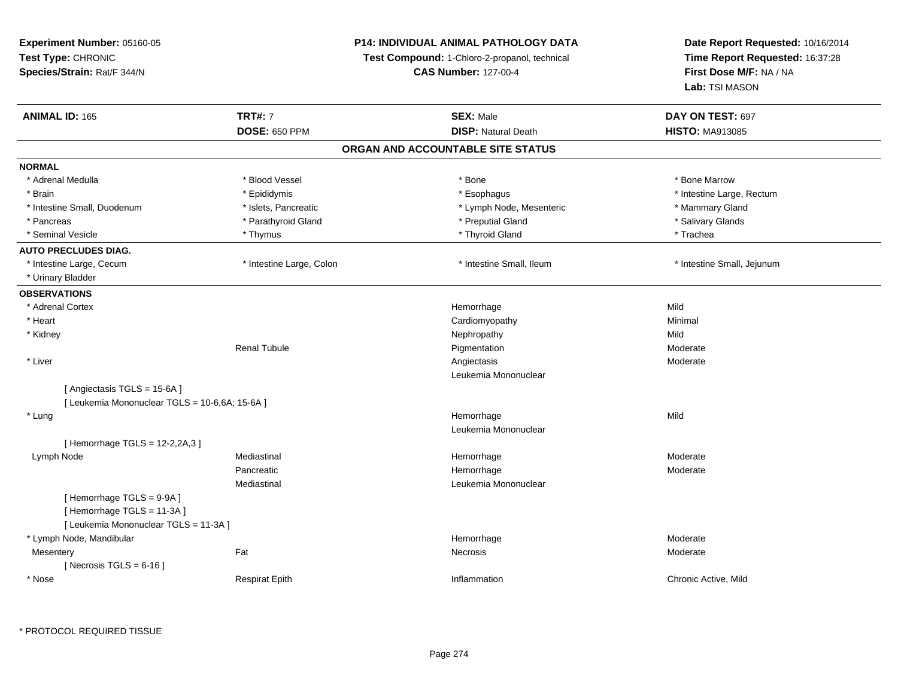**Experiment Number:** 05160-05
**Test Type:** CHRONIC
**Species/Strain:** Rat/F 344/N

**P14: INDIVIDUAL ANIMAL PATHOLOGY DATA**
**Test Compound:** 1-Chloro-2-propanol, technical
**CAS Number:** 127-00-4

**Date Report Requested:** 10/16/2014
**Time Report Requested:** 16:37:28
**First Dose M/F:** NA / NA
**Lab:** TSI MASON

| **ANIMAL ID:** 165 | **TRT#:** 7 | **SEX:** Male | **DAY ON TEST:** 697 |
|---|---|---|---|
| | **DOSE:** 650 PPM | **DISP:** Natural Death | **HISTO:** MA913085 |

## ORGAN AND ACCOUNTABLE SITE STATUS

**NORMAL**

| | | | |
|---|---|---|---|
| * Adrenal Medulla | * Blood Vessel | * Bone | * Bone Marrow |
| * Brain | * Epididymis | * Esophagus | * Intestine Large, Rectum |
| * Intestine Small, Duodenum | * Islets, Pancreatic | * Lymph Node, Mesenteric | * Mammary Gland |
| * Pancreas | * Parathyroid Gland | * Preputial Gland | * Salivary Glands |
| * Seminal Vesicle | * Thymus | * Thyroid Gland | * Trachea |

**AUTO PRECLUDES DIAG.**

| | | | |
|---|---|---|---|
| * Intestine Large, Cecum | * Intestine Large, Colon | * Intestine Small, Ileum | * Intestine Small, Jejunum |
| * Urinary Bladder | | | |

**OBSERVATIONS**

| | | | |
|---|---|---|---|
| * Adrenal Cortex | | Hemorrhage | Mild |
| * Heart | | Cardiomyopathy | Minimal |
| * Kidney | | Nephropathy | Mild |
| | Renal Tubule | Pigmentation | Moderate |
| * Liver | | Angiectasis | Moderate |
| | | Leukemia Mononuclear | |
| [ Angiectasis TGLS = 15-6A ] | | | |
| [ Leukemia Mononuclear TGLS = 10-6,6A; 15-6A ] | | | |
| * Lung | | Hemorrhage | Mild |
| | | Leukemia Mononuclear | |
| [ Hemorrhage TGLS = 12-2,2A,3 ] | | | |
| Lymph Node | Mediastinal | Hemorrhage | Moderate |
| | Pancreatic | Hemorrhage | Moderate |
| | Mediastinal | Leukemia Mononuclear | |
| [ Hemorrhage TGLS = 9-9A ] | | | |
| [ Hemorrhage TGLS = 11-3A ] | | | |
| [ Leukemia Mononuclear TGLS = 11-3A ] | | | |
| * Lymph Node, Mandibular | | Hemorrhage | Moderate |
| Mesentery | Fat | Necrosis | Moderate |
| [ Necrosis TGLS = 6-16 ] | | | |
| * Nose | Respirat Epith | Inflammation | Chronic Active, Mild |

\* PROTOCOL REQUIRED TISSUE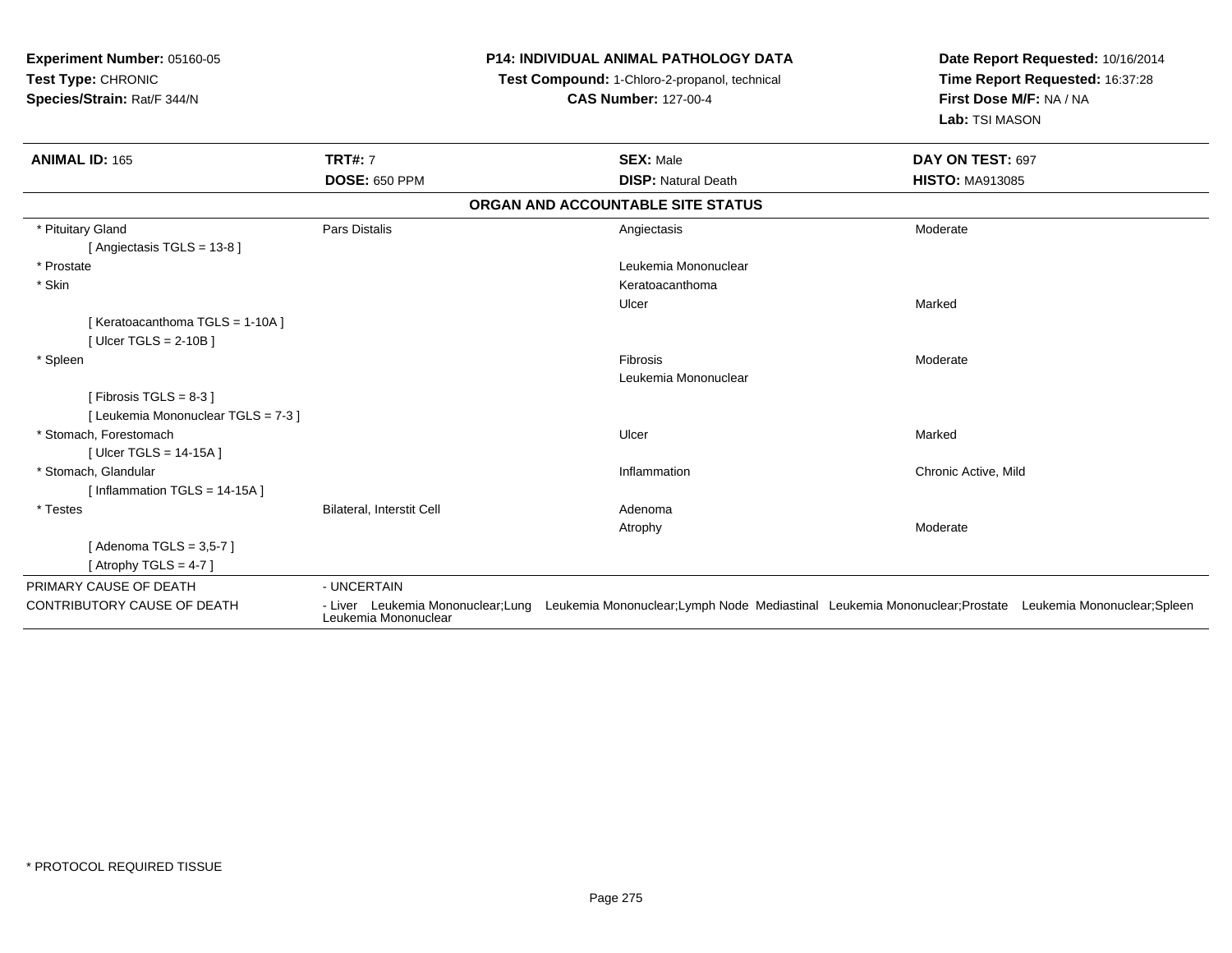**Experiment Number:** 05160-05
**Test Type:** CHRONIC
**Species/Strain:** Rat/F 344/N

**P14: INDIVIDUAL ANIMAL PATHOLOGY DATA**
**Test Compound:** 1-Chloro-2-propanol, technical
**CAS Number:** 127-00-4

**Date Report Requested:** 10/16/2014
**Time Report Requested:** 16:37:28
**First Dose M/F:** NA / NA
**Lab:** TSI MASON

| **ANIMAL ID:** 165 | **TRT#:** 7 | **SEX:** Male | **DAY ON TEST:** 697 |
|---|---|---|---|
| | **DOSE:** 650 PPM | **DISP:** Natural Death | **HISTO:** MA913085 |

**ORGAN AND ACCOUNTABLE SITE STATUS**

| Organ | Site | Finding | Severity |
|---|---|---|---|
| * Pituitary Gland | Pars Distalis | Angiectasis | Moderate |
| [ Angiectasis TGLS = 13-8 ] | | | |
| * Prostate | | Leukemia Mononuclear | |
| * Skin | | Keratoacanthoma | |
| | | Ulcer | Marked |
| [ Keratoacanthoma TGLS = 1-10A ] | | | |
| [ Ulcer TGLS = 2-10B ] | | | |
| * Spleen | | Fibrosis | Moderate |
| | | Leukemia Mononuclear | |
| [ Fibrosis TGLS = 8-3 ] | | | |
| [ Leukemia Mononuclear TGLS = 7-3 ] | | | |
| * Stomach, Forestomach | | Ulcer | Marked |
| [ Ulcer TGLS = 14-15A ] | | | |
| * Stomach, Glandular | | Inflammation | Chronic Active, Mild |
| [ Inflammation TGLS = 14-15A ] | | | |
| * Testes | Bilateral, Interstit Cell | Adenoma | |
| | | Atrophy | Moderate |
| [ Adenoma TGLS = 3,5-7 ] | | | |
| [ Atrophy TGLS = 4-7 ] | | | |

PRIMARY CAUSE OF DEATH - UNCERTAIN

CONTRIBUTORY CAUSE OF DEATH - Liver Leukemia Mononuclear;Lung Leukemia Mononuclear;Lymph Node Mediastinal Leukemia Mononuclear;Prostate Leukemia Mononuclear;Spleen Leukemia Mononuclear

* PROTOCOL REQUIRED TISSUE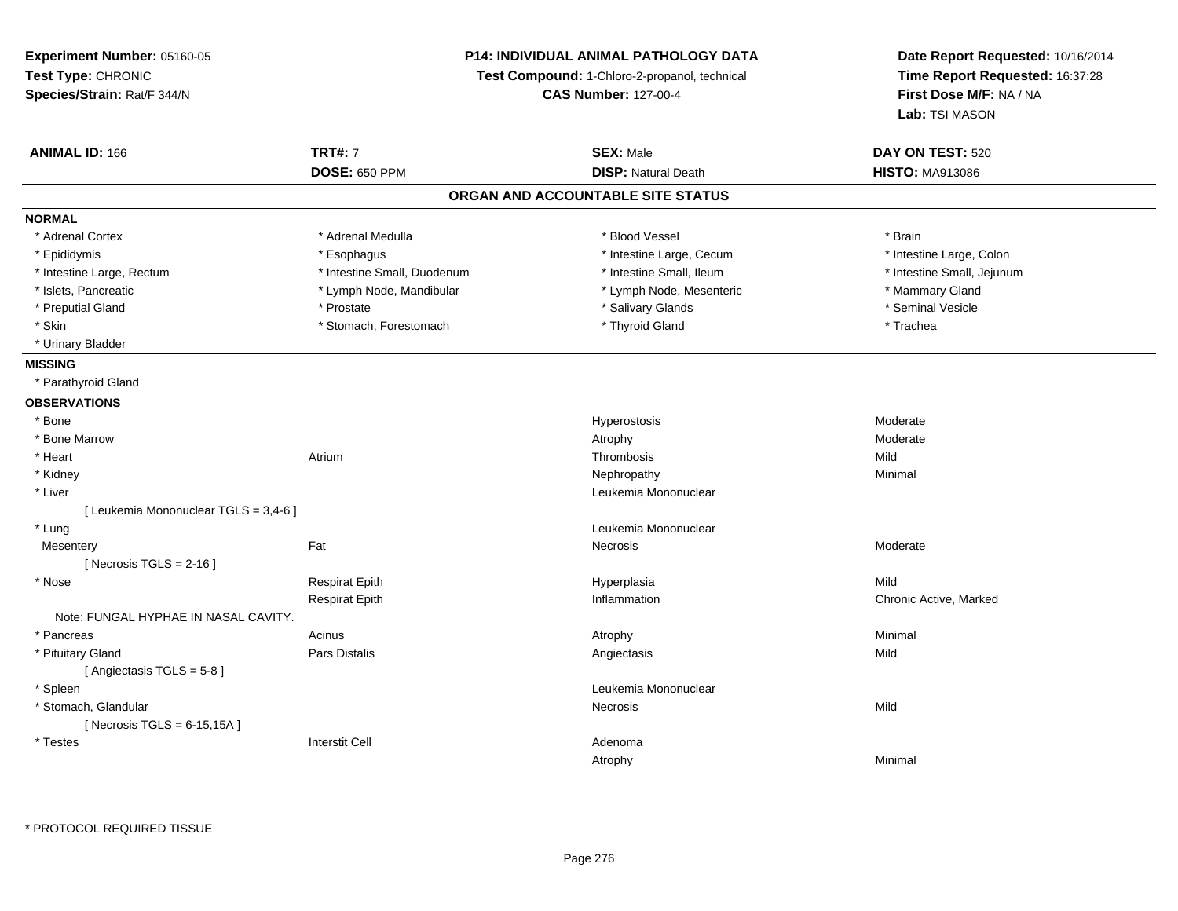**Experiment Number:** 05160-05
**Test Type:** CHRONIC
**Species/Strain:** Rat/F 344/N

**P14: INDIVIDUAL ANIMAL PATHOLOGY DATA**
**Test Compound:** 1-Chloro-2-propanol, technical
**CAS Number:** 127-00-4

**Date Report Requested:** 10/16/2014
**Time Report Requested:** 16:37:28
**First Dose M/F:** NA / NA
**Lab:** TSI MASON

| **ANIMAL ID:** 166 | **TRT#:** 7 | **SEX:** Male | **DAY ON TEST:** 520 |
|---|---|---|---|
| | **DOSE:** 650 PPM | **DISP:** Natural Death | **HISTO:** MA913086 |

## ORGAN AND ACCOUNTABLE SITE STATUS

**NORMAL**

| | | | |
|---|---|---|---|
| * Adrenal Cortex | * Adrenal Medulla | * Blood Vessel | * Brain |
| * Epididymis | * Esophagus | * Intestine Large, Cecum | * Intestine Large, Colon |
| * Intestine Large, Rectum | * Intestine Small, Duodenum | * Intestine Small, Ileum | * Intestine Small, Jejunum |
| * Islets, Pancreatic | * Lymph Node, Mandibular | * Lymph Node, Mesenteric | * Mammary Gland |
| * Preputial Gland | * Prostate | * Salivary Glands | * Seminal Vesicle |
| * Skin | * Stomach, Forestomach | * Thyroid Gland | * Trachea |
| * Urinary Bladder | | | |

**MISSING**

* Parathyroid Gland

**OBSERVATIONS**

| | | | |
|---|---|---|---|
| * Bone | | Hyperostosis | Moderate |
| * Bone Marrow | | Atrophy | Moderate |
| * Heart | Atrium | Thrombosis | Mild |
| * Kidney | | Nephropathy | Minimal |
| * Liver | | Leukemia Mononuclear | |
| [ Leukemia Mononuclear TGLS = 3,4-6 ] | | | |
| * Lung | | Leukemia Mononuclear | |
| Mesentery | Fat | Necrosis | Moderate |
| [ Necrosis TGLS = 2-16 ] | | | |
| * Nose | Respirat Epith | Hyperplasia | Mild |
| | Respirat Epith | Inflammation | Chronic Active, Marked |
| Note: FUNGAL HYPHAE IN NASAL CAVITY. | | | |
| * Pancreas | Acinus | Atrophy | Minimal |
| * Pituitary Gland | Pars Distalis | Angiectasis | Mild |
| [ Angiectasis TGLS = 5-8 ] | | | |
| * Spleen | | Leukemia Mononuclear | |
| * Stomach, Glandular | | Necrosis | Mild |
| [ Necrosis TGLS = 6-15,15A ] | | | |
| * Testes | Interstit Cell | Adenoma | |
| | | Atrophy | Minimal |

* PROTOCOL REQUIRED TISSUE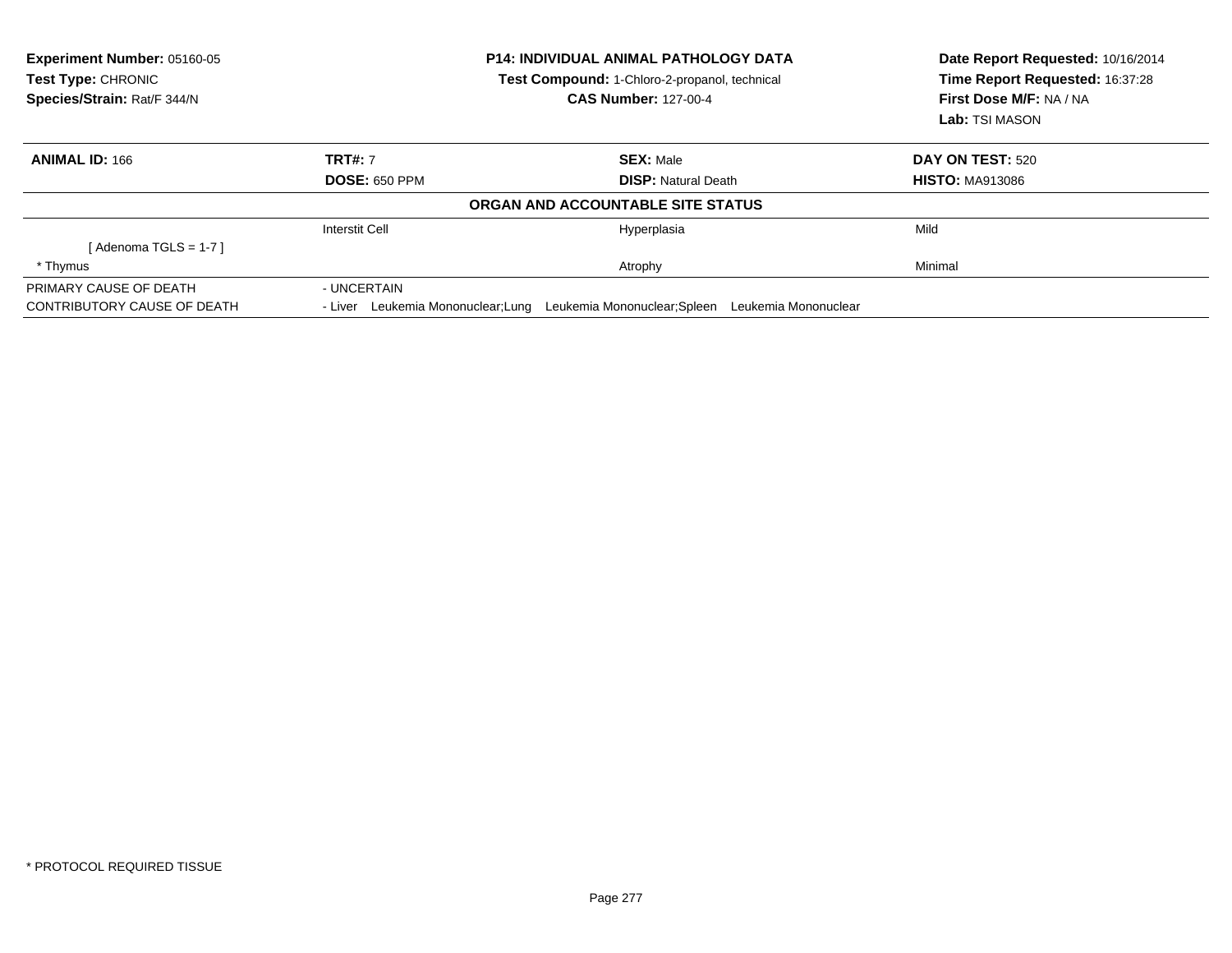**Experiment Number:** 05160-05
**Test Type:** CHRONIC
**Species/Strain:** Rat/F 344/N

**P14: INDIVIDUAL ANIMAL PATHOLOGY DATA**
**Test Compound:** 1-Chloro-2-propanol, technical
**CAS Number:** 127-00-4

**Date Report Requested:** 10/16/2014
**Time Report Requested:** 16:37:28
**First Dose M/F:** NA / NA
**Lab:** TSI MASON

| **ANIMAL ID:** 166 | **TRT#:** 7 | **SEX:** Male | **DAY ON TEST:** 520 |
|---|---|---|---|
| | **DOSE:** 650 PPM | **DISP:** Natural Death | **HISTO:** MA913086 |

**ORGAN AND ACCOUNTABLE SITE STATUS**

| | | | |
|---|---|---|---|
| | Interstit Cell | Hyperplasia | Mild |
| [ Adenoma TGLS = 1-7 ] | | | |
| * Thymus | | Atrophy | Minimal |
| PRIMARY CAUSE OF DEATH | - UNCERTAIN | | |
| CONTRIBUTORY CAUSE OF DEATH | - Liver Leukemia Mononuclear;Lung Leukemia Mononuclear;Spleen Leukemia Mononuclear | | |

* PROTOCOL REQUIRED TISSUE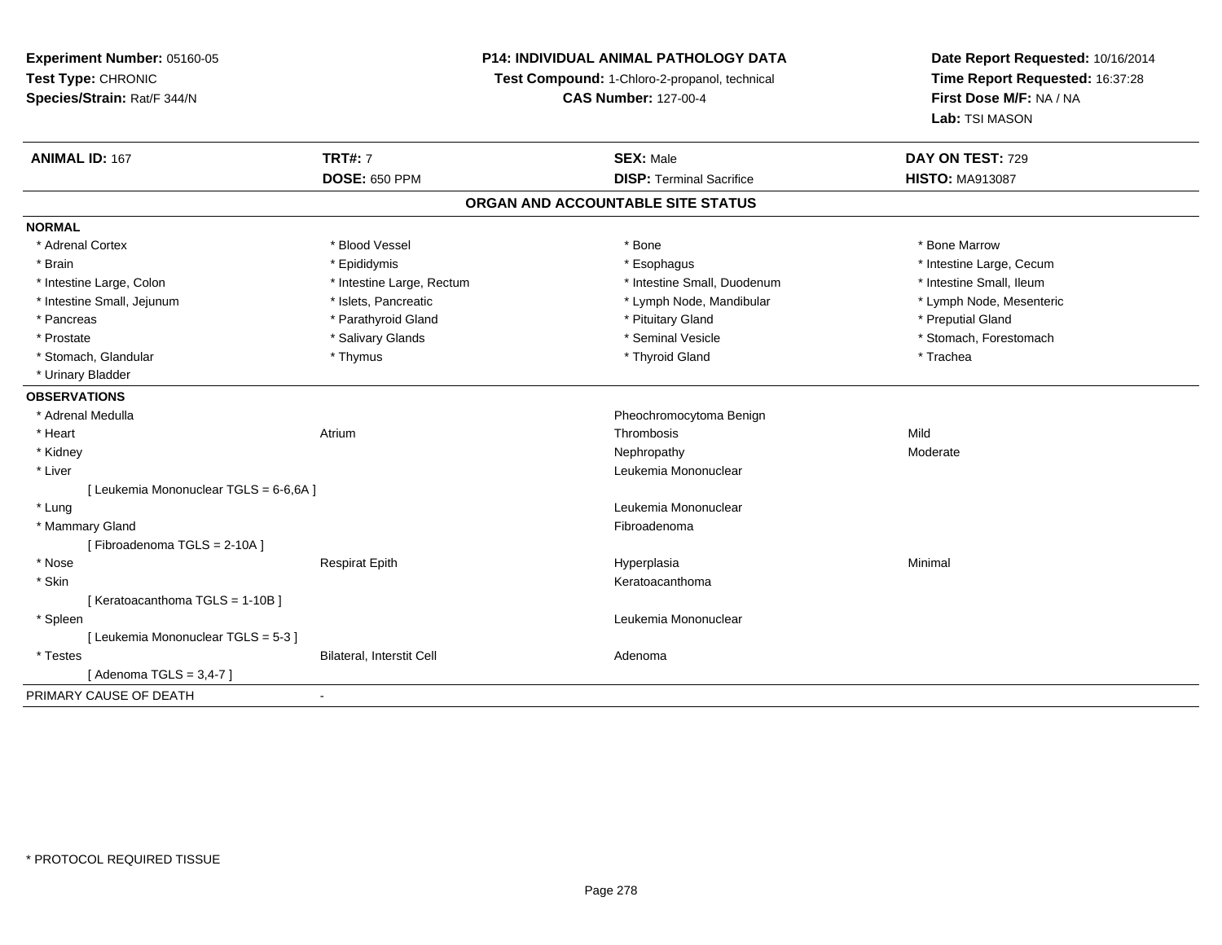**Experiment Number:** 05160-05
**Test Type:** CHRONIC
**Species/Strain:** Rat/F 344/N

**P14: INDIVIDUAL ANIMAL PATHOLOGY DATA**
**Test Compound:** 1-Chloro-2-propanol, technical
**CAS Number:** 127-00-4

**Date Report Requested:** 10/16/2014
**Time Report Requested:** 16:37:28
**First Dose M/F:** NA / NA
**Lab:** TSI MASON

| **ANIMAL ID:** 167 | **TRT#:** 7 | **SEX:** Male | **DAY ON TEST:** 729 |
|---|---|---|---|
| | **DOSE:** 650 PPM | **DISP:** Terminal Sacrifice | **HISTO:** MA913087 |

## ORGAN AND ACCOUNTABLE SITE STATUS

**NORMAL**

| | | | |
|---|---|---|---|
| * Adrenal Cortex | * Blood Vessel | * Bone | * Bone Marrow |
| * Brain | * Epididymis | * Esophagus | * Intestine Large, Cecum |
| * Intestine Large, Colon | * Intestine Large, Rectum | * Intestine Small, Duodenum | * Intestine Small, Ileum |
| * Intestine Small, Jejunum | * Islets, Pancreatic | * Lymph Node, Mandibular | * Lymph Node, Mesenteric |
| * Pancreas | * Parathyroid Gland | * Pituitary Gland | * Preputial Gland |
| * Prostate | * Salivary Glands | * Seminal Vesicle | * Stomach, Forestomach |
| * Stomach, Glandular | * Thymus | * Thyroid Gland | * Trachea |
| * Urinary Bladder | | | |

**OBSERVATIONS**

| | | | |
|---|---|---|---|
| * Adrenal Medulla | | Pheochromocytoma Benign | |
| * Heart | Atrium | Thrombosis | Mild |
| * Kidney | | Nephropathy | Moderate |
| * Liver | | Leukemia Mononuclear | |
| [ Leukemia Mononuclear TGLS = 6-6,6A ] | | | |
| * Lung | | Leukemia Mononuclear | |
| * Mammary Gland | | Fibroadenoma | |
| [ Fibroadenoma TGLS = 2-10A ] | | | |
| * Nose | Respirat Epith | Hyperplasia | Minimal |
| * Skin | | Keratoacanthoma | |
| [ Keratoacanthoma TGLS = 1-10B ] | | | |
| * Spleen | | Leukemia Mononuclear | |
| [ Leukemia Mononuclear TGLS = 5-3 ] | | | |
| * Testes | Bilateral, Interstit Cell | Adenoma | |
| [ Adenoma TGLS = 3,4-7 ] | | | |

PRIMARY CAUSE OF DEATH -

\* PROTOCOL REQUIRED TISSUE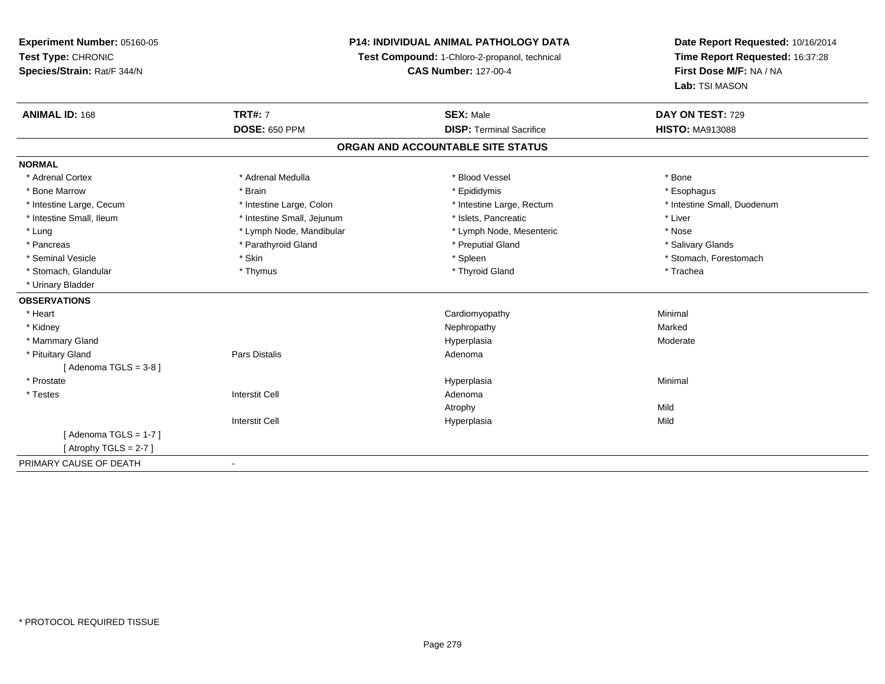**Experiment Number:** 05160-05
**Test Type:** CHRONIC
**Species/Strain:** Rat/F 344/N

**P14: INDIVIDUAL ANIMAL PATHOLOGY DATA**
**Test Compound:** 1-Chloro-2-propanol, technical
**CAS Number:** 127-00-4

**Date Report Requested:** 10/16/2014
**Time Report Requested:** 16:37:28
**First Dose M/F:** NA / NA
**Lab:** TSI MASON

| **ANIMAL ID:** 168 | **TRT#:** 7 | **SEX:** Male | **DAY ON TEST:** 729 |
|---|---|---|---|
| | **DOSE:** 650 PPM | **DISP:** Terminal Sacrifice | **HISTO:** MA913088 |

## ORGAN AND ACCOUNTABLE SITE STATUS

**NORMAL**

| | | | |
|---|---|---|---|
| * Adrenal Cortex | * Adrenal Medulla | * Blood Vessel | * Bone |
| * Bone Marrow | * Brain | * Epididymis | * Esophagus |
| * Intestine Large, Cecum | * Intestine Large, Colon | * Intestine Large, Rectum | * Intestine Small, Duodenum |
| * Intestine Small, Ileum | * Intestine Small, Jejunum | * Islets, Pancreatic | * Liver |
| * Lung | * Lymph Node, Mandibular | * Lymph Node, Mesenteric | * Nose |
| * Pancreas | * Parathyroid Gland | * Preputial Gland | * Salivary Glands |
| * Seminal Vesicle | * Skin | * Spleen | * Stomach, Forestomach |
| * Stomach, Glandular | * Thymus | * Thyroid Gland | * Trachea |
| * Urinary Bladder | | | |

**OBSERVATIONS**

| | | | |
|---|---|---|---|
| * Heart | | Cardiomyopathy | Minimal |
| * Kidney | | Nephropathy | Marked |
| * Mammary Gland | | Hyperplasia | Moderate |
| * Pituitary Gland | Pars Distalis | Adenoma | |
| [ Adenoma TGLS = 3-8 ] | | | |
| * Prostate | | Hyperplasia | Minimal |
| * Testes | Interstit Cell | Adenoma | |
| | | Atrophy | Mild |
| | Interstit Cell | Hyperplasia | Mild |
| [ Adenoma TGLS = 1-7 ] | | | |
| [ Atrophy TGLS = 2-7 ] | | | |

PRIMARY CAUSE OF DEATH -

* PROTOCOL REQUIRED TISSUE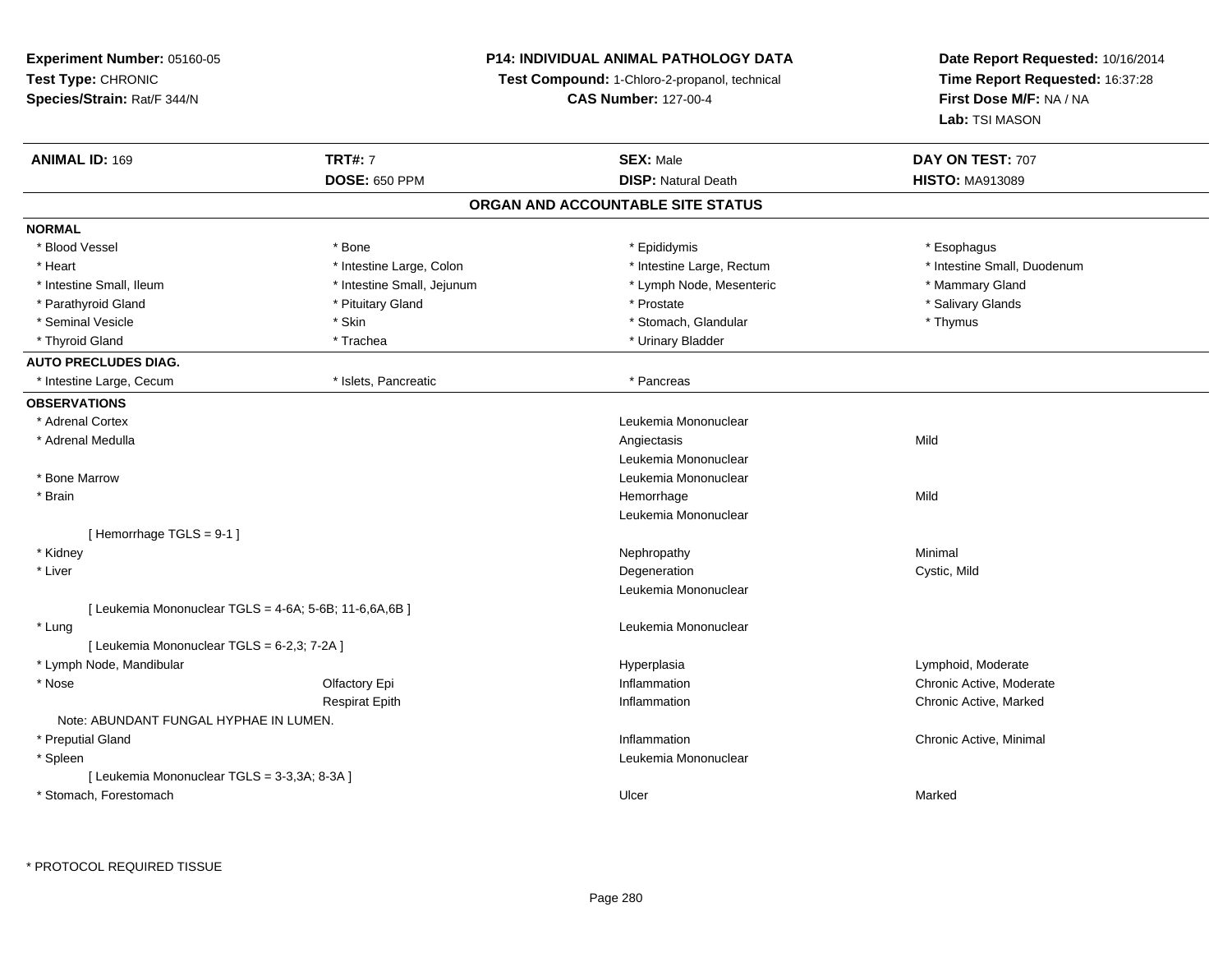**Experiment Number:** 05160-05
**Test Type:** CHRONIC
**Species/Strain:** Rat/F 344/N

**P14: INDIVIDUAL ANIMAL PATHOLOGY DATA**
**Test Compound:** 1-Chloro-2-propanol, technical
**CAS Number:** 127-00-4

**Date Report Requested:** 10/16/2014
**Time Report Requested:** 16:37:28
**First Dose M/F:** NA / NA
**Lab:** TSI MASON

| **ANIMAL ID:** 169 | **TRT#:** 7 | **SEX:** Male | **DAY ON TEST:** 707 |
|---|---|---|---|
| | **DOSE:** 650 PPM | **DISP:** Natural Death | **HISTO:** MA913089 |

## ORGAN AND ACCOUNTABLE SITE STATUS

**NORMAL**

| | | | |
|---|---|---|---|
| * Blood Vessel | * Bone | * Epididymis | * Esophagus |
| * Heart | * Intestine Large, Colon | * Intestine Large, Rectum | * Intestine Small, Duodenum |
| * Intestine Small, Ileum | * Intestine Small, Jejunum | * Lymph Node, Mesenteric | * Mammary Gland |
| * Parathyroid Gland | * Pituitary Gland | * Prostate | * Salivary Glands |
| * Seminal Vesicle | * Skin | * Stomach, Glandular | * Thymus |
| * Thyroid Gland | * Trachea | * Urinary Bladder | |

**AUTO PRECLUDES DIAG.**

| | | |
|---|---|---|
| * Intestine Large, Cecum | * Islets, Pancreatic | * Pancreas |

**OBSERVATIONS**

| | | | |
|---|---|---|---|
| * Adrenal Cortex | | Leukemia Mononuclear | |
| * Adrenal Medulla | | Angiectasis | Mild |
| | | Leukemia Mononuclear | |
| * Bone Marrow | | Leukemia Mononuclear | |
| * Brain | | Hemorrhage | Mild |
| | | Leukemia Mononuclear | |
| [ Hemorrhage TGLS = 9-1 ] | | | |
| * Kidney | | Nephropathy | Minimal |
| * Liver | | Degeneration | Cystic, Mild |
| | | Leukemia Mononuclear | |
| [ Leukemia Mononuclear TGLS = 4-6A; 5-6B; 11-6,6A,6B ] | | | |
| * Lung | | Leukemia Mononuclear | |
| [ Leukemia Mononuclear TGLS = 6-2,3; 7-2A ] | | | |
| * Lymph Node, Mandibular | | Hyperplasia | Lymphoid, Moderate |
| * Nose | Olfactory Epi | Inflammation | Chronic Active, Moderate |
| | Respirat Epith | Inflammation | Chronic Active, Marked |
| Note: ABUNDANT FUNGAL HYPHAE IN LUMEN. | | | |
| * Preputial Gland | | Inflammation | Chronic Active, Minimal |
| * Spleen | | Leukemia Mononuclear | |
| [ Leukemia Mononuclear TGLS = 3-3,3A; 8-3A ] | | | |
| * Stomach, Forestomach | | Ulcer | Marked |

* PROTOCOL REQUIRED TISSUE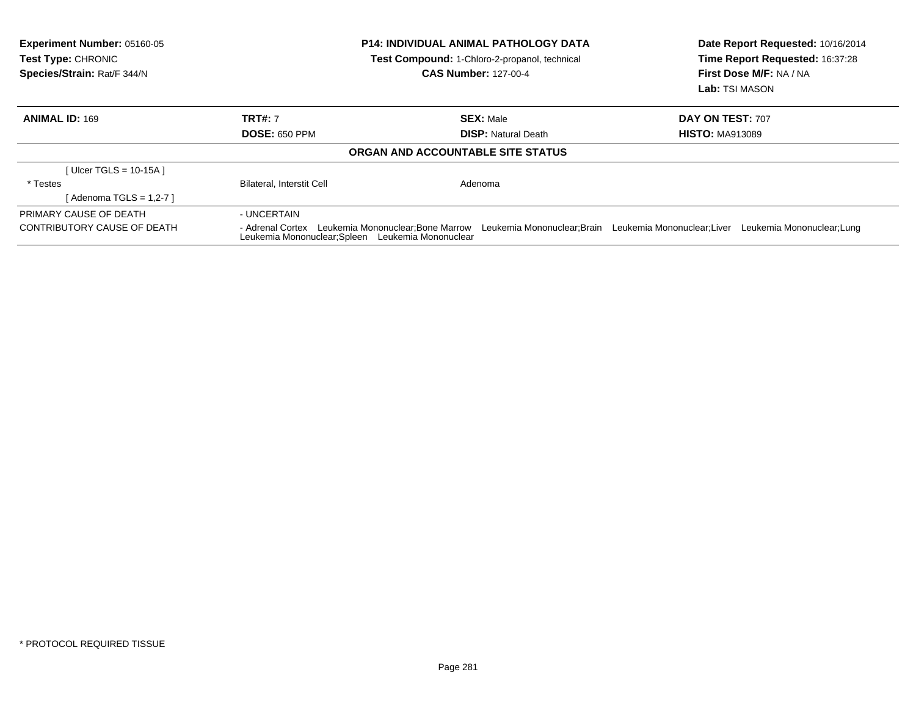**Experiment Number:** 05160-05
**Test Type:** CHRONIC
**Species/Strain:** Rat/F 344/N

**P14: INDIVIDUAL ANIMAL PATHOLOGY DATA**
**Test Compound:** 1-Chloro-2-propanol, technical
**CAS Number:** 127-00-4

**Date Report Requested:** 10/16/2014
**Time Report Requested:** 16:37:28
**First Dose M/F:** NA / NA
**Lab:** TSI MASON

| **ANIMAL ID:** 169 | **TRT#:** 7 | **SEX:** Male | **DAY ON TEST:** 707 |
|---|---|---|---|
| | **DOSE:** 650 PPM | **DISP:** Natural Death | **HISTO:** MA913089 |

**ORGAN AND ACCOUNTABLE SITE STATUS**

| | | |
|---|---|---|
| [ Ulcer TGLS = 10-15A ] | | |
| * Testes | Bilateral, Interstit Cell | Adenoma |
| [ Adenoma TGLS = 1,2-7 ] | | |

| | |
|---|---|
| PRIMARY CAUSE OF DEATH | - UNCERTAIN |
| CONTRIBUTORY CAUSE OF DEATH | - Adrenal Cortex Leukemia Mononuclear;Bone Marrow Leukemia Mononuclear;Brain Leukemia Mononuclear;Liver Leukemia Mononuclear;Lung Leukemia Mononuclear;Spleen Leukemia Mononuclear |

* PROTOCOL REQUIRED TISSUE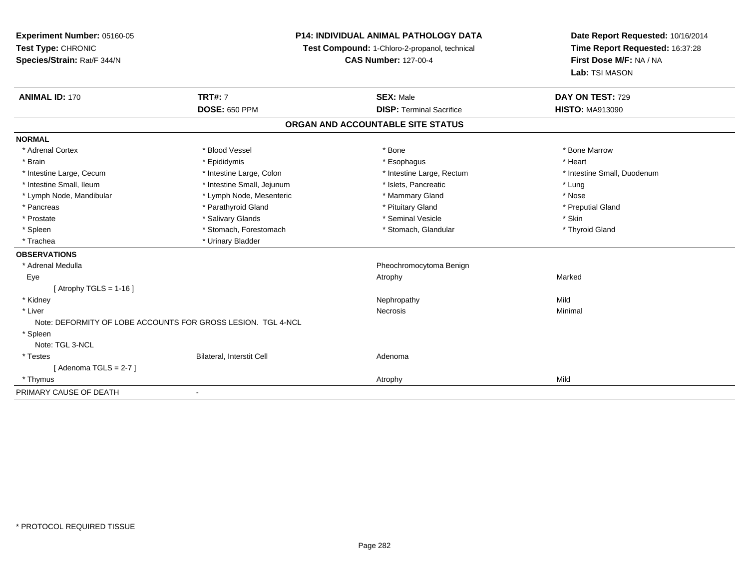**Experiment Number:** 05160-05
**Test Type:** CHRONIC
**Species/Strain:** Rat/F 344/N

**P14: INDIVIDUAL ANIMAL PATHOLOGY DATA**
**Test Compound:** 1-Chloro-2-propanol, technical
**CAS Number:** 127-00-4

**Date Report Requested:** 10/16/2014
**Time Report Requested:** 16:37:28
**First Dose M/F:** NA / NA
**Lab:** TSI MASON

| **ANIMAL ID:** 170 | **TRT#:** 7 | **SEX:** Male | **DAY ON TEST:** 729 |
|---|---|---|---|
| | **DOSE:** 650 PPM | **DISP:** Terminal Sacrifice | **HISTO:** MA913090 |

## ORGAN AND ACCOUNTABLE SITE STATUS

**NORMAL**

| | | | |
|---|---|---|---|
| * Adrenal Cortex | * Blood Vessel | * Bone | * Bone Marrow |
| * Brain | * Epididymis | * Esophagus | * Heart |
| * Intestine Large, Cecum | * Intestine Large, Colon | * Intestine Large, Rectum | * Intestine Small, Duodenum |
| * Intestine Small, Ileum | * Intestine Small, Jejunum | * Islets, Pancreatic | * Lung |
| * Lymph Node, Mandibular | * Lymph Node, Mesenteric | * Mammary Gland | * Nose |
| * Pancreas | * Parathyroid Gland | * Pituitary Gland | * Preputial Gland |
| * Prostate | * Salivary Glands | * Seminal Vesicle | * Skin |
| * Spleen | * Stomach, Forestomach | * Stomach, Glandular | * Thyroid Gland |
| * Trachea | * Urinary Bladder | | |

**OBSERVATIONS**

| | | | |
|---|---|---|---|
| * Adrenal Medulla | | Pheochromocytoma Benign | |
| Eye | | Atrophy | Marked |
| [ Atrophy TGLS = 1-16 ] | | | |
| * Kidney | | Nephropathy | Mild |
| * Liver | | Necrosis | Minimal |
| Note: DEFORMITY OF LOBE ACCOUNTS FOR GROSS LESION. TGL 4-NCL | | | |
| * Spleen | | | |
| Note: TGL 3-NCL | | | |
| * Testes | Bilateral, Interstit Cell | Adenoma | |
| [ Adenoma TGLS = 2-7 ] | | | |
| * Thymus | | Atrophy | Mild |

PRIMARY CAUSE OF DEATH -

* PROTOCOL REQUIRED TISSUE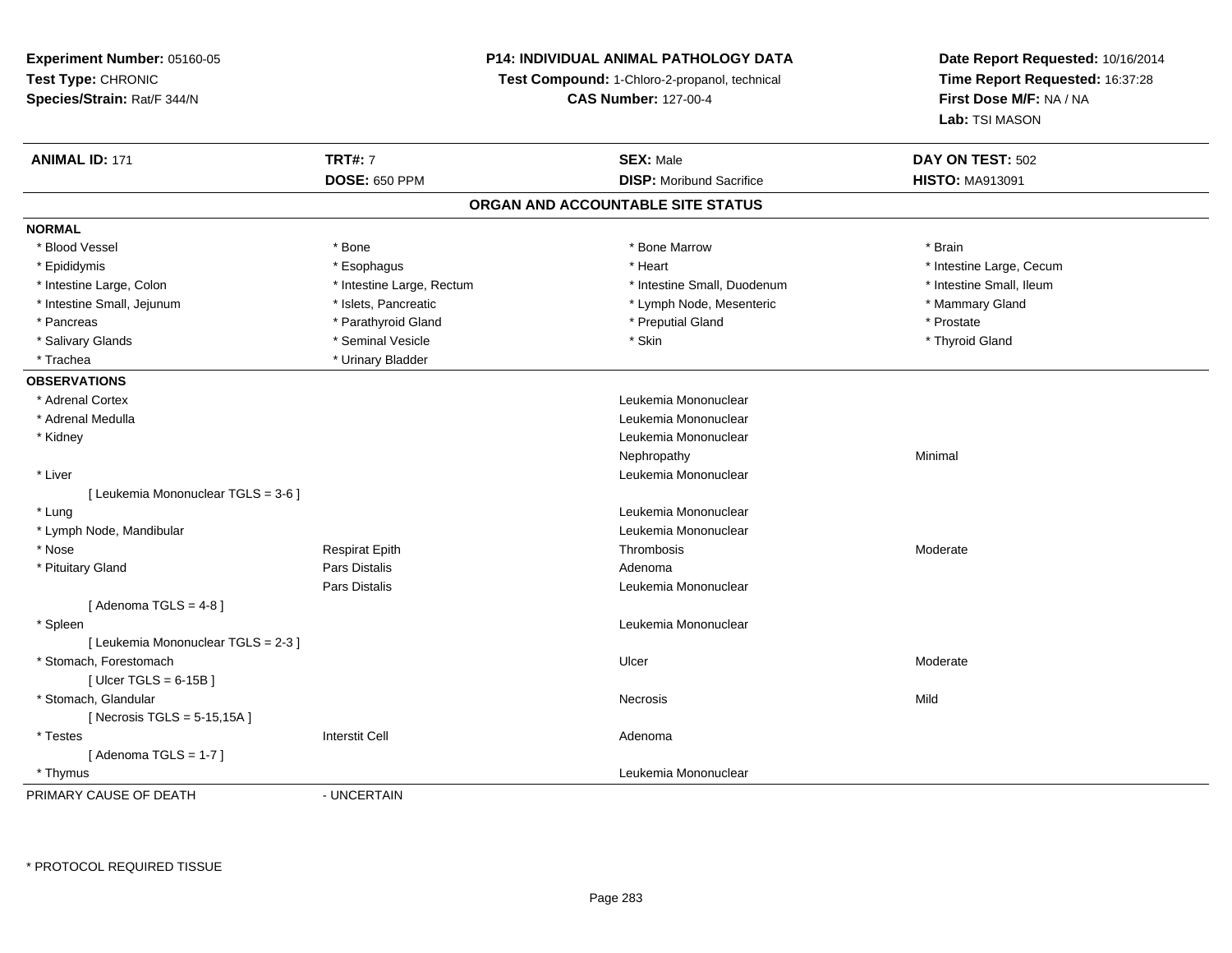**Experiment Number:** 05160-05
**Test Type:** CHRONIC
**Species/Strain:** Rat/F 344/N

**P14: INDIVIDUAL ANIMAL PATHOLOGY DATA**
**Test Compound:** 1-Chloro-2-propanol, technical
**CAS Number:** 127-00-4

**Date Report Requested:** 10/16/2014
**Time Report Requested:** 16:37:28
**First Dose M/F:** NA / NA
**Lab:** TSI MASON

| **ANIMAL ID:** 171 | **TRT#:** 7 | **SEX:** Male | **DAY ON TEST:** 502 |
|---|---|---|---|
| | **DOSE:** 650 PPM | **DISP:** Moribund Sacrifice | **HISTO:** MA913091 |

## ORGAN AND ACCOUNTABLE SITE STATUS

**NORMAL**

| | | | |
|---|---|---|---|
| * Blood Vessel | * Bone | * Bone Marrow | * Brain |
| * Epididymis | * Esophagus | * Heart | * Intestine Large, Cecum |
| * Intestine Large, Colon | * Intestine Large, Rectum | * Intestine Small, Duodenum | * Intestine Small, Ileum |
| * Intestine Small, Jejunum | * Islets, Pancreatic | * Lymph Node, Mesenteric | * Mammary Gland |
| * Pancreas | * Parathyroid Gland | * Preputial Gland | * Prostate |
| * Salivary Glands | * Seminal Vesicle | * Skin | * Thyroid Gland |
| * Trachea | * Urinary Bladder | | |

**OBSERVATIONS**

| | | | |
|---|---|---|---|
| * Adrenal Cortex | | Leukemia Mononuclear | |
| * Adrenal Medulla | | Leukemia Mononuclear | |
| * Kidney | | Leukemia Mononuclear | |
| | | Nephropathy | Minimal |
| * Liver | | Leukemia Mononuclear | |
| [ Leukemia Mononuclear TGLS = 3-6 ] | | | |
| * Lung | | Leukemia Mononuclear | |
| * Lymph Node, Mandibular | | Leukemia Mononuclear | |
| * Nose | Respirat Epith | Thrombosis | Moderate |
| * Pituitary Gland | Pars Distalis | Adenoma | |
| | Pars Distalis | Leukemia Mononuclear | |
| [ Adenoma TGLS = 4-8 ] | | | |
| * Spleen | | Leukemia Mononuclear | |
| [ Leukemia Mononuclear TGLS = 2-3 ] | | | |
| * Stomach, Forestomach | | Ulcer | Moderate |
| [ Ulcer TGLS = 6-15B ] | | | |
| * Stomach, Glandular | | Necrosis | Mild |
| [ Necrosis TGLS = 5-15,15A ] | | | |
| * Testes | Interstit Cell | Adenoma | |
| [ Adenoma TGLS = 1-7 ] | | | |
| * Thymus | | Leukemia Mononuclear | |

PRIMARY CAUSE OF DEATH - UNCERTAIN

* PROTOCOL REQUIRED TISSUE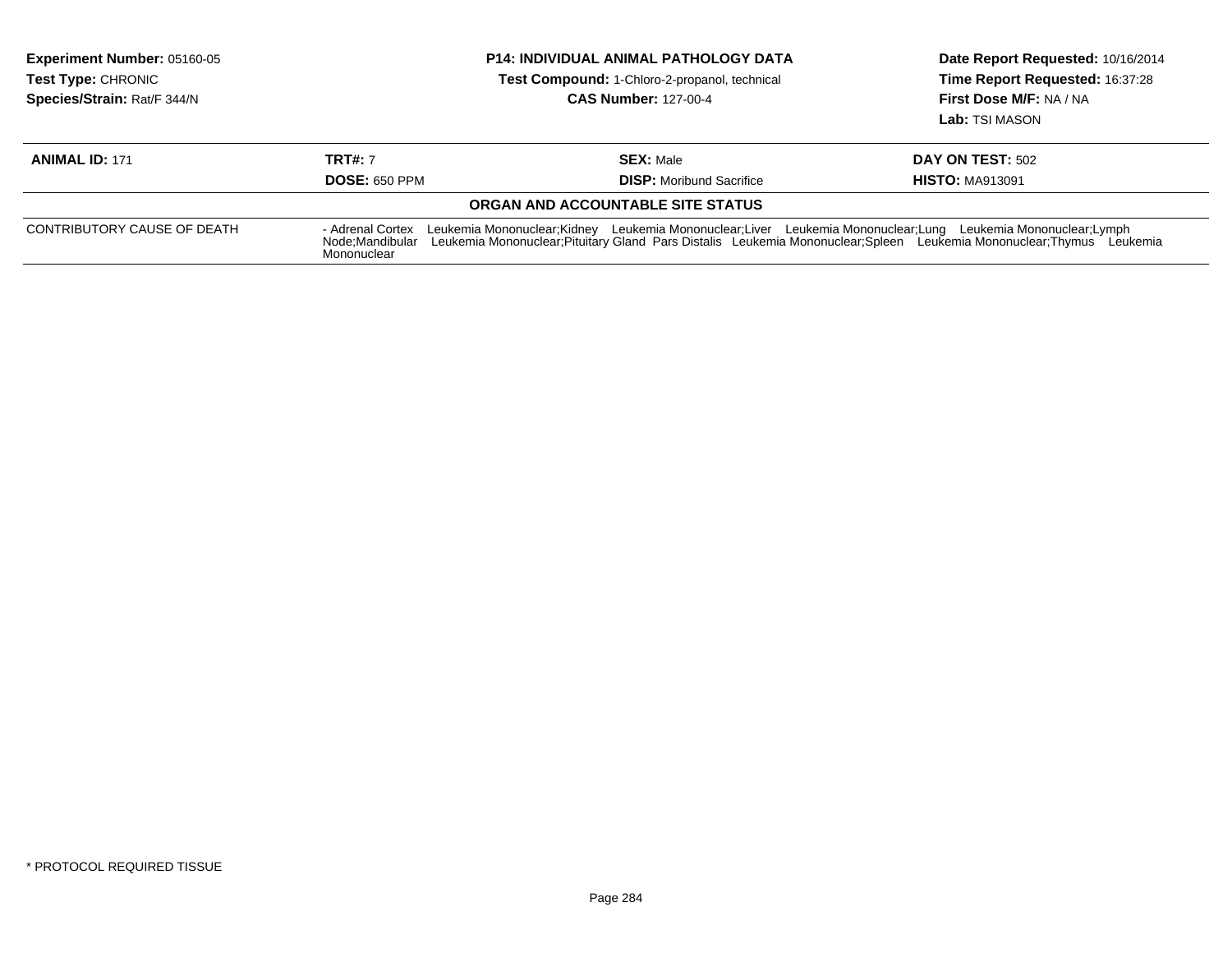**Experiment Number:** 05160-05
**Test Type:** CHRONIC
**Species/Strain:** Rat/F 344/N

**P14: INDIVIDUAL ANIMAL PATHOLOGY DATA**
**Test Compound:** 1-Chloro-2-propanol, technical
**CAS Number:** 127-00-4

**Date Report Requested:** 10/16/2014
**Time Report Requested:** 16:37:28
**First Dose M/F:** NA / NA
**Lab:** TSI MASON

| **ANIMAL ID:** 171 | **TRT#:** 7 | **SEX:** Male | **DAY ON TEST:** 502 |
|---|---|---|---|
| | **DOSE:** 650 PPM | **DISP:** Moribund Sacrifice | **HISTO:** MA913091 |

**ORGAN AND ACCOUNTABLE SITE STATUS**

| | |
|---|---|
| CONTRIBUTORY CAUSE OF DEATH | - Adrenal Cortex Leukemia Mononuclear;Kidney Leukemia Mononuclear;Liver Leukemia Mononuclear;Lung Leukemia Mononuclear;Lymph Node;Mandibular Leukemia Mononuclear;Pituitary Gland Pars Distalis Leukemia Mononuclear;Spleen Leukemia Mononuclear;Thymus Leukemia Mononuclear |

* PROTOCOL REQUIRED TISSUE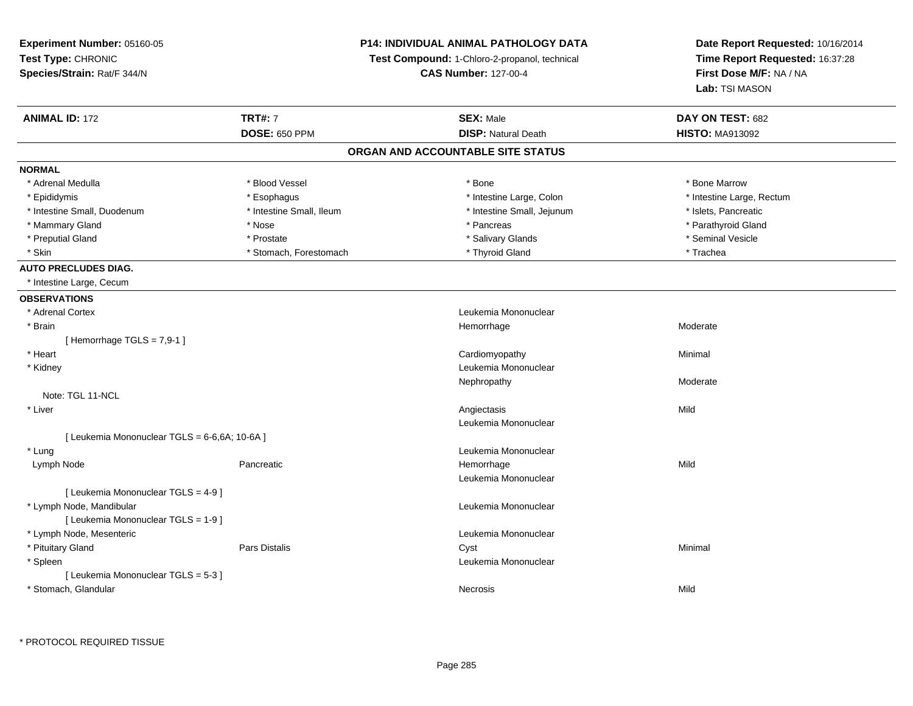**Experiment Number:** 05160-05
**Test Type:** CHRONIC
**Species/Strain:** Rat/F 344/N

**P14: INDIVIDUAL ANIMAL PATHOLOGY DATA**
**Test Compound:** 1-Chloro-2-propanol, technical
**CAS Number:** 127-00-4

**Date Report Requested:** 10/16/2014
**Time Report Requested:** 16:37:28
**First Dose M/F:** NA / NA
**Lab:** TSI MASON

| **ANIMAL ID:** 172 | **TRT#:** 7 | **SEX:** Male | **DAY ON TEST:** 682 |
|---|---|---|---|
| | **DOSE:** 650 PPM | **DISP:** Natural Death | **HISTO:** MA913092 |

## ORGAN AND ACCOUNTABLE SITE STATUS

**NORMAL**

| | | | |
|---|---|---|---|
| * Adrenal Medulla | * Blood Vessel | * Bone | * Bone Marrow |
| * Epididymis | * Esophagus | * Intestine Large, Colon | * Intestine Large, Rectum |
| * Intestine Small, Duodenum | * Intestine Small, Ileum | * Intestine Small, Jejunum | * Islets, Pancreatic |
| * Mammary Gland | * Nose | * Pancreas | * Parathyroid Gland |
| * Preputial Gland | * Prostate | * Salivary Glands | * Seminal Vesicle |
| * Skin | * Stomach, Forestomach | * Thyroid Gland | * Trachea |

**AUTO PRECLUDES DIAG.**

* Intestine Large, Cecum

**OBSERVATIONS**

| | | | |
|---|---|---|---|
| * Adrenal Cortex | | Leukemia Mononuclear | |
| * Brain | | Hemorrhage | Moderate |
| [ Hemorrhage TGLS = 7,9-1 ] | | | |
| * Heart | | Cardiomyopathy | Minimal |
| * Kidney | | Leukemia Mononuclear | |
| | | Nephropathy | Moderate |
| Note: TGL 11-NCL | | | |
| * Liver | | Angiectasis | Mild |
| | | Leukemia Mononuclear | |
| [ Leukemia Mononuclear TGLS = 6-6,6A; 10-6A ] | | | |
| * Lung | | Leukemia Mononuclear | |
| Lymph Node | Pancreatic | Hemorrhage | Mild |
| | | Leukemia Mononuclear | |
| [ Leukemia Mononuclear TGLS = 4-9 ] | | | |
| * Lymph Node, Mandibular | | Leukemia Mononuclear | |
| [ Leukemia Mononuclear TGLS = 1-9 ] | | | |
| * Lymph Node, Mesenteric | | Leukemia Mononuclear | |
| * Pituitary Gland | Pars Distalis | Cyst | Minimal |
| * Spleen | | Leukemia Mononuclear | |
| [ Leukemia Mononuclear TGLS = 5-3 ] | | | |
| * Stomach, Glandular | | Necrosis | Mild |

* PROTOCOL REQUIRED TISSUE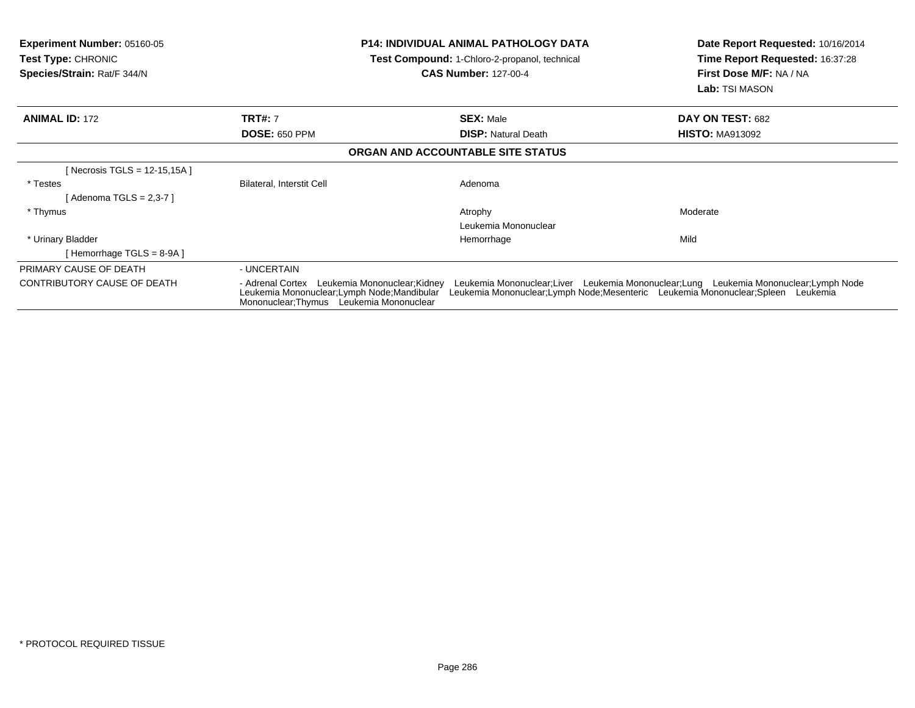**Experiment Number:** 05160-05
**Test Type:** CHRONIC
**Species/Strain:** Rat/F 344/N

**P14: INDIVIDUAL ANIMAL PATHOLOGY DATA**
**Test Compound:** 1-Chloro-2-propanol, technical
**CAS Number:** 127-00-4

**Date Report Requested:** 10/16/2014
**Time Report Requested:** 16:37:28
**First Dose M/F:** NA / NA
**Lab:** TSI MASON

| **ANIMAL ID:** 172 | **TRT#:** 7 | **SEX:** Male | **DAY ON TEST:** 682 |
|---|---|---|---|
| | **DOSE:** 650 PPM | **DISP:** Natural Death | **HISTO:** MA913092 |

## ORGAN AND ACCOUNTABLE SITE STATUS

| | | | |
|---|---|---|---|
| [ Necrosis TGLS = 12-15,15A ] | | | |
| * Testes | Bilateral, Interstit Cell | Adenoma | |
| [ Adenoma TGLS = 2,3-7 ] | | | |
| * Thymus | | Atrophy | Moderate |
| | | Leukemia Mononuclear | |
| * Urinary Bladder | | Hemorrhage | Mild |
| [ Hemorrhage TGLS = 8-9A ] | | | |

| | |
|---|---|
| PRIMARY CAUSE OF DEATH | - UNCERTAIN |
| CONTRIBUTORY CAUSE OF DEATH | - Adrenal Cortex Leukemia Mononuclear;Kidney Leukemia Mononuclear;Liver Leukemia Mononuclear;Lung Leukemia Mononuclear;Lymph Node Leukemia Mononuclear;Lymph Node;Mandibular Leukemia Mononuclear;Lymph Node;Mesenteric Leukemia Mononuclear;Spleen Leukemia Mononuclear;Thymus Leukemia Mononuclear |

* PROTOCOL REQUIRED TISSUE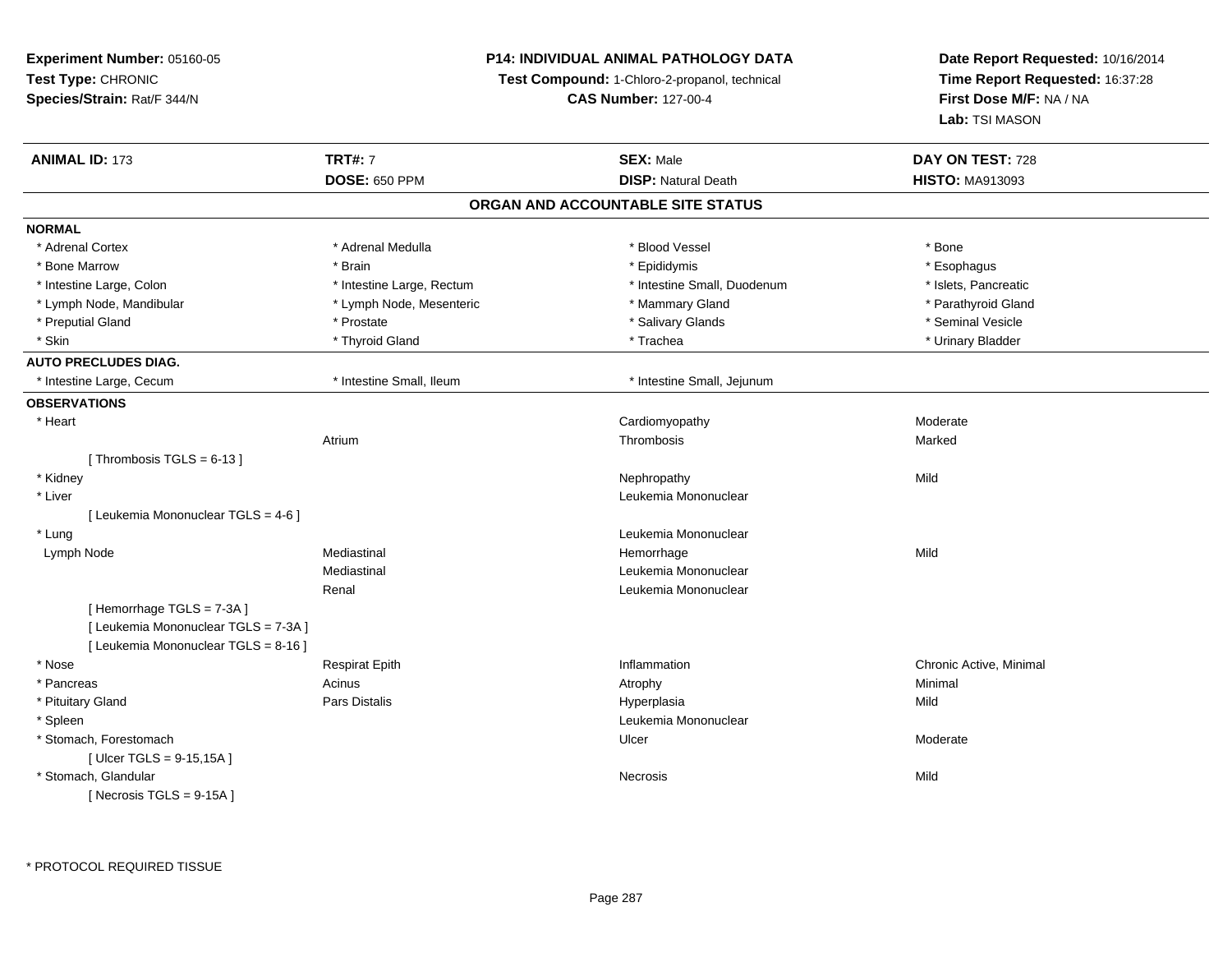**Experiment Number:** 05160-05
**Test Type:** CHRONIC
**Species/Strain:** Rat/F 344/N

**P14: INDIVIDUAL ANIMAL PATHOLOGY DATA**
**Test Compound:** 1-Chloro-2-propanol, technical
**CAS Number:** 127-00-4

**Date Report Requested:** 10/16/2014
**Time Report Requested:** 16:37:28
**First Dose M/F:** NA / NA
**Lab:** TSI MASON

| **ANIMAL ID:** 173 | **TRT#:** 7 | **SEX:** Male | **DAY ON TEST:** 728 |
|---|---|---|---|
| | **DOSE:** 650 PPM | **DISP:** Natural Death | **HISTO:** MA913093 |

## ORGAN AND ACCOUNTABLE SITE STATUS

**NORMAL**

| | | | |
|---|---|---|---|
| * Adrenal Cortex | * Adrenal Medulla | * Blood Vessel | * Bone |
| * Bone Marrow | * Brain | * Epididymis | * Esophagus |
| * Intestine Large, Colon | * Intestine Large, Rectum | * Intestine Small, Duodenum | * Islets, Pancreatic |
| * Lymph Node, Mandibular | * Lymph Node, Mesenteric | * Mammary Gland | * Parathyroid Gland |
| * Preputial Gland | * Prostate | * Salivary Glands | * Seminal Vesicle |
| * Skin | * Thyroid Gland | * Trachea | * Urinary Bladder |

**AUTO PRECLUDES DIAG.**

| | | |
|---|---|---|
| * Intestine Large, Cecum | * Intestine Small, Ileum | * Intestine Small, Jejunum |

**OBSERVATIONS**

| | | | |
|---|---|---|---|
| * Heart | | Cardiomyopathy | Moderate |
| | Atrium | Thrombosis | Marked |
| [ Thrombosis TGLS = 6-13 ] | | | |
| * Kidney | | Nephropathy | Mild |
| * Liver | | Leukemia Mononuclear | |
| [ Leukemia Mononuclear TGLS = 4-6 ] | | | |
| * Lung | | Leukemia Mononuclear | |
| Lymph Node | Mediastinal | Hemorrhage | Mild |
| | Mediastinal | Leukemia Mononuclear | |
| | Renal | Leukemia Mononuclear | |
| [ Hemorrhage TGLS = 7-3A ] | | | |
| [ Leukemia Mononuclear TGLS = 7-3A ] | | | |
| [ Leukemia Mononuclear TGLS = 8-16 ] | | | |
| * Nose | Respirat Epith | Inflammation | Chronic Active, Minimal |
| * Pancreas | Acinus | Atrophy | Minimal |
| * Pituitary Gland | Pars Distalis | Hyperplasia | Mild |
| * Spleen | | Leukemia Mononuclear | |
| * Stomach, Forestomach | | Ulcer | Moderate |
| [ Ulcer TGLS = 9-15,15A ] | | | |
| * Stomach, Glandular | | Necrosis | Mild |
| [ Necrosis TGLS = 9-15A ] | | | |

* PROTOCOL REQUIRED TISSUE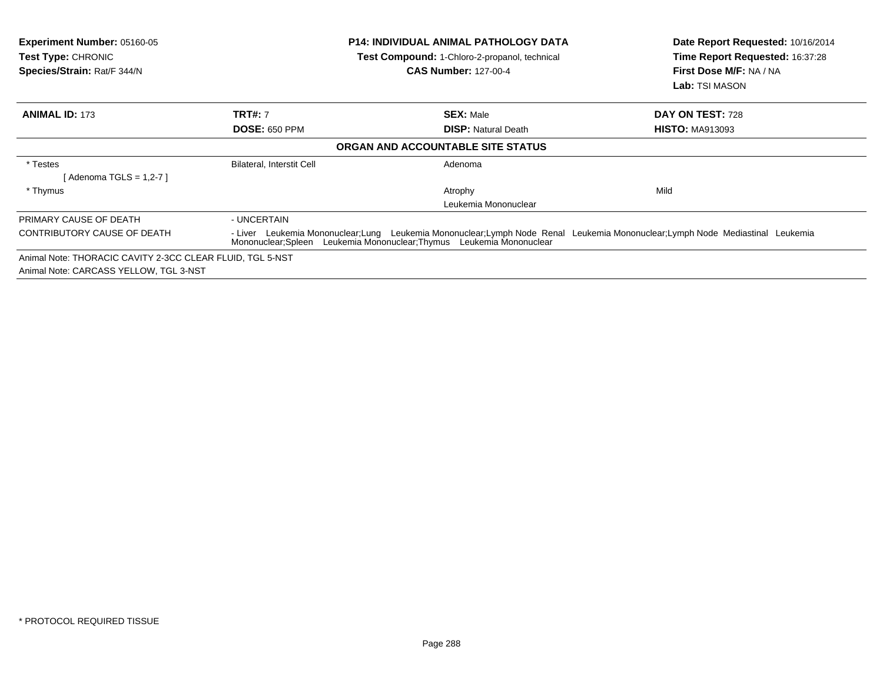**Experiment Number:** 05160-05
**Test Type:** CHRONIC
**Species/Strain:** Rat/F 344/N

**P14: INDIVIDUAL ANIMAL PATHOLOGY DATA**
**Test Compound:** 1-Chloro-2-propanol, technical
**CAS Number:** 127-00-4

**Date Report Requested:** 10/16/2014
**Time Report Requested:** 16:37:28
**First Dose M/F:** NA / NA
**Lab:** TSI MASON

| **ANIMAL ID:** 173 | **TRT#:** 7 | **SEX:** Male | **DAY ON TEST:** 728 |
|---|---|---|---|
| | **DOSE:** 650 PPM | **DISP:** Natural Death | **HISTO:** MA913093 |

**ORGAN AND ACCOUNTABLE SITE STATUS**

| | | | |
|---|---|---|---|
| * Testes | Bilateral, Interstit Cell | Adenoma | |
| [ Adenoma TGLS = 1,2-7 ] | | | |
| * Thymus | | Atrophy | Mild |
| | | Leukemia Mononuclear | |

| | |
|---|---|
| PRIMARY CAUSE OF DEATH | - UNCERTAIN |
| CONTRIBUTORY CAUSE OF DEATH | - Liver Leukemia Mononuclear;Lung Leukemia Mononuclear;Lymph Node Renal Leukemia Mononuclear;Lymph Node Mediastinal Leukemia Mononuclear;Spleen Leukemia Mononuclear;Thymus Leukemia Mononuclear |

Animal Note: THORACIC CAVITY 2-3CC CLEAR FLUID, TGL 5-NST
Animal Note: CARCASS YELLOW, TGL 3-NST

* PROTOCOL REQUIRED TISSUE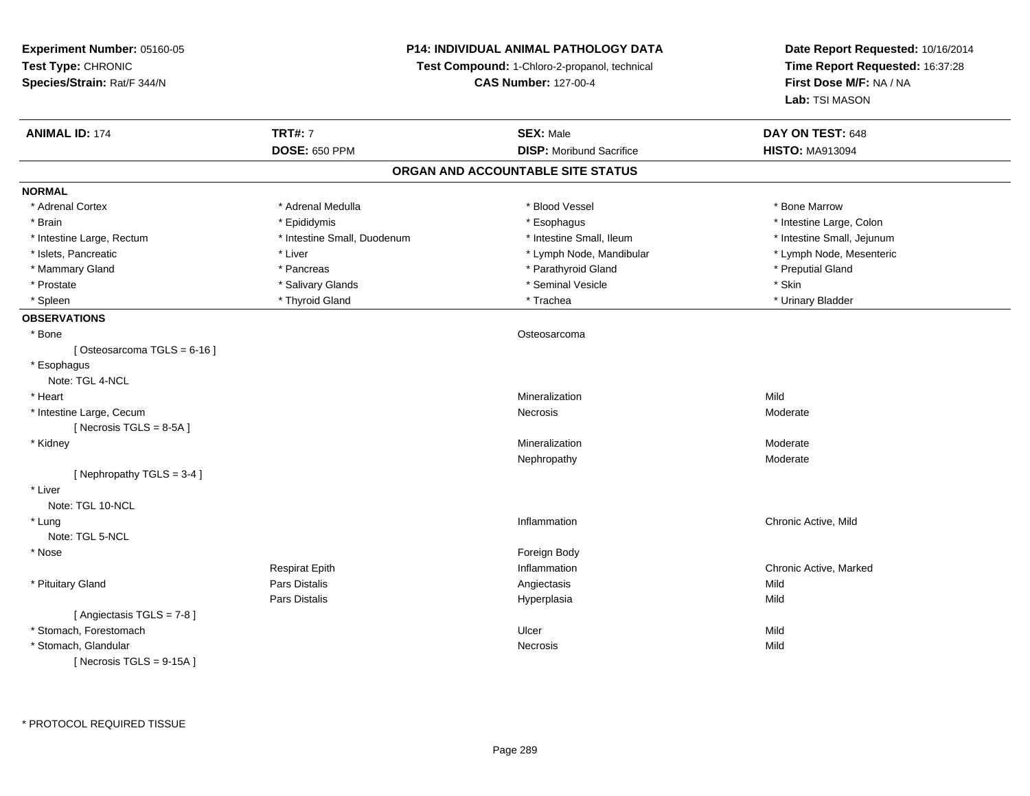**Experiment Number:** 05160-05
**Test Type:** CHRONIC
**Species/Strain:** Rat/F 344/N

**P14: INDIVIDUAL ANIMAL PATHOLOGY DATA**
**Test Compound:** 1-Chloro-2-propanol, technical
**CAS Number:** 127-00-4

**Date Report Requested:** 10/16/2014
**Time Report Requested:** 16:37:28
**First Dose M/F:** NA / NA
**Lab:** TSI MASON

| **ANIMAL ID:** 174 | **TRT#:** 7 | **SEX:** Male | **DAY ON TEST:** 648 |
|---|---|---|---|
| | **DOSE:** 650 PPM | **DISP:** Moribund Sacrifice | **HISTO:** MA913094 |

## ORGAN AND ACCOUNTABLE SITE STATUS

**NORMAL**

| | | | |
|---|---|---|---|
| * Adrenal Cortex | * Adrenal Medulla | * Blood Vessel | * Bone Marrow |
| * Brain | * Epididymis | * Esophagus | * Intestine Large, Colon |
| * Intestine Large, Rectum | * Intestine Small, Duodenum | * Intestine Small, Ileum | * Intestine Small, Jejunum |
| * Islets, Pancreatic | * Liver | * Lymph Node, Mandibular | * Lymph Node, Mesenteric |
| * Mammary Gland | * Pancreas | * Parathyroid Gland | * Preputial Gland |
| * Prostate | * Salivary Glands | * Seminal Vesicle | * Skin |
| * Spleen | * Thyroid Gland | * Trachea | * Urinary Bladder |

**OBSERVATIONS**

| | | | |
|---|---|---|---|
| * Bone | | Osteosarcoma | |
| [ Osteosarcoma TGLS = 6-16 ] | | | |
| * Esophagus | | | |
| Note: TGL 4-NCL | | | |
| * Heart | | Mineralization | Mild |
| * Intestine Large, Cecum | | Necrosis | Moderate |
| [ Necrosis TGLS = 8-5A ] | | | |
| * Kidney | | Mineralization | Moderate |
| | | Nephropathy | Moderate |
| [ Nephropathy TGLS = 3-4 ] | | | |
| * Liver | | | |
| Note: TGL 10-NCL | | | |
| * Lung | | Inflammation | Chronic Active, Mild |
| Note: TGL 5-NCL | | | |
| * Nose | | Foreign Body | |
| | Respirat Epith | Inflammation | Chronic Active, Marked |
| * Pituitary Gland | Pars Distalis | Angiectasis | Mild |
| | Pars Distalis | Hyperplasia | Mild |
| [ Angiectasis TGLS = 7-8 ] | | | |
| * Stomach, Forestomach | | Ulcer | Mild |
| * Stomach, Glandular | | Necrosis | Mild |
| [ Necrosis TGLS = 9-15A ] | | | |

* PROTOCOL REQUIRED TISSUE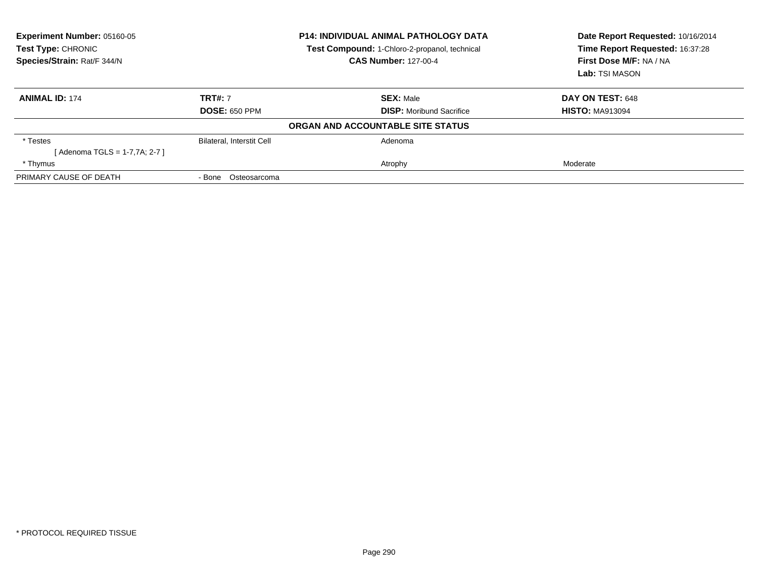**Experiment Number:** 05160-05
**Test Type:** CHRONIC
**Species/Strain:** Rat/F 344/N

**P14: INDIVIDUAL ANIMAL PATHOLOGY DATA**
**Test Compound:** 1-Chloro-2-propanol, technical
**CAS Number:** 127-00-4

**Date Report Requested:** 10/16/2014
**Time Report Requested:** 16:37:28
**First Dose M/F:** NA / NA
**Lab:** TSI MASON

| **ANIMAL ID:** 174 | **TRT#:** 7 | **SEX:** Male | **DAY ON TEST:** 648 |
|---|---|---|---|
| | **DOSE:** 650 PPM | **DISP:** Moribund Sacrifice | **HISTO:** MA913094 |

**ORGAN AND ACCOUNTABLE SITE STATUS**

| | | | |
|---|---|---|---|
| * Testes | Bilateral, Interstit Cell | Adenoma | |
| [ Adenoma TGLS = 1-7,7A; 2-7 ] | | | |
| * Thymus | | Atrophy | Moderate |
| PRIMARY CAUSE OF DEATH | - Bone Osteosarcoma | | |

* PROTOCOL REQUIRED TISSUE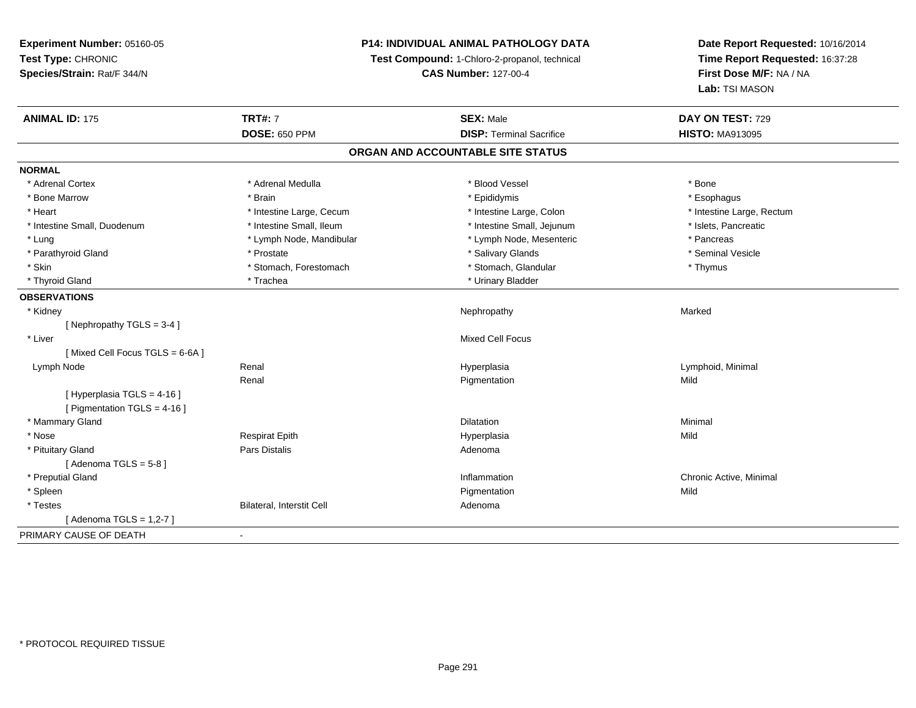**Experiment Number:** 05160-05
**Test Type:** CHRONIC
**Species/Strain:** Rat/F 344/N

**P14: INDIVIDUAL ANIMAL PATHOLOGY DATA**
**Test Compound:** 1-Chloro-2-propanol, technical
**CAS Number:** 127-00-4

**Date Report Requested:** 10/16/2014
**Time Report Requested:** 16:37:28
**First Dose M/F:** NA / NA
**Lab:** TSI MASON

| **ANIMAL ID:** 175 | **TRT#:** 7 | **SEX:** Male | **DAY ON TEST:** 729 |
|---|---|---|---|
| | **DOSE:** 650 PPM | **DISP:** Terminal Sacrifice | **HISTO:** MA913095 |

## ORGAN AND ACCOUNTABLE SITE STATUS

**NORMAL**

| | | | |
|---|---|---|---|
| * Adrenal Cortex | * Adrenal Medulla | * Blood Vessel | * Bone |
| * Bone Marrow | * Brain | * Epididymis | * Esophagus |
| * Heart | * Intestine Large, Cecum | * Intestine Large, Colon | * Intestine Large, Rectum |
| * Intestine Small, Duodenum | * Intestine Small, Ileum | * Intestine Small, Jejunum | * Islets, Pancreatic |
| * Lung | * Lymph Node, Mandibular | * Lymph Node, Mesenteric | * Pancreas |
| * Parathyroid Gland | * Prostate | * Salivary Glands | * Seminal Vesicle |
| * Skin | * Stomach, Forestomach | * Stomach, Glandular | * Thymus |
| * Thyroid Gland | * Trachea | * Urinary Bladder | |

**OBSERVATIONS**

| | | | |
|---|---|---|---|
| * Kidney | | Nephropathy | Marked |
| [ Nephropathy TGLS = 3-4 ] | | | |
| * Liver | | Mixed Cell Focus | |
| [ Mixed Cell Focus TGLS = 6-6A ] | | | |
| Lymph Node | Renal | Hyperplasia | Lymphoid, Minimal |
| | Renal | Pigmentation | Mild |
| [ Hyperplasia TGLS = 4-16 ] | | | |
| [ Pigmentation TGLS = 4-16 ] | | | |
| * Mammary Gland | | Dilatation | Minimal |
| * Nose | Respirat Epith | Hyperplasia | Mild |
| * Pituitary Gland | Pars Distalis | Adenoma | |
| [ Adenoma TGLS = 5-8 ] | | | |
| * Preputial Gland | | Inflammation | Chronic Active, Minimal |
| * Spleen | | Pigmentation | Mild |
| * Testes | Bilateral, Interstit Cell | Adenoma | |
| [ Adenoma TGLS = 1,2-7 ] | | | |

PRIMARY CAUSE OF DEATH -

* PROTOCOL REQUIRED TISSUE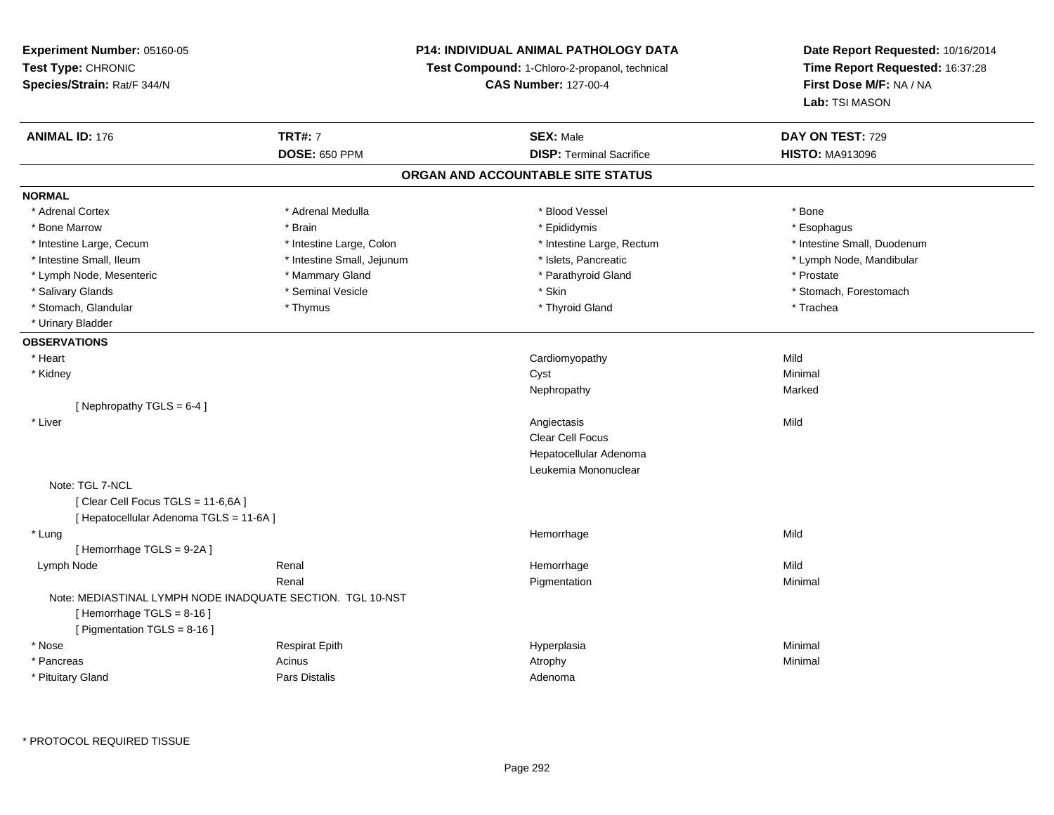**Experiment Number:** 05160-05
**Test Type:** CHRONIC
**Species/Strain:** Rat/F 344/N

**P14: INDIVIDUAL ANIMAL PATHOLOGY DATA**
**Test Compound:** 1-Chloro-2-propanol, technical
**CAS Number:** 127-00-4

**Date Report Requested:** 10/16/2014
**Time Report Requested:** 16:37:28
**First Dose M/F:** NA / NA
**Lab:** TSI MASON

| **ANIMAL ID:** 176 | **TRT#:** 7 | **SEX:** Male | **DAY ON TEST:** 729 |
|---|---|---|---|
| | **DOSE:** 650 PPM | **DISP:** Terminal Sacrifice | **HISTO:** MA913096 |

## ORGAN AND ACCOUNTABLE SITE STATUS

**NORMAL**

| | | | |
|---|---|---|---|
| * Adrenal Cortex | * Adrenal Medulla | * Blood Vessel | * Bone |
| * Bone Marrow | * Brain | * Epididymis | * Esophagus |
| * Intestine Large, Cecum | * Intestine Large, Colon | * Intestine Large, Rectum | * Intestine Small, Duodenum |
| * Intestine Small, Ileum | * Intestine Small, Jejunum | * Islets, Pancreatic | * Lymph Node, Mandibular |
| * Lymph Node, Mesenteric | * Mammary Gland | * Parathyroid Gland | * Prostate |
| * Salivary Glands | * Seminal Vesicle | * Skin | * Stomach, Forestomach |
| * Stomach, Glandular | * Thymus | * Thyroid Gland | * Trachea |
| * Urinary Bladder | | | |

**OBSERVATIONS**

| | | | |
|---|---|---|---|
| * Heart | | Cardiomyopathy | Mild |
| * Kidney | | Cyst | Minimal |
| | | Nephropathy | Marked |
| [ Nephropathy TGLS = 6-4 ] | | | |
| * Liver | | Angiectasis | Mild |
| | | Clear Cell Focus | |
| | | Hepatocellular Adenoma | |
| | | Leukemia Mononuclear | |
| Note: TGL 7-NCL | | | |
| [ Clear Cell Focus TGLS = 11-6,6A ] | | | |
| [ Hepatocellular Adenoma TGLS = 11-6A ] | | | |
| * Lung | | Hemorrhage | Mild |
| [ Hemorrhage TGLS = 9-2A ] | | | |
| Lymph Node | Renal | Hemorrhage | Mild |
| | Renal | Pigmentation | Minimal |
| Note: MEDIASTINAL LYMPH NODE INADQUATE SECTION. TGL 10-NST | | | |
| [ Hemorrhage TGLS = 8-16 ] | | | |
| [ Pigmentation TGLS = 8-16 ] | | | |
| * Nose | Respirat Epith | Hyperplasia | Minimal |
| * Pancreas | Acinus | Atrophy | Minimal |
| * Pituitary Gland | Pars Distalis | Adenoma | |

\* PROTOCOL REQUIRED TISSUE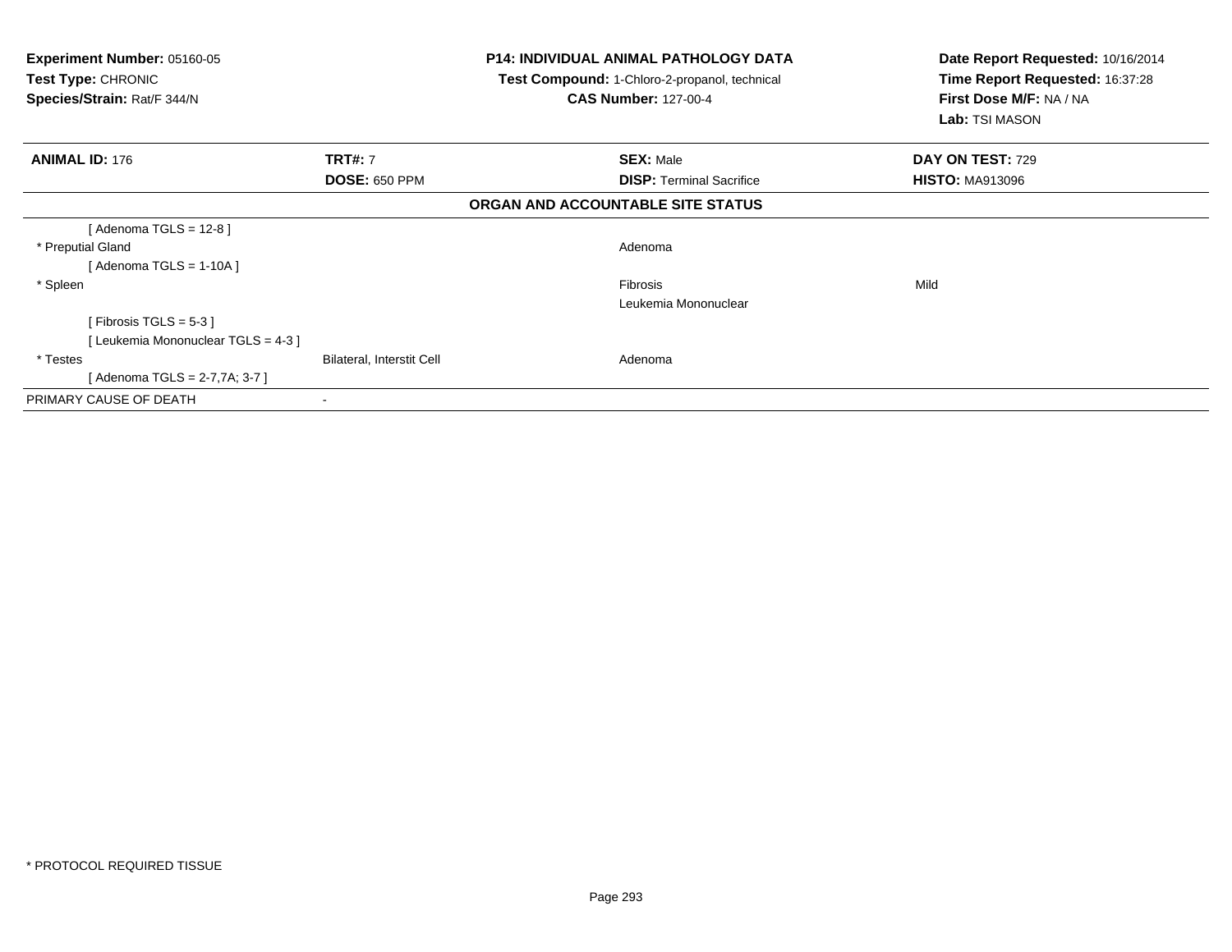**Experiment Number:** 05160-05
**Test Type:** CHRONIC
**Species/Strain:** Rat/F 344/N

**P14: INDIVIDUAL ANIMAL PATHOLOGY DATA**
**Test Compound:** 1-Chloro-2-propanol, technical
**CAS Number:** 127-00-4

**Date Report Requested:** 10/16/2014
**Time Report Requested:** 16:37:28
**First Dose M/F:** NA / NA
**Lab:** TSI MASON

| **ANIMAL ID:** 176 | **TRT#:** 7 | **SEX:** Male | **DAY ON TEST:** 729 |
|---|---|---|---|
| | **DOSE:** 650 PPM | **DISP:** Terminal Sacrifice | **HISTO:** MA913096 |

**ORGAN AND ACCOUNTABLE SITE STATUS**

| | | | |
|---|---|---|---|
| [ Adenoma TGLS = 12-8 ] | | | |
| * Preputial Gland | | Adenoma | |
| [ Adenoma TGLS = 1-10A ] | | | |
| * Spleen | | Fibrosis | Mild |
| | | Leukemia Mononuclear | |
| [ Fibrosis TGLS = 5-3 ] | | | |
| [ Leukemia Mononuclear TGLS = 4-3 ] | | | |
| * Testes | Bilateral, Interstit Cell | Adenoma | |
| [ Adenoma TGLS = 2-7,7A; 3-7 ] | | | |
| PRIMARY CAUSE OF DEATH | - | | |

* PROTOCOL REQUIRED TISSUE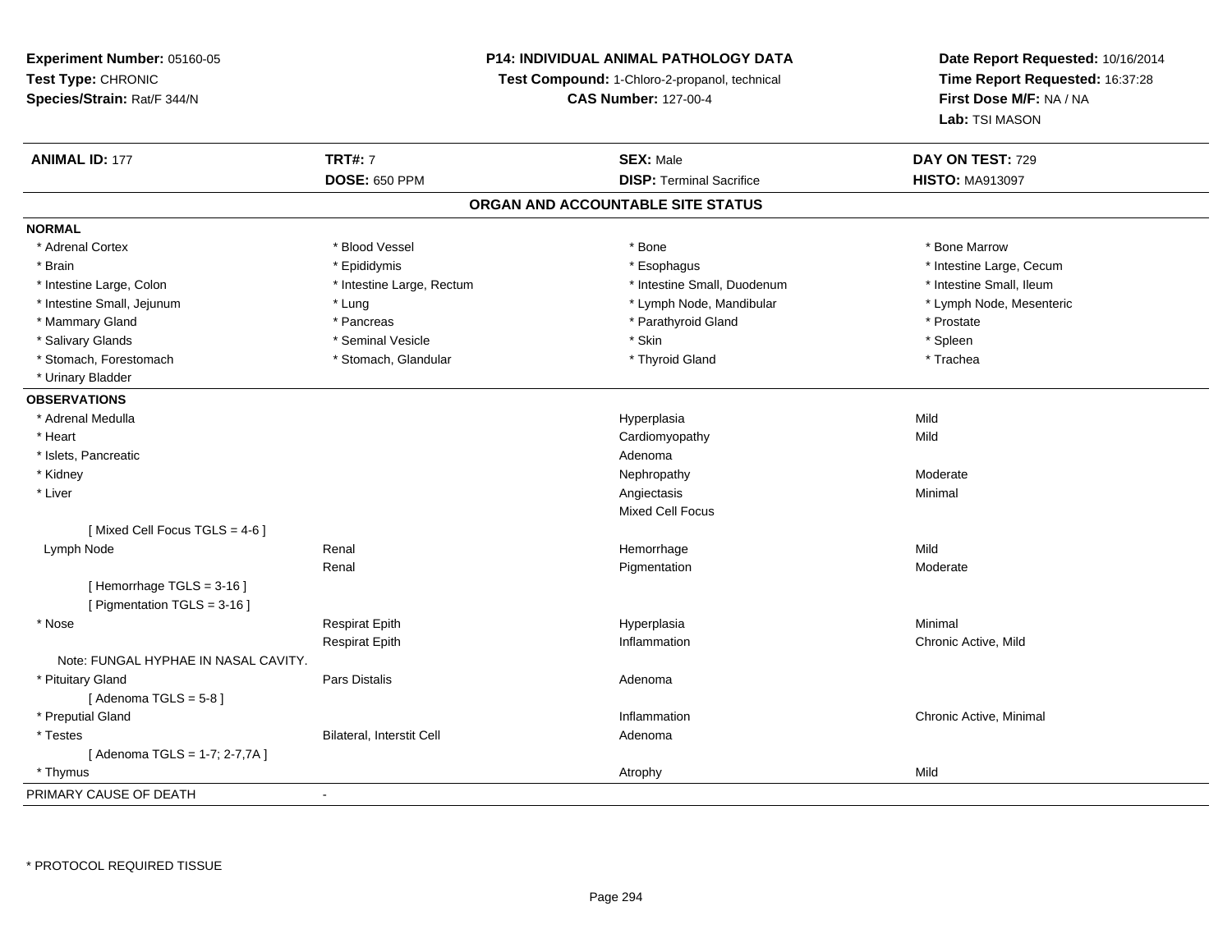**Experiment Number:** 05160-05
**Test Type:** CHRONIC
**Species/Strain:** Rat/F 344/N

**P14: INDIVIDUAL ANIMAL PATHOLOGY DATA**
**Test Compound:** 1-Chloro-2-propanol, technical
**CAS Number:** 127-00-4

**Date Report Requested:** 10/16/2014
**Time Report Requested:** 16:37:28
**First Dose M/F:** NA / NA
**Lab:** TSI MASON

| **ANIMAL ID:** 177 | **TRT#:** 7 | **SEX:** Male | **DAY ON TEST:** 729 |
|---|---|---|---|
| | **DOSE:** 650 PPM | **DISP:** Terminal Sacrifice | **HISTO:** MA913097 |

## ORGAN AND ACCOUNTABLE SITE STATUS

**NORMAL**

| | | | |
|---|---|---|---|
| * Adrenal Cortex | * Blood Vessel | * Bone | * Bone Marrow |
| * Brain | * Epididymis | * Esophagus | * Intestine Large, Cecum |
| * Intestine Large, Colon | * Intestine Large, Rectum | * Intestine Small, Duodenum | * Intestine Small, Ileum |
| * Intestine Small, Jejunum | * Lung | * Lymph Node, Mandibular | * Lymph Node, Mesenteric |
| * Mammary Gland | * Pancreas | * Parathyroid Gland | * Prostate |
| * Salivary Glands | * Seminal Vesicle | * Skin | * Spleen |
| * Stomach, Forestomach | * Stomach, Glandular | * Thyroid Gland | * Trachea |
| * Urinary Bladder | | | |

**OBSERVATIONS**

| | | | |
|---|---|---|---|
| * Adrenal Medulla | | Hyperplasia | Mild |
| * Heart | | Cardiomyopathy | Mild |
| * Islets, Pancreatic | | Adenoma | |
| * Kidney | | Nephropathy | Moderate |
| * Liver | | Angiectasis | Minimal |
| | | Mixed Cell Focus | |
| [ Mixed Cell Focus TGLS = 4-6 ] | | | |
| Lymph Node | Renal | Hemorrhage | Mild |
| | Renal | Pigmentation | Moderate |
| [ Hemorrhage TGLS = 3-16 ] | | | |
| [ Pigmentation TGLS = 3-16 ] | | | |
| * Nose | Respirat Epith | Hyperplasia | Minimal |
| | Respirat Epith | Inflammation | Chronic Active, Mild |
| Note: FUNGAL HYPHAE IN NASAL CAVITY. | | | |
| * Pituitary Gland | Pars Distalis | Adenoma | |
| [ Adenoma TGLS = 5-8 ] | | | |
| * Preputial Gland | | Inflammation | Chronic Active, Minimal |
| * Testes | Bilateral, Interstit Cell | Adenoma | |
| [ Adenoma TGLS = 1-7; 2-7,7A ] | | | |
| * Thymus | | Atrophy | Mild |

PRIMARY CAUSE OF DEATH -

* PROTOCOL REQUIRED TISSUE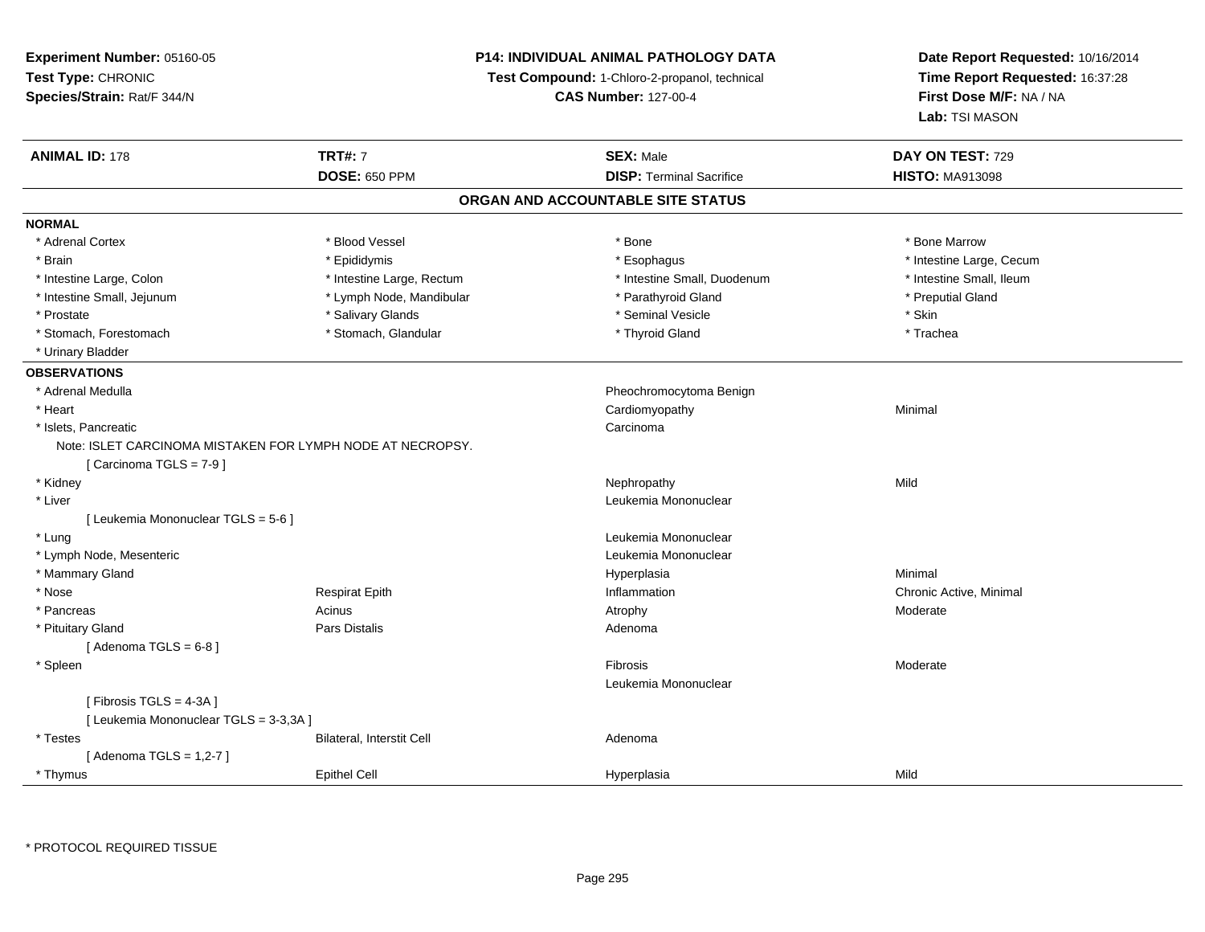**Experiment Number:** 05160-05
**Test Type:** CHRONIC
**Species/Strain:** Rat/F 344/N

**P14: INDIVIDUAL ANIMAL PATHOLOGY DATA**
**Test Compound:** 1-Chloro-2-propanol, technical
**CAS Number:** 127-00-4

**Date Report Requested:** 10/16/2014
**Time Report Requested:** 16:37:28
**First Dose M/F:** NA / NA
**Lab:** TSI MASON

| **ANIMAL ID:** 178 | **TRT#:** 7 | **SEX:** Male | **DAY ON TEST:** 729 |
|---|---|---|---|
| | **DOSE:** 650 PPM | **DISP:** Terminal Sacrifice | **HISTO:** MA913098 |

## ORGAN AND ACCOUNTABLE SITE STATUS

**NORMAL**

| | | | |
|---|---|---|---|
| * Adrenal Cortex | * Blood Vessel | * Bone | * Bone Marrow |
| * Brain | * Epididymis | * Esophagus | * Intestine Large, Cecum |
| * Intestine Large, Colon | * Intestine Large, Rectum | * Intestine Small, Duodenum | * Intestine Small, Ileum |
| * Intestine Small, Jejunum | * Lymph Node, Mandibular | * Parathyroid Gland | * Preputial Gland |
| * Prostate | * Salivary Glands | * Seminal Vesicle | * Skin |
| * Stomach, Forestomach | * Stomach, Glandular | * Thyroid Gland | * Trachea |
| * Urinary Bladder | | | |

**OBSERVATIONS**

| | | | |
|---|---|---|---|
| * Adrenal Medulla | | Pheochromocytoma Benign | |
| * Heart | | Cardiomyopathy | Minimal |
| * Islets, Pancreatic | | Carcinoma | |
| Note: ISLET CARCINOMA MISTAKEN FOR LYMPH NODE AT NECROPSY. | | | |
| [ Carcinoma TGLS = 7-9 ] | | | |
| * Kidney | | Nephropathy | Mild |
| * Liver | | Leukemia Mononuclear | |
| [ Leukemia Mononuclear TGLS = 5-6 ] | | | |
| * Lung | | Leukemia Mononuclear | |
| * Lymph Node, Mesenteric | | Leukemia Mononuclear | |
| * Mammary Gland | | Hyperplasia | Minimal |
| * Nose | Respirat Epith | Inflammation | Chronic Active, Minimal |
| * Pancreas | Acinus | Atrophy | Moderate |
| * Pituitary Gland | Pars Distalis | Adenoma | |
| [ Adenoma TGLS = 6-8 ] | | | |
| * Spleen | | Fibrosis | Moderate |
| | | Leukemia Mononuclear | |
| [ Fibrosis TGLS = 4-3A ] | | | |
| [ Leukemia Mononuclear TGLS = 3-3,3A ] | | | |
| * Testes | Bilateral, Interstit Cell | Adenoma | |
| [ Adenoma TGLS = 1,2-7 ] | | | |
| * Thymus | Epithel Cell | Hyperplasia | Mild |

* PROTOCOL REQUIRED TISSUE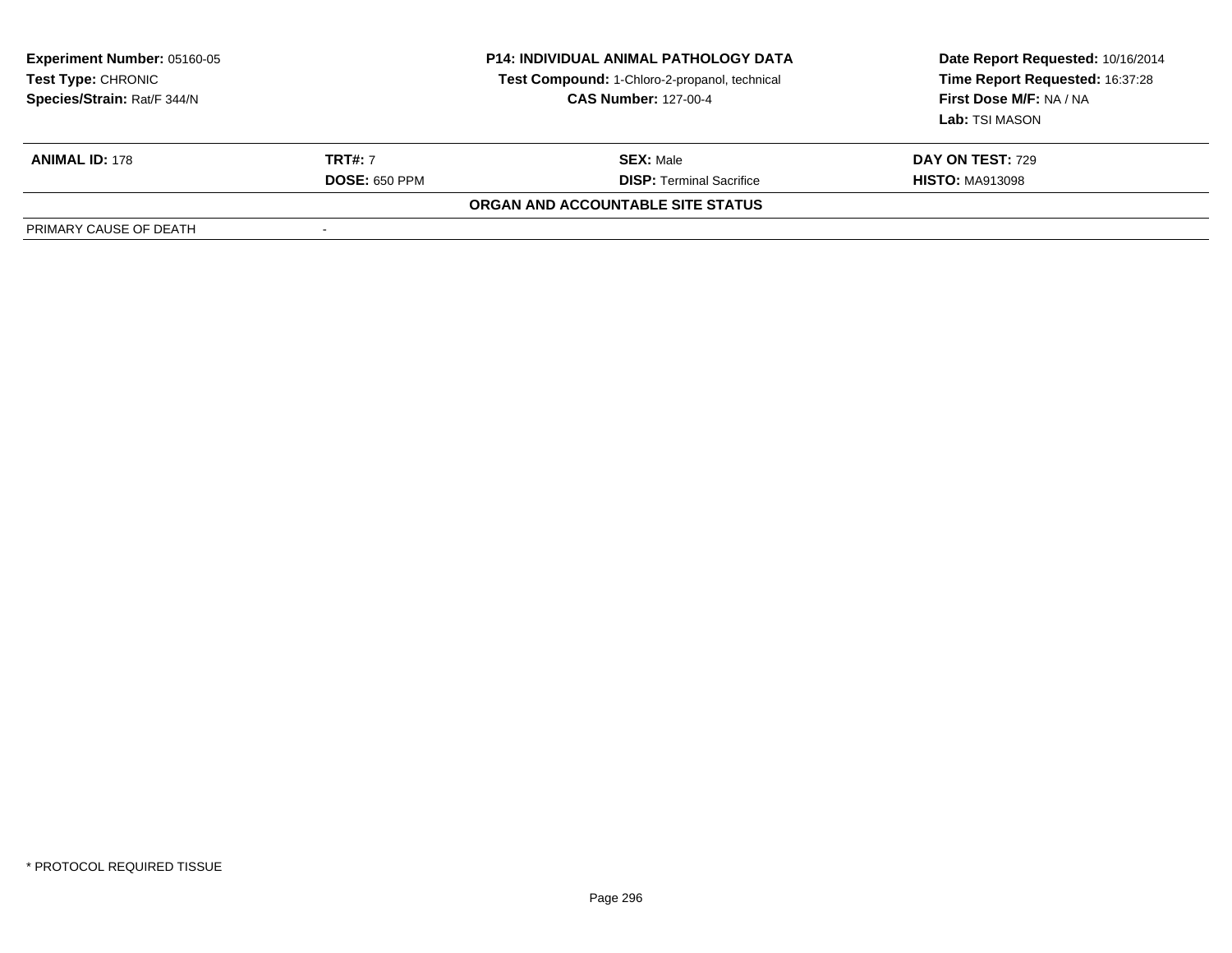**Experiment Number:** 05160-05
**Test Type:** CHRONIC
**Species/Strain:** Rat/F 344/N

**P14: INDIVIDUAL ANIMAL PATHOLOGY DATA**
**Test Compound:** 1-Chloro-2-propanol, technical
**CAS Number:** 127-00-4

**Date Report Requested:** 10/16/2014
**Time Report Requested:** 16:37:28
**First Dose M/F:** NA / NA
**Lab:** TSI MASON

| **ANIMAL ID:** 178 | **TRT#:** 7 | **SEX:** Male | **DAY ON TEST:** 729 |
|---|---|---|---|
| | **DOSE:** 650 PPM | **DISP:** Terminal Sacrifice | **HISTO:** MA913098 |

**ORGAN AND ACCOUNTABLE SITE STATUS**

| PRIMARY CAUSE OF DEATH | - |
|---|---|

* PROTOCOL REQUIRED TISSUE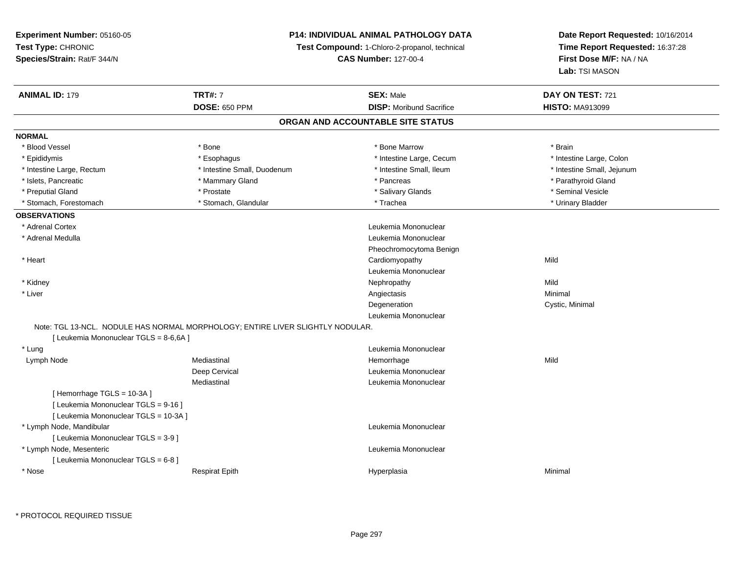**Experiment Number:** 05160-05
**Test Type:** CHRONIC
**Species/Strain:** Rat/F 344/N

**P14: INDIVIDUAL ANIMAL PATHOLOGY DATA**
**Test Compound:** 1-Chloro-2-propanol, technical
**CAS Number:** 127-00-4

**Date Report Requested:** 10/16/2014
**Time Report Requested:** 16:37:28
**First Dose M/F:** NA / NA
**Lab:** TSI MASON

| **ANIMAL ID:** 179 | **TRT#:** 7 | **SEX:** Male | **DAY ON TEST:** 721 |
|---|---|---|---|
| | **DOSE:** 650 PPM | **DISP:** Moribund Sacrifice | **HISTO:** MA913099 |

## ORGAN AND ACCOUNTABLE SITE STATUS

**NORMAL**

| | | | |
|---|---|---|---|
| * Blood Vessel | * Bone | * Bone Marrow | * Brain |
| * Epididymis | * Esophagus | * Intestine Large, Cecum | * Intestine Large, Colon |
| * Intestine Large, Rectum | * Intestine Small, Duodenum | * Intestine Small, Ileum | * Intestine Small, Jejunum |
| * Islets, Pancreatic | * Mammary Gland | * Pancreas | * Parathyroid Gland |
| * Preputial Gland | * Prostate | * Salivary Glands | * Seminal Vesicle |
| * Stomach, Forestomach | * Stomach, Glandular | * Trachea | * Urinary Bladder |

**OBSERVATIONS**

| | | | |
|---|---|---|---|
| * Adrenal Cortex | | Leukemia Mononuclear | |
| * Adrenal Medulla | | Leukemia Mononuclear | |
| | | Pheochromocytoma Benign | |
| * Heart | | Cardiomyopathy | Mild |
| | | Leukemia Mononuclear | |
| * Kidney | | Nephropathy | Mild |
| * Liver | | Angiectasis | Minimal |
| | | Degeneration | Cystic, Minimal |
| | | Leukemia Mononuclear | |
| Note: TGL 13-NCL. NODULE HAS NORMAL MORPHOLOGY; ENTIRE LIVER SLIGHTLY NODULAR. | | | |
| [ Leukemia Mononuclear TGLS = 8-6,6A ] | | | |
| * Lung | | Leukemia Mononuclear | |
| Lymph Node | Mediastinal | Hemorrhage | Mild |
| | Deep Cervical | Leukemia Mononuclear | |
| | Mediastinal | Leukemia Mononuclear | |
| [ Hemorrhage TGLS = 10-3A ] | | | |
| [ Leukemia Mononuclear TGLS = 9-16 ] | | | |
| [ Leukemia Mononuclear TGLS = 10-3A ] | | | |
| * Lymph Node, Mandibular | | Leukemia Mononuclear | |
| [ Leukemia Mononuclear TGLS = 3-9 ] | | | |
| * Lymph Node, Mesenteric | | Leukemia Mononuclear | |
| [ Leukemia Mononuclear TGLS = 6-8 ] | | | |
| * Nose | Respirat Epith | Hyperplasia | Minimal |

* PROTOCOL REQUIRED TISSUE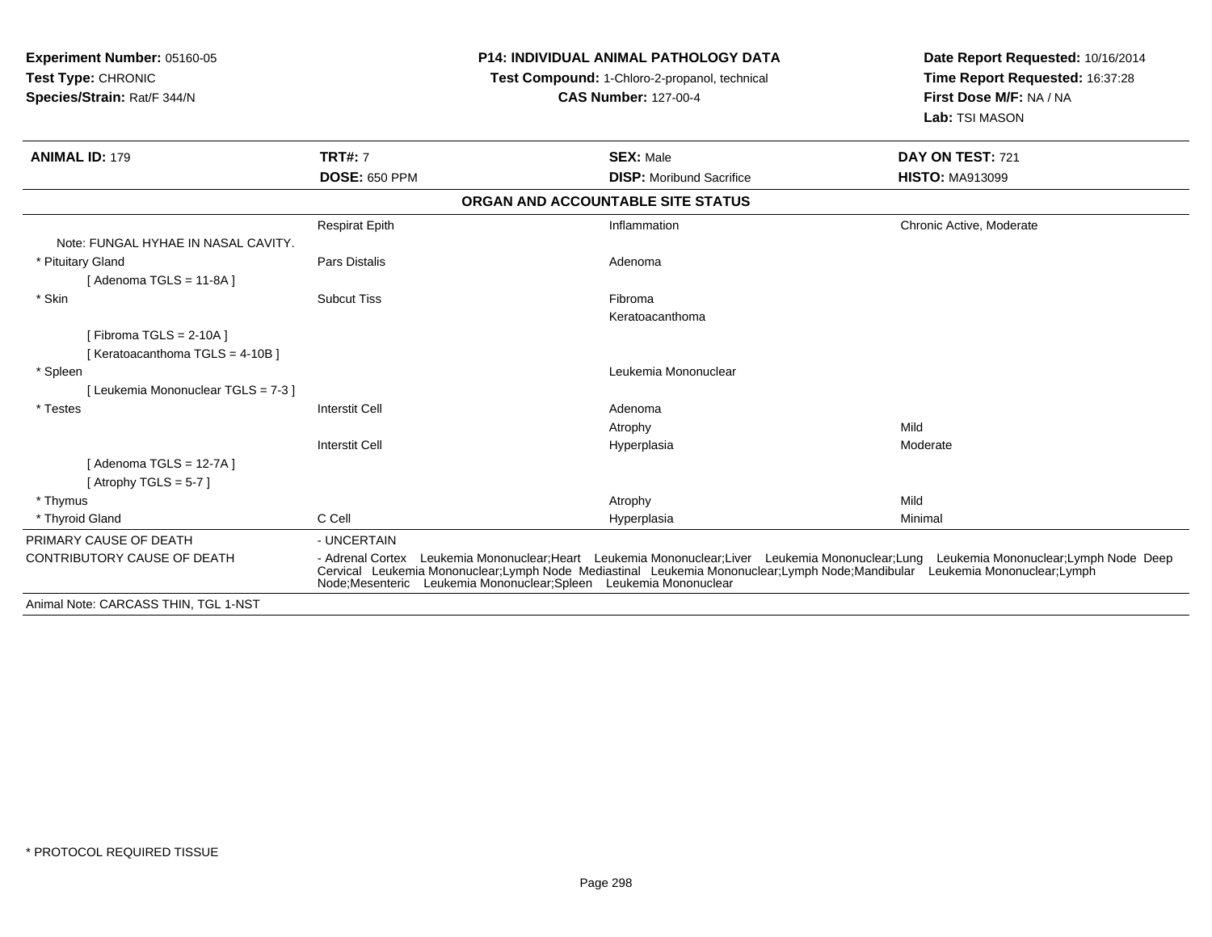**Experiment Number:** 05160-05
**Test Type:** CHRONIC
**Species/Strain:** Rat/F 344/N

**P14: INDIVIDUAL ANIMAL PATHOLOGY DATA**
**Test Compound:** 1-Chloro-2-propanol, technical
**CAS Number:** 127-00-4

**Date Report Requested:** 10/16/2014
**Time Report Requested:** 16:37:28
**First Dose M/F:** NA / NA
**Lab:** TSI MASON

| **ANIMAL ID:** 179 | **TRT#:** 7 | **SEX:** Male | **DAY ON TEST:** 721 |
|---|---|---|---|
| | **DOSE:** 650 PPM | **DISP:** Moribund Sacrifice | **HISTO:** MA913099 |

**ORGAN AND ACCOUNTABLE SITE STATUS**

| | | | |
|---|---|---|---|
| | Respirat Epith | Inflammation | Chronic Active, Moderate |
| Note: FUNGAL HYHAE IN NASAL CAVITY. | | | |
| * Pituitary Gland | Pars Distalis | Adenoma | |
| [ Adenoma TGLS = 11-8A ] | | | |
| * Skin | Subcut Tiss | Fibroma | |
| | | Keratoacanthoma | |
| [ Fibroma TGLS = 2-10A ] | | | |
| [ Keratoacanthoma TGLS = 4-10B ] | | | |
| * Spleen | | Leukemia Mononuclear | |
| [ Leukemia Mononuclear TGLS = 7-3 ] | | | |
| * Testes | Interstit Cell | Adenoma | |
| | | Atrophy | Mild |
| | Interstit Cell | Hyperplasia | Moderate |
| [ Adenoma TGLS = 12-7A ] | | | |
| [ Atrophy TGLS = 5-7 ] | | | |
| * Thymus | | Atrophy | Mild |
| * Thyroid Gland | C Cell | Hyperplasia | Minimal |

PRIMARY CAUSE OF DEATH - UNCERTAIN

CONTRIBUTORY CAUSE OF DEATH - Adrenal Cortex Leukemia Mononuclear;Heart Leukemia Mononuclear;Liver Leukemia Mononuclear;Lung Leukemia Mononuclear;Lymph Node Deep Cervical Leukemia Mononuclear;Lymph Node Mediastinal Leukemia Mononuclear;Lymph Node;Mandibular Leukemia Mononuclear;Lymph Node;Mesenteric Leukemia Mononuclear;Spleen Leukemia Mononuclear

Animal Note: CARCASS THIN, TGL 1-NST

* PROTOCOL REQUIRED TISSUE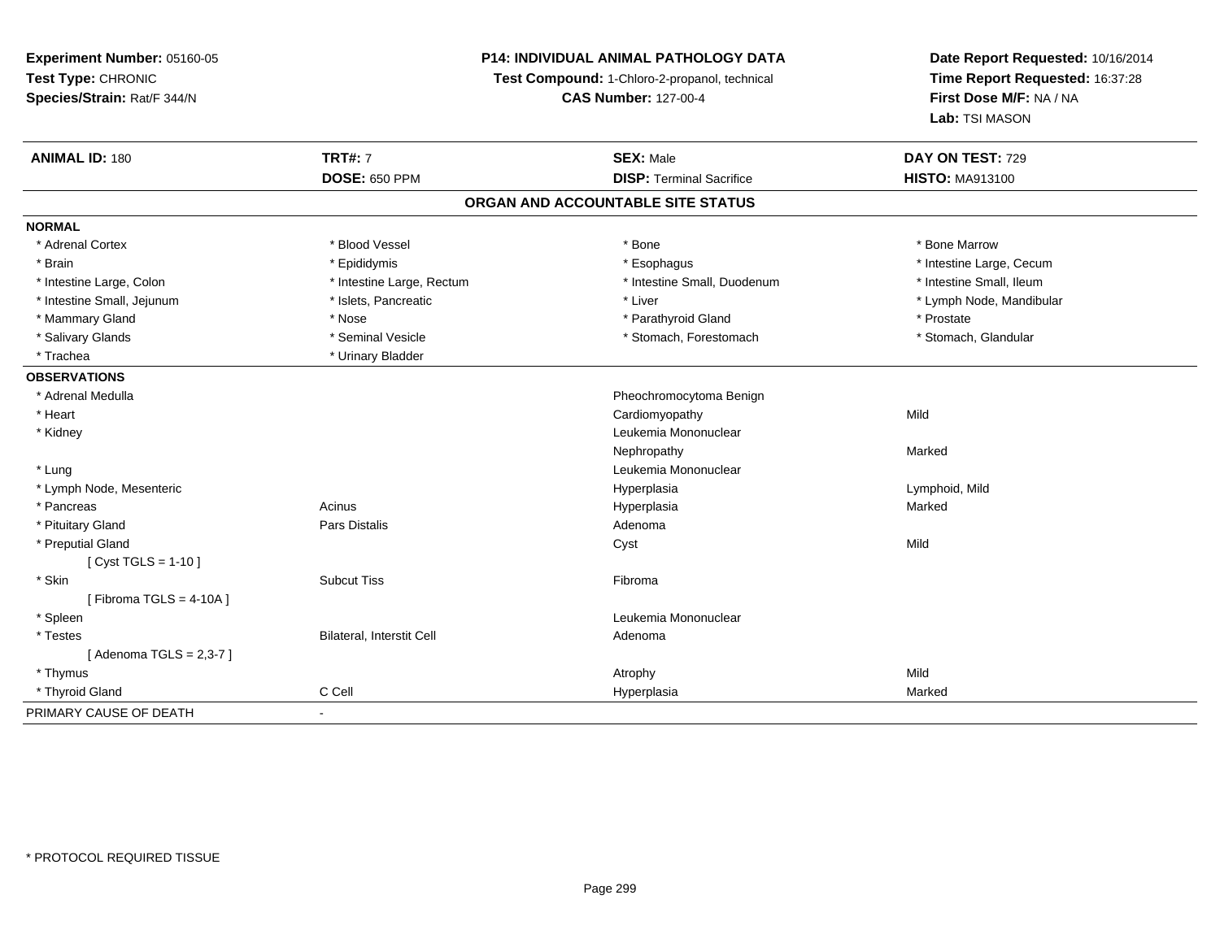**Experiment Number:** 05160-05
**Test Type:** CHRONIC
**Species/Strain:** Rat/F 344/N

**P14: INDIVIDUAL ANIMAL PATHOLOGY DATA**
**Test Compound:** 1-Chloro-2-propanol, technical
**CAS Number:** 127-00-4

**Date Report Requested:** 10/16/2014
**Time Report Requested:** 16:37:28
**First Dose M/F:** NA / NA
**Lab:** TSI MASON

| **ANIMAL ID:** 180 | **TRT#:** 7 | **SEX:** Male | **DAY ON TEST:** 729 |
|---|---|---|---|
| | **DOSE:** 650 PPM | **DISP:** Terminal Sacrifice | **HISTO:** MA913100 |

## ORGAN AND ACCOUNTABLE SITE STATUS

**NORMAL**

| | | | |
|---|---|---|---|
| * Adrenal Cortex | * Blood Vessel | * Bone | * Bone Marrow |
| * Brain | * Epididymis | * Esophagus | * Intestine Large, Cecum |
| * Intestine Large, Colon | * Intestine Large, Rectum | * Intestine Small, Duodenum | * Intestine Small, Ileum |
| * Intestine Small, Jejunum | * Islets, Pancreatic | * Liver | * Lymph Node, Mandibular |
| * Mammary Gland | * Nose | * Parathyroid Gland | * Prostate |
| * Salivary Glands | * Seminal Vesicle | * Stomach, Forestomach | * Stomach, Glandular |
| * Trachea | * Urinary Bladder | | |

**OBSERVATIONS**

| | | | |
|---|---|---|---|
| * Adrenal Medulla | | Pheochromocytoma Benign | |
| * Heart | | Cardiomyopathy | Mild |
| * Kidney | | Leukemia Mononuclear | |
| | | Nephropathy | Marked |
| * Lung | | Leukemia Mononuclear | |
| * Lymph Node, Mesenteric | | Hyperplasia | Lymphoid, Mild |
| * Pancreas | Acinus | Hyperplasia | Marked |
| * Pituitary Gland | Pars Distalis | Adenoma | |
| * Preputial Gland | | Cyst | Mild |
| [ Cyst TGLS = 1-10 ] | | | |
| * Skin | Subcut Tiss | Fibroma | |
| [ Fibroma TGLS = 4-10A ] | | | |
| * Spleen | | Leukemia Mononuclear | |
| * Testes | Bilateral, Interstit Cell | Adenoma | |
| [ Adenoma TGLS = 2,3-7 ] | | | |
| * Thymus | | Atrophy | Mild |
| * Thyroid Gland | C Cell | Hyperplasia | Marked |

PRIMARY CAUSE OF DEATH -

* PROTOCOL REQUIRED TISSUE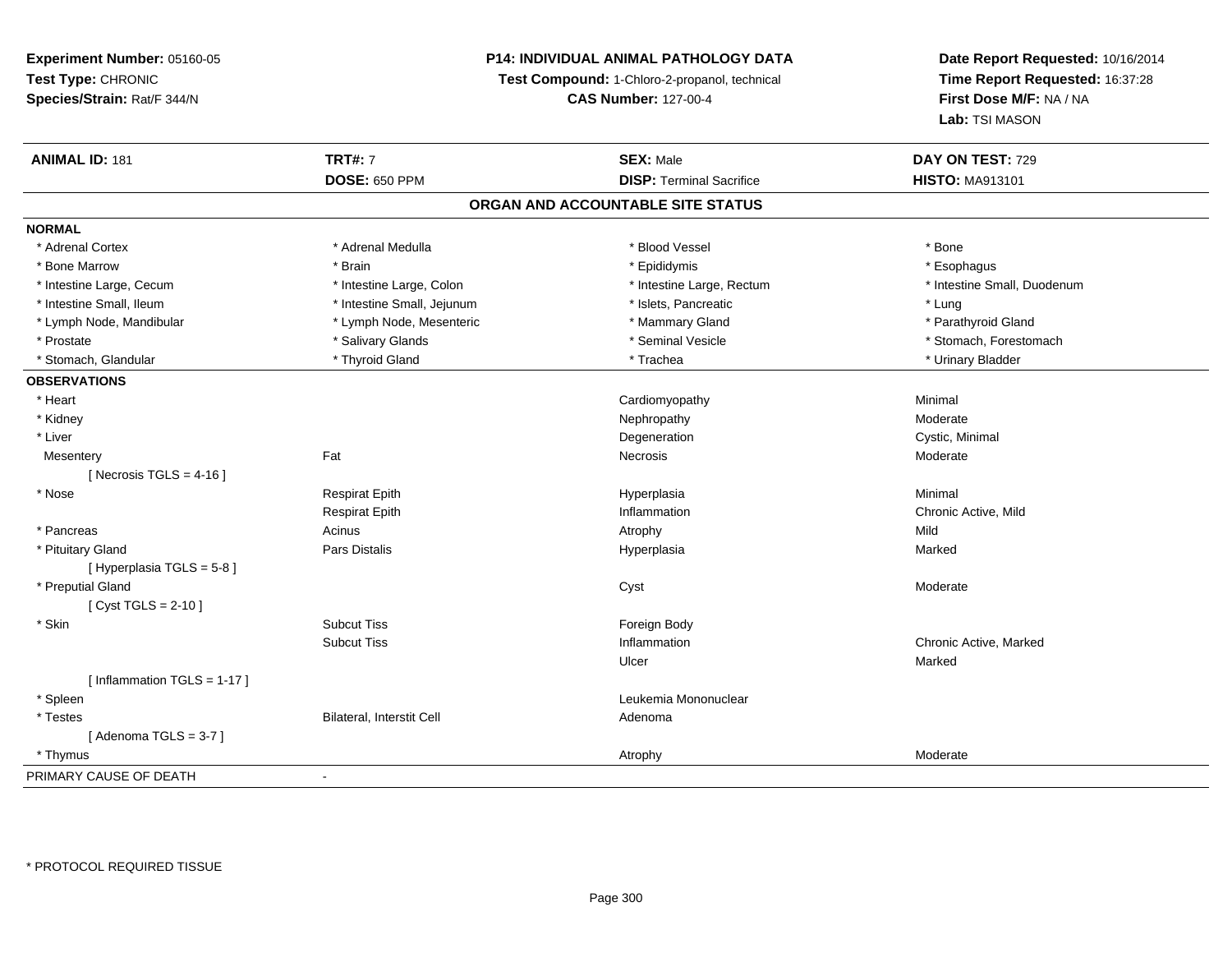**Experiment Number:** 05160-05
**Test Type:** CHRONIC
**Species/Strain:** Rat/F 344/N

**P14: INDIVIDUAL ANIMAL PATHOLOGY DATA**
**Test Compound:** 1-Chloro-2-propanol, technical
**CAS Number:** 127-00-4

**Date Report Requested:** 10/16/2014
**Time Report Requested:** 16:37:28
**First Dose M/F:** NA / NA
**Lab:** TSI MASON

| **ANIMAL ID:** 181 | **TRT#:** 7 | **SEX:** Male | **DAY ON TEST:** 729 |
|---|---|---|---|
| | **DOSE:** 650 PPM | **DISP:** Terminal Sacrifice | **HISTO:** MA913101 |

## ORGAN AND ACCOUNTABLE SITE STATUS

**NORMAL**

| | | | |
|---|---|---|---|
| * Adrenal Cortex | * Adrenal Medulla | * Blood Vessel | * Bone |
| * Bone Marrow | * Brain | * Epididymis | * Esophagus |
| * Intestine Large, Cecum | * Intestine Large, Colon | * Intestine Large, Rectum | * Intestine Small, Duodenum |
| * Intestine Small, Ileum | * Intestine Small, Jejunum | * Islets, Pancreatic | * Lung |
| * Lymph Node, Mandibular | * Lymph Node, Mesenteric | * Mammary Gland | * Parathyroid Gland |
| * Prostate | * Salivary Glands | * Seminal Vesicle | * Stomach, Forestomach |
| * Stomach, Glandular | * Thyroid Gland | * Trachea | * Urinary Bladder |

**OBSERVATIONS**

| | | | |
|---|---|---|---|
| * Heart | | Cardiomyopathy | Minimal |
| * Kidney | | Nephropathy | Moderate |
| * Liver | | Degeneration | Cystic, Minimal |
| Mesentery | Fat | Necrosis | Moderate |
| [ Necrosis TGLS = 4-16 ] | | | |
| * Nose | Respirat Epith | Hyperplasia | Minimal |
| | Respirat Epith | Inflammation | Chronic Active, Mild |
| * Pancreas | Acinus | Atrophy | Mild |
| * Pituitary Gland | Pars Distalis | Hyperplasia | Marked |
| [ Hyperplasia TGLS = 5-8 ] | | | |
| * Preputial Gland | | Cyst | Moderate |
| [ Cyst TGLS = 2-10 ] | | | |
| * Skin | Subcut Tiss | Foreign Body | |
| | Subcut Tiss | Inflammation | Chronic Active, Marked |
| | | Ulcer | Marked |
| [ Inflammation TGLS = 1-17 ] | | | |
| * Spleen | | Leukemia Mononuclear | |
| * Testes | Bilateral, Interstit Cell | Adenoma | |
| [ Adenoma TGLS = 3-7 ] | | | |
| * Thymus | | Atrophy | Moderate |

PRIMARY CAUSE OF DEATH -

* PROTOCOL REQUIRED TISSUE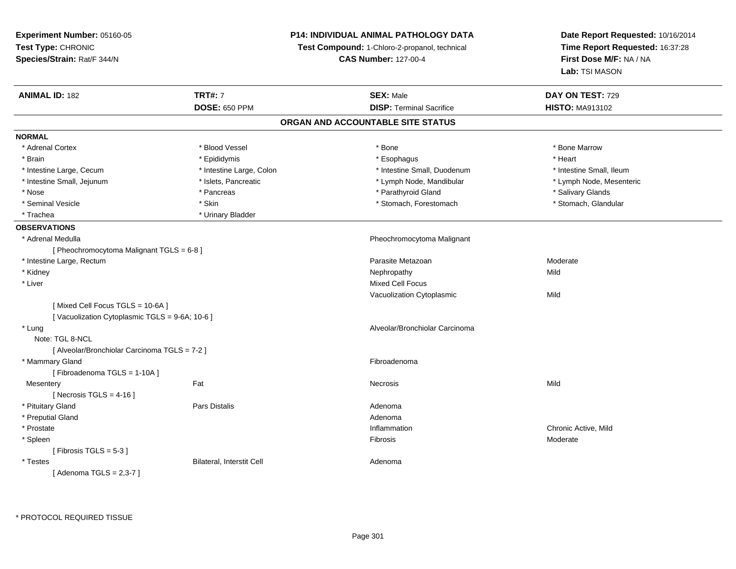**Experiment Number:** 05160-05
**Test Type:** CHRONIC
**Species/Strain:** Rat/F 344/N

**P14: INDIVIDUAL ANIMAL PATHOLOGY DATA**
**Test Compound:** 1-Chloro-2-propanol, technical
**CAS Number:** 127-00-4

**Date Report Requested:** 10/16/2014
**Time Report Requested:** 16:37:28
**First Dose M/F:** NA / NA
**Lab:** TSI MASON

| **ANIMAL ID:** 182 | **TRT#:** 7 | **SEX:** Male | **DAY ON TEST:** 729 |
|---|---|---|---|
| | **DOSE:** 650 PPM | **DISP:** Terminal Sacrifice | **HISTO:** MA913102 |

## ORGAN AND ACCOUNTABLE SITE STATUS

**NORMAL**

| | | | |
|---|---|---|---|
| * Adrenal Cortex | * Blood Vessel | * Bone | * Bone Marrow |
| * Brain | * Epididymis | * Esophagus | * Heart |
| * Intestine Large, Cecum | * Intestine Large, Colon | * Intestine Small, Duodenum | * Intestine Small, Ileum |
| * Intestine Small, Jejunum | * Islets, Pancreatic | * Lymph Node, Mandibular | * Lymph Node, Mesenteric |
| * Nose | * Pancreas | * Parathyroid Gland | * Salivary Glands |
| * Seminal Vesicle | * Skin | * Stomach, Forestomach | * Stomach, Glandular |
| * Trachea | * Urinary Bladder | | |

**OBSERVATIONS**

| | | | |
|---|---|---|---|
| * Adrenal Medulla | | Pheochromocytoma Malignant | |
| [ Pheochromocytoma Malignant TGLS = 6-8 ] | | | |
| * Intestine Large, Rectum | | Parasite Metazoan | Moderate |
| * Kidney | | Nephropathy | Mild |
| * Liver | | Mixed Cell Focus | |
| | | Vacuolization Cytoplasmic | Mild |
| [ Mixed Cell Focus TGLS = 10-6A ] | | | |
| [ Vacuolization Cytoplasmic TGLS = 9-6A; 10-6 ] | | | |
| * Lung | | Alveolar/Bronchiolar Carcinoma | |
| Note: TGL 8-NCL | | | |
| [ Alveolar/Bronchiolar Carcinoma TGLS = 7-2 ] | | | |
| * Mammary Gland | | Fibroadenoma | |
| [ Fibroadenoma TGLS = 1-10A ] | | | |
| Mesentery | Fat | Necrosis | Mild |
| [ Necrosis TGLS = 4-16 ] | | | |
| * Pituitary Gland | Pars Distalis | Adenoma | |
| * Preputial Gland | | Adenoma | |
| * Prostate | | Inflammation | Chronic Active, Mild |
| * Spleen | | Fibrosis | Moderate |
| [ Fibrosis TGLS = 5-3 ] | | | |
| * Testes | Bilateral, Interstit Cell | Adenoma | |
| [ Adenoma TGLS = 2,3-7 ] | | | |

\* PROTOCOL REQUIRED TISSUE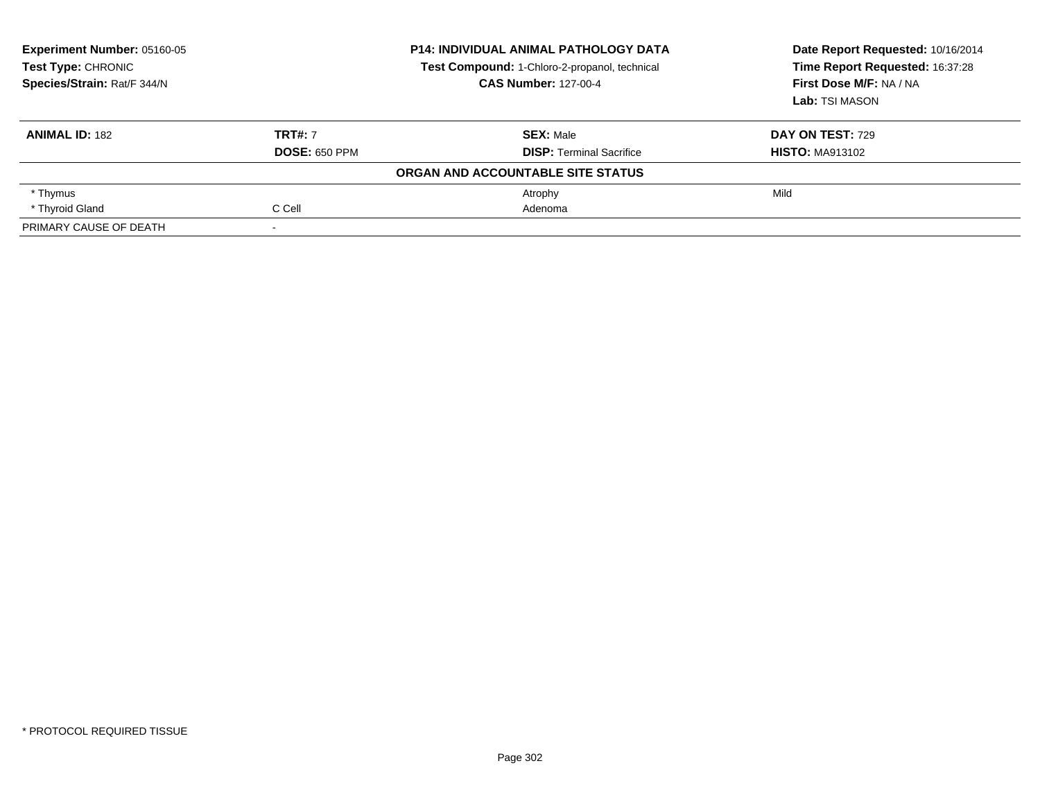**Experiment Number:** 05160-05
**Test Type:** CHRONIC
**Species/Strain:** Rat/F 344/N

**P14: INDIVIDUAL ANIMAL PATHOLOGY DATA**
**Test Compound:** 1-Chloro-2-propanol, technical
**CAS Number:** 127-00-4

**Date Report Requested:** 10/16/2014
**Time Report Requested:** 16:37:28
**First Dose M/F:** NA / NA
**Lab:** TSI MASON

| **ANIMAL ID:** 182 | **TRT#:** 7 | **SEX:** Male | **DAY ON TEST:** 729 |
|---|---|---|---|
| | **DOSE:** 650 PPM | **DISP:** Terminal Sacrifice | **HISTO:** MA913102 |
| | | **ORGAN AND ACCOUNTABLE SITE STATUS** | |
| * Thymus | | Atrophy | Mild |
| * Thyroid Gland | C Cell | Adenoma | |
| PRIMARY CAUSE OF DEATH | - | | |

* PROTOCOL REQUIRED TISSUE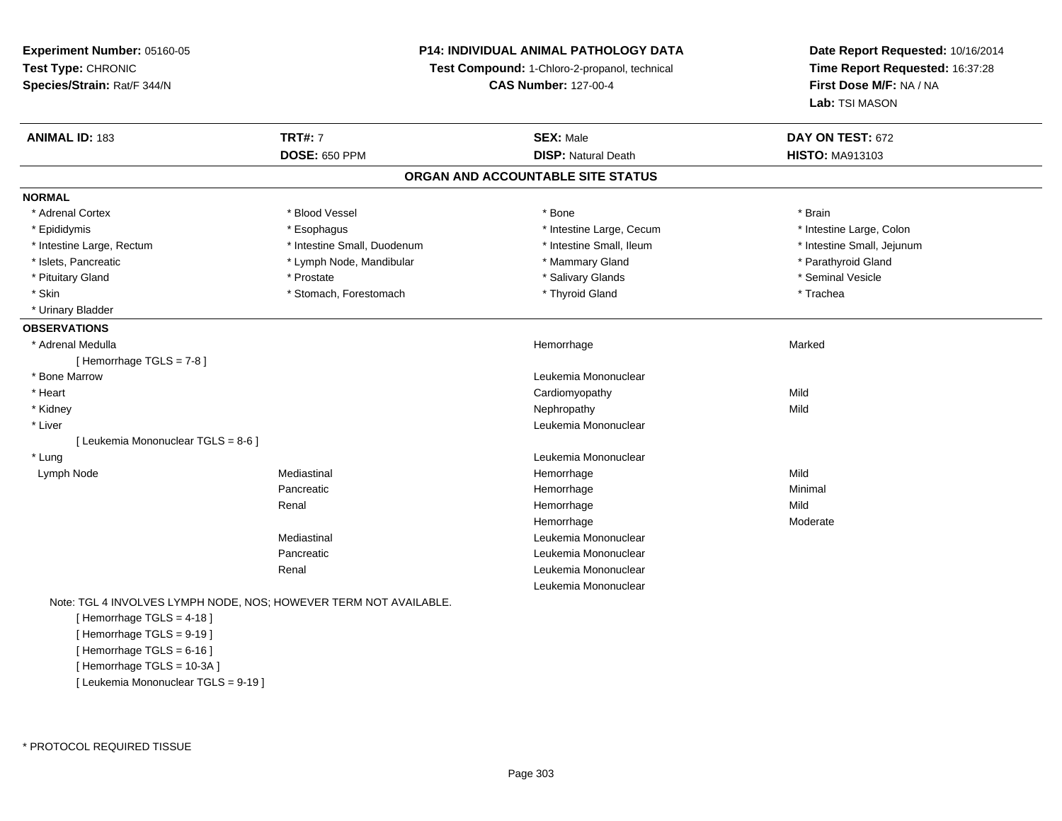**Experiment Number:** 05160-05
**Test Type:** CHRONIC
**Species/Strain:** Rat/F 344/N

**P14: INDIVIDUAL ANIMAL PATHOLOGY DATA**
**Test Compound:** 1-Chloro-2-propanol, technical
**CAS Number:** 127-00-4

**Date Report Requested:** 10/16/2014
**Time Report Requested:** 16:37:28
**First Dose M/F:** NA / NA
**Lab:** TSI MASON

| **ANIMAL ID:** 183 | **TRT#:** 7 | **SEX:** Male | **DAY ON TEST:** 672 |
|---|---|---|---|
| | **DOSE:** 650 PPM | **DISP:** Natural Death | **HISTO:** MA913103 |

## ORGAN AND ACCOUNTABLE SITE STATUS

**NORMAL**

| | | | |
|---|---|---|---|
| * Adrenal Cortex | * Blood Vessel | * Bone | * Brain |
| * Epididymis | * Esophagus | * Intestine Large, Cecum | * Intestine Large, Colon |
| * Intestine Large, Rectum | * Intestine Small, Duodenum | * Intestine Small, Ileum | * Intestine Small, Jejunum |
| * Islets, Pancreatic | * Lymph Node, Mandibular | * Mammary Gland | * Parathyroid Gland |
| * Pituitary Gland | * Prostate | * Salivary Glands | * Seminal Vesicle |
| * Skin | * Stomach, Forestomach | * Thyroid Gland | * Trachea |
| * Urinary Bladder | | | |

**OBSERVATIONS**

| | | | |
|---|---|---|---|
| * Adrenal Medulla | | Hemorrhage | Marked |
| [ Hemorrhage TGLS = 7-8 ] | | | |
| * Bone Marrow | | Leukemia Mononuclear | |
| * Heart | | Cardiomyopathy | Mild |
| * Kidney | | Nephropathy | Mild |
| * Liver | | Leukemia Mononuclear | |
| [ Leukemia Mononuclear TGLS = 8-6 ] | | | |
| * Lung | | Leukemia Mononuclear | |
| Lymph Node | Mediastinal | Hemorrhage | Mild |
| | Pancreatic | Hemorrhage | Minimal |
| | Renal | Hemorrhage | Mild |
| | | Hemorrhage | Moderate |
| | Mediastinal | Leukemia Mononuclear | |
| | Pancreatic | Leukemia Mononuclear | |
| | Renal | Leukemia Mononuclear | |
| | | Leukemia Mononuclear | |

Note: TGL 4 INVOLVES LYMPH NODE, NOS; HOWEVER TERM NOT AVAILABLE.

[ Hemorrhage TGLS = 4-18 ]
[ Hemorrhage TGLS = 9-19 ]
[ Hemorrhage TGLS = 6-16 ]
[ Hemorrhage TGLS = 10-3A ]
[ Leukemia Mononuclear TGLS = 9-19 ]

\* PROTOCOL REQUIRED TISSUE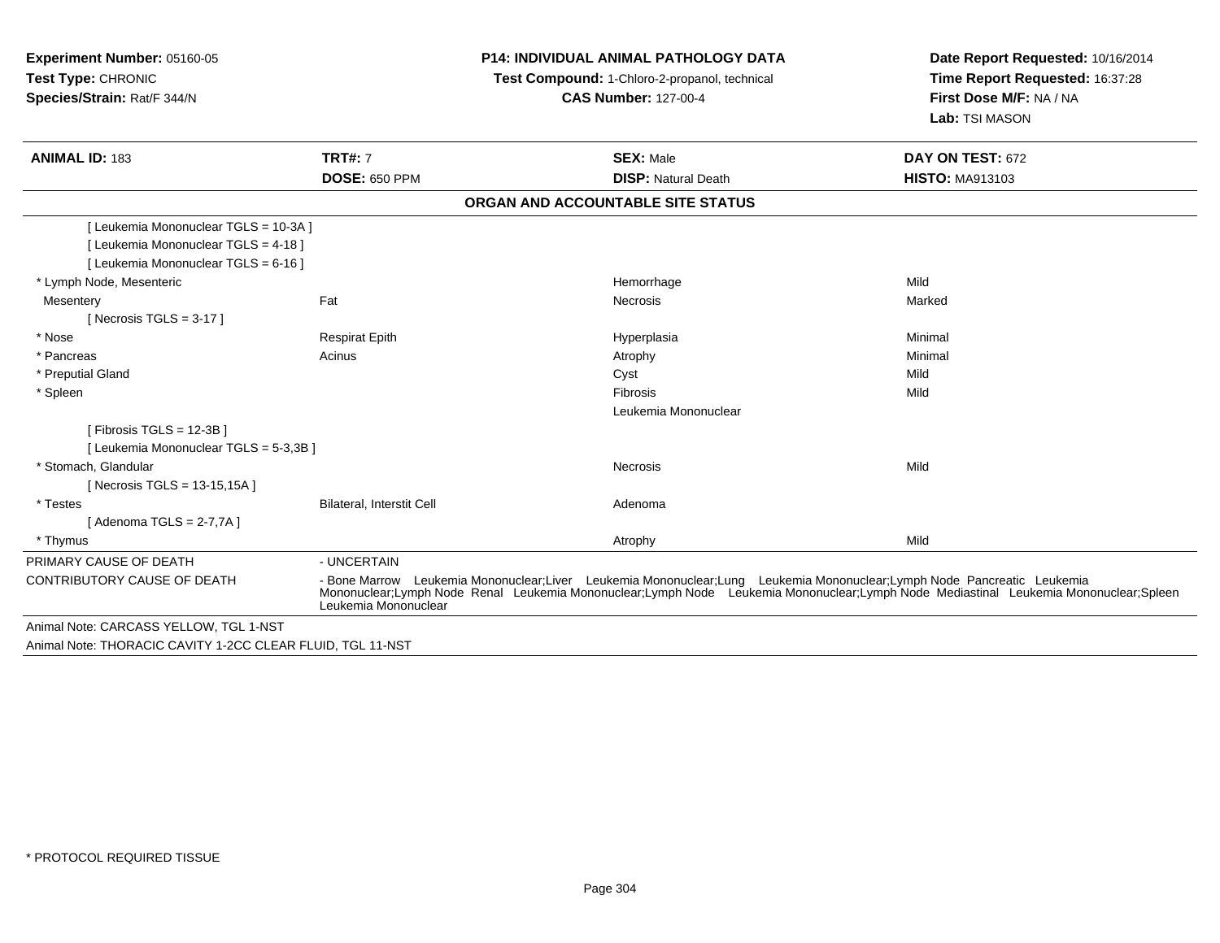**Experiment Number:** 05160-05
**Test Type:** CHRONIC
**Species/Strain:** Rat/F 344/N

**P14: INDIVIDUAL ANIMAL PATHOLOGY DATA**
**Test Compound:** 1-Chloro-2-propanol, technical
**CAS Number:** 127-00-4

**Date Report Requested:** 10/16/2014
**Time Report Requested:** 16:37:28
**First Dose M/F:** NA / NA
**Lab:** TSI MASON

| **ANIMAL ID:** 183 | **TRT#:** 7 | **SEX:** Male | **DAY ON TEST:** 672 |
|---|---|---|---|
| | **DOSE:** 650 PPM | **DISP:** Natural Death | **HISTO:** MA913103 |

## ORGAN AND ACCOUNTABLE SITE STATUS

| | | | |
|---|---|---|---|
| [ Leukemia Mononuclear TGLS = 10-3A ] | | | |
| [ Leukemia Mononuclear TGLS = 4-18 ] | | | |
| [ Leukemia Mononuclear TGLS = 6-16 ] | | | |
| * Lymph Node, Mesenteric | | Hemorrhage | Mild |
| Mesentery | Fat | Necrosis | Marked |
| [ Necrosis TGLS = 3-17 ] | | | |
| * Nose | Respirat Epith | Hyperplasia | Minimal |
| * Pancreas | Acinus | Atrophy | Minimal |
| * Preputial Gland | | Cyst | Mild |
| * Spleen | | Fibrosis | Mild |
| | | Leukemia Mononuclear | |
| [ Fibrosis TGLS = 12-3B ] | | | |
| [ Leukemia Mononuclear TGLS = 5-3,3B ] | | | |
| * Stomach, Glandular | | Necrosis | Mild |
| [ Necrosis TGLS = 13-15,15A ] | | | |
| * Testes | Bilateral, Interstit Cell | Adenoma | |
| [ Adenoma TGLS = 2-7,7A ] | | | |
| * Thymus | | Atrophy | Mild |

PRIMARY CAUSE OF DEATH - UNCERTAIN

CONTRIBUTORY CAUSE OF DEATH - Bone Marrow Leukemia Mononuclear;Liver Leukemia Mononuclear;Lung Leukemia Mononuclear;Lymph Node Pancreatic Leukemia Mononuclear;Lymph Node Renal Leukemia Mononuclear;Lymph Node Leukemia Mononuclear;Lymph Node Mediastinal Leukemia Mononuclear;Spleen Leukemia Mononuclear

Animal Note: CARCASS YELLOW, TGL 1-NST

Animal Note: THORACIC CAVITY 1-2CC CLEAR FLUID, TGL 11-NST

* PROTOCOL REQUIRED TISSUE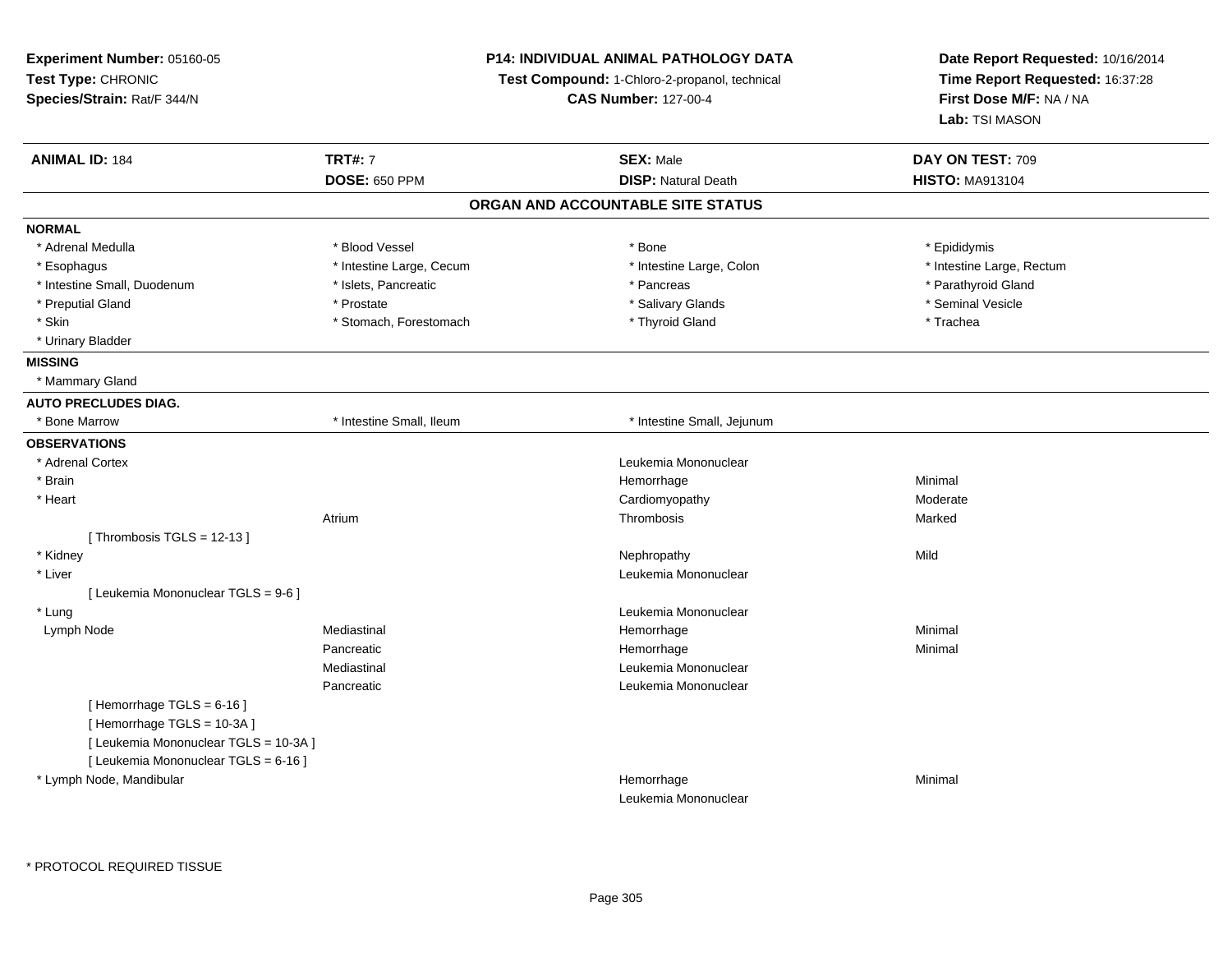**Experiment Number:** 05160-05
**Test Type:** CHRONIC
**Species/Strain:** Rat/F 344/N

**P14: INDIVIDUAL ANIMAL PATHOLOGY DATA**
**Test Compound:** 1-Chloro-2-propanol, technical
**CAS Number:** 127-00-4

**Date Report Requested:** 10/16/2014
**Time Report Requested:** 16:37:28
**First Dose M/F:** NA / NA
**Lab:** TSI MASON

| **ANIMAL ID:** 184 | **TRT#:** 7 | **SEX:** Male | **DAY ON TEST:** 709 |
|---|---|---|---|
| | **DOSE:** 650 PPM | **DISP:** Natural Death | **HISTO:** MA913104 |

## ORGAN AND ACCOUNTABLE SITE STATUS

**NORMAL**

| | | | |
|---|---|---|---|
| * Adrenal Medulla | * Blood Vessel | * Bone | * Epididymis |
| * Esophagus | * Intestine Large, Cecum | * Intestine Large, Colon | * Intestine Large, Rectum |
| * Intestine Small, Duodenum | * Islets, Pancreatic | * Pancreas | * Parathyroid Gland |
| * Preputial Gland | * Prostate | * Salivary Glands | * Seminal Vesicle |
| * Skin | * Stomach, Forestomach | * Thyroid Gland | * Trachea |
| * Urinary Bladder | | | |

**MISSING**

* Mammary Gland

**AUTO PRECLUDES DIAG.**

| | | |
|---|---|---|
| * Bone Marrow | * Intestine Small, Ileum | * Intestine Small, Jejunum |

**OBSERVATIONS**

| | | | |
|---|---|---|---|
| * Adrenal Cortex | | Leukemia Mononuclear | |
| * Brain | | Hemorrhage | Minimal |
| * Heart | | Cardiomyopathy | Moderate |
| | Atrium | Thrombosis | Marked |
| [ Thrombosis TGLS = 12-13 ] | | | |
| * Kidney | | Nephropathy | Mild |
| * Liver | | Leukemia Mononuclear | |
| [ Leukemia Mononuclear TGLS = 9-6 ] | | | |
| * Lung | | Leukemia Mononuclear | |
| Lymph Node | Mediastinal | Hemorrhage | Minimal |
| | Pancreatic | Hemorrhage | Minimal |
| | Mediastinal | Leukemia Mononuclear | |
| | Pancreatic | Leukemia Mononuclear | |
| [ Hemorrhage TGLS = 6-16 ] | | | |
| [ Hemorrhage TGLS = 10-3A ] | | | |
| [ Leukemia Mononuclear TGLS = 10-3A ] | | | |
| [ Leukemia Mononuclear TGLS = 6-16 ] | | | |
| * Lymph Node, Mandibular | | Hemorrhage | Minimal |
| | | Leukemia Mononuclear | |

* PROTOCOL REQUIRED TISSUE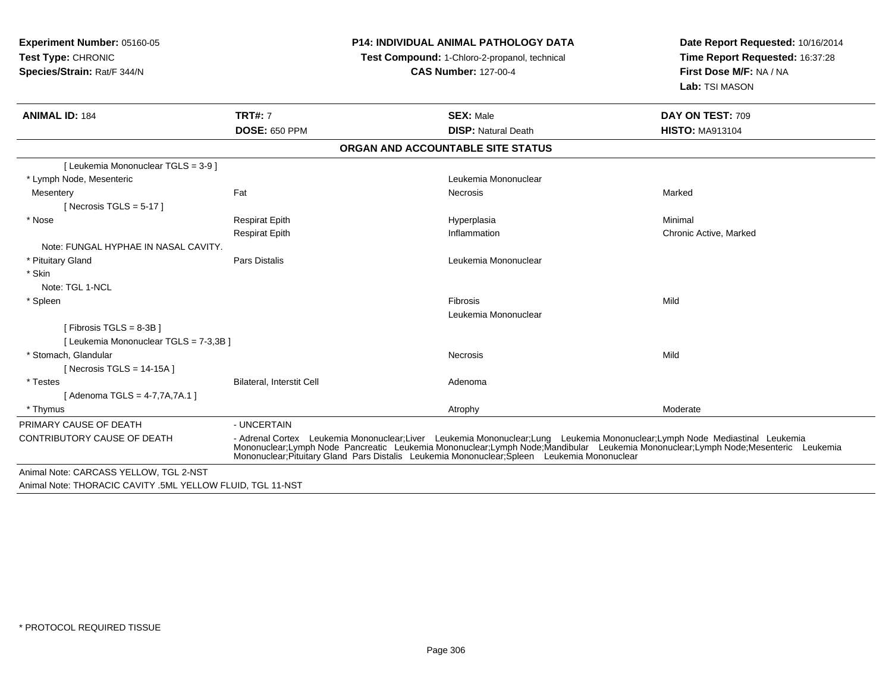**Experiment Number:** 05160-05
**Test Type:** CHRONIC
**Species/Strain:** Rat/F 344/N

**P14: INDIVIDUAL ANIMAL PATHOLOGY DATA**
**Test Compound:** 1-Chloro-2-propanol, technical
**CAS Number:** 127-00-4

**Date Report Requested:** 10/16/2014
**Time Report Requested:** 16:37:28
**First Dose M/F:** NA / NA
**Lab:** TSI MASON

| **ANIMAL ID:** 184 | **TRT#:** 7 | **SEX:** Male | **DAY ON TEST:** 709 |
|---|---|---|---|
| | **DOSE:** 650 PPM | **DISP:** Natural Death | **HISTO:** MA913104 |

**ORGAN AND ACCOUNTABLE SITE STATUS**

| | | | |
|---|---|---|---|
| [ Leukemia Mononuclear TGLS = 3-9 ] | | | |
| * Lymph Node, Mesenteric | | Leukemia Mononuclear | |
| Mesentery | Fat | Necrosis | Marked |
| [ Necrosis TGLS = 5-17 ] | | | |
| * Nose | Respirat Epith | Hyperplasia | Minimal |
| | Respirat Epith | Inflammation | Chronic Active, Marked |
| Note: FUNGAL HYPHAE IN NASAL CAVITY. | | | |
| * Pituitary Gland | Pars Distalis | Leukemia Mononuclear | |
| * Skin | | | |
| Note: TGL 1-NCL | | | |
| * Spleen | | Fibrosis | Mild |
| | | Leukemia Mononuclear | |
| [ Fibrosis TGLS = 8-3B ] | | | |
| [ Leukemia Mononuclear TGLS = 7-3,3B ] | | | |
| * Stomach, Glandular | | Necrosis | Mild |
| [ Necrosis TGLS = 14-15A ] | | | |
| * Testes | Bilateral, Interstit Cell | Adenoma | |
| [ Adenoma TGLS = 4-7,7A,7A.1 ] | | | |
| * Thymus | | Atrophy | Moderate |

| | |
|---|---|
| PRIMARY CAUSE OF DEATH | - UNCERTAIN |
| CONTRIBUTORY CAUSE OF DEATH | - Adrenal Cortex Leukemia Mononuclear;Liver Leukemia Mononuclear;Lung Leukemia Mononuclear;Lymph Node Mediastinal Leukemia Mononuclear;Lymph Node Pancreatic Leukemia Mononuclear;Lymph Node;Mandibular Leukemia Mononuclear;Lymph Node;Mesenteric Leukemia Mononuclear;Pituitary Gland Pars Distalis Leukemia Mononuclear;Spleen Leukemia Mononuclear |

Animal Note: CARCASS YELLOW, TGL 2-NST
Animal Note: THORACIC CAVITY .5ML YELLOW FLUID, TGL 11-NST

* PROTOCOL REQUIRED TISSUE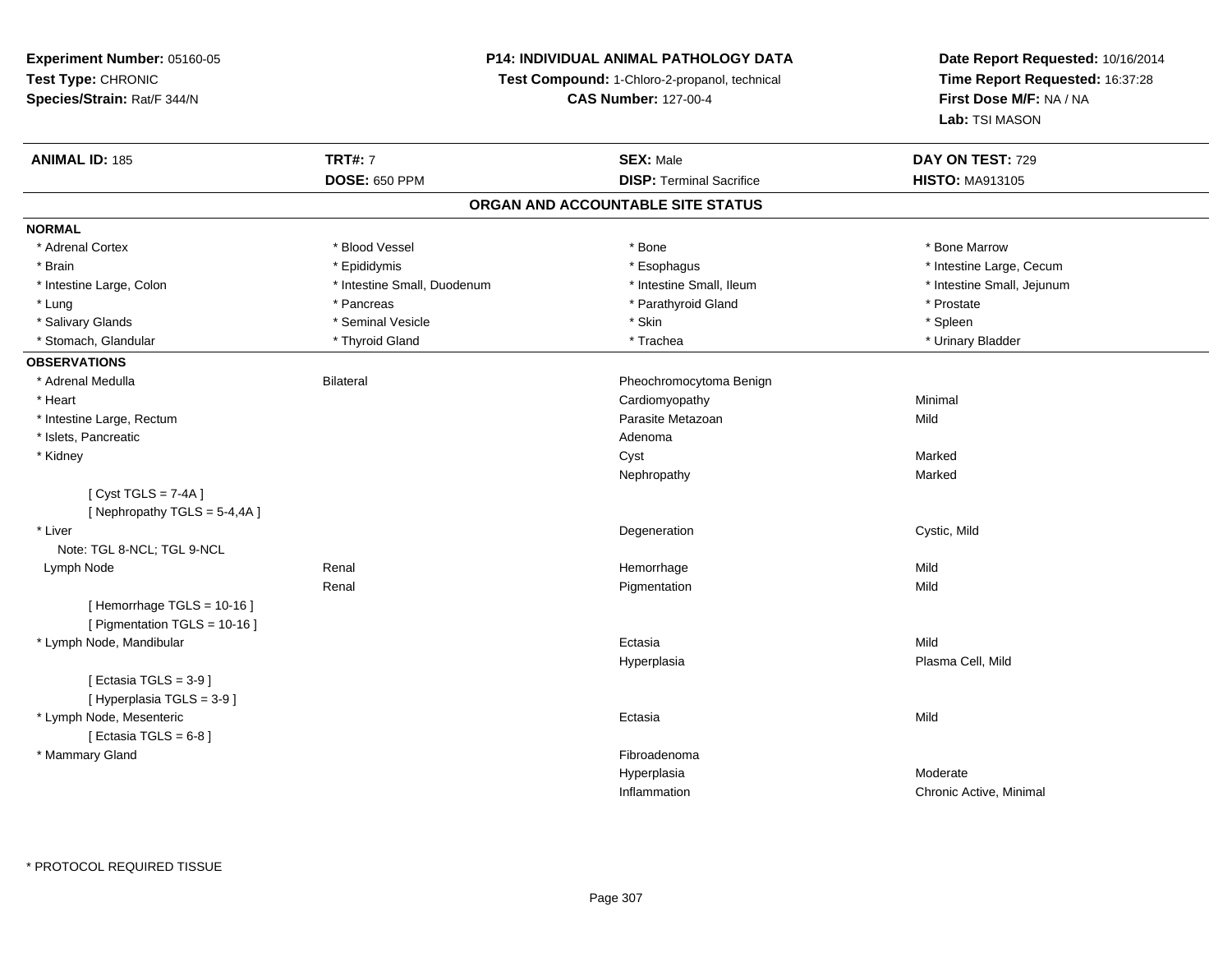**Experiment Number:** 05160-05
**Test Type:** CHRONIC
**Species/Strain:** Rat/F 344/N

**P14: INDIVIDUAL ANIMAL PATHOLOGY DATA**
**Test Compound:** 1-Chloro-2-propanol, technical
**CAS Number:** 127-00-4

**Date Report Requested:** 10/16/2014
**Time Report Requested:** 16:37:28
**First Dose M/F:** NA / NA
**Lab:** TSI MASON

| **ANIMAL ID:** 185 | **TRT#:** 7 | **SEX:** Male | **DAY ON TEST:** 729 |
|---|---|---|---|
| | **DOSE:** 650 PPM | **DISP:** Terminal Sacrifice | **HISTO:** MA913105 |

## ORGAN AND ACCOUNTABLE SITE STATUS

**NORMAL**

| | | | |
|---|---|---|---|
| * Adrenal Cortex | * Blood Vessel | * Bone | * Bone Marrow |
| * Brain | * Epididymis | * Esophagus | * Intestine Large, Cecum |
| * Intestine Large, Colon | * Intestine Small, Duodenum | * Intestine Small, Ileum | * Intestine Small, Jejunum |
| * Lung | * Pancreas | * Parathyroid Gland | * Prostate |
| * Salivary Glands | * Seminal Vesicle | * Skin | * Spleen |
| * Stomach, Glandular | * Thyroid Gland | * Trachea | * Urinary Bladder |

**OBSERVATIONS**

| | | | |
|---|---|---|---|
| * Adrenal Medulla | Bilateral | Pheochromocytoma Benign | |
| * Heart | | Cardiomyopathy | Minimal |
| * Intestine Large, Rectum | | Parasite Metazoan | Mild |
| * Islets, Pancreatic | | Adenoma | |
| * Kidney | | Cyst | Marked |
| | | Nephropathy | Marked |
| [ Cyst TGLS = 7-4A ] | | | |
| [ Nephropathy TGLS = 5-4,4A ] | | | |
| * Liver | | Degeneration | Cystic, Mild |
| Note: TGL 8-NCL; TGL 9-NCL | | | |
| Lymph Node | Renal | Hemorrhage | Mild |
| | Renal | Pigmentation | Mild |
| [ Hemorrhage TGLS = 10-16 ] | | | |
| [ Pigmentation TGLS = 10-16 ] | | | |
| * Lymph Node, Mandibular | | Ectasia | Mild |
| | | Hyperplasia | Plasma Cell, Mild |
| [ Ectasia TGLS = 3-9 ] | | | |
| [ Hyperplasia TGLS = 3-9 ] | | | |
| * Lymph Node, Mesenteric | | Ectasia | Mild |
| [ Ectasia TGLS = 6-8 ] | | | |
| * Mammary Gland | | Fibroadenoma | |
| | | Hyperplasia | Moderate |
| | | Inflammation | Chronic Active, Minimal |

* PROTOCOL REQUIRED TISSUE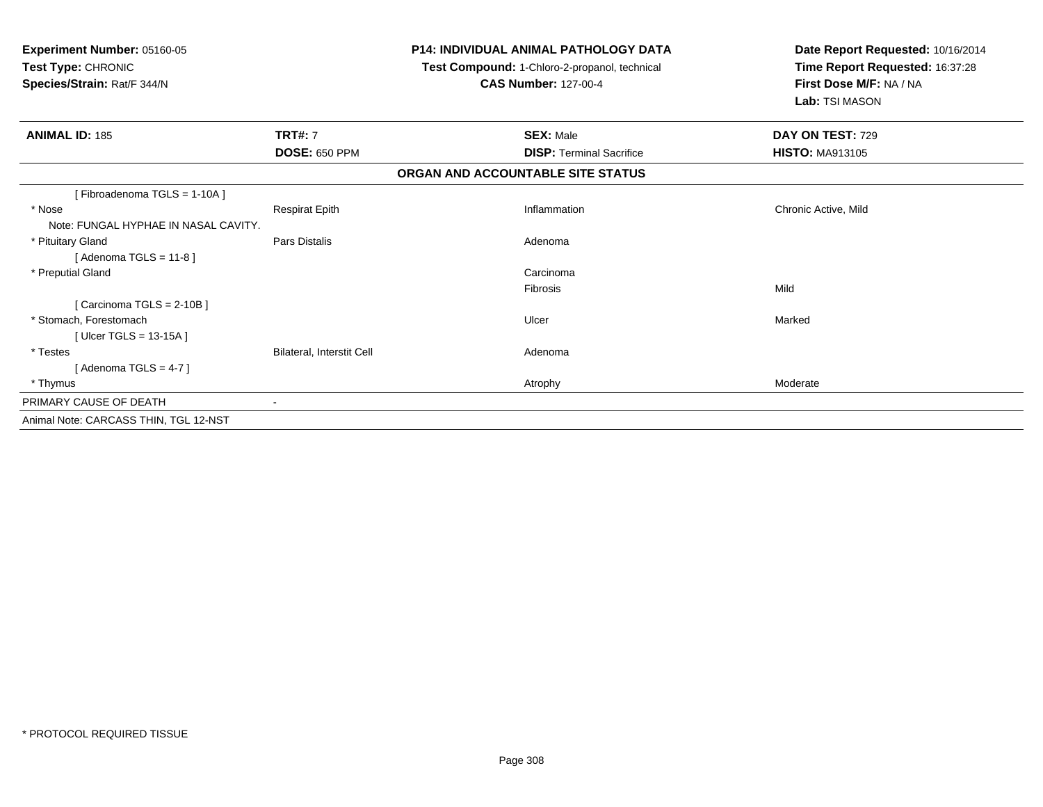**Experiment Number:** 05160-05
**Test Type:** CHRONIC
**Species/Strain:** Rat/F 344/N

**P14: INDIVIDUAL ANIMAL PATHOLOGY DATA**
**Test Compound:** 1-Chloro-2-propanol, technical
**CAS Number:** 127-00-4

**Date Report Requested:** 10/16/2014
**Time Report Requested:** 16:37:28
**First Dose M/F:** NA / NA
**Lab:** TSI MASON

| **ANIMAL ID:** 185 | **TRT#:** 7 | **SEX:** Male | **DAY ON TEST:** 729 |
|---|---|---|---|
| | **DOSE:** 650 PPM | **DISP:** Terminal Sacrifice | **HISTO:** MA913105 |

**ORGAN AND ACCOUNTABLE SITE STATUS**

| | | | |
|---|---|---|---|
| [ Fibroadenoma TGLS = 1-10A ] | | | |
| * Nose | Respirat Epith | Inflammation | Chronic Active, Mild |
| Note: FUNGAL HYPHAE IN NASAL CAVITY. | | | |
| * Pituitary Gland | Pars Distalis | Adenoma | |
| [ Adenoma TGLS = 11-8 ] | | | |
| * Preputial Gland | | Carcinoma | |
| | | Fibrosis | Mild |
| [ Carcinoma TGLS = 2-10B ] | | | |
| * Stomach, Forestomach | | Ulcer | Marked |
| [ Ulcer TGLS = 13-15A ] | | | |
| * Testes | Bilateral, Interstit Cell | Adenoma | |
| [ Adenoma TGLS = 4-7 ] | | | |
| * Thymus | | Atrophy | Moderate |
| PRIMARY CAUSE OF DEATH | - | | |
| Animal Note: CARCASS THIN, TGL 12-NST | | | |

* PROTOCOL REQUIRED TISSUE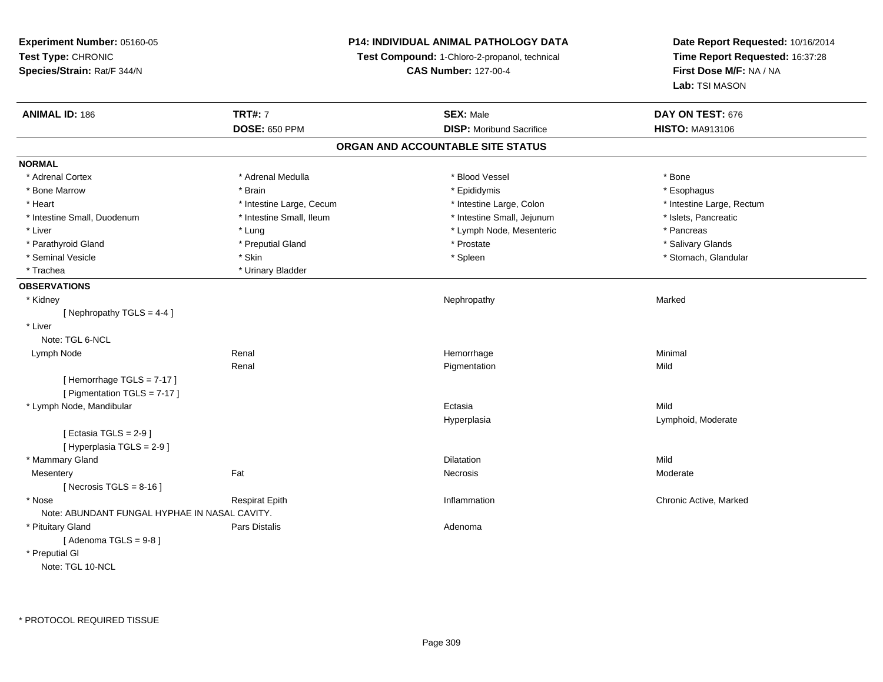**Experiment Number:** 05160-05
**Test Type:** CHRONIC
**Species/Strain:** Rat/F 344/N

**P14: INDIVIDUAL ANIMAL PATHOLOGY DATA**
**Test Compound:** 1-Chloro-2-propanol, technical
**CAS Number:** 127-00-4

**Date Report Requested:** 10/16/2014
**Time Report Requested:** 16:37:28
**First Dose M/F:** NA / NA
**Lab:** TSI MASON

| **ANIMAL ID:** 186 | **TRT#:** 7 | **SEX:** Male | **DAY ON TEST:** 676 |
|---|---|---|---|
| | **DOSE:** 650 PPM | **DISP:** Moribund Sacrifice | **HISTO:** MA913106 |

## ORGAN AND ACCOUNTABLE SITE STATUS

**NORMAL**

| | | | |
|---|---|---|---|
| * Adrenal Cortex | * Adrenal Medulla | * Blood Vessel | * Bone |
| * Bone Marrow | * Brain | * Epididymis | * Esophagus |
| * Heart | * Intestine Large, Cecum | * Intestine Large, Colon | * Intestine Large, Rectum |
| * Intestine Small, Duodenum | * Intestine Small, Ileum | * Intestine Small, Jejunum | * Islets, Pancreatic |
| * Liver | * Lung | * Lymph Node, Mesenteric | * Pancreas |
| * Parathyroid Gland | * Preputial Gland | * Prostate | * Salivary Glands |
| * Seminal Vesicle | * Skin | * Spleen | * Stomach, Glandular |
| * Trachea | * Urinary Bladder | | |

**OBSERVATIONS**

| | | | |
|---|---|---|---|
| * Kidney | | Nephropathy | Marked |
| [ Nephropathy TGLS = 4-4 ] | | | |
| * Liver | | | |
| Note: TGL 6-NCL | | | |
| Lymph Node | Renal | Hemorrhage | Minimal |
| | Renal | Pigmentation | Mild |
| [ Hemorrhage TGLS = 7-17 ] | | | |
| [ Pigmentation TGLS = 7-17 ] | | | |
| * Lymph Node, Mandibular | | Ectasia | Mild |
| | | Hyperplasia | Lymphoid, Moderate |
| [ Ectasia TGLS = 2-9 ] | | | |
| [ Hyperplasia TGLS = 2-9 ] | | | |
| * Mammary Gland | | Dilatation | Mild |
| Mesentery | Fat | Necrosis | Moderate |
| [ Necrosis TGLS = 8-16 ] | | | |
| * Nose | Respirat Epith | Inflammation | Chronic Active, Marked |
| Note: ABUNDANT FUNGAL HYPHAE IN NASAL CAVITY. | | | |
| * Pituitary Gland | Pars Distalis | Adenoma | |
| [ Adenoma TGLS = 9-8 ] | | | |
| * Preputial Gl | | | |
| Note: TGL 10-NCL | | | |

* PROTOCOL REQUIRED TISSUE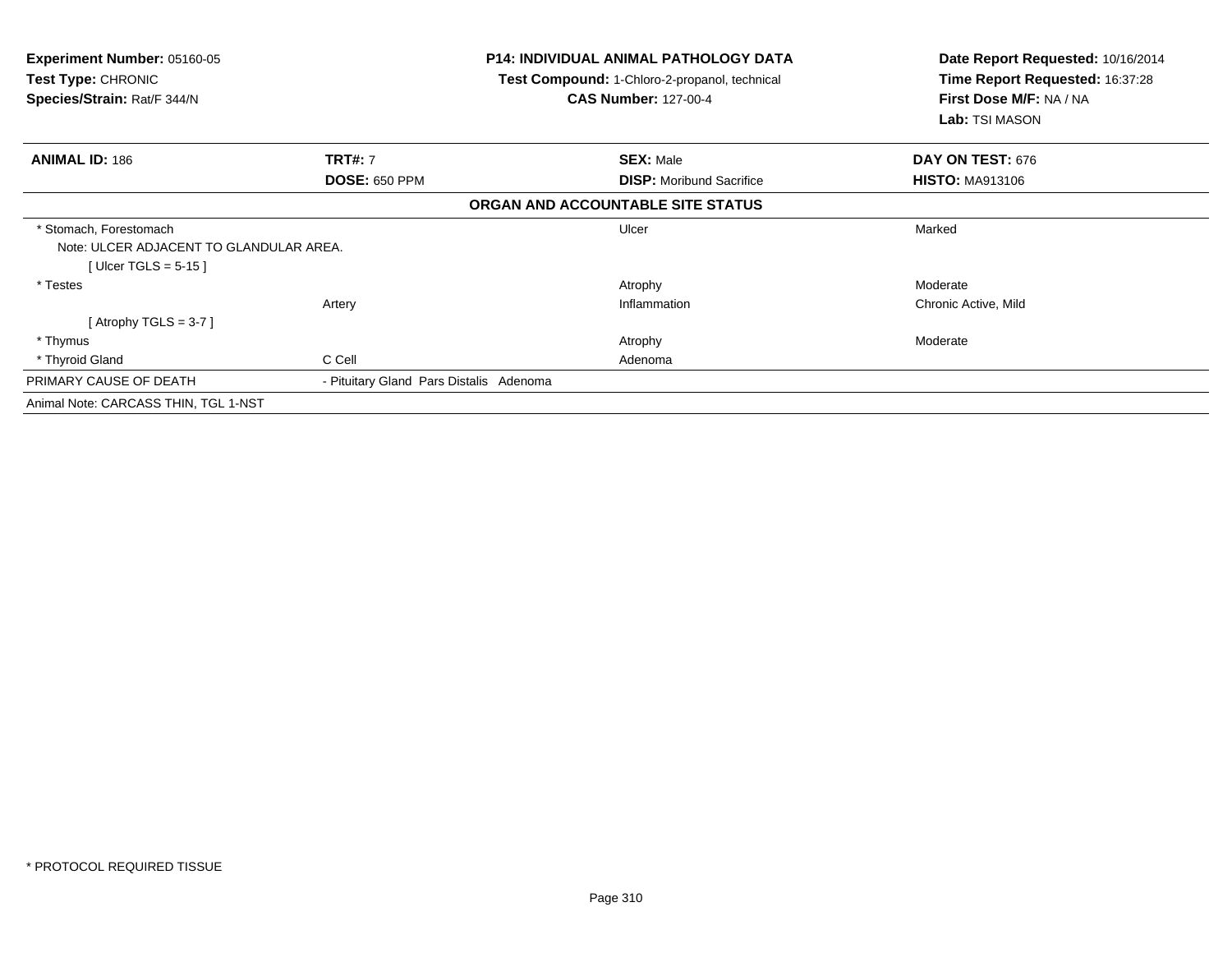**Experiment Number:** 05160-05
**Test Type:** CHRONIC
**Species/Strain:** Rat/F 344/N

**P14: INDIVIDUAL ANIMAL PATHOLOGY DATA**
**Test Compound:** 1-Chloro-2-propanol, technical
**CAS Number:** 127-00-4

**Date Report Requested:** 10/16/2014
**Time Report Requested:** 16:37:28
**First Dose M/F:** NA / NA
**Lab:** TSI MASON

| **ANIMAL ID:** 186 | **TRT#:** 7 | **SEX:** Male | **DAY ON TEST:** 676 |
|---|---|---|---|
| | **DOSE:** 650 PPM | **DISP:** Moribund Sacrifice | **HISTO:** MA913106 |

**ORGAN AND ACCOUNTABLE SITE STATUS**

| | | | |
|---|---|---|---|
| * Stomach, Forestomach | | Ulcer | Marked |
| Note: ULCER ADJACENT TO GLANDULAR AREA. | | | |
| [ Ulcer TGLS = 5-15 ] | | | |
| * Testes | | Atrophy | Moderate |
| | Artery | Inflammation | Chronic Active, Mild |
| [ Atrophy TGLS = 3-7 ] | | | |
| * Thymus | | Atrophy | Moderate |
| * Thyroid Gland | C Cell | Adenoma | |
| PRIMARY CAUSE OF DEATH | - Pituitary Gland Pars Distalis Adenoma | | |
| Animal Note: CARCASS THIN, TGL 1-NST | | | |

* PROTOCOL REQUIRED TISSUE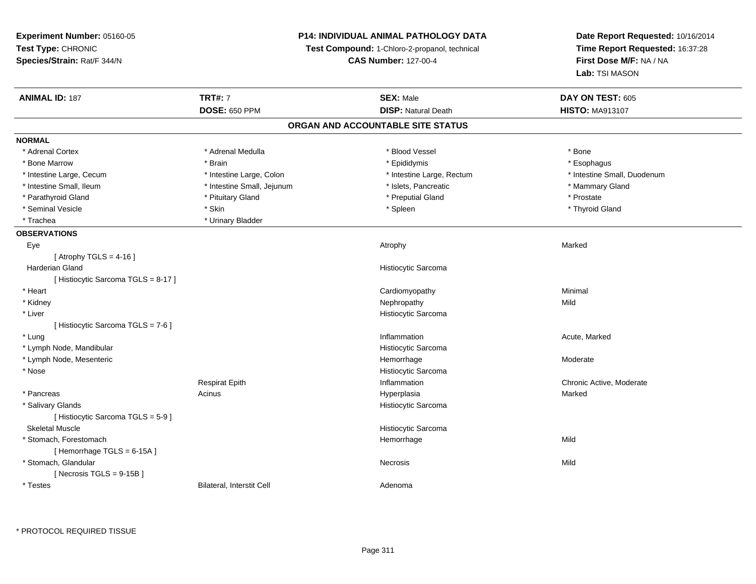**Experiment Number:** 05160-05
**Test Type:** CHRONIC
**Species/Strain:** Rat/F 344/N

**P14: INDIVIDUAL ANIMAL PATHOLOGY DATA**
**Test Compound:** 1-Chloro-2-propanol, technical
**CAS Number:** 127-00-4

**Date Report Requested:** 10/16/2014
**Time Report Requested:** 16:37:28
**First Dose M/F:** NA / NA
**Lab:** TSI MASON

| **ANIMAL ID:** 187 | **TRT#:** 7 | **SEX:** Male | **DAY ON TEST:** 605 |
|---|---|---|---|
| | **DOSE:** 650 PPM | **DISP:** Natural Death | **HISTO:** MA913107 |

## ORGAN AND ACCOUNTABLE SITE STATUS

**NORMAL**

| | | | |
|---|---|---|---|
| * Adrenal Cortex | * Adrenal Medulla | * Blood Vessel | * Bone |
| * Bone Marrow | * Brain | * Epididymis | * Esophagus |
| * Intestine Large, Cecum | * Intestine Large, Colon | * Intestine Large, Rectum | * Intestine Small, Duodenum |
| * Intestine Small, Ileum | * Intestine Small, Jejunum | * Islets, Pancreatic | * Mammary Gland |
| * Parathyroid Gland | * Pituitary Gland | * Preputial Gland | * Prostate |
| * Seminal Vesicle | * Skin | * Spleen | * Thyroid Gland |
| * Trachea | * Urinary Bladder | | |

**OBSERVATIONS**

| | | | |
|---|---|---|---|
| Eye | | Atrophy | Marked |
| [ Atrophy TGLS = 4-16 ] | | | |
| Harderian Gland | | Histiocytic Sarcoma | |
| [ Histiocytic Sarcoma TGLS = 8-17 ] | | | |
| * Heart | | Cardiomyopathy | Minimal |
| * Kidney | | Nephropathy | Mild |
| * Liver | | Histiocytic Sarcoma | |
| [ Histiocytic Sarcoma TGLS = 7-6 ] | | | |
| * Lung | | Inflammation | Acute, Marked |
| * Lymph Node, Mandibular | | Histiocytic Sarcoma | |
| * Lymph Node, Mesenteric | | Hemorrhage | Moderate |
| * Nose | | Histiocytic Sarcoma | |
| | Respirat Epith | Inflammation | Chronic Active, Moderate |
| * Pancreas | Acinus | Hyperplasia | Marked |
| * Salivary Glands | | Histiocytic Sarcoma | |
| [ Histiocytic Sarcoma TGLS = 5-9 ] | | | |
| Skeletal Muscle | | Histiocytic Sarcoma | |
| * Stomach, Forestomach | | Hemorrhage | Mild |
| [ Hemorrhage TGLS = 6-15A ] | | | |
| * Stomach, Glandular | | Necrosis | Mild |
| [ Necrosis TGLS = 9-15B ] | | | |
| * Testes | Bilateral, Interstit Cell | Adenoma | |

\* PROTOCOL REQUIRED TISSUE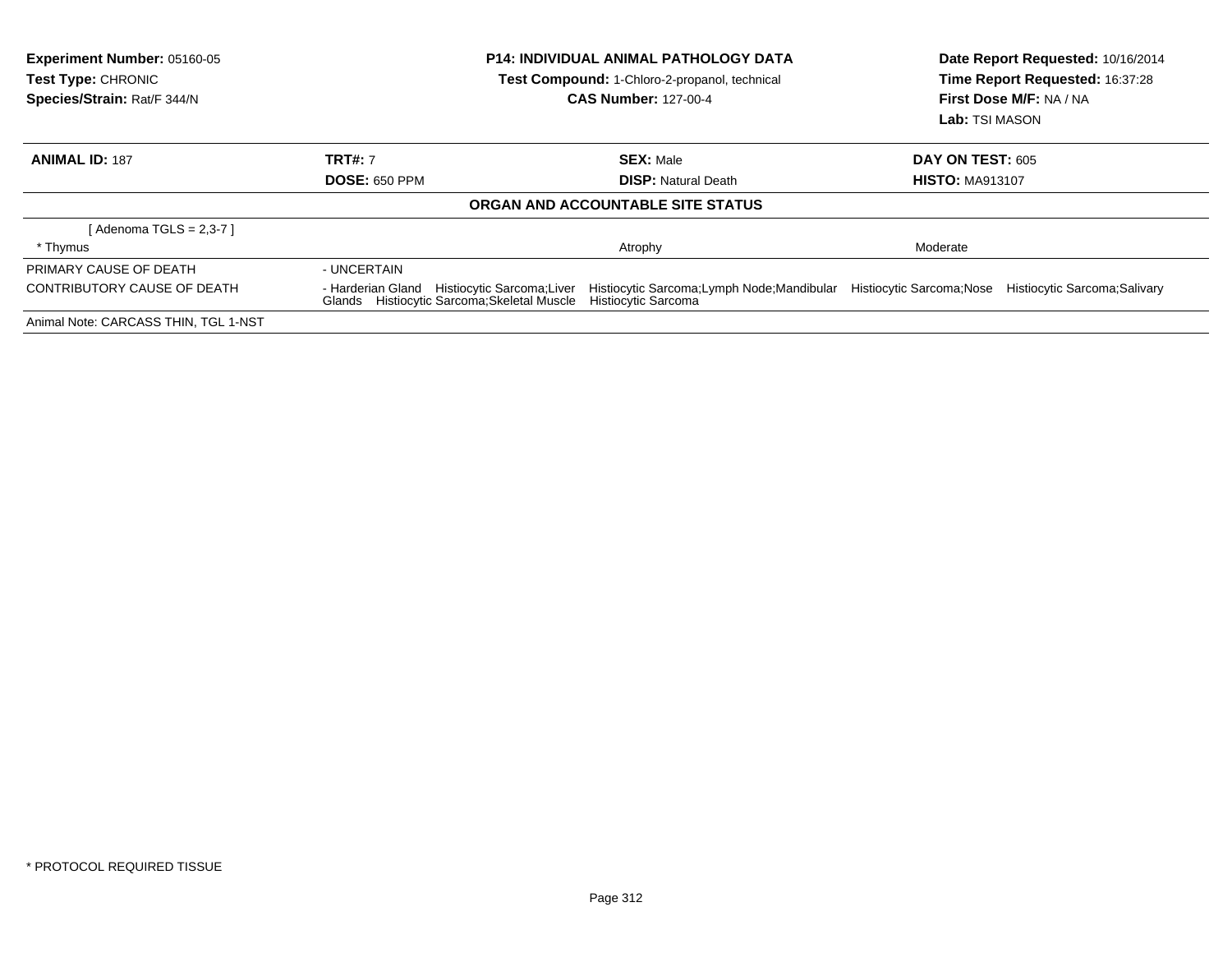**Experiment Number:** 05160-05
**Test Type:** CHRONIC
**Species/Strain:** Rat/F 344/N

**P14: INDIVIDUAL ANIMAL PATHOLOGY DATA**
**Test Compound:** 1-Chloro-2-propanol, technical
**CAS Number:** 127-00-4

**Date Report Requested:** 10/16/2014
**Time Report Requested:** 16:37:28
**First Dose M/F:** NA / NA
**Lab:** TSI MASON

| **ANIMAL ID:** 187 | **TRT#:** 7 | **SEX:** Male | **DAY ON TEST:** 605 |
|---|---|---|---|
| | **DOSE:** 650 PPM | **DISP:** Natural Death | **HISTO:** MA913107 |

**ORGAN AND ACCOUNTABLE SITE STATUS**

| | | | |
|---|---|---|---|
| [ Adenoma TGLS = 2,3-7 ] | | | |
| * Thymus | | Atrophy | Moderate |
| PRIMARY CAUSE OF DEATH | - UNCERTAIN | | |
| CONTRIBUTORY CAUSE OF DEATH | - Harderian Gland Histiocytic Sarcoma;Liver Histiocytic Sarcoma;Lymph Node;Mandibular Histiocytic Sarcoma;Nose Histiocytic Sarcoma;Salivary Glands Histiocytic Sarcoma;Skeletal Muscle Histiocytic Sarcoma | | |

Animal Note: CARCASS THIN, TGL 1-NST

* PROTOCOL REQUIRED TISSUE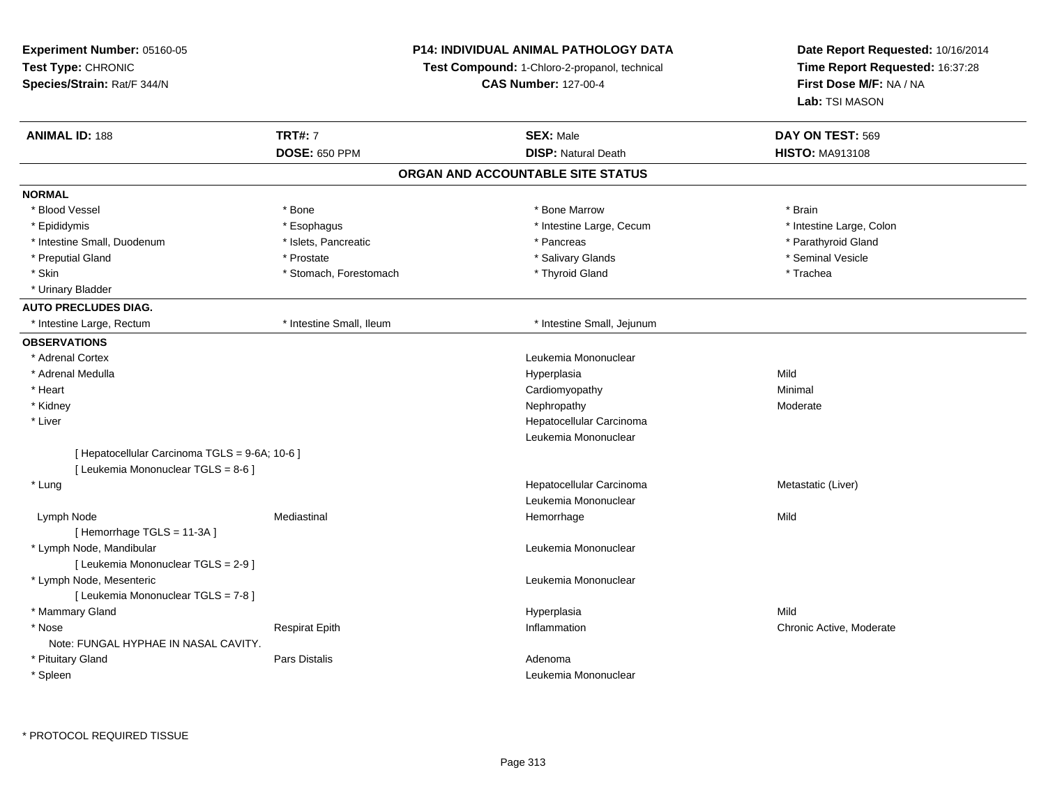**Experiment Number:** 05160-05
**Test Type:** CHRONIC
**Species/Strain:** Rat/F 344/N

**P14: INDIVIDUAL ANIMAL PATHOLOGY DATA**
**Test Compound:** 1-Chloro-2-propanol, technical
**CAS Number:** 127-00-4

**Date Report Requested:** 10/16/2014
**Time Report Requested:** 16:37:28
**First Dose M/F:** NA / NA
**Lab:** TSI MASON

| **ANIMAL ID:** 188 | **TRT#:** 7 | **SEX:** Male | **DAY ON TEST:** 569 |
|---|---|---|---|
| | **DOSE:** 650 PPM | **DISP:** Natural Death | **HISTO:** MA913108 |

## ORGAN AND ACCOUNTABLE SITE STATUS

**NORMAL**

| | | | |
|---|---|---|---|
| * Blood Vessel | * Bone | * Bone Marrow | * Brain |
| * Epididymis | * Esophagus | * Intestine Large, Cecum | * Intestine Large, Colon |
| * Intestine Small, Duodenum | * Islets, Pancreatic | * Pancreas | * Parathyroid Gland |
| * Preputial Gland | * Prostate | * Salivary Glands | * Seminal Vesicle |
| * Skin | * Stomach, Forestomach | * Thyroid Gland | * Trachea |
| * Urinary Bladder | | | |

**AUTO PRECLUDES DIAG.**

| | | |
|---|---|---|
| * Intestine Large, Rectum | * Intestine Small, Ileum | * Intestine Small, Jejunum |

**OBSERVATIONS**

| | | | |
|---|---|---|---|
| * Adrenal Cortex | | Leukemia Mononuclear | |
| * Adrenal Medulla | | Hyperplasia | Mild |
| * Heart | | Cardiomyopathy | Minimal |
| * Kidney | | Nephropathy | Moderate |
| * Liver | | Hepatocellular Carcinoma | |
| | | Leukemia Mononuclear | |
| [ Hepatocellular Carcinoma TGLS = 9-6A; 10-6 ] | | | |
| [ Leukemia Mononuclear TGLS = 8-6 ] | | | |
| * Lung | | Hepatocellular Carcinoma | Metastatic (Liver) |
| | | Leukemia Mononuclear | |
| Lymph Node | Mediastinal | Hemorrhage | Mild |
| [ Hemorrhage TGLS = 11-3A ] | | | |
| * Lymph Node, Mandibular | | Leukemia Mononuclear | |
| [ Leukemia Mononuclear TGLS = 2-9 ] | | | |
| * Lymph Node, Mesenteric | | Leukemia Mononuclear | |
| [ Leukemia Mononuclear TGLS = 7-8 ] | | | |
| * Mammary Gland | | Hyperplasia | Mild |
| * Nose | Respirat Epith | Inflammation | Chronic Active, Moderate |
| Note: FUNGAL HYPHAE IN NASAL CAVITY. | | | |
| * Pituitary Gland | Pars Distalis | Adenoma | |
| * Spleen | | Leukemia Mononuclear | |

\* PROTOCOL REQUIRED TISSUE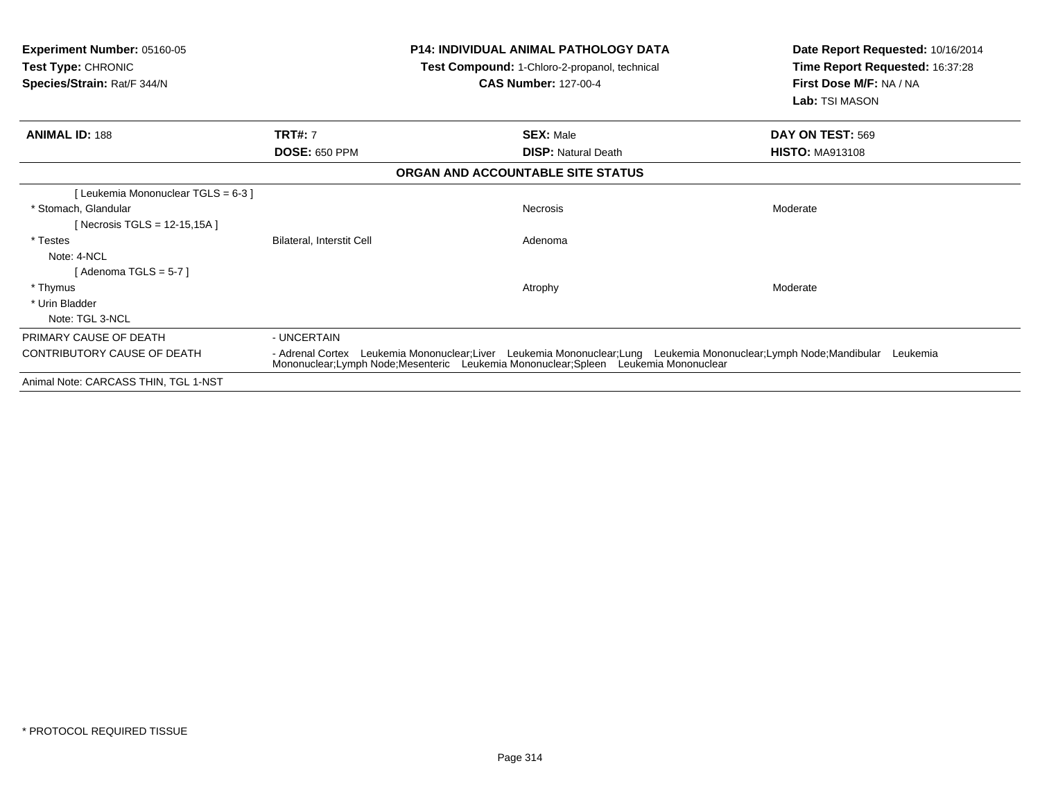**Experiment Number:** 05160-05
**Test Type:** CHRONIC
**Species/Strain:** Rat/F 344/N

**P14: INDIVIDUAL ANIMAL PATHOLOGY DATA**
**Test Compound:** 1-Chloro-2-propanol, technical
**CAS Number:** 127-00-4

**Date Report Requested:** 10/16/2014
**Time Report Requested:** 16:37:28
**First Dose M/F:** NA / NA
**Lab:** TSI MASON

| **ANIMAL ID:** 188 | **TRT#:** 7 | **SEX:** Male | **DAY ON TEST:** 569 |
|---|---|---|---|
| | **DOSE:** 650 PPM | **DISP:** Natural Death | **HISTO:** MA913108 |

**ORGAN AND ACCOUNTABLE SITE STATUS**

| | | | |
|---|---|---|---|
| [ Leukemia Mononuclear TGLS = 6-3 ] | | | |
| * Stomach, Glandular | | Necrosis | Moderate |
| [ Necrosis TGLS = 12-15,15A ] | | | |
| * Testes | Bilateral, Interstit Cell | Adenoma | |
| Note: 4-NCL | | | |
| [ Adenoma TGLS = 5-7 ] | | | |
| * Thymus | | Atrophy | Moderate |
| * Urin Bladder | | | |
| Note: TGL 3-NCL | | | |

| | |
|---|---|
| PRIMARY CAUSE OF DEATH | - UNCERTAIN |
| CONTRIBUTORY CAUSE OF DEATH | - Adrenal Cortex Leukemia Mononuclear;Liver Leukemia Mononuclear;Lung Leukemia Mononuclear;Lymph Node;Mandibular Leukemia Mononuclear;Lymph Node;Mesenteric Leukemia Mononuclear;Spleen Leukemia Mononuclear |

Animal Note: CARCASS THIN, TGL 1-NST

* PROTOCOL REQUIRED TISSUE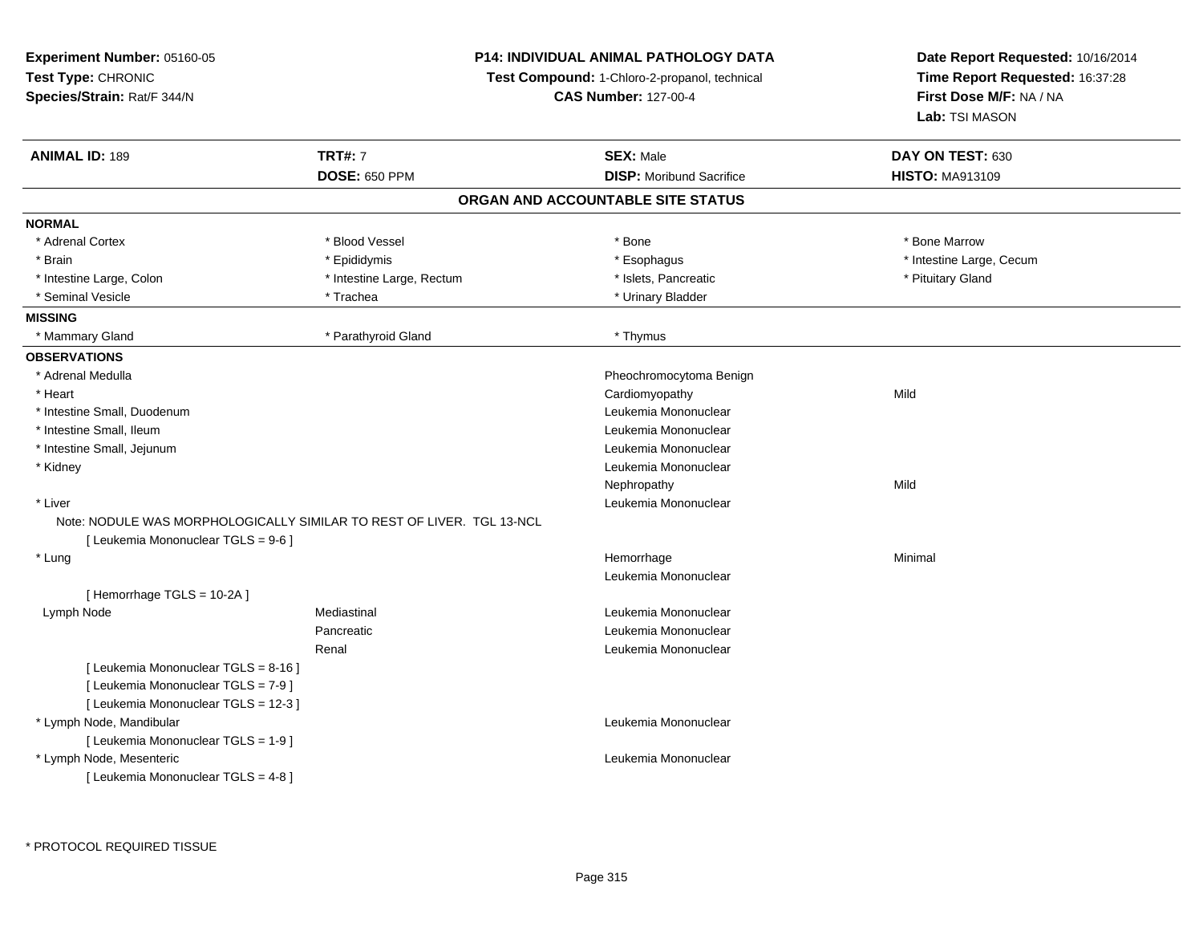**Experiment Number:** 05160-05
**Test Type:** CHRONIC
**Species/Strain:** Rat/F 344/N

**P14: INDIVIDUAL ANIMAL PATHOLOGY DATA**
**Test Compound:** 1-Chloro-2-propanol, technical
**CAS Number:** 127-00-4

**Date Report Requested:** 10/16/2014
**Time Report Requested:** 16:37:28
**First Dose M/F:** NA / NA
**Lab:** TSI MASON

| **ANIMAL ID:** 189 | **TRT#:** 7 | **SEX:** Male | **DAY ON TEST:** 630 |
|---|---|---|---|
| | **DOSE:** 650 PPM | **DISP:** Moribund Sacrifice | **HISTO:** MA913109 |

## ORGAN AND ACCOUNTABLE SITE STATUS

**NORMAL**

| | | | |
|---|---|---|---|
| * Adrenal Cortex | * Blood Vessel | * Bone | * Bone Marrow |
| * Brain | * Epididymis | * Esophagus | * Intestine Large, Cecum |
| * Intestine Large, Colon | * Intestine Large, Rectum | * Islets, Pancreatic | * Pituitary Gland |
| * Seminal Vesicle | * Trachea | * Urinary Bladder | |

**MISSING**

| | | |
|---|---|---|
| * Mammary Gland | * Parathyroid Gland | * Thymus |

**OBSERVATIONS**

| Organ | Site | Observation | Severity |
|---|---|---|---|
| * Adrenal Medulla | | Pheochromocytoma Benign | |
| * Heart | | Cardiomyopathy | Mild |
| * Intestine Small, Duodenum | | Leukemia Mononuclear | |
| * Intestine Small, Ileum | | Leukemia Mononuclear | |
| * Intestine Small, Jejunum | | Leukemia Mononuclear | |
| * Kidney | | Leukemia Mononuclear | |
| | | Nephropathy | Mild |
| * Liver | | Leukemia Mononuclear | |

Note: NODULE WAS MORPHOLOGICALLY SIMILAR TO REST OF LIVER. TGL 13-NCL

[ Leukemia Mononuclear TGLS = 9-6 ]

| Organ | Site | Observation | Severity |
|---|---|---|---|
| * Lung | | Hemorrhage | Minimal |
| | | Leukemia Mononuclear | |

[ Hemorrhage TGLS = 10-2A ]

| Organ | Site | Observation | Severity |
|---|---|---|---|
| Lymph Node | Mediastinal | Leukemia Mononuclear | |
| | Pancreatic | Leukemia Mononuclear | |
| | Renal | Leukemia Mononuclear | |

[ Leukemia Mononuclear TGLS = 8-16 ]
[ Leukemia Mononuclear TGLS = 7-9 ]
[ Leukemia Mononuclear TGLS = 12-3 ]

| Organ | Site | Observation | Severity |
|---|---|---|---|
| * Lymph Node, Mandibular | | Leukemia Mononuclear | |

[ Leukemia Mononuclear TGLS = 1-9 ]

| Organ | Site | Observation | Severity |
|---|---|---|---|
| * Lymph Node, Mesenteric | | Leukemia Mononuclear | |

[ Leukemia Mononuclear TGLS = 4-8 ]

* PROTOCOL REQUIRED TISSUE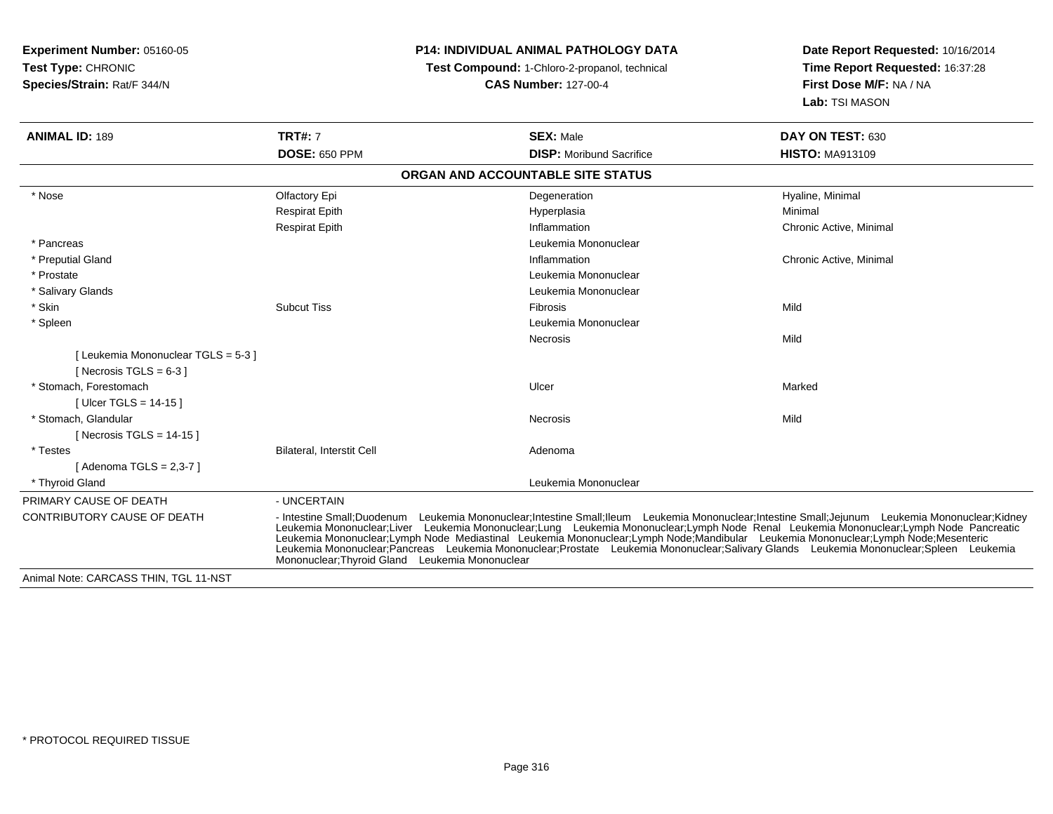**Experiment Number:** 05160-05
**Test Type:** CHRONIC
**Species/Strain:** Rat/F 344/N

**P14: INDIVIDUAL ANIMAL PATHOLOGY DATA**
**Test Compound:** 1-Chloro-2-propanol, technical
**CAS Number:** 127-00-4

**Date Report Requested:** 10/16/2014
**Time Report Requested:** 16:37:28
**First Dose M/F:** NA / NA
**Lab:** TSI MASON

| **ANIMAL ID:** 189 | **TRT#:** 7 | **SEX:** Male | **DAY ON TEST:** 630 |
|---|---|---|---|
| | **DOSE:** 650 PPM | **DISP:** Moribund Sacrifice | **HISTO:** MA913109 |

**ORGAN AND ACCOUNTABLE SITE STATUS**

| | | | |
|---|---|---|---|
| * Nose | Olfactory Epi | Degeneration | Hyaline, Minimal |
| | Respirat Epith | Hyperplasia | Minimal |
| | Respirat Epith | Inflammation | Chronic Active, Minimal |
| * Pancreas | | Leukemia Mononuclear | |
| * Preputial Gland | | Inflammation | Chronic Active, Minimal |
| * Prostate | | Leukemia Mononuclear | |
| * Salivary Glands | | Leukemia Mononuclear | |
| * Skin | Subcut Tiss | Fibrosis | Mild |
| * Spleen | | Leukemia Mononuclear | |
| | | Necrosis | Mild |
| [ Leukemia Mononuclear TGLS = 5-3 ] | | | |
| [ Necrosis TGLS = 6-3 ] | | | |
| * Stomach, Forestomach | | Ulcer | Marked |
| [ Ulcer TGLS = 14-15 ] | | | |
| * Stomach, Glandular | | Necrosis | Mild |
| [ Necrosis TGLS = 14-15 ] | | | |
| * Testes | Bilateral, Interstit Cell | Adenoma | |
| [ Adenoma TGLS = 2,3-7 ] | | | |
| * Thyroid Gland | | Leukemia Mononuclear | |

PRIMARY CAUSE OF DEATH - UNCERTAIN

CONTRIBUTORY CAUSE OF DEATH - Intestine Small;Duodenum Leukemia Mononuclear;Intestine Small;Ileum Leukemia Mononuclear;Intestine Small;Jejunum Leukemia Mononuclear;Kidney Leukemia Mononuclear;Liver Leukemia Mononuclear;Lung Leukemia Mononuclear;Lymph Node Renal Leukemia Mononuclear;Lymph Node Pancreatic Leukemia Mononuclear;Lymph Node Mediastinal Leukemia Mononuclear;Lymph Node;Mandibular Leukemia Mononuclear;Lymph Node;Mesenteric Leukemia Mononuclear;Pancreas Leukemia Mononuclear;Prostate Leukemia Mononuclear;Salivary Glands Leukemia Mononuclear;Spleen Leukemia Mononuclear;Thyroid Gland Leukemia Mononuclear

Animal Note: CARCASS THIN, TGL 11-NST

* PROTOCOL REQUIRED TISSUE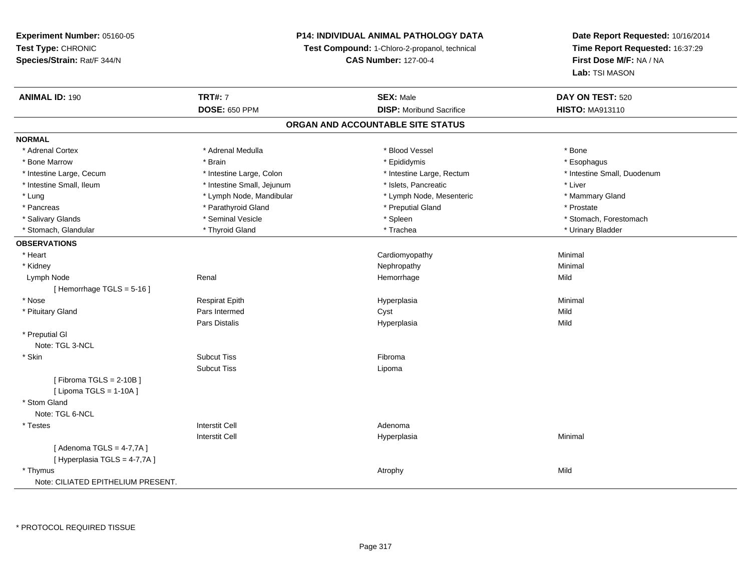**Experiment Number:** 05160-05
**Test Type:** CHRONIC
**Species/Strain:** Rat/F 344/N

**P14: INDIVIDUAL ANIMAL PATHOLOGY DATA**
**Test Compound:** 1-Chloro-2-propanol, technical
**CAS Number:** 127-00-4

**Date Report Requested:** 10/16/2014
**Time Report Requested:** 16:37:29
**First Dose M/F:** NA / NA
**Lab:** TSI MASON

| **ANIMAL ID:** 190 | **TRT#:** 7 | **SEX:** Male | **DAY ON TEST:** 520 |
|---|---|---|---|
| | **DOSE:** 650 PPM | **DISP:** Moribund Sacrifice | **HISTO:** MA913110 |

## ORGAN AND ACCOUNTABLE SITE STATUS

**NORMAL**

| | | | |
|---|---|---|---|
| * Adrenal Cortex | * Adrenal Medulla | * Blood Vessel | * Bone |
| * Bone Marrow | * Brain | * Epididymis | * Esophagus |
| * Intestine Large, Cecum | * Intestine Large, Colon | * Intestine Large, Rectum | * Intestine Small, Duodenum |
| * Intestine Small, Ileum | * Intestine Small, Jejunum | * Islets, Pancreatic | * Liver |
| * Lung | * Lymph Node, Mandibular | * Lymph Node, Mesenteric | * Mammary Gland |
| * Pancreas | * Parathyroid Gland | * Preputial Gland | * Prostate |
| * Salivary Glands | * Seminal Vesicle | * Spleen | * Stomach, Forestomach |
| * Stomach, Glandular | * Thyroid Gland | * Trachea | * Urinary Bladder |

**OBSERVATIONS**

| | | | |
|---|---|---|---|
| * Heart | | Cardiomyopathy | Minimal |
| * Kidney | | Nephropathy | Minimal |
| Lymph Node | Renal | Hemorrhage | Mild |
| [ Hemorrhage TGLS = 5-16 ] | | | |
| * Nose | Respirat Epith | Hyperplasia | Minimal |
| * Pituitary Gland | Pars Intermed | Cyst | Mild |
| | Pars Distalis | Hyperplasia | Mild |
| * Preputial Gl | | | |
| Note: TGL 3-NCL | | | |
| * Skin | Subcut Tiss | Fibroma | |
| | Subcut Tiss | Lipoma | |
| [ Fibroma TGLS = 2-10B ] | | | |
| [ Lipoma TGLS = 1-10A ] | | | |
| * Stom Gland | | | |
| Note: TGL 6-NCL | | | |
| * Testes | Interstit Cell | Adenoma | |
| | Interstit Cell | Hyperplasia | Minimal |
| [ Adenoma TGLS = 4-7,7A ] | | | |
| [ Hyperplasia TGLS = 4-7,7A ] | | | |
| * Thymus | | Atrophy | Mild |
| Note: CILIATED EPITHELIUM PRESENT. | | | |

* PROTOCOL REQUIRED TISSUE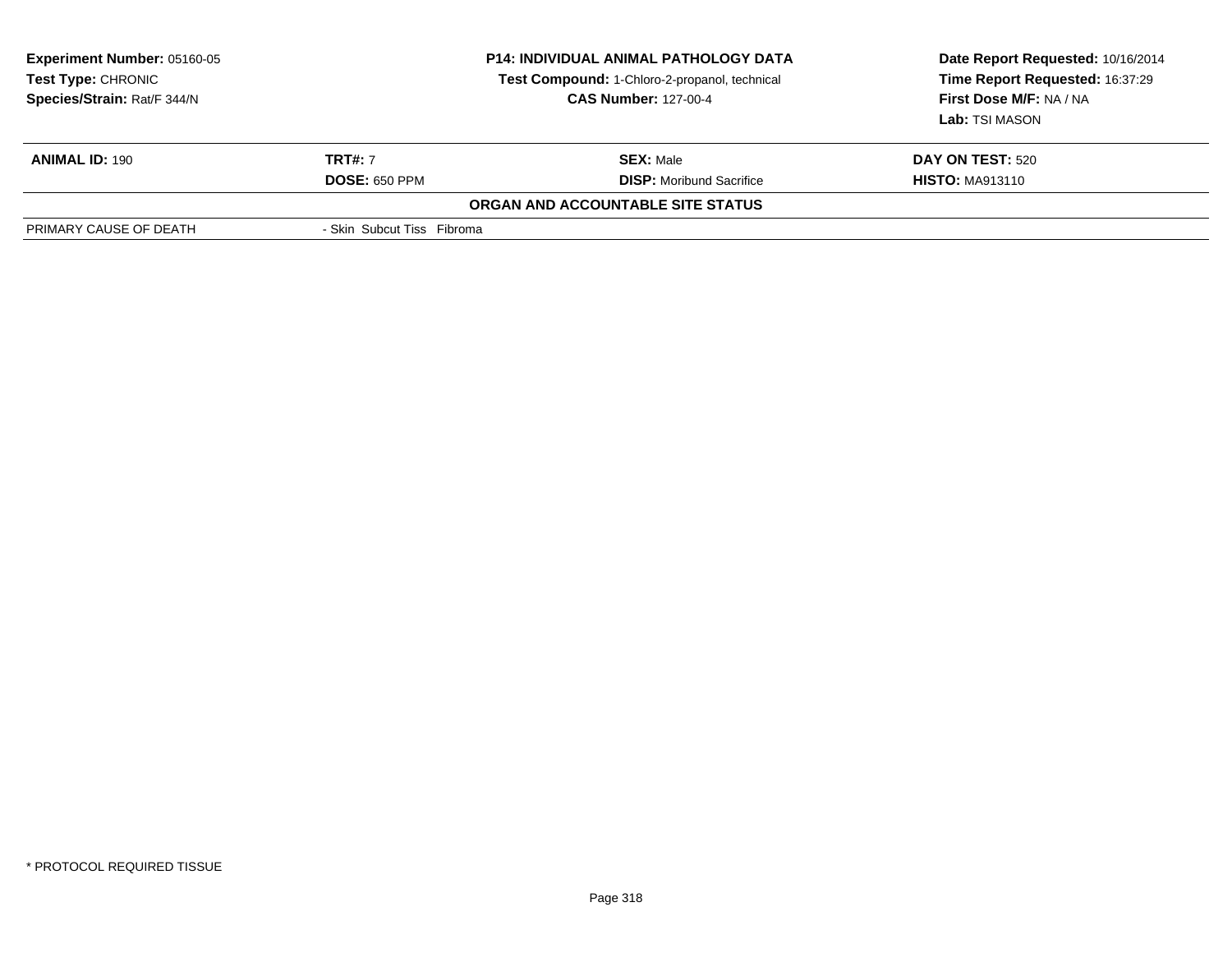**Experiment Number:** 05160-05
**Test Type:** CHRONIC
**Species/Strain:** Rat/F 344/N

**P14: INDIVIDUAL ANIMAL PATHOLOGY DATA**
**Test Compound:** 1-Chloro-2-propanol, technical
**CAS Number:** 127-00-4

**Date Report Requested:** 10/16/2014
**Time Report Requested:** 16:37:29
**First Dose M/F:** NA / NA
**Lab:** TSI MASON

| **ANIMAL ID:** 190 | **TRT#:** 7 | **SEX:** Male | **DAY ON TEST:** 520 |
|---|---|---|---|
| | **DOSE:** 650 PPM | **DISP:** Moribund Sacrifice | **HISTO:** MA913110 |

**ORGAN AND ACCOUNTABLE SITE STATUS**

| | |
|---|---|
| PRIMARY CAUSE OF DEATH | - Skin Subcut Tiss Fibroma |

* PROTOCOL REQUIRED TISSUE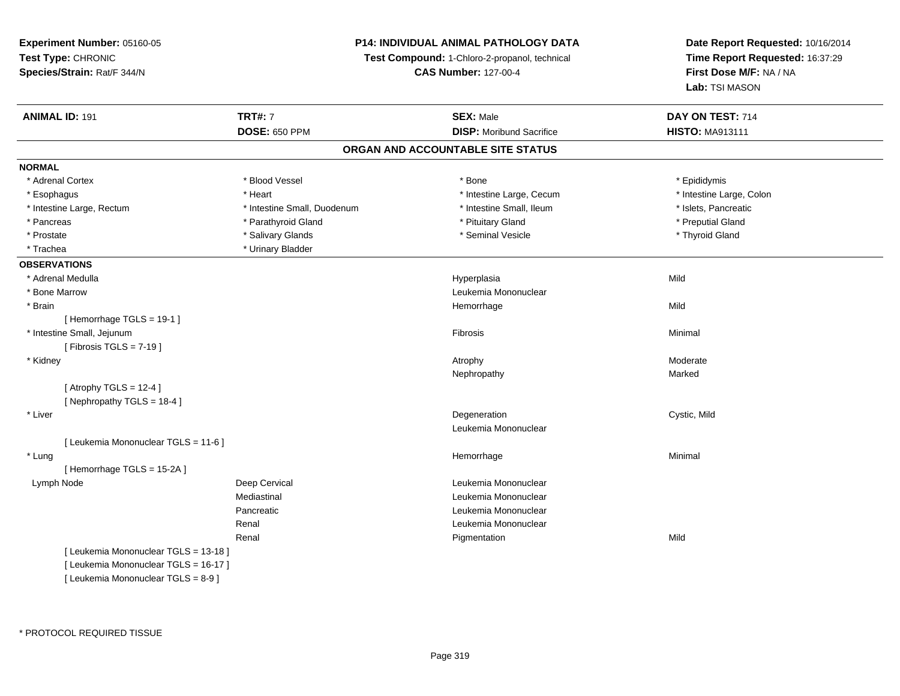**Experiment Number:** 05160-05
**Test Type:** CHRONIC
**Species/Strain:** Rat/F 344/N

**P14: INDIVIDUAL ANIMAL PATHOLOGY DATA**
**Test Compound:** 1-Chloro-2-propanol, technical
**CAS Number:** 127-00-4

**Date Report Requested:** 10/16/2014
**Time Report Requested:** 16:37:29
**First Dose M/F:** NA / NA
**Lab:** TSI MASON

| **ANIMAL ID:** 191 | **TRT#:** 7 | **SEX:** Male | **DAY ON TEST:** 714 |
|---|---|---|---|
| | **DOSE:** 650 PPM | **DISP:** Moribund Sacrifice | **HISTO:** MA913111 |

## ORGAN AND ACCOUNTABLE SITE STATUS

**NORMAL**

| | | | |
|---|---|---|---|
| * Adrenal Cortex | * Blood Vessel | * Bone | * Epididymis |
| * Esophagus | * Heart | * Intestine Large, Cecum | * Intestine Large, Colon |
| * Intestine Large, Rectum | * Intestine Small, Duodenum | * Intestine Small, Ileum | * Islets, Pancreatic |
| * Pancreas | * Parathyroid Gland | * Pituitary Gland | * Preputial Gland |
| * Prostate | * Salivary Glands | * Seminal Vesicle | * Thyroid Gland |
| * Trachea | * Urinary Bladder | | |

**OBSERVATIONS**

| | | | |
|---|---|---|---|
| * Adrenal Medulla | | Hyperplasia | Mild |
| * Bone Marrow | | Leukemia Mononuclear | |
| * Brain | | Hemorrhage | Mild |
| [ Hemorrhage TGLS = 19-1 ] | | | |
| * Intestine Small, Jejunum | | Fibrosis | Minimal |
| [ Fibrosis TGLS = 7-19 ] | | | |
| * Kidney | | Atrophy | Moderate |
| | | Nephropathy | Marked |
| [ Atrophy TGLS = 12-4 ] | | | |
| [ Nephropathy TGLS = 18-4 ] | | | |
| * Liver | | Degeneration | Cystic, Mild |
| | | Leukemia Mononuclear | |
| [ Leukemia Mononuclear TGLS = 11-6 ] | | | |
| * Lung | | Hemorrhage | Minimal |
| [ Hemorrhage TGLS = 15-2A ] | | | |
| Lymph Node | Deep Cervical | Leukemia Mononuclear | |
| | Mediastinal | Leukemia Mononuclear | |
| | Pancreatic | Leukemia Mononuclear | |
| | Renal | Leukemia Mononuclear | |
| | Renal | Pigmentation | Mild |
| [ Leukemia Mononuclear TGLS = 13-18 ] | | | |
| [ Leukemia Mononuclear TGLS = 16-17 ] | | | |
| [ Leukemia Mononuclear TGLS = 8-9 ] | | | |

* PROTOCOL REQUIRED TISSUE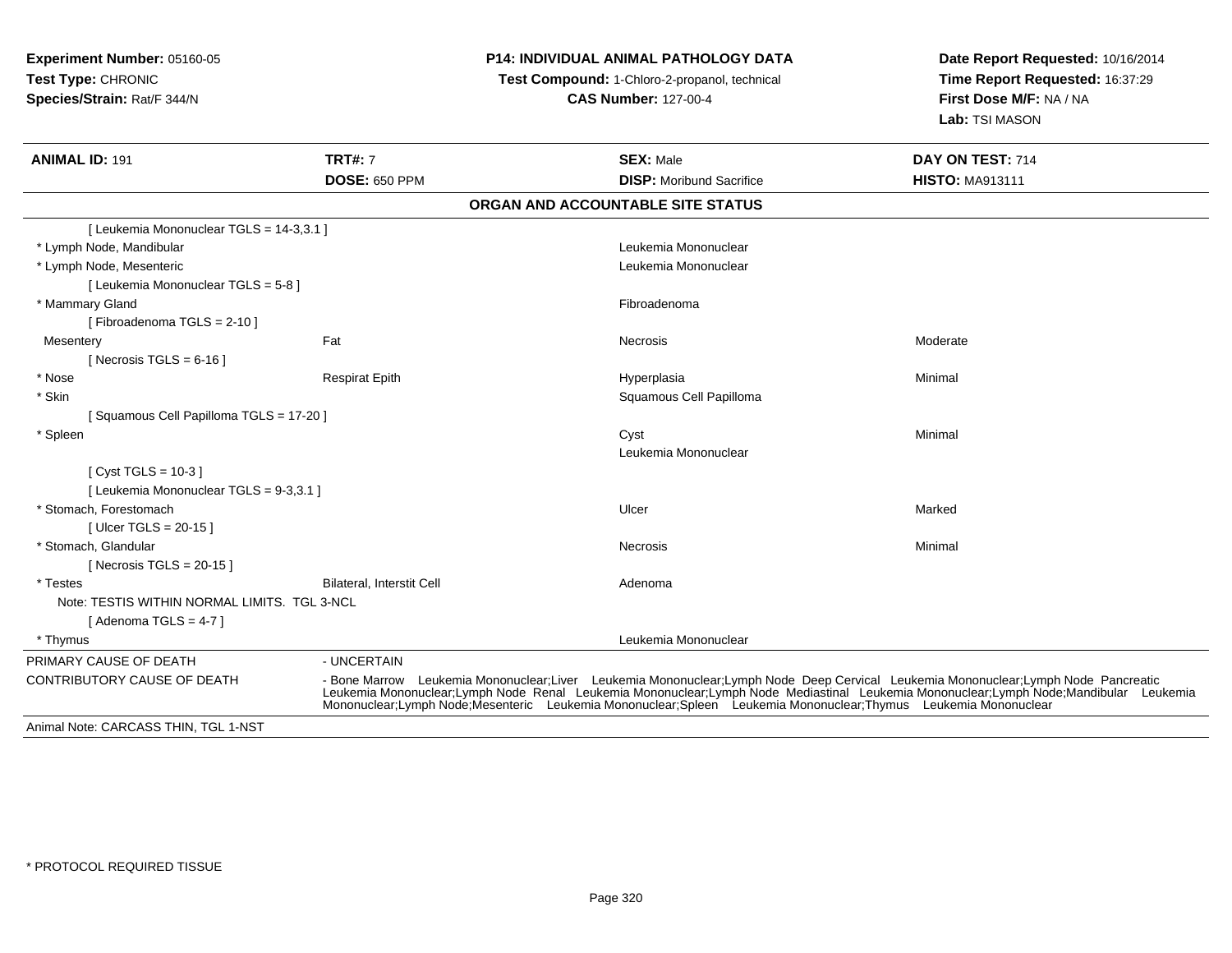**Experiment Number:** 05160-05
**Test Type:** CHRONIC
**Species/Strain:** Rat/F 344/N

**P14: INDIVIDUAL ANIMAL PATHOLOGY DATA**
**Test Compound:** 1-Chloro-2-propanol, technical
**CAS Number:** 127-00-4

**Date Report Requested:** 10/16/2014
**Time Report Requested:** 16:37:29
**First Dose M/F:** NA / NA
**Lab:** TSI MASON

| **ANIMAL ID:** 191 | **TRT#:** 7 | **SEX:** Male | **DAY ON TEST:** 714 |
|---|---|---|---|
| | **DOSE:** 650 PPM | **DISP:** Moribund Sacrifice | **HISTO:** MA913111 |

## ORGAN AND ACCOUNTABLE SITE STATUS

| | | | |
|---|---|---|---|
| [ Leukemia Mononuclear TGLS = 14-3,3.1 ] | | | |
| * Lymph Node, Mandibular | | Leukemia Mononuclear | |
| * Lymph Node, Mesenteric | | Leukemia Mononuclear | |
| [ Leukemia Mononuclear TGLS = 5-8 ] | | | |
| * Mammary Gland | | Fibroadenoma | |
| [ Fibroadenoma TGLS = 2-10 ] | | | |
| Mesentery | Fat | Necrosis | Moderate |
| [ Necrosis TGLS = 6-16 ] | | | |
| * Nose | Respirat Epith | Hyperplasia | Minimal |
| * Skin | | Squamous Cell Papilloma | |
| [ Squamous Cell Papilloma TGLS = 17-20 ] | | | |
| * Spleen | | Cyst | Minimal |
| | | Leukemia Mononuclear | |
| [ Cyst TGLS = 10-3 ] | | | |
| [ Leukemia Mononuclear TGLS = 9-3,3.1 ] | | | |
| * Stomach, Forestomach | | Ulcer | Marked |
| [ Ulcer TGLS = 20-15 ] | | | |
| * Stomach, Glandular | | Necrosis | Minimal |
| [ Necrosis TGLS = 20-15 ] | | | |
| * Testes | Bilateral, Interstit Cell | Adenoma | |
| Note: TESTIS WITHIN NORMAL LIMITS. TGL 3-NCL | | | |
| [ Adenoma TGLS = 4-7 ] | | | |
| * Thymus | | Leukemia Mononuclear | |

| | |
|---|---|
| PRIMARY CAUSE OF DEATH | - UNCERTAIN |
| CONTRIBUTORY CAUSE OF DEATH | - Bone Marrow Leukemia Mononuclear;Liver Leukemia Mononuclear;Lymph Node Deep Cervical Leukemia Mononuclear;Lymph Node Pancreatic Leukemia Mononuclear;Lymph Node Renal Leukemia Mononuclear;Lymph Node Mediastinal Leukemia Mononuclear;Lymph Node;Mandibular Leukemia Mononuclear;Lymph Node;Mesenteric Leukemia Mononuclear;Spleen Leukemia Mononuclear;Thymus Leukemia Mononuclear |

Animal Note: CARCASS THIN, TGL 1-NST

* PROTOCOL REQUIRED TISSUE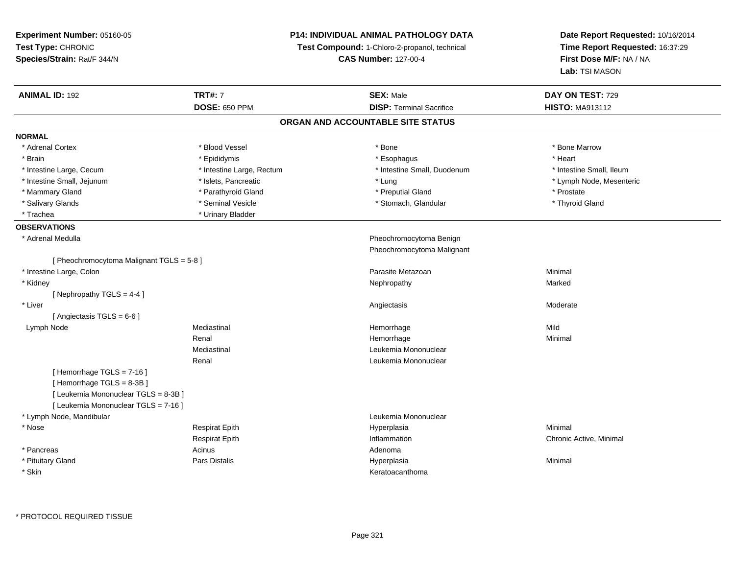**Experiment Number:** 05160-05
**Test Type:** CHRONIC
**Species/Strain:** Rat/F 344/N

**P14: INDIVIDUAL ANIMAL PATHOLOGY DATA**
**Test Compound:** 1-Chloro-2-propanol, technical
**CAS Number:** 127-00-4

**Date Report Requested:** 10/16/2014
**Time Report Requested:** 16:37:29
**First Dose M/F:** NA / NA
**Lab:** TSI MASON

| **ANIMAL ID:** 192 | **TRT#:** 7 | **SEX:** Male | **DAY ON TEST:** 729 |
|---|---|---|---|
| | **DOSE:** 650 PPM | **DISP:** Terminal Sacrifice | **HISTO:** MA913112 |

## ORGAN AND ACCOUNTABLE SITE STATUS

### NORMAL

| | | | |
|---|---|---|---|
| * Adrenal Cortex | * Blood Vessel | * Bone | * Bone Marrow |
| * Brain | * Epididymis | * Esophagus | * Heart |
| * Intestine Large, Cecum | * Intestine Large, Rectum | * Intestine Small, Duodenum | * Intestine Small, Ileum |
| * Intestine Small, Jejunum | * Islets, Pancreatic | * Lung | * Lymph Node, Mesenteric |
| * Mammary Gland | * Parathyroid Gland | * Preputial Gland | * Prostate |
| * Salivary Glands | * Seminal Vesicle | * Stomach, Glandular | * Thyroid Gland |
| * Trachea | * Urinary Bladder | | |

### OBSERVATIONS

| | | | |
|---|---|---|---|
| * Adrenal Medulla | | Pheochromocytoma Benign | |
| | | Pheochromocytoma Malignant | |
| [ Pheochromocytoma Malignant TGLS = 5-8 ] | | | |
| * Intestine Large, Colon | | Parasite Metazoan | Minimal |
| * Kidney | | Nephropathy | Marked |
| [ Nephropathy TGLS = 4-4 ] | | | |
| * Liver | | Angiectasis | Moderate |
| [ Angiectasis TGLS = 6-6 ] | | | |
| Lymph Node | Mediastinal | Hemorrhage | Mild |
| | Renal | Hemorrhage | Minimal |
| | Mediastinal | Leukemia Mononuclear | |
| | Renal | Leukemia Mononuclear | |
| [ Hemorrhage TGLS = 7-16 ] | | | |
| [ Hemorrhage TGLS = 8-3B ] | | | |
| [ Leukemia Mononuclear TGLS = 8-3B ] | | | |
| [ Leukemia Mononuclear TGLS = 7-16 ] | | | |
| * Lymph Node, Mandibular | | Leukemia Mononuclear | |
| * Nose | Respirat Epith | Hyperplasia | Minimal |
| | Respirat Epith | Inflammation | Chronic Active, Minimal |
| * Pancreas | Acinus | Adenoma | |
| * Pituitary Gland | Pars Distalis | Hyperplasia | Minimal |
| * Skin | | Keratoacanthoma | |

* PROTOCOL REQUIRED TISSUE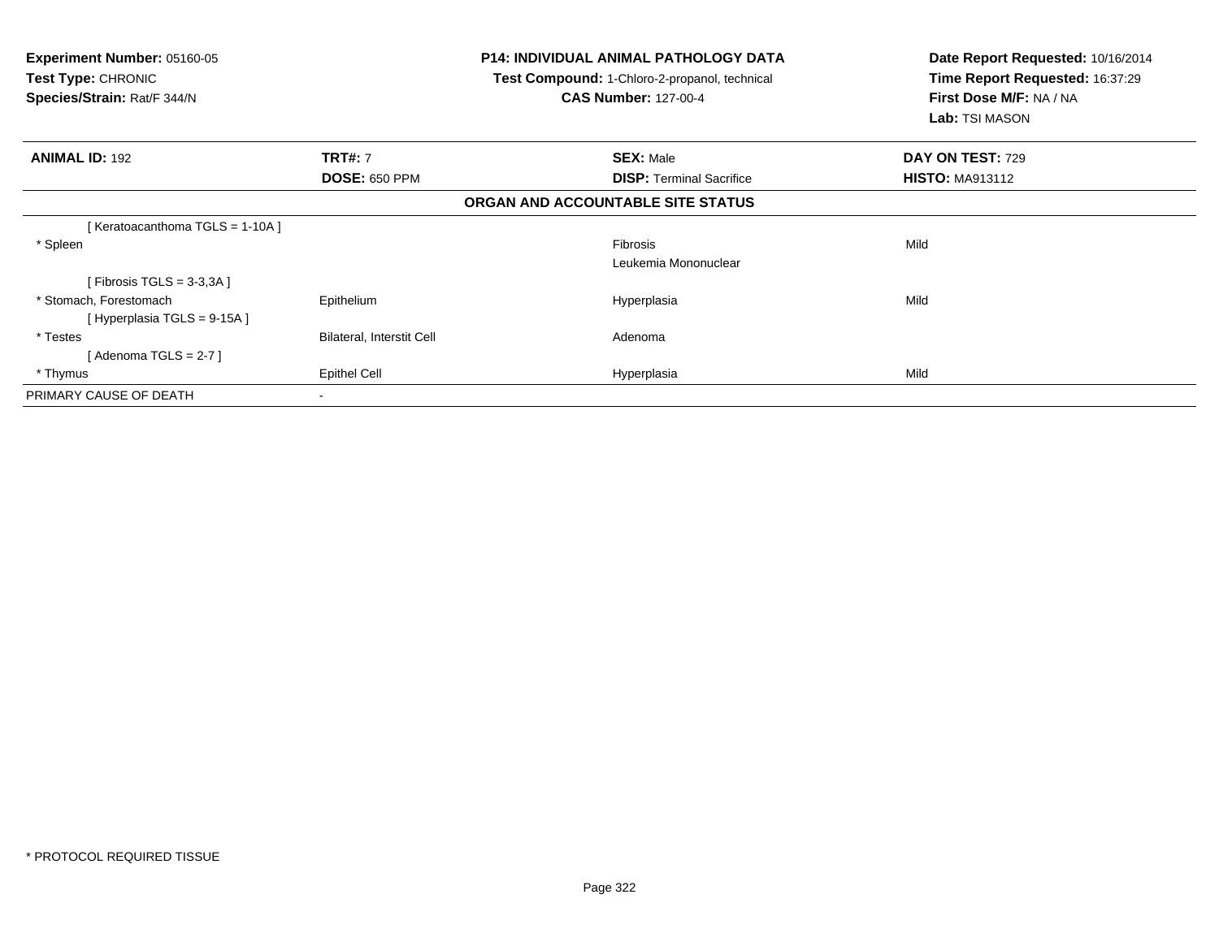**Experiment Number:** 05160-05
**Test Type:** CHRONIC
**Species/Strain:** Rat/F 344/N

**P14: INDIVIDUAL ANIMAL PATHOLOGY DATA**
**Test Compound:** 1-Chloro-2-propanol, technical
**CAS Number:** 127-00-4

**Date Report Requested:** 10/16/2014
**Time Report Requested:** 16:37:29
**First Dose M/F:** NA / NA
**Lab:** TSI MASON

| **ANIMAL ID:** 192 | **TRT#:** 7 | **SEX:** Male | **DAY ON TEST:** 729 |
|---|---|---|---|
| | **DOSE:** 650 PPM | **DISP:** Terminal Sacrifice | **HISTO:** MA913112 |

**ORGAN AND ACCOUNTABLE SITE STATUS**

| | | | |
|---|---|---|---|
| [ Keratoacanthoma TGLS = 1-10A ] | | | |
| * Spleen | | Fibrosis | Mild |
| | | Leukemia Mononuclear | |
| [ Fibrosis TGLS = 3-3,3A ] | | | |
| * Stomach, Forestomach | Epithelium | Hyperplasia | Mild |
| [ Hyperplasia TGLS = 9-15A ] | | | |
| * Testes | Bilateral, Interstit Cell | Adenoma | |
| [ Adenoma TGLS = 2-7 ] | | | |
| * Thymus | Epithel Cell | Hyperplasia | Mild |
| PRIMARY CAUSE OF DEATH | - | | |

* PROTOCOL REQUIRED TISSUE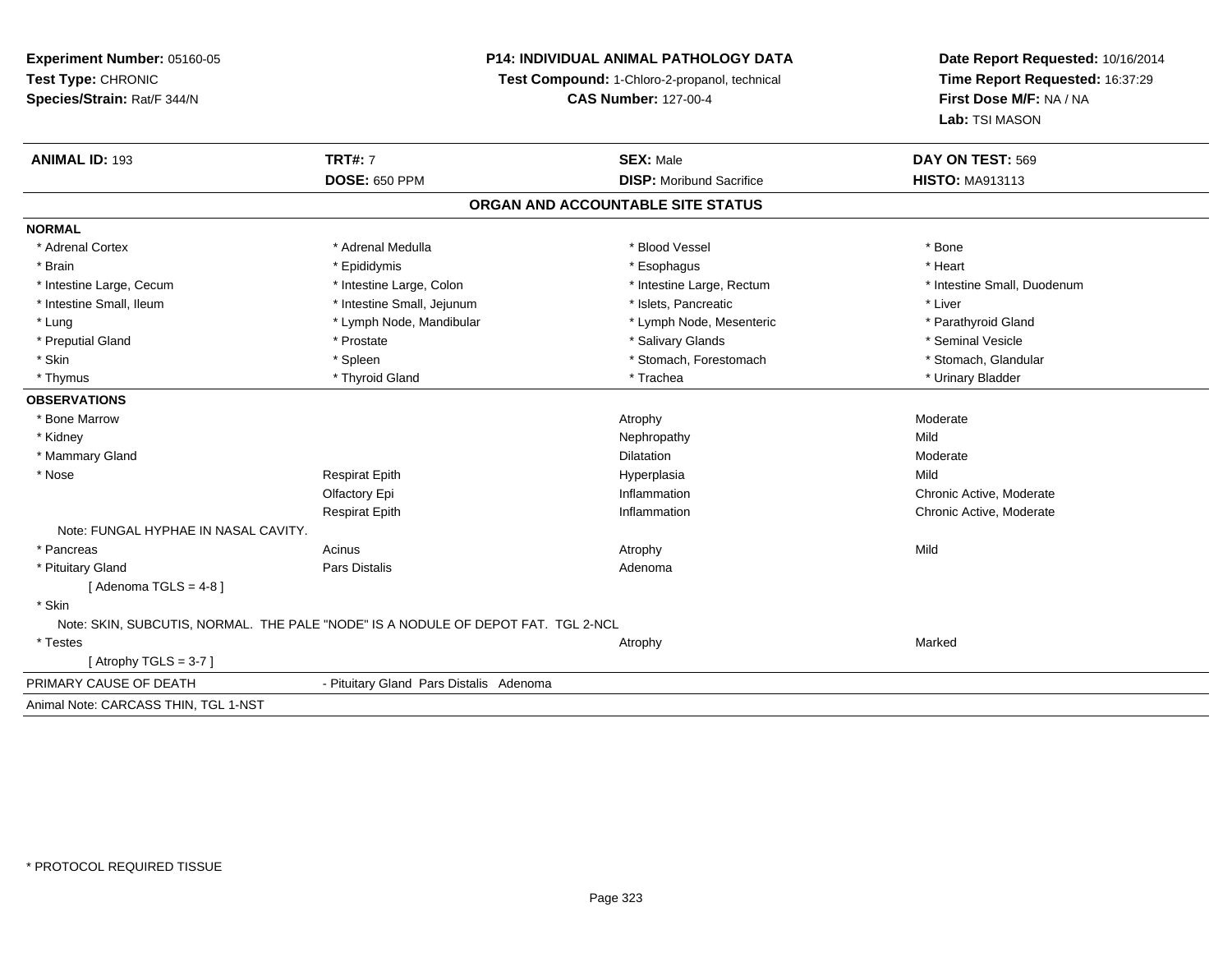**Experiment Number:** 05160-05
**Test Type:** CHRONIC
**Species/Strain:** Rat/F 344/N

**P14: INDIVIDUAL ANIMAL PATHOLOGY DATA**
**Test Compound:** 1-Chloro-2-propanol, technical
**CAS Number:** 127-00-4

**Date Report Requested:** 10/16/2014
**Time Report Requested:** 16:37:29
**First Dose M/F:** NA / NA
**Lab:** TSI MASON

| **ANIMAL ID:** 193 | **TRT#:** 7 | **SEX:** Male | **DAY ON TEST:** 569 |
|---|---|---|---|
| | **DOSE:** 650 PPM | **DISP:** Moribund Sacrifice | **HISTO:** MA913113 |

## ORGAN AND ACCOUNTABLE SITE STATUS

**NORMAL**

| | | | |
|---|---|---|---|
| * Adrenal Cortex | * Adrenal Medulla | * Blood Vessel | * Bone |
| * Brain | * Epididymis | * Esophagus | * Heart |
| * Intestine Large, Cecum | * Intestine Large, Colon | * Intestine Large, Rectum | * Intestine Small, Duodenum |
| * Intestine Small, Ileum | * Intestine Small, Jejunum | * Islets, Pancreatic | * Liver |
| * Lung | * Lymph Node, Mandibular | * Lymph Node, Mesenteric | * Parathyroid Gland |
| * Preputial Gland | * Prostate | * Salivary Glands | * Seminal Vesicle |
| * Skin | * Spleen | * Stomach, Forestomach | * Stomach, Glandular |
| * Thymus | * Thyroid Gland | * Trachea | * Urinary Bladder |

**OBSERVATIONS**

| | | | |
|---|---|---|---|
| * Bone Marrow | | Atrophy | Moderate |
| * Kidney | | Nephropathy | Mild |
| * Mammary Gland | | Dilatation | Moderate |
| * Nose | Respirat Epith | Hyperplasia | Mild |
| | Olfactory Epi | Inflammation | Chronic Active, Moderate |
| | Respirat Epith | Inflammation | Chronic Active, Moderate |
| Note: FUNGAL HYPHAE IN NASAL CAVITY. | | | |
| * Pancreas | Acinus | Atrophy | Mild |
| * Pituitary Gland | Pars Distalis | Adenoma | |
| [ Adenoma TGLS = 4-8 ] | | | |
| * Skin | | | |
| Note: SKIN, SUBCUTIS, NORMAL. THE PALE "NODE" IS A NODULE OF DEPOT FAT. TGL 2-NCL | | | |
| * Testes | | Atrophy | Marked |
| [ Atrophy TGLS = 3-7 ] | | | |

PRIMARY CAUSE OF DEATH - Pituitary Gland Pars Distalis Adenoma

Animal Note: CARCASS THIN, TGL 1-NST

* PROTOCOL REQUIRED TISSUE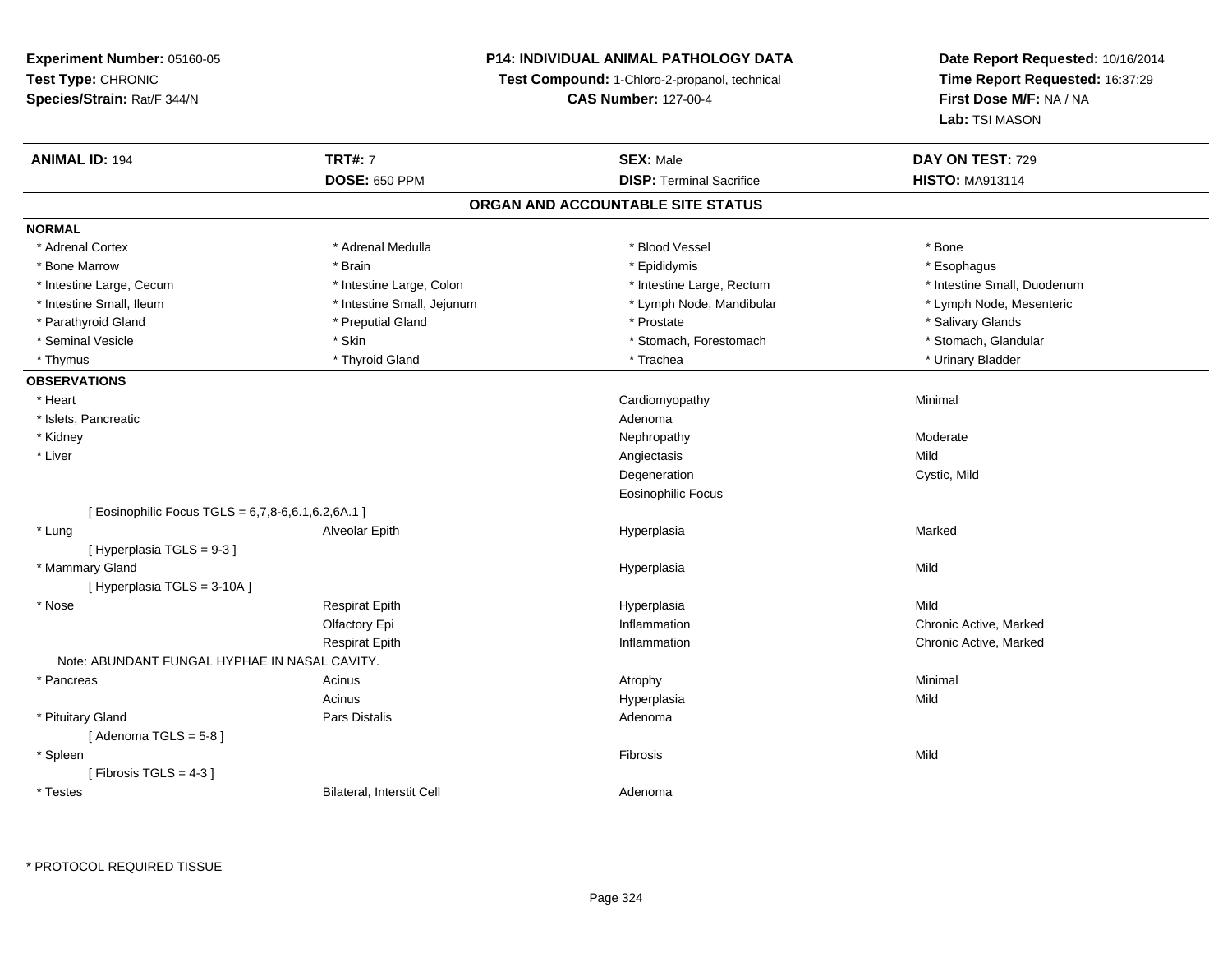**Experiment Number:** 05160-05
**Test Type:** CHRONIC
**Species/Strain:** Rat/F 344/N

**P14: INDIVIDUAL ANIMAL PATHOLOGY DATA**
**Test Compound:** 1-Chloro-2-propanol, technical
**CAS Number:** 127-00-4

**Date Report Requested:** 10/16/2014
**Time Report Requested:** 16:37:29
**First Dose M/F:** NA / NA
**Lab:** TSI MASON

| **ANIMAL ID:** 194 | **TRT#:** 7 | **SEX:** Male | **DAY ON TEST:** 729 |
|---|---|---|---|
| | **DOSE:** 650 PPM | **DISP:** Terminal Sacrifice | **HISTO:** MA913114 |

## ORGAN AND ACCOUNTABLE SITE STATUS

**NORMAL**

| | | | |
|---|---|---|---|
| * Adrenal Cortex | * Adrenal Medulla | * Blood Vessel | * Bone |
| * Bone Marrow | * Brain | * Epididymis | * Esophagus |
| * Intestine Large, Cecum | * Intestine Large, Colon | * Intestine Large, Rectum | * Intestine Small, Duodenum |
| * Intestine Small, Ileum | * Intestine Small, Jejunum | * Lymph Node, Mandibular | * Lymph Node, Mesenteric |
| * Parathyroid Gland | * Preputial Gland | * Prostate | * Salivary Glands |
| * Seminal Vesicle | * Skin | * Stomach, Forestomach | * Stomach, Glandular |
| * Thymus | * Thyroid Gland | * Trachea | * Urinary Bladder |

**OBSERVATIONS**

| | | | |
|---|---|---|---|
| * Heart | | Cardiomyopathy | Minimal |
| * Islets, Pancreatic | | Adenoma | |
| * Kidney | | Nephropathy | Moderate |
| * Liver | | Angiectasis | Mild |
| | | Degeneration | Cystic, Mild |
| | | Eosinophilic Focus | |
| [ Eosinophilic Focus TGLS = 6,7,8-6,6.1,6.2,6A.1 ] | | | |
| * Lung | Alveolar Epith | Hyperplasia | Marked |
| [ Hyperplasia TGLS = 9-3 ] | | | |
| * Mammary Gland | | Hyperplasia | Mild |
| [ Hyperplasia TGLS = 3-10A ] | | | |
| * Nose | Respirat Epith | Hyperplasia | Mild |
| | Olfactory Epi | Inflammation | Chronic Active, Marked |
| | Respirat Epith | Inflammation | Chronic Active, Marked |
| Note: ABUNDANT FUNGAL HYPHAE IN NASAL CAVITY. | | | |
| * Pancreas | Acinus | Atrophy | Minimal |
| | Acinus | Hyperplasia | Mild |
| * Pituitary Gland | Pars Distalis | Adenoma | |
| [ Adenoma TGLS = 5-8 ] | | | |
| * Spleen | | Fibrosis | Mild |
| [ Fibrosis TGLS = 4-3 ] | | | |
| * Testes | Bilateral, Interstit Cell | Adenoma | |

* PROTOCOL REQUIRED TISSUE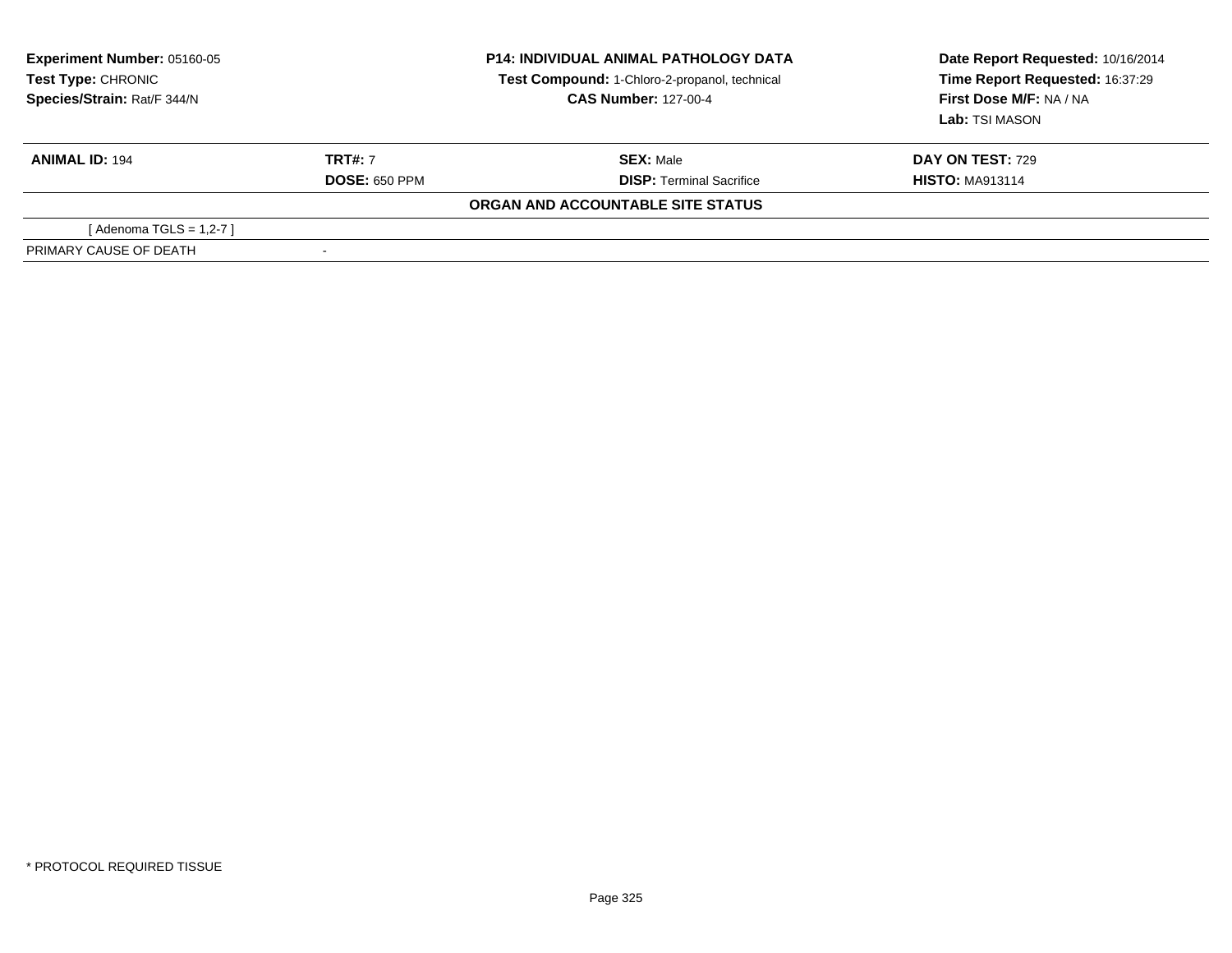**Experiment Number:** 05160-05
**Test Type:** CHRONIC
**Species/Strain:** Rat/F 344/N

**P14: INDIVIDUAL ANIMAL PATHOLOGY DATA**
**Test Compound:** 1-Chloro-2-propanol, technical
**CAS Number:** 127-00-4

**Date Report Requested:** 10/16/2014
**Time Report Requested:** 16:37:29
**First Dose M/F:** NA / NA
**Lab:** TSI MASON

| **ANIMAL ID:** 194 | **TRT#:** 7 | **SEX:** Male | **DAY ON TEST:** 729 |
|---|---|---|---|
| | **DOSE:** 650 PPM | **DISP:** Terminal Sacrifice | **HISTO:** MA913114 |

**ORGAN AND ACCOUNTABLE SITE STATUS**

| | |
|---|---|
| [ Adenoma TGLS = 1,2-7 ] | |
| PRIMARY CAUSE OF DEATH | - |

* PROTOCOL REQUIRED TISSUE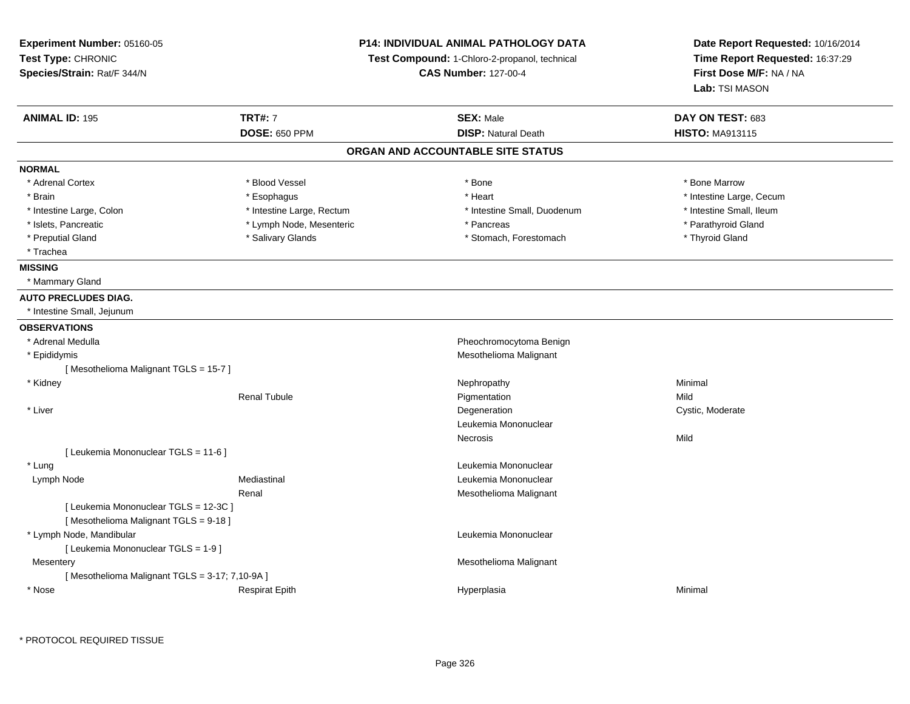**Experiment Number:** 05160-05
**Test Type:** CHRONIC
**Species/Strain:** Rat/F 344/N

**P14: INDIVIDUAL ANIMAL PATHOLOGY DATA**
**Test Compound:** 1-Chloro-2-propanol, technical
**CAS Number:** 127-00-4

**Date Report Requested:** 10/16/2014
**Time Report Requested:** 16:37:29
**First Dose M/F:** NA / NA
**Lab:** TSI MASON

| **ANIMAL ID:** 195 | **TRT#:** 7 | **SEX:** Male | **DAY ON TEST:** 683 |
|---|---|---|---|
| | **DOSE:** 650 PPM | **DISP:** Natural Death | **HISTO:** MA913115 |

## ORGAN AND ACCOUNTABLE SITE STATUS

**NORMAL**

| | | | |
|---|---|---|---|
| * Adrenal Cortex | * Blood Vessel | * Bone | * Bone Marrow |
| * Brain | * Esophagus | * Heart | * Intestine Large, Cecum |
| * Intestine Large, Colon | * Intestine Large, Rectum | * Intestine Small, Duodenum | * Intestine Small, Ileum |
| * Islets, Pancreatic | * Lymph Node, Mesenteric | * Pancreas | * Parathyroid Gland |
| * Preputial Gland | * Salivary Glands | * Stomach, Forestomach | * Thyroid Gland |
| * Trachea | | | |

**MISSING**

* Mammary Gland

**AUTO PRECLUDES DIAG.**

* Intestine Small, Jejunum

**OBSERVATIONS**

| | | | |
|---|---|---|---|
| * Adrenal Medulla | | Pheochromocytoma Benign | |
| * Epididymis | | Mesothelioma Malignant | |
| [ Mesothelioma Malignant TGLS = 15-7 ] | | | |
| * Kidney | | Nephropathy | Minimal |
| | Renal Tubule | Pigmentation | Mild |
| * Liver | | Degeneration | Cystic, Moderate |
| | | Leukemia Mononuclear | |
| | | Necrosis | Mild |
| [ Leukemia Mononuclear TGLS = 11-6 ] | | | |
| * Lung | | Leukemia Mononuclear | |
| Lymph Node | Mediastinal | Leukemia Mononuclear | |
| | Renal | Mesothelioma Malignant | |
| [ Leukemia Mononuclear TGLS = 12-3C ] | | | |
| [ Mesothelioma Malignant TGLS = 9-18 ] | | | |
| * Lymph Node, Mandibular | | Leukemia Mononuclear | |
| [ Leukemia Mononuclear TGLS = 1-9 ] | | | |
| Mesentery | | Mesothelioma Malignant | |
| [ Mesothelioma Malignant TGLS = 3-17; 7,10-9A ] | | | |
| * Nose | Respirat Epith | Hyperplasia | Minimal |

* PROTOCOL REQUIRED TISSUE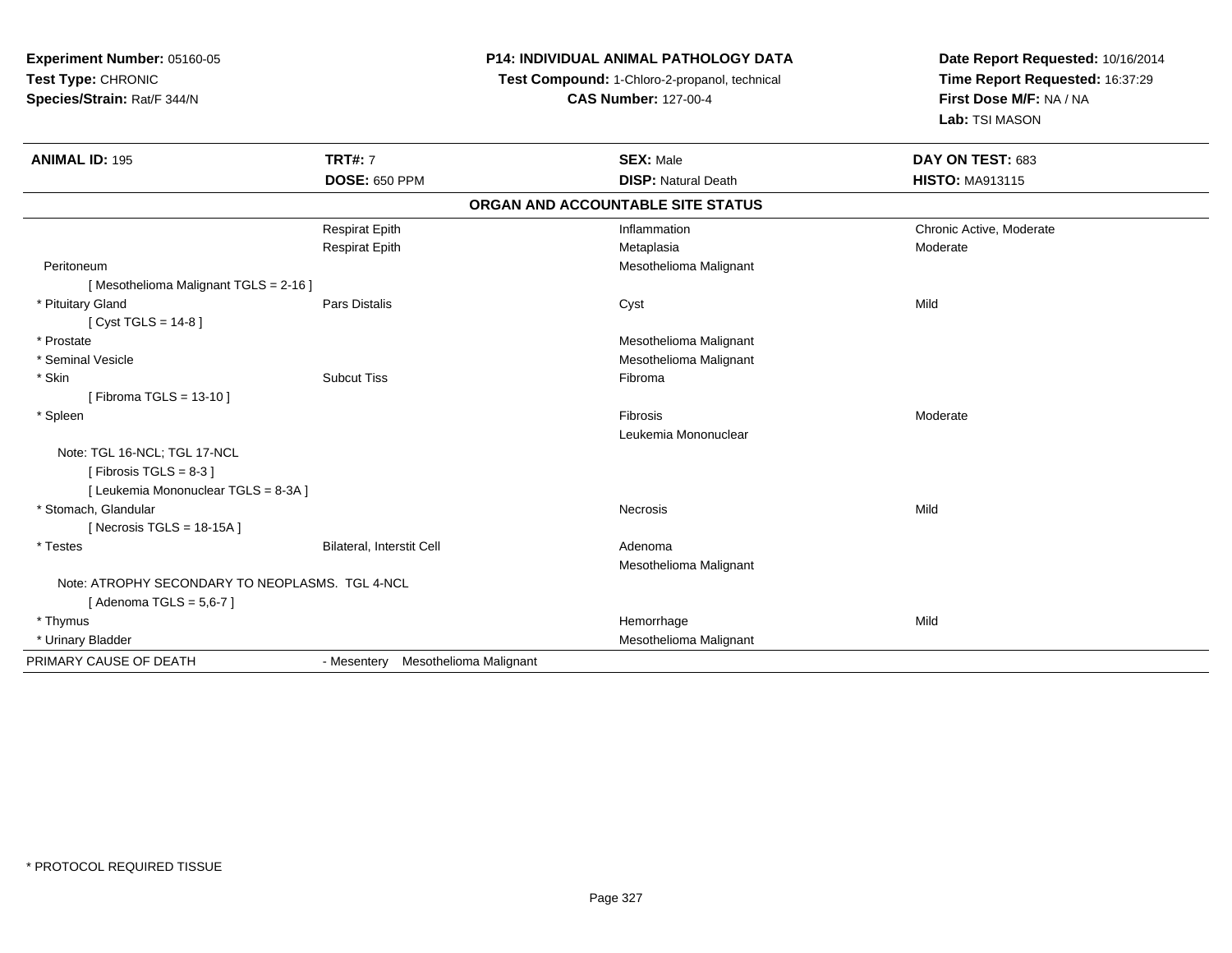**Experiment Number:** 05160-05
**Test Type:** CHRONIC
**Species/Strain:** Rat/F 344/N

**P14: INDIVIDUAL ANIMAL PATHOLOGY DATA**
**Test Compound:** 1-Chloro-2-propanol, technical
**CAS Number:** 127-00-4

**Date Report Requested:** 10/16/2014
**Time Report Requested:** 16:37:29
**First Dose M/F:** NA / NA
**Lab:** TSI MASON

| **ANIMAL ID:** 195 | **TRT#:** 7 | **SEX:** Male | **DAY ON TEST:** 683 |
|---|---|---|---|
| | **DOSE:** 650 PPM | **DISP:** Natural Death | **HISTO:** MA913115 |

**ORGAN AND ACCOUNTABLE SITE STATUS**

| | | | |
|---|---|---|---|
| | Respirat Epith | Inflammation | Chronic Active, Moderate |
| | Respirat Epith | Metaplasia | Moderate |
| Peritoneum | | Mesothelioma Malignant | |
| [ Mesothelioma Malignant TGLS = 2-16 ] | | | |
| * Pituitary Gland | Pars Distalis | Cyst | Mild |
| [ Cyst TGLS = 14-8 ] | | | |
| * Prostate | | Mesothelioma Malignant | |
| * Seminal Vesicle | | Mesothelioma Malignant | |
| * Skin | Subcut Tiss | Fibroma | |
| [ Fibroma TGLS = 13-10 ] | | | |
| * Spleen | | Fibrosis | Moderate |
| | | Leukemia Mononuclear | |
| Note: TGL 16-NCL; TGL 17-NCL | | | |
| [ Fibrosis TGLS = 8-3 ] | | | |
| [ Leukemia Mononuclear TGLS = 8-3A ] | | | |
| * Stomach, Glandular | | Necrosis | Mild |
| [ Necrosis TGLS = 18-15A ] | | | |
| * Testes | Bilateral, Interstit Cell | Adenoma | |
| | | Mesothelioma Malignant | |
| Note: ATROPHY SECONDARY TO NEOPLASMS. TGL 4-NCL | | | |
| [ Adenoma TGLS = 5,6-7 ] | | | |
| * Thymus | | Hemorrhage | Mild |
| * Urinary Bladder | | Mesothelioma Malignant | |
| PRIMARY CAUSE OF DEATH | - Mesentery Mesothelioma Malignant | | |

* PROTOCOL REQUIRED TISSUE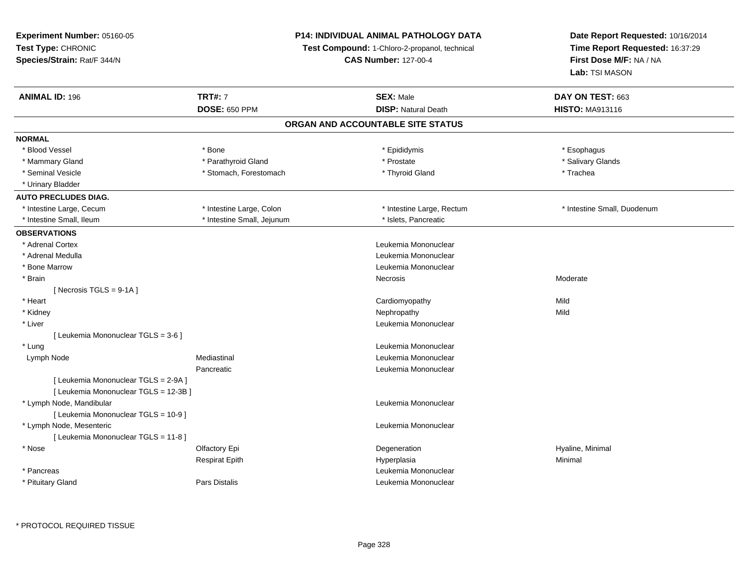**Experiment Number:** 05160-05
**Test Type:** CHRONIC
**Species/Strain:** Rat/F 344/N

**P14: INDIVIDUAL ANIMAL PATHOLOGY DATA**
**Test Compound:** 1-Chloro-2-propanol, technical
**CAS Number:** 127-00-4

**Date Report Requested:** 10/16/2014
**Time Report Requested:** 16:37:29
**First Dose M/F:** NA / NA
**Lab:** TSI MASON

| **ANIMAL ID:** 196 | **TRT#:** 7 | **SEX:** Male | **DAY ON TEST:** 663 |
|---|---|---|---|
| | **DOSE:** 650 PPM | **DISP:** Natural Death | **HISTO:** MA913116 |

## ORGAN AND ACCOUNTABLE SITE STATUS

| | | | |
|---|---|---|---|
| **NORMAL** | | | |
| * Blood Vessel | * Bone | * Epididymis | * Esophagus |
| * Mammary Gland | * Parathyroid Gland | * Prostate | * Salivary Glands |
| * Seminal Vesicle | * Stomach, Forestomach | * Thyroid Gland | * Trachea |
| * Urinary Bladder | | | |
| **AUTO PRECLUDES DIAG.** | | | |
| * Intestine Large, Cecum | * Intestine Large, Colon | * Intestine Large, Rectum | * Intestine Small, Duodenum |
| * Intestine Small, Ileum | * Intestine Small, Jejunum | * Islets, Pancreatic | |
| **OBSERVATIONS** | | | |
| * Adrenal Cortex | | Leukemia Mononuclear | |
| * Adrenal Medulla | | Leukemia Mononuclear | |
| * Bone Marrow | | Leukemia Mononuclear | |
| * Brain | | Necrosis | Moderate |
| [ Necrosis TGLS = 9-1A ] | | | |
| * Heart | | Cardiomyopathy | Mild |
| * Kidney | | Nephropathy | Mild |
| * Liver | | Leukemia Mononuclear | |
| [ Leukemia Mononuclear TGLS = 3-6 ] | | | |
| * Lung | | Leukemia Mononuclear | |
| Lymph Node | Mediastinal | Leukemia Mononuclear | |
| | Pancreatic | Leukemia Mononuclear | |
| [ Leukemia Mononuclear TGLS = 2-9A ] | | | |
| [ Leukemia Mononuclear TGLS = 12-3B ] | | | |
| * Lymph Node, Mandibular | | Leukemia Mononuclear | |
| [ Leukemia Mononuclear TGLS = 10-9 ] | | | |
| * Lymph Node, Mesenteric | | Leukemia Mononuclear | |
| [ Leukemia Mononuclear TGLS = 11-8 ] | | | |
| * Nose | Olfactory Epi | Degeneration | Hyaline, Minimal |
| | Respirat Epith | Hyperplasia | Minimal |
| * Pancreas | | Leukemia Mononuclear | |
| * Pituitary Gland | Pars Distalis | Leukemia Mononuclear | |

\* PROTOCOL REQUIRED TISSUE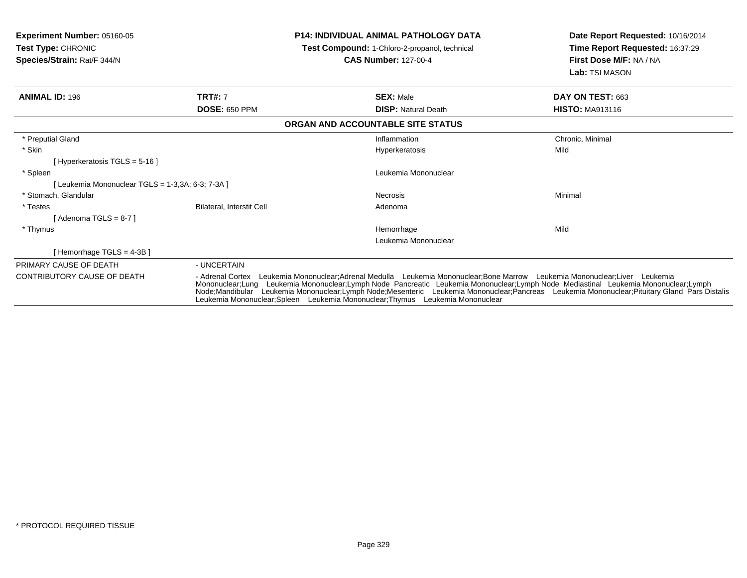**Experiment Number:** 05160-05
**Test Type:** CHRONIC
**Species/Strain:** Rat/F 344/N

**P14: INDIVIDUAL ANIMAL PATHOLOGY DATA**
**Test Compound:** 1-Chloro-2-propanol, technical
**CAS Number:** 127-00-4

**Date Report Requested:** 10/16/2014
**Time Report Requested:** 16:37:29
**First Dose M/F:** NA / NA
**Lab:** TSI MASON

| **ANIMAL ID:** 196 | **TRT#:** 7 | **SEX:** Male | **DAY ON TEST:** 663 |
|---|---|---|---|
| | **DOSE:** 650 PPM | **DISP:** Natural Death | **HISTO:** MA913116 |

**ORGAN AND ACCOUNTABLE SITE STATUS**

| | | | |
|---|---|---|---|
| * Preputial Gland | | Inflammation | Chronic, Minimal |
| * Skin | | Hyperkeratosis | Mild |
| [ Hyperkeratosis TGLS = 5-16 ] | | | |
| * Spleen | | Leukemia Mononuclear | |
| [ Leukemia Mononuclear TGLS = 1-3,3A; 6-3; 7-3A ] | | | |
| * Stomach, Glandular | | Necrosis | Minimal |
| * Testes | Bilateral, Interstit Cell | Adenoma | |
| [ Adenoma TGLS = 8-7 ] | | | |
| * Thymus | | Hemorrhage | Mild |
| | | Leukemia Mononuclear | |
| [ Hemorrhage TGLS = 4-3B ] | | | |

PRIMARY CAUSE OF DEATH - UNCERTAIN

CONTRIBUTORY CAUSE OF DEATH - Adrenal Cortex Leukemia Mononuclear;Adrenal Medulla Leukemia Mononuclear;Bone Marrow Leukemia Mononuclear;Liver Leukemia Mononuclear;Lung Leukemia Mononuclear;Lymph Node Pancreatic Leukemia Mononuclear;Lymph Node Mediastinal Leukemia Mononuclear;Lymph Node;Mandibular Leukemia Mononuclear;Lymph Node;Mesenteric Leukemia Mononuclear;Pancreas Leukemia Mononuclear;Pituitary Gland Pars Distalis Leukemia Mononuclear;Spleen Leukemia Mononuclear;Thymus Leukemia Mononuclear

* PROTOCOL REQUIRED TISSUE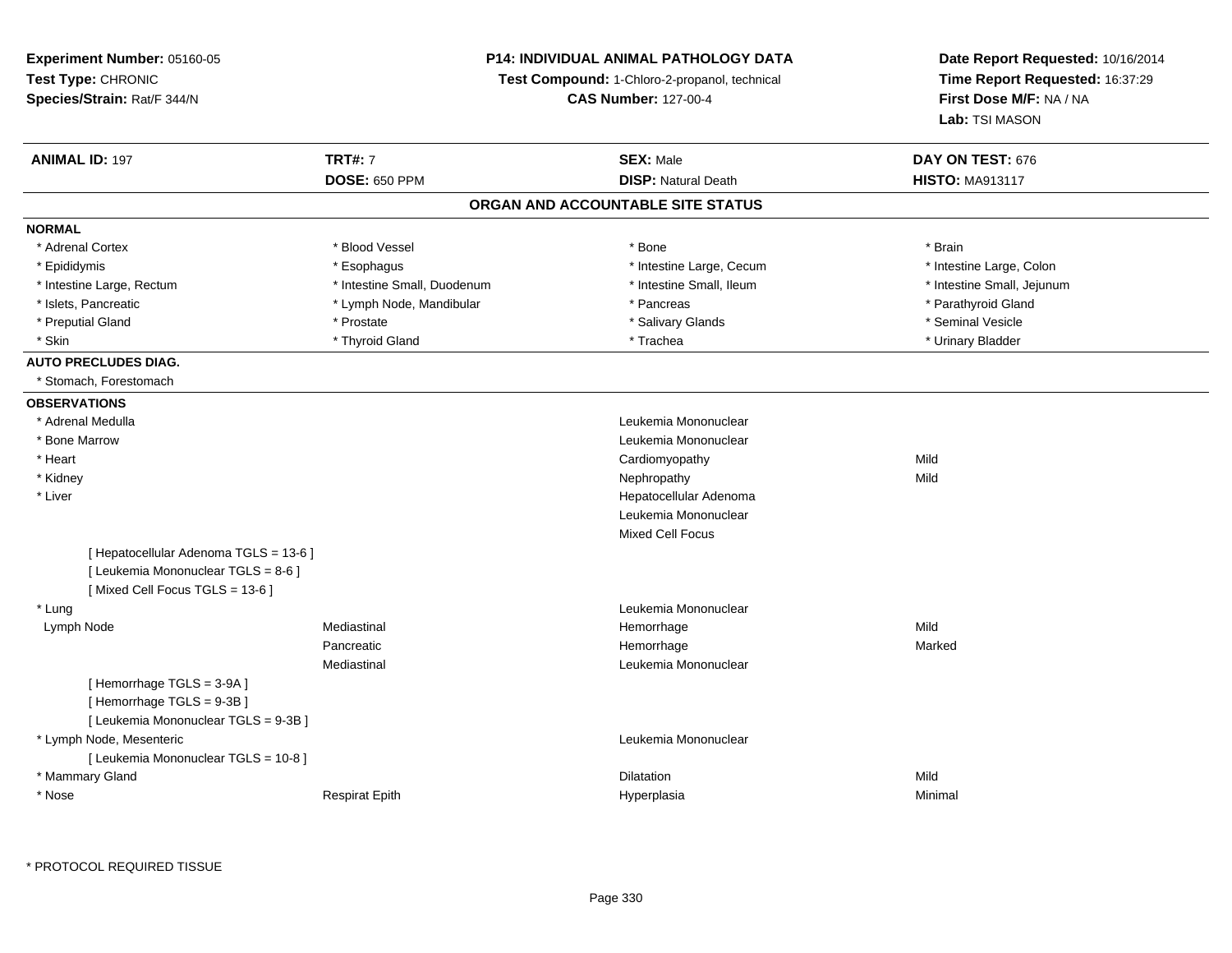**Experiment Number:** 05160-05
**Test Type:** CHRONIC
**Species/Strain:** Rat/F 344/N

**P14: INDIVIDUAL ANIMAL PATHOLOGY DATA**
**Test Compound:** 1-Chloro-2-propanol, technical
**CAS Number:** 127-00-4

**Date Report Requested:** 10/16/2014
**Time Report Requested:** 16:37:29
**First Dose M/F:** NA / NA
**Lab:** TSI MASON

| **ANIMAL ID:** 197 | **TRT#:** 7 | **SEX:** Male | **DAY ON TEST:** 676 |
|---|---|---|---|
| | **DOSE:** 650 PPM | **DISP:** Natural Death | **HISTO:** MA913117 |

## ORGAN AND ACCOUNTABLE SITE STATUS

**NORMAL**

| | | | |
|---|---|---|---|
| * Adrenal Cortex | * Blood Vessel | * Bone | * Brain |
| * Epididymis | * Esophagus | * Intestine Large, Cecum | * Intestine Large, Colon |
| * Intestine Large, Rectum | * Intestine Small, Duodenum | * Intestine Small, Ileum | * Intestine Small, Jejunum |
| * Islets, Pancreatic | * Lymph Node, Mandibular | * Pancreas | * Parathyroid Gland |
| * Preputial Gland | * Prostate | * Salivary Glands | * Seminal Vesicle |
| * Skin | * Thyroid Gland | * Trachea | * Urinary Bladder |

**AUTO PRECLUDES DIAG.**

* Stomach, Forestomach

**OBSERVATIONS**

| | | | |
|---|---|---|---|
| * Adrenal Medulla | | Leukemia Mononuclear | |
| * Bone Marrow | | Leukemia Mononuclear | |
| * Heart | | Cardiomyopathy | Mild |
| * Kidney | | Nephropathy | Mild |
| * Liver | | Hepatocellular Adenoma | |
| | | Leukemia Mononuclear | |
| | | Mixed Cell Focus | |
| [ Hepatocellular Adenoma TGLS = 13-6 ] | | | |
| [ Leukemia Mononuclear TGLS = 8-6 ] | | | |
| [ Mixed Cell Focus TGLS = 13-6 ] | | | |
| * Lung | | Leukemia Mononuclear | |
| Lymph Node | Mediastinal | Hemorrhage | Mild |
| | Pancreatic | Hemorrhage | Marked |
| | Mediastinal | Leukemia Mononuclear | |
| [ Hemorrhage TGLS = 3-9A ] | | | |
| [ Hemorrhage TGLS = 9-3B ] | | | |
| [ Leukemia Mononuclear TGLS = 9-3B ] | | | |
| * Lymph Node, Mesenteric | | Leukemia Mononuclear | |
| [ Leukemia Mononuclear TGLS = 10-8 ] | | | |
| * Mammary Gland | | Dilatation | Mild |
| * Nose | Respirat Epith | Hyperplasia | Minimal |

* PROTOCOL REQUIRED TISSUE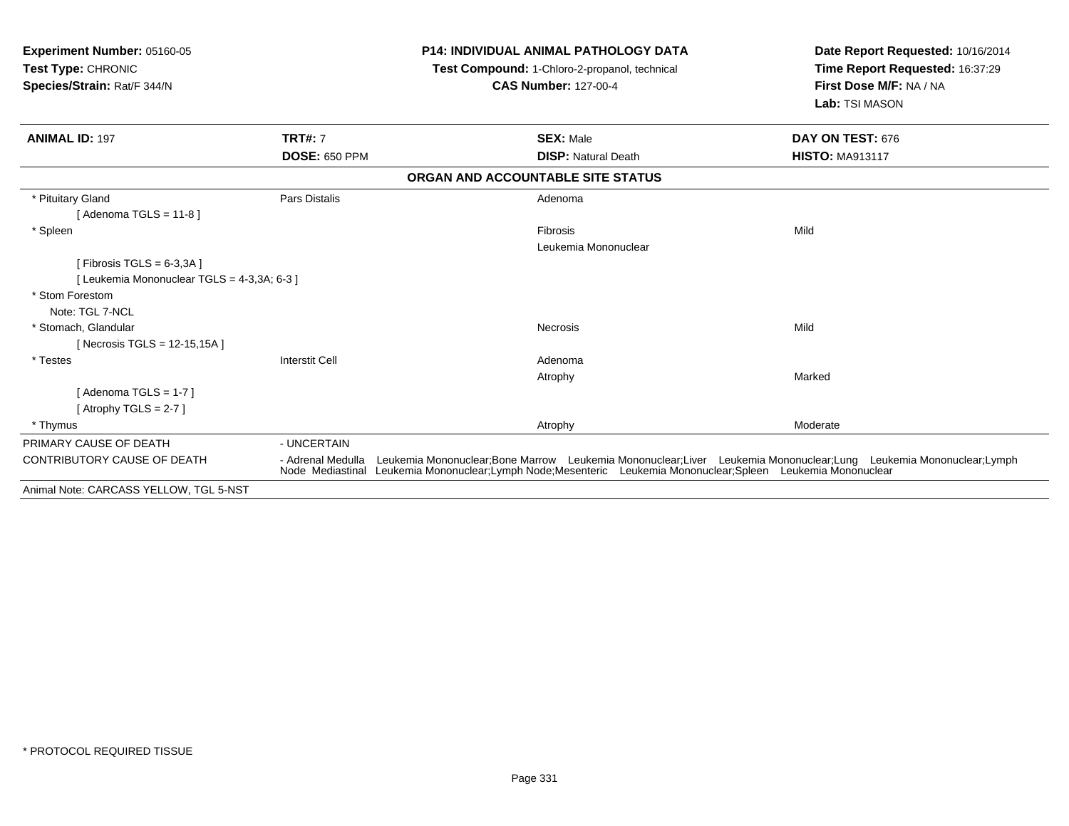**Experiment Number:** 05160-05
**Test Type:** CHRONIC
**Species/Strain:** Rat/F 344/N

**P14: INDIVIDUAL ANIMAL PATHOLOGY DATA**
**Test Compound:** 1-Chloro-2-propanol, technical
**CAS Number:** 127-00-4

**Date Report Requested:** 10/16/2014
**Time Report Requested:** 16:37:29
**First Dose M/F:** NA / NA
**Lab:** TSI MASON

| **ANIMAL ID:** 197 | **TRT#:** 7 | **SEX:** Male | **DAY ON TEST:** 676 |
|---|---|---|---|
| | **DOSE:** 650 PPM | **DISP:** Natural Death | **HISTO:** MA913117 |

**ORGAN AND ACCOUNTABLE SITE STATUS**

| | | | |
|---|---|---|---|
| * Pituitary Gland | Pars Distalis | Adenoma | |
| [ Adenoma TGLS = 11-8 ] | | | |
| * Spleen | | Fibrosis | Mild |
| | | Leukemia Mononuclear | |
| [ Fibrosis TGLS = 6-3,3A ] | | | |
| [ Leukemia Mononuclear TGLS = 4-3,3A; 6-3 ] | | | |
| * Stom Forestom | | | |
| Note: TGL 7-NCL | | | |
| * Stomach, Glandular | | Necrosis | Mild |
| [ Necrosis TGLS = 12-15,15A ] | | | |
| * Testes | Interstit Cell | Adenoma | |
| | | Atrophy | Marked |
| [ Adenoma TGLS = 1-7 ] | | | |
| [ Atrophy TGLS = 2-7 ] | | | |
| * Thymus | | Atrophy | Moderate |

PRIMARY CAUSE OF DEATH - UNCERTAIN

CONTRIBUTORY CAUSE OF DEATH - Adrenal Medulla Leukemia Mononuclear;Bone Marrow Leukemia Mononuclear;Liver Leukemia Mononuclear;Lung Leukemia Mononuclear;Lymph Node Mediastinal Leukemia Mononuclear;Lymph Node;Mesenteric Leukemia Mononuclear;Spleen Leukemia Mononuclear

Animal Note: CARCASS YELLOW, TGL 5-NST

* PROTOCOL REQUIRED TISSUE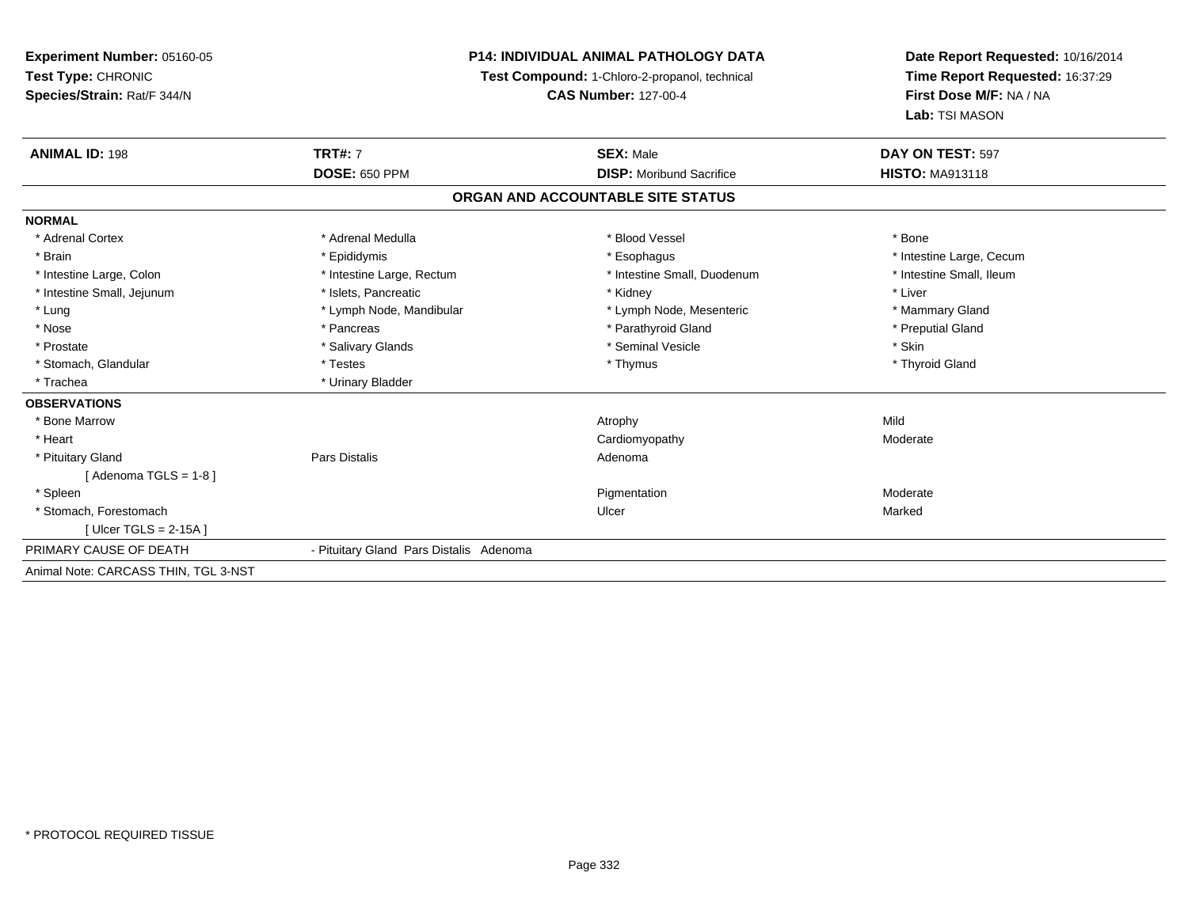**Experiment Number:** 05160-05
**Test Type:** CHRONIC
**Species/Strain:** Rat/F 344/N

**P14: INDIVIDUAL ANIMAL PATHOLOGY DATA**
**Test Compound:** 1-Chloro-2-propanol, technical
**CAS Number:** 127-00-4

**Date Report Requested:** 10/16/2014
**Time Report Requested:** 16:37:29
**First Dose M/F:** NA / NA
**Lab:** TSI MASON

| **ANIMAL ID:** 198 | **TRT#:** 7 | **SEX:** Male | **DAY ON TEST:** 597 |
|---|---|---|---|
| | **DOSE:** 650 PPM | **DISP:** Moribund Sacrifice | **HISTO:** MA913118 |

## ORGAN AND ACCOUNTABLE SITE STATUS

**NORMAL**

| | | | |
|---|---|---|---|
| * Adrenal Cortex | * Adrenal Medulla | * Blood Vessel | * Bone |
| * Brain | * Epididymis | * Esophagus | * Intestine Large, Cecum |
| * Intestine Large, Colon | * Intestine Large, Rectum | * Intestine Small, Duodenum | * Intestine Small, Ileum |
| * Intestine Small, Jejunum | * Islets, Pancreatic | * Kidney | * Liver |
| * Lung | * Lymph Node, Mandibular | * Lymph Node, Mesenteric | * Mammary Gland |
| * Nose | * Pancreas | * Parathyroid Gland | * Preputial Gland |
| * Prostate | * Salivary Glands | * Seminal Vesicle | * Skin |
| * Stomach, Glandular | * Testes | * Thymus | * Thyroid Gland |
| * Trachea | * Urinary Bladder | | |

**OBSERVATIONS**

| | | | |
|---|---|---|---|
| * Bone Marrow | | Atrophy | Mild |
| * Heart | | Cardiomyopathy | Moderate |
| * Pituitary Gland | Pars Distalis | Adenoma | |
| [ Adenoma TGLS = 1-8 ] | | | |
| * Spleen | | Pigmentation | Moderate |
| * Stomach, Forestomach | | Ulcer | Marked |
| [ Ulcer TGLS = 2-15A ] | | | |

PRIMARY CAUSE OF DEATH - Pituitary Gland Pars Distalis Adenoma

Animal Note: CARCASS THIN, TGL 3-NST

* PROTOCOL REQUIRED TISSUE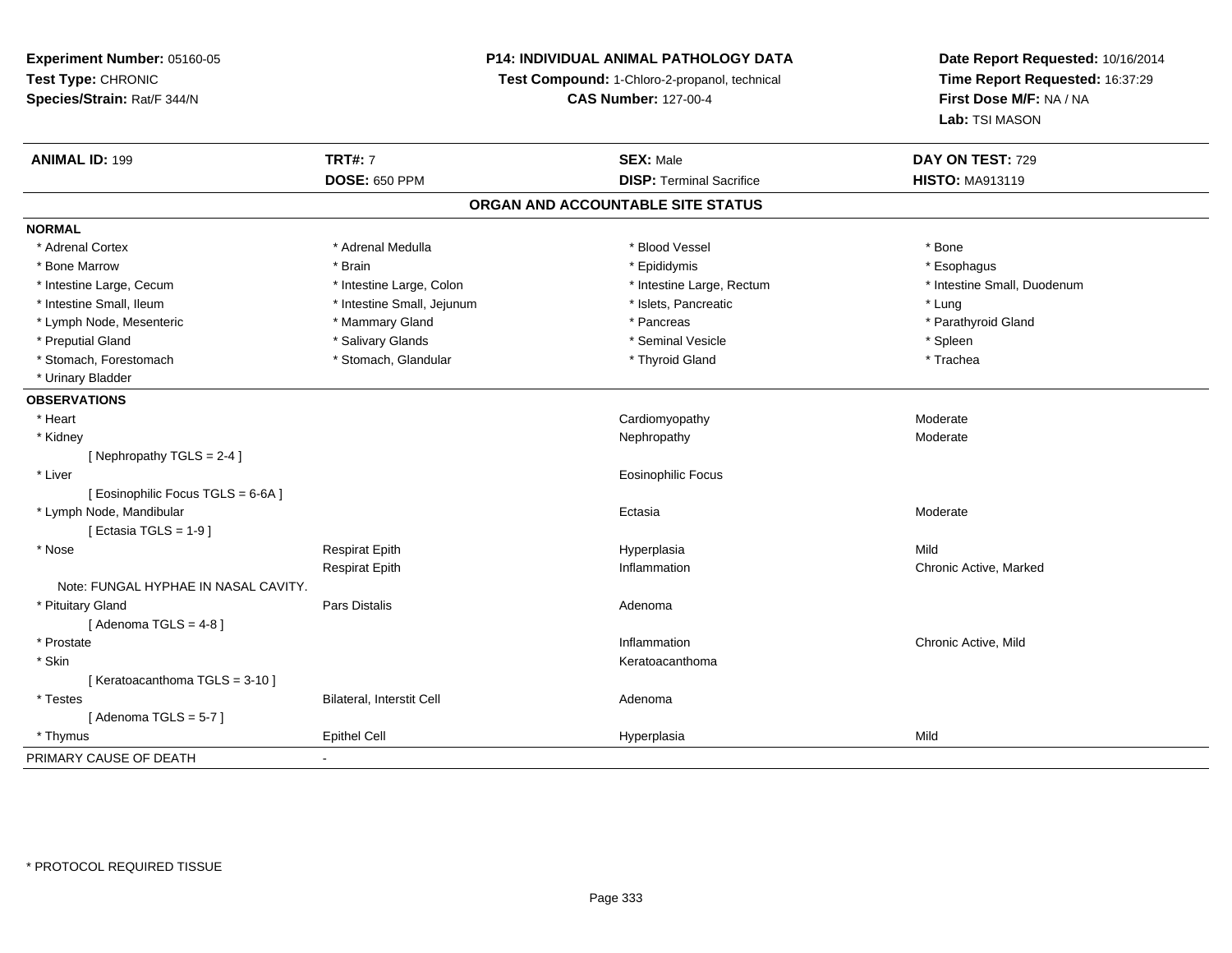**Experiment Number:** 05160-05
**Test Type:** CHRONIC
**Species/Strain:** Rat/F 344/N

**P14: INDIVIDUAL ANIMAL PATHOLOGY DATA**
**Test Compound:** 1-Chloro-2-propanol, technical
**CAS Number:** 127-00-4

**Date Report Requested:** 10/16/2014
**Time Report Requested:** 16:37:29
**First Dose M/F:** NA / NA
**Lab:** TSI MASON

| **ANIMAL ID:** 199 | **TRT#:** 7 | **SEX:** Male | **DAY ON TEST:** 729 |
|---|---|---|---|
| | **DOSE:** 650 PPM | **DISP:** Terminal Sacrifice | **HISTO:** MA913119 |

## ORGAN AND ACCOUNTABLE SITE STATUS

**NORMAL**

| | | | |
|---|---|---|---|
| * Adrenal Cortex | * Adrenal Medulla | * Blood Vessel | * Bone |
| * Bone Marrow | * Brain | * Epididymis | * Esophagus |
| * Intestine Large, Cecum | * Intestine Large, Colon | * Intestine Large, Rectum | * Intestine Small, Duodenum |
| * Intestine Small, Ileum | * Intestine Small, Jejunum | * Islets, Pancreatic | * Lung |
| * Lymph Node, Mesenteric | * Mammary Gland | * Pancreas | * Parathyroid Gland |
| * Preputial Gland | * Salivary Glands | * Seminal Vesicle | * Spleen |
| * Stomach, Forestomach | * Stomach, Glandular | * Thyroid Gland | * Trachea |
| * Urinary Bladder | | | |

**OBSERVATIONS**

| | | | |
|---|---|---|---|
| * Heart | | Cardiomyopathy | Moderate |
| * Kidney | | Nephropathy | Moderate |
| [ Nephropathy TGLS = 2-4 ] | | | |
| * Liver | | Eosinophilic Focus | |
| [ Eosinophilic Focus TGLS = 6-6A ] | | | |
| * Lymph Node, Mandibular | | Ectasia | Moderate |
| [ Ectasia TGLS = 1-9 ] | | | |
| * Nose | Respirat Epith | Hyperplasia | Mild |
| | Respirat Epith | Inflammation | Chronic Active, Marked |
| Note: FUNGAL HYPHAE IN NASAL CAVITY. | | | |
| * Pituitary Gland | Pars Distalis | Adenoma | |
| [ Adenoma TGLS = 4-8 ] | | | |
| * Prostate | | Inflammation | Chronic Active, Mild |
| * Skin | | Keratoacanthoma | |
| [ Keratoacanthoma TGLS = 3-10 ] | | | |
| * Testes | Bilateral, Interstit Cell | Adenoma | |
| [ Adenoma TGLS = 5-7 ] | | | |
| * Thymus | Epithel Cell | Hyperplasia | Mild |

PRIMARY CAUSE OF DEATH -

* PROTOCOL REQUIRED TISSUE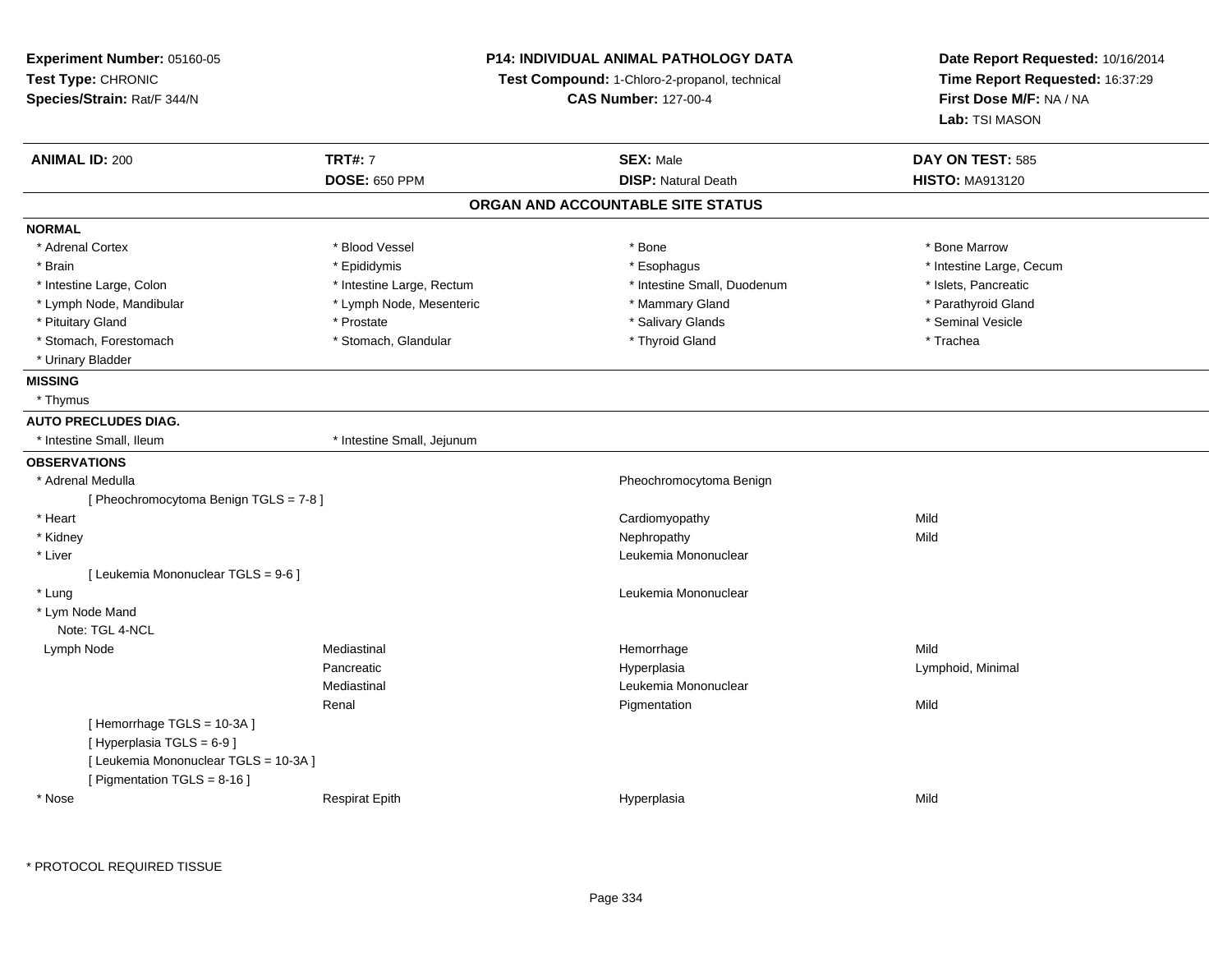**Experiment Number:** 05160-05
**Test Type:** CHRONIC
**Species/Strain:** Rat/F 344/N

**P14: INDIVIDUAL ANIMAL PATHOLOGY DATA**
**Test Compound:** 1-Chloro-2-propanol, technical
**CAS Number:** 127-00-4

**Date Report Requested:** 10/16/2014
**Time Report Requested:** 16:37:29
**First Dose M/F:** NA / NA
**Lab:** TSI MASON

| **ANIMAL ID:** 200 | **TRT#:** 7 | **SEX:** Male | **DAY ON TEST:** 585 |
|---|---|---|---|
| | **DOSE:** 650 PPM | **DISP:** Natural Death | **HISTO:** MA913120 |

## ORGAN AND ACCOUNTABLE SITE STATUS

**NORMAL**

| | | | |
|---|---|---|---|
| * Adrenal Cortex | * Blood Vessel | * Bone | * Bone Marrow |
| * Brain | * Epididymis | * Esophagus | * Intestine Large, Cecum |
| * Intestine Large, Colon | * Intestine Large, Rectum | * Intestine Small, Duodenum | * Islets, Pancreatic |
| * Lymph Node, Mandibular | * Lymph Node, Mesenteric | * Mammary Gland | * Parathyroid Gland |
| * Pituitary Gland | * Prostate | * Salivary Glands | * Seminal Vesicle |
| * Stomach, Forestomach | * Stomach, Glandular | * Thyroid Gland | * Trachea |
| * Urinary Bladder | | | |

**MISSING**

* Thymus

**AUTO PRECLUDES DIAG.**

| | |
|---|---|
| * Intestine Small, Ileum | * Intestine Small, Jejunum |

**OBSERVATIONS**

| | | | |
|---|---|---|---|
| * Adrenal Medulla | | Pheochromocytoma Benign | |
| [ Pheochromocytoma Benign TGLS = 7-8 ] | | | |
| * Heart | | Cardiomyopathy | Mild |
| * Kidney | | Nephropathy | Mild |
| * Liver | | Leukemia Mononuclear | |
| [ Leukemia Mononuclear TGLS = 9-6 ] | | | |
| * Lung | | Leukemia Mononuclear | |
| * Lym Node Mand | | | |
| Note: TGL 4-NCL | | | |
| Lymph Node | Mediastinal | Hemorrhage | Mild |
| | Pancreatic | Hyperplasia | Lymphoid, Minimal |
| | Mediastinal | Leukemia Mononuclear | |
| | Renal | Pigmentation | Mild |
| [ Hemorrhage TGLS = 10-3A ] | | | |
| [ Hyperplasia TGLS = 6-9 ] | | | |
| [ Leukemia Mononuclear TGLS = 10-3A ] | | | |
| [ Pigmentation TGLS = 8-16 ] | | | |
| * Nose | Respirat Epith | Hyperplasia | Mild |

* PROTOCOL REQUIRED TISSUE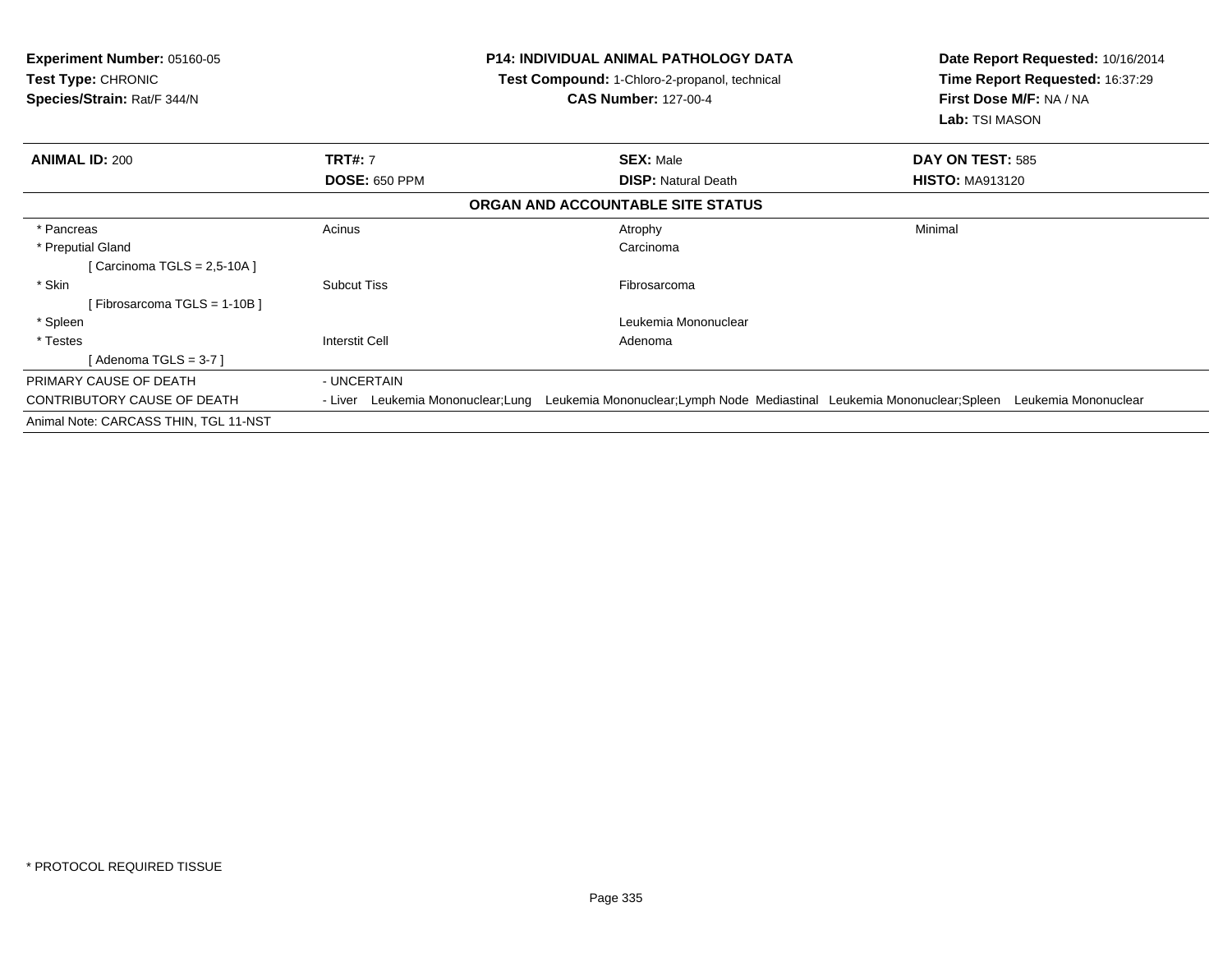**Experiment Number:** 05160-05
**Test Type:** CHRONIC
**Species/Strain:** Rat/F 344/N

**P14: INDIVIDUAL ANIMAL PATHOLOGY DATA**
**Test Compound:** 1-Chloro-2-propanol, technical
**CAS Number:** 127-00-4

**Date Report Requested:** 10/16/2014
**Time Report Requested:** 16:37:29
**First Dose M/F:** NA / NA
**Lab:** TSI MASON

| **ANIMAL ID:** 200 | **TRT#:** 7 | **SEX:** Male | **DAY ON TEST:** 585 |
|---|---|---|---|
| | **DOSE:** 650 PPM | **DISP:** Natural Death | **HISTO:** MA913120 |

**ORGAN AND ACCOUNTABLE SITE STATUS**

| | | | |
|---|---|---|---|
| * Pancreas | Acinus | Atrophy | Minimal |
| * Preputial Gland | | Carcinoma | |
| [ Carcinoma TGLS = 2,5-10A ] | | | |
| * Skin | Subcut Tiss | Fibrosarcoma | |
| [ Fibrosarcoma TGLS = 1-10B ] | | | |
| * Spleen | | Leukemia Mononuclear | |
| * Testes | Interstit Cell | Adenoma | |
| [ Adenoma TGLS = 3-7 ] | | | |

PRIMARY CAUSE OF DEATH - UNCERTAIN

CONTRIBUTORY CAUSE OF DEATH - Liver Leukemia Mononuclear;Lung Leukemia Mononuclear;Lymph Node Mediastinal Leukemia Mononuclear;Spleen Leukemia Mononuclear

Animal Note: CARCASS THIN, TGL 11-NST

* PROTOCOL REQUIRED TISSUE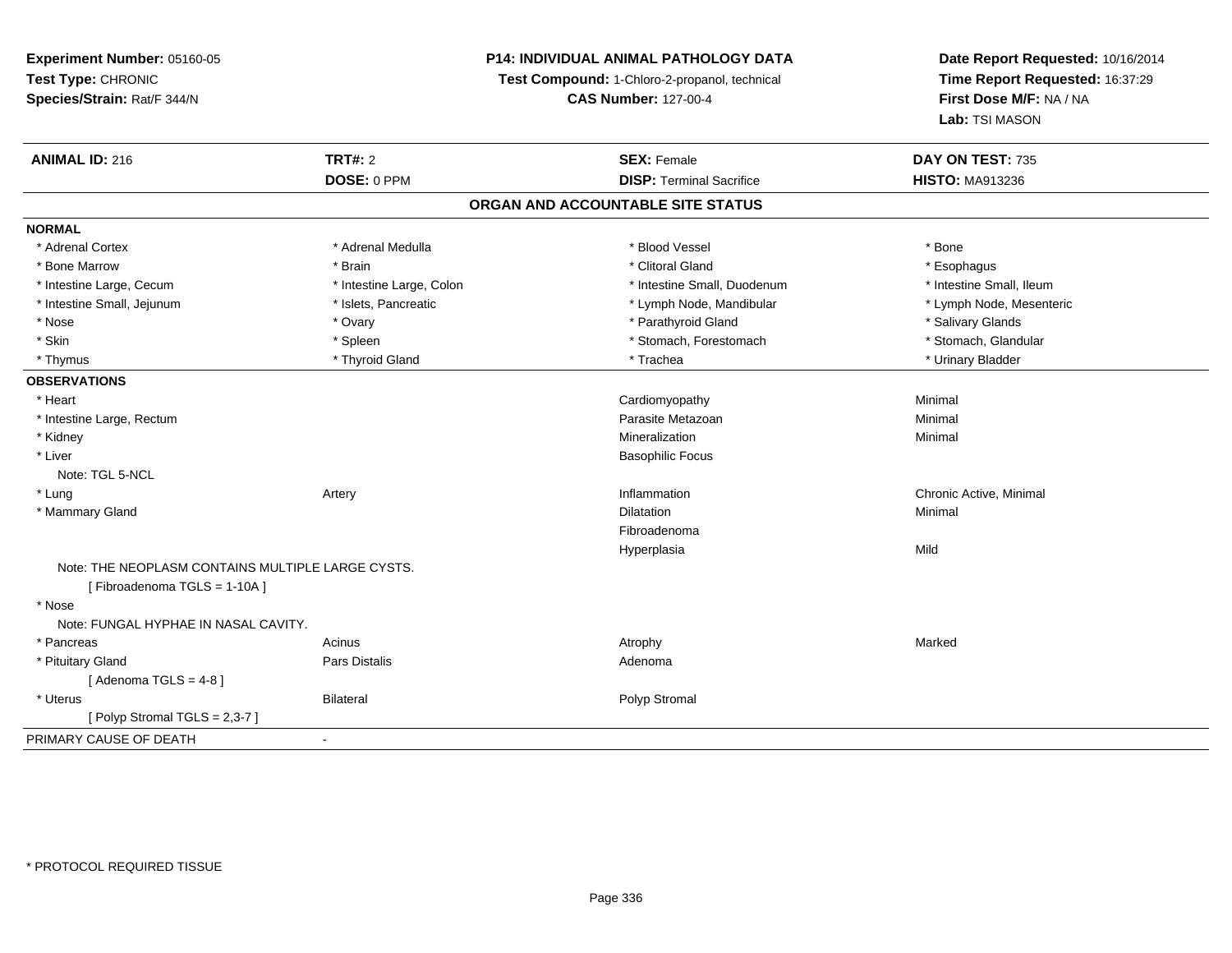**Experiment Number:** 05160-05
**Test Type:** CHRONIC
**Species/Strain:** Rat/F 344/N

**P14: INDIVIDUAL ANIMAL PATHOLOGY DATA**
**Test Compound:** 1-Chloro-2-propanol, technical
**CAS Number:** 127-00-4

**Date Report Requested:** 10/16/2014
**Time Report Requested:** 16:37:29
**First Dose M/F:** NA / NA
**Lab:** TSI MASON

| **ANIMAL ID:** 216 | **TRT#:** 2 | **SEX:** Female | **DAY ON TEST:** 735 |
|---|---|---|---|
| | **DOSE:** 0 PPM | **DISP:** Terminal Sacrifice | **HISTO:** MA913236 |

## ORGAN AND ACCOUNTABLE SITE STATUS

**NORMAL**

| | | | |
|---|---|---|---|
| * Adrenal Cortex | * Adrenal Medulla | * Blood Vessel | * Bone |
| * Bone Marrow | * Brain | * Clitoral Gland | * Esophagus |
| * Intestine Large, Cecum | * Intestine Large, Colon | * Intestine Small, Duodenum | * Intestine Small, Ileum |
| * Intestine Small, Jejunum | * Islets, Pancreatic | * Lymph Node, Mandibular | * Lymph Node, Mesenteric |
| * Nose | * Ovary | * Parathyroid Gland | * Salivary Glands |
| * Skin | * Spleen | * Stomach, Forestomach | * Stomach, Glandular |
| * Thymus | * Thyroid Gland | * Trachea | * Urinary Bladder |

**OBSERVATIONS**

| | | | |
|---|---|---|---|
| * Heart | | Cardiomyopathy | Minimal |
| * Intestine Large, Rectum | | Parasite Metazoan | Minimal |
| * Kidney | | Mineralization | Minimal |
| * Liver | | Basophilic Focus | |
| Note: TGL 5-NCL | | | |
| * Lung | Artery | Inflammation | Chronic Active, Minimal |
| * Mammary Gland | | Dilatation | Minimal |
| | | Fibroadenoma | |
| | | Hyperplasia | Mild |
| Note: THE NEOPLASM CONTAINS MULTIPLE LARGE CYSTS. | | | |
| [ Fibroadenoma TGLS = 1-10A ] | | | |
| * Nose | | | |
| Note: FUNGAL HYPHAE IN NASAL CAVITY. | | | |
| * Pancreas | Acinus | Atrophy | Marked |
| * Pituitary Gland | Pars Distalis | Adenoma | |
| [ Adenoma TGLS = 4-8 ] | | | |
| * Uterus | Bilateral | Polyp Stromal | |
| [ Polyp Stromal TGLS = 2,3-7 ] | | | |

PRIMARY CAUSE OF DEATH -

* PROTOCOL REQUIRED TISSUE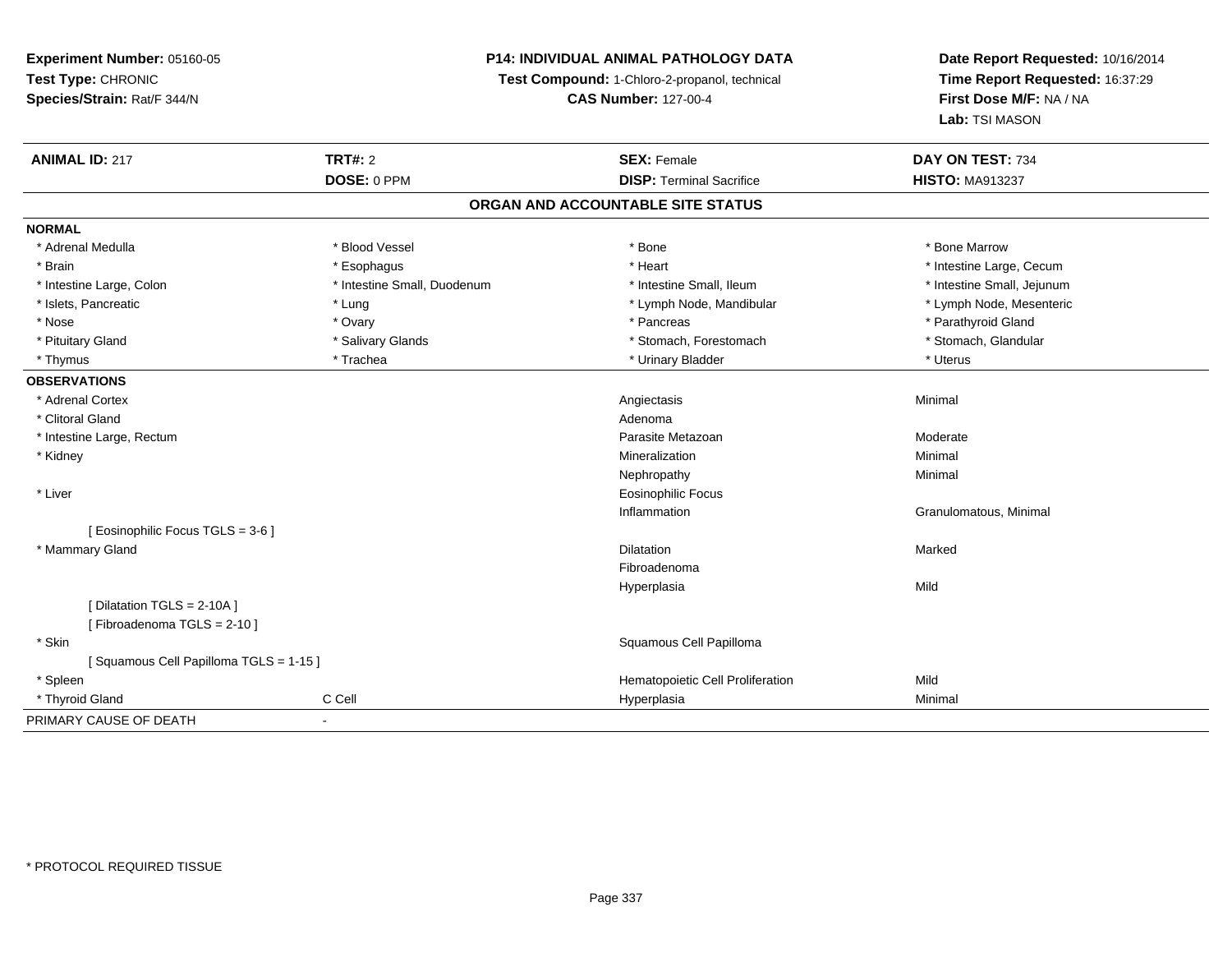**Experiment Number:** 05160-05
**Test Type:** CHRONIC
**Species/Strain:** Rat/F 344/N

**P14: INDIVIDUAL ANIMAL PATHOLOGY DATA**
**Test Compound:** 1-Chloro-2-propanol, technical
**CAS Number:** 127-00-4

**Date Report Requested:** 10/16/2014
**Time Report Requested:** 16:37:29
**First Dose M/F:** NA / NA
**Lab:** TSI MASON

| **ANIMAL ID:** 217 | **TRT#:** 2 | **SEX:** Female | **DAY ON TEST:** 734 |
|---|---|---|---|
| | **DOSE:** 0 PPM | **DISP:** Terminal Sacrifice | **HISTO:** MA913237 |

**ORGAN AND ACCOUNTABLE SITE STATUS**

**NORMAL**

| | | | |
|---|---|---|---|
| * Adrenal Medulla | * Blood Vessel | * Bone | * Bone Marrow |
| * Brain | * Esophagus | * Heart | * Intestine Large, Cecum |
| * Intestine Large, Colon | * Intestine Small, Duodenum | * Intestine Small, Ileum | * Intestine Small, Jejunum |
| * Islets, Pancreatic | * Lung | * Lymph Node, Mandibular | * Lymph Node, Mesenteric |
| * Nose | * Ovary | * Pancreas | * Parathyroid Gland |
| * Pituitary Gland | * Salivary Glands | * Stomach, Forestomach | * Stomach, Glandular |
| * Thymus | * Trachea | * Urinary Bladder | * Uterus |

**OBSERVATIONS**

| | | | |
|---|---|---|---|
| * Adrenal Cortex | | Angiectasis | Minimal |
| * Clitoral Gland | | Adenoma | |
| * Intestine Large, Rectum | | Parasite Metazoan | Moderate |
| * Kidney | | Mineralization | Minimal |
| | | Nephropathy | Minimal |
| * Liver | | Eosinophilic Focus | |
| | | Inflammation | Granulomatous, Minimal |
| [ Eosinophilic Focus TGLS = 3-6 ] | | | |
| * Mammary Gland | | Dilatation | Marked |
| | | Fibroadenoma | |
| | | Hyperplasia | Mild |
| [ Dilatation TGLS = 2-10A ] | | | |
| [ Fibroadenoma TGLS = 2-10 ] | | | |
| * Skin | | Squamous Cell Papilloma | |
| [ Squamous Cell Papilloma TGLS = 1-15 ] | | | |
| * Spleen | | Hematopoietic Cell Proliferation | Mild |
| * Thyroid Gland | C Cell | Hyperplasia | Minimal |

PRIMARY CAUSE OF DEATH -

* PROTOCOL REQUIRED TISSUE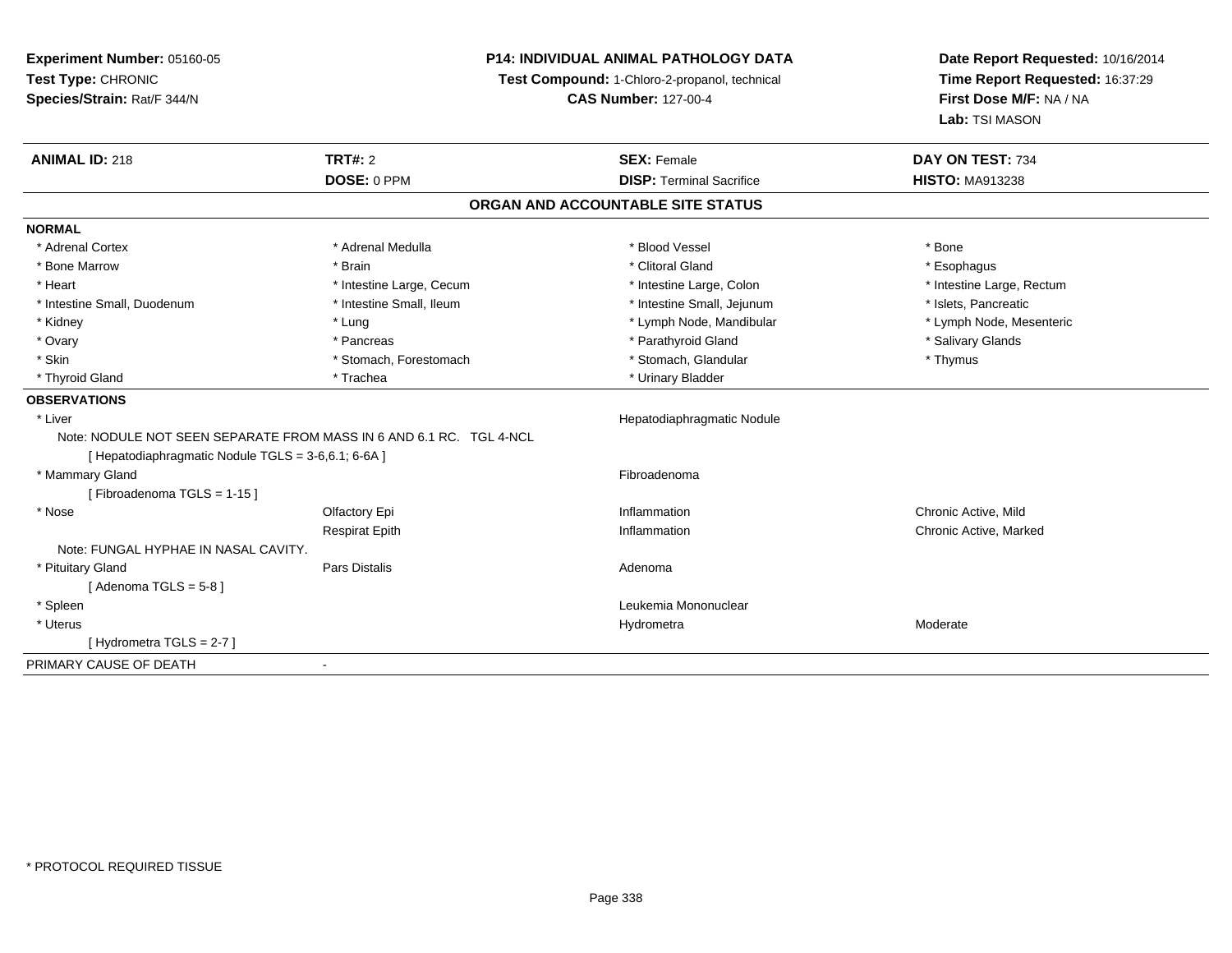**Experiment Number:** 05160-05
**Test Type:** CHRONIC
**Species/Strain:** Rat/F 344/N

**P14: INDIVIDUAL ANIMAL PATHOLOGY DATA**
**Test Compound:** 1-Chloro-2-propanol, technical
**CAS Number:** 127-00-4

**Date Report Requested:** 10/16/2014
**Time Report Requested:** 16:37:29
**First Dose M/F:** NA / NA
**Lab:** TSI MASON

| **ANIMAL ID:** 218 | **TRT#:** 2 | **SEX:** Female | **DAY ON TEST:** 734 |
|---|---|---|---|
| | **DOSE:** 0 PPM | **DISP:** Terminal Sacrifice | **HISTO:** MA913238 |

## ORGAN AND ACCOUNTABLE SITE STATUS

**NORMAL**

| | | | |
|---|---|---|---|
| * Adrenal Cortex | * Adrenal Medulla | * Blood Vessel | * Bone |
| * Bone Marrow | * Brain | * Clitoral Gland | * Esophagus |
| * Heart | * Intestine Large, Cecum | * Intestine Large, Colon | * Intestine Large, Rectum |
| * Intestine Small, Duodenum | * Intestine Small, Ileum | * Intestine Small, Jejunum | * Islets, Pancreatic |
| * Kidney | * Lung | * Lymph Node, Mandibular | * Lymph Node, Mesenteric |
| * Ovary | * Pancreas | * Parathyroid Gland | * Salivary Glands |
| * Skin | * Stomach, Forestomach | * Stomach, Glandular | * Thymus |
| * Thyroid Gland | * Trachea | * Urinary Bladder | |

**OBSERVATIONS**

| | | | |
|---|---|---|---|
| * Liver | | Hepatodiaphragmatic Nodule | |
| Note: NODULE NOT SEEN SEPARATE FROM MASS IN 6 AND 6.1 RC. TGL 4-NCL | | | |
| [ Hepatodiaphragmatic Nodule TGLS = 3-6,6.1; 6-6A ] | | | |
| * Mammary Gland | | Fibroadenoma | |
| [ Fibroadenoma TGLS = 1-15 ] | | | |
| * Nose | Olfactory Epi | Inflammation | Chronic Active, Mild |
| | Respirat Epith | Inflammation | Chronic Active, Marked |
| Note: FUNGAL HYPHAE IN NASAL CAVITY. | | | |
| * Pituitary Gland | Pars Distalis | Adenoma | |
| [ Adenoma TGLS = 5-8 ] | | | |
| * Spleen | | Leukemia Mononuclear | |
| * Uterus | | Hydrometra | Moderate |
| [ Hydrometra TGLS = 2-7 ] | | | |

PRIMARY CAUSE OF DEATH -

* PROTOCOL REQUIRED TISSUE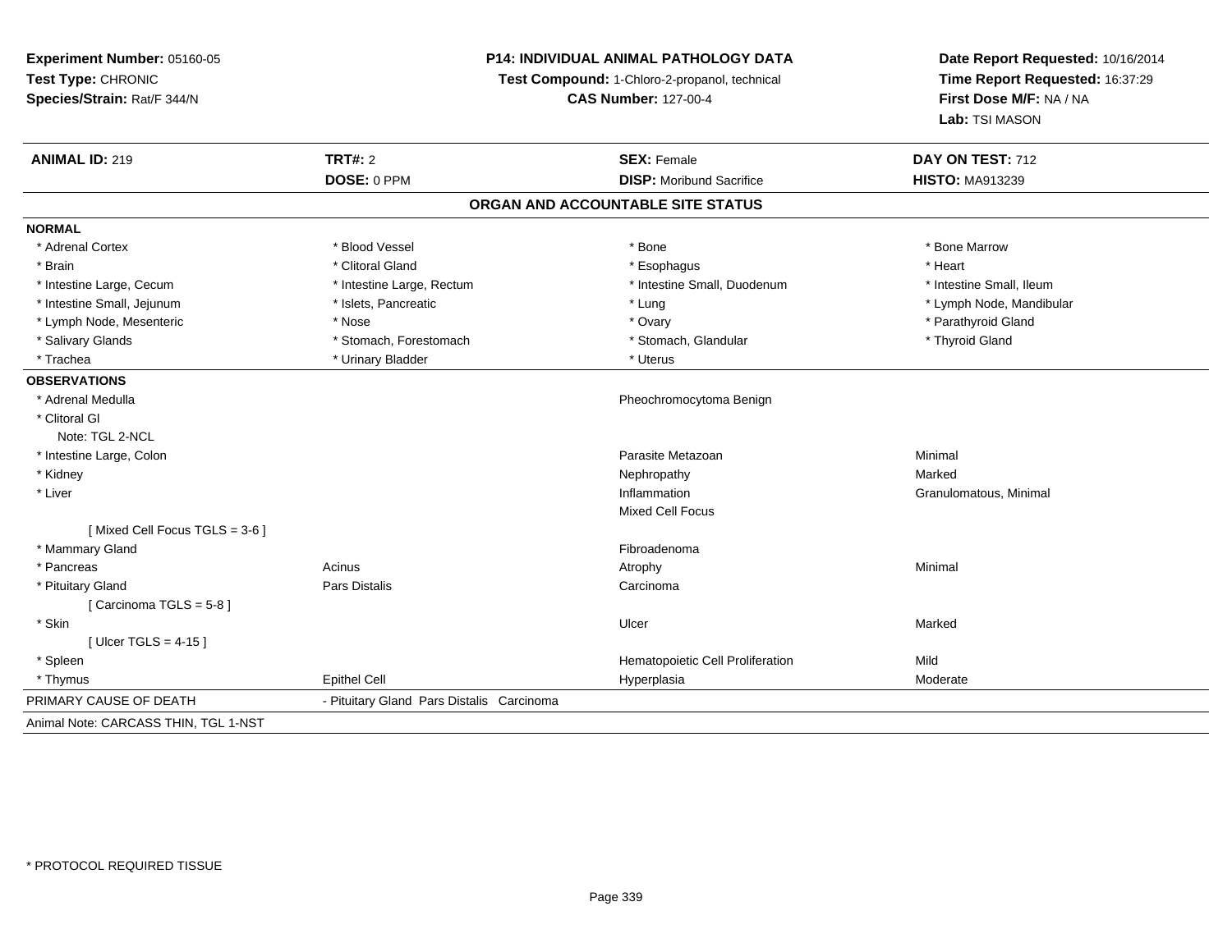**Experiment Number:** 05160-05
**Test Type:** CHRONIC
**Species/Strain:** Rat/F 344/N

**P14: INDIVIDUAL ANIMAL PATHOLOGY DATA**
**Test Compound:** 1-Chloro-2-propanol, technical
**CAS Number:** 127-00-4

**Date Report Requested:** 10/16/2014
**Time Report Requested:** 16:37:29
**First Dose M/F:** NA / NA
**Lab:** TSI MASON

| **ANIMAL ID:** 219 | **TRT#:** 2 | **SEX:** Female | **DAY ON TEST:** 712 |
|---|---|---|---|
| | **DOSE:** 0 PPM | **DISP:** Moribund Sacrifice | **HISTO:** MA913239 |

## ORGAN AND ACCOUNTABLE SITE STATUS

**NORMAL**

| | | | |
|---|---|---|---|
| * Adrenal Cortex | * Blood Vessel | * Bone | * Bone Marrow |
| * Brain | * Clitoral Gland | * Esophagus | * Heart |
| * Intestine Large, Cecum | * Intestine Large, Rectum | * Intestine Small, Duodenum | * Intestine Small, Ileum |
| * Intestine Small, Jejunum | * Islets, Pancreatic | * Lung | * Lymph Node, Mandibular |
| * Lymph Node, Mesenteric | * Nose | * Ovary | * Parathyroid Gland |
| * Salivary Glands | * Stomach, Forestomach | * Stomach, Glandular | * Thyroid Gland |
| * Trachea | * Urinary Bladder | * Uterus | |

**OBSERVATIONS**

| | | | |
|---|---|---|---|
| * Adrenal Medulla | | Pheochromocytoma Benign | |
| * Clitoral Gl | | | |
| Note: TGL 2-NCL | | | |
| * Intestine Large, Colon | | Parasite Metazoan | Minimal |
| * Kidney | | Nephropathy | Marked |
| * Liver | | Inflammation | Granulomatous, Minimal |
| | | Mixed Cell Focus | |
| [ Mixed Cell Focus TGLS = 3-6 ] | | | |
| * Mammary Gland | | Fibroadenoma | |
| * Pancreas | Acinus | Atrophy | Minimal |
| * Pituitary Gland | Pars Distalis | Carcinoma | |
| [ Carcinoma TGLS = 5-8 ] | | | |
| * Skin | | Ulcer | Marked |
| [ Ulcer TGLS = 4-15 ] | | | |
| * Spleen | | Hematopoietic Cell Proliferation | Mild |
| * Thymus | Epithel Cell | Hyperplasia | Moderate |

PRIMARY CAUSE OF DEATH - Pituitary Gland Pars Distalis Carcinoma

Animal Note: CARCASS THIN, TGL 1-NST

\* PROTOCOL REQUIRED TISSUE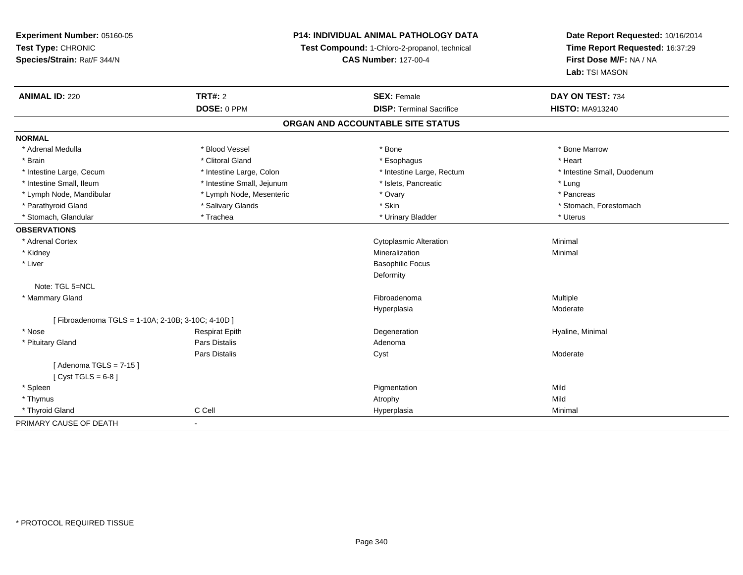**Experiment Number:** 05160-05
**Test Type:** CHRONIC
**Species/Strain:** Rat/F 344/N

**P14: INDIVIDUAL ANIMAL PATHOLOGY DATA**
**Test Compound:** 1-Chloro-2-propanol, technical
**CAS Number:** 127-00-4

**Date Report Requested:** 10/16/2014
**Time Report Requested:** 16:37:29
**First Dose M/F:** NA / NA
**Lab:** TSI MASON

| **ANIMAL ID:** 220 | **TRT#:** 2 | **SEX:** Female | **DAY ON TEST:** 734 |
|---|---|---|---|
| | **DOSE:** 0 PPM | **DISP:** Terminal Sacrifice | **HISTO:** MA913240 |

## ORGAN AND ACCOUNTABLE SITE STATUS

**NORMAL**

| | | | |
|---|---|---|---|
| * Adrenal Medulla | * Blood Vessel | * Bone | * Bone Marrow |
| * Brain | * Clitoral Gland | * Esophagus | * Heart |
| * Intestine Large, Cecum | * Intestine Large, Colon | * Intestine Large, Rectum | * Intestine Small, Duodenum |
| * Intestine Small, Ileum | * Intestine Small, Jejunum | * Islets, Pancreatic | * Lung |
| * Lymph Node, Mandibular | * Lymph Node, Mesenteric | * Ovary | * Pancreas |
| * Parathyroid Gland | * Salivary Glands | * Skin | * Stomach, Forestomach |
| * Stomach, Glandular | * Trachea | * Urinary Bladder | * Uterus |

**OBSERVATIONS**

| | | | |
|---|---|---|---|
| * Adrenal Cortex | | Cytoplasmic Alteration | Minimal |
| * Kidney | | Mineralization | Minimal |
| * Liver | | Basophilic Focus | |
| | | Deformity | |
| Note: TGL 5=NCL | | | |
| * Mammary Gland | | Fibroadenoma | Multiple |
| | | Hyperplasia | Moderate |
| [ Fibroadenoma TGLS = 1-10A; 2-10B; 3-10C; 4-10D ] | | | |
| * Nose | Respirat Epith | Degeneration | Hyaline, Minimal |
| * Pituitary Gland | Pars Distalis | Adenoma | |
| | Pars Distalis | Cyst | Moderate |
| [ Adenoma TGLS = 7-15 ] | | | |
| [ Cyst TGLS = 6-8 ] | | | |
| * Spleen | | Pigmentation | Mild |
| * Thymus | | Atrophy | Mild |
| * Thyroid Gland | C Cell | Hyperplasia | Minimal |

PRIMARY CAUSE OF DEATH -

\* PROTOCOL REQUIRED TISSUE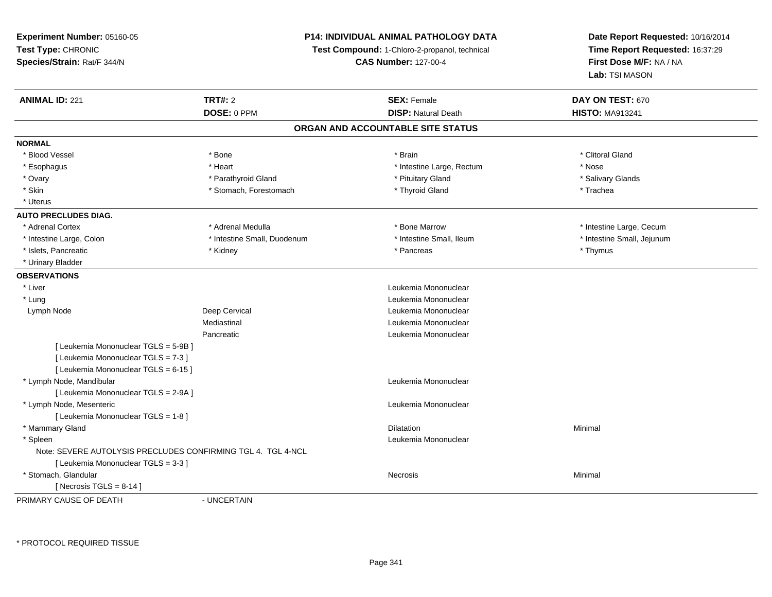**Experiment Number:** 05160-05
**Test Type:** CHRONIC
**Species/Strain:** Rat/F 344/N

**P14: INDIVIDUAL ANIMAL PATHOLOGY DATA**
**Test Compound:** 1-Chloro-2-propanol, technical
**CAS Number:** 127-00-4

**Date Report Requested:** 10/16/2014
**Time Report Requested:** 16:37:29
**First Dose M/F:** NA / NA
**Lab:** TSI MASON

| **ANIMAL ID:** 221 | **TRT#:** 2 | **SEX:** Female | **DAY ON TEST:** 670 |
|---|---|---|---|
| | **DOSE:** 0 PPM | **DISP:** Natural Death | **HISTO:** MA913241 |

## ORGAN AND ACCOUNTABLE SITE STATUS

**NORMAL**

| | | | |
|---|---|---|---|
| * Blood Vessel | * Bone | * Brain | * Clitoral Gland |
| * Esophagus | * Heart | * Intestine Large, Rectum | * Nose |
| * Ovary | * Parathyroid Gland | * Pituitary Gland | * Salivary Glands |
| * Skin | * Stomach, Forestomach | * Thyroid Gland | * Trachea |
| * Uterus | | | |

**AUTO PRECLUDES DIAG.**

| | | | |
|---|---|---|---|
| * Adrenal Cortex | * Adrenal Medulla | * Bone Marrow | * Intestine Large, Cecum |
| * Intestine Large, Colon | * Intestine Small, Duodenum | * Intestine Small, Ileum | * Intestine Small, Jejunum |
| * Islets, Pancreatic | * Kidney | * Pancreas | * Thymus |
| * Urinary Bladder | | | |

**OBSERVATIONS**

| | | | |
|---|---|---|---|
| * Liver | | Leukemia Mononuclear | |
| * Lung | | Leukemia Mononuclear | |
| Lymph Node | Deep Cervical | Leukemia Mononuclear | |
| | Mediastinal | Leukemia Mononuclear | |
| | Pancreatic | Leukemia Mononuclear | |
| [ Leukemia Mononuclear TGLS = 5-9B ] | | | |
| [ Leukemia Mononuclear TGLS = 7-3 ] | | | |
| [ Leukemia Mononuclear TGLS = 6-15 ] | | | |
| * Lymph Node, Mandibular | | Leukemia Mononuclear | |
| [ Leukemia Mononuclear TGLS = 2-9A ] | | | |
| * Lymph Node, Mesenteric | | Leukemia Mononuclear | |
| [ Leukemia Mononuclear TGLS = 1-8 ] | | | |
| * Mammary Gland | | Dilatation | Minimal |
| * Spleen | | Leukemia Mononuclear | |
| Note: SEVERE AUTOLYSIS PRECLUDES CONFIRMING TGL 4. TGL 4-NCL | | | |
| [ Leukemia Mononuclear TGLS = 3-3 ] | | | |
| * Stomach, Glandular | | Necrosis | Minimal |
| [ Necrosis TGLS = 8-14 ] | | | |

PRIMARY CAUSE OF DEATH - UNCERTAIN

* PROTOCOL REQUIRED TISSUE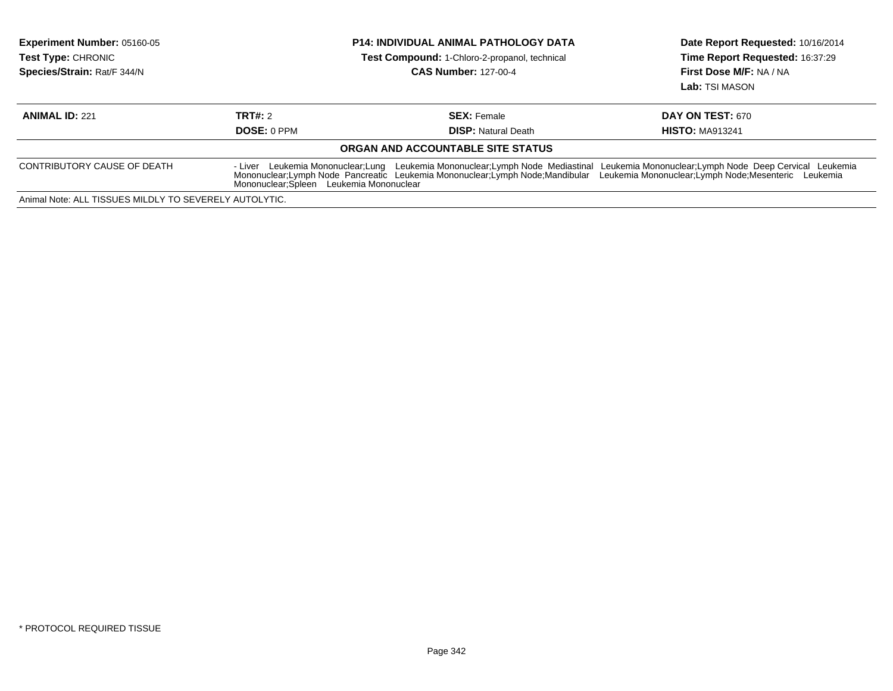**Experiment Number:** 05160-05
**Test Type:** CHRONIC
**Species/Strain:** Rat/F 344/N

**P14: INDIVIDUAL ANIMAL PATHOLOGY DATA**
**Test Compound:** 1-Chloro-2-propanol, technical
**CAS Number:** 127-00-4

**Date Report Requested:** 10/16/2014
**Time Report Requested:** 16:37:29
**First Dose M/F:** NA / NA
**Lab:** TSI MASON

| **ANIMAL ID:** 221 | **TRT#:** 2 | **SEX:** Female | **DAY ON TEST:** 670 |
|---|---|---|---|
| | **DOSE:** 0 PPM | **DISP:** Natural Death | **HISTO:** MA913241 |

**ORGAN AND ACCOUNTABLE SITE STATUS**

| | |
|---|---|
| CONTRIBUTORY CAUSE OF DEATH | - Liver Leukemia Mononuclear;Lung Leukemia Mononuclear;Lymph Node Mediastinal Leukemia Mononuclear;Lymph Node Deep Cervical Leukemia Mononuclear;Lymph Node Pancreatic Leukemia Mononuclear;Lymph Node;Mandibular Leukemia Mononuclear;Lymph Node;Mesenteric Leukemia Mononuclear;Spleen Leukemia Mononuclear |

Animal Note: ALL TISSUES MILDLY TO SEVERELY AUTOLYTIC.

* PROTOCOL REQUIRED TISSUE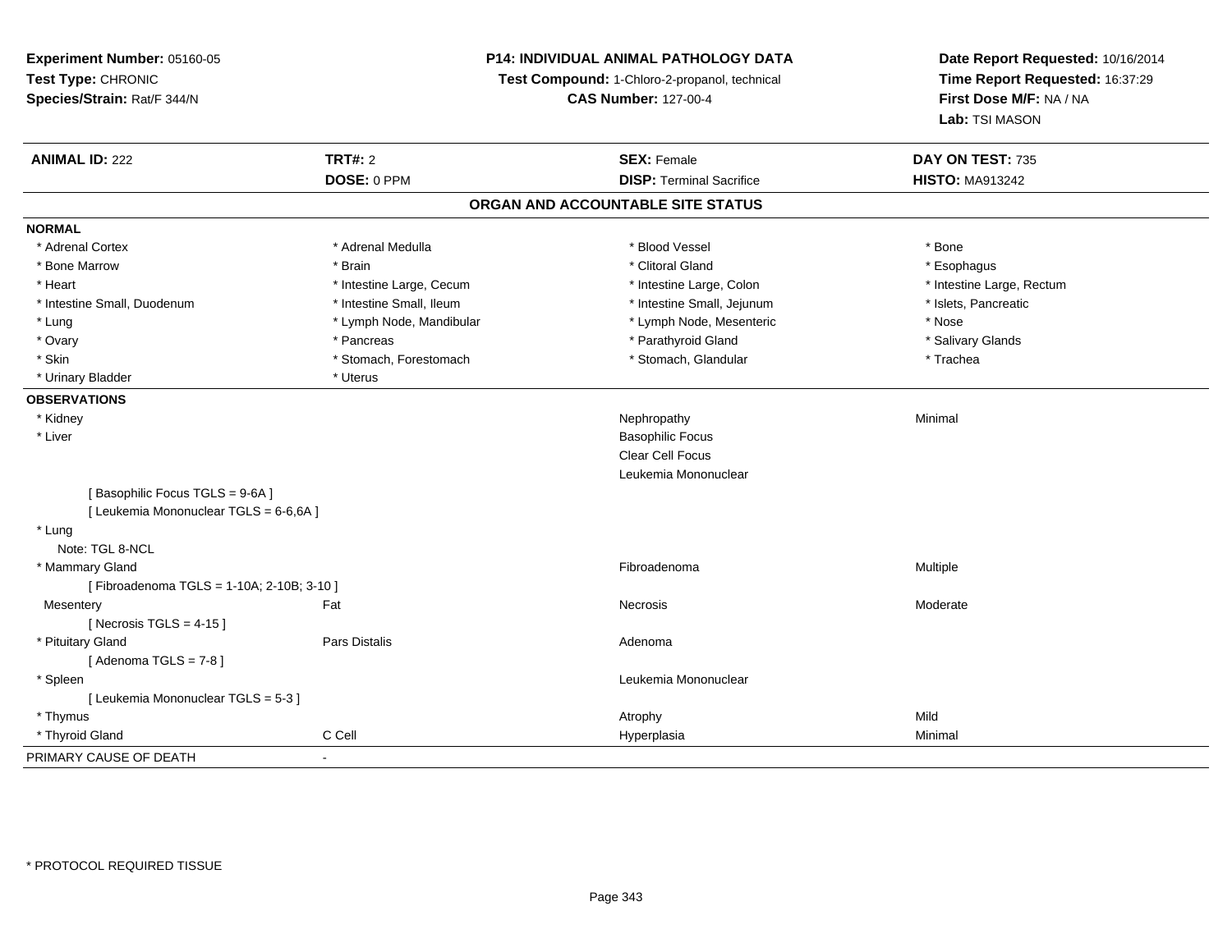**Experiment Number:** 05160-05
**Test Type:** CHRONIC
**Species/Strain:** Rat/F 344/N

**P14: INDIVIDUAL ANIMAL PATHOLOGY DATA**
**Test Compound:** 1-Chloro-2-propanol, technical
**CAS Number:** 127-00-4

**Date Report Requested:** 10/16/2014
**Time Report Requested:** 16:37:29
**First Dose M/F:** NA / NA
**Lab:** TSI MASON

| **ANIMAL ID:** 222 | **TRT#:** 2 | **SEX:** Female | **DAY ON TEST:** 735 |
|---|---|---|---|
| | **DOSE:** 0 PPM | **DISP:** Terminal Sacrifice | **HISTO:** MA913242 |

## ORGAN AND ACCOUNTABLE SITE STATUS

**NORMAL**

| | | | |
|---|---|---|---|
| * Adrenal Cortex | * Adrenal Medulla | * Blood Vessel | * Bone |
| * Bone Marrow | * Brain | * Clitoral Gland | * Esophagus |
| * Heart | * Intestine Large, Cecum | * Intestine Large, Colon | * Intestine Large, Rectum |
| * Intestine Small, Duodenum | * Intestine Small, Ileum | * Intestine Small, Jejunum | * Islets, Pancreatic |
| * Lung | * Lymph Node, Mandibular | * Lymph Node, Mesenteric | * Nose |
| * Ovary | * Pancreas | * Parathyroid Gland | * Salivary Glands |
| * Skin | * Stomach, Forestomach | * Stomach, Glandular | * Trachea |
| * Urinary Bladder | * Uterus | | |

**OBSERVATIONS**

| | | | |
|---|---|---|---|
| * Kidney | | Nephropathy | Minimal |
| * Liver | | Basophilic Focus | |
| | | Clear Cell Focus | |
| | | Leukemia Mononuclear | |
| [ Basophilic Focus TGLS = 9-6A ] | | | |
| [ Leukemia Mononuclear TGLS = 6-6,6A ] | | | |
| * Lung | | | |
| Note: TGL 8-NCL | | | |
| * Mammary Gland | | Fibroadenoma | Multiple |
| [ Fibroadenoma TGLS = 1-10A; 2-10B; 3-10 ] | | | |
| Mesentery | Fat | Necrosis | Moderate |
| [ Necrosis TGLS = 4-15 ] | | | |
| * Pituitary Gland | Pars Distalis | Adenoma | |
| [ Adenoma TGLS = 7-8 ] | | | |
| * Spleen | | Leukemia Mononuclear | |
| [ Leukemia Mononuclear TGLS = 5-3 ] | | | |
| * Thymus | | Atrophy | Mild |
| * Thyroid Gland | C Cell | Hyperplasia | Minimal |

PRIMARY CAUSE OF DEATH -

* PROTOCOL REQUIRED TISSUE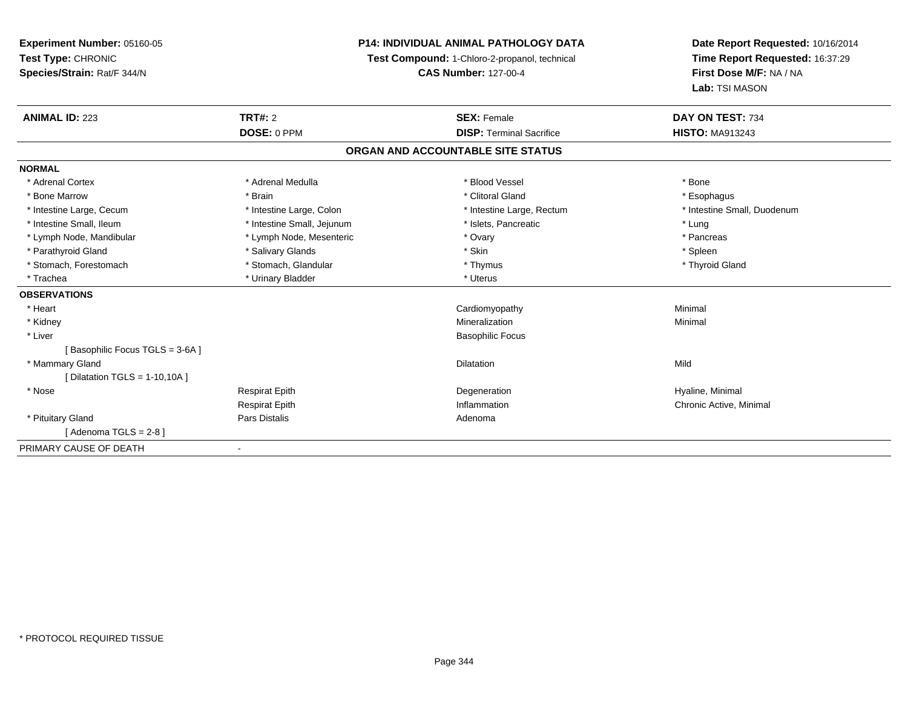**Experiment Number:** 05160-05
**Test Type:** CHRONIC
**Species/Strain:** Rat/F 344/N

**P14: INDIVIDUAL ANIMAL PATHOLOGY DATA**
**Test Compound:** 1-Chloro-2-propanol, technical
**CAS Number:** 127-00-4

**Date Report Requested:** 10/16/2014
**Time Report Requested:** 16:37:29
**First Dose M/F:** NA / NA
**Lab:** TSI MASON

| **ANIMAL ID:** 223 | **TRT#:** 2 | **SEX:** Female | **DAY ON TEST:** 734 |
|---|---|---|---|
| | **DOSE:** 0 PPM | **DISP:** Terminal Sacrifice | **HISTO:** MA913243 |

**ORGAN AND ACCOUNTABLE SITE STATUS**

**NORMAL**

| | | | |
|---|---|---|---|
| * Adrenal Cortex | * Adrenal Medulla | * Blood Vessel | * Bone |
| * Bone Marrow | * Brain | * Clitoral Gland | * Esophagus |
| * Intestine Large, Cecum | * Intestine Large, Colon | * Intestine Large, Rectum | * Intestine Small, Duodenum |
| * Intestine Small, Ileum | * Intestine Small, Jejunum | * Islets, Pancreatic | * Lung |
| * Lymph Node, Mandibular | * Lymph Node, Mesenteric | * Ovary | * Pancreas |
| * Parathyroid Gland | * Salivary Glands | * Skin | * Spleen |
| * Stomach, Forestomach | * Stomach, Glandular | * Thymus | * Thyroid Gland |
| * Trachea | * Urinary Bladder | * Uterus | |

**OBSERVATIONS**

| | | | |
|---|---|---|---|
| * Heart | | Cardiomyopathy | Minimal |
| * Kidney | | Mineralization | Minimal |
| * Liver | | Basophilic Focus | |
| [ Basophilic Focus TGLS = 3-6A ] | | | |
| * Mammary Gland | | Dilatation | Mild |
| [ Dilatation TGLS = 1-10,10A ] | | | |
| * Nose | Respirat Epith | Degeneration | Hyaline, Minimal |
| | Respirat Epith | Inflammation | Chronic Active, Minimal |
| * Pituitary Gland | Pars Distalis | Adenoma | |
| [ Adenoma TGLS = 2-8 ] | | | |

PRIMARY CAUSE OF DEATH -

* PROTOCOL REQUIRED TISSUE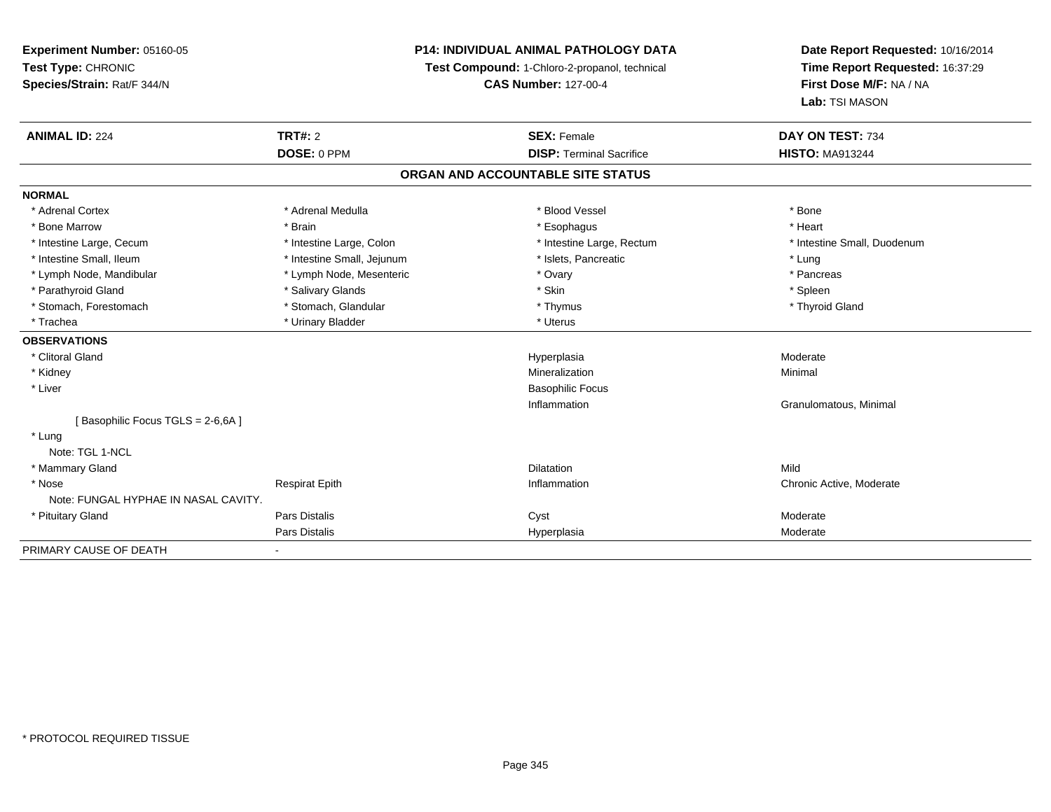**Experiment Number:** 05160-05
**Test Type:** CHRONIC
**Species/Strain:** Rat/F 344/N

**P14: INDIVIDUAL ANIMAL PATHOLOGY DATA**
**Test Compound:** 1-Chloro-2-propanol, technical
**CAS Number:** 127-00-4

**Date Report Requested:** 10/16/2014
**Time Report Requested:** 16:37:29
**First Dose M/F:** NA / NA
**Lab:** TSI MASON

| **ANIMAL ID:** 224 | **TRT#:** 2 | **SEX:** Female | **DAY ON TEST:** 734 |
|---|---|---|---|
| | **DOSE:** 0 PPM | **DISP:** Terminal Sacrifice | **HISTO:** MA913244 |

**ORGAN AND ACCOUNTABLE SITE STATUS**

| | | | |
|---|---|---|---|
| **NORMAL** | | | |
| * Adrenal Cortex | * Adrenal Medulla | * Blood Vessel | * Bone |
| * Bone Marrow | * Brain | * Esophagus | * Heart |
| * Intestine Large, Cecum | * Intestine Large, Colon | * Intestine Large, Rectum | * Intestine Small, Duodenum |
| * Intestine Small, Ileum | * Intestine Small, Jejunum | * Islets, Pancreatic | * Lung |
| * Lymph Node, Mandibular | * Lymph Node, Mesenteric | * Ovary | * Pancreas |
| * Parathyroid Gland | * Salivary Glands | * Skin | * Spleen |
| * Stomach, Forestomach | * Stomach, Glandular | * Thymus | * Thyroid Gland |
| * Trachea | * Urinary Bladder | * Uterus | |
| **OBSERVATIONS** | | | |
| * Clitoral Gland | | Hyperplasia | Moderate |
| * Kidney | | Mineralization | Minimal |
| * Liver | | Basophilic Focus | |
| | | Inflammation | Granulomatous, Minimal |
| [ Basophilic Focus TGLS = 2-6,6A ] | | | |
| * Lung | | | |
| Note: TGL 1-NCL | | | |
| * Mammary Gland | | Dilatation | Mild |
| * Nose | Respirat Epith | Inflammation | Chronic Active, Moderate |
| Note: FUNGAL HYPHAE IN NASAL CAVITY. | | | |
| * Pituitary Gland | Pars Distalis | Cyst | Moderate |
| | Pars Distalis | Hyperplasia | Moderate |
| PRIMARY CAUSE OF DEATH | - | | |

* PROTOCOL REQUIRED TISSUE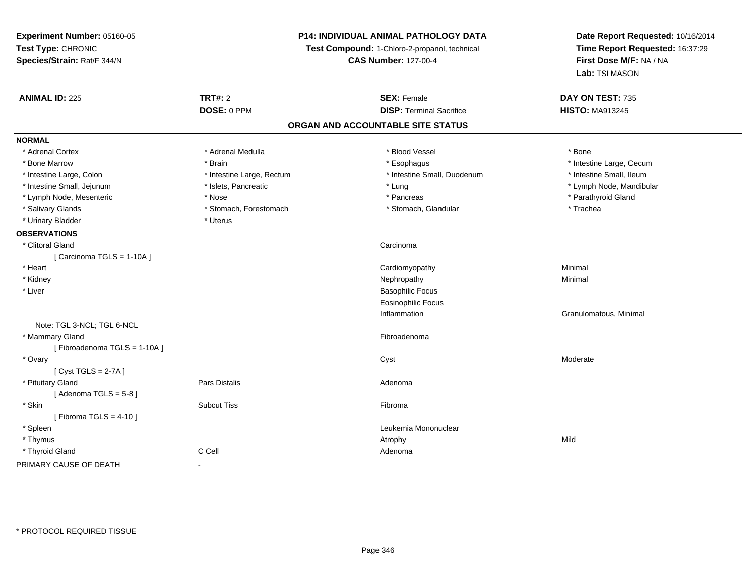**Experiment Number:** 05160-05
**Test Type:** CHRONIC
**Species/Strain:** Rat/F 344/N

**P14: INDIVIDUAL ANIMAL PATHOLOGY DATA**
**Test Compound:** 1-Chloro-2-propanol, technical
**CAS Number:** 127-00-4

**Date Report Requested:** 10/16/2014
**Time Report Requested:** 16:37:29
**First Dose M/F:** NA / NA
**Lab:** TSI MASON

| **ANIMAL ID:** 225 | **TRT#:** 2 | **SEX:** Female | **DAY ON TEST:** 735 |
|---|---|---|---|
| | **DOSE:** 0 PPM | **DISP:** Terminal Sacrifice | **HISTO:** MA913245 |

## ORGAN AND ACCOUNTABLE SITE STATUS

**NORMAL**

| | | | |
|---|---|---|---|
| * Adrenal Cortex | * Adrenal Medulla | * Blood Vessel | * Bone |
| * Bone Marrow | * Brain | * Esophagus | * Intestine Large, Cecum |
| * Intestine Large, Colon | * Intestine Large, Rectum | * Intestine Small, Duodenum | * Intestine Small, Ileum |
| * Intestine Small, Jejunum | * Islets, Pancreatic | * Lung | * Lymph Node, Mandibular |
| * Lymph Node, Mesenteric | * Nose | * Pancreas | * Parathyroid Gland |
| * Salivary Glands | * Stomach, Forestomach | * Stomach, Glandular | * Trachea |
| * Urinary Bladder | * Uterus | | |

**OBSERVATIONS**

| | | | |
|---|---|---|---|
| * Clitoral Gland | | Carcinoma | |
| [ Carcinoma TGLS = 1-10A ] | | | |
| * Heart | | Cardiomyopathy | Minimal |
| * Kidney | | Nephropathy | Minimal |
| * Liver | | Basophilic Focus | |
| | | Eosinophilic Focus | |
| | | Inflammation | Granulomatous, Minimal |
| Note: TGL 3-NCL; TGL 6-NCL | | | |
| * Mammary Gland | | Fibroadenoma | |
| [ Fibroadenoma TGLS = 1-10A ] | | | |
| * Ovary | | Cyst | Moderate |
| [ Cyst TGLS = 2-7A ] | | | |
| * Pituitary Gland | Pars Distalis | Adenoma | |
| [ Adenoma TGLS = 5-8 ] | | | |
| * Skin | Subcut Tiss | Fibroma | |
| [ Fibroma TGLS = 4-10 ] | | | |
| * Spleen | | Leukemia Mononuclear | |
| * Thymus | | Atrophy | Mild |
| * Thyroid Gland | C Cell | Adenoma | |

PRIMARY CAUSE OF DEATH -

* PROTOCOL REQUIRED TISSUE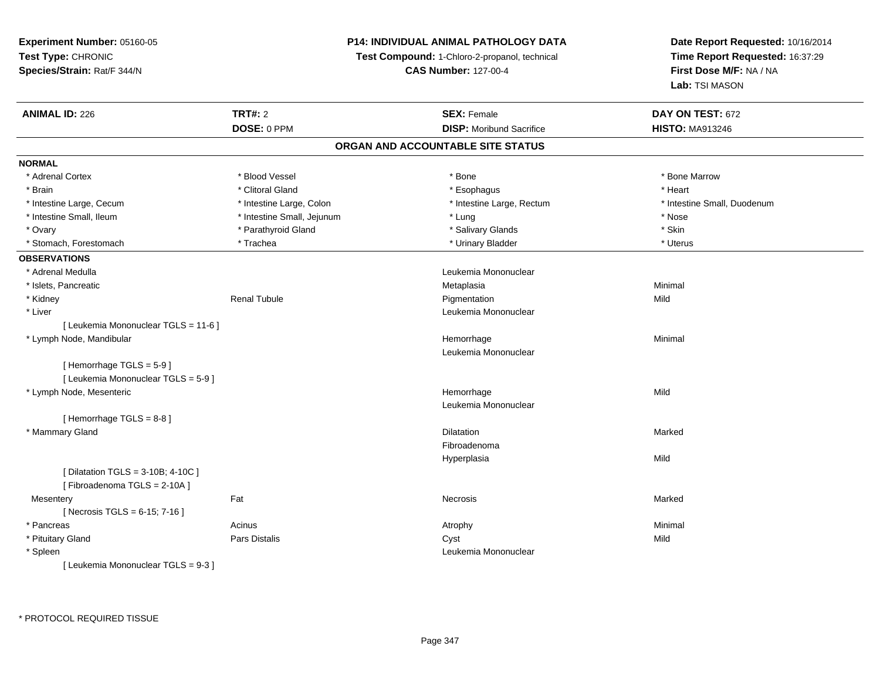**Experiment Number:** 05160-05
**Test Type:** CHRONIC
**Species/Strain:** Rat/F 344/N

**P14: INDIVIDUAL ANIMAL PATHOLOGY DATA**
**Test Compound:** 1-Chloro-2-propanol, technical
**CAS Number:** 127-00-4

**Date Report Requested:** 10/16/2014
**Time Report Requested:** 16:37:29
**First Dose M/F:** NA / NA
**Lab:** TSI MASON

| **ANIMAL ID:** 226 | **TRT#:** 2 | **SEX:** Female | **DAY ON TEST:** 672 |
|---|---|---|---|
| | **DOSE:** 0 PPM | **DISP:** Moribund Sacrifice | **HISTO:** MA913246 |

## ORGAN AND ACCOUNTABLE SITE STATUS

**NORMAL**

| | | | |
|---|---|---|---|
| * Adrenal Cortex | * Blood Vessel | * Bone | * Bone Marrow |
| * Brain | * Clitoral Gland | * Esophagus | * Heart |
| * Intestine Large, Cecum | * Intestine Large, Colon | * Intestine Large, Rectum | * Intestine Small, Duodenum |
| * Intestine Small, Ileum | * Intestine Small, Jejunum | * Lung | * Nose |
| * Ovary | * Parathyroid Gland | * Salivary Glands | * Skin |
| * Stomach, Forestomach | * Trachea | * Urinary Bladder | * Uterus |

**OBSERVATIONS**

| | | | |
|---|---|---|---|
| * Adrenal Medulla | | Leukemia Mononuclear | |
| * Islets, Pancreatic | | Metaplasia | Minimal |
| * Kidney | Renal Tubule | Pigmentation | Mild |
| * Liver | | Leukemia Mononuclear | |
| [ Leukemia Mononuclear TGLS = 11-6 ] | | | |
| * Lymph Node, Mandibular | | Hemorrhage | Minimal |
| | | Leukemia Mononuclear | |
| [ Hemorrhage TGLS = 5-9 ] | | | |
| [ Leukemia Mononuclear TGLS = 5-9 ] | | | |
| * Lymph Node, Mesenteric | | Hemorrhage | Mild |
| | | Leukemia Mononuclear | |
| [ Hemorrhage TGLS = 8-8 ] | | | |
| * Mammary Gland | | Dilatation | Marked |
| | | Fibroadenoma | |
| | | Hyperplasia | Mild |
| [ Dilatation TGLS = 3-10B; 4-10C ] | | | |
| [ Fibroadenoma TGLS = 2-10A ] | | | |
| Mesentery | Fat | Necrosis | Marked |
| [ Necrosis TGLS = 6-15; 7-16 ] | | | |
| * Pancreas | Acinus | Atrophy | Minimal |
| * Pituitary Gland | Pars Distalis | Cyst | Mild |
| * Spleen | | Leukemia Mononuclear | |
| [ Leukemia Mononuclear TGLS = 9-3 ] | | | |

* PROTOCOL REQUIRED TISSUE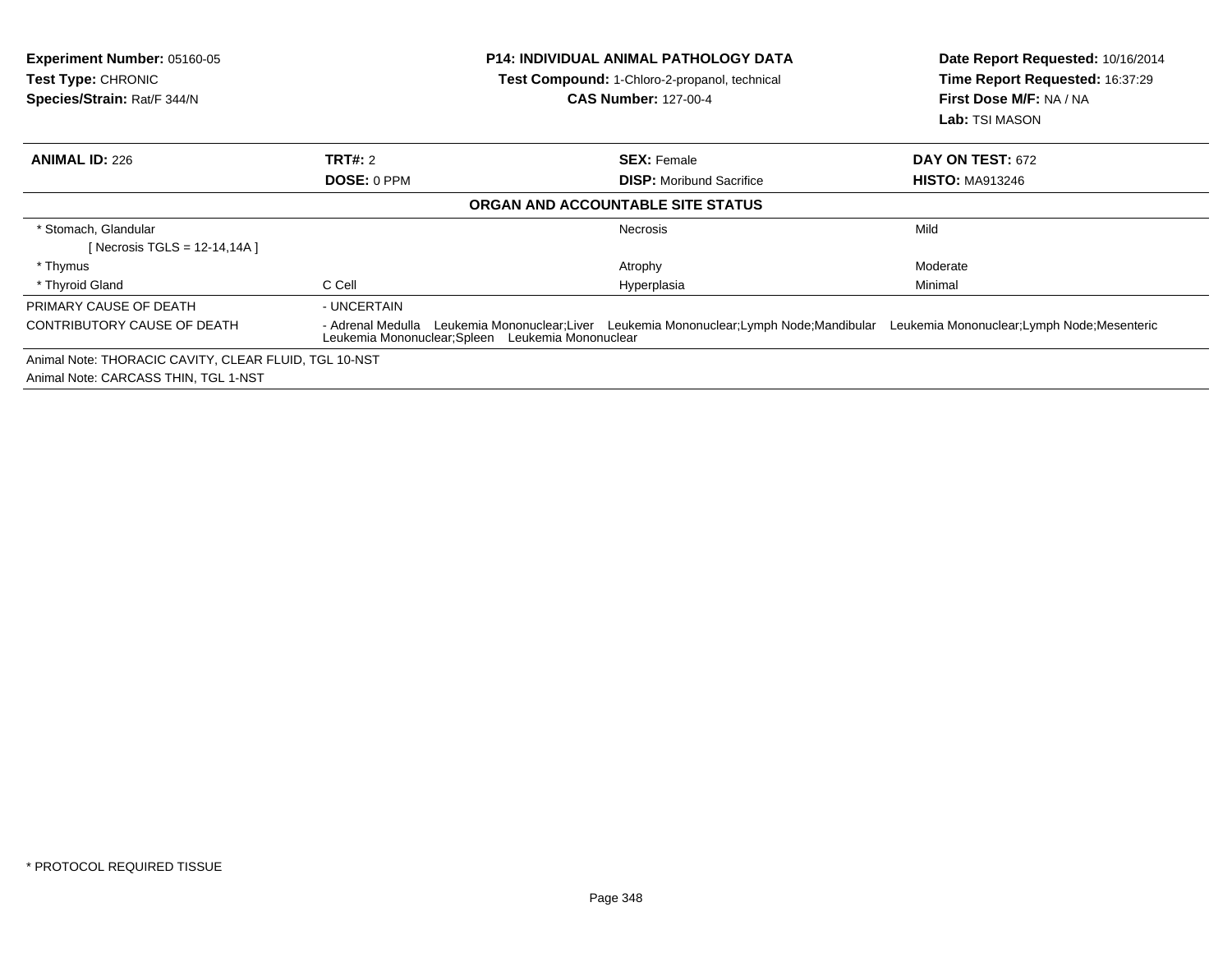**Experiment Number:** 05160-05
**Test Type:** CHRONIC
**Species/Strain:** Rat/F 344/N

**P14: INDIVIDUAL ANIMAL PATHOLOGY DATA**
**Test Compound:** 1-Chloro-2-propanol, technical
**CAS Number:** 127-00-4

**Date Report Requested:** 10/16/2014
**Time Report Requested:** 16:37:29
**First Dose M/F:** NA / NA
**Lab:** TSI MASON

| **ANIMAL ID:** 226 | **TRT#:** 2 | **SEX:** Female | **DAY ON TEST:** 672 |
|---|---|---|---|
| | **DOSE:** 0 PPM | **DISP:** Moribund Sacrifice | **HISTO:** MA913246 |

**ORGAN AND ACCOUNTABLE SITE STATUS**

| | | | |
|---|---|---|---|
| * Stomach, Glandular | | Necrosis | Mild |
| [ Necrosis TGLS = 12-14,14A ] | | | |
| * Thymus | | Atrophy | Moderate |
| * Thyroid Gland | C Cell | Hyperplasia | Minimal |

| | |
|---|---|
| PRIMARY CAUSE OF DEATH | - UNCERTAIN |
| CONTRIBUTORY CAUSE OF DEATH | - Adrenal Medulla Leukemia Mononuclear;Liver Leukemia Mononuclear;Lymph Node;Mandibular Leukemia Mononuclear;Lymph Node;Mesenteric Leukemia Mononuclear;Spleen Leukemia Mononuclear |

Animal Note: THORACIC CAVITY, CLEAR FLUID, TGL 10-NST
Animal Note: CARCASS THIN, TGL 1-NST

* PROTOCOL REQUIRED TISSUE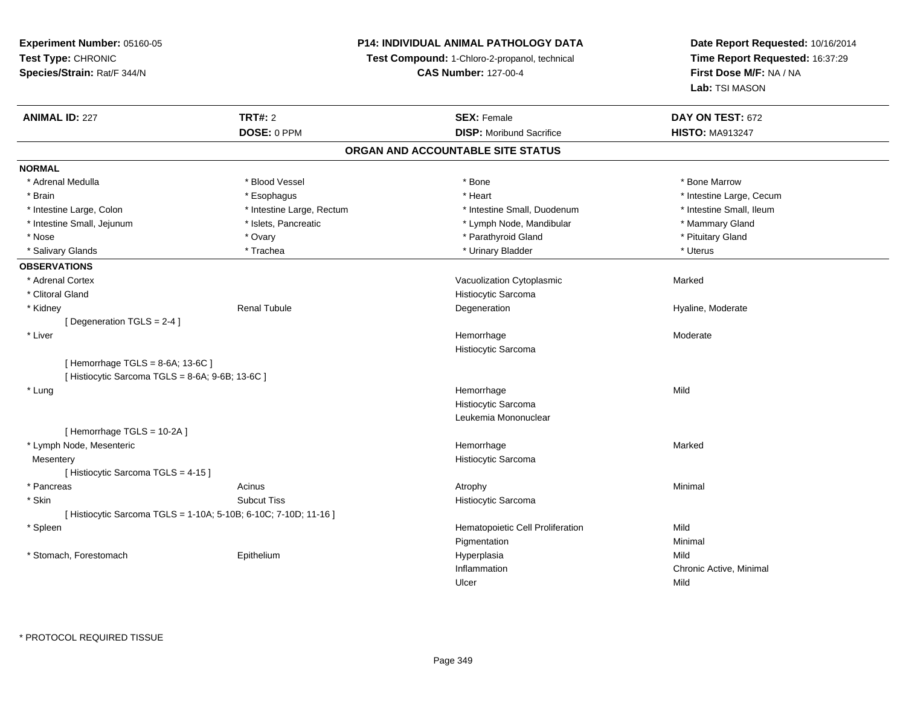**Experiment Number:** 05160-05
**Test Type:** CHRONIC
**Species/Strain:** Rat/F 344/N

**P14: INDIVIDUAL ANIMAL PATHOLOGY DATA**
**Test Compound:** 1-Chloro-2-propanol, technical
**CAS Number:** 127-00-4

**Date Report Requested:** 10/16/2014
**Time Report Requested:** 16:37:29
**First Dose M/F:** NA / NA
**Lab:** TSI MASON

| **ANIMAL ID:** 227 | **TRT#:** 2 | **SEX:** Female | **DAY ON TEST:** 672 |
|---|---|---|---|
| | **DOSE:** 0 PPM | **DISP:** Moribund Sacrifice | **HISTO:** MA913247 |

## ORGAN AND ACCOUNTABLE SITE STATUS

**NORMAL**

| | | | |
|---|---|---|---|
| * Adrenal Medulla | * Blood Vessel | * Bone | * Bone Marrow |
| * Brain | * Esophagus | * Heart | * Intestine Large, Cecum |
| * Intestine Large, Colon | * Intestine Large, Rectum | * Intestine Small, Duodenum | * Intestine Small, Ileum |
| * Intestine Small, Jejunum | * Islets, Pancreatic | * Lymph Node, Mandibular | * Mammary Gland |
| * Nose | * Ovary | * Parathyroid Gland | * Pituitary Gland |
| * Salivary Glands | * Trachea | * Urinary Bladder | * Uterus |

**OBSERVATIONS**

| | | | |
|---|---|---|---|
| * Adrenal Cortex | | Vacuolization Cytoplasmic | Marked |
| * Clitoral Gland | | Histiocytic Sarcoma | |
| * Kidney | Renal Tubule | Degeneration | Hyaline, Moderate |
| [ Degeneration TGLS = 2-4 ] | | | |
| * Liver | | Hemorrhage | Moderate |
| | | Histiocytic Sarcoma | |
| [ Hemorrhage TGLS = 8-6A; 13-6C ] | | | |
| [ Histiocytic Sarcoma TGLS = 8-6A; 9-6B; 13-6C ] | | | |
| * Lung | | Hemorrhage | Mild |
| | | Histiocytic Sarcoma | |
| | | Leukemia Mononuclear | |
| [ Hemorrhage TGLS = 10-2A ] | | | |
| * Lymph Node, Mesenteric | | Hemorrhage | Marked |
| Mesentery | | Histiocytic Sarcoma | |
| [ Histiocytic Sarcoma TGLS = 4-15 ] | | | |
| * Pancreas | Acinus | Atrophy | Minimal |
| * Skin | Subcut Tiss | Histiocytic Sarcoma | |
| [ Histiocytic Sarcoma TGLS = 1-10A; 5-10B; 6-10C; 7-10D; 11-16 ] | | | |
| * Spleen | | Hematopoietic Cell Proliferation | Mild |
| | | Pigmentation | Minimal |
| * Stomach, Forestomach | Epithelium | Hyperplasia | Mild |
| | | Inflammation | Chronic Active, Minimal |
| | | Ulcer | Mild |

\* PROTOCOL REQUIRED TISSUE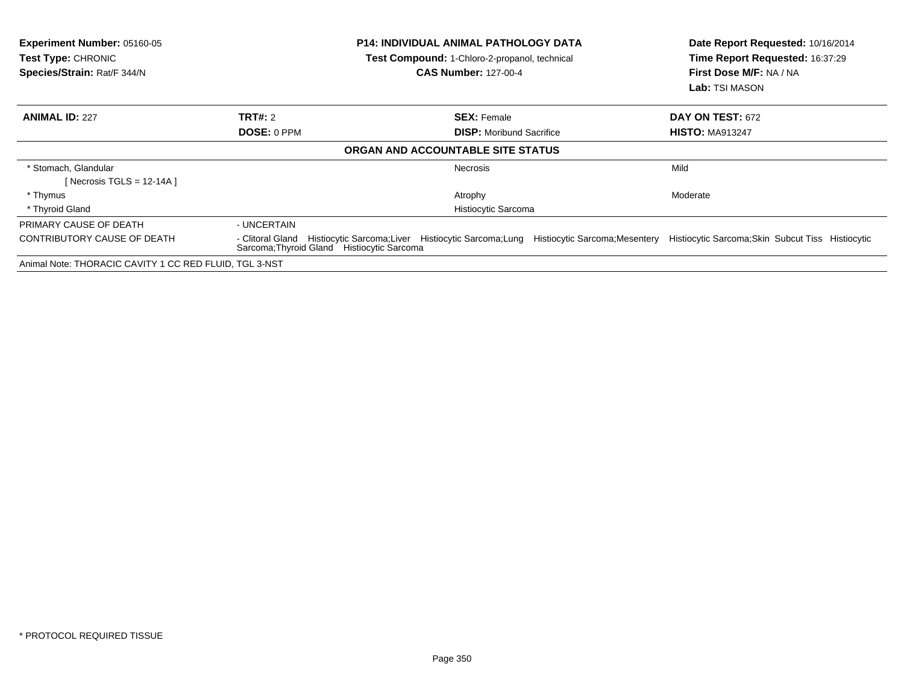**Experiment Number:** 05160-05
**Test Type:** CHRONIC
**Species/Strain:** Rat/F 344/N

**P14: INDIVIDUAL ANIMAL PATHOLOGY DATA**
**Test Compound:** 1-Chloro-2-propanol, technical
**CAS Number:** 127-00-4

**Date Report Requested:** 10/16/2014
**Time Report Requested:** 16:37:29
**First Dose M/F:** NA / NA
**Lab:** TSI MASON

| **ANIMAL ID:** 227 | **TRT#:** 2 | **SEX:** Female | **DAY ON TEST:** 672 |
|---|---|---|---|
| | **DOSE:** 0 PPM | **DISP:** Moribund Sacrifice | **HISTO:** MA913247 |

**ORGAN AND ACCOUNTABLE SITE STATUS**

| | | | |
|---|---|---|---|
| * Stomach, Glandular | | Necrosis | Mild |
| [ Necrosis TGLS = 12-14A ] | | | |
| * Thymus | | Atrophy | Moderate |
| * Thyroid Gland | | Histiocytic Sarcoma | |
| PRIMARY CAUSE OF DEATH | - UNCERTAIN | | |
| CONTRIBUTORY CAUSE OF DEATH | - Clitoral Gland Histiocytic Sarcoma;Liver Histiocytic Sarcoma;Lung Histiocytic Sarcoma;Mesentery Histiocytic Sarcoma;Skin Subcut Tiss Histiocytic Sarcoma;Thyroid Gland Histiocytic Sarcoma | | |

Animal Note: THORACIC CAVITY 1 CC RED FLUID, TGL 3-NST

* PROTOCOL REQUIRED TISSUE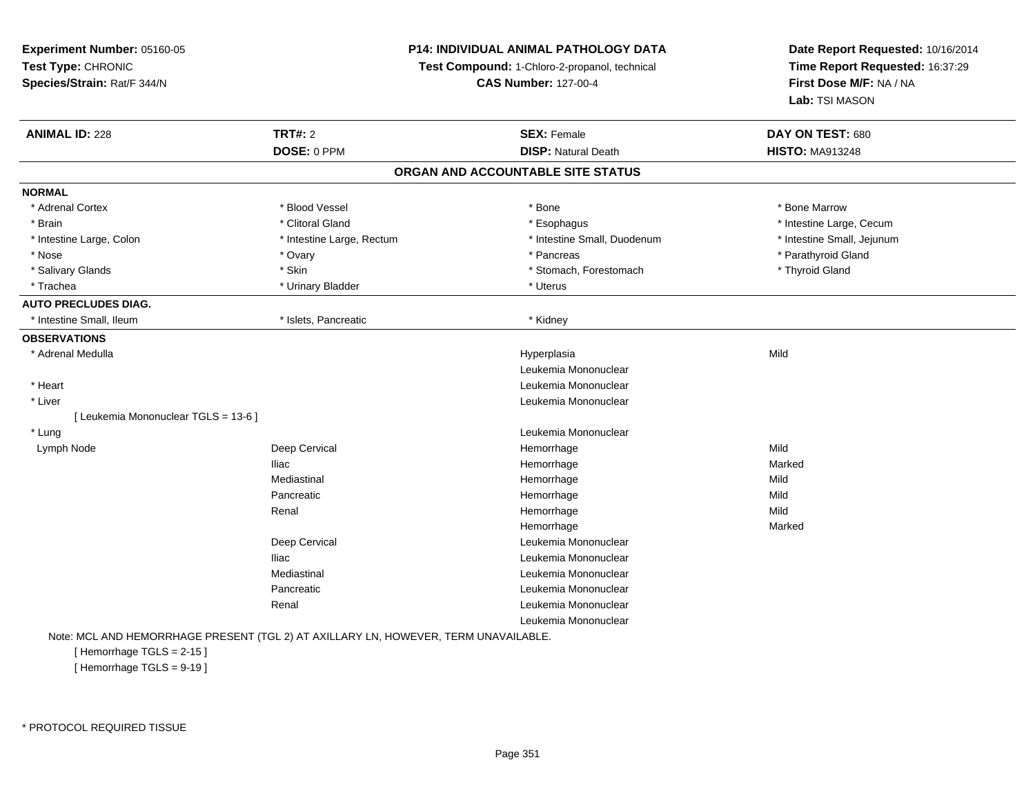**Experiment Number:** 05160-05
**Test Type:** CHRONIC
**Species/Strain:** Rat/F 344/N

**P14: INDIVIDUAL ANIMAL PATHOLOGY DATA**
**Test Compound:** 1-Chloro-2-propanol, technical
**CAS Number:** 127-00-4

**Date Report Requested:** 10/16/2014
**Time Report Requested:** 16:37:29
**First Dose M/F:** NA / NA
**Lab:** TSI MASON

| **ANIMAL ID:** 228 | **TRT#:** 2 | **SEX:** Female | **DAY ON TEST:** 680 |
|---|---|---|---|
| | **DOSE:** 0 PPM | **DISP:** Natural Death | **HISTO:** MA913248 |

## ORGAN AND ACCOUNTABLE SITE STATUS

**NORMAL**

| | | | |
|---|---|---|---|
| * Adrenal Cortex | * Blood Vessel | * Bone | * Bone Marrow |
| * Brain | * Clitoral Gland | * Esophagus | * Intestine Large, Cecum |
| * Intestine Large, Colon | * Intestine Large, Rectum | * Intestine Small, Duodenum | * Intestine Small, Jejunum |
| * Nose | * Ovary | * Pancreas | * Parathyroid Gland |
| * Salivary Glands | * Skin | * Stomach, Forestomach | * Thyroid Gland |
| * Trachea | * Urinary Bladder | * Uterus | |

**AUTO PRECLUDES DIAG.**

| | | |
|---|---|---|
| * Intestine Small, Ileum | * Islets, Pancreatic | * Kidney |

**OBSERVATIONS**

| Organ | Site | Observation | Severity |
|---|---|---|---|
| * Adrenal Medulla | | Hyperplasia | Mild |
| | | Leukemia Mononuclear | |
| * Heart | | Leukemia Mononuclear | |
| * Liver | | Leukemia Mononuclear | |
| [ Leukemia Mononuclear TGLS = 13-6 ] | | | |
| * Lung | | Leukemia Mononuclear | |
| Lymph Node | Deep Cervical | Hemorrhage | Mild |
| | Iliac | Hemorrhage | Marked |
| | Mediastinal | Hemorrhage | Mild |
| | Pancreatic | Hemorrhage | Mild |
| | Renal | Hemorrhage | Mild |
| | | Hemorrhage | Marked |
| | Deep Cervical | Leukemia Mononuclear | |
| | Iliac | Leukemia Mononuclear | |
| | Mediastinal | Leukemia Mononuclear | |
| | Pancreatic | Leukemia Mononuclear | |
| | Renal | Leukemia Mononuclear | |
| | | Leukemia Mononuclear | |

Note: MCL AND HEMORRHAGE PRESENT (TGL 2) AT AXILLARY LN, HOWEVER, TERM UNAVAILABLE.
[ Hemorrhage TGLS = 2-15 ]
[ Hemorrhage TGLS = 9-19 ]

* PROTOCOL REQUIRED TISSUE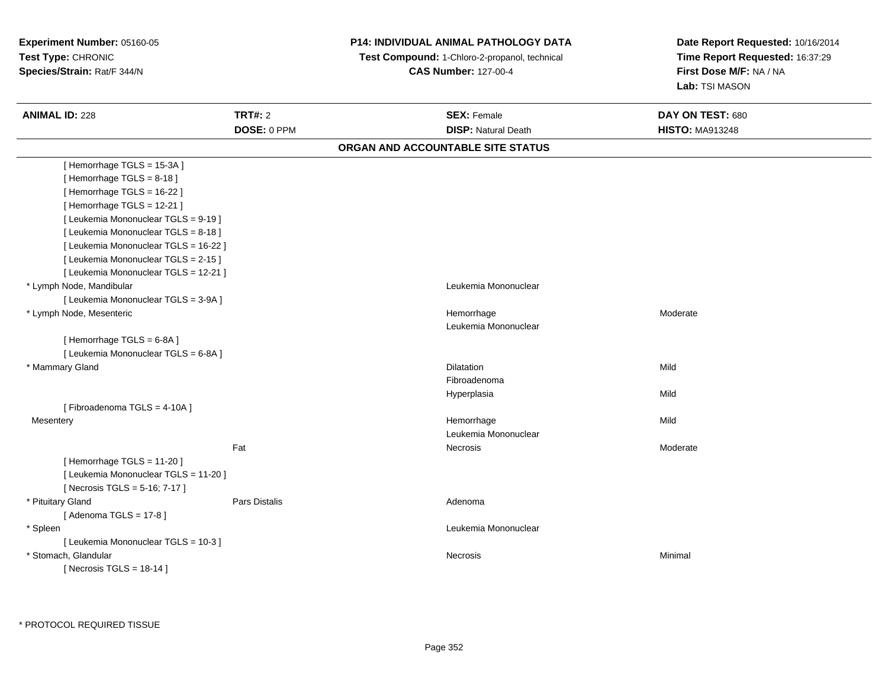**Experiment Number:** 05160-05
**Test Type:** CHRONIC
**Species/Strain:** Rat/F 344/N

**P14: INDIVIDUAL ANIMAL PATHOLOGY DATA**
**Test Compound:** 1-Chloro-2-propanol, technical
**CAS Number:** 127-00-4

**Date Report Requested:** 10/16/2014
**Time Report Requested:** 16:37:29
**First Dose M/F:** NA / NA
**Lab:** TSI MASON

| **ANIMAL ID:** 228 | **TRT#:** 2 | **SEX:** Female | **DAY ON TEST:** 680 |
|---|---|---|---|
| | **DOSE:** 0 PPM | **DISP:** Natural Death | **HISTO:** MA913248 |

## ORGAN AND ACCOUNTABLE SITE STATUS

| Organ | Site | Finding | Severity |
|---|---|---|---|
| [ Hemorrhage TGLS = 15-3A ] | | | |
| [ Hemorrhage TGLS = 8-18 ] | | | |
| [ Hemorrhage TGLS = 16-22 ] | | | |
| [ Hemorrhage TGLS = 12-21 ] | | | |
| [ Leukemia Mononuclear TGLS = 9-19 ] | | | |
| [ Leukemia Mononuclear TGLS = 8-18 ] | | | |
| [ Leukemia Mononuclear TGLS = 16-22 ] | | | |
| [ Leukemia Mononuclear TGLS = 2-15 ] | | | |
| [ Leukemia Mononuclear TGLS = 12-21 ] | | | |
| * Lymph Node, Mandibular | | Leukemia Mononuclear | |
| [ Leukemia Mononuclear TGLS = 3-9A ] | | | |
| * Lymph Node, Mesenteric | | Hemorrhage | Moderate |
| | | Leukemia Mononuclear | |
| [ Hemorrhage TGLS = 6-8A ] | | | |
| [ Leukemia Mononuclear TGLS = 6-8A ] | | | |
| * Mammary Gland | | Dilatation | Mild |
| | | Fibroadenoma | |
| | | Hyperplasia | Mild |
| [ Fibroadenoma TGLS = 4-10A ] | | | |
| Mesentery | | Hemorrhage | Mild |
| | | Leukemia Mononuclear | |
| | Fat | Necrosis | Moderate |
| [ Hemorrhage TGLS = 11-20 ] | | | |
| [ Leukemia Mononuclear TGLS = 11-20 ] | | | |
| [ Necrosis TGLS = 5-16; 7-17 ] | | | |
| * Pituitary Gland | Pars Distalis | Adenoma | |
| [ Adenoma TGLS = 17-8 ] | | | |
| * Spleen | | Leukemia Mononuclear | |
| [ Leukemia Mononuclear TGLS = 10-3 ] | | | |
| * Stomach, Glandular | | Necrosis | Minimal |
| [ Necrosis TGLS = 18-14 ] | | | |

* PROTOCOL REQUIRED TISSUE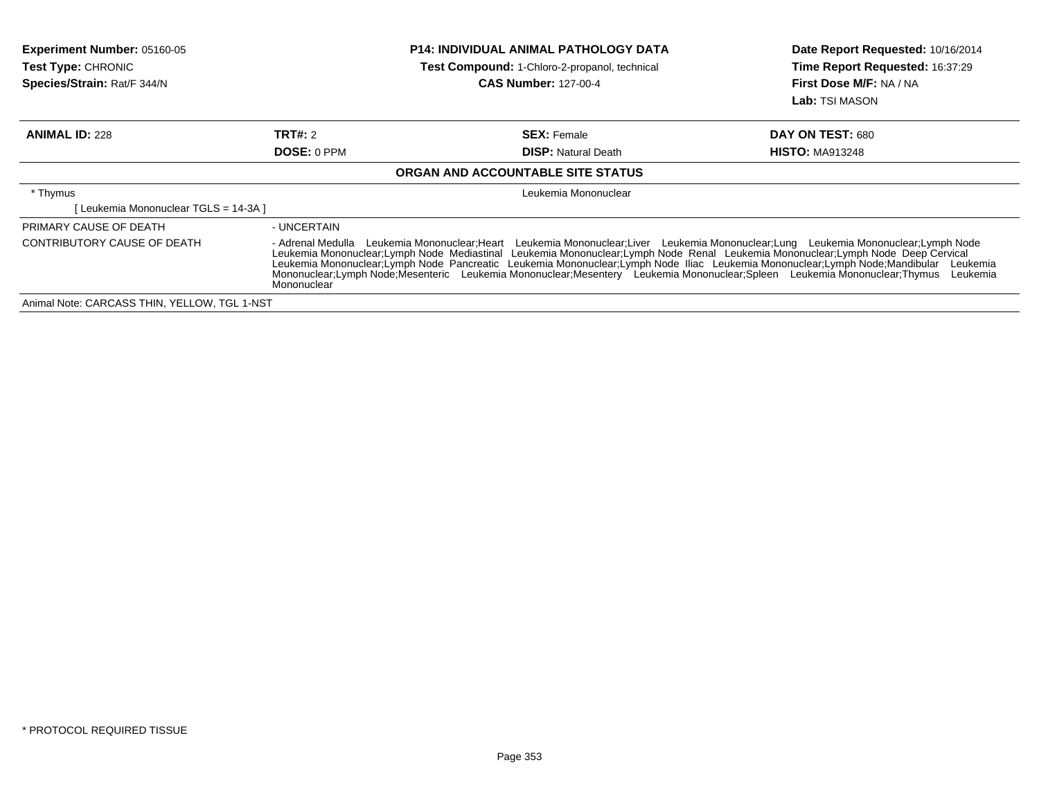**Experiment Number:** 05160-05
**Test Type:** CHRONIC
**Species/Strain:** Rat/F 344/N

**P14: INDIVIDUAL ANIMAL PATHOLOGY DATA**
**Test Compound:** 1-Chloro-2-propanol, technical
**CAS Number:** 127-00-4

**Date Report Requested:** 10/16/2014
**Time Report Requested:** 16:37:29
**First Dose M/F:** NA / NA
**Lab:** TSI MASON

| **ANIMAL ID:** 228 | **TRT#:** 2 | **SEX:** Female | **DAY ON TEST:** 680 |
|---|---|---|---|
| | **DOSE:** 0 PPM | **DISP:** Natural Death | **HISTO:** MA913248 |

**ORGAN AND ACCOUNTABLE SITE STATUS**

| | |
|---|---|
| * Thymus | Leukemia Mononuclear |
| [ Leukemia Mononuclear TGLS = 14-3A ] | |
| PRIMARY CAUSE OF DEATH | - UNCERTAIN |
| CONTRIBUTORY CAUSE OF DEATH | - Adrenal Medulla Leukemia Mononuclear;Heart Leukemia Mononuclear;Liver Leukemia Mononuclear;Lung Leukemia Mononuclear;Lymph Node Leukemia Mononuclear;Lymph Node Mediastinal Leukemia Mononuclear;Lymph Node Renal Leukemia Mononuclear;Lymph Node Deep Cervical Leukemia Mononuclear;Lymph Node Pancreatic Leukemia Mononuclear;Lymph Node Iliac Leukemia Mononuclear;Lymph Node;Mandibular Leukemia Mononuclear;Lymph Node;Mesenteric Leukemia Mononuclear;Mesentery Leukemia Mononuclear;Spleen Leukemia Mononuclear;Thymus Leukemia Mononuclear |

Animal Note: CARCASS THIN, YELLOW, TGL 1-NST

* PROTOCOL REQUIRED TISSUE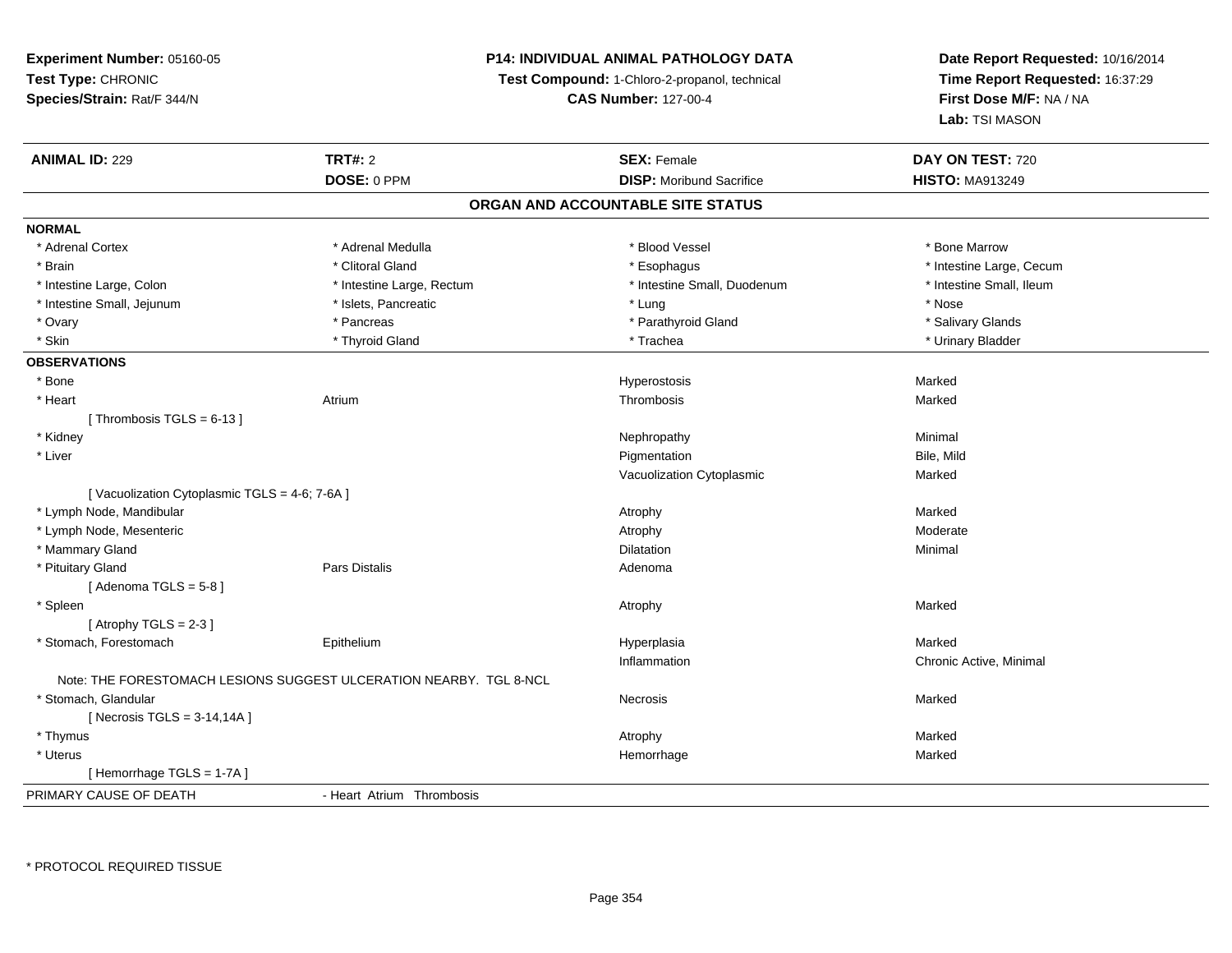**Experiment Number:** 05160-05
**Test Type:** CHRONIC
**Species/Strain:** Rat/F 344/N

**P14: INDIVIDUAL ANIMAL PATHOLOGY DATA**
**Test Compound:** 1-Chloro-2-propanol, technical
**CAS Number:** 127-00-4

**Date Report Requested:** 10/16/2014
**Time Report Requested:** 16:37:29
**First Dose M/F:** NA / NA
**Lab:** TSI MASON

| **ANIMAL ID:** 229 | **TRT#:** 2 | **SEX:** Female | **DAY ON TEST:** 720 |
|---|---|---|---|
| | **DOSE:** 0 PPM | **DISP:** Moribund Sacrifice | **HISTO:** MA913249 |

## ORGAN AND ACCOUNTABLE SITE STATUS

**NORMAL**

| | | | |
|---|---|---|---|
| * Adrenal Cortex | * Adrenal Medulla | * Blood Vessel | * Bone Marrow |
| * Brain | * Clitoral Gland | * Esophagus | * Intestine Large, Cecum |
| * Intestine Large, Colon | * Intestine Large, Rectum | * Intestine Small, Duodenum | * Intestine Small, Ileum |
| * Intestine Small, Jejunum | * Islets, Pancreatic | * Lung | * Nose |
| * Ovary | * Pancreas | * Parathyroid Gland | * Salivary Glands |
| * Skin | * Thyroid Gland | * Trachea | * Urinary Bladder |

**OBSERVATIONS**

| | | | |
|---|---|---|---|
| * Bone | | Hyperostosis | Marked |
| * Heart | Atrium | Thrombosis | Marked |
| [ Thrombosis TGLS = 6-13 ] | | | |
| * Kidney | | Nephropathy | Minimal |
| * Liver | | Pigmentation | Bile, Mild |
| | | Vacuolization Cytoplasmic | Marked |
| [ Vacuolization Cytoplasmic TGLS = 4-6; 7-6A ] | | | |
| * Lymph Node, Mandibular | | Atrophy | Marked |
| * Lymph Node, Mesenteric | | Atrophy | Moderate |
| * Mammary Gland | | Dilatation | Minimal |
| * Pituitary Gland | Pars Distalis | Adenoma | |
| [ Adenoma TGLS = 5-8 ] | | | |
| * Spleen | | Atrophy | Marked |
| [ Atrophy TGLS = 2-3 ] | | | |
| * Stomach, Forestomach | Epithelium | Hyperplasia | Marked |
| | | Inflammation | Chronic Active, Minimal |
| Note: THE FORESTOMACH LESIONS SUGGEST ULCERATION NEARBY. TGL 8-NCL | | | |
| * Stomach, Glandular | | Necrosis | Marked |
| [ Necrosis TGLS = 3-14,14A ] | | | |
| * Thymus | | Atrophy | Marked |
| * Uterus | | Hemorrhage | Marked |
| [ Hemorrhage TGLS = 1-7A ] | | | |

PRIMARY CAUSE OF DEATH - Heart Atrium Thrombosis

\* PROTOCOL REQUIRED TISSUE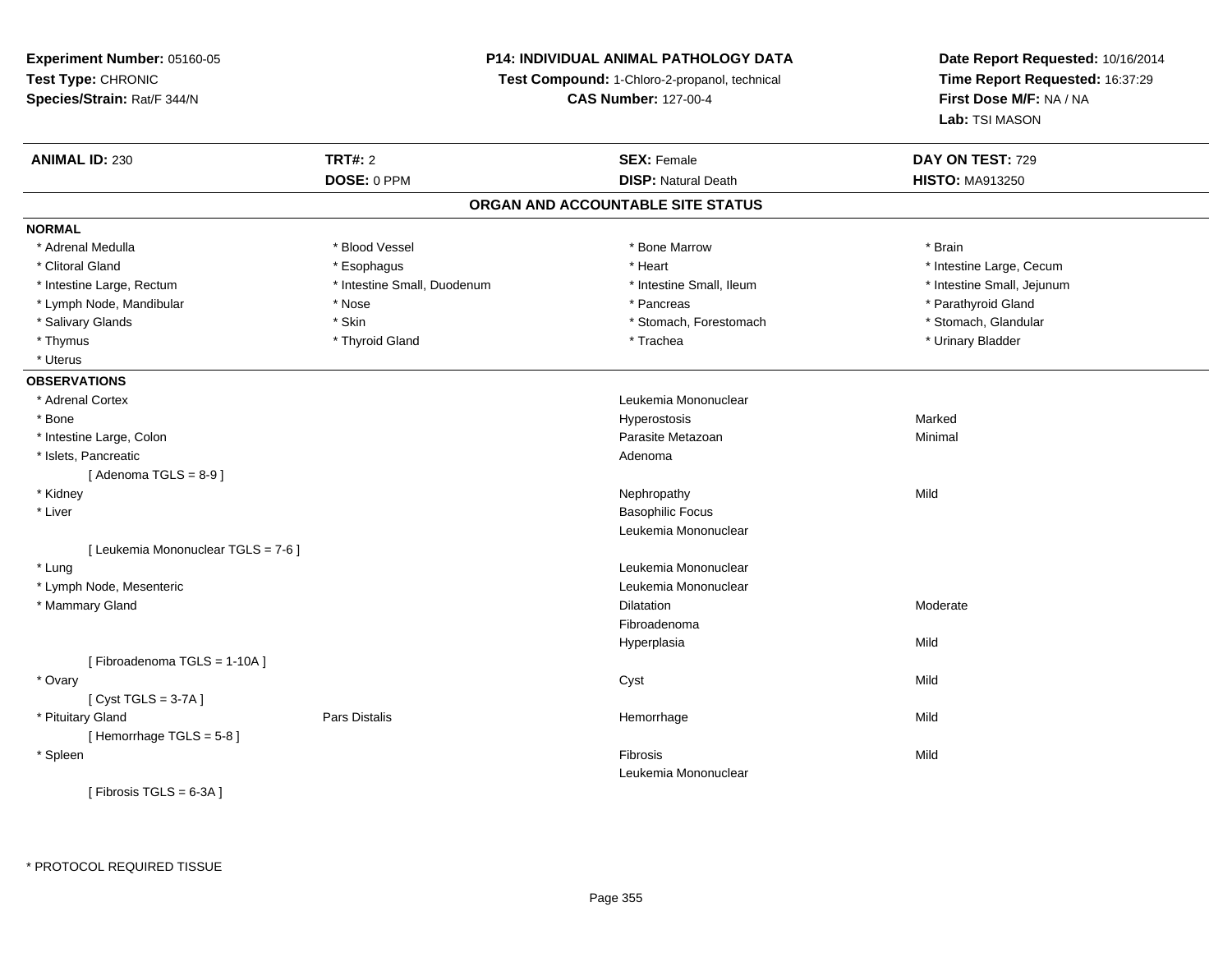**Experiment Number:** 05160-05
**Test Type:** CHRONIC
**Species/Strain:** Rat/F 344/N

**P14: INDIVIDUAL ANIMAL PATHOLOGY DATA**
**Test Compound:** 1-Chloro-2-propanol, technical
**CAS Number:** 127-00-4

**Date Report Requested:** 10/16/2014
**Time Report Requested:** 16:37:29
**First Dose M/F:** NA / NA
**Lab:** TSI MASON

| **ANIMAL ID:** 230 | **TRT#:** 2 | **SEX:** Female | **DAY ON TEST:** 729 |
|---|---|---|---|
| | **DOSE:** 0 PPM | **DISP:** Natural Death | **HISTO:** MA913250 |

## ORGAN AND ACCOUNTABLE SITE STATUS

**NORMAL**

| | | | |
|---|---|---|---|
| * Adrenal Medulla | * Blood Vessel | * Bone Marrow | * Brain |
| * Clitoral Gland | * Esophagus | * Heart | * Intestine Large, Cecum |
| * Intestine Large, Rectum | * Intestine Small, Duodenum | * Intestine Small, Ileum | * Intestine Small, Jejunum |
| * Lymph Node, Mandibular | * Nose | * Pancreas | * Parathyroid Gland |
| * Salivary Glands | * Skin | * Stomach, Forestomach | * Stomach, Glandular |
| * Thymus | * Thyroid Gland | * Trachea | * Urinary Bladder |
| * Uterus | | | |

**OBSERVATIONS**

| | | | |
|---|---|---|---|
| * Adrenal Cortex | | Leukemia Mononuclear | |
| * Bone | | Hyperostosis | Marked |
| * Intestine Large, Colon | | Parasite Metazoan | Minimal |
| * Islets, Pancreatic | | Adenoma | |
| [ Adenoma TGLS = 8-9 ] | | | |
| * Kidney | | Nephropathy | Mild |
| * Liver | | Basophilic Focus | |
| | | Leukemia Mononuclear | |
| [ Leukemia Mononuclear TGLS = 7-6 ] | | | |
| * Lung | | Leukemia Mononuclear | |
| * Lymph Node, Mesenteric | | Leukemia Mononuclear | |
| * Mammary Gland | | Dilatation | Moderate |
| | | Fibroadenoma | |
| | | Hyperplasia | Mild |
| [ Fibroadenoma TGLS = 1-10A ] | | | |
| * Ovary | | Cyst | Mild |
| [ Cyst TGLS = 3-7A ] | | | |
| * Pituitary Gland | Pars Distalis | Hemorrhage | Mild |
| [ Hemorrhage TGLS = 5-8 ] | | | |
| * Spleen | | Fibrosis | Mild |
| | | Leukemia Mononuclear | |
| [ Fibrosis TGLS = 6-3A ] | | | |

* PROTOCOL REQUIRED TISSUE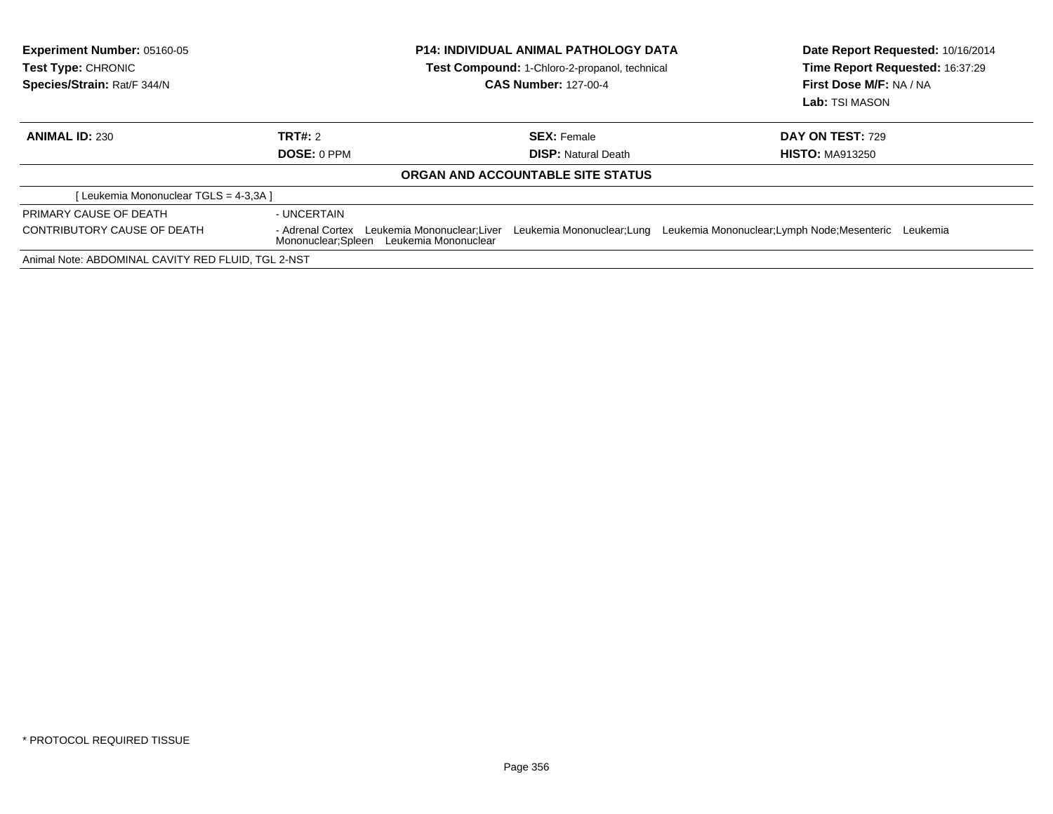**Experiment Number:** 05160-05
**Test Type:** CHRONIC
**Species/Strain:** Rat/F 344/N

**P14: INDIVIDUAL ANIMAL PATHOLOGY DATA**
**Test Compound:** 1-Chloro-2-propanol, technical
**CAS Number:** 127-00-4

**Date Report Requested:** 10/16/2014
**Time Report Requested:** 16:37:29
**First Dose M/F:** NA / NA
**Lab:** TSI MASON

| **ANIMAL ID:** 230 | **TRT#:** 2 | **SEX:** Female | **DAY ON TEST:** 729 |
|---|---|---|---|
| | **DOSE:** 0 PPM | **DISP:** Natural Death | **HISTO:** MA913250 |

**ORGAN AND ACCOUNTABLE SITE STATUS**

[ Leukemia Mononuclear TGLS = 4-3,3A ]

| | |
|---|---|
| PRIMARY CAUSE OF DEATH | - UNCERTAIN |
| CONTRIBUTORY CAUSE OF DEATH | - Adrenal Cortex Leukemia Mononuclear;Liver Leukemia Mononuclear;Lung Leukemia Mononuclear;Lymph Node;Mesenteric Leukemia Mononuclear;Spleen Leukemia Mononuclear |

Animal Note: ABDOMINAL CAVITY RED FLUID, TGL 2-NST

* PROTOCOL REQUIRED TISSUE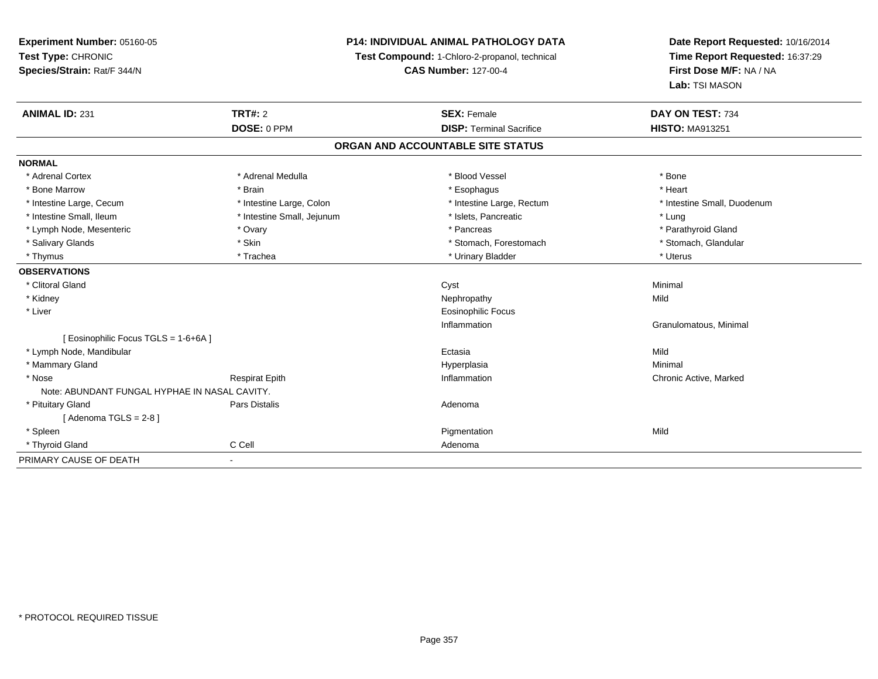**Experiment Number:** 05160-05
**Test Type:** CHRONIC
**Species/Strain:** Rat/F 344/N

**P14: INDIVIDUAL ANIMAL PATHOLOGY DATA**
**Test Compound:** 1-Chloro-2-propanol, technical
**CAS Number:** 127-00-4

**Date Report Requested:** 10/16/2014
**Time Report Requested:** 16:37:29
**First Dose M/F:** NA / NA
**Lab:** TSI MASON

| **ANIMAL ID:** 231 | **TRT#:** 2 | **SEX:** Female | **DAY ON TEST:** 734 |
|---|---|---|---|
| | **DOSE:** 0 PPM | **DISP:** Terminal Sacrifice | **HISTO:** MA913251 |

## ORGAN AND ACCOUNTABLE SITE STATUS

**NORMAL**

| | | | |
|---|---|---|---|
| * Adrenal Cortex | * Adrenal Medulla | * Blood Vessel | * Bone |
| * Bone Marrow | * Brain | * Esophagus | * Heart |
| * Intestine Large, Cecum | * Intestine Large, Colon | * Intestine Large, Rectum | * Intestine Small, Duodenum |
| * Intestine Small, Ileum | * Intestine Small, Jejunum | * Islets, Pancreatic | * Lung |
| * Lymph Node, Mesenteric | * Ovary | * Pancreas | * Parathyroid Gland |
| * Salivary Glands | * Skin | * Stomach, Forestomach | * Stomach, Glandular |
| * Thymus | * Trachea | * Urinary Bladder | * Uterus |

**OBSERVATIONS**

| | | | |
|---|---|---|---|
| * Clitoral Gland | | Cyst | Minimal |
| * Kidney | | Nephropathy | Mild |
| * Liver | | Eosinophilic Focus | |
| | | Inflammation | Granulomatous, Minimal |
| [ Eosinophilic Focus TGLS = 1-6+6A ] | | | |
| * Lymph Node, Mandibular | | Ectasia | Mild |
| * Mammary Gland | | Hyperplasia | Minimal |
| * Nose | Respirat Epith | Inflammation | Chronic Active, Marked |
| Note: ABUNDANT FUNGAL HYPHAE IN NASAL CAVITY. | | | |
| * Pituitary Gland | Pars Distalis | Adenoma | |
| [ Adenoma TGLS = 2-8 ] | | | |
| * Spleen | | Pigmentation | Mild |
| * Thyroid Gland | C Cell | Adenoma | |

PRIMARY CAUSE OF DEATH -

\* PROTOCOL REQUIRED TISSUE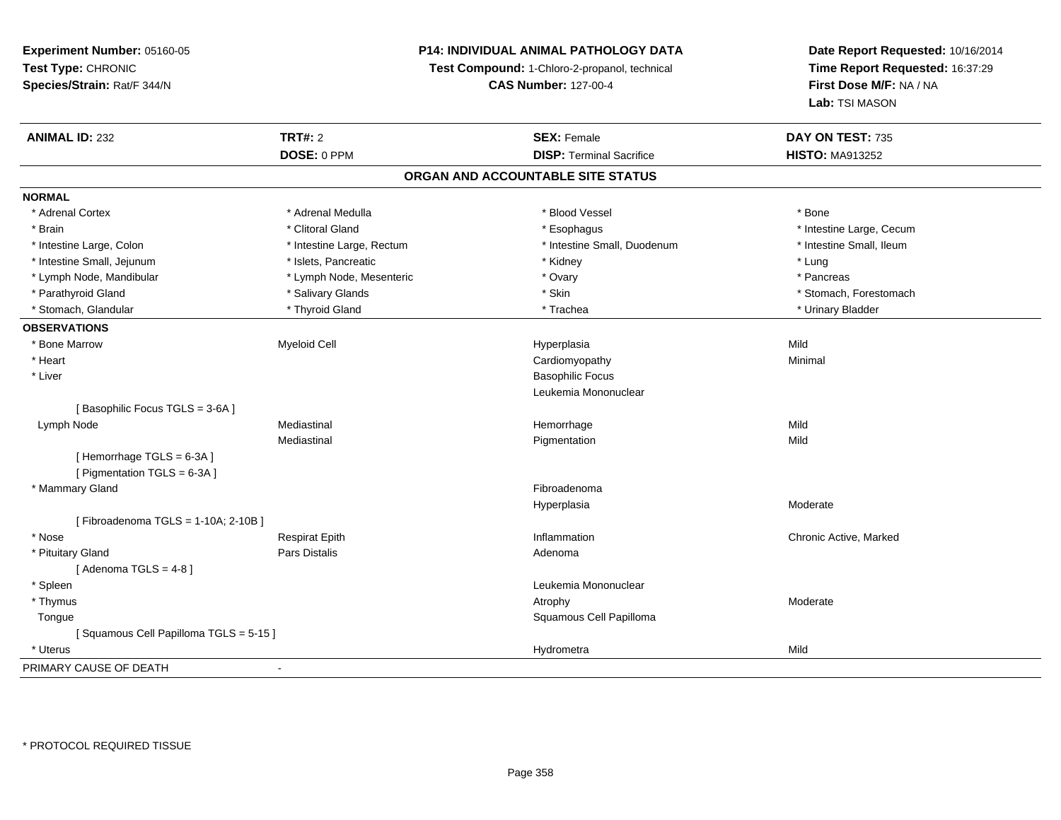**Experiment Number:** 05160-05
**Test Type:** CHRONIC
**Species/Strain:** Rat/F 344/N

**P14: INDIVIDUAL ANIMAL PATHOLOGY DATA**
**Test Compound:** 1-Chloro-2-propanol, technical
**CAS Number:** 127-00-4

**Date Report Requested:** 10/16/2014
**Time Report Requested:** 16:37:29
**First Dose M/F:** NA / NA
**Lab:** TSI MASON

| **ANIMAL ID:** 232 | **TRT#:** 2 | **SEX:** Female | **DAY ON TEST:** 735 |
|---|---|---|---|
| | **DOSE:** 0 PPM | **DISP:** Terminal Sacrifice | **HISTO:** MA913252 |

## ORGAN AND ACCOUNTABLE SITE STATUS

**NORMAL**

| | | | |
|---|---|---|---|
| * Adrenal Cortex | * Adrenal Medulla | * Blood Vessel | * Bone |
| * Brain | * Clitoral Gland | * Esophagus | * Intestine Large, Cecum |
| * Intestine Large, Colon | * Intestine Large, Rectum | * Intestine Small, Duodenum | * Intestine Small, Ileum |
| * Intestine Small, Jejunum | * Islets, Pancreatic | * Kidney | * Lung |
| * Lymph Node, Mandibular | * Lymph Node, Mesenteric | * Ovary | * Pancreas |
| * Parathyroid Gland | * Salivary Glands | * Skin | * Stomach, Forestomach |
| * Stomach, Glandular | * Thyroid Gland | * Trachea | * Urinary Bladder |

**OBSERVATIONS**

| | | | |
|---|---|---|---|
| * Bone Marrow | Myeloid Cell | Hyperplasia | Mild |
| * Heart | | Cardiomyopathy | Minimal |
| * Liver | | Basophilic Focus | |
| | | Leukemia Mononuclear | |
| [ Basophilic Focus TGLS = 3-6A ] | | | |
| Lymph Node | Mediastinal | Hemorrhage | Mild |
| | Mediastinal | Pigmentation | Mild |
| [ Hemorrhage TGLS = 6-3A ] | | | |
| [ Pigmentation TGLS = 6-3A ] | | | |
| * Mammary Gland | | Fibroadenoma | |
| | | Hyperplasia | Moderate |
| [ Fibroadenoma TGLS = 1-10A; 2-10B ] | | | |
| * Nose | Respirat Epith | Inflammation | Chronic Active, Marked |
| * Pituitary Gland | Pars Distalis | Adenoma | |
| [ Adenoma TGLS = 4-8 ] | | | |
| * Spleen | | Leukemia Mononuclear | |
| * Thymus | | Atrophy | Moderate |
| Tongue | | Squamous Cell Papilloma | |
| [ Squamous Cell Papilloma TGLS = 5-15 ] | | | |
| * Uterus | | Hydrometra | Mild |

PRIMARY CAUSE OF DEATH -

* PROTOCOL REQUIRED TISSUE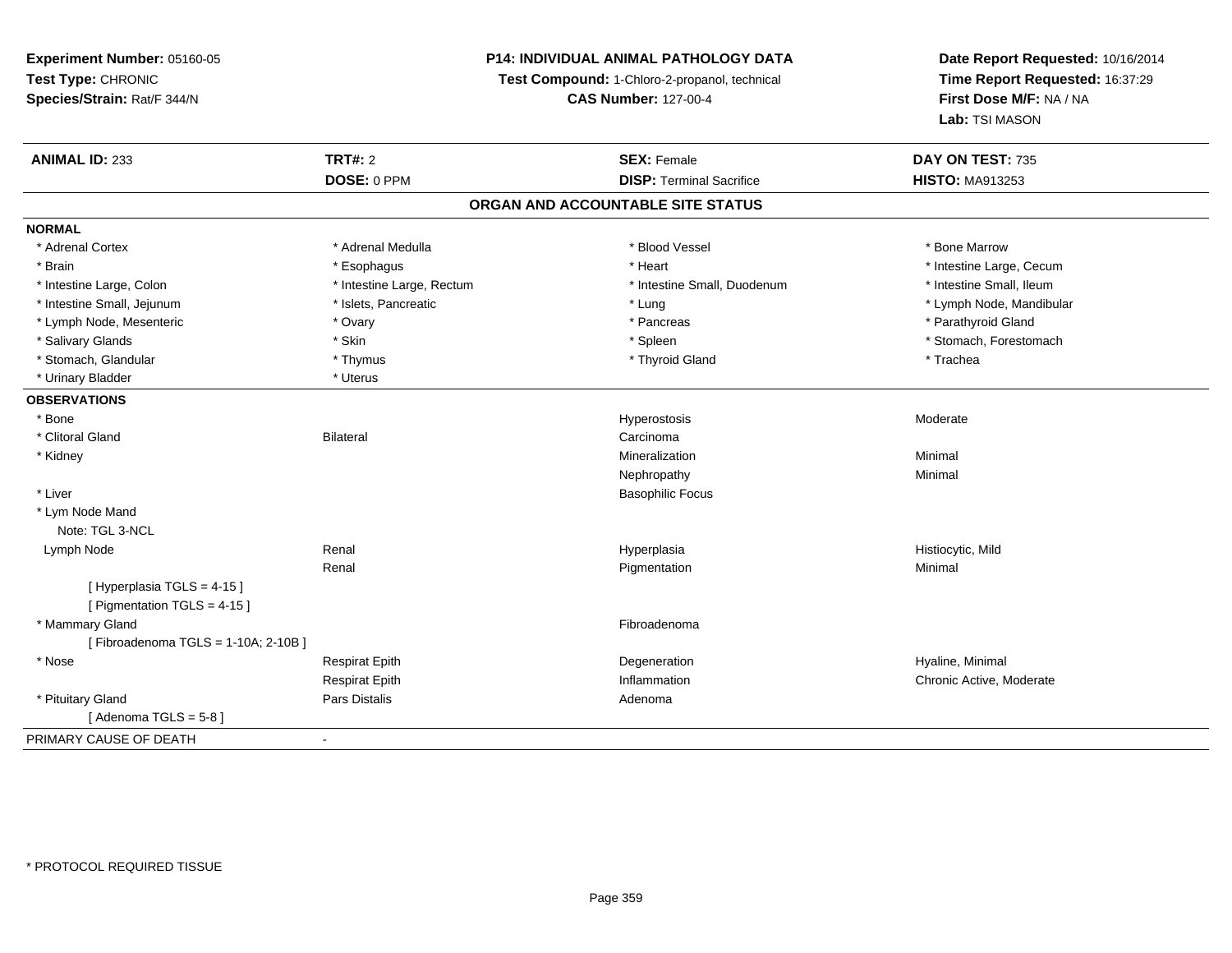**Experiment Number:** 05160-05
**Test Type:** CHRONIC
**Species/Strain:** Rat/F 344/N

**P14: INDIVIDUAL ANIMAL PATHOLOGY DATA**
**Test Compound:** 1-Chloro-2-propanol, technical
**CAS Number:** 127-00-4

**Date Report Requested:** 10/16/2014
**Time Report Requested:** 16:37:29
**First Dose M/F:** NA / NA
**Lab:** TSI MASON

| **ANIMAL ID:** 233 | **TRT#:** 2 | **SEX:** Female | **DAY ON TEST:** 735 |
|---|---|---|---|
| | **DOSE:** 0 PPM | **DISP:** Terminal Sacrifice | **HISTO:** MA913253 |

## ORGAN AND ACCOUNTABLE SITE STATUS

**NORMAL**

| | | | |
|---|---|---|---|
| * Adrenal Cortex | * Adrenal Medulla | * Blood Vessel | * Bone Marrow |
| * Brain | * Esophagus | * Heart | * Intestine Large, Cecum |
| * Intestine Large, Colon | * Intestine Large, Rectum | * Intestine Small, Duodenum | * Intestine Small, Ileum |
| * Intestine Small, Jejunum | * Islets, Pancreatic | * Lung | * Lymph Node, Mandibular |
| * Lymph Node, Mesenteric | * Ovary | * Pancreas | * Parathyroid Gland |
| * Salivary Glands | * Skin | * Spleen | * Stomach, Forestomach |
| * Stomach, Glandular | * Thymus | * Thyroid Gland | * Trachea |
| * Urinary Bladder | * Uterus | | |

**OBSERVATIONS**

| | | | |
|---|---|---|---|
| * Bone | | Hyperostosis | Moderate |
| * Clitoral Gland | Bilateral | Carcinoma | |
| * Kidney | | Mineralization | Minimal |
| | | Nephropathy | Minimal |
| * Liver | | Basophilic Focus | |
| * Lym Node Mand | | | |
| Note: TGL 3-NCL | | | |
| Lymph Node | Renal | Hyperplasia | Histiocytic, Mild |
| | Renal | Pigmentation | Minimal |
| [ Hyperplasia TGLS = 4-15 ] | | | |
| [ Pigmentation TGLS = 4-15 ] | | | |
| * Mammary Gland | | Fibroadenoma | |
| [ Fibroadenoma TGLS = 1-10A; 2-10B ] | | | |
| * Nose | Respirat Epith | Degeneration | Hyaline, Minimal |
| | Respirat Epith | Inflammation | Chronic Active, Moderate |
| * Pituitary Gland | Pars Distalis | Adenoma | |
| [ Adenoma TGLS = 5-8 ] | | | |

PRIMARY CAUSE OF DEATH -

* PROTOCOL REQUIRED TISSUE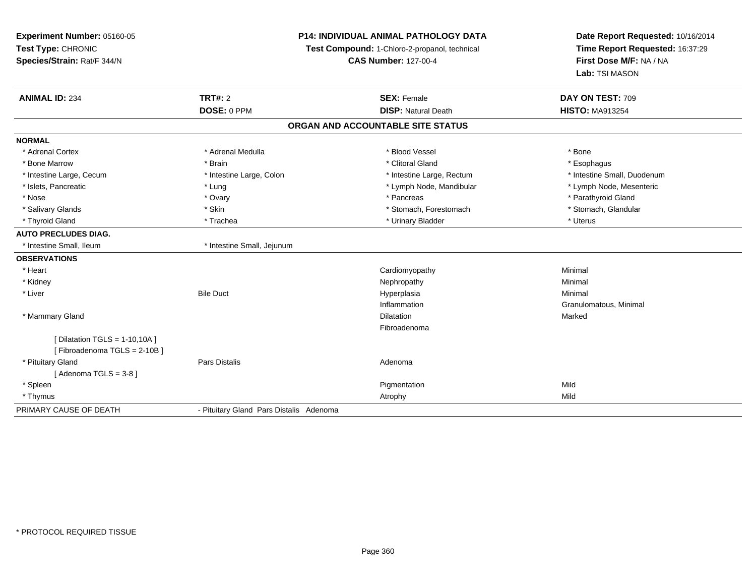**Experiment Number:** 05160-05
**Test Type:** CHRONIC
**Species/Strain:** Rat/F 344/N

**P14: INDIVIDUAL ANIMAL PATHOLOGY DATA**
**Test Compound:** 1-Chloro-2-propanol, technical
**CAS Number:** 127-00-4

**Date Report Requested:** 10/16/2014
**Time Report Requested:** 16:37:29
**First Dose M/F:** NA / NA
**Lab:** TSI MASON

| **ANIMAL ID:** 234 | **TRT#:** 2 | **SEX:** Female | **DAY ON TEST:** 709 |
|---|---|---|---|
| | **DOSE:** 0 PPM | **DISP:** Natural Death | **HISTO:** MA913254 |

## ORGAN AND ACCOUNTABLE SITE STATUS

**NORMAL**

| | | | |
|---|---|---|---|
| * Adrenal Cortex | * Adrenal Medulla | * Blood Vessel | * Bone |
| * Bone Marrow | * Brain | * Clitoral Gland | * Esophagus |
| * Intestine Large, Cecum | * Intestine Large, Colon | * Intestine Large, Rectum | * Intestine Small, Duodenum |
| * Islets, Pancreatic | * Lung | * Lymph Node, Mandibular | * Lymph Node, Mesenteric |
| * Nose | * Ovary | * Pancreas | * Parathyroid Gland |
| * Salivary Glands | * Skin | * Stomach, Forestomach | * Stomach, Glandular |
| * Thyroid Gland | * Trachea | * Urinary Bladder | * Uterus |

**AUTO PRECLUDES DIAG.**

| | |
|---|---|
| * Intestine Small, Ileum | * Intestine Small, Jejunum |

**OBSERVATIONS**

| | | | |
|---|---|---|---|
| * Heart | | Cardiomyopathy | Minimal |
| * Kidney | | Nephropathy | Minimal |
| * Liver | Bile Duct | Hyperplasia | Minimal |
| | | Inflammation | Granulomatous, Minimal |
| * Mammary Gland | | Dilatation | Marked |
| | | Fibroadenoma | |
| [ Dilatation TGLS = 1-10,10A ] | | | |
| [ Fibroadenoma TGLS = 2-10B ] | | | |
| * Pituitary Gland | Pars Distalis | Adenoma | |
| [ Adenoma TGLS = 3-8 ] | | | |
| * Spleen | | Pigmentation | Mild |
| * Thymus | | Atrophy | Mild |

| | |
|---|---|
| PRIMARY CAUSE OF DEATH | - Pituitary Gland Pars Distalis Adenoma |

* PROTOCOL REQUIRED TISSUE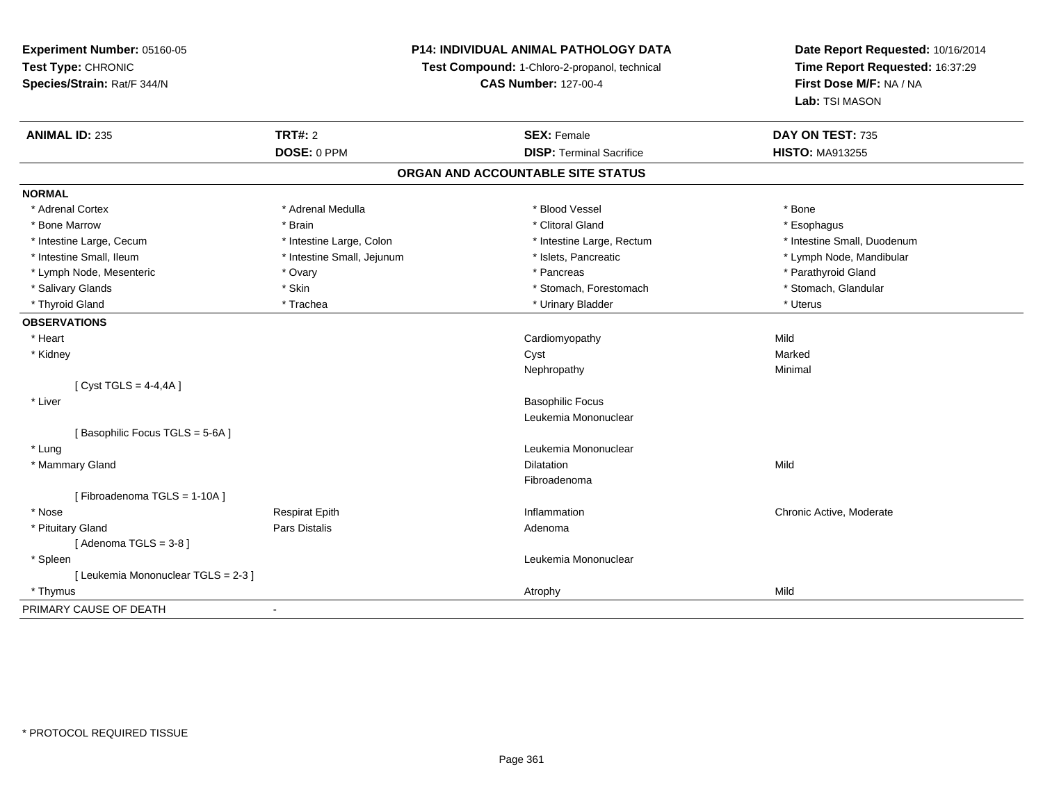**Experiment Number:** 05160-05
**Test Type:** CHRONIC
**Species/Strain:** Rat/F 344/N

**P14: INDIVIDUAL ANIMAL PATHOLOGY DATA**
**Test Compound:** 1-Chloro-2-propanol, technical
**CAS Number:** 127-00-4

**Date Report Requested:** 10/16/2014
**Time Report Requested:** 16:37:29
**First Dose M/F:** NA / NA
**Lab:** TSI MASON

| **ANIMAL ID:** 235 | **TRT#:** 2 | **SEX:** Female | **DAY ON TEST:** 735 |
|---|---|---|---|
| | **DOSE:** 0 PPM | **DISP:** Terminal Sacrifice | **HISTO:** MA913255 |

## ORGAN AND ACCOUNTABLE SITE STATUS

**NORMAL**

| | | | |
|---|---|---|---|
| * Adrenal Cortex | * Adrenal Medulla | * Blood Vessel | * Bone |
| * Bone Marrow | * Brain | * Clitoral Gland | * Esophagus |
| * Intestine Large, Cecum | * Intestine Large, Colon | * Intestine Large, Rectum | * Intestine Small, Duodenum |
| * Intestine Small, Ileum | * Intestine Small, Jejunum | * Islets, Pancreatic | * Lymph Node, Mandibular |
| * Lymph Node, Mesenteric | * Ovary | * Pancreas | * Parathyroid Gland |
| * Salivary Glands | * Skin | * Stomach, Forestomach | * Stomach, Glandular |
| * Thyroid Gland | * Trachea | * Urinary Bladder | * Uterus |

**OBSERVATIONS**

| | | | |
|---|---|---|---|
| * Heart | | Cardiomyopathy | Mild |
| * Kidney | | Cyst | Marked |
| | | Nephropathy | Minimal |
| [ Cyst TGLS = 4-4,4A ] | | | |
| * Liver | | Basophilic Focus | |
| | | Leukemia Mononuclear | |
| [ Basophilic Focus TGLS = 5-6A ] | | | |
| * Lung | | Leukemia Mononuclear | |
| * Mammary Gland | | Dilatation | Mild |
| | | Fibroadenoma | |
| [ Fibroadenoma TGLS = 1-10A ] | | | |
| * Nose | Respirat Epith | Inflammation | Chronic Active, Moderate |
| * Pituitary Gland | Pars Distalis | Adenoma | |
| [ Adenoma TGLS = 3-8 ] | | | |
| * Spleen | | Leukemia Mononuclear | |
| [ Leukemia Mononuclear TGLS = 2-3 ] | | | |
| * Thymus | | Atrophy | Mild |

PRIMARY CAUSE OF DEATH -

* PROTOCOL REQUIRED TISSUE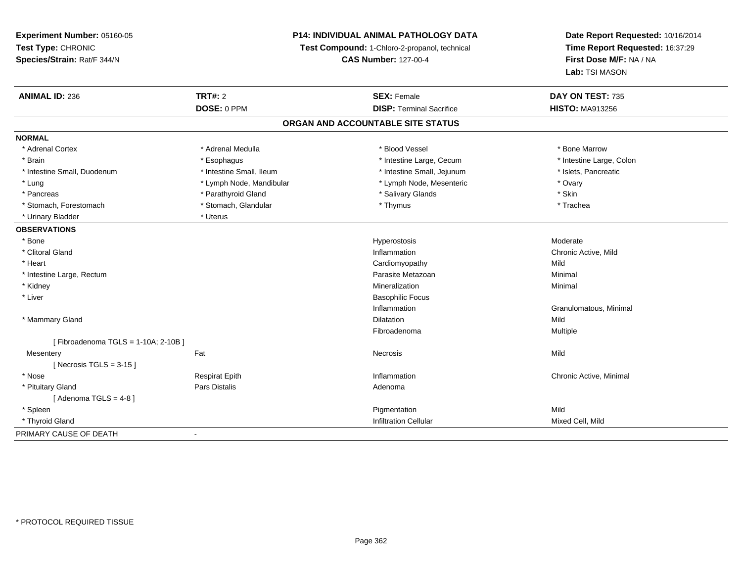**Experiment Number:** 05160-05
**Test Type:** CHRONIC
**Species/Strain:** Rat/F 344/N

**P14: INDIVIDUAL ANIMAL PATHOLOGY DATA**
**Test Compound:** 1-Chloro-2-propanol, technical
**CAS Number:** 127-00-4

**Date Report Requested:** 10/16/2014
**Time Report Requested:** 16:37:29
**First Dose M/F:** NA / NA
**Lab:** TSI MASON

| **ANIMAL ID:** 236 | **TRT#:** 2 | **SEX:** Female | **DAY ON TEST:** 735 |
|---|---|---|---|
| | **DOSE:** 0 PPM | **DISP:** Terminal Sacrifice | **HISTO:** MA913256 |

## ORGAN AND ACCOUNTABLE SITE STATUS

**NORMAL**

| | | | |
|---|---|---|---|
| * Adrenal Cortex | * Adrenal Medulla | * Blood Vessel | * Bone Marrow |
| * Brain | * Esophagus | * Intestine Large, Cecum | * Intestine Large, Colon |
| * Intestine Small, Duodenum | * Intestine Small, Ileum | * Intestine Small, Jejunum | * Islets, Pancreatic |
| * Lung | * Lymph Node, Mandibular | * Lymph Node, Mesenteric | * Ovary |
| * Pancreas | * Parathyroid Gland | * Salivary Glands | * Skin |
| * Stomach, Forestomach | * Stomach, Glandular | * Thymus | * Trachea |
| * Urinary Bladder | * Uterus | | |

**OBSERVATIONS**

| | | | |
|---|---|---|---|
| * Bone | | Hyperostosis | Moderate |
| * Clitoral Gland | | Inflammation | Chronic Active, Mild |
| * Heart | | Cardiomyopathy | Mild |
| * Intestine Large, Rectum | | Parasite Metazoan | Minimal |
| * Kidney | | Mineralization | Minimal |
| * Liver | | Basophilic Focus | |
| | | Inflammation | Granulomatous, Minimal |
| * Mammary Gland | | Dilatation | Mild |
| | | Fibroadenoma | Multiple |
| [ Fibroadenoma TGLS = 1-10A; 2-10B ] | | | |
| Mesentery | Fat | Necrosis | Mild |
| [ Necrosis TGLS = 3-15 ] | | | |
| * Nose | Respirat Epith | Inflammation | Chronic Active, Minimal |
| * Pituitary Gland | Pars Distalis | Adenoma | |
| [ Adenoma TGLS = 4-8 ] | | | |
| * Spleen | | Pigmentation | Mild |
| * Thyroid Gland | | Infiltration Cellular | Mixed Cell, Mild |

PRIMARY CAUSE OF DEATH -

\* PROTOCOL REQUIRED TISSUE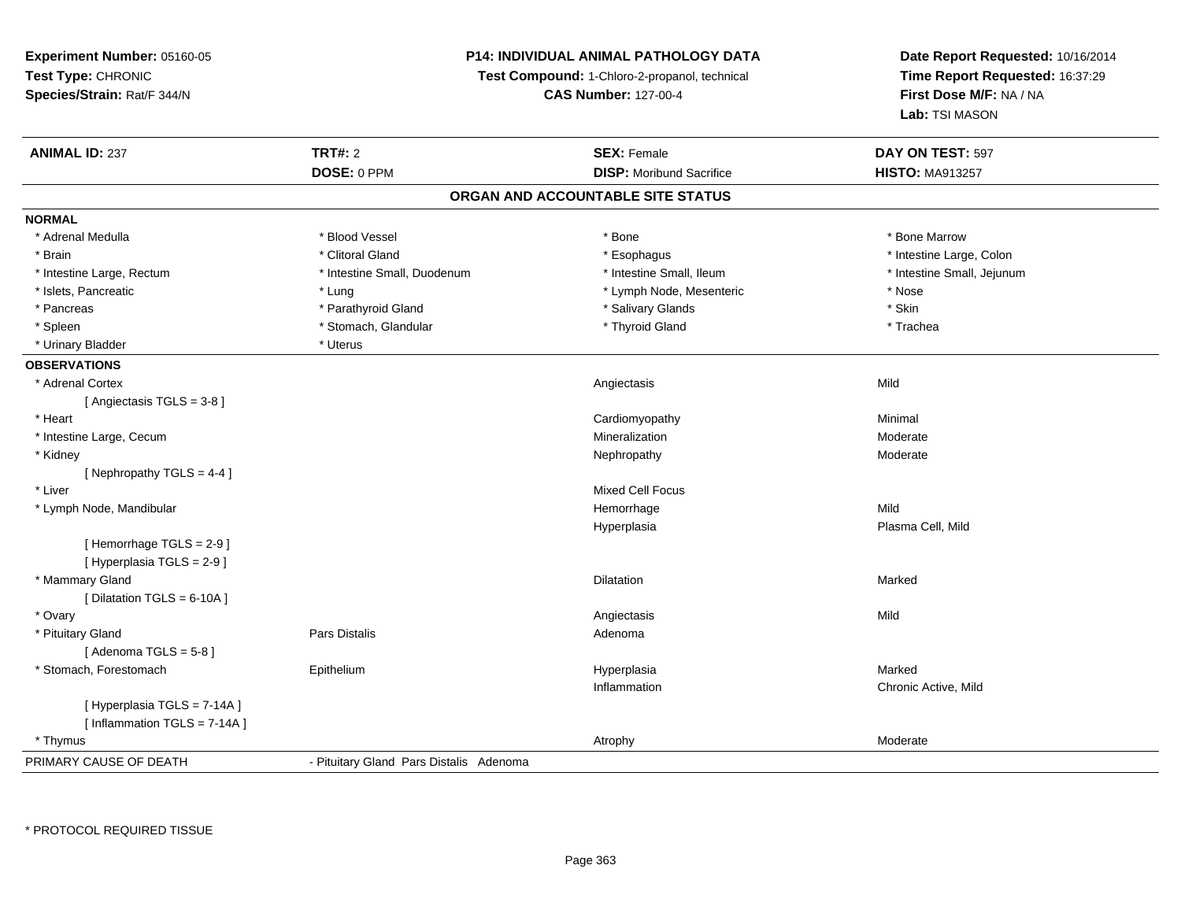**Experiment Number:** 05160-05
**Test Type:** CHRONIC
**Species/Strain:** Rat/F 344/N

**P14: INDIVIDUAL ANIMAL PATHOLOGY DATA**
**Test Compound:** 1-Chloro-2-propanol, technical
**CAS Number:** 127-00-4

**Date Report Requested:** 10/16/2014
**Time Report Requested:** 16:37:29
**First Dose M/F:** NA / NA
**Lab:** TSI MASON

| **ANIMAL ID:** 237 | **TRT#:** 2 | **SEX:** Female | **DAY ON TEST:** 597 |
|---|---|---|---|
| | **DOSE:** 0 PPM | **DISP:** Moribund Sacrifice | **HISTO:** MA913257 |

## ORGAN AND ACCOUNTABLE SITE STATUS

**NORMAL**

| | | | |
|---|---|---|---|
| * Adrenal Medulla | * Blood Vessel | * Bone | * Bone Marrow |
| * Brain | * Clitoral Gland | * Esophagus | * Intestine Large, Colon |
| * Intestine Large, Rectum | * Intestine Small, Duodenum | * Intestine Small, Ileum | * Intestine Small, Jejunum |
| * Islets, Pancreatic | * Lung | * Lymph Node, Mesenteric | * Nose |
| * Pancreas | * Parathyroid Gland | * Salivary Glands | * Skin |
| * Spleen | * Stomach, Glandular | * Thyroid Gland | * Trachea |
| * Urinary Bladder | * Uterus | | |

**OBSERVATIONS**

| | | | |
|---|---|---|---|
| * Adrenal Cortex | | Angiectasis | Mild |
| [ Angiectasis TGLS = 3-8 ] | | | |
| * Heart | | Cardiomyopathy | Minimal |
| * Intestine Large, Cecum | | Mineralization | Moderate |
| * Kidney | | Nephropathy | Moderate |
| [ Nephropathy TGLS = 4-4 ] | | | |
| * Liver | | Mixed Cell Focus | |
| * Lymph Node, Mandibular | | Hemorrhage | Mild |
| | | Hyperplasia | Plasma Cell, Mild |
| [ Hemorrhage TGLS = 2-9 ] | | | |
| [ Hyperplasia TGLS = 2-9 ] | | | |
| * Mammary Gland | | Dilatation | Marked |
| [ Dilatation TGLS = 6-10A ] | | | |
| * Ovary | | Angiectasis | Mild |
| * Pituitary Gland | Pars Distalis | Adenoma | |
| [ Adenoma TGLS = 5-8 ] | | | |
| * Stomach, Forestomach | Epithelium | Hyperplasia | Marked |
| | | Inflammation | Chronic Active, Mild |
| [ Hyperplasia TGLS = 7-14A ] | | | |
| [ Inflammation TGLS = 7-14A ] | | | |
| * Thymus | | Atrophy | Moderate |

| PRIMARY CAUSE OF DEATH | - Pituitary Gland Pars Distalis Adenoma |
|---|---|

\* PROTOCOL REQUIRED TISSUE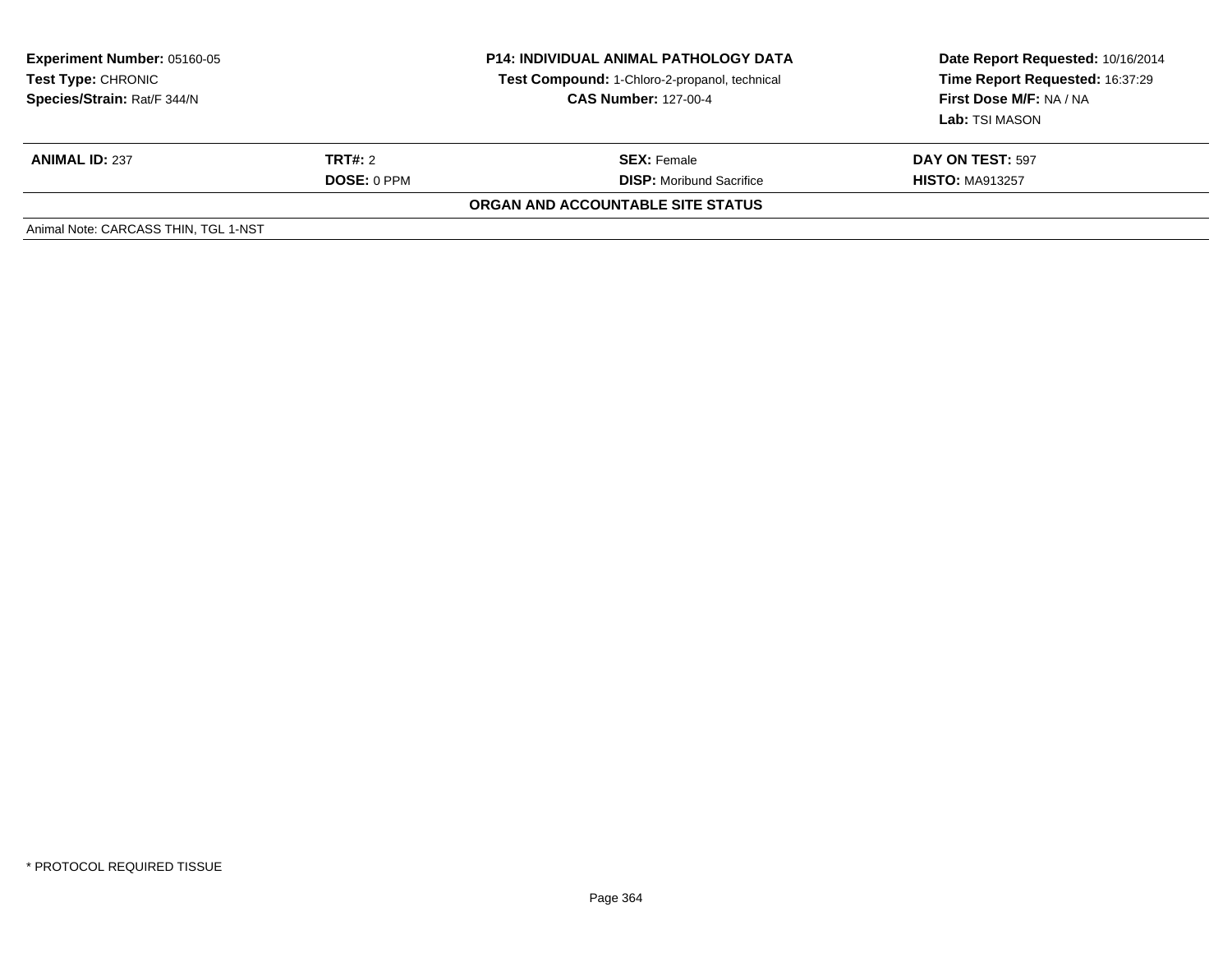**Experiment Number:** 05160-05
**Test Type:** CHRONIC
**Species/Strain:** Rat/F 344/N

**P14: INDIVIDUAL ANIMAL PATHOLOGY DATA**
**Test Compound:** 1-Chloro-2-propanol, technical
**CAS Number:** 127-00-4

**Date Report Requested:** 10/16/2014
**Time Report Requested:** 16:37:29
**First Dose M/F:** NA / NA
**Lab:** TSI MASON

| **ANIMAL ID:** 237 | **TRT#:** 2 | **SEX:** Female | **DAY ON TEST:** 597 |
|---|---|---|---|
| | **DOSE:** 0 PPM | **DISP:** Moribund Sacrifice | **HISTO:** MA913257 |

**ORGAN AND ACCOUNTABLE SITE STATUS**

Animal Note: CARCASS THIN, TGL 1-NST

* PROTOCOL REQUIRED TISSUE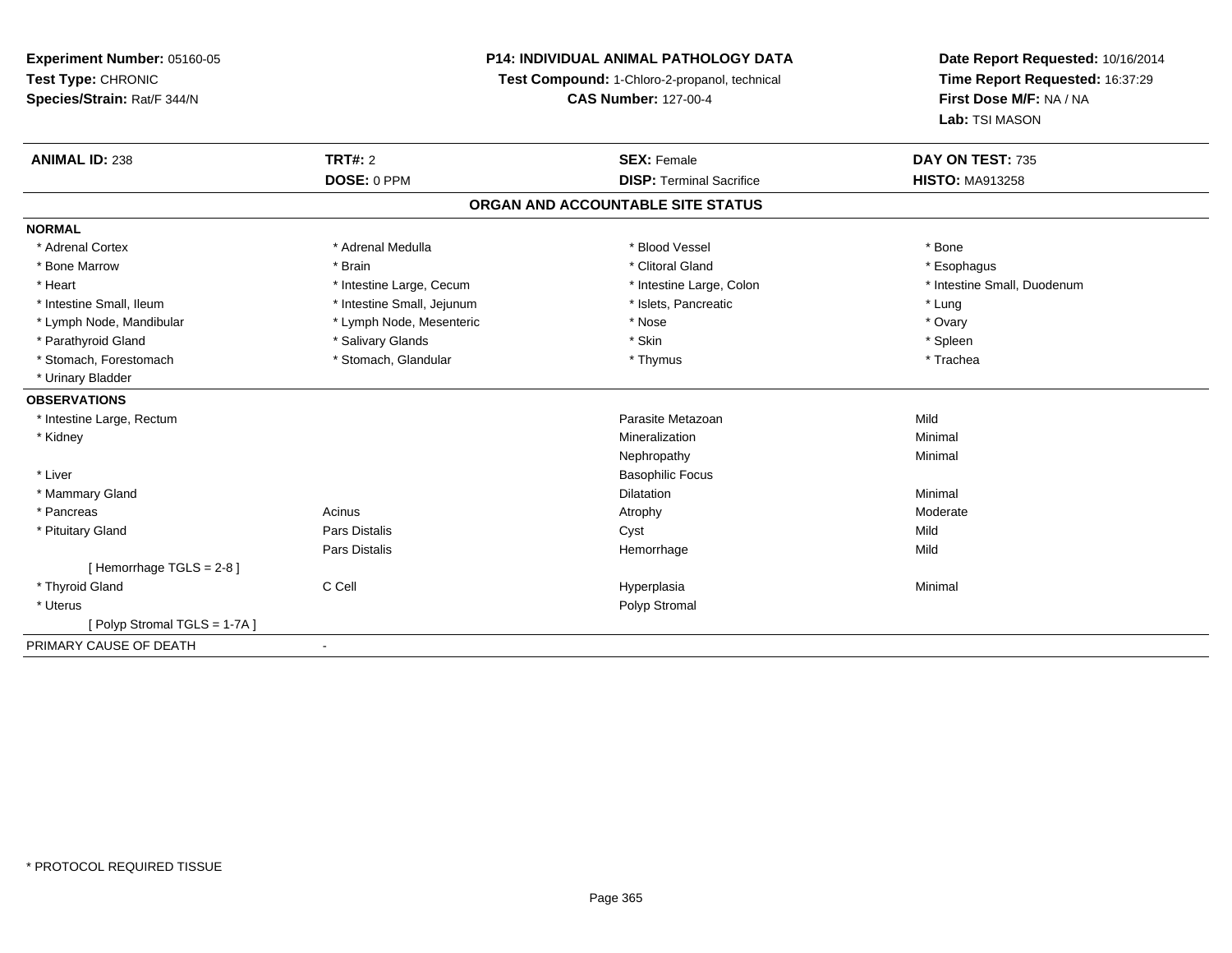**Experiment Number:** 05160-05
**Test Type:** CHRONIC
**Species/Strain:** Rat/F 344/N

**P14: INDIVIDUAL ANIMAL PATHOLOGY DATA**
**Test Compound:** 1-Chloro-2-propanol, technical
**CAS Number:** 127-00-4

**Date Report Requested:** 10/16/2014
**Time Report Requested:** 16:37:29
**First Dose M/F:** NA / NA
**Lab:** TSI MASON

| **ANIMAL ID:** 238 | **TRT#:** 2 | **SEX:** Female | **DAY ON TEST:** 735 |
|---|---|---|---|
| | **DOSE:** 0 PPM | **DISP:** Terminal Sacrifice | **HISTO:** MA913258 |

## ORGAN AND ACCOUNTABLE SITE STATUS

**NORMAL**

| | | | |
|---|---|---|---|
| * Adrenal Cortex | * Adrenal Medulla | * Blood Vessel | * Bone |
| * Bone Marrow | * Brain | * Clitoral Gland | * Esophagus |
| * Heart | * Intestine Large, Cecum | * Intestine Large, Colon | * Intestine Small, Duodenum |
| * Intestine Small, Ileum | * Intestine Small, Jejunum | * Islets, Pancreatic | * Lung |
| * Lymph Node, Mandibular | * Lymph Node, Mesenteric | * Nose | * Ovary |
| * Parathyroid Gland | * Salivary Glands | * Skin | * Spleen |
| * Stomach, Forestomach | * Stomach, Glandular | * Thymus | * Trachea |
| * Urinary Bladder | | | |

**OBSERVATIONS**

| | | | |
|---|---|---|---|
| * Intestine Large, Rectum | | Parasite Metazoan | Mild |
| * Kidney | | Mineralization | Minimal |
| | | Nephropathy | Minimal |
| * Liver | | Basophilic Focus | |
| * Mammary Gland | | Dilatation | Minimal |
| * Pancreas | Acinus | Atrophy | Moderate |
| * Pituitary Gland | Pars Distalis | Cyst | Mild |
| | Pars Distalis | Hemorrhage | Mild |
| [ Hemorrhage TGLS = 2-8 ] | | | |
| * Thyroid Gland | C Cell | Hyperplasia | Minimal |
| * Uterus | | Polyp Stromal | |
| [ Polyp Stromal TGLS = 1-7A ] | | | |

PRIMARY CAUSE OF DEATH -

* PROTOCOL REQUIRED TISSUE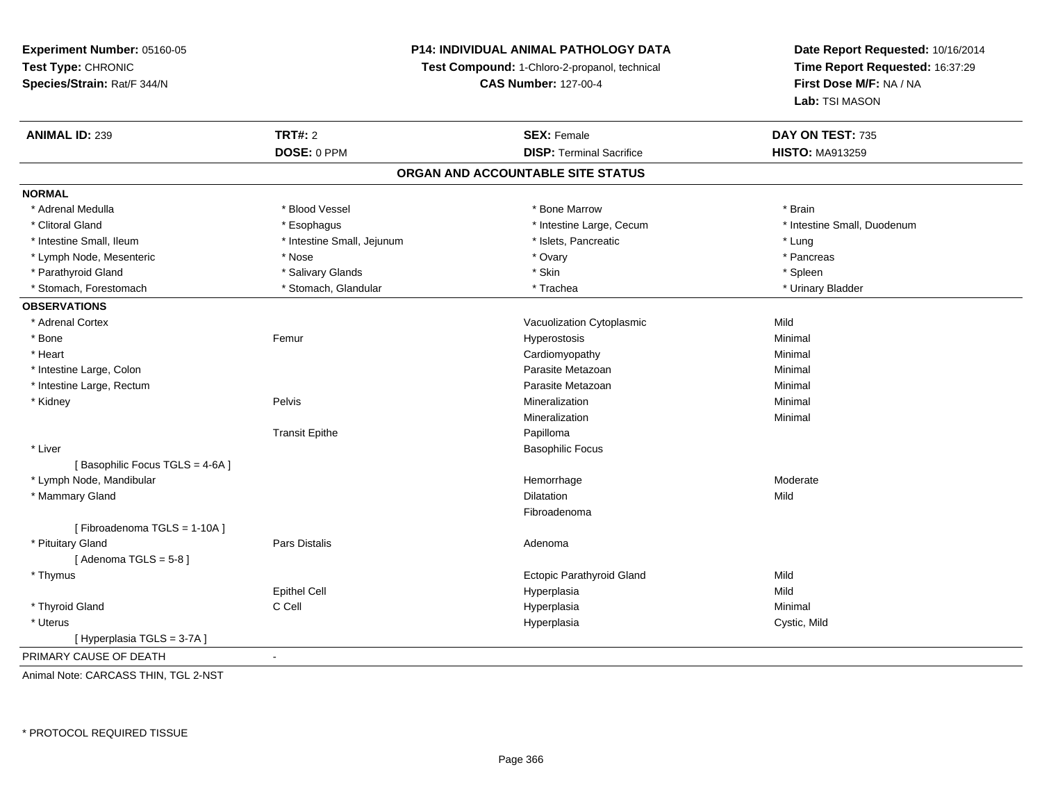**Experiment Number:** 05160-05
**Test Type:** CHRONIC
**Species/Strain:** Rat/F 344/N

**P14: INDIVIDUAL ANIMAL PATHOLOGY DATA**
**Test Compound:** 1-Chloro-2-propanol, technical
**CAS Number:** 127-00-4

**Date Report Requested:** 10/16/2014
**Time Report Requested:** 16:37:29
**First Dose M/F:** NA / NA
**Lab:** TSI MASON

| **ANIMAL ID:** 239 | **TRT#:** 2 | **SEX:** Female | **DAY ON TEST:** 735 |
|---|---|---|---|
| | **DOSE:** 0 PPM | **DISP:** Terminal Sacrifice | **HISTO:** MA913259 |

## ORGAN AND ACCOUNTABLE SITE STATUS

**NORMAL**

| | | | |
|---|---|---|---|
| * Adrenal Medulla | * Blood Vessel | * Bone Marrow | * Brain |
| * Clitoral Gland | * Esophagus | * Intestine Large, Cecum | * Intestine Small, Duodenum |
| * Intestine Small, Ileum | * Intestine Small, Jejunum | * Islets, Pancreatic | * Lung |
| * Lymph Node, Mesenteric | * Nose | * Ovary | * Pancreas |
| * Parathyroid Gland | * Salivary Glands | * Skin | * Spleen |
| * Stomach, Forestomach | * Stomach, Glandular | * Trachea | * Urinary Bladder |

**OBSERVATIONS**

| | | | |
|---|---|---|---|
| * Adrenal Cortex | | Vacuolization Cytoplasmic | Mild |
| * Bone | Femur | Hyperostosis | Minimal |
| * Heart | | Cardiomyopathy | Minimal |
| * Intestine Large, Colon | | Parasite Metazoan | Minimal |
| * Intestine Large, Rectum | | Parasite Metazoan | Minimal |
| * Kidney | Pelvis | Mineralization | Minimal |
| | | Mineralization | Minimal |
| | Transit Epithe | Papilloma | |
| * Liver | | Basophilic Focus | |
| [ Basophilic Focus TGLS = 4-6A ] | | | |
| * Lymph Node, Mandibular | | Hemorrhage | Moderate |
| * Mammary Gland | | Dilatation | Mild |
| | | Fibroadenoma | |
| [ Fibroadenoma TGLS = 1-10A ] | | | |
| * Pituitary Gland | Pars Distalis | Adenoma | |
| [ Adenoma TGLS = 5-8 ] | | | |
| * Thymus | | Ectopic Parathyroid Gland | Mild |
| | Epithel Cell | Hyperplasia | Mild |
| * Thyroid Gland | C Cell | Hyperplasia | Minimal |
| * Uterus | | Hyperplasia | Cystic, Mild |
| [ Hyperplasia TGLS = 3-7A ] | | | |

PRIMARY CAUSE OF DEATH -

Animal Note: CARCASS THIN, TGL 2-NST

* PROTOCOL REQUIRED TISSUE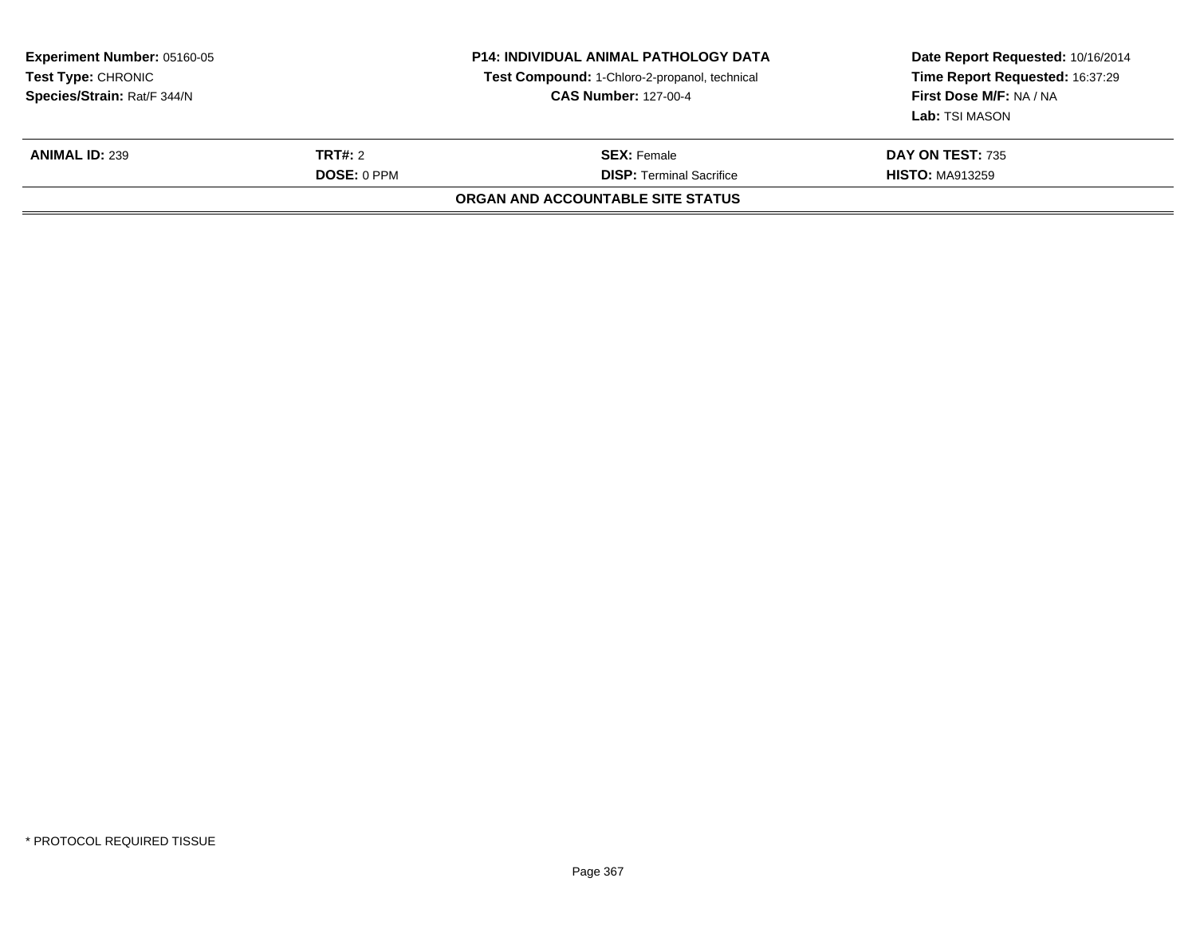**Experiment Number:** 05160-05
**Test Type:** CHRONIC
**Species/Strain:** Rat/F 344/N

**P14: INDIVIDUAL ANIMAL PATHOLOGY DATA**
**Test Compound:** 1-Chloro-2-propanol, technical
**CAS Number:** 127-00-4

**Date Report Requested:** 10/16/2014
**Time Report Requested:** 16:37:29
**First Dose M/F:** NA / NA
**Lab:** TSI MASON

| **ANIMAL ID:** 239 | **TRT#:** 2 | **SEX:** Female | **DAY ON TEST:** 735 |
|---|---|---|---|
| | **DOSE:** 0 PPM | **DISP:** Terminal Sacrifice | **HISTO:** MA913259 |

**ORGAN AND ACCOUNTABLE SITE STATUS**

* PROTOCOL REQUIRED TISSUE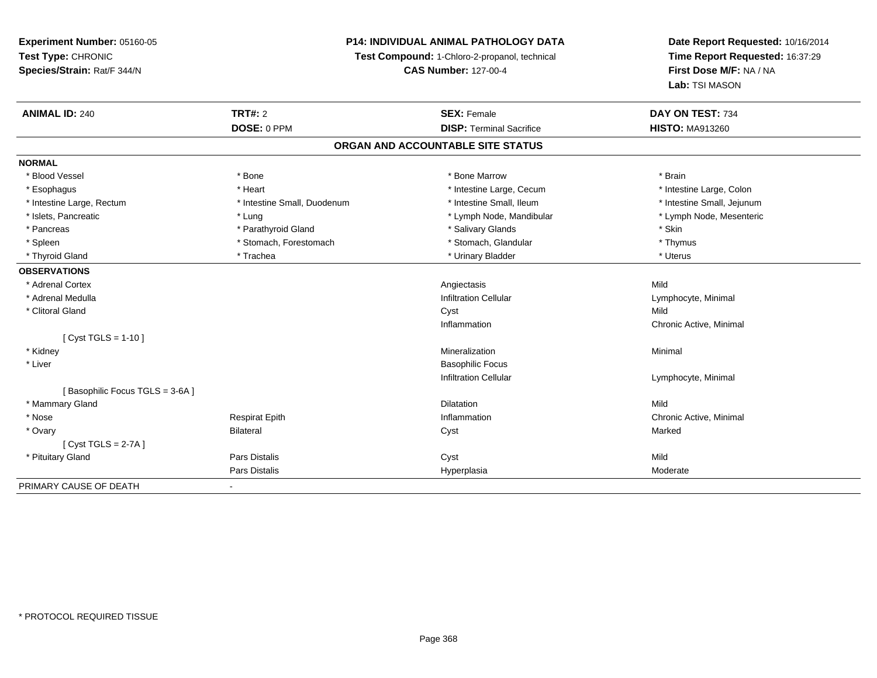**Experiment Number:** 05160-05
**Test Type:** CHRONIC
**Species/Strain:** Rat/F 344/N

**P14: INDIVIDUAL ANIMAL PATHOLOGY DATA**
**Test Compound:** 1-Chloro-2-propanol, technical
**CAS Number:** 127-00-4

**Date Report Requested:** 10/16/2014
**Time Report Requested:** 16:37:29
**First Dose M/F:** NA / NA
**Lab:** TSI MASON

| **ANIMAL ID:** 240 | **TRT#:** 2 | **SEX:** Female | **DAY ON TEST:** 734 |
|---|---|---|---|
| | **DOSE:** 0 PPM | **DISP:** Terminal Sacrifice | **HISTO:** MA913260 |

## ORGAN AND ACCOUNTABLE SITE STATUS

**NORMAL**

| | | | |
|---|---|---|---|
| * Blood Vessel | * Bone | * Bone Marrow | * Brain |
| * Esophagus | * Heart | * Intestine Large, Cecum | * Intestine Large, Colon |
| * Intestine Large, Rectum | * Intestine Small, Duodenum | * Intestine Small, Ileum | * Intestine Small, Jejunum |
| * Islets, Pancreatic | * Lung | * Lymph Node, Mandibular | * Lymph Node, Mesenteric |
| * Pancreas | * Parathyroid Gland | * Salivary Glands | * Skin |
| * Spleen | * Stomach, Forestomach | * Stomach, Glandular | * Thymus |
| * Thyroid Gland | * Trachea | * Urinary Bladder | * Uterus |

**OBSERVATIONS**

| | | | |
|---|---|---|---|
| * Adrenal Cortex | | Angiectasis | Mild |
| * Adrenal Medulla | | Infiltration Cellular | Lymphocyte, Minimal |
| * Clitoral Gland | | Cyst | Mild |
| | | Inflammation | Chronic Active, Minimal |
| [ Cyst TGLS = 1-10 ] | | | |
| * Kidney | | Mineralization | Minimal |
| * Liver | | Basophilic Focus | |
| | | Infiltration Cellular | Lymphocyte, Minimal |
| [ Basophilic Focus TGLS = 3-6A ] | | | |
| * Mammary Gland | | Dilatation | Mild |
| * Nose | Respirat Epith | Inflammation | Chronic Active, Minimal |
| * Ovary | Bilateral | Cyst | Marked |
| [ Cyst TGLS = 2-7A ] | | | |
| * Pituitary Gland | Pars Distalis | Cyst | Mild |
| | Pars Distalis | Hyperplasia | Moderate |

PRIMARY CAUSE OF DEATH -

* PROTOCOL REQUIRED TISSUE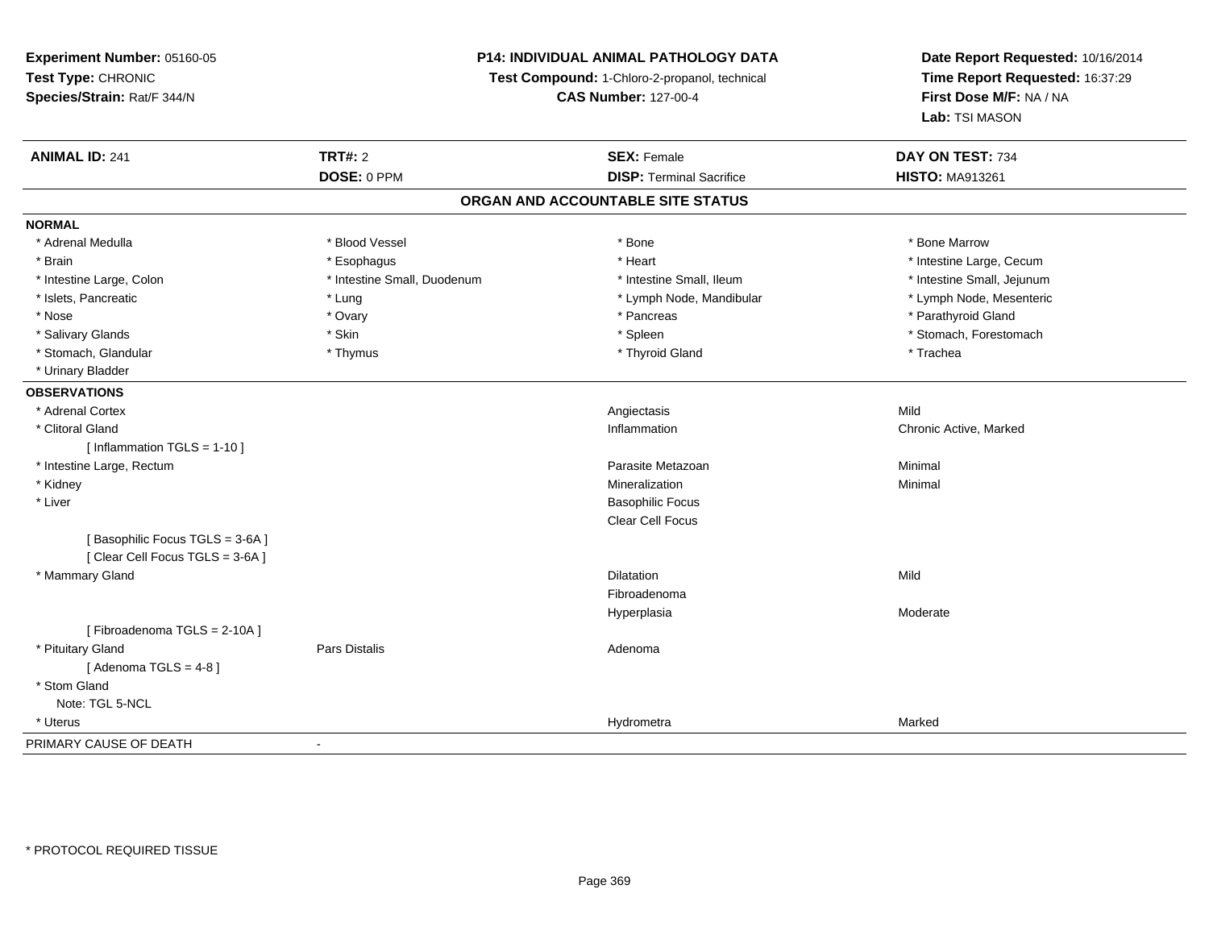**Experiment Number:** 05160-05
**Test Type:** CHRONIC
**Species/Strain:** Rat/F 344/N

**P14: INDIVIDUAL ANIMAL PATHOLOGY DATA**
**Test Compound:** 1-Chloro-2-propanol, technical
**CAS Number:** 127-00-4

**Date Report Requested:** 10/16/2014
**Time Report Requested:** 16:37:29
**First Dose M/F:** NA / NA
**Lab:** TSI MASON

| **ANIMAL ID:** 241 | **TRT#:** 2 | **SEX:** Female | **DAY ON TEST:** 734 |
|---|---|---|---|
| | **DOSE:** 0 PPM | **DISP:** Terminal Sacrifice | **HISTO:** MA913261 |

## ORGAN AND ACCOUNTABLE SITE STATUS

**NORMAL**

| | | | |
|---|---|---|---|
| * Adrenal Medulla | * Blood Vessel | * Bone | * Bone Marrow |
| * Brain | * Esophagus | * Heart | * Intestine Large, Cecum |
| * Intestine Large, Colon | * Intestine Small, Duodenum | * Intestine Small, Ileum | * Intestine Small, Jejunum |
| * Islets, Pancreatic | * Lung | * Lymph Node, Mandibular | * Lymph Node, Mesenteric |
| * Nose | * Ovary | * Pancreas | * Parathyroid Gland |
| * Salivary Glands | * Skin | * Spleen | * Stomach, Forestomach |
| * Stomach, Glandular | * Thymus | * Thyroid Gland | * Trachea |
| * Urinary Bladder | | | |

**OBSERVATIONS**

| | | | |
|---|---|---|---|
| * Adrenal Cortex | | Angiectasis | Mild |
| * Clitoral Gland | | Inflammation | Chronic Active, Marked |
| [ Inflammation TGLS = 1-10 ] | | | |
| * Intestine Large, Rectum | | Parasite Metazoan | Minimal |
| * Kidney | | Mineralization | Minimal |
| * Liver | | Basophilic Focus | |
| | | Clear Cell Focus | |
| [ Basophilic Focus TGLS = 3-6A ] | | | |
| [ Clear Cell Focus TGLS = 3-6A ] | | | |
| * Mammary Gland | | Dilatation | Mild |
| | | Fibroadenoma | |
| | | Hyperplasia | Moderate |
| [ Fibroadenoma TGLS = 2-10A ] | | | |
| * Pituitary Gland | Pars Distalis | Adenoma | |
| [ Adenoma TGLS = 4-8 ] | | | |
| * Stom Gland | | | |
| Note: TGL 5-NCL | | | |
| * Uterus | | Hydrometra | Marked |

PRIMARY CAUSE OF DEATH -

* PROTOCOL REQUIRED TISSUE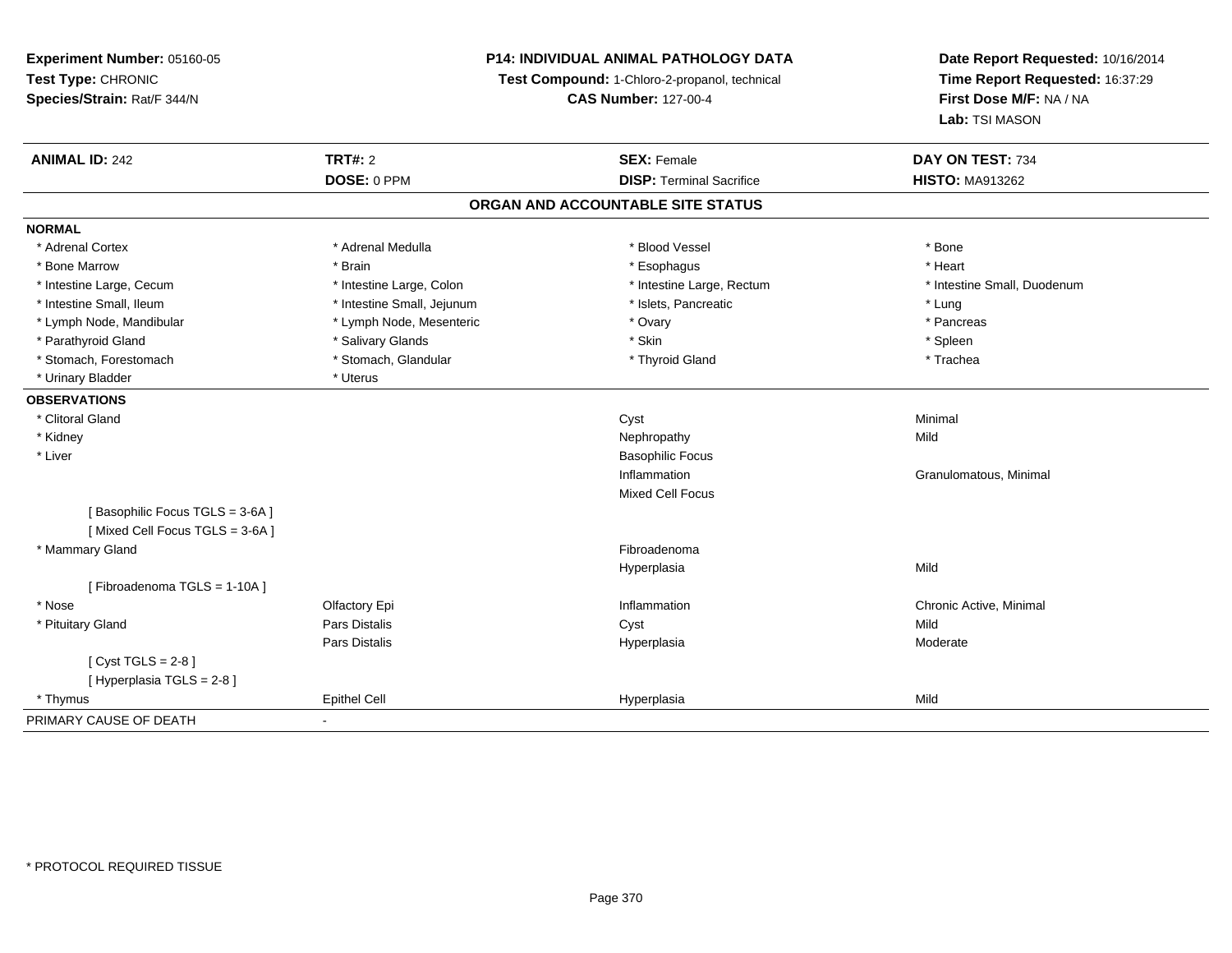**Experiment Number:** 05160-05
**Test Type:** CHRONIC
**Species/Strain:** Rat/F 344/N

**P14: INDIVIDUAL ANIMAL PATHOLOGY DATA**
**Test Compound:** 1-Chloro-2-propanol, technical
**CAS Number:** 127-00-4

**Date Report Requested:** 10/16/2014
**Time Report Requested:** 16:37:29
**First Dose M/F:** NA / NA
**Lab:** TSI MASON

| **ANIMAL ID:** 242 | **TRT#:** 2 | **SEX:** Female | **DAY ON TEST:** 734 |
|---|---|---|---|
| | **DOSE:** 0 PPM | **DISP:** Terminal Sacrifice | **HISTO:** MA913262 |

## ORGAN AND ACCOUNTABLE SITE STATUS

**NORMAL**

| | | | |
|---|---|---|---|
| * Adrenal Cortex | * Adrenal Medulla | * Blood Vessel | * Bone |
| * Bone Marrow | * Brain | * Esophagus | * Heart |
| * Intestine Large, Cecum | * Intestine Large, Colon | * Intestine Large, Rectum | * Intestine Small, Duodenum |
| * Intestine Small, Ileum | * Intestine Small, Jejunum | * Islets, Pancreatic | * Lung |
| * Lymph Node, Mandibular | * Lymph Node, Mesenteric | * Ovary | * Pancreas |
| * Parathyroid Gland | * Salivary Glands | * Skin | * Spleen |
| * Stomach, Forestomach | * Stomach, Glandular | * Thyroid Gland | * Trachea |
| * Urinary Bladder | * Uterus | | |

**OBSERVATIONS**

| | | | |
|---|---|---|---|
| * Clitoral Gland | | Cyst | Minimal |
| * Kidney | | Nephropathy | Mild |
| * Liver | | Basophilic Focus | |
| | | Inflammation | Granulomatous, Minimal |
| | | Mixed Cell Focus | |
| [ Basophilic Focus TGLS = 3-6A ] | | | |
| [ Mixed Cell Focus TGLS = 3-6A ] | | | |
| * Mammary Gland | | Fibroadenoma | |
| | | Hyperplasia | Mild |
| [ Fibroadenoma TGLS = 1-10A ] | | | |
| * Nose | Olfactory Epi | Inflammation | Chronic Active, Minimal |
| * Pituitary Gland | Pars Distalis | Cyst | Mild |
| | Pars Distalis | Hyperplasia | Moderate |
| [ Cyst TGLS = 2-8 ] | | | |
| [ Hyperplasia TGLS = 2-8 ] | | | |
| * Thymus | Epithel Cell | Hyperplasia | Mild |

PRIMARY CAUSE OF DEATH -

* PROTOCOL REQUIRED TISSUE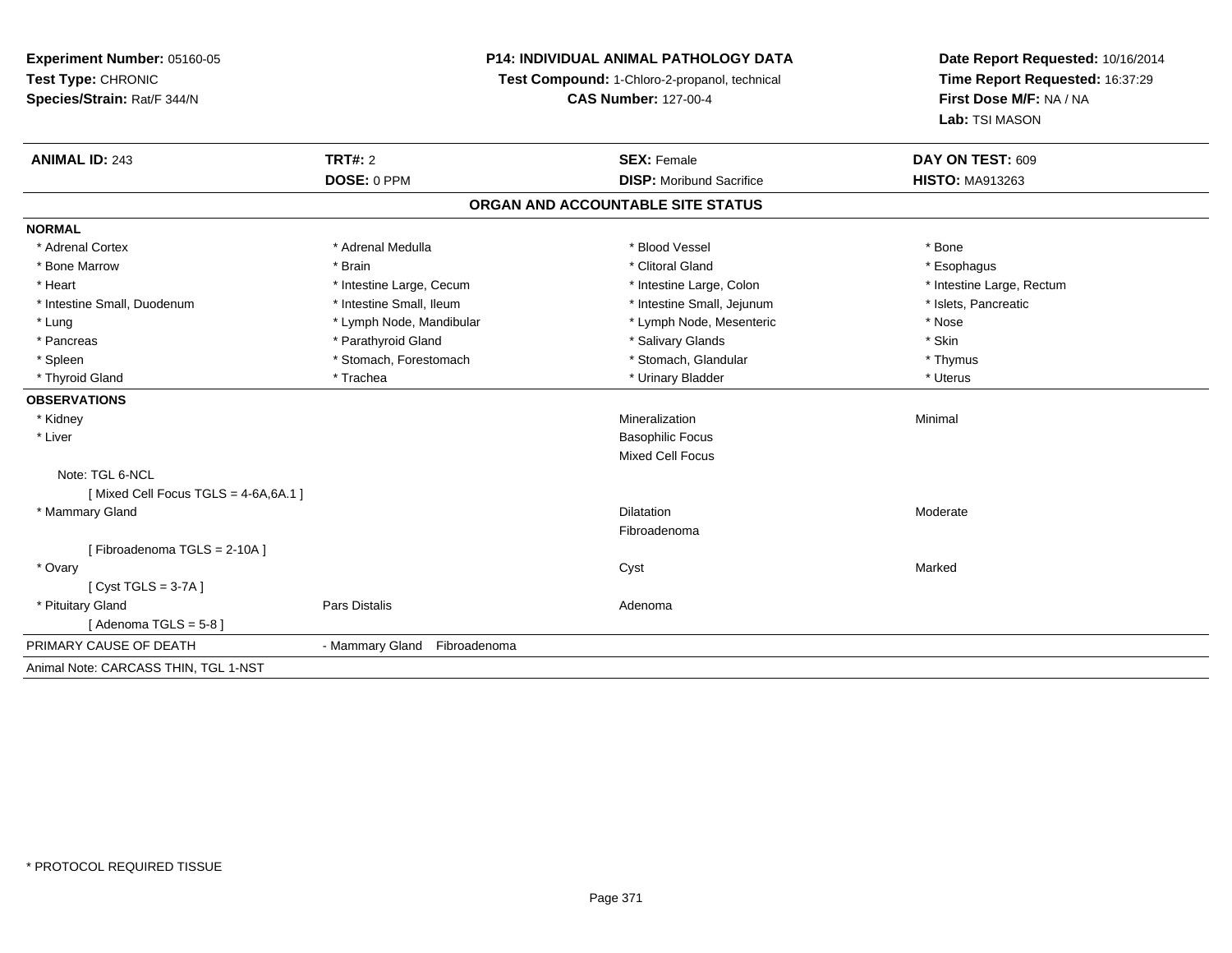**Experiment Number:** 05160-05
**Test Type:** CHRONIC
**Species/Strain:** Rat/F 344/N

**P14: INDIVIDUAL ANIMAL PATHOLOGY DATA**
**Test Compound:** 1-Chloro-2-propanol, technical
**CAS Number:** 127-00-4

**Date Report Requested:** 10/16/2014
**Time Report Requested:** 16:37:29
**First Dose M/F:** NA / NA
**Lab:** TSI MASON

| **ANIMAL ID:** 243 | **TRT#:** 2 | **SEX:** Female | **DAY ON TEST:** 609 |
|---|---|---|---|
| | **DOSE:** 0 PPM | **DISP:** Moribund Sacrifice | **HISTO:** MA913263 |

## ORGAN AND ACCOUNTABLE SITE STATUS

**NORMAL**

| | | | |
|---|---|---|---|
| * Adrenal Cortex | * Adrenal Medulla | * Blood Vessel | * Bone |
| * Bone Marrow | * Brain | * Clitoral Gland | * Esophagus |
| * Heart | * Intestine Large, Cecum | * Intestine Large, Colon | * Intestine Large, Rectum |
| * Intestine Small, Duodenum | * Intestine Small, Ileum | * Intestine Small, Jejunum | * Islets, Pancreatic |
| * Lung | * Lymph Node, Mandibular | * Lymph Node, Mesenteric | * Nose |
| * Pancreas | * Parathyroid Gland | * Salivary Glands | * Skin |
| * Spleen | * Stomach, Forestomach | * Stomach, Glandular | * Thymus |
| * Thyroid Gland | * Trachea | * Urinary Bladder | * Uterus |

**OBSERVATIONS**

| | | | |
|---|---|---|---|
| * Kidney | | Mineralization | Minimal |
| * Liver | | Basophilic Focus | |
| | | Mixed Cell Focus | |
| Note: TGL 6-NCL | | | |
| [ Mixed Cell Focus TGLS = 4-6A,6A.1 ] | | | |
| * Mammary Gland | | Dilatation | Moderate |
| | | Fibroadenoma | |
| [ Fibroadenoma TGLS = 2-10A ] | | | |
| * Ovary | | Cyst | Marked |
| [ Cyst TGLS = 3-7A ] | | | |
| * Pituitary Gland | Pars Distalis | Adenoma | |
| [ Adenoma TGLS = 5-8 ] | | | |

PRIMARY CAUSE OF DEATH - Mammary Gland Fibroadenoma

Animal Note: CARCASS THIN, TGL 1-NST

* PROTOCOL REQUIRED TISSUE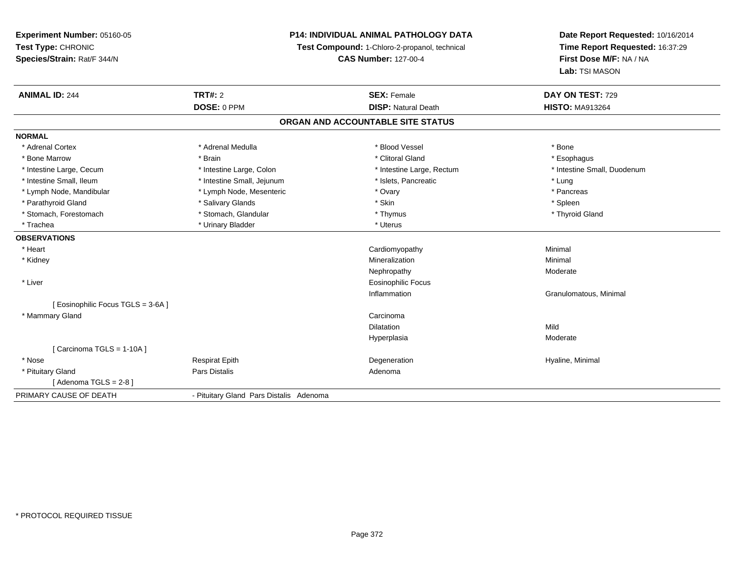**Experiment Number:** 05160-05
**Test Type:** CHRONIC
**Species/Strain:** Rat/F 344/N

**P14: INDIVIDUAL ANIMAL PATHOLOGY DATA**
**Test Compound:** 1-Chloro-2-propanol, technical
**CAS Number:** 127-00-4

**Date Report Requested:** 10/16/2014
**Time Report Requested:** 16:37:29
**First Dose M/F:** NA / NA
**Lab:** TSI MASON

| **ANIMAL ID:** 244 | **TRT#:** 2 | **SEX:** Female | **DAY ON TEST:** 729 |
|---|---|---|---|
| | **DOSE:** 0 PPM | **DISP:** Natural Death | **HISTO:** MA913264 |

## ORGAN AND ACCOUNTABLE SITE STATUS

**NORMAL**

| | | | |
|---|---|---|---|
| * Adrenal Cortex | * Adrenal Medulla | * Blood Vessel | * Bone |
| * Bone Marrow | * Brain | * Clitoral Gland | * Esophagus |
| * Intestine Large, Cecum | * Intestine Large, Colon | * Intestine Large, Rectum | * Intestine Small, Duodenum |
| * Intestine Small, Ileum | * Intestine Small, Jejunum | * Islets, Pancreatic | * Lung |
| * Lymph Node, Mandibular | * Lymph Node, Mesenteric | * Ovary | * Pancreas |
| * Parathyroid Gland | * Salivary Glands | * Skin | * Spleen |
| * Stomach, Forestomach | * Stomach, Glandular | * Thymus | * Thyroid Gland |
| * Trachea | * Urinary Bladder | * Uterus | |

**OBSERVATIONS**

| | | | |
|---|---|---|---|
| * Heart | | Cardiomyopathy | Minimal |
| * Kidney | | Mineralization | Minimal |
| | | Nephropathy | Moderate |
| * Liver | | Eosinophilic Focus | |
| | | Inflammation | Granulomatous, Minimal |
| [ Eosinophilic Focus TGLS = 3-6A ] | | | |
| * Mammary Gland | | Carcinoma | |
| | | Dilatation | Mild |
| | | Hyperplasia | Moderate |
| [ Carcinoma TGLS = 1-10A ] | | | |
| * Nose | Respirat Epith | Degeneration | Hyaline, Minimal |
| * Pituitary Gland | Pars Distalis | Adenoma | |
| [ Adenoma TGLS = 2-8 ] | | | |

PRIMARY CAUSE OF DEATH - Pituitary Gland Pars Distalis Adenoma

* PROTOCOL REQUIRED TISSUE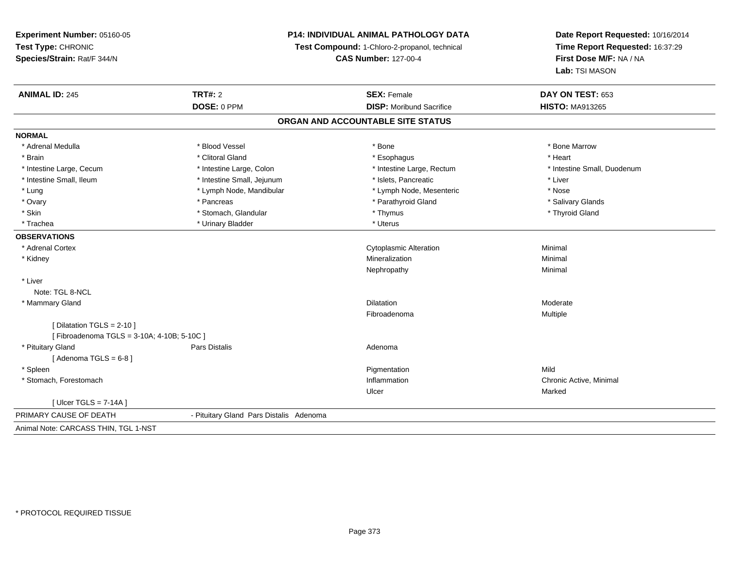**Experiment Number:** 05160-05
**Test Type:** CHRONIC
**Species/Strain:** Rat/F 344/N

**P14: INDIVIDUAL ANIMAL PATHOLOGY DATA**
**Test Compound:** 1-Chloro-2-propanol, technical
**CAS Number:** 127-00-4

**Date Report Requested:** 10/16/2014
**Time Report Requested:** 16:37:29
**First Dose M/F:** NA / NA
**Lab:** TSI MASON

| **ANIMAL ID:** 245 | **TRT#:** 2 | **SEX:** Female | **DAY ON TEST:** 653 |
|---|---|---|---|
| | **DOSE:** 0 PPM | **DISP:** Moribund Sacrifice | **HISTO:** MA913265 |

## ORGAN AND ACCOUNTABLE SITE STATUS

**NORMAL**

| | | | |
|---|---|---|---|
| * Adrenal Medulla | * Blood Vessel | * Bone | * Bone Marrow |
| * Brain | * Clitoral Gland | * Esophagus | * Heart |
| * Intestine Large, Cecum | * Intestine Large, Colon | * Intestine Large, Rectum | * Intestine Small, Duodenum |
| * Intestine Small, Ileum | * Intestine Small, Jejunum | * Islets, Pancreatic | * Liver |
| * Lung | * Lymph Node, Mandibular | * Lymph Node, Mesenteric | * Nose |
| * Ovary | * Pancreas | * Parathyroid Gland | * Salivary Glands |
| * Skin | * Stomach, Glandular | * Thymus | * Thyroid Gland |
| * Trachea | * Urinary Bladder | * Uterus | |

**OBSERVATIONS**

| | | | |
|---|---|---|---|
| * Adrenal Cortex | | Cytoplasmic Alteration | Minimal |
| * Kidney | | Mineralization | Minimal |
| | | Nephropathy | Minimal |
| * Liver | | | |
| Note: TGL 8-NCL | | | |
| * Mammary Gland | | Dilatation | Moderate |
| | | Fibroadenoma | Multiple |
| [ Dilatation TGLS = 2-10 ] | | | |
| [ Fibroadenoma TGLS = 3-10A; 4-10B; 5-10C ] | | | |
| * Pituitary Gland | Pars Distalis | Adenoma | |
| [ Adenoma TGLS = 6-8 ] | | | |
| * Spleen | | Pigmentation | Mild |
| * Stomach, Forestomach | | Inflammation | Chronic Active, Minimal |
| | | Ulcer | Marked |
| [ Ulcer TGLS = 7-14A ] | | | |

PRIMARY CAUSE OF DEATH - Pituitary Gland Pars Distalis Adenoma

Animal Note: CARCASS THIN, TGL 1-NST

* PROTOCOL REQUIRED TISSUE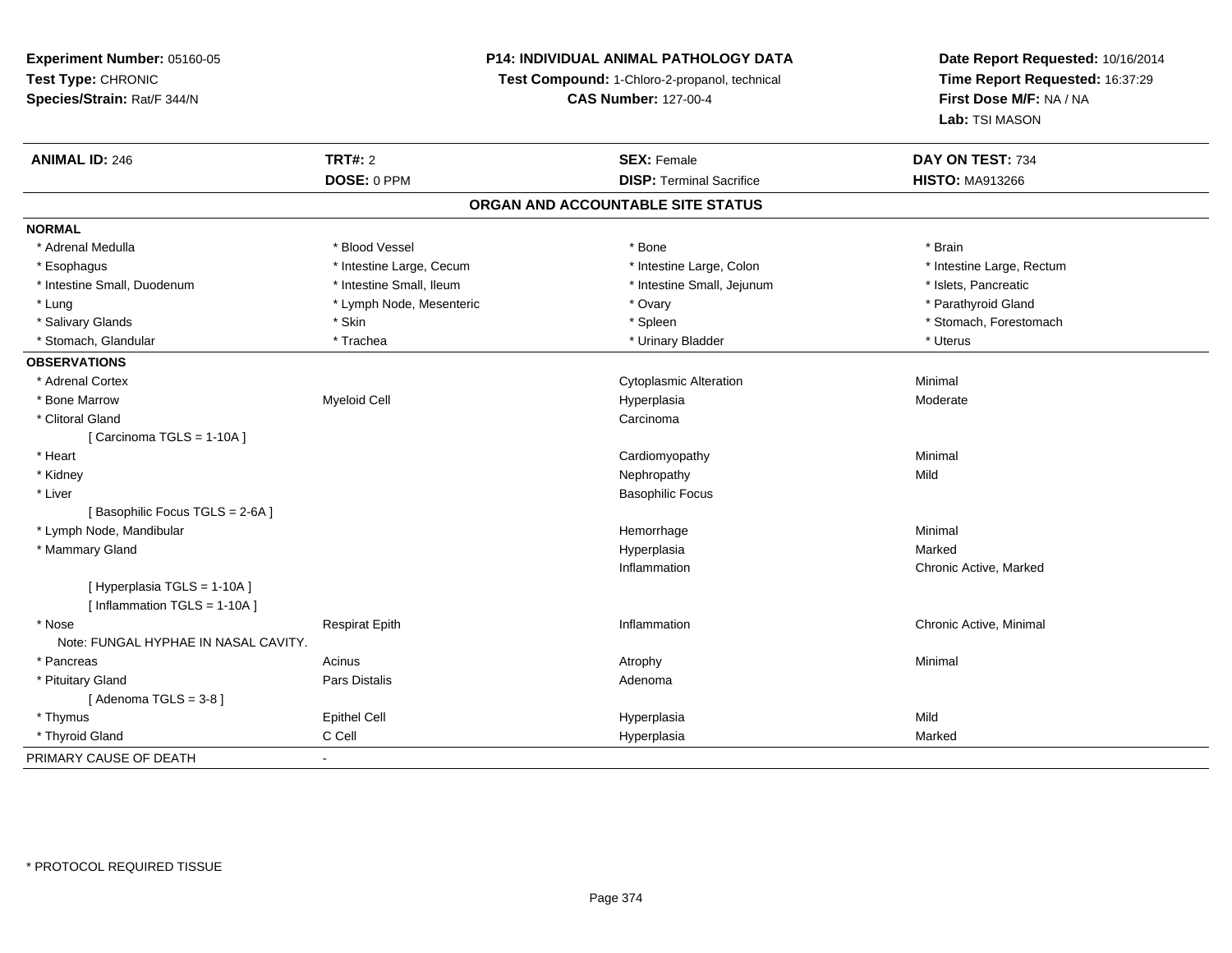**Experiment Number:** 05160-05
**Test Type:** CHRONIC
**Species/Strain:** Rat/F 344/N

**P14: INDIVIDUAL ANIMAL PATHOLOGY DATA**
**Test Compound:** 1-Chloro-2-propanol, technical
**CAS Number:** 127-00-4

**Date Report Requested:** 10/16/2014
**Time Report Requested:** 16:37:29
**First Dose M/F:** NA / NA
**Lab:** TSI MASON

| **ANIMAL ID:** 246 | **TRT#:** 2 | **SEX:** Female | **DAY ON TEST:** 734 |
|---|---|---|---|
| | **DOSE:** 0 PPM | **DISP:** Terminal Sacrifice | **HISTO:** MA913266 |

## ORGAN AND ACCOUNTABLE SITE STATUS

**NORMAL**

| | | | |
|---|---|---|---|
| * Adrenal Medulla | * Blood Vessel | * Bone | * Brain |
| * Esophagus | * Intestine Large, Cecum | * Intestine Large, Colon | * Intestine Large, Rectum |
| * Intestine Small, Duodenum | * Intestine Small, Ileum | * Intestine Small, Jejunum | * Islets, Pancreatic |
| * Lung | * Lymph Node, Mesenteric | * Ovary | * Parathyroid Gland |
| * Salivary Glands | * Skin | * Spleen | * Stomach, Forestomach |
| * Stomach, Glandular | * Trachea | * Urinary Bladder | * Uterus |

**OBSERVATIONS**

| | | | |
|---|---|---|---|
| * Adrenal Cortex | | Cytoplasmic Alteration | Minimal |
| * Bone Marrow | Myeloid Cell | Hyperplasia | Moderate |
| * Clitoral Gland | | Carcinoma | |
| [ Carcinoma TGLS = 1-10A ] | | | |
| * Heart | | Cardiomyopathy | Minimal |
| * Kidney | | Nephropathy | Mild |
| * Liver | | Basophilic Focus | |
| [ Basophilic Focus TGLS = 2-6A ] | | | |
| * Lymph Node, Mandibular | | Hemorrhage | Minimal |
| * Mammary Gland | | Hyperplasia | Marked |
| | | Inflammation | Chronic Active, Marked |
| [ Hyperplasia TGLS = 1-10A ] | | | |
| [ Inflammation TGLS = 1-10A ] | | | |
| * Nose | Respirat Epith | Inflammation | Chronic Active, Minimal |
| Note: FUNGAL HYPHAE IN NASAL CAVITY. | | | |
| * Pancreas | Acinus | Atrophy | Minimal |
| * Pituitary Gland | Pars Distalis | Adenoma | |
| [ Adenoma TGLS = 3-8 ] | | | |
| * Thymus | Epithel Cell | Hyperplasia | Mild |
| * Thyroid Gland | C Cell | Hyperplasia | Marked |

PRIMARY CAUSE OF DEATH -

* PROTOCOL REQUIRED TISSUE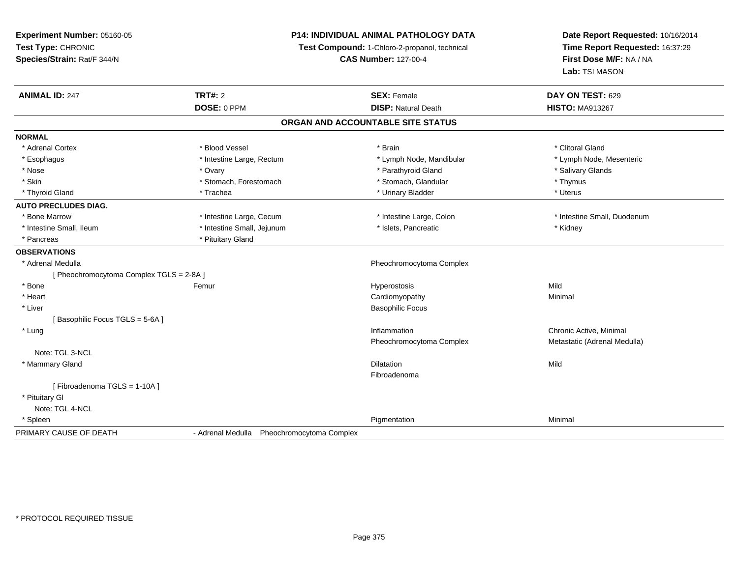**Experiment Number:** 05160-05
**Test Type:** CHRONIC
**Species/Strain:** Rat/F 344/N

**P14: INDIVIDUAL ANIMAL PATHOLOGY DATA**
**Test Compound:** 1-Chloro-2-propanol, technical
**CAS Number:** 127-00-4

**Date Report Requested:** 10/16/2014
**Time Report Requested:** 16:37:29
**First Dose M/F:** NA / NA
**Lab:** TSI MASON

| **ANIMAL ID:** 247 | **TRT#:** 2 | **SEX:** Female | **DAY ON TEST:** 629 |
|---|---|---|---|
| | **DOSE:** 0 PPM | **DISP:** Natural Death | **HISTO:** MA913267 |

## ORGAN AND ACCOUNTABLE SITE STATUS

**NORMAL**

| | | | |
|---|---|---|---|
| * Adrenal Cortex | * Blood Vessel | * Brain | * Clitoral Gland |
| * Esophagus | * Intestine Large, Rectum | * Lymph Node, Mandibular | * Lymph Node, Mesenteric |
| * Nose | * Ovary | * Parathyroid Gland | * Salivary Glands |
| * Skin | * Stomach, Forestomach | * Stomach, Glandular | * Thymus |
| * Thyroid Gland | * Trachea | * Urinary Bladder | * Uterus |

**AUTO PRECLUDES DIAG.**

| | | | |
|---|---|---|---|
| * Bone Marrow | * Intestine Large, Cecum | * Intestine Large, Colon | * Intestine Small, Duodenum |
| * Intestine Small, Ileum | * Intestine Small, Jejunum | * Islets, Pancreatic | * Kidney |
| * Pancreas | * Pituitary Gland | | |

**OBSERVATIONS**

| | | | |
|---|---|---|---|
| * Adrenal Medulla | | Pheochromocytoma Complex | |
| [ Pheochromocytoma Complex TGLS = 2-8A ] | | | |
| * Bone | Femur | Hyperostosis | Mild |
| * Heart | | Cardiomyopathy | Minimal |
| * Liver | | Basophilic Focus | |
| [ Basophilic Focus TGLS = 5-6A ] | | | |
| * Lung | | Inflammation | Chronic Active, Minimal |
| | | Pheochromocytoma Complex | Metastatic (Adrenal Medulla) |
| Note: TGL 3-NCL | | | |
| * Mammary Gland | | Dilatation | Mild |
| | | Fibroadenoma | |
| [ Fibroadenoma TGLS = 1-10A ] | | | |
| * Pituitary Gl | | | |
| Note: TGL 4-NCL | | | |
| * Spleen | | Pigmentation | Minimal |

PRIMARY CAUSE OF DEATH - Adrenal Medulla Pheochromocytoma Complex

* PROTOCOL REQUIRED TISSUE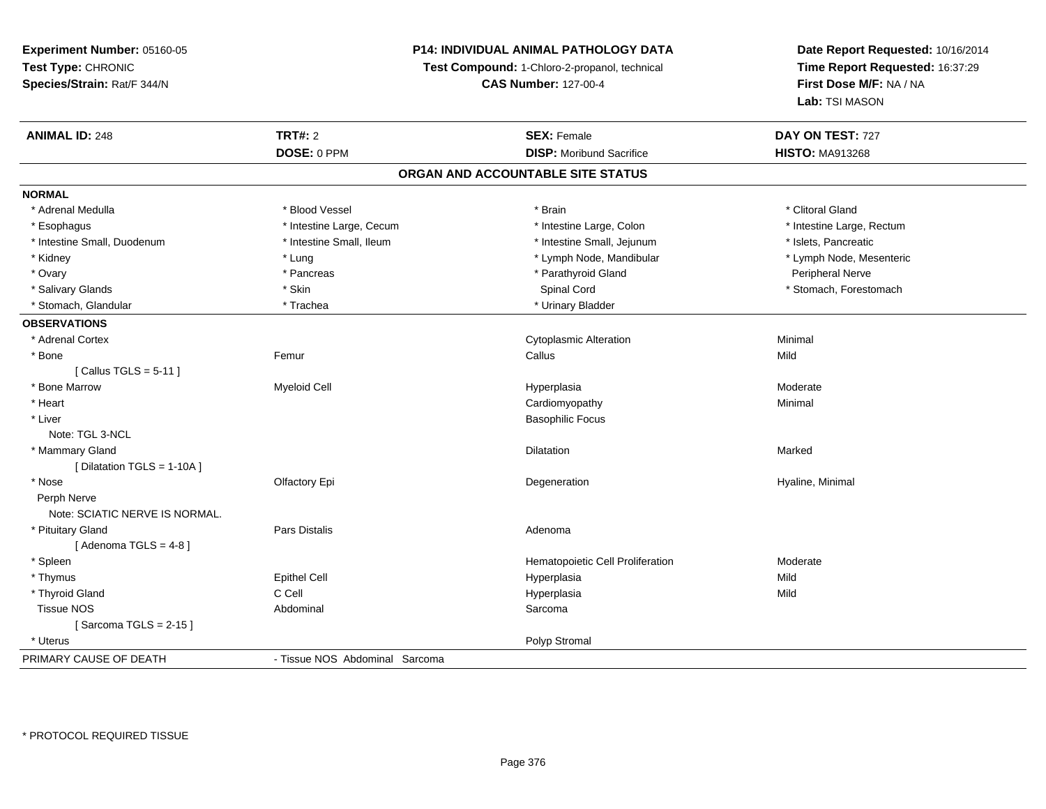**Experiment Number:** 05160-05
**Test Type:** CHRONIC
**Species/Strain:** Rat/F 344/N

**P14: INDIVIDUAL ANIMAL PATHOLOGY DATA**
**Test Compound:** 1-Chloro-2-propanol, technical
**CAS Number:** 127-00-4

**Date Report Requested:** 10/16/2014
**Time Report Requested:** 16:37:29
**First Dose M/F:** NA / NA
**Lab:** TSI MASON

| **ANIMAL ID:** 248 | **TRT#:** 2 | **SEX:** Female | **DAY ON TEST:** 727 |
|---|---|---|---|
| | **DOSE:** 0 PPM | **DISP:** Moribund Sacrifice | **HISTO:** MA913268 |

## ORGAN AND ACCOUNTABLE SITE STATUS

**NORMAL**

| | | | |
|---|---|---|---|
| * Adrenal Medulla | * Blood Vessel | * Brain | * Clitoral Gland |
| * Esophagus | * Intestine Large, Cecum | * Intestine Large, Colon | * Intestine Large, Rectum |
| * Intestine Small, Duodenum | * Intestine Small, Ileum | * Intestine Small, Jejunum | * Islets, Pancreatic |
| * Kidney | * Lung | * Lymph Node, Mandibular | * Lymph Node, Mesenteric |
| * Ovary | * Pancreas | * Parathyroid Gland | Peripheral Nerve |
| * Salivary Glands | * Skin | Spinal Cord | * Stomach, Forestomach |
| * Stomach, Glandular | * Trachea | * Urinary Bladder | |

**OBSERVATIONS**

| | | | |
|---|---|---|---|
| * Adrenal Cortex | | Cytoplasmic Alteration | Minimal |
| * Bone | Femur | Callus | Mild |
| [ Callus TGLS = 5-11 ] | | | |
| * Bone Marrow | Myeloid Cell | Hyperplasia | Moderate |
| * Heart | | Cardiomyopathy | Minimal |
| * Liver | | Basophilic Focus | |
| Note: TGL 3-NCL | | | |
| * Mammary Gland | | Dilatation | Marked |
| [ Dilatation TGLS = 1-10A ] | | | |
| * Nose | Olfactory Epi | Degeneration | Hyaline, Minimal |
| Perph Nerve | | | |
| Note: SCIATIC NERVE IS NORMAL. | | | |
| * Pituitary Gland | Pars Distalis | Adenoma | |
| [ Adenoma TGLS = 4-8 ] | | | |
| * Spleen | | Hematopoietic Cell Proliferation | Moderate |
| * Thymus | Epithel Cell | Hyperplasia | Mild |
| * Thyroid Gland | C Cell | Hyperplasia | Mild |
| Tissue NOS | Abdominal | Sarcoma | |
| [ Sarcoma TGLS = 2-15 ] | | | |
| * Uterus | | Polyp Stromal | |

PRIMARY CAUSE OF DEATH - Tissue NOS Abdominal Sarcoma

* PROTOCOL REQUIRED TISSUE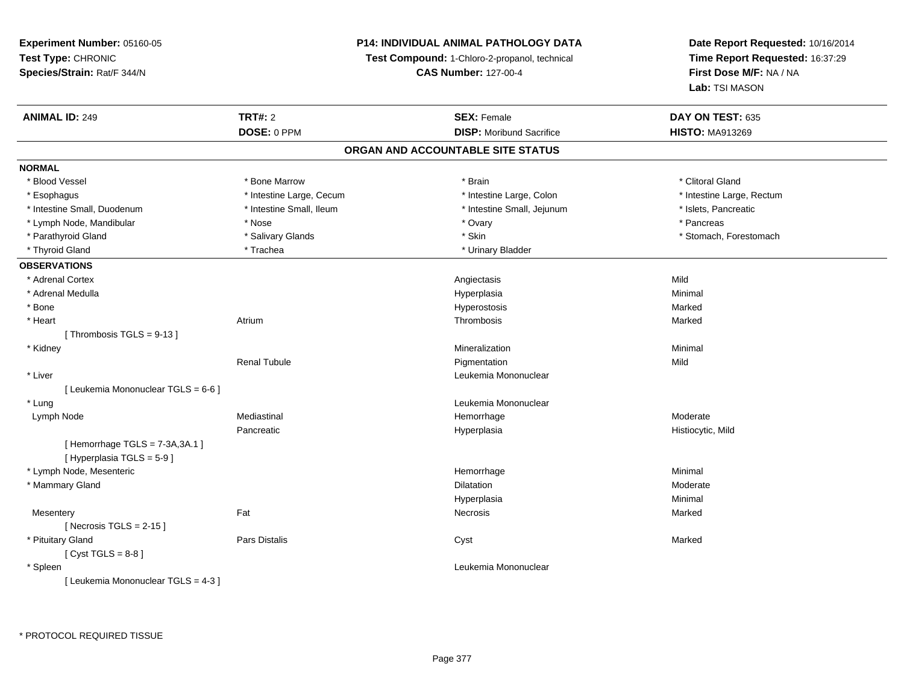**Experiment Number:** 05160-05
**Test Type:** CHRONIC
**Species/Strain:** Rat/F 344/N

**P14: INDIVIDUAL ANIMAL PATHOLOGY DATA**
**Test Compound:** 1-Chloro-2-propanol, technical
**CAS Number:** 127-00-4

**Date Report Requested:** 10/16/2014
**Time Report Requested:** 16:37:29
**First Dose M/F:** NA / NA
**Lab:** TSI MASON

| **ANIMAL ID:** 249 | **TRT#:** 2 | **SEX:** Female | **DAY ON TEST:** 635 |
|---|---|---|---|
| | **DOSE:** 0 PPM | **DISP:** Moribund Sacrifice | **HISTO:** MA913269 |

## ORGAN AND ACCOUNTABLE SITE STATUS

**NORMAL**

| | | | |
|---|---|---|---|
| * Blood Vessel | * Bone Marrow | * Brain | * Clitoral Gland |
| * Esophagus | * Intestine Large, Cecum | * Intestine Large, Colon | * Intestine Large, Rectum |
| * Intestine Small, Duodenum | * Intestine Small, Ileum | * Intestine Small, Jejunum | * Islets, Pancreatic |
| * Lymph Node, Mandibular | * Nose | * Ovary | * Pancreas |
| * Parathyroid Gland | * Salivary Glands | * Skin | * Stomach, Forestomach |
| * Thyroid Gland | * Trachea | * Urinary Bladder | |

**OBSERVATIONS**

| | | | |
|---|---|---|---|
| * Adrenal Cortex | | Angiectasis | Mild |
| * Adrenal Medulla | | Hyperplasia | Minimal |
| * Bone | | Hyperostosis | Marked |
| * Heart | Atrium | Thrombosis | Marked |
| [ Thrombosis TGLS = 9-13 ] | | | |
| * Kidney | | Mineralization | Minimal |
| | Renal Tubule | Pigmentation | Mild |
| * Liver | | Leukemia Mononuclear | |
| [ Leukemia Mononuclear TGLS = 6-6 ] | | | |
| * Lung | | Leukemia Mononuclear | |
| Lymph Node | Mediastinal | Hemorrhage | Moderate |
| | Pancreatic | Hyperplasia | Histiocytic, Mild |
| [ Hemorrhage TGLS = 7-3A,3A.1 ] | | | |
| [ Hyperplasia TGLS = 5-9 ] | | | |
| * Lymph Node, Mesenteric | | Hemorrhage | Minimal |
| * Mammary Gland | | Dilatation | Moderate |
| | | Hyperplasia | Minimal |
| Mesentery | Fat | Necrosis | Marked |
| [ Necrosis TGLS = 2-15 ] | | | |
| * Pituitary Gland | Pars Distalis | Cyst | Marked |
| [ Cyst TGLS = 8-8 ] | | | |
| * Spleen | | Leukemia Mononuclear | |
| [ Leukemia Mononuclear TGLS = 4-3 ] | | | |

* PROTOCOL REQUIRED TISSUE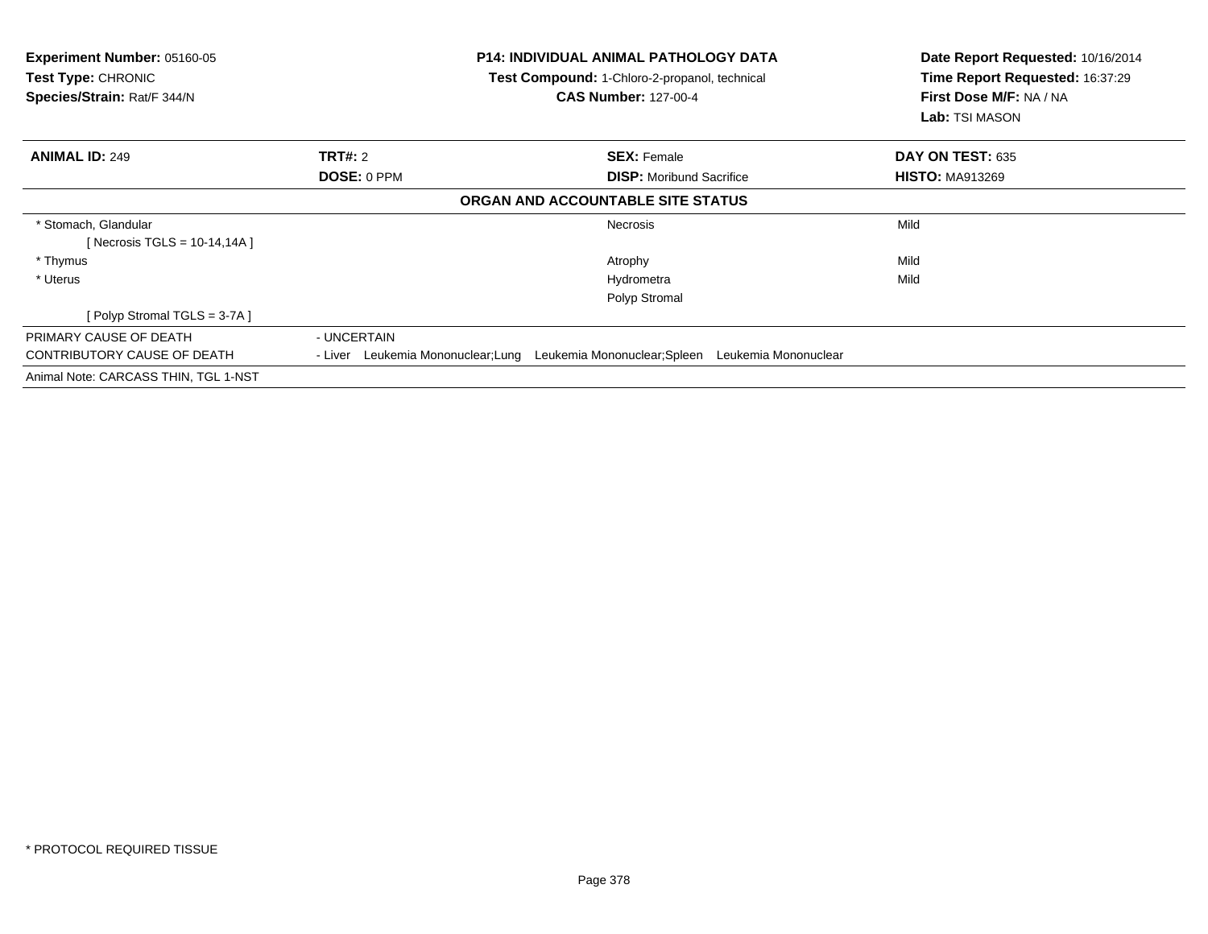**Experiment Number:** 05160-05
**Test Type:** CHRONIC
**Species/Strain:** Rat/F 344/N

**P14: INDIVIDUAL ANIMAL PATHOLOGY DATA**
**Test Compound:** 1-Chloro-2-propanol, technical
**CAS Number:** 127-00-4

**Date Report Requested:** 10/16/2014
**Time Report Requested:** 16:37:29
**First Dose M/F:** NA / NA
**Lab:** TSI MASON

| **ANIMAL ID:** 249 | **TRT#:** 2 | **SEX:** Female | **DAY ON TEST:** 635 |
|---|---|---|---|
| | **DOSE:** 0 PPM | **DISP:** Moribund Sacrifice | **HISTO:** MA913269 |

**ORGAN AND ACCOUNTABLE SITE STATUS**

| | | |
|---|---|---|
| * Stomach, Glandular | Necrosis | Mild |
| [ Necrosis TGLS = 10-14,14A ] | | |
| * Thymus | Atrophy | Mild |
| * Uterus | Hydrometra | Mild |
| | Polyp Stromal | |
| [ Polyp Stromal TGLS = 3-7A ] | | |

PRIMARY CAUSE OF DEATH - UNCERTAIN

CONTRIBUTORY CAUSE OF DEATH - Liver Leukemia Mononuclear;Lung Leukemia Mononuclear;Spleen Leukemia Mononuclear

Animal Note: CARCASS THIN, TGL 1-NST

* PROTOCOL REQUIRED TISSUE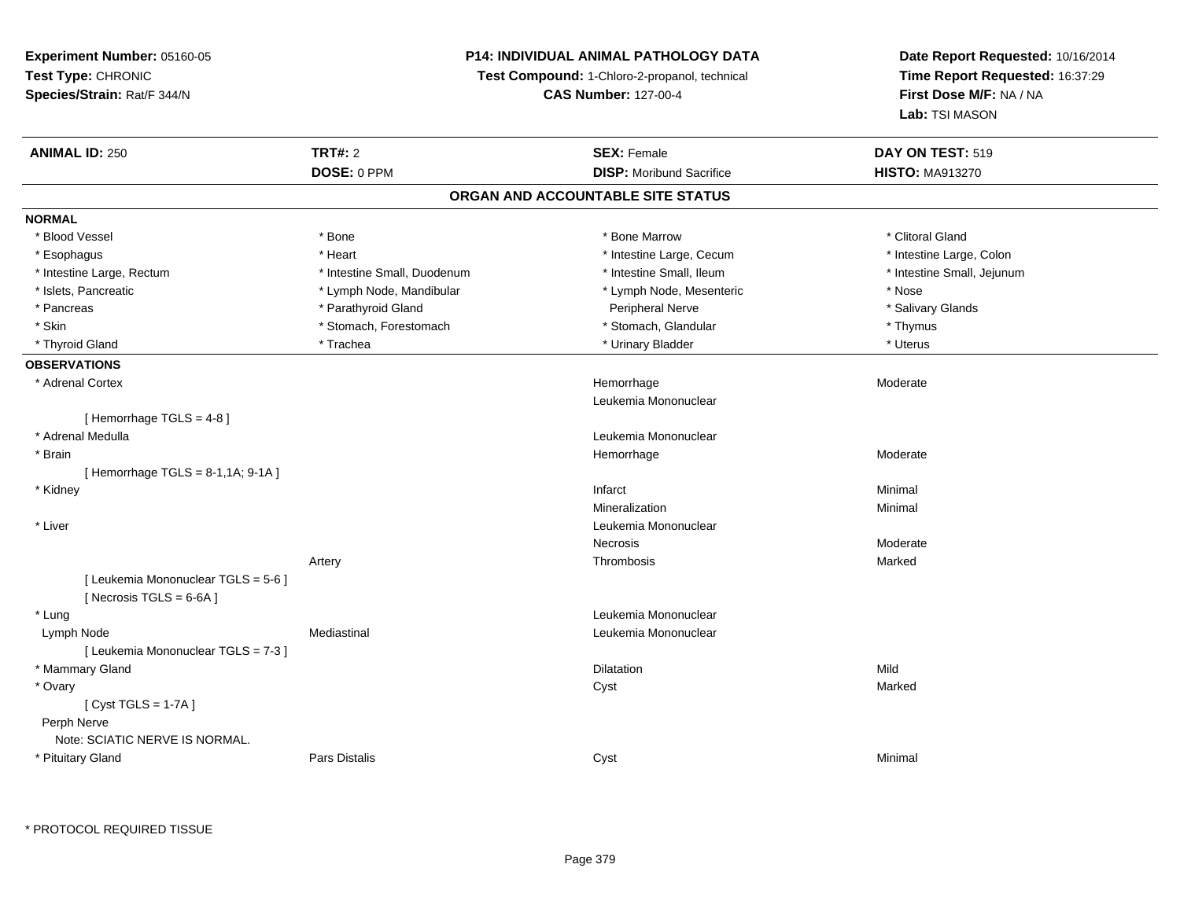**Experiment Number:** 05160-05
**Test Type:** CHRONIC
**Species/Strain:** Rat/F 344/N

**P14: INDIVIDUAL ANIMAL PATHOLOGY DATA**
**Test Compound:** 1-Chloro-2-propanol, technical
**CAS Number:** 127-00-4

**Date Report Requested:** 10/16/2014
**Time Report Requested:** 16:37:29
**First Dose M/F:** NA / NA
**Lab:** TSI MASON

| **ANIMAL ID:** 250 | **TRT#:** 2 | **SEX:** Female | **DAY ON TEST:** 519 |
|---|---|---|---|
| | **DOSE:** 0 PPM | **DISP:** Moribund Sacrifice | **HISTO:** MA913270 |

## ORGAN AND ACCOUNTABLE SITE STATUS

**NORMAL**

| | | | |
|---|---|---|---|
| * Blood Vessel | * Bone | * Bone Marrow | * Clitoral Gland |
| * Esophagus | * Heart | * Intestine Large, Cecum | * Intestine Large, Colon |
| * Intestine Large, Rectum | * Intestine Small, Duodenum | * Intestine Small, Ileum | * Intestine Small, Jejunum |
| * Islets, Pancreatic | * Lymph Node, Mandibular | * Lymph Node, Mesenteric | * Nose |
| * Pancreas | * Parathyroid Gland | Peripheral Nerve | * Salivary Glands |
| * Skin | * Stomach, Forestomach | * Stomach, Glandular | * Thymus |
| * Thyroid Gland | * Trachea | * Urinary Bladder | * Uterus |

**OBSERVATIONS**

| | | | |
|---|---|---|---|
| * Adrenal Cortex | | Hemorrhage | Moderate |
| | | Leukemia Mononuclear | |
| [ Hemorrhage TGLS = 4-8 ] | | | |
| * Adrenal Medulla | | Leukemia Mononuclear | |
| * Brain | | Hemorrhage | Moderate |
| [ Hemorrhage TGLS = 8-1,1A; 9-1A ] | | | |
| * Kidney | | Infarct | Minimal |
| | | Mineralization | Minimal |
| * Liver | | Leukemia Mononuclear | |
| | | Necrosis | Moderate |
| | Artery | Thrombosis | Marked |
| [ Leukemia Mononuclear TGLS = 5-6 ] | | | |
| [ Necrosis TGLS = 6-6A ] | | | |
| * Lung | | Leukemia Mononuclear | |
| Lymph Node | Mediastinal | Leukemia Mononuclear | |
| [ Leukemia Mononuclear TGLS = 7-3 ] | | | |
| * Mammary Gland | | Dilatation | Mild |
| * Ovary | | Cyst | Marked |
| [ Cyst TGLS = 1-7A ] | | | |
| Perph Nerve | | | |
| Note: SCIATIC NERVE IS NORMAL. | | | |
| * Pituitary Gland | Pars Distalis | Cyst | Minimal |

* PROTOCOL REQUIRED TISSUE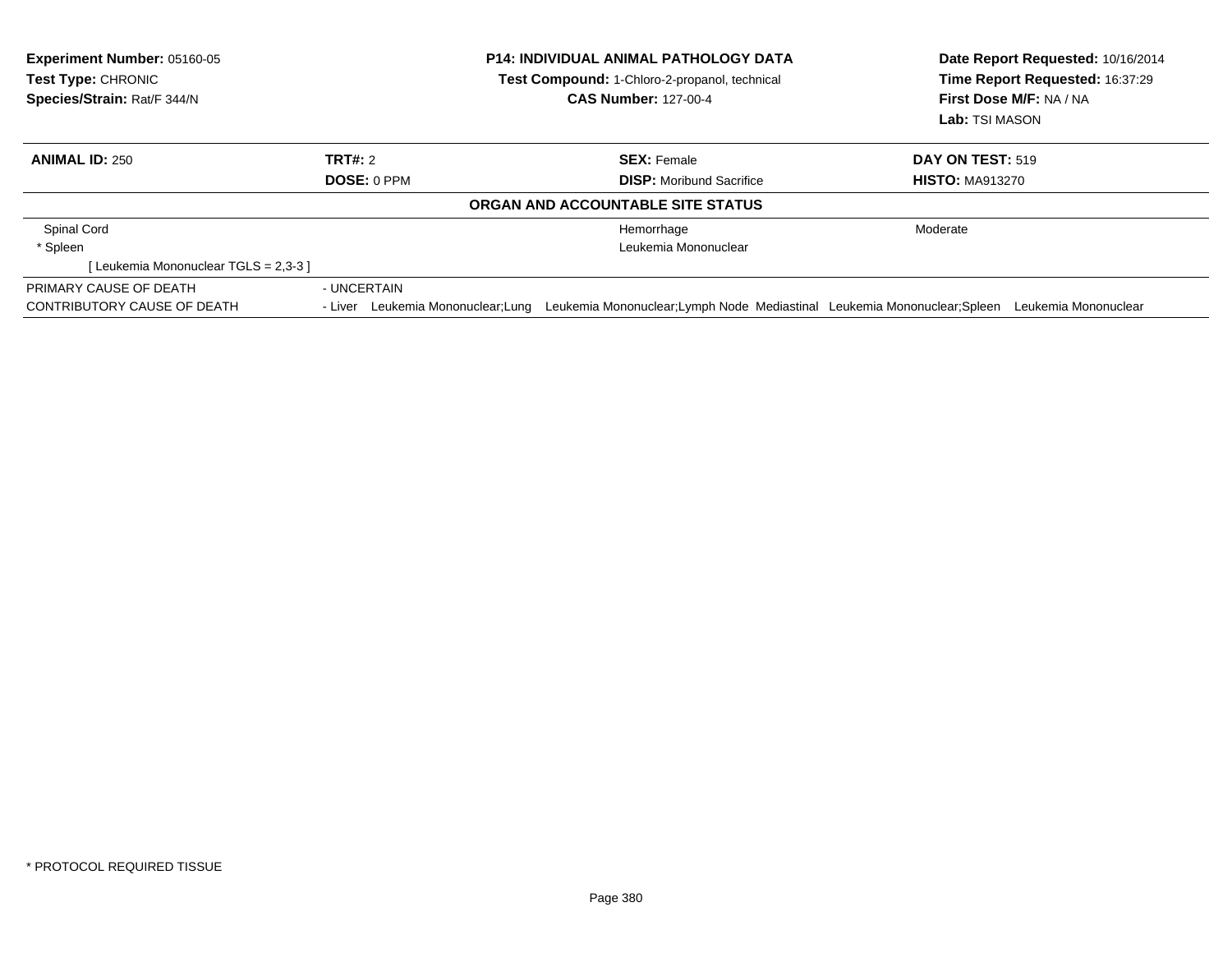**Experiment Number:** 05160-05
**Test Type:** CHRONIC
**Species/Strain:** Rat/F 344/N

**P14: INDIVIDUAL ANIMAL PATHOLOGY DATA**
**Test Compound:** 1-Chloro-2-propanol, technical
**CAS Number:** 127-00-4

**Date Report Requested:** 10/16/2014
**Time Report Requested:** 16:37:29
**First Dose M/F:** NA / NA
**Lab:** TSI MASON

| **ANIMAL ID:** 250 | **TRT#:** 2 | **SEX:** Female | **DAY ON TEST:** 519 |
|---|---|---|---|
| | **DOSE:** 0 PPM | **DISP:** Moribund Sacrifice | **HISTO:** MA913270 |

**ORGAN AND ACCOUNTABLE SITE STATUS**

| | | | |
|---|---|---|---|
| Spinal Cord | | Hemorrhage | Moderate |
| * Spleen | | Leukemia Mononuclear | |
| [ Leukemia Mononuclear TGLS = 2,3-3 ] | | | |

PRIMARY CAUSE OF DEATH - UNCERTAIN

CONTRIBUTORY CAUSE OF DEATH - Liver Leukemia Mononuclear;Lung Leukemia Mononuclear;Lymph Node Mediastinal Leukemia Mononuclear;Spleen Leukemia Mononuclear

* PROTOCOL REQUIRED TISSUE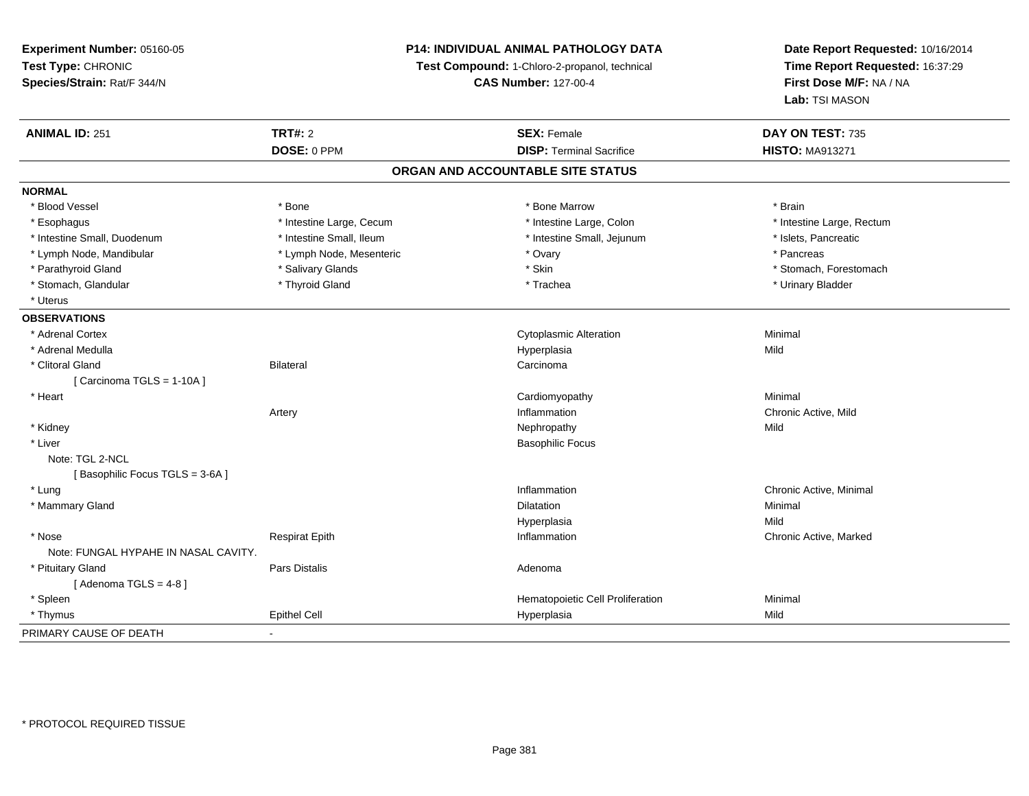**Experiment Number:** 05160-05
**Test Type:** CHRONIC
**Species/Strain:** Rat/F 344/N

**P14: INDIVIDUAL ANIMAL PATHOLOGY DATA**
**Test Compound:** 1-Chloro-2-propanol, technical
**CAS Number:** 127-00-4

**Date Report Requested:** 10/16/2014
**Time Report Requested:** 16:37:29
**First Dose M/F:** NA / NA
**Lab:** TSI MASON

| **ANIMAL ID:** 251 | **TRT#:** 2 | **SEX:** Female | **DAY ON TEST:** 735 |
|---|---|---|---|
| | **DOSE:** 0 PPM | **DISP:** Terminal Sacrifice | **HISTO:** MA913271 |

## ORGAN AND ACCOUNTABLE SITE STATUS

**NORMAL**

| | | | |
|---|---|---|---|
| * Blood Vessel | * Bone | * Bone Marrow | * Brain |
| * Esophagus | * Intestine Large, Cecum | * Intestine Large, Colon | * Intestine Large, Rectum |
| * Intestine Small, Duodenum | * Intestine Small, Ileum | * Intestine Small, Jejunum | * Islets, Pancreatic |
| * Lymph Node, Mandibular | * Lymph Node, Mesenteric | * Ovary | * Pancreas |
| * Parathyroid Gland | * Salivary Glands | * Skin | * Stomach, Forestomach |
| * Stomach, Glandular | * Thyroid Gland | * Trachea | * Urinary Bladder |
| * Uterus | | | |

**OBSERVATIONS**

| | | | |
|---|---|---|---|
| * Adrenal Cortex | | Cytoplasmic Alteration | Minimal |
| * Adrenal Medulla | | Hyperplasia | Mild |
| * Clitoral Gland | Bilateral | Carcinoma | |
| [ Carcinoma TGLS = 1-10A ] | | | |
| * Heart | | Cardiomyopathy | Minimal |
| | Artery | Inflammation | Chronic Active, Mild |
| * Kidney | | Nephropathy | Mild |
| * Liver | | Basophilic Focus | |
| Note: TGL 2-NCL | | | |
| [ Basophilic Focus TGLS = 3-6A ] | | | |
| * Lung | | Inflammation | Chronic Active, Minimal |
| * Mammary Gland | | Dilatation | Minimal |
| | | Hyperplasia | Mild |
| * Nose | Respirat Epith | Inflammation | Chronic Active, Marked |
| Note: FUNGAL HYPAHE IN NASAL CAVITY. | | | |
| * Pituitary Gland | Pars Distalis | Adenoma | |
| [ Adenoma TGLS = 4-8 ] | | | |
| * Spleen | | Hematopoietic Cell Proliferation | Minimal |
| * Thymus | Epithel Cell | Hyperplasia | Mild |

PRIMARY CAUSE OF DEATH -

* PROTOCOL REQUIRED TISSUE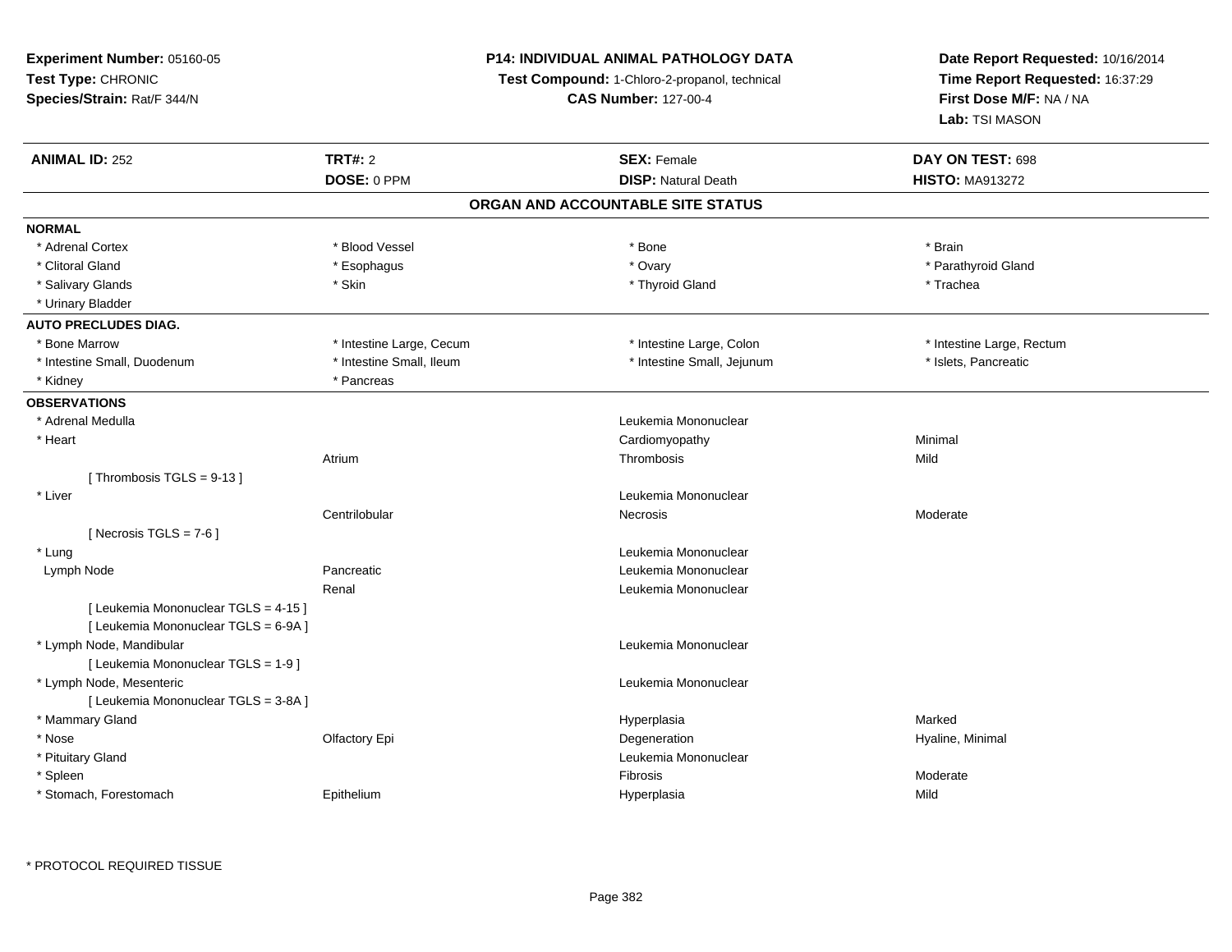**Experiment Number:** 05160-05
**Test Type:** CHRONIC
**Species/Strain:** Rat/F 344/N

**P14: INDIVIDUAL ANIMAL PATHOLOGY DATA**
**Test Compound:** 1-Chloro-2-propanol, technical
**CAS Number:** 127-00-4

**Date Report Requested:** 10/16/2014
**Time Report Requested:** 16:37:29
**First Dose M/F:** NA / NA
**Lab:** TSI MASON

| **ANIMAL ID:** 252 | **TRT#:** 2 | **SEX:** Female | **DAY ON TEST:** 698 |
|---|---|---|---|
| | **DOSE:** 0 PPM | **DISP:** Natural Death | **HISTO:** MA913272 |

## ORGAN AND ACCOUNTABLE SITE STATUS

**NORMAL**

| | | | |
|---|---|---|---|
| * Adrenal Cortex | * Blood Vessel | * Bone | * Brain |
| * Clitoral Gland | * Esophagus | * Ovary | * Parathyroid Gland |
| * Salivary Glands | * Skin | * Thyroid Gland | * Trachea |
| * Urinary Bladder | | | |

**AUTO PRECLUDES DIAG.**

| | | | |
|---|---|---|---|
| * Bone Marrow | * Intestine Large, Cecum | * Intestine Large, Colon | * Intestine Large, Rectum |
| * Intestine Small, Duodenum | * Intestine Small, Ileum | * Intestine Small, Jejunum | * Islets, Pancreatic |
| * Kidney | * Pancreas | | |

**OBSERVATIONS**

| | | | |
|---|---|---|---|
| * Adrenal Medulla | | Leukemia Mononuclear | |
| * Heart | | Cardiomyopathy | Minimal |
| | Atrium | Thrombosis | Mild |
| [ Thrombosis TGLS = 9-13 ] | | | |
| * Liver | | Leukemia Mononuclear | |
| | Centrilobular | Necrosis | Moderate |
| [ Necrosis TGLS = 7-6 ] | | | |
| * Lung | | Leukemia Mononuclear | |
| Lymph Node | Pancreatic | Leukemia Mononuclear | |
| | Renal | Leukemia Mononuclear | |
| [ Leukemia Mononuclear TGLS = 4-15 ] | | | |
| [ Leukemia Mononuclear TGLS = 6-9A ] | | | |
| * Lymph Node, Mandibular | | Leukemia Mononuclear | |
| [ Leukemia Mononuclear TGLS = 1-9 ] | | | |
| * Lymph Node, Mesenteric | | Leukemia Mononuclear | |
| [ Leukemia Mononuclear TGLS = 3-8A ] | | | |
| * Mammary Gland | | Hyperplasia | Marked |
| * Nose | Olfactory Epi | Degeneration | Hyaline, Minimal |
| * Pituitary Gland | | Leukemia Mononuclear | |
| * Spleen | | Fibrosis | Moderate |
| * Stomach, Forestomach | Epithelium | Hyperplasia | Mild |

\* PROTOCOL REQUIRED TISSUE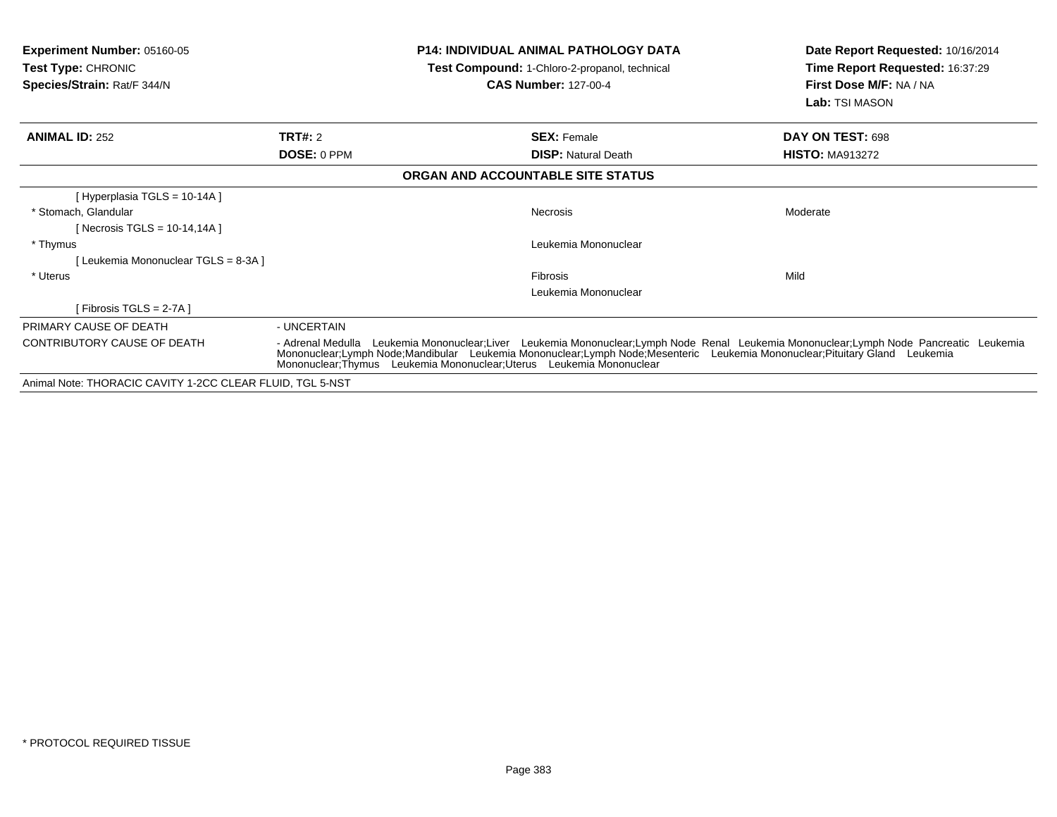**Experiment Number:** 05160-05
**Test Type:** CHRONIC
**Species/Strain:** Rat/F 344/N

**P14: INDIVIDUAL ANIMAL PATHOLOGY DATA**
**Test Compound:** 1-Chloro-2-propanol, technical
**CAS Number:** 127-00-4

**Date Report Requested:** 10/16/2014
**Time Report Requested:** 16:37:29
**First Dose M/F:** NA / NA
**Lab:** TSI MASON

| **ANIMAL ID:** 252 | **TRT#:** 2 | **SEX:** Female | **DAY ON TEST:** 698 |
|---|---|---|---|
| | **DOSE:** 0 PPM | **DISP:** Natural Death | **HISTO:** MA913272 |

**ORGAN AND ACCOUNTABLE SITE STATUS**

| | | | |
|---|---|---|---|
| [ Hyperplasia TGLS = 10-14A ] | | | |
| * Stomach, Glandular | | Necrosis | Moderate |
| [ Necrosis TGLS = 10-14,14A ] | | | |
| * Thymus | | Leukemia Mononuclear | |
| [ Leukemia Mononuclear TGLS = 8-3A ] | | | |
| * Uterus | | Fibrosis | Mild |
| | | Leukemia Mononuclear | |
| [ Fibrosis TGLS = 2-7A ] | | | |

| | |
|---|---|
| PRIMARY CAUSE OF DEATH | - UNCERTAIN |
| CONTRIBUTORY CAUSE OF DEATH | - Adrenal Medulla Leukemia Mononuclear;Liver Leukemia Mononuclear;Lymph Node Renal Leukemia Mononuclear;Lymph Node Pancreatic Leukemia Mononuclear;Lymph Node;Mandibular Leukemia Mononuclear;Lymph Node;Mesenteric Leukemia Mononuclear;Pituitary Gland Leukemia Mononuclear;Thymus Leukemia Mononuclear;Uterus Leukemia Mononuclear |

Animal Note: THORACIC CAVITY 1-2CC CLEAR FLUID, TGL 5-NST

* PROTOCOL REQUIRED TISSUE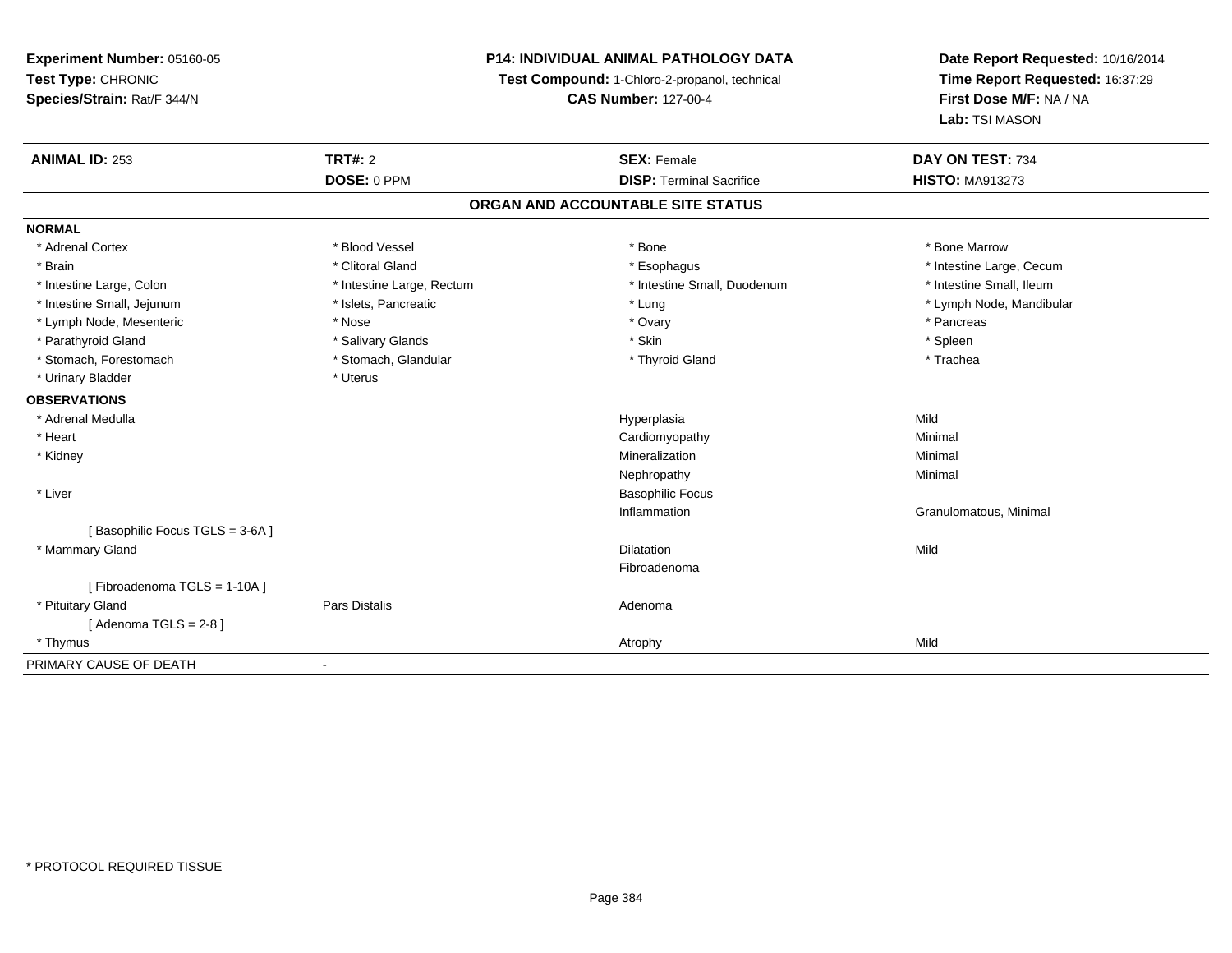**Experiment Number:** 05160-05
**Test Type:** CHRONIC
**Species/Strain:** Rat/F 344/N

**P14: INDIVIDUAL ANIMAL PATHOLOGY DATA**
**Test Compound:** 1-Chloro-2-propanol, technical
**CAS Number:** 127-00-4

**Date Report Requested:** 10/16/2014
**Time Report Requested:** 16:37:29
**First Dose M/F:** NA / NA
**Lab:** TSI MASON

| **ANIMAL ID:** 253 | **TRT#:** 2 | **SEX:** Female | **DAY ON TEST:** 734 |
|---|---|---|---|
| | **DOSE:** 0 PPM | **DISP:** Terminal Sacrifice | **HISTO:** MA913273 |

## ORGAN AND ACCOUNTABLE SITE STATUS

**NORMAL**

| | | | |
|---|---|---|---|
| * Adrenal Cortex | * Blood Vessel | * Bone | * Bone Marrow |
| * Brain | * Clitoral Gland | * Esophagus | * Intestine Large, Cecum |
| * Intestine Large, Colon | * Intestine Large, Rectum | * Intestine Small, Duodenum | * Intestine Small, Ileum |
| * Intestine Small, Jejunum | * Islets, Pancreatic | * Lung | * Lymph Node, Mandibular |
| * Lymph Node, Mesenteric | * Nose | * Ovary | * Pancreas |
| * Parathyroid Gland | * Salivary Glands | * Skin | * Spleen |
| * Stomach, Forestomach | * Stomach, Glandular | * Thyroid Gland | * Trachea |
| * Urinary Bladder | * Uterus | | |

**OBSERVATIONS**

| | | | |
|---|---|---|---|
| * Adrenal Medulla | | Hyperplasia | Mild |
| * Heart | | Cardiomyopathy | Minimal |
| * Kidney | | Mineralization | Minimal |
| | | Nephropathy | Minimal |
| * Liver | | Basophilic Focus | |
| | | Inflammation | Granulomatous, Minimal |
| [ Basophilic Focus TGLS = 3-6A ] | | | |
| * Mammary Gland | | Dilatation | Mild |
| | | Fibroadenoma | |
| [ Fibroadenoma TGLS = 1-10A ] | | | |
| * Pituitary Gland | Pars Distalis | Adenoma | |
| [ Adenoma TGLS = 2-8 ] | | | |
| * Thymus | | Atrophy | Mild |

PRIMARY CAUSE OF DEATH -

\* PROTOCOL REQUIRED TISSUE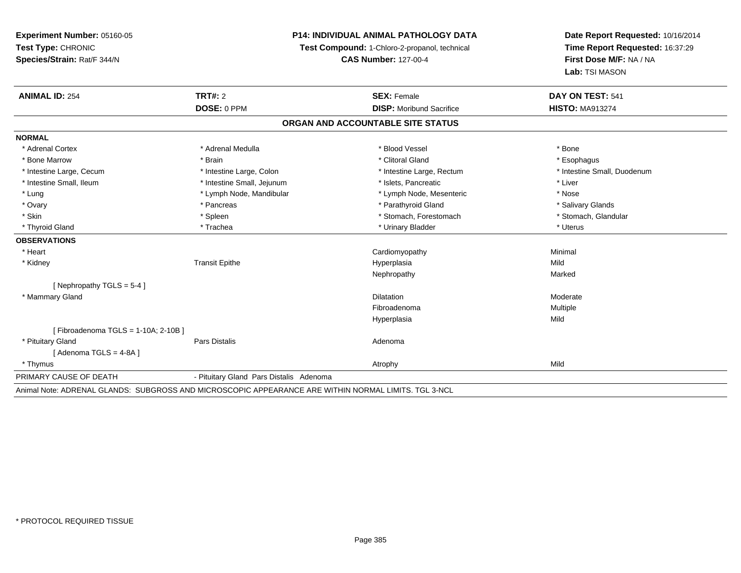**Experiment Number:** 05160-05
**Test Type:** CHRONIC
**Species/Strain:** Rat/F 344/N

**P14: INDIVIDUAL ANIMAL PATHOLOGY DATA**
**Test Compound:** 1-Chloro-2-propanol, technical
**CAS Number:** 127-00-4

**Date Report Requested:** 10/16/2014
**Time Report Requested:** 16:37:29
**First Dose M/F:** NA / NA
**Lab:** TSI MASON

| **ANIMAL ID:** 254 | **TRT#:** 2 | **SEX:** Female | **DAY ON TEST:** 541 |
|---|---|---|---|
| | **DOSE:** 0 PPM | **DISP:** Moribund Sacrifice | **HISTO:** MA913274 |

## ORGAN AND ACCOUNTABLE SITE STATUS

| | | | |
|---|---|---|---|
| **NORMAL** | | | |
| * Adrenal Cortex | * Adrenal Medulla | * Blood Vessel | * Bone |
| * Bone Marrow | * Brain | * Clitoral Gland | * Esophagus |
| * Intestine Large, Cecum | * Intestine Large, Colon | * Intestine Large, Rectum | * Intestine Small, Duodenum |
| * Intestine Small, Ileum | * Intestine Small, Jejunum | * Islets, Pancreatic | * Liver |
| * Lung | * Lymph Node, Mandibular | * Lymph Node, Mesenteric | * Nose |
| * Ovary | * Pancreas | * Parathyroid Gland | * Salivary Glands |
| * Skin | * Spleen | * Stomach, Forestomach | * Stomach, Glandular |
| * Thyroid Gland | * Trachea | * Urinary Bladder | * Uterus |
| **OBSERVATIONS** | | | |
| * Heart | | Cardiomyopathy | Minimal |
| * Kidney | Transit Epithe | Hyperplasia | Mild |
| | | Nephropathy | Marked |
| [ Nephropathy TGLS = 5-4 ] | | | |
| * Mammary Gland | | Dilatation | Moderate |
| | | Fibroadenoma | Multiple |
| | | Hyperplasia | Mild |
| [ Fibroadenoma TGLS = 1-10A; 2-10B ] | | | |
| * Pituitary Gland | Pars Distalis | Adenoma | |
| [ Adenoma TGLS = 4-8A ] | | | |
| * Thymus | | Atrophy | Mild |
| PRIMARY CAUSE OF DEATH | - Pituitary Gland Pars Distalis Adenoma | | |

Animal Note: ADRENAL GLANDS: SUBGROSS AND MICROSCOPIC APPEARANCE ARE WITHIN NORMAL LIMITS. TGL 3-NCL

* PROTOCOL REQUIRED TISSUE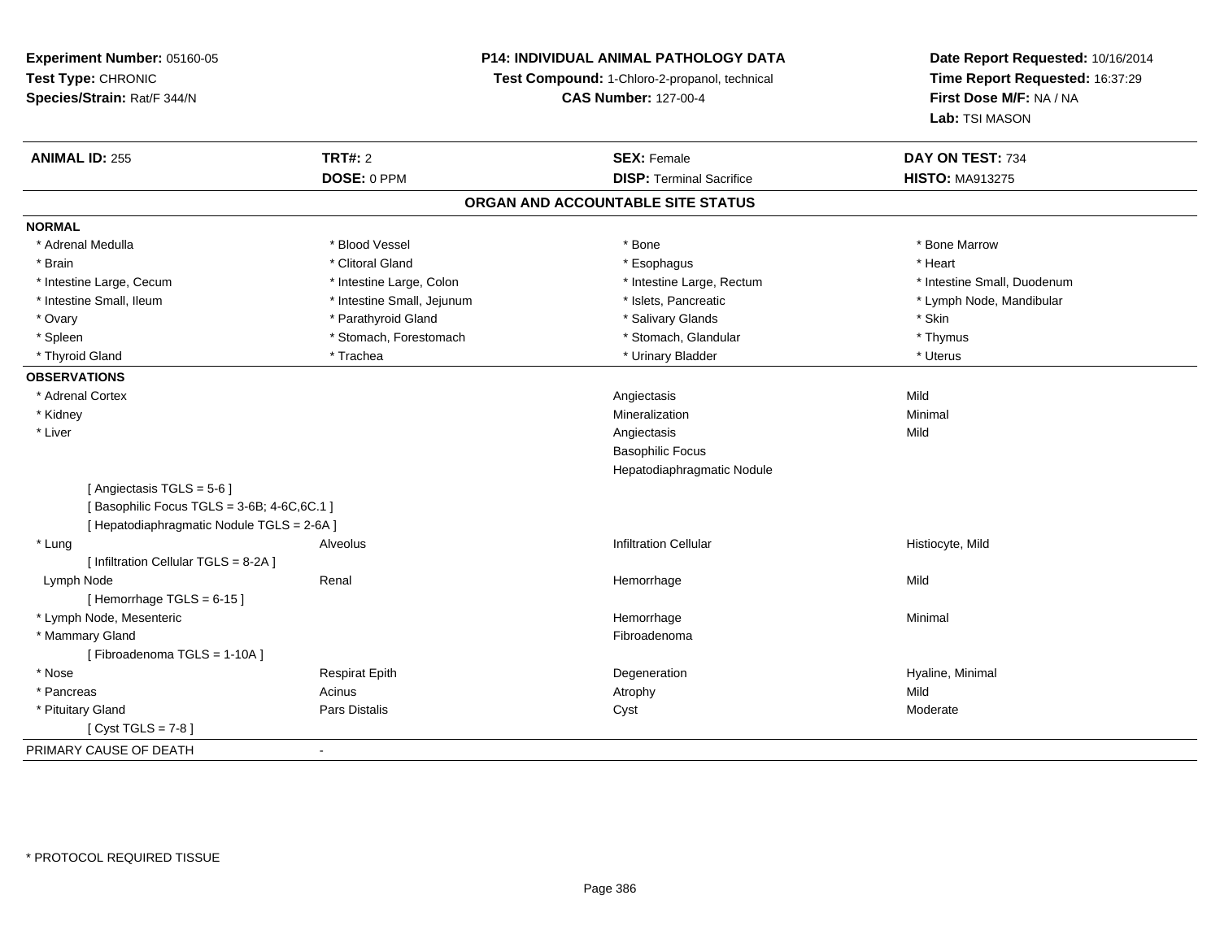**Experiment Number:** 05160-05
**Test Type:** CHRONIC
**Species/Strain:** Rat/F 344/N

**P14: INDIVIDUAL ANIMAL PATHOLOGY DATA**
**Test Compound:** 1-Chloro-2-propanol, technical
**CAS Number:** 127-00-4

**Date Report Requested:** 10/16/2014
**Time Report Requested:** 16:37:29
**First Dose M/F:** NA / NA
**Lab:** TSI MASON

| **ANIMAL ID:** 255 | **TRT#:** 2 | **SEX:** Female | **DAY ON TEST:** 734 |
|---|---|---|---|
| | **DOSE:** 0 PPM | **DISP:** Terminal Sacrifice | **HISTO:** MA913275 |

## ORGAN AND ACCOUNTABLE SITE STATUS

**NORMAL**

| | | | |
|---|---|---|---|
| * Adrenal Medulla | * Blood Vessel | * Bone | * Bone Marrow |
| * Brain | * Clitoral Gland | * Esophagus | * Heart |
| * Intestine Large, Cecum | * Intestine Large, Colon | * Intestine Large, Rectum | * Intestine Small, Duodenum |
| * Intestine Small, Ileum | * Intestine Small, Jejunum | * Islets, Pancreatic | * Lymph Node, Mandibular |
| * Ovary | * Parathyroid Gland | * Salivary Glands | * Skin |
| * Spleen | * Stomach, Forestomach | * Stomach, Glandular | * Thymus |
| * Thyroid Gland | * Trachea | * Urinary Bladder | * Uterus |

**OBSERVATIONS**

| | | | |
|---|---|---|---|
| * Adrenal Cortex | | Angiectasis | Mild |
| * Kidney | | Mineralization | Minimal |
| * Liver | | Angiectasis | Mild |
| | | Basophilic Focus | |
| | | Hepatodiaphragmatic Nodule | |
| [ Angiectasis TGLS = 5-6 ] | | | |
| [ Basophilic Focus TGLS = 3-6B; 4-6C,6C.1 ] | | | |
| [ Hepatodiaphragmatic Nodule TGLS = 2-6A ] | | | |
| * Lung | Alveolus | Infiltration Cellular | Histiocyte, Mild |
| [ Infiltration Cellular TGLS = 8-2A ] | | | |
| Lymph Node | Renal | Hemorrhage | Mild |
| [ Hemorrhage TGLS = 6-15 ] | | | |
| * Lymph Node, Mesenteric | | Hemorrhage | Minimal |
| * Mammary Gland | | Fibroadenoma | |
| [ Fibroadenoma TGLS = 1-10A ] | | | |
| * Nose | Respirat Epith | Degeneration | Hyaline, Minimal |
| * Pancreas | Acinus | Atrophy | Mild |
| * Pituitary Gland | Pars Distalis | Cyst | Moderate |
| [ Cyst TGLS = 7-8 ] | | | |

PRIMARY CAUSE OF DEATH -

* PROTOCOL REQUIRED TISSUE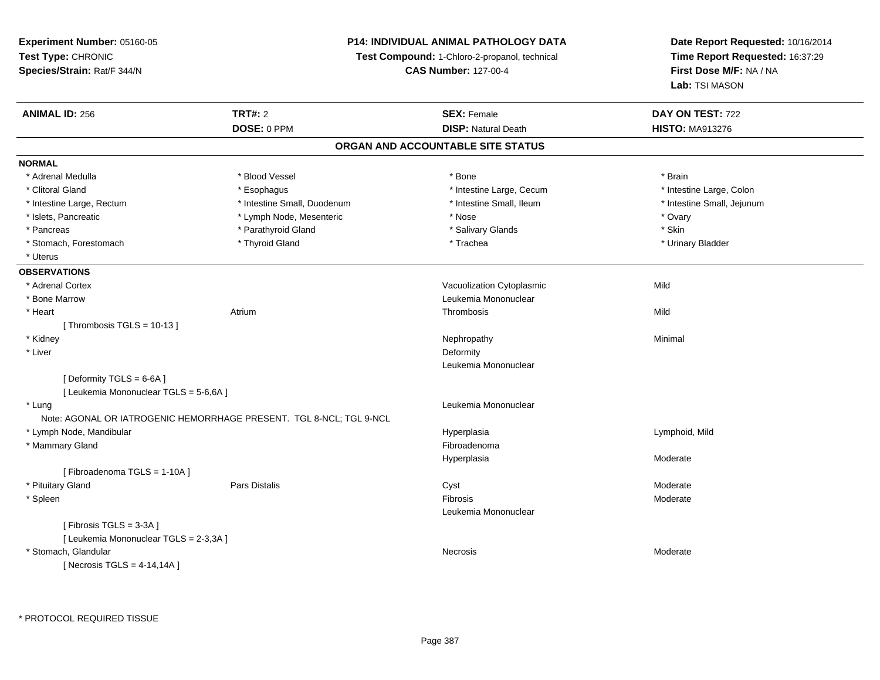**Experiment Number:** 05160-05
**Test Type:** CHRONIC
**Species/Strain:** Rat/F 344/N

**P14: INDIVIDUAL ANIMAL PATHOLOGY DATA**
**Test Compound:** 1-Chloro-2-propanol, technical
**CAS Number:** 127-00-4

**Date Report Requested:** 10/16/2014
**Time Report Requested:** 16:37:29
**First Dose M/F:** NA / NA
**Lab:** TSI MASON

| **ANIMAL ID:** 256 | **TRT#:** 2 | **SEX:** Female | **DAY ON TEST:** 722 |
|---|---|---|---|
| | **DOSE:** 0 PPM | **DISP:** Natural Death | **HISTO:** MA913276 |

## ORGAN AND ACCOUNTABLE SITE STATUS

**NORMAL**

| | | | |
|---|---|---|---|
| * Adrenal Medulla | * Blood Vessel | * Bone | * Brain |
| * Clitoral Gland | * Esophagus | * Intestine Large, Cecum | * Intestine Large, Colon |
| * Intestine Large, Rectum | * Intestine Small, Duodenum | * Intestine Small, Ileum | * Intestine Small, Jejunum |
| * Islets, Pancreatic | * Lymph Node, Mesenteric | * Nose | * Ovary |
| * Pancreas | * Parathyroid Gland | * Salivary Glands | * Skin |
| * Stomach, Forestomach | * Thyroid Gland | * Trachea | * Urinary Bladder |
| * Uterus | | | |

**OBSERVATIONS**

| | | | |
|---|---|---|---|
| * Adrenal Cortex | | Vacuolization Cytoplasmic | Mild |
| * Bone Marrow | | Leukemia Mononuclear | |
| * Heart | Atrium | Thrombosis | Mild |
| [ Thrombosis TGLS = 10-13 ] | | | |
| * Kidney | | Nephropathy | Minimal |
| * Liver | | Deformity | |
| | | Leukemia Mononuclear | |
| [ Deformity TGLS = 6-6A ] | | | |
| [ Leukemia Mononuclear TGLS = 5-6,6A ] | | | |
| * Lung | | Leukemia Mononuclear | |
| Note: AGONAL OR IATROGENIC HEMORRHAGE PRESENT. TGL 8-NCL; TGL 9-NCL | | | |
| * Lymph Node, Mandibular | | Hyperplasia | Lymphoid, Mild |
| * Mammary Gland | | Fibroadenoma | |
| | | Hyperplasia | Moderate |
| [ Fibroadenoma TGLS = 1-10A ] | | | |
| * Pituitary Gland | Pars Distalis | Cyst | Moderate |
| * Spleen | | Fibrosis | Moderate |
| | | Leukemia Mononuclear | |
| [ Fibrosis TGLS = 3-3A ] | | | |
| [ Leukemia Mononuclear TGLS = 2-3,3A ] | | | |
| * Stomach, Glandular | | Necrosis | Moderate |
| [ Necrosis TGLS = 4-14,14A ] | | | |

* PROTOCOL REQUIRED TISSUE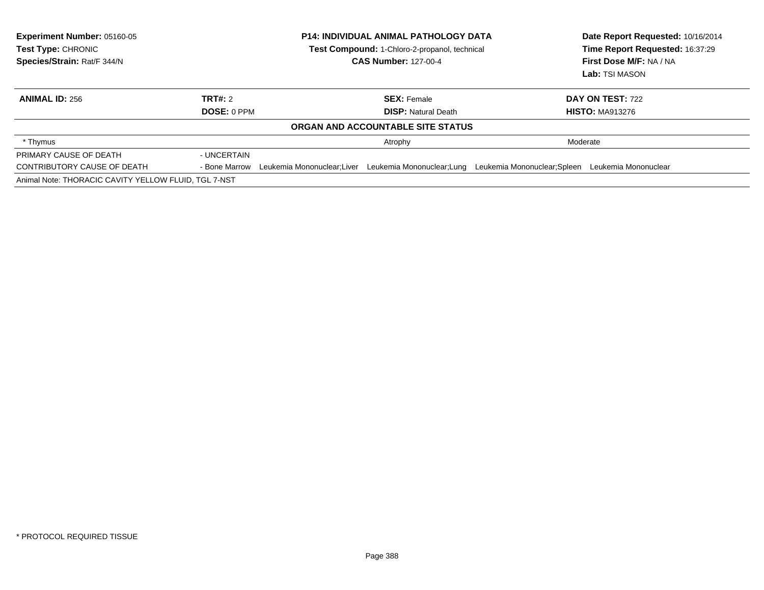**Experiment Number:** 05160-05
**Test Type:** CHRONIC
**Species/Strain:** Rat/F 344/N

**P14: INDIVIDUAL ANIMAL PATHOLOGY DATA**
**Test Compound:** 1-Chloro-2-propanol, technical
**CAS Number:** 127-00-4

**Date Report Requested:** 10/16/2014
**Time Report Requested:** 16:37:29
**First Dose M/F:** NA / NA
**Lab:** TSI MASON

| **ANIMAL ID:** 256 | **TRT#:** 2 | **SEX:** Female | **DAY ON TEST:** 722 |
|---|---|---|---|
| | **DOSE:** 0 PPM | **DISP:** Natural Death | **HISTO:** MA913276 |

**ORGAN AND ACCOUNTABLE SITE STATUS**

| | | | |
|---|---|---|---|
| * Thymus | | Atrophy | Moderate |
| PRIMARY CAUSE OF DEATH | - UNCERTAIN | | |
| CONTRIBUTORY CAUSE OF DEATH | - Bone Marrow Leukemia Mononuclear;Liver Leukemia Mononuclear;Lung Leukemia Mononuclear;Spleen Leukemia Mononuclear | | |

Animal Note: THORACIC CAVITY YELLOW FLUID, TGL 7-NST

* PROTOCOL REQUIRED TISSUE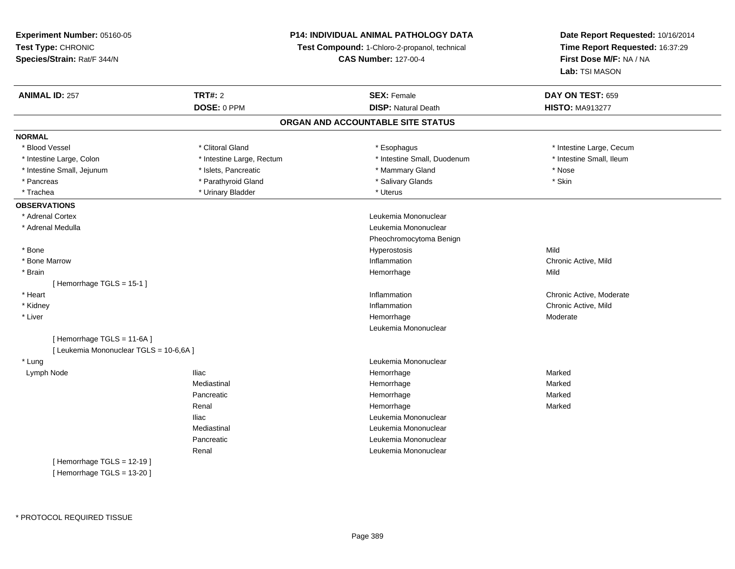**Experiment Number:** 05160-05
**Test Type:** CHRONIC
**Species/Strain:** Rat/F 344/N

**P14: INDIVIDUAL ANIMAL PATHOLOGY DATA**
**Test Compound:** 1-Chloro-2-propanol, technical
**CAS Number:** 127-00-4

**Date Report Requested:** 10/16/2014
**Time Report Requested:** 16:37:29
**First Dose M/F:** NA / NA
**Lab:** TSI MASON

| **ANIMAL ID:** 257 | **TRT#:** 2 | **SEX:** Female | **DAY ON TEST:** 659 |
|---|---|---|---|
| | **DOSE:** 0 PPM | **DISP:** Natural Death | **HISTO:** MA913277 |

## ORGAN AND ACCOUNTABLE SITE STATUS

**NORMAL**

| | | | |
|---|---|---|---|
| * Blood Vessel | * Clitoral Gland | * Esophagus | * Intestine Large, Cecum |
| * Intestine Large, Colon | * Intestine Large, Rectum | * Intestine Small, Duodenum | * Intestine Small, Ileum |
| * Intestine Small, Jejunum | * Islets, Pancreatic | * Mammary Gland | * Nose |
| * Pancreas | * Parathyroid Gland | * Salivary Glands | * Skin |
| * Trachea | * Urinary Bladder | * Uterus | |

**OBSERVATIONS**

| | | | |
|---|---|---|---|
| * Adrenal Cortex | | Leukemia Mononuclear | |
| * Adrenal Medulla | | Leukemia Mononuclear | |
| | | Pheochromocytoma Benign | |
| * Bone | | Hyperostosis | Mild |
| * Bone Marrow | | Inflammation | Chronic Active, Mild |
| * Brain | | Hemorrhage | Mild |
| [ Hemorrhage TGLS = 15-1 ] | | | |
| * Heart | | Inflammation | Chronic Active, Moderate |
| * Kidney | | Inflammation | Chronic Active, Mild |
| * Liver | | Hemorrhage | Moderate |
| | | Leukemia Mononuclear | |
| [ Hemorrhage TGLS = 11-6A ] | | | |
| [ Leukemia Mononuclear TGLS = 10-6,6A ] | | | |
| * Lung | | Leukemia Mononuclear | |
| Lymph Node | Iliac | Hemorrhage | Marked |
| | Mediastinal | Hemorrhage | Marked |
| | Pancreatic | Hemorrhage | Marked |
| | Renal | Hemorrhage | Marked |
| | Iliac | Leukemia Mononuclear | |
| | Mediastinal | Leukemia Mononuclear | |
| | Pancreatic | Leukemia Mononuclear | |
| | Renal | Leukemia Mononuclear | |
| [ Hemorrhage TGLS = 12-19 ] | | | |
| [ Hemorrhage TGLS = 13-20 ] | | | |

* PROTOCOL REQUIRED TISSUE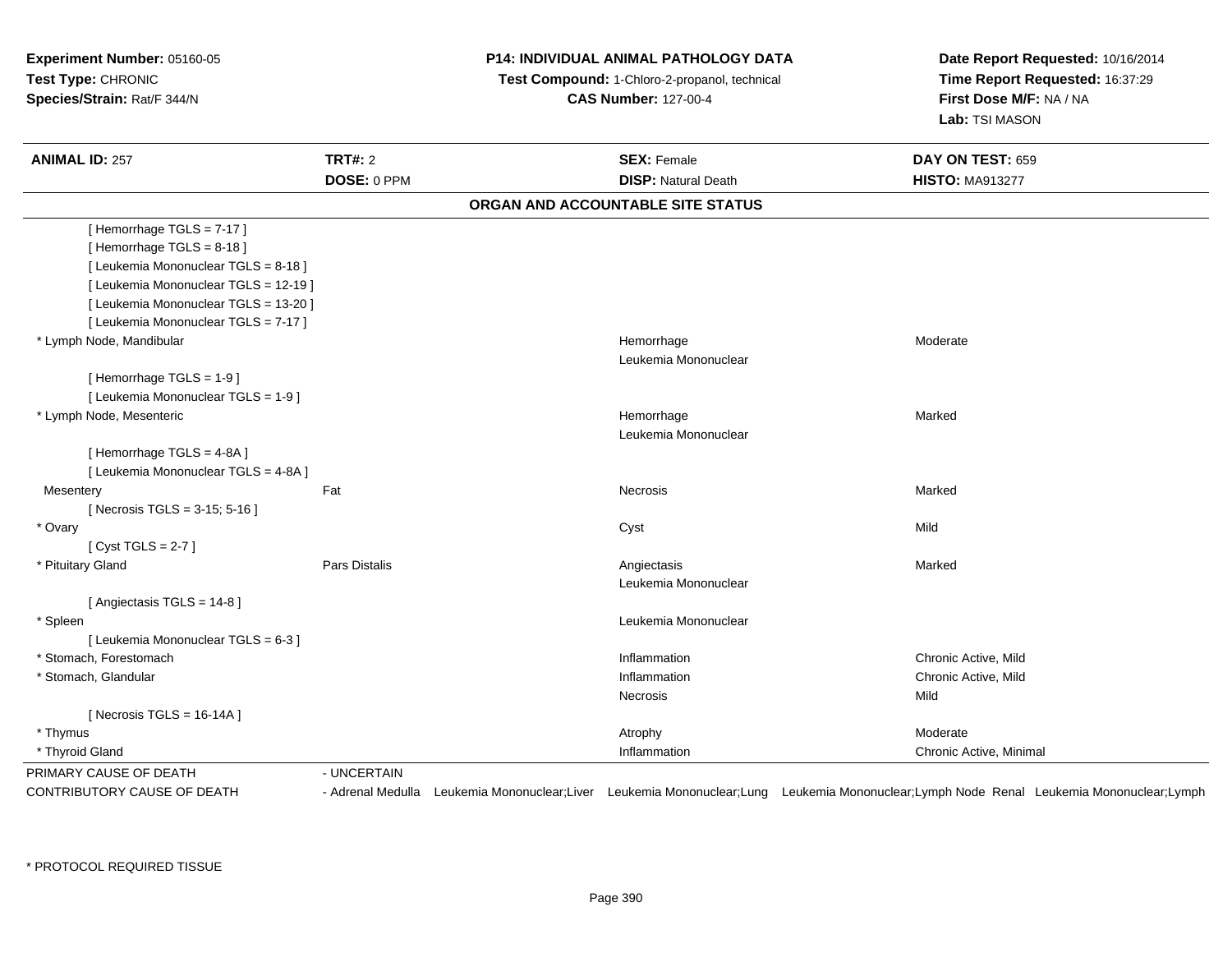**Experiment Number:** 05160-05
**Test Type:** CHRONIC
**Species/Strain:** Rat/F 344/N

**P14: INDIVIDUAL ANIMAL PATHOLOGY DATA**
**Test Compound:** 1-Chloro-2-propanol, technical
**CAS Number:** 127-00-4

**Date Report Requested:** 10/16/2014
**Time Report Requested:** 16:37:29
**First Dose M/F:** NA / NA
**Lab:** TSI MASON

| **ANIMAL ID:** 257 | **TRT#:** 2 | **SEX:** Female | **DAY ON TEST:** 659 |
|---|---|---|---|
| | **DOSE:** 0 PPM | **DISP:** Natural Death | **HISTO:** MA913277 |

## ORGAN AND ACCOUNTABLE SITE STATUS

| | | | |
|---|---|---|---|
| [ Hemorrhage TGLS = 7-17 ] | | | |
| [ Hemorrhage TGLS = 8-18 ] | | | |
| [ Leukemia Mononuclear TGLS = 8-18 ] | | | |
| [ Leukemia Mononuclear TGLS = 12-19 ] | | | |
| [ Leukemia Mononuclear TGLS = 13-20 ] | | | |
| [ Leukemia Mononuclear TGLS = 7-17 ] | | | |
| * Lymph Node, Mandibular | | Hemorrhage | Moderate |
| | | Leukemia Mononuclear | |
| [ Hemorrhage TGLS = 1-9 ] | | | |
| [ Leukemia Mononuclear TGLS = 1-9 ] | | | |
| * Lymph Node, Mesenteric | | Hemorrhage | Marked |
| | | Leukemia Mononuclear | |
| [ Hemorrhage TGLS = 4-8A ] | | | |
| [ Leukemia Mononuclear TGLS = 4-8A ] | | | |
| Mesentery | Fat | Necrosis | Marked |
| [ Necrosis TGLS = 3-15; 5-16 ] | | | |
| * Ovary | | Cyst | Mild |
| [ Cyst TGLS = 2-7 ] | | | |
| * Pituitary Gland | Pars Distalis | Angiectasis | Marked |
| | | Leukemia Mononuclear | |
| [ Angiectasis TGLS = 14-8 ] | | | |
| * Spleen | | Leukemia Mononuclear | |
| [ Leukemia Mononuclear TGLS = 6-3 ] | | | |
| * Stomach, Forestomach | | Inflammation | Chronic Active, Mild |
| * Stomach, Glandular | | Inflammation | Chronic Active, Mild |
| | | Necrosis | Mild |
| [ Necrosis TGLS = 16-14A ] | | | |
| * Thymus | | Atrophy | Moderate |
| * Thyroid Gland | | Inflammation | Chronic Active, Minimal |

PRIMARY CAUSE OF DEATH - UNCERTAIN

CONTRIBUTORY CAUSE OF DEATH - Adrenal Medulla Leukemia Mononuclear;Liver Leukemia Mononuclear;Lung Leukemia Mononuclear;Lymph Node Renal Leukemia Mononuclear;Lymph

\* PROTOCOL REQUIRED TISSUE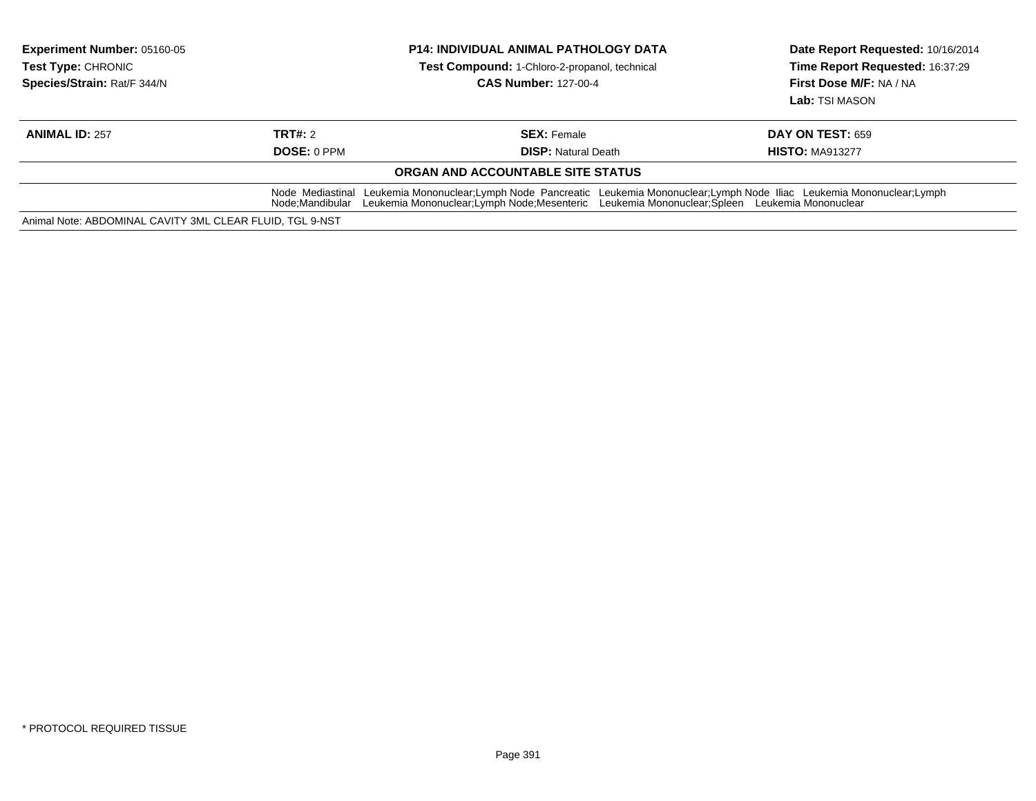**Experiment Number:** 05160-05
**Test Type:** CHRONIC
**Species/Strain:** Rat/F 344/N

**P14: INDIVIDUAL ANIMAL PATHOLOGY DATA**
**Test Compound:** 1-Chloro-2-propanol, technical
**CAS Number:** 127-00-4

**Date Report Requested:** 10/16/2014
**Time Report Requested:** 16:37:29
**First Dose M/F:** NA / NA
**Lab:** TSI MASON

| **ANIMAL ID:** 257 | **TRT#:** 2 | **SEX:** Female | **DAY ON TEST:** 659 |
|---|---|---|---|
| | **DOSE:** 0 PPM | **DISP:** Natural Death | **HISTO:** MA913277 |

**ORGAN AND ACCOUNTABLE SITE STATUS**

Node Mediastinal Leukemia Mononuclear;Lymph Node Pancreatic Leukemia Mononuclear;Lymph Node Iliac Leukemia Mononuclear;Lymph Node;Mandibular Leukemia Mononuclear;Lymph Node;Mesenteric Leukemia Mononuclear;Spleen Leukemia Mononuclear

Animal Note: ABDOMINAL CAVITY 3ML CLEAR FLUID, TGL 9-NST

* PROTOCOL REQUIRED TISSUE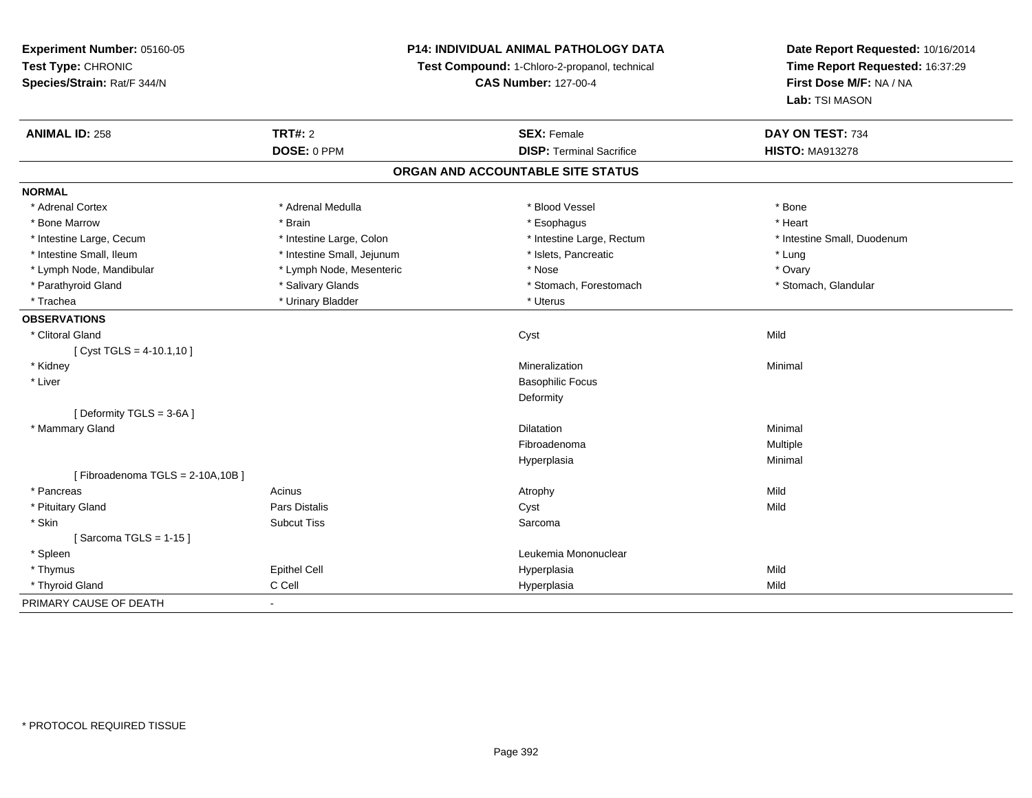**Experiment Number:** 05160-05
**Test Type:** CHRONIC
**Species/Strain:** Rat/F 344/N

**P14: INDIVIDUAL ANIMAL PATHOLOGY DATA**
**Test Compound:** 1-Chloro-2-propanol, technical
**CAS Number:** 127-00-4

**Date Report Requested:** 10/16/2014
**Time Report Requested:** 16:37:29
**First Dose M/F:** NA / NA
**Lab:** TSI MASON

| **ANIMAL ID:** 258 | **TRT#:** 2 | **SEX:** Female | **DAY ON TEST:** 734 |
|---|---|---|---|
| | **DOSE:** 0 PPM | **DISP:** Terminal Sacrifice | **HISTO:** MA913278 |

## ORGAN AND ACCOUNTABLE SITE STATUS

| | | | |
|---|---|---|---|
| **NORMAL** | | | |
| * Adrenal Cortex | * Adrenal Medulla | * Blood Vessel | * Bone |
| * Bone Marrow | * Brain | * Esophagus | * Heart |
| * Intestine Large, Cecum | * Intestine Large, Colon | * Intestine Large, Rectum | * Intestine Small, Duodenum |
| * Intestine Small, Ileum | * Intestine Small, Jejunum | * Islets, Pancreatic | * Lung |
| * Lymph Node, Mandibular | * Lymph Node, Mesenteric | * Nose | * Ovary |
| * Parathyroid Gland | * Salivary Glands | * Stomach, Forestomach | * Stomach, Glandular |
| * Trachea | * Urinary Bladder | * Uterus | |
| **OBSERVATIONS** | | | |
| * Clitoral Gland | | Cyst | Mild |
| [ Cyst TGLS = 4-10.1,10 ] | | | |
| * Kidney | | Mineralization | Minimal |
| * Liver | | Basophilic Focus | |
| | | Deformity | |
| [ Deformity TGLS = 3-6A ] | | | |
| * Mammary Gland | | Dilatation | Minimal |
| | | Fibroadenoma | Multiple |
| | | Hyperplasia | Minimal |
| [ Fibroadenoma TGLS = 2-10A,10B ] | | | |
| * Pancreas | Acinus | Atrophy | Mild |
| * Pituitary Gland | Pars Distalis | Cyst | Mild |
| * Skin | Subcut Tiss | Sarcoma | |
| [ Sarcoma TGLS = 1-15 ] | | | |
| * Spleen | | Leukemia Mononuclear | |
| * Thymus | Epithel Cell | Hyperplasia | Mild |
| * Thyroid Gland | C Cell | Hyperplasia | Mild |
| PRIMARY CAUSE OF DEATH | - | | |

\* PROTOCOL REQUIRED TISSUE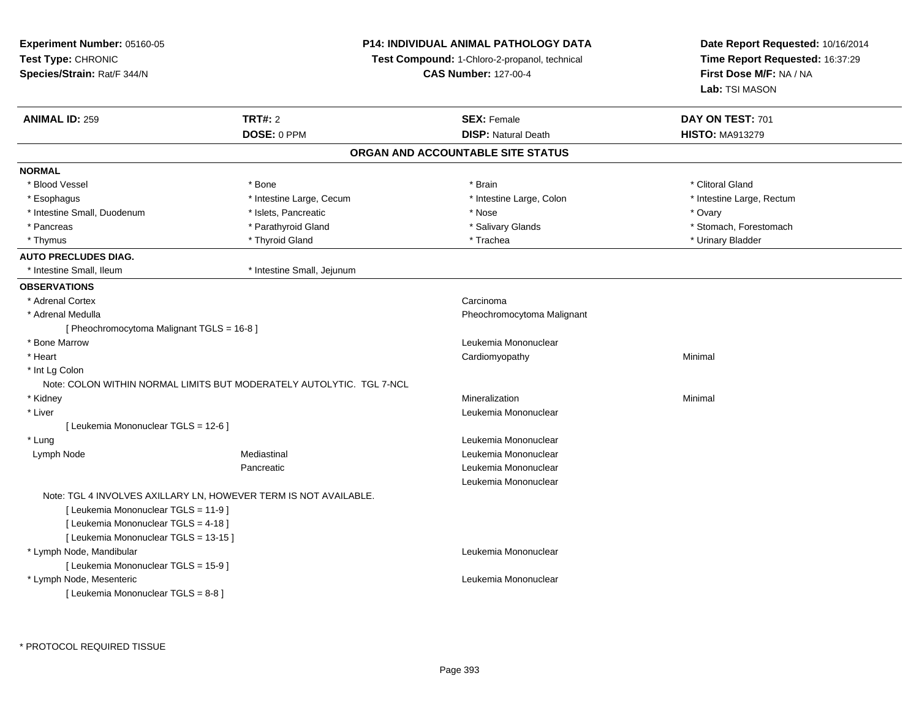**Experiment Number:** 05160-05
**Test Type:** CHRONIC
**Species/Strain:** Rat/F 344/N

**P14: INDIVIDUAL ANIMAL PATHOLOGY DATA**
**Test Compound:** 1-Chloro-2-propanol, technical
**CAS Number:** 127-00-4

**Date Report Requested:** 10/16/2014
**Time Report Requested:** 16:37:29
**First Dose M/F:** NA / NA
**Lab:** TSI MASON

| **ANIMAL ID:** 259 | **TRT#:** 2 | **SEX:** Female | **DAY ON TEST:** 701 |
|---|---|---|---|
| | **DOSE:** 0 PPM | **DISP:** Natural Death | **HISTO:** MA913279 |

## ORGAN AND ACCOUNTABLE SITE STATUS

**NORMAL**

| | | | |
|---|---|---|---|
| * Blood Vessel | * Bone | * Brain | * Clitoral Gland |
| * Esophagus | * Intestine Large, Cecum | * Intestine Large, Colon | * Intestine Large, Rectum |
| * Intestine Small, Duodenum | * Islets, Pancreatic | * Nose | * Ovary |
| * Pancreas | * Parathyroid Gland | * Salivary Glands | * Stomach, Forestomach |
| * Thymus | * Thyroid Gland | * Trachea | * Urinary Bladder |

**AUTO PRECLUDES DIAG.**

| | |
|---|---|
| * Intestine Small, Ileum | * Intestine Small, Jejunum |

**OBSERVATIONS**

| | | | |
|---|---|---|---|
| * Adrenal Cortex | | Carcinoma | |
| * Adrenal Medulla | | Pheochromocytoma Malignant | |
| [ Pheochromocytoma Malignant TGLS = 16-8 ] | | | |
| * Bone Marrow | | Leukemia Mononuclear | |
| * Heart | | Cardiomyopathy | Minimal |
| * Int Lg Colon | | | |
| Note: COLON WITHIN NORMAL LIMITS BUT MODERATELY AUTOLYTIC. TGL 7-NCL | | | |
| * Kidney | | Mineralization | Minimal |
| * Liver | | Leukemia Mononuclear | |
| [ Leukemia Mononuclear TGLS = 12-6 ] | | | |
| * Lung | | Leukemia Mononuclear | |
| Lymph Node | Mediastinal | Leukemia Mononuclear | |
| | Pancreatic | Leukemia Mononuclear | |
| | | Leukemia Mononuclear | |
| Note: TGL 4 INVOLVES AXILLARY LN, HOWEVER TERM IS NOT AVAILABLE. | | | |
| [ Leukemia Mononuclear TGLS = 11-9 ] | | | |
| [ Leukemia Mononuclear TGLS = 4-18 ] | | | |
| [ Leukemia Mononuclear TGLS = 13-15 ] | | | |
| * Lymph Node, Mandibular | | Leukemia Mononuclear | |
| [ Leukemia Mononuclear TGLS = 15-9 ] | | | |
| * Lymph Node, Mesenteric | | Leukemia Mononuclear | |
| [ Leukemia Mononuclear TGLS = 8-8 ] | | | |

* PROTOCOL REQUIRED TISSUE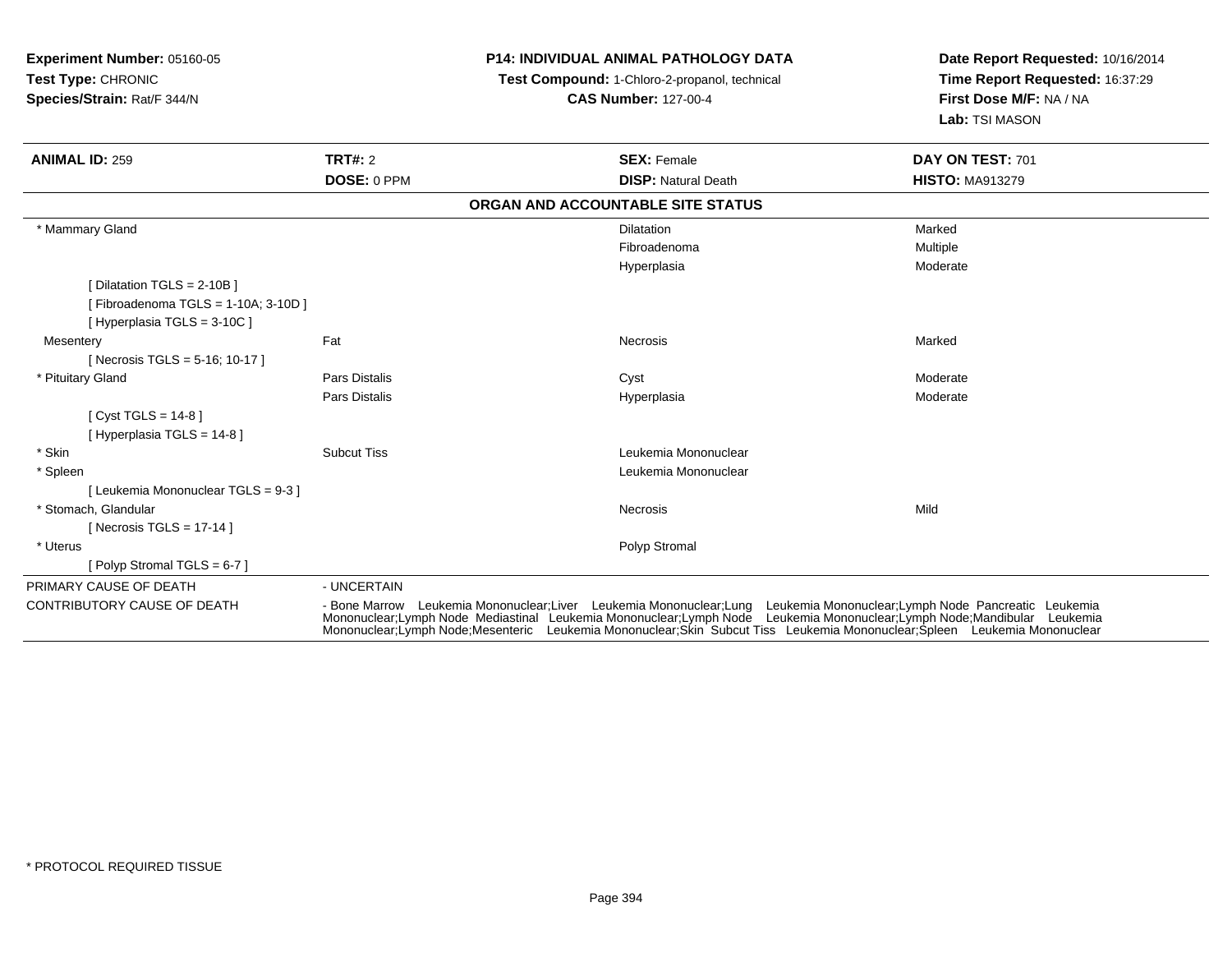**Experiment Number:** 05160-05
**Test Type:** CHRONIC
**Species/Strain:** Rat/F 344/N

**P14: INDIVIDUAL ANIMAL PATHOLOGY DATA**
**Test Compound:** 1-Chloro-2-propanol, technical
**CAS Number:** 127-00-4

**Date Report Requested:** 10/16/2014
**Time Report Requested:** 16:37:29
**First Dose M/F:** NA / NA
**Lab:** TSI MASON

| **ANIMAL ID:** 259 | **TRT#:** 2 | **SEX:** Female | **DAY ON TEST:** 701 |
|---|---|---|---|
| | **DOSE:** 0 PPM | **DISP:** Natural Death | **HISTO:** MA913279 |

**ORGAN AND ACCOUNTABLE SITE STATUS**

| | | | |
|---|---|---|---|
| * Mammary Gland | | Dilatation | Marked |
| | | Fibroadenoma | Multiple |
| | | Hyperplasia | Moderate |
| [ Dilatation TGLS = 2-10B ] | | | |
| [ Fibroadenoma TGLS = 1-10A; 3-10D ] | | | |
| [ Hyperplasia TGLS = 3-10C ] | | | |
| Mesentery | Fat | Necrosis | Marked |
| [ Necrosis TGLS = 5-16; 10-17 ] | | | |
| * Pituitary Gland | Pars Distalis | Cyst | Moderate |
| | Pars Distalis | Hyperplasia | Moderate |
| [ Cyst TGLS = 14-8 ] | | | |
| [ Hyperplasia TGLS = 14-8 ] | | | |
| * Skin | Subcut Tiss | Leukemia Mononuclear | |
| * Spleen | | Leukemia Mononuclear | |
| [ Leukemia Mononuclear TGLS = 9-3 ] | | | |
| * Stomach, Glandular | | Necrosis | Mild |
| [ Necrosis TGLS = 17-14 ] | | | |
| * Uterus | | Polyp Stromal | |
| [ Polyp Stromal TGLS = 6-7 ] | | | |

| | |
|---|---|
| PRIMARY CAUSE OF DEATH | - UNCERTAIN |
| CONTRIBUTORY CAUSE OF DEATH | - Bone Marrow Leukemia Mononuclear;Liver Leukemia Mononuclear;Lung Leukemia Mononuclear;Lymph Node Pancreatic Leukemia Mononuclear;Lymph Node Mediastinal Leukemia Mononuclear;Lymph Node Leukemia Mononuclear;Lymph Node;Mandibular Leukemia Mononuclear;Lymph Node;Mesenteric Leukemia Mononuclear;Skin Subcut Tiss Leukemia Mononuclear;Spleen Leukemia Mononuclear |

* PROTOCOL REQUIRED TISSUE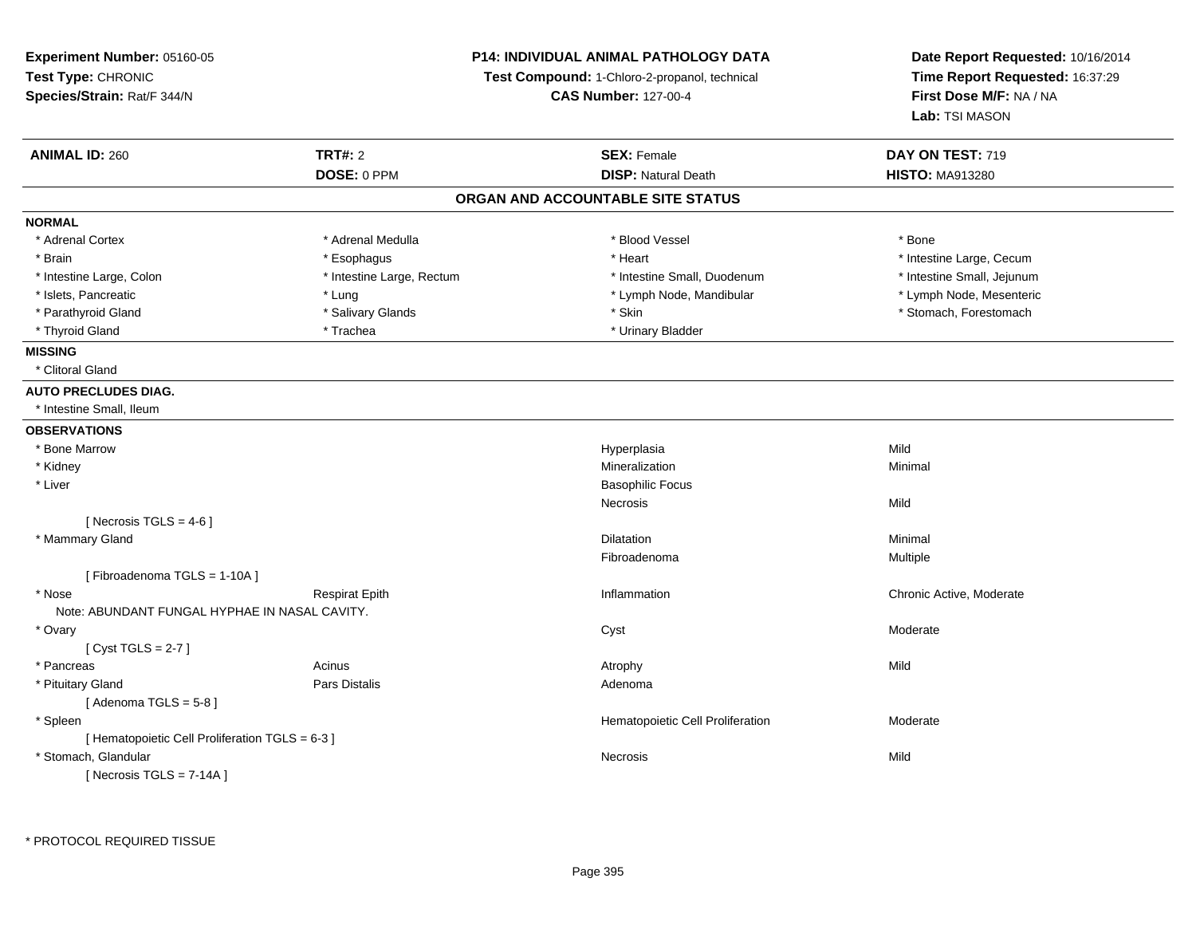**Experiment Number:** 05160-05
**Test Type:** CHRONIC
**Species/Strain:** Rat/F 344/N

**P14: INDIVIDUAL ANIMAL PATHOLOGY DATA**
**Test Compound:** 1-Chloro-2-propanol, technical
**CAS Number:** 127-00-4

**Date Report Requested:** 10/16/2014
**Time Report Requested:** 16:37:29
**First Dose M/F:** NA / NA
**Lab:** TSI MASON

| **ANIMAL ID:** 260 | **TRT#:** 2 | **SEX:** Female | **DAY ON TEST:** 719 |
|---|---|---|---|
| | **DOSE:** 0 PPM | **DISP:** Natural Death | **HISTO:** MA913280 |

## ORGAN AND ACCOUNTABLE SITE STATUS

**NORMAL**

| | | | |
|---|---|---|---|
| * Adrenal Cortex | * Adrenal Medulla | * Blood Vessel | * Bone |
| * Brain | * Esophagus | * Heart | * Intestine Large, Cecum |
| * Intestine Large, Colon | * Intestine Large, Rectum | * Intestine Small, Duodenum | * Intestine Small, Jejunum |
| * Islets, Pancreatic | * Lung | * Lymph Node, Mandibular | * Lymph Node, Mesenteric |
| * Parathyroid Gland | * Salivary Glands | * Skin | * Stomach, Forestomach |
| * Thyroid Gland | * Trachea | * Urinary Bladder | |

**MISSING**

* Clitoral Gland

**AUTO PRECLUDES DIAG.**

* Intestine Small, Ileum

**OBSERVATIONS**

| | | | |
|---|---|---|---|
| * Bone Marrow | | Hyperplasia | Mild |
| * Kidney | | Mineralization | Minimal |
| * Liver | | Basophilic Focus | |
| | | Necrosis | Mild |
| [ Necrosis TGLS = 4-6 ] | | | |
| * Mammary Gland | | Dilatation | Minimal |
| | | Fibroadenoma | Multiple |
| [ Fibroadenoma TGLS = 1-10A ] | | | |
| * Nose | Respirat Epith | Inflammation | Chronic Active, Moderate |
| Note: ABUNDANT FUNGAL HYPHAE IN NASAL CAVITY. | | | |
| * Ovary | | Cyst | Moderate |
| [ Cyst TGLS = 2-7 ] | | | |
| * Pancreas | Acinus | Atrophy | Mild |
| * Pituitary Gland | Pars Distalis | Adenoma | |
| [ Adenoma TGLS = 5-8 ] | | | |
| * Spleen | | Hematopoietic Cell Proliferation | Moderate |
| [ Hematopoietic Cell Proliferation TGLS = 6-3 ] | | | |
| * Stomach, Glandular | | Necrosis | Mild |
| [ Necrosis TGLS = 7-14A ] | | | |

* PROTOCOL REQUIRED TISSUE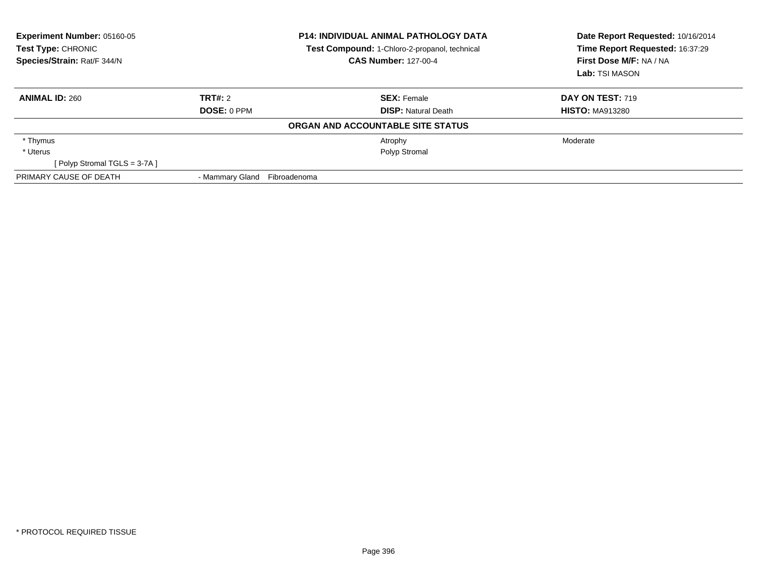**Experiment Number:** 05160-05
**Test Type:** CHRONIC
**Species/Strain:** Rat/F 344/N

**P14: INDIVIDUAL ANIMAL PATHOLOGY DATA**
**Test Compound:** 1-Chloro-2-propanol, technical
**CAS Number:** 127-00-4

**Date Report Requested:** 10/16/2014
**Time Report Requested:** 16:37:29
**First Dose M/F:** NA / NA
**Lab:** TSI MASON

| **ANIMAL ID:** 260 | **TRT#:** 2 | **SEX:** Female | **DAY ON TEST:** 719 |
|---|---|---|---|
| | **DOSE:** 0 PPM | **DISP:** Natural Death | **HISTO:** MA913280 |

**ORGAN AND ACCOUNTABLE SITE STATUS**

| | | | |
|---|---|---|---|
| * Thymus | | Atrophy | Moderate |
| * Uterus | | Polyp Stromal | |
| [ Polyp Stromal TGLS = 3-7A ] | | | |
| PRIMARY CAUSE OF DEATH | - Mammary Gland Fibroadenoma | | |

* PROTOCOL REQUIRED TISSUE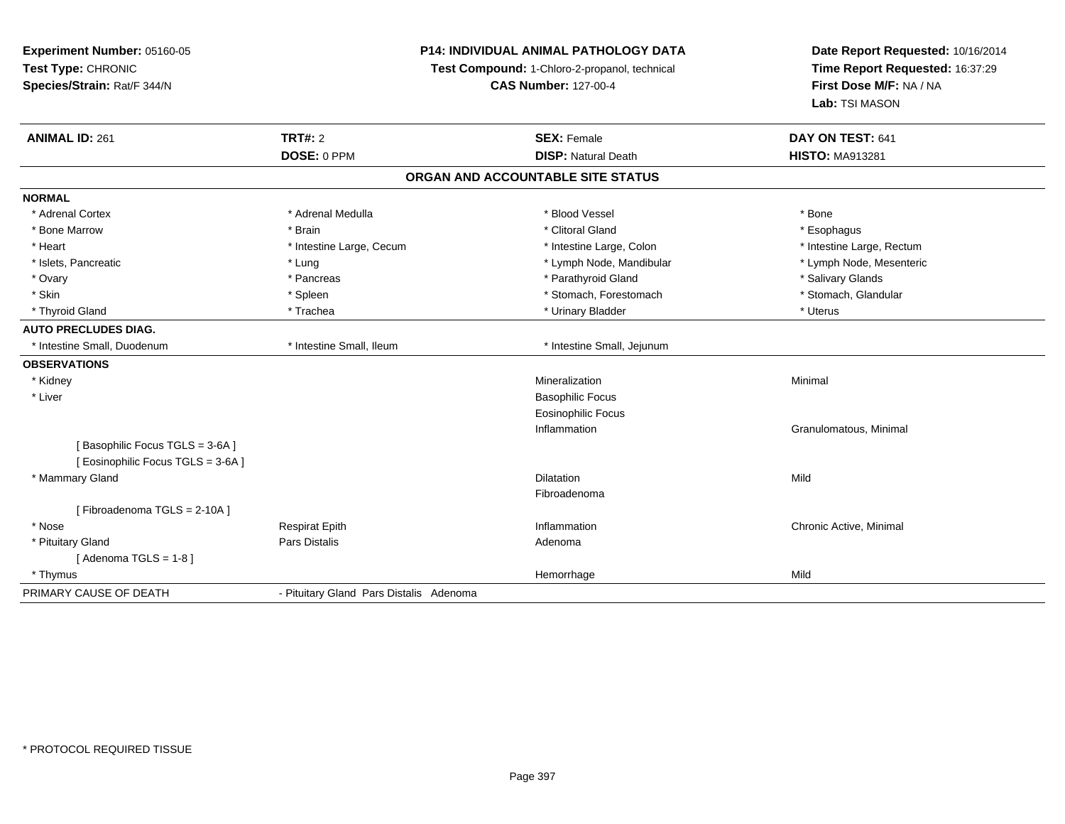**Experiment Number:** 05160-05
**Test Type:** CHRONIC
**Species/Strain:** Rat/F 344/N

**P14: INDIVIDUAL ANIMAL PATHOLOGY DATA**
**Test Compound:** 1-Chloro-2-propanol, technical
**CAS Number:** 127-00-4

**Date Report Requested:** 10/16/2014
**Time Report Requested:** 16:37:29
**First Dose M/F:** NA / NA
**Lab:** TSI MASON

| **ANIMAL ID:** 261 | **TRT#:** 2 | **SEX:** Female | **DAY ON TEST:** 641 |
|---|---|---|---|
| | **DOSE:** 0 PPM | **DISP:** Natural Death | **HISTO:** MA913281 |

## ORGAN AND ACCOUNTABLE SITE STATUS

| | | | |
|---|---|---|---|
| **NORMAL** | | | |
| * Adrenal Cortex | * Adrenal Medulla | * Blood Vessel | * Bone |
| * Bone Marrow | * Brain | * Clitoral Gland | * Esophagus |
| * Heart | * Intestine Large, Cecum | * Intestine Large, Colon | * Intestine Large, Rectum |
| * Islets, Pancreatic | * Lung | * Lymph Node, Mandibular | * Lymph Node, Mesenteric |
| * Ovary | * Pancreas | * Parathyroid Gland | * Salivary Glands |
| * Skin | * Spleen | * Stomach, Forestomach | * Stomach, Glandular |
| * Thyroid Gland | * Trachea | * Urinary Bladder | * Uterus |
| **AUTO PRECLUDES DIAG.** | | | |
| * Intestine Small, Duodenum | * Intestine Small, Ileum | * Intestine Small, Jejunum | |
| **OBSERVATIONS** | | | |
| * Kidney | | Mineralization | Minimal |
| * Liver | | Basophilic Focus | |
| | | Eosinophilic Focus | |
| | | Inflammation | Granulomatous, Minimal |
| [ Basophilic Focus TGLS = 3-6A ] | | | |
| [ Eosinophilic Focus TGLS = 3-6A ] | | | |
| * Mammary Gland | | Dilatation | Mild |
| | | Fibroadenoma | |
| [ Fibroadenoma TGLS = 2-10A ] | | | |
| * Nose | Respirat Epith | Inflammation | Chronic Active, Minimal |
| * Pituitary Gland | Pars Distalis | Adenoma | |
| [ Adenoma TGLS = 1-8 ] | | | |
| * Thymus | | Hemorrhage | Mild |
| PRIMARY CAUSE OF DEATH | - Pituitary Gland Pars Distalis Adenoma | | |

* PROTOCOL REQUIRED TISSUE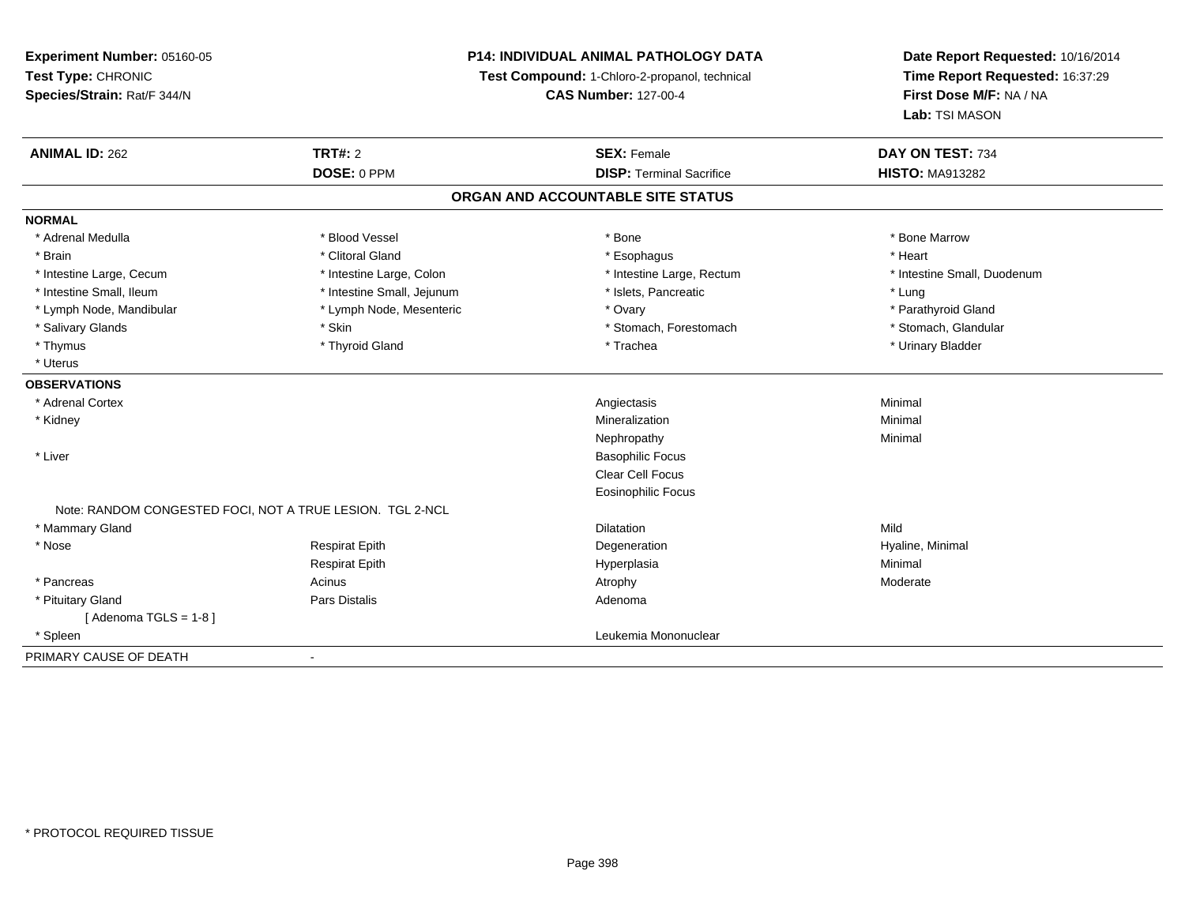**Experiment Number:** 05160-05
**Test Type:** CHRONIC
**Species/Strain:** Rat/F 344/N

**P14: INDIVIDUAL ANIMAL PATHOLOGY DATA**
**Test Compound:** 1-Chloro-2-propanol, technical
**CAS Number:** 127-00-4

**Date Report Requested:** 10/16/2014
**Time Report Requested:** 16:37:29
**First Dose M/F:** NA / NA
**Lab:** TSI MASON

| **ANIMAL ID:** 262 | **TRT#:** 2 | **SEX:** Female | **DAY ON TEST:** 734 |
|---|---|---|---|
| | **DOSE:** 0 PPM | **DISP:** Terminal Sacrifice | **HISTO:** MA913282 |

## ORGAN AND ACCOUNTABLE SITE STATUS

**NORMAL**

| | | | |
|---|---|---|---|
| * Adrenal Medulla | * Blood Vessel | * Bone | * Bone Marrow |
| * Brain | * Clitoral Gland | * Esophagus | * Heart |
| * Intestine Large, Cecum | * Intestine Large, Colon | * Intestine Large, Rectum | * Intestine Small, Duodenum |
| * Intestine Small, Ileum | * Intestine Small, Jejunum | * Islets, Pancreatic | * Lung |
| * Lymph Node, Mandibular | * Lymph Node, Mesenteric | * Ovary | * Parathyroid Gland |
| * Salivary Glands | * Skin | * Stomach, Forestomach | * Stomach, Glandular |
| * Thymus | * Thyroid Gland | * Trachea | * Urinary Bladder |
| * Uterus | | | |

**OBSERVATIONS**

| | | | |
|---|---|---|---|
| * Adrenal Cortex | | Angiectasis | Minimal |
| * Kidney | | Mineralization | Minimal |
| | | Nephropathy | Minimal |
| * Liver | | Basophilic Focus | |
| | | Clear Cell Focus | |
| | | Eosinophilic Focus | |
| Note: RANDOM CONGESTED FOCI, NOT A TRUE LESION. TGL 2-NCL | | | |
| * Mammary Gland | | Dilatation | Mild |
| * Nose | Respirat Epith | Degeneration | Hyaline, Minimal |
| | Respirat Epith | Hyperplasia | Minimal |
| * Pancreas | Acinus | Atrophy | Moderate |
| * Pituitary Gland | Pars Distalis | Adenoma | |
| [ Adenoma TGLS = 1-8 ] | | | |
| * Spleen | | Leukemia Mononuclear | |

PRIMARY CAUSE OF DEATH -

* PROTOCOL REQUIRED TISSUE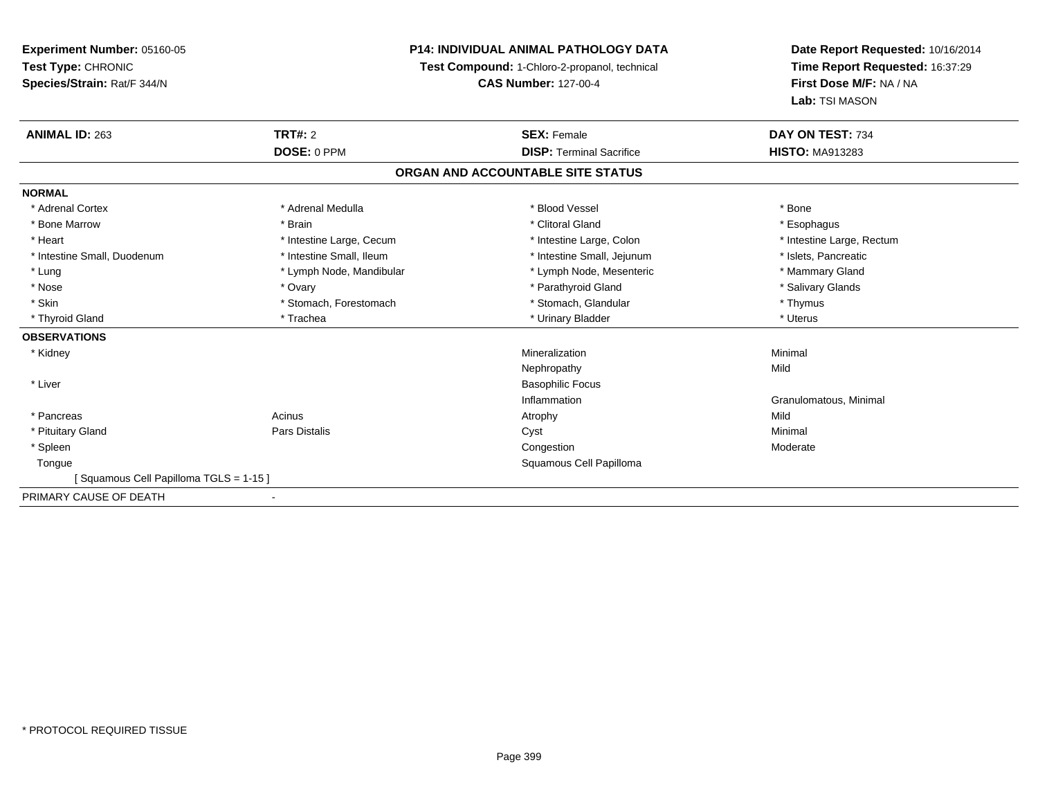**Experiment Number:** 05160-05
**Test Type:** CHRONIC
**Species/Strain:** Rat/F 344/N

**P14: INDIVIDUAL ANIMAL PATHOLOGY DATA**
**Test Compound:** 1-Chloro-2-propanol, technical
**CAS Number:** 127-00-4

**Date Report Requested:** 10/16/2014
**Time Report Requested:** 16:37:29
**First Dose M/F:** NA / NA
**Lab:** TSI MASON

| **ANIMAL ID:** 263 | **TRT#:** 2 | **SEX:** Female | **DAY ON TEST:** 734 |
|---|---|---|---|
| | **DOSE:** 0 PPM | **DISP:** Terminal Sacrifice | **HISTO:** MA913283 |

## ORGAN AND ACCOUNTABLE SITE STATUS

**NORMAL**

| | | | |
|---|---|---|---|
| * Adrenal Cortex | * Adrenal Medulla | * Blood Vessel | * Bone |
| * Bone Marrow | * Brain | * Clitoral Gland | * Esophagus |
| * Heart | * Intestine Large, Cecum | * Intestine Large, Colon | * Intestine Large, Rectum |
| * Intestine Small, Duodenum | * Intestine Small, Ileum | * Intestine Small, Jejunum | * Islets, Pancreatic |
| * Lung | * Lymph Node, Mandibular | * Lymph Node, Mesenteric | * Mammary Gland |
| * Nose | * Ovary | * Parathyroid Gland | * Salivary Glands |
| * Skin | * Stomach, Forestomach | * Stomach, Glandular | * Thymus |
| * Thyroid Gland | * Trachea | * Urinary Bladder | * Uterus |

**OBSERVATIONS**

| | | | |
|---|---|---|---|
| * Kidney | | Mineralization | Minimal |
| | | Nephropathy | Mild |
| * Liver | | Basophilic Focus | |
| | | Inflammation | Granulomatous, Minimal |
| * Pancreas | Acinus | Atrophy | Mild |
| * Pituitary Gland | Pars Distalis | Cyst | Minimal |
| * Spleen | | Congestion | Moderate |
| Tongue | | Squamous Cell Papilloma | |
| [ Squamous Cell Papilloma TGLS = 1-15 ] | | | |

PRIMARY CAUSE OF DEATH -

\* PROTOCOL REQUIRED TISSUE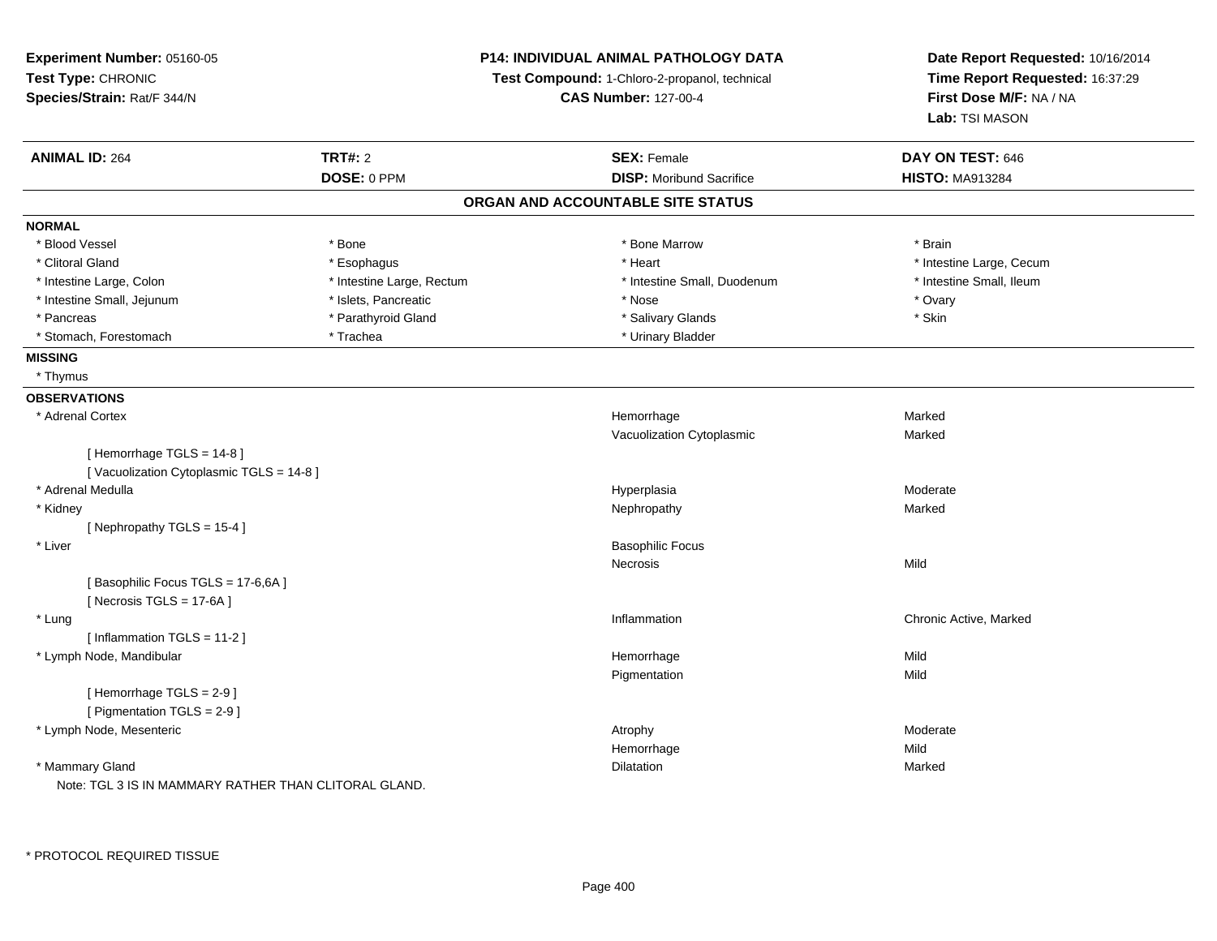**Experiment Number:** 05160-05
**Test Type:** CHRONIC
**Species/Strain:** Rat/F 344/N

**P14: INDIVIDUAL ANIMAL PATHOLOGY DATA**
**Test Compound:** 1-Chloro-2-propanol, technical
**CAS Number:** 127-00-4

**Date Report Requested:** 10/16/2014
**Time Report Requested:** 16:37:29
**First Dose M/F:** NA / NA
**Lab:** TSI MASON

| **ANIMAL ID:** 264 | **TRT#:** 2 | **SEX:** Female | **DAY ON TEST:** 646 |
|---|---|---|---|
| | **DOSE:** 0 PPM | **DISP:** Moribund Sacrifice | **HISTO:** MA913284 |

## ORGAN AND ACCOUNTABLE SITE STATUS

**NORMAL**

| | | | |
|---|---|---|---|
| * Blood Vessel | * Bone | * Bone Marrow | * Brain |
| * Clitoral Gland | * Esophagus | * Heart | * Intestine Large, Cecum |
| * Intestine Large, Colon | * Intestine Large, Rectum | * Intestine Small, Duodenum | * Intestine Small, Ileum |
| * Intestine Small, Jejunum | * Islets, Pancreatic | * Nose | * Ovary |
| * Pancreas | * Parathyroid Gland | * Salivary Glands | * Skin |
| * Stomach, Forestomach | * Trachea | * Urinary Bladder | |

**MISSING**

* Thymus

**OBSERVATIONS**

| Organ | Observation | Severity |
|---|---|---|
| * Adrenal Cortex | Hemorrhage | Marked |
| | Vacuolization Cytoplasmic | Marked |
| [ Hemorrhage TGLS = 14-8 ] | | |
| [ Vacuolization Cytoplasmic TGLS = 14-8 ] | | |
| * Adrenal Medulla | Hyperplasia | Moderate |
| * Kidney | Nephropathy | Marked |
| [ Nephropathy TGLS = 15-4 ] | | |
| * Liver | Basophilic Focus | |
| | Necrosis | Mild |
| [ Basophilic Focus TGLS = 17-6,6A ] | | |
| [ Necrosis TGLS = 17-6A ] | | |
| * Lung | Inflammation | Chronic Active, Marked |
| [ Inflammation TGLS = 11-2 ] | | |
| * Lymph Node, Mandibular | Hemorrhage | Mild |
| | Pigmentation | Mild |
| [ Hemorrhage TGLS = 2-9 ] | | |
| [ Pigmentation TGLS = 2-9 ] | | |
| * Lymph Node, Mesenteric | Atrophy | Moderate |
| | Hemorrhage | Mild |
| * Mammary Gland | Dilatation | Marked |

Note: TGL 3 IS IN MAMMARY RATHER THAN CLITORAL GLAND.

* PROTOCOL REQUIRED TISSUE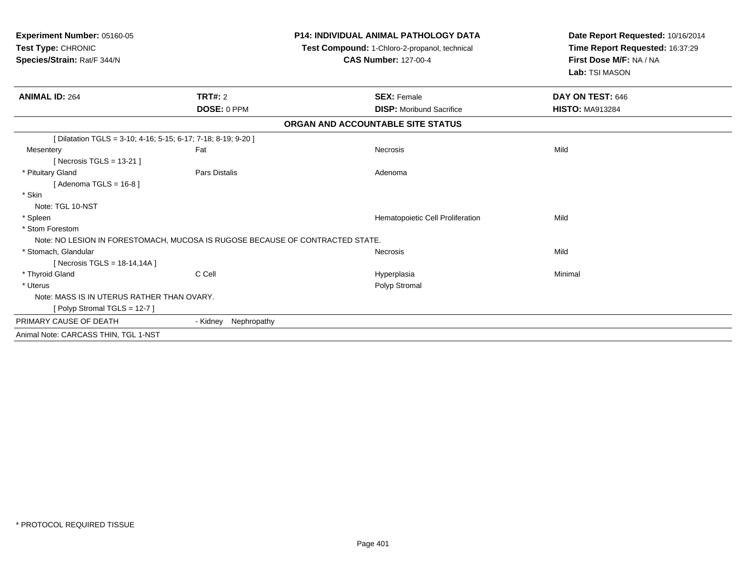**Experiment Number:** 05160-05
**Test Type:** CHRONIC
**Species/Strain:** Rat/F 344/N

**P14: INDIVIDUAL ANIMAL PATHOLOGY DATA**
**Test Compound:** 1-Chloro-2-propanol, technical
**CAS Number:** 127-00-4

**Date Report Requested:** 10/16/2014
**Time Report Requested:** 16:37:29
**First Dose M/F:** NA / NA
**Lab:** TSI MASON

| **ANIMAL ID:** 264 | **TRT#:** 2 | **SEX:** Female | **DAY ON TEST:** 646 |
|---|---|---|---|
| | **DOSE:** 0 PPM | **DISP:** Moribund Sacrifice | **HISTO:** MA913284 |

**ORGAN AND ACCOUNTABLE SITE STATUS**

| | | | |
|---|---|---|---|
| [ Dilatation TGLS = 3-10; 4-16; 5-15; 6-17; 7-18; 8-19; 9-20 ] | | | |
| Mesentery | Fat | Necrosis | Mild |
| [ Necrosis TGLS = 13-21 ] | | | |
| * Pituitary Gland | Pars Distalis | Adenoma | |
| [ Adenoma TGLS = 16-8 ] | | | |
| * Skin | | | |
| Note: TGL 10-NST | | | |
| * Spleen | | Hematopoietic Cell Proliferation | Mild |
| * Stom Forestom | | | |
| Note: NO LESION IN FORESTOMACH, MUCOSA IS RUGOSE BECAUSE OF CONTRACTED STATE. | | | |
| * Stomach, Glandular | | Necrosis | Mild |
| [ Necrosis TGLS = 18-14,14A ] | | | |
| * Thyroid Gland | C Cell | Hyperplasia | Minimal |
| * Uterus | | Polyp Stromal | |
| Note: MASS IS IN UTERUS RATHER THAN OVARY. | | | |
| [ Polyp Stromal TGLS = 12-7 ] | | | |
| PRIMARY CAUSE OF DEATH | - Kidney Nephropathy | | |
| Animal Note: CARCASS THIN, TGL 1-NST | | | |

* PROTOCOL REQUIRED TISSUE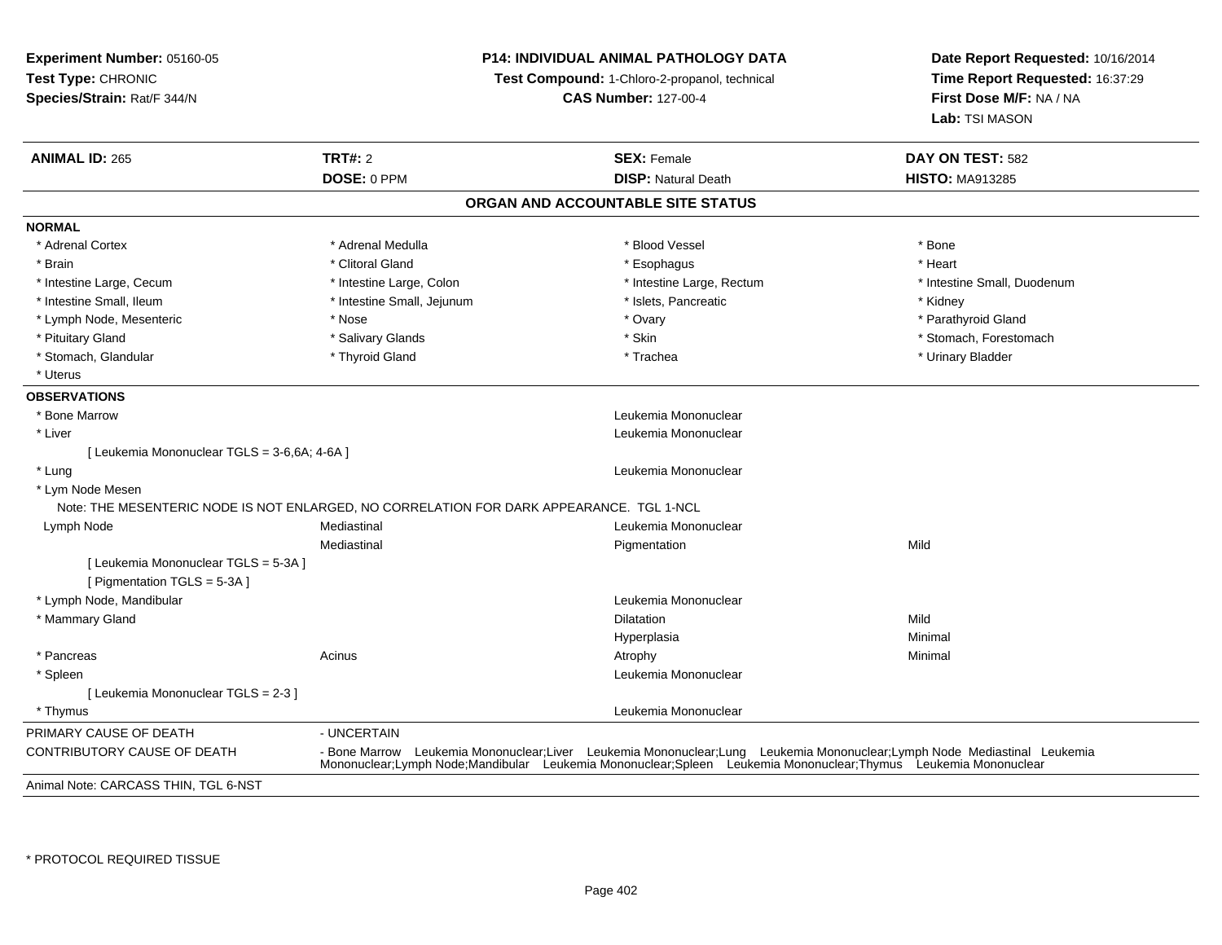**Experiment Number:** 05160-05
**Test Type:** CHRONIC
**Species/Strain:** Rat/F 344/N

**P14: INDIVIDUAL ANIMAL PATHOLOGY DATA**
**Test Compound:** 1-Chloro-2-propanol, technical
**CAS Number:** 127-00-4

**Date Report Requested:** 10/16/2014
**Time Report Requested:** 16:37:29
**First Dose M/F:** NA / NA
**Lab:** TSI MASON

| **ANIMAL ID:** 265 | **TRT#:** 2 | **SEX:** Female | **DAY ON TEST:** 582 |
|---|---|---|---|
| | **DOSE:** 0 PPM | **DISP:** Natural Death | **HISTO:** MA913285 |

## ORGAN AND ACCOUNTABLE SITE STATUS

**NORMAL**

| | | | |
|---|---|---|---|
| * Adrenal Cortex | * Adrenal Medulla | * Blood Vessel | * Bone |
| * Brain | * Clitoral Gland | * Esophagus | * Heart |
| * Intestine Large, Cecum | * Intestine Large, Colon | * Intestine Large, Rectum | * Intestine Small, Duodenum |
| * Intestine Small, Ileum | * Intestine Small, Jejunum | * Islets, Pancreatic | * Kidney |
| * Lymph Node, Mesenteric | * Nose | * Ovary | * Parathyroid Gland |
| * Pituitary Gland | * Salivary Glands | * Skin | * Stomach, Forestomach |
| * Stomach, Glandular | * Thyroid Gland | * Trachea | * Urinary Bladder |
| * Uterus | | | |

**OBSERVATIONS**

| | | | |
|---|---|---|---|
| * Bone Marrow | | Leukemia Mononuclear | |
| * Liver | | Leukemia Mononuclear | |
| [ Leukemia Mononuclear TGLS = 3-6,6A; 4-6A ] | | | |
| * Lung | | Leukemia Mononuclear | |
| * Lym Node Mesen | | | |
| Note: THE MESENTERIC NODE IS NOT ENLARGED, NO CORRELATION FOR DARK APPEARANCE. TGL 1-NCL | | | |
| Lymph Node | Mediastinal | Leukemia Mononuclear | |
| | Mediastinal | Pigmentation | Mild |
| [ Leukemia Mononuclear TGLS = 5-3A ] | | | |
| [ Pigmentation TGLS = 5-3A ] | | | |
| * Lymph Node, Mandibular | | Leukemia Mononuclear | |
| * Mammary Gland | | Dilatation | Mild |
| | | Hyperplasia | Minimal |
| * Pancreas | Acinus | Atrophy | Minimal |
| * Spleen | | Leukemia Mononuclear | |
| [ Leukemia Mononuclear TGLS = 2-3 ] | | | |
| * Thymus | | Leukemia Mononuclear | |

| | |
|---|---|
| PRIMARY CAUSE OF DEATH | - UNCERTAIN |
| CONTRIBUTORY CAUSE OF DEATH | - Bone Marrow Leukemia Mononuclear;Liver Leukemia Mononuclear;Lung Leukemia Mononuclear;Lymph Node Mediastinal Leukemia Mononuclear;Lymph Node;Mandibular Leukemia Mononuclear;Spleen Leukemia Mononuclear;Thymus Leukemia Mononuclear |

Animal Note: CARCASS THIN, TGL 6-NST

\* PROTOCOL REQUIRED TISSUE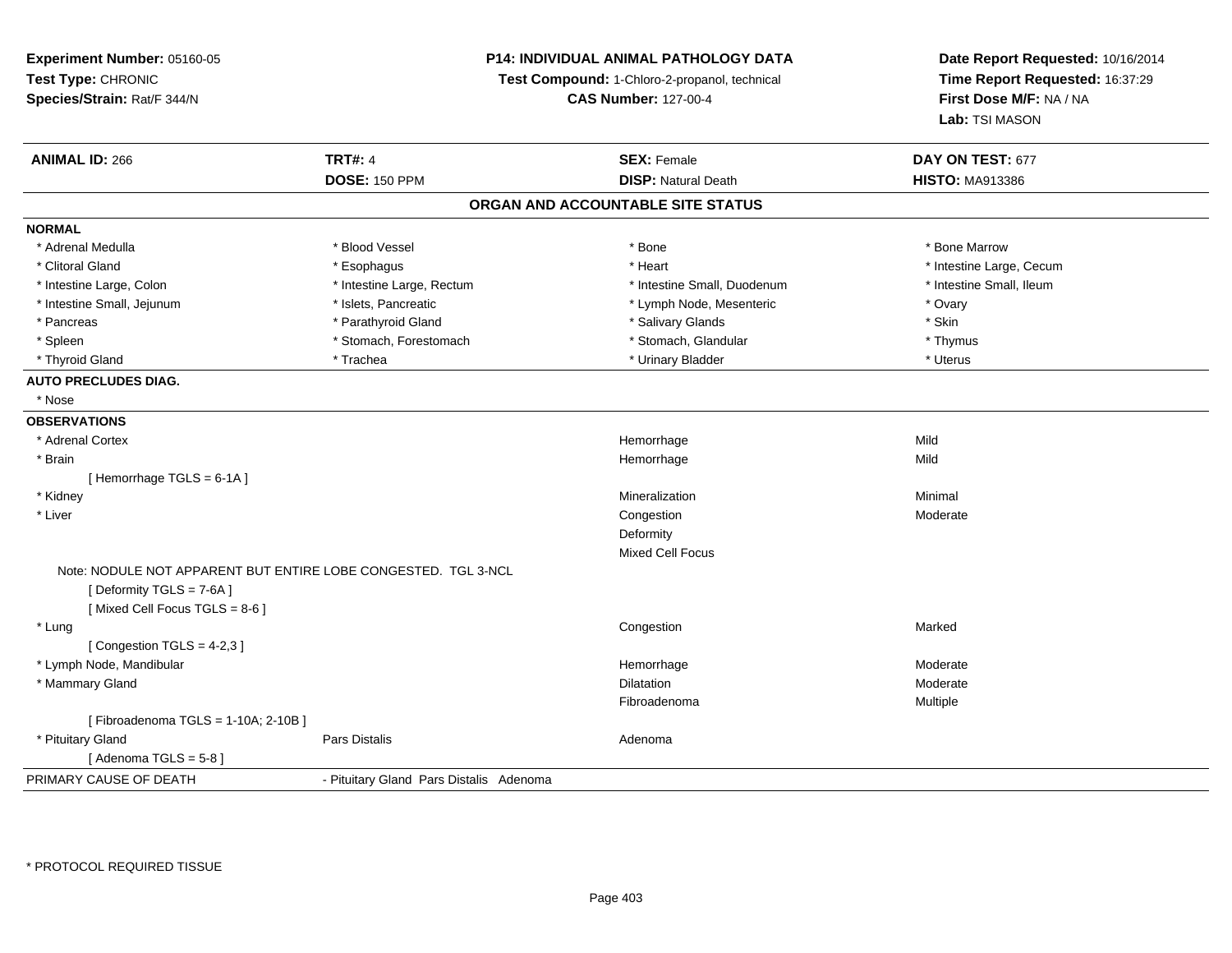**Experiment Number:** 05160-05
**Test Type:** CHRONIC
**Species/Strain:** Rat/F 344/N

**P14: INDIVIDUAL ANIMAL PATHOLOGY DATA**
**Test Compound:** 1-Chloro-2-propanol, technical
**CAS Number:** 127-00-4

**Date Report Requested:** 10/16/2014
**Time Report Requested:** 16:37:29
**First Dose M/F:** NA / NA
**Lab:** TSI MASON

| **ANIMAL ID:** 266 | **TRT#:** 4 | **SEX:** Female | **DAY ON TEST:** 677 |
|---|---|---|---|
| | **DOSE:** 150 PPM | **DISP:** Natural Death | **HISTO:** MA913386 |

## ORGAN AND ACCOUNTABLE SITE STATUS

**NORMAL**

| | | | |
|---|---|---|---|
| * Adrenal Medulla | * Blood Vessel | * Bone | * Bone Marrow |
| * Clitoral Gland | * Esophagus | * Heart | * Intestine Large, Cecum |
| * Intestine Large, Colon | * Intestine Large, Rectum | * Intestine Small, Duodenum | * Intestine Small, Ileum |
| * Intestine Small, Jejunum | * Islets, Pancreatic | * Lymph Node, Mesenteric | * Ovary |
| * Pancreas | * Parathyroid Gland | * Salivary Glands | * Skin |
| * Spleen | * Stomach, Forestomach | * Stomach, Glandular | * Thymus |
| * Thyroid Gland | * Trachea | * Urinary Bladder | * Uterus |

**AUTO PRECLUDES DIAG.**

* Nose

**OBSERVATIONS**

| | | | |
|---|---|---|---|
| * Adrenal Cortex | | Hemorrhage | Mild |
| * Brain | | Hemorrhage | Mild |
| [ Hemorrhage TGLS = 6-1A ] | | | |
| * Kidney | | Mineralization | Minimal |
| * Liver | | Congestion | Moderate |
| | | Deformity | |
| | | Mixed Cell Focus | |
| Note: NODULE NOT APPARENT BUT ENTIRE LOBE CONGESTED. TGL 3-NCL | | | |
| [ Deformity TGLS = 7-6A ] | | | |
| [ Mixed Cell Focus TGLS = 8-6 ] | | | |
| * Lung | | Congestion | Marked |
| [ Congestion TGLS = 4-2,3 ] | | | |
| * Lymph Node, Mandibular | | Hemorrhage | Moderate |
| * Mammary Gland | | Dilatation | Moderate |
| | | Fibroadenoma | Multiple |
| [ Fibroadenoma TGLS = 1-10A; 2-10B ] | | | |
| * Pituitary Gland | Pars Distalis | Adenoma | |
| [ Adenoma TGLS = 5-8 ] | | | |

PRIMARY CAUSE OF DEATH - Pituitary Gland Pars Distalis Adenoma

\* PROTOCOL REQUIRED TISSUE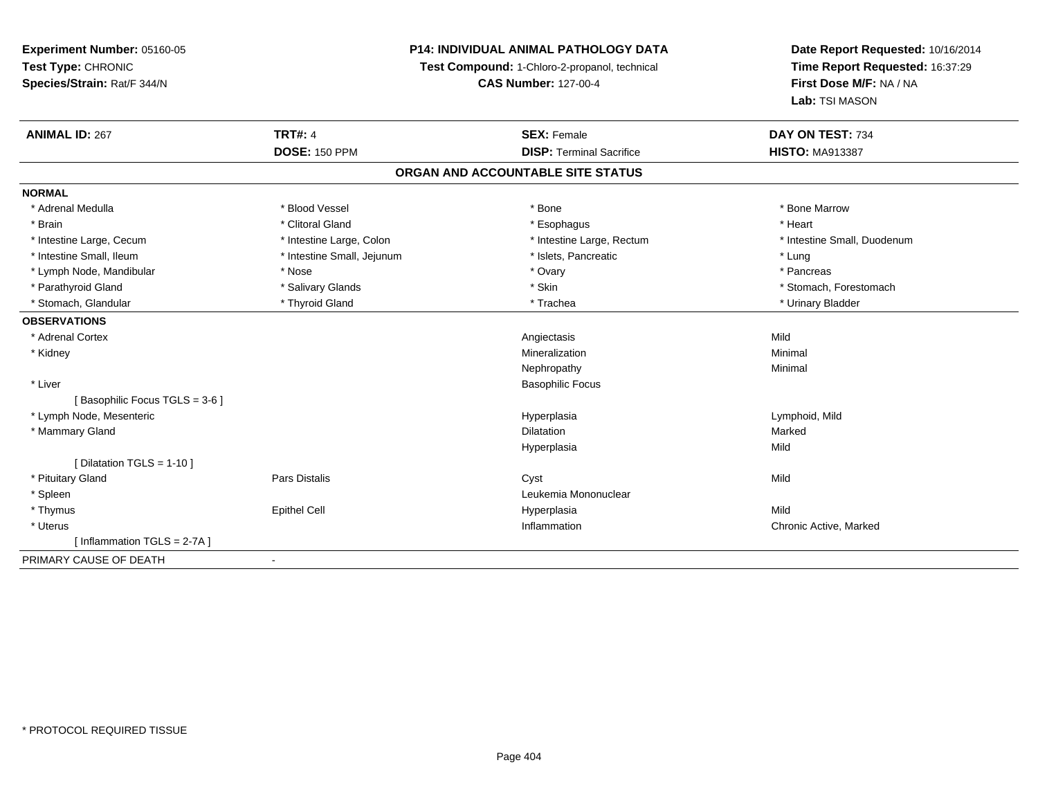**Experiment Number:** 05160-05
**Test Type:** CHRONIC
**Species/Strain:** Rat/F 344/N

**P14: INDIVIDUAL ANIMAL PATHOLOGY DATA**
**Test Compound:** 1-Chloro-2-propanol, technical
**CAS Number:** 127-00-4

**Date Report Requested:** 10/16/2014
**Time Report Requested:** 16:37:29
**First Dose M/F:** NA / NA
**Lab:** TSI MASON

| **ANIMAL ID:** 267 | **TRT#:** 4 | **SEX:** Female | **DAY ON TEST:** 734 |
|---|---|---|---|
| | **DOSE:** 150 PPM | **DISP:** Terminal Sacrifice | **HISTO:** MA913387 |

## ORGAN AND ACCOUNTABLE SITE STATUS

**NORMAL**

| | | | |
|---|---|---|---|
| * Adrenal Medulla | * Blood Vessel | * Bone | * Bone Marrow |
| * Brain | * Clitoral Gland | * Esophagus | * Heart |
| * Intestine Large, Cecum | * Intestine Large, Colon | * Intestine Large, Rectum | * Intestine Small, Duodenum |
| * Intestine Small, Ileum | * Intestine Small, Jejunum | * Islets, Pancreatic | * Lung |
| * Lymph Node, Mandibular | * Nose | * Ovary | * Pancreas |
| * Parathyroid Gland | * Salivary Glands | * Skin | * Stomach, Forestomach |
| * Stomach, Glandular | * Thyroid Gland | * Trachea | * Urinary Bladder |

**OBSERVATIONS**

| | | | |
|---|---|---|---|
| * Adrenal Cortex | | Angiectasis | Mild |
| * Kidney | | Mineralization | Minimal |
| | | Nephropathy | Minimal |
| * Liver | | Basophilic Focus | |
| [ Basophilic Focus TGLS = 3-6 ] | | | |
| * Lymph Node, Mesenteric | | Hyperplasia | Lymphoid, Mild |
| * Mammary Gland | | Dilatation | Marked |
| | | Hyperplasia | Mild |
| [ Dilatation TGLS = 1-10 ] | | | |
| * Pituitary Gland | Pars Distalis | Cyst | Mild |
| * Spleen | | Leukemia Mononuclear | |
| * Thymus | Epithel Cell | Hyperplasia | Mild |
| * Uterus | | Inflammation | Chronic Active, Marked |
| [ Inflammation TGLS = 2-7A ] | | | |

PRIMARY CAUSE OF DEATH -

* PROTOCOL REQUIRED TISSUE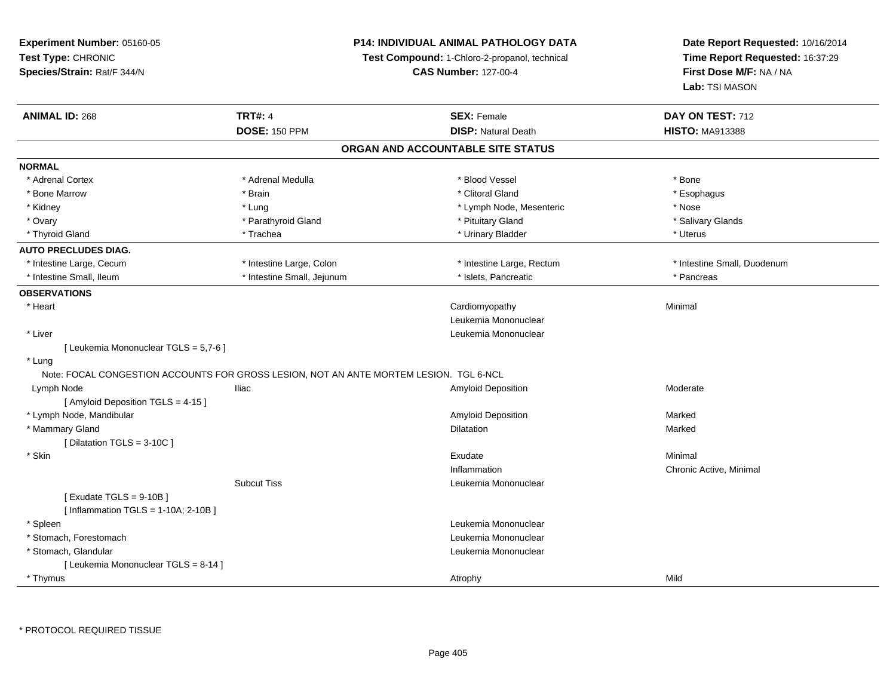**Experiment Number:** 05160-05
**Test Type:** CHRONIC
**Species/Strain:** Rat/F 344/N

**P14: INDIVIDUAL ANIMAL PATHOLOGY DATA**
**Test Compound:** 1-Chloro-2-propanol, technical
**CAS Number:** 127-00-4

**Date Report Requested:** 10/16/2014
**Time Report Requested:** 16:37:29
**First Dose M/F:** NA / NA
**Lab:** TSI MASON

| **ANIMAL ID:** 268 | **TRT#:** 4 | **SEX:** Female | **DAY ON TEST:** 712 |
|---|---|---|---|
| | **DOSE:** 150 PPM | **DISP:** Natural Death | **HISTO:** MA913388 |

## ORGAN AND ACCOUNTABLE SITE STATUS

**NORMAL**

| | | | |
|---|---|---|---|
| * Adrenal Cortex | * Adrenal Medulla | * Blood Vessel | * Bone |
| * Bone Marrow | * Brain | * Clitoral Gland | * Esophagus |
| * Kidney | * Lung | * Lymph Node, Mesenteric | * Nose |
| * Ovary | * Parathyroid Gland | * Pituitary Gland | * Salivary Glands |
| * Thyroid Gland | * Trachea | * Urinary Bladder | * Uterus |

**AUTO PRECLUDES DIAG.**

| | | | |
|---|---|---|---|
| * Intestine Large, Cecum | * Intestine Large, Colon | * Intestine Large, Rectum | * Intestine Small, Duodenum |
| * Intestine Small, Ileum | * Intestine Small, Jejunum | * Islets, Pancreatic | * Pancreas |

**OBSERVATIONS**

| | | | |
|---|---|---|---|
| * Heart | | Cardiomyopathy | Minimal |
| | | Leukemia Mononuclear | |
| * Liver | | Leukemia Mononuclear | |
| [ Leukemia Mononuclear TGLS = 5,7-6 ] | | | |
| * Lung | | | |
| Note: FOCAL CONGESTION ACCOUNTS FOR GROSS LESION, NOT AN ANTE MORTEM LESION. TGL 6-NCL | | | |
| Lymph Node | Iliac | Amyloid Deposition | Moderate |
| [ Amyloid Deposition TGLS = 4-15 ] | | | |
| * Lymph Node, Mandibular | | Amyloid Deposition | Marked |
| * Mammary Gland | | Dilatation | Marked |
| [ Dilatation TGLS = 3-10C ] | | | |
| * Skin | | Exudate | Minimal |
| | | Inflammation | Chronic Active, Minimal |
| | Subcut Tiss | Leukemia Mononuclear | |
| [ Exudate TGLS = 9-10B ] | | | |
| [ Inflammation TGLS = 1-10A; 2-10B ] | | | |
| * Spleen | | Leukemia Mononuclear | |
| * Stomach, Forestomach | | Leukemia Mononuclear | |
| * Stomach, Glandular | | Leukemia Mononuclear | |
| [ Leukemia Mononuclear TGLS = 8-14 ] | | | |
| * Thymus | | Atrophy | Mild |

* PROTOCOL REQUIRED TISSUE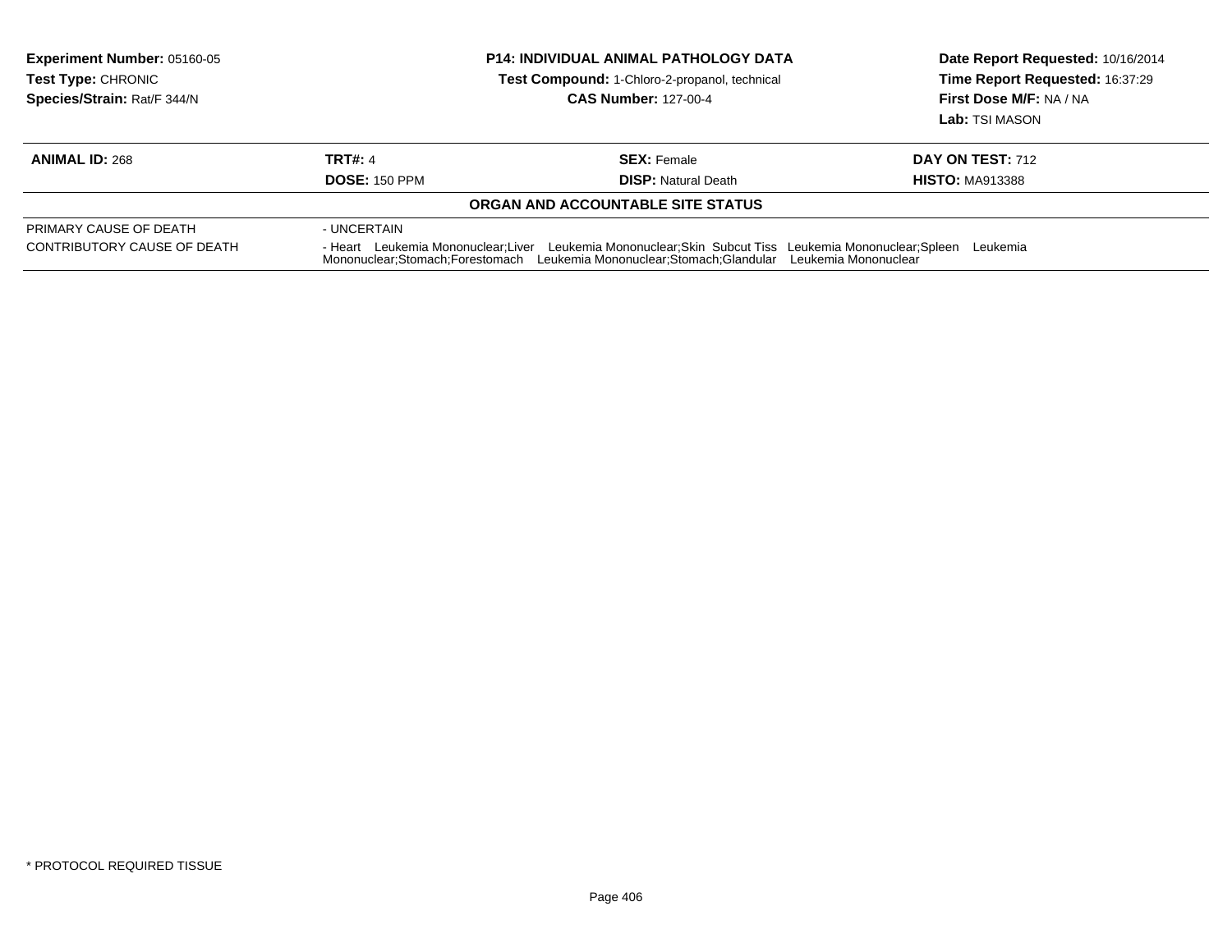**Experiment Number:** 05160-05
**Test Type:** CHRONIC
**Species/Strain:** Rat/F 344/N

**P14: INDIVIDUAL ANIMAL PATHOLOGY DATA**
**Test Compound:** 1-Chloro-2-propanol, technical
**CAS Number:** 127-00-4

**Date Report Requested:** 10/16/2014
**Time Report Requested:** 16:37:29
**First Dose M/F:** NA / NA
**Lab:** TSI MASON

| **ANIMAL ID:** 268 | **TRT#:** 4 | **SEX:** Female | **DAY ON TEST:** 712 |
|---|---|---|---|
| | **DOSE:** 150 PPM | **DISP:** Natural Death | **HISTO:** MA913388 |

**ORGAN AND ACCOUNTABLE SITE STATUS**

| | |
|---|---|
| PRIMARY CAUSE OF DEATH | - UNCERTAIN |
| CONTRIBUTORY CAUSE OF DEATH | - Heart Leukemia Mononuclear;Liver Leukemia Mononuclear;Skin Subcut Tiss Leukemia Mononuclear;Spleen Leukemia Mononuclear;Stomach;Forestomach Leukemia Mononuclear;Stomach;Glandular Leukemia Mononuclear |

* PROTOCOL REQUIRED TISSUE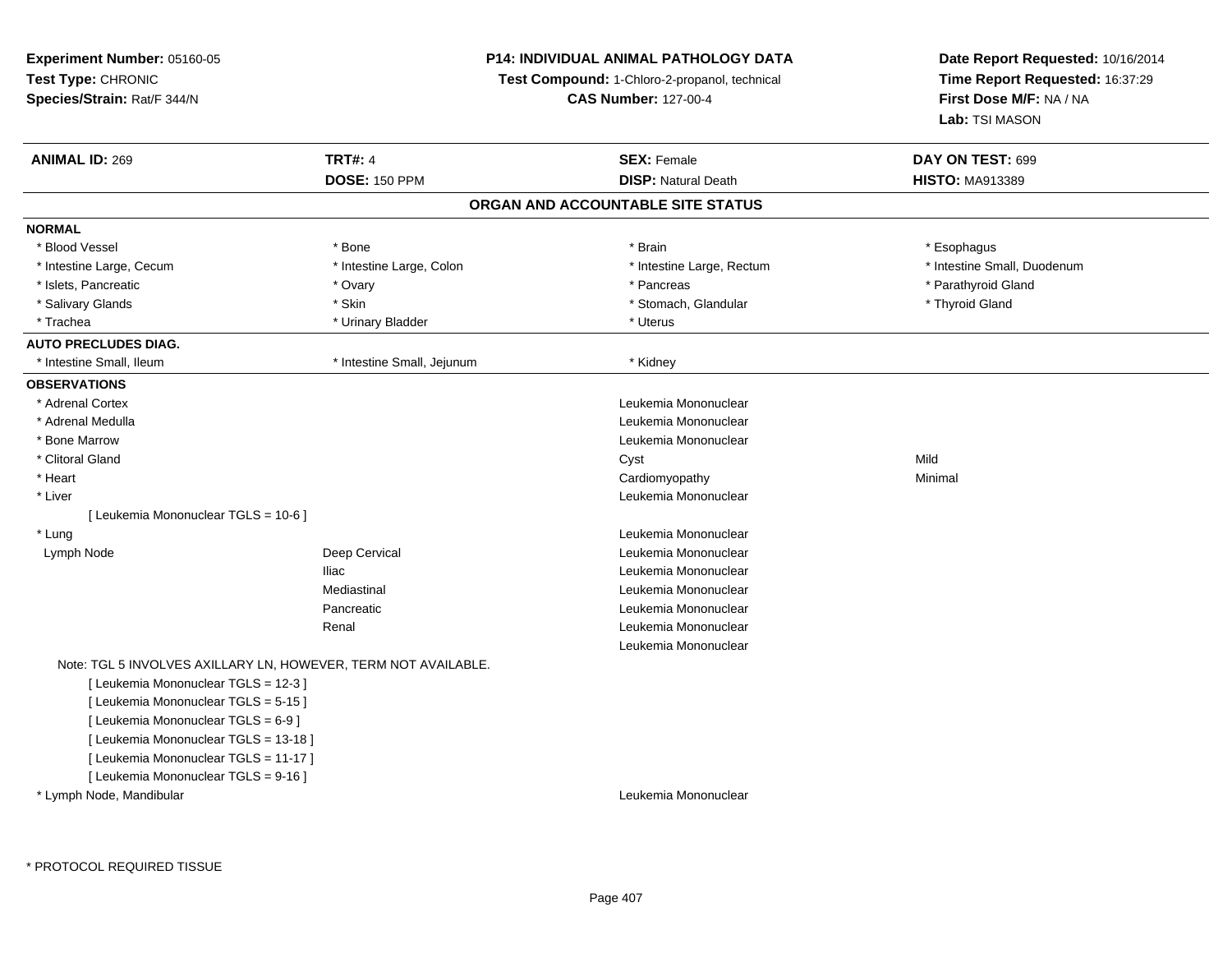**Experiment Number:** 05160-05
**Test Type:** CHRONIC
**Species/Strain:** Rat/F 344/N

**P14: INDIVIDUAL ANIMAL PATHOLOGY DATA**
**Test Compound:** 1-Chloro-2-propanol, technical
**CAS Number:** 127-00-4

**Date Report Requested:** 10/16/2014
**Time Report Requested:** 16:37:29
**First Dose M/F:** NA / NA
**Lab:** TSI MASON

| **ANIMAL ID:** 269 | **TRT#:** 4 | **SEX:** Female | **DAY ON TEST:** 699 |
|---|---|---|---|
| | **DOSE:** 150 PPM | **DISP:** Natural Death | **HISTO:** MA913389 |

## ORGAN AND ACCOUNTABLE SITE STATUS

**NORMAL**

| | | | |
|---|---|---|---|
| * Blood Vessel | * Bone | * Brain | * Esophagus |
| * Intestine Large, Cecum | * Intestine Large, Colon | * Intestine Large, Rectum | * Intestine Small, Duodenum |
| * Islets, Pancreatic | * Ovary | * Pancreas | * Parathyroid Gland |
| * Salivary Glands | * Skin | * Stomach, Glandular | * Thyroid Gland |
| * Trachea | * Urinary Bladder | * Uterus | |

**AUTO PRECLUDES DIAG.**

| | | |
|---|---|---|
| * Intestine Small, Ileum | * Intestine Small, Jejunum | * Kidney |

**OBSERVATIONS**

| | | | |
|---|---|---|---|
| * Adrenal Cortex | | Leukemia Mononuclear | |
| * Adrenal Medulla | | Leukemia Mononuclear | |
| * Bone Marrow | | Leukemia Mononuclear | |
| * Clitoral Gland | | Cyst | Mild |
| * Heart | | Cardiomyopathy | Minimal |
| * Liver | | Leukemia Mononuclear | |
| [ Leukemia Mononuclear TGLS = 10-6 ] | | | |
| * Lung | | Leukemia Mononuclear | |
| Lymph Node | Deep Cervical | Leukemia Mononuclear | |
| | Iliac | Leukemia Mononuclear | |
| | Mediastinal | Leukemia Mononuclear | |
| | Pancreatic | Leukemia Mononuclear | |
| | Renal | Leukemia Mononuclear | |
| | | Leukemia Mononuclear | |

Note: TGL 5 INVOLVES AXILLARY LN, HOWEVER, TERM NOT AVAILABLE.

[ Leukemia Mononuclear TGLS = 12-3 ]
[ Leukemia Mononuclear TGLS = 5-15 ]
[ Leukemia Mononuclear TGLS = 6-9 ]
[ Leukemia Mononuclear TGLS = 13-18 ]
[ Leukemia Mononuclear TGLS = 11-17 ]
[ Leukemia Mononuclear TGLS = 9-16 ]

| | | | |
|---|---|---|---|
| * Lymph Node, Mandibular | | Leukemia Mononuclear | |

\* PROTOCOL REQUIRED TISSUE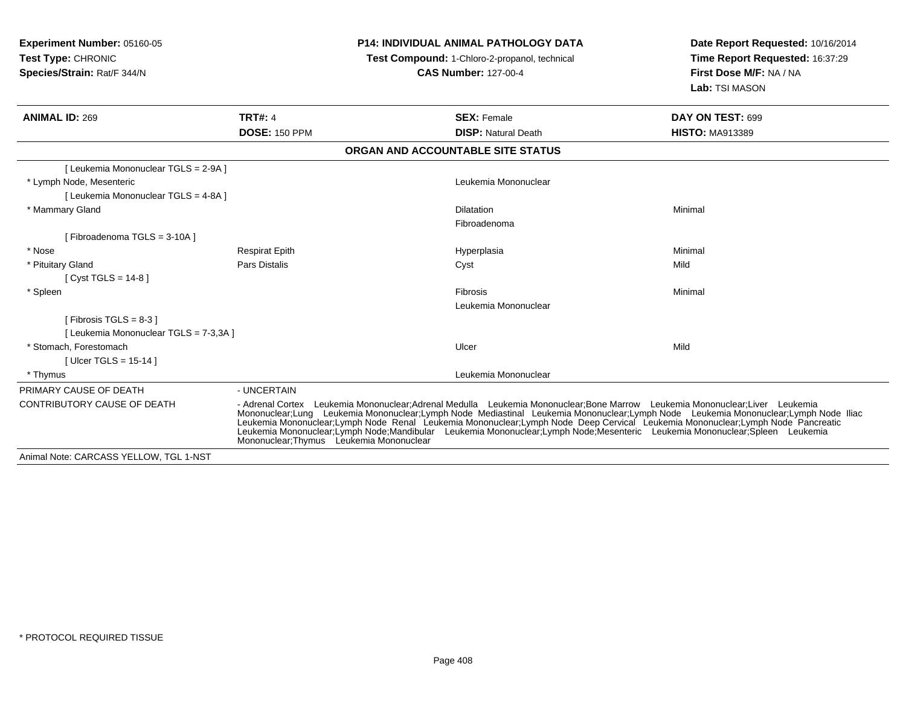**Experiment Number:** 05160-05
**Test Type:** CHRONIC
**Species/Strain:** Rat/F 344/N

**P14: INDIVIDUAL ANIMAL PATHOLOGY DATA**
**Test Compound:** 1-Chloro-2-propanol, technical
**CAS Number:** 127-00-4

**Date Report Requested:** 10/16/2014
**Time Report Requested:** 16:37:29
**First Dose M/F:** NA / NA
**Lab:** TSI MASON

| **ANIMAL ID:** 269 | **TRT#:** 4 | **SEX:** Female | **DAY ON TEST:** 699 |
|---|---|---|---|
| | **DOSE:** 150 PPM | **DISP:** Natural Death | **HISTO:** MA913389 |

**ORGAN AND ACCOUNTABLE SITE STATUS**

| | | | |
|---|---|---|---|
| [ Leukemia Mononuclear TGLS = 2-9A ] | | | |
| * Lymph Node, Mesenteric | | Leukemia Mononuclear | |
| [ Leukemia Mononuclear TGLS = 4-8A ] | | | |
| * Mammary Gland | | Dilatation | Minimal |
| | | Fibroadenoma | |
| [ Fibroadenoma TGLS = 3-10A ] | | | |
| * Nose | Respirat Epith | Hyperplasia | Minimal |
| * Pituitary Gland | Pars Distalis | Cyst | Mild |
| [ Cyst TGLS = 14-8 ] | | | |
| * Spleen | | Fibrosis | Minimal |
| | | Leukemia Mononuclear | |
| [ Fibrosis TGLS = 8-3 ] | | | |
| [ Leukemia Mononuclear TGLS = 7-3,3A ] | | | |
| * Stomach, Forestomach | | Ulcer | Mild |
| [ Ulcer TGLS = 15-14 ] | | | |
| * Thymus | | Leukemia Mononuclear | |

PRIMARY CAUSE OF DEATH - UNCERTAIN

CONTRIBUTORY CAUSE OF DEATH - Adrenal Cortex Leukemia Mononuclear;Adrenal Medulla Leukemia Mononuclear;Bone Marrow Leukemia Mononuclear;Liver Leukemia Mononuclear;Lung Leukemia Mononuclear;Lymph Node Mediastinal Leukemia Mononuclear;Lymph Node Leukemia Mononuclear;Lymph Node Iliac Leukemia Mononuclear;Lymph Node Renal Leukemia Mononuclear;Lymph Node Deep Cervical Leukemia Mononuclear;Lymph Node Pancreatic Leukemia Mononuclear;Lymph Node;Mandibular Leukemia Mononuclear;Lymph Node;Mesenteric Leukemia Mononuclear;Spleen Leukemia Mononuclear;Thymus Leukemia Mononuclear

Animal Note: CARCASS YELLOW, TGL 1-NST

* PROTOCOL REQUIRED TISSUE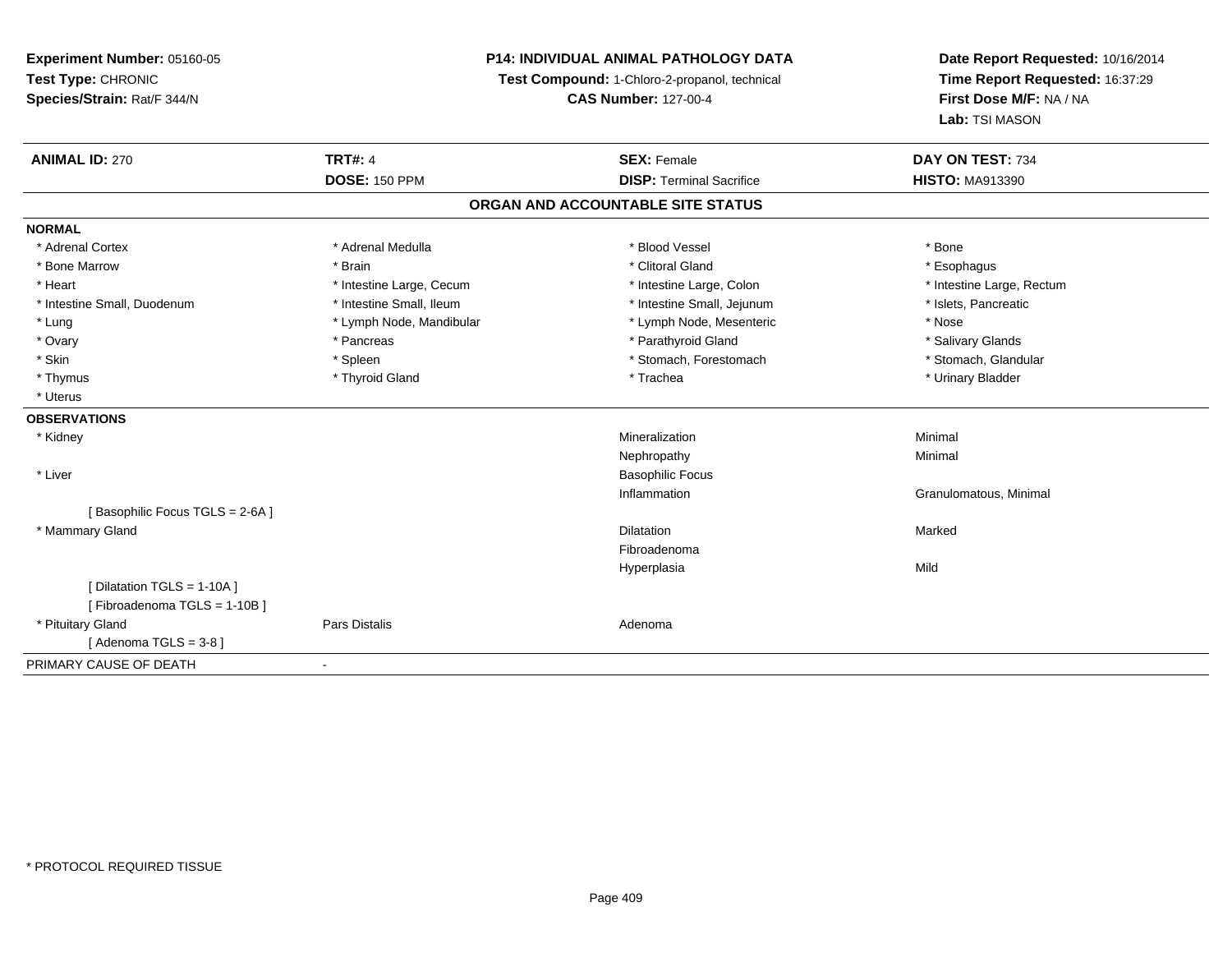**Experiment Number:** 05160-05
**Test Type:** CHRONIC
**Species/Strain:** Rat/F 344/N

**P14: INDIVIDUAL ANIMAL PATHOLOGY DATA**
**Test Compound:** 1-Chloro-2-propanol, technical
**CAS Number:** 127-00-4

**Date Report Requested:** 10/16/2014
**Time Report Requested:** 16:37:29
**First Dose M/F:** NA / NA
**Lab:** TSI MASON

| **ANIMAL ID:** 270 | **TRT#:** 4 | **SEX:** Female | **DAY ON TEST:** 734 |
|---|---|---|---|
| | **DOSE:** 150 PPM | **DISP:** Terminal Sacrifice | **HISTO:** MA913390 |

## ORGAN AND ACCOUNTABLE SITE STATUS

**NORMAL**

| | | | |
|---|---|---|---|
| * Adrenal Cortex | * Adrenal Medulla | * Blood Vessel | * Bone |
| * Bone Marrow | * Brain | * Clitoral Gland | * Esophagus |
| * Heart | * Intestine Large, Cecum | * Intestine Large, Colon | * Intestine Large, Rectum |
| * Intestine Small, Duodenum | * Intestine Small, Ileum | * Intestine Small, Jejunum | * Islets, Pancreatic |
| * Lung | * Lymph Node, Mandibular | * Lymph Node, Mesenteric | * Nose |
| * Ovary | * Pancreas | * Parathyroid Gland | * Salivary Glands |
| * Skin | * Spleen | * Stomach, Forestomach | * Stomach, Glandular |
| * Thymus | * Thyroid Gland | * Trachea | * Urinary Bladder |
| * Uterus | | | |

**OBSERVATIONS**

| | | | |
|---|---|---|---|
| * Kidney | | Mineralization | Minimal |
| | | Nephropathy | Minimal |
| * Liver | | Basophilic Focus | |
| | | Inflammation | Granulomatous, Minimal |
| [ Basophilic Focus TGLS = 2-6A ] | | | |
| * Mammary Gland | | Dilatation | Marked |
| | | Fibroadenoma | |
| | | Hyperplasia | Mild |
| [ Dilatation TGLS = 1-10A ] | | | |
| [ Fibroadenoma TGLS = 1-10B ] | | | |
| * Pituitary Gland | Pars Distalis | Adenoma | |
| [ Adenoma TGLS = 3-8 ] | | | |

PRIMARY CAUSE OF DEATH -

* PROTOCOL REQUIRED TISSUE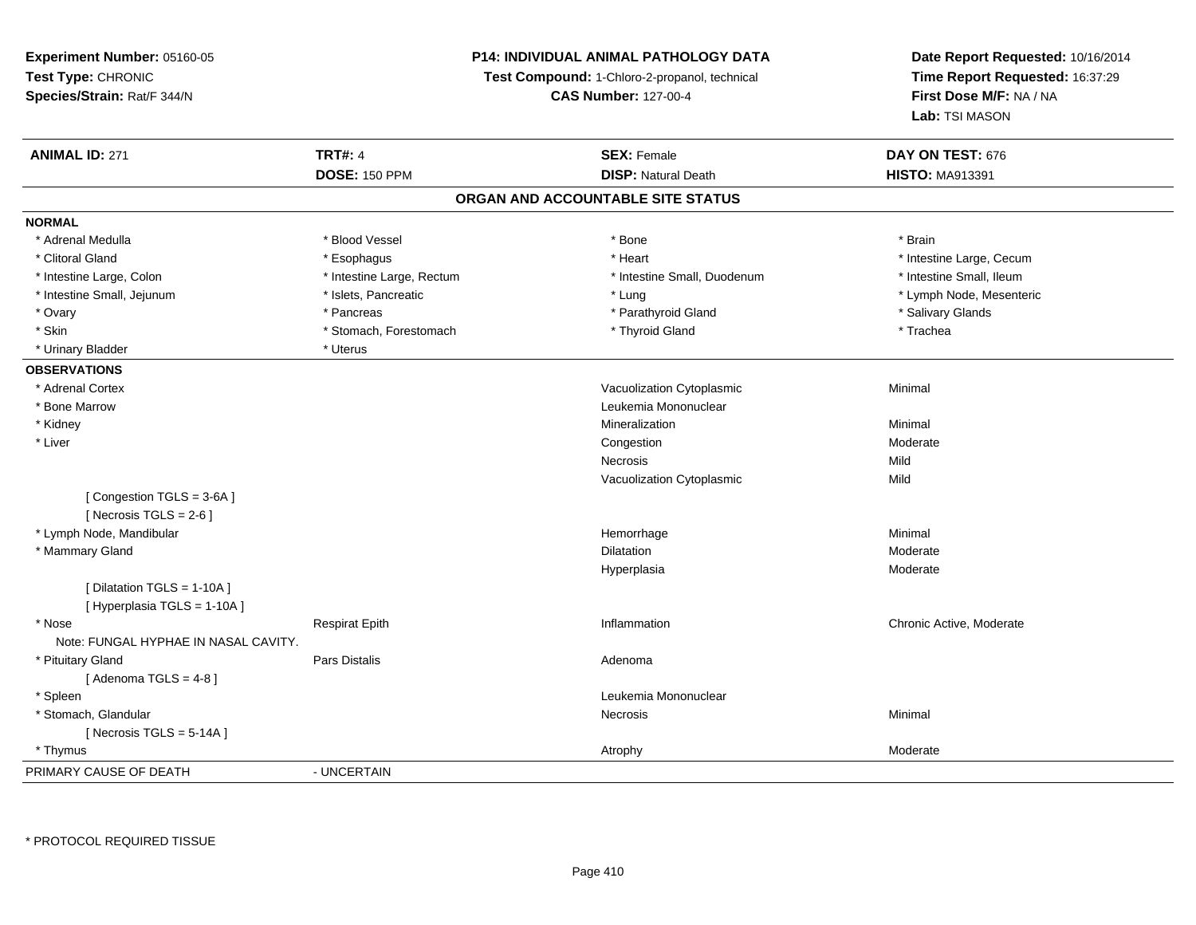**Experiment Number:** 05160-05
**Test Type:** CHRONIC
**Species/Strain:** Rat/F 344/N

**P14: INDIVIDUAL ANIMAL PATHOLOGY DATA**
**Test Compound:** 1-Chloro-2-propanol, technical
**CAS Number:** 127-00-4

**Date Report Requested:** 10/16/2014
**Time Report Requested:** 16:37:29
**First Dose M/F:** NA / NA
**Lab:** TSI MASON

| **ANIMAL ID:** 271 | **TRT#:** 4 | **SEX:** Female | **DAY ON TEST:** 676 |
|---|---|---|---|
| | **DOSE:** 150 PPM | **DISP:** Natural Death | **HISTO:** MA913391 |

## ORGAN AND ACCOUNTABLE SITE STATUS

**NORMAL**

| | | | |
|---|---|---|---|
| * Adrenal Medulla | * Blood Vessel | * Bone | * Brain |
| * Clitoral Gland | * Esophagus | * Heart | * Intestine Large, Cecum |
| * Intestine Large, Colon | * Intestine Large, Rectum | * Intestine Small, Duodenum | * Intestine Small, Ileum |
| * Intestine Small, Jejunum | * Islets, Pancreatic | * Lung | * Lymph Node, Mesenteric |
| * Ovary | * Pancreas | * Parathyroid Gland | * Salivary Glands |
| * Skin | * Stomach, Forestomach | * Thyroid Gland | * Trachea |
| * Urinary Bladder | * Uterus | | |

**OBSERVATIONS**

| | | | |
|---|---|---|---|
| * Adrenal Cortex | | Vacuolization Cytoplasmic | Minimal |
| * Bone Marrow | | Leukemia Mononuclear | |
| * Kidney | | Mineralization | Minimal |
| * Liver | | Congestion | Moderate |
| | | Necrosis | Mild |
| | | Vacuolization Cytoplasmic | Mild |
| [ Congestion TGLS = 3-6A ] | | | |
| [ Necrosis TGLS = 2-6 ] | | | |
| * Lymph Node, Mandibular | | Hemorrhage | Minimal |
| * Mammary Gland | | Dilatation | Moderate |
| | | Hyperplasia | Moderate |
| [ Dilatation TGLS = 1-10A ] | | | |
| [ Hyperplasia TGLS = 1-10A ] | | | |
| * Nose | Respirat Epith | Inflammation | Chronic Active, Moderate |
| Note: FUNGAL HYPHAE IN NASAL CAVITY. | | | |
| * Pituitary Gland | Pars Distalis | Adenoma | |
| [ Adenoma TGLS = 4-8 ] | | | |
| * Spleen | | Leukemia Mononuclear | |
| * Stomach, Glandular | | Necrosis | Minimal |
| [ Necrosis TGLS = 5-14A ] | | | |
| * Thymus | | Atrophy | Moderate |

PRIMARY CAUSE OF DEATH - UNCERTAIN

* PROTOCOL REQUIRED TISSUE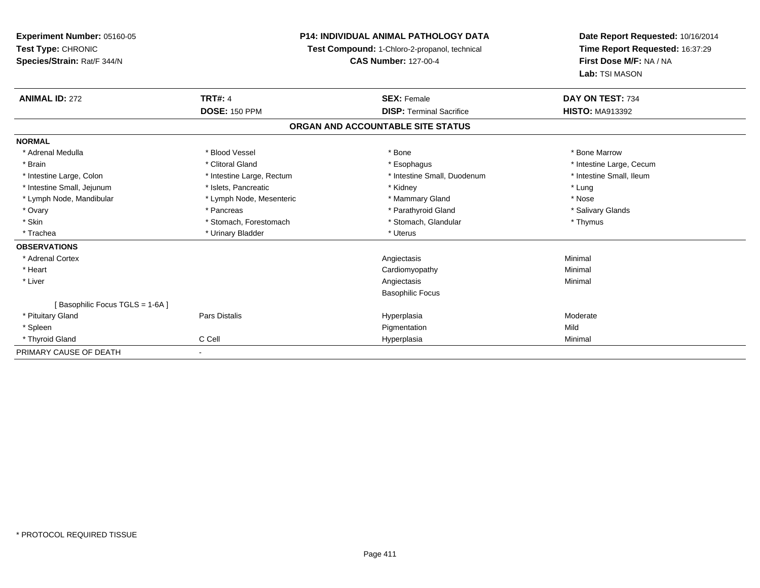**Experiment Number:** 05160-05
**Test Type:** CHRONIC
**Species/Strain:** Rat/F 344/N

**P14: INDIVIDUAL ANIMAL PATHOLOGY DATA**
**Test Compound:** 1-Chloro-2-propanol, technical
**CAS Number:** 127-00-4

**Date Report Requested:** 10/16/2014
**Time Report Requested:** 16:37:29
**First Dose M/F:** NA / NA
**Lab:** TSI MASON

| **ANIMAL ID:** 272 | **TRT#:** 4 | **SEX:** Female | **DAY ON TEST:** 734 |
|---|---|---|---|
| | **DOSE:** 150 PPM | **DISP:** Terminal Sacrifice | **HISTO:** MA913392 |

**ORGAN AND ACCOUNTABLE SITE STATUS**

**NORMAL**

| | | | |
|---|---|---|---|
| * Adrenal Medulla | * Blood Vessel | * Bone | * Bone Marrow |
| * Brain | * Clitoral Gland | * Esophagus | * Intestine Large, Cecum |
| * Intestine Large, Colon | * Intestine Large, Rectum | * Intestine Small, Duodenum | * Intestine Small, Ileum |
| * Intestine Small, Jejunum | * Islets, Pancreatic | * Kidney | * Lung |
| * Lymph Node, Mandibular | * Lymph Node, Mesenteric | * Mammary Gland | * Nose |
| * Ovary | * Pancreas | * Parathyroid Gland | * Salivary Glands |
| * Skin | * Stomach, Forestomach | * Stomach, Glandular | * Thymus |
| * Trachea | * Urinary Bladder | * Uterus | |

**OBSERVATIONS**

| | | | |
|---|---|---|---|
| * Adrenal Cortex | | Angiectasis | Minimal |
| * Heart | | Cardiomyopathy | Minimal |
| * Liver | | Angiectasis | Minimal |
| | | Basophilic Focus | |
| [ Basophilic Focus TGLS = 1-6A ] | | | |
| * Pituitary Gland | Pars Distalis | Hyperplasia | Moderate |
| * Spleen | | Pigmentation | Mild |
| * Thyroid Gland | C Cell | Hyperplasia | Minimal |

PRIMARY CAUSE OF DEATH -

* PROTOCOL REQUIRED TISSUE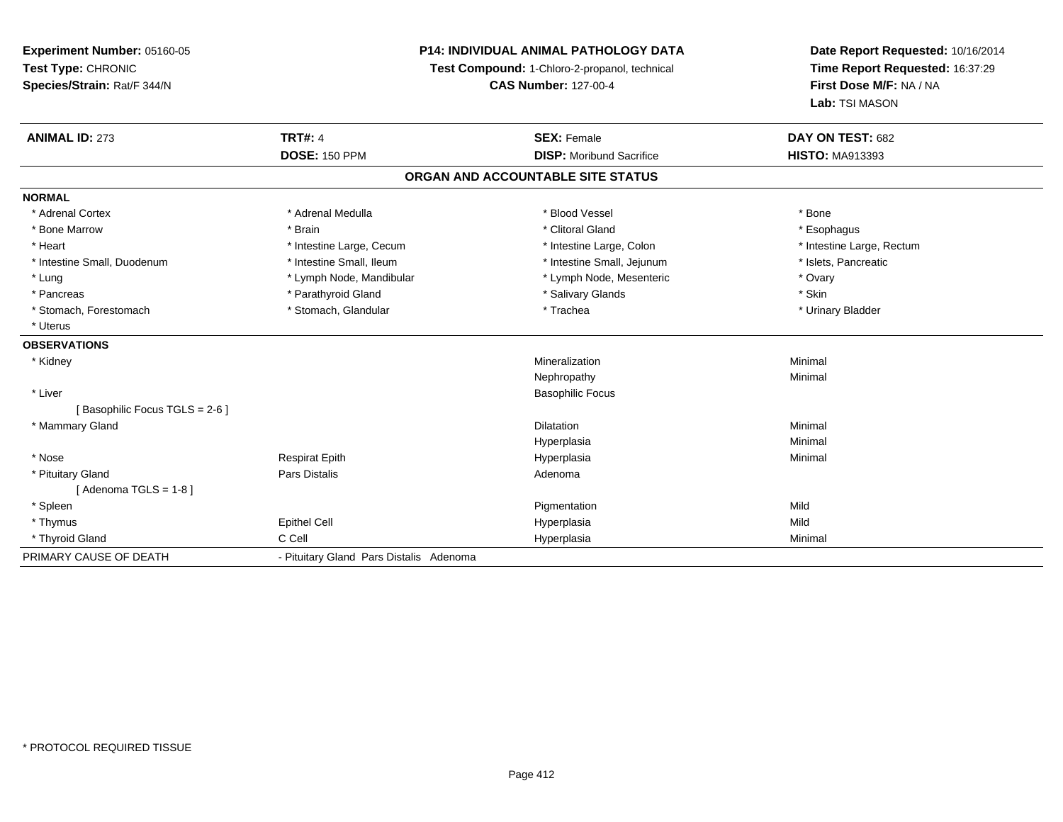**Experiment Number:** 05160-05
**Test Type:** CHRONIC
**Species/Strain:** Rat/F 344/N

**P14: INDIVIDUAL ANIMAL PATHOLOGY DATA**
**Test Compound:** 1-Chloro-2-propanol, technical
**CAS Number:** 127-00-4

**Date Report Requested:** 10/16/2014
**Time Report Requested:** 16:37:29
**First Dose M/F:** NA / NA
**Lab:** TSI MASON

| **ANIMAL ID:** 273 | **TRT#:** 4 | **SEX:** Female | **DAY ON TEST:** 682 |
|---|---|---|---|
| | **DOSE:** 150 PPM | **DISP:** Moribund Sacrifice | **HISTO:** MA913393 |

## ORGAN AND ACCOUNTABLE SITE STATUS

| | | | |
|---|---|---|---|
| **NORMAL** | | | |
| * Adrenal Cortex | * Adrenal Medulla | * Blood Vessel | * Bone |
| * Bone Marrow | * Brain | * Clitoral Gland | * Esophagus |
| * Heart | * Intestine Large, Cecum | * Intestine Large, Colon | * Intestine Large, Rectum |
| * Intestine Small, Duodenum | * Intestine Small, Ileum | * Intestine Small, Jejunum | * Islets, Pancreatic |
| * Lung | * Lymph Node, Mandibular | * Lymph Node, Mesenteric | * Ovary |
| * Pancreas | * Parathyroid Gland | * Salivary Glands | * Skin |
| * Stomach, Forestomach | * Stomach, Glandular | * Trachea | * Urinary Bladder |
| * Uterus | | | |
| **OBSERVATIONS** | | | |
| * Kidney | | Mineralization | Minimal |
| | | Nephropathy | Minimal |
| * Liver | | Basophilic Focus | |
| [ Basophilic Focus TGLS = 2-6 ] | | | |
| * Mammary Gland | | Dilatation | Minimal |
| | | Hyperplasia | Minimal |
| * Nose | Respirat Epith | Hyperplasia | Minimal |
| * Pituitary Gland | Pars Distalis | Adenoma | |
| [ Adenoma TGLS = 1-8 ] | | | |
| * Spleen | | Pigmentation | Mild |
| * Thymus | Epithel Cell | Hyperplasia | Mild |
| * Thyroid Gland | C Cell | Hyperplasia | Minimal |
| PRIMARY CAUSE OF DEATH | - Pituitary Gland Pars Distalis Adenoma | | |

* PROTOCOL REQUIRED TISSUE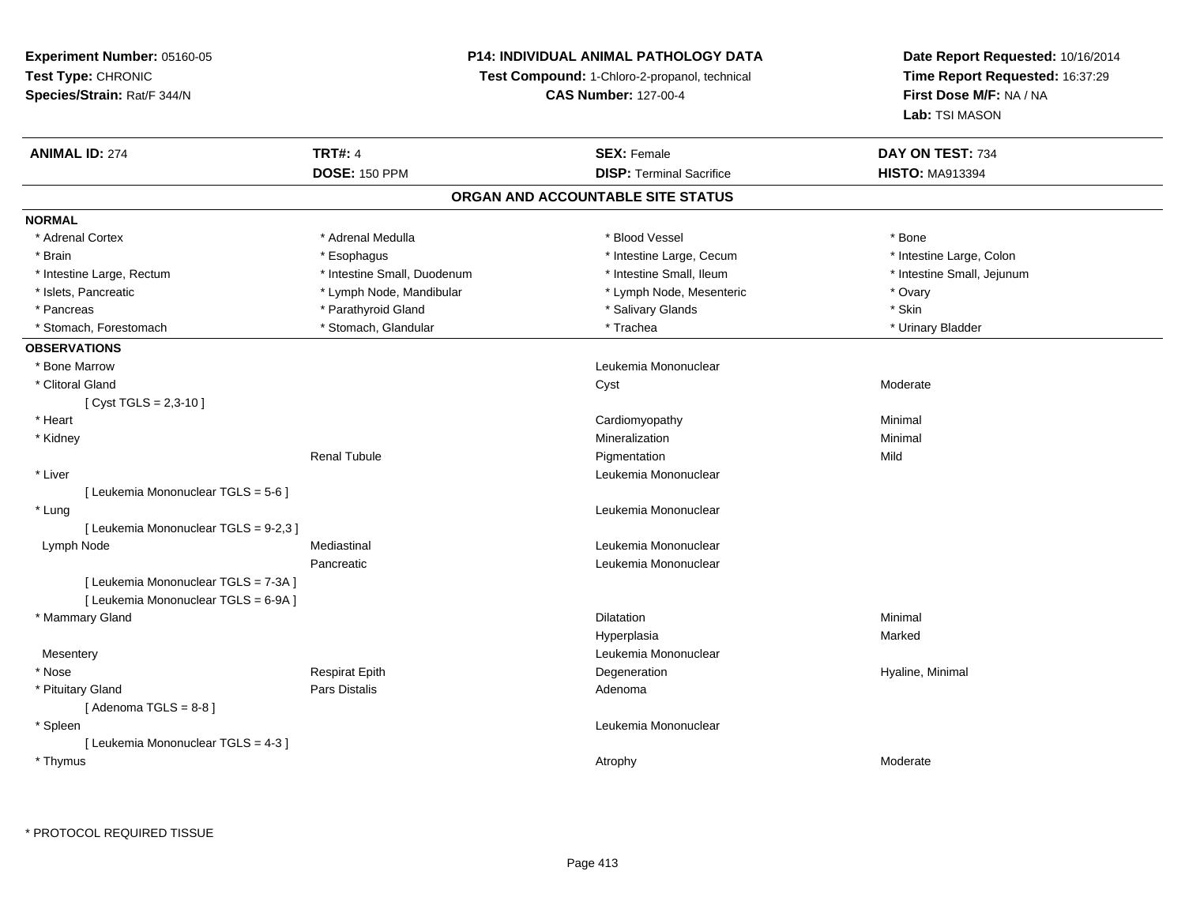**Experiment Number:** 05160-05
**Test Type:** CHRONIC
**Species/Strain:** Rat/F 344/N

**P14: INDIVIDUAL ANIMAL PATHOLOGY DATA**
**Test Compound:** 1-Chloro-2-propanol, technical
**CAS Number:** 127-00-4

**Date Report Requested:** 10/16/2014
**Time Report Requested:** 16:37:29
**First Dose M/F:** NA / NA
**Lab:** TSI MASON

| **ANIMAL ID:** 274 | **TRT#:** 4 | **SEX:** Female | **DAY ON TEST:** 734 |
|---|---|---|---|
| | **DOSE:** 150 PPM | **DISP:** Terminal Sacrifice | **HISTO:** MA913394 |

## ORGAN AND ACCOUNTABLE SITE STATUS

**NORMAL**

| | | | |
|---|---|---|---|
| * Adrenal Cortex | * Adrenal Medulla | * Blood Vessel | * Bone |
| * Brain | * Esophagus | * Intestine Large, Cecum | * Intestine Large, Colon |
| * Intestine Large, Rectum | * Intestine Small, Duodenum | * Intestine Small, Ileum | * Intestine Small, Jejunum |
| * Islets, Pancreatic | * Lymph Node, Mandibular | * Lymph Node, Mesenteric | * Ovary |
| * Pancreas | * Parathyroid Gland | * Salivary Glands | * Skin |
| * Stomach, Forestomach | * Stomach, Glandular | * Trachea | * Urinary Bladder |

**OBSERVATIONS**

| | | | |
|---|---|---|---|
| * Bone Marrow | | Leukemia Mononuclear | |
| * Clitoral Gland | | Cyst | Moderate |
| [ Cyst TGLS = 2,3-10 ] | | | |
| * Heart | | Cardiomyopathy | Minimal |
| * Kidney | | Mineralization | Minimal |
| | Renal Tubule | Pigmentation | Mild |
| * Liver | | Leukemia Mononuclear | |
| [ Leukemia Mononuclear TGLS = 5-6 ] | | | |
| * Lung | | Leukemia Mononuclear | |
| [ Leukemia Mononuclear TGLS = 9-2,3 ] | | | |
| Lymph Node | Mediastinal | Leukemia Mononuclear | |
| | Pancreatic | Leukemia Mononuclear | |
| [ Leukemia Mononuclear TGLS = 7-3A ] | | | |
| [ Leukemia Mononuclear TGLS = 6-9A ] | | | |
| * Mammary Gland | | Dilatation | Minimal |
| | | Hyperplasia | Marked |
| Mesentery | | Leukemia Mononuclear | |
| * Nose | Respirat Epith | Degeneration | Hyaline, Minimal |
| * Pituitary Gland | Pars Distalis | Adenoma | |
| [ Adenoma TGLS = 8-8 ] | | | |
| * Spleen | | Leukemia Mononuclear | |
| [ Leukemia Mononuclear TGLS = 4-3 ] | | | |
| * Thymus | | Atrophy | Moderate |

* PROTOCOL REQUIRED TISSUE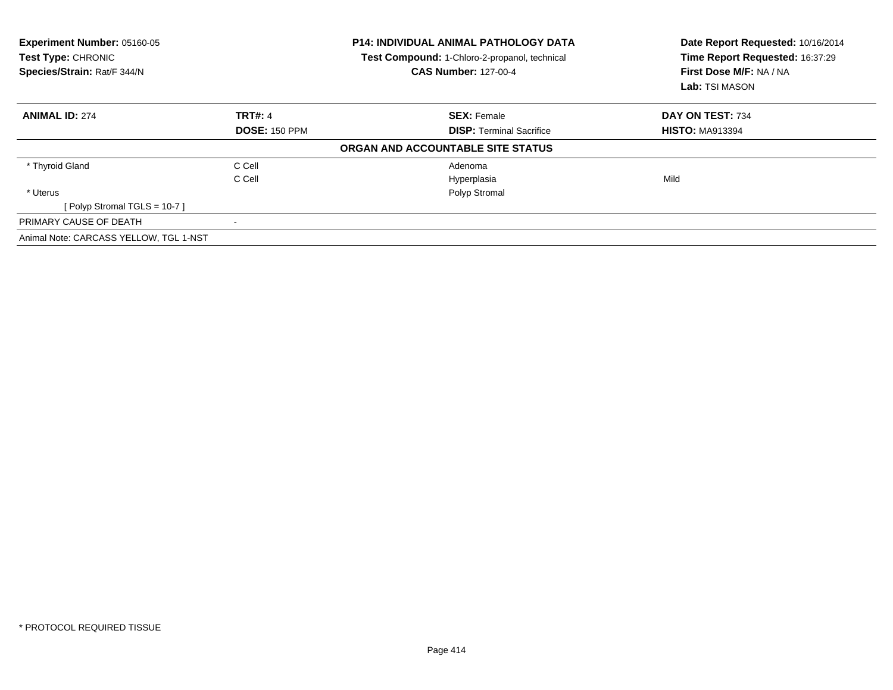**Experiment Number:** 05160-05
**Test Type:** CHRONIC
**Species/Strain:** Rat/F 344/N

**P14: INDIVIDUAL ANIMAL PATHOLOGY DATA**
**Test Compound:** 1-Chloro-2-propanol, technical
**CAS Number:** 127-00-4

**Date Report Requested:** 10/16/2014
**Time Report Requested:** 16:37:29
**First Dose M/F:** NA / NA
**Lab:** TSI MASON

| **ANIMAL ID:** 274 | **TRT#:** 4 | **SEX:** Female | **DAY ON TEST:** 734 |
|---|---|---|---|
| | **DOSE:** 150 PPM | **DISP:** Terminal Sacrifice | **HISTO:** MA913394 |

**ORGAN AND ACCOUNTABLE SITE STATUS**

| | | | |
|---|---|---|---|
| * Thyroid Gland | C Cell | Adenoma | |
| | C Cell | Hyperplasia | Mild |
| * Uterus | | Polyp Stromal | |
| [ Polyp Stromal TGLS = 10-7 ] | | | |
| PRIMARY CAUSE OF DEATH | - | | |

Animal Note: CARCASS YELLOW, TGL 1-NST

* PROTOCOL REQUIRED TISSUE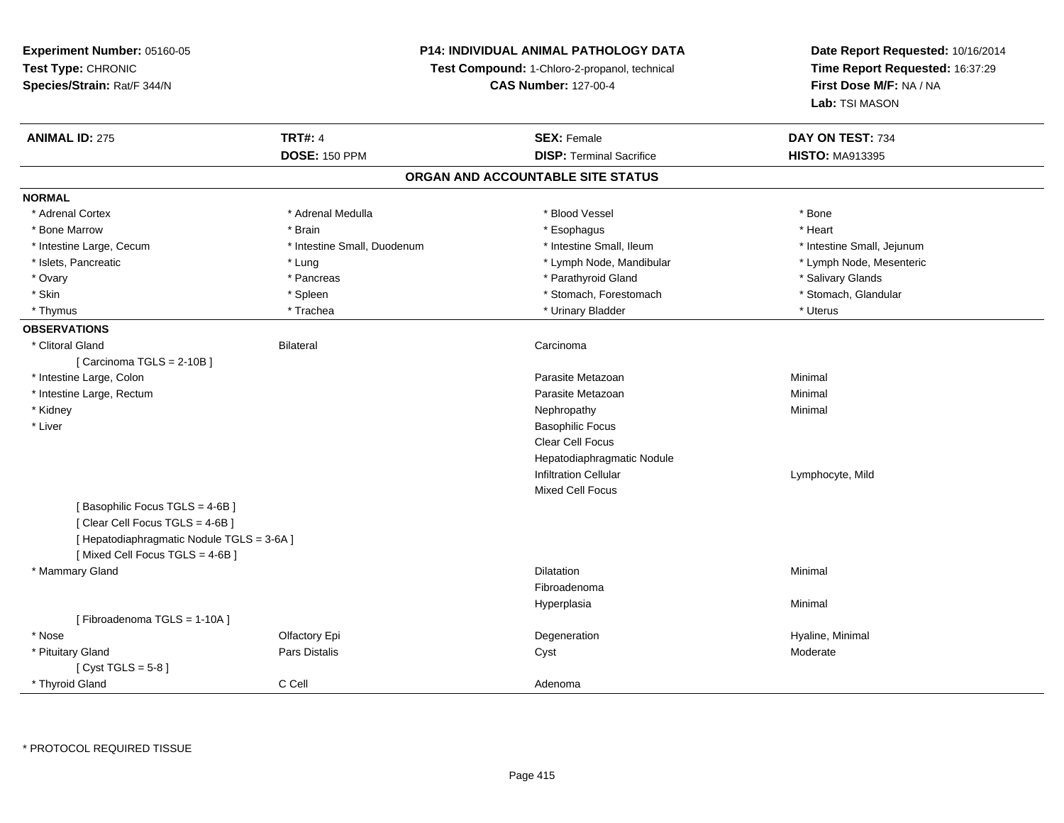**Experiment Number:** 05160-05
**Test Type:** CHRONIC
**Species/Strain:** Rat/F 344/N

**P14: INDIVIDUAL ANIMAL PATHOLOGY DATA**
**Test Compound:** 1-Chloro-2-propanol, technical
**CAS Number:** 127-00-4

**Date Report Requested:** 10/16/2014
**Time Report Requested:** 16:37:29
**First Dose M/F:** NA / NA
**Lab:** TSI MASON

| **ANIMAL ID:** 275 | **TRT#:** 4 | **SEX:** Female | **DAY ON TEST:** 734 |
|---|---|---|---|
| | **DOSE:** 150 PPM | **DISP:** Terminal Sacrifice | **HISTO:** MA913395 |

## ORGAN AND ACCOUNTABLE SITE STATUS

**NORMAL**

| | | | |
|---|---|---|---|
| * Adrenal Cortex | * Adrenal Medulla | * Blood Vessel | * Bone |
| * Bone Marrow | * Brain | * Esophagus | * Heart |
| * Intestine Large, Cecum | * Intestine Small, Duodenum | * Intestine Small, Ileum | * Intestine Small, Jejunum |
| * Islets, Pancreatic | * Lung | * Lymph Node, Mandibular | * Lymph Node, Mesenteric |
| * Ovary | * Pancreas | * Parathyroid Gland | * Salivary Glands |
| * Skin | * Spleen | * Stomach, Forestomach | * Stomach, Glandular |
| * Thymus | * Trachea | * Urinary Bladder | * Uterus |

**OBSERVATIONS**

| | | | |
|---|---|---|---|
| * Clitoral Gland | Bilateral | Carcinoma | |
| [ Carcinoma TGLS = 2-10B ] | | | |
| * Intestine Large, Colon | | Parasite Metazoan | Minimal |
| * Intestine Large, Rectum | | Parasite Metazoan | Minimal |
| * Kidney | | Nephropathy | Minimal |
| * Liver | | Basophilic Focus | |
| | | Clear Cell Focus | |
| | | Hepatodiaphragmatic Nodule | |
| | | Infiltration Cellular | Lymphocyte, Mild |
| | | Mixed Cell Focus | |
| [ Basophilic Focus TGLS = 4-6B ] | | | |
| [ Clear Cell Focus TGLS = 4-6B ] | | | |
| [ Hepatodiaphragmatic Nodule TGLS = 3-6A ] | | | |
| [ Mixed Cell Focus TGLS = 4-6B ] | | | |
| * Mammary Gland | | Dilatation | Minimal |
| | | Fibroadenoma | |
| | | Hyperplasia | Minimal |
| [ Fibroadenoma TGLS = 1-10A ] | | | |
| * Nose | Olfactory Epi | Degeneration | Hyaline, Minimal |
| * Pituitary Gland | Pars Distalis | Cyst | Moderate |
| [ Cyst TGLS = 5-8 ] | | | |
| * Thyroid Gland | C Cell | Adenoma | |

* PROTOCOL REQUIRED TISSUE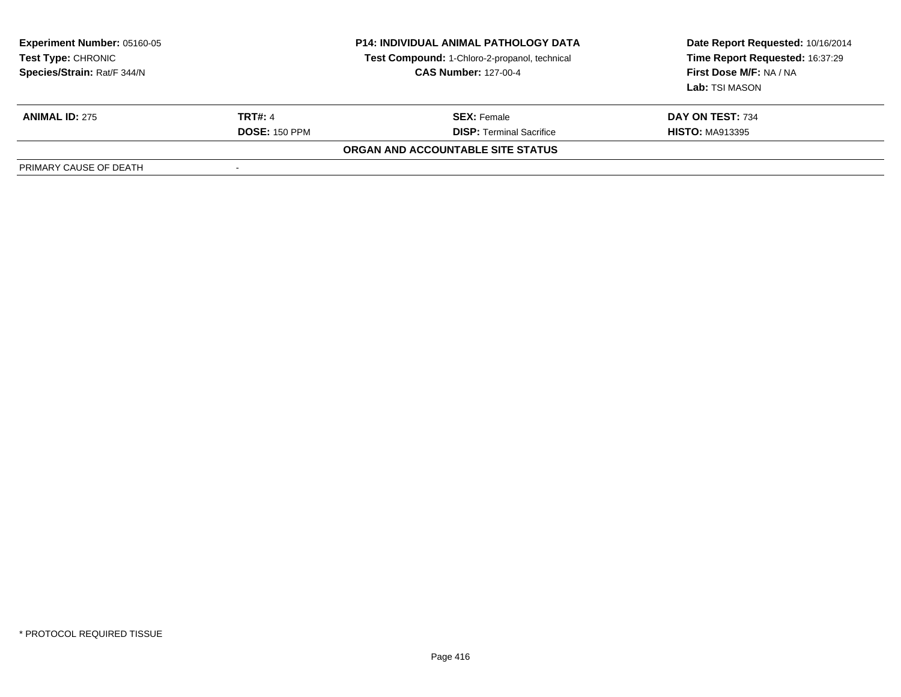**Experiment Number:** 05160-05
**Test Type:** CHRONIC
**Species/Strain:** Rat/F 344/N

**P14: INDIVIDUAL ANIMAL PATHOLOGY DATA**
**Test Compound:** 1-Chloro-2-propanol, technical
**CAS Number:** 127-00-4

**Date Report Requested:** 10/16/2014
**Time Report Requested:** 16:37:29
**First Dose M/F:** NA / NA
**Lab:** TSI MASON

| **ANIMAL ID:** 275 | **TRT#:** 4 | **SEX:** Female | **DAY ON TEST:** 734 |
|---|---|---|---|
| | **DOSE:** 150 PPM | **DISP:** Terminal Sacrifice | **HISTO:** MA913395 |

**ORGAN AND ACCOUNTABLE SITE STATUS**

| PRIMARY CAUSE OF DEATH | - |
|---|---|

* PROTOCOL REQUIRED TISSUE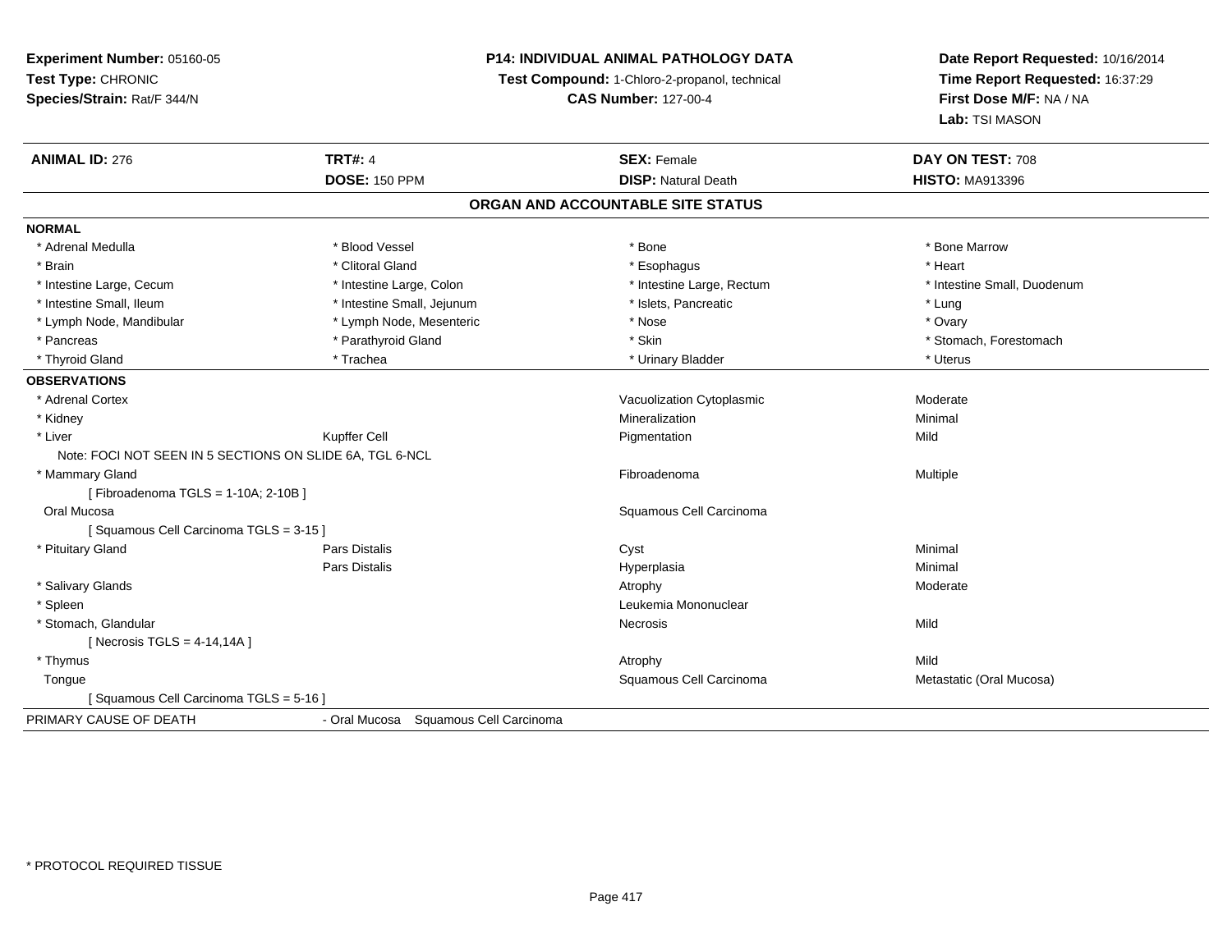**Experiment Number:** 05160-05
**Test Type:** CHRONIC
**Species/Strain:** Rat/F 344/N

**P14: INDIVIDUAL ANIMAL PATHOLOGY DATA**
**Test Compound:** 1-Chloro-2-propanol, technical
**CAS Number:** 127-00-4

**Date Report Requested:** 10/16/2014
**Time Report Requested:** 16:37:29
**First Dose M/F:** NA / NA
**Lab:** TSI MASON

| **ANIMAL ID:** 276 | **TRT#:** 4 | **SEX:** Female | **DAY ON TEST:** 708 |
|---|---|---|---|
| | **DOSE:** 150 PPM | **DISP:** Natural Death | **HISTO:** MA913396 |

## ORGAN AND ACCOUNTABLE SITE STATUS

**NORMAL**

| | | | |
|---|---|---|---|
| * Adrenal Medulla | * Blood Vessel | * Bone | * Bone Marrow |
| * Brain | * Clitoral Gland | * Esophagus | * Heart |
| * Intestine Large, Cecum | * Intestine Large, Colon | * Intestine Large, Rectum | * Intestine Small, Duodenum |
| * Intestine Small, Ileum | * Intestine Small, Jejunum | * Islets, Pancreatic | * Lung |
| * Lymph Node, Mandibular | * Lymph Node, Mesenteric | * Nose | * Ovary |
| * Pancreas | * Parathyroid Gland | * Skin | * Stomach, Forestomach |
| * Thyroid Gland | * Trachea | * Urinary Bladder | * Uterus |

**OBSERVATIONS**

| | | | |
|---|---|---|---|
| * Adrenal Cortex | | Vacuolization Cytoplasmic | Moderate |
| * Kidney | | Mineralization | Minimal |
| * Liver | Kupffer Cell | Pigmentation | Mild |
| Note: FOCI NOT SEEN IN 5 SECTIONS ON SLIDE 6A, TGL 6-NCL | | | |
| * Mammary Gland | | Fibroadenoma | Multiple |
| [ Fibroadenoma TGLS = 1-10A; 2-10B ] | | | |
| Oral Mucosa | | Squamous Cell Carcinoma | |
| [ Squamous Cell Carcinoma TGLS = 3-15 ] | | | |
| * Pituitary Gland | Pars Distalis | Cyst | Minimal |
| | Pars Distalis | Hyperplasia | Minimal |
| * Salivary Glands | | Atrophy | Moderate |
| * Spleen | | Leukemia Mononuclear | |
| * Stomach, Glandular | | Necrosis | Mild |
| [ Necrosis TGLS = 4-14,14A ] | | | |
| * Thymus | | Atrophy | Mild |
| Tongue | | Squamous Cell Carcinoma | Metastatic (Oral Mucosa) |
| [ Squamous Cell Carcinoma TGLS = 5-16 ] | | | |

PRIMARY CAUSE OF DEATH - Oral Mucosa Squamous Cell Carcinoma

* PROTOCOL REQUIRED TISSUE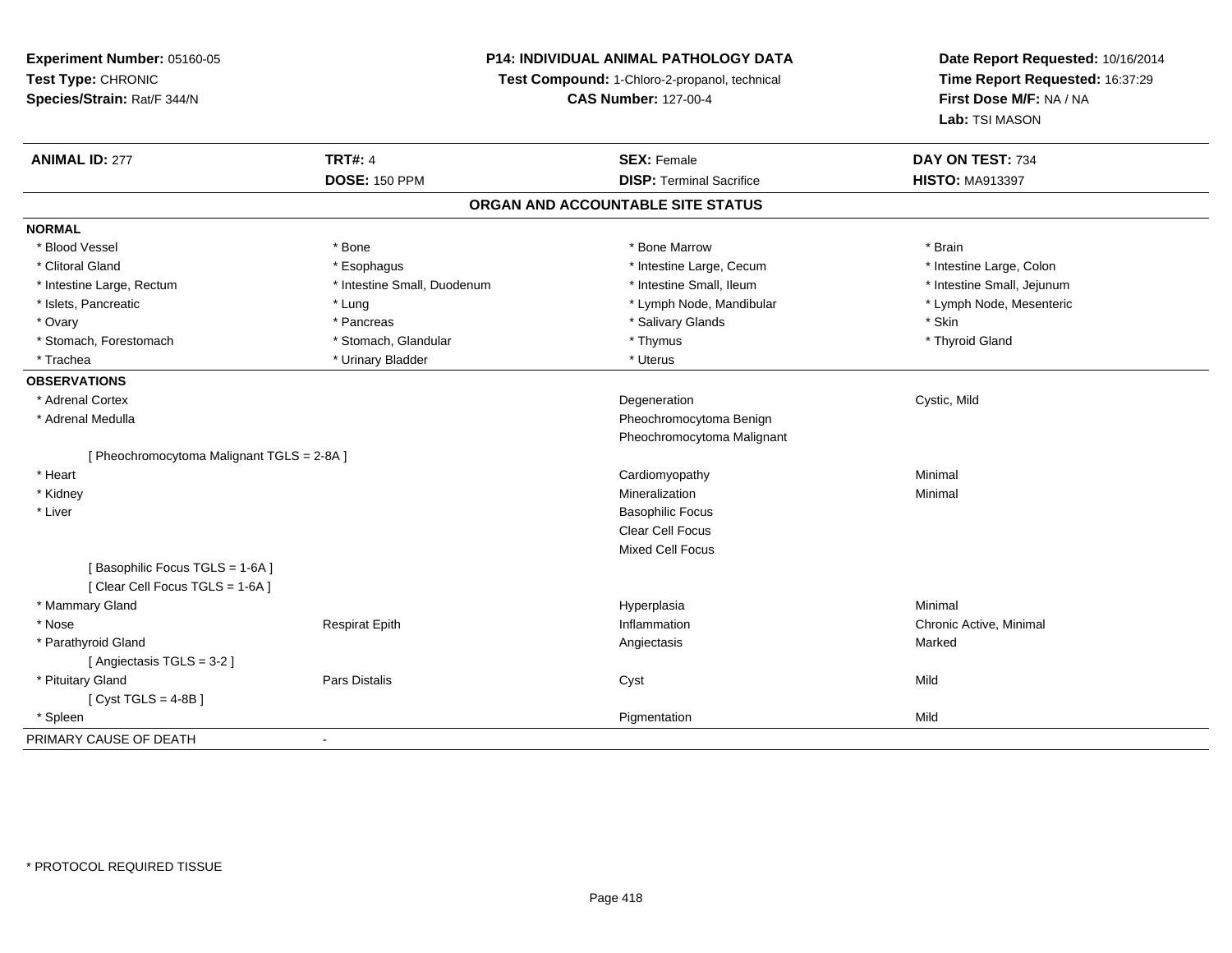**Experiment Number:** 05160-05
**Test Type:** CHRONIC
**Species/Strain:** Rat/F 344/N

**P14: INDIVIDUAL ANIMAL PATHOLOGY DATA**
**Test Compound:** 1-Chloro-2-propanol, technical
**CAS Number:** 127-00-4

**Date Report Requested:** 10/16/2014
**Time Report Requested:** 16:37:29
**First Dose M/F:** NA / NA
**Lab:** TSI MASON

| **ANIMAL ID:** 277 | **TRT#:** 4 | **SEX:** Female | **DAY ON TEST:** 734 |
|---|---|---|---|
| | **DOSE:** 150 PPM | **DISP:** Terminal Sacrifice | **HISTO:** MA913397 |

## ORGAN AND ACCOUNTABLE SITE STATUS

**NORMAL**

| | | | |
|---|---|---|---|
| * Blood Vessel | * Bone | * Bone Marrow | * Brain |
| * Clitoral Gland | * Esophagus | * Intestine Large, Cecum | * Intestine Large, Colon |
| * Intestine Large, Rectum | * Intestine Small, Duodenum | * Intestine Small, Ileum | * Intestine Small, Jejunum |
| * Islets, Pancreatic | * Lung | * Lymph Node, Mandibular | * Lymph Node, Mesenteric |
| * Ovary | * Pancreas | * Salivary Glands | * Skin |
| * Stomach, Forestomach | * Stomach, Glandular | * Thymus | * Thyroid Gland |
| * Trachea | * Urinary Bladder | * Uterus | |

**OBSERVATIONS**

| | | | |
|---|---|---|---|
| * Adrenal Cortex | | Degeneration | Cystic, Mild |
| * Adrenal Medulla | | Pheochromocytoma Benign | |
| | | Pheochromocytoma Malignant | |
| [ Pheochromocytoma Malignant TGLS = 2-8A ] | | | |
| * Heart | | Cardiomyopathy | Minimal |
| * Kidney | | Mineralization | Minimal |
| * Liver | | Basophilic Focus | |
| | | Clear Cell Focus | |
| | | Mixed Cell Focus | |
| [ Basophilic Focus TGLS = 1-6A ] | | | |
| [ Clear Cell Focus TGLS = 1-6A ] | | | |
| * Mammary Gland | | Hyperplasia | Minimal |
| * Nose | Respirat Epith | Inflammation | Chronic Active, Minimal |
| * Parathyroid Gland | | Angiectasis | Marked |
| [ Angiectasis TGLS = 3-2 ] | | | |
| * Pituitary Gland | Pars Distalis | Cyst | Mild |
| [ Cyst TGLS = 4-8B ] | | | |
| * Spleen | | Pigmentation | Mild |

PRIMARY CAUSE OF DEATH -

* PROTOCOL REQUIRED TISSUE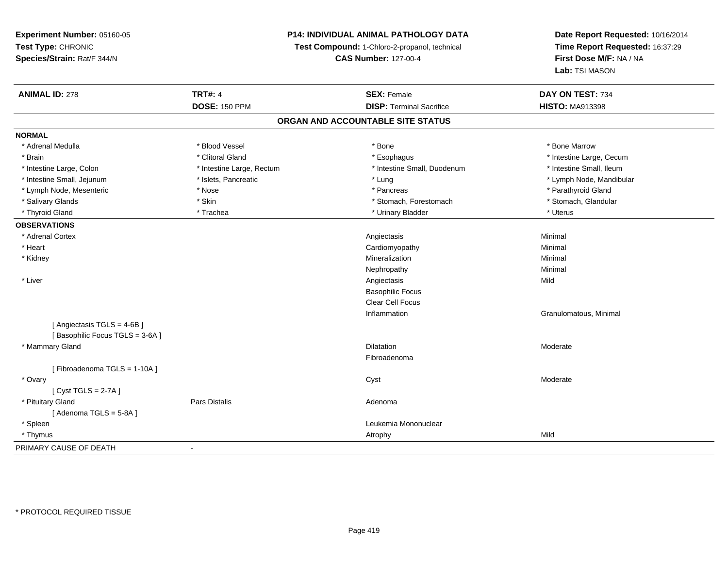**Experiment Number:** 05160-05
**Test Type:** CHRONIC
**Species/Strain:** Rat/F 344/N

**P14: INDIVIDUAL ANIMAL PATHOLOGY DATA**
**Test Compound:** 1-Chloro-2-propanol, technical
**CAS Number:** 127-00-4

**Date Report Requested:** 10/16/2014
**Time Report Requested:** 16:37:29
**First Dose M/F:** NA / NA
**Lab:** TSI MASON

| **ANIMAL ID:** 278 | **TRT#:** 4 | **SEX:** Female | **DAY ON TEST:** 734 |
|---|---|---|---|
| | **DOSE:** 150 PPM | **DISP:** Terminal Sacrifice | **HISTO:** MA913398 |

## ORGAN AND ACCOUNTABLE SITE STATUS

**NORMAL**

| | | | |
|---|---|---|---|
| * Adrenal Medulla | * Blood Vessel | * Bone | * Bone Marrow |
| * Brain | * Clitoral Gland | * Esophagus | * Intestine Large, Cecum |
| * Intestine Large, Colon | * Intestine Large, Rectum | * Intestine Small, Duodenum | * Intestine Small, Ileum |
| * Intestine Small, Jejunum | * Islets, Pancreatic | * Lung | * Lymph Node, Mandibular |
| * Lymph Node, Mesenteric | * Nose | * Pancreas | * Parathyroid Gland |
| * Salivary Glands | * Skin | * Stomach, Forestomach | * Stomach, Glandular |
| * Thyroid Gland | * Trachea | * Urinary Bladder | * Uterus |

**OBSERVATIONS**

| | | | |
|---|---|---|---|
| * Adrenal Cortex | | Angiectasis | Minimal |
| * Heart | | Cardiomyopathy | Minimal |
| * Kidney | | Mineralization | Minimal |
| | | Nephropathy | Minimal |
| * Liver | | Angiectasis | Mild |
| | | Basophilic Focus | |
| | | Clear Cell Focus | |
| | | Inflammation | Granulomatous, Minimal |
| [ Angiectasis TGLS = 4-6B ] | | | |
| [ Basophilic Focus TGLS = 3-6A ] | | | |
| * Mammary Gland | | Dilatation | Moderate |
| | | Fibroadenoma | |
| [ Fibroadenoma TGLS = 1-10A ] | | | |
| * Ovary | | Cyst | Moderate |
| [ Cyst TGLS = 2-7A ] | | | |
| * Pituitary Gland | Pars Distalis | Adenoma | |
| [ Adenoma TGLS = 5-8A ] | | | |
| * Spleen | | Leukemia Mononuclear | |
| * Thymus | | Atrophy | Mild |

PRIMARY CAUSE OF DEATH -

* PROTOCOL REQUIRED TISSUE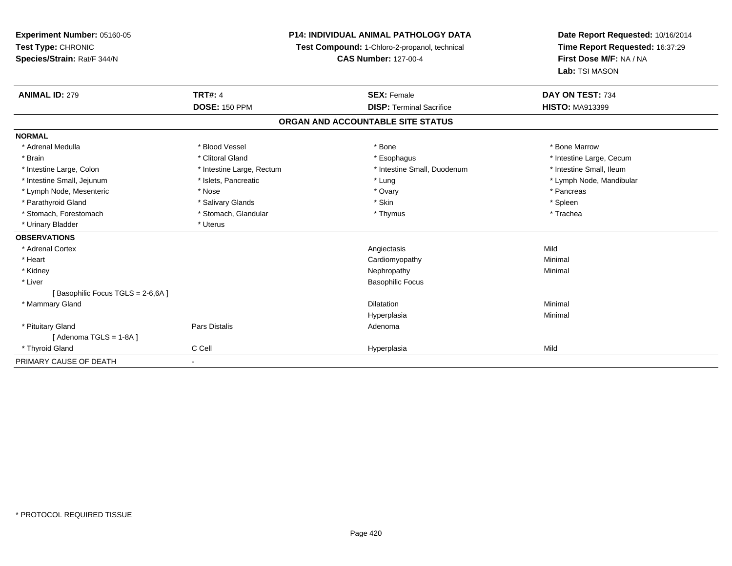**Experiment Number:** 05160-05
**Test Type:** CHRONIC
**Species/Strain:** Rat/F 344/N

**P14: INDIVIDUAL ANIMAL PATHOLOGY DATA**
**Test Compound:** 1-Chloro-2-propanol, technical
**CAS Number:** 127-00-4

**Date Report Requested:** 10/16/2014
**Time Report Requested:** 16:37:29
**First Dose M/F:** NA / NA
**Lab:** TSI MASON

| **ANIMAL ID:** 279 | **TRT#:** 4 | **SEX:** Female | **DAY ON TEST:** 734 |
|---|---|---|---|
| | **DOSE:** 150 PPM | **DISP:** Terminal Sacrifice | **HISTO:** MA913399 |

**ORGAN AND ACCOUNTABLE SITE STATUS**

**NORMAL**

| | | | |
|---|---|---|---|
| * Adrenal Medulla | * Blood Vessel | * Bone | * Bone Marrow |
| * Brain | * Clitoral Gland | * Esophagus | * Intestine Large, Cecum |
| * Intestine Large, Colon | * Intestine Large, Rectum | * Intestine Small, Duodenum | * Intestine Small, Ileum |
| * Intestine Small, Jejunum | * Islets, Pancreatic | * Lung | * Lymph Node, Mandibular |
| * Lymph Node, Mesenteric | * Nose | * Ovary | * Pancreas |
| * Parathyroid Gland | * Salivary Glands | * Skin | * Spleen |
| * Stomach, Forestomach | * Stomach, Glandular | * Thymus | * Trachea |
| * Urinary Bladder | * Uterus | | |

**OBSERVATIONS**

| | | | |
|---|---|---|---|
| * Adrenal Cortex | | Angiectasis | Mild |
| * Heart | | Cardiomyopathy | Minimal |
| * Kidney | | Nephropathy | Minimal |
| * Liver | | Basophilic Focus | |
| [ Basophilic Focus TGLS = 2-6,6A ] | | | |
| * Mammary Gland | | Dilatation | Minimal |
| | | Hyperplasia | Minimal |
| * Pituitary Gland | Pars Distalis | Adenoma | |
| [ Adenoma TGLS = 1-8A ] | | | |
| * Thyroid Gland | C Cell | Hyperplasia | Mild |

PRIMARY CAUSE OF DEATH -

* PROTOCOL REQUIRED TISSUE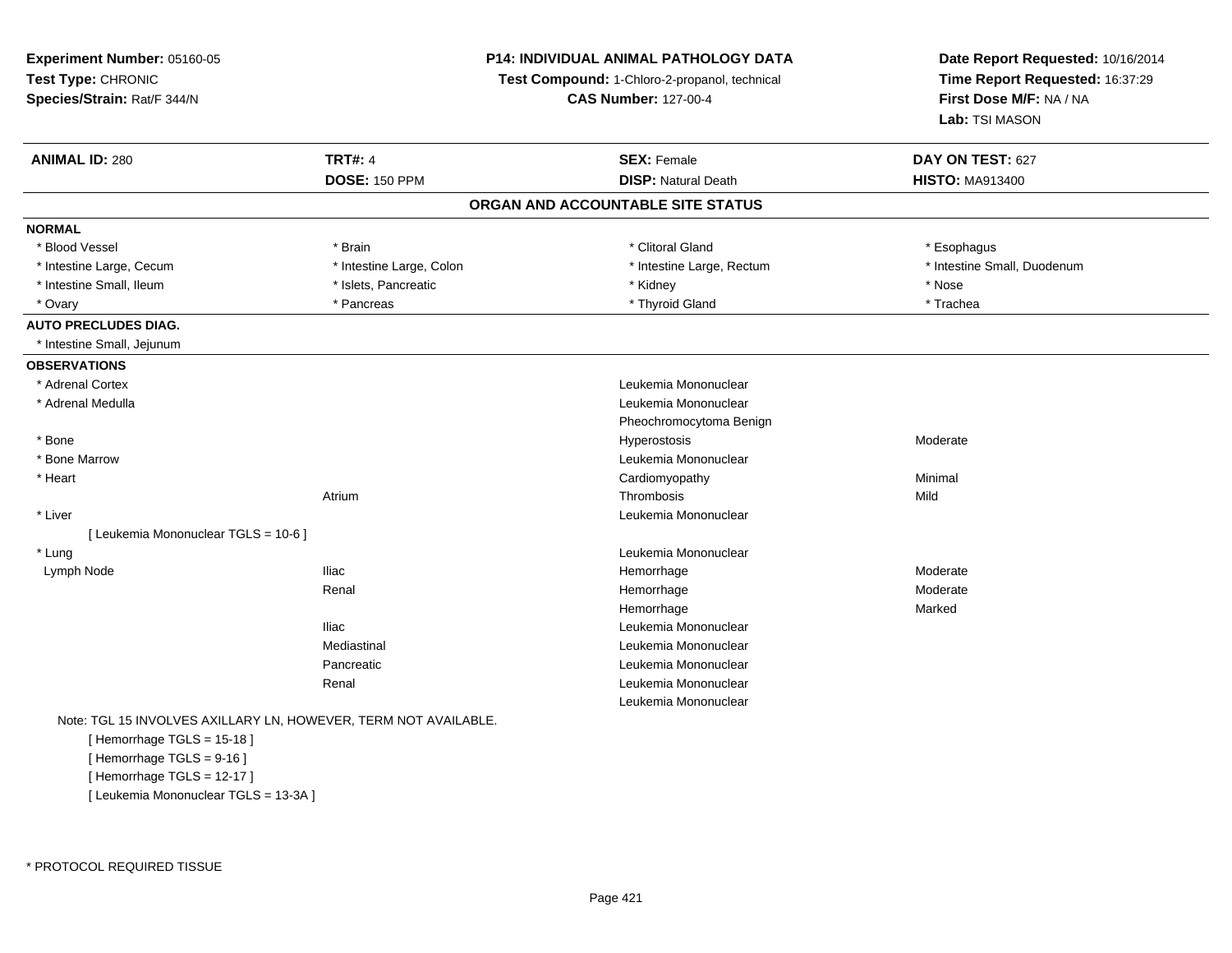**Experiment Number:** 05160-05
**Test Type:** CHRONIC
**Species/Strain:** Rat/F 344/N

**P14: INDIVIDUAL ANIMAL PATHOLOGY DATA**
**Test Compound:** 1-Chloro-2-propanol, technical
**CAS Number:** 127-00-4

**Date Report Requested:** 10/16/2014
**Time Report Requested:** 16:37:29
**First Dose M/F:** NA / NA
**Lab:** TSI MASON

| **ANIMAL ID:** 280 | **TRT#:** 4 | **SEX:** Female | **DAY ON TEST:** 627 |
|---|---|---|---|
| | **DOSE:** 150 PPM | **DISP:** Natural Death | **HISTO:** MA913400 |

## ORGAN AND ACCOUNTABLE SITE STATUS

**NORMAL**

| | | | |
|---|---|---|---|
| * Blood Vessel | * Brain | * Clitoral Gland | * Esophagus |
| * Intestine Large, Cecum | * Intestine Large, Colon | * Intestine Large, Rectum | * Intestine Small, Duodenum |
| * Intestine Small, Ileum | * Islets, Pancreatic | * Kidney | * Nose |
| * Ovary | * Pancreas | * Thyroid Gland | * Trachea |

**AUTO PRECLUDES DIAG.**

* Intestine Small, Jejunum

**OBSERVATIONS**

| Organ | Site | Observation | Severity |
|---|---|---|---|
| * Adrenal Cortex | | Leukemia Mononuclear | |
| * Adrenal Medulla | | Leukemia Mononuclear | |
| | | Pheochromocytoma Benign | |
| * Bone | | Hyperostosis | Moderate |
| * Bone Marrow | | Leukemia Mononuclear | |
| * Heart | | Cardiomyopathy | Minimal |
| | Atrium | Thrombosis | Mild |
| * Liver | | Leukemia Mononuclear | |
| [ Leukemia Mononuclear TGLS = 10-6 ] | | | |
| * Lung | | Leukemia Mononuclear | |
| Lymph Node | Iliac | Hemorrhage | Moderate |
| | Renal | Hemorrhage | Moderate |
| | | Hemorrhage | Marked |
| | Iliac | Leukemia Mononuclear | |
| | Mediastinal | Leukemia Mononuclear | |
| | Pancreatic | Leukemia Mononuclear | |
| | Renal | Leukemia Mononuclear | |
| | | Leukemia Mononuclear | |

Note: TGL 15 INVOLVES AXILLARY LN, HOWEVER, TERM NOT AVAILABLE.

[ Hemorrhage TGLS = 15-18 ]
[ Hemorrhage TGLS = 9-16 ]
[ Hemorrhage TGLS = 12-17 ]
[ Leukemia Mononuclear TGLS = 13-3A ]

* PROTOCOL REQUIRED TISSUE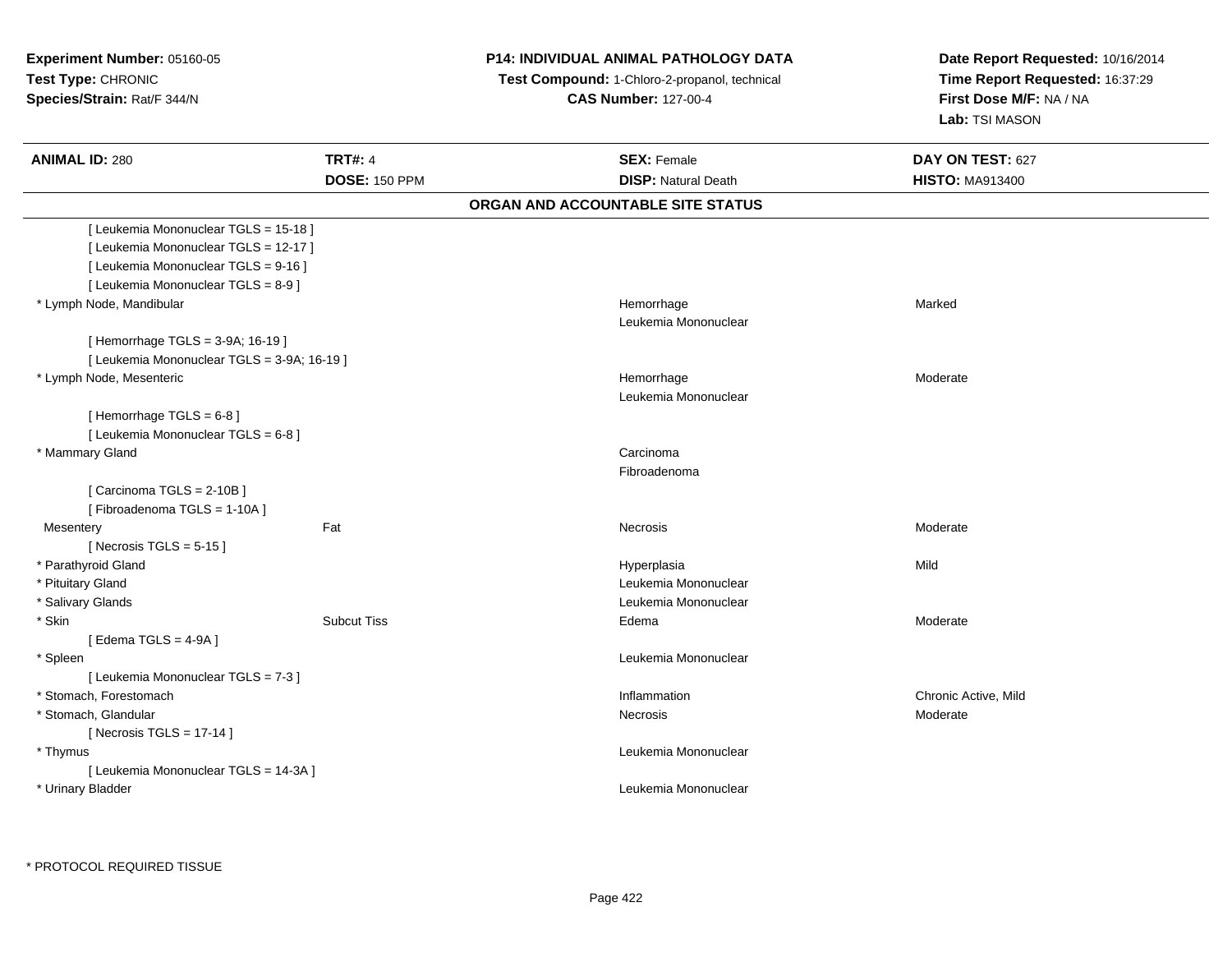**Experiment Number:** 05160-05
**Test Type:** CHRONIC
**Species/Strain:** Rat/F 344/N

**P14: INDIVIDUAL ANIMAL PATHOLOGY DATA**
**Test Compound:** 1-Chloro-2-propanol, technical
**CAS Number:** 127-00-4

**Date Report Requested:** 10/16/2014
**Time Report Requested:** 16:37:29
**First Dose M/F:** NA / NA
**Lab:** TSI MASON

| **ANIMAL ID:** 280 | **TRT#:** 4 | **SEX:** Female | **DAY ON TEST:** 627 |
|---|---|---|---|
| | **DOSE:** 150 PPM | **DISP:** Natural Death | **HISTO:** MA913400 |

## ORGAN AND ACCOUNTABLE SITE STATUS

| | | | |
|---|---|---|---|
| [ Leukemia Mononuclear TGLS = 15-18 ] | | | |
| [ Leukemia Mononuclear TGLS = 12-17 ] | | | |
| [ Leukemia Mononuclear TGLS = 9-16 ] | | | |
| [ Leukemia Mononuclear TGLS = 8-9 ] | | | |
| * Lymph Node, Mandibular | | Hemorrhage | Marked |
| | | Leukemia Mononuclear | |
| [ Hemorrhage TGLS = 3-9A; 16-19 ] | | | |
| [ Leukemia Mononuclear TGLS = 3-9A; 16-19 ] | | | |
| * Lymph Node, Mesenteric | | Hemorrhage | Moderate |
| | | Leukemia Mononuclear | |
| [ Hemorrhage TGLS = 6-8 ] | | | |
| [ Leukemia Mononuclear TGLS = 6-8 ] | | | |
| * Mammary Gland | | Carcinoma | |
| | | Fibroadenoma | |
| [ Carcinoma TGLS = 2-10B ] | | | |
| [ Fibroadenoma TGLS = 1-10A ] | | | |
| Mesentery | Fat | Necrosis | Moderate |
| [ Necrosis TGLS = 5-15 ] | | | |
| * Parathyroid Gland | | Hyperplasia | Mild |
| * Pituitary Gland | | Leukemia Mononuclear | |
| * Salivary Glands | | Leukemia Mononuclear | |
| * Skin | Subcut Tiss | Edema | Moderate |
| [ Edema TGLS = 4-9A ] | | | |
| * Spleen | | Leukemia Mononuclear | |
| [ Leukemia Mononuclear TGLS = 7-3 ] | | | |
| * Stomach, Forestomach | | Inflammation | Chronic Active, Mild |
| * Stomach, Glandular | | Necrosis | Moderate |
| [ Necrosis TGLS = 17-14 ] | | | |
| * Thymus | | Leukemia Mononuclear | |
| [ Leukemia Mononuclear TGLS = 14-3A ] | | | |
| * Urinary Bladder | | Leukemia Mononuclear | |

* PROTOCOL REQUIRED TISSUE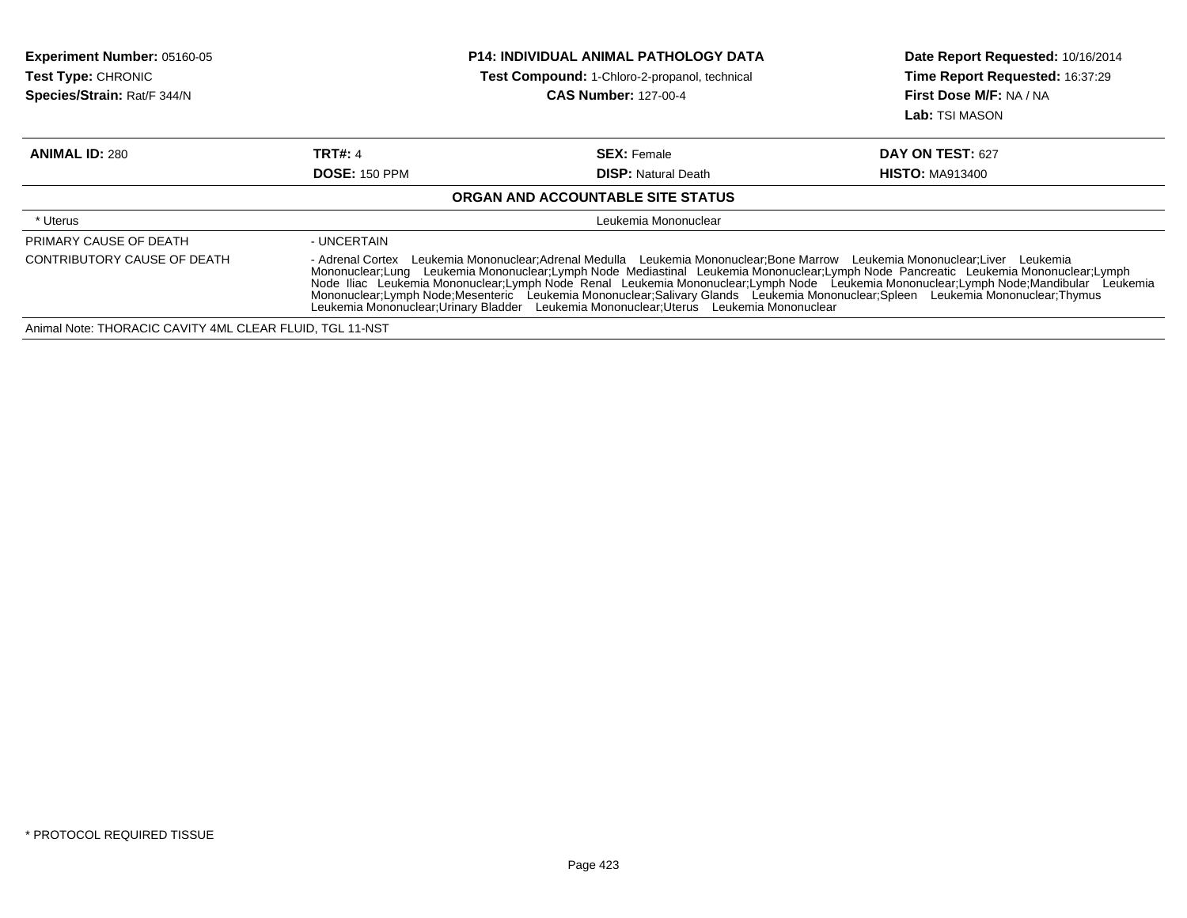**Experiment Number:** 05160-05
**Test Type:** CHRONIC
**Species/Strain:** Rat/F 344/N

**P14: INDIVIDUAL ANIMAL PATHOLOGY DATA**
**Test Compound:** 1-Chloro-2-propanol, technical
**CAS Number:** 127-00-4

**Date Report Requested:** 10/16/2014
**Time Report Requested:** 16:37:29
**First Dose M/F:** NA / NA
**Lab:** TSI MASON

| **ANIMAL ID:** 280 | **TRT#:** 4 | **SEX:** Female | **DAY ON TEST:** 627 |
|---|---|---|---|
| | **DOSE:** 150 PPM | **DISP:** Natural Death | **HISTO:** MA913400 |

**ORGAN AND ACCOUNTABLE SITE STATUS**

| | |
|---|---|
| * Uterus | Leukemia Mononuclear |
| PRIMARY CAUSE OF DEATH | - UNCERTAIN |
| CONTRIBUTORY CAUSE OF DEATH | - Adrenal Cortex Leukemia Mononuclear;Adrenal Medulla Leukemia Mononuclear;Bone Marrow Leukemia Mononuclear;Liver Leukemia Mononuclear;Lung Leukemia Mononuclear;Lymph Node Mediastinal Leukemia Mononuclear;Lymph Node Pancreatic Leukemia Mononuclear;Lymph Node Iliac Leukemia Mononuclear;Lymph Node Renal Leukemia Mononuclear;Lymph Node Leukemia Mononuclear;Lymph Node;Mandibular Leukemia Mononuclear;Lymph Node;Mesenteric Leukemia Mononuclear;Salivary Glands Leukemia Mononuclear;Spleen Leukemia Mononuclear;Thymus Leukemia Mononuclear;Urinary Bladder Leukemia Mononuclear;Uterus Leukemia Mononuclear |

Animal Note: THORACIC CAVITY 4ML CLEAR FLUID, TGL 11-NST

* PROTOCOL REQUIRED TISSUE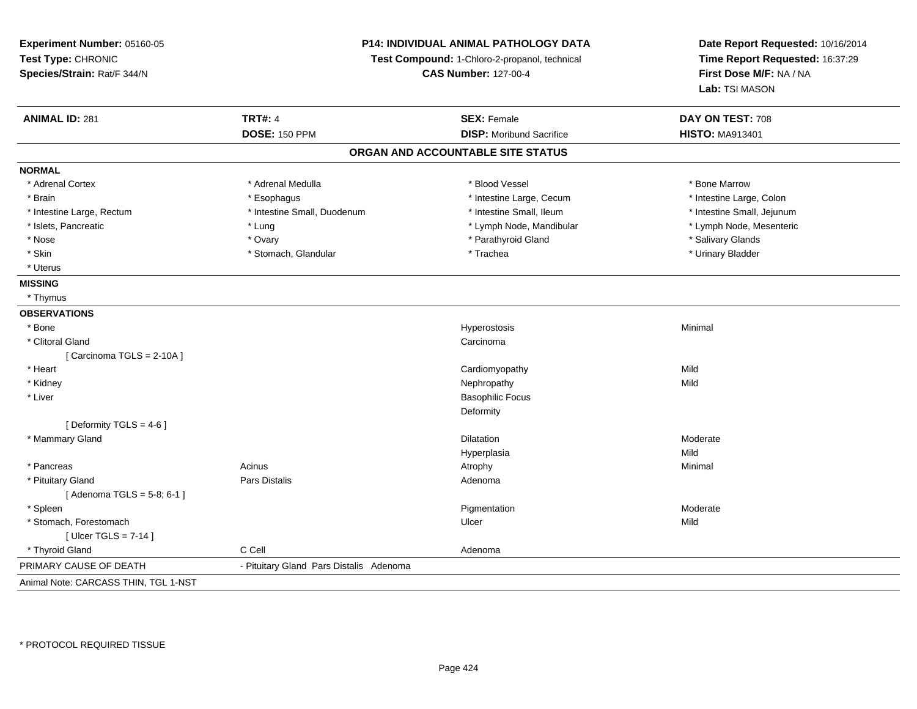**Experiment Number:** 05160-05
**Test Type:** CHRONIC
**Species/Strain:** Rat/F 344/N

**P14: INDIVIDUAL ANIMAL PATHOLOGY DATA**
**Test Compound:** 1-Chloro-2-propanol, technical
**CAS Number:** 127-00-4

**Date Report Requested:** 10/16/2014
**Time Report Requested:** 16:37:29
**First Dose M/F:** NA / NA
**Lab:** TSI MASON

| **ANIMAL ID:** 281 | **TRT#:** 4 | **SEX:** Female | **DAY ON TEST:** 708 |
|---|---|---|---|
| | **DOSE:** 150 PPM | **DISP:** Moribund Sacrifice | **HISTO:** MA913401 |

## ORGAN AND ACCOUNTABLE SITE STATUS

**NORMAL**

| | | | |
|---|---|---|---|
| * Adrenal Cortex | * Adrenal Medulla | * Blood Vessel | * Bone Marrow |
| * Brain | * Esophagus | * Intestine Large, Cecum | * Intestine Large, Colon |
| * Intestine Large, Rectum | * Intestine Small, Duodenum | * Intestine Small, Ileum | * Intestine Small, Jejunum |
| * Islets, Pancreatic | * Lung | * Lymph Node, Mandibular | * Lymph Node, Mesenteric |
| * Nose | * Ovary | * Parathyroid Gland | * Salivary Glands |
| * Skin | * Stomach, Glandular | * Trachea | * Urinary Bladder |
| * Uterus | | | |

**MISSING**

* Thymus

**OBSERVATIONS**

| | | | |
|---|---|---|---|
| * Bone | | Hyperostosis | Minimal |
| * Clitoral Gland | | Carcinoma | |
| [ Carcinoma TGLS = 2-10A ] | | | |
| * Heart | | Cardiomyopathy | Mild |
| * Kidney | | Nephropathy | Mild |
| * Liver | | Basophilic Focus | |
| | | Deformity | |
| [ Deformity TGLS = 4-6 ] | | | |
| * Mammary Gland | | Dilatation | Moderate |
| | | Hyperplasia | Mild |
| * Pancreas | Acinus | Atrophy | Minimal |
| * Pituitary Gland | Pars Distalis | Adenoma | |
| [ Adenoma TGLS = 5-8; 6-1 ] | | | |
| * Spleen | | Pigmentation | Moderate |
| * Stomach, Forestomach | | Ulcer | Mild |
| [ Ulcer TGLS = 7-14 ] | | | |
| * Thyroid Gland | C Cell | Adenoma | |

PRIMARY CAUSE OF DEATH - Pituitary Gland Pars Distalis Adenoma

Animal Note: CARCASS THIN, TGL 1-NST

* PROTOCOL REQUIRED TISSUE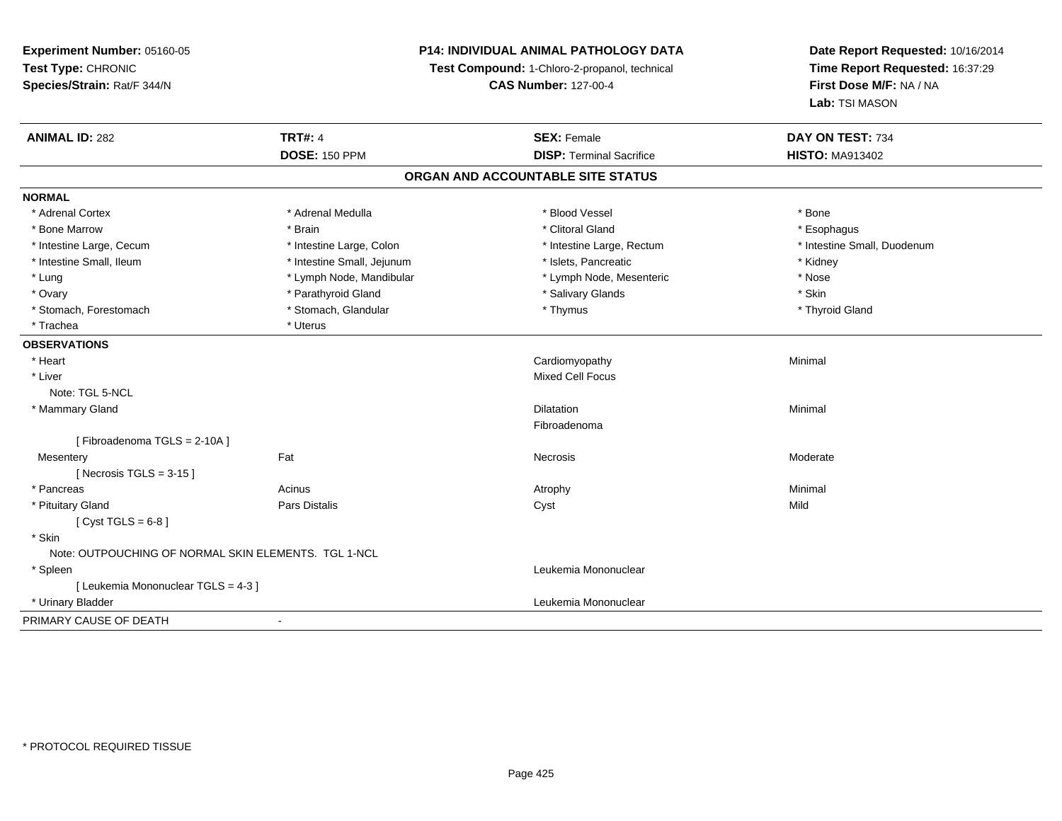**Experiment Number:** 05160-05
**Test Type:** CHRONIC
**Species/Strain:** Rat/F 344/N

**P14: INDIVIDUAL ANIMAL PATHOLOGY DATA**
**Test Compound:** 1-Chloro-2-propanol, technical
**CAS Number:** 127-00-4

**Date Report Requested:** 10/16/2014
**Time Report Requested:** 16:37:29
**First Dose M/F:** NA / NA
**Lab:** TSI MASON

| **ANIMAL ID:** 282 | **TRT#:** 4 | **SEX:** Female | **DAY ON TEST:** 734 |
|---|---|---|---|
| | **DOSE:** 150 PPM | **DISP:** Terminal Sacrifice | **HISTO:** MA913402 |

## ORGAN AND ACCOUNTABLE SITE STATUS

**NORMAL**

| | | | |
|---|---|---|---|
| * Adrenal Cortex | * Adrenal Medulla | * Blood Vessel | * Bone |
| * Bone Marrow | * Brain | * Clitoral Gland | * Esophagus |
| * Intestine Large, Cecum | * Intestine Large, Colon | * Intestine Large, Rectum | * Intestine Small, Duodenum |
| * Intestine Small, Ileum | * Intestine Small, Jejunum | * Islets, Pancreatic | * Kidney |
| * Lung | * Lymph Node, Mandibular | * Lymph Node, Mesenteric | * Nose |
| * Ovary | * Parathyroid Gland | * Salivary Glands | * Skin |
| * Stomach, Forestomach | * Stomach, Glandular | * Thymus | * Thyroid Gland |
| * Trachea | * Uterus | | |

**OBSERVATIONS**

| | | | |
|---|---|---|---|
| * Heart | | Cardiomyopathy | Minimal |
| * Liver | | Mixed Cell Focus | |
| Note: TGL 5-NCL | | | |
| * Mammary Gland | | Dilatation | Minimal |
| | | Fibroadenoma | |
| [ Fibroadenoma TGLS = 2-10A ] | | | |
| Mesentery | Fat | Necrosis | Moderate |
| [ Necrosis TGLS = 3-15 ] | | | |
| * Pancreas | Acinus | Atrophy | Minimal |
| * Pituitary Gland | Pars Distalis | Cyst | Mild |
| [ Cyst TGLS = 6-8 ] | | | |
| * Skin | | | |
| Note: OUTPOUCHING OF NORMAL SKIN ELEMENTS. TGL 1-NCL | | | |
| * Spleen | | Leukemia Mononuclear | |
| [ Leukemia Mononuclear TGLS = 4-3 ] | | | |
| * Urinary Bladder | | Leukemia Mononuclear | |

PRIMARY CAUSE OF DEATH -

\* PROTOCOL REQUIRED TISSUE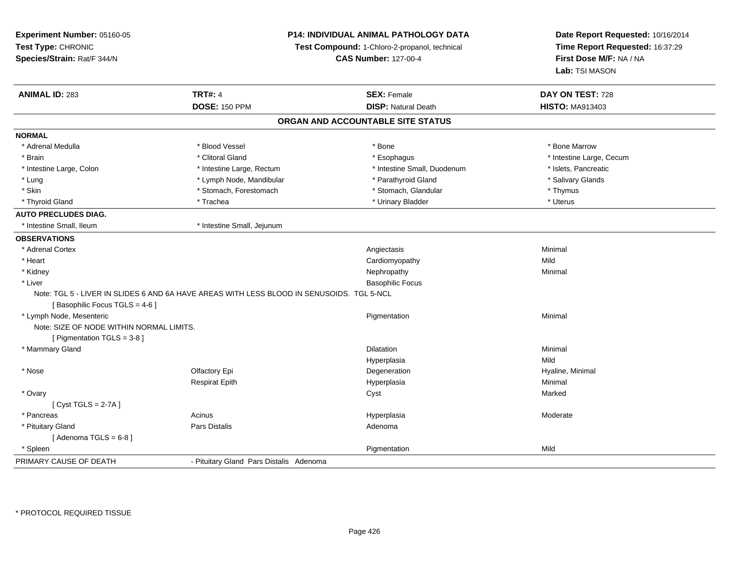**Experiment Number:** 05160-05
**Test Type:** CHRONIC
**Species/Strain:** Rat/F 344/N

**P14: INDIVIDUAL ANIMAL PATHOLOGY DATA**
**Test Compound:** 1-Chloro-2-propanol, technical
**CAS Number:** 127-00-4

**Date Report Requested:** 10/16/2014
**Time Report Requested:** 16:37:29
**First Dose M/F:** NA / NA
**Lab:** TSI MASON

| **ANIMAL ID:** 283 | **TRT#:** 4 | **SEX:** Female | **DAY ON TEST:** 728 |
|---|---|---|---|
| | **DOSE:** 150 PPM | **DISP:** Natural Death | **HISTO:** MA913403 |

## ORGAN AND ACCOUNTABLE SITE STATUS

**NORMAL**

| | | | |
|---|---|---|---|
| * Adrenal Medulla | * Blood Vessel | * Bone | * Bone Marrow |
| * Brain | * Clitoral Gland | * Esophagus | * Intestine Large, Cecum |
| * Intestine Large, Colon | * Intestine Large, Rectum | * Intestine Small, Duodenum | * Islets, Pancreatic |
| * Lung | * Lymph Node, Mandibular | * Parathyroid Gland | * Salivary Glands |
| * Skin | * Stomach, Forestomach | * Stomach, Glandular | * Thymus |
| * Thyroid Gland | * Trachea | * Urinary Bladder | * Uterus |

**AUTO PRECLUDES DIAG.**

| | |
|---|---|
| * Intestine Small, Ileum | * Intestine Small, Jejunum |

**OBSERVATIONS**

| Organ | Site | Observation | Severity |
|---|---|---|---|
| * Adrenal Cortex | | Angiectasis | Minimal |
| * Heart | | Cardiomyopathy | Mild |
| * Kidney | | Nephropathy | Minimal |
| * Liver | | Basophilic Focus | |
| Note: TGL 5 - LIVER IN SLIDES 6 AND 6A HAVE AREAS WITH LESS BLOOD IN SENUSOIDS. TGL 5-NCL | | | |
| [ Basophilic Focus TGLS = 4-6 ] | | | |
| * Lymph Node, Mesenteric | | Pigmentation | Minimal |
| Note: SIZE OF NODE WITHIN NORMAL LIMITS. | | | |
| [ Pigmentation TGLS = 3-8 ] | | | |
| * Mammary Gland | | Dilatation | Minimal |
| | | Hyperplasia | Mild |
| * Nose | Olfactory Epi | Degeneration | Hyaline, Minimal |
| | Respirat Epith | Hyperplasia | Minimal |
| * Ovary | | Cyst | Marked |
| [ Cyst TGLS = 2-7A ] | | | |
| * Pancreas | Acinus | Hyperplasia | Moderate |
| * Pituitary Gland | Pars Distalis | Adenoma | |
| [ Adenoma TGLS = 6-8 ] | | | |
| * Spleen | | Pigmentation | Mild |

PRIMARY CAUSE OF DEATH - Pituitary Gland Pars Distalis Adenoma

\* PROTOCOL REQUIRED TISSUE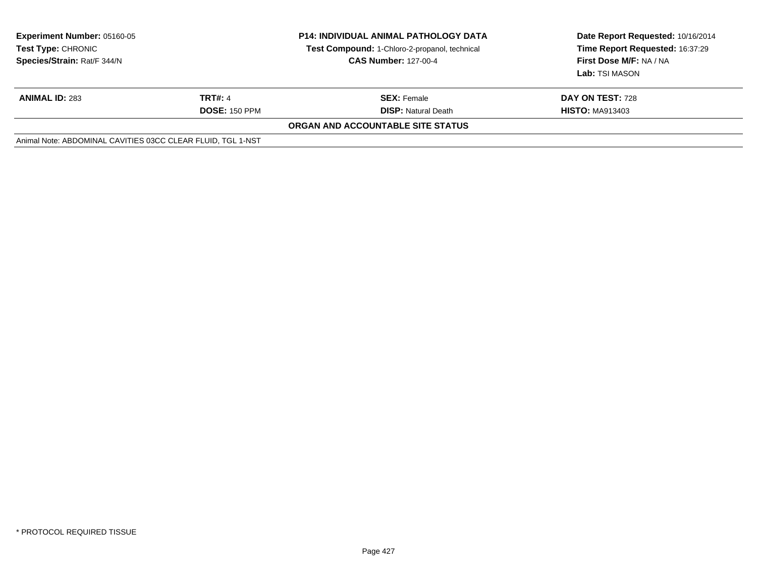**Experiment Number:** 05160-05
**Test Type:** CHRONIC
**Species/Strain:** Rat/F 344/N

**P14: INDIVIDUAL ANIMAL PATHOLOGY DATA**
**Test Compound:** 1-Chloro-2-propanol, technical
**CAS Number:** 127-00-4

**Date Report Requested:** 10/16/2014
**Time Report Requested:** 16:37:29
**First Dose M/F:** NA / NA
**Lab:** TSI MASON

| **ANIMAL ID:** 283 | **TRT#:** 4 | **SEX:** Female | **DAY ON TEST:** 728 |
|---|---|---|---|
| | **DOSE:** 150 PPM | **DISP:** Natural Death | **HISTO:** MA913403 |

**ORGAN AND ACCOUNTABLE SITE STATUS**

Animal Note: ABDOMINAL CAVITIES 03CC CLEAR FLUID, TGL 1-NST

* PROTOCOL REQUIRED TISSUE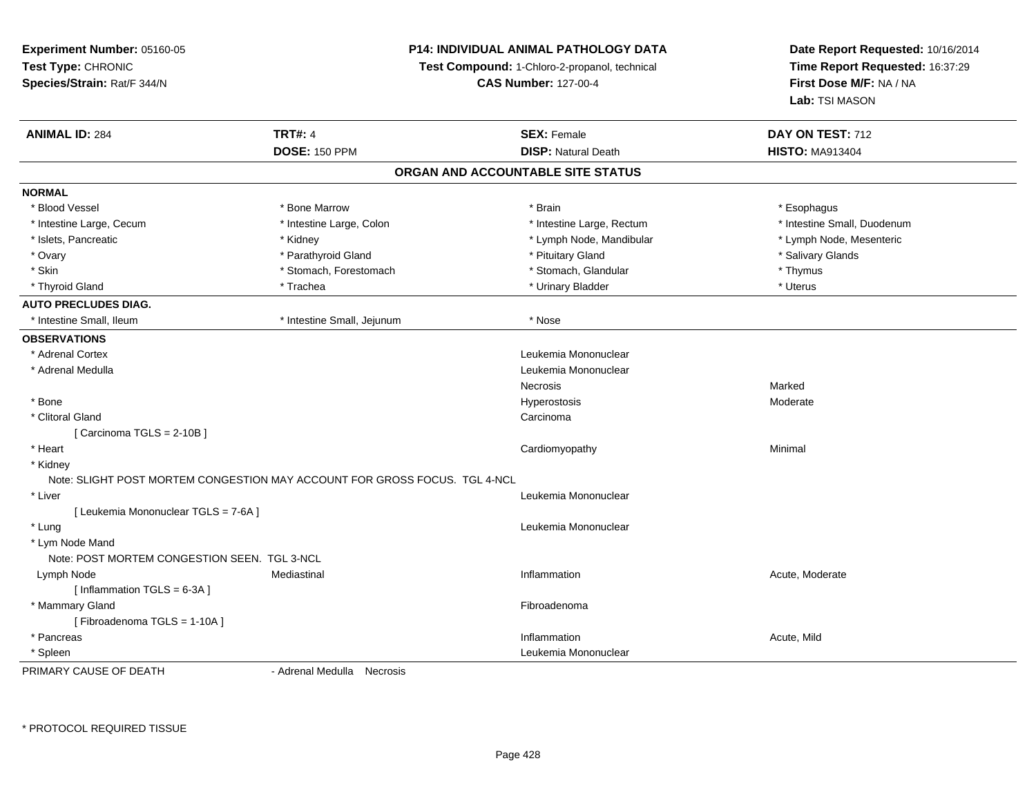**Experiment Number:** 05160-05
**Test Type:** CHRONIC
**Species/Strain:** Rat/F 344/N

**P14: INDIVIDUAL ANIMAL PATHOLOGY DATA**
**Test Compound:** 1-Chloro-2-propanol, technical
**CAS Number:** 127-00-4

**Date Report Requested:** 10/16/2014
**Time Report Requested:** 16:37:29
**First Dose M/F:** NA / NA
**Lab:** TSI MASON

| **ANIMAL ID:** 284 | **TRT#:** 4 | **SEX:** Female | **DAY ON TEST:** 712 |
|---|---|---|---|
| | **DOSE:** 150 PPM | **DISP:** Natural Death | **HISTO:** MA913404 |

## ORGAN AND ACCOUNTABLE SITE STATUS

**NORMAL**

| | | | |
|---|---|---|---|
| * Blood Vessel | * Bone Marrow | * Brain | * Esophagus |
| * Intestine Large, Cecum | * Intestine Large, Colon | * Intestine Large, Rectum | * Intestine Small, Duodenum |
| * Islets, Pancreatic | * Kidney | * Lymph Node, Mandibular | * Lymph Node, Mesenteric |
| * Ovary | * Parathyroid Gland | * Pituitary Gland | * Salivary Glands |
| * Skin | * Stomach, Forestomach | * Stomach, Glandular | * Thymus |
| * Thyroid Gland | * Trachea | * Urinary Bladder | * Uterus |

**AUTO PRECLUDES DIAG.**

| | | |
|---|---|---|
| * Intestine Small, Ileum | * Intestine Small, Jejunum | * Nose |

**OBSERVATIONS**

| | | | |
|---|---|---|---|
| * Adrenal Cortex | | Leukemia Mononuclear | |
| * Adrenal Medulla | | Leukemia Mononuclear | |
| | | Necrosis | Marked |
| * Bone | | Hyperostosis | Moderate |
| * Clitoral Gland | | Carcinoma | |
| [ Carcinoma TGLS = 2-10B ] | | | |
| * Heart | | Cardiomyopathy | Minimal |
| * Kidney | | | |
| Note: SLIGHT POST MORTEM CONGESTION MAY ACCOUNT FOR GROSS FOCUS. TGL 4-NCL | | | |
| * Liver | | Leukemia Mononuclear | |
| [ Leukemia Mononuclear TGLS = 7-6A ] | | | |
| * Lung | | Leukemia Mononuclear | |
| * Lym Node Mand | | | |
| Note: POST MORTEM CONGESTION SEEN. TGL 3-NCL | | | |
| Lymph Node | Mediastinal | Inflammation | Acute, Moderate |
| [ Inflammation TGLS = 6-3A ] | | | |
| * Mammary Gland | | Fibroadenoma | |
| [ Fibroadenoma TGLS = 1-10A ] | | | |
| * Pancreas | | Inflammation | Acute, Mild |
| * Spleen | | Leukemia Mononuclear | |

PRIMARY CAUSE OF DEATH - Adrenal Medulla Necrosis

\* PROTOCOL REQUIRED TISSUE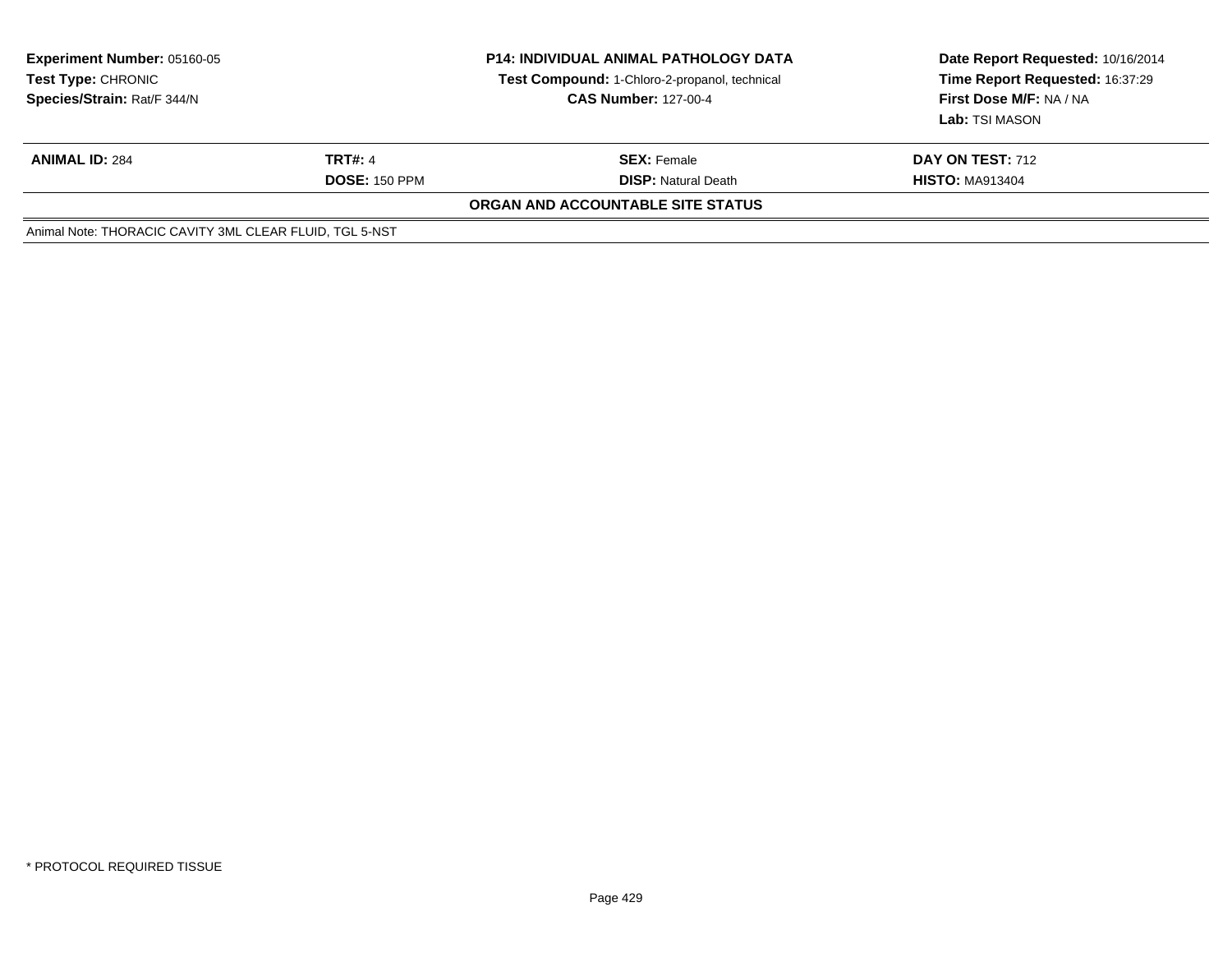**Experiment Number:** 05160-05
**Test Type:** CHRONIC
**Species/Strain:** Rat/F 344/N

**P14: INDIVIDUAL ANIMAL PATHOLOGY DATA**
**Test Compound:** 1-Chloro-2-propanol, technical
**CAS Number:** 127-00-4

**Date Report Requested:** 10/16/2014
**Time Report Requested:** 16:37:29
**First Dose M/F:** NA / NA
**Lab:** TSI MASON

| **ANIMAL ID:** 284 | **TRT#:** 4 | **SEX:** Female | **DAY ON TEST:** 712 |
|---|---|---|---|
| | **DOSE:** 150 PPM | **DISP:** Natural Death | **HISTO:** MA913404 |

**ORGAN AND ACCOUNTABLE SITE STATUS**

Animal Note: THORACIC CAVITY 3ML CLEAR FLUID, TGL 5-NST

* PROTOCOL REQUIRED TISSUE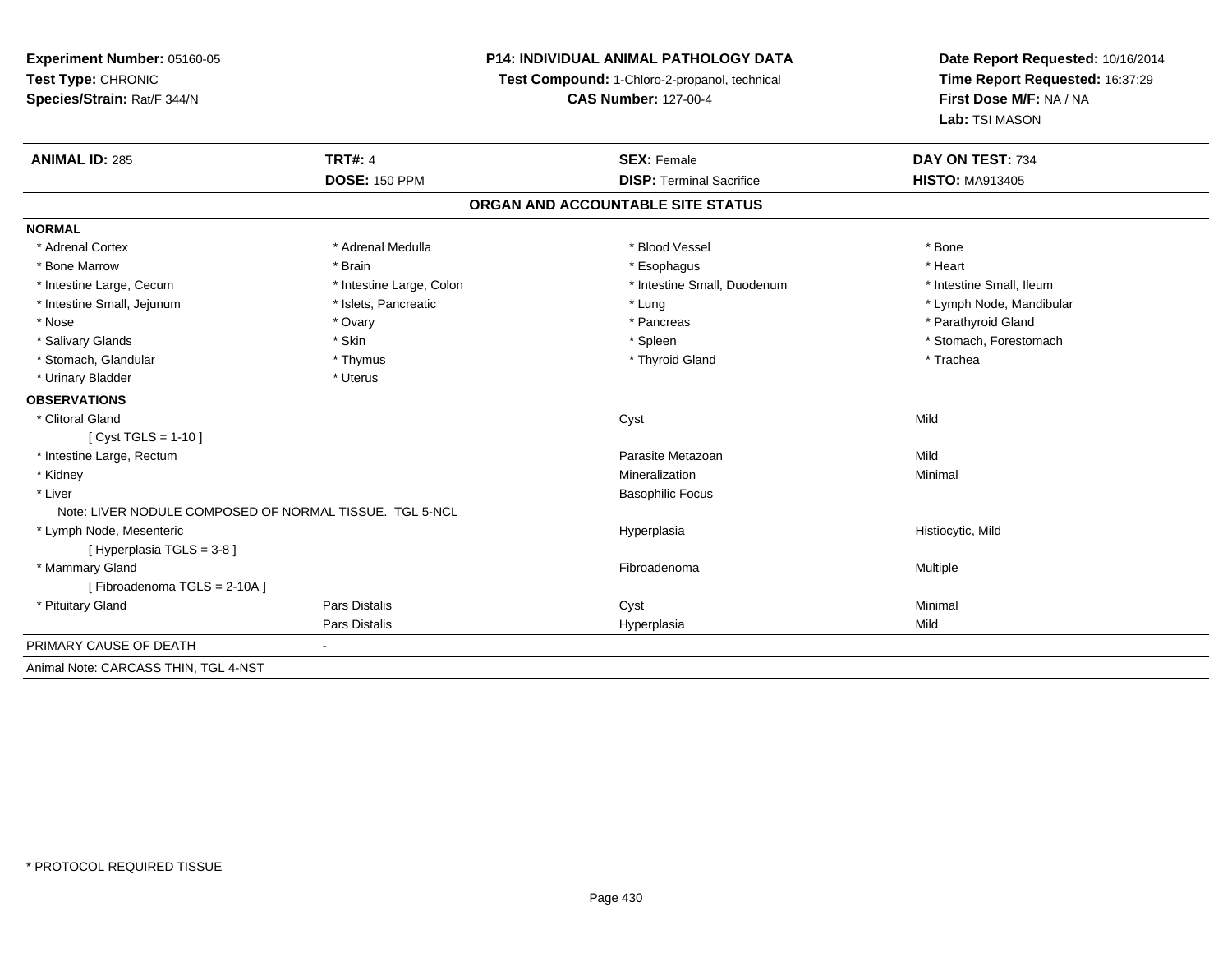**Experiment Number:** 05160-05
**Test Type:** CHRONIC
**Species/Strain:** Rat/F 344/N

**P14: INDIVIDUAL ANIMAL PATHOLOGY DATA**
**Test Compound:** 1-Chloro-2-propanol, technical
**CAS Number:** 127-00-4

**Date Report Requested:** 10/16/2014
**Time Report Requested:** 16:37:29
**First Dose M/F:** NA / NA
**Lab:** TSI MASON

| **ANIMAL ID:** 285 | **TRT#:** 4 | **SEX:** Female | **DAY ON TEST:** 734 |
|---|---|---|---|
| | **DOSE:** 150 PPM | **DISP:** Terminal Sacrifice | **HISTO:** MA913405 |

## ORGAN AND ACCOUNTABLE SITE STATUS

**NORMAL**

| | | | |
|---|---|---|---|
| * Adrenal Cortex | * Adrenal Medulla | * Blood Vessel | * Bone |
| * Bone Marrow | * Brain | * Esophagus | * Heart |
| * Intestine Large, Cecum | * Intestine Large, Colon | * Intestine Small, Duodenum | * Intestine Small, Ileum |
| * Intestine Small, Jejunum | * Islets, Pancreatic | * Lung | * Lymph Node, Mandibular |
| * Nose | * Ovary | * Pancreas | * Parathyroid Gland |
| * Salivary Glands | * Skin | * Spleen | * Stomach, Forestomach |
| * Stomach, Glandular | * Thymus | * Thyroid Gland | * Trachea |
| * Urinary Bladder | * Uterus | | |

**OBSERVATIONS**

| | | | |
|---|---|---|---|
| * Clitoral Gland | | Cyst | Mild |
| [ Cyst TGLS = 1-10 ] | | | |
| * Intestine Large, Rectum | | Parasite Metazoan | Mild |
| * Kidney | | Mineralization | Minimal |
| * Liver | | Basophilic Focus | |
| Note: LIVER NODULE COMPOSED OF NORMAL TISSUE. TGL 5-NCL | | | |
| * Lymph Node, Mesenteric | | Hyperplasia | Histiocytic, Mild |
| [ Hyperplasia TGLS = 3-8 ] | | | |
| * Mammary Gland | | Fibroadenoma | Multiple |
| [ Fibroadenoma TGLS = 2-10A ] | | | |
| * Pituitary Gland | Pars Distalis | Cyst | Minimal |
| | Pars Distalis | Hyperplasia | Mild |

PRIMARY CAUSE OF DEATH -

Animal Note: CARCASS THIN, TGL 4-NST

* PROTOCOL REQUIRED TISSUE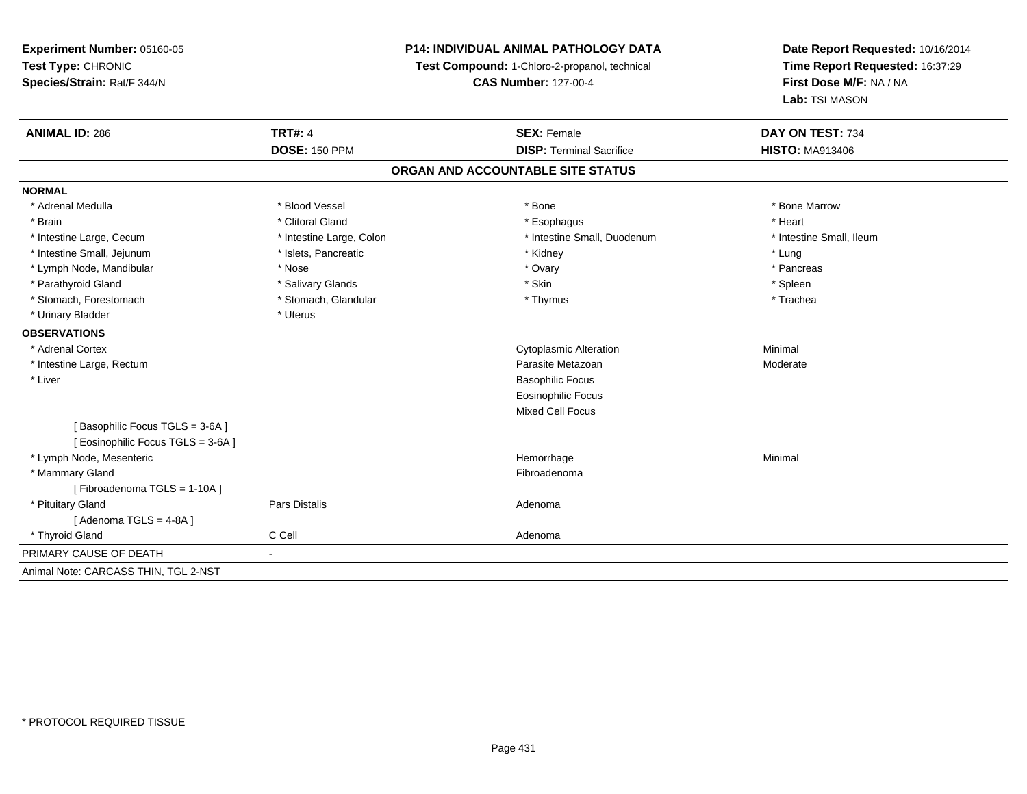**Experiment Number:** 05160-05
**Test Type:** CHRONIC
**Species/Strain:** Rat/F 344/N

**P14: INDIVIDUAL ANIMAL PATHOLOGY DATA**
**Test Compound:** 1-Chloro-2-propanol, technical
**CAS Number:** 127-00-4

**Date Report Requested:** 10/16/2014
**Time Report Requested:** 16:37:29
**First Dose M/F:** NA / NA
**Lab:** TSI MASON

| **ANIMAL ID:** 286 | **TRT#:** 4 | **SEX:** Female | **DAY ON TEST:** 734 |
|---|---|---|---|
| | **DOSE:** 150 PPM | **DISP:** Terminal Sacrifice | **HISTO:** MA913406 |

## ORGAN AND ACCOUNTABLE SITE STATUS

**NORMAL**

| | | | |
|---|---|---|---|
| * Adrenal Medulla | * Blood Vessel | * Bone | * Bone Marrow |
| * Brain | * Clitoral Gland | * Esophagus | * Heart |
| * Intestine Large, Cecum | * Intestine Large, Colon | * Intestine Small, Duodenum | * Intestine Small, Ileum |
| * Intestine Small, Jejunum | * Islets, Pancreatic | * Kidney | * Lung |
| * Lymph Node, Mandibular | * Nose | * Ovary | * Pancreas |
| * Parathyroid Gland | * Salivary Glands | * Skin | * Spleen |
| * Stomach, Forestomach | * Stomach, Glandular | * Thymus | * Trachea |
| * Urinary Bladder | * Uterus | | |

**OBSERVATIONS**

| | | | |
|---|---|---|---|
| * Adrenal Cortex | | Cytoplasmic Alteration | Minimal |
| * Intestine Large, Rectum | | Parasite Metazoan | Moderate |
| * Liver | | Basophilic Focus | |
| | | Eosinophilic Focus | |
| | | Mixed Cell Focus | |
| [ Basophilic Focus TGLS = 3-6A ] | | | |
| [ Eosinophilic Focus TGLS = 3-6A ] | | | |
| * Lymph Node, Mesenteric | | Hemorrhage | Minimal |
| * Mammary Gland | | Fibroadenoma | |
| [ Fibroadenoma TGLS = 1-10A ] | | | |
| * Pituitary Gland | Pars Distalis | Adenoma | |
| [ Adenoma TGLS = 4-8A ] | | | |
| * Thyroid Gland | C Cell | Adenoma | |

PRIMARY CAUSE OF DEATH -

Animal Note: CARCASS THIN, TGL 2-NST

* PROTOCOL REQUIRED TISSUE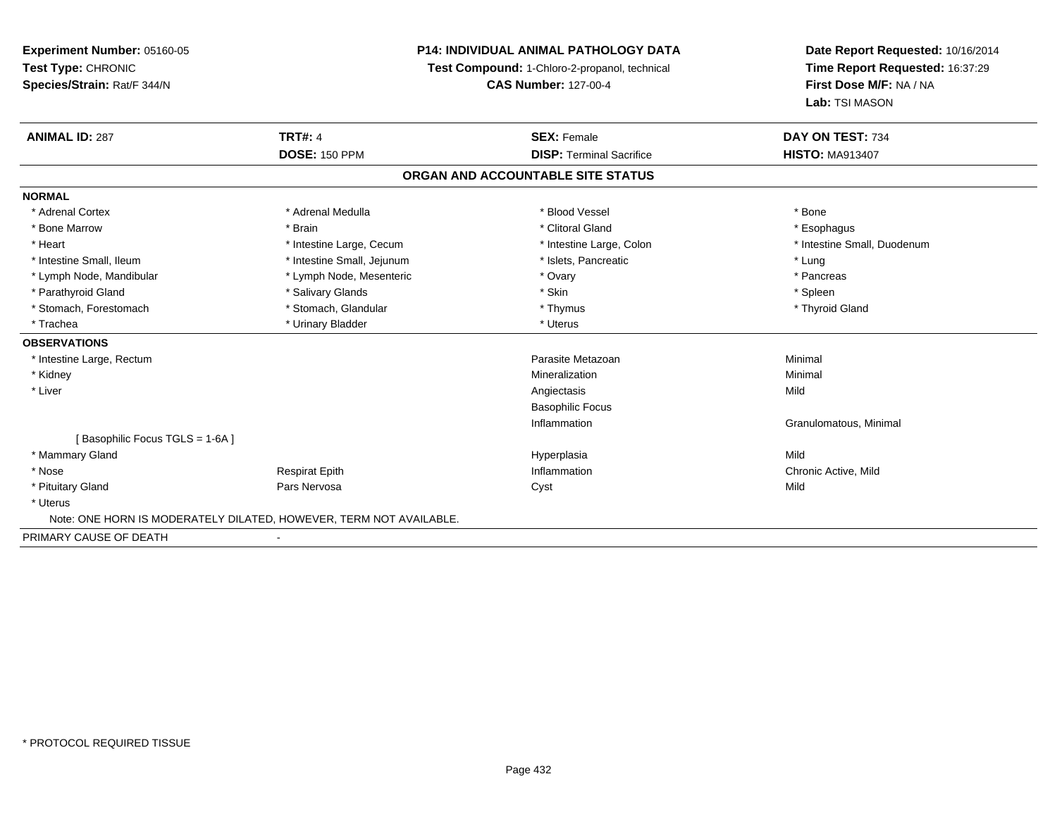**Experiment Number:** 05160-05
**Test Type:** CHRONIC
**Species/Strain:** Rat/F 344/N

**P14: INDIVIDUAL ANIMAL PATHOLOGY DATA**
**Test Compound:** 1-Chloro-2-propanol, technical
**CAS Number:** 127-00-4

**Date Report Requested:** 10/16/2014
**Time Report Requested:** 16:37:29
**First Dose M/F:** NA / NA
**Lab:** TSI MASON

| **ANIMAL ID:** 287 | **TRT#:** 4 | **SEX:** Female | **DAY ON TEST:** 734 |
|---|---|---|---|
| | **DOSE:** 150 PPM | **DISP:** Terminal Sacrifice | **HISTO:** MA913407 |

## ORGAN AND ACCOUNTABLE SITE STATUS

| | | | |
|---|---|---|---|
| **NORMAL** | | | |
| * Adrenal Cortex | * Adrenal Medulla | * Blood Vessel | * Bone |
| * Bone Marrow | * Brain | * Clitoral Gland | * Esophagus |
| * Heart | * Intestine Large, Cecum | * Intestine Large, Colon | * Intestine Small, Duodenum |
| * Intestine Small, Ileum | * Intestine Small, Jejunum | * Islets, Pancreatic | * Lung |
| * Lymph Node, Mandibular | * Lymph Node, Mesenteric | * Ovary | * Pancreas |
| * Parathyroid Gland | * Salivary Glands | * Skin | * Spleen |
| * Stomach, Forestomach | * Stomach, Glandular | * Thymus | * Thyroid Gland |
| * Trachea | * Urinary Bladder | * Uterus | |
| **OBSERVATIONS** | | | |
| * Intestine Large, Rectum | | Parasite Metazoan | Minimal |
| * Kidney | | Mineralization | Minimal |
| * Liver | | Angiectasis | Mild |
| | | Basophilic Focus | |
| | | Inflammation | Granulomatous, Minimal |
| [ Basophilic Focus TGLS = 1-6A ] | | | |
| * Mammary Gland | | Hyperplasia | Mild |
| * Nose | Respirat Epith | Inflammation | Chronic Active, Mild |
| * Pituitary Gland | Pars Nervosa | Cyst | Mild |
| * Uterus | | | |
| Note: ONE HORN IS MODERATELY DILATED, HOWEVER, TERM NOT AVAILABLE. | | | |
| PRIMARY CAUSE OF DEATH | - | | |

* PROTOCOL REQUIRED TISSUE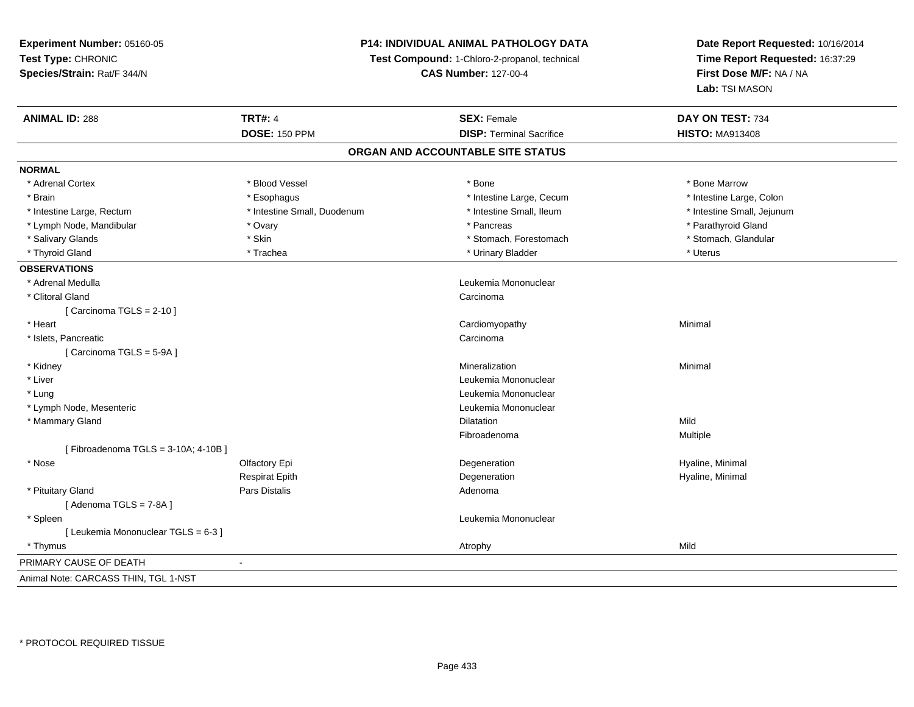**Experiment Number:** 05160-05
**Test Type:** CHRONIC
**Species/Strain:** Rat/F 344/N

**P14: INDIVIDUAL ANIMAL PATHOLOGY DATA**
**Test Compound:** 1-Chloro-2-propanol, technical
**CAS Number:** 127-00-4

**Date Report Requested:** 10/16/2014
**Time Report Requested:** 16:37:29
**First Dose M/F:** NA / NA
**Lab:** TSI MASON

| **ANIMAL ID:** 288 | **TRT#:** 4 | **SEX:** Female | **DAY ON TEST:** 734 |
|---|---|---|---|
| | **DOSE:** 150 PPM | **DISP:** Terminal Sacrifice | **HISTO:** MA913408 |

## ORGAN AND ACCOUNTABLE SITE STATUS

**NORMAL**

| | | | |
|---|---|---|---|
| * Adrenal Cortex | * Blood Vessel | * Bone | * Bone Marrow |
| * Brain | * Esophagus | * Intestine Large, Cecum | * Intestine Large, Colon |
| * Intestine Large, Rectum | * Intestine Small, Duodenum | * Intestine Small, Ileum | * Intestine Small, Jejunum |
| * Lymph Node, Mandibular | * Ovary | * Pancreas | * Parathyroid Gland |
| * Salivary Glands | * Skin | * Stomach, Forestomach | * Stomach, Glandular |
| * Thyroid Gland | * Trachea | * Urinary Bladder | * Uterus |

**OBSERVATIONS**

| | | | |
|---|---|---|---|
| * Adrenal Medulla | | Leukemia Mononuclear | |
| * Clitoral Gland | | Carcinoma | |
| [ Carcinoma TGLS = 2-10 ] | | | |
| * Heart | | Cardiomyopathy | Minimal |
| * Islets, Pancreatic | | Carcinoma | |
| [ Carcinoma TGLS = 5-9A ] | | | |
| * Kidney | | Mineralization | Minimal |
| * Liver | | Leukemia Mononuclear | |
| * Lung | | Leukemia Mononuclear | |
| * Lymph Node, Mesenteric | | Leukemia Mononuclear | |
| * Mammary Gland | | Dilatation | Mild |
| | | Fibroadenoma | Multiple |
| [ Fibroadenoma TGLS = 3-10A; 4-10B ] | | | |
| * Nose | Olfactory Epi | Degeneration | Hyaline, Minimal |
| | Respirat Epith | Degeneration | Hyaline, Minimal |
| * Pituitary Gland | Pars Distalis | Adenoma | |
| [ Adenoma TGLS = 7-8A ] | | | |
| * Spleen | | Leukemia Mononuclear | |
| [ Leukemia Mononuclear TGLS = 6-3 ] | | | |
| * Thymus | | Atrophy | Mild |

PRIMARY CAUSE OF DEATH -

Animal Note: CARCASS THIN, TGL 1-NST

* PROTOCOL REQUIRED TISSUE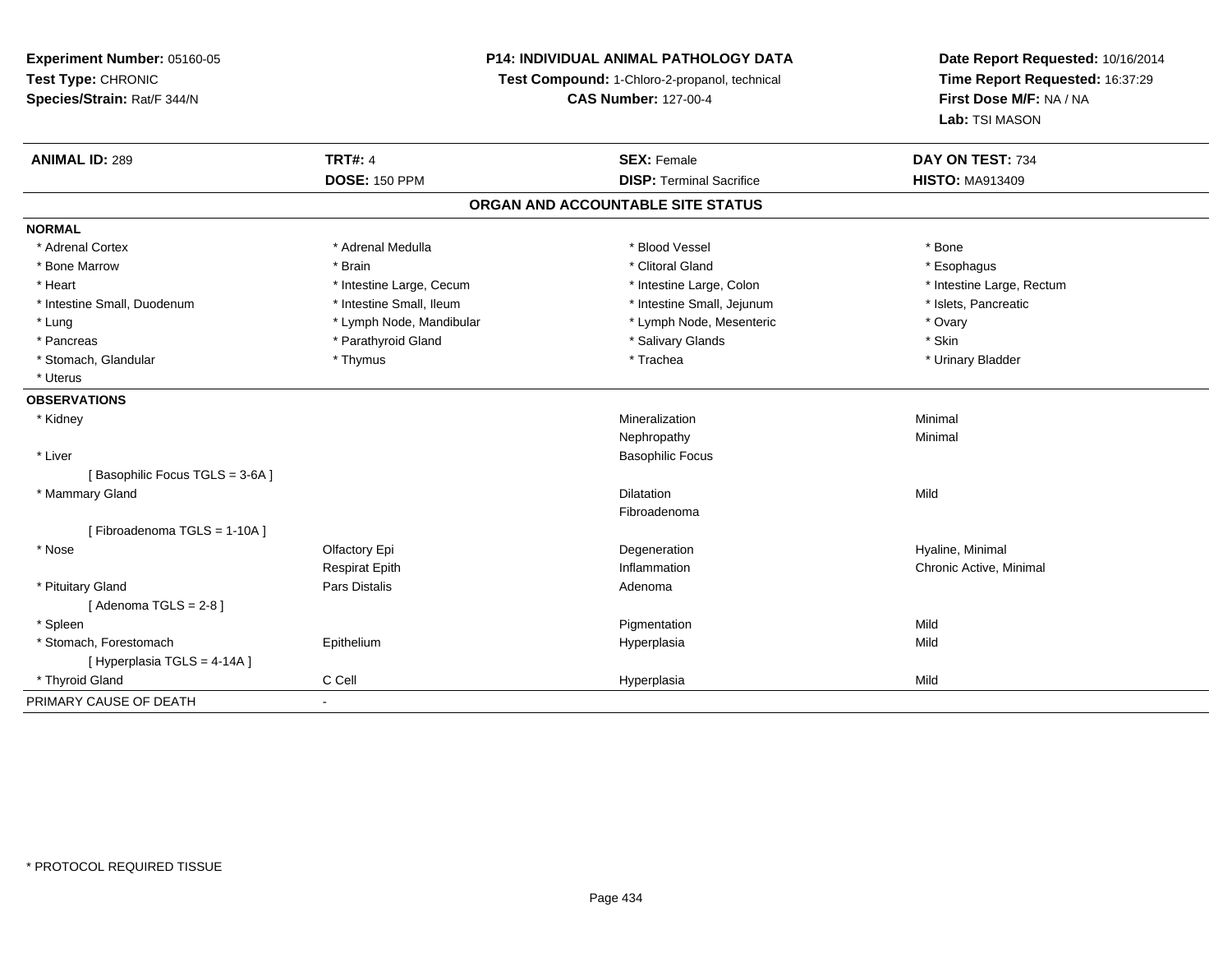**Experiment Number:** 05160-05
**Test Type:** CHRONIC
**Species/Strain:** Rat/F 344/N

**P14: INDIVIDUAL ANIMAL PATHOLOGY DATA**
**Test Compound:** 1-Chloro-2-propanol, technical
**CAS Number:** 127-00-4

**Date Report Requested:** 10/16/2014
**Time Report Requested:** 16:37:29
**First Dose M/F:** NA / NA
**Lab:** TSI MASON

| **ANIMAL ID:** 289 | **TRT#:** 4 | **SEX:** Female | **DAY ON TEST:** 734 |
|---|---|---|---|
| | **DOSE:** 150 PPM | **DISP:** Terminal Sacrifice | **HISTO:** MA913409 |

## ORGAN AND ACCOUNTABLE SITE STATUS

**NORMAL**

| | | | |
|---|---|---|---|
| * Adrenal Cortex | * Adrenal Medulla | * Blood Vessel | * Bone |
| * Bone Marrow | * Brain | * Clitoral Gland | * Esophagus |
| * Heart | * Intestine Large, Cecum | * Intestine Large, Colon | * Intestine Large, Rectum |
| * Intestine Small, Duodenum | * Intestine Small, Ileum | * Intestine Small, Jejunum | * Islets, Pancreatic |
| * Lung | * Lymph Node, Mandibular | * Lymph Node, Mesenteric | * Ovary |
| * Pancreas | * Parathyroid Gland | * Salivary Glands | * Skin |
| * Stomach, Glandular | * Thymus | * Trachea | * Urinary Bladder |
| * Uterus | | | |

**OBSERVATIONS**

| | | | |
|---|---|---|---|
| * Kidney | | Mineralization | Minimal |
| | | Nephropathy | Minimal |
| * Liver | | Basophilic Focus | |
| [ Basophilic Focus TGLS = 3-6A ] | | | |
| * Mammary Gland | | Dilatation | Mild |
| | | Fibroadenoma | |
| [ Fibroadenoma TGLS = 1-10A ] | | | |
| * Nose | Olfactory Epi | Degeneration | Hyaline, Minimal |
| | Respirat Epith | Inflammation | Chronic Active, Minimal |
| * Pituitary Gland | Pars Distalis | Adenoma | |
| [ Adenoma TGLS = 2-8 ] | | | |
| * Spleen | | Pigmentation | Mild |
| * Stomach, Forestomach | Epithelium | Hyperplasia | Mild |
| [ Hyperplasia TGLS = 4-14A ] | | | |
| * Thyroid Gland | C Cell | Hyperplasia | Mild |

PRIMARY CAUSE OF DEATH -

* PROTOCOL REQUIRED TISSUE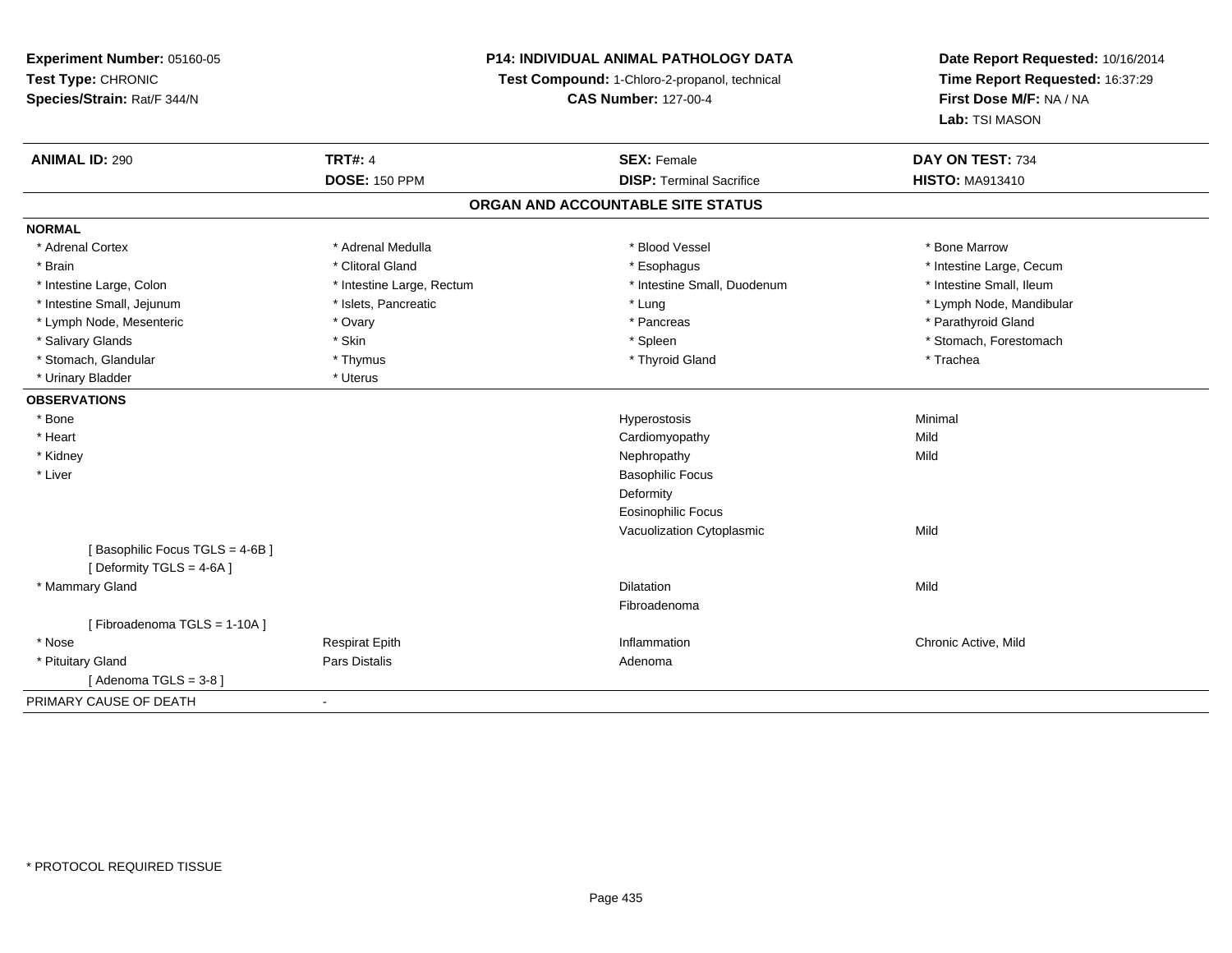**Experiment Number:** 05160-05
**Test Type:** CHRONIC
**Species/Strain:** Rat/F 344/N

**P14: INDIVIDUAL ANIMAL PATHOLOGY DATA**
**Test Compound:** 1-Chloro-2-propanol, technical
**CAS Number:** 127-00-4

**Date Report Requested:** 10/16/2014
**Time Report Requested:** 16:37:29
**First Dose M/F:** NA / NA
**Lab:** TSI MASON

| **ANIMAL ID:** 290 | **TRT#:** 4 | **SEX:** Female | **DAY ON TEST:** 734 |
|---|---|---|---|
| | **DOSE:** 150 PPM | **DISP:** Terminal Sacrifice | **HISTO:** MA913410 |

**ORGAN AND ACCOUNTABLE SITE STATUS**

**NORMAL**

| | | | |
|---|---|---|---|
| * Adrenal Cortex | * Adrenal Medulla | * Blood Vessel | * Bone Marrow |
| * Brain | * Clitoral Gland | * Esophagus | * Intestine Large, Cecum |
| * Intestine Large, Colon | * Intestine Large, Rectum | * Intestine Small, Duodenum | * Intestine Small, Ileum |
| * Intestine Small, Jejunum | * Islets, Pancreatic | * Lung | * Lymph Node, Mandibular |
| * Lymph Node, Mesenteric | * Ovary | * Pancreas | * Parathyroid Gland |
| * Salivary Glands | * Skin | * Spleen | * Stomach, Forestomach |
| * Stomach, Glandular | * Thymus | * Thyroid Gland | * Trachea |
| * Urinary Bladder | * Uterus | | |

**OBSERVATIONS**

| | | | |
|---|---|---|---|
| * Bone | | Hyperostosis | Minimal |
| * Heart | | Cardiomyopathy | Mild |
| * Kidney | | Nephropathy | Mild |
| * Liver | | Basophilic Focus | |
| | | Deformity | |
| | | Eosinophilic Focus | |
| | | Vacuolization Cytoplasmic | Mild |
| [ Basophilic Focus TGLS = 4-6B ] | | | |
| [ Deformity TGLS = 4-6A ] | | | |
| * Mammary Gland | | Dilatation | Mild |
| | | Fibroadenoma | |
| [ Fibroadenoma TGLS = 1-10A ] | | | |
| * Nose | Respirat Epith | Inflammation | Chronic Active, Mild |
| * Pituitary Gland | Pars Distalis | Adenoma | |
| [ Adenoma TGLS = 3-8 ] | | | |

PRIMARY CAUSE OF DEATH -

* PROTOCOL REQUIRED TISSUE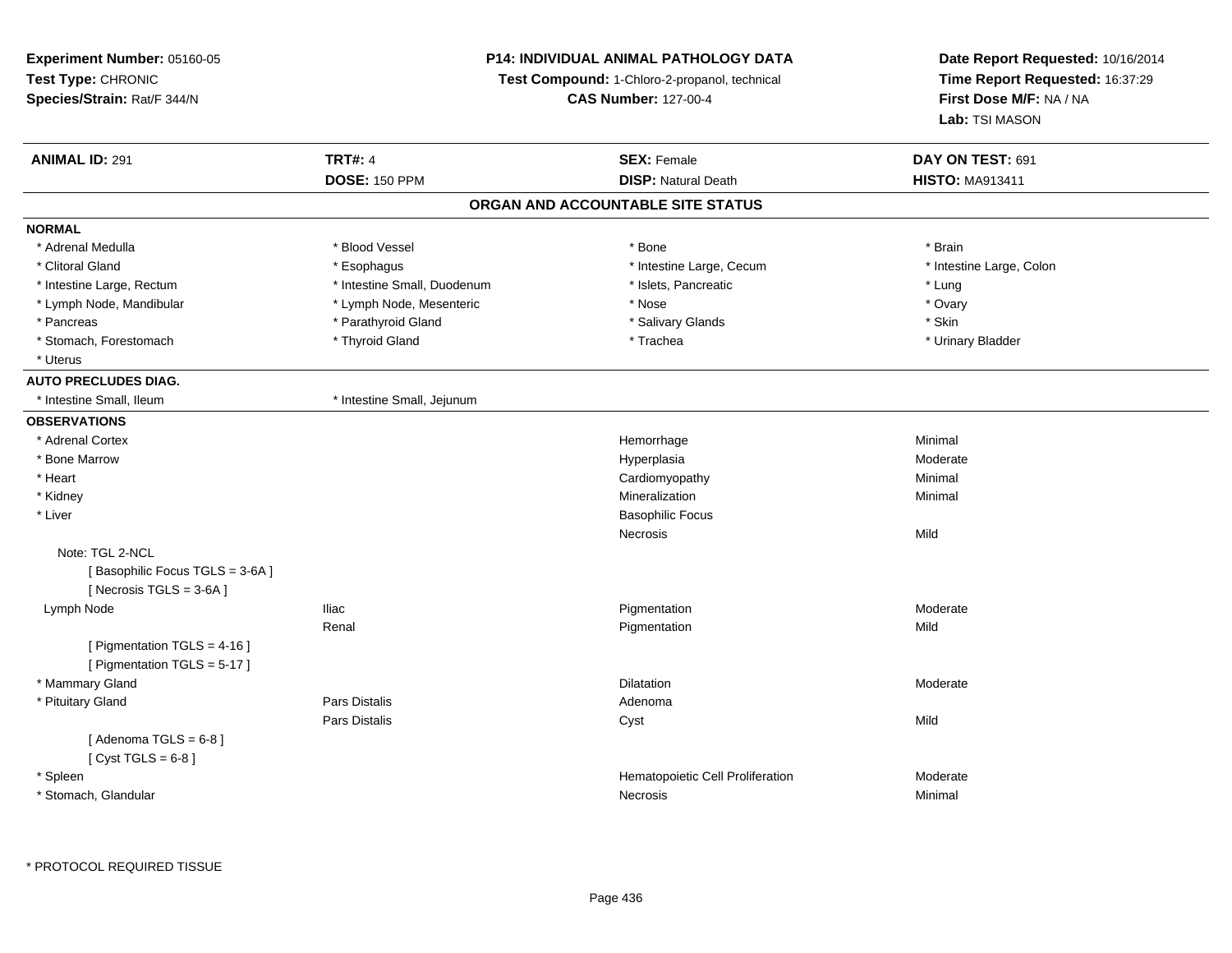**Experiment Number:** 05160-05
**Test Type:** CHRONIC
**Species/Strain:** Rat/F 344/N

**P14: INDIVIDUAL ANIMAL PATHOLOGY DATA**
**Test Compound:** 1-Chloro-2-propanol, technical
**CAS Number:** 127-00-4

**Date Report Requested:** 10/16/2014
**Time Report Requested:** 16:37:29
**First Dose M/F:** NA / NA
**Lab:** TSI MASON

| **ANIMAL ID:** 291 | **TRT#:** 4 | **SEX:** Female | **DAY ON TEST:** 691 |
|---|---|---|---|
| | **DOSE:** 150 PPM | **DISP:** Natural Death | **HISTO:** MA913411 |

## ORGAN AND ACCOUNTABLE SITE STATUS

**NORMAL**

| | | | |
|---|---|---|---|
| * Adrenal Medulla | * Blood Vessel | * Bone | * Brain |
| * Clitoral Gland | * Esophagus | * Intestine Large, Cecum | * Intestine Large, Colon |
| * Intestine Large, Rectum | * Intestine Small, Duodenum | * Islets, Pancreatic | * Lung |
| * Lymph Node, Mandibular | * Lymph Node, Mesenteric | * Nose | * Ovary |
| * Pancreas | * Parathyroid Gland | * Salivary Glands | * Skin |
| * Stomach, Forestomach | * Thyroid Gland | * Trachea | * Urinary Bladder |
| * Uterus | | | |

**AUTO PRECLUDES DIAG.**

| | |
|---|---|
| * Intestine Small, Ileum | * Intestine Small, Jejunum |

**OBSERVATIONS**

| Organ | Site | Observation | Severity |
|---|---|---|---|
| * Adrenal Cortex | | Hemorrhage | Minimal |
| * Bone Marrow | | Hyperplasia | Moderate |
| * Heart | | Cardiomyopathy | Minimal |
| * Kidney | | Mineralization | Minimal |
| * Liver | | Basophilic Focus | |
| | | Necrosis | Mild |
| Note: TGL 2-NCL | | | |
| [ Basophilic Focus TGLS = 3-6A ] | | | |
| [ Necrosis TGLS = 3-6A ] | | | |
| Lymph Node | Iliac | Pigmentation | Moderate |
| | Renal | Pigmentation | Mild |
| [ Pigmentation TGLS = 4-16 ] | | | |
| [ Pigmentation TGLS = 5-17 ] | | | |
| * Mammary Gland | | Dilatation | Moderate |
| * Pituitary Gland | Pars Distalis | Adenoma | |
| | Pars Distalis | Cyst | Mild |
| [ Adenoma TGLS = 6-8 ] | | | |
| [ Cyst TGLS = 6-8 ] | | | |
| * Spleen | | Hematopoietic Cell Proliferation | Moderate |
| * Stomach, Glandular | | Necrosis | Minimal |

\* PROTOCOL REQUIRED TISSUE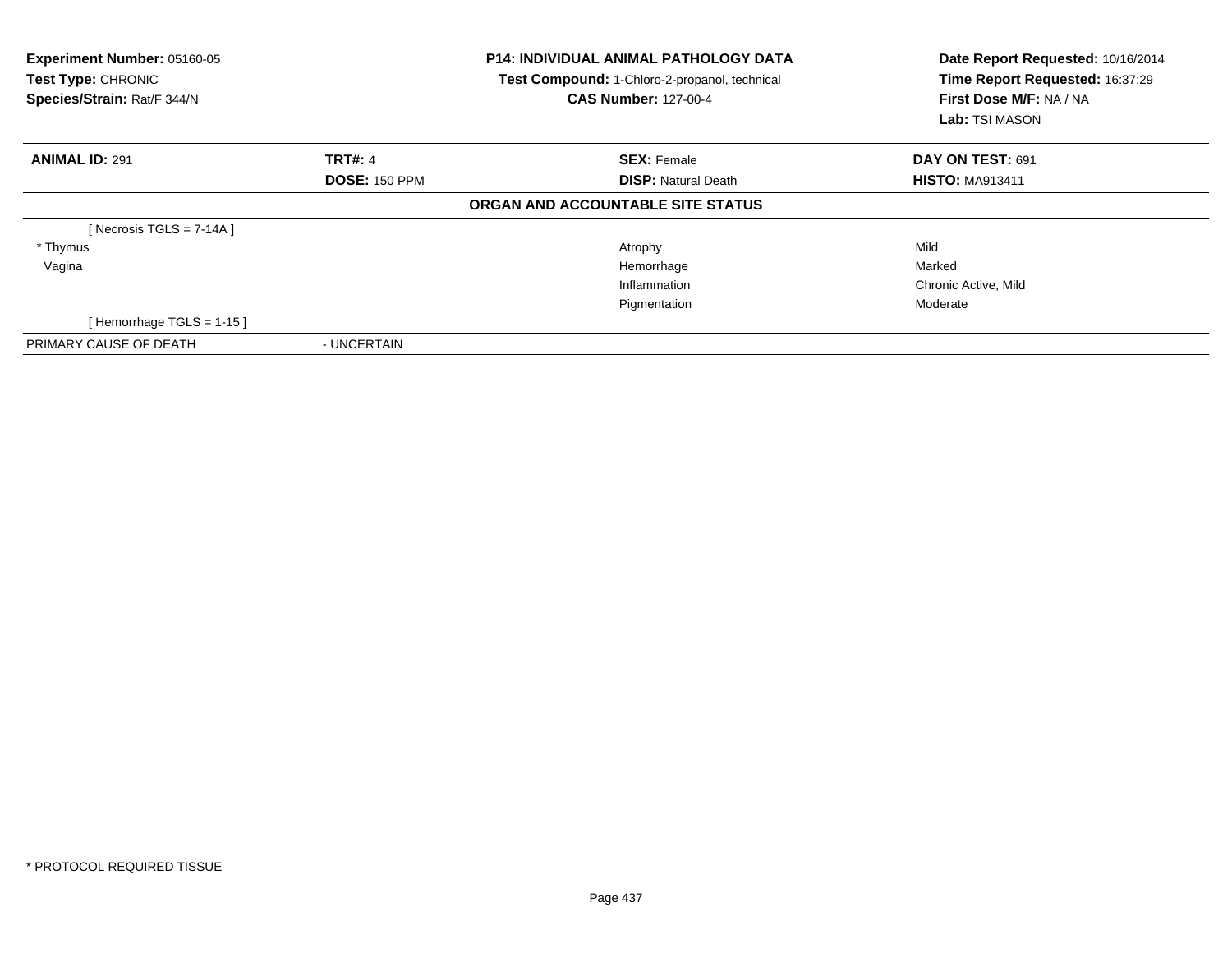**Experiment Number:** 05160-05
**Test Type:** CHRONIC
**Species/Strain:** Rat/F 344/N

**P14: INDIVIDUAL ANIMAL PATHOLOGY DATA**
**Test Compound:** 1-Chloro-2-propanol, technical
**CAS Number:** 127-00-4

**Date Report Requested:** 10/16/2014
**Time Report Requested:** 16:37:29
**First Dose M/F:** NA / NA
**Lab:** TSI MASON

| **ANIMAL ID:** 291 | **TRT#:** 4 | **SEX:** Female | **DAY ON TEST:** 691 |
|---|---|---|---|
| | **DOSE:** 150 PPM | **DISP:** Natural Death | **HISTO:** MA913411 |

**ORGAN AND ACCOUNTABLE SITE STATUS**

| | | | |
|---|---|---|---|
| [ Necrosis TGLS = 7-14A ] | | | |
| * Thymus | | Atrophy | Mild |
| Vagina | | Hemorrhage | Marked |
| | | Inflammation | Chronic Active, Mild |
| | | Pigmentation | Moderate |
| [ Hemorrhage TGLS = 1-15 ] | | | |
| PRIMARY CAUSE OF DEATH | - UNCERTAIN | | |

* PROTOCOL REQUIRED TISSUE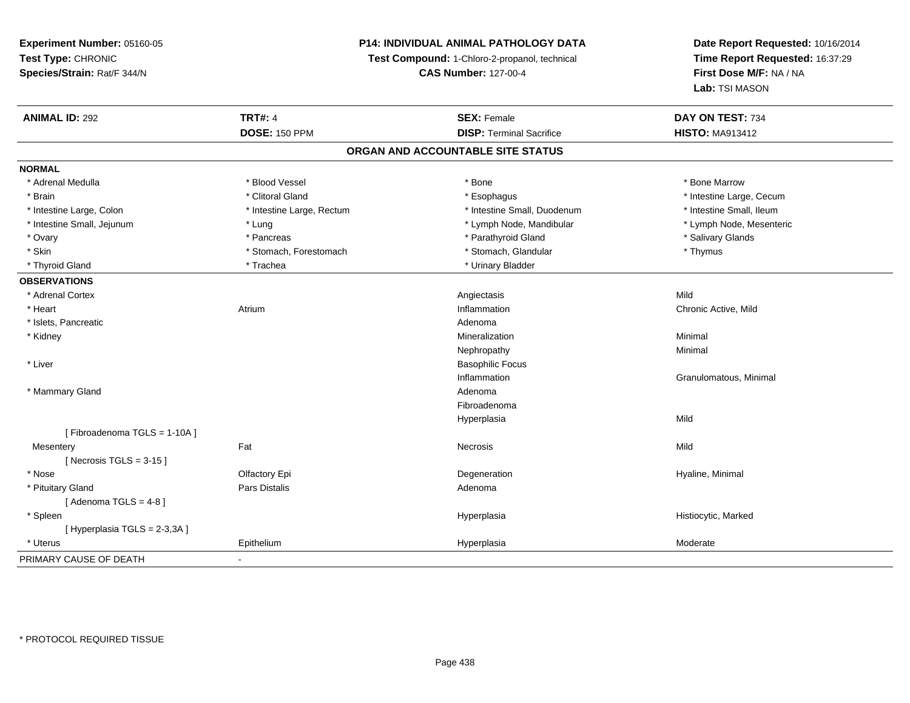**Experiment Number:** 05160-05
**Test Type:** CHRONIC
**Species/Strain:** Rat/F 344/N

**P14: INDIVIDUAL ANIMAL PATHOLOGY DATA**
**Test Compound:** 1-Chloro-2-propanol, technical
**CAS Number:** 127-00-4

**Date Report Requested:** 10/16/2014
**Time Report Requested:** 16:37:29
**First Dose M/F:** NA / NA
**Lab:** TSI MASON

| **ANIMAL ID:** 292 | **TRT#:** 4 | **SEX:** Female | **DAY ON TEST:** 734 |
|---|---|---|---|
| | **DOSE:** 150 PPM | **DISP:** Terminal Sacrifice | **HISTO:** MA913412 |

## ORGAN AND ACCOUNTABLE SITE STATUS

**NORMAL**

| | | | |
|---|---|---|---|
| * Adrenal Medulla | * Blood Vessel | * Bone | * Bone Marrow |
| * Brain | * Clitoral Gland | * Esophagus | * Intestine Large, Cecum |
| * Intestine Large, Colon | * Intestine Large, Rectum | * Intestine Small, Duodenum | * Intestine Small, Ileum |
| * Intestine Small, Jejunum | * Lung | * Lymph Node, Mandibular | * Lymph Node, Mesenteric |
| * Ovary | * Pancreas | * Parathyroid Gland | * Salivary Glands |
| * Skin | * Stomach, Forestomach | * Stomach, Glandular | * Thymus |
| * Thyroid Gland | * Trachea | * Urinary Bladder | |

**OBSERVATIONS**

| | | | |
|---|---|---|---|
| * Adrenal Cortex | | Angiectasis | Mild |
| * Heart | Atrium | Inflammation | Chronic Active, Mild |
| * Islets, Pancreatic | | Adenoma | |
| * Kidney | | Mineralization | Minimal |
| | | Nephropathy | Minimal |
| * Liver | | Basophilic Focus | |
| | | Inflammation | Granulomatous, Minimal |
| * Mammary Gland | | Adenoma | |
| | | Fibroadenoma | |
| | | Hyperplasia | Mild |
| [ Fibroadenoma TGLS = 1-10A ] | | | |
| Mesentery | Fat | Necrosis | Mild |
| [ Necrosis TGLS = 3-15 ] | | | |
| * Nose | Olfactory Epi | Degeneration | Hyaline, Minimal |
| * Pituitary Gland | Pars Distalis | Adenoma | |
| [ Adenoma TGLS = 4-8 ] | | | |
| * Spleen | | Hyperplasia | Histiocytic, Marked |
| [ Hyperplasia TGLS = 2-3,3A ] | | | |
| * Uterus | Epithelium | Hyperplasia | Moderate |

PRIMARY CAUSE OF DEATH -

* PROTOCOL REQUIRED TISSUE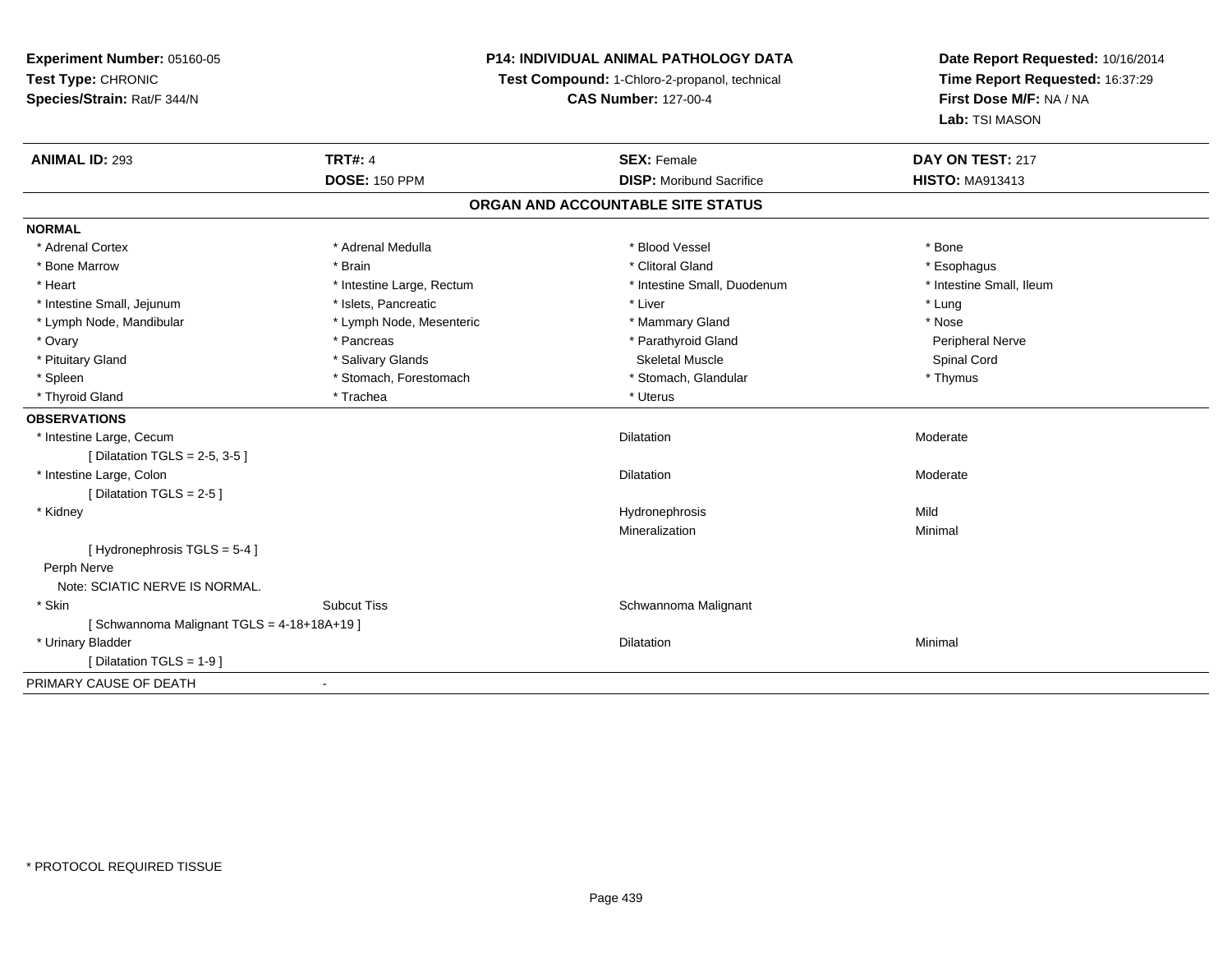**Experiment Number:** 05160-05
**Test Type:** CHRONIC
**Species/Strain:** Rat/F 344/N

**P14: INDIVIDUAL ANIMAL PATHOLOGY DATA**
**Test Compound:** 1-Chloro-2-propanol, technical
**CAS Number:** 127-00-4

**Date Report Requested:** 10/16/2014
**Time Report Requested:** 16:37:29
**First Dose M/F:** NA / NA
**Lab:** TSI MASON

| **ANIMAL ID:** 293 | **TRT#:** 4 | **SEX:** Female | **DAY ON TEST:** 217 |
|---|---|---|---|
| | **DOSE:** 150 PPM | **DISP:** Moribund Sacrifice | **HISTO:** MA913413 |

## ORGAN AND ACCOUNTABLE SITE STATUS

**NORMAL**

| | | | |
|---|---|---|---|
| * Adrenal Cortex | * Adrenal Medulla | * Blood Vessel | * Bone |
| * Bone Marrow | * Brain | * Clitoral Gland | * Esophagus |
| * Heart | * Intestine Large, Rectum | * Intestine Small, Duodenum | * Intestine Small, Ileum |
| * Intestine Small, Jejunum | * Islets, Pancreatic | * Liver | * Lung |
| * Lymph Node, Mandibular | * Lymph Node, Mesenteric | * Mammary Gland | * Nose |
| * Ovary | * Pancreas | * Parathyroid Gland | Peripheral Nerve |
| * Pituitary Gland | * Salivary Glands | Skeletal Muscle | Spinal Cord |
| * Spleen | * Stomach, Forestomach | * Stomach, Glandular | * Thymus |
| * Thyroid Gland | * Trachea | * Uterus | |

**OBSERVATIONS**

| | | | |
|---|---|---|---|
| * Intestine Large, Cecum | | Dilatation | Moderate |
| [ Dilatation TGLS = 2-5, 3-5 ] | | | |
| * Intestine Large, Colon | | Dilatation | Moderate |
| [ Dilatation TGLS = 2-5 ] | | | |
| * Kidney | | Hydronephrosis | Mild |
| | | Mineralization | Minimal |
| [ Hydronephrosis TGLS = 5-4 ] | | | |
| Perph Nerve | | | |
| Note: SCIATIC NERVE IS NORMAL. | | | |
| * Skin | Subcut Tiss | Schwannoma Malignant | |
| [ Schwannoma Malignant TGLS = 4-18+18A+19 ] | | | |
| * Urinary Bladder | | Dilatation | Minimal |
| [ Dilatation TGLS = 1-9 ] | | | |

PRIMARY CAUSE OF DEATH -

\* PROTOCOL REQUIRED TISSUE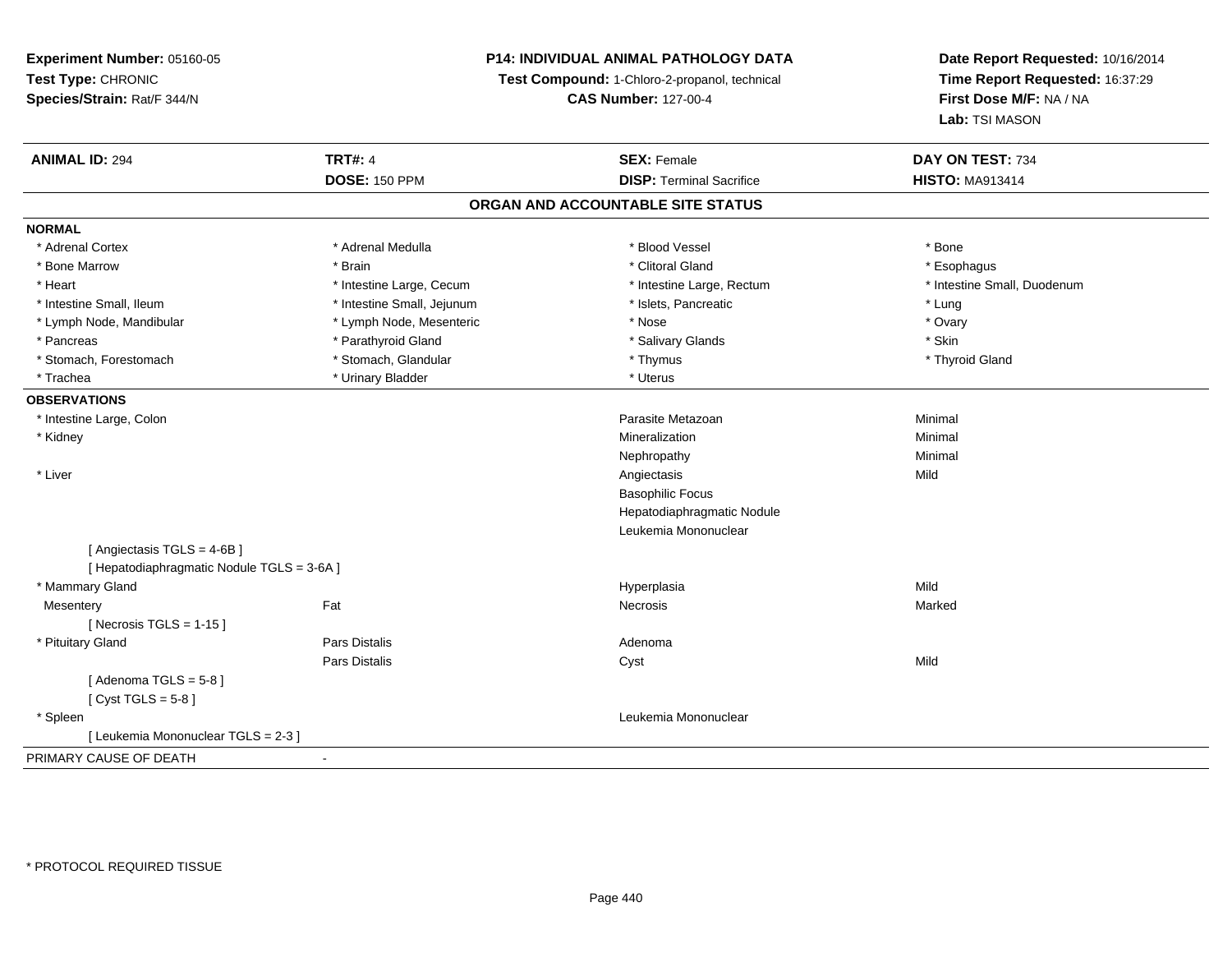**Experiment Number:** 05160-05
**Test Type:** CHRONIC
**Species/Strain:** Rat/F 344/N

**P14: INDIVIDUAL ANIMAL PATHOLOGY DATA**
**Test Compound:** 1-Chloro-2-propanol, technical
**CAS Number:** 127-00-4

**Date Report Requested:** 10/16/2014
**Time Report Requested:** 16:37:29
**First Dose M/F:** NA / NA
**Lab:** TSI MASON

| **ANIMAL ID:** 294 | **TRT#:** 4 | **SEX:** Female | **DAY ON TEST:** 734 |
|---|---|---|---|
| | **DOSE:** 150 PPM | **DISP:** Terminal Sacrifice | **HISTO:** MA913414 |

## ORGAN AND ACCOUNTABLE SITE STATUS

**NORMAL**

| | | | |
|---|---|---|---|
| * Adrenal Cortex | * Adrenal Medulla | * Blood Vessel | * Bone |
| * Bone Marrow | * Brain | * Clitoral Gland | * Esophagus |
| * Heart | * Intestine Large, Cecum | * Intestine Large, Rectum | * Intestine Small, Duodenum |
| * Intestine Small, Ileum | * Intestine Small, Jejunum | * Islets, Pancreatic | * Lung |
| * Lymph Node, Mandibular | * Lymph Node, Mesenteric | * Nose | * Ovary |
| * Pancreas | * Parathyroid Gland | * Salivary Glands | * Skin |
| * Stomach, Forestomach | * Stomach, Glandular | * Thymus | * Thyroid Gland |
| * Trachea | * Urinary Bladder | * Uterus | |

**OBSERVATIONS**

| | | | |
|---|---|---|---|
| * Intestine Large, Colon | | Parasite Metazoan | Minimal |
| * Kidney | | Mineralization | Minimal |
| | | Nephropathy | Minimal |
| * Liver | | Angiectasis | Mild |
| | | Basophilic Focus | |
| | | Hepatodiaphragmatic Nodule | |
| | | Leukemia Mononuclear | |
| [ Angiectasis TGLS = 4-6B ] | | | |
| [ Hepatodiaphragmatic Nodule TGLS = 3-6A ] | | | |
| * Mammary Gland | | Hyperplasia | Mild |
| Mesentery | Fat | Necrosis | Marked |
| [ Necrosis TGLS = 1-15 ] | | | |
| * Pituitary Gland | Pars Distalis | Adenoma | |
| | Pars Distalis | Cyst | Mild |
| [ Adenoma TGLS = 5-8 ] | | | |
| [ Cyst TGLS = 5-8 ] | | | |
| * Spleen | | Leukemia Mononuclear | |
| [ Leukemia Mononuclear TGLS = 2-3 ] | | | |

PRIMARY CAUSE OF DEATH -

* PROTOCOL REQUIRED TISSUE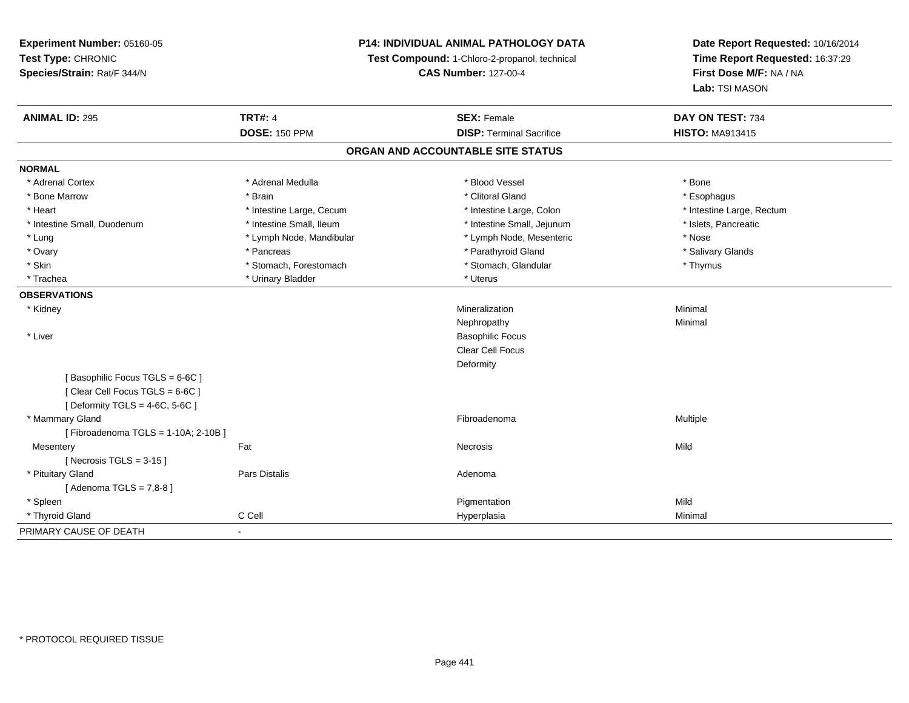**Experiment Number:** 05160-05
**Test Type:** CHRONIC
**Species/Strain:** Rat/F 344/N

**P14: INDIVIDUAL ANIMAL PATHOLOGY DATA**
**Test Compound:** 1-Chloro-2-propanol, technical
**CAS Number:** 127-00-4

**Date Report Requested:** 10/16/2014
**Time Report Requested:** 16:37:29
**First Dose M/F:** NA / NA
**Lab:** TSI MASON

| **ANIMAL ID:** 295 | **TRT#:** 4 | **SEX:** Female | **DAY ON TEST:** 734 |
|---|---|---|---|
| | **DOSE:** 150 PPM | **DISP:** Terminal Sacrifice | **HISTO:** MA913415 |

## ORGAN AND ACCOUNTABLE SITE STATUS

**NORMAL**

| | | | |
|---|---|---|---|
| * Adrenal Cortex | * Adrenal Medulla | * Blood Vessel | * Bone |
| * Bone Marrow | * Brain | * Clitoral Gland | * Esophagus |
| * Heart | * Intestine Large, Cecum | * Intestine Large, Colon | * Intestine Large, Rectum |
| * Intestine Small, Duodenum | * Intestine Small, Ileum | * Intestine Small, Jejunum | * Islets, Pancreatic |
| * Lung | * Lymph Node, Mandibular | * Lymph Node, Mesenteric | * Nose |
| * Ovary | * Pancreas | * Parathyroid Gland | * Salivary Glands |
| * Skin | * Stomach, Forestomach | * Stomach, Glandular | * Thymus |
| * Trachea | * Urinary Bladder | * Uterus | |

**OBSERVATIONS**

| | | | |
|---|---|---|---|
| * Kidney | | Mineralization | Minimal |
| | | Nephropathy | Minimal |
| * Liver | | Basophilic Focus | |
| | | Clear Cell Focus | |
| | | Deformity | |
| [ Basophilic Focus TGLS = 6-6C ] | | | |
| [ Clear Cell Focus TGLS = 6-6C ] | | | |
| [ Deformity TGLS = 4-6C, 5-6C ] | | | |
| * Mammary Gland | | Fibroadenoma | Multiple |
| [ Fibroadenoma TGLS = 1-10A; 2-10B ] | | | |
| Mesentery | Fat | Necrosis | Mild |
| [ Necrosis TGLS = 3-15 ] | | | |
| * Pituitary Gland | Pars Distalis | Adenoma | |
| [ Adenoma TGLS = 7,8-8 ] | | | |
| * Spleen | | Pigmentation | Mild |
| * Thyroid Gland | C Cell | Hyperplasia | Minimal |

PRIMARY CAUSE OF DEATH -

* PROTOCOL REQUIRED TISSUE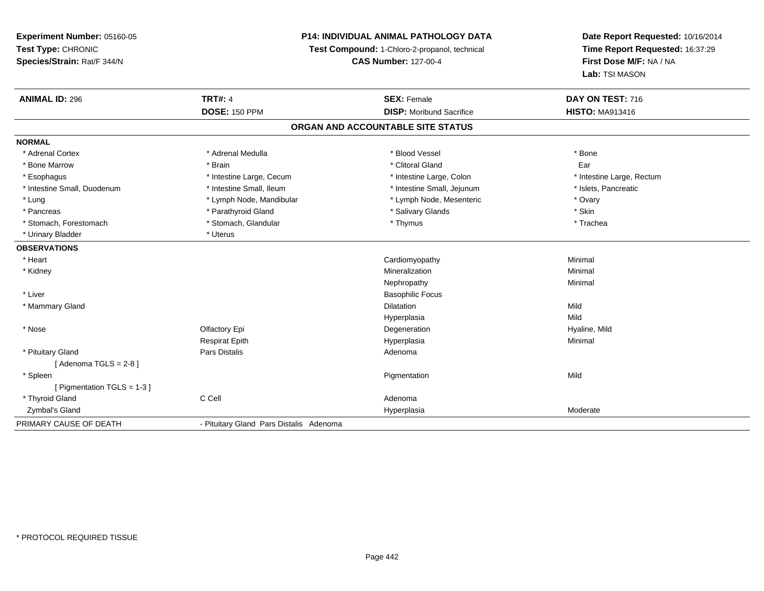**Experiment Number:** 05160-05
**Test Type:** CHRONIC
**Species/Strain:** Rat/F 344/N

**P14: INDIVIDUAL ANIMAL PATHOLOGY DATA**
**Test Compound:** 1-Chloro-2-propanol, technical
**CAS Number:** 127-00-4

**Date Report Requested:** 10/16/2014
**Time Report Requested:** 16:37:29
**First Dose M/F:** NA / NA
**Lab:** TSI MASON

| **ANIMAL ID:** 296 | **TRT#:** 4 | **SEX:** Female | **DAY ON TEST:** 716 |
|---|---|---|---|
| | **DOSE:** 150 PPM | **DISP:** Moribund Sacrifice | **HISTO:** MA913416 |

## ORGAN AND ACCOUNTABLE SITE STATUS

| | | | |
|---|---|---|---|
| **NORMAL** | | | |
| * Adrenal Cortex | * Adrenal Medulla | * Blood Vessel | * Bone |
| * Bone Marrow | * Brain | * Clitoral Gland | Ear |
| * Esophagus | * Intestine Large, Cecum | * Intestine Large, Colon | * Intestine Large, Rectum |
| * Intestine Small, Duodenum | * Intestine Small, Ileum | * Intestine Small, Jejunum | * Islets, Pancreatic |
| * Lung | * Lymph Node, Mandibular | * Lymph Node, Mesenteric | * Ovary |
| * Pancreas | * Parathyroid Gland | * Salivary Glands | * Skin |
| * Stomach, Forestomach | * Stomach, Glandular | * Thymus | * Trachea |
| * Urinary Bladder | * Uterus | | |
| **OBSERVATIONS** | | | |
| * Heart | | Cardiomyopathy | Minimal |
| * Kidney | | Mineralization | Minimal |
| | | Nephropathy | Minimal |
| * Liver | | Basophilic Focus | |
| * Mammary Gland | | Dilatation | Mild |
| | | Hyperplasia | Mild |
| * Nose | Olfactory Epi | Degeneration | Hyaline, Mild |
| | Respirat Epith | Hyperplasia | Minimal |
| * Pituitary Gland | Pars Distalis | Adenoma | |
| [ Adenoma TGLS = 2-8 ] | | | |
| * Spleen | | Pigmentation | Mild |
| [ Pigmentation TGLS = 1-3 ] | | | |
| * Thyroid Gland | C Cell | Adenoma | |
| Zymbal's Gland | | Hyperplasia | Moderate |
| PRIMARY CAUSE OF DEATH | - Pituitary Gland Pars Distalis Adenoma | | |

* PROTOCOL REQUIRED TISSUE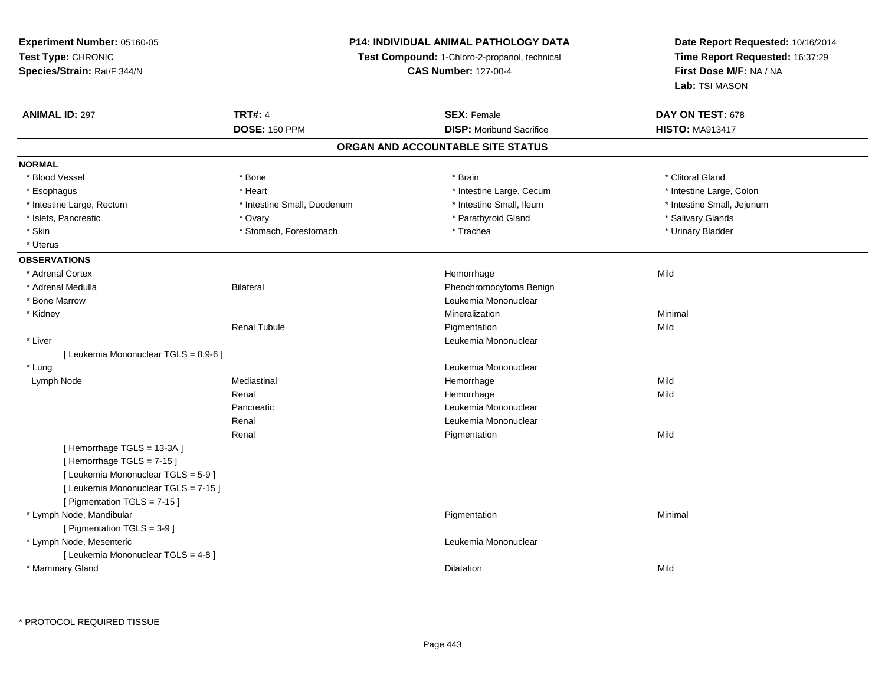**Experiment Number:** 05160-05
**Test Type:** CHRONIC
**Species/Strain:** Rat/F 344/N

**P14: INDIVIDUAL ANIMAL PATHOLOGY DATA**
**Test Compound:** 1-Chloro-2-propanol, technical
**CAS Number:** 127-00-4

**Date Report Requested:** 10/16/2014
**Time Report Requested:** 16:37:29
**First Dose M/F:** NA / NA
**Lab:** TSI MASON

| **ANIMAL ID:** 297 | **TRT#:** 4 | **SEX:** Female | **DAY ON TEST:** 678 |
|---|---|---|---|
| | **DOSE:** 150 PPM | **DISP:** Moribund Sacrifice | **HISTO:** MA913417 |

## ORGAN AND ACCOUNTABLE SITE STATUS

**NORMAL**

| | | | |
|---|---|---|---|
| * Blood Vessel | * Bone | * Brain | * Clitoral Gland |
| * Esophagus | * Heart | * Intestine Large, Cecum | * Intestine Large, Colon |
| * Intestine Large, Rectum | * Intestine Small, Duodenum | * Intestine Small, Ileum | * Intestine Small, Jejunum |
| * Islets, Pancreatic | * Ovary | * Parathyroid Gland | * Salivary Glands |
| * Skin | * Stomach, Forestomach | * Trachea | * Urinary Bladder |
| * Uterus | | | |

**OBSERVATIONS**

| | | | |
|---|---|---|---|
| * Adrenal Cortex | | Hemorrhage | Mild |
| * Adrenal Medulla | Bilateral | Pheochromocytoma Benign | |
| * Bone Marrow | | Leukemia Mononuclear | |
| * Kidney | | Mineralization | Minimal |
| | Renal Tubule | Pigmentation | Mild |
| * Liver | | Leukemia Mononuclear | |
| [ Leukemia Mononuclear TGLS = 8,9-6 ] | | | |
| * Lung | | Leukemia Mononuclear | |
| Lymph Node | Mediastinal | Hemorrhage | Mild |
| | Renal | Hemorrhage | Mild |
| | Pancreatic | Leukemia Mononuclear | |
| | Renal | Leukemia Mononuclear | |
| | Renal | Pigmentation | Mild |
| [ Hemorrhage TGLS = 13-3A ] | | | |
| [ Hemorrhage TGLS = 7-15 ] | | | |
| [ Leukemia Mononuclear TGLS = 5-9 ] | | | |
| [ Leukemia Mononuclear TGLS = 7-15 ] | | | |
| [ Pigmentation TGLS = 7-15 ] | | | |
| * Lymph Node, Mandibular | | Pigmentation | Minimal |
| [ Pigmentation TGLS = 3-9 ] | | | |
| * Lymph Node, Mesenteric | | Leukemia Mononuclear | |
| [ Leukemia Mononuclear TGLS = 4-8 ] | | | |
| * Mammary Gland | | Dilatation | Mild |

* PROTOCOL REQUIRED TISSUE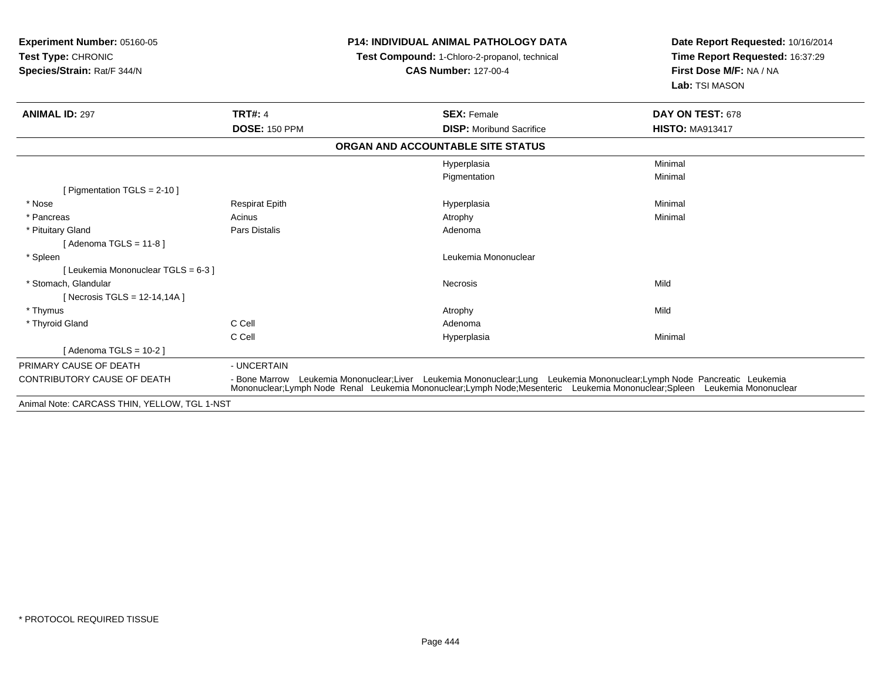**Experiment Number:** 05160-05
**Test Type:** CHRONIC
**Species/Strain:** Rat/F 344/N

**P14: INDIVIDUAL ANIMAL PATHOLOGY DATA**
**Test Compound:** 1-Chloro-2-propanol, technical
**CAS Number:** 127-00-4

**Date Report Requested:** 10/16/2014
**Time Report Requested:** 16:37:29
**First Dose M/F:** NA / NA
**Lab:** TSI MASON

| **ANIMAL ID:** 297 | **TRT#:** 4 | **SEX:** Female | **DAY ON TEST:** 678 |
|---|---|---|---|
| | **DOSE:** 150 PPM | **DISP:** Moribund Sacrifice | **HISTO:** MA913417 |

**ORGAN AND ACCOUNTABLE SITE STATUS**

| | | | |
|---|---|---|---|
| | | Hyperplasia | Minimal |
| | | Pigmentation | Minimal |
| [ Pigmentation TGLS = 2-10 ] | | | |
| * Nose | Respirat Epith | Hyperplasia | Minimal |
| * Pancreas | Acinus | Atrophy | Minimal |
| * Pituitary Gland | Pars Distalis | Adenoma | |
| [ Adenoma TGLS = 11-8 ] | | | |
| * Spleen | | Leukemia Mononuclear | |
| [ Leukemia Mononuclear TGLS = 6-3 ] | | | |
| * Stomach, Glandular | | Necrosis | Mild |
| [ Necrosis TGLS = 12-14,14A ] | | | |
| * Thymus | | Atrophy | Mild |
| * Thyroid Gland | C Cell | Adenoma | |
| | C Cell | Hyperplasia | Minimal |
| [ Adenoma TGLS = 10-2 ] | | | |

PRIMARY CAUSE OF DEATH - UNCERTAIN

CONTRIBUTORY CAUSE OF DEATH - Bone Marrow Leukemia Mononuclear;Liver Leukemia Mononuclear;Lung Leukemia Mononuclear;Lymph Node Pancreatic Leukemia Mononuclear;Lymph Node Renal Leukemia Mononuclear;Lymph Node;Mesenteric Leukemia Mononuclear;Spleen Leukemia Mononuclear

Animal Note: CARCASS THIN, YELLOW, TGL 1-NST

* PROTOCOL REQUIRED TISSUE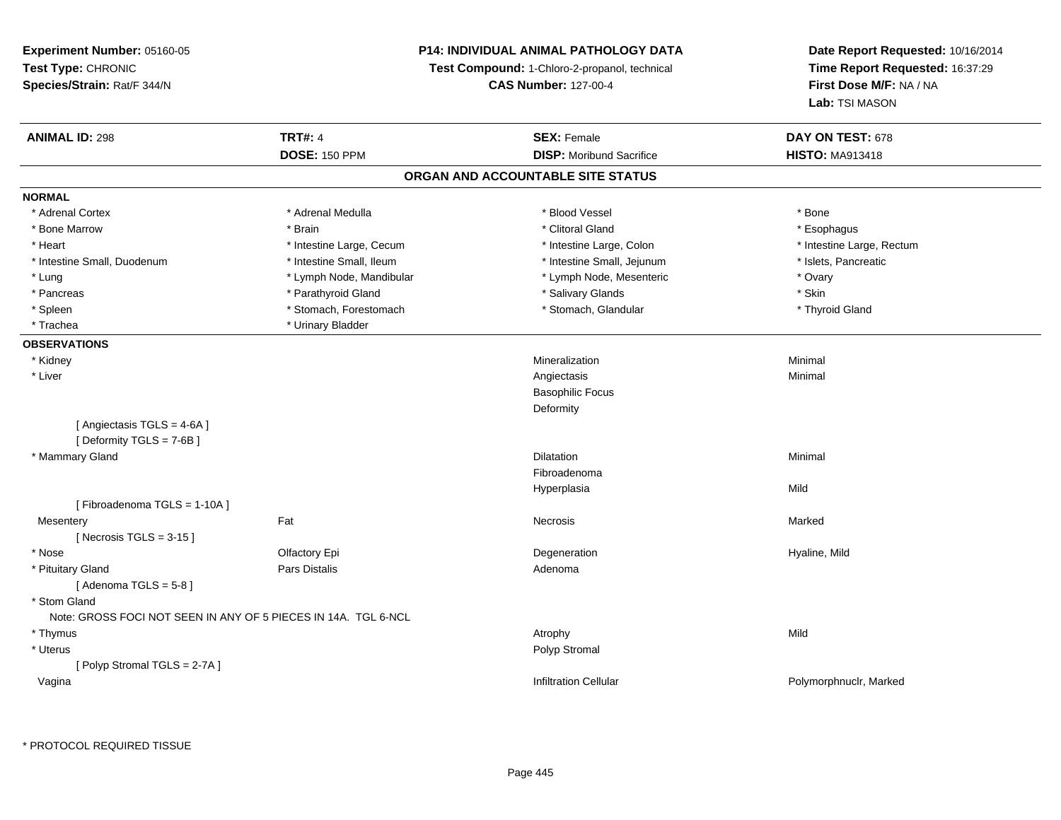**Experiment Number:** 05160-05
**Test Type:** CHRONIC
**Species/Strain:** Rat/F 344/N

**P14: INDIVIDUAL ANIMAL PATHOLOGY DATA**
**Test Compound:** 1-Chloro-2-propanol, technical
**CAS Number:** 127-00-4

**Date Report Requested:** 10/16/2014
**Time Report Requested:** 16:37:29
**First Dose M/F:** NA / NA
**Lab:** TSI MASON

| **ANIMAL ID:** 298 | **TRT#:** 4 | **SEX:** Female | **DAY ON TEST:** 678 |
|---|---|---|---|
| | **DOSE:** 150 PPM | **DISP:** Moribund Sacrifice | **HISTO:** MA913418 |

## ORGAN AND ACCOUNTABLE SITE STATUS

**NORMAL**

| | | | |
|---|---|---|---|
| * Adrenal Cortex | * Adrenal Medulla | * Blood Vessel | * Bone |
| * Bone Marrow | * Brain | * Clitoral Gland | * Esophagus |
| * Heart | * Intestine Large, Cecum | * Intestine Large, Colon | * Intestine Large, Rectum |
| * Intestine Small, Duodenum | * Intestine Small, Ileum | * Intestine Small, Jejunum | * Islets, Pancreatic |
| * Lung | * Lymph Node, Mandibular | * Lymph Node, Mesenteric | * Ovary |
| * Pancreas | * Parathyroid Gland | * Salivary Glands | * Skin |
| * Spleen | * Stomach, Forestomach | * Stomach, Glandular | * Thyroid Gland |
| * Trachea | * Urinary Bladder | | |

**OBSERVATIONS**

| | | | |
|---|---|---|---|
| * Kidney | | Mineralization | Minimal |
| * Liver | | Angiectasis | Minimal |
| | | Basophilic Focus | |
| | | Deformity | |
| [ Angiectasis TGLS = 4-6A ] | | | |
| [ Deformity TGLS = 7-6B ] | | | |
| * Mammary Gland | | Dilatation | Minimal |
| | | Fibroadenoma | |
| | | Hyperplasia | Mild |
| [ Fibroadenoma TGLS = 1-10A ] | | | |
| Mesentery | Fat | Necrosis | Marked |
| [ Necrosis TGLS = 3-15 ] | | | |
| * Nose | Olfactory Epi | Degeneration | Hyaline, Mild |
| * Pituitary Gland | Pars Distalis | Adenoma | |
| [ Adenoma TGLS = 5-8 ] | | | |
| * Stom Gland | | | |
| Note: GROSS FOCI NOT SEEN IN ANY OF 5 PIECES IN 14A. TGL 6-NCL | | | |
| * Thymus | | Atrophy | Mild |
| * Uterus | | Polyp Stromal | |
| [ Polyp Stromal TGLS = 2-7A ] | | | |
| Vagina | | Infiltration Cellular | Polymorphnuclr, Marked |

* PROTOCOL REQUIRED TISSUE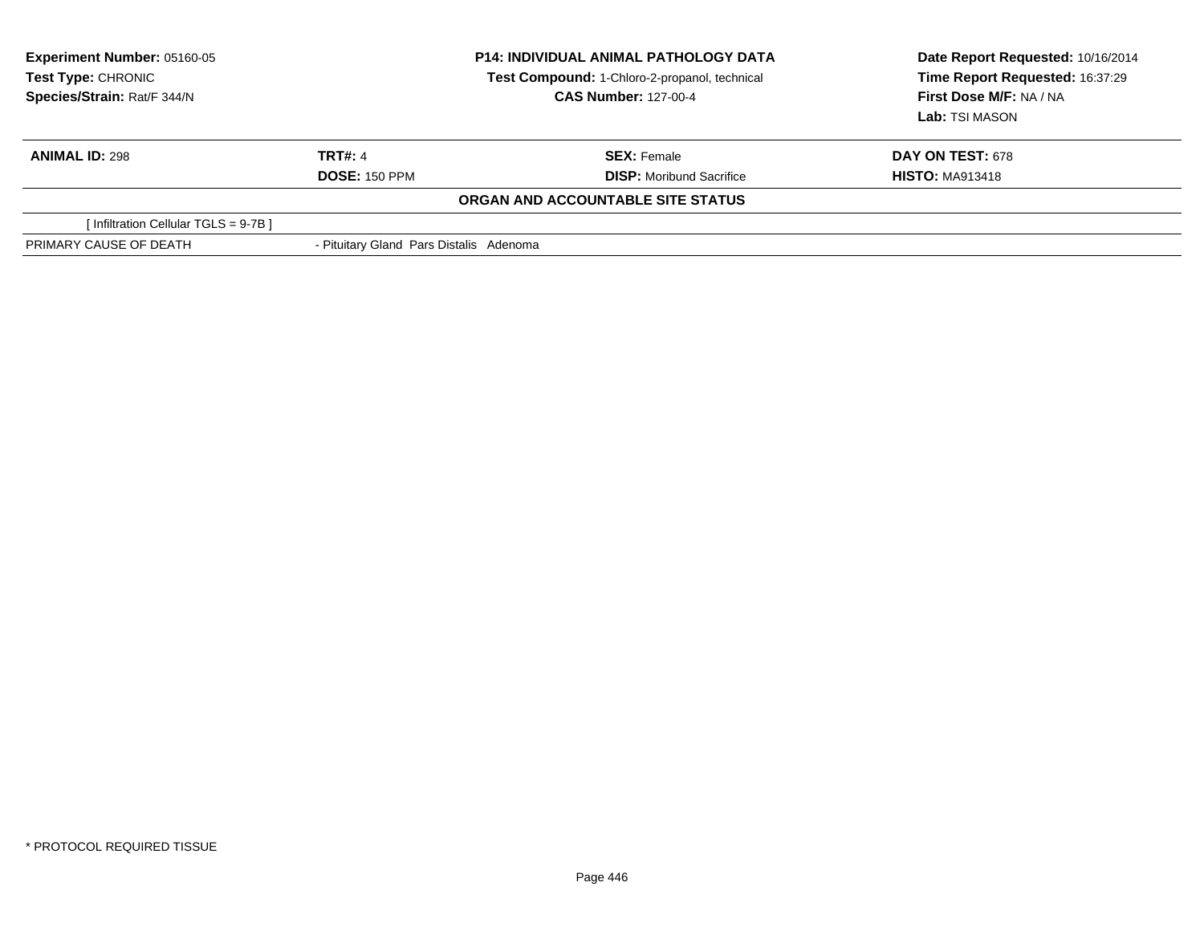**Experiment Number:** 05160-05
**Test Type:** CHRONIC
**Species/Strain:** Rat/F 344/N

**P14: INDIVIDUAL ANIMAL PATHOLOGY DATA**
**Test Compound:** 1-Chloro-2-propanol, technical
**CAS Number:** 127-00-4

**Date Report Requested:** 10/16/2014
**Time Report Requested:** 16:37:29
**First Dose M/F:** NA / NA
**Lab:** TSI MASON

| **ANIMAL ID:** 298 | **TRT#:** 4 | **SEX:** Female | **DAY ON TEST:** 678 |
|---|---|---|---|
| | **DOSE:** 150 PPM | **DISP:** Moribund Sacrifice | **HISTO:** MA913418 |

**ORGAN AND ACCOUNTABLE SITE STATUS**

| | |
|---|---|
| [ Infiltration Cellular TGLS = 9-7B ] | |
| PRIMARY CAUSE OF DEATH | - Pituitary Gland Pars Distalis Adenoma |

* PROTOCOL REQUIRED TISSUE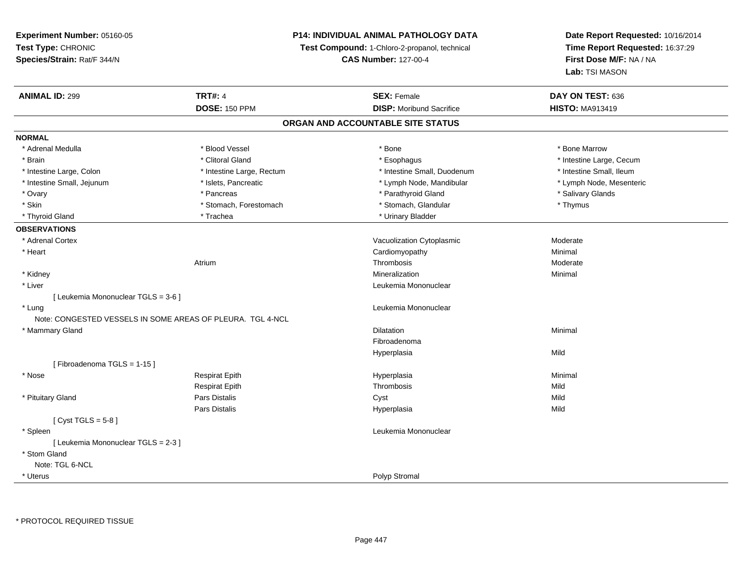**Experiment Number:** 05160-05
**Test Type:** CHRONIC
**Species/Strain:** Rat/F 344/N

**P14: INDIVIDUAL ANIMAL PATHOLOGY DATA**
**Test Compound:** 1-Chloro-2-propanol, technical
**CAS Number:** 127-00-4

**Date Report Requested:** 10/16/2014
**Time Report Requested:** 16:37:29
**First Dose M/F:** NA / NA
**Lab:** TSI MASON

| **ANIMAL ID:** 299 | **TRT#:** 4 | **SEX:** Female | **DAY ON TEST:** 636 |
|---|---|---|---|
| | **DOSE:** 150 PPM | **DISP:** Moribund Sacrifice | **HISTO:** MA913419 |

## ORGAN AND ACCOUNTABLE SITE STATUS

**NORMAL**

| | | | |
|---|---|---|---|
| * Adrenal Medulla | * Blood Vessel | * Bone | * Bone Marrow |
| * Brain | * Clitoral Gland | * Esophagus | * Intestine Large, Cecum |
| * Intestine Large, Colon | * Intestine Large, Rectum | * Intestine Small, Duodenum | * Intestine Small, Ileum |
| * Intestine Small, Jejunum | * Islets, Pancreatic | * Lymph Node, Mandibular | * Lymph Node, Mesenteric |
| * Ovary | * Pancreas | * Parathyroid Gland | * Salivary Glands |
| * Skin | * Stomach, Forestomach | * Stomach, Glandular | * Thymus |
| * Thyroid Gland | * Trachea | * Urinary Bladder | |

**OBSERVATIONS**

| Organ | Site | Observation | Severity |
|---|---|---|---|
| * Adrenal Cortex | | Vacuolization Cytoplasmic | Moderate |
| * Heart | | Cardiomyopathy | Minimal |
| | Atrium | Thrombosis | Moderate |
| * Kidney | | Mineralization | Minimal |
| * Liver | | Leukemia Mononuclear | |
| [ Leukemia Mononuclear TGLS = 3-6 ] | | | |
| * Lung | | Leukemia Mononuclear | |
| Note: CONGESTED VESSELS IN SOME AREAS OF PLEURA. TGL 4-NCL | | | |
| * Mammary Gland | | Dilatation | Minimal |
| | | Fibroadenoma | |
| | | Hyperplasia | Mild |
| [ Fibroadenoma TGLS = 1-15 ] | | | |
| * Nose | Respirat Epith | Hyperplasia | Minimal |
| | Respirat Epith | Thrombosis | Mild |
| * Pituitary Gland | Pars Distalis | Cyst | Mild |
| | Pars Distalis | Hyperplasia | Mild |
| [ Cyst TGLS = 5-8 ] | | | |
| * Spleen | | Leukemia Mononuclear | |
| [ Leukemia Mononuclear TGLS = 2-3 ] | | | |
| * Stom Gland | | | |
| Note: TGL 6-NCL | | | |
| * Uterus | | Polyp Stromal | |

* PROTOCOL REQUIRED TISSUE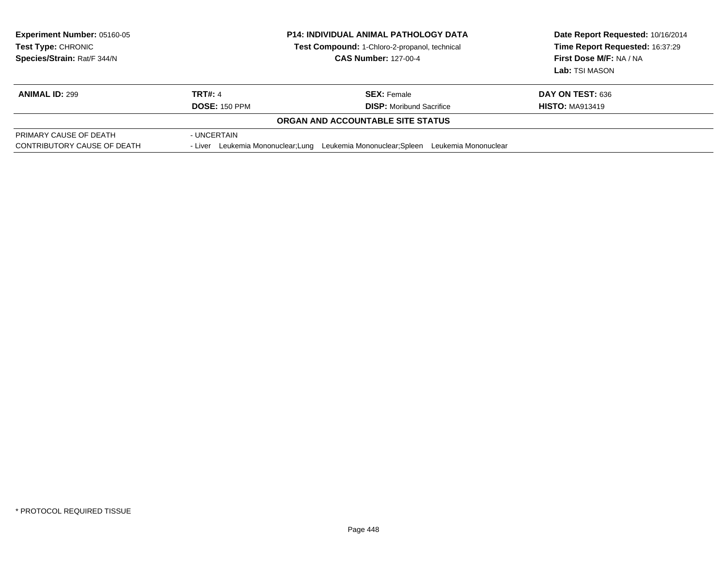**Experiment Number:** 05160-05
**Test Type:** CHRONIC
**Species/Strain:** Rat/F 344/N

**P14: INDIVIDUAL ANIMAL PATHOLOGY DATA**
**Test Compound:** 1-Chloro-2-propanol, technical
**CAS Number:** 127-00-4

**Date Report Requested:** 10/16/2014
**Time Report Requested:** 16:37:29
**First Dose M/F:** NA / NA
**Lab:** TSI MASON

| **ANIMAL ID:** 299 | **TRT#:** 4 | **SEX:** Female | **DAY ON TEST:** 636 |
|---|---|---|---|
| | **DOSE:** 150 PPM | **DISP:** Moribund Sacrifice | **HISTO:** MA913419 |

**ORGAN AND ACCOUNTABLE SITE STATUS**

| | |
|---|---|
| PRIMARY CAUSE OF DEATH | - UNCERTAIN |
| CONTRIBUTORY CAUSE OF DEATH | - Liver Leukemia Mononuclear;Lung Leukemia Mononuclear;Spleen Leukemia Mononuclear |

* PROTOCOL REQUIRED TISSUE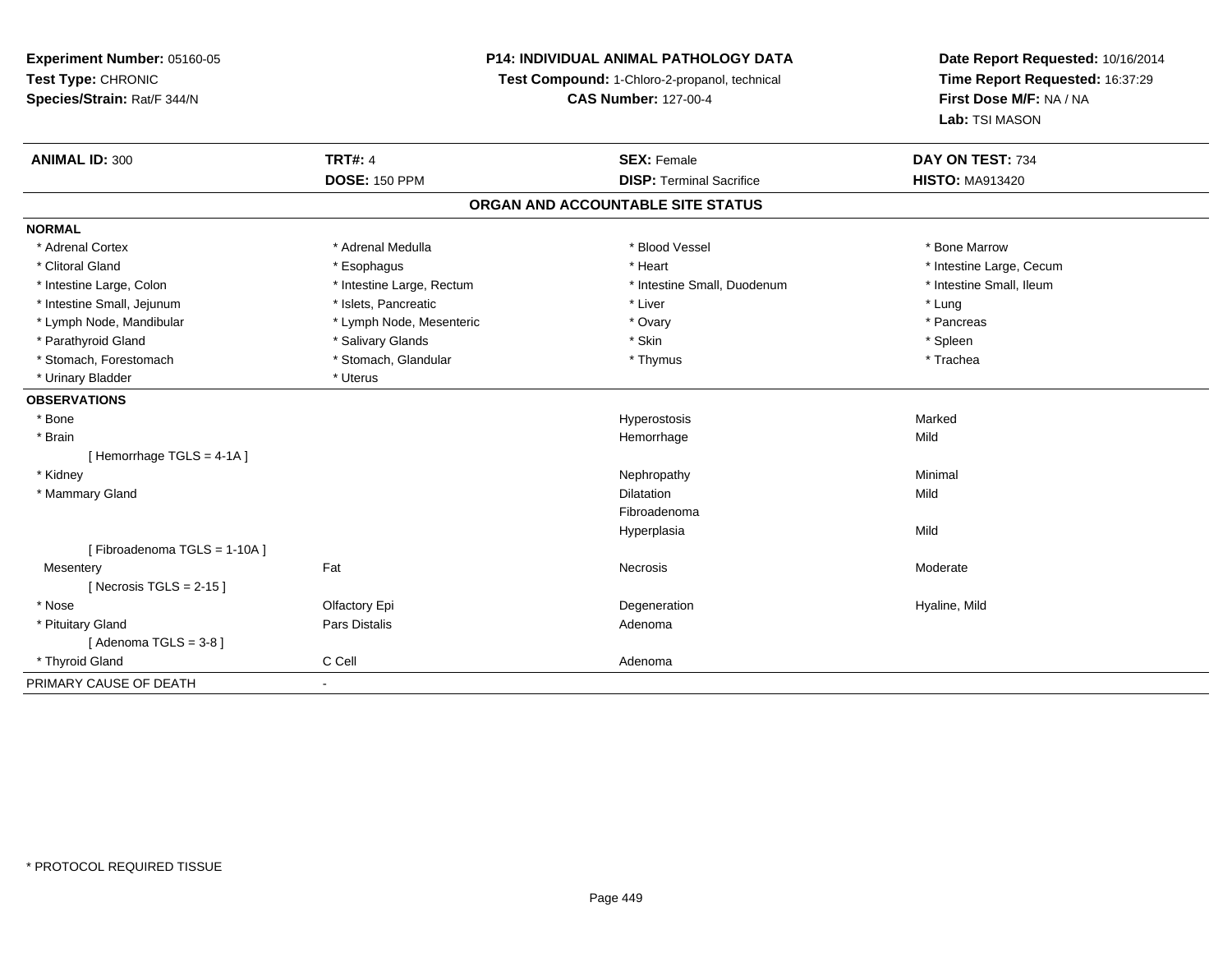**Experiment Number:** 05160-05
**Test Type:** CHRONIC
**Species/Strain:** Rat/F 344/N

**P14: INDIVIDUAL ANIMAL PATHOLOGY DATA**
**Test Compound:** 1-Chloro-2-propanol, technical
**CAS Number:** 127-00-4

**Date Report Requested:** 10/16/2014
**Time Report Requested:** 16:37:29
**First Dose M/F:** NA / NA
**Lab:** TSI MASON

| **ANIMAL ID:** 300 | **TRT#:** 4 | **SEX:** Female | **DAY ON TEST:** 734 |
|---|---|---|---|
| | **DOSE:** 150 PPM | **DISP:** Terminal Sacrifice | **HISTO:** MA913420 |

## ORGAN AND ACCOUNTABLE SITE STATUS

**NORMAL**

| | | | |
|---|---|---|---|
| * Adrenal Cortex | * Adrenal Medulla | * Blood Vessel | * Bone Marrow |
| * Clitoral Gland | * Esophagus | * Heart | * Intestine Large, Cecum |
| * Intestine Large, Colon | * Intestine Large, Rectum | * Intestine Small, Duodenum | * Intestine Small, Ileum |
| * Intestine Small, Jejunum | * Islets, Pancreatic | * Liver | * Lung |
| * Lymph Node, Mandibular | * Lymph Node, Mesenteric | * Ovary | * Pancreas |
| * Parathyroid Gland | * Salivary Glands | * Skin | * Spleen |
| * Stomach, Forestomach | * Stomach, Glandular | * Thymus | * Trachea |
| * Urinary Bladder | * Uterus | | |

**OBSERVATIONS**

| | | | |
|---|---|---|---|
| * Bone | | Hyperostosis | Marked |
| * Brain | | Hemorrhage | Mild |
| [ Hemorrhage TGLS = 4-1A ] | | | |
| * Kidney | | Nephropathy | Minimal |
| * Mammary Gland | | Dilatation | Mild |
| | | Fibroadenoma | |
| | | Hyperplasia | Mild |
| [ Fibroadenoma TGLS = 1-10A ] | | | |
| Mesentery | Fat | Necrosis | Moderate |
| [ Necrosis TGLS = 2-15 ] | | | |
| * Nose | Olfactory Epi | Degeneration | Hyaline, Mild |
| * Pituitary Gland | Pars Distalis | Adenoma | |
| [ Adenoma TGLS = 3-8 ] | | | |
| * Thyroid Gland | C Cell | Adenoma | |

PRIMARY CAUSE OF DEATH -

* PROTOCOL REQUIRED TISSUE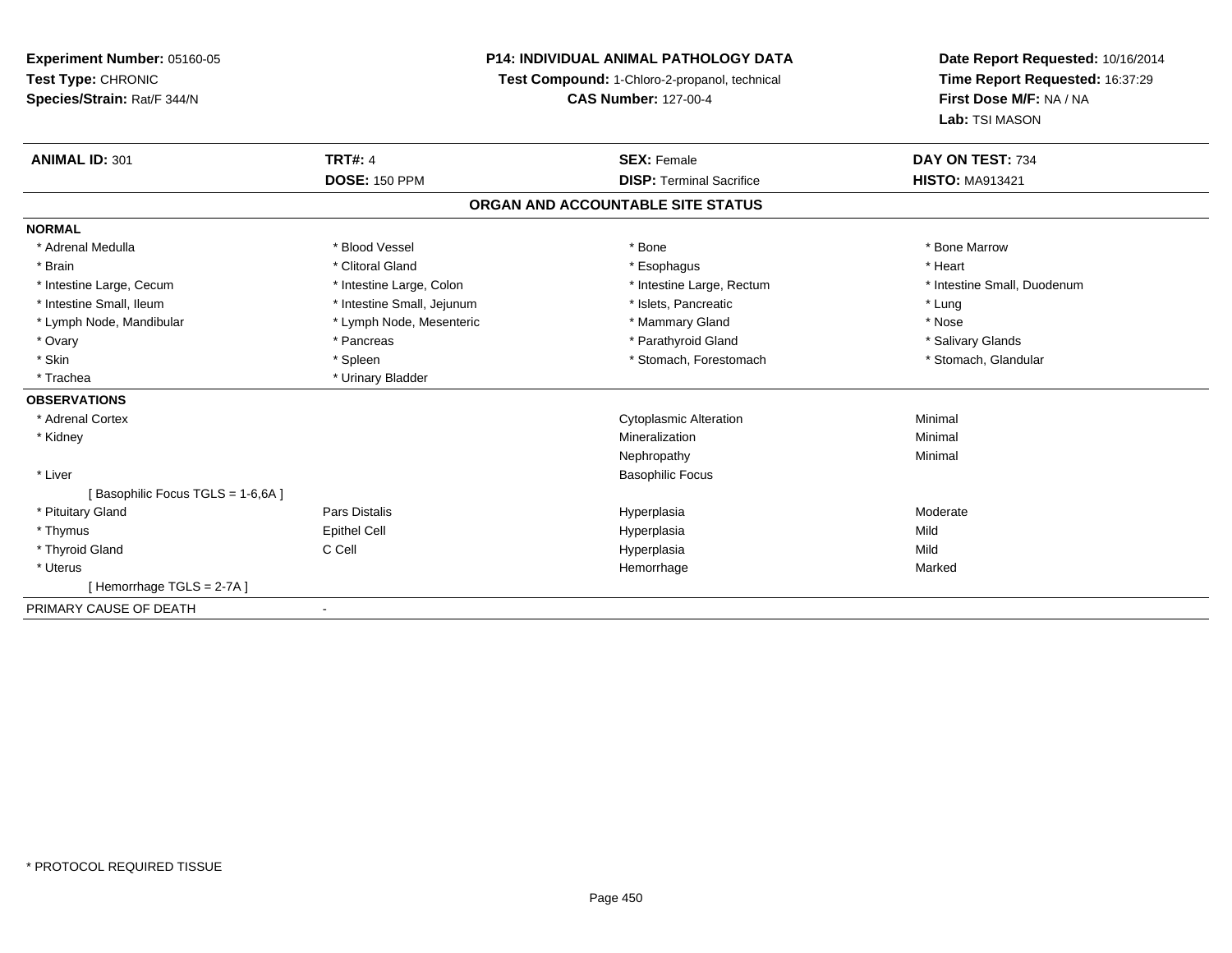**Experiment Number:** 05160-05
**Test Type:** CHRONIC
**Species/Strain:** Rat/F 344/N

**P14: INDIVIDUAL ANIMAL PATHOLOGY DATA**
**Test Compound:** 1-Chloro-2-propanol, technical
**CAS Number:** 127-00-4

**Date Report Requested:** 10/16/2014
**Time Report Requested:** 16:37:29
**First Dose M/F:** NA / NA
**Lab:** TSI MASON

| **ANIMAL ID:** 301 | **TRT#:** 4 | **SEX:** Female | **DAY ON TEST:** 734 |
|---|---|---|---|
| | **DOSE:** 150 PPM | **DISP:** Terminal Sacrifice | **HISTO:** MA913421 |

## ORGAN AND ACCOUNTABLE SITE STATUS

**NORMAL**

| | | | |
|---|---|---|---|
| * Adrenal Medulla | * Blood Vessel | * Bone | * Bone Marrow |
| * Brain | * Clitoral Gland | * Esophagus | * Heart |
| * Intestine Large, Cecum | * Intestine Large, Colon | * Intestine Large, Rectum | * Intestine Small, Duodenum |
| * Intestine Small, Ileum | * Intestine Small, Jejunum | * Islets, Pancreatic | * Lung |
| * Lymph Node, Mandibular | * Lymph Node, Mesenteric | * Mammary Gland | * Nose |
| * Ovary | * Pancreas | * Parathyroid Gland | * Salivary Glands |
| * Skin | * Spleen | * Stomach, Forestomach | * Stomach, Glandular |
| * Trachea | * Urinary Bladder | | |

**OBSERVATIONS**

| | | | |
|---|---|---|---|
| * Adrenal Cortex | | Cytoplasmic Alteration | Minimal |
| * Kidney | | Mineralization | Minimal |
| | | Nephropathy | Minimal |
| * Liver | | Basophilic Focus | |
| [ Basophilic Focus TGLS = 1-6,6A ] | | | |
| * Pituitary Gland | Pars Distalis | Hyperplasia | Moderate |
| * Thymus | Epithel Cell | Hyperplasia | Mild |
| * Thyroid Gland | C Cell | Hyperplasia | Mild |
| * Uterus | | Hemorrhage | Marked |
| [ Hemorrhage TGLS = 2-7A ] | | | |

PRIMARY CAUSE OF DEATH -

* PROTOCOL REQUIRED TISSUE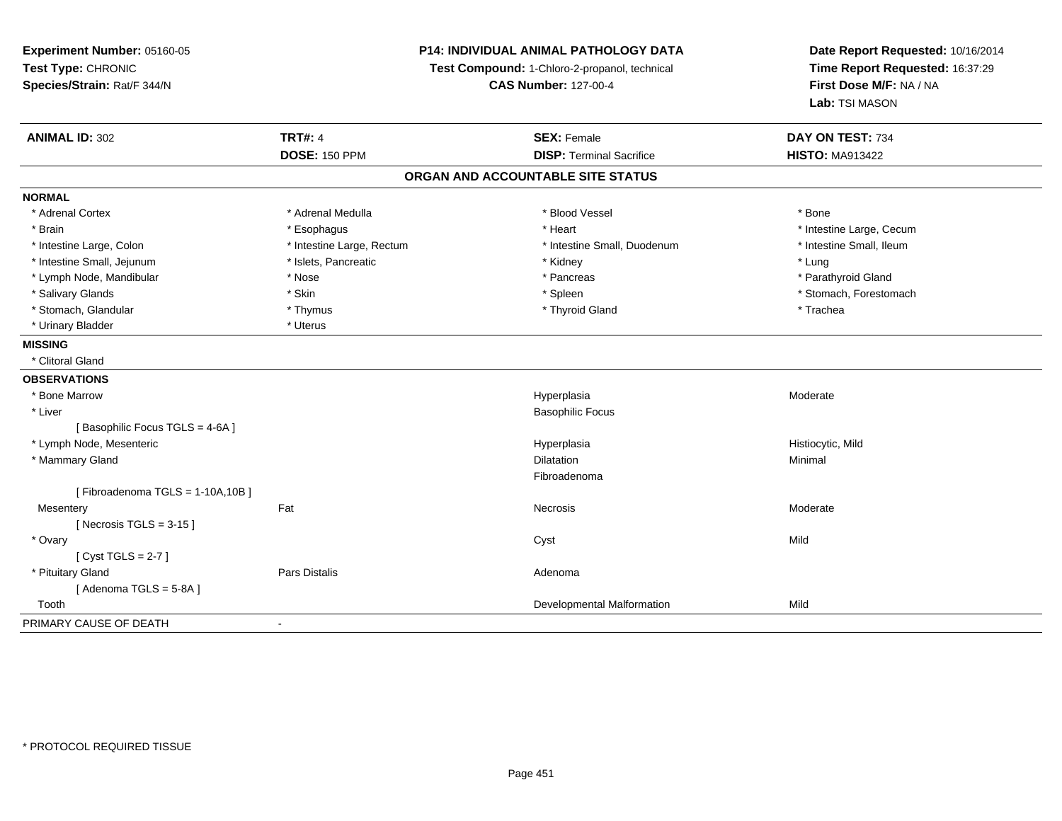**Experiment Number:** 05160-05
**Test Type:** CHRONIC
**Species/Strain:** Rat/F 344/N

**P14: INDIVIDUAL ANIMAL PATHOLOGY DATA**
**Test Compound:** 1-Chloro-2-propanol, technical
**CAS Number:** 127-00-4

**Date Report Requested:** 10/16/2014
**Time Report Requested:** 16:37:29
**First Dose M/F:** NA / NA
**Lab:** TSI MASON

| **ANIMAL ID:** 302 | **TRT#:** 4 | **SEX:** Female | **DAY ON TEST:** 734 |
|---|---|---|---|
| | **DOSE:** 150 PPM | **DISP:** Terminal Sacrifice | **HISTO:** MA913422 |

## ORGAN AND ACCOUNTABLE SITE STATUS

**NORMAL**

| | | | |
|---|---|---|---|
| * Adrenal Cortex | * Adrenal Medulla | * Blood Vessel | * Bone |
| * Brain | * Esophagus | * Heart | * Intestine Large, Cecum |
| * Intestine Large, Colon | * Intestine Large, Rectum | * Intestine Small, Duodenum | * Intestine Small, Ileum |
| * Intestine Small, Jejunum | * Islets, Pancreatic | * Kidney | * Lung |
| * Lymph Node, Mandibular | * Nose | * Pancreas | * Parathyroid Gland |
| * Salivary Glands | * Skin | * Spleen | * Stomach, Forestomach |
| * Stomach, Glandular | * Thymus | * Thyroid Gland | * Trachea |
| * Urinary Bladder | * Uterus | | |

**MISSING**

* Clitoral Gland

**OBSERVATIONS**

| | | | |
|---|---|---|---|
| * Bone Marrow | | Hyperplasia | Moderate |
| * Liver | | Basophilic Focus | |
| [ Basophilic Focus TGLS = 4-6A ] | | | |
| * Lymph Node, Mesenteric | | Hyperplasia | Histiocytic, Mild |
| * Mammary Gland | | Dilatation | Minimal |
| | | Fibroadenoma | |
| [ Fibroadenoma TGLS = 1-10A,10B ] | | | |
| Mesentery | Fat | Necrosis | Moderate |
| [ Necrosis TGLS = 3-15 ] | | | |
| * Ovary | | Cyst | Mild |
| [ Cyst TGLS = 2-7 ] | | | |
| * Pituitary Gland | Pars Distalis | Adenoma | |
| [ Adenoma TGLS = 5-8A ] | | | |
| Tooth | | Developmental Malformation | Mild |

PRIMARY CAUSE OF DEATH -

* PROTOCOL REQUIRED TISSUE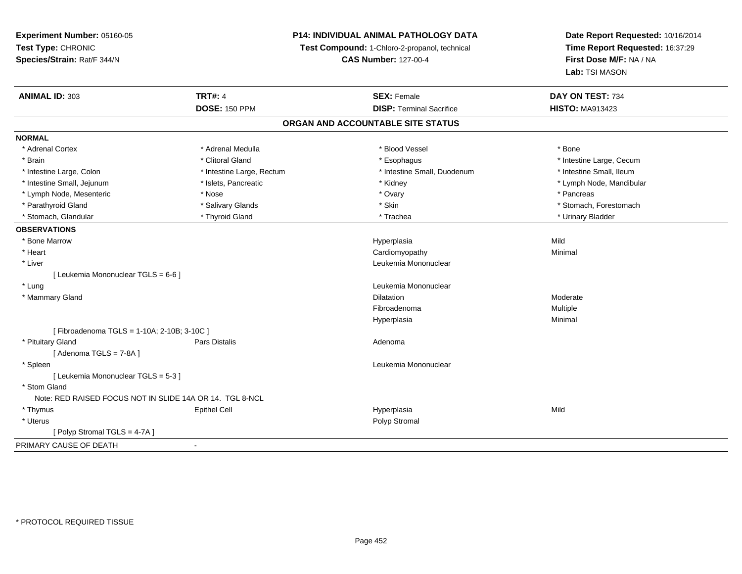**Experiment Number:** 05160-05
**Test Type:** CHRONIC
**Species/Strain:** Rat/F 344/N

**P14: INDIVIDUAL ANIMAL PATHOLOGY DATA**
**Test Compound:** 1-Chloro-2-propanol, technical
**CAS Number:** 127-00-4

**Date Report Requested:** 10/16/2014
**Time Report Requested:** 16:37:29
**First Dose M/F:** NA / NA
**Lab:** TSI MASON

| **ANIMAL ID:** 303 | **TRT#:** 4 | **SEX:** Female | **DAY ON TEST:** 734 |
|---|---|---|---|
| | **DOSE:** 150 PPM | **DISP:** Terminal Sacrifice | **HISTO:** MA913423 |

## ORGAN AND ACCOUNTABLE SITE STATUS

**NORMAL**

| | | | |
|---|---|---|---|
| * Adrenal Cortex | * Adrenal Medulla | * Blood Vessel | * Bone |
| * Brain | * Clitoral Gland | * Esophagus | * Intestine Large, Cecum |
| * Intestine Large, Colon | * Intestine Large, Rectum | * Intestine Small, Duodenum | * Intestine Small, Ileum |
| * Intestine Small, Jejunum | * Islets, Pancreatic | * Kidney | * Lymph Node, Mandibular |
| * Lymph Node, Mesenteric | * Nose | * Ovary | * Pancreas |
| * Parathyroid Gland | * Salivary Glands | * Skin | * Stomach, Forestomach |
| * Stomach, Glandular | * Thyroid Gland | * Trachea | * Urinary Bladder |

**OBSERVATIONS**

| | | | |
|---|---|---|---|
| * Bone Marrow | | Hyperplasia | Mild |
| * Heart | | Cardiomyopathy | Minimal |
| * Liver | | Leukemia Mononuclear | |
| [ Leukemia Mononuclear TGLS = 6-6 ] | | | |
| * Lung | | Leukemia Mononuclear | |
| * Mammary Gland | | Dilatation | Moderate |
| | | Fibroadenoma | Multiple |
| | | Hyperplasia | Minimal |
| [ Fibroadenoma TGLS = 1-10A; 2-10B; 3-10C ] | | | |
| * Pituitary Gland | Pars Distalis | Adenoma | |
| [ Adenoma TGLS = 7-8A ] | | | |
| * Spleen | | Leukemia Mononuclear | |
| [ Leukemia Mononuclear TGLS = 5-3 ] | | | |
| * Stom Gland | | | |
| Note: RED RAISED FOCUS NOT IN SLIDE 14A OR 14. TGL 8-NCL | | | |
| * Thymus | Epithel Cell | Hyperplasia | Mild |
| * Uterus | | Polyp Stromal | |
| [ Polyp Stromal TGLS = 4-7A ] | | | |

PRIMARY CAUSE OF DEATH -

\* PROTOCOL REQUIRED TISSUE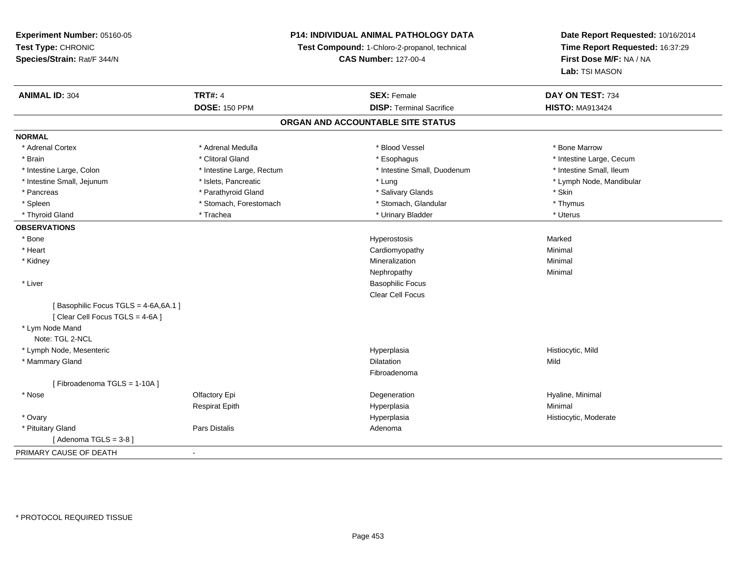**Experiment Number:** 05160-05
**Test Type:** CHRONIC
**Species/Strain:** Rat/F 344/N

**P14: INDIVIDUAL ANIMAL PATHOLOGY DATA**
**Test Compound:** 1-Chloro-2-propanol, technical
**CAS Number:** 127-00-4

**Date Report Requested:** 10/16/2014
**Time Report Requested:** 16:37:29
**First Dose M/F:** NA / NA
**Lab:** TSI MASON

| **ANIMAL ID:** 304 | **TRT#:** 4 | **SEX:** Female | **DAY ON TEST:** 734 |
|---|---|---|---|
| | **DOSE:** 150 PPM | **DISP:** Terminal Sacrifice | **HISTO:** MA913424 |

## ORGAN AND ACCOUNTABLE SITE STATUS

**NORMAL**

| | | | |
|---|---|---|---|
| * Adrenal Cortex | * Adrenal Medulla | * Blood Vessel | * Bone Marrow |
| * Brain | * Clitoral Gland | * Esophagus | * Intestine Large, Cecum |
| * Intestine Large, Colon | * Intestine Large, Rectum | * Intestine Small, Duodenum | * Intestine Small, Ileum |
| * Intestine Small, Jejunum | * Islets, Pancreatic | * Lung | * Lymph Node, Mandibular |
| * Pancreas | * Parathyroid Gland | * Salivary Glands | * Skin |
| * Spleen | * Stomach, Forestomach | * Stomach, Glandular | * Thymus |
| * Thyroid Gland | * Trachea | * Urinary Bladder | * Uterus |

**OBSERVATIONS**

| | | | |
|---|---|---|---|
| * Bone | | Hyperostosis | Marked |
| * Heart | | Cardiomyopathy | Minimal |
| * Kidney | | Mineralization | Minimal |
| | | Nephropathy | Minimal |
| * Liver | | Basophilic Focus | |
| | | Clear Cell Focus | |
| [ Basophilic Focus TGLS = 4-6A,6A.1 ] | | | |
| [ Clear Cell Focus TGLS = 4-6A ] | | | |
| * Lym Node Mand | | | |
| Note: TGL 2-NCL | | | |
| * Lymph Node, Mesenteric | | Hyperplasia | Histiocytic, Mild |
| * Mammary Gland | | Dilatation | Mild |
| | | Fibroadenoma | |
| [ Fibroadenoma TGLS = 1-10A ] | | | |
| * Nose | Olfactory Epi | Degeneration | Hyaline, Minimal |
| | Respirat Epith | Hyperplasia | Minimal |
| * Ovary | | Hyperplasia | Histiocytic, Moderate |
| * Pituitary Gland | Pars Distalis | Adenoma | |
| [ Adenoma TGLS = 3-8 ] | | | |

PRIMARY CAUSE OF DEATH -

* PROTOCOL REQUIRED TISSUE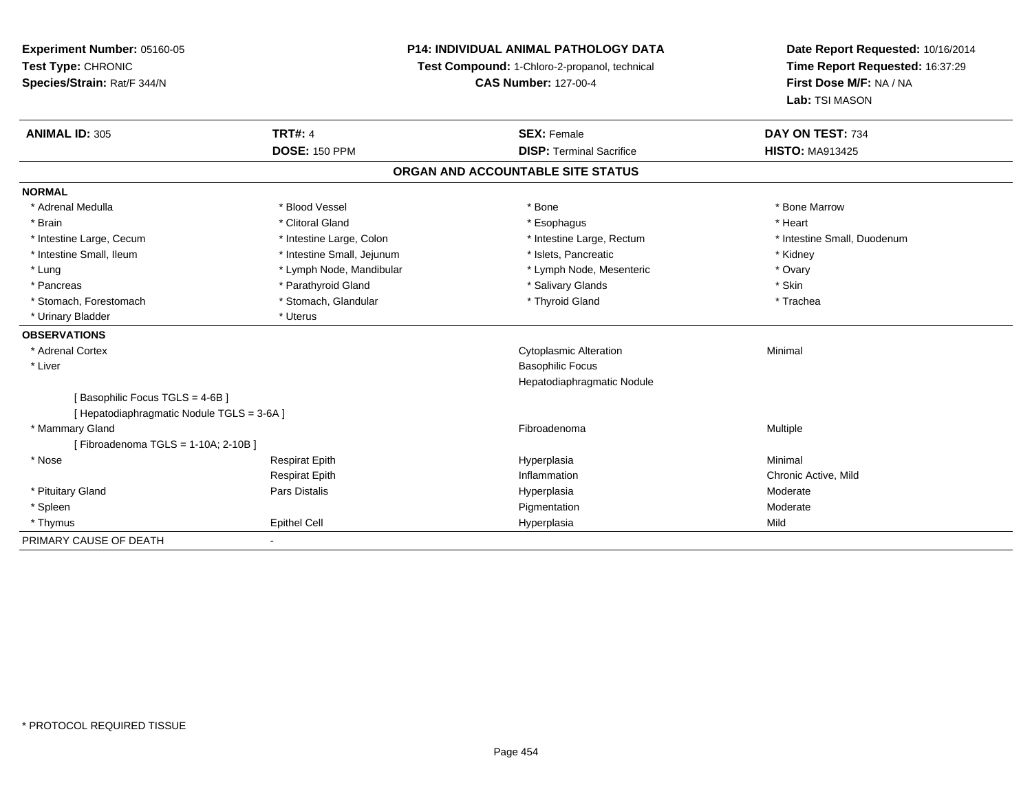**Experiment Number:** 05160-05
**Test Type:** CHRONIC
**Species/Strain:** Rat/F 344/N

**P14: INDIVIDUAL ANIMAL PATHOLOGY DATA**
**Test Compound:** 1-Chloro-2-propanol, technical
**CAS Number:** 127-00-4

**Date Report Requested:** 10/16/2014
**Time Report Requested:** 16:37:29
**First Dose M/F:** NA / NA
**Lab:** TSI MASON

| **ANIMAL ID:** 305 | **TRT#:** 4 | **SEX:** Female | **DAY ON TEST:** 734 |
|---|---|---|---|
| | **DOSE:** 150 PPM | **DISP:** Terminal Sacrifice | **HISTO:** MA913425 |

**ORGAN AND ACCOUNTABLE SITE STATUS**

**NORMAL**

| | | | |
|---|---|---|---|
| * Adrenal Medulla | * Blood Vessel | * Bone | * Bone Marrow |
| * Brain | * Clitoral Gland | * Esophagus | * Heart |
| * Intestine Large, Cecum | * Intestine Large, Colon | * Intestine Large, Rectum | * Intestine Small, Duodenum |
| * Intestine Small, Ileum | * Intestine Small, Jejunum | * Islets, Pancreatic | * Kidney |
| * Lung | * Lymph Node, Mandibular | * Lymph Node, Mesenteric | * Ovary |
| * Pancreas | * Parathyroid Gland | * Salivary Glands | * Skin |
| * Stomach, Forestomach | * Stomach, Glandular | * Thyroid Gland | * Trachea |
| * Urinary Bladder | * Uterus | | |

**OBSERVATIONS**

| | | | |
|---|---|---|---|
| * Adrenal Cortex | | Cytoplasmic Alteration | Minimal |
| * Liver | | Basophilic Focus | |
| | | Hepatodiaphragmatic Nodule | |
| [ Basophilic Focus TGLS = 4-6B ] | | | |
| [ Hepatodiaphragmatic Nodule TGLS = 3-6A ] | | | |
| * Mammary Gland | | Fibroadenoma | Multiple |
| [ Fibroadenoma TGLS = 1-10A; 2-10B ] | | | |
| * Nose | Respirat Epith | Hyperplasia | Minimal |
| | Respirat Epith | Inflammation | Chronic Active, Mild |
| * Pituitary Gland | Pars Distalis | Hyperplasia | Moderate |
| * Spleen | | Pigmentation | Moderate |
| * Thymus | Epithel Cell | Hyperplasia | Mild |

PRIMARY CAUSE OF DEATH -

* PROTOCOL REQUIRED TISSUE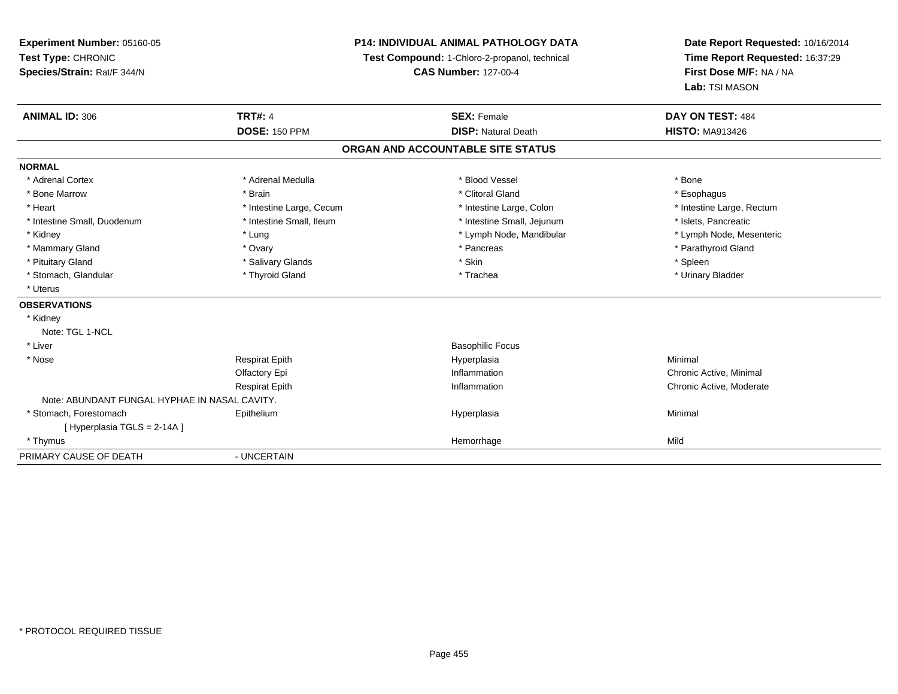**Experiment Number:** 05160-05
**Test Type:** CHRONIC
**Species/Strain:** Rat/F 344/N

**P14: INDIVIDUAL ANIMAL PATHOLOGY DATA**
**Test Compound:** 1-Chloro-2-propanol, technical
**CAS Number:** 127-00-4

**Date Report Requested:** 10/16/2014
**Time Report Requested:** 16:37:29
**First Dose M/F:** NA / NA
**Lab:** TSI MASON

| **ANIMAL ID:** 306 | **TRT#:** 4 | **SEX:** Female | **DAY ON TEST:** 484 |
|---|---|---|---|
| | **DOSE:** 150 PPM | **DISP:** Natural Death | **HISTO:** MA913426 |

## ORGAN AND ACCOUNTABLE SITE STATUS

**NORMAL**

| | | | |
|---|---|---|---|
| * Adrenal Cortex | * Adrenal Medulla | * Blood Vessel | * Bone |
| * Bone Marrow | * Brain | * Clitoral Gland | * Esophagus |
| * Heart | * Intestine Large, Cecum | * Intestine Large, Colon | * Intestine Large, Rectum |
| * Intestine Small, Duodenum | * Intestine Small, Ileum | * Intestine Small, Jejunum | * Islets, Pancreatic |
| * Kidney | * Lung | * Lymph Node, Mandibular | * Lymph Node, Mesenteric |
| * Mammary Gland | * Ovary | * Pancreas | * Parathyroid Gland |
| * Pituitary Gland | * Salivary Glands | * Skin | * Spleen |
| * Stomach, Glandular | * Thyroid Gland | * Trachea | * Urinary Bladder |
| * Uterus | | | |

**OBSERVATIONS**

| | | | |
|---|---|---|---|
| * Kidney | | | |
| Note: TGL 1-NCL | | | |
| * Liver | | Basophilic Focus | |
| * Nose | Respirat Epith | Hyperplasia | Minimal |
| | Olfactory Epi | Inflammation | Chronic Active, Minimal |
| | Respirat Epith | Inflammation | Chronic Active, Moderate |
| Note: ABUNDANT FUNGAL HYPHAE IN NASAL CAVITY. | | | |
| * Stomach, Forestomach | Epithelium | Hyperplasia | Minimal |
| [ Hyperplasia TGLS = 2-14A ] | | | |
| * Thymus | | Hemorrhage | Mild |

| | |
|---|---|
| PRIMARY CAUSE OF DEATH | - UNCERTAIN |

* PROTOCOL REQUIRED TISSUE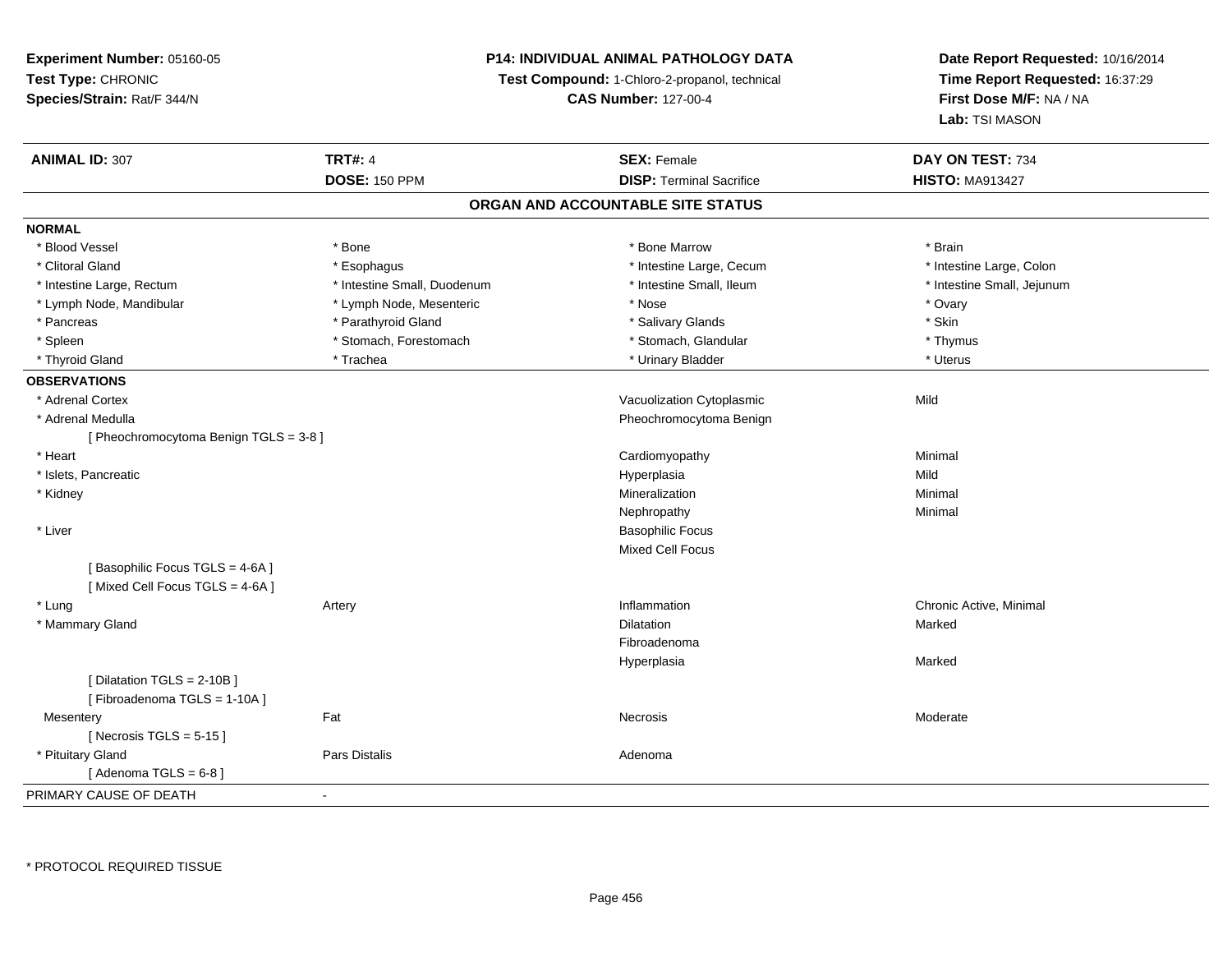**Experiment Number:** 05160-05
**Test Type:** CHRONIC
**Species/Strain:** Rat/F 344/N

**P14: INDIVIDUAL ANIMAL PATHOLOGY DATA**
**Test Compound:** 1-Chloro-2-propanol, technical
**CAS Number:** 127-00-4

**Date Report Requested:** 10/16/2014
**Time Report Requested:** 16:37:29
**First Dose M/F:** NA / NA
**Lab:** TSI MASON

| **ANIMAL ID:** 307 | **TRT#:** 4 | **SEX:** Female | **DAY ON TEST:** 734 |
|---|---|---|---|
| | **DOSE:** 150 PPM | **DISP:** Terminal Sacrifice | **HISTO:** MA913427 |

## ORGAN AND ACCOUNTABLE SITE STATUS

**NORMAL**

| | | | |
|---|---|---|---|
| * Blood Vessel | * Bone | * Bone Marrow | * Brain |
| * Clitoral Gland | * Esophagus | * Intestine Large, Cecum | * Intestine Large, Colon |
| * Intestine Large, Rectum | * Intestine Small, Duodenum | * Intestine Small, Ileum | * Intestine Small, Jejunum |
| * Lymph Node, Mandibular | * Lymph Node, Mesenteric | * Nose | * Ovary |
| * Pancreas | * Parathyroid Gland | * Salivary Glands | * Skin |
| * Spleen | * Stomach, Forestomach | * Stomach, Glandular | * Thymus |
| * Thyroid Gland | * Trachea | * Urinary Bladder | * Uterus |

**OBSERVATIONS**

| | | | |
|---|---|---|---|
| * Adrenal Cortex | | Vacuolization Cytoplasmic | Mild |
| * Adrenal Medulla | | Pheochromocytoma Benign | |
| [ Pheochromocytoma Benign TGLS = 3-8 ] | | | |
| * Heart | | Cardiomyopathy | Minimal |
| * Islets, Pancreatic | | Hyperplasia | Mild |
| * Kidney | | Mineralization | Minimal |
| | | Nephropathy | Minimal |
| * Liver | | Basophilic Focus | |
| | | Mixed Cell Focus | |
| [ Basophilic Focus TGLS = 4-6A ] | | | |
| [ Mixed Cell Focus TGLS = 4-6A ] | | | |
| * Lung | Artery | Inflammation | Chronic Active, Minimal |
| * Mammary Gland | | Dilatation | Marked |
| | | Fibroadenoma | |
| | | Hyperplasia | Marked |
| [ Dilatation TGLS = 2-10B ] | | | |
| [ Fibroadenoma TGLS = 1-10A ] | | | |
| Mesentery | Fat | Necrosis | Moderate |
| [ Necrosis TGLS = 5-15 ] | | | |
| * Pituitary Gland | Pars Distalis | Adenoma | |
| [ Adenoma TGLS = 6-8 ] | | | |

PRIMARY CAUSE OF DEATH -

* PROTOCOL REQUIRED TISSUE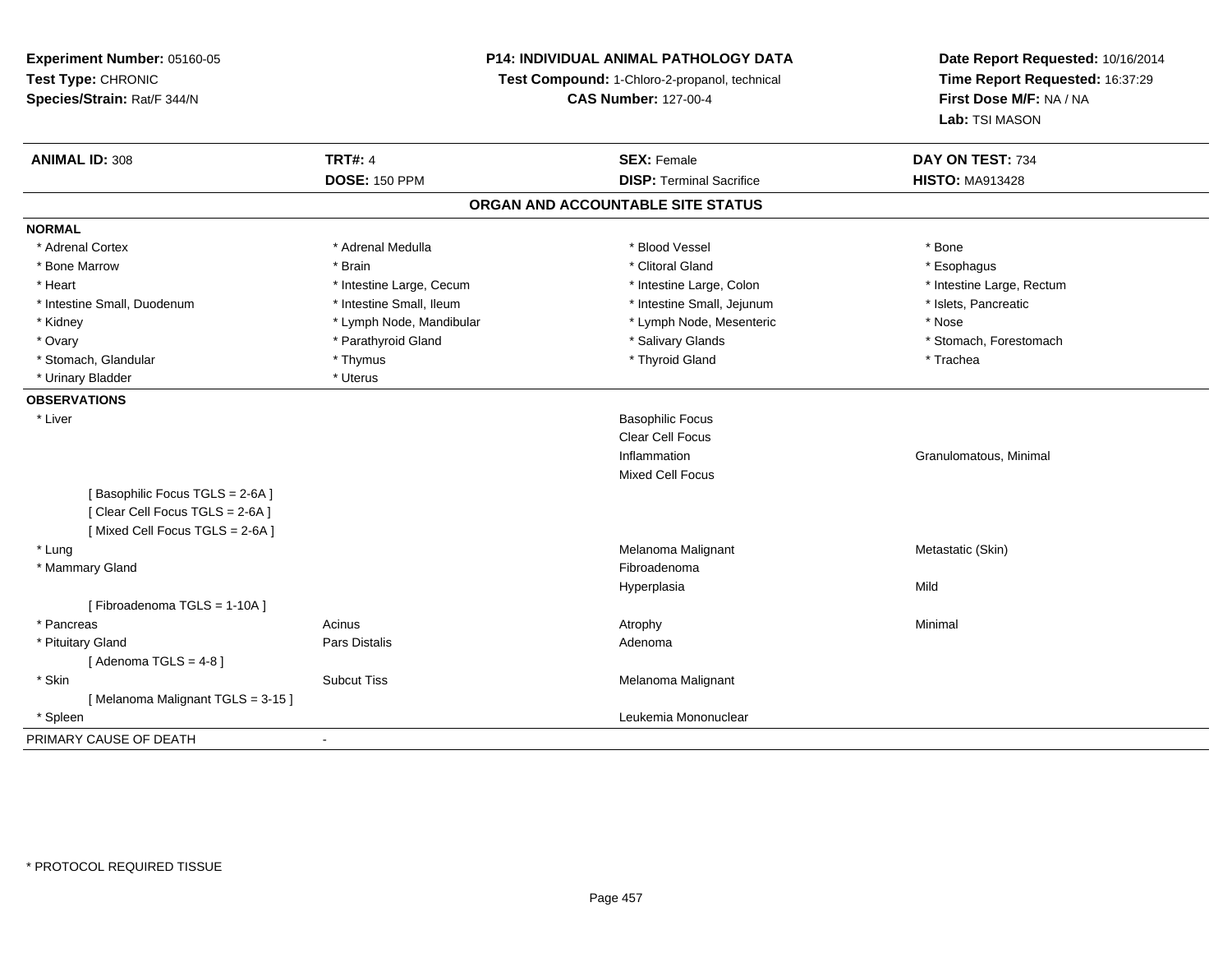**Experiment Number:** 05160-05
**Test Type:** CHRONIC
**Species/Strain:** Rat/F 344/N

**P14: INDIVIDUAL ANIMAL PATHOLOGY DATA**
**Test Compound:** 1-Chloro-2-propanol, technical
**CAS Number:** 127-00-4

**Date Report Requested:** 10/16/2014
**Time Report Requested:** 16:37:29
**First Dose M/F:** NA / NA
**Lab:** TSI MASON

| **ANIMAL ID:** 308 | **TRT#:** 4 | **SEX:** Female | **DAY ON TEST:** 734 |
|---|---|---|---|
| | **DOSE:** 150 PPM | **DISP:** Terminal Sacrifice | **HISTO:** MA913428 |

## ORGAN AND ACCOUNTABLE SITE STATUS

**NORMAL**

| | | | |
|---|---|---|---|
| * Adrenal Cortex | * Adrenal Medulla | * Blood Vessel | * Bone |
| * Bone Marrow | * Brain | * Clitoral Gland | * Esophagus |
| * Heart | * Intestine Large, Cecum | * Intestine Large, Colon | * Intestine Large, Rectum |
| * Intestine Small, Duodenum | * Intestine Small, Ileum | * Intestine Small, Jejunum | * Islets, Pancreatic |
| * Kidney | * Lymph Node, Mandibular | * Lymph Node, Mesenteric | * Nose |
| * Ovary | * Parathyroid Gland | * Salivary Glands | * Stomach, Forestomach |
| * Stomach, Glandular | * Thymus | * Thyroid Gland | * Trachea |
| * Urinary Bladder | * Uterus | | |

**OBSERVATIONS**

| | | | |
|---|---|---|---|
| * Liver | | Basophilic Focus | |
| | | Clear Cell Focus | |
| | | Inflammation | Granulomatous, Minimal |
| | | Mixed Cell Focus | |
| [ Basophilic Focus TGLS = 2-6A ] | | | |
| [ Clear Cell Focus TGLS = 2-6A ] | | | |
| [ Mixed Cell Focus TGLS = 2-6A ] | | | |
| * Lung | | Melanoma Malignant | Metastatic (Skin) |
| * Mammary Gland | | Fibroadenoma | |
| | | Hyperplasia | Mild |
| [ Fibroadenoma TGLS = 1-10A ] | | | |
| * Pancreas | Acinus | Atrophy | Minimal |
| * Pituitary Gland | Pars Distalis | Adenoma | |
| [ Adenoma TGLS = 4-8 ] | | | |
| * Skin | Subcut Tiss | Melanoma Malignant | |
| [ Melanoma Malignant TGLS = 3-15 ] | | | |
| * Spleen | | Leukemia Mononuclear | |

PRIMARY CAUSE OF DEATH -

* PROTOCOL REQUIRED TISSUE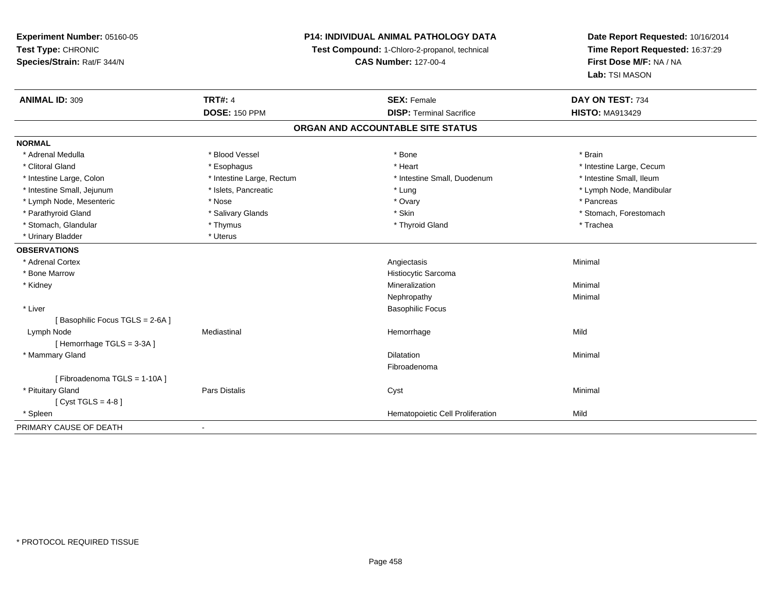**Experiment Number:** 05160-05
**Test Type:** CHRONIC
**Species/Strain:** Rat/F 344/N

**P14: INDIVIDUAL ANIMAL PATHOLOGY DATA**
**Test Compound:** 1-Chloro-2-propanol, technical
**CAS Number:** 127-00-4

**Date Report Requested:** 10/16/2014
**Time Report Requested:** 16:37:29
**First Dose M/F:** NA / NA
**Lab:** TSI MASON

| **ANIMAL ID:** 309 | **TRT#:** 4 | **SEX:** Female | **DAY ON TEST:** 734 |
|---|---|---|---|
| | **DOSE:** 150 PPM | **DISP:** Terminal Sacrifice | **HISTO:** MA913429 |

## ORGAN AND ACCOUNTABLE SITE STATUS

**NORMAL**

| | | | |
|---|---|---|---|
| * Adrenal Medulla | * Blood Vessel | * Bone | * Brain |
| * Clitoral Gland | * Esophagus | * Heart | * Intestine Large, Cecum |
| * Intestine Large, Colon | * Intestine Large, Rectum | * Intestine Small, Duodenum | * Intestine Small, Ileum |
| * Intestine Small, Jejunum | * Islets, Pancreatic | * Lung | * Lymph Node, Mandibular |
| * Lymph Node, Mesenteric | * Nose | * Ovary | * Pancreas |
| * Parathyroid Gland | * Salivary Glands | * Skin | * Stomach, Forestomach |
| * Stomach, Glandular | * Thymus | * Thyroid Gland | * Trachea |
| * Urinary Bladder | * Uterus | | |

**OBSERVATIONS**

| | | | |
|---|---|---|---|
| * Adrenal Cortex | | Angiectasis | Minimal |
| * Bone Marrow | | Histiocytic Sarcoma | |
| * Kidney | | Mineralization | Minimal |
| | | Nephropathy | Minimal |
| * Liver | | Basophilic Focus | |
| [ Basophilic Focus TGLS = 2-6A ] | | | |
| Lymph Node | Mediastinal | Hemorrhage | Mild |
| [ Hemorrhage TGLS = 3-3A ] | | | |
| * Mammary Gland | | Dilatation | Minimal |
| | | Fibroadenoma | |
| [ Fibroadenoma TGLS = 1-10A ] | | | |
| * Pituitary Gland | Pars Distalis | Cyst | Minimal |
| [ Cyst TGLS = 4-8 ] | | | |
| * Spleen | | Hematopoietic Cell Proliferation | Mild |

PRIMARY CAUSE OF DEATH -

\* PROTOCOL REQUIRED TISSUE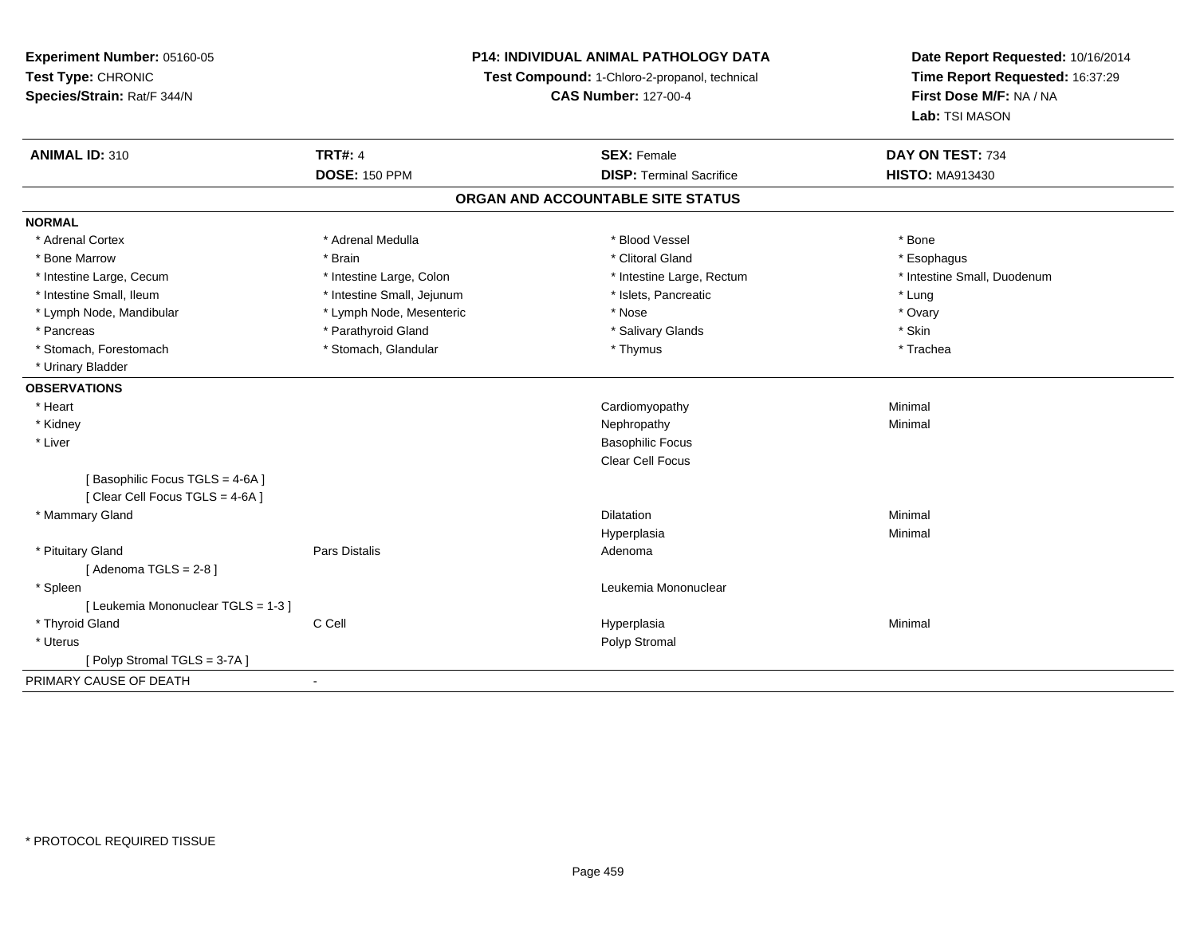**Experiment Number:** 05160-05
**Test Type:** CHRONIC
**Species/Strain:** Rat/F 344/N

**P14: INDIVIDUAL ANIMAL PATHOLOGY DATA**
**Test Compound:** 1-Chloro-2-propanol, technical
**CAS Number:** 127-00-4

**Date Report Requested:** 10/16/2014
**Time Report Requested:** 16:37:29
**First Dose M/F:** NA / NA
**Lab:** TSI MASON

| **ANIMAL ID:** 310 | **TRT#:** 4 | **SEX:** Female | **DAY ON TEST:** 734 |
|---|---|---|---|
| | **DOSE:** 150 PPM | **DISP:** Terminal Sacrifice | **HISTO:** MA913430 |

## ORGAN AND ACCOUNTABLE SITE STATUS

**NORMAL**

| | | | |
|---|---|---|---|
| * Adrenal Cortex | * Adrenal Medulla | * Blood Vessel | * Bone |
| * Bone Marrow | * Brain | * Clitoral Gland | * Esophagus |
| * Intestine Large, Cecum | * Intestine Large, Colon | * Intestine Large, Rectum | * Intestine Small, Duodenum |
| * Intestine Small, Ileum | * Intestine Small, Jejunum | * Islets, Pancreatic | * Lung |
| * Lymph Node, Mandibular | * Lymph Node, Mesenteric | * Nose | * Ovary |
| * Pancreas | * Parathyroid Gland | * Salivary Glands | * Skin |
| * Stomach, Forestomach | * Stomach, Glandular | * Thymus | * Trachea |
| * Urinary Bladder | | | |

**OBSERVATIONS**

| | | | |
|---|---|---|---|
| * Heart | | Cardiomyopathy | Minimal |
| * Kidney | | Nephropathy | Minimal |
| * Liver | | Basophilic Focus | |
| | | Clear Cell Focus | |
| [ Basophilic Focus TGLS = 4-6A ] | | | |
| [ Clear Cell Focus TGLS = 4-6A ] | | | |
| * Mammary Gland | | Dilatation | Minimal |
| | | Hyperplasia | Minimal |
| * Pituitary Gland | Pars Distalis | Adenoma | |
| [ Adenoma TGLS = 2-8 ] | | | |
| * Spleen | | Leukemia Mononuclear | |
| [ Leukemia Mononuclear TGLS = 1-3 ] | | | |
| * Thyroid Gland | C Cell | Hyperplasia | Minimal |
| * Uterus | | Polyp Stromal | |
| [ Polyp Stromal TGLS = 3-7A ] | | | |

PRIMARY CAUSE OF DEATH -

* PROTOCOL REQUIRED TISSUE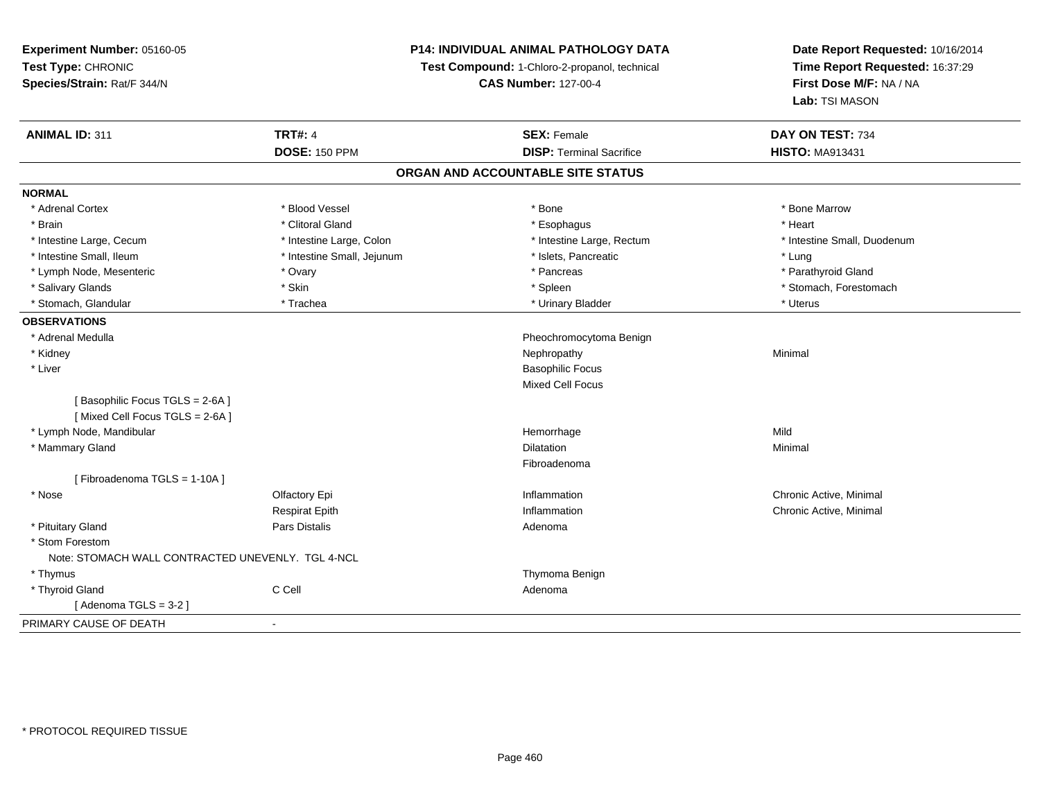**Experiment Number:** 05160-05
**Test Type:** CHRONIC
**Species/Strain:** Rat/F 344/N

**P14: INDIVIDUAL ANIMAL PATHOLOGY DATA**
**Test Compound:** 1-Chloro-2-propanol, technical
**CAS Number:** 127-00-4

**Date Report Requested:** 10/16/2014
**Time Report Requested:** 16:37:29
**First Dose M/F:** NA / NA
**Lab:** TSI MASON

| **ANIMAL ID:** 311 | **TRT#:** 4 | **SEX:** Female | **DAY ON TEST:** 734 |
|---|---|---|---|
| | **DOSE:** 150 PPM | **DISP:** Terminal Sacrifice | **HISTO:** MA913431 |

## ORGAN AND ACCOUNTABLE SITE STATUS

**NORMAL**

| | | | |
|---|---|---|---|
| * Adrenal Cortex | * Blood Vessel | * Bone | * Bone Marrow |
| * Brain | * Clitoral Gland | * Esophagus | * Heart |
| * Intestine Large, Cecum | * Intestine Large, Colon | * Intestine Large, Rectum | * Intestine Small, Duodenum |
| * Intestine Small, Ileum | * Intestine Small, Jejunum | * Islets, Pancreatic | * Lung |
| * Lymph Node, Mesenteric | * Ovary | * Pancreas | * Parathyroid Gland |
| * Salivary Glands | * Skin | * Spleen | * Stomach, Forestomach |
| * Stomach, Glandular | * Trachea | * Urinary Bladder | * Uterus |

**OBSERVATIONS**

| | | | |
|---|---|---|---|
| * Adrenal Medulla | | Pheochromocytoma Benign | |
| * Kidney | | Nephropathy | Minimal |
| * Liver | | Basophilic Focus | |
| | | Mixed Cell Focus | |
| [ Basophilic Focus TGLS = 2-6A ] | | | |
| [ Mixed Cell Focus TGLS = 2-6A ] | | | |
| * Lymph Node, Mandibular | | Hemorrhage | Mild |
| * Mammary Gland | | Dilatation | Minimal |
| | | Fibroadenoma | |
| [ Fibroadenoma TGLS = 1-10A ] | | | |
| * Nose | Olfactory Epi | Inflammation | Chronic Active, Minimal |
| | Respirat Epith | Inflammation | Chronic Active, Minimal |
| * Pituitary Gland | Pars Distalis | Adenoma | |
| * Stom Forestom | | | |
| Note: STOMACH WALL CONTRACTED UNEVENLY. TGL 4-NCL | | | |
| * Thymus | | Thymoma Benign | |
| * Thyroid Gland | C Cell | Adenoma | |
| [ Adenoma TGLS = 3-2 ] | | | |

PRIMARY CAUSE OF DEATH -

* PROTOCOL REQUIRED TISSUE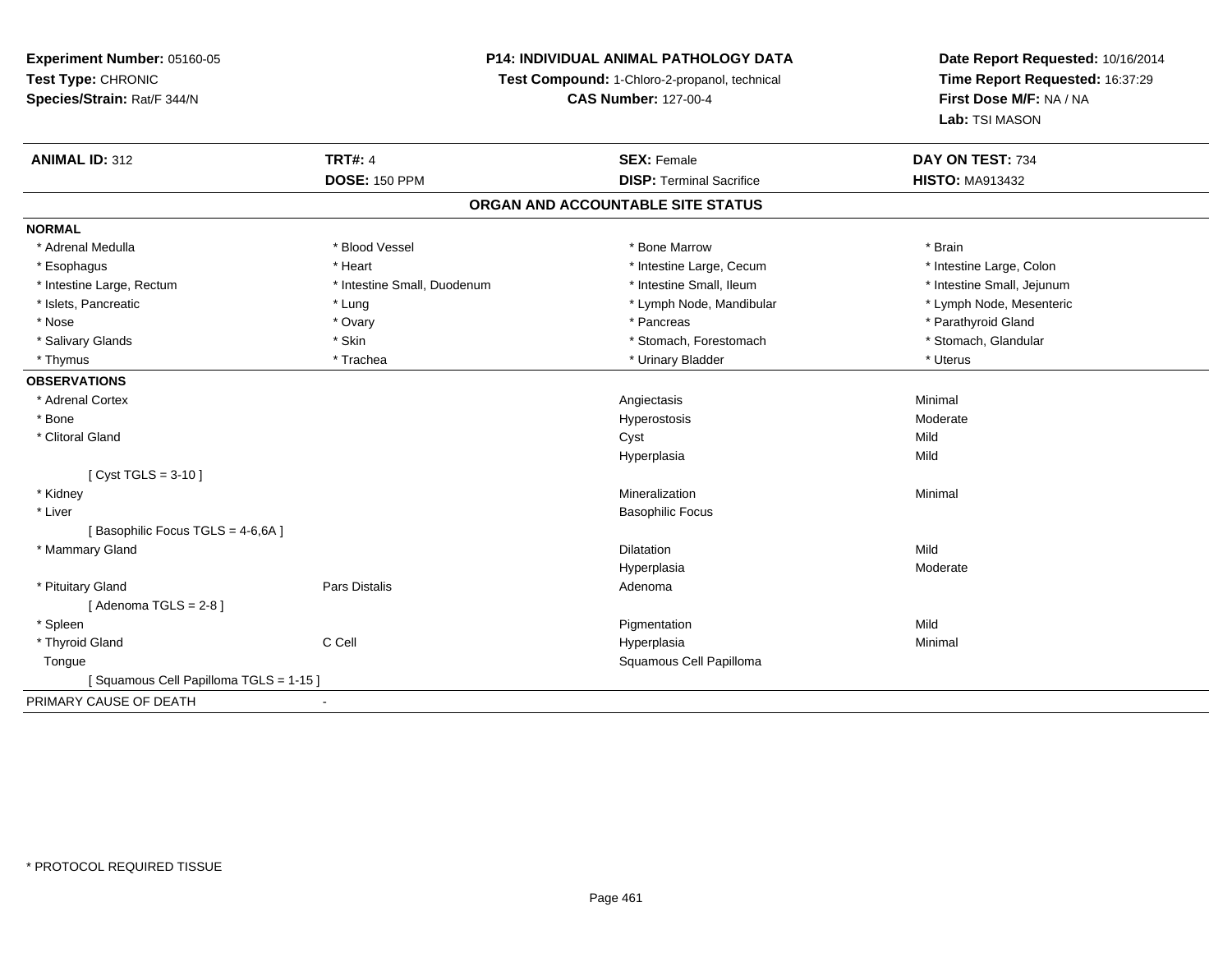**Experiment Number:** 05160-05
**Test Type:** CHRONIC
**Species/Strain:** Rat/F 344/N

**P14: INDIVIDUAL ANIMAL PATHOLOGY DATA**
**Test Compound:** 1-Chloro-2-propanol, technical
**CAS Number:** 127-00-4

**Date Report Requested:** 10/16/2014
**Time Report Requested:** 16:37:29
**First Dose M/F:** NA / NA
**Lab:** TSI MASON

| **ANIMAL ID:** 312 | **TRT#:** 4 | **SEX:** Female | **DAY ON TEST:** 734 |
|---|---|---|---|
| | **DOSE:** 150 PPM | **DISP:** Terminal Sacrifice | **HISTO:** MA913432 |

## ORGAN AND ACCOUNTABLE SITE STATUS

**NORMAL**

| | | | |
|---|---|---|---|
| * Adrenal Medulla | * Blood Vessel | * Bone Marrow | * Brain |
| * Esophagus | * Heart | * Intestine Large, Cecum | * Intestine Large, Colon |
| * Intestine Large, Rectum | * Intestine Small, Duodenum | * Intestine Small, Ileum | * Intestine Small, Jejunum |
| * Islets, Pancreatic | * Lung | * Lymph Node, Mandibular | * Lymph Node, Mesenteric |
| * Nose | * Ovary | * Pancreas | * Parathyroid Gland |
| * Salivary Glands | * Skin | * Stomach, Forestomach | * Stomach, Glandular |
| * Thymus | * Trachea | * Urinary Bladder | * Uterus |

**OBSERVATIONS**

| | | | |
|---|---|---|---|
| * Adrenal Cortex | | Angiectasis | Minimal |
| * Bone | | Hyperostosis | Moderate |
| * Clitoral Gland | | Cyst | Mild |
| | | Hyperplasia | Mild |
| [ Cyst TGLS = 3-10 ] | | | |
| * Kidney | | Mineralization | Minimal |
| * Liver | | Basophilic Focus | |
| [ Basophilic Focus TGLS = 4-6,6A ] | | | |
| * Mammary Gland | | Dilatation | Mild |
| | | Hyperplasia | Moderate |
| * Pituitary Gland | Pars Distalis | Adenoma | |
| [ Adenoma TGLS = 2-8 ] | | | |
| * Spleen | | Pigmentation | Mild |
| * Thyroid Gland | C Cell | Hyperplasia | Minimal |
| Tongue | | Squamous Cell Papilloma | |
| [ Squamous Cell Papilloma TGLS = 1-15 ] | | | |

PRIMARY CAUSE OF DEATH -

* PROTOCOL REQUIRED TISSUE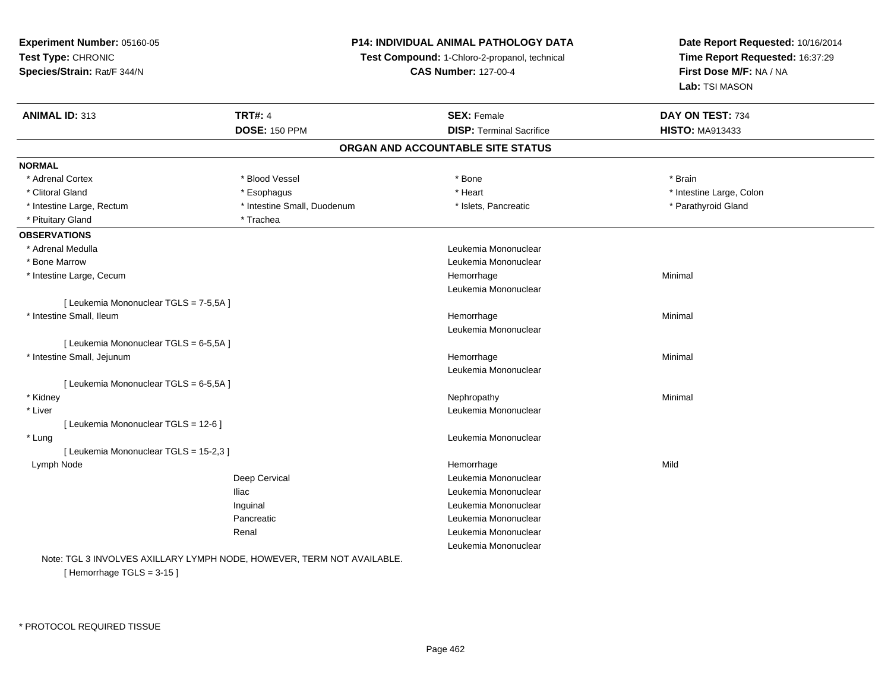**Experiment Number:** 05160-05
**Test Type:** CHRONIC
**Species/Strain:** Rat/F 344/N

**P14: INDIVIDUAL ANIMAL PATHOLOGY DATA**
**Test Compound:** 1-Chloro-2-propanol, technical
**CAS Number:** 127-00-4

**Date Report Requested:** 10/16/2014
**Time Report Requested:** 16:37:29
**First Dose M/F:** NA / NA
**Lab:** TSI MASON

| **ANIMAL ID:** 313 | **TRT#:** 4 | **SEX:** Female | **DAY ON TEST:** 734 |
|---|---|---|---|
| | **DOSE:** 150 PPM | **DISP:** Terminal Sacrifice | **HISTO:** MA913433 |

## ORGAN AND ACCOUNTABLE SITE STATUS

**NORMAL**

| | | | |
|---|---|---|---|
| * Adrenal Cortex | * Blood Vessel | * Bone | * Brain |
| * Clitoral Gland | * Esophagus | * Heart | * Intestine Large, Colon |
| * Intestine Large, Rectum | * Intestine Small, Duodenum | * Islets, Pancreatic | * Parathyroid Gland |
| * Pituitary Gland | * Trachea | | |

**OBSERVATIONS**

| | | | |
|---|---|---|---|
| * Adrenal Medulla | | Leukemia Mononuclear | |
| * Bone Marrow | | Leukemia Mononuclear | |
| * Intestine Large, Cecum | | Hemorrhage | Minimal |
| | | Leukemia Mononuclear | |
| [ Leukemia Mononuclear TGLS = 7-5,5A ] | | | |
| * Intestine Small, Ileum | | Hemorrhage | Minimal |
| | | Leukemia Mononuclear | |
| [ Leukemia Mononuclear TGLS = 6-5,5A ] | | | |
| * Intestine Small, Jejunum | | Hemorrhage | Minimal |
| | | Leukemia Mononuclear | |
| [ Leukemia Mononuclear TGLS = 6-5,5A ] | | | |
| * Kidney | | Nephropathy | Minimal |
| * Liver | | Leukemia Mononuclear | |
| [ Leukemia Mononuclear TGLS = 12-6 ] | | | |
| * Lung | | Leukemia Mononuclear | |
| [ Leukemia Mononuclear TGLS = 15-2,3 ] | | | |
| Lymph Node | | Hemorrhage | Mild |
| | Deep Cervical | Leukemia Mononuclear | |
| | Iliac | Leukemia Mononuclear | |
| | Inguinal | Leukemia Mononuclear | |
| | Pancreatic | Leukemia Mononuclear | |
| | Renal | Leukemia Mononuclear | |
| | | Leukemia Mononuclear | |

Note: TGL 3 INVOLVES AXILLARY LYMPH NODE, HOWEVER, TERM NOT AVAILABLE.
[ Hemorrhage TGLS = 3-15 ]

* PROTOCOL REQUIRED TISSUE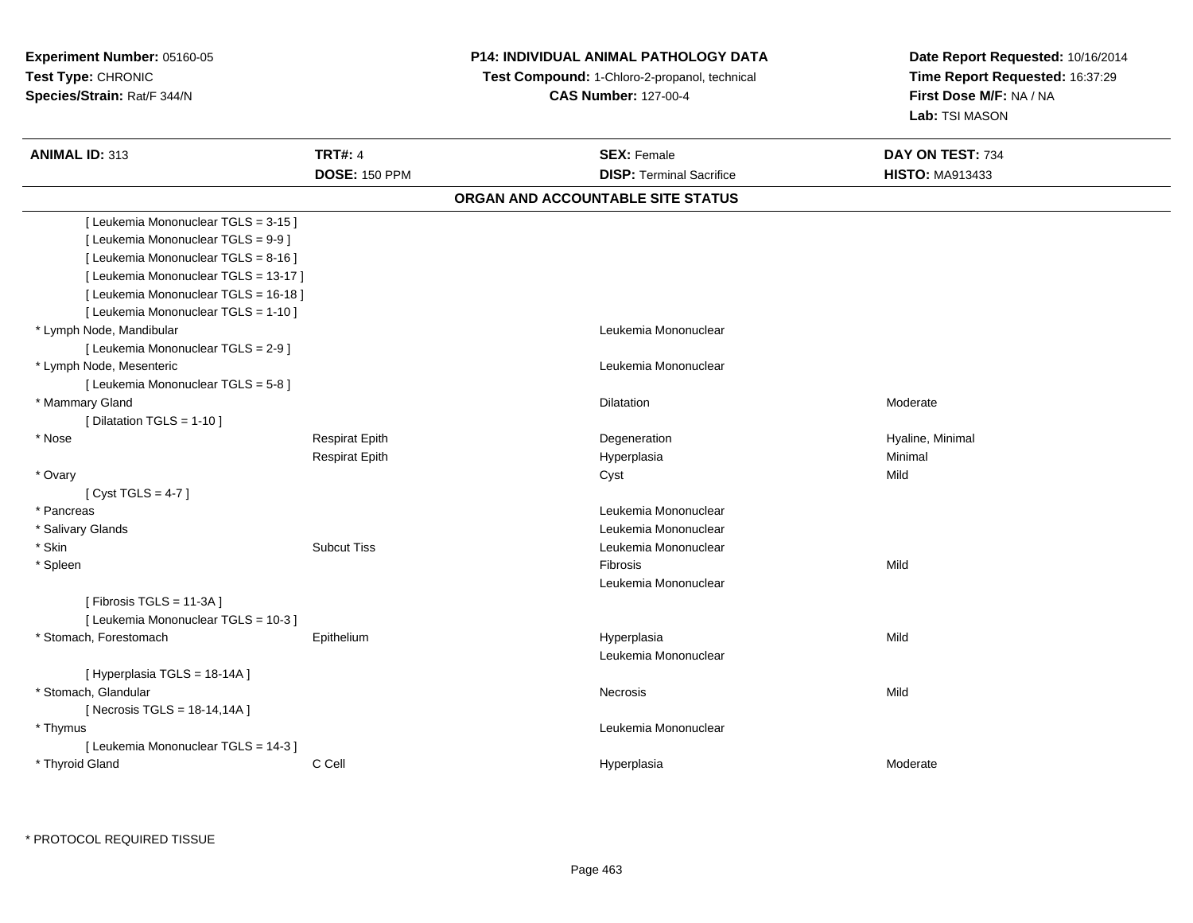**Experiment Number:** 05160-05
**Test Type:** CHRONIC
**Species/Strain:** Rat/F 344/N

**P14: INDIVIDUAL ANIMAL PATHOLOGY DATA**
**Test Compound:** 1-Chloro-2-propanol, technical
**CAS Number:** 127-00-4

**Date Report Requested:** 10/16/2014
**Time Report Requested:** 16:37:29
**First Dose M/F:** NA / NA
**Lab:** TSI MASON

| **ANIMAL ID:** 313 | **TRT#:** 4 | **SEX:** Female | **DAY ON TEST:** 734 |
|---|---|---|---|
| | **DOSE:** 150 PPM | **DISP:** Terminal Sacrifice | **HISTO:** MA913433 |

## ORGAN AND ACCOUNTABLE SITE STATUS

| | | | |
|---|---|---|---|
| [ Leukemia Mononuclear TGLS = 3-15 ] | | | |
| [ Leukemia Mononuclear TGLS = 9-9 ] | | | |
| [ Leukemia Mononuclear TGLS = 8-16 ] | | | |
| [ Leukemia Mononuclear TGLS = 13-17 ] | | | |
| [ Leukemia Mononuclear TGLS = 16-18 ] | | | |
| [ Leukemia Mononuclear TGLS = 1-10 ] | | | |
| * Lymph Node, Mandibular | | Leukemia Mononuclear | |
| [ Leukemia Mononuclear TGLS = 2-9 ] | | | |
| * Lymph Node, Mesenteric | | Leukemia Mononuclear | |
| [ Leukemia Mononuclear TGLS = 5-8 ] | | | |
| * Mammary Gland | | Dilatation | Moderate |
| [ Dilatation TGLS = 1-10 ] | | | |
| * Nose | Respirat Epith | Degeneration | Hyaline, Minimal |
| | Respirat Epith | Hyperplasia | Minimal |
| * Ovary | | Cyst | Mild |
| [ Cyst TGLS = 4-7 ] | | | |
| * Pancreas | | Leukemia Mononuclear | |
| * Salivary Glands | | Leukemia Mononuclear | |
| * Skin | Subcut Tiss | Leukemia Mononuclear | |
| * Spleen | | Fibrosis | Mild |
| | | Leukemia Mononuclear | |
| [ Fibrosis TGLS = 11-3A ] | | | |
| [ Leukemia Mononuclear TGLS = 10-3 ] | | | |
| * Stomach, Forestomach | Epithelium | Hyperplasia | Mild |
| | | Leukemia Mononuclear | |
| [ Hyperplasia TGLS = 18-14A ] | | | |
| * Stomach, Glandular | | Necrosis | Mild |
| [ Necrosis TGLS = 18-14,14A ] | | | |
| * Thymus | | Leukemia Mononuclear | |
| [ Leukemia Mononuclear TGLS = 14-3 ] | | | |
| * Thyroid Gland | C Cell | Hyperplasia | Moderate |

* PROTOCOL REQUIRED TISSUE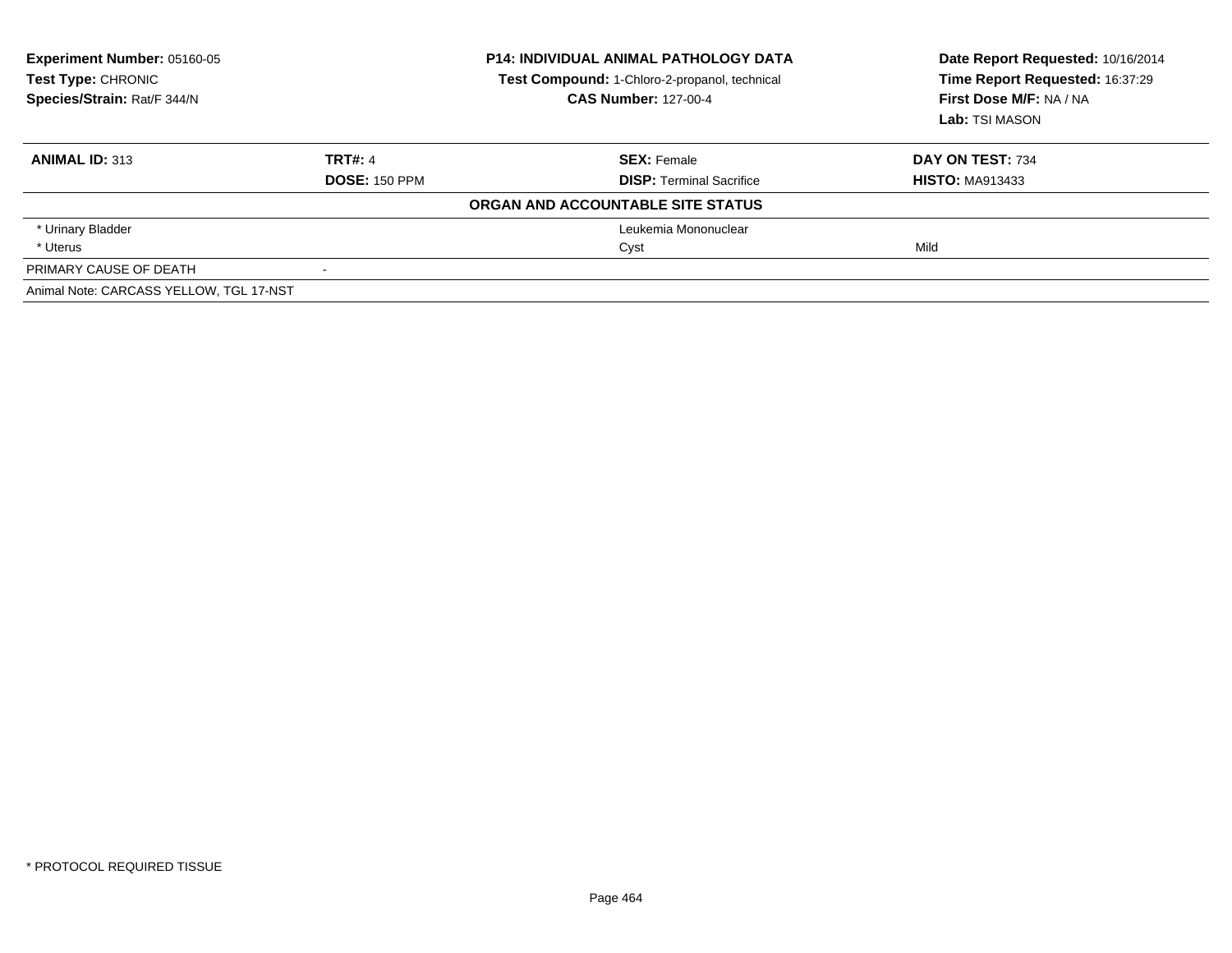**Experiment Number:** 05160-05
**Test Type:** CHRONIC
**Species/Strain:** Rat/F 344/N

**P14: INDIVIDUAL ANIMAL PATHOLOGY DATA**
**Test Compound:** 1-Chloro-2-propanol, technical
**CAS Number:** 127-00-4

**Date Report Requested:** 10/16/2014
**Time Report Requested:** 16:37:29
**First Dose M/F:** NA / NA
**Lab:** TSI MASON

| **ANIMAL ID:** 313 | **TRT#:** 4 | **SEX:** Female | **DAY ON TEST:** 734 |
|---|---|---|---|
| | **DOSE:** 150 PPM | **DISP:** Terminal Sacrifice | **HISTO:** MA913433 |
| | | **ORGAN AND ACCOUNTABLE SITE STATUS** | |
| * Urinary Bladder | | Leukemia Mononuclear | |
| * Uterus | | Cyst | Mild |
| PRIMARY CAUSE OF DEATH | - | | |
| Animal Note: CARCASS YELLOW, TGL 17-NST | | | |

* PROTOCOL REQUIRED TISSUE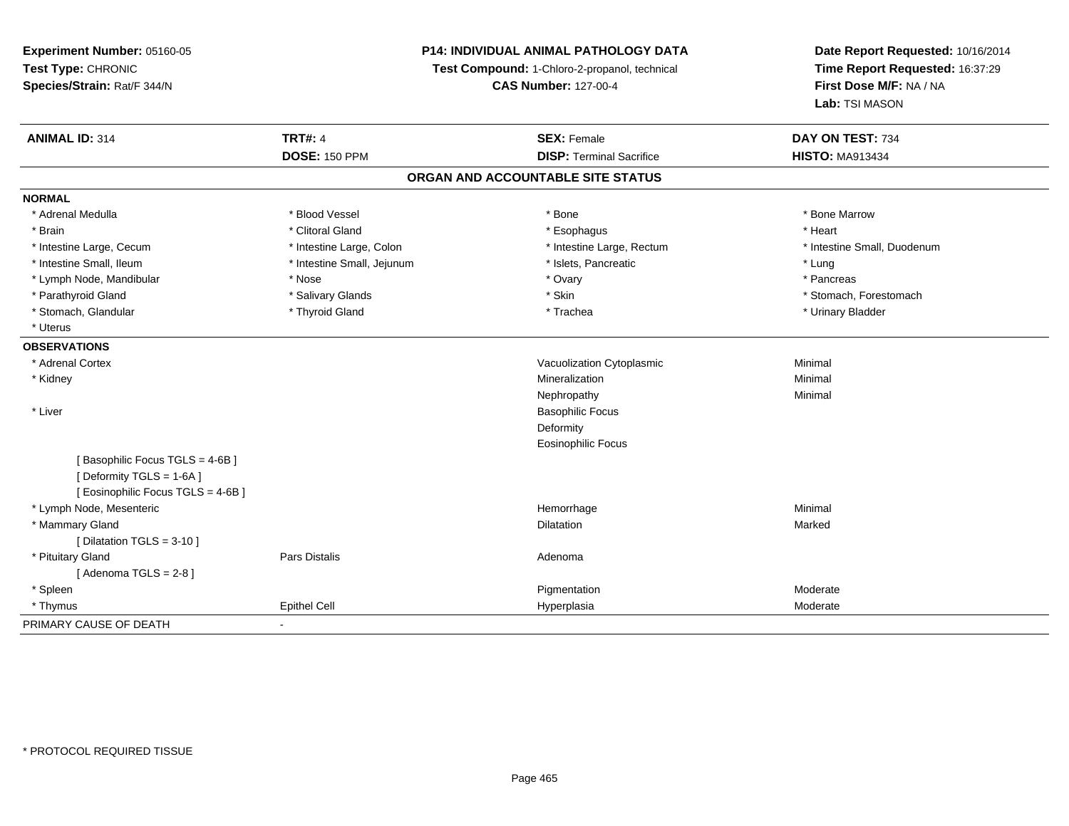**Experiment Number:** 05160-05
**Test Type:** CHRONIC
**Species/Strain:** Rat/F 344/N

**P14: INDIVIDUAL ANIMAL PATHOLOGY DATA**
**Test Compound:** 1-Chloro-2-propanol, technical
**CAS Number:** 127-00-4

**Date Report Requested:** 10/16/2014
**Time Report Requested:** 16:37:29
**First Dose M/F:** NA / NA
**Lab:** TSI MASON

| **ANIMAL ID:** 314 | **TRT#:** 4 | **SEX:** Female | **DAY ON TEST:** 734 |
|---|---|---|---|
| | **DOSE:** 150 PPM | **DISP:** Terminal Sacrifice | **HISTO:** MA913434 |

## ORGAN AND ACCOUNTABLE SITE STATUS

**NORMAL**

| | | | |
|---|---|---|---|
| * Adrenal Medulla | * Blood Vessel | * Bone | * Bone Marrow |
| * Brain | * Clitoral Gland | * Esophagus | * Heart |
| * Intestine Large, Cecum | * Intestine Large, Colon | * Intestine Large, Rectum | * Intestine Small, Duodenum |
| * Intestine Small, Ileum | * Intestine Small, Jejunum | * Islets, Pancreatic | * Lung |
| * Lymph Node, Mandibular | * Nose | * Ovary | * Pancreas |
| * Parathyroid Gland | * Salivary Glands | * Skin | * Stomach, Forestomach |
| * Stomach, Glandular | * Thyroid Gland | * Trachea | * Urinary Bladder |
| * Uterus | | | |

**OBSERVATIONS**

| | | | |
|---|---|---|---|
| * Adrenal Cortex | | Vacuolization Cytoplasmic | Minimal |
| * Kidney | | Mineralization | Minimal |
| | | Nephropathy | Minimal |
| * Liver | | Basophilic Focus | |
| | | Deformity | |
| | | Eosinophilic Focus | |
| [ Basophilic Focus TGLS = 4-6B ] | | | |
| [ Deformity TGLS = 1-6A ] | | | |
| [ Eosinophilic Focus TGLS = 4-6B ] | | | |
| * Lymph Node, Mesenteric | | Hemorrhage | Minimal |
| * Mammary Gland | | Dilatation | Marked |
| [ Dilatation TGLS = 3-10 ] | | | |
| * Pituitary Gland | Pars Distalis | Adenoma | |
| [ Adenoma TGLS = 2-8 ] | | | |
| * Spleen | | Pigmentation | Moderate |
| * Thymus | Epithel Cell | Hyperplasia | Moderate |

PRIMARY CAUSE OF DEATH -

* PROTOCOL REQUIRED TISSUE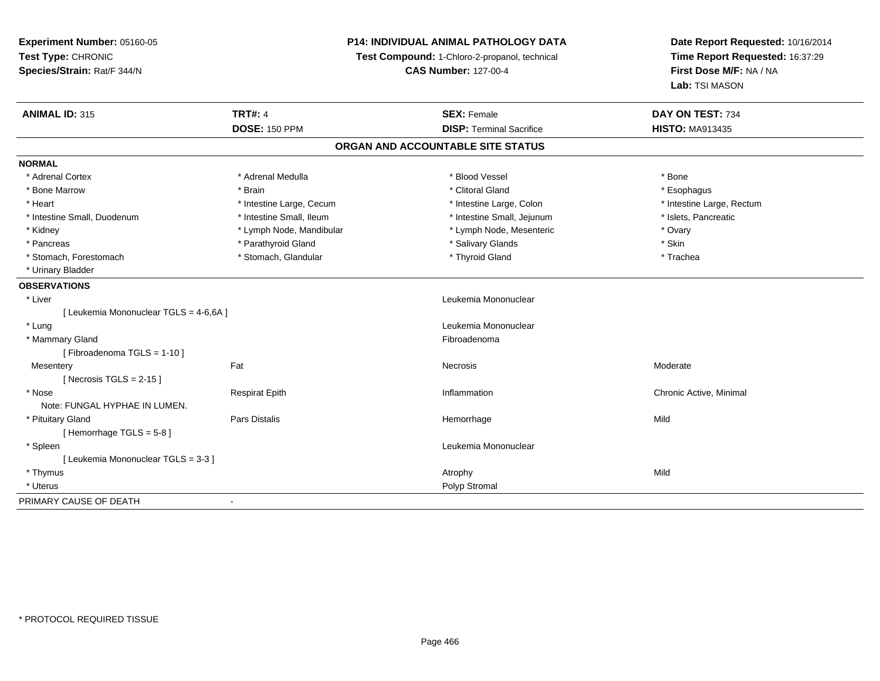**Experiment Number:** 05160-05
**Test Type:** CHRONIC
**Species/Strain:** Rat/F 344/N

**P14: INDIVIDUAL ANIMAL PATHOLOGY DATA**
**Test Compound:** 1-Chloro-2-propanol, technical
**CAS Number:** 127-00-4

**Date Report Requested:** 10/16/2014
**Time Report Requested:** 16:37:29
**First Dose M/F:** NA / NA
**Lab:** TSI MASON

| **ANIMAL ID:** 315 | **TRT#:** 4 | **SEX:** Female | **DAY ON TEST:** 734 |
|---|---|---|---|
| | **DOSE:** 150 PPM | **DISP:** Terminal Sacrifice | **HISTO:** MA913435 |

## ORGAN AND ACCOUNTABLE SITE STATUS

**NORMAL**

| | | | |
|---|---|---|---|
| * Adrenal Cortex | * Adrenal Medulla | * Blood Vessel | * Bone |
| * Bone Marrow | * Brain | * Clitoral Gland | * Esophagus |
| * Heart | * Intestine Large, Cecum | * Intestine Large, Colon | * Intestine Large, Rectum |
| * Intestine Small, Duodenum | * Intestine Small, Ileum | * Intestine Small, Jejunum | * Islets, Pancreatic |
| * Kidney | * Lymph Node, Mandibular | * Lymph Node, Mesenteric | * Ovary |
| * Pancreas | * Parathyroid Gland | * Salivary Glands | * Skin |
| * Stomach, Forestomach | * Stomach, Glandular | * Thyroid Gland | * Trachea |
| * Urinary Bladder | | | |

**OBSERVATIONS**

| | | | |
|---|---|---|---|
| * Liver | | Leukemia Mononuclear | |
| [ Leukemia Mononuclear TGLS = 4-6,6A ] | | | |
| * Lung | | Leukemia Mononuclear | |
| * Mammary Gland | | Fibroadenoma | |
| [ Fibroadenoma TGLS = 1-10 ] | | | |
| Mesentery | Fat | Necrosis | Moderate |
| [ Necrosis TGLS = 2-15 ] | | | |
| * Nose | Respirat Epith | Inflammation | Chronic Active, Minimal |
| Note: FUNGAL HYPHAE IN LUMEN. | | | |
| * Pituitary Gland | Pars Distalis | Hemorrhage | Mild |
| [ Hemorrhage TGLS = 5-8 ] | | | |
| * Spleen | | Leukemia Mononuclear | |
| [ Leukemia Mononuclear TGLS = 3-3 ] | | | |
| * Thymus | | Atrophy | Mild |
| * Uterus | | Polyp Stromal | |

PRIMARY CAUSE OF DEATH -

\* PROTOCOL REQUIRED TISSUE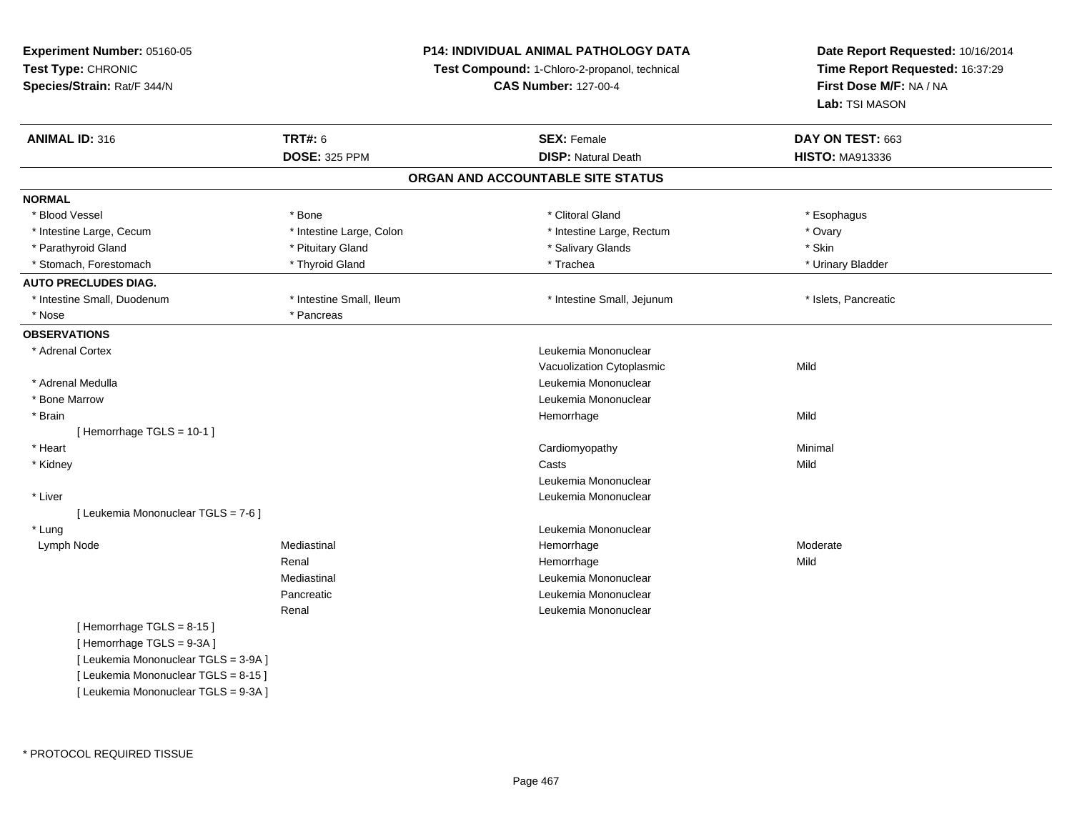**Experiment Number:** 05160-05
**Test Type:** CHRONIC
**Species/Strain:** Rat/F 344/N

**P14: INDIVIDUAL ANIMAL PATHOLOGY DATA**
**Test Compound:** 1-Chloro-2-propanol, technical
**CAS Number:** 127-00-4

**Date Report Requested:** 10/16/2014
**Time Report Requested:** 16:37:29
**First Dose M/F:** NA / NA
**Lab:** TSI MASON

| **ANIMAL ID:** 316 | **TRT#:** 6 | **SEX:** Female | **DAY ON TEST:** 663 |
|---|---|---|---|
| | **DOSE:** 325 PPM | **DISP:** Natural Death | **HISTO:** MA913336 |

## ORGAN AND ACCOUNTABLE SITE STATUS

**NORMAL**

| | | | |
|---|---|---|---|
| * Blood Vessel | * Bone | * Clitoral Gland | * Esophagus |
| * Intestine Large, Cecum | * Intestine Large, Colon | * Intestine Large, Rectum | * Ovary |
| * Parathyroid Gland | * Pituitary Gland | * Salivary Glands | * Skin |
| * Stomach, Forestomach | * Thyroid Gland | * Trachea | * Urinary Bladder |

**AUTO PRECLUDES DIAG.**

| | | | |
|---|---|---|---|
| * Intestine Small, Duodenum | * Intestine Small, Ileum | * Intestine Small, Jejunum | * Islets, Pancreatic |
| * Nose | * Pancreas | | |

**OBSERVATIONS**

| | | | |
|---|---|---|---|
| * Adrenal Cortex | | Leukemia Mononuclear | |
| | | Vacuolization Cytoplasmic | Mild |
| * Adrenal Medulla | | Leukemia Mononuclear | |
| * Bone Marrow | | Leukemia Mononuclear | |
| * Brain | | Hemorrhage | Mild |
| [ Hemorrhage TGLS = 10-1 ] | | | |
| * Heart | | Cardiomyopathy | Minimal |
| * Kidney | | Casts | Mild |
| | | Leukemia Mononuclear | |
| * Liver | | Leukemia Mononuclear | |
| [ Leukemia Mononuclear TGLS = 7-6 ] | | | |
| * Lung | | Leukemia Mononuclear | |
| Lymph Node | Mediastinal | Hemorrhage | Moderate |
| | Renal | Hemorrhage | Mild |
| | Mediastinal | Leukemia Mononuclear | |
| | Pancreatic | Leukemia Mononuclear | |
| | Renal | Leukemia Mononuclear | |
| [ Hemorrhage TGLS = 8-15 ] | | | |
| [ Hemorrhage TGLS = 9-3A ] | | | |
| [ Leukemia Mononuclear TGLS = 3-9A ] | | | |
| [ Leukemia Mononuclear TGLS = 8-15 ] | | | |
| [ Leukemia Mononuclear TGLS = 9-3A ] | | | |

* PROTOCOL REQUIRED TISSUE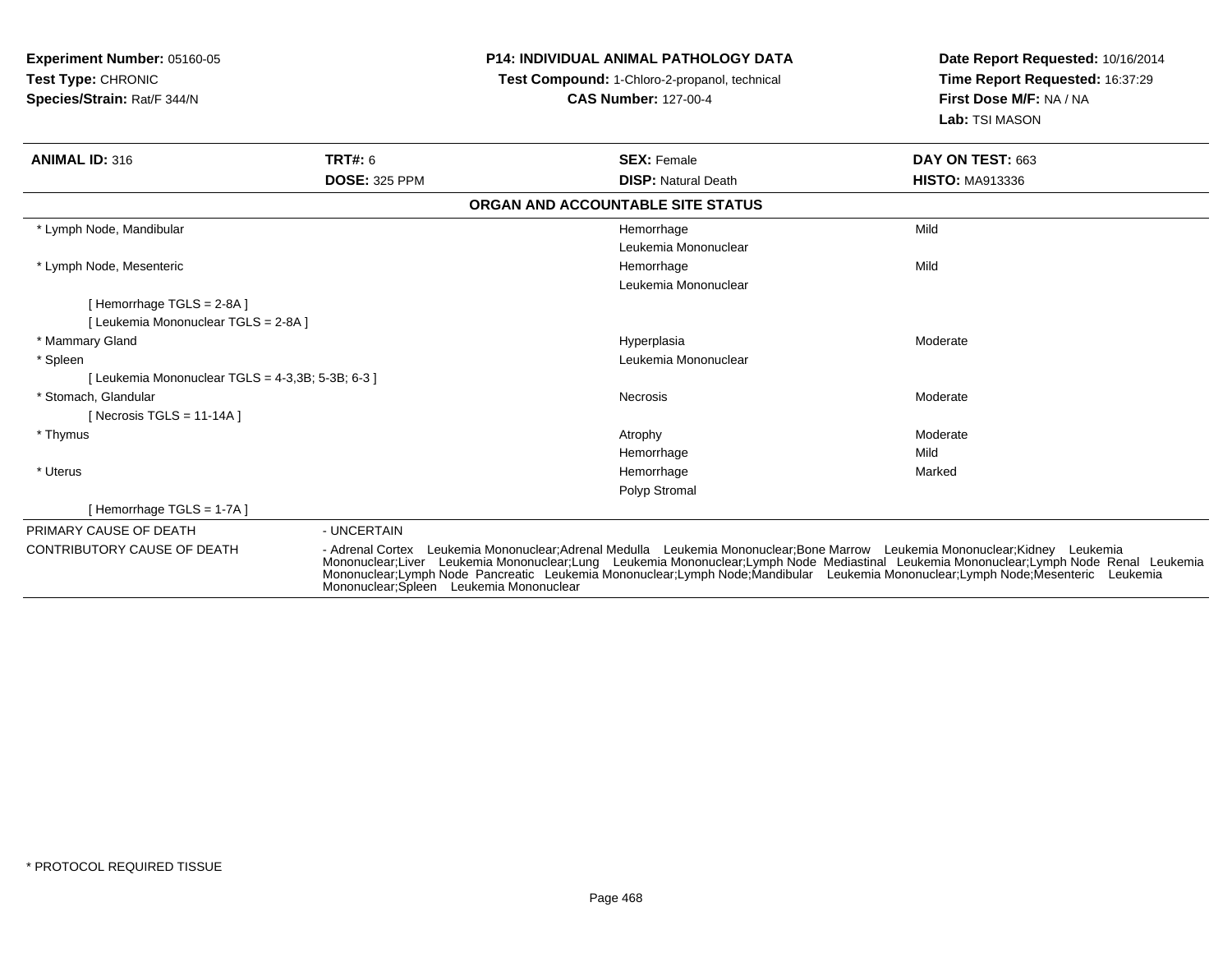**Experiment Number:** 05160-05
**Test Type:** CHRONIC
**Species/Strain:** Rat/F 344/N

**P14: INDIVIDUAL ANIMAL PATHOLOGY DATA**
**Test Compound:** 1-Chloro-2-propanol, technical
**CAS Number:** 127-00-4

**Date Report Requested:** 10/16/2014
**Time Report Requested:** 16:37:29
**First Dose M/F:** NA / NA
**Lab:** TSI MASON

| **ANIMAL ID:** 316 | **TRT#:** 6 | **SEX:** Female | **DAY ON TEST:** 663 |
|---|---|---|---|
| | **DOSE:** 325 PPM | **DISP:** Natural Death | **HISTO:** MA913336 |

**ORGAN AND ACCOUNTABLE SITE STATUS**

| Organ | Finding | Severity |
|---|---|---|
| * Lymph Node, Mandibular | Hemorrhage | Mild |
| | Leukemia Mononuclear | |
| * Lymph Node, Mesenteric | Hemorrhage | Mild |
| | Leukemia Mononuclear | |
| [ Hemorrhage TGLS = 2-8A ] | | |
| [ Leukemia Mononuclear TGLS = 2-8A ] | | |
| * Mammary Gland | Hyperplasia | Moderate |
| * Spleen | Leukemia Mononuclear | |
| [ Leukemia Mononuclear TGLS = 4-3,3B; 5-3B; 6-3 ] | | |
| * Stomach, Glandular | Necrosis | Moderate |
| [ Necrosis TGLS = 11-14A ] | | |
| * Thymus | Atrophy | Moderate |
| | Hemorrhage | Mild |
| * Uterus | Hemorrhage | Marked |
| | Polyp Stromal | |
| [ Hemorrhage TGLS = 1-7A ] | | |

PRIMARY CAUSE OF DEATH - UNCERTAIN

CONTRIBUTORY CAUSE OF DEATH - Adrenal Cortex Leukemia Mononuclear;Adrenal Medulla Leukemia Mononuclear;Bone Marrow Leukemia Mononuclear;Kidney Leukemia Mononuclear;Liver Leukemia Mononuclear;Lung Leukemia Mononuclear;Lymph Node Mediastinal Leukemia Mononuclear;Lymph Node Renal Leukemia Mononuclear;Lymph Node Pancreatic Leukemia Mononuclear;Lymph Node;Mandibular Leukemia Mononuclear;Lymph Node;Mesenteric Leukemia Mononuclear;Spleen Leukemia Mononuclear

* PROTOCOL REQUIRED TISSUE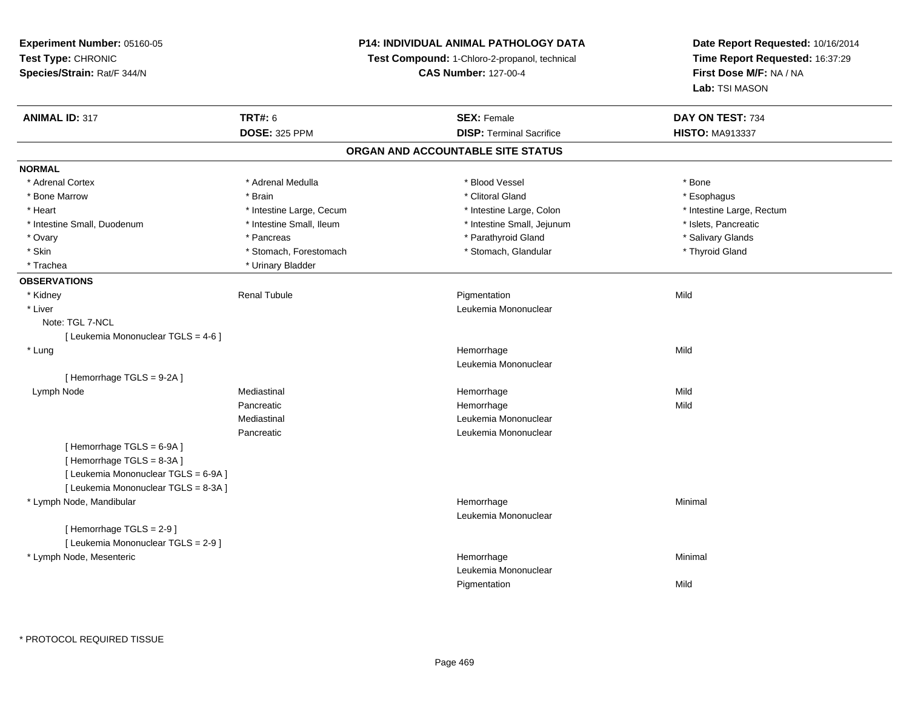**Experiment Number:** 05160-05
**Test Type:** CHRONIC
**Species/Strain:** Rat/F 344/N

**P14: INDIVIDUAL ANIMAL PATHOLOGY DATA**
**Test Compound:** 1-Chloro-2-propanol, technical
**CAS Number:** 127-00-4

**Date Report Requested:** 10/16/2014
**Time Report Requested:** 16:37:29
**First Dose M/F:** NA / NA
**Lab:** TSI MASON

| **ANIMAL ID:** 317 | **TRT#:** 6 | **SEX:** Female | **DAY ON TEST:** 734 |
|---|---|---|---|
| | **DOSE:** 325 PPM | **DISP:** Terminal Sacrifice | **HISTO:** MA913337 |

## ORGAN AND ACCOUNTABLE SITE STATUS

**NORMAL**

| | | | |
|---|---|---|---|
| * Adrenal Cortex | * Adrenal Medulla | * Blood Vessel | * Bone |
| * Bone Marrow | * Brain | * Clitoral Gland | * Esophagus |
| * Heart | * Intestine Large, Cecum | * Intestine Large, Colon | * Intestine Large, Rectum |
| * Intestine Small, Duodenum | * Intestine Small, Ileum | * Intestine Small, Jejunum | * Islets, Pancreatic |
| * Ovary | * Pancreas | * Parathyroid Gland | * Salivary Glands |
| * Skin | * Stomach, Forestomach | * Stomach, Glandular | * Thyroid Gland |
| * Trachea | * Urinary Bladder | | |

**OBSERVATIONS**

| | | | |
|---|---|---|---|
| * Kidney | Renal Tubule | Pigmentation | Mild |
| * Liver | | Leukemia Mononuclear | |
| Note: TGL 7-NCL | | | |
| [ Leukemia Mononuclear TGLS = 4-6 ] | | | |
| * Lung | | Hemorrhage | Mild |
| | | Leukemia Mononuclear | |
| [ Hemorrhage TGLS = 9-2A ] | | | |
| Lymph Node | Mediastinal | Hemorrhage | Mild |
| | Pancreatic | Hemorrhage | Mild |
| | Mediastinal | Leukemia Mononuclear | |
| | Pancreatic | Leukemia Mononuclear | |
| [ Hemorrhage TGLS = 6-9A ] | | | |
| [ Hemorrhage TGLS = 8-3A ] | | | |
| [ Leukemia Mononuclear TGLS = 6-9A ] | | | |
| [ Leukemia Mononuclear TGLS = 8-3A ] | | | |
| * Lymph Node, Mandibular | | Hemorrhage | Minimal |
| | | Leukemia Mononuclear | |
| [ Hemorrhage TGLS = 2-9 ] | | | |
| [ Leukemia Mononuclear TGLS = 2-9 ] | | | |
| * Lymph Node, Mesenteric | | Hemorrhage | Minimal |
| | | Leukemia Mononuclear | |
| | | Pigmentation | Mild |

* PROTOCOL REQUIRED TISSUE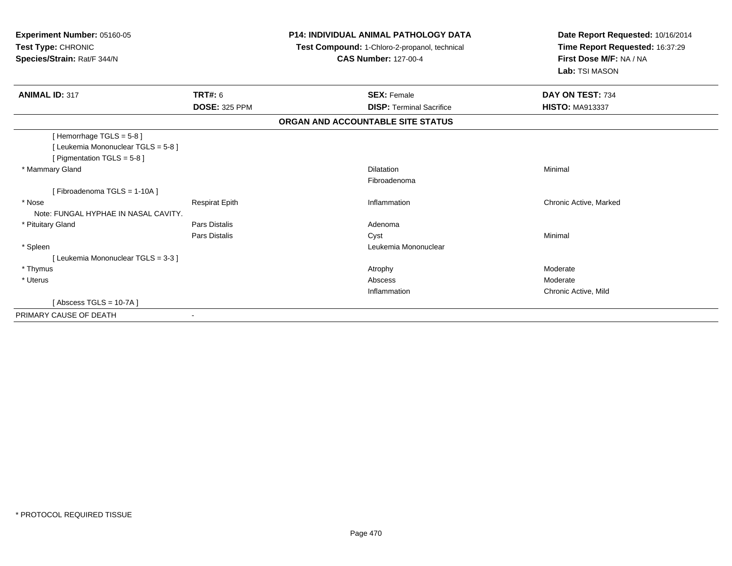**Experiment Number:** 05160-05
**Test Type:** CHRONIC
**Species/Strain:** Rat/F 344/N

**P14: INDIVIDUAL ANIMAL PATHOLOGY DATA**
**Test Compound:** 1-Chloro-2-propanol, technical
**CAS Number:** 127-00-4

**Date Report Requested:** 10/16/2014
**Time Report Requested:** 16:37:29
**First Dose M/F:** NA / NA
**Lab:** TSI MASON

| **ANIMAL ID:** 317 | **TRT#:** 6 | **SEX:** Female | **DAY ON TEST:** 734 |
|---|---|---|---|
| | **DOSE:** 325 PPM | **DISP:** Terminal Sacrifice | **HISTO:** MA913337 |

**ORGAN AND ACCOUNTABLE SITE STATUS**

| | | | |
|---|---|---|---|
| [ Hemorrhage TGLS = 5-8 ] | | | |
| [ Leukemia Mononuclear TGLS = 5-8 ] | | | |
| [ Pigmentation TGLS = 5-8 ] | | | |
| * Mammary Gland | | Dilatation | Minimal |
| | | Fibroadenoma | |
| [ Fibroadenoma TGLS = 1-10A ] | | | |
| * Nose | Respirat Epith | Inflammation | Chronic Active, Marked |
| Note: FUNGAL HYPHAE IN NASAL CAVITY. | | | |
| * Pituitary Gland | Pars Distalis | Adenoma | |
| | Pars Distalis | Cyst | Minimal |
| * Spleen | | Leukemia Mononuclear | |
| [ Leukemia Mononuclear TGLS = 3-3 ] | | | |
| * Thymus | | Atrophy | Moderate |
| * Uterus | | Abscess | Moderate |
| | | Inflammation | Chronic Active, Mild |
| [ Abscess TGLS = 10-7A ] | | | |
| PRIMARY CAUSE OF DEATH | - | | |

* PROTOCOL REQUIRED TISSUE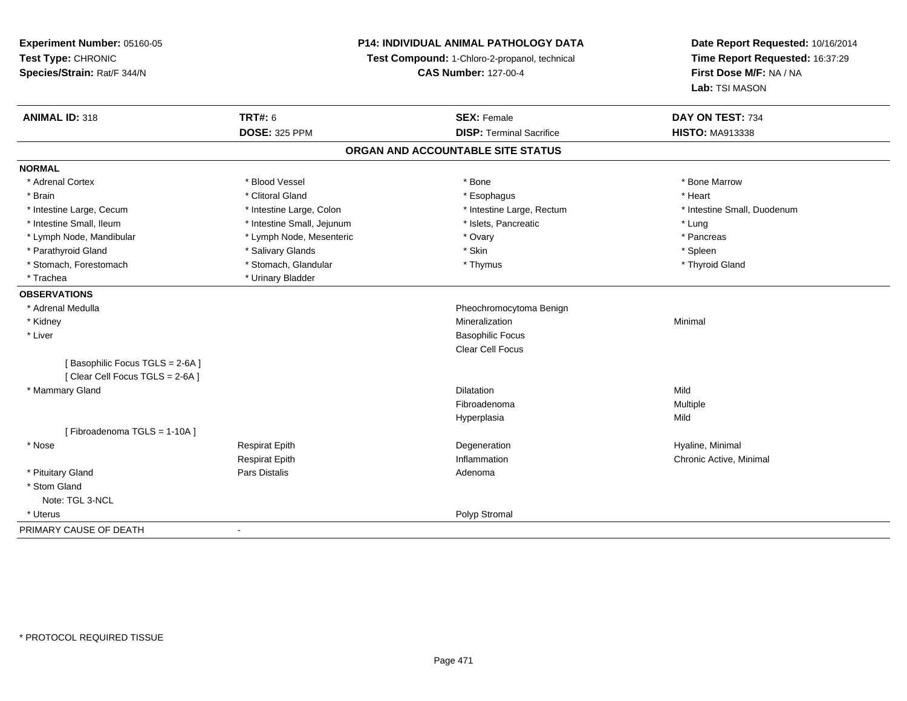**Experiment Number:** 05160-05
**Test Type:** CHRONIC
**Species/Strain:** Rat/F 344/N

**P14: INDIVIDUAL ANIMAL PATHOLOGY DATA**
**Test Compound:** 1-Chloro-2-propanol, technical
**CAS Number:** 127-00-4

**Date Report Requested:** 10/16/2014
**Time Report Requested:** 16:37:29
**First Dose M/F:** NA / NA
**Lab:** TSI MASON

| **ANIMAL ID:** 318 | **TRT#:** 6 | **SEX:** Female | **DAY ON TEST:** 734 |
|---|---|---|---|
| | **DOSE:** 325 PPM | **DISP:** Terminal Sacrifice | **HISTO:** MA913338 |

## ORGAN AND ACCOUNTABLE SITE STATUS

**NORMAL**

| | | | |
|---|---|---|---|
| * Adrenal Cortex | * Blood Vessel | * Bone | * Bone Marrow |
| * Brain | * Clitoral Gland | * Esophagus | * Heart |
| * Intestine Large, Cecum | * Intestine Large, Colon | * Intestine Large, Rectum | * Intestine Small, Duodenum |
| * Intestine Small, Ileum | * Intestine Small, Jejunum | * Islets, Pancreatic | * Lung |
| * Lymph Node, Mandibular | * Lymph Node, Mesenteric | * Ovary | * Pancreas |
| * Parathyroid Gland | * Salivary Glands | * Skin | * Spleen |
| * Stomach, Forestomach | * Stomach, Glandular | * Thymus | * Thyroid Gland |
| * Trachea | * Urinary Bladder | | |

**OBSERVATIONS**

| | | | |
|---|---|---|---|
| * Adrenal Medulla | | Pheochromocytoma Benign | |
| * Kidney | | Mineralization | Minimal |
| * Liver | | Basophilic Focus | |
| | | Clear Cell Focus | |
| [ Basophilic Focus TGLS = 2-6A ] | | | |
| [ Clear Cell Focus TGLS = 2-6A ] | | | |
| * Mammary Gland | | Dilatation | Mild |
| | | Fibroadenoma | Multiple |
| | | Hyperplasia | Mild |
| [ Fibroadenoma TGLS = 1-10A ] | | | |
| * Nose | Respirat Epith | Degeneration | Hyaline, Minimal |
| | Respirat Epith | Inflammation | Chronic Active, Minimal |
| * Pituitary Gland | Pars Distalis | Adenoma | |
| * Stom Gland | | | |
| Note: TGL 3-NCL | | | |
| * Uterus | | Polyp Stromal | |

PRIMARY CAUSE OF DEATH -

* PROTOCOL REQUIRED TISSUE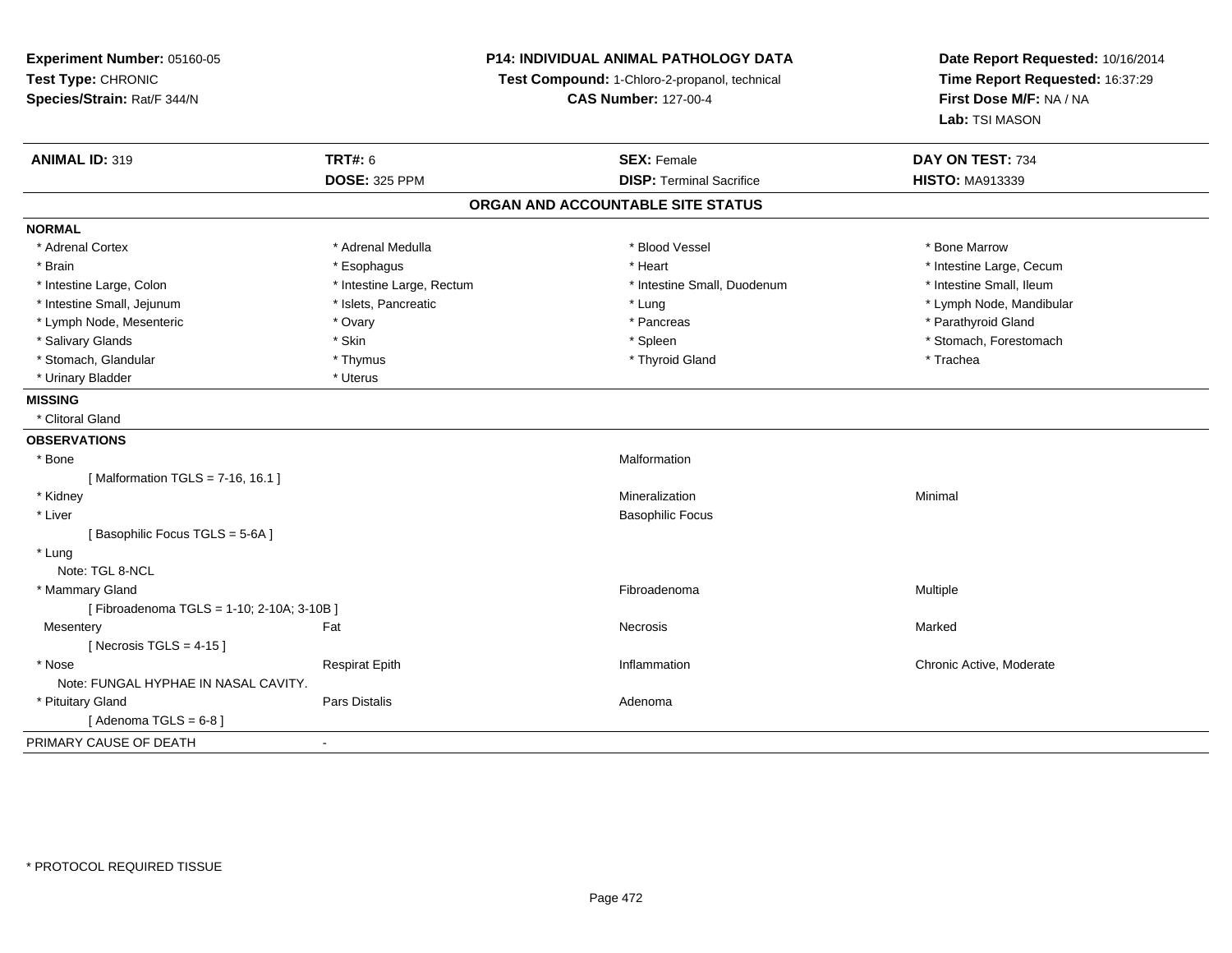**Experiment Number:** 05160-05
**Test Type:** CHRONIC
**Species/Strain:** Rat/F 344/N

**P14: INDIVIDUAL ANIMAL PATHOLOGY DATA**
**Test Compound:** 1-Chloro-2-propanol, technical
**CAS Number:** 127-00-4

**Date Report Requested:** 10/16/2014
**Time Report Requested:** 16:37:29
**First Dose M/F:** NA / NA
**Lab:** TSI MASON

| **ANIMAL ID:** 319 | **TRT#:** 6 | **SEX:** Female | **DAY ON TEST:** 734 |
|---|---|---|---|
| | **DOSE:** 325 PPM | **DISP:** Terminal Sacrifice | **HISTO:** MA913339 |

## ORGAN AND ACCOUNTABLE SITE STATUS

**NORMAL**

| | | | |
|---|---|---|---|
| * Adrenal Cortex | * Adrenal Medulla | * Blood Vessel | * Bone Marrow |
| * Brain | * Esophagus | * Heart | * Intestine Large, Cecum |
| * Intestine Large, Colon | * Intestine Large, Rectum | * Intestine Small, Duodenum | * Intestine Small, Ileum |
| * Intestine Small, Jejunum | * Islets, Pancreatic | * Lung | * Lymph Node, Mandibular |
| * Lymph Node, Mesenteric | * Ovary | * Pancreas | * Parathyroid Gland |
| * Salivary Glands | * Skin | * Spleen | * Stomach, Forestomach |
| * Stomach, Glandular | * Thymus | * Thyroid Gland | * Trachea |
| * Urinary Bladder | * Uterus | | |

**MISSING**

* Clitoral Gland

**OBSERVATIONS**

| | | | |
|---|---|---|---|
| * Bone | | Malformation | |
| [ Malformation TGLS = 7-16, 16.1 ] | | | |
| * Kidney | | Mineralization | Minimal |
| * Liver | | Basophilic Focus | |
| [ Basophilic Focus TGLS = 5-6A ] | | | |
| * Lung | | | |
| Note: TGL 8-NCL | | | |
| * Mammary Gland | | Fibroadenoma | Multiple |
| [ Fibroadenoma TGLS = 1-10; 2-10A; 3-10B ] | | | |
| Mesentery | Fat | Necrosis | Marked |
| [ Necrosis TGLS = 4-15 ] | | | |
| * Nose | Respirat Epith | Inflammation | Chronic Active, Moderate |
| Note: FUNGAL HYPHAE IN NASAL CAVITY. | | | |
| * Pituitary Gland | Pars Distalis | Adenoma | |
| [ Adenoma TGLS = 6-8 ] | | | |

PRIMARY CAUSE OF DEATH -

* PROTOCOL REQUIRED TISSUE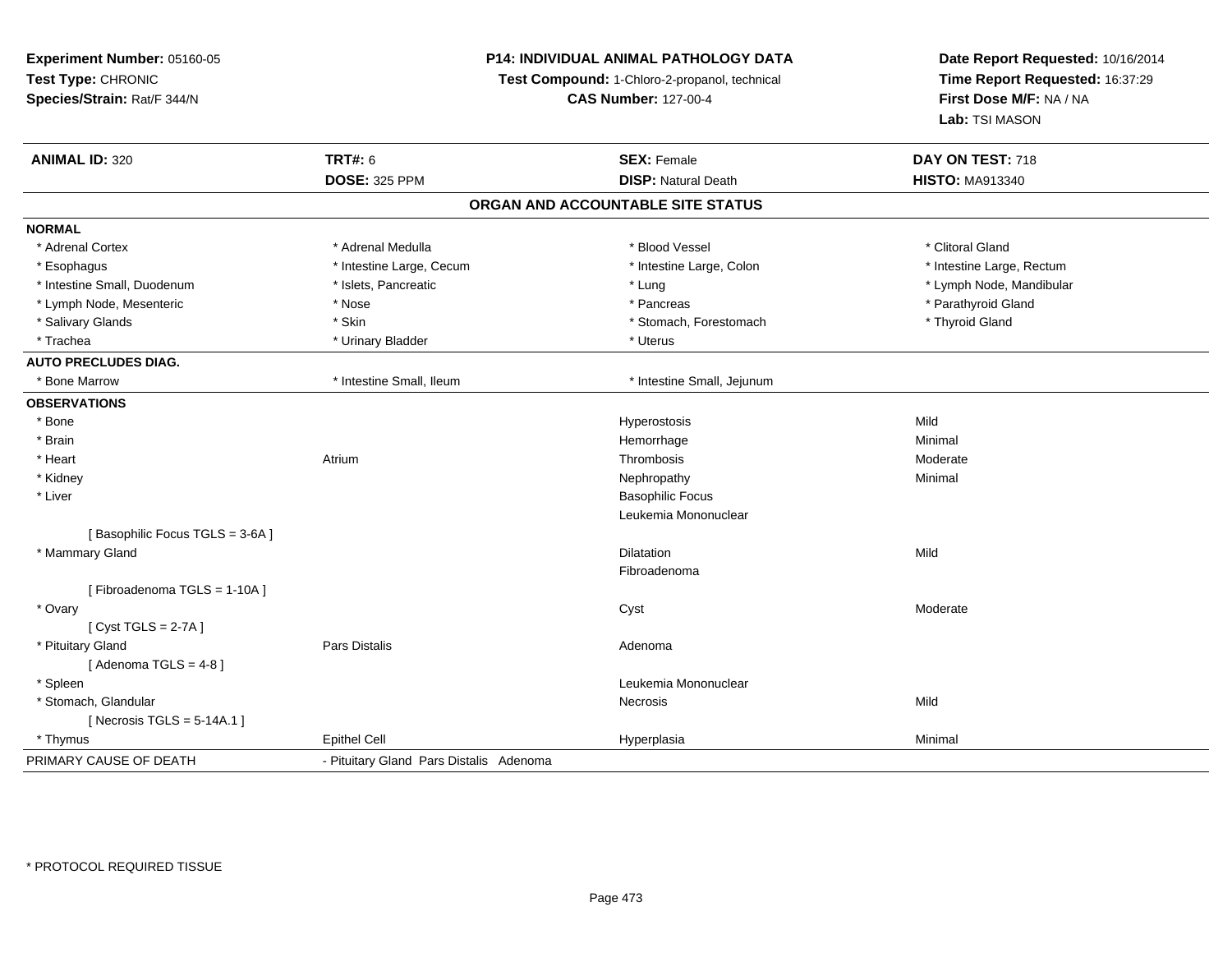**Experiment Number:** 05160-05
**Test Type:** CHRONIC
**Species/Strain:** Rat/F 344/N

**P14: INDIVIDUAL ANIMAL PATHOLOGY DATA**
**Test Compound:** 1-Chloro-2-propanol, technical
**CAS Number:** 127-00-4

**Date Report Requested:** 10/16/2014
**Time Report Requested:** 16:37:29
**First Dose M/F:** NA / NA
**Lab:** TSI MASON

| **ANIMAL ID:** 320 | **TRT#:** 6 | **SEX:** Female | **DAY ON TEST:** 718 |
|---|---|---|---|
| | **DOSE:** 325 PPM | **DISP:** Natural Death | **HISTO:** MA913340 |

## ORGAN AND ACCOUNTABLE SITE STATUS

**NORMAL**

| | | | |
|---|---|---|---|
| * Adrenal Cortex | * Adrenal Medulla | * Blood Vessel | * Clitoral Gland |
| * Esophagus | * Intestine Large, Cecum | * Intestine Large, Colon | * Intestine Large, Rectum |
| * Intestine Small, Duodenum | * Islets, Pancreatic | * Lung | * Lymph Node, Mandibular |
| * Lymph Node, Mesenteric | * Nose | * Pancreas | * Parathyroid Gland |
| * Salivary Glands | * Skin | * Stomach, Forestomach | * Thyroid Gland |
| * Trachea | * Urinary Bladder | * Uterus | |

**AUTO PRECLUDES DIAG.**

| | | | |
|---|---|---|---|
| * Bone Marrow | * Intestine Small, Ileum | * Intestine Small, Jejunum | |

**OBSERVATIONS**

| | | | |
|---|---|---|---|
| * Bone | | Hyperostosis | Mild |
| * Brain | | Hemorrhage | Minimal |
| * Heart | Atrium | Thrombosis | Moderate |
| * Kidney | | Nephropathy | Minimal |
| * Liver | | Basophilic Focus | |
| | | Leukemia Mononuclear | |
| [ Basophilic Focus TGLS = 3-6A ] | | | |
| * Mammary Gland | | Dilatation | Mild |
| | | Fibroadenoma | |
| [ Fibroadenoma TGLS = 1-10A ] | | | |
| * Ovary | | Cyst | Moderate |
| [ Cyst TGLS = 2-7A ] | | | |
| * Pituitary Gland | Pars Distalis | Adenoma | |
| [ Adenoma TGLS = 4-8 ] | | | |
| * Spleen | | Leukemia Mononuclear | |
| * Stomach, Glandular | | Necrosis | Mild |
| [ Necrosis TGLS = 5-14A.1 ] | | | |
| * Thymus | Epithel Cell | Hyperplasia | Minimal |

| | |
|---|---|
| PRIMARY CAUSE OF DEATH | - Pituitary Gland Pars Distalis Adenoma |

* PROTOCOL REQUIRED TISSUE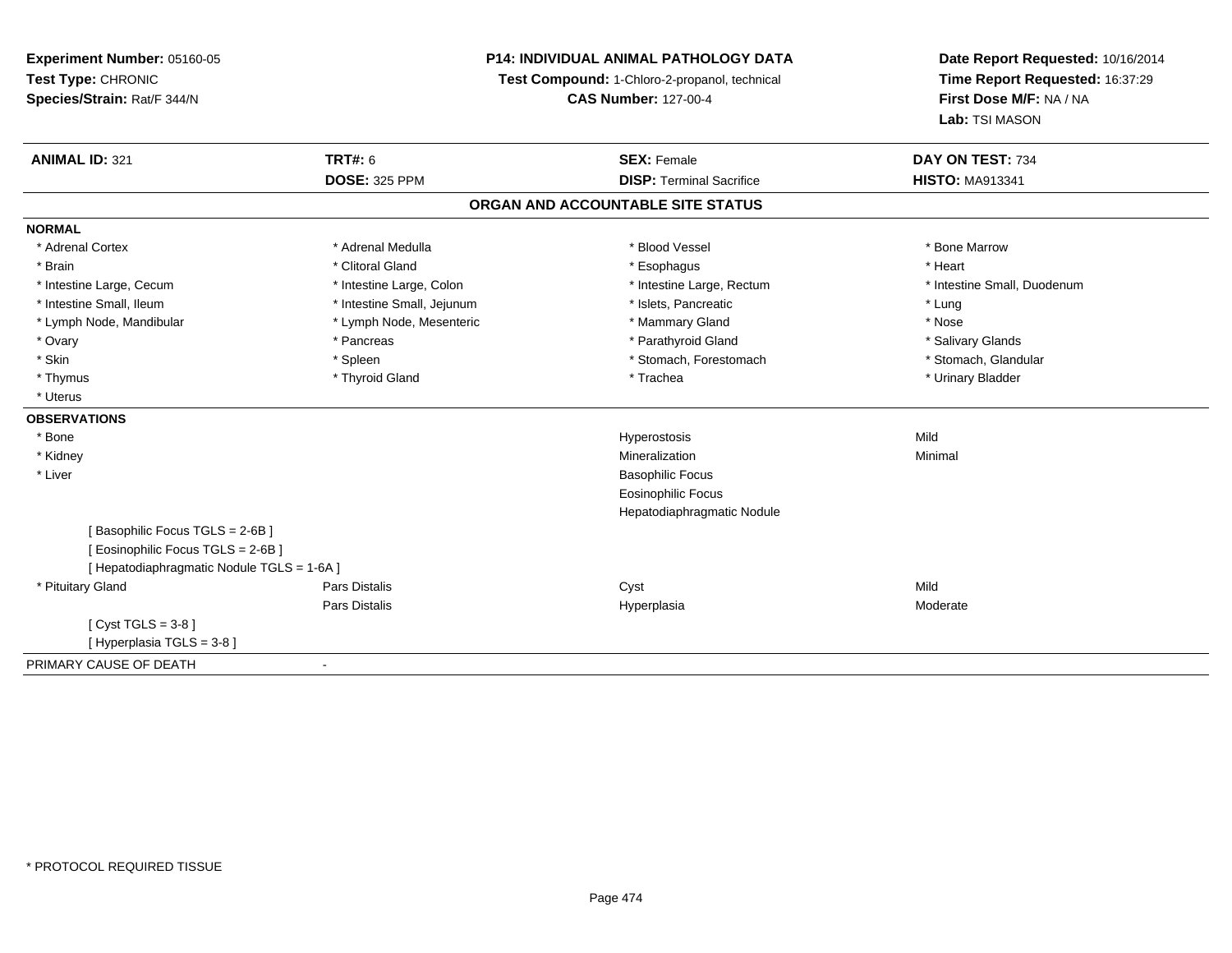**Experiment Number:** 05160-05
**Test Type:** CHRONIC
**Species/Strain:** Rat/F 344/N

**P14: INDIVIDUAL ANIMAL PATHOLOGY DATA**
**Test Compound:** 1-Chloro-2-propanol, technical
**CAS Number:** 127-00-4

**Date Report Requested:** 10/16/2014
**Time Report Requested:** 16:37:29
**First Dose M/F:** NA / NA
**Lab:** TSI MASON

| **ANIMAL ID:** 321 | **TRT#:** 6 | **SEX:** Female | **DAY ON TEST:** 734 |
|---|---|---|---|
| | **DOSE:** 325 PPM | **DISP:** Terminal Sacrifice | **HISTO:** MA913341 |

## ORGAN AND ACCOUNTABLE SITE STATUS

**NORMAL**

| | | | |
|---|---|---|---|
| * Adrenal Cortex | * Adrenal Medulla | * Blood Vessel | * Bone Marrow |
| * Brain | * Clitoral Gland | * Esophagus | * Heart |
| * Intestine Large, Cecum | * Intestine Large, Colon | * Intestine Large, Rectum | * Intestine Small, Duodenum |
| * Intestine Small, Ileum | * Intestine Small, Jejunum | * Islets, Pancreatic | * Lung |
| * Lymph Node, Mandibular | * Lymph Node, Mesenteric | * Mammary Gland | * Nose |
| * Ovary | * Pancreas | * Parathyroid Gland | * Salivary Glands |
| * Skin | * Spleen | * Stomach, Forestomach | * Stomach, Glandular |
| * Thymus | * Thyroid Gland | * Trachea | * Urinary Bladder |
| * Uterus | | | |

**OBSERVATIONS**

| | | | |
|---|---|---|---|
| * Bone | | Hyperostosis | Mild |
| * Kidney | | Mineralization | Minimal |
| * Liver | | Basophilic Focus | |
| | | Eosinophilic Focus | |
| | | Hepatodiaphragmatic Nodule | |
| [ Basophilic Focus TGLS = 2-6B ] | | | |
| [ Eosinophilic Focus TGLS = 2-6B ] | | | |
| [ Hepatodiaphragmatic Nodule TGLS = 1-6A ] | | | |
| * Pituitary Gland | Pars Distalis | Cyst | Mild |
| | Pars Distalis | Hyperplasia | Moderate |
| [ Cyst TGLS = 3-8 ] | | | |
| [ Hyperplasia TGLS = 3-8 ] | | | |

PRIMARY CAUSE OF DEATH -

\* PROTOCOL REQUIRED TISSUE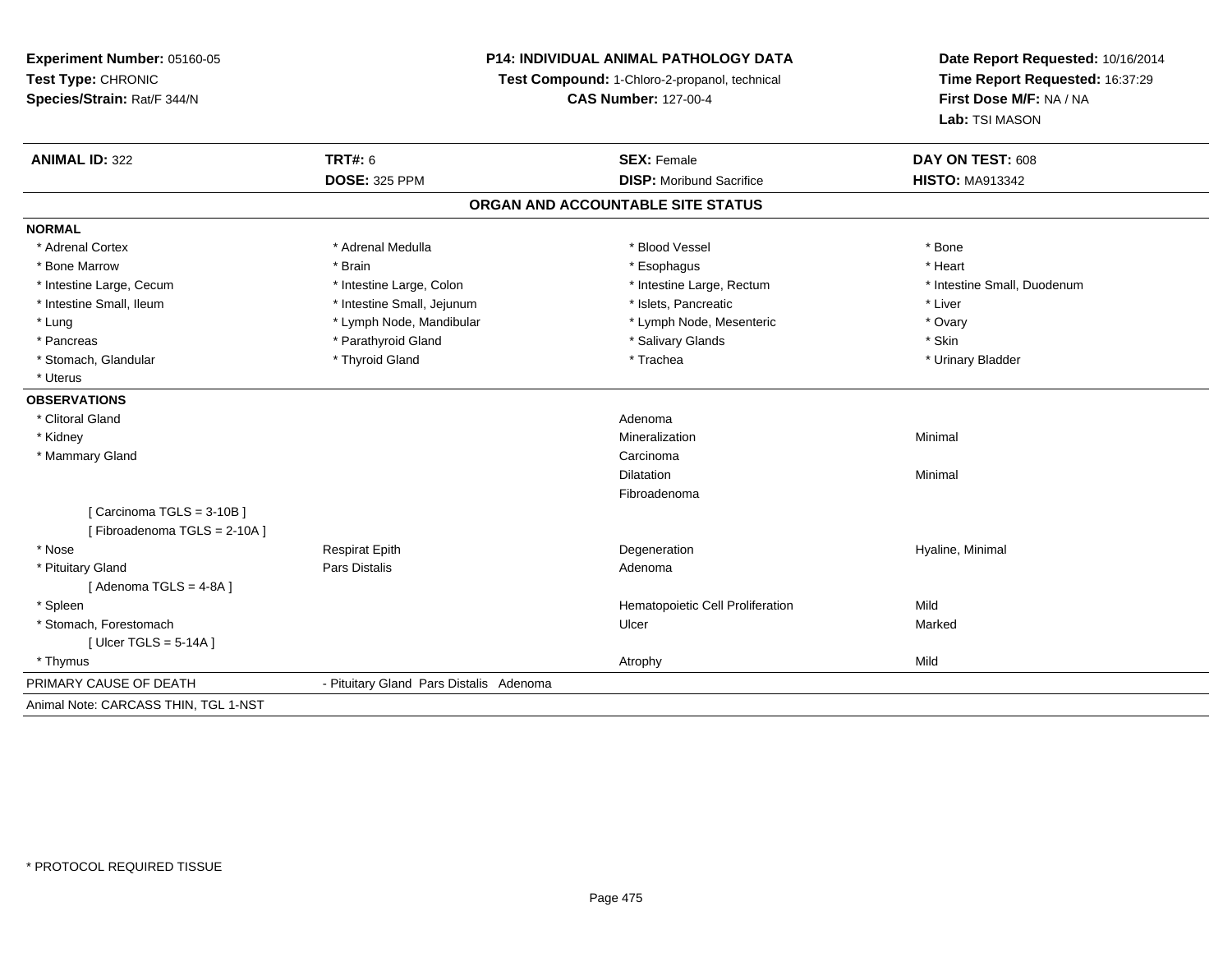**Experiment Number:** 05160-05
**Test Type:** CHRONIC
**Species/Strain:** Rat/F 344/N

**P14: INDIVIDUAL ANIMAL PATHOLOGY DATA**
**Test Compound:** 1-Chloro-2-propanol, technical
**CAS Number:** 127-00-4

**Date Report Requested:** 10/16/2014
**Time Report Requested:** 16:37:29
**First Dose M/F:** NA / NA
**Lab:** TSI MASON

| **ANIMAL ID:** 322 | **TRT#:** 6 | **SEX:** Female | **DAY ON TEST:** 608 |
|---|---|---|---|
| | **DOSE:** 325 PPM | **DISP:** Moribund Sacrifice | **HISTO:** MA913342 |

## ORGAN AND ACCOUNTABLE SITE STATUS

**NORMAL**

| | | | |
|---|---|---|---|
| * Adrenal Cortex | * Adrenal Medulla | * Blood Vessel | * Bone |
| * Bone Marrow | * Brain | * Esophagus | * Heart |
| * Intestine Large, Cecum | * Intestine Large, Colon | * Intestine Large, Rectum | * Intestine Small, Duodenum |
| * Intestine Small, Ileum | * Intestine Small, Jejunum | * Islets, Pancreatic | * Liver |
| * Lung | * Lymph Node, Mandibular | * Lymph Node, Mesenteric | * Ovary |
| * Pancreas | * Parathyroid Gland | * Salivary Glands | * Skin |
| * Stomach, Glandular | * Thyroid Gland | * Trachea | * Urinary Bladder |
| * Uterus | | | |

**OBSERVATIONS**

| | | | |
|---|---|---|---|
| * Clitoral Gland | | Adenoma | |
| * Kidney | | Mineralization | Minimal |
| * Mammary Gland | | Carcinoma | |
| | | Dilatation | Minimal |
| | | Fibroadenoma | |
| [ Carcinoma TGLS = 3-10B ] | | | |
| [ Fibroadenoma TGLS = 2-10A ] | | | |
| * Nose | Respirat Epith | Degeneration | Hyaline, Minimal |
| * Pituitary Gland | Pars Distalis | Adenoma | |
| [ Adenoma TGLS = 4-8A ] | | | |
| * Spleen | | Hematopoietic Cell Proliferation | Mild |
| * Stomach, Forestomach | | Ulcer | Marked |
| [ Ulcer TGLS = 5-14A ] | | | |
| * Thymus | | Atrophy | Mild |

PRIMARY CAUSE OF DEATH - Pituitary Gland Pars Distalis Adenoma

Animal Note: CARCASS THIN, TGL 1-NST

* PROTOCOL REQUIRED TISSUE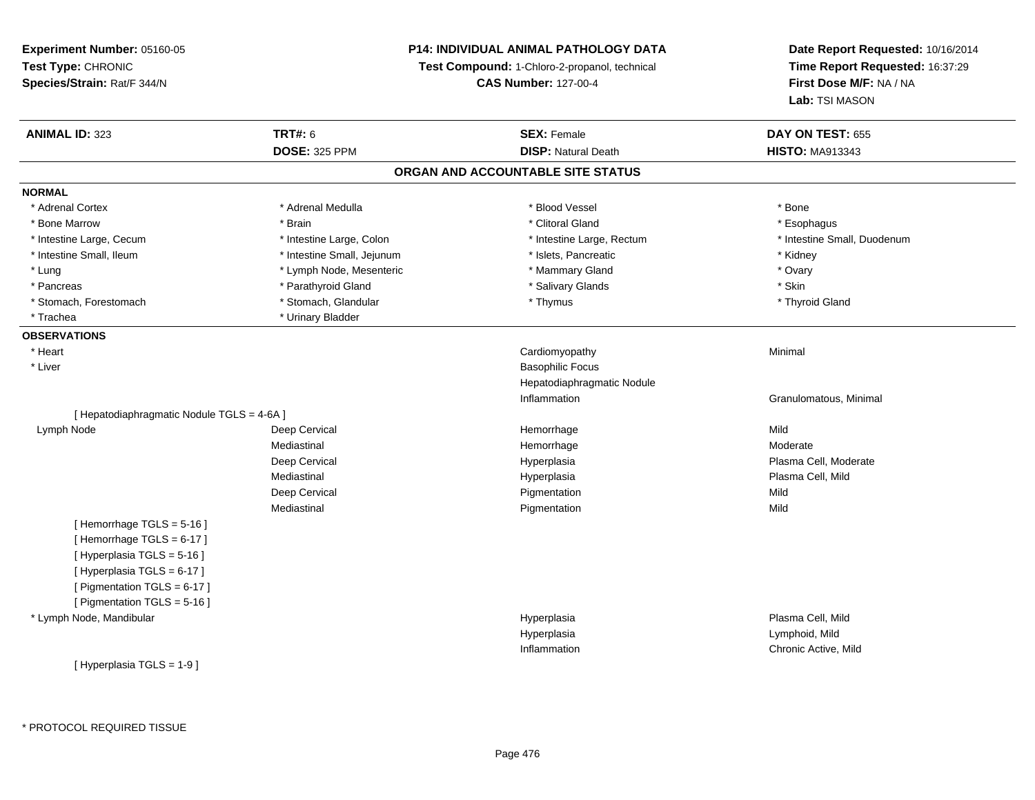**Experiment Number:** 05160-05
**Test Type:** CHRONIC
**Species/Strain:** Rat/F 344/N

**P14: INDIVIDUAL ANIMAL PATHOLOGY DATA**
**Test Compound:** 1-Chloro-2-propanol, technical
**CAS Number:** 127-00-4

**Date Report Requested:** 10/16/2014
**Time Report Requested:** 16:37:29
**First Dose M/F:** NA / NA
**Lab:** TSI MASON

| **ANIMAL ID:** 323 | **TRT#:** 6 | **SEX:** Female | **DAY ON TEST:** 655 |
|---|---|---|---|
| | **DOSE:** 325 PPM | **DISP:** Natural Death | **HISTO:** MA913343 |

## ORGAN AND ACCOUNTABLE SITE STATUS

**NORMAL**

| | | | |
|---|---|---|---|
| * Adrenal Cortex | * Adrenal Medulla | * Blood Vessel | * Bone |
| * Bone Marrow | * Brain | * Clitoral Gland | * Esophagus |
| * Intestine Large, Cecum | * Intestine Large, Colon | * Intestine Large, Rectum | * Intestine Small, Duodenum |
| * Intestine Small, Ileum | * Intestine Small, Jejunum | * Islets, Pancreatic | * Kidney |
| * Lung | * Lymph Node, Mesenteric | * Mammary Gland | * Ovary |
| * Pancreas | * Parathyroid Gland | * Salivary Glands | * Skin |
| * Stomach, Forestomach | * Stomach, Glandular | * Thymus | * Thyroid Gland |
| * Trachea | * Urinary Bladder | | |

**OBSERVATIONS**

| | | | |
|---|---|---|---|
| * Heart | | Cardiomyopathy | Minimal |
| * Liver | | Basophilic Focus | |
| | | Hepatodiaphragmatic Nodule | |
| | | Inflammation | Granulomatous, Minimal |
| [ Hepatodiaphragmatic Nodule TGLS = 4-6A ] | | | |
| Lymph Node | Deep Cervical | Hemorrhage | Mild |
| | Mediastinal | Hemorrhage | Moderate |
| | Deep Cervical | Hyperplasia | Plasma Cell, Moderate |
| | Mediastinal | Hyperplasia | Plasma Cell, Mild |
| | Deep Cervical | Pigmentation | Mild |
| | Mediastinal | Pigmentation | Mild |
| [ Hemorrhage TGLS = 5-16 ] | | | |
| [ Hemorrhage TGLS = 6-17 ] | | | |
| [ Hyperplasia TGLS = 5-16 ] | | | |
| [ Hyperplasia TGLS = 6-17 ] | | | |
| [ Pigmentation TGLS = 6-17 ] | | | |
| [ Pigmentation TGLS = 5-16 ] | | | |
| * Lymph Node, Mandibular | | Hyperplasia | Plasma Cell, Mild |
| | | Hyperplasia | Lymphoid, Mild |
| | | Inflammation | Chronic Active, Mild |
| [ Hyperplasia TGLS = 1-9 ] | | | |

* PROTOCOL REQUIRED TISSUE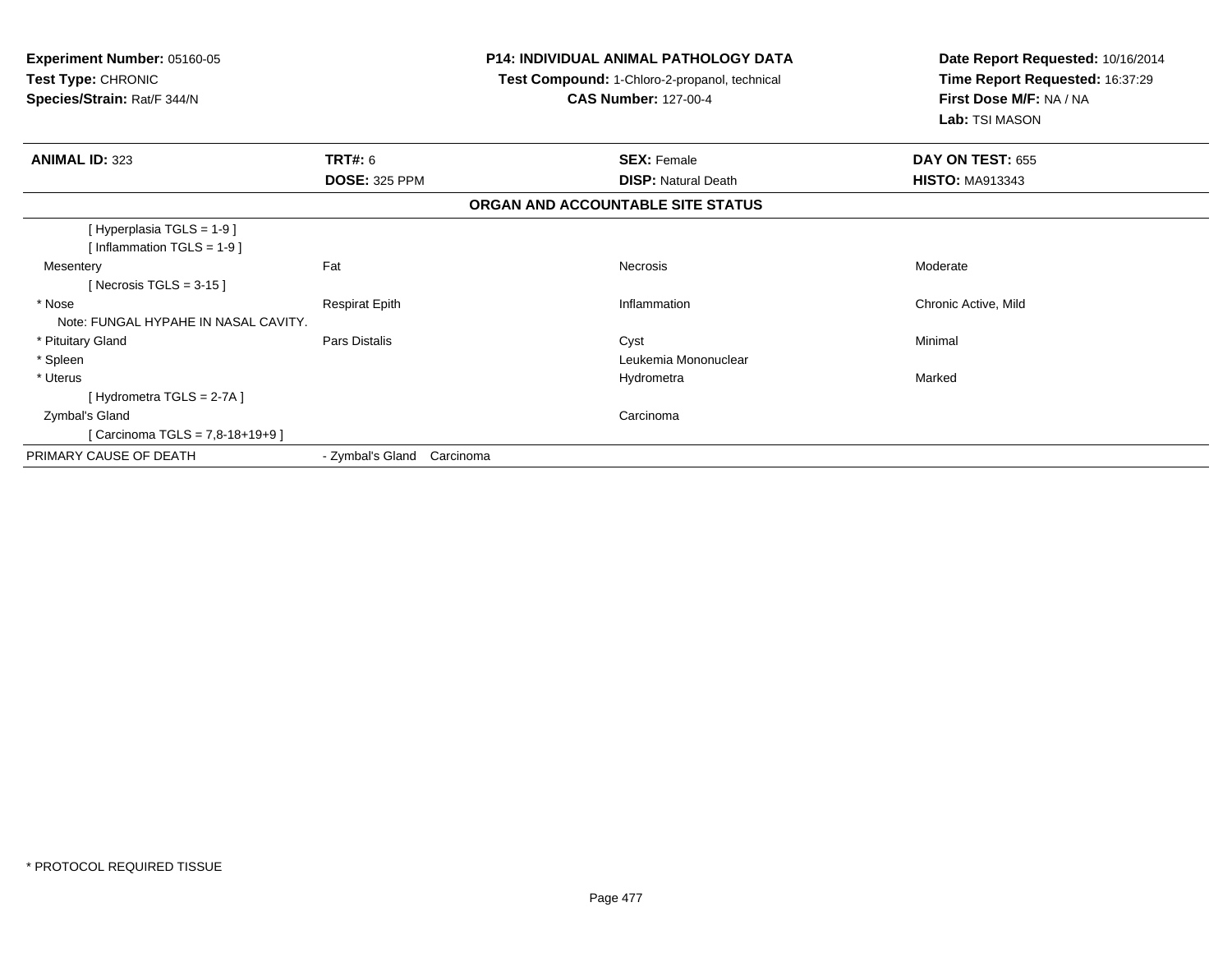**Experiment Number:** 05160-05
**Test Type:** CHRONIC
**Species/Strain:** Rat/F 344/N

**P14: INDIVIDUAL ANIMAL PATHOLOGY DATA**
**Test Compound:** 1-Chloro-2-propanol, technical
**CAS Number:** 127-00-4

**Date Report Requested:** 10/16/2014
**Time Report Requested:** 16:37:29
**First Dose M/F:** NA / NA
**Lab:** TSI MASON

| **ANIMAL ID:** 323 | **TRT#:** 6 | **SEX:** Female | **DAY ON TEST:** 655 |
|---|---|---|---|
| | **DOSE:** 325 PPM | **DISP:** Natural Death | **HISTO:** MA913343 |

**ORGAN AND ACCOUNTABLE SITE STATUS**

| | | | |
|---|---|---|---|
| [ Hyperplasia TGLS = 1-9 ] | | | |
| [ Inflammation TGLS = 1-9 ] | | | |
| Mesentery | Fat | Necrosis | Moderate |
| [ Necrosis TGLS = 3-15 ] | | | |
| * Nose | Respirat Epith | Inflammation | Chronic Active, Mild |
| Note: FUNGAL HYPAHE IN NASAL CAVITY. | | | |
| * Pituitary Gland | Pars Distalis | Cyst | Minimal |
| * Spleen | | Leukemia Mononuclear | |
| * Uterus | | Hydrometra | Marked |
| [ Hydrometra TGLS = 2-7A ] | | | |
| Zymbal's Gland | | Carcinoma | |
| [ Carcinoma TGLS = 7,8-18+19+9 ] | | | |
| PRIMARY CAUSE OF DEATH | - Zymbal's Gland Carcinoma | | |

* PROTOCOL REQUIRED TISSUE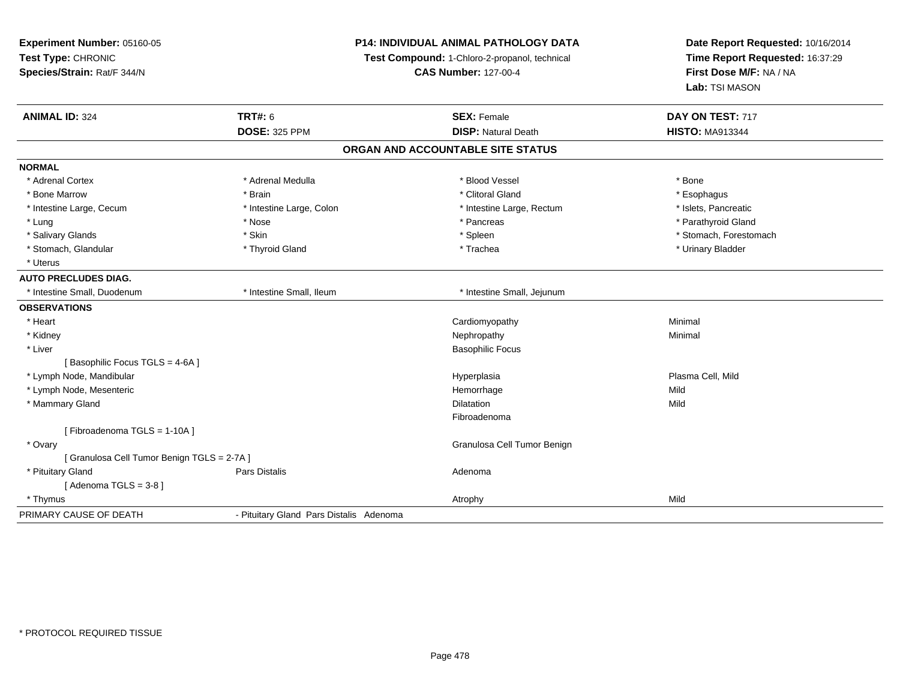**Experiment Number:** 05160-05
**Test Type:** CHRONIC
**Species/Strain:** Rat/F 344/N

**P14: INDIVIDUAL ANIMAL PATHOLOGY DATA**
**Test Compound:** 1-Chloro-2-propanol, technical
**CAS Number:** 127-00-4

**Date Report Requested:** 10/16/2014
**Time Report Requested:** 16:37:29
**First Dose M/F:** NA / NA
**Lab:** TSI MASON

| **ANIMAL ID:** 324 | **TRT#:** 6 | **SEX:** Female | **DAY ON TEST:** 717 |
|---|---|---|---|
| | **DOSE:** 325 PPM | **DISP:** Natural Death | **HISTO:** MA913344 |

## ORGAN AND ACCOUNTABLE SITE STATUS

| | | | |
|---|---|---|---|
| **NORMAL** | | | |
| * Adrenal Cortex | * Adrenal Medulla | * Blood Vessel | * Bone |
| * Bone Marrow | * Brain | * Clitoral Gland | * Esophagus |
| * Intestine Large, Cecum | * Intestine Large, Colon | * Intestine Large, Rectum | * Islets, Pancreatic |
| * Lung | * Nose | * Pancreas | * Parathyroid Gland |
| * Salivary Glands | * Skin | * Spleen | * Stomach, Forestomach |
| * Stomach, Glandular | * Thyroid Gland | * Trachea | * Urinary Bladder |
| * Uterus | | | |
| **AUTO PRECLUDES DIAG.** | | | |
| * Intestine Small, Duodenum | * Intestine Small, Ileum | * Intestine Small, Jejunum | |
| **OBSERVATIONS** | | | |
| * Heart | | Cardiomyopathy | Minimal |
| * Kidney | | Nephropathy | Minimal |
| * Liver | | Basophilic Focus | |
| [ Basophilic Focus TGLS = 4-6A ] | | | |
| * Lymph Node, Mandibular | | Hyperplasia | Plasma Cell, Mild |
| * Lymph Node, Mesenteric | | Hemorrhage | Mild |
| * Mammary Gland | | Dilatation | Mild |
| | | Fibroadenoma | |
| [ Fibroadenoma TGLS = 1-10A ] | | | |
| * Ovary | | Granulosa Cell Tumor Benign | |
| [ Granulosa Cell Tumor Benign TGLS = 2-7A ] | | | |
| * Pituitary Gland | Pars Distalis | Adenoma | |
| [ Adenoma TGLS = 3-8 ] | | | |
| * Thymus | | Atrophy | Mild |
| PRIMARY CAUSE OF DEATH | - Pituitary Gland Pars Distalis Adenoma | | |

\* PROTOCOL REQUIRED TISSUE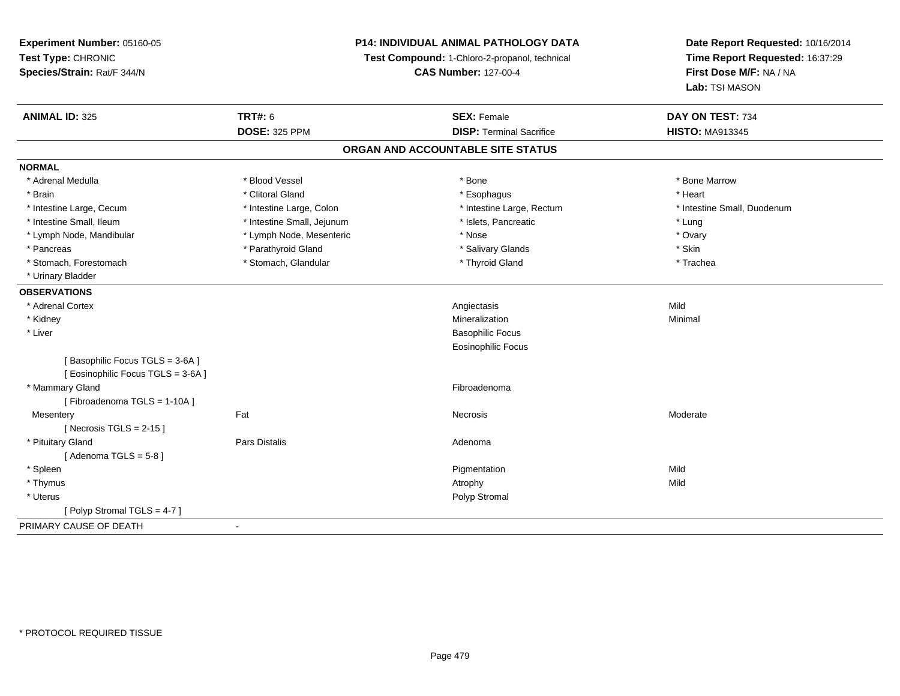**Experiment Number:** 05160-05
**Test Type:** CHRONIC
**Species/Strain:** Rat/F 344/N

**P14: INDIVIDUAL ANIMAL PATHOLOGY DATA**
**Test Compound:** 1-Chloro-2-propanol, technical
**CAS Number:** 127-00-4

**Date Report Requested:** 10/16/2014
**Time Report Requested:** 16:37:29
**First Dose M/F:** NA / NA
**Lab:** TSI MASON

| **ANIMAL ID:** 325 | **TRT#:** 6 | **SEX:** Female | **DAY ON TEST:** 734 |
|---|---|---|---|
| | **DOSE:** 325 PPM | **DISP:** Terminal Sacrifice | **HISTO:** MA913345 |

## ORGAN AND ACCOUNTABLE SITE STATUS

**NORMAL**

| | | | |
|---|---|---|---|
| * Adrenal Medulla | * Blood Vessel | * Bone | * Bone Marrow |
| * Brain | * Clitoral Gland | * Esophagus | * Heart |
| * Intestine Large, Cecum | * Intestine Large, Colon | * Intestine Large, Rectum | * Intestine Small, Duodenum |
| * Intestine Small, Ileum | * Intestine Small, Jejunum | * Islets, Pancreatic | * Lung |
| * Lymph Node, Mandibular | * Lymph Node, Mesenteric | * Nose | * Ovary |
| * Pancreas | * Parathyroid Gland | * Salivary Glands | * Skin |
| * Stomach, Forestomach | * Stomach, Glandular | * Thyroid Gland | * Trachea |
| * Urinary Bladder | | | |

**OBSERVATIONS**

| | | | |
|---|---|---|---|
| * Adrenal Cortex | | Angiectasis | Mild |
| * Kidney | | Mineralization | Minimal |
| * Liver | | Basophilic Focus | |
| | | Eosinophilic Focus | |
| [ Basophilic Focus TGLS = 3-6A ] | | | |
| [ Eosinophilic Focus TGLS = 3-6A ] | | | |
| * Mammary Gland | | Fibroadenoma | |
| [ Fibroadenoma TGLS = 1-10A ] | | | |
| Mesentery | Fat | Necrosis | Moderate |
| [ Necrosis TGLS = 2-15 ] | | | |
| * Pituitary Gland | Pars Distalis | Adenoma | |
| [ Adenoma TGLS = 5-8 ] | | | |
| * Spleen | | Pigmentation | Mild |
| * Thymus | | Atrophy | Mild |
| * Uterus | | Polyp Stromal | |
| [ Polyp Stromal TGLS = 4-7 ] | | | |

PRIMARY CAUSE OF DEATH -

\* PROTOCOL REQUIRED TISSUE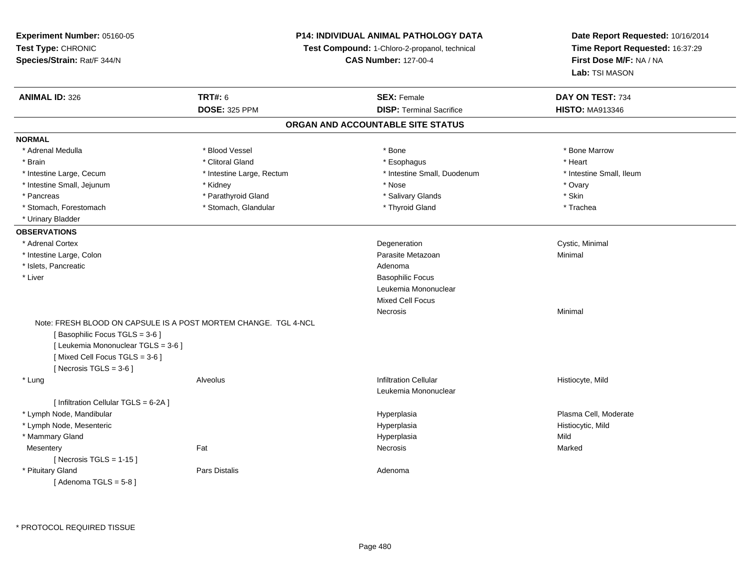**Experiment Number:** 05160-05
**Test Type:** CHRONIC
**Species/Strain:** Rat/F 344/N

**P14: INDIVIDUAL ANIMAL PATHOLOGY DATA**
**Test Compound:** 1-Chloro-2-propanol, technical
**CAS Number:** 127-00-4

**Date Report Requested:** 10/16/2014
**Time Report Requested:** 16:37:29
**First Dose M/F:** NA / NA
**Lab:** TSI MASON

| **ANIMAL ID:** 326 | **TRT#:** 6 | **SEX:** Female | **DAY ON TEST:** 734 |
|---|---|---|---|
| | **DOSE:** 325 PPM | **DISP:** Terminal Sacrifice | **HISTO:** MA913346 |

## ORGAN AND ACCOUNTABLE SITE STATUS

**NORMAL**

| | | | |
|---|---|---|---|
| * Adrenal Medulla | * Blood Vessel | * Bone | * Bone Marrow |
| * Brain | * Clitoral Gland | * Esophagus | * Heart |
| * Intestine Large, Cecum | * Intestine Large, Rectum | * Intestine Small, Duodenum | * Intestine Small, Ileum |
| * Intestine Small, Jejunum | * Kidney | * Nose | * Ovary |
| * Pancreas | * Parathyroid Gland | * Salivary Glands | * Skin |
| * Stomach, Forestomach | * Stomach, Glandular | * Thyroid Gland | * Trachea |
| * Urinary Bladder | | | |

**OBSERVATIONS**

| | | | |
|---|---|---|---|
| * Adrenal Cortex | | Degeneration | Cystic, Minimal |
| * Intestine Large, Colon | | Parasite Metazoan | Minimal |
| * Islets, Pancreatic | | Adenoma | |
| * Liver | | Basophilic Focus | |
| | | Leukemia Mononuclear | |
| | | Mixed Cell Focus | |
| | | Necrosis | Minimal |

Note: FRESH BLOOD ON CAPSULE IS A POST MORTEM CHANGE. TGL 4-NCL
[ Basophilic Focus TGLS = 3-6 ]
[ Leukemia Mononuclear TGLS = 3-6 ]
[ Mixed Cell Focus TGLS = 3-6 ]
[ Necrosis TGLS = 3-6 ]

| | | | |
|---|---|---|---|
| * Lung | Alveolus | Infiltration Cellular | Histiocyte, Mild |
| | | Leukemia Mononuclear | |

[ Infiltration Cellular TGLS = 6-2A ]

| | | | |
|---|---|---|---|
| * Lymph Node, Mandibular | | Hyperplasia | Plasma Cell, Moderate |
| * Lymph Node, Mesenteric | | Hyperplasia | Histiocytic, Mild |
| * Mammary Gland | | Hyperplasia | Mild |
| Mesentery | Fat | Necrosis | Marked |

[ Necrosis TGLS = 1-15 ]

| | | | |
|---|---|---|---|
| * Pituitary Gland | Pars Distalis | Adenoma | |

[ Adenoma TGLS = 5-8 ]

* PROTOCOL REQUIRED TISSUE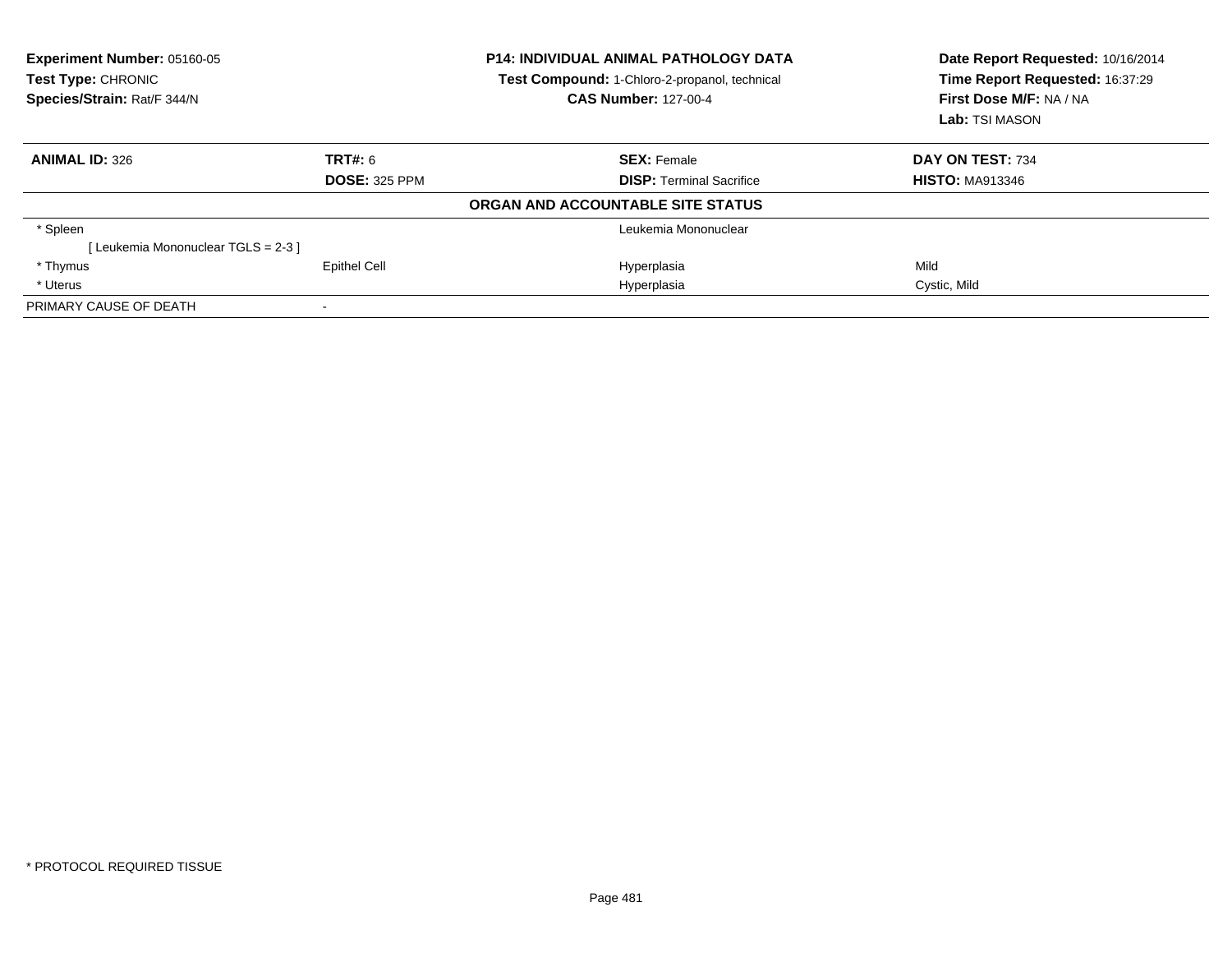**Experiment Number:** 05160-05
**Test Type:** CHRONIC
**Species/Strain:** Rat/F 344/N

**P14: INDIVIDUAL ANIMAL PATHOLOGY DATA**
**Test Compound:** 1-Chloro-2-propanol, technical
**CAS Number:** 127-00-4

**Date Report Requested:** 10/16/2014
**Time Report Requested:** 16:37:29
**First Dose M/F:** NA / NA
**Lab:** TSI MASON

| **ANIMAL ID:** 326 | **TRT#:** 6 | **SEX:** Female | **DAY ON TEST:** 734 |
|---|---|---|---|
| | **DOSE:** 325 PPM | **DISP:** Terminal Sacrifice | **HISTO:** MA913346 |

**ORGAN AND ACCOUNTABLE SITE STATUS**

| | | | |
|---|---|---|---|
| * Spleen | | Leukemia Mononuclear | |
| [ Leukemia Mononuclear TGLS = 2-3 ] | | | |
| * Thymus | Epithel Cell | Hyperplasia | Mild |
| * Uterus | | Hyperplasia | Cystic, Mild |
| PRIMARY CAUSE OF DEATH | - | | |

* PROTOCOL REQUIRED TISSUE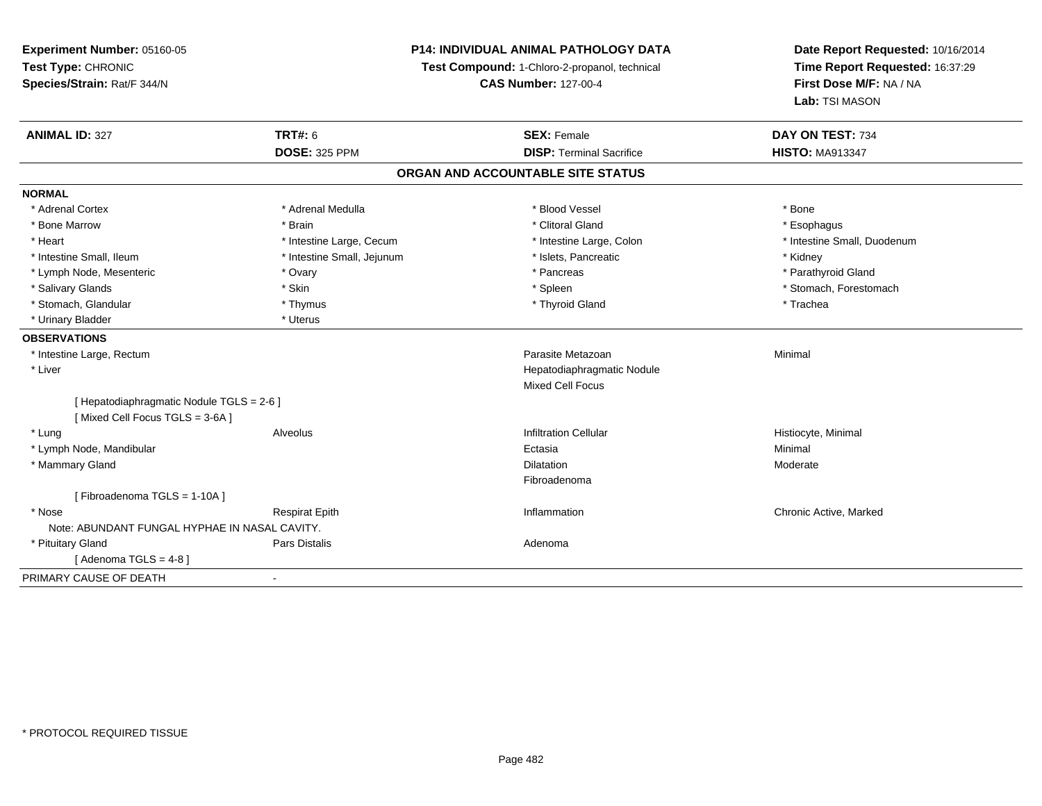**Experiment Number:** 05160-05
**Test Type:** CHRONIC
**Species/Strain:** Rat/F 344/N

**P14: INDIVIDUAL ANIMAL PATHOLOGY DATA**
**Test Compound:** 1-Chloro-2-propanol, technical
**CAS Number:** 127-00-4

**Date Report Requested:** 10/16/2014
**Time Report Requested:** 16:37:29
**First Dose M/F:** NA / NA
**Lab:** TSI MASON

| **ANIMAL ID:** 327 | **TRT#:** 6 | **SEX:** Female | **DAY ON TEST:** 734 |
|---|---|---|---|
| | **DOSE:** 325 PPM | **DISP:** Terminal Sacrifice | **HISTO:** MA913347 |

## ORGAN AND ACCOUNTABLE SITE STATUS

**NORMAL**

| | | | |
|---|---|---|---|
| * Adrenal Cortex | * Adrenal Medulla | * Blood Vessel | * Bone |
| * Bone Marrow | * Brain | * Clitoral Gland | * Esophagus |
| * Heart | * Intestine Large, Cecum | * Intestine Large, Colon | * Intestine Small, Duodenum |
| * Intestine Small, Ileum | * Intestine Small, Jejunum | * Islets, Pancreatic | * Kidney |
| * Lymph Node, Mesenteric | * Ovary | * Pancreas | * Parathyroid Gland |
| * Salivary Glands | * Skin | * Spleen | * Stomach, Forestomach |
| * Stomach, Glandular | * Thymus | * Thyroid Gland | * Trachea |
| * Urinary Bladder | * Uterus | | |

**OBSERVATIONS**

| | | | |
|---|---|---|---|
| * Intestine Large, Rectum | | Parasite Metazoan | Minimal |
| * Liver | | Hepatodiaphragmatic Nodule | |
| | | Mixed Cell Focus | |
| [ Hepatodiaphragmatic Nodule TGLS = 2-6 ] | | | |
| [ Mixed Cell Focus TGLS = 3-6A ] | | | |
| * Lung | Alveolus | Infiltration Cellular | Histiocyte, Minimal |
| * Lymph Node, Mandibular | | Ectasia | Minimal |
| * Mammary Gland | | Dilatation | Moderate |
| | | Fibroadenoma | |
| [ Fibroadenoma TGLS = 1-10A ] | | | |
| * Nose | Respirat Epith | Inflammation | Chronic Active, Marked |
| Note: ABUNDANT FUNGAL HYPHAE IN NASAL CAVITY. | | | |
| * Pituitary Gland | Pars Distalis | Adenoma | |
| [ Adenoma TGLS = 4-8 ] | | | |

PRIMARY CAUSE OF DEATH -

\* PROTOCOL REQUIRED TISSUE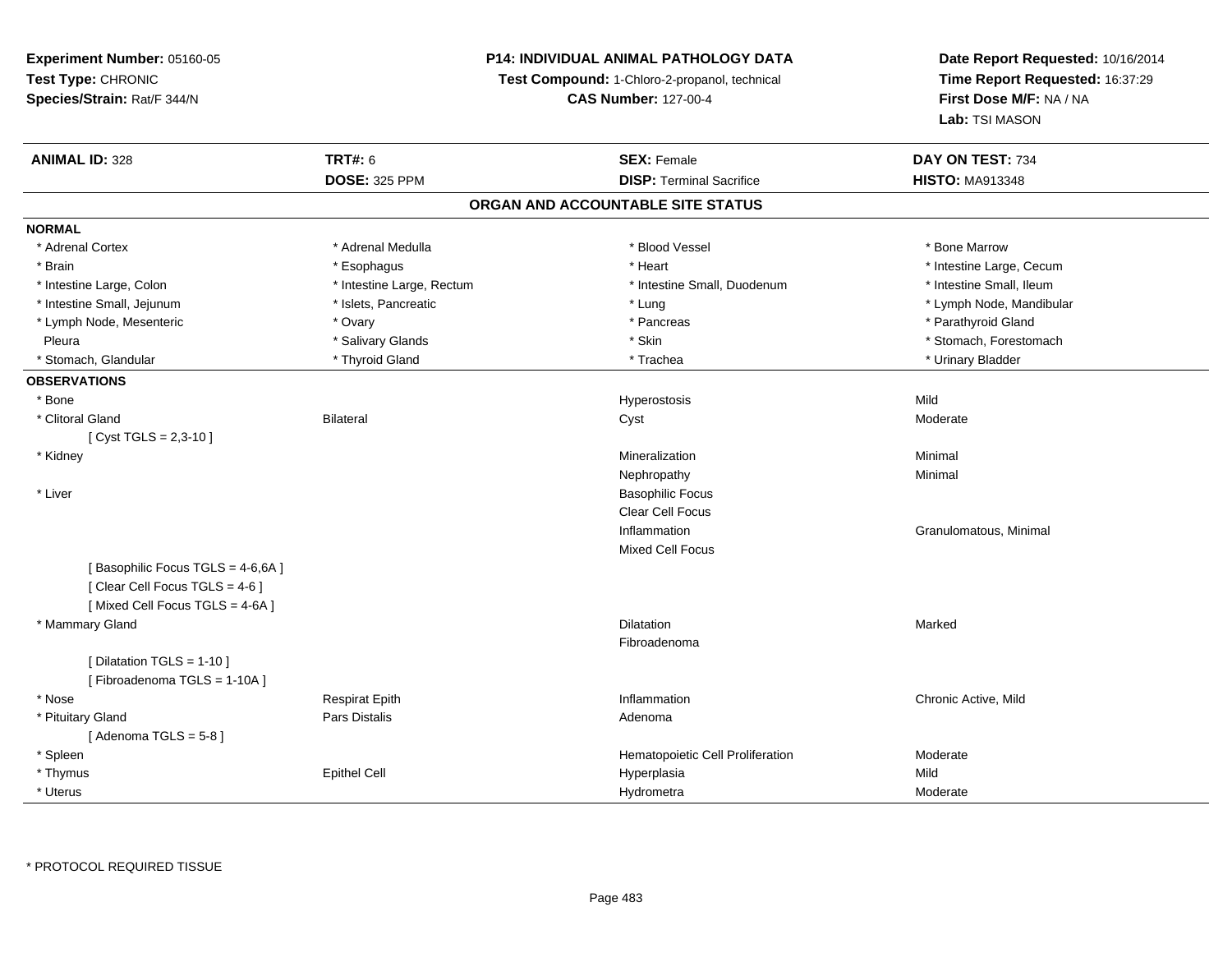**Experiment Number:** 05160-05
**Test Type:** CHRONIC
**Species/Strain:** Rat/F 344/N

**P14: INDIVIDUAL ANIMAL PATHOLOGY DATA**
**Test Compound:** 1-Chloro-2-propanol, technical
**CAS Number:** 127-00-4

**Date Report Requested:** 10/16/2014
**Time Report Requested:** 16:37:29
**First Dose M/F:** NA / NA
**Lab:** TSI MASON

| **ANIMAL ID:** 328 | **TRT#:** 6 | **SEX:** Female | **DAY ON TEST:** 734 |
|---|---|---|---|
| | **DOSE:** 325 PPM | **DISP:** Terminal Sacrifice | **HISTO:** MA913348 |

## ORGAN AND ACCOUNTABLE SITE STATUS

**NORMAL**

| | | | |
|---|---|---|---|
| * Adrenal Cortex | * Adrenal Medulla | * Blood Vessel | * Bone Marrow |
| * Brain | * Esophagus | * Heart | * Intestine Large, Cecum |
| * Intestine Large, Colon | * Intestine Large, Rectum | * Intestine Small, Duodenum | * Intestine Small, Ileum |
| * Intestine Small, Jejunum | * Islets, Pancreatic | * Lung | * Lymph Node, Mandibular |
| * Lymph Node, Mesenteric | * Ovary | * Pancreas | * Parathyroid Gland |
| Pleura | * Salivary Glands | * Skin | * Stomach, Forestomach |
| * Stomach, Glandular | * Thyroid Gland | * Trachea | * Urinary Bladder |

**OBSERVATIONS**

| | | | |
|---|---|---|---|
| * Bone | | Hyperostosis | Mild |
| * Clitoral Gland | Bilateral | Cyst | Moderate |
| [ Cyst TGLS = 2,3-10 ] | | | |
| * Kidney | | Mineralization | Minimal |
| | | Nephropathy | Minimal |
| * Liver | | Basophilic Focus | |
| | | Clear Cell Focus | |
| | | Inflammation | Granulomatous, Minimal |
| | | Mixed Cell Focus | |
| [ Basophilic Focus TGLS = 4-6,6A ] | | | |
| [ Clear Cell Focus TGLS = 4-6 ] | | | |
| [ Mixed Cell Focus TGLS = 4-6A ] | | | |
| * Mammary Gland | | Dilatation | Marked |
| | | Fibroadenoma | |
| [ Dilatation TGLS = 1-10 ] | | | |
| [ Fibroadenoma TGLS = 1-10A ] | | | |
| * Nose | Respirat Epith | Inflammation | Chronic Active, Mild |
| * Pituitary Gland | Pars Distalis | Adenoma | |
| [ Adenoma TGLS = 5-8 ] | | | |
| * Spleen | | Hematopoietic Cell Proliferation | Moderate |
| * Thymus | Epithel Cell | Hyperplasia | Mild |
| * Uterus | | Hydrometra | Moderate |

\* PROTOCOL REQUIRED TISSUE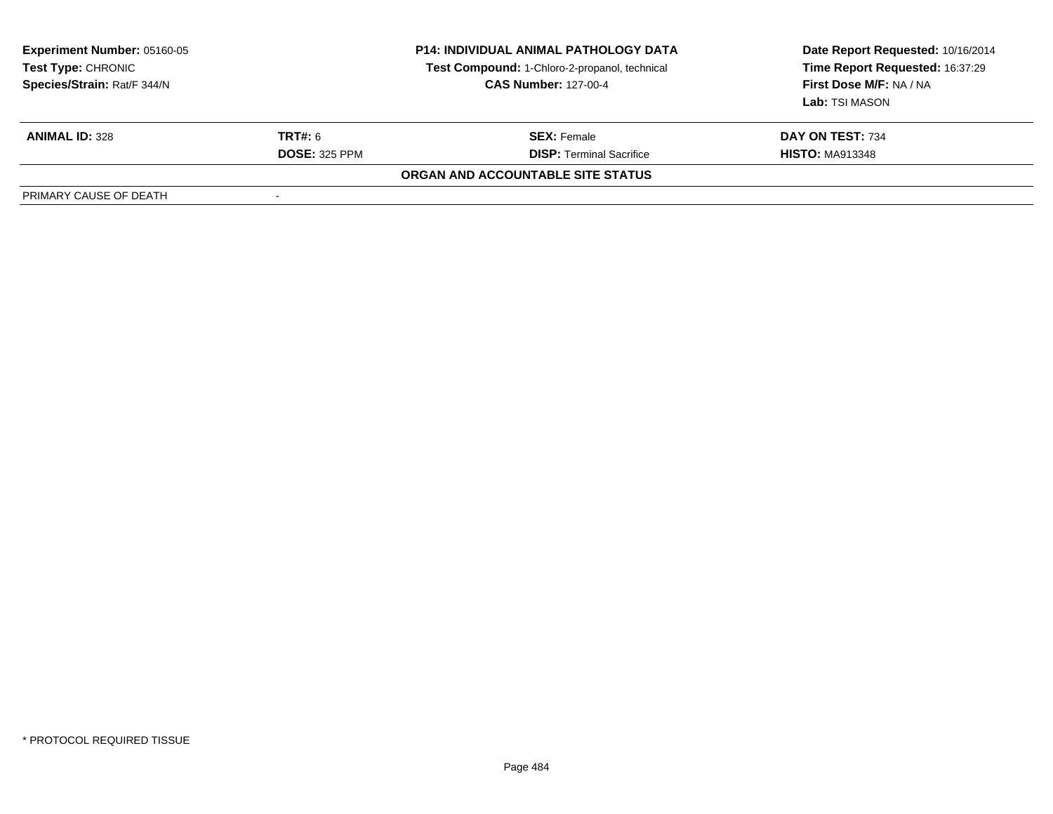**Experiment Number:** 05160-05
**Test Type:** CHRONIC
**Species/Strain:** Rat/F 344/N

**P14: INDIVIDUAL ANIMAL PATHOLOGY DATA**
**Test Compound:** 1-Chloro-2-propanol, technical
**CAS Number:** 127-00-4

**Date Report Requested:** 10/16/2014
**Time Report Requested:** 16:37:29
**First Dose M/F:** NA / NA
**Lab:** TSI MASON

| **ANIMAL ID:** 328 | **TRT#:** 6 | **SEX:** Female | **DAY ON TEST:** 734 |
|---|---|---|---|
| | **DOSE:** 325 PPM | **DISP:** Terminal Sacrifice | **HISTO:** MA913348 |

**ORGAN AND ACCOUNTABLE SITE STATUS**

| PRIMARY CAUSE OF DEATH | - |
|---|---|

* PROTOCOL REQUIRED TISSUE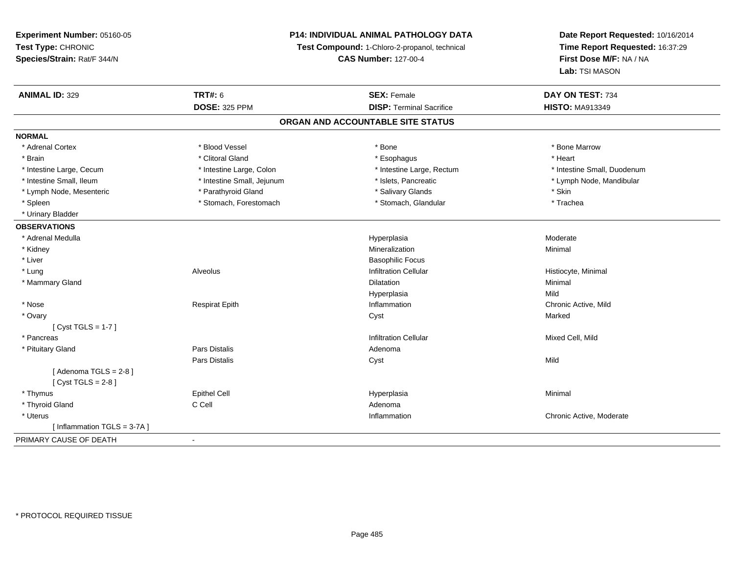**Experiment Number:** 05160-05
**Test Type:** CHRONIC
**Species/Strain:** Rat/F 344/N

**P14: INDIVIDUAL ANIMAL PATHOLOGY DATA**
**Test Compound:** 1-Chloro-2-propanol, technical
**CAS Number:** 127-00-4

**Date Report Requested:** 10/16/2014
**Time Report Requested:** 16:37:29
**First Dose M/F:** NA / NA
**Lab:** TSI MASON

| **ANIMAL ID:** 329 | **TRT#:** 6 | **SEX:** Female | **DAY ON TEST:** 734 |
|---|---|---|---|
| | **DOSE:** 325 PPM | **DISP:** Terminal Sacrifice | **HISTO:** MA913349 |

## ORGAN AND ACCOUNTABLE SITE STATUS

| | | | |
|---|---|---|---|
| **NORMAL** | | | |
| * Adrenal Cortex | * Blood Vessel | * Bone | * Bone Marrow |
| * Brain | * Clitoral Gland | * Esophagus | * Heart |
| * Intestine Large, Cecum | * Intestine Large, Colon | * Intestine Large, Rectum | * Intestine Small, Duodenum |
| * Intestine Small, Ileum | * Intestine Small, Jejunum | * Islets, Pancreatic | * Lymph Node, Mandibular |
| * Lymph Node, Mesenteric | * Parathyroid Gland | * Salivary Glands | * Skin |
| * Spleen | * Stomach, Forestomach | * Stomach, Glandular | * Trachea |
| * Urinary Bladder | | | |
| **OBSERVATIONS** | | | |
| * Adrenal Medulla | | Hyperplasia | Moderate |
| * Kidney | | Mineralization | Minimal |
| * Liver | | Basophilic Focus | |
| * Lung | Alveolus | Infiltration Cellular | Histiocyte, Minimal |
| * Mammary Gland | | Dilatation | Minimal |
| | | Hyperplasia | Mild |
| * Nose | Respirat Epith | Inflammation | Chronic Active, Mild |
| * Ovary | | Cyst | Marked |
| [ Cyst TGLS = 1-7 ] | | | |
| * Pancreas | | Infiltration Cellular | Mixed Cell, Mild |
| * Pituitary Gland | Pars Distalis | Adenoma | |
| | Pars Distalis | Cyst | Mild |
| [ Adenoma TGLS = 2-8 ] | | | |
| [ Cyst TGLS = 2-8 ] | | | |
| * Thymus | Epithel Cell | Hyperplasia | Minimal |
| * Thyroid Gland | C Cell | Adenoma | |
| * Uterus | | Inflammation | Chronic Active, Moderate |
| [ Inflammation TGLS = 3-7A ] | | | |
| PRIMARY CAUSE OF DEATH | - | | |

* PROTOCOL REQUIRED TISSUE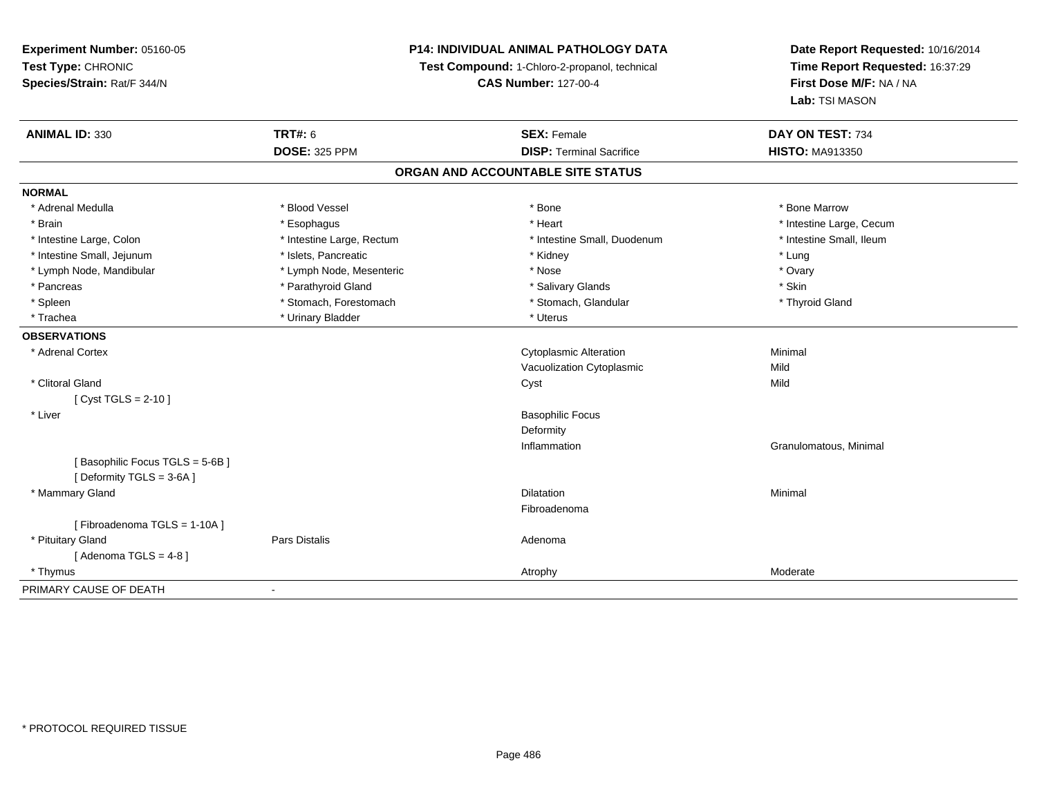**Experiment Number:** 05160-05
**Test Type:** CHRONIC
**Species/Strain:** Rat/F 344/N

**P14: INDIVIDUAL ANIMAL PATHOLOGY DATA**
**Test Compound:** 1-Chloro-2-propanol, technical
**CAS Number:** 127-00-4

**Date Report Requested:** 10/16/2014
**Time Report Requested:** 16:37:29
**First Dose M/F:** NA / NA
**Lab:** TSI MASON

| **ANIMAL ID:** 330 | **TRT#:** 6 | **SEX:** Female | **DAY ON TEST:** 734 |
|---|---|---|---|
| | **DOSE:** 325 PPM | **DISP:** Terminal Sacrifice | **HISTO:** MA913350 |

## ORGAN AND ACCOUNTABLE SITE STATUS

**NORMAL**

| | | | |
|---|---|---|---|
| * Adrenal Medulla | * Blood Vessel | * Bone | * Bone Marrow |
| * Brain | * Esophagus | * Heart | * Intestine Large, Cecum |
| * Intestine Large, Colon | * Intestine Large, Rectum | * Intestine Small, Duodenum | * Intestine Small, Ileum |
| * Intestine Small, Jejunum | * Islets, Pancreatic | * Kidney | * Lung |
| * Lymph Node, Mandibular | * Lymph Node, Mesenteric | * Nose | * Ovary |
| * Pancreas | * Parathyroid Gland | * Salivary Glands | * Skin |
| * Spleen | * Stomach, Forestomach | * Stomach, Glandular | * Thyroid Gland |
| * Trachea | * Urinary Bladder | * Uterus | |

**OBSERVATIONS**

| | | | |
|---|---|---|---|
| * Adrenal Cortex | | Cytoplasmic Alteration | Minimal |
| | | Vacuolization Cytoplasmic | Mild |
| * Clitoral Gland | | Cyst | Mild |
| [ Cyst TGLS = 2-10 ] | | | |
| * Liver | | Basophilic Focus | |
| | | Deformity | |
| | | Inflammation | Granulomatous, Minimal |
| [ Basophilic Focus TGLS = 5-6B ] | | | |
| [ Deformity TGLS = 3-6A ] | | | |
| * Mammary Gland | | Dilatation | Minimal |
| | | Fibroadenoma | |
| [ Fibroadenoma TGLS = 1-10A ] | | | |
| * Pituitary Gland | Pars Distalis | Adenoma | |
| [ Adenoma TGLS = 4-8 ] | | | |
| * Thymus | | Atrophy | Moderate |

PRIMARY CAUSE OF DEATH -

* PROTOCOL REQUIRED TISSUE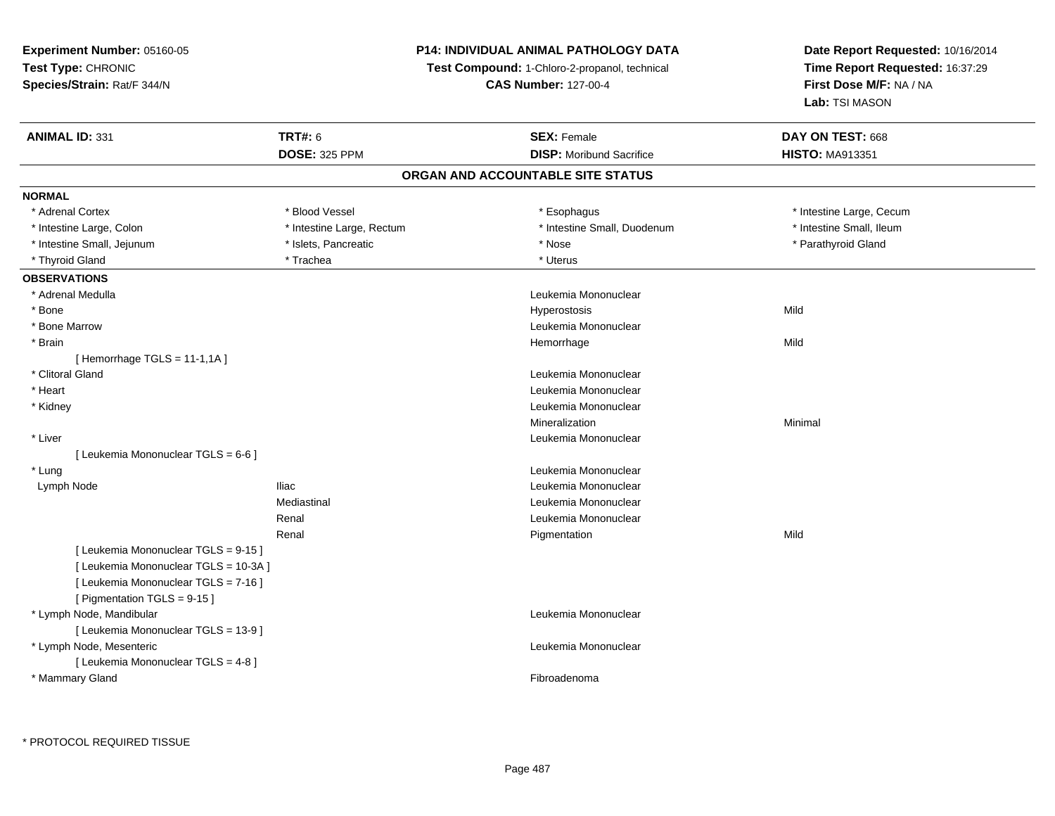**Experiment Number:** 05160-05
**Test Type:** CHRONIC
**Species/Strain:** Rat/F 344/N

**P14: INDIVIDUAL ANIMAL PATHOLOGY DATA**
**Test Compound:** 1-Chloro-2-propanol, technical
**CAS Number:** 127-00-4

**Date Report Requested:** 10/16/2014
**Time Report Requested:** 16:37:29
**First Dose M/F:** NA / NA
**Lab:** TSI MASON

| **ANIMAL ID:** 331 | **TRT#:** 6 | **SEX:** Female | **DAY ON TEST:** 668 |
|---|---|---|---|
| | **DOSE:** 325 PPM | **DISP:** Moribund Sacrifice | **HISTO:** MA913351 |

## ORGAN AND ACCOUNTABLE SITE STATUS

**NORMAL**

| | | | |
|---|---|---|---|
| * Adrenal Cortex | * Blood Vessel | * Esophagus | * Intestine Large, Cecum |
| * Intestine Large, Colon | * Intestine Large, Rectum | * Intestine Small, Duodenum | * Intestine Small, Ileum |
| * Intestine Small, Jejunum | * Islets, Pancreatic | * Nose | * Parathyroid Gland |
| * Thyroid Gland | * Trachea | * Uterus | |

**OBSERVATIONS**

| | | | |
|---|---|---|---|
| * Adrenal Medulla | | Leukemia Mononuclear | |
| * Bone | | Hyperostosis | Mild |
| * Bone Marrow | | Leukemia Mononuclear | |
| * Brain | | Hemorrhage | Mild |
| [ Hemorrhage TGLS = 11-1,1A ] | | | |
| * Clitoral Gland | | Leukemia Mononuclear | |
| * Heart | | Leukemia Mononuclear | |
| * Kidney | | Leukemia Mononuclear | |
| | | Mineralization | Minimal |
| * Liver | | Leukemia Mononuclear | |
| [ Leukemia Mononuclear TGLS = 6-6 ] | | | |
| * Lung | | Leukemia Mononuclear | |
| Lymph Node | Iliac | Leukemia Mononuclear | |
| | Mediastinal | Leukemia Mononuclear | |
| | Renal | Leukemia Mononuclear | |
| | Renal | Pigmentation | Mild |
| [ Leukemia Mononuclear TGLS = 9-15 ] | | | |
| [ Leukemia Mononuclear TGLS = 10-3A ] | | | |
| [ Leukemia Mononuclear TGLS = 7-16 ] | | | |
| [ Pigmentation TGLS = 9-15 ] | | | |
| * Lymph Node, Mandibular | | Leukemia Mononuclear | |
| [ Leukemia Mononuclear TGLS = 13-9 ] | | | |
| * Lymph Node, Mesenteric | | Leukemia Mononuclear | |
| [ Leukemia Mononuclear TGLS = 4-8 ] | | | |
| * Mammary Gland | | Fibroadenoma | |

* PROTOCOL REQUIRED TISSUE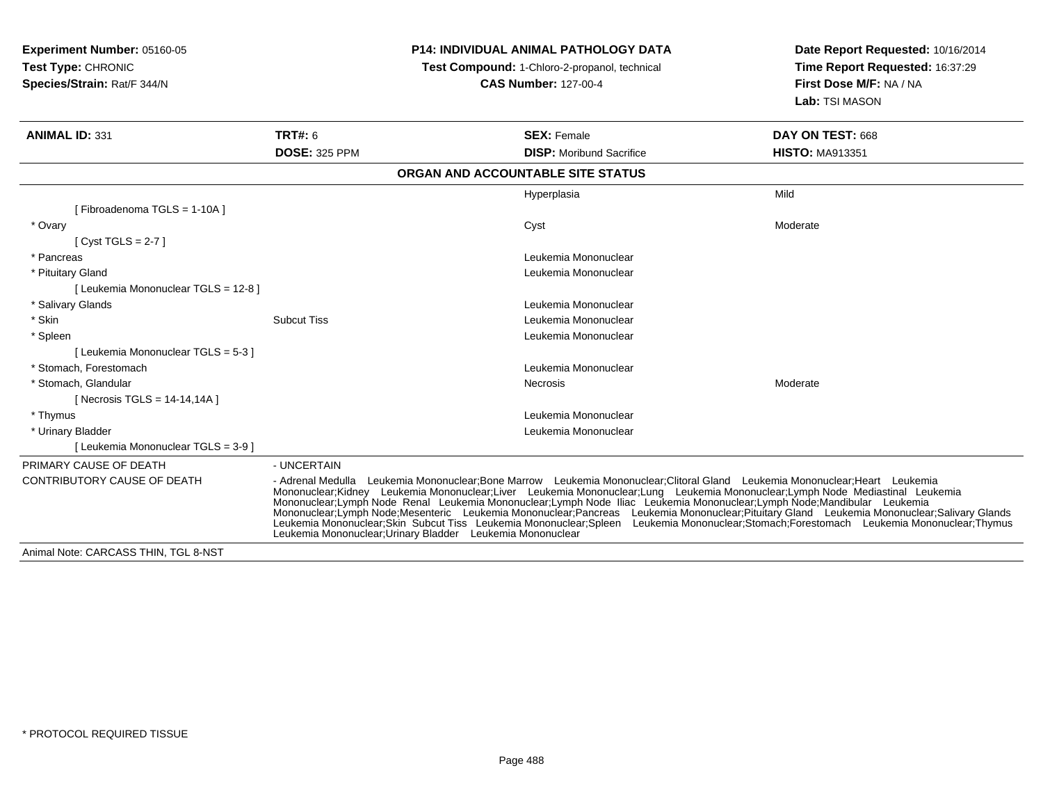**Experiment Number:** 05160-05
**Test Type:** CHRONIC
**Species/Strain:** Rat/F 344/N

**P14: INDIVIDUAL ANIMAL PATHOLOGY DATA**
**Test Compound:** 1-Chloro-2-propanol, technical
**CAS Number:** 127-00-4

**Date Report Requested:** 10/16/2014
**Time Report Requested:** 16:37:29
**First Dose M/F:** NA / NA
**Lab:** TSI MASON

| **ANIMAL ID:** 331 | **TRT#:** 6 | **SEX:** Female | **DAY ON TEST:** 668 |
|---|---|---|---|
| | **DOSE:** 325 PPM | **DISP:** Moribund Sacrifice | **HISTO:** MA913351 |

## ORGAN AND ACCOUNTABLE SITE STATUS

| | | | |
|---|---|---|---|
| | | Hyperplasia | Mild |
| [ Fibroadenoma TGLS = 1-10A ] | | | |
| * Ovary | | Cyst | Moderate |
| [ Cyst TGLS = 2-7 ] | | | |
| * Pancreas | | Leukemia Mononuclear | |
| * Pituitary Gland | | Leukemia Mononuclear | |
| [ Leukemia Mononuclear TGLS = 12-8 ] | | | |
| * Salivary Glands | | Leukemia Mononuclear | |
| * Skin | Subcut Tiss | Leukemia Mononuclear | |
| * Spleen | | Leukemia Mononuclear | |
| [ Leukemia Mononuclear TGLS = 5-3 ] | | | |
| * Stomach, Forestomach | | Leukemia Mononuclear | |
| * Stomach, Glandular | | Necrosis | Moderate |
| [ Necrosis TGLS = 14-14,14A ] | | | |
| * Thymus | | Leukemia Mononuclear | |
| * Urinary Bladder | | Leukemia Mononuclear | |
| [ Leukemia Mononuclear TGLS = 3-9 ] | | | |

PRIMARY CAUSE OF DEATH - UNCERTAIN

CONTRIBUTORY CAUSE OF DEATH - Adrenal Medulla Leukemia Mononuclear;Bone Marrow Leukemia Mononuclear;Clitoral Gland Leukemia Mononuclear;Heart Leukemia Mononuclear;Kidney Leukemia Mononuclear;Liver Leukemia Mononuclear;Lung Leukemia Mononuclear;Lymph Node Mediastinal Leukemia Mononuclear;Lymph Node Renal Leukemia Mononuclear;Lymph Node Iliac Leukemia Mononuclear;Lymph Node;Mandibular Leukemia Mononuclear;Lymph Node;Mesenteric Leukemia Mononuclear;Pancreas Leukemia Mononuclear;Pituitary Gland Leukemia Mononuclear;Salivary Glands Leukemia Mononuclear;Skin Subcut Tiss Leukemia Mononuclear;Spleen Leukemia Mononuclear;Stomach;Forestomach Leukemia Mononuclear;Thymus Leukemia Mononuclear;Urinary Bladder Leukemia Mononuclear

Animal Note: CARCASS THIN, TGL 8-NST

* PROTOCOL REQUIRED TISSUE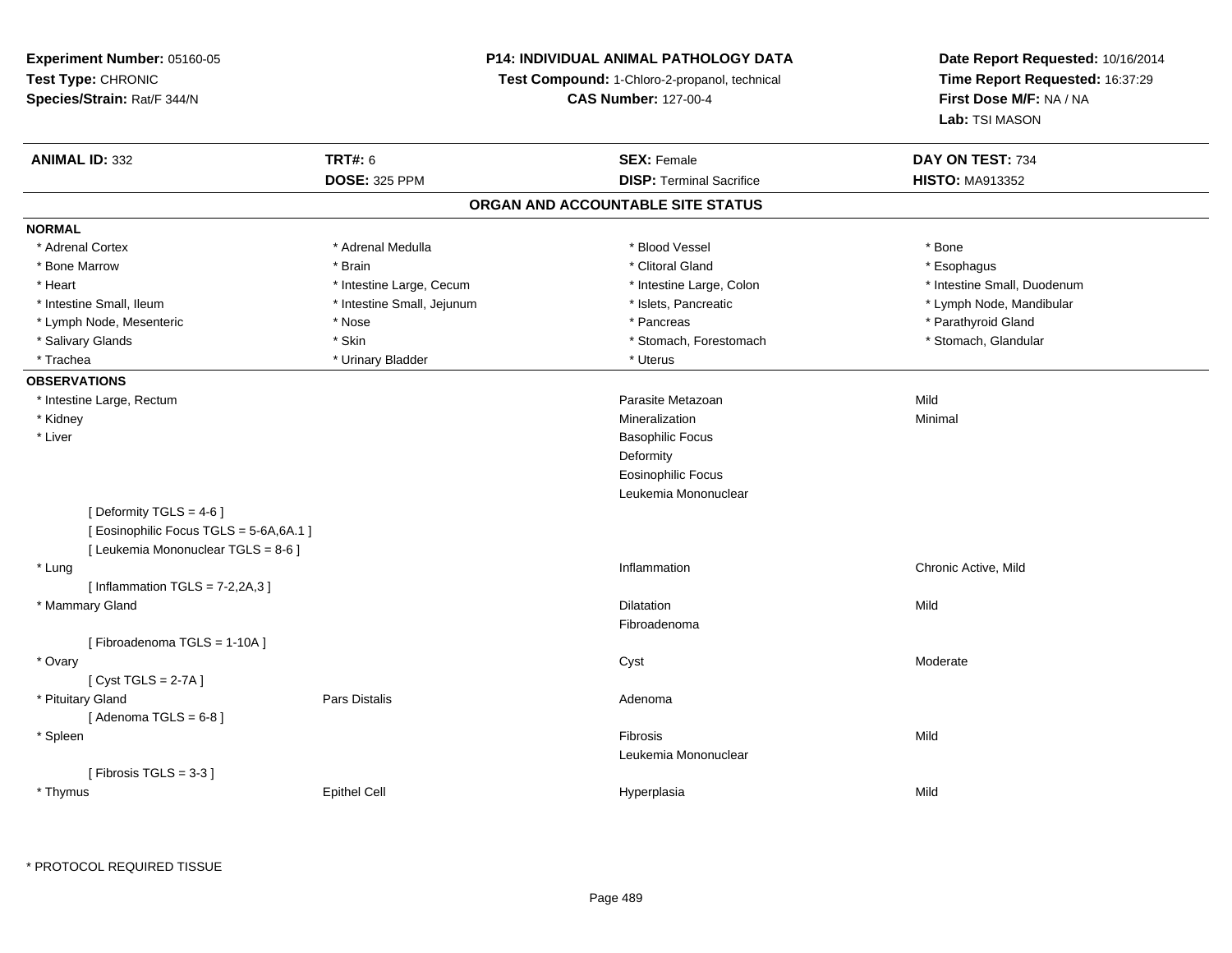**Experiment Number:** 05160-05
**Test Type:** CHRONIC
**Species/Strain:** Rat/F 344/N

**P14: INDIVIDUAL ANIMAL PATHOLOGY DATA**
**Test Compound:** 1-Chloro-2-propanol, technical
**CAS Number:** 127-00-4

**Date Report Requested:** 10/16/2014
**Time Report Requested:** 16:37:29
**First Dose M/F:** NA / NA
**Lab:** TSI MASON

| **ANIMAL ID:** 332 | **TRT#:** 6 | **SEX:** Female | **DAY ON TEST:** 734 |
|---|---|---|---|
| | **DOSE:** 325 PPM | **DISP:** Terminal Sacrifice | **HISTO:** MA913352 |

## ORGAN AND ACCOUNTABLE SITE STATUS

**NORMAL**

| | | | |
|---|---|---|---|
| * Adrenal Cortex | * Adrenal Medulla | * Blood Vessel | * Bone |
| * Bone Marrow | * Brain | * Clitoral Gland | * Esophagus |
| * Heart | * Intestine Large, Cecum | * Intestine Large, Colon | * Intestine Small, Duodenum |
| * Intestine Small, Ileum | * Intestine Small, Jejunum | * Islets, Pancreatic | * Lymph Node, Mandibular |
| * Lymph Node, Mesenteric | * Nose | * Pancreas | * Parathyroid Gland |
| * Salivary Glands | * Skin | * Stomach, Forestomach | * Stomach, Glandular |
| * Trachea | * Urinary Bladder | * Uterus | |

**OBSERVATIONS**

| | | | |
|---|---|---|---|
| * Intestine Large, Rectum | | Parasite Metazoan | Mild |
| * Kidney | | Mineralization | Minimal |
| * Liver | | Basophilic Focus | |
| | | Deformity | |
| | | Eosinophilic Focus | |
| | | Leukemia Mononuclear | |
| [ Deformity TGLS = 4-6 ] | | | |
| [ Eosinophilic Focus TGLS = 5-6A,6A.1 ] | | | |
| [ Leukemia Mononuclear TGLS = 8-6 ] | | | |
| * Lung | | Inflammation | Chronic Active, Mild |
| [ Inflammation TGLS = 7-2,2A,3 ] | | | |
| * Mammary Gland | | Dilatation | Mild |
| | | Fibroadenoma | |
| [ Fibroadenoma TGLS = 1-10A ] | | | |
| * Ovary | | Cyst | Moderate |
| [ Cyst TGLS = 2-7A ] | | | |
| * Pituitary Gland | Pars Distalis | Adenoma | |
| [ Adenoma TGLS = 6-8 ] | | | |
| * Spleen | | Fibrosis | Mild |
| | | Leukemia Mononuclear | |
| [ Fibrosis TGLS = 3-3 ] | | | |
| * Thymus | Epithel Cell | Hyperplasia | Mild |

* PROTOCOL REQUIRED TISSUE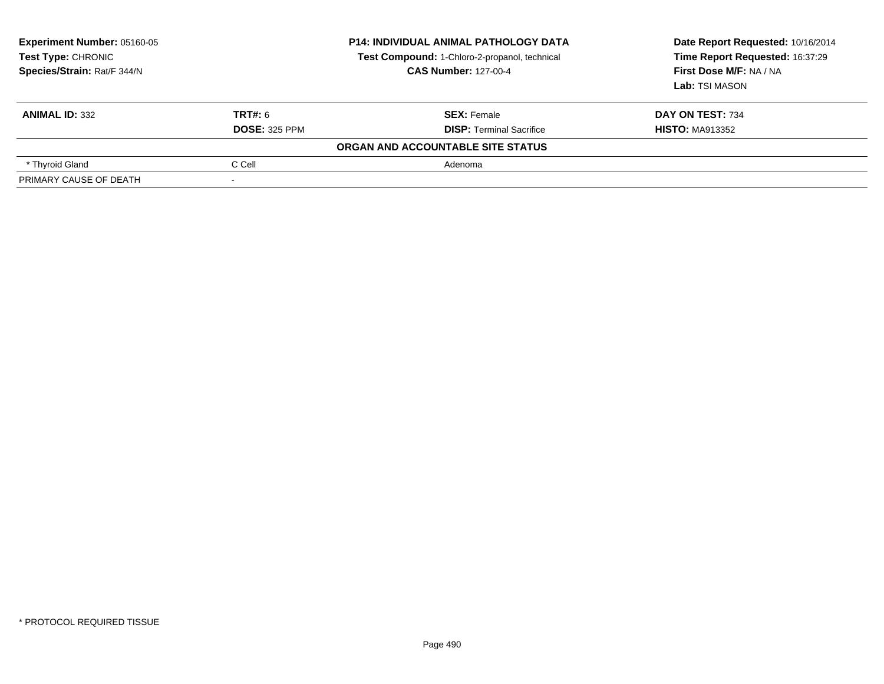**Experiment Number:** 05160-05
**Test Type:** CHRONIC
**Species/Strain:** Rat/F 344/N

**P14: INDIVIDUAL ANIMAL PATHOLOGY DATA**
**Test Compound:** 1-Chloro-2-propanol, technical
**CAS Number:** 127-00-4

**Date Report Requested:** 10/16/2014
**Time Report Requested:** 16:37:29
**First Dose M/F:** NA / NA
**Lab:** TSI MASON

| **ANIMAL ID:** 332 | **TRT#:** 6 | **SEX:** Female | **DAY ON TEST:** 734 |
|---|---|---|---|
| | **DOSE:** 325 PPM | **DISP:** Terminal Sacrifice | **HISTO:** MA913352 |

**ORGAN AND ACCOUNTABLE SITE STATUS**

| | | |
|---|---|---|
| * Thyroid Gland | C Cell | Adenoma |
| PRIMARY CAUSE OF DEATH | - | |

* PROTOCOL REQUIRED TISSUE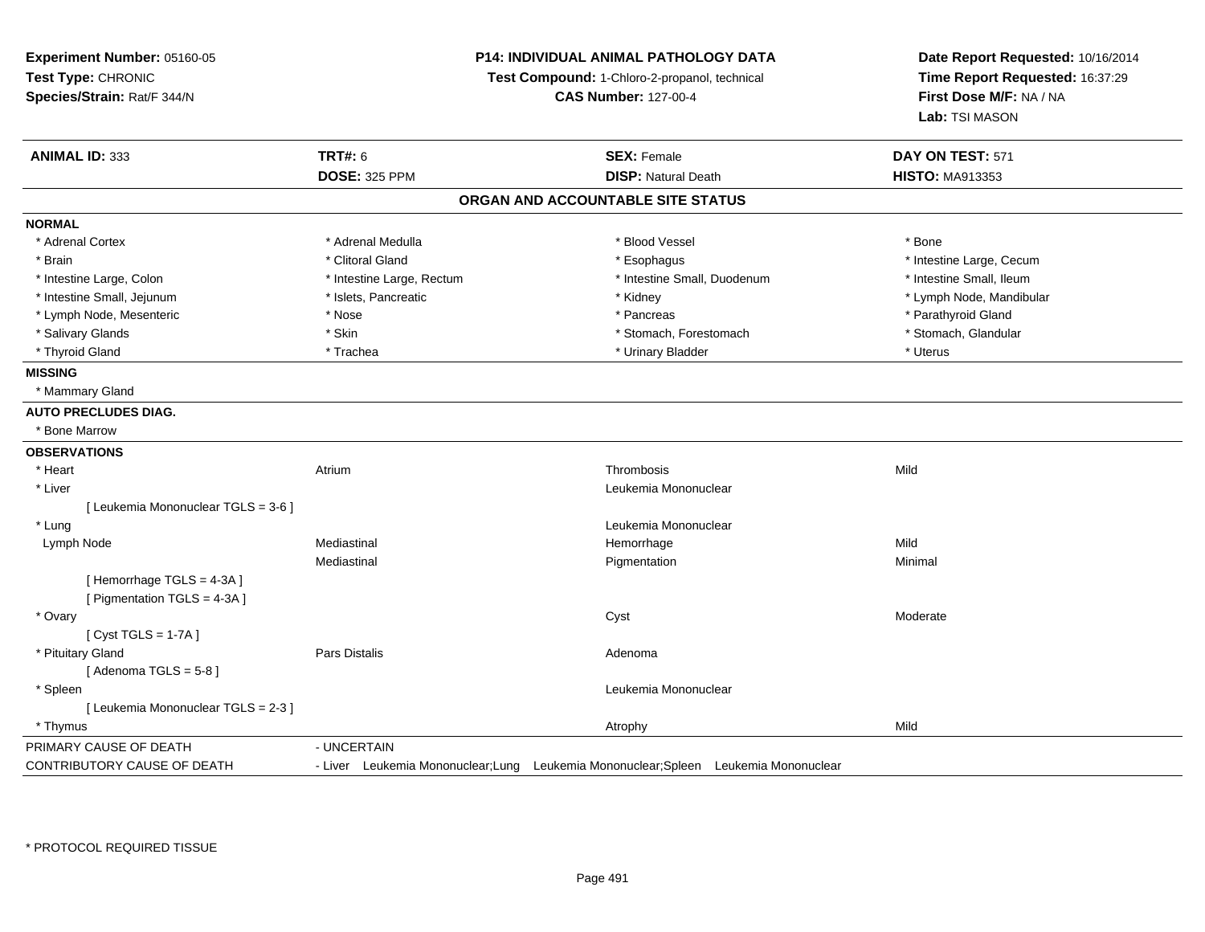**Experiment Number:** 05160-05
**Test Type:** CHRONIC
**Species/Strain:** Rat/F 344/N

**P14: INDIVIDUAL ANIMAL PATHOLOGY DATA**
**Test Compound:** 1-Chloro-2-propanol, technical
**CAS Number:** 127-00-4

**Date Report Requested:** 10/16/2014
**Time Report Requested:** 16:37:29
**First Dose M/F:** NA / NA
**Lab:** TSI MASON

| **ANIMAL ID:** 333 | **TRT#:** 6 | **SEX:** Female | **DAY ON TEST:** 571 |
|---|---|---|---|
| | **DOSE:** 325 PPM | **DISP:** Natural Death | **HISTO:** MA913353 |

## ORGAN AND ACCOUNTABLE SITE STATUS

**NORMAL**

| | | | |
|---|---|---|---|
| * Adrenal Cortex | * Adrenal Medulla | * Blood Vessel | * Bone |
| * Brain | * Clitoral Gland | * Esophagus | * Intestine Large, Cecum |
| * Intestine Large, Colon | * Intestine Large, Rectum | * Intestine Small, Duodenum | * Intestine Small, Ileum |
| * Intestine Small, Jejunum | * Islets, Pancreatic | * Kidney | * Lymph Node, Mandibular |
| * Lymph Node, Mesenteric | * Nose | * Pancreas | * Parathyroid Gland |
| * Salivary Glands | * Skin | * Stomach, Forestomach | * Stomach, Glandular |
| * Thyroid Gland | * Trachea | * Urinary Bladder | * Uterus |

**MISSING**

* Mammary Gland

**AUTO PRECLUDES DIAG.**

* Bone Marrow

**OBSERVATIONS**

| | | | |
|---|---|---|---|
| * Heart | Atrium | Thrombosis | Mild |
| * Liver | | Leukemia Mononuclear | |
| [ Leukemia Mononuclear TGLS = 3-6 ] | | | |
| * Lung | | Leukemia Mononuclear | |
| Lymph Node | Mediastinal | Hemorrhage | Mild |
| | Mediastinal | Pigmentation | Minimal |
| [ Hemorrhage TGLS = 4-3A ] | | | |
| [ Pigmentation TGLS = 4-3A ] | | | |
| * Ovary | | Cyst | Moderate |
| [ Cyst TGLS = 1-7A ] | | | |
| * Pituitary Gland | Pars Distalis | Adenoma | |
| [ Adenoma TGLS = 5-8 ] | | | |
| * Spleen | | Leukemia Mononuclear | |
| [ Leukemia Mononuclear TGLS = 2-3 ] | | | |
| * Thymus | | Atrophy | Mild |

PRIMARY CAUSE OF DEATH - UNCERTAIN

CONTRIBUTORY CAUSE OF DEATH - Liver Leukemia Mononuclear;Lung Leukemia Mononuclear;Spleen Leukemia Mononuclear

* PROTOCOL REQUIRED TISSUE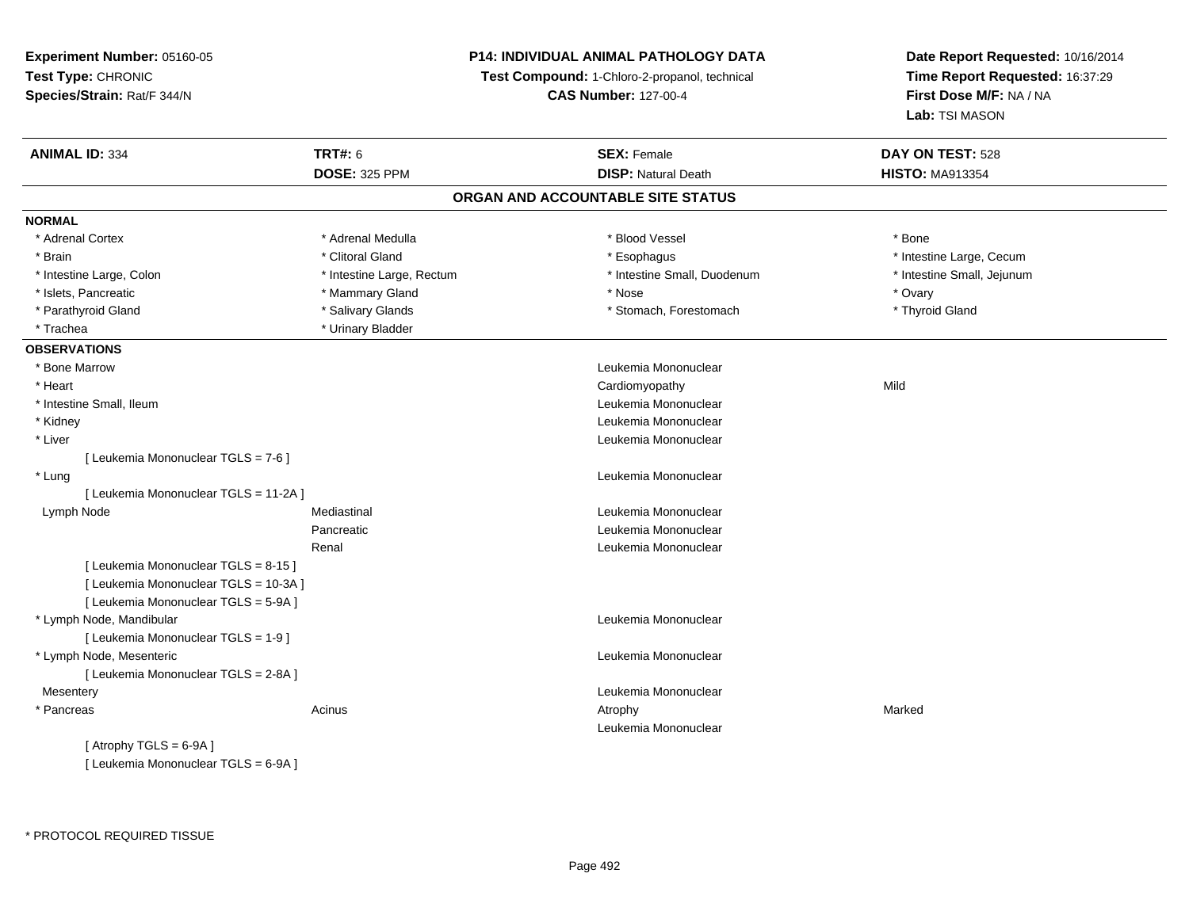**Experiment Number:** 05160-05
**Test Type:** CHRONIC
**Species/Strain:** Rat/F 344/N

**P14: INDIVIDUAL ANIMAL PATHOLOGY DATA**
**Test Compound:** 1-Chloro-2-propanol, technical
**CAS Number:** 127-00-4

**Date Report Requested:** 10/16/2014
**Time Report Requested:** 16:37:29
**First Dose M/F:** NA / NA
**Lab:** TSI MASON

| **ANIMAL ID:** 334 | **TRT#:** 6 | **SEX:** Female | **DAY ON TEST:** 528 |
|---|---|---|---|
| | **DOSE:** 325 PPM | **DISP:** Natural Death | **HISTO:** MA913354 |

## ORGAN AND ACCOUNTABLE SITE STATUS

**NORMAL**

| | | | |
|---|---|---|---|
| * Adrenal Cortex | * Adrenal Medulla | * Blood Vessel | * Bone |
| * Brain | * Clitoral Gland | * Esophagus | * Intestine Large, Cecum |
| * Intestine Large, Colon | * Intestine Large, Rectum | * Intestine Small, Duodenum | * Intestine Small, Jejunum |
| * Islets, Pancreatic | * Mammary Gland | * Nose | * Ovary |
| * Parathyroid Gland | * Salivary Glands | * Stomach, Forestomach | * Thyroid Gland |
| * Trachea | * Urinary Bladder | | |

**OBSERVATIONS**

| | | | |
|---|---|---|---|
| * Bone Marrow | | Leukemia Mononuclear | |
| * Heart | | Cardiomyopathy | Mild |
| * Intestine Small, Ileum | | Leukemia Mononuclear | |
| * Kidney | | Leukemia Mononuclear | |
| * Liver | | Leukemia Mononuclear | |
| [ Leukemia Mononuclear TGLS = 7-6 ] | | | |
| * Lung | | Leukemia Mononuclear | |
| [ Leukemia Mononuclear TGLS = 11-2A ] | | | |
| Lymph Node | Mediastinal | Leukemia Mononuclear | |
| | Pancreatic | Leukemia Mononuclear | |
| | Renal | Leukemia Mononuclear | |
| [ Leukemia Mononuclear TGLS = 8-15 ] | | | |
| [ Leukemia Mononuclear TGLS = 10-3A ] | | | |
| [ Leukemia Mononuclear TGLS = 5-9A ] | | | |
| * Lymph Node, Mandibular | | Leukemia Mononuclear | |
| [ Leukemia Mononuclear TGLS = 1-9 ] | | | |
| * Lymph Node, Mesenteric | | Leukemia Mononuclear | |
| [ Leukemia Mononuclear TGLS = 2-8A ] | | | |
| Mesentery | | Leukemia Mononuclear | |
| * Pancreas | Acinus | Atrophy | Marked |
| | | Leukemia Mononuclear | |
| [ Atrophy TGLS = 6-9A ] | | | |
| [ Leukemia Mononuclear TGLS = 6-9A ] | | | |

* PROTOCOL REQUIRED TISSUE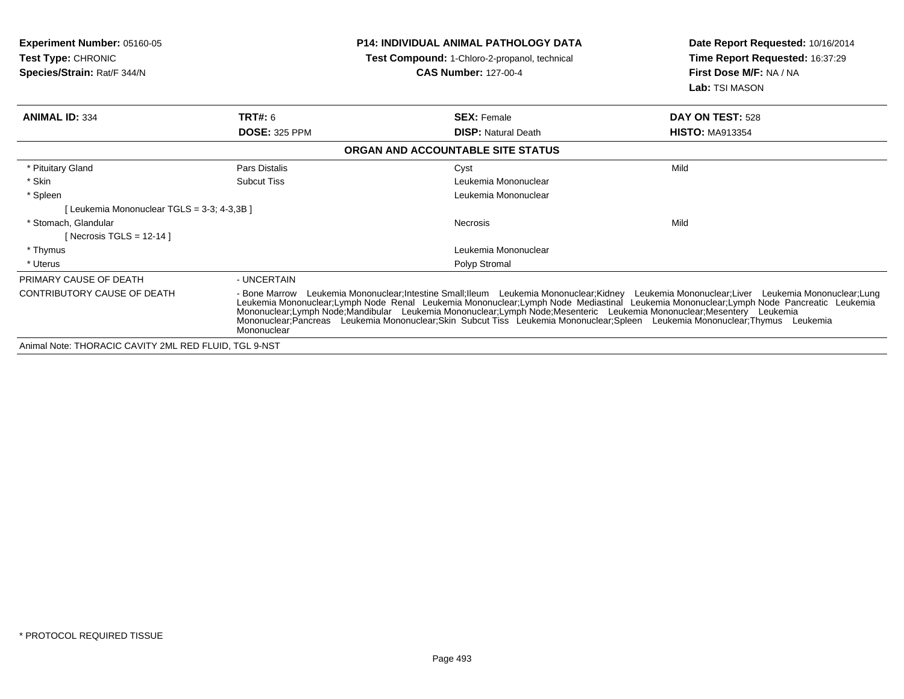**Experiment Number:** 05160-05
**Test Type:** CHRONIC
**Species/Strain:** Rat/F 344/N

**P14: INDIVIDUAL ANIMAL PATHOLOGY DATA**
**Test Compound:** 1-Chloro-2-propanol, technical
**CAS Number:** 127-00-4

**Date Report Requested:** 10/16/2014
**Time Report Requested:** 16:37:29
**First Dose M/F:** NA / NA
**Lab:** TSI MASON

| **ANIMAL ID:** 334 | **TRT#:** 6 | **SEX:** Female | **DAY ON TEST:** 528 |
|---|---|---|---|
| | **DOSE:** 325 PPM | **DISP:** Natural Death | **HISTO:** MA913354 |

**ORGAN AND ACCOUNTABLE SITE STATUS**

| | | | |
|---|---|---|---|
| * Pituitary Gland | Pars Distalis | Cyst | Mild |
| * Skin | Subcut Tiss | Leukemia Mononuclear | |
| * Spleen | | Leukemia Mononuclear | |
| [ Leukemia Mononuclear TGLS = 3-3; 4-3,3B ] | | | |
| * Stomach, Glandular | | Necrosis | Mild |
| [ Necrosis TGLS = 12-14 ] | | | |
| * Thymus | | Leukemia Mononuclear | |
| * Uterus | | Polyp Stromal | |

PRIMARY CAUSE OF DEATH - UNCERTAIN

CONTRIBUTORY CAUSE OF DEATH - Bone Marrow Leukemia Mononuclear;Intestine Small;Ileum Leukemia Mononuclear;Kidney Leukemia Mononuclear;Liver Leukemia Mononuclear;Lung Leukemia Mononuclear;Lymph Node Renal Leukemia Mononuclear;Lymph Node Mediastinal Leukemia Mononuclear;Lymph Node Pancreatic Leukemia Mononuclear;Lymph Node;Mandibular Leukemia Mononuclear;Lymph Node;Mesenteric Leukemia Mononuclear;Mesentery Leukemia Mononuclear;Pancreas Leukemia Mononuclear;Skin Subcut Tiss Leukemia Mononuclear;Spleen Leukemia Mononuclear;Thymus Leukemia Mononuclear

Animal Note: THORACIC CAVITY 2ML RED FLUID, TGL 9-NST

* PROTOCOL REQUIRED TISSUE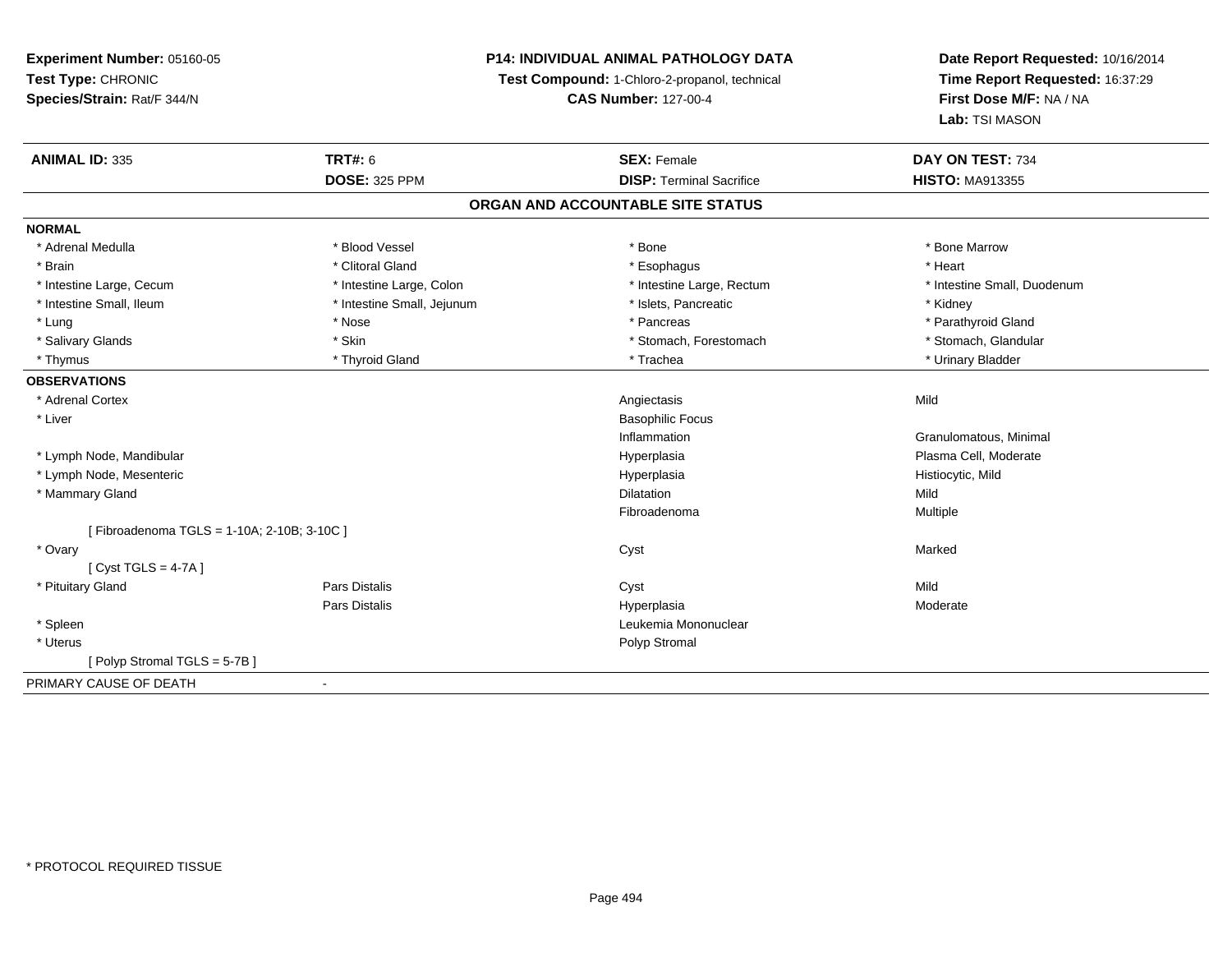**Experiment Number:** 05160-05
**Test Type:** CHRONIC
**Species/Strain:** Rat/F 344/N

**P14: INDIVIDUAL ANIMAL PATHOLOGY DATA**
**Test Compound:** 1-Chloro-2-propanol, technical
**CAS Number:** 127-00-4

**Date Report Requested:** 10/16/2014
**Time Report Requested:** 16:37:29
**First Dose M/F:** NA / NA
**Lab:** TSI MASON

| **ANIMAL ID:** 335 | **TRT#:** 6 | **SEX:** Female | **DAY ON TEST:** 734 |
|---|---|---|---|
| | **DOSE:** 325 PPM | **DISP:** Terminal Sacrifice | **HISTO:** MA913355 |

## ORGAN AND ACCOUNTABLE SITE STATUS

**NORMAL**

| | | | |
|---|---|---|---|
| * Adrenal Medulla | * Blood Vessel | * Bone | * Bone Marrow |
| * Brain | * Clitoral Gland | * Esophagus | * Heart |
| * Intestine Large, Cecum | * Intestine Large, Colon | * Intestine Large, Rectum | * Intestine Small, Duodenum |
| * Intestine Small, Ileum | * Intestine Small, Jejunum | * Islets, Pancreatic | * Kidney |
| * Lung | * Nose | * Pancreas | * Parathyroid Gland |
| * Salivary Glands | * Skin | * Stomach, Forestomach | * Stomach, Glandular |
| * Thymus | * Thyroid Gland | * Trachea | * Urinary Bladder |

**OBSERVATIONS**

| | | | |
|---|---|---|---|
| * Adrenal Cortex | | Angiectasis | Mild |
| * Liver | | Basophilic Focus | |
| | | Inflammation | Granulomatous, Minimal |
| * Lymph Node, Mandibular | | Hyperplasia | Plasma Cell, Moderate |
| * Lymph Node, Mesenteric | | Hyperplasia | Histiocytic, Mild |
| * Mammary Gland | | Dilatation | Mild |
| | | Fibroadenoma | Multiple |
| [ Fibroadenoma TGLS = 1-10A; 2-10B; 3-10C ] | | | |
| * Ovary | | Cyst | Marked |
| [ Cyst TGLS = 4-7A ] | | | |
| * Pituitary Gland | Pars Distalis | Cyst | Mild |
| | Pars Distalis | Hyperplasia | Moderate |
| * Spleen | | Leukemia Mononuclear | |
| * Uterus | | Polyp Stromal | |
| [ Polyp Stromal TGLS = 5-7B ] | | | |

PRIMARY CAUSE OF DEATH -

\* PROTOCOL REQUIRED TISSUE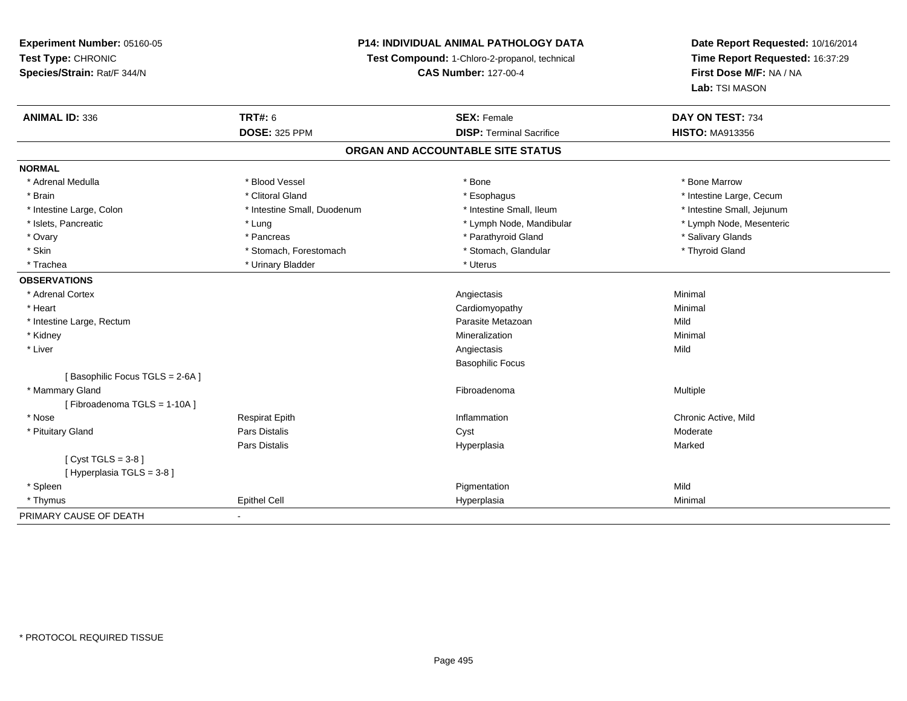**Experiment Number:** 05160-05
**Test Type:** CHRONIC
**Species/Strain:** Rat/F 344/N

**P14: INDIVIDUAL ANIMAL PATHOLOGY DATA**
**Test Compound:** 1-Chloro-2-propanol, technical
**CAS Number:** 127-00-4

**Date Report Requested:** 10/16/2014
**Time Report Requested:** 16:37:29
**First Dose M/F:** NA / NA
**Lab:** TSI MASON

| **ANIMAL ID:** 336 | **TRT#:** 6 | **SEX:** Female | **DAY ON TEST:** 734 |
|---|---|---|---|
| | **DOSE:** 325 PPM | **DISP:** Terminal Sacrifice | **HISTO:** MA913356 |

## ORGAN AND ACCOUNTABLE SITE STATUS

**NORMAL**

| | | | |
|---|---|---|---|
| * Adrenal Medulla | * Blood Vessel | * Bone | * Bone Marrow |
| * Brain | * Clitoral Gland | * Esophagus | * Intestine Large, Cecum |
| * Intestine Large, Colon | * Intestine Small, Duodenum | * Intestine Small, Ileum | * Intestine Small, Jejunum |
| * Islets, Pancreatic | * Lung | * Lymph Node, Mandibular | * Lymph Node, Mesenteric |
| * Ovary | * Pancreas | * Parathyroid Gland | * Salivary Glands |
| * Skin | * Stomach, Forestomach | * Stomach, Glandular | * Thyroid Gland |
| * Trachea | * Urinary Bladder | * Uterus | |

**OBSERVATIONS**

| | | | |
|---|---|---|---|
| * Adrenal Cortex | | Angiectasis | Minimal |
| * Heart | | Cardiomyopathy | Minimal |
| * Intestine Large, Rectum | | Parasite Metazoan | Mild |
| * Kidney | | Mineralization | Minimal |
| * Liver | | Angiectasis | Mild |
| | | Basophilic Focus | |
| [ Basophilic Focus TGLS = 2-6A ] | | | |
| * Mammary Gland | | Fibroadenoma | Multiple |
| [ Fibroadenoma TGLS = 1-10A ] | | | |
| * Nose | Respirat Epith | Inflammation | Chronic Active, Mild |
| * Pituitary Gland | Pars Distalis | Cyst | Moderate |
| | Pars Distalis | Hyperplasia | Marked |
| [ Cyst TGLS = 3-8 ] | | | |
| [ Hyperplasia TGLS = 3-8 ] | | | |
| * Spleen | | Pigmentation | Mild |
| * Thymus | Epithel Cell | Hyperplasia | Minimal |

PRIMARY CAUSE OF DEATH -

* PROTOCOL REQUIRED TISSUE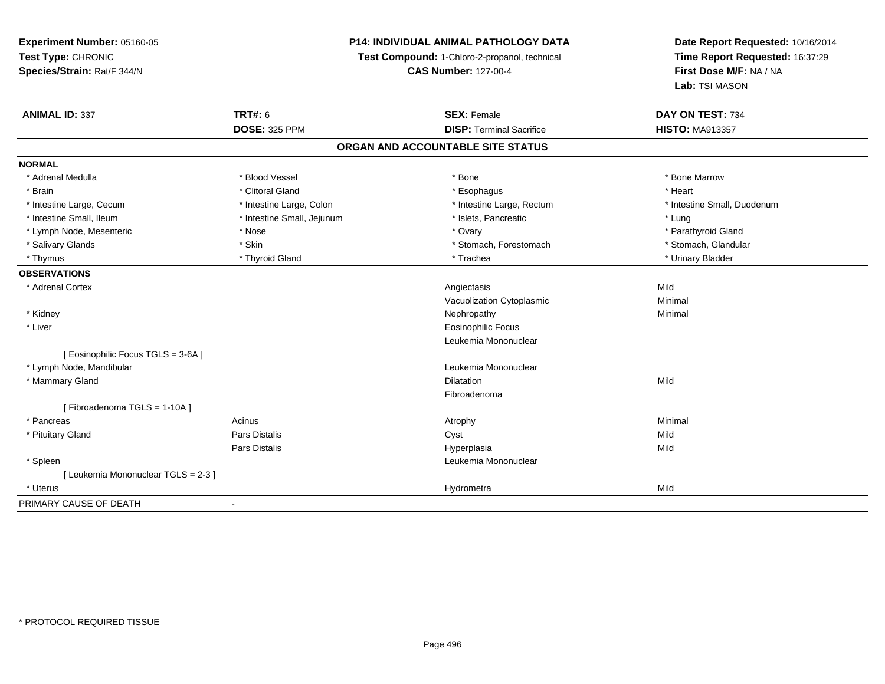**Experiment Number:** 05160-05
**Test Type:** CHRONIC
**Species/Strain:** Rat/F 344/N

**P14: INDIVIDUAL ANIMAL PATHOLOGY DATA**
**Test Compound:** 1-Chloro-2-propanol, technical
**CAS Number:** 127-00-4

**Date Report Requested:** 10/16/2014
**Time Report Requested:** 16:37:29
**First Dose M/F:** NA / NA
**Lab:** TSI MASON

| **ANIMAL ID:** 337 | **TRT#:** 6 | **SEX:** Female | **DAY ON TEST:** 734 |
|---|---|---|---|
| | **DOSE:** 325 PPM | **DISP:** Terminal Sacrifice | **HISTO:** MA913357 |

## ORGAN AND ACCOUNTABLE SITE STATUS

**NORMAL**

| | | | |
|---|---|---|---|
| * Adrenal Medulla | * Blood Vessel | * Bone | * Bone Marrow |
| * Brain | * Clitoral Gland | * Esophagus | * Heart |
| * Intestine Large, Cecum | * Intestine Large, Colon | * Intestine Large, Rectum | * Intestine Small, Duodenum |
| * Intestine Small, Ileum | * Intestine Small, Jejunum | * Islets, Pancreatic | * Lung |
| * Lymph Node, Mesenteric | * Nose | * Ovary | * Parathyroid Gland |
| * Salivary Glands | * Skin | * Stomach, Forestomach | * Stomach, Glandular |
| * Thymus | * Thyroid Gland | * Trachea | * Urinary Bladder |

**OBSERVATIONS**

| | | | |
|---|---|---|---|
| * Adrenal Cortex | | Angiectasis | Mild |
| | | Vacuolization Cytoplasmic | Minimal |
| * Kidney | | Nephropathy | Minimal |
| * Liver | | Eosinophilic Focus | |
| | | Leukemia Mononuclear | |
| [ Eosinophilic Focus TGLS = 3-6A ] | | | |
| * Lymph Node, Mandibular | | Leukemia Mononuclear | |
| * Mammary Gland | | Dilatation | Mild |
| | | Fibroadenoma | |
| [ Fibroadenoma TGLS = 1-10A ] | | | |
| * Pancreas | Acinus | Atrophy | Minimal |
| * Pituitary Gland | Pars Distalis | Cyst | Mild |
| | Pars Distalis | Hyperplasia | Mild |
| * Spleen | | Leukemia Mononuclear | |
| [ Leukemia Mononuclear TGLS = 2-3 ] | | | |
| * Uterus | | Hydrometra | Mild |

PRIMARY CAUSE OF DEATH -

* PROTOCOL REQUIRED TISSUE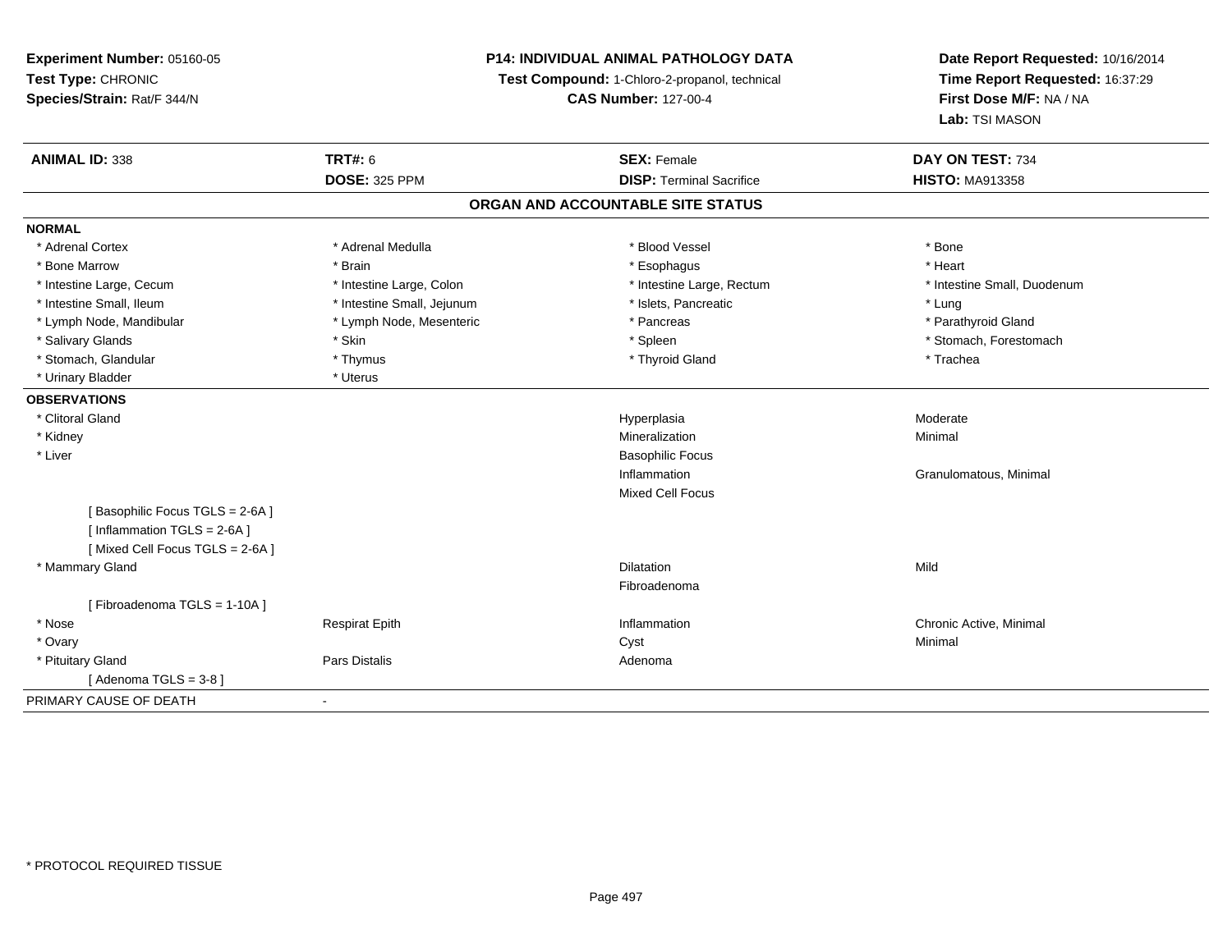**Experiment Number:** 05160-05
**Test Type:** CHRONIC
**Species/Strain:** Rat/F 344/N

**P14: INDIVIDUAL ANIMAL PATHOLOGY DATA**
**Test Compound:** 1-Chloro-2-propanol, technical
**CAS Number:** 127-00-4

**Date Report Requested:** 10/16/2014
**Time Report Requested:** 16:37:29
**First Dose M/F:** NA / NA
**Lab:** TSI MASON

| **ANIMAL ID:** 338 | **TRT#:** 6 | **SEX:** Female | **DAY ON TEST:** 734 |
|---|---|---|---|
| | **DOSE:** 325 PPM | **DISP:** Terminal Sacrifice | **HISTO:** MA913358 |

## ORGAN AND ACCOUNTABLE SITE STATUS

**NORMAL**

| | | | |
|---|---|---|---|
| * Adrenal Cortex | * Adrenal Medulla | * Blood Vessel | * Bone |
| * Bone Marrow | * Brain | * Esophagus | * Heart |
| * Intestine Large, Cecum | * Intestine Large, Colon | * Intestine Large, Rectum | * Intestine Small, Duodenum |
| * Intestine Small, Ileum | * Intestine Small, Jejunum | * Islets, Pancreatic | * Lung |
| * Lymph Node, Mandibular | * Lymph Node, Mesenteric | * Pancreas | * Parathyroid Gland |
| * Salivary Glands | * Skin | * Spleen | * Stomach, Forestomach |
| * Stomach, Glandular | * Thymus | * Thyroid Gland | * Trachea |
| * Urinary Bladder | * Uterus | | |

**OBSERVATIONS**

| | | | |
|---|---|---|---|
| * Clitoral Gland | | Hyperplasia | Moderate |
| * Kidney | | Mineralization | Minimal |
| * Liver | | Basophilic Focus | |
| | | Inflammation | Granulomatous, Minimal |
| | | Mixed Cell Focus | |
| [ Basophilic Focus TGLS = 2-6A ] | | | |
| [ Inflammation TGLS = 2-6A ] | | | |
| [ Mixed Cell Focus TGLS = 2-6A ] | | | |
| * Mammary Gland | | Dilatation | Mild |
| | | Fibroadenoma | |
| [ Fibroadenoma TGLS = 1-10A ] | | | |
| * Nose | Respirat Epith | Inflammation | Chronic Active, Minimal |
| * Ovary | | Cyst | Minimal |
| * Pituitary Gland | Pars Distalis | Adenoma | |
| [ Adenoma TGLS = 3-8 ] | | | |

PRIMARY CAUSE OF DEATH -

* PROTOCOL REQUIRED TISSUE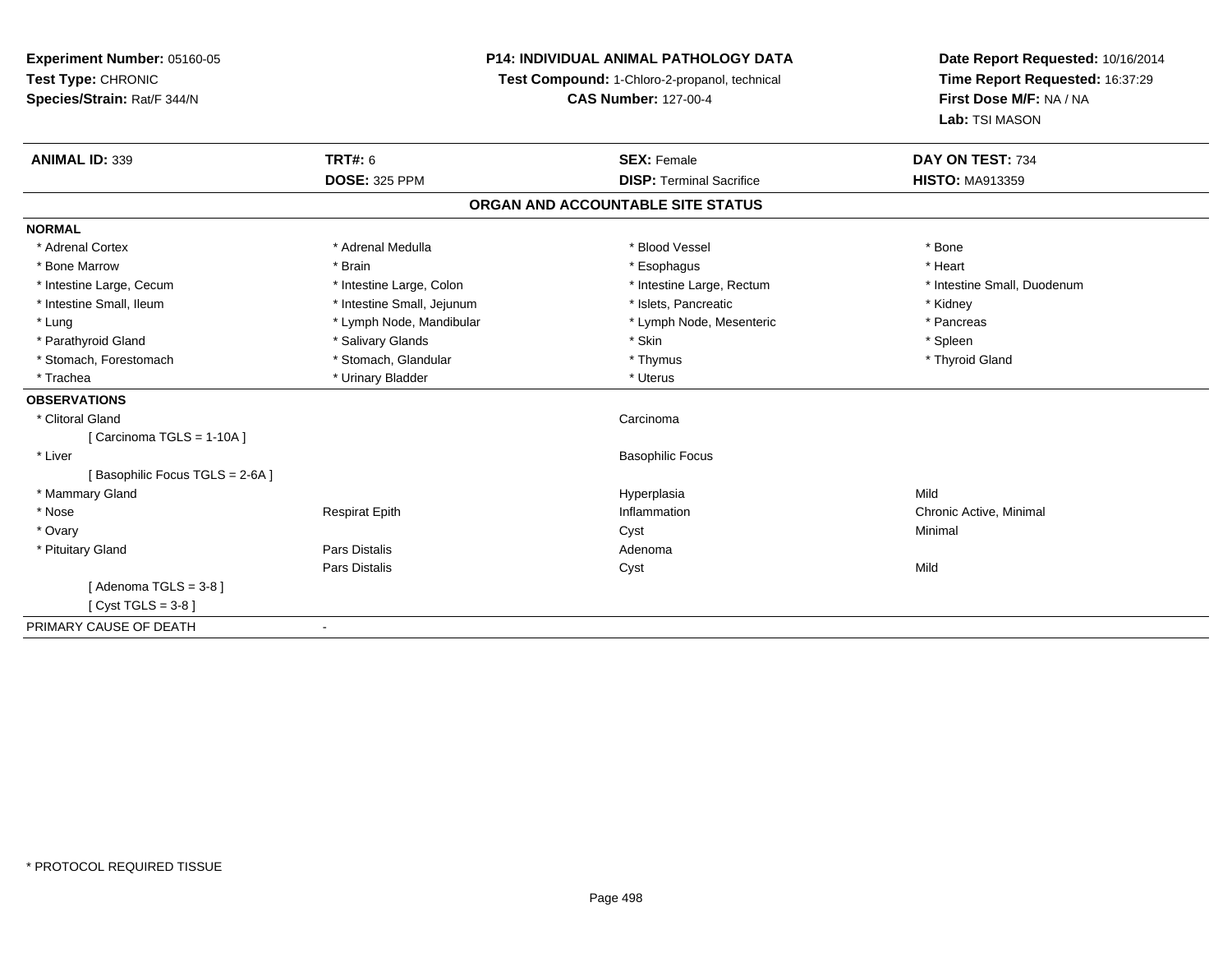**Experiment Number:** 05160-05
**Test Type:** CHRONIC
**Species/Strain:** Rat/F 344/N

**P14: INDIVIDUAL ANIMAL PATHOLOGY DATA**
**Test Compound:** 1-Chloro-2-propanol, technical
**CAS Number:** 127-00-4

**Date Report Requested:** 10/16/2014
**Time Report Requested:** 16:37:29
**First Dose M/F:** NA / NA
**Lab:** TSI MASON

| **ANIMAL ID:** 339 | **TRT#:** 6 | **SEX:** Female | **DAY ON TEST:** 734 |
|---|---|---|---|
| | **DOSE:** 325 PPM | **DISP:** Terminal Sacrifice | **HISTO:** MA913359 |

## ORGAN AND ACCOUNTABLE SITE STATUS

**NORMAL**

| | | | |
|---|---|---|---|
| * Adrenal Cortex | * Adrenal Medulla | * Blood Vessel | * Bone |
| * Bone Marrow | * Brain | * Esophagus | * Heart |
| * Intestine Large, Cecum | * Intestine Large, Colon | * Intestine Large, Rectum | * Intestine Small, Duodenum |
| * Intestine Small, Ileum | * Intestine Small, Jejunum | * Islets, Pancreatic | * Kidney |
| * Lung | * Lymph Node, Mandibular | * Lymph Node, Mesenteric | * Pancreas |
| * Parathyroid Gland | * Salivary Glands | * Skin | * Spleen |
| * Stomach, Forestomach | * Stomach, Glandular | * Thymus | * Thyroid Gland |
| * Trachea | * Urinary Bladder | * Uterus | |

**OBSERVATIONS**

| | | | |
|---|---|---|---|
| * Clitoral Gland | | Carcinoma | |
| [ Carcinoma TGLS = 1-10A ] | | | |
| * Liver | | Basophilic Focus | |
| [ Basophilic Focus TGLS = 2-6A ] | | | |
| * Mammary Gland | | Hyperplasia | Mild |
| * Nose | Respirat Epith | Inflammation | Chronic Active, Minimal |
| * Ovary | | Cyst | Minimal |
| * Pituitary Gland | Pars Distalis | Adenoma | |
| | Pars Distalis | Cyst | Mild |
| [ Adenoma TGLS = 3-8 ] | | | |
| [ Cyst TGLS = 3-8 ] | | | |

PRIMARY CAUSE OF DEATH -

* PROTOCOL REQUIRED TISSUE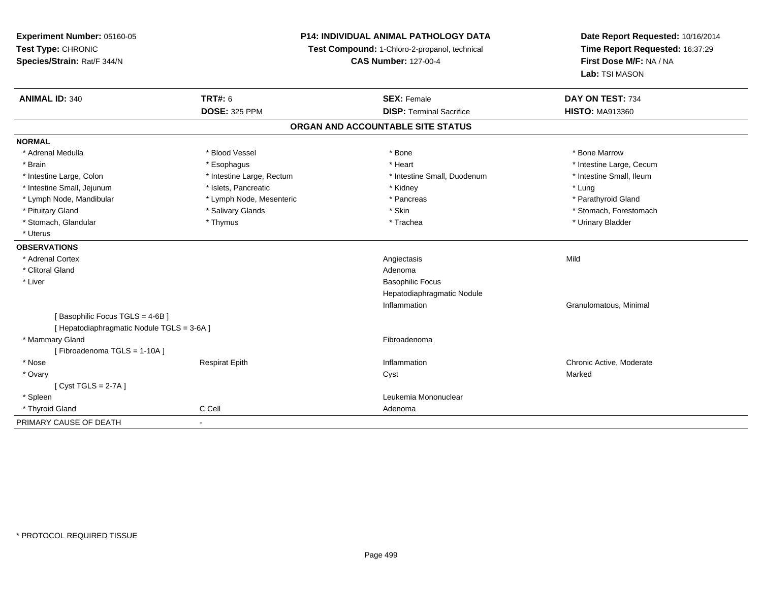**Experiment Number:** 05160-05
**Test Type:** CHRONIC
**Species/Strain:** Rat/F 344/N

**P14: INDIVIDUAL ANIMAL PATHOLOGY DATA**
**Test Compound:** 1-Chloro-2-propanol, technical
**CAS Number:** 127-00-4

**Date Report Requested:** 10/16/2014
**Time Report Requested:** 16:37:29
**First Dose M/F:** NA / NA
**Lab:** TSI MASON

| **ANIMAL ID:** 340 | **TRT#:** 6 | **SEX:** Female | **DAY ON TEST:** 734 |
|---|---|---|---|
| | **DOSE:** 325 PPM | **DISP:** Terminal Sacrifice | **HISTO:** MA913360 |

## ORGAN AND ACCOUNTABLE SITE STATUS

**NORMAL**

| | | | |
|---|---|---|---|
| * Adrenal Medulla | * Blood Vessel | * Bone | * Bone Marrow |
| * Brain | * Esophagus | * Heart | * Intestine Large, Cecum |
| * Intestine Large, Colon | * Intestine Large, Rectum | * Intestine Small, Duodenum | * Intestine Small, Ileum |
| * Intestine Small, Jejunum | * Islets, Pancreatic | * Kidney | * Lung |
| * Lymph Node, Mandibular | * Lymph Node, Mesenteric | * Pancreas | * Parathyroid Gland |
| * Pituitary Gland | * Salivary Glands | * Skin | * Stomach, Forestomach |
| * Stomach, Glandular | * Thymus | * Trachea | * Urinary Bladder |
| * Uterus | | | |

**OBSERVATIONS**

| | | | |
|---|---|---|---|
| * Adrenal Cortex | | Angiectasis | Mild |
| * Clitoral Gland | | Adenoma | |
| * Liver | | Basophilic Focus | |
| | | Hepatodiaphragmatic Nodule | |
| | | Inflammation | Granulomatous, Minimal |
| [ Basophilic Focus TGLS = 4-6B ] | | | |
| [ Hepatodiaphragmatic Nodule TGLS = 3-6A ] | | | |
| * Mammary Gland | | Fibroadenoma | |
| [ Fibroadenoma TGLS = 1-10A ] | | | |
| * Nose | Respirat Epith | Inflammation | Chronic Active, Moderate |
| * Ovary | | Cyst | Marked |
| [ Cyst TGLS = 2-7A ] | | | |
| * Spleen | | Leukemia Mononuclear | |
| * Thyroid Gland | C Cell | Adenoma | |

PRIMARY CAUSE OF DEATH -

* PROTOCOL REQUIRED TISSUE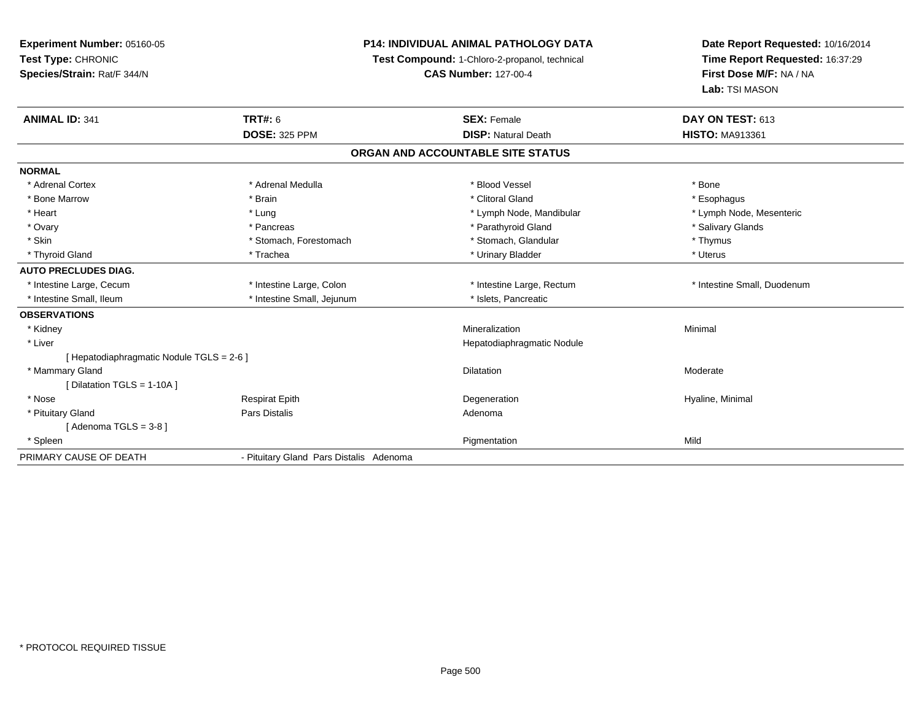**Experiment Number:** 05160-05
**Test Type:** CHRONIC
**Species/Strain:** Rat/F 344/N

**P14: INDIVIDUAL ANIMAL PATHOLOGY DATA**
**Test Compound:** 1-Chloro-2-propanol, technical
**CAS Number:** 127-00-4

**Date Report Requested:** 10/16/2014
**Time Report Requested:** 16:37:29
**First Dose M/F:** NA / NA
**Lab:** TSI MASON

| **ANIMAL ID:** 341 | **TRT#:** 6 | **SEX:** Female | **DAY ON TEST:** 613 |
|---|---|---|---|
| | **DOSE:** 325 PPM | **DISP:** Natural Death | **HISTO:** MA913361 |

## ORGAN AND ACCOUNTABLE SITE STATUS

| | | | |
|---|---|---|---|
| **NORMAL** | | | |
| * Adrenal Cortex | * Adrenal Medulla | * Blood Vessel | * Bone |
| * Bone Marrow | * Brain | * Clitoral Gland | * Esophagus |
| * Heart | * Lung | * Lymph Node, Mandibular | * Lymph Node, Mesenteric |
| * Ovary | * Pancreas | * Parathyroid Gland | * Salivary Glands |
| * Skin | * Stomach, Forestomach | * Stomach, Glandular | * Thymus |
| * Thyroid Gland | * Trachea | * Urinary Bladder | * Uterus |
| **AUTO PRECLUDES DIAG.** | | | |
| * Intestine Large, Cecum | * Intestine Large, Colon | * Intestine Large, Rectum | * Intestine Small, Duodenum |
| * Intestine Small, Ileum | * Intestine Small, Jejunum | * Islets, Pancreatic | |
| **OBSERVATIONS** | | | |
| * Kidney | | Mineralization | Minimal |
| * Liver | | Hepatodiaphragmatic Nodule | |
| [ Hepatodiaphragmatic Nodule TGLS = 2-6 ] | | | |
| * Mammary Gland | | Dilatation | Moderate |
| [ Dilatation TGLS = 1-10A ] | | | |
| * Nose | Respirat Epith | Degeneration | Hyaline, Minimal |
| * Pituitary Gland | Pars Distalis | Adenoma | |
| [ Adenoma TGLS = 3-8 ] | | | |
| * Spleen | | Pigmentation | Mild |
| PRIMARY CAUSE OF DEATH | - Pituitary Gland Pars Distalis Adenoma | | |

* PROTOCOL REQUIRED TISSUE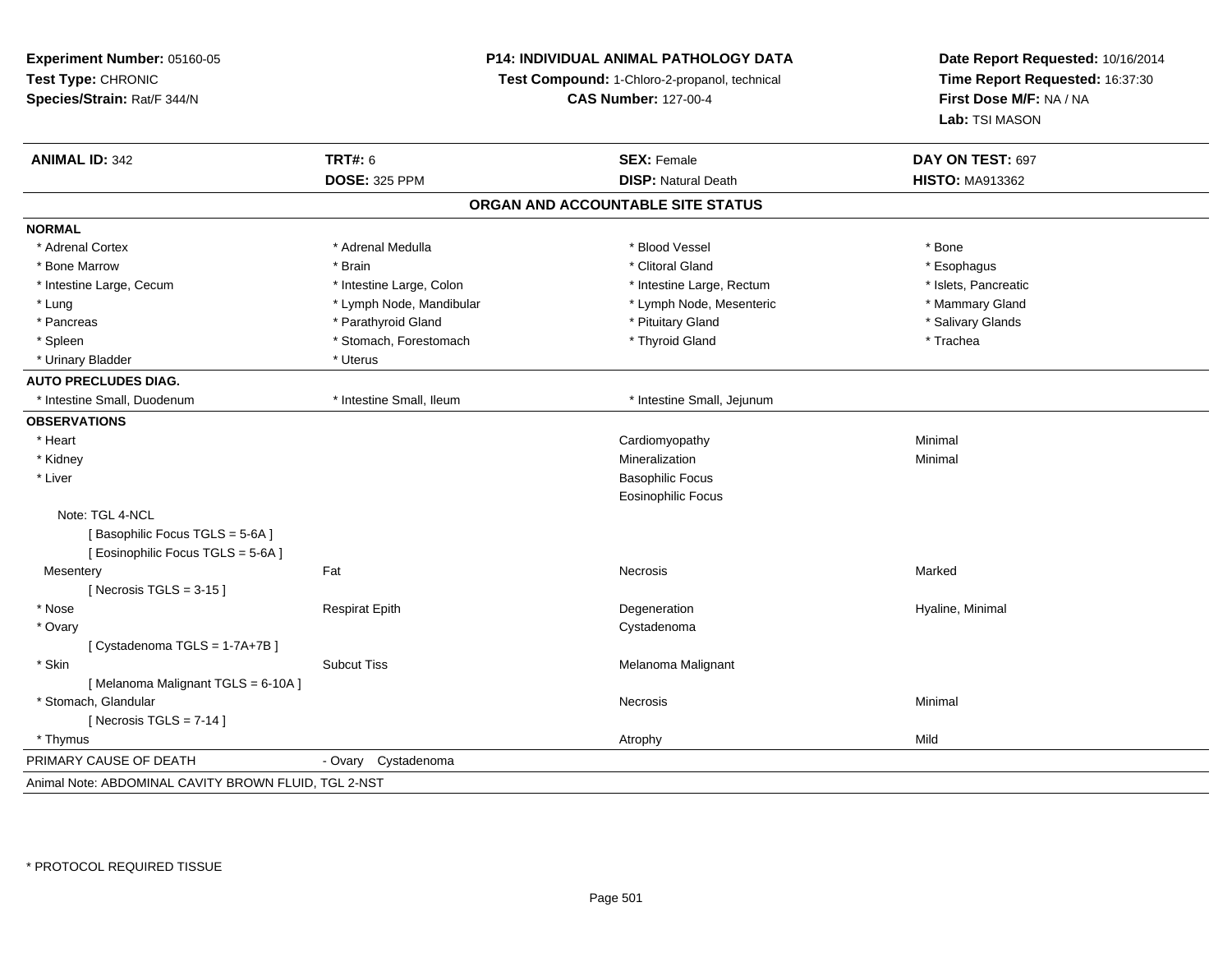**Experiment Number:** 05160-05
**Test Type:** CHRONIC
**Species/Strain:** Rat/F 344/N

**P14: INDIVIDUAL ANIMAL PATHOLOGY DATA**
**Test Compound:** 1-Chloro-2-propanol, technical
**CAS Number:** 127-00-4

**Date Report Requested:** 10/16/2014
**Time Report Requested:** 16:37:30
**First Dose M/F:** NA / NA
**Lab:** TSI MASON

| **ANIMAL ID:** 342 | **TRT#:** 6 | **SEX:** Female | **DAY ON TEST:** 697 |
|---|---|---|---|
| | **DOSE:** 325 PPM | **DISP:** Natural Death | **HISTO:** MA913362 |

## ORGAN AND ACCOUNTABLE SITE STATUS

**NORMAL**

| | | | |
|---|---|---|---|
| * Adrenal Cortex | * Adrenal Medulla | * Blood Vessel | * Bone |
| * Bone Marrow | * Brain | * Clitoral Gland | * Esophagus |
| * Intestine Large, Cecum | * Intestine Large, Colon | * Intestine Large, Rectum | * Islets, Pancreatic |
| * Lung | * Lymph Node, Mandibular | * Lymph Node, Mesenteric | * Mammary Gland |
| * Pancreas | * Parathyroid Gland | * Pituitary Gland | * Salivary Glands |
| * Spleen | * Stomach, Forestomach | * Thyroid Gland | * Trachea |
| * Urinary Bladder | * Uterus | | |

**AUTO PRECLUDES DIAG.**

| | | |
|---|---|---|
| * Intestine Small, Duodenum | * Intestine Small, Ileum | * Intestine Small, Jejunum |

**OBSERVATIONS**

| | | | |
|---|---|---|---|
| * Heart | | Cardiomyopathy | Minimal |
| * Kidney | | Mineralization | Minimal |
| * Liver | | Basophilic Focus | |
| | | Eosinophilic Focus | |
| Note: TGL 4-NCL | | | |
| [ Basophilic Focus TGLS = 5-6A ] | | | |
| [ Eosinophilic Focus TGLS = 5-6A ] | | | |
| Mesentery | Fat | Necrosis | Marked |
| [ Necrosis TGLS = 3-15 ] | | | |
| * Nose | Respirat Epith | Degeneration | Hyaline, Minimal |
| * Ovary | | Cystadenoma | |
| [ Cystadenoma TGLS = 1-7A+7B ] | | | |
| * Skin | Subcut Tiss | Melanoma Malignant | |
| [ Melanoma Malignant TGLS = 6-10A ] | | | |
| * Stomach, Glandular | | Necrosis | Minimal |
| [ Necrosis TGLS = 7-14 ] | | | |
| * Thymus | | Atrophy | Mild |

PRIMARY CAUSE OF DEATH - Ovary Cystadenoma

Animal Note: ABDOMINAL CAVITY BROWN FLUID, TGL 2-NST

* PROTOCOL REQUIRED TISSUE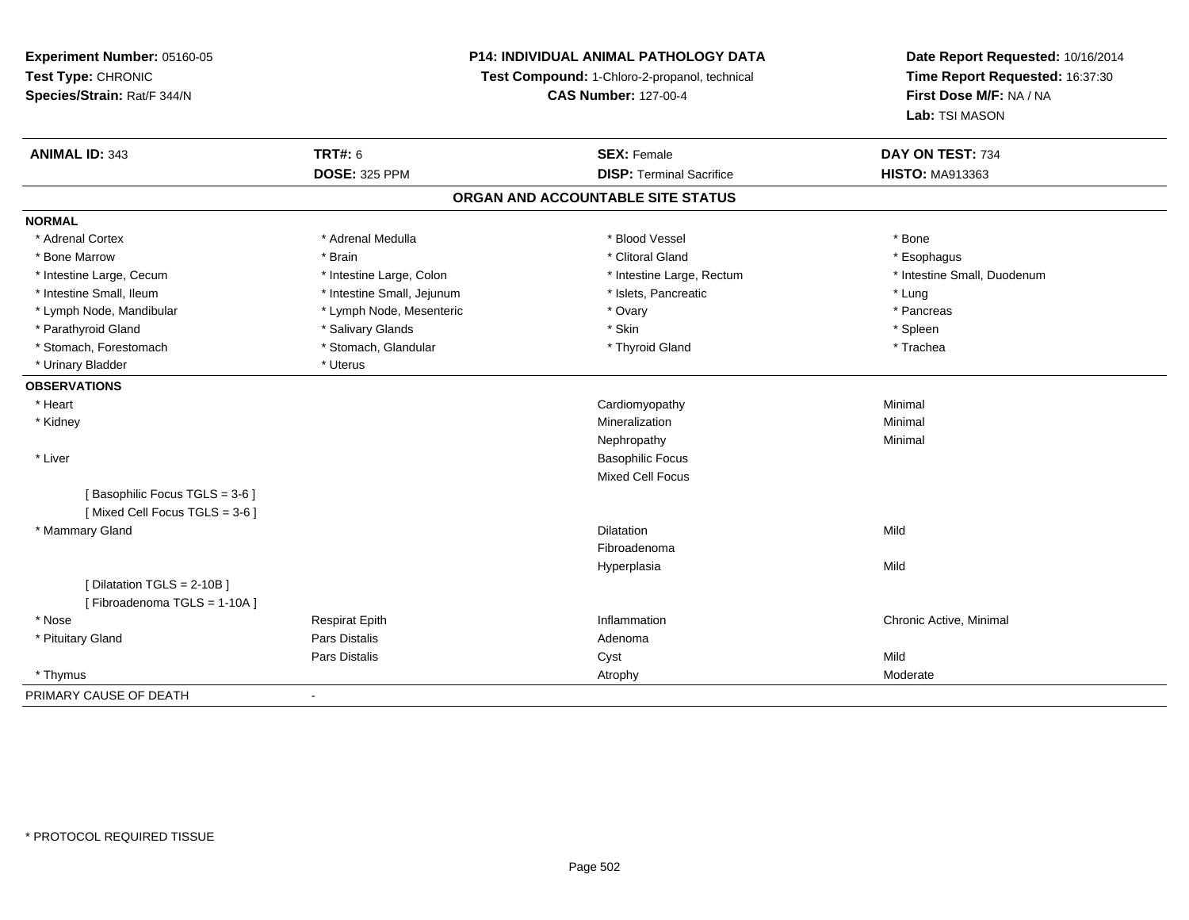**Experiment Number:** 05160-05
**Test Type:** CHRONIC
**Species/Strain:** Rat/F 344/N

**P14: INDIVIDUAL ANIMAL PATHOLOGY DATA**
**Test Compound:** 1-Chloro-2-propanol, technical
**CAS Number:** 127-00-4

**Date Report Requested:** 10/16/2014
**Time Report Requested:** 16:37:30
**First Dose M/F:** NA / NA
**Lab:** TSI MASON

| **ANIMAL ID:** 343 | **TRT#:** 6 | **SEX:** Female | **DAY ON TEST:** 734 |
|---|---|---|---|
| | **DOSE:** 325 PPM | **DISP:** Terminal Sacrifice | **HISTO:** MA913363 |

## ORGAN AND ACCOUNTABLE SITE STATUS

**NORMAL**

| | | | |
|---|---|---|---|
| * Adrenal Cortex | * Adrenal Medulla | * Blood Vessel | * Bone |
| * Bone Marrow | * Brain | * Clitoral Gland | * Esophagus |
| * Intestine Large, Cecum | * Intestine Large, Colon | * Intestine Large, Rectum | * Intestine Small, Duodenum |
| * Intestine Small, Ileum | * Intestine Small, Jejunum | * Islets, Pancreatic | * Lung |
| * Lymph Node, Mandibular | * Lymph Node, Mesenteric | * Ovary | * Pancreas |
| * Parathyroid Gland | * Salivary Glands | * Skin | * Spleen |
| * Stomach, Forestomach | * Stomach, Glandular | * Thyroid Gland | * Trachea |
| * Urinary Bladder | * Uterus | | |

**OBSERVATIONS**

| | | | |
|---|---|---|---|
| * Heart | | Cardiomyopathy | Minimal |
| * Kidney | | Mineralization | Minimal |
| | | Nephropathy | Minimal |
| * Liver | | Basophilic Focus | |
| | | Mixed Cell Focus | |
| [ Basophilic Focus TGLS = 3-6 ] | | | |
| [ Mixed Cell Focus TGLS = 3-6 ] | | | |
| * Mammary Gland | | Dilatation | Mild |
| | | Fibroadenoma | |
| | | Hyperplasia | Mild |
| [ Dilatation TGLS = 2-10B ] | | | |
| [ Fibroadenoma TGLS = 1-10A ] | | | |
| * Nose | Respirat Epith | Inflammation | Chronic Active, Minimal |
| * Pituitary Gland | Pars Distalis | Adenoma | |
| | Pars Distalis | Cyst | Mild |
| * Thymus | | Atrophy | Moderate |

PRIMARY CAUSE OF DEATH -

\* PROTOCOL REQUIRED TISSUE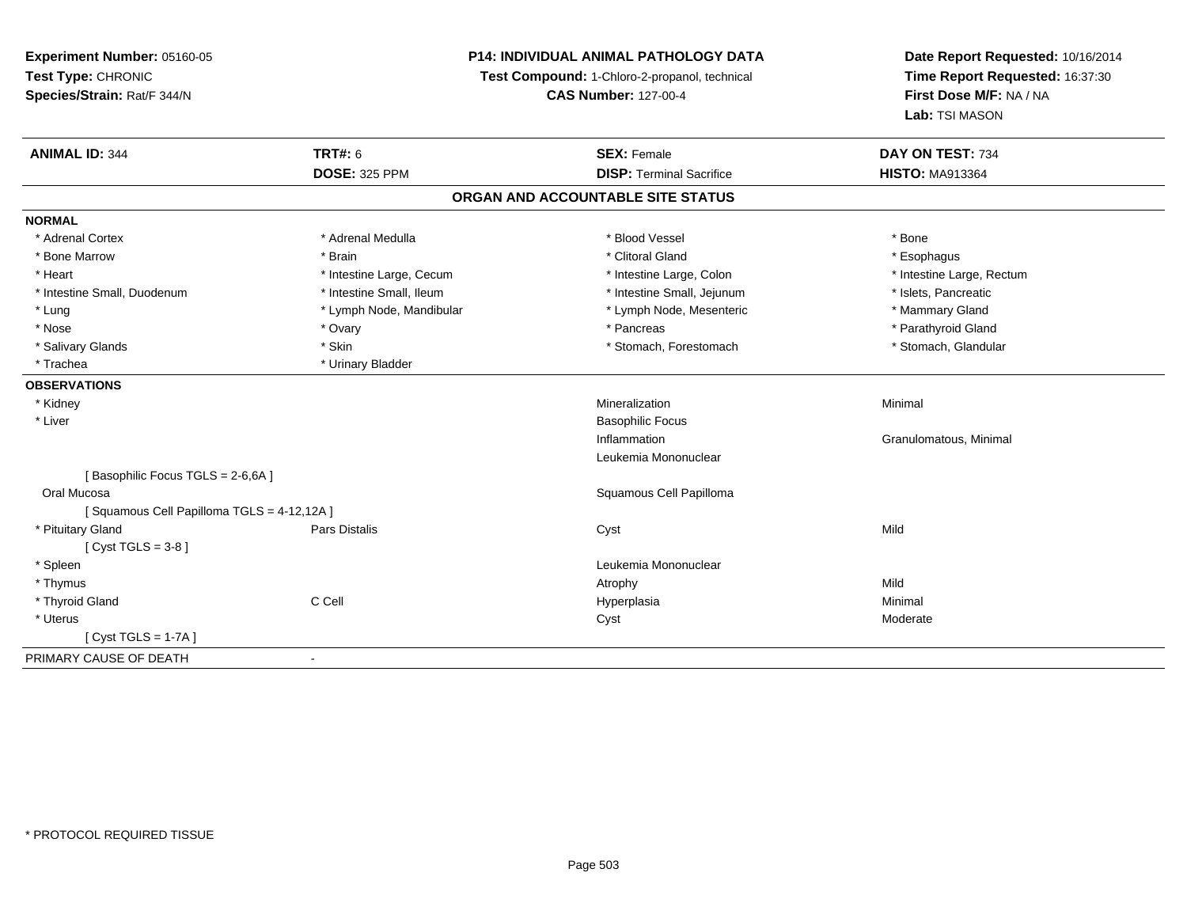**Experiment Number:** 05160-05
**Test Type:** CHRONIC
**Species/Strain:** Rat/F 344/N

**P14: INDIVIDUAL ANIMAL PATHOLOGY DATA**
**Test Compound:** 1-Chloro-2-propanol, technical
**CAS Number:** 127-00-4

**Date Report Requested:** 10/16/2014
**Time Report Requested:** 16:37:30
**First Dose M/F:** NA / NA
**Lab:** TSI MASON

| **ANIMAL ID:** 344 | **TRT#:** 6 | **SEX:** Female | **DAY ON TEST:** 734 |
|---|---|---|---|
| | **DOSE:** 325 PPM | **DISP:** Terminal Sacrifice | **HISTO:** MA913364 |

## ORGAN AND ACCOUNTABLE SITE STATUS

**NORMAL**

| | | | |
|---|---|---|---|
| * Adrenal Cortex | * Adrenal Medulla | * Blood Vessel | * Bone |
| * Bone Marrow | * Brain | * Clitoral Gland | * Esophagus |
| * Heart | * Intestine Large, Cecum | * Intestine Large, Colon | * Intestine Large, Rectum |
| * Intestine Small, Duodenum | * Intestine Small, Ileum | * Intestine Small, Jejunum | * Islets, Pancreatic |
| * Lung | * Lymph Node, Mandibular | * Lymph Node, Mesenteric | * Mammary Gland |
| * Nose | * Ovary | * Pancreas | * Parathyroid Gland |
| * Salivary Glands | * Skin | * Stomach, Forestomach | * Stomach, Glandular |
| * Trachea | * Urinary Bladder | | |

**OBSERVATIONS**

| | | | |
|---|---|---|---|
| * Kidney | | Mineralization | Minimal |
| * Liver | | Basophilic Focus | |
| | | Inflammation | Granulomatous, Minimal |
| | | Leukemia Mononuclear | |
| [ Basophilic Focus TGLS = 2-6,6A ] | | | |
| Oral Mucosa | | Squamous Cell Papilloma | |
| [ Squamous Cell Papilloma TGLS = 4-12,12A ] | | | |
| * Pituitary Gland | Pars Distalis | Cyst | Mild |
| [ Cyst TGLS = 3-8 ] | | | |
| * Spleen | | Leukemia Mononuclear | |
| * Thymus | | Atrophy | Mild |
| * Thyroid Gland | C Cell | Hyperplasia | Minimal |
| * Uterus | | Cyst | Moderate |
| [ Cyst TGLS = 1-7A ] | | | |

PRIMARY CAUSE OF DEATH -

* PROTOCOL REQUIRED TISSUE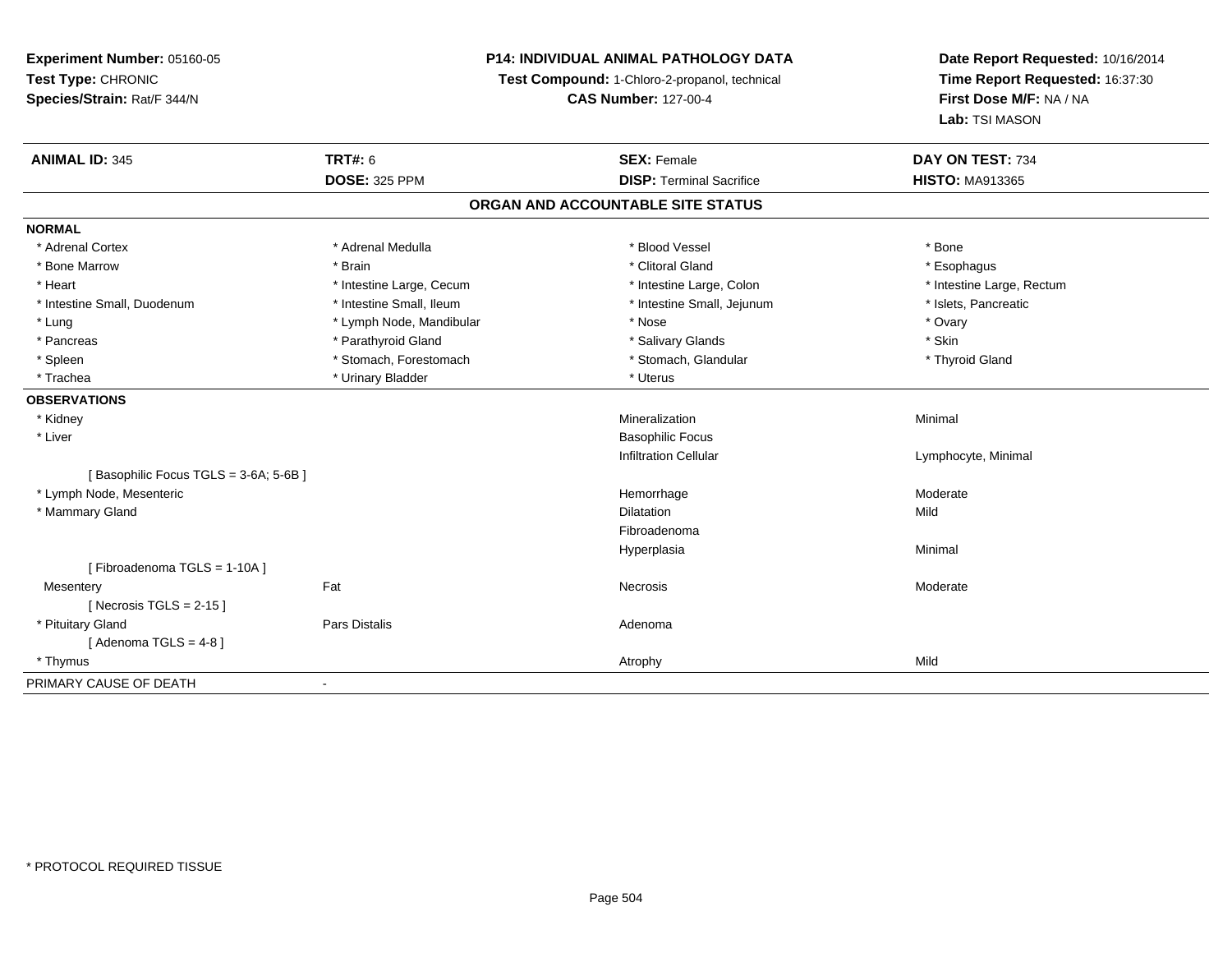**Experiment Number:** 05160-05
**Test Type:** CHRONIC
**Species/Strain:** Rat/F 344/N

**P14: INDIVIDUAL ANIMAL PATHOLOGY DATA**
**Test Compound:** 1-Chloro-2-propanol, technical
**CAS Number:** 127-00-4

**Date Report Requested:** 10/16/2014
**Time Report Requested:** 16:37:30
**First Dose M/F:** NA / NA
**Lab:** TSI MASON

| **ANIMAL ID:** 345 | **TRT#:** 6 | **SEX:** Female | **DAY ON TEST:** 734 |
|---|---|---|---|
| | **DOSE:** 325 PPM | **DISP:** Terminal Sacrifice | **HISTO:** MA913365 |

## ORGAN AND ACCOUNTABLE SITE STATUS

**NORMAL**

| | | | |
|---|---|---|---|
| * Adrenal Cortex | * Adrenal Medulla | * Blood Vessel | * Bone |
| * Bone Marrow | * Brain | * Clitoral Gland | * Esophagus |
| * Heart | * Intestine Large, Cecum | * Intestine Large, Colon | * Intestine Large, Rectum |
| * Intestine Small, Duodenum | * Intestine Small, Ileum | * Intestine Small, Jejunum | * Islets, Pancreatic |
| * Lung | * Lymph Node, Mandibular | * Nose | * Ovary |
| * Pancreas | * Parathyroid Gland | * Salivary Glands | * Skin |
| * Spleen | * Stomach, Forestomach | * Stomach, Glandular | * Thyroid Gland |
| * Trachea | * Urinary Bladder | * Uterus | |

**OBSERVATIONS**

| | | | |
|---|---|---|---|
| * Kidney | | Mineralization | Minimal |
| * Liver | | Basophilic Focus | |
| | | Infiltration Cellular | Lymphocyte, Minimal |
| [ Basophilic Focus TGLS = 3-6A; 5-6B ] | | | |
| * Lymph Node, Mesenteric | | Hemorrhage | Moderate |
| * Mammary Gland | | Dilatation | Mild |
| | | Fibroadenoma | |
| | | Hyperplasia | Minimal |
| [ Fibroadenoma TGLS = 1-10A ] | | | |
| Mesentery | Fat | Necrosis | Moderate |
| [ Necrosis TGLS = 2-15 ] | | | |
| * Pituitary Gland | Pars Distalis | Adenoma | |
| [ Adenoma TGLS = 4-8 ] | | | |
| * Thymus | | Atrophy | Mild |

PRIMARY CAUSE OF DEATH -

* PROTOCOL REQUIRED TISSUE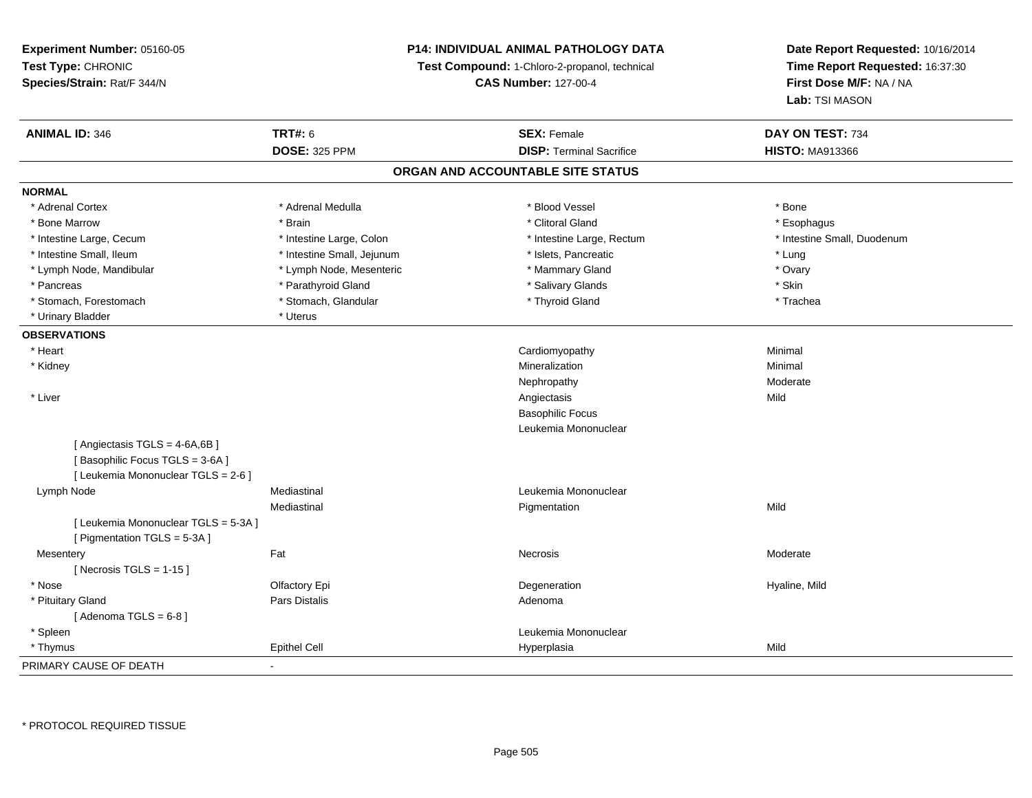**Experiment Number:** 05160-05
**Test Type:** CHRONIC
**Species/Strain:** Rat/F 344/N

**P14: INDIVIDUAL ANIMAL PATHOLOGY DATA**
**Test Compound:** 1-Chloro-2-propanol, technical
**CAS Number:** 127-00-4

**Date Report Requested:** 10/16/2014
**Time Report Requested:** 16:37:30
**First Dose M/F:** NA / NA
**Lab:** TSI MASON

| **ANIMAL ID:** 346 | **TRT#:** 6 | **SEX:** Female | **DAY ON TEST:** 734 |
|---|---|---|---|
| | **DOSE:** 325 PPM | **DISP:** Terminal Sacrifice | **HISTO:** MA913366 |

## ORGAN AND ACCOUNTABLE SITE STATUS

**NORMAL**

| | | | |
|---|---|---|---|
| * Adrenal Cortex | * Adrenal Medulla | * Blood Vessel | * Bone |
| * Bone Marrow | * Brain | * Clitoral Gland | * Esophagus |
| * Intestine Large, Cecum | * Intestine Large, Colon | * Intestine Large, Rectum | * Intestine Small, Duodenum |
| * Intestine Small, Ileum | * Intestine Small, Jejunum | * Islets, Pancreatic | * Lung |
| * Lymph Node, Mandibular | * Lymph Node, Mesenteric | * Mammary Gland | * Ovary |
| * Pancreas | * Parathyroid Gland | * Salivary Glands | * Skin |
| * Stomach, Forestomach | * Stomach, Glandular | * Thyroid Gland | * Trachea |
| * Urinary Bladder | * Uterus | | |

**OBSERVATIONS**

| | | | |
|---|---|---|---|
| * Heart | | Cardiomyopathy | Minimal |
| * Kidney | | Mineralization | Minimal |
| | | Nephropathy | Moderate |
| * Liver | | Angiectasis | Mild |
| | | Basophilic Focus | |
| | | Leukemia Mononuclear | |
| [ Angiectasis TGLS = 4-6A,6B ] | | | |
| [ Basophilic Focus TGLS = 3-6A ] | | | |
| [ Leukemia Mononuclear TGLS = 2-6 ] | | | |
| Lymph Node | Mediastinal | Leukemia Mononuclear | |
| | Mediastinal | Pigmentation | Mild |
| [ Leukemia Mononuclear TGLS = 5-3A ] | | | |
| [ Pigmentation TGLS = 5-3A ] | | | |
| Mesentery | Fat | Necrosis | Moderate |
| [ Necrosis TGLS = 1-15 ] | | | |
| * Nose | Olfactory Epi | Degeneration | Hyaline, Mild |
| * Pituitary Gland | Pars Distalis | Adenoma | |
| [ Adenoma TGLS = 6-8 ] | | | |
| * Spleen | | Leukemia Mononuclear | |
| * Thymus | Epithel Cell | Hyperplasia | Mild |

PRIMARY CAUSE OF DEATH -

* PROTOCOL REQUIRED TISSUE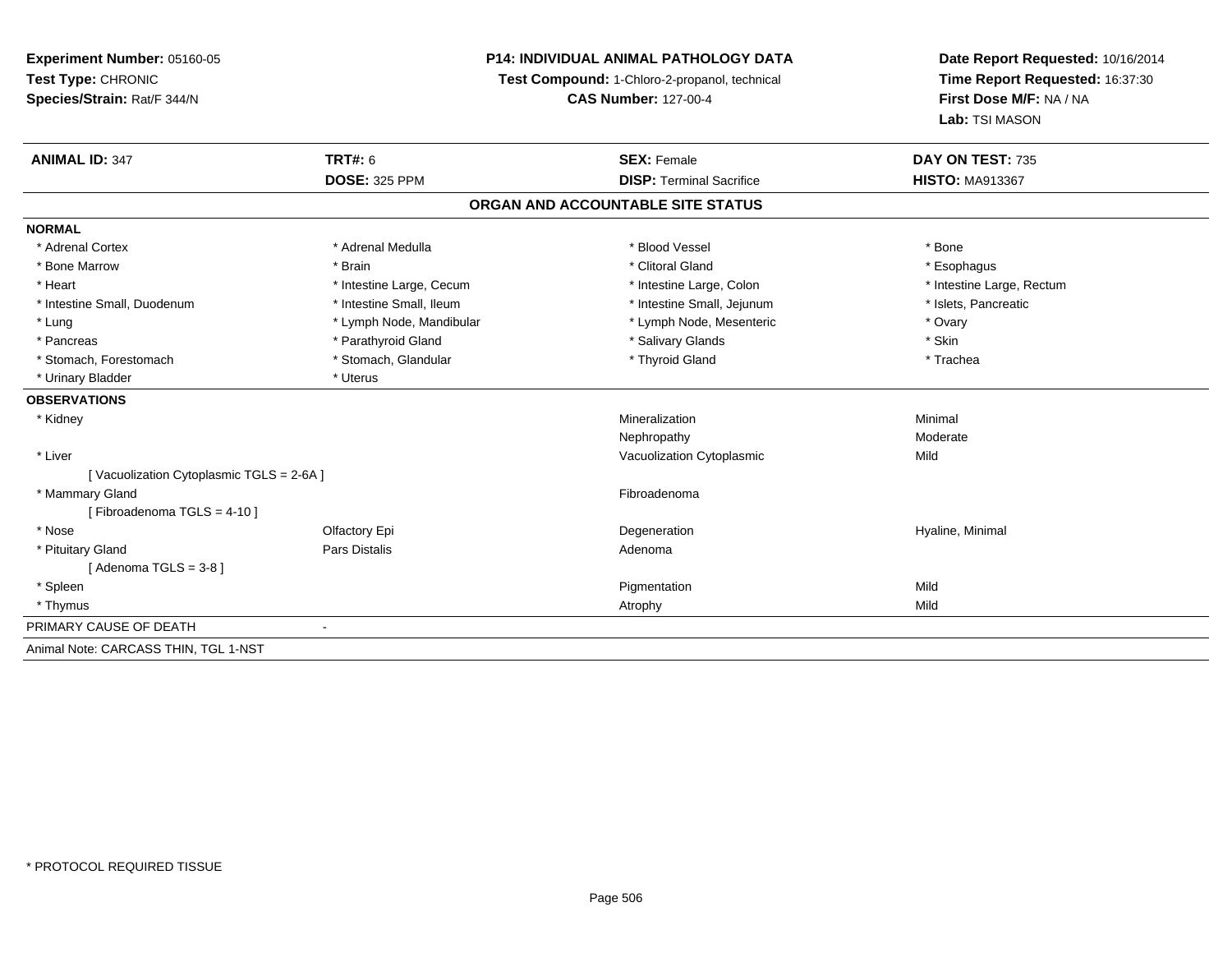**Experiment Number:** 05160-05
**Test Type:** CHRONIC
**Species/Strain:** Rat/F 344/N

**P14: INDIVIDUAL ANIMAL PATHOLOGY DATA**
**Test Compound:** 1-Chloro-2-propanol, technical
**CAS Number:** 127-00-4

**Date Report Requested:** 10/16/2014
**Time Report Requested:** 16:37:30
**First Dose M/F:** NA / NA
**Lab:** TSI MASON

| **ANIMAL ID:** 347 | **TRT#:** 6 | **SEX:** Female | **DAY ON TEST:** 735 |
|---|---|---|---|
| | **DOSE:** 325 PPM | **DISP:** Terminal Sacrifice | **HISTO:** MA913367 |

## ORGAN AND ACCOUNTABLE SITE STATUS

**NORMAL**

| | | | |
|---|---|---|---|
| * Adrenal Cortex | * Adrenal Medulla | * Blood Vessel | * Bone |
| * Bone Marrow | * Brain | * Clitoral Gland | * Esophagus |
| * Heart | * Intestine Large, Cecum | * Intestine Large, Colon | * Intestine Large, Rectum |
| * Intestine Small, Duodenum | * Intestine Small, Ileum | * Intestine Small, Jejunum | * Islets, Pancreatic |
| * Lung | * Lymph Node, Mandibular | * Lymph Node, Mesenteric | * Ovary |
| * Pancreas | * Parathyroid Gland | * Salivary Glands | * Skin |
| * Stomach, Forestomach | * Stomach, Glandular | * Thyroid Gland | * Trachea |
| * Urinary Bladder | * Uterus | | |

**OBSERVATIONS**

| | | | |
|---|---|---|---|
| * Kidney | | Mineralization | Minimal |
| | | Nephropathy | Moderate |
| * Liver | | Vacuolization Cytoplasmic | Mild |
| [ Vacuolization Cytoplasmic TGLS = 2-6A ] | | | |
| * Mammary Gland | | Fibroadenoma | |
| [ Fibroadenoma TGLS = 4-10 ] | | | |
| * Nose | Olfactory Epi | Degeneration | Hyaline, Minimal |
| * Pituitary Gland | Pars Distalis | Adenoma | |
| [ Adenoma TGLS = 3-8 ] | | | |
| * Spleen | | Pigmentation | Mild |
| * Thymus | | Atrophy | Mild |

PRIMARY CAUSE OF DEATH -

Animal Note: CARCASS THIN, TGL 1-NST

\* PROTOCOL REQUIRED TISSUE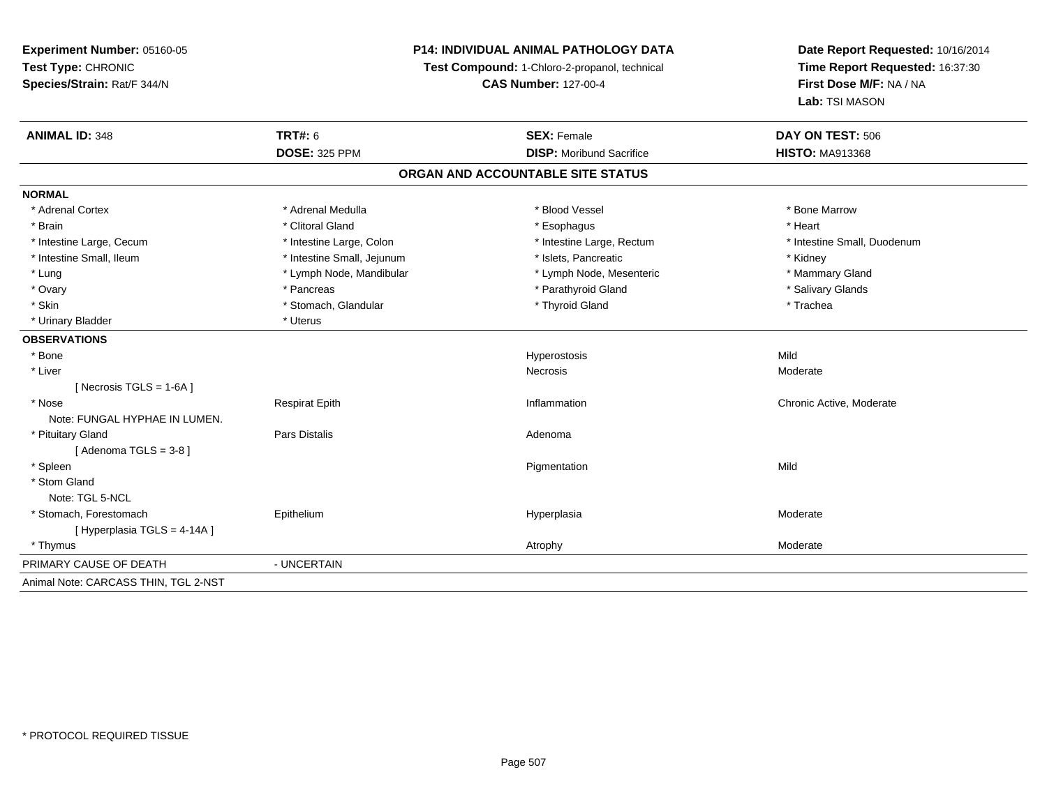**Experiment Number:** 05160-05
**Test Type:** CHRONIC
**Species/Strain:** Rat/F 344/N

**P14: INDIVIDUAL ANIMAL PATHOLOGY DATA**
**Test Compound:** 1-Chloro-2-propanol, technical
**CAS Number:** 127-00-4

**Date Report Requested:** 10/16/2014
**Time Report Requested:** 16:37:30
**First Dose M/F:** NA / NA
**Lab:** TSI MASON

| **ANIMAL ID:** 348 | **TRT#:** 6 | **SEX:** Female | **DAY ON TEST:** 506 |
|---|---|---|---|
| | **DOSE:** 325 PPM | **DISP:** Moribund Sacrifice | **HISTO:** MA913368 |

## ORGAN AND ACCOUNTABLE SITE STATUS

| | | | |
|---|---|---|---|
| **NORMAL** | | | |
| * Adrenal Cortex | * Adrenal Medulla | * Blood Vessel | * Bone Marrow |
| * Brain | * Clitoral Gland | * Esophagus | * Heart |
| * Intestine Large, Cecum | * Intestine Large, Colon | * Intestine Large, Rectum | * Intestine Small, Duodenum |
| * Intestine Small, Ileum | * Intestine Small, Jejunum | * Islets, Pancreatic | * Kidney |
| * Lung | * Lymph Node, Mandibular | * Lymph Node, Mesenteric | * Mammary Gland |
| * Ovary | * Pancreas | * Parathyroid Gland | * Salivary Glands |
| * Skin | * Stomach, Glandular | * Thyroid Gland | * Trachea |
| * Urinary Bladder | * Uterus | | |
| **OBSERVATIONS** | | | |
| * Bone | | Hyperostosis | Mild |
| * Liver | | Necrosis | Moderate |
| [ Necrosis TGLS = 1-6A ] | | | |
| * Nose | Respirat Epith | Inflammation | Chronic Active, Moderate |
| Note: FUNGAL HYPHAE IN LUMEN. | | | |
| * Pituitary Gland | Pars Distalis | Adenoma | |
| [ Adenoma TGLS = 3-8 ] | | | |
| * Spleen | | Pigmentation | Mild |
| * Stom Gland | | | |
| Note: TGL 5-NCL | | | |
| * Stomach, Forestomach | Epithelium | Hyperplasia | Moderate |
| [ Hyperplasia TGLS = 4-14A ] | | | |
| * Thymus | | Atrophy | Moderate |
| PRIMARY CAUSE OF DEATH | - UNCERTAIN | | |
| Animal Note: CARCASS THIN, TGL 2-NST | | | |

* PROTOCOL REQUIRED TISSUE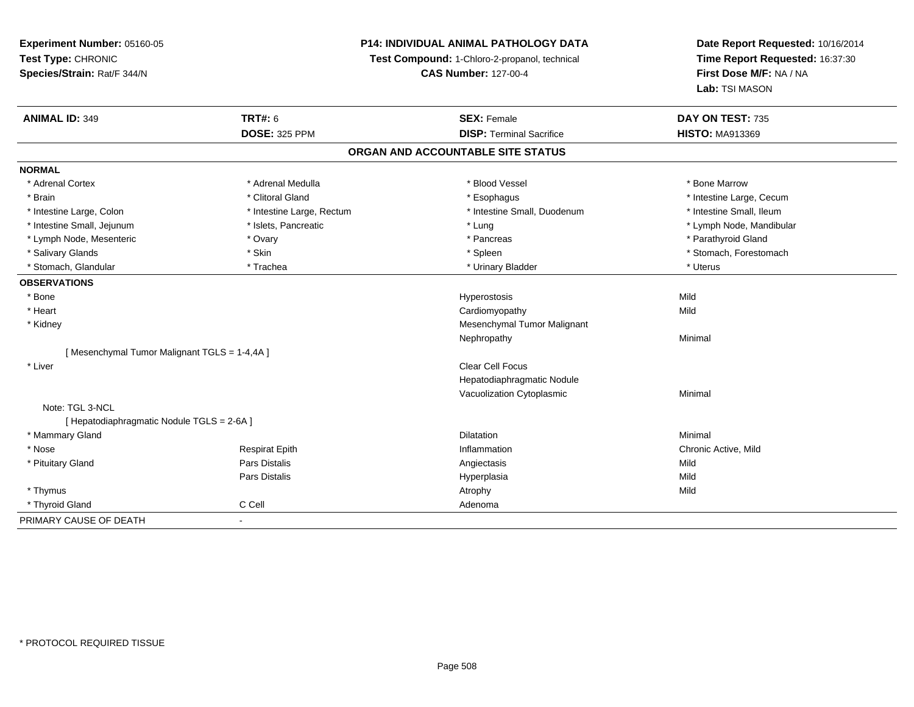**Experiment Number:** 05160-05
**Test Type:** CHRONIC
**Species/Strain:** Rat/F 344/N

**P14: INDIVIDUAL ANIMAL PATHOLOGY DATA**
**Test Compound:** 1-Chloro-2-propanol, technical
**CAS Number:** 127-00-4

**Date Report Requested:** 10/16/2014
**Time Report Requested:** 16:37:30
**First Dose M/F:** NA / NA
**Lab:** TSI MASON

| **ANIMAL ID:** 349 | **TRT#:** 6 | **SEX:** Female | **DAY ON TEST:** 735 |
|---|---|---|---|
| | **DOSE:** 325 PPM | **DISP:** Terminal Sacrifice | **HISTO:** MA913369 |

## ORGAN AND ACCOUNTABLE SITE STATUS

**NORMAL**

| | | | |
|---|---|---|---|
| * Adrenal Cortex | * Adrenal Medulla | * Blood Vessel | * Bone Marrow |
| * Brain | * Clitoral Gland | * Esophagus | * Intestine Large, Cecum |
| * Intestine Large, Colon | * Intestine Large, Rectum | * Intestine Small, Duodenum | * Intestine Small, Ileum |
| * Intestine Small, Jejunum | * Islets, Pancreatic | * Lung | * Lymph Node, Mandibular |
| * Lymph Node, Mesenteric | * Ovary | * Pancreas | * Parathyroid Gland |
| * Salivary Glands | * Skin | * Spleen | * Stomach, Forestomach |
| * Stomach, Glandular | * Trachea | * Urinary Bladder | * Uterus |

**OBSERVATIONS**

| | | | |
|---|---|---|---|
| * Bone | | Hyperostosis | Mild |
| * Heart | | Cardiomyopathy | Mild |
| * Kidney | | Mesenchymal Tumor Malignant | |
| | | Nephropathy | Minimal |
| [ Mesenchymal Tumor Malignant TGLS = 1-4,4A ] | | | |
| * Liver | | Clear Cell Focus | |
| | | Hepatodiaphragmatic Nodule | |
| | | Vacuolization Cytoplasmic | Minimal |
| Note: TGL 3-NCL | | | |
| [ Hepatodiaphragmatic Nodule TGLS = 2-6A ] | | | |
| * Mammary Gland | | Dilatation | Minimal |
| * Nose | Respirat Epith | Inflammation | Chronic Active, Mild |
| * Pituitary Gland | Pars Distalis | Angiectasis | Mild |
| | Pars Distalis | Hyperplasia | Mild |
| * Thymus | | Atrophy | Mild |
| * Thyroid Gland | C Cell | Adenoma | |
| PRIMARY CAUSE OF DEATH | - | | |

* PROTOCOL REQUIRED TISSUE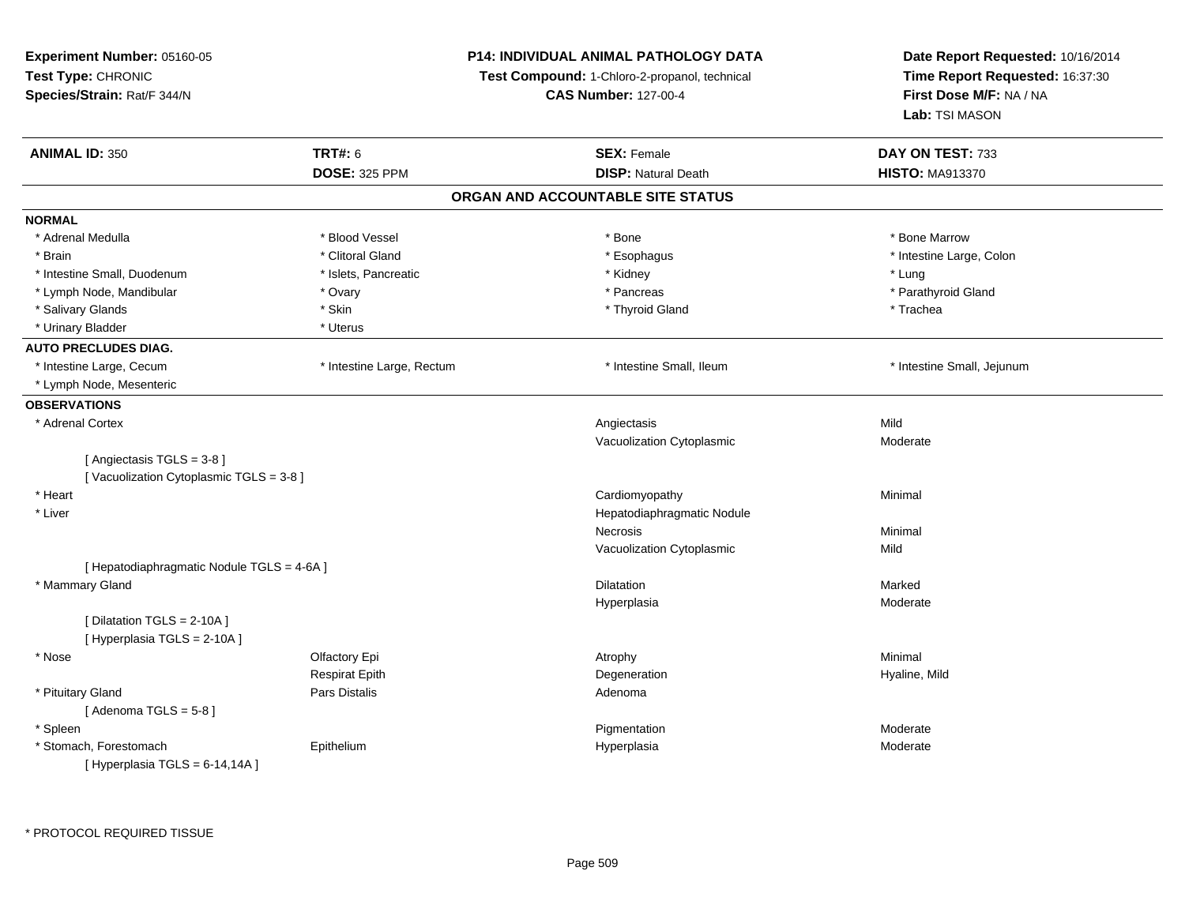**Experiment Number:** 05160-05
**Test Type:** CHRONIC
**Species/Strain:** Rat/F 344/N

**P14: INDIVIDUAL ANIMAL PATHOLOGY DATA**
**Test Compound:** 1-Chloro-2-propanol, technical
**CAS Number:** 127-00-4

**Date Report Requested:** 10/16/2014
**Time Report Requested:** 16:37:30
**First Dose M/F:** NA / NA
**Lab:** TSI MASON

| **ANIMAL ID:** 350 | **TRT#:** 6 | **SEX:** Female | **DAY ON TEST:** 733 |
|---|---|---|---|
| | **DOSE:** 325 PPM | **DISP:** Natural Death | **HISTO:** MA913370 |

## ORGAN AND ACCOUNTABLE SITE STATUS

**NORMAL**

| | | | |
|---|---|---|---|
| * Adrenal Medulla | * Blood Vessel | * Bone | * Bone Marrow |
| * Brain | * Clitoral Gland | * Esophagus | * Intestine Large, Colon |
| * Intestine Small, Duodenum | * Islets, Pancreatic | * Kidney | * Lung |
| * Lymph Node, Mandibular | * Ovary | * Pancreas | * Parathyroid Gland |
| * Salivary Glands | * Skin | * Thyroid Gland | * Trachea |
| * Urinary Bladder | * Uterus | | |

**AUTO PRECLUDES DIAG.**

| | | | |
|---|---|---|---|
| * Intestine Large, Cecum | * Intestine Large, Rectum | * Intestine Small, Ileum | * Intestine Small, Jejunum |
| * Lymph Node, Mesenteric | | | |

**OBSERVATIONS**

| | | | |
|---|---|---|---|
| * Adrenal Cortex | | Angiectasis | Mild |
| | | Vacuolization Cytoplasmic | Moderate |
| [ Angiectasis TGLS = 3-8 ] | | | |
| [ Vacuolization Cytoplasmic TGLS = 3-8 ] | | | |
| * Heart | | Cardiomyopathy | Minimal |
| * Liver | | Hepatodiaphragmatic Nodule | |
| | | Necrosis | Minimal |
| | | Vacuolization Cytoplasmic | Mild |
| [ Hepatodiaphragmatic Nodule TGLS = 4-6A ] | | | |
| * Mammary Gland | | Dilatation | Marked |
| | | Hyperplasia | Moderate |
| [ Dilatation TGLS = 2-10A ] | | | |
| [ Hyperplasia TGLS = 2-10A ] | | | |
| * Nose | Olfactory Epi | Atrophy | Minimal |
| | Respirat Epith | Degeneration | Hyaline, Mild |
| * Pituitary Gland | Pars Distalis | Adenoma | |
| [ Adenoma TGLS = 5-8 ] | | | |
| * Spleen | | Pigmentation | Moderate |
| * Stomach, Forestomach | Epithelium | Hyperplasia | Moderate |
| [ Hyperplasia TGLS = 6-14,14A ] | | | |

* PROTOCOL REQUIRED TISSUE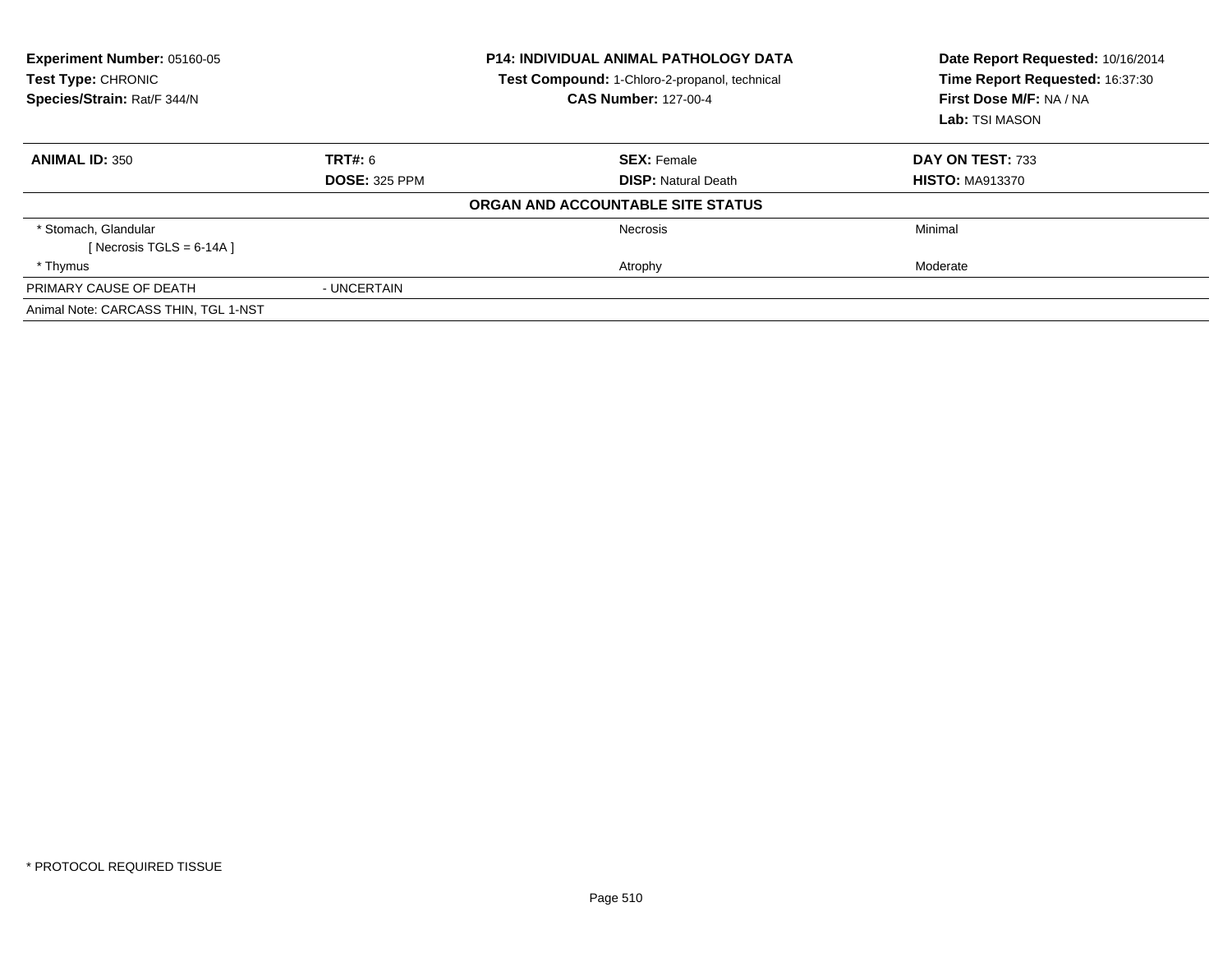**Experiment Number:** 05160-05
**Test Type:** CHRONIC
**Species/Strain:** Rat/F 344/N

**P14: INDIVIDUAL ANIMAL PATHOLOGY DATA**
**Test Compound:** 1-Chloro-2-propanol, technical
**CAS Number:** 127-00-4

**Date Report Requested:** 10/16/2014
**Time Report Requested:** 16:37:30
**First Dose M/F:** NA / NA
**Lab:** TSI MASON

| **ANIMAL ID:** 350 | **TRT#:** 6 | **SEX:** Female | **DAY ON TEST:** 733 |
|---|---|---|---|
| | **DOSE:** 325 PPM | **DISP:** Natural Death | **HISTO:** MA913370 |
| | | **ORGAN AND ACCOUNTABLE SITE STATUS** | |
| * Stomach, Glandular | | Necrosis | Minimal |
| [ Necrosis TGLS = 6-14A ] | | | |
| * Thymus | | Atrophy | Moderate |
| PRIMARY CAUSE OF DEATH | - UNCERTAIN | | |
| Animal Note: CARCASS THIN, TGL 1-NST | | | |

* PROTOCOL REQUIRED TISSUE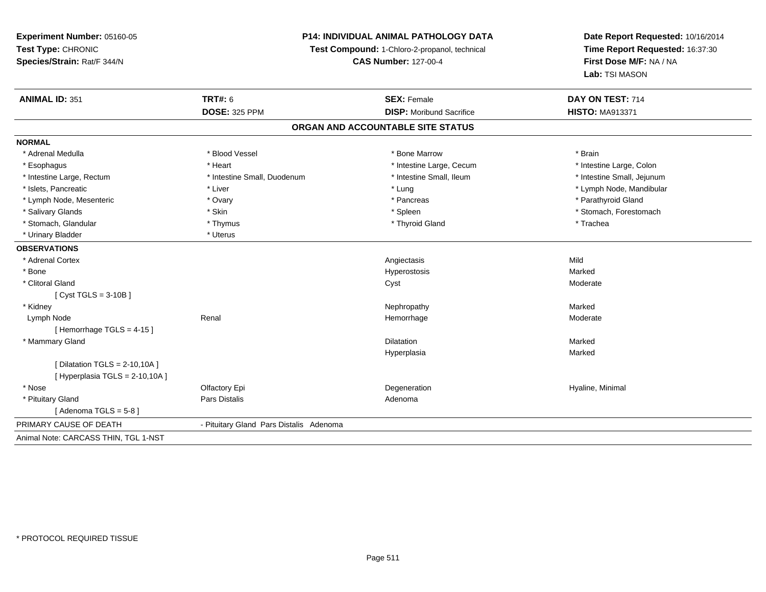**Experiment Number:** 05160-05
**Test Type:** CHRONIC
**Species/Strain:** Rat/F 344/N

**P14: INDIVIDUAL ANIMAL PATHOLOGY DATA**
**Test Compound:** 1-Chloro-2-propanol, technical
**CAS Number:** 127-00-4

**Date Report Requested:** 10/16/2014
**Time Report Requested:** 16:37:30
**First Dose M/F:** NA / NA
**Lab:** TSI MASON

| **ANIMAL ID:** 351 | **TRT#:** 6 | **SEX:** Female | **DAY ON TEST:** 714 |
|---|---|---|---|
| | **DOSE:** 325 PPM | **DISP:** Moribund Sacrifice | **HISTO:** MA913371 |

## ORGAN AND ACCOUNTABLE SITE STATUS

**NORMAL**

| | | | |
|---|---|---|---|
| * Adrenal Medulla | * Blood Vessel | * Bone Marrow | * Brain |
| * Esophagus | * Heart | * Intestine Large, Cecum | * Intestine Large, Colon |
| * Intestine Large, Rectum | * Intestine Small, Duodenum | * Intestine Small, Ileum | * Intestine Small, Jejunum |
| * Islets, Pancreatic | * Liver | * Lung | * Lymph Node, Mandibular |
| * Lymph Node, Mesenteric | * Ovary | * Pancreas | * Parathyroid Gland |
| * Salivary Glands | * Skin | * Spleen | * Stomach, Forestomach |
| * Stomach, Glandular | * Thymus | * Thyroid Gland | * Trachea |
| * Urinary Bladder | * Uterus | | |

**OBSERVATIONS**

| | | | |
|---|---|---|---|
| * Adrenal Cortex | | Angiectasis | Mild |
| * Bone | | Hyperostosis | Marked |
| * Clitoral Gland | | Cyst | Moderate |
| [ Cyst TGLS = 3-10B ] | | | |
| * Kidney | | Nephropathy | Marked |
| Lymph Node | Renal | Hemorrhage | Moderate |
| [ Hemorrhage TGLS = 4-15 ] | | | |
| * Mammary Gland | | Dilatation | Marked |
| | | Hyperplasia | Marked |
| [ Dilatation TGLS = 2-10,10A ] | | | |
| [ Hyperplasia TGLS = 2-10,10A ] | | | |
| * Nose | Olfactory Epi | Degeneration | Hyaline, Minimal |
| * Pituitary Gland | Pars Distalis | Adenoma | |
| [ Adenoma TGLS = 5-8 ] | | | |

PRIMARY CAUSE OF DEATH - Pituitary Gland Pars Distalis Adenoma

Animal Note: CARCASS THIN, TGL 1-NST

* PROTOCOL REQUIRED TISSUE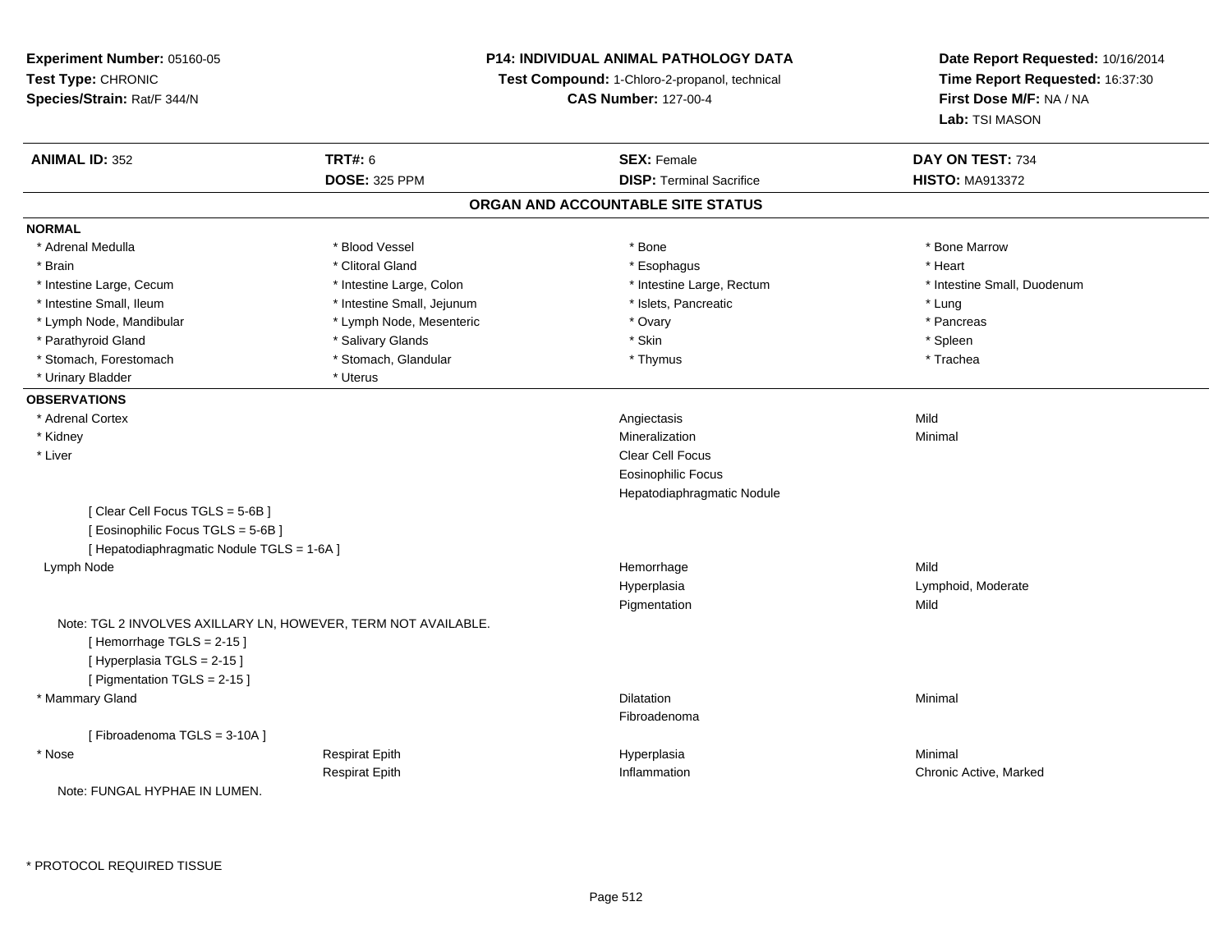**Experiment Number:** 05160-05
**Test Type:** CHRONIC
**Species/Strain:** Rat/F 344/N

**P14: INDIVIDUAL ANIMAL PATHOLOGY DATA**
**Test Compound:** 1-Chloro-2-propanol, technical
**CAS Number:** 127-00-4

**Date Report Requested:** 10/16/2014
**Time Report Requested:** 16:37:30
**First Dose M/F:** NA / NA
**Lab:** TSI MASON

| **ANIMAL ID:** 352 | **TRT#:** 6 | **SEX:** Female | **DAY ON TEST:** 734 |
|---|---|---|---|
| | **DOSE:** 325 PPM | **DISP:** Terminal Sacrifice | **HISTO:** MA913372 |

## ORGAN AND ACCOUNTABLE SITE STATUS

**NORMAL**

| | | | |
|---|---|---|---|
| * Adrenal Medulla | * Blood Vessel | * Bone | * Bone Marrow |
| * Brain | * Clitoral Gland | * Esophagus | * Heart |
| * Intestine Large, Cecum | * Intestine Large, Colon | * Intestine Large, Rectum | * Intestine Small, Duodenum |
| * Intestine Small, Ileum | * Intestine Small, Jejunum | * Islets, Pancreatic | * Lung |
| * Lymph Node, Mandibular | * Lymph Node, Mesenteric | * Ovary | * Pancreas |
| * Parathyroid Gland | * Salivary Glands | * Skin | * Spleen |
| * Stomach, Forestomach | * Stomach, Glandular | * Thymus | * Trachea |
| * Urinary Bladder | * Uterus | | |

**OBSERVATIONS**

| | | | |
|---|---|---|---|
| * Adrenal Cortex | | Angiectasis | Mild |
| * Kidney | | Mineralization | Minimal |
| * Liver | | Clear Cell Focus | |
| | | Eosinophilic Focus | |
| | | Hepatodiaphragmatic Nodule | |
| [ Clear Cell Focus TGLS = 5-6B ] | | | |
| [ Eosinophilic Focus TGLS = 5-6B ] | | | |
| [ Hepatodiaphragmatic Nodule TGLS = 1-6A ] | | | |
| Lymph Node | | Hemorrhage | Mild |
| | | Hyperplasia | Lymphoid, Moderate |
| | | Pigmentation | Mild |
| Note: TGL 2 INVOLVES AXILLARY LN, HOWEVER, TERM NOT AVAILABLE. | | | |
| [ Hemorrhage TGLS = 2-15 ] | | | |
| [ Hyperplasia TGLS = 2-15 ] | | | |
| [ Pigmentation TGLS = 2-15 ] | | | |
| * Mammary Gland | | Dilatation | Minimal |
| | | Fibroadenoma | |
| [ Fibroadenoma TGLS = 3-10A ] | | | |
| * Nose | Respirat Epith | Hyperplasia | Minimal |
| | Respirat Epith | Inflammation | Chronic Active, Marked |
| Note: FUNGAL HYPHAE IN LUMEN. | | | |

\* PROTOCOL REQUIRED TISSUE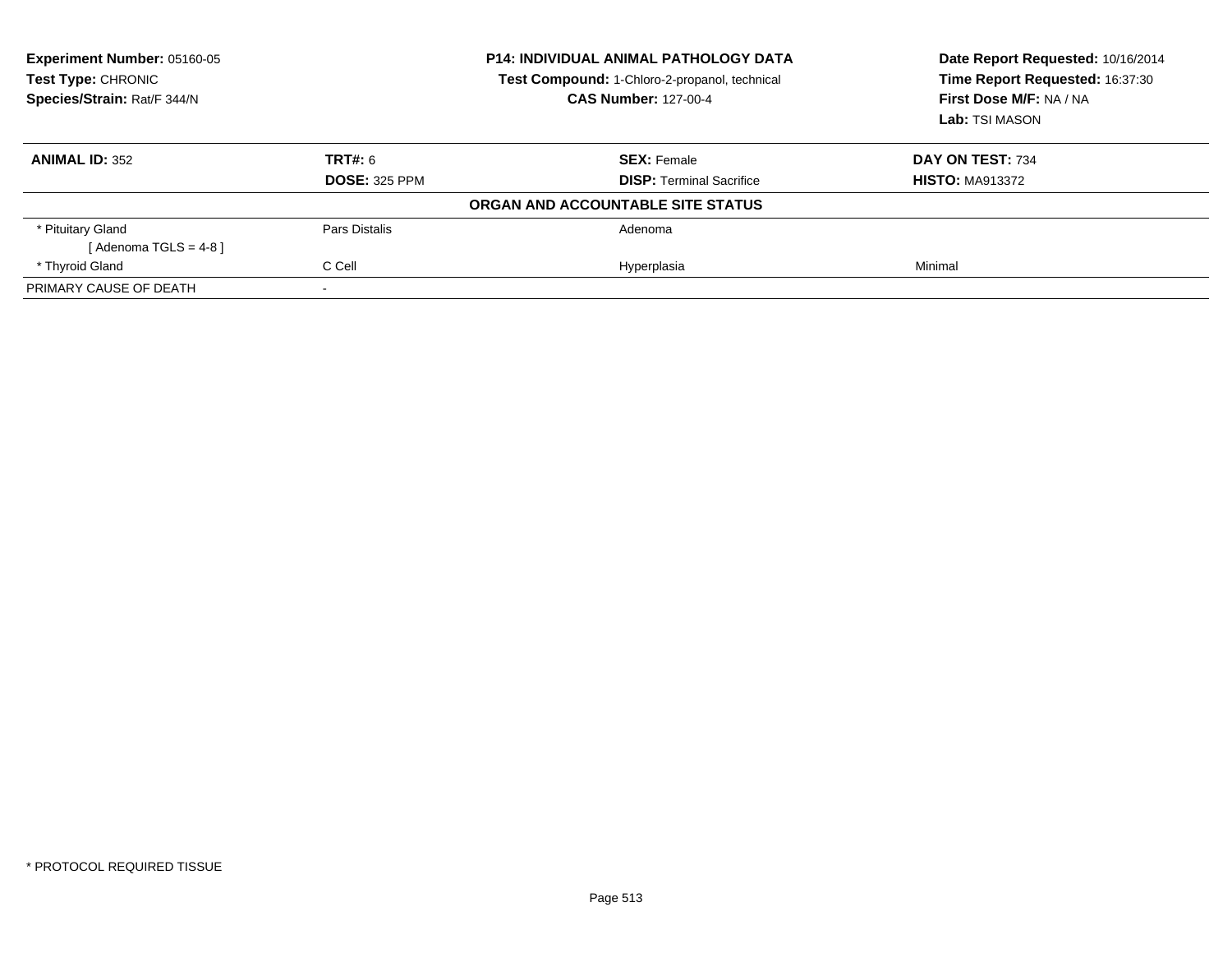**Experiment Number:** 05160-05
**Test Type:** CHRONIC
**Species/Strain:** Rat/F 344/N

**P14: INDIVIDUAL ANIMAL PATHOLOGY DATA**
**Test Compound:** 1-Chloro-2-propanol, technical
**CAS Number:** 127-00-4

**Date Report Requested:** 10/16/2014
**Time Report Requested:** 16:37:30
**First Dose M/F:** NA / NA
**Lab:** TSI MASON

| **ANIMAL ID:** 352 | **TRT#:** 6 | **SEX:** Female | **DAY ON TEST:** 734 |
|---|---|---|---|
| | **DOSE:** 325 PPM | **DISP:** Terminal Sacrifice | **HISTO:** MA913372 |

**ORGAN AND ACCOUNTABLE SITE STATUS**

| | | | |
|---|---|---|---|
| * Pituitary Gland | Pars Distalis | Adenoma | |
| [ Adenoma TGLS = 4-8 ] | | | |
| * Thyroid Gland | C Cell | Hyperplasia | Minimal |
| PRIMARY CAUSE OF DEATH | - | | |

* PROTOCOL REQUIRED TISSUE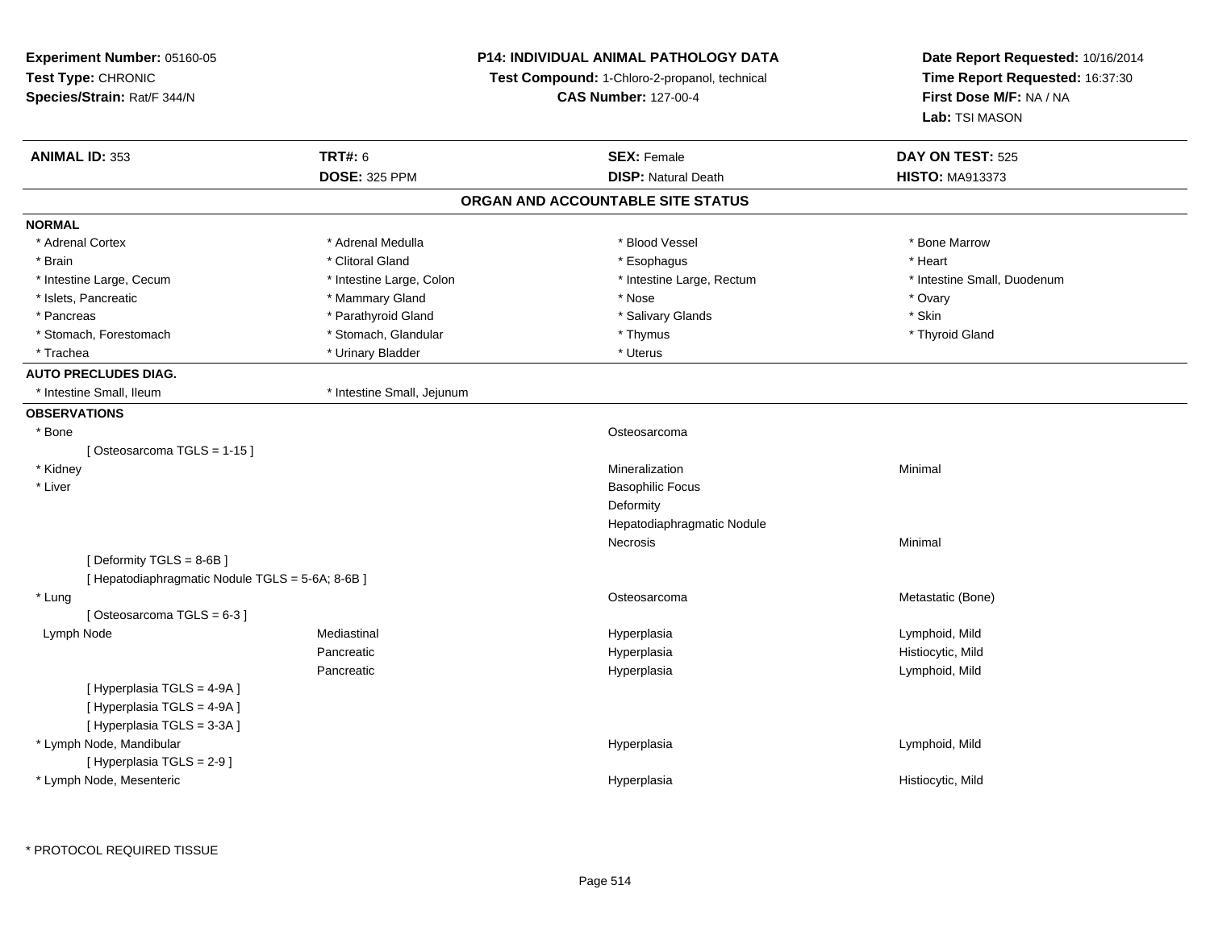**Experiment Number:** 05160-05
**Test Type:** CHRONIC
**Species/Strain:** Rat/F 344/N

**P14: INDIVIDUAL ANIMAL PATHOLOGY DATA**
**Test Compound:** 1-Chloro-2-propanol, technical
**CAS Number:** 127-00-4

**Date Report Requested:** 10/16/2014
**Time Report Requested:** 16:37:30
**First Dose M/F:** NA / NA
**Lab:** TSI MASON

| **ANIMAL ID:** 353 | **TRT#:** 6 | **SEX:** Female | **DAY ON TEST:** 525 |
|---|---|---|---|
| | **DOSE:** 325 PPM | **DISP:** Natural Death | **HISTO:** MA913373 |

## ORGAN AND ACCOUNTABLE SITE STATUS

**NORMAL**

| | | | |
|---|---|---|---|
| * Adrenal Cortex | * Adrenal Medulla | * Blood Vessel | * Bone Marrow |
| * Brain | * Clitoral Gland | * Esophagus | * Heart |
| * Intestine Large, Cecum | * Intestine Large, Colon | * Intestine Large, Rectum | * Intestine Small, Duodenum |
| * Islets, Pancreatic | * Mammary Gland | * Nose | * Ovary |
| * Pancreas | * Parathyroid Gland | * Salivary Glands | * Skin |
| * Stomach, Forestomach | * Stomach, Glandular | * Thymus | * Thyroid Gland |
| * Trachea | * Urinary Bladder | * Uterus | |

**AUTO PRECLUDES DIAG.**

| | |
|---|---|
| * Intestine Small, Ileum | * Intestine Small, Jejunum |

**OBSERVATIONS**

| | | | |
|---|---|---|---|
| * Bone | | Osteosarcoma | |
| [ Osteosarcoma TGLS = 1-15 ] | | | |
| * Kidney | | Mineralization | Minimal |
| * Liver | | Basophilic Focus | |
| | | Deformity | |
| | | Hepatodiaphragmatic Nodule | |
| | | Necrosis | Minimal |
| [ Deformity TGLS = 8-6B ] | | | |
| [ Hepatodiaphragmatic Nodule TGLS = 5-6A; 8-6B ] | | | |
| * Lung | | Osteosarcoma | Metastatic (Bone) |
| [ Osteosarcoma TGLS = 6-3 ] | | | |
| Lymph Node | Mediastinal | Hyperplasia | Lymphoid, Mild |
| | Pancreatic | Hyperplasia | Histiocytic, Mild |
| | Pancreatic | Hyperplasia | Lymphoid, Mild |
| [ Hyperplasia TGLS = 4-9A ] | | | |
| [ Hyperplasia TGLS = 4-9A ] | | | |
| [ Hyperplasia TGLS = 3-3A ] | | | |
| * Lymph Node, Mandibular | | Hyperplasia | Lymphoid, Mild |
| [ Hyperplasia TGLS = 2-9 ] | | | |
| * Lymph Node, Mesenteric | | Hyperplasia | Histiocytic, Mild |

* PROTOCOL REQUIRED TISSUE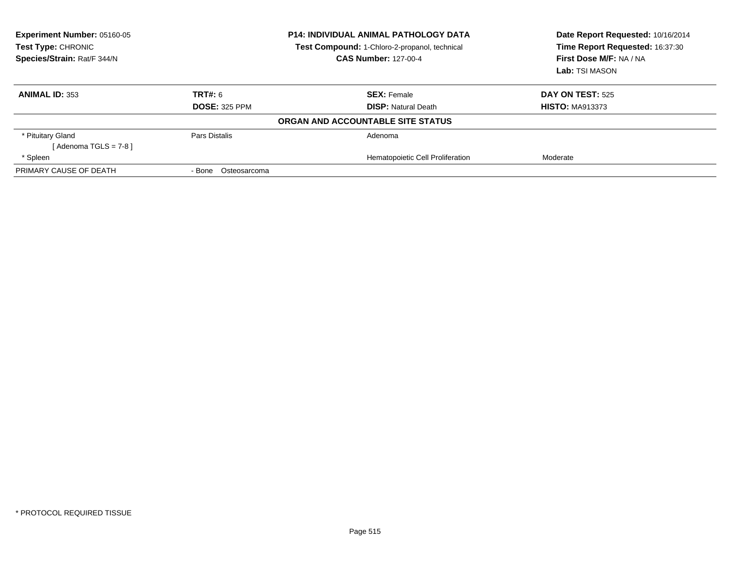**Experiment Number:** 05160-05
**Test Type:** CHRONIC
**Species/Strain:** Rat/F 344/N

**P14: INDIVIDUAL ANIMAL PATHOLOGY DATA**
**Test Compound:** 1-Chloro-2-propanol, technical
**CAS Number:** 127-00-4

**Date Report Requested:** 10/16/2014
**Time Report Requested:** 16:37:30
**First Dose M/F:** NA / NA
**Lab:** TSI MASON

| **ANIMAL ID:** 353 | **TRT#:** 6 | **SEX:** Female | **DAY ON TEST:** 525 |
|---|---|---|---|
| | **DOSE:** 325 PPM | **DISP:** Natural Death | **HISTO:** MA913373 |

**ORGAN AND ACCOUNTABLE SITE STATUS**

| | | | |
|---|---|---|---|
| * Pituitary Gland | Pars Distalis | Adenoma | |
| [ Adenoma TGLS = 7-8 ] | | | |
| * Spleen | | Hematopoietic Cell Proliferation | Moderate |
| PRIMARY CAUSE OF DEATH | - Bone Osteosarcoma | | |

* PROTOCOL REQUIRED TISSUE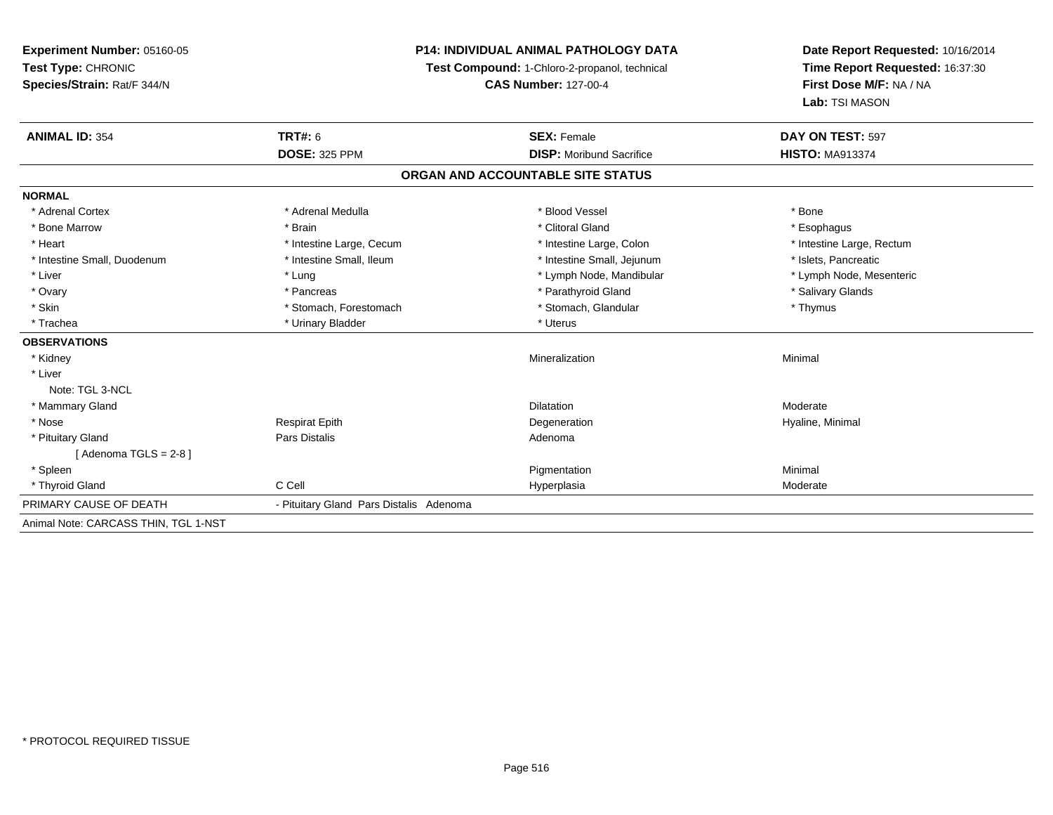**Experiment Number:** 05160-05
**Test Type:** CHRONIC
**Species/Strain:** Rat/F 344/N

**P14: INDIVIDUAL ANIMAL PATHOLOGY DATA**
**Test Compound:** 1-Chloro-2-propanol, technical
**CAS Number:** 127-00-4

**Date Report Requested:** 10/16/2014
**Time Report Requested:** 16:37:30
**First Dose M/F:** NA / NA
**Lab:** TSI MASON

| **ANIMAL ID:** 354 | **TRT#:** 6 | **SEX:** Female | **DAY ON TEST:** 597 |
|---|---|---|---|
| | **DOSE:** 325 PPM | **DISP:** Moribund Sacrifice | **HISTO:** MA913374 |

## ORGAN AND ACCOUNTABLE SITE STATUS

**NORMAL**

| | | | |
|---|---|---|---|
| * Adrenal Cortex | * Adrenal Medulla | * Blood Vessel | * Bone |
| * Bone Marrow | * Brain | * Clitoral Gland | * Esophagus |
| * Heart | * Intestine Large, Cecum | * Intestine Large, Colon | * Intestine Large, Rectum |
| * Intestine Small, Duodenum | * Intestine Small, Ileum | * Intestine Small, Jejunum | * Islets, Pancreatic |
| * Liver | * Lung | * Lymph Node, Mandibular | * Lymph Node, Mesenteric |
| * Ovary | * Pancreas | * Parathyroid Gland | * Salivary Glands |
| * Skin | * Stomach, Forestomach | * Stomach, Glandular | * Thymus |
| * Trachea | * Urinary Bladder | * Uterus | |

**OBSERVATIONS**

| | | | |
|---|---|---|---|
| * Kidney | | Mineralization | Minimal |
| * Liver | | | |
| Note: TGL 3-NCL | | | |
| * Mammary Gland | | Dilatation | Moderate |
| * Nose | Respirat Epith | Degeneration | Hyaline, Minimal |
| * Pituitary Gland | Pars Distalis | Adenoma | |
| [ Adenoma TGLS = 2-8 ] | | | |
| * Spleen | | Pigmentation | Minimal |
| * Thyroid Gland | C Cell | Hyperplasia | Moderate |

PRIMARY CAUSE OF DEATH - Pituitary Gland Pars Distalis Adenoma

Animal Note: CARCASS THIN, TGL 1-NST

* PROTOCOL REQUIRED TISSUE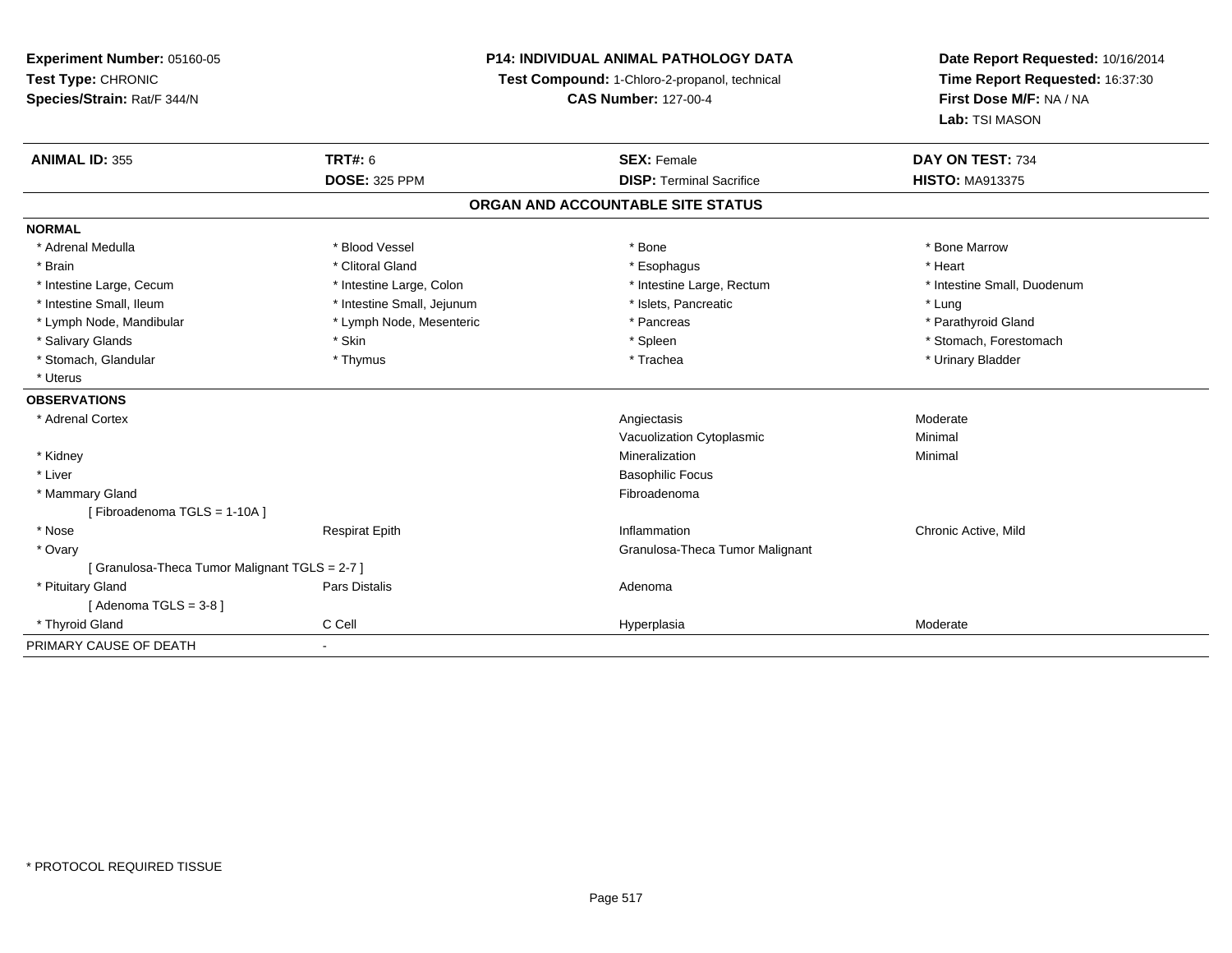**Experiment Number:** 05160-05
**Test Type:** CHRONIC
**Species/Strain:** Rat/F 344/N

**P14: INDIVIDUAL ANIMAL PATHOLOGY DATA**
**Test Compound:** 1-Chloro-2-propanol, technical
**CAS Number:** 127-00-4

**Date Report Requested:** 10/16/2014
**Time Report Requested:** 16:37:30
**First Dose M/F:** NA / NA
**Lab:** TSI MASON

| **ANIMAL ID:** 355 | **TRT#:** 6 | **SEX:** Female | **DAY ON TEST:** 734 |
|---|---|---|---|
| | **DOSE:** 325 PPM | **DISP:** Terminal Sacrifice | **HISTO:** MA913375 |

## ORGAN AND ACCOUNTABLE SITE STATUS

**NORMAL**

| | | | |
|---|---|---|---|
| * Adrenal Medulla | * Blood Vessel | * Bone | * Bone Marrow |
| * Brain | * Clitoral Gland | * Esophagus | * Heart |
| * Intestine Large, Cecum | * Intestine Large, Colon | * Intestine Large, Rectum | * Intestine Small, Duodenum |
| * Intestine Small, Ileum | * Intestine Small, Jejunum | * Islets, Pancreatic | * Lung |
| * Lymph Node, Mandibular | * Lymph Node, Mesenteric | * Pancreas | * Parathyroid Gland |
| * Salivary Glands | * Skin | * Spleen | * Stomach, Forestomach |
| * Stomach, Glandular | * Thymus | * Trachea | * Urinary Bladder |
| * Uterus | | | |

**OBSERVATIONS**

| | | | |
|---|---|---|---|
| * Adrenal Cortex | | Angiectasis | Moderate |
| | | Vacuolization Cytoplasmic | Minimal |
| * Kidney | | Mineralization | Minimal |
| * Liver | | Basophilic Focus | |
| * Mammary Gland | | Fibroadenoma | |
| [ Fibroadenoma TGLS = 1-10A ] | | | |
| * Nose | Respirat Epith | Inflammation | Chronic Active, Mild |
| * Ovary | | Granulosa-Theca Tumor Malignant | |
| [ Granulosa-Theca Tumor Malignant TGLS = 2-7 ] | | | |
| * Pituitary Gland | Pars Distalis | Adenoma | |
| [ Adenoma TGLS = 3-8 ] | | | |
| * Thyroid Gland | C Cell | Hyperplasia | Moderate |

PRIMARY CAUSE OF DEATH -

* PROTOCOL REQUIRED TISSUE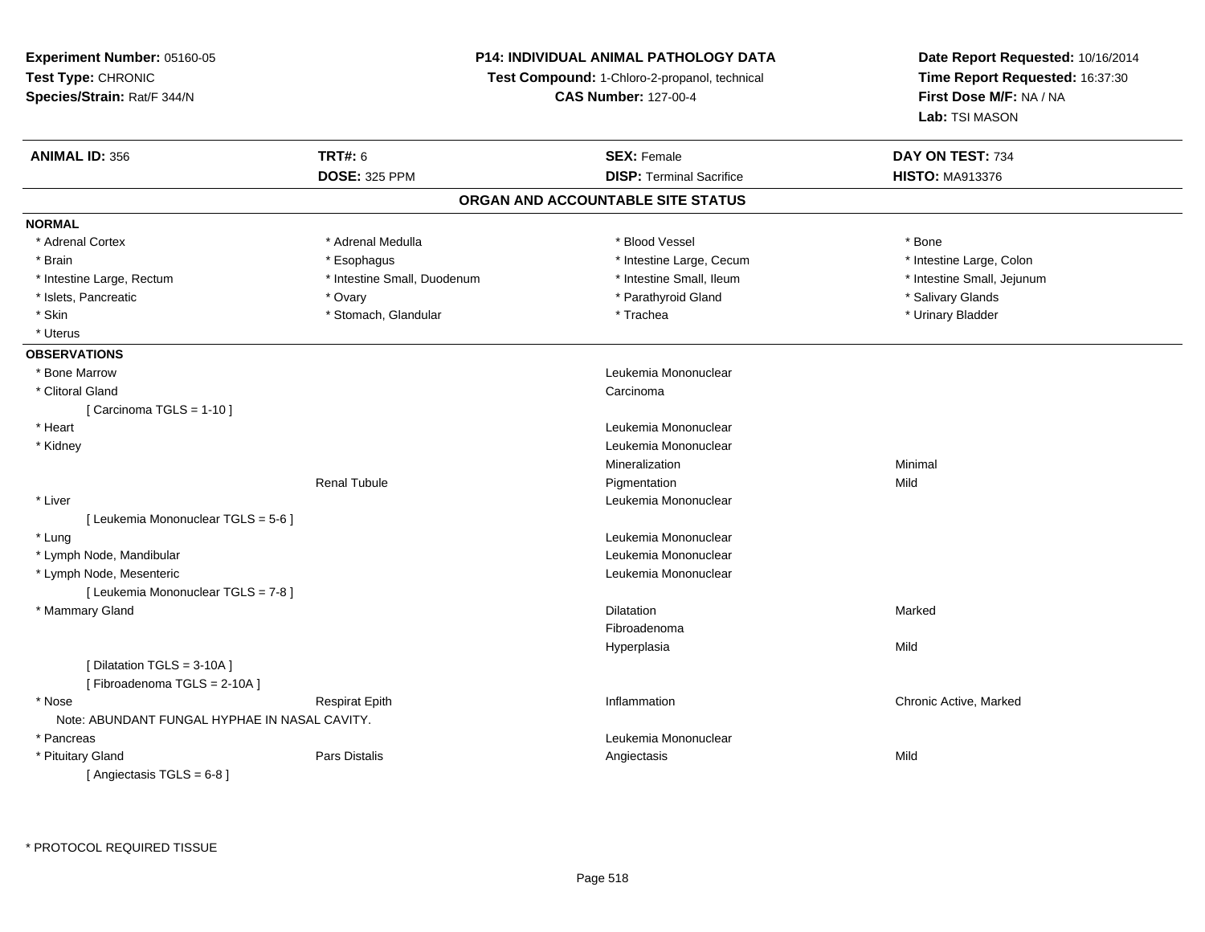**Experiment Number:** 05160-05
**Test Type:** CHRONIC
**Species/Strain:** Rat/F 344/N

**P14: INDIVIDUAL ANIMAL PATHOLOGY DATA**
**Test Compound:** 1-Chloro-2-propanol, technical
**CAS Number:** 127-00-4

**Date Report Requested:** 10/16/2014
**Time Report Requested:** 16:37:30
**First Dose M/F:** NA / NA
**Lab:** TSI MASON

| **ANIMAL ID:** 356 | **TRT#:** 6 | **SEX:** Female | **DAY ON TEST:** 734 |
|---|---|---|---|
| | **DOSE:** 325 PPM | **DISP:** Terminal Sacrifice | **HISTO:** MA913376 |

## ORGAN AND ACCOUNTABLE SITE STATUS

**NORMAL**

| | | | |
|---|---|---|---|
| * Adrenal Cortex | * Adrenal Medulla | * Blood Vessel | * Bone |
| * Brain | * Esophagus | * Intestine Large, Cecum | * Intestine Large, Colon |
| * Intestine Large, Rectum | * Intestine Small, Duodenum | * Intestine Small, Ileum | * Intestine Small, Jejunum |
| * Islets, Pancreatic | * Ovary | * Parathyroid Gland | * Salivary Glands |
| * Skin | * Stomach, Glandular | * Trachea | * Urinary Bladder |
| * Uterus | | | |

**OBSERVATIONS**

| | | | |
|---|---|---|---|
| * Bone Marrow | | Leukemia Mononuclear | |
| * Clitoral Gland | | Carcinoma | |
| [ Carcinoma TGLS = 1-10 ] | | | |
| * Heart | | Leukemia Mononuclear | |
| * Kidney | | Leukemia Mononuclear | |
| | | Mineralization | Minimal |
| | Renal Tubule | Pigmentation | Mild |
| * Liver | | Leukemia Mononuclear | |
| [ Leukemia Mononuclear TGLS = 5-6 ] | | | |
| * Lung | | Leukemia Mononuclear | |
| * Lymph Node, Mandibular | | Leukemia Mononuclear | |
| * Lymph Node, Mesenteric | | Leukemia Mononuclear | |
| [ Leukemia Mononuclear TGLS = 7-8 ] | | | |
| * Mammary Gland | | Dilatation | Marked |
| | | Fibroadenoma | |
| | | Hyperplasia | Mild |
| [ Dilatation TGLS = 3-10A ] | | | |
| [ Fibroadenoma TGLS = 2-10A ] | | | |
| * Nose | Respirat Epith | Inflammation | Chronic Active, Marked |
| Note: ABUNDANT FUNGAL HYPHAE IN NASAL CAVITY. | | | |
| * Pancreas | | Leukemia Mononuclear | |
| * Pituitary Gland | Pars Distalis | Angiectasis | Mild |
| [ Angiectasis TGLS = 6-8 ] | | | |

* PROTOCOL REQUIRED TISSUE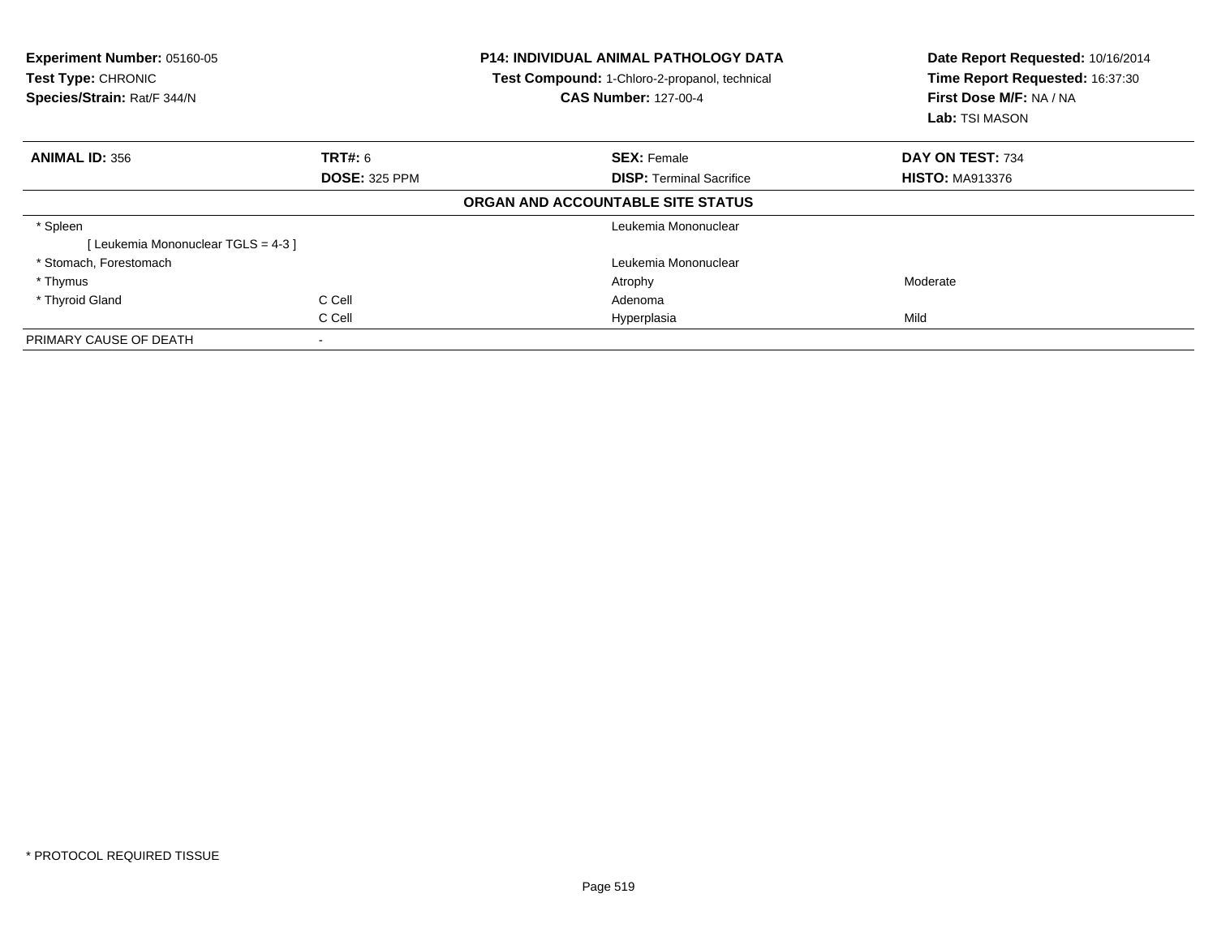**Experiment Number:** 05160-05
**Test Type:** CHRONIC
**Species/Strain:** Rat/F 344/N

**P14: INDIVIDUAL ANIMAL PATHOLOGY DATA**
**Test Compound:** 1-Chloro-2-propanol, technical
**CAS Number:** 127-00-4

**Date Report Requested:** 10/16/2014
**Time Report Requested:** 16:37:30
**First Dose M/F:** NA / NA
**Lab:** TSI MASON

| **ANIMAL ID:** 356 | **TRT#:** 6 | **SEX:** Female | **DAY ON TEST:** 734 |
|---|---|---|---|
| | **DOSE:** 325 PPM | **DISP:** Terminal Sacrifice | **HISTO:** MA913376 |

**ORGAN AND ACCOUNTABLE SITE STATUS**

| | | | |
|---|---|---|---|
| * Spleen | | Leukemia Mononuclear | |
| [ Leukemia Mononuclear TGLS = 4-3 ] | | | |
| * Stomach, Forestomach | | Leukemia Mononuclear | |
| * Thymus | | Atrophy | Moderate |
| * Thyroid Gland | C Cell | Adenoma | |
| | C Cell | Hyperplasia | Mild |
| PRIMARY CAUSE OF DEATH | - | | |

* PROTOCOL REQUIRED TISSUE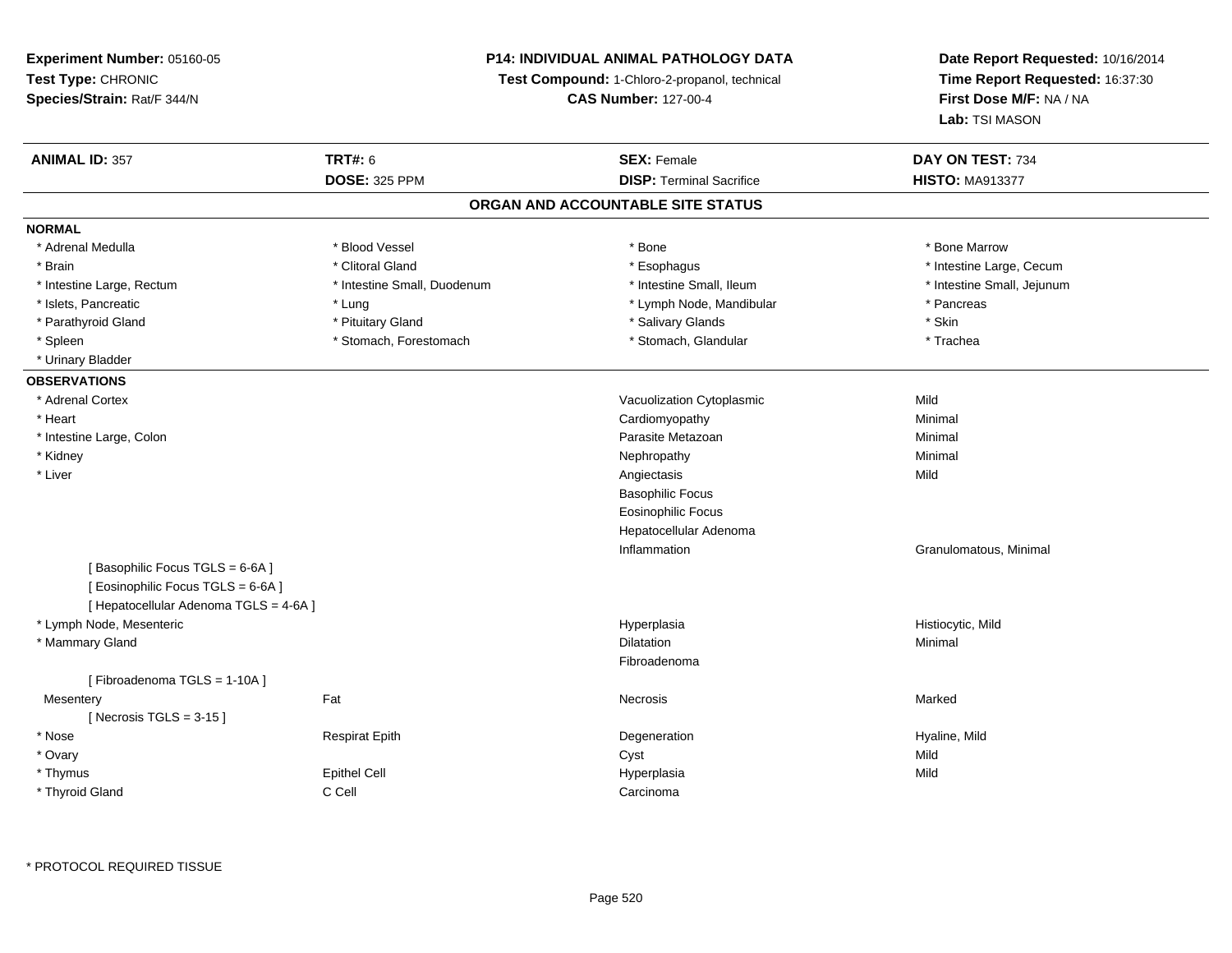**Experiment Number:** 05160-05
**Test Type:** CHRONIC
**Species/Strain:** Rat/F 344/N

**P14: INDIVIDUAL ANIMAL PATHOLOGY DATA**
**Test Compound:** 1-Chloro-2-propanol, technical
**CAS Number:** 127-00-4

**Date Report Requested:** 10/16/2014
**Time Report Requested:** 16:37:30
**First Dose M/F:** NA / NA
**Lab:** TSI MASON

| **ANIMAL ID:** 357 | **TRT#:** 6 | **SEX:** Female | **DAY ON TEST:** 734 |
|---|---|---|---|
| | **DOSE:** 325 PPM | **DISP:** Terminal Sacrifice | **HISTO:** MA913377 |

## ORGAN AND ACCOUNTABLE SITE STATUS

**NORMAL**

| | | | |
|---|---|---|---|
| * Adrenal Medulla | * Blood Vessel | * Bone | * Bone Marrow |
| * Brain | * Clitoral Gland | * Esophagus | * Intestine Large, Cecum |
| * Intestine Large, Rectum | * Intestine Small, Duodenum | * Intestine Small, Ileum | * Intestine Small, Jejunum |
| * Islets, Pancreatic | * Lung | * Lymph Node, Mandibular | * Pancreas |
| * Parathyroid Gland | * Pituitary Gland | * Salivary Glands | * Skin |
| * Spleen | * Stomach, Forestomach | * Stomach, Glandular | * Trachea |
| * Urinary Bladder | | | |

**OBSERVATIONS**

| | | | |
|---|---|---|---|
| * Adrenal Cortex | | Vacuolization Cytoplasmic | Mild |
| * Heart | | Cardiomyopathy | Minimal |
| * Intestine Large, Colon | | Parasite Metazoan | Minimal |
| * Kidney | | Nephropathy | Minimal |
| * Liver | | Angiectasis | Mild |
| | | Basophilic Focus | |
| | | Eosinophilic Focus | |
| | | Hepatocellular Adenoma | |
| | | Inflammation | Granulomatous, Minimal |
| [ Basophilic Focus TGLS = 6-6A ] | | | |
| [ Eosinophilic Focus TGLS = 6-6A ] | | | |
| [ Hepatocellular Adenoma TGLS = 4-6A ] | | | |
| * Lymph Node, Mesenteric | | Hyperplasia | Histiocytic, Mild |
| * Mammary Gland | | Dilatation | Minimal |
| | | Fibroadenoma | |
| [ Fibroadenoma TGLS = 1-10A ] | | | |
| Mesentery | Fat | Necrosis | Marked |
| [ Necrosis TGLS = 3-15 ] | | | |
| * Nose | Respirat Epith | Degeneration | Hyaline, Mild |
| * Ovary | | Cyst | Mild |
| * Thymus | Epithel Cell | Hyperplasia | Mild |
| * Thyroid Gland | C Cell | Carcinoma | |

* PROTOCOL REQUIRED TISSUE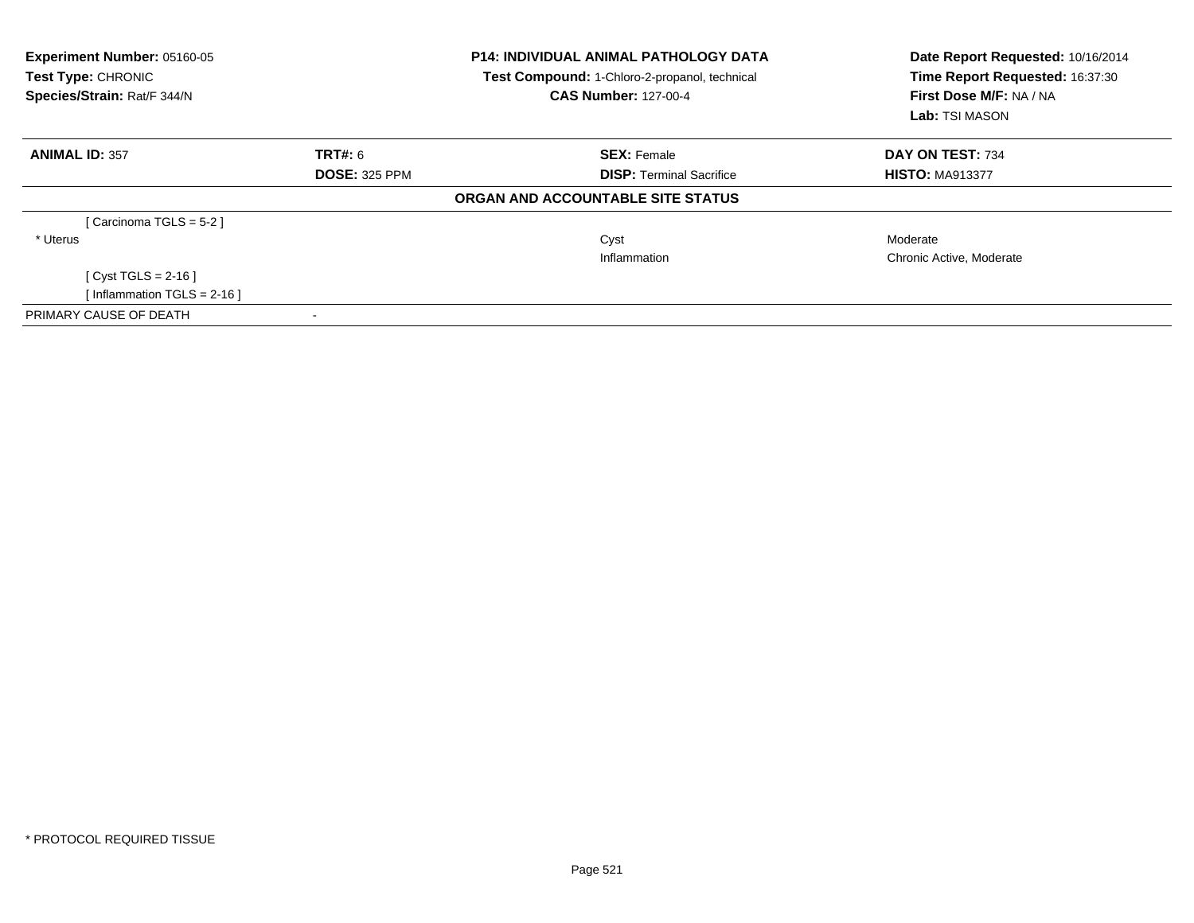**Experiment Number:** 05160-05
**Test Type:** CHRONIC
**Species/Strain:** Rat/F 344/N

**P14: INDIVIDUAL ANIMAL PATHOLOGY DATA**
**Test Compound:** 1-Chloro-2-propanol, technical
**CAS Number:** 127-00-4

**Date Report Requested:** 10/16/2014
**Time Report Requested:** 16:37:30
**First Dose M/F:** NA / NA
**Lab:** TSI MASON

| **ANIMAL ID:** 357 | **TRT#:** 6 | **SEX:** Female | **DAY ON TEST:** 734 |
|---|---|---|---|
| | **DOSE:** 325 PPM | **DISP:** Terminal Sacrifice | **HISTO:** MA913377 |

**ORGAN AND ACCOUNTABLE SITE STATUS**

| | | | |
|---|---|---|---|
| [ Carcinoma TGLS = 5-2 ] | | | |
| * Uterus | | Cyst | Moderate |
| | | Inflammation | Chronic Active, Moderate |
| [ Cyst TGLS = 2-16 ] | | | |
| [ Inflammation TGLS = 2-16 ] | | | |
| PRIMARY CAUSE OF DEATH | - | | |

* PROTOCOL REQUIRED TISSUE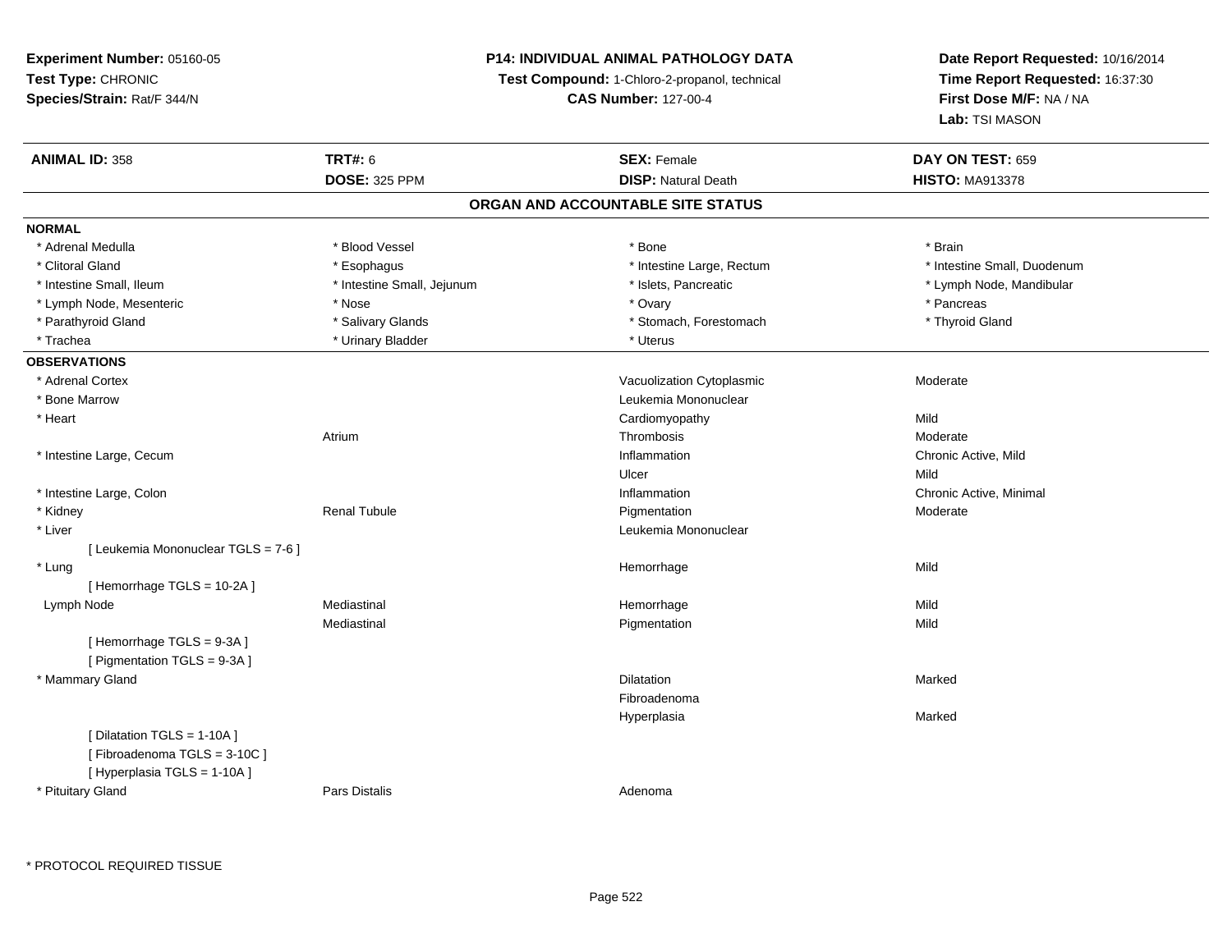**Experiment Number:** 05160-05
**Test Type:** CHRONIC
**Species/Strain:** Rat/F 344/N

**P14: INDIVIDUAL ANIMAL PATHOLOGY DATA**
**Test Compound:** 1-Chloro-2-propanol, technical
**CAS Number:** 127-00-4

**Date Report Requested:** 10/16/2014
**Time Report Requested:** 16:37:30
**First Dose M/F:** NA / NA
**Lab:** TSI MASON

| **ANIMAL ID:** 358 | **TRT#:** 6 | **SEX:** Female | **DAY ON TEST:** 659 |
|---|---|---|---|
| | **DOSE:** 325 PPM | **DISP:** Natural Death | **HISTO:** MA913378 |

## ORGAN AND ACCOUNTABLE SITE STATUS

**NORMAL**

| | | | |
|---|---|---|---|
| * Adrenal Medulla | * Blood Vessel | * Bone | * Brain |
| * Clitoral Gland | * Esophagus | * Intestine Large, Rectum | * Intestine Small, Duodenum |
| * Intestine Small, Ileum | * Intestine Small, Jejunum | * Islets, Pancreatic | * Lymph Node, Mandibular |
| * Lymph Node, Mesenteric | * Nose | * Ovary | * Pancreas |
| * Parathyroid Gland | * Salivary Glands | * Stomach, Forestomach | * Thyroid Gland |
| * Trachea | * Urinary Bladder | * Uterus | |

**OBSERVATIONS**

| | | | |
|---|---|---|---|
| * Adrenal Cortex | | Vacuolization Cytoplasmic | Moderate |
| * Bone Marrow | | Leukemia Mononuclear | |
| * Heart | | Cardiomyopathy | Mild |
| | Atrium | Thrombosis | Moderate |
| * Intestine Large, Cecum | | Inflammation | Chronic Active, Mild |
| | | Ulcer | Mild |
| * Intestine Large, Colon | | Inflammation | Chronic Active, Minimal |
| * Kidney | Renal Tubule | Pigmentation | Moderate |
| * Liver | | Leukemia Mononuclear | |
| [ Leukemia Mononuclear TGLS = 7-6 ] | | | |
| * Lung | | Hemorrhage | Mild |
| [ Hemorrhage TGLS = 10-2A ] | | | |
| Lymph Node | Mediastinal | Hemorrhage | Mild |
| | Mediastinal | Pigmentation | Mild |
| [ Hemorrhage TGLS = 9-3A ] | | | |
| [ Pigmentation TGLS = 9-3A ] | | | |
| * Mammary Gland | | Dilatation | Marked |
| | | Fibroadenoma | |
| | | Hyperplasia | Marked |
| [ Dilatation TGLS = 1-10A ] | | | |
| [ Fibroadenoma TGLS = 3-10C ] | | | |
| [ Hyperplasia TGLS = 1-10A ] | | | |
| * Pituitary Gland | Pars Distalis | Adenoma | |

* PROTOCOL REQUIRED TISSUE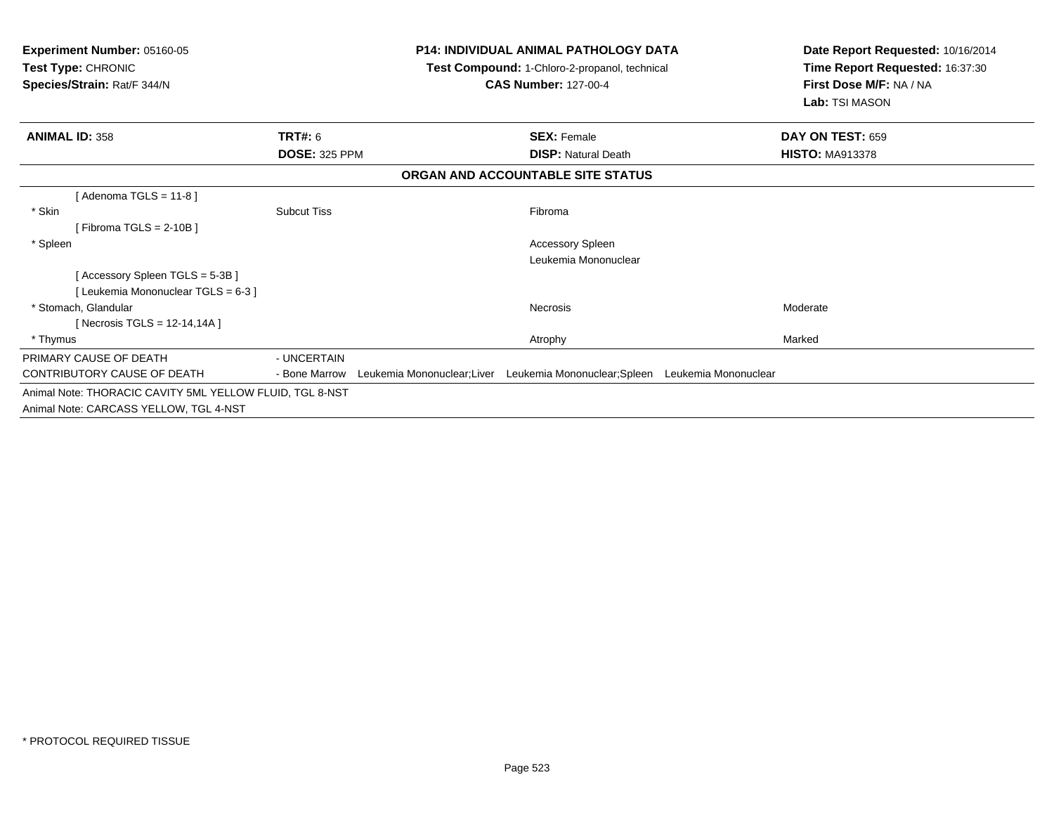**Experiment Number:** 05160-05
**Test Type:** CHRONIC
**Species/Strain:** Rat/F 344/N

**P14: INDIVIDUAL ANIMAL PATHOLOGY DATA**
**Test Compound:** 1-Chloro-2-propanol, technical
**CAS Number:** 127-00-4

**Date Report Requested:** 10/16/2014
**Time Report Requested:** 16:37:30
**First Dose M/F:** NA / NA
**Lab:** TSI MASON

| **ANIMAL ID:** 358 | **TRT#:** 6 | **SEX:** Female | **DAY ON TEST:** 659 |
|---|---|---|---|
| | **DOSE:** 325 PPM | **DISP:** Natural Death | **HISTO:** MA913378 |

**ORGAN AND ACCOUNTABLE SITE STATUS**

| | | | |
|---|---|---|---|
| [ Adenoma TGLS = 11-8 ] | | | |
| * Skin | Subcut Tiss | Fibroma | |
| [ Fibroma TGLS = 2-10B ] | | | |
| * Spleen | | Accessory Spleen | |
| | | Leukemia Mononuclear | |
| [ Accessory Spleen TGLS = 5-3B ] | | | |
| [ Leukemia Mononuclear TGLS = 6-3 ] | | | |
| * Stomach, Glandular | | Necrosis | Moderate |
| [ Necrosis TGLS = 12-14,14A ] | | | |
| * Thymus | | Atrophy | Marked |

PRIMARY CAUSE OF DEATH - UNCERTAIN

CONTRIBUTORY CAUSE OF DEATH - Bone Marrow Leukemia Mononuclear;Liver Leukemia Mononuclear;Spleen Leukemia Mononuclear

Animal Note: THORACIC CAVITY 5ML YELLOW FLUID, TGL 8-NST

Animal Note: CARCASS YELLOW, TGL 4-NST

* PROTOCOL REQUIRED TISSUE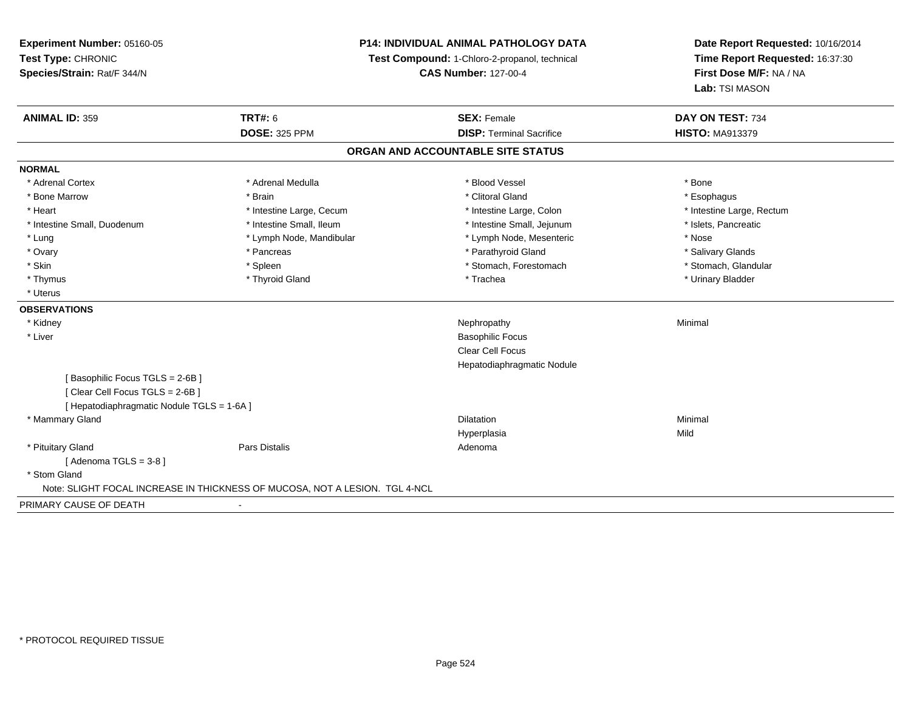**Experiment Number:** 05160-05
**Test Type:** CHRONIC
**Species/Strain:** Rat/F 344/N

**P14: INDIVIDUAL ANIMAL PATHOLOGY DATA**
**Test Compound:** 1-Chloro-2-propanol, technical
**CAS Number:** 127-00-4

**Date Report Requested:** 10/16/2014
**Time Report Requested:** 16:37:30
**First Dose M/F:** NA / NA
**Lab:** TSI MASON

| **ANIMAL ID:** 359 | **TRT#:** 6 | **SEX:** Female | **DAY ON TEST:** 734 |
|---|---|---|---|
| | **DOSE:** 325 PPM | **DISP:** Terminal Sacrifice | **HISTO:** MA913379 |

## ORGAN AND ACCOUNTABLE SITE STATUS

**NORMAL**

| | | | |
|---|---|---|---|
| * Adrenal Cortex | * Adrenal Medulla | * Blood Vessel | * Bone |
| * Bone Marrow | * Brain | * Clitoral Gland | * Esophagus |
| * Heart | * Intestine Large, Cecum | * Intestine Large, Colon | * Intestine Large, Rectum |
| * Intestine Small, Duodenum | * Intestine Small, Ileum | * Intestine Small, Jejunum | * Islets, Pancreatic |
| * Lung | * Lymph Node, Mandibular | * Lymph Node, Mesenteric | * Nose |
| * Ovary | * Pancreas | * Parathyroid Gland | * Salivary Glands |
| * Skin | * Spleen | * Stomach, Forestomach | * Stomach, Glandular |
| * Thymus | * Thyroid Gland | * Trachea | * Urinary Bladder |
| * Uterus | | | |

**OBSERVATIONS**

| | | | |
|---|---|---|---|
| * Kidney | | Nephropathy | Minimal |
| * Liver | | Basophilic Focus | |
| | | Clear Cell Focus | |
| | | Hepatodiaphragmatic Nodule | |
| [ Basophilic Focus TGLS = 2-6B ] | | | |
| [ Clear Cell Focus TGLS = 2-6B ] | | | |
| [ Hepatodiaphragmatic Nodule TGLS = 1-6A ] | | | |
| * Mammary Gland | | Dilatation | Minimal |
| | | Hyperplasia | Mild |
| * Pituitary Gland | Pars Distalis | Adenoma | |
| [ Adenoma TGLS = 3-8 ] | | | |
| * Stom Gland | | | |

Note: SLIGHT FOCAL INCREASE IN THICKNESS OF MUCOSA, NOT A LESION. TGL 4-NCL

PRIMARY CAUSE OF DEATH -

* PROTOCOL REQUIRED TISSUE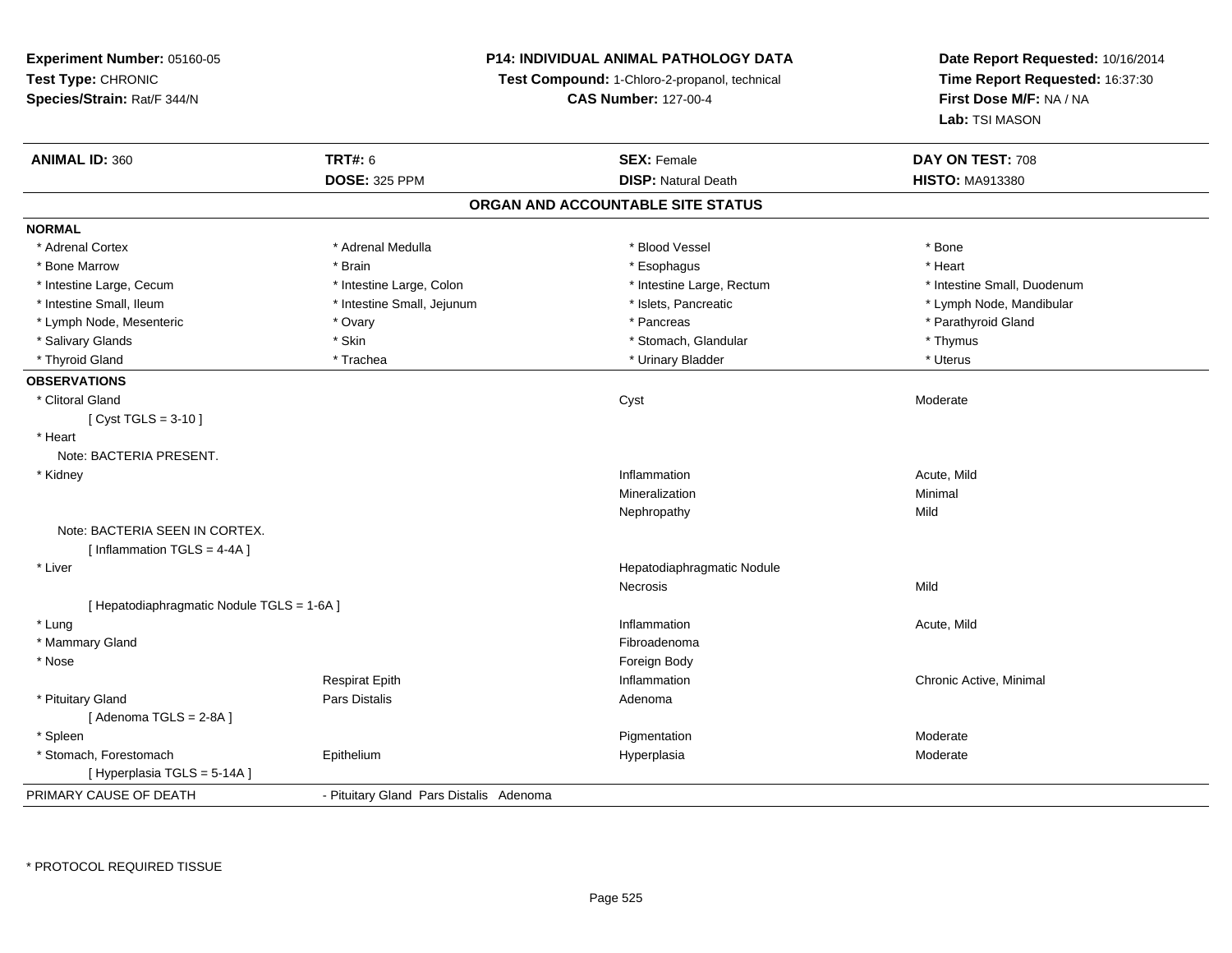**Experiment Number:** 05160-05
**Test Type:** CHRONIC
**Species/Strain:** Rat/F 344/N

**P14: INDIVIDUAL ANIMAL PATHOLOGY DATA**
**Test Compound:** 1-Chloro-2-propanol, technical
**CAS Number:** 127-00-4

**Date Report Requested:** 10/16/2014
**Time Report Requested:** 16:37:30
**First Dose M/F:** NA / NA
**Lab:** TSI MASON

| **ANIMAL ID:** 360 | **TRT#:** 6 | **SEX:** Female | **DAY ON TEST:** 708 |
|---|---|---|---|
| | **DOSE:** 325 PPM | **DISP:** Natural Death | **HISTO:** MA913380 |

## ORGAN AND ACCOUNTABLE SITE STATUS

**NORMAL**

| | | | |
|---|---|---|---|
| * Adrenal Cortex | * Adrenal Medulla | * Blood Vessel | * Bone |
| * Bone Marrow | * Brain | * Esophagus | * Heart |
| * Intestine Large, Cecum | * Intestine Large, Colon | * Intestine Large, Rectum | * Intestine Small, Duodenum |
| * Intestine Small, Ileum | * Intestine Small, Jejunum | * Islets, Pancreatic | * Lymph Node, Mandibular |
| * Lymph Node, Mesenteric | * Ovary | * Pancreas | * Parathyroid Gland |
| * Salivary Glands | * Skin | * Stomach, Glandular | * Thymus |
| * Thyroid Gland | * Trachea | * Urinary Bladder | * Uterus |

**OBSERVATIONS**

| | | | |
|---|---|---|---|
| * Clitoral Gland | | Cyst | Moderate |
| [ Cyst TGLS = 3-10 ] | | | |
| * Heart | | | |
| Note: BACTERIA PRESENT. | | | |
| * Kidney | | Inflammation | Acute, Mild |
| | | Mineralization | Minimal |
| | | Nephropathy | Mild |
| Note: BACTERIA SEEN IN CORTEX. | | | |
| [ Inflammation TGLS = 4-4A ] | | | |
| * Liver | | Hepatodiaphragmatic Nodule | |
| | | Necrosis | Mild |
| [ Hepatodiaphragmatic Nodule TGLS = 1-6A ] | | | |
| * Lung | | Inflammation | Acute, Mild |
| * Mammary Gland | | Fibroadenoma | |
| * Nose | | Foreign Body | |
| | Respirat Epith | Inflammation | Chronic Active, Minimal |
| * Pituitary Gland | Pars Distalis | Adenoma | |
| [ Adenoma TGLS = 2-8A ] | | | |
| * Spleen | | Pigmentation | Moderate |
| * Stomach, Forestomach | Epithelium | Hyperplasia | Moderate |
| [ Hyperplasia TGLS = 5-14A ] | | | |

PRIMARY CAUSE OF DEATH - Pituitary Gland Pars Distalis Adenoma

* PROTOCOL REQUIRED TISSUE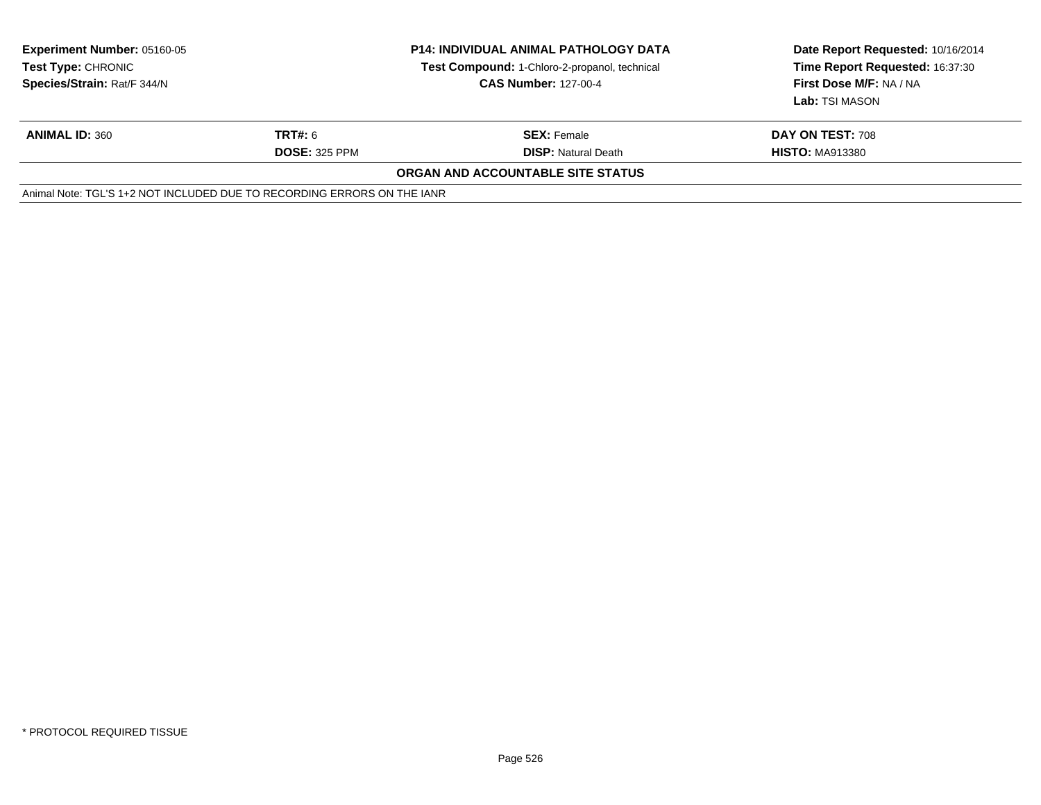**Experiment Number:** 05160-05
**Test Type:** CHRONIC
**Species/Strain:** Rat/F 344/N

**P14: INDIVIDUAL ANIMAL PATHOLOGY DATA**
**Test Compound:** 1-Chloro-2-propanol, technical
**CAS Number:** 127-00-4

**Date Report Requested:** 10/16/2014
**Time Report Requested:** 16:37:30
**First Dose M/F:** NA / NA
**Lab:** TSI MASON

| **ANIMAL ID:** 360 | **TRT#:** 6 | **SEX:** Female | **DAY ON TEST:** 708 |
|---|---|---|---|
| | **DOSE:** 325 PPM | **DISP:** Natural Death | **HISTO:** MA913380 |

**ORGAN AND ACCOUNTABLE SITE STATUS**

Animal Note: TGL'S 1+2 NOT INCLUDED DUE TO RECORDING ERRORS ON THE IANR

* PROTOCOL REQUIRED TISSUE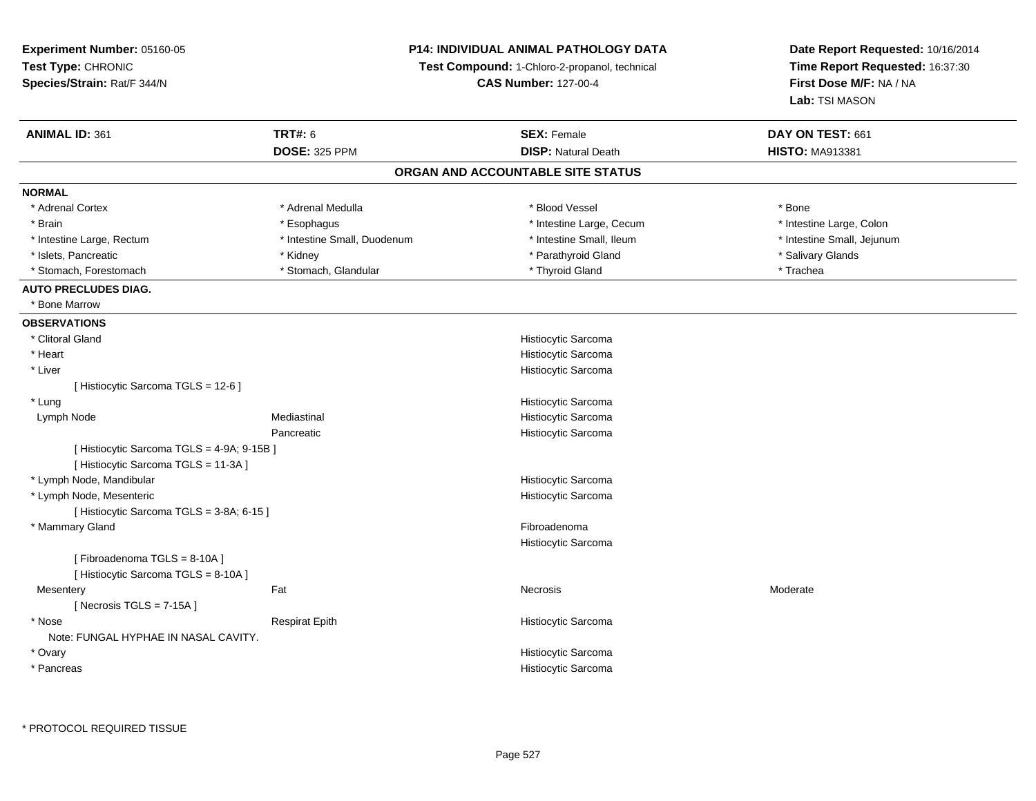**Experiment Number:** 05160-05
**Test Type:** CHRONIC
**Species/Strain:** Rat/F 344/N

**P14: INDIVIDUAL ANIMAL PATHOLOGY DATA**
**Test Compound:** 1-Chloro-2-propanol, technical
**CAS Number:** 127-00-4

**Date Report Requested:** 10/16/2014
**Time Report Requested:** 16:37:30
**First Dose M/F:** NA / NA
**Lab:** TSI MASON

| **ANIMAL ID:** 361 | **TRT#:** 6 | **SEX:** Female | **DAY ON TEST:** 661 |
|---|---|---|---|
| | **DOSE:** 325 PPM | **DISP:** Natural Death | **HISTO:** MA913381 |

## ORGAN AND ACCOUNTABLE SITE STATUS

**NORMAL**

| | | | |
|---|---|---|---|
| * Adrenal Cortex | * Adrenal Medulla | * Blood Vessel | * Bone |
| * Brain | * Esophagus | * Intestine Large, Cecum | * Intestine Large, Colon |
| * Intestine Large, Rectum | * Intestine Small, Duodenum | * Intestine Small, Ileum | * Intestine Small, Jejunum |
| * Islets, Pancreatic | * Kidney | * Parathyroid Gland | * Salivary Glands |
| * Stomach, Forestomach | * Stomach, Glandular | * Thyroid Gland | * Trachea |

**AUTO PRECLUDES DIAG.**

* Bone Marrow

**OBSERVATIONS**

| | | | |
|---|---|---|---|
| * Clitoral Gland | | Histiocytic Sarcoma | |
| * Heart | | Histiocytic Sarcoma | |
| * Liver | | Histiocytic Sarcoma | |
| [ Histiocytic Sarcoma TGLS = 12-6 ] | | | |
| * Lung | | Histiocytic Sarcoma | |
| Lymph Node | Mediastinal | Histiocytic Sarcoma | |
| | Pancreatic | Histiocytic Sarcoma | |
| [ Histiocytic Sarcoma TGLS = 4-9A; 9-15B ] | | | |
| [ Histiocytic Sarcoma TGLS = 11-3A ] | | | |
| * Lymph Node, Mandibular | | Histiocytic Sarcoma | |
| * Lymph Node, Mesenteric | | Histiocytic Sarcoma | |
| [ Histiocytic Sarcoma TGLS = 3-8A; 6-15 ] | | | |
| * Mammary Gland | | Fibroadenoma | |
| | | Histiocytic Sarcoma | |
| [ Fibroadenoma TGLS = 8-10A ] | | | |
| [ Histiocytic Sarcoma TGLS = 8-10A ] | | | |
| Mesentery | Fat | Necrosis | Moderate |
| [ Necrosis TGLS = 7-15A ] | | | |
| * Nose | Respirat Epith | Histiocytic Sarcoma | |
| Note: FUNGAL HYPHAE IN NASAL CAVITY. | | | |
| * Ovary | | Histiocytic Sarcoma | |
| * Pancreas | | Histiocytic Sarcoma | |

* PROTOCOL REQUIRED TISSUE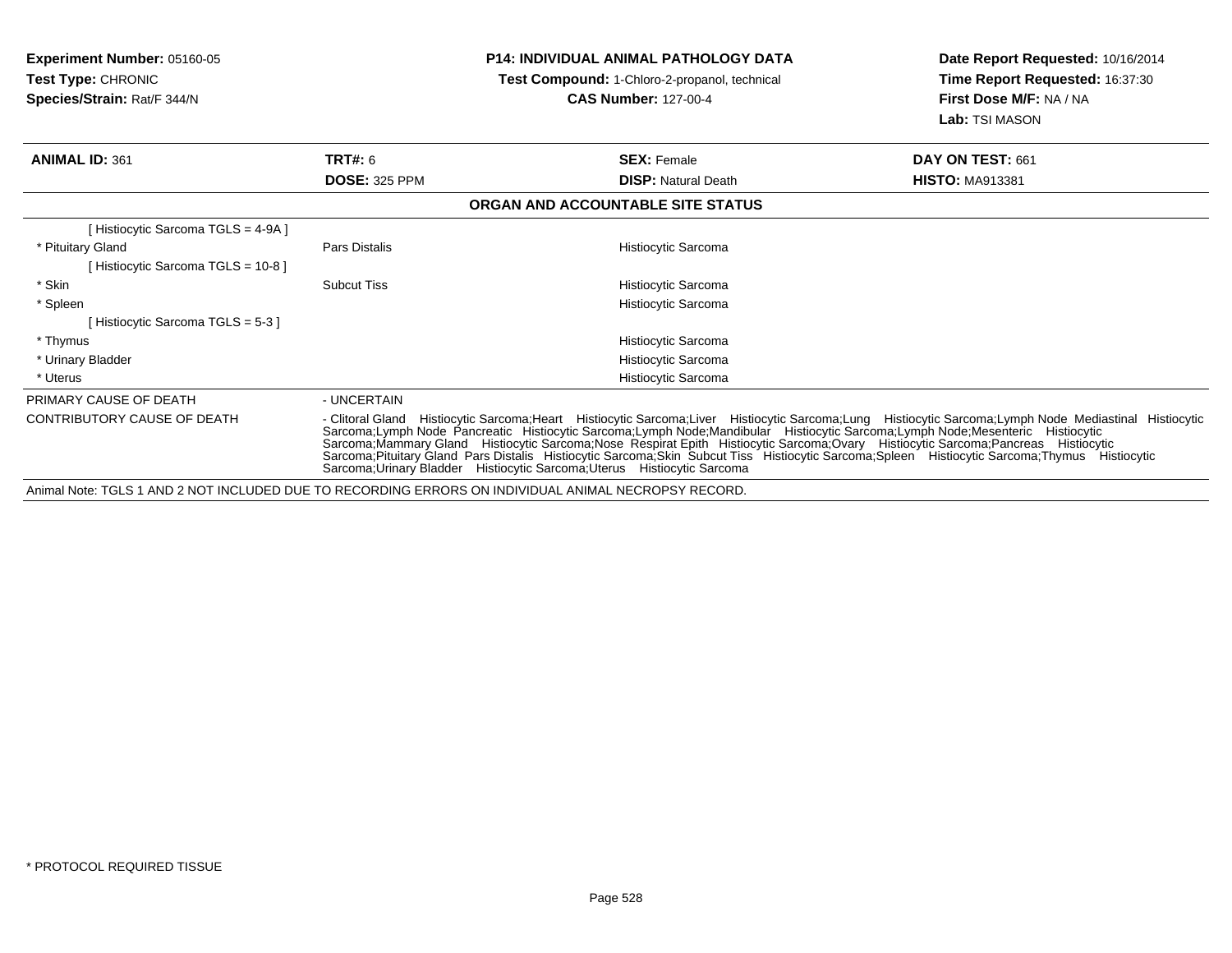**Experiment Number:** 05160-05
**Test Type:** CHRONIC
**Species/Strain:** Rat/F 344/N

**P14: INDIVIDUAL ANIMAL PATHOLOGY DATA**
**Test Compound:** 1-Chloro-2-propanol, technical
**CAS Number:** 127-00-4

**Date Report Requested:** 10/16/2014
**Time Report Requested:** 16:37:30
**First Dose M/F:** NA / NA
**Lab:** TSI MASON

| **ANIMAL ID:** 361 | **TRT#:** 6 | **SEX:** Female | **DAY ON TEST:** 661 |
|---|---|---|---|
| | **DOSE:** 325 PPM | **DISP:** Natural Death | **HISTO:** MA913381 |

## ORGAN AND ACCOUNTABLE SITE STATUS

| | | |
|---|---|---|
| [ Histiocytic Sarcoma TGLS = 4-9A ] | | |
| * Pituitary Gland | Pars Distalis | Histiocytic Sarcoma |
| [ Histiocytic Sarcoma TGLS = 10-8 ] | | |
| * Skin | Subcut Tiss | Histiocytic Sarcoma |
| * Spleen | | Histiocytic Sarcoma |
| [ Histiocytic Sarcoma TGLS = 5-3 ] | | |
| * Thymus | | Histiocytic Sarcoma |
| * Urinary Bladder | | Histiocytic Sarcoma |
| * Uterus | | Histiocytic Sarcoma |

PRIMARY CAUSE OF DEATH - UNCERTAIN

CONTRIBUTORY CAUSE OF DEATH - Clitoral Gland Histiocytic Sarcoma;Heart Histiocytic Sarcoma;Liver Histiocytic Sarcoma;Lung Histiocytic Sarcoma;Lymph Node Mediastinal Histiocytic Sarcoma;Lymph Node Pancreatic Histiocytic Sarcoma;Lymph Node;Mandibular Histiocytic Sarcoma;Lymph Node;Mesenteric Histiocytic Sarcoma;Mammary Gland Histiocytic Sarcoma;Nose Respirat Epith Histiocytic Sarcoma;Ovary Histiocytic Sarcoma;Pancreas Histiocytic Sarcoma;Pituitary Gland Pars Distalis Histiocytic Sarcoma;Skin Subcut Tiss Histiocytic Sarcoma;Spleen Histiocytic Sarcoma;Thymus Histiocytic Sarcoma;Urinary Bladder Histiocytic Sarcoma;Uterus Histiocytic Sarcoma

Animal Note: TGLS 1 AND 2 NOT INCLUDED DUE TO RECORDING ERRORS ON INDIVIDUAL ANIMAL NECROPSY RECORD.

* PROTOCOL REQUIRED TISSUE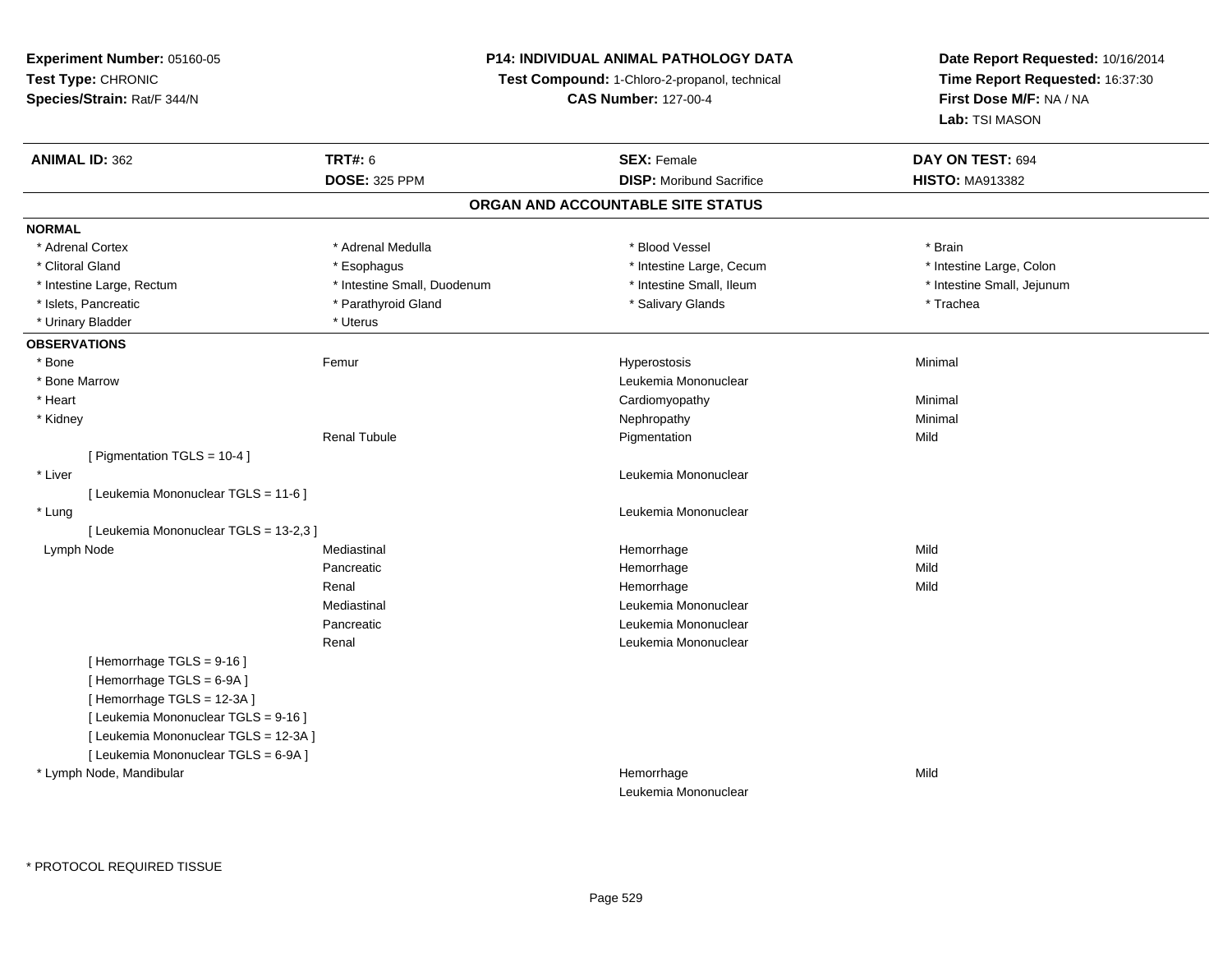**Experiment Number:** 05160-05
**Test Type:** CHRONIC
**Species/Strain:** Rat/F 344/N

**P14: INDIVIDUAL ANIMAL PATHOLOGY DATA**
**Test Compound:** 1-Chloro-2-propanol, technical
**CAS Number:** 127-00-4

**Date Report Requested:** 10/16/2014
**Time Report Requested:** 16:37:30
**First Dose M/F:** NA / NA
**Lab:** TSI MASON

| **ANIMAL ID:** 362 | **TRT#:** 6 | **SEX:** Female | **DAY ON TEST:** 694 |
|---|---|---|---|
| | **DOSE:** 325 PPM | **DISP:** Moribund Sacrifice | **HISTO:** MA913382 |

## ORGAN AND ACCOUNTABLE SITE STATUS

**NORMAL**

| | | | |
|---|---|---|---|
| * Adrenal Cortex | * Adrenal Medulla | * Blood Vessel | * Brain |
| * Clitoral Gland | * Esophagus | * Intestine Large, Cecum | * Intestine Large, Colon |
| * Intestine Large, Rectum | * Intestine Small, Duodenum | * Intestine Small, Ileum | * Intestine Small, Jejunum |
| * Islets, Pancreatic | * Parathyroid Gland | * Salivary Glands | * Trachea |
| * Urinary Bladder | * Uterus | | |

**OBSERVATIONS**

| | | | |
|---|---|---|---|
| * Bone | Femur | Hyperostosis | Minimal |
| * Bone Marrow | | Leukemia Mononuclear | |
| * Heart | | Cardiomyopathy | Minimal |
| * Kidney | | Nephropathy | Minimal |
| | Renal Tubule | Pigmentation | Mild |
| [ Pigmentation TGLS = 10-4 ] | | | |
| * Liver | | Leukemia Mononuclear | |
| [ Leukemia Mononuclear TGLS = 11-6 ] | | | |
| * Lung | | Leukemia Mononuclear | |
| [ Leukemia Mononuclear TGLS = 13-2,3 ] | | | |
| Lymph Node | Mediastinal | Hemorrhage | Mild |
| | Pancreatic | Hemorrhage | Mild |
| | Renal | Hemorrhage | Mild |
| | Mediastinal | Leukemia Mononuclear | |
| | Pancreatic | Leukemia Mononuclear | |
| | Renal | Leukemia Mononuclear | |
| [ Hemorrhage TGLS = 9-16 ] | | | |
| [ Hemorrhage TGLS = 6-9A ] | | | |
| [ Hemorrhage TGLS = 12-3A ] | | | |
| [ Leukemia Mononuclear TGLS = 9-16 ] | | | |
| [ Leukemia Mononuclear TGLS = 12-3A ] | | | |
| [ Leukemia Mononuclear TGLS = 6-9A ] | | | |
| * Lymph Node, Mandibular | | Hemorrhage | Mild |
| | | Leukemia Mononuclear | |

* PROTOCOL REQUIRED TISSUE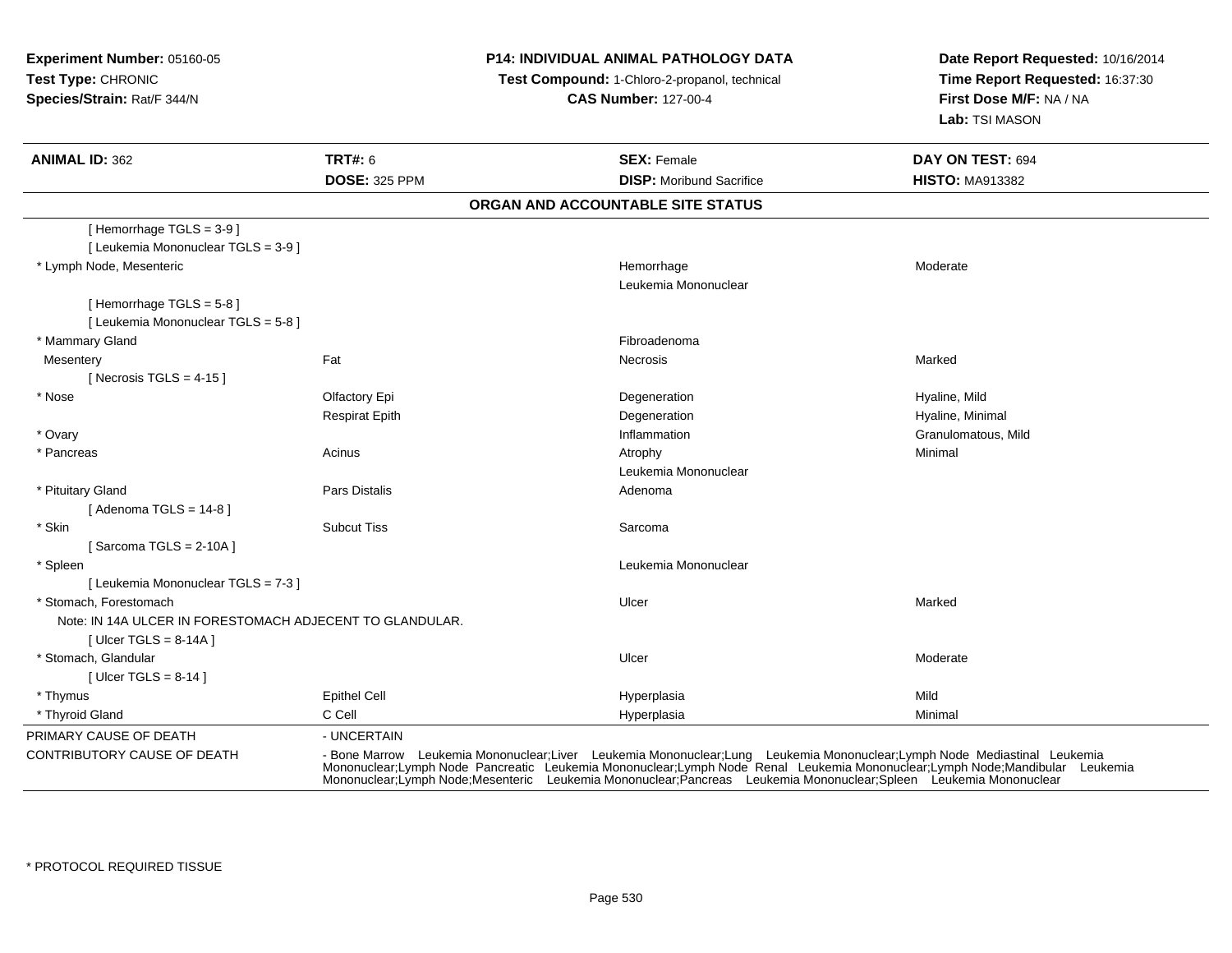**Experiment Number:** 05160-05
**Test Type:** CHRONIC
**Species/Strain:** Rat/F 344/N

**P14: INDIVIDUAL ANIMAL PATHOLOGY DATA**
**Test Compound:** 1-Chloro-2-propanol, technical
**CAS Number:** 127-00-4

**Date Report Requested:** 10/16/2014
**Time Report Requested:** 16:37:30
**First Dose M/F:** NA / NA
**Lab:** TSI MASON

| **ANIMAL ID:** 362 | **TRT#:** 6 | **SEX:** Female | **DAY ON TEST:** 694 |
|---|---|---|---|
| | **DOSE:** 325 PPM | **DISP:** Moribund Sacrifice | **HISTO:** MA913382 |

**ORGAN AND ACCOUNTABLE SITE STATUS**

| | | | |
|---|---|---|---|
| [ Hemorrhage TGLS = 3-9 ] | | | |
| [ Leukemia Mononuclear TGLS = 3-9 ] | | | |
| * Lymph Node, Mesenteric | | Hemorrhage | Moderate |
| | | Leukemia Mononuclear | |
| [ Hemorrhage TGLS = 5-8 ] | | | |
| [ Leukemia Mononuclear TGLS = 5-8 ] | | | |
| * Mammary Gland | | Fibroadenoma | |
| Mesentery | Fat | Necrosis | Marked |
| [ Necrosis TGLS = 4-15 ] | | | |
| * Nose | Olfactory Epi | Degeneration | Hyaline, Mild |
| | Respirat Epith | Degeneration | Hyaline, Minimal |
| * Ovary | | Inflammation | Granulomatous, Mild |
| * Pancreas | Acinus | Atrophy | Minimal |
| | | Leukemia Mononuclear | |
| * Pituitary Gland | Pars Distalis | Adenoma | |
| [ Adenoma TGLS = 14-8 ] | | | |
| * Skin | Subcut Tiss | Sarcoma | |
| [ Sarcoma TGLS = 2-10A ] | | | |
| * Spleen | | Leukemia Mononuclear | |
| [ Leukemia Mononuclear TGLS = 7-3 ] | | | |
| * Stomach, Forestomach | | Ulcer | Marked |
| Note: IN 14A ULCER IN FORESTOMACH ADJECENT TO GLANDULAR. | | | |
| [ Ulcer TGLS = 8-14A ] | | | |
| * Stomach, Glandular | | Ulcer | Moderate |
| [ Ulcer TGLS = 8-14 ] | | | |
| * Thymus | Epithel Cell | Hyperplasia | Mild |
| * Thyroid Gland | C Cell | Hyperplasia | Minimal |

PRIMARY CAUSE OF DEATH - UNCERTAIN

CONTRIBUTORY CAUSE OF DEATH - Bone Marrow Leukemia Mononuclear;Liver Leukemia Mononuclear;Lung Leukemia Mononuclear;Lymph Node Mediastinal Leukemia Mononuclear;Lymph Node Pancreatic Leukemia Mononuclear;Lymph Node Renal Leukemia Mononuclear;Lymph Node;Mandibular Leukemia Mononuclear;Lymph Node;Mesenteric Leukemia Mononuclear;Pancreas Leukemia Mononuclear;Spleen Leukemia Mononuclear

* PROTOCOL REQUIRED TISSUE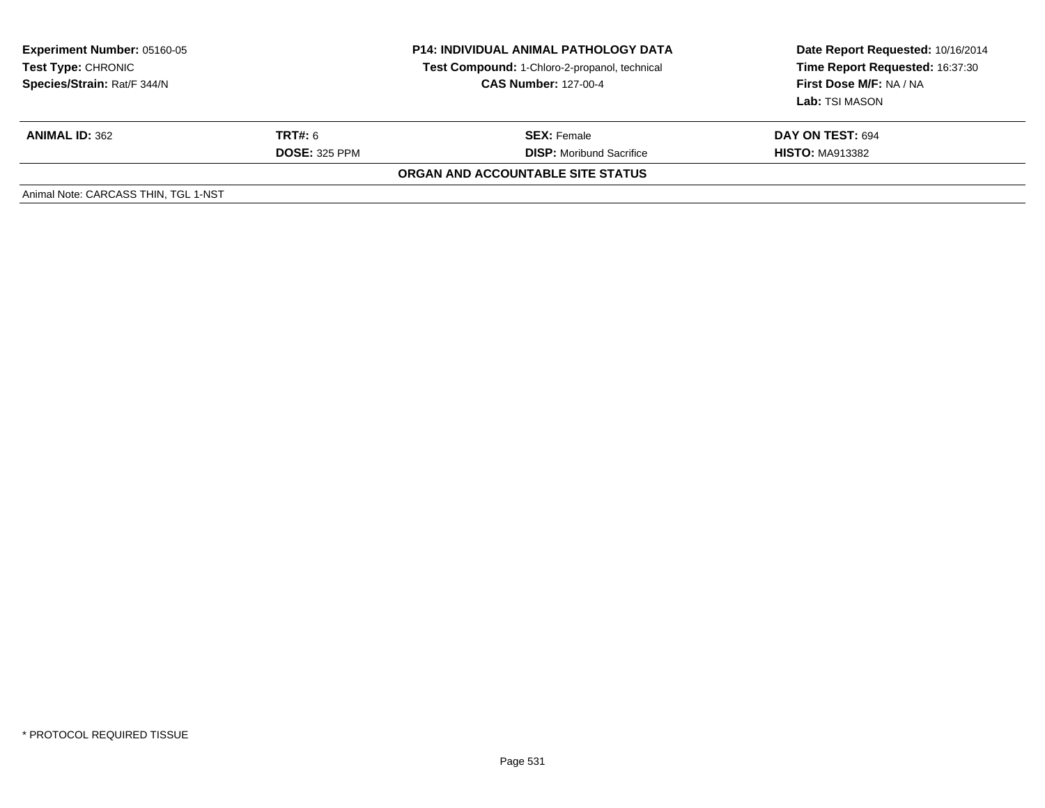**Experiment Number:** 05160-05
**Test Type:** CHRONIC
**Species/Strain:** Rat/F 344/N

**P14: INDIVIDUAL ANIMAL PATHOLOGY DATA**
**Test Compound:** 1-Chloro-2-propanol, technical
**CAS Number:** 127-00-4

**Date Report Requested:** 10/16/2014
**Time Report Requested:** 16:37:30
**First Dose M/F:** NA / NA
**Lab:** TSI MASON

| **ANIMAL ID:** 362 | **TRT#:** 6 | **SEX:** Female | **DAY ON TEST:** 694 |
|---|---|---|---|
| | **DOSE:** 325 PPM | **DISP:** Moribund Sacrifice | **HISTO:** MA913382 |

**ORGAN AND ACCOUNTABLE SITE STATUS**

Animal Note: CARCASS THIN, TGL 1-NST

* PROTOCOL REQUIRED TISSUE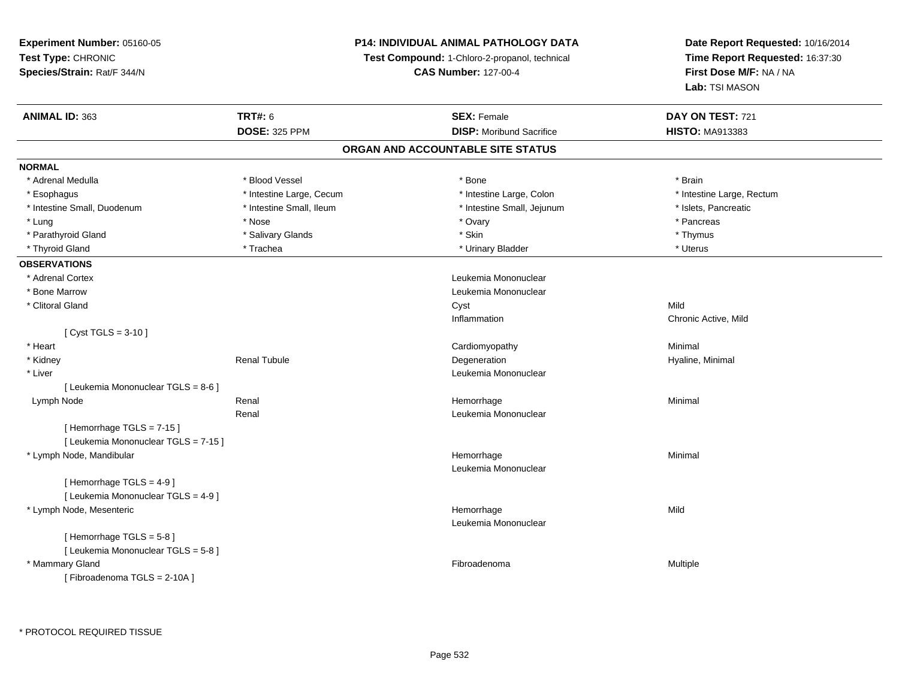**Experiment Number:** 05160-05
**Test Type:** CHRONIC
**Species/Strain:** Rat/F 344/N

**P14: INDIVIDUAL ANIMAL PATHOLOGY DATA**
**Test Compound:** 1-Chloro-2-propanol, technical
**CAS Number:** 127-00-4

**Date Report Requested:** 10/16/2014
**Time Report Requested:** 16:37:30
**First Dose M/F:** NA / NA
**Lab:** TSI MASON

| **ANIMAL ID:** 363 | **TRT#:** 6 | **SEX:** Female | **DAY ON TEST:** 721 |
|---|---|---|---|
| | **DOSE:** 325 PPM | **DISP:** Moribund Sacrifice | **HISTO:** MA913383 |

## ORGAN AND ACCOUNTABLE SITE STATUS

### NORMAL

| | | | |
|---|---|---|---|
| * Adrenal Medulla | * Blood Vessel | * Bone | * Brain |
| * Esophagus | * Intestine Large, Cecum | * Intestine Large, Colon | * Intestine Large, Rectum |
| * Intestine Small, Duodenum | * Intestine Small, Ileum | * Intestine Small, Jejunum | * Islets, Pancreatic |
| * Lung | * Nose | * Ovary | * Pancreas |
| * Parathyroid Gland | * Salivary Glands | * Skin | * Thymus |
| * Thyroid Gland | * Trachea | * Urinary Bladder | * Uterus |

### OBSERVATIONS

| Organ | Site | Observation | Severity |
|---|---|---|---|
| * Adrenal Cortex | | Leukemia Mononuclear | |
| * Bone Marrow | | Leukemia Mononuclear | |
| * Clitoral Gland | | Cyst | Mild |
| | | Inflammation | Chronic Active, Mild |
| [ Cyst TGLS = 3-10 ] | | | |
| * Heart | | Cardiomyopathy | Minimal |
| * Kidney | Renal Tubule | Degeneration | Hyaline, Minimal |
| * Liver | | Leukemia Mononuclear | |
| [ Leukemia Mononuclear TGLS = 8-6 ] | | | |
| Lymph Node | Renal | Hemorrhage | Minimal |
| | Renal | Leukemia Mononuclear | |
| [ Hemorrhage TGLS = 7-15 ] | | | |
| [ Leukemia Mononuclear TGLS = 7-15 ] | | | |
| * Lymph Node, Mandibular | | Hemorrhage | Minimal |
| | | Leukemia Mononuclear | |
| [ Hemorrhage TGLS = 4-9 ] | | | |
| [ Leukemia Mononuclear TGLS = 4-9 ] | | | |
| * Lymph Node, Mesenteric | | Hemorrhage | Mild |
| | | Leukemia Mononuclear | |
| [ Hemorrhage TGLS = 5-8 ] | | | |
| [ Leukemia Mononuclear TGLS = 5-8 ] | | | |
| * Mammary Gland | | Fibroadenoma | Multiple |
| [ Fibroadenoma TGLS = 2-10A ] | | | |

\* PROTOCOL REQUIRED TISSUE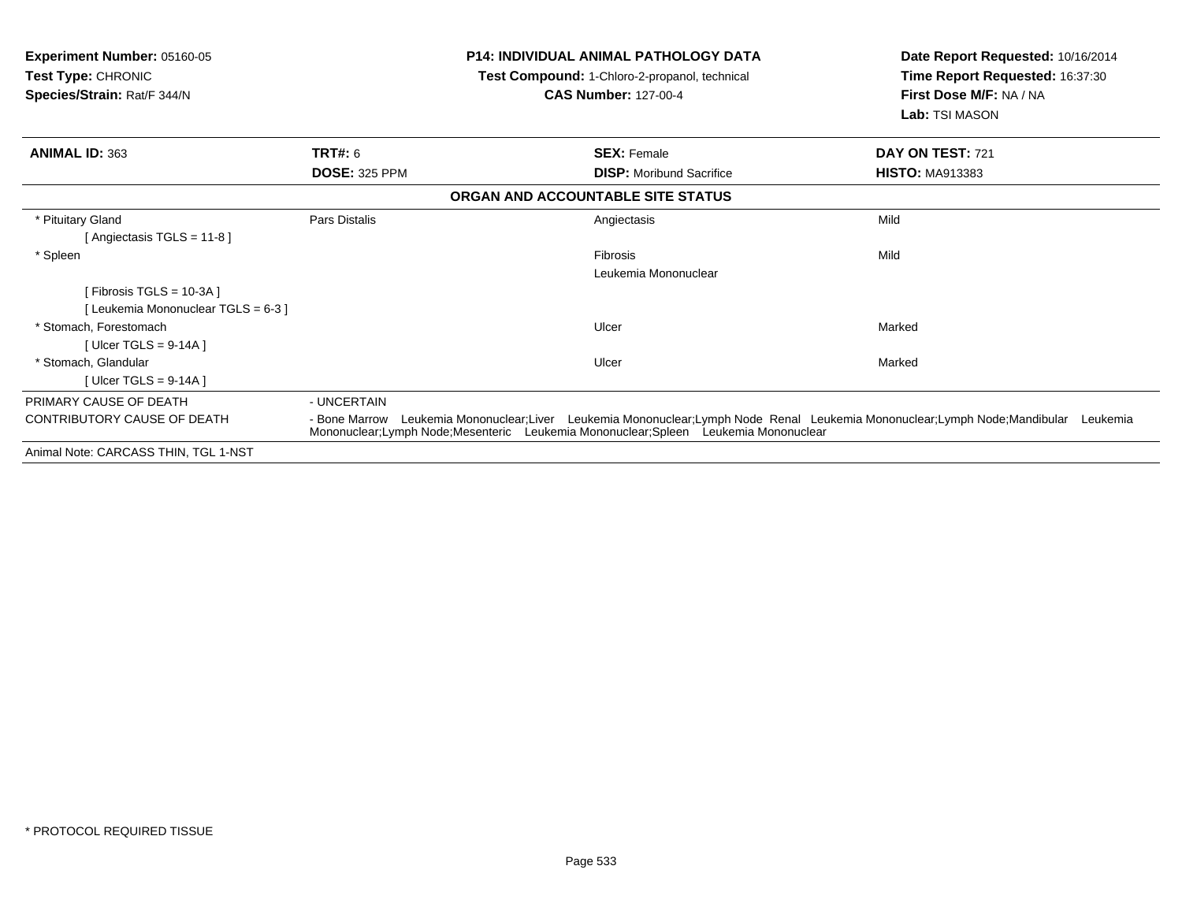**Experiment Number:** 05160-05
**Test Type:** CHRONIC
**Species/Strain:** Rat/F 344/N

**P14: INDIVIDUAL ANIMAL PATHOLOGY DATA**
**Test Compound:** 1-Chloro-2-propanol, technical
**CAS Number:** 127-00-4

**Date Report Requested:** 10/16/2014
**Time Report Requested:** 16:37:30
**First Dose M/F:** NA / NA
**Lab:** TSI MASON

| **ANIMAL ID:** 363 | **TRT#:** 6 | **SEX:** Female | **DAY ON TEST:** 721 |
|---|---|---|---|
| | **DOSE:** 325 PPM | **DISP:** Moribund Sacrifice | **HISTO:** MA913383 |

**ORGAN AND ACCOUNTABLE SITE STATUS**

| | | | |
|---|---|---|---|
| * Pituitary Gland | Pars Distalis | Angiectasis | Mild |
| [ Angiectasis TGLS = 11-8 ] | | | |
| * Spleen | | Fibrosis | Mild |
| | | Leukemia Mononuclear | |
| [ Fibrosis TGLS = 10-3A ] | | | |
| [ Leukemia Mononuclear TGLS = 6-3 ] | | | |
| * Stomach, Forestomach | | Ulcer | Marked |
| [ Ulcer TGLS = 9-14A ] | | | |
| * Stomach, Glandular | | Ulcer | Marked |
| [ Ulcer TGLS = 9-14A ] | | | |

PRIMARY CAUSE OF DEATH - UNCERTAIN

CONTRIBUTORY CAUSE OF DEATH - Bone Marrow Leukemia Mononuclear;Liver Leukemia Mononuclear;Lymph Node Renal Leukemia Mononuclear;Lymph Node;Mandibular Leukemia Mononuclear;Lymph Node;Mesenteric Leukemia Mononuclear;Spleen Leukemia Mononuclear

Animal Note: CARCASS THIN, TGL 1-NST

* PROTOCOL REQUIRED TISSUE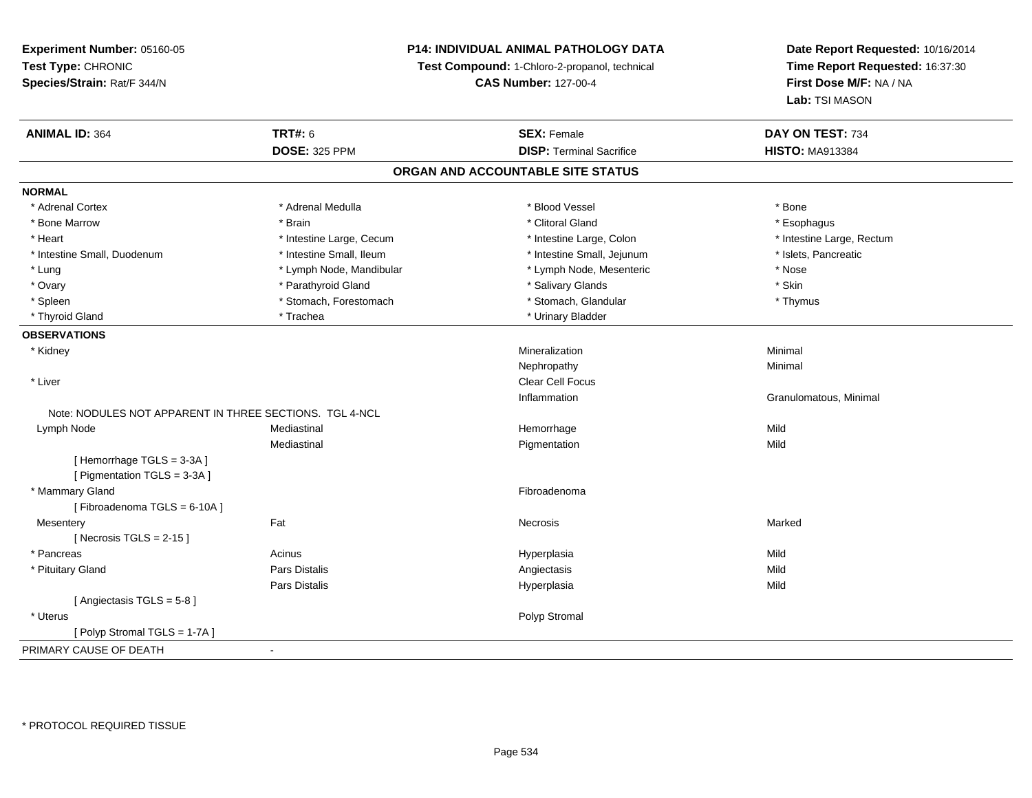**Experiment Number:** 05160-05
**Test Type:** CHRONIC
**Species/Strain:** Rat/F 344/N

**P14: INDIVIDUAL ANIMAL PATHOLOGY DATA**
**Test Compound:** 1-Chloro-2-propanol, technical
**CAS Number:** 127-00-4

**Date Report Requested:** 10/16/2014
**Time Report Requested:** 16:37:30
**First Dose M/F:** NA / NA
**Lab:** TSI MASON

| **ANIMAL ID:** 364 | **TRT#:** 6 | **SEX:** Female | **DAY ON TEST:** 734 |
|---|---|---|---|
| | **DOSE:** 325 PPM | **DISP:** Terminal Sacrifice | **HISTO:** MA913384 |

## ORGAN AND ACCOUNTABLE SITE STATUS

**NORMAL**

| | | | |
|---|---|---|---|
| * Adrenal Cortex | * Adrenal Medulla | * Blood Vessel | * Bone |
| * Bone Marrow | * Brain | * Clitoral Gland | * Esophagus |
| * Heart | * Intestine Large, Cecum | * Intestine Large, Colon | * Intestine Large, Rectum |
| * Intestine Small, Duodenum | * Intestine Small, Ileum | * Intestine Small, Jejunum | * Islets, Pancreatic |
| * Lung | * Lymph Node, Mandibular | * Lymph Node, Mesenteric | * Nose |
| * Ovary | * Parathyroid Gland | * Salivary Glands | * Skin |
| * Spleen | * Stomach, Forestomach | * Stomach, Glandular | * Thymus |
| * Thyroid Gland | * Trachea | * Urinary Bladder | |

**OBSERVATIONS**

| | | | |
|---|---|---|---|
| * Kidney | | Mineralization | Minimal |
| | | Nephropathy | Minimal |
| * Liver | | Clear Cell Focus | |
| | | Inflammation | Granulomatous, Minimal |
| Note: NODULES NOT APPARENT IN THREE SECTIONS. TGL 4-NCL | | | |
| Lymph Node | Mediastinal | Hemorrhage | Mild |
| | Mediastinal | Pigmentation | Mild |
| [ Hemorrhage TGLS = 3-3A ] | | | |
| [ Pigmentation TGLS = 3-3A ] | | | |
| * Mammary Gland | | Fibroadenoma | |
| [ Fibroadenoma TGLS = 6-10A ] | | | |
| Mesentery | Fat | Necrosis | Marked |
| [ Necrosis TGLS = 2-15 ] | | | |
| * Pancreas | Acinus | Hyperplasia | Mild |
| * Pituitary Gland | Pars Distalis | Angiectasis | Mild |
| | Pars Distalis | Hyperplasia | Mild |
| [ Angiectasis TGLS = 5-8 ] | | | |
| * Uterus | | Polyp Stromal | |
| [ Polyp Stromal TGLS = 1-7A ] | | | |

PRIMARY CAUSE OF DEATH -

* PROTOCOL REQUIRED TISSUE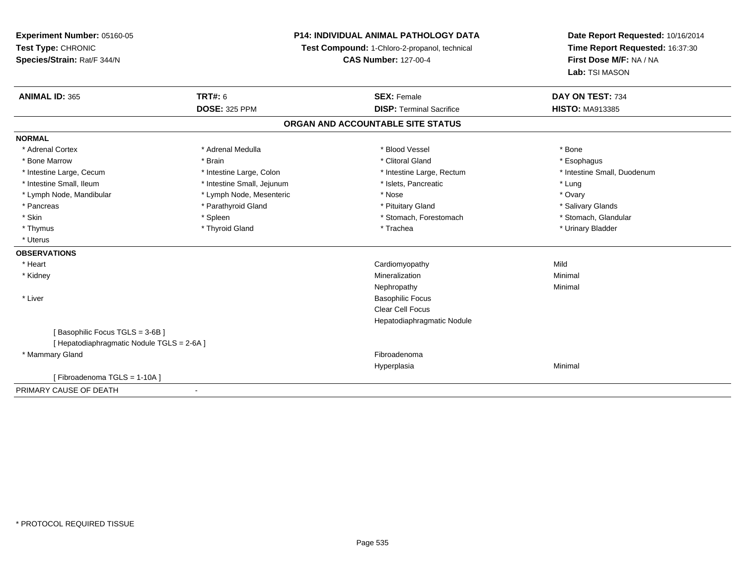**Experiment Number:** 05160-05
**Test Type:** CHRONIC
**Species/Strain:** Rat/F 344/N

**P14: INDIVIDUAL ANIMAL PATHOLOGY DATA**
**Test Compound:** 1-Chloro-2-propanol, technical
**CAS Number:** 127-00-4

**Date Report Requested:** 10/16/2014
**Time Report Requested:** 16:37:30
**First Dose M/F:** NA / NA
**Lab:** TSI MASON

| **ANIMAL ID:** 365 | **TRT#:** 6 | **SEX:** Female | **DAY ON TEST:** 734 |
|---|---|---|---|
| | **DOSE:** 325 PPM | **DISP:** Terminal Sacrifice | **HISTO:** MA913385 |

## ORGAN AND ACCOUNTABLE SITE STATUS

**NORMAL**

| | | | |
|---|---|---|---|
| * Adrenal Cortex | * Adrenal Medulla | * Blood Vessel | * Bone |
| * Bone Marrow | * Brain | * Clitoral Gland | * Esophagus |
| * Intestine Large, Cecum | * Intestine Large, Colon | * Intestine Large, Rectum | * Intestine Small, Duodenum |
| * Intestine Small, Ileum | * Intestine Small, Jejunum | * Islets, Pancreatic | * Lung |
| * Lymph Node, Mandibular | * Lymph Node, Mesenteric | * Nose | * Ovary |
| * Pancreas | * Parathyroid Gland | * Pituitary Gland | * Salivary Glands |
| * Skin | * Spleen | * Stomach, Forestomach | * Stomach, Glandular |
| * Thymus | * Thyroid Gland | * Trachea | * Urinary Bladder |
| * Uterus | | | |

**OBSERVATIONS**

| | | |
|---|---|---|
| * Heart | Cardiomyopathy | Mild |
| * Kidney | Mineralization | Minimal |
| | Nephropathy | Minimal |
| * Liver | Basophilic Focus | |
| | Clear Cell Focus | |
| | Hepatodiaphragmatic Nodule | |
| [ Basophilic Focus TGLS = 3-6B ] | | |
| [ Hepatodiaphragmatic Nodule TGLS = 2-6A ] | | |
| * Mammary Gland | Fibroadenoma | |
| | Hyperplasia | Minimal |
| [ Fibroadenoma TGLS = 1-10A ] | | |

PRIMARY CAUSE OF DEATH -

* PROTOCOL REQUIRED TISSUE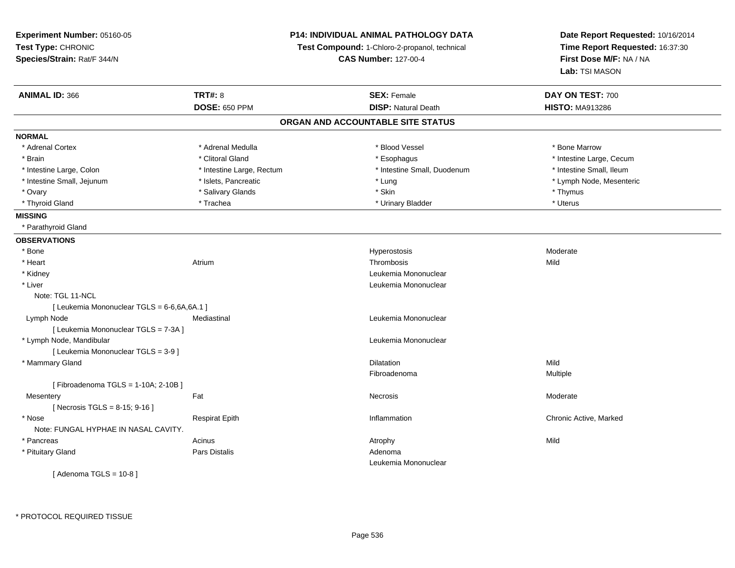**Experiment Number:** 05160-05
**Test Type:** CHRONIC
**Species/Strain:** Rat/F 344/N

**P14: INDIVIDUAL ANIMAL PATHOLOGY DATA**
**Test Compound:** 1-Chloro-2-propanol, technical
**CAS Number:** 127-00-4

**Date Report Requested:** 10/16/2014
**Time Report Requested:** 16:37:30
**First Dose M/F:** NA / NA
**Lab:** TSI MASON

| **ANIMAL ID:** 366 | **TRT#:** 8 | **SEX:** Female | **DAY ON TEST:** 700 |
|---|---|---|---|
| | **DOSE:** 650 PPM | **DISP:** Natural Death | **HISTO:** MA913286 |

## ORGAN AND ACCOUNTABLE SITE STATUS

**NORMAL**

| | | | |
|---|---|---|---|
| * Adrenal Cortex | * Adrenal Medulla | * Blood Vessel | * Bone Marrow |
| * Brain | * Clitoral Gland | * Esophagus | * Intestine Large, Cecum |
| * Intestine Large, Colon | * Intestine Large, Rectum | * Intestine Small, Duodenum | * Intestine Small, Ileum |
| * Intestine Small, Jejunum | * Islets, Pancreatic | * Lung | * Lymph Node, Mesenteric |
| * Ovary | * Salivary Glands | * Skin | * Thymus |
| * Thyroid Gland | * Trachea | * Urinary Bladder | * Uterus |

**MISSING**

* Parathyroid Gland

**OBSERVATIONS**

| | | | |
|---|---|---|---|
| * Bone | | Hyperostosis | Moderate |
| * Heart | Atrium | Thrombosis | Mild |
| * Kidney | | Leukemia Mononuclear | |
| * Liver | | Leukemia Mononuclear | |
| Note: TGL 11-NCL | | | |
| [ Leukemia Mononuclear TGLS = 6-6,6A,6A.1 ] | | | |
| Lymph Node | Mediastinal | Leukemia Mononuclear | |
| [ Leukemia Mononuclear TGLS = 7-3A ] | | | |
| * Lymph Node, Mandibular | | Leukemia Mononuclear | |
| [ Leukemia Mononuclear TGLS = 3-9 ] | | | |
| * Mammary Gland | | Dilatation | Mild |
| | | Fibroadenoma | Multiple |
| [ Fibroadenoma TGLS = 1-10A; 2-10B ] | | | |
| Mesentery | Fat | Necrosis | Moderate |
| [ Necrosis TGLS = 8-15; 9-16 ] | | | |
| * Nose | Respirat Epith | Inflammation | Chronic Active, Marked |
| Note: FUNGAL HYPHAE IN NASAL CAVITY. | | | |
| * Pancreas | Acinus | Atrophy | Mild |
| * Pituitary Gland | Pars Distalis | Adenoma | |
| | | Leukemia Mononuclear | |
| [ Adenoma TGLS = 10-8 ] | | | |

\* PROTOCOL REQUIRED TISSUE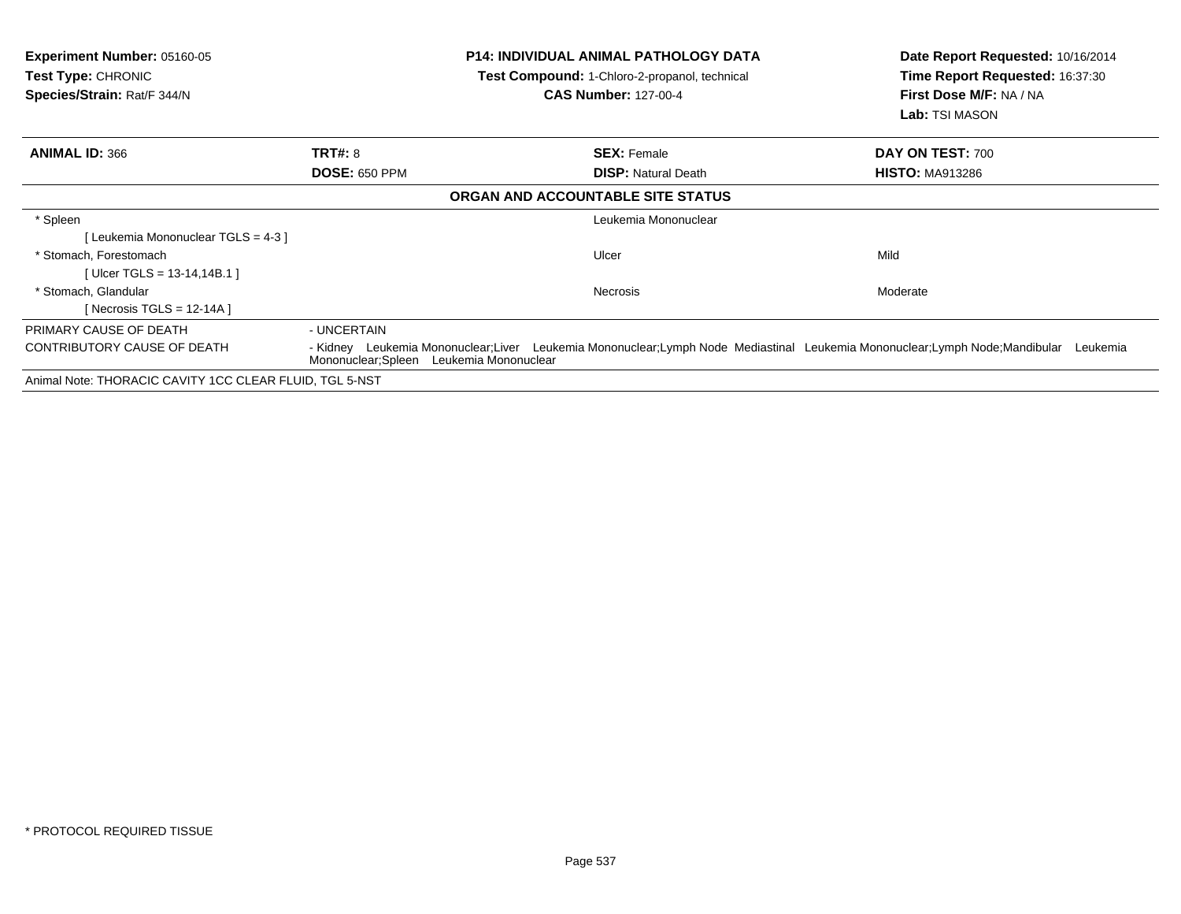**Experiment Number:** 05160-05
**Test Type:** CHRONIC
**Species/Strain:** Rat/F 344/N

**P14: INDIVIDUAL ANIMAL PATHOLOGY DATA**
**Test Compound:** 1-Chloro-2-propanol, technical
**CAS Number:** 127-00-4

**Date Report Requested:** 10/16/2014
**Time Report Requested:** 16:37:30
**First Dose M/F:** NA / NA
**Lab:** TSI MASON

| **ANIMAL ID:** 366 | **TRT#:** 8 | **SEX:** Female | **DAY ON TEST:** 700 |
|---|---|---|---|
| | **DOSE:** 650 PPM | **DISP:** Natural Death | **HISTO:** MA913286 |

**ORGAN AND ACCOUNTABLE SITE STATUS**

| | | |
|---|---|---|
| * Spleen | Leukemia Mononuclear | |
| [ Leukemia Mononuclear TGLS = 4-3 ] | | |
| * Stomach, Forestomach | Ulcer | Mild |
| [ Ulcer TGLS = 13-14,14B.1 ] | | |
| * Stomach, Glandular | Necrosis | Moderate |
| [ Necrosis TGLS = 12-14A ] | | |

PRIMARY CAUSE OF DEATH - UNCERTAIN

CONTRIBUTORY CAUSE OF DEATH - Kidney Leukemia Mononuclear;Liver Leukemia Mononuclear;Lymph Node Mediastinal Leukemia Mononuclear;Lymph Node;Mandibular Leukemia Mononuclear;Spleen Leukemia Mononuclear

Animal Note: THORACIC CAVITY 1CC CLEAR FLUID, TGL 5-NST

* PROTOCOL REQUIRED TISSUE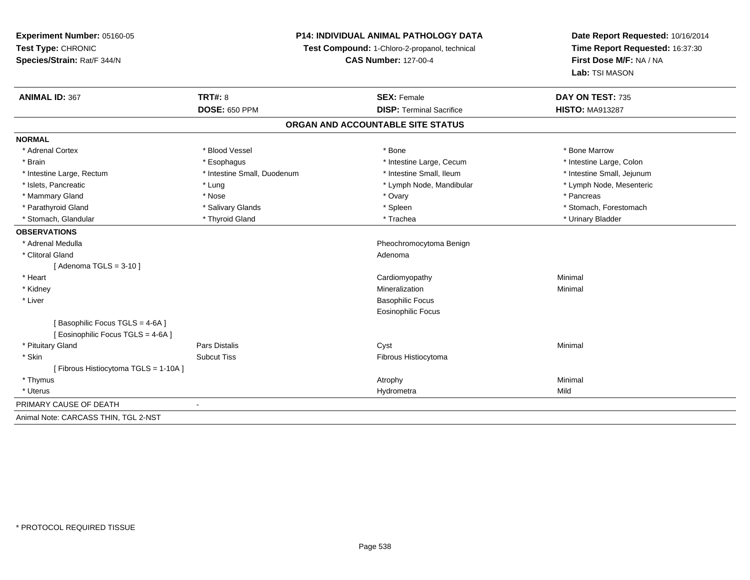**Experiment Number:** 05160-05
**Test Type:** CHRONIC
**Species/Strain:** Rat/F 344/N

**P14: INDIVIDUAL ANIMAL PATHOLOGY DATA**
**Test Compound:** 1-Chloro-2-propanol, technical
**CAS Number:** 127-00-4

**Date Report Requested:** 10/16/2014
**Time Report Requested:** 16:37:30
**First Dose M/F:** NA / NA
**Lab:** TSI MASON

| **ANIMAL ID:** 367 | **TRT#:** 8 | **SEX:** Female | **DAY ON TEST:** 735 |
|---|---|---|---|
| | **DOSE:** 650 PPM | **DISP:** Terminal Sacrifice | **HISTO:** MA913287 |

## ORGAN AND ACCOUNTABLE SITE STATUS

**NORMAL**

| | | | |
|---|---|---|---|
| * Adrenal Cortex | * Blood Vessel | * Bone | * Bone Marrow |
| * Brain | * Esophagus | * Intestine Large, Cecum | * Intestine Large, Colon |
| * Intestine Large, Rectum | * Intestine Small, Duodenum | * Intestine Small, Ileum | * Intestine Small, Jejunum |
| * Islets, Pancreatic | * Lung | * Lymph Node, Mandibular | * Lymph Node, Mesenteric |
| * Mammary Gland | * Nose | * Ovary | * Pancreas |
| * Parathyroid Gland | * Salivary Glands | * Spleen | * Stomach, Forestomach |
| * Stomach, Glandular | * Thyroid Gland | * Trachea | * Urinary Bladder |

**OBSERVATIONS**

| | | | |
|---|---|---|---|
| * Adrenal Medulla | | Pheochromocytoma Benign | |
| * Clitoral Gland | | Adenoma | |
| [ Adenoma TGLS = 3-10 ] | | | |
| * Heart | | Cardiomyopathy | Minimal |
| * Kidney | | Mineralization | Minimal |
| * Liver | | Basophilic Focus | |
| | | Eosinophilic Focus | |
| [ Basophilic Focus TGLS = 4-6A ] | | | |
| [ Eosinophilic Focus TGLS = 4-6A ] | | | |
| * Pituitary Gland | Pars Distalis | Cyst | Minimal |
| * Skin | Subcut Tiss | Fibrous Histiocytoma | |
| [ Fibrous Histiocytoma TGLS = 1-10A ] | | | |
| * Thymus | | Atrophy | Minimal |
| * Uterus | | Hydrometra | Mild |

PRIMARY CAUSE OF DEATH -

Animal Note: CARCASS THIN, TGL 2-NST

* PROTOCOL REQUIRED TISSUE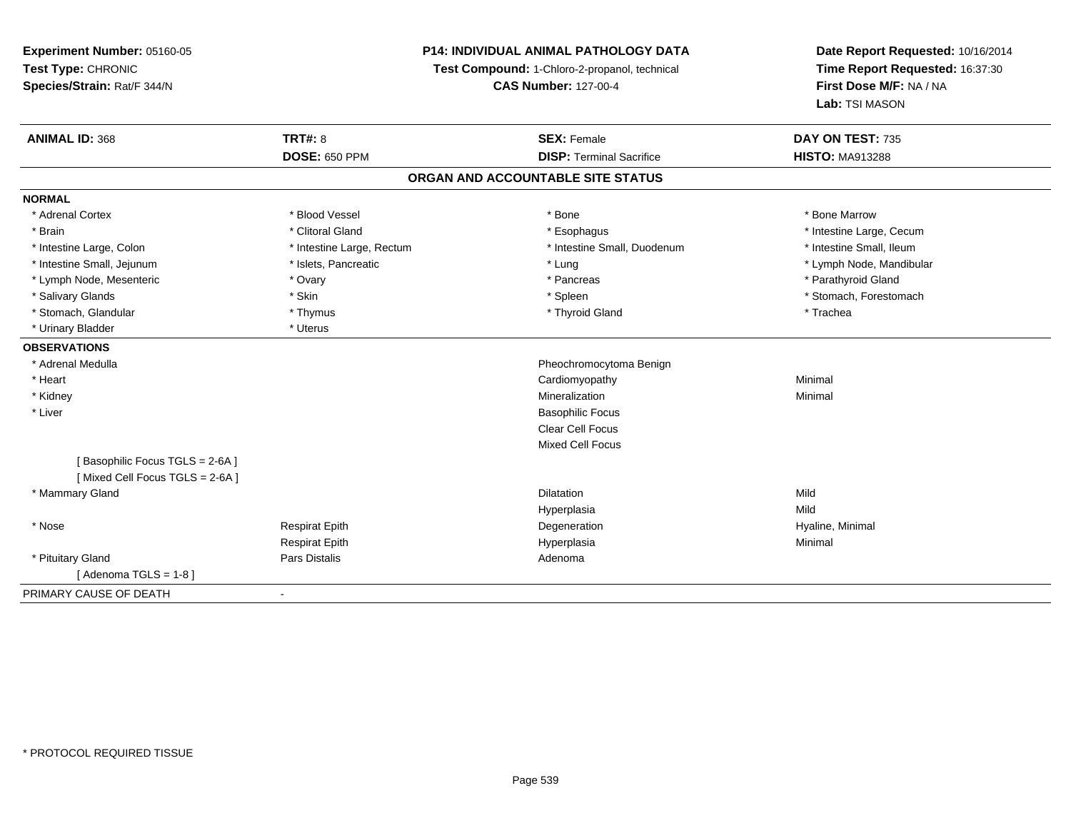**Experiment Number:** 05160-05
**Test Type:** CHRONIC
**Species/Strain:** Rat/F 344/N

**P14: INDIVIDUAL ANIMAL PATHOLOGY DATA**
**Test Compound:** 1-Chloro-2-propanol, technical
**CAS Number:** 127-00-4

**Date Report Requested:** 10/16/2014
**Time Report Requested:** 16:37:30
**First Dose M/F:** NA / NA
**Lab:** TSI MASON

| **ANIMAL ID:** 368 | **TRT#:** 8 | **SEX:** Female | **DAY ON TEST:** 735 |
|---|---|---|---|
| | **DOSE:** 650 PPM | **DISP:** Terminal Sacrifice | **HISTO:** MA913288 |

## ORGAN AND ACCOUNTABLE SITE STATUS

**NORMAL**

| | | | |
|---|---|---|---|
| * Adrenal Cortex | * Blood Vessel | * Bone | * Bone Marrow |
| * Brain | * Clitoral Gland | * Esophagus | * Intestine Large, Cecum |
| * Intestine Large, Colon | * Intestine Large, Rectum | * Intestine Small, Duodenum | * Intestine Small, Ileum |
| * Intestine Small, Jejunum | * Islets, Pancreatic | * Lung | * Lymph Node, Mandibular |
| * Lymph Node, Mesenteric | * Ovary | * Pancreas | * Parathyroid Gland |
| * Salivary Glands | * Skin | * Spleen | * Stomach, Forestomach |
| * Stomach, Glandular | * Thymus | * Thyroid Gland | * Trachea |
| * Urinary Bladder | * Uterus | | |

**OBSERVATIONS**

| | | | |
|---|---|---|---|
| * Adrenal Medulla | | Pheochromocytoma Benign | |
| * Heart | | Cardiomyopathy | Minimal |
| * Kidney | | Mineralization | Minimal |
| * Liver | | Basophilic Focus | |
| | | Clear Cell Focus | |
| | | Mixed Cell Focus | |
| [ Basophilic Focus TGLS = 2-6A ] | | | |
| [ Mixed Cell Focus TGLS = 2-6A ] | | | |
| * Mammary Gland | | Dilatation | Mild |
| | | Hyperplasia | Mild |
| * Nose | Respirat Epith | Degeneration | Hyaline, Minimal |
| | Respirat Epith | Hyperplasia | Minimal |
| * Pituitary Gland | Pars Distalis | Adenoma | |
| [ Adenoma TGLS = 1-8 ] | | | |

PRIMARY CAUSE OF DEATH -

* PROTOCOL REQUIRED TISSUE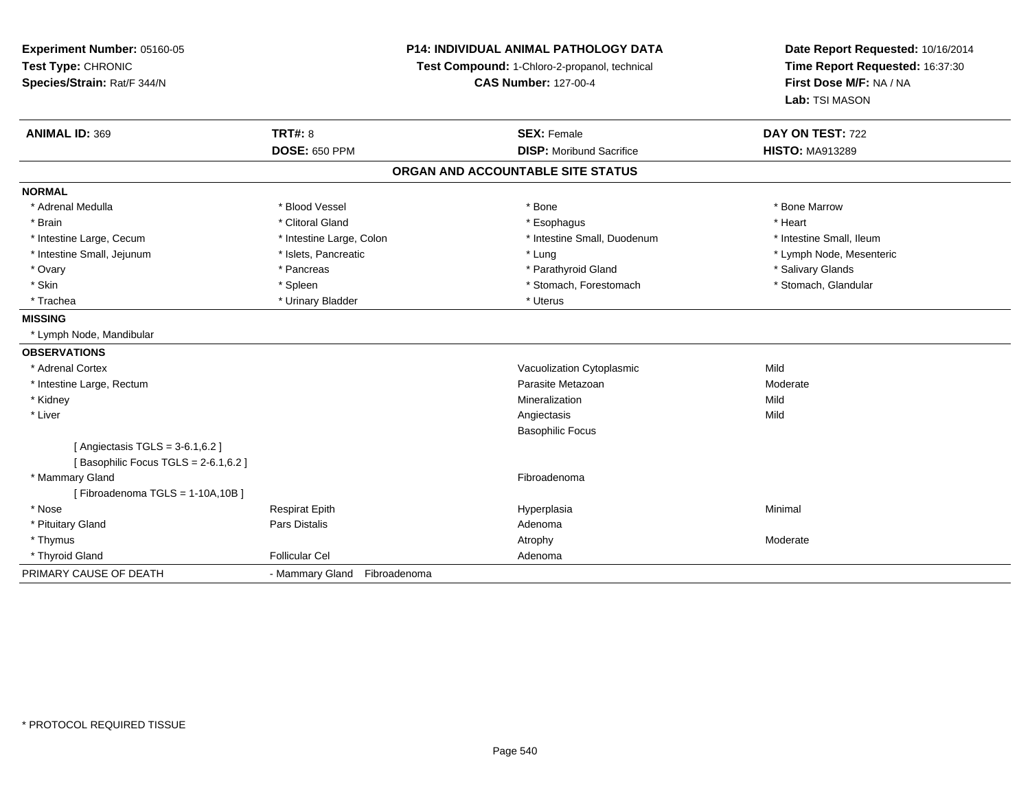**Experiment Number:** 05160-05
**Test Type:** CHRONIC
**Species/Strain:** Rat/F 344/N

**P14: INDIVIDUAL ANIMAL PATHOLOGY DATA**
**Test Compound:** 1-Chloro-2-propanol, technical
**CAS Number:** 127-00-4

**Date Report Requested:** 10/16/2014
**Time Report Requested:** 16:37:30
**First Dose M/F:** NA / NA
**Lab:** TSI MASON

| **ANIMAL ID:** 369 | **TRT#:** 8 | **SEX:** Female | **DAY ON TEST:** 722 |
|---|---|---|---|
| | **DOSE:** 650 PPM | **DISP:** Moribund Sacrifice | **HISTO:** MA913289 |

**ORGAN AND ACCOUNTABLE SITE STATUS**

**NORMAL**

| | | | |
|---|---|---|---|
| * Adrenal Medulla | * Blood Vessel | * Bone | * Bone Marrow |
| * Brain | * Clitoral Gland | * Esophagus | * Heart |
| * Intestine Large, Cecum | * Intestine Large, Colon | * Intestine Small, Duodenum | * Intestine Small, Ileum |
| * Intestine Small, Jejunum | * Islets, Pancreatic | * Lung | * Lymph Node, Mesenteric |
| * Ovary | * Pancreas | * Parathyroid Gland | * Salivary Glands |
| * Skin | * Spleen | * Stomach, Forestomach | * Stomach, Glandular |
| * Trachea | * Urinary Bladder | * Uterus | |

**MISSING**

* Lymph Node, Mandibular

**OBSERVATIONS**

| | | | |
|---|---|---|---|
| * Adrenal Cortex | | Vacuolization Cytoplasmic | Mild |
| * Intestine Large, Rectum | | Parasite Metazoan | Moderate |
| * Kidney | | Mineralization | Mild |
| * Liver | | Angiectasis | Mild |
| | | Basophilic Focus | |
| [ Angiectasis TGLS = 3-6.1,6.2 ] | | | |
| [ Basophilic Focus TGLS = 2-6.1,6.2 ] | | | |
| * Mammary Gland | | Fibroadenoma | |
| [ Fibroadenoma TGLS = 1-10A,10B ] | | | |
| * Nose | Respirat Epith | Hyperplasia | Minimal |
| * Pituitary Gland | Pars Distalis | Adenoma | |
| * Thymus | | Atrophy | Moderate |
| * Thyroid Gland | Follicular Cel | Adenoma | |

PRIMARY CAUSE OF DEATH - Mammary Gland Fibroadenoma

* PROTOCOL REQUIRED TISSUE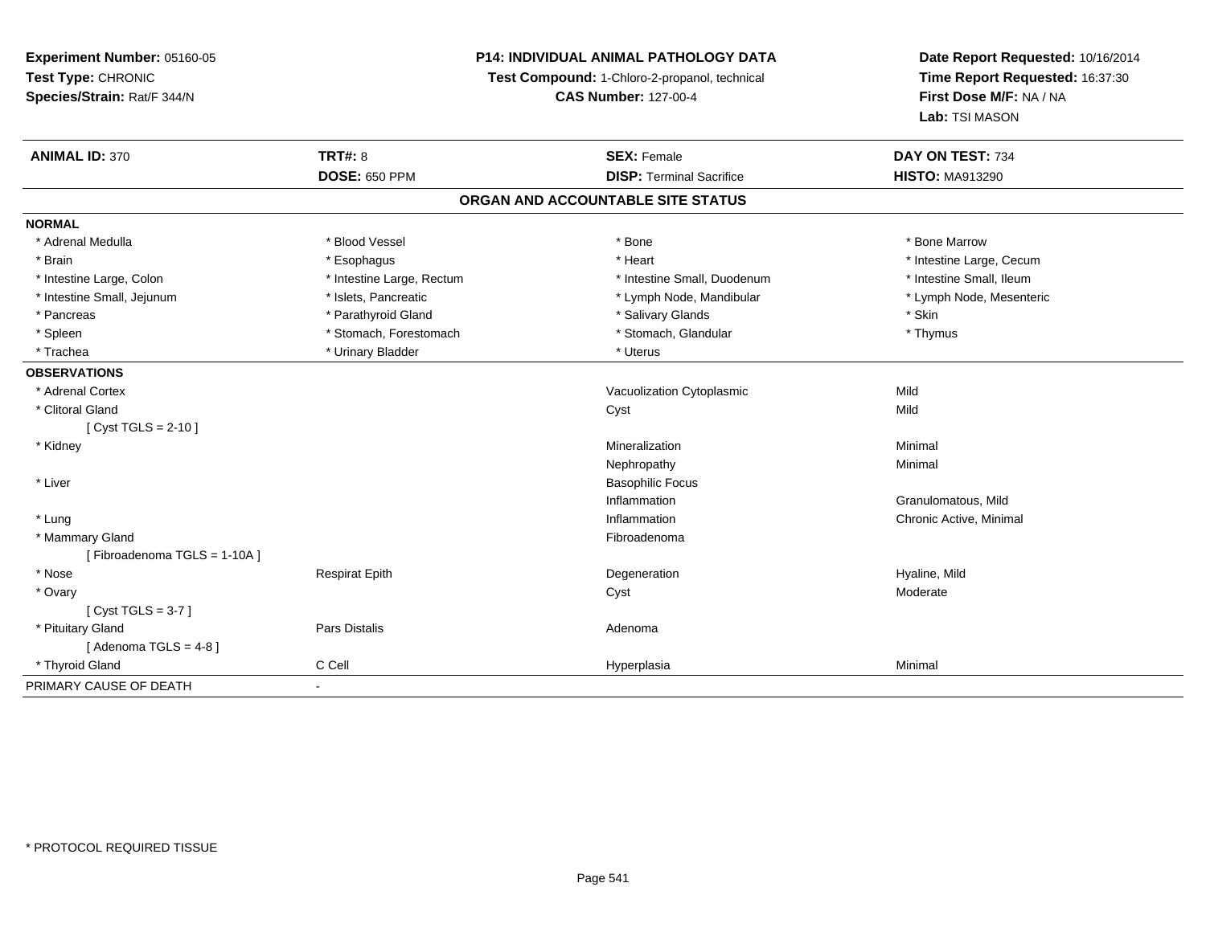**Experiment Number:** 05160-05
**Test Type:** CHRONIC
**Species/Strain:** Rat/F 344/N

**P14: INDIVIDUAL ANIMAL PATHOLOGY DATA**
**Test Compound:** 1-Chloro-2-propanol, technical
**CAS Number:** 127-00-4

**Date Report Requested:** 10/16/2014
**Time Report Requested:** 16:37:30
**First Dose M/F:** NA / NA
**Lab:** TSI MASON

| **ANIMAL ID:** 370 | **TRT#:** 8 | **SEX:** Female | **DAY ON TEST:** 734 |
|---|---|---|---|
| | **DOSE:** 650 PPM | **DISP:** Terminal Sacrifice | **HISTO:** MA913290 |

## ORGAN AND ACCOUNTABLE SITE STATUS

**NORMAL**

| | | | |
|---|---|---|---|
| * Adrenal Medulla | * Blood Vessel | * Bone | * Bone Marrow |
| * Brain | * Esophagus | * Heart | * Intestine Large, Cecum |
| * Intestine Large, Colon | * Intestine Large, Rectum | * Intestine Small, Duodenum | * Intestine Small, Ileum |
| * Intestine Small, Jejunum | * Islets, Pancreatic | * Lymph Node, Mandibular | * Lymph Node, Mesenteric |
| * Pancreas | * Parathyroid Gland | * Salivary Glands | * Skin |
| * Spleen | * Stomach, Forestomach | * Stomach, Glandular | * Thymus |
| * Trachea | * Urinary Bladder | * Uterus | |

**OBSERVATIONS**

| | | | |
|---|---|---|---|
| * Adrenal Cortex | | Vacuolization Cytoplasmic | Mild |
| * Clitoral Gland | | Cyst | Mild |
| [ Cyst TGLS = 2-10 ] | | | |
| * Kidney | | Mineralization | Minimal |
| | | Nephropathy | Minimal |
| * Liver | | Basophilic Focus | |
| | | Inflammation | Granulomatous, Mild |
| * Lung | | Inflammation | Chronic Active, Minimal |
| * Mammary Gland | | Fibroadenoma | |
| [ Fibroadenoma TGLS = 1-10A ] | | | |
| * Nose | Respirat Epith | Degeneration | Hyaline, Mild |
| * Ovary | | Cyst | Moderate |
| [ Cyst TGLS = 3-7 ] | | | |
| * Pituitary Gland | Pars Distalis | Adenoma | |
| [ Adenoma TGLS = 4-8 ] | | | |
| * Thyroid Gland | C Cell | Hyperplasia | Minimal |

PRIMARY CAUSE OF DEATH -

* PROTOCOL REQUIRED TISSUE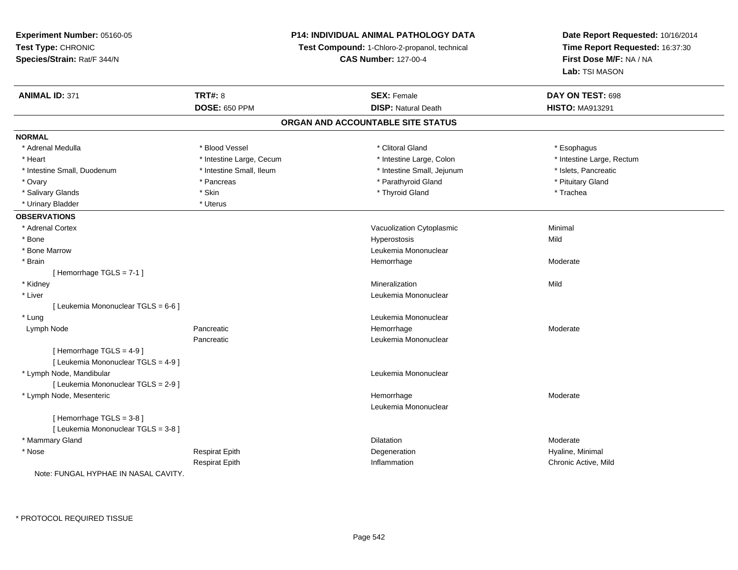**Experiment Number:** 05160-05
**Test Type:** CHRONIC
**Species/Strain:** Rat/F 344/N

**P14: INDIVIDUAL ANIMAL PATHOLOGY DATA**
**Test Compound:** 1-Chloro-2-propanol, technical
**CAS Number:** 127-00-4

**Date Report Requested:** 10/16/2014
**Time Report Requested:** 16:37:30
**First Dose M/F:** NA / NA
**Lab:** TSI MASON

| **ANIMAL ID:** 371 | **TRT#:** 8 | **SEX:** Female | **DAY ON TEST:** 698 |
|---|---|---|---|
| | **DOSE:** 650 PPM | **DISP:** Natural Death | **HISTO:** MA913291 |

## ORGAN AND ACCOUNTABLE SITE STATUS

**NORMAL**

| | | | |
|---|---|---|---|
| * Adrenal Medulla | * Blood Vessel | * Clitoral Gland | * Esophagus |
| * Heart | * Intestine Large, Cecum | * Intestine Large, Colon | * Intestine Large, Rectum |
| * Intestine Small, Duodenum | * Intestine Small, Ileum | * Intestine Small, Jejunum | * Islets, Pancreatic |
| * Ovary | * Pancreas | * Parathyroid Gland | * Pituitary Gland |
| * Salivary Glands | * Skin | * Thyroid Gland | * Trachea |
| * Urinary Bladder | * Uterus | | |

**OBSERVATIONS**

| | | | |
|---|---|---|---|
| * Adrenal Cortex | | Vacuolization Cytoplasmic | Minimal |
| * Bone | | Hyperostosis | Mild |
| * Bone Marrow | | Leukemia Mononuclear | |
| * Brain | | Hemorrhage | Moderate |
| [ Hemorrhage TGLS = 7-1 ] | | | |
| * Kidney | | Mineralization | Mild |
| * Liver | | Leukemia Mononuclear | |
| [ Leukemia Mononuclear TGLS = 6-6 ] | | | |
| * Lung | | Leukemia Mononuclear | |
| Lymph Node | Pancreatic | Hemorrhage | Moderate |
| | Pancreatic | Leukemia Mononuclear | |
| [ Hemorrhage TGLS = 4-9 ] | | | |
| [ Leukemia Mononuclear TGLS = 4-9 ] | | | |
| * Lymph Node, Mandibular | | Leukemia Mononuclear | |
| [ Leukemia Mononuclear TGLS = 2-9 ] | | | |
| * Lymph Node, Mesenteric | | Hemorrhage | Moderate |
| | | Leukemia Mononuclear | |
| [ Hemorrhage TGLS = 3-8 ] | | | |
| [ Leukemia Mononuclear TGLS = 3-8 ] | | | |
| * Mammary Gland | | Dilatation | Moderate |
| * Nose | Respirat Epith | Degeneration | Hyaline, Minimal |
| | Respirat Epith | Inflammation | Chronic Active, Mild |

Note: FUNGAL HYPHAE IN NASAL CAVITY.

* PROTOCOL REQUIRED TISSUE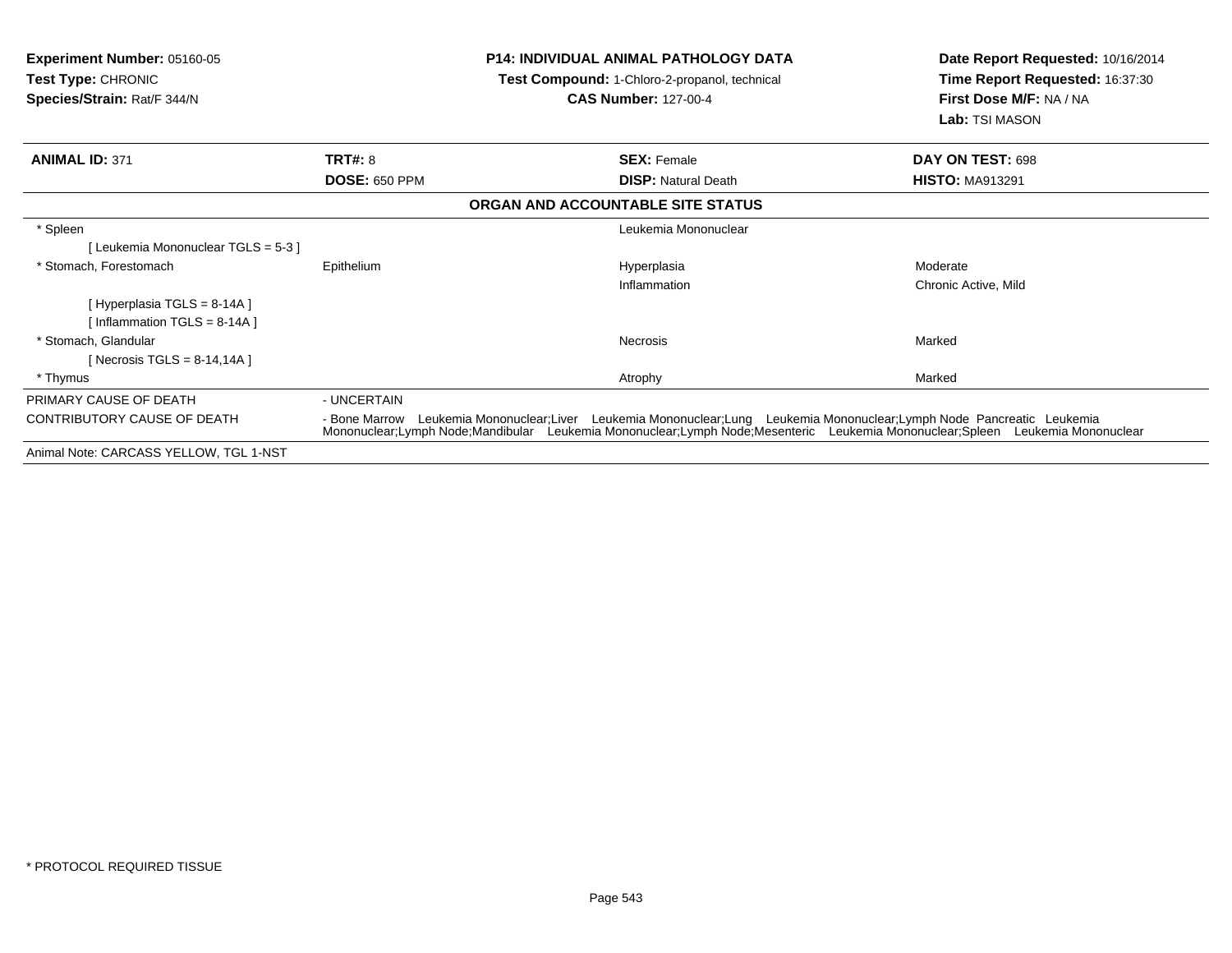**Experiment Number:** 05160-05
**Test Type:** CHRONIC
**Species/Strain:** Rat/F 344/N

**P14: INDIVIDUAL ANIMAL PATHOLOGY DATA**
**Test Compound:** 1-Chloro-2-propanol, technical
**CAS Number:** 127-00-4

**Date Report Requested:** 10/16/2014
**Time Report Requested:** 16:37:30
**First Dose M/F:** NA / NA
**Lab:** TSI MASON

| **ANIMAL ID:** 371 | **TRT#:** 8 | **SEX:** Female | **DAY ON TEST:** 698 |
|---|---|---|---|
| | **DOSE:** 650 PPM | **DISP:** Natural Death | **HISTO:** MA913291 |

**ORGAN AND ACCOUNTABLE SITE STATUS**

| | | | |
|---|---|---|---|
| * Spleen | | Leukemia Mononuclear | |
| [ Leukemia Mononuclear TGLS = 5-3 ] | | | |
| * Stomach, Forestomach | Epithelium | Hyperplasia | Moderate |
| | | Inflammation | Chronic Active, Mild |
| [ Hyperplasia TGLS = 8-14A ] | | | |
| [ Inflammation TGLS = 8-14A ] | | | |
| * Stomach, Glandular | | Necrosis | Marked |
| [ Necrosis TGLS = 8-14,14A ] | | | |
| * Thymus | | Atrophy | Marked |

| | |
|---|---|
| PRIMARY CAUSE OF DEATH | - UNCERTAIN |
| CONTRIBUTORY CAUSE OF DEATH | - Bone Marrow Leukemia Mononuclear;Liver Leukemia Mononuclear;Lung Leukemia Mononuclear;Lymph Node Pancreatic Leukemia Mononuclear;Lymph Node;Mandibular Leukemia Mononuclear;Lymph Node;Mesenteric Leukemia Mononuclear;Spleen Leukemia Mononuclear |

Animal Note: CARCASS YELLOW, TGL 1-NST

* PROTOCOL REQUIRED TISSUE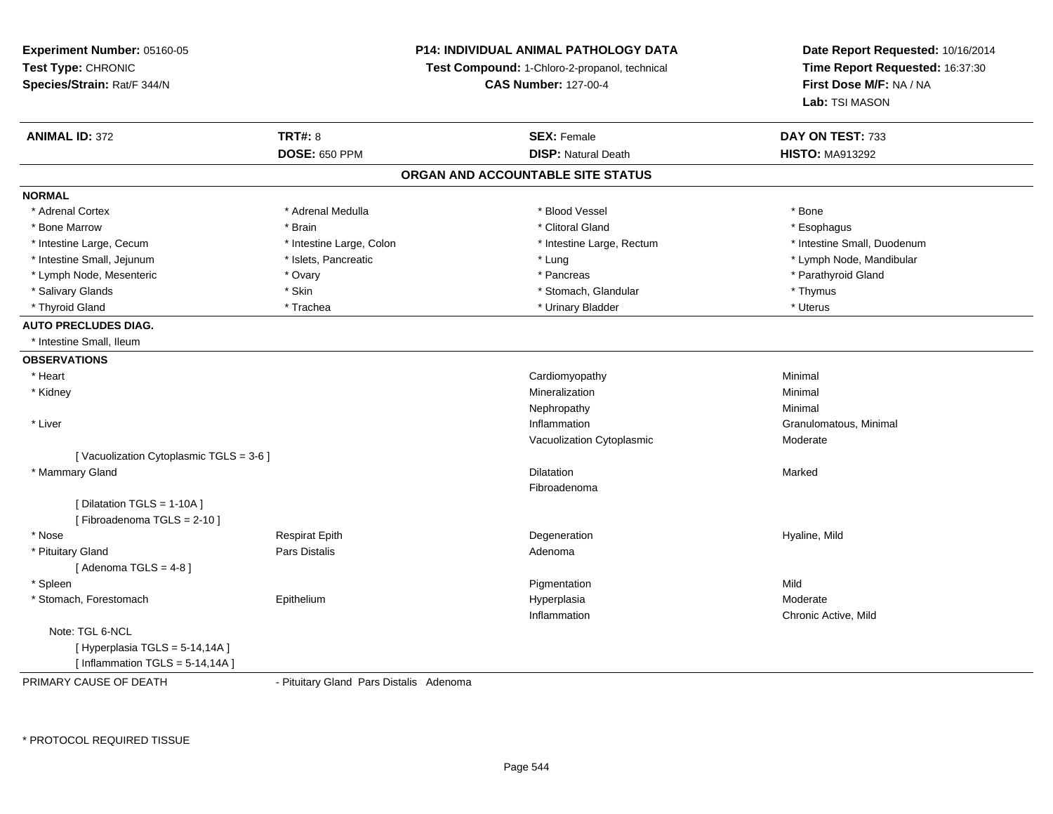**Experiment Number:** 05160-05
**Test Type:** CHRONIC
**Species/Strain:** Rat/F 344/N

**P14: INDIVIDUAL ANIMAL PATHOLOGY DATA**
**Test Compound:** 1-Chloro-2-propanol, technical
**CAS Number:** 127-00-4

**Date Report Requested:** 10/16/2014
**Time Report Requested:** 16:37:30
**First Dose M/F:** NA / NA
**Lab:** TSI MASON

| **ANIMAL ID:** 372 | **TRT#:** 8 | **SEX:** Female | **DAY ON TEST:** 733 |
|---|---|---|---|
| | **DOSE:** 650 PPM | **DISP:** Natural Death | **HISTO:** MA913292 |

## ORGAN AND ACCOUNTABLE SITE STATUS

**NORMAL**

| | | | |
|---|---|---|---|
| * Adrenal Cortex | * Adrenal Medulla | * Blood Vessel | * Bone |
| * Bone Marrow | * Brain | * Clitoral Gland | * Esophagus |
| * Intestine Large, Cecum | * Intestine Large, Colon | * Intestine Large, Rectum | * Intestine Small, Duodenum |
| * Intestine Small, Jejunum | * Islets, Pancreatic | * Lung | * Lymph Node, Mandibular |
| * Lymph Node, Mesenteric | * Ovary | * Pancreas | * Parathyroid Gland |
| * Salivary Glands | * Skin | * Stomach, Glandular | * Thymus |
| * Thyroid Gland | * Trachea | * Urinary Bladder | * Uterus |

**AUTO PRECLUDES DIAG.**

* Intestine Small, Ileum

**OBSERVATIONS**

| | | | |
|---|---|---|---|
| * Heart | | Cardiomyopathy | Minimal |
| * Kidney | | Mineralization | Minimal |
| | | Nephropathy | Minimal |
| * Liver | | Inflammation | Granulomatous, Minimal |
| | | Vacuolization Cytoplasmic | Moderate |
| [ Vacuolization Cytoplasmic TGLS = 3-6 ] | | | |
| * Mammary Gland | | Dilatation | Marked |
| | | Fibroadenoma | |
| [ Dilatation TGLS = 1-10A ] | | | |
| [ Fibroadenoma TGLS = 2-10 ] | | | |
| * Nose | Respirat Epith | Degeneration | Hyaline, Mild |
| * Pituitary Gland | Pars Distalis | Adenoma | |
| [ Adenoma TGLS = 4-8 ] | | | |
| * Spleen | | Pigmentation | Mild |
| * Stomach, Forestomach | Epithelium | Hyperplasia | Moderate |
| | | Inflammation | Chronic Active, Mild |
| Note: TGL 6-NCL | | | |
| [ Hyperplasia TGLS = 5-14,14A ] | | | |
| [ Inflammation TGLS = 5-14,14A ] | | | |

PRIMARY CAUSE OF DEATH - Pituitary Gland Pars Distalis Adenoma

* PROTOCOL REQUIRED TISSUE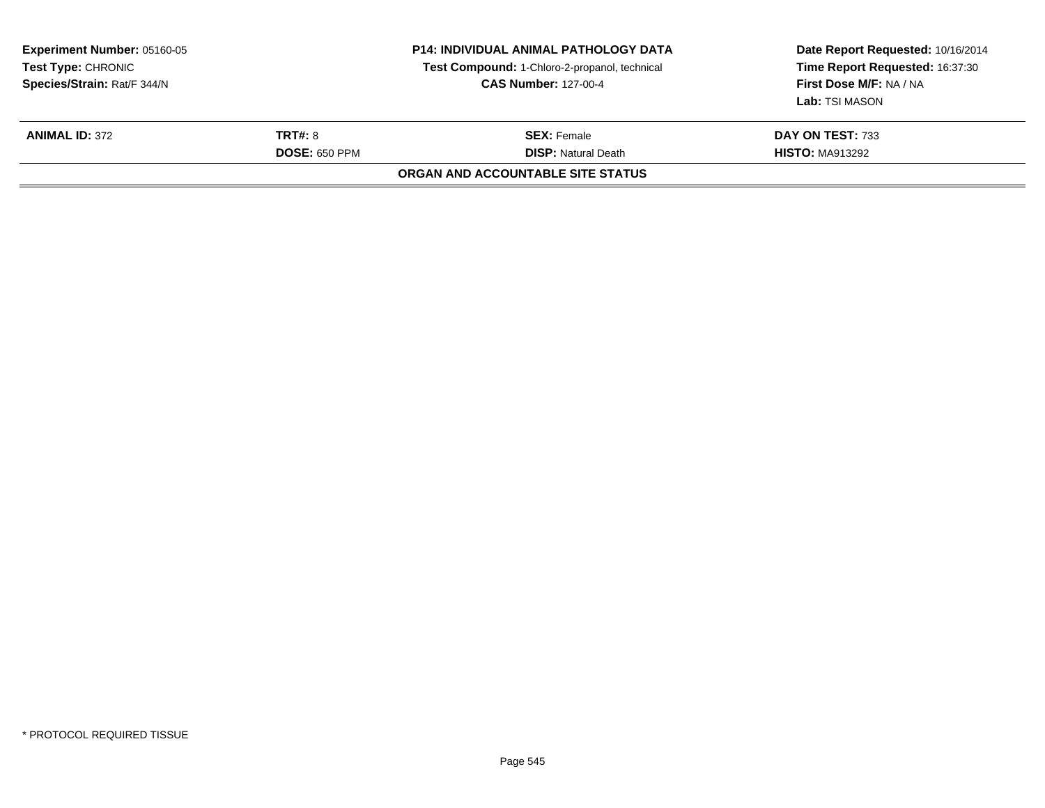**Experiment Number:** 05160-05
**Test Type:** CHRONIC
**Species/Strain:** Rat/F 344/N

**P14: INDIVIDUAL ANIMAL PATHOLOGY DATA**
**Test Compound:** 1-Chloro-2-propanol, technical
**CAS Number:** 127-00-4

**Date Report Requested:** 10/16/2014
**Time Report Requested:** 16:37:30
**First Dose M/F:** NA / NA
**Lab:** TSI MASON

| **ANIMAL ID:** 372 | **TRT#:** 8 | **SEX:** Female | **DAY ON TEST:** 733 |
|---|---|---|---|
| | **DOSE:** 650 PPM | **DISP:** Natural Death | **HISTO:** MA913292 |

**ORGAN AND ACCOUNTABLE SITE STATUS**

* PROTOCOL REQUIRED TISSUE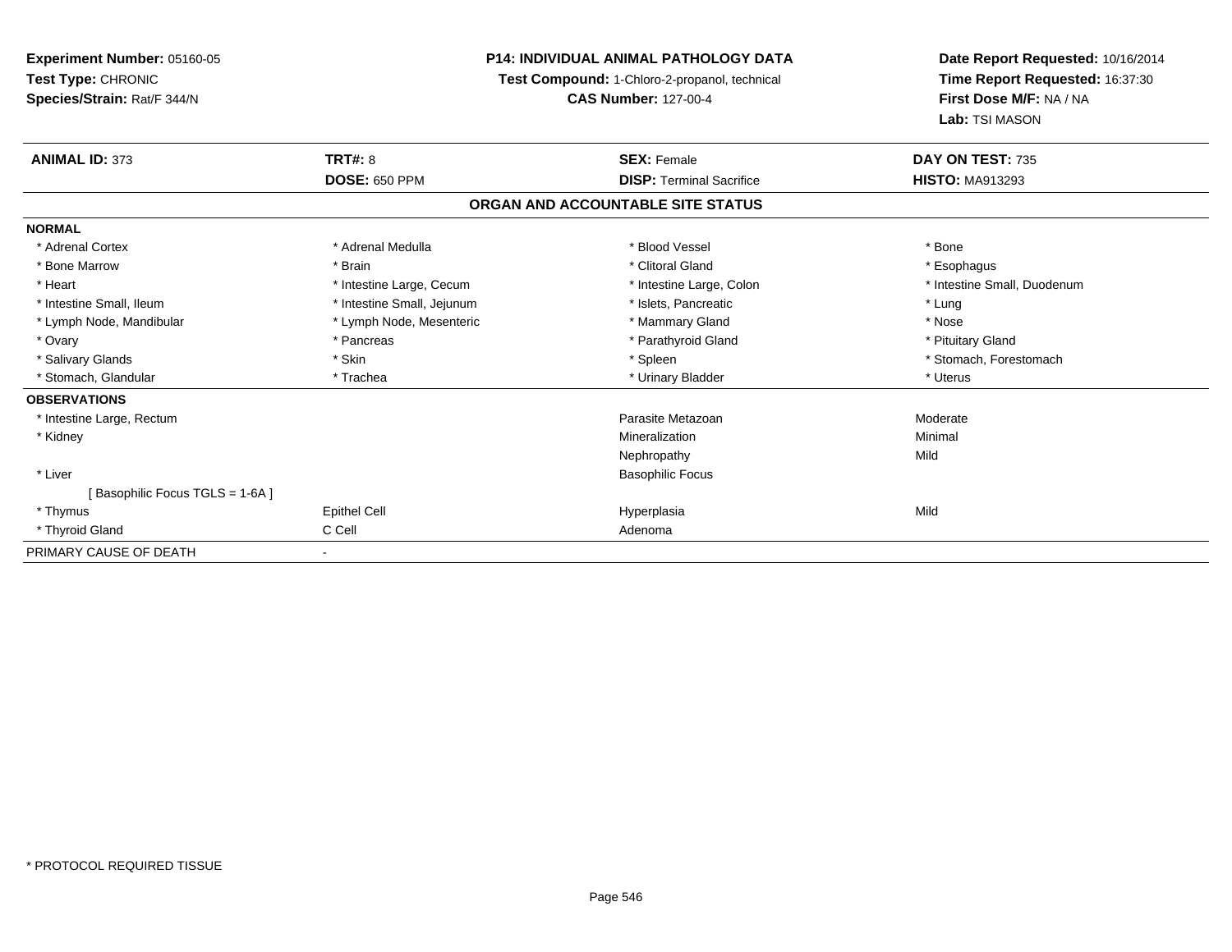**Experiment Number:** 05160-05
**Test Type:** CHRONIC
**Species/Strain:** Rat/F 344/N

**P14: INDIVIDUAL ANIMAL PATHOLOGY DATA**
**Test Compound:** 1-Chloro-2-propanol, technical
**CAS Number:** 127-00-4

**Date Report Requested:** 10/16/2014
**Time Report Requested:** 16:37:30
**First Dose M/F:** NA / NA
**Lab:** TSI MASON

| **ANIMAL ID:** 373 | **TRT#:** 8 | **SEX:** Female | **DAY ON TEST:** 735 |
|---|---|---|---|
| | **DOSE:** 650 PPM | **DISP:** Terminal Sacrifice | **HISTO:** MA913293 |

## ORGAN AND ACCOUNTABLE SITE STATUS

| | | | |
|---|---|---|---|
| **NORMAL** | | | |
| * Adrenal Cortex | * Adrenal Medulla | * Blood Vessel | * Bone |
| * Bone Marrow | * Brain | * Clitoral Gland | * Esophagus |
| * Heart | * Intestine Large, Cecum | * Intestine Large, Colon | * Intestine Small, Duodenum |
| * Intestine Small, Ileum | * Intestine Small, Jejunum | * Islets, Pancreatic | * Lung |
| * Lymph Node, Mandibular | * Lymph Node, Mesenteric | * Mammary Gland | * Nose |
| * Ovary | * Pancreas | * Parathyroid Gland | * Pituitary Gland |
| * Salivary Glands | * Skin | * Spleen | * Stomach, Forestomach |
| * Stomach, Glandular | * Trachea | * Urinary Bladder | * Uterus |
| **OBSERVATIONS** | | | |
| * Intestine Large, Rectum | | Parasite Metazoan | Moderate |
| * Kidney | | Mineralization | Minimal |
| | | Nephropathy | Mild |
| * Liver | | Basophilic Focus | |
| [ Basophilic Focus TGLS = 1-6A ] | | | |
| * Thymus | Epithel Cell | Hyperplasia | Mild |
| * Thyroid Gland | C Cell | Adenoma | |
| PRIMARY CAUSE OF DEATH | - | | |

* PROTOCOL REQUIRED TISSUE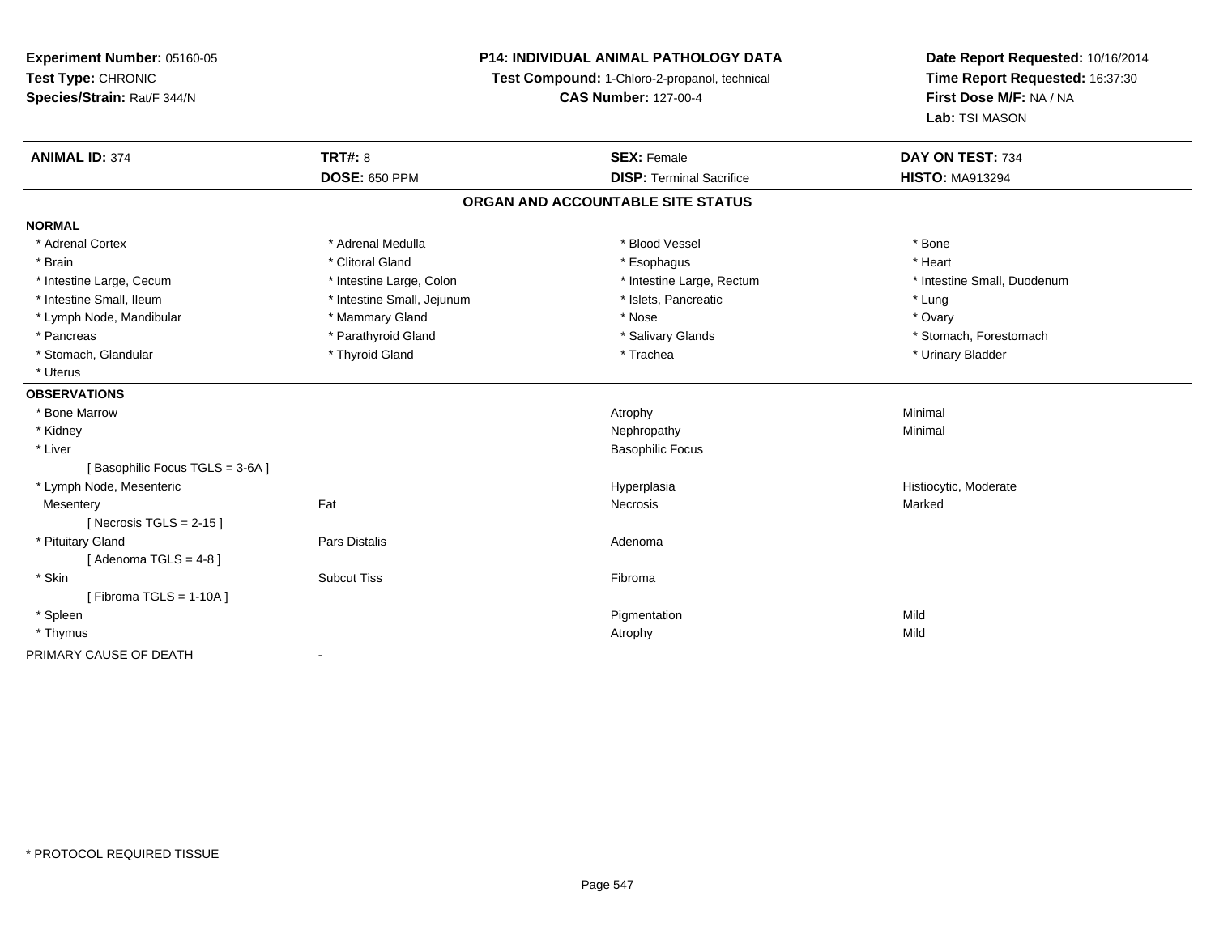**Experiment Number:** 05160-05
**Test Type:** CHRONIC
**Species/Strain:** Rat/F 344/N

**P14: INDIVIDUAL ANIMAL PATHOLOGY DATA**
**Test Compound:** 1-Chloro-2-propanol, technical
**CAS Number:** 127-00-4

**Date Report Requested:** 10/16/2014
**Time Report Requested:** 16:37:30
**First Dose M/F:** NA / NA
**Lab:** TSI MASON

| **ANIMAL ID:** 374 | **TRT#:** 8 | **SEX:** Female | **DAY ON TEST:** 734 |
|---|---|---|---|
| | **DOSE:** 650 PPM | **DISP:** Terminal Sacrifice | **HISTO:** MA913294 |

## ORGAN AND ACCOUNTABLE SITE STATUS

**NORMAL**

| | | | |
|---|---|---|---|
| * Adrenal Cortex | * Adrenal Medulla | * Blood Vessel | * Bone |
| * Brain | * Clitoral Gland | * Esophagus | * Heart |
| * Intestine Large, Cecum | * Intestine Large, Colon | * Intestine Large, Rectum | * Intestine Small, Duodenum |
| * Intestine Small, Ileum | * Intestine Small, Jejunum | * Islets, Pancreatic | * Lung |
| * Lymph Node, Mandibular | * Mammary Gland | * Nose | * Ovary |
| * Pancreas | * Parathyroid Gland | * Salivary Glands | * Stomach, Forestomach |
| * Stomach, Glandular | * Thyroid Gland | * Trachea | * Urinary Bladder |
| * Uterus | | | |

**OBSERVATIONS**

| | | | |
|---|---|---|---|
| * Bone Marrow | | Atrophy | Minimal |
| * Kidney | | Nephropathy | Minimal |
| * Liver | | Basophilic Focus | |
| [ Basophilic Focus TGLS = 3-6A ] | | | |
| * Lymph Node, Mesenteric | | Hyperplasia | Histiocytic, Moderate |
| Mesentery | Fat | Necrosis | Marked |
| [ Necrosis TGLS = 2-15 ] | | | |
| * Pituitary Gland | Pars Distalis | Adenoma | |
| [ Adenoma TGLS = 4-8 ] | | | |
| * Skin | Subcut Tiss | Fibroma | |
| [ Fibroma TGLS = 1-10A ] | | | |
| * Spleen | | Pigmentation | Mild |
| * Thymus | | Atrophy | Mild |

PRIMARY CAUSE OF DEATH -

* PROTOCOL REQUIRED TISSUE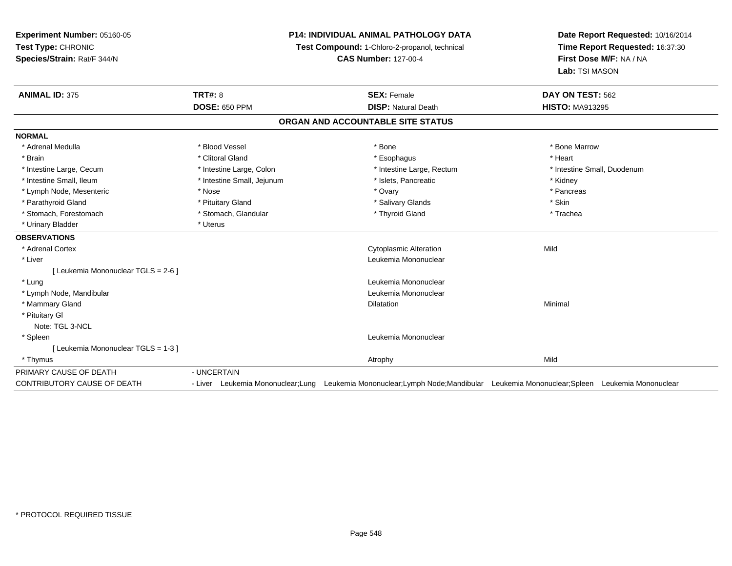**Experiment Number:** 05160-05
**Test Type:** CHRONIC
**Species/Strain:** Rat/F 344/N

**P14: INDIVIDUAL ANIMAL PATHOLOGY DATA**
**Test Compound:** 1-Chloro-2-propanol, technical
**CAS Number:** 127-00-4

**Date Report Requested:** 10/16/2014
**Time Report Requested:** 16:37:30
**First Dose M/F:** NA / NA
**Lab:** TSI MASON

| **ANIMAL ID:** 375 | **TRT#:** 8 | **SEX:** Female | **DAY ON TEST:** 562 |
|---|---|---|---|
| | **DOSE:** 650 PPM | **DISP:** Natural Death | **HISTO:** MA913295 |

## ORGAN AND ACCOUNTABLE SITE STATUS

**NORMAL**

| | | | |
|---|---|---|---|
| * Adrenal Medulla | * Blood Vessel | * Bone | * Bone Marrow |
| * Brain | * Clitoral Gland | * Esophagus | * Heart |
| * Intestine Large, Cecum | * Intestine Large, Colon | * Intestine Large, Rectum | * Intestine Small, Duodenum |
| * Intestine Small, Ileum | * Intestine Small, Jejunum | * Islets, Pancreatic | * Kidney |
| * Lymph Node, Mesenteric | * Nose | * Ovary | * Pancreas |
| * Parathyroid Gland | * Pituitary Gland | * Salivary Glands | * Skin |
| * Stomach, Forestomach | * Stomach, Glandular | * Thyroid Gland | * Trachea |
| * Urinary Bladder | * Uterus | | |

**OBSERVATIONS**

| | | |
|---|---|---|
| * Adrenal Cortex | Cytoplasmic Alteration | Mild |
| * Liver | Leukemia Mononuclear | |
| [ Leukemia Mononuclear TGLS = 2-6 ] | | |
| * Lung | Leukemia Mononuclear | |
| * Lymph Node, Mandibular | Leukemia Mononuclear | |
| * Mammary Gland | Dilatation | Minimal |
| * Pituitary Gl | | |
| Note: TGL 3-NCL | | |
| * Spleen | Leukemia Mononuclear | |
| [ Leukemia Mononuclear TGLS = 1-3 ] | | |
| * Thymus | Atrophy | Mild |

| | |
|---|---|
| PRIMARY CAUSE OF DEATH | - UNCERTAIN |
| CONTRIBUTORY CAUSE OF DEATH | - Liver Leukemia Mononuclear;Lung Leukemia Mononuclear;Lymph Node;Mandibular Leukemia Mononuclear;Spleen Leukemia Mononuclear |

* PROTOCOL REQUIRED TISSUE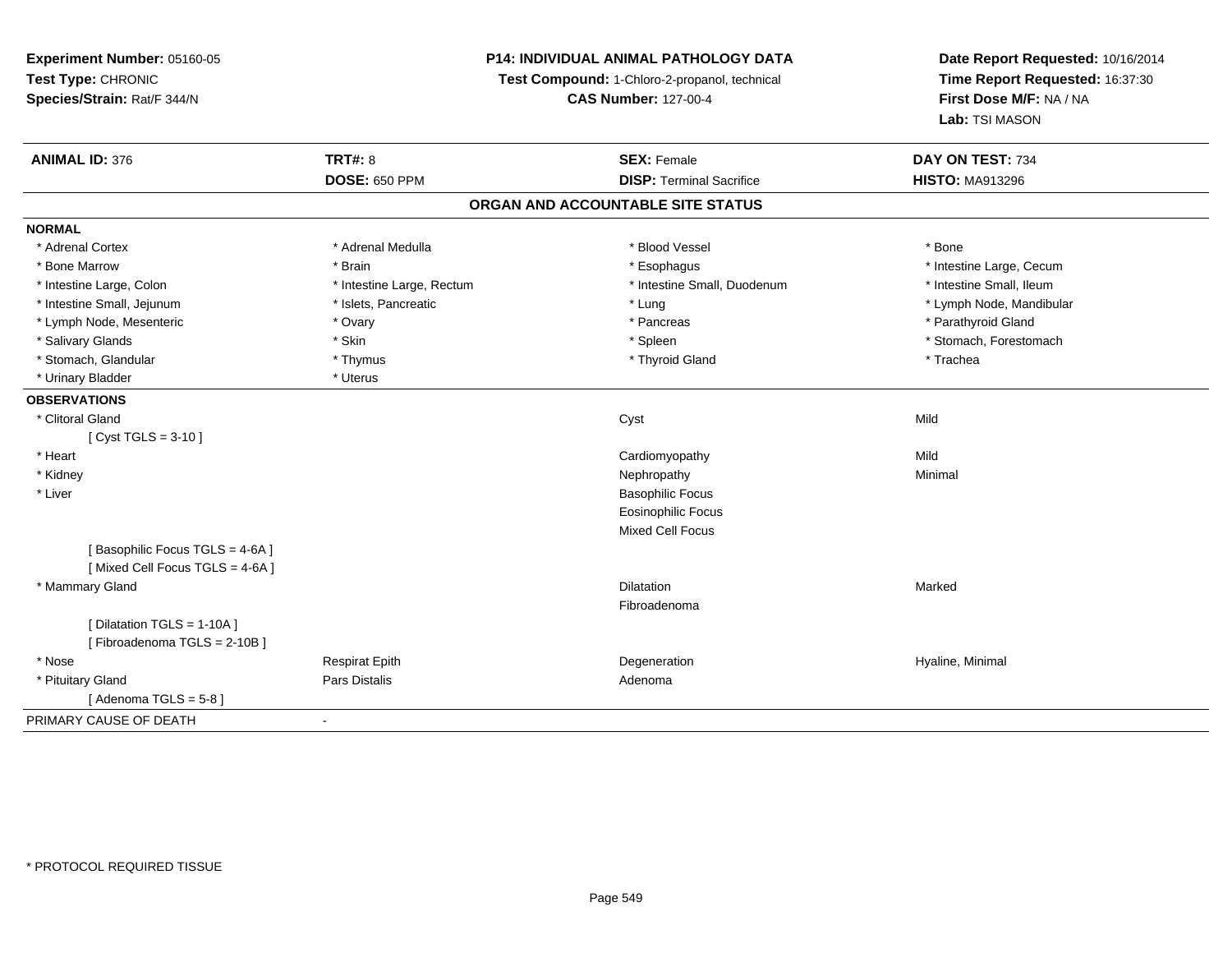**Experiment Number:** 05160-05
**Test Type:** CHRONIC
**Species/Strain:** Rat/F 344/N

**P14: INDIVIDUAL ANIMAL PATHOLOGY DATA**
**Test Compound:** 1-Chloro-2-propanol, technical
**CAS Number:** 127-00-4

**Date Report Requested:** 10/16/2014
**Time Report Requested:** 16:37:30
**First Dose M/F:** NA / NA
**Lab:** TSI MASON

| **ANIMAL ID:** 376 | **TRT#:** 8 | **SEX:** Female | **DAY ON TEST:** 734 |
|---|---|---|---|
| | **DOSE:** 650 PPM | **DISP:** Terminal Sacrifice | **HISTO:** MA913296 |

## ORGAN AND ACCOUNTABLE SITE STATUS

**NORMAL**

| | | | |
|---|---|---|---|
| * Adrenal Cortex | * Adrenal Medulla | * Blood Vessel | * Bone |
| * Bone Marrow | * Brain | * Esophagus | * Intestine Large, Cecum |
| * Intestine Large, Colon | * Intestine Large, Rectum | * Intestine Small, Duodenum | * Intestine Small, Ileum |
| * Intestine Small, Jejunum | * Islets, Pancreatic | * Lung | * Lymph Node, Mandibular |
| * Lymph Node, Mesenteric | * Ovary | * Pancreas | * Parathyroid Gland |
| * Salivary Glands | * Skin | * Spleen | * Stomach, Forestomach |
| * Stomach, Glandular | * Thymus | * Thyroid Gland | * Trachea |
| * Urinary Bladder | * Uterus | | |

**OBSERVATIONS**

| | | | |
|---|---|---|---|
| * Clitoral Gland | | Cyst | Mild |
| [ Cyst TGLS = 3-10 ] | | | |
| * Heart | | Cardiomyopathy | Mild |
| * Kidney | | Nephropathy | Minimal |
| * Liver | | Basophilic Focus | |
| | | Eosinophilic Focus | |
| | | Mixed Cell Focus | |
| [ Basophilic Focus TGLS = 4-6A ] | | | |
| [ Mixed Cell Focus TGLS = 4-6A ] | | | |
| * Mammary Gland | | Dilatation | Marked |
| | | Fibroadenoma | |
| [ Dilatation TGLS = 1-10A ] | | | |
| [ Fibroadenoma TGLS = 2-10B ] | | | |
| * Nose | Respirat Epith | Degeneration | Hyaline, Minimal |
| * Pituitary Gland | Pars Distalis | Adenoma | |
| [ Adenoma TGLS = 5-8 ] | | | |

PRIMARY CAUSE OF DEATH -

\* PROTOCOL REQUIRED TISSUE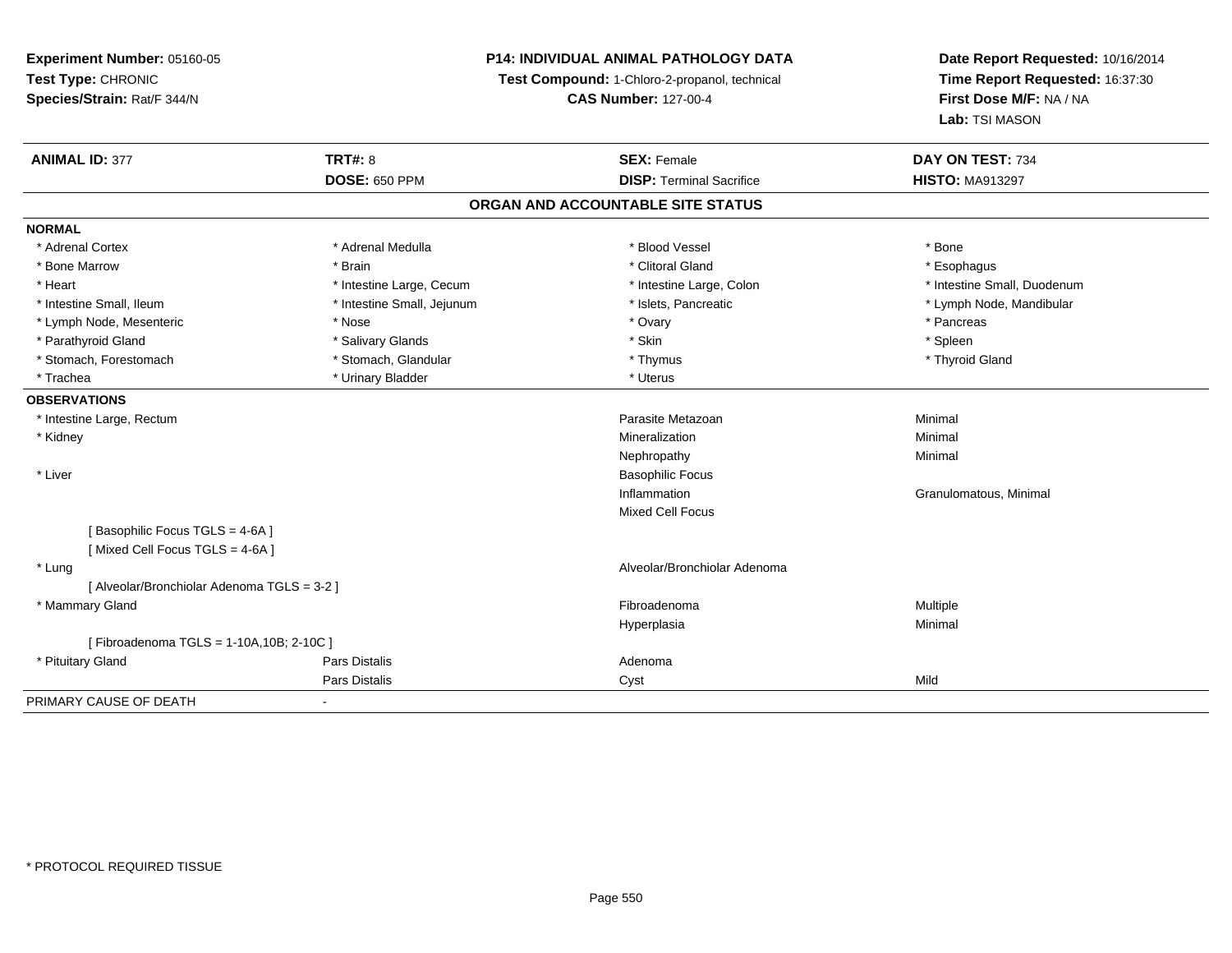**Experiment Number:** 05160-05
**Test Type:** CHRONIC
**Species/Strain:** Rat/F 344/N

**P14: INDIVIDUAL ANIMAL PATHOLOGY DATA**
**Test Compound:** 1-Chloro-2-propanol, technical
**CAS Number:** 127-00-4

**Date Report Requested:** 10/16/2014
**Time Report Requested:** 16:37:30
**First Dose M/F:** NA / NA
**Lab:** TSI MASON

| **ANIMAL ID:** 377 | **TRT#:** 8 | **SEX:** Female | **DAY ON TEST:** 734 |
|---|---|---|---|
| | **DOSE:** 650 PPM | **DISP:** Terminal Sacrifice | **HISTO:** MA913297 |

## ORGAN AND ACCOUNTABLE SITE STATUS

**NORMAL**

| | | | |
|---|---|---|---|
| * Adrenal Cortex | * Adrenal Medulla | * Blood Vessel | * Bone |
| * Bone Marrow | * Brain | * Clitoral Gland | * Esophagus |
| * Heart | * Intestine Large, Cecum | * Intestine Large, Colon | * Intestine Small, Duodenum |
| * Intestine Small, Ileum | * Intestine Small, Jejunum | * Islets, Pancreatic | * Lymph Node, Mandibular |
| * Lymph Node, Mesenteric | * Nose | * Ovary | * Pancreas |
| * Parathyroid Gland | * Salivary Glands | * Skin | * Spleen |
| * Stomach, Forestomach | * Stomach, Glandular | * Thymus | * Thyroid Gland |
| * Trachea | * Urinary Bladder | * Uterus | |

**OBSERVATIONS**

| | | | |
|---|---|---|---|
| * Intestine Large, Rectum | | Parasite Metazoan | Minimal |
| * Kidney | | Mineralization | Minimal |
| | | Nephropathy | Minimal |
| * Liver | | Basophilic Focus | |
| | | Inflammation | Granulomatous, Minimal |
| | | Mixed Cell Focus | |
| [ Basophilic Focus TGLS = 4-6A ] | | | |
| [ Mixed Cell Focus TGLS = 4-6A ] | | | |
| * Lung | | Alveolar/Bronchiolar Adenoma | |
| [ Alveolar/Bronchiolar Adenoma TGLS = 3-2 ] | | | |
| * Mammary Gland | | Fibroadenoma | Multiple |
| | | Hyperplasia | Minimal |
| [ Fibroadenoma TGLS = 1-10A,10B; 2-10C ] | | | |
| * Pituitary Gland | Pars Distalis | Adenoma | |
| | Pars Distalis | Cyst | Mild |

PRIMARY CAUSE OF DEATH -

* PROTOCOL REQUIRED TISSUE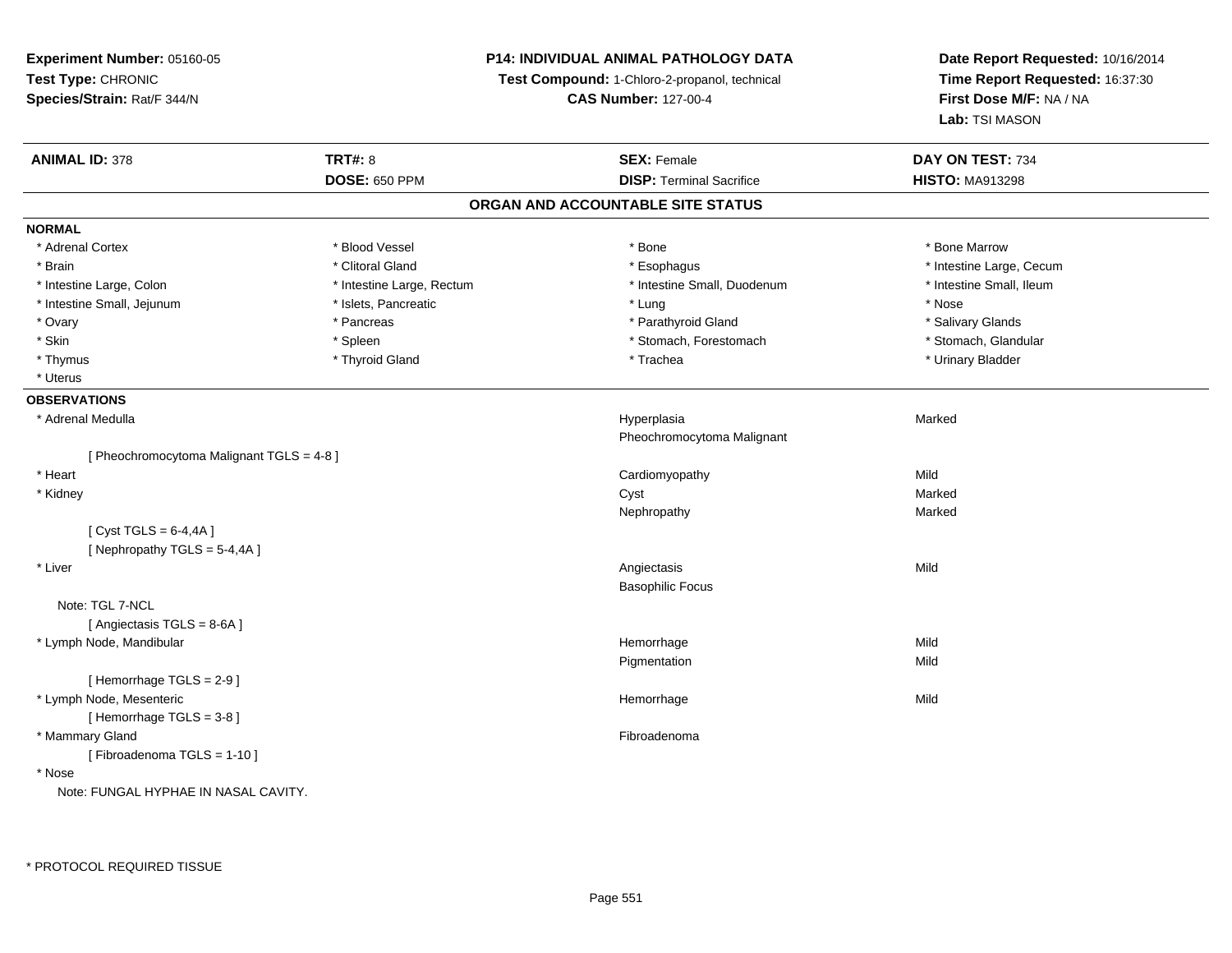**Experiment Number:** 05160-05
**Test Type:** CHRONIC
**Species/Strain:** Rat/F 344/N

**P14: INDIVIDUAL ANIMAL PATHOLOGY DATA**
**Test Compound:** 1-Chloro-2-propanol, technical
**CAS Number:** 127-00-4

**Date Report Requested:** 10/16/2014
**Time Report Requested:** 16:37:30
**First Dose M/F:** NA / NA
**Lab:** TSI MASON

| **ANIMAL ID:** 378 | **TRT#:** 8 | **SEX:** Female | **DAY ON TEST:** 734 |
|---|---|---|---|
| | **DOSE:** 650 PPM | **DISP:** Terminal Sacrifice | **HISTO:** MA913298 |

## ORGAN AND ACCOUNTABLE SITE STATUS

**NORMAL**

| | | | |
|---|---|---|---|
| * Adrenal Cortex | * Blood Vessel | * Bone | * Bone Marrow |
| * Brain | * Clitoral Gland | * Esophagus | * Intestine Large, Cecum |
| * Intestine Large, Colon | * Intestine Large, Rectum | * Intestine Small, Duodenum | * Intestine Small, Ileum |
| * Intestine Small, Jejunum | * Islets, Pancreatic | * Lung | * Nose |
| * Ovary | * Pancreas | * Parathyroid Gland | * Salivary Glands |
| * Skin | * Spleen | * Stomach, Forestomach | * Stomach, Glandular |
| * Thymus | * Thyroid Gland | * Trachea | * Urinary Bladder |
| * Uterus | | | |

**OBSERVATIONS**

| Organ | Observation | Severity |
|---|---|---|
| * Adrenal Medulla | Hyperplasia | Marked |
| | Pheochromocytoma Malignant | |
| [ Pheochromocytoma Malignant TGLS = 4-8 ] | | |
| * Heart | Cardiomyopathy | Mild |
| * Kidney | Cyst | Marked |
| | Nephropathy | Marked |
| [ Cyst TGLS = 6-4,4A ] | | |
| [ Nephropathy TGLS = 5-4,4A ] | | |
| * Liver | Angiectasis | Mild |
| | Basophilic Focus | |
| Note: TGL 7-NCL | | |
| [ Angiectasis TGLS = 8-6A ] | | |
| * Lymph Node, Mandibular | Hemorrhage | Mild |
| | Pigmentation | Mild |
| [ Hemorrhage TGLS = 2-9 ] | | |
| * Lymph Node, Mesenteric | Hemorrhage | Mild |
| [ Hemorrhage TGLS = 3-8 ] | | |
| * Mammary Gland | Fibroadenoma | |
| [ Fibroadenoma TGLS = 1-10 ] | | |
| * Nose | | |
| Note: FUNGAL HYPHAE IN NASAL CAVITY. | | |

* PROTOCOL REQUIRED TISSUE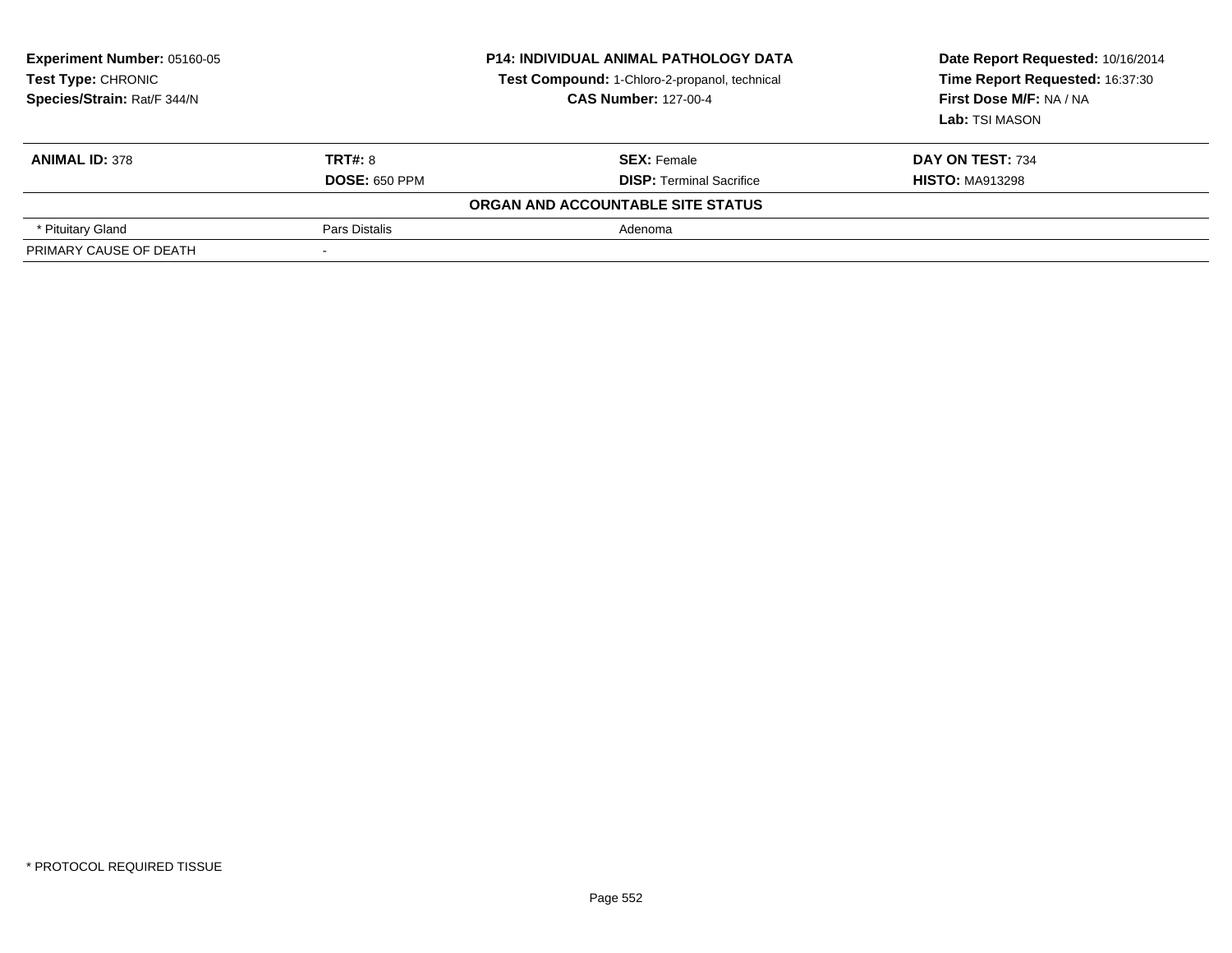**Experiment Number:** 05160-05
**Test Type:** CHRONIC
**Species/Strain:** Rat/F 344/N

**P14: INDIVIDUAL ANIMAL PATHOLOGY DATA**
**Test Compound:** 1-Chloro-2-propanol, technical
**CAS Number:** 127-00-4

**Date Report Requested:** 10/16/2014
**Time Report Requested:** 16:37:30
**First Dose M/F:** NA / NA
**Lab:** TSI MASON

| **ANIMAL ID:** 378 | **TRT#:** 8 | **SEX:** Female | **DAY ON TEST:** 734 |
|---|---|---|---|
| | **DOSE:** 650 PPM | **DISP:** Terminal Sacrifice | **HISTO:** MA913298 |

**ORGAN AND ACCOUNTABLE SITE STATUS**

| | | |
|---|---|---|
| * Pituitary Gland | Pars Distalis | Adenoma |
| PRIMARY CAUSE OF DEATH | - | |

* PROTOCOL REQUIRED TISSUE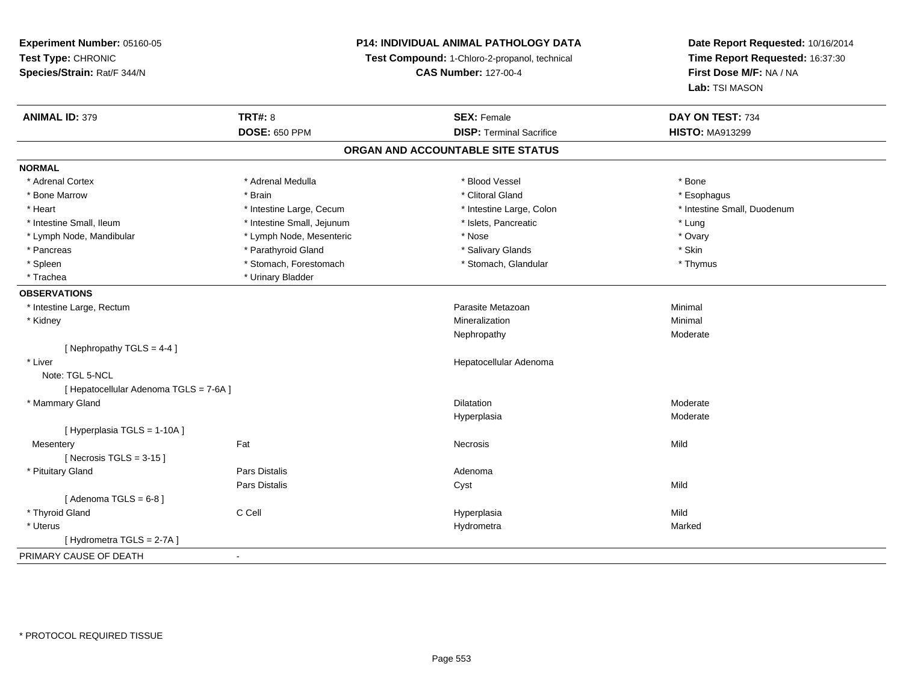**Experiment Number:** 05160-05
**Test Type:** CHRONIC
**Species/Strain:** Rat/F 344/N

**P14: INDIVIDUAL ANIMAL PATHOLOGY DATA**
**Test Compound:** 1-Chloro-2-propanol, technical
**CAS Number:** 127-00-4

**Date Report Requested:** 10/16/2014
**Time Report Requested:** 16:37:30
**First Dose M/F:** NA / NA
**Lab:** TSI MASON

| **ANIMAL ID:** 379 | **TRT#:** 8 | **SEX:** Female | **DAY ON TEST:** 734 |
|---|---|---|---|
| | **DOSE:** 650 PPM | **DISP:** Terminal Sacrifice | **HISTO:** MA913299 |

## ORGAN AND ACCOUNTABLE SITE STATUS

**NORMAL**

| | | | |
|---|---|---|---|
| * Adrenal Cortex | * Adrenal Medulla | * Blood Vessel | * Bone |
| * Bone Marrow | * Brain | * Clitoral Gland | * Esophagus |
| * Heart | * Intestine Large, Cecum | * Intestine Large, Colon | * Intestine Small, Duodenum |
| * Intestine Small, Ileum | * Intestine Small, Jejunum | * Islets, Pancreatic | * Lung |
| * Lymph Node, Mandibular | * Lymph Node, Mesenteric | * Nose | * Ovary |
| * Pancreas | * Parathyroid Gland | * Salivary Glands | * Skin |
| * Spleen | * Stomach, Forestomach | * Stomach, Glandular | * Thymus |
| * Trachea | * Urinary Bladder | | |

**OBSERVATIONS**

| | | | |
|---|---|---|---|
| * Intestine Large, Rectum | | Parasite Metazoan | Minimal |
| * Kidney | | Mineralization | Minimal |
| | | Nephropathy | Moderate |
| [ Nephropathy TGLS = 4-4 ] | | | |
| * Liver | | Hepatocellular Adenoma | |
| Note: TGL 5-NCL | | | |
| [ Hepatocellular Adenoma TGLS = 7-6A ] | | | |
| * Mammary Gland | | Dilatation | Moderate |
| | | Hyperplasia | Moderate |
| [ Hyperplasia TGLS = 1-10A ] | | | |
| Mesentery | Fat | Necrosis | Mild |
| [ Necrosis TGLS = 3-15 ] | | | |
| * Pituitary Gland | Pars Distalis | Adenoma | |
| | Pars Distalis | Cyst | Mild |
| [ Adenoma TGLS = 6-8 ] | | | |
| * Thyroid Gland | C Cell | Hyperplasia | Mild |
| * Uterus | | Hydrometra | Marked |
| [ Hydrometra TGLS = 2-7A ] | | | |

PRIMARY CAUSE OF DEATH -

* PROTOCOL REQUIRED TISSUE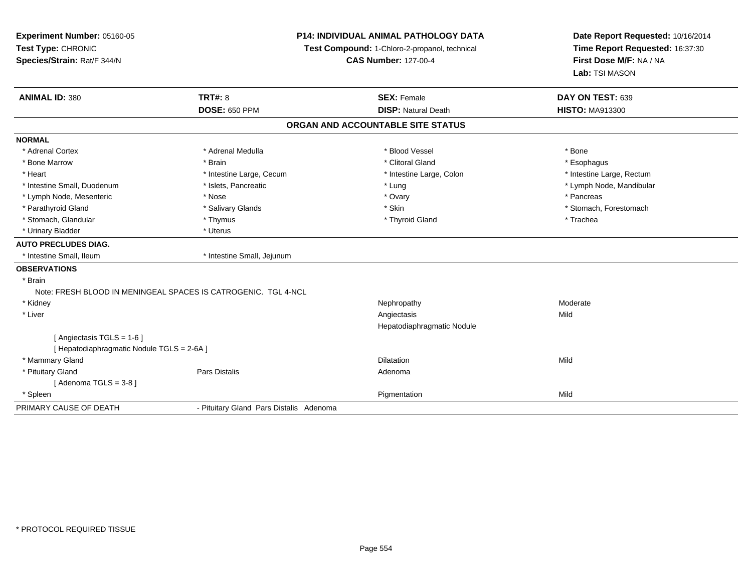**Experiment Number:** 05160-05
**Test Type:** CHRONIC
**Species/Strain:** Rat/F 344/N

**P14: INDIVIDUAL ANIMAL PATHOLOGY DATA**
**Test Compound:** 1-Chloro-2-propanol, technical
**CAS Number:** 127-00-4

**Date Report Requested:** 10/16/2014
**Time Report Requested:** 16:37:30
**First Dose M/F:** NA / NA
**Lab:** TSI MASON

| **ANIMAL ID:** 380 | **TRT#:** 8 | **SEX:** Female | **DAY ON TEST:** 639 |
|---|---|---|---|
| | **DOSE:** 650 PPM | **DISP:** Natural Death | **HISTO:** MA913300 |

## ORGAN AND ACCOUNTABLE SITE STATUS

**NORMAL**

| | | | |
|---|---|---|---|
| * Adrenal Cortex | * Adrenal Medulla | * Blood Vessel | * Bone |
| * Bone Marrow | * Brain | * Clitoral Gland | * Esophagus |
| * Heart | * Intestine Large, Cecum | * Intestine Large, Colon | * Intestine Large, Rectum |
| * Intestine Small, Duodenum | * Islets, Pancreatic | * Lung | * Lymph Node, Mandibular |
| * Lymph Node, Mesenteric | * Nose | * Ovary | * Pancreas |
| * Parathyroid Gland | * Salivary Glands | * Skin | * Stomach, Forestomach |
| * Stomach, Glandular | * Thymus | * Thyroid Gland | * Trachea |
| * Urinary Bladder | * Uterus | | |

**AUTO PRECLUDES DIAG.**

| | |
|---|---|
| * Intestine Small, Ileum | * Intestine Small, Jejunum |

**OBSERVATIONS**

| | | | |
|---|---|---|---|
| * Brain | | | |
| Note: FRESH BLOOD IN MENINGEAL SPACES IS CATROGENIC. TGL 4-NCL | | | |
| * Kidney | | Nephropathy | Moderate |
| * Liver | | Angiectasis | Mild |
| | | Hepatodiaphragmatic Nodule | |
| [ Angiectasis TGLS = 1-6 ] | | | |
| [ Hepatodiaphragmatic Nodule TGLS = 2-6A ] | | | |
| * Mammary Gland | | Dilatation | Mild |
| * Pituitary Gland | Pars Distalis | Adenoma | |
| [ Adenoma TGLS = 3-8 ] | | | |
| * Spleen | | Pigmentation | Mild |

PRIMARY CAUSE OF DEATH - Pituitary Gland Pars Distalis Adenoma

* PROTOCOL REQUIRED TISSUE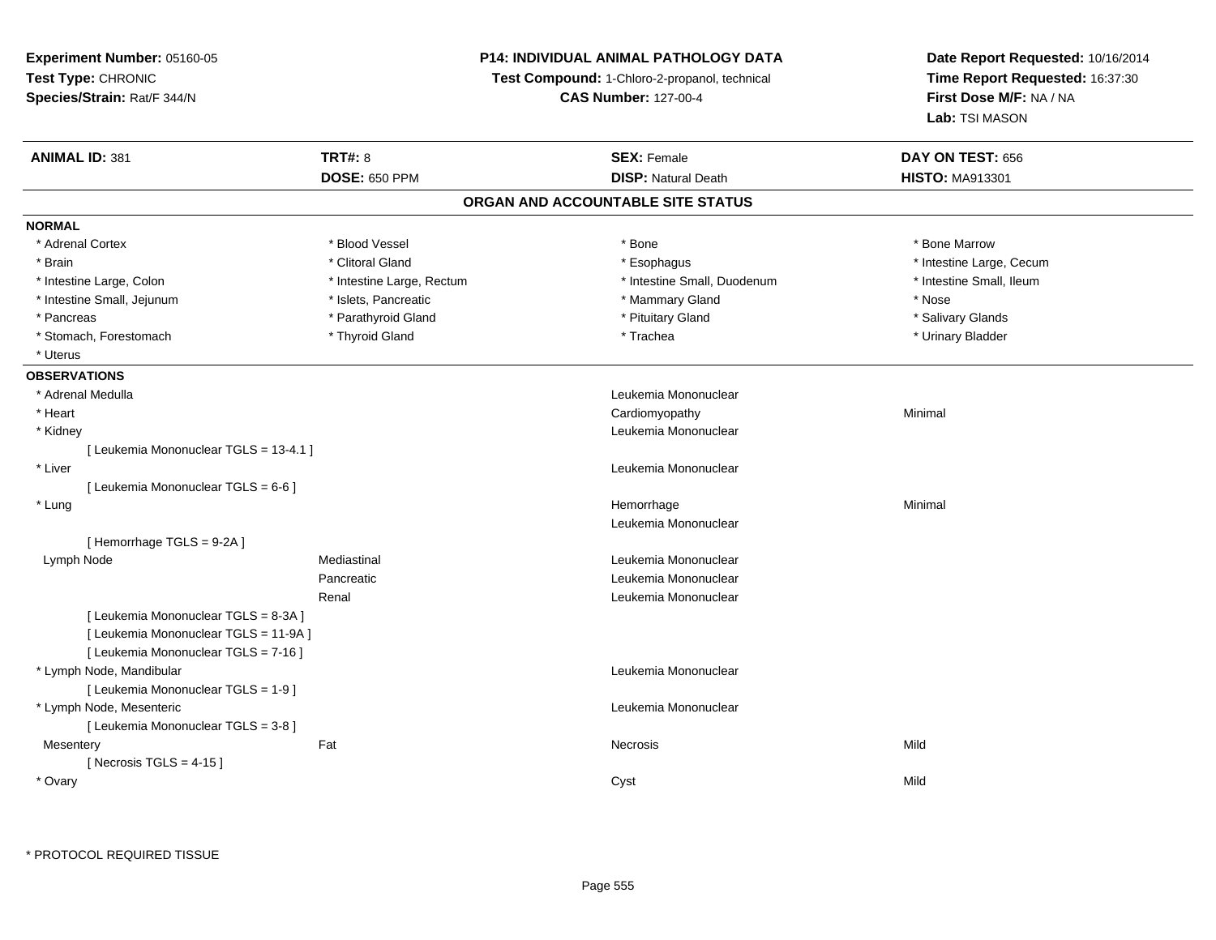**Experiment Number:** 05160-05
**Test Type:** CHRONIC
**Species/Strain:** Rat/F 344/N

**P14: INDIVIDUAL ANIMAL PATHOLOGY DATA**
**Test Compound:** 1-Chloro-2-propanol, technical
**CAS Number:** 127-00-4

**Date Report Requested:** 10/16/2014
**Time Report Requested:** 16:37:30
**First Dose M/F:** NA / NA
**Lab:** TSI MASON

| **ANIMAL ID:** 381 | **TRT#:** 8 | **SEX:** Female | **DAY ON TEST:** 656 |
|---|---|---|---|
| | **DOSE:** 650 PPM | **DISP:** Natural Death | **HISTO:** MA913301 |

## ORGAN AND ACCOUNTABLE SITE STATUS

**NORMAL**

| | | | |
|---|---|---|---|
| * Adrenal Cortex | * Blood Vessel | * Bone | * Bone Marrow |
| * Brain | * Clitoral Gland | * Esophagus | * Intestine Large, Cecum |
| * Intestine Large, Colon | * Intestine Large, Rectum | * Intestine Small, Duodenum | * Intestine Small, Ileum |
| * Intestine Small, Jejunum | * Islets, Pancreatic | * Mammary Gland | * Nose |
| * Pancreas | * Parathyroid Gland | * Pituitary Gland | * Salivary Glands |
| * Stomach, Forestomach | * Thyroid Gland | * Trachea | * Urinary Bladder |
| * Uterus | | | |

**OBSERVATIONS**

| | | | |
|---|---|---|---|
| * Adrenal Medulla | | Leukemia Mononuclear | |
| * Heart | | Cardiomyopathy | Minimal |
| * Kidney | | Leukemia Mononuclear | |
| [ Leukemia Mononuclear TGLS = 13-4.1 ] | | | |
| * Liver | | Leukemia Mononuclear | |
| [ Leukemia Mononuclear TGLS = 6-6 ] | | | |
| * Lung | | Hemorrhage | Minimal |
| | | Leukemia Mononuclear | |
| [ Hemorrhage TGLS = 9-2A ] | | | |
| Lymph Node | Mediastinal | Leukemia Mononuclear | |
| | Pancreatic | Leukemia Mononuclear | |
| | Renal | Leukemia Mononuclear | |
| [ Leukemia Mononuclear TGLS = 8-3A ] | | | |
| [ Leukemia Mononuclear TGLS = 11-9A ] | | | |
| [ Leukemia Mononuclear TGLS = 7-16 ] | | | |
| * Lymph Node, Mandibular | | Leukemia Mononuclear | |
| [ Leukemia Mononuclear TGLS = 1-9 ] | | | |
| * Lymph Node, Mesenteric | | Leukemia Mononuclear | |
| [ Leukemia Mononuclear TGLS = 3-8 ] | | | |
| Mesentery | Fat | Necrosis | Mild |
| [ Necrosis TGLS = 4-15 ] | | | |
| * Ovary | | Cyst | Mild |

* PROTOCOL REQUIRED TISSUE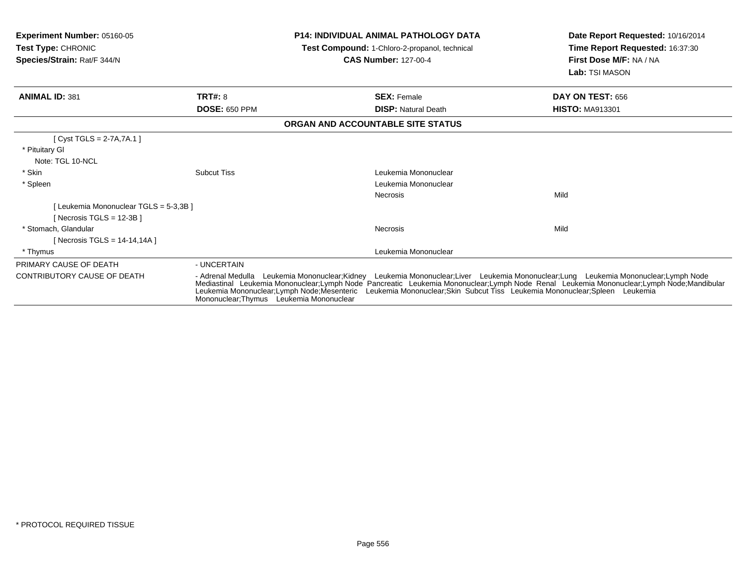**Experiment Number:** 05160-05
**Test Type:** CHRONIC
**Species/Strain:** Rat/F 344/N

**P14: INDIVIDUAL ANIMAL PATHOLOGY DATA**
**Test Compound:** 1-Chloro-2-propanol, technical
**CAS Number:** 127-00-4

**Date Report Requested:** 10/16/2014
**Time Report Requested:** 16:37:30
**First Dose M/F:** NA / NA
**Lab:** TSI MASON

| **ANIMAL ID:** 381 | **TRT#:** 8 | **SEX:** Female | **DAY ON TEST:** 656 |
|---|---|---|---|
| | **DOSE:** 650 PPM | **DISP:** Natural Death | **HISTO:** MA913301 |

**ORGAN AND ACCOUNTABLE SITE STATUS**

| | | | |
|---|---|---|---|
| [ Cyst TGLS = 2-7A,7A.1 ] | | | |
| * Pituitary Gl | | | |
| Note: TGL 10-NCL | | | |
| * Skin | Subcut Tiss | Leukemia Mononuclear | |
| * Spleen | | Leukemia Mononuclear | |
| | | Necrosis | Mild |
| [ Leukemia Mononuclear TGLS = 5-3,3B ] | | | |
| [ Necrosis TGLS = 12-3B ] | | | |
| * Stomach, Glandular | | Necrosis | Mild |
| [ Necrosis TGLS = 14-14,14A ] | | | |
| * Thymus | | Leukemia Mononuclear | |

| | |
|---|---|
| PRIMARY CAUSE OF DEATH | - UNCERTAIN |
| CONTRIBUTORY CAUSE OF DEATH | - Adrenal Medulla Leukemia Mononuclear;Kidney Leukemia Mononuclear;Liver Leukemia Mononuclear;Lung Leukemia Mononuclear;Lymph Node Mediastinal Leukemia Mononuclear;Lymph Node Pancreatic Leukemia Mononuclear;Lymph Node Renal Leukemia Mononuclear;Lymph Node;Mandibular Leukemia Mononuclear;Lymph Node;Mesenteric Leukemia Mononuclear;Skin Subcut Tiss Leukemia Mononuclear;Spleen Leukemia Mononuclear;Thymus Leukemia Mononuclear |

* PROTOCOL REQUIRED TISSUE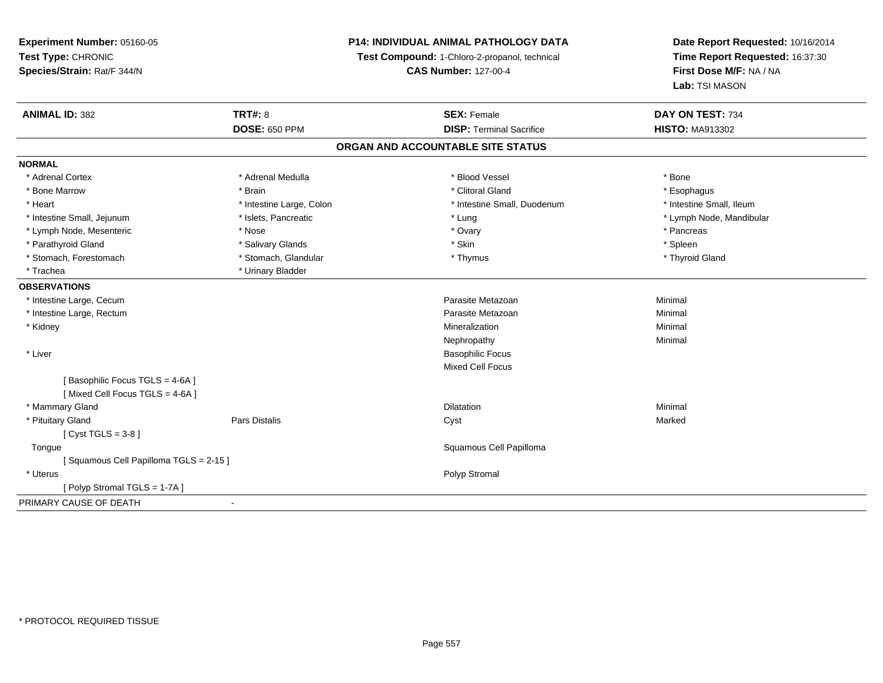**Experiment Number:** 05160-05
**Test Type:** CHRONIC
**Species/Strain:** Rat/F 344/N

**P14: INDIVIDUAL ANIMAL PATHOLOGY DATA**
**Test Compound:** 1-Chloro-2-propanol, technical
**CAS Number:** 127-00-4

**Date Report Requested:** 10/16/2014
**Time Report Requested:** 16:37:30
**First Dose M/F:** NA / NA
**Lab:** TSI MASON

| **ANIMAL ID:** 382 | **TRT#:** 8 | **SEX:** Female | **DAY ON TEST:** 734 |
|---|---|---|---|
| | **DOSE:** 650 PPM | **DISP:** Terminal Sacrifice | **HISTO:** MA913302 |

## ORGAN AND ACCOUNTABLE SITE STATUS

**NORMAL**

| | | | |
|---|---|---|---|
| * Adrenal Cortex | * Adrenal Medulla | * Blood Vessel | * Bone |
| * Bone Marrow | * Brain | * Clitoral Gland | * Esophagus |
| * Heart | * Intestine Large, Colon | * Intestine Small, Duodenum | * Intestine Small, Ileum |
| * Intestine Small, Jejunum | * Islets, Pancreatic | * Lung | * Lymph Node, Mandibular |
| * Lymph Node, Mesenteric | * Nose | * Ovary | * Pancreas |
| * Parathyroid Gland | * Salivary Glands | * Skin | * Spleen |
| * Stomach, Forestomach | * Stomach, Glandular | * Thymus | * Thyroid Gland |
| * Trachea | * Urinary Bladder | | |

**OBSERVATIONS**

| | | | |
|---|---|---|---|
| * Intestine Large, Cecum | | Parasite Metazoan | Minimal |
| * Intestine Large, Rectum | | Parasite Metazoan | Minimal |
| * Kidney | | Mineralization | Minimal |
| | | Nephropathy | Minimal |
| * Liver | | Basophilic Focus | |
| | | Mixed Cell Focus | |
| [ Basophilic Focus TGLS = 4-6A ] | | | |
| [ Mixed Cell Focus TGLS = 4-6A ] | | | |
| * Mammary Gland | | Dilatation | Minimal |
| * Pituitary Gland | Pars Distalis | Cyst | Marked |
| [ Cyst TGLS = 3-8 ] | | | |
| Tongue | | Squamous Cell Papilloma | |
| [ Squamous Cell Papilloma TGLS = 2-15 ] | | | |
| * Uterus | | Polyp Stromal | |
| [ Polyp Stromal TGLS = 1-7A ] | | | |

PRIMARY CAUSE OF DEATH -

* PROTOCOL REQUIRED TISSUE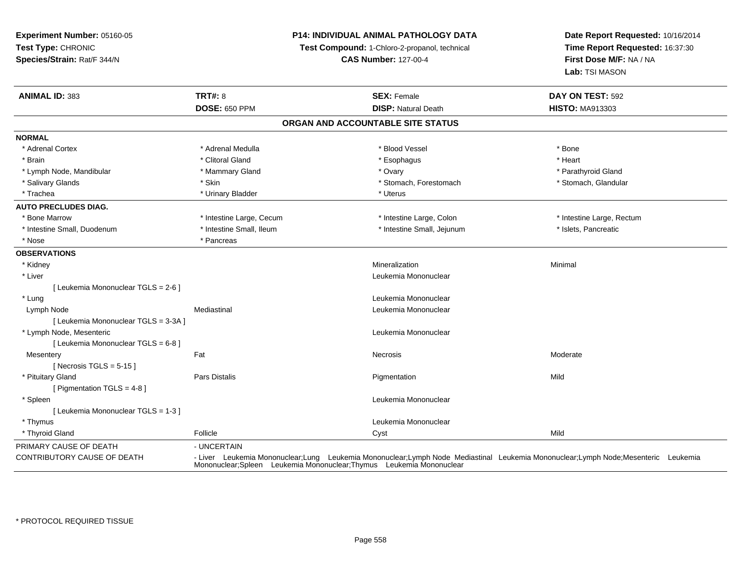**Experiment Number:** 05160-05
**Test Type:** CHRONIC
**Species/Strain:** Rat/F 344/N

**P14: INDIVIDUAL ANIMAL PATHOLOGY DATA**
**Test Compound:** 1-Chloro-2-propanol, technical
**CAS Number:** 127-00-4

**Date Report Requested:** 10/16/2014
**Time Report Requested:** 16:37:30
**First Dose M/F:** NA / NA
**Lab:** TSI MASON

| **ANIMAL ID:** 383 | **TRT#:** 8 | **SEX:** Female | **DAY ON TEST:** 592 |
|---|---|---|---|
| | **DOSE:** 650 PPM | **DISP:** Natural Death | **HISTO:** MA913303 |

## ORGAN AND ACCOUNTABLE SITE STATUS

| | | | |
|---|---|---|---|
| **NORMAL** | | | |
| * Adrenal Cortex | * Adrenal Medulla | * Blood Vessel | * Bone |
| * Brain | * Clitoral Gland | * Esophagus | * Heart |
| * Lymph Node, Mandibular | * Mammary Gland | * Ovary | * Parathyroid Gland |
| * Salivary Glands | * Skin | * Stomach, Forestomach | * Stomach, Glandular |
| * Trachea | * Urinary Bladder | * Uterus | |
| **AUTO PRECLUDES DIAG.** | | | |
| * Bone Marrow | * Intestine Large, Cecum | * Intestine Large, Colon | * Intestine Large, Rectum |
| * Intestine Small, Duodenum | * Intestine Small, Ileum | * Intestine Small, Jejunum | * Islets, Pancreatic |
| * Nose | * Pancreas | | |
| **OBSERVATIONS** | | | |
| * Kidney | | Mineralization | Minimal |
| * Liver | | Leukemia Mononuclear | |
| [ Leukemia Mononuclear TGLS = 2-6 ] | | | |
| * Lung | | Leukemia Mononuclear | |
| Lymph Node | Mediastinal | Leukemia Mononuclear | |
| [ Leukemia Mononuclear TGLS = 3-3A ] | | | |
| * Lymph Node, Mesenteric | | Leukemia Mononuclear | |
| [ Leukemia Mononuclear TGLS = 6-8 ] | | | |
| Mesentery | Fat | Necrosis | Moderate |
| [ Necrosis TGLS = 5-15 ] | | | |
| * Pituitary Gland | Pars Distalis | Pigmentation | Mild |
| [ Pigmentation TGLS = 4-8 ] | | | |
| * Spleen | | Leukemia Mononuclear | |
| [ Leukemia Mononuclear TGLS = 1-3 ] | | | |
| * Thymus | | Leukemia Mononuclear | |
| * Thyroid Gland | Follicle | Cyst | Mild |

| | |
|---|---|
| PRIMARY CAUSE OF DEATH | - UNCERTAIN |
| CONTRIBUTORY CAUSE OF DEATH | - Liver Leukemia Mononuclear;Lung Leukemia Mononuclear;Lymph Node Mediastinal Leukemia Mononuclear;Lymph Node;Mesenteric Leukemia Mononuclear;Spleen Leukemia Mononuclear;Thymus Leukemia Mononuclear |

\* PROTOCOL REQUIRED TISSUE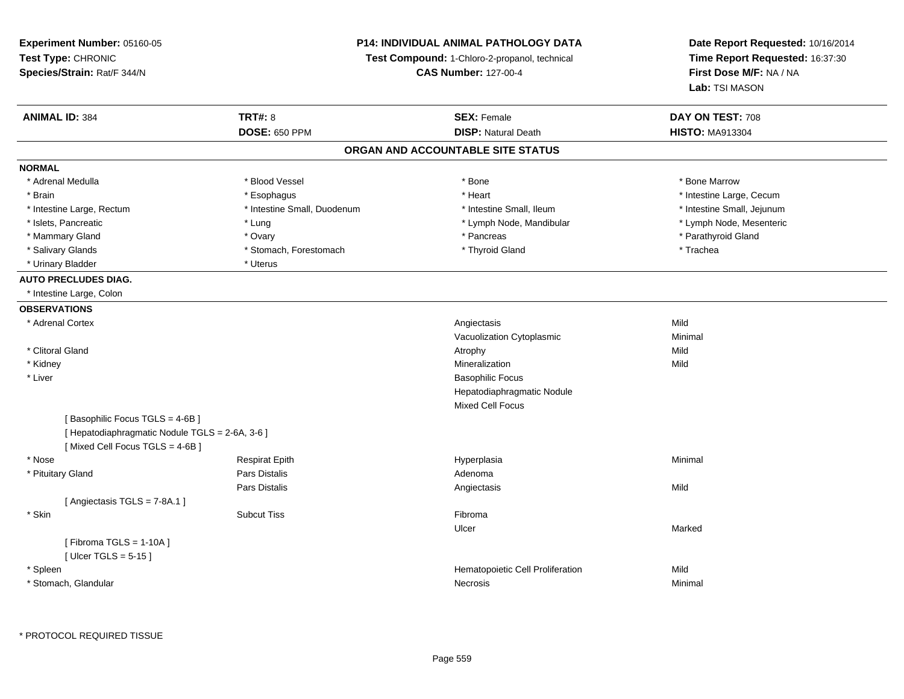**Experiment Number:** 05160-05
**Test Type:** CHRONIC
**Species/Strain:** Rat/F 344/N

**P14: INDIVIDUAL ANIMAL PATHOLOGY DATA**
**Test Compound:** 1-Chloro-2-propanol, technical
**CAS Number:** 127-00-4

**Date Report Requested:** 10/16/2014
**Time Report Requested:** 16:37:30
**First Dose M/F:** NA / NA
**Lab:** TSI MASON

| **ANIMAL ID:** 384 | **TRT#:** 8 | **SEX:** Female | **DAY ON TEST:** 708 |
|---|---|---|---|
| | **DOSE:** 650 PPM | **DISP:** Natural Death | **HISTO:** MA913304 |

## ORGAN AND ACCOUNTABLE SITE STATUS

**NORMAL**

| | | | |
|---|---|---|---|
| * Adrenal Medulla | * Blood Vessel | * Bone | * Bone Marrow |
| * Brain | * Esophagus | * Heart | * Intestine Large, Cecum |
| * Intestine Large, Rectum | * Intestine Small, Duodenum | * Intestine Small, Ileum | * Intestine Small, Jejunum |
| * Islets, Pancreatic | * Lung | * Lymph Node, Mandibular | * Lymph Node, Mesenteric |
| * Mammary Gland | * Ovary | * Pancreas | * Parathyroid Gland |
| * Salivary Glands | * Stomach, Forestomach | * Thyroid Gland | * Trachea |
| * Urinary Bladder | * Uterus | | |

**AUTO PRECLUDES DIAG.**

* Intestine Large, Colon

**OBSERVATIONS**

| | | | |
|---|---|---|---|
| * Adrenal Cortex | | Angiectasis | Mild |
| | | Vacuolization Cytoplasmic | Minimal |
| * Clitoral Gland | | Atrophy | Mild |
| * Kidney | | Mineralization | Mild |
| * Liver | | Basophilic Focus | |
| | | Hepatodiaphragmatic Nodule | |
| | | Mixed Cell Focus | |
| [ Basophilic Focus TGLS = 4-6B ] | | | |
| [ Hepatodiaphragmatic Nodule TGLS = 2-6A, 3-6 ] | | | |
| [ Mixed Cell Focus TGLS = 4-6B ] | | | |
| * Nose | Respirat Epith | Hyperplasia | Minimal |
| * Pituitary Gland | Pars Distalis | Adenoma | |
| | Pars Distalis | Angiectasis | Mild |
| [ Angiectasis TGLS = 7-8A.1 ] | | | |
| * Skin | Subcut Tiss | Fibroma | |
| | | Ulcer | Marked |
| [ Fibroma TGLS = 1-10A ] | | | |
| [ Ulcer TGLS = 5-15 ] | | | |
| * Spleen | | Hematopoietic Cell Proliferation | Mild |
| * Stomach, Glandular | | Necrosis | Minimal |

* PROTOCOL REQUIRED TISSUE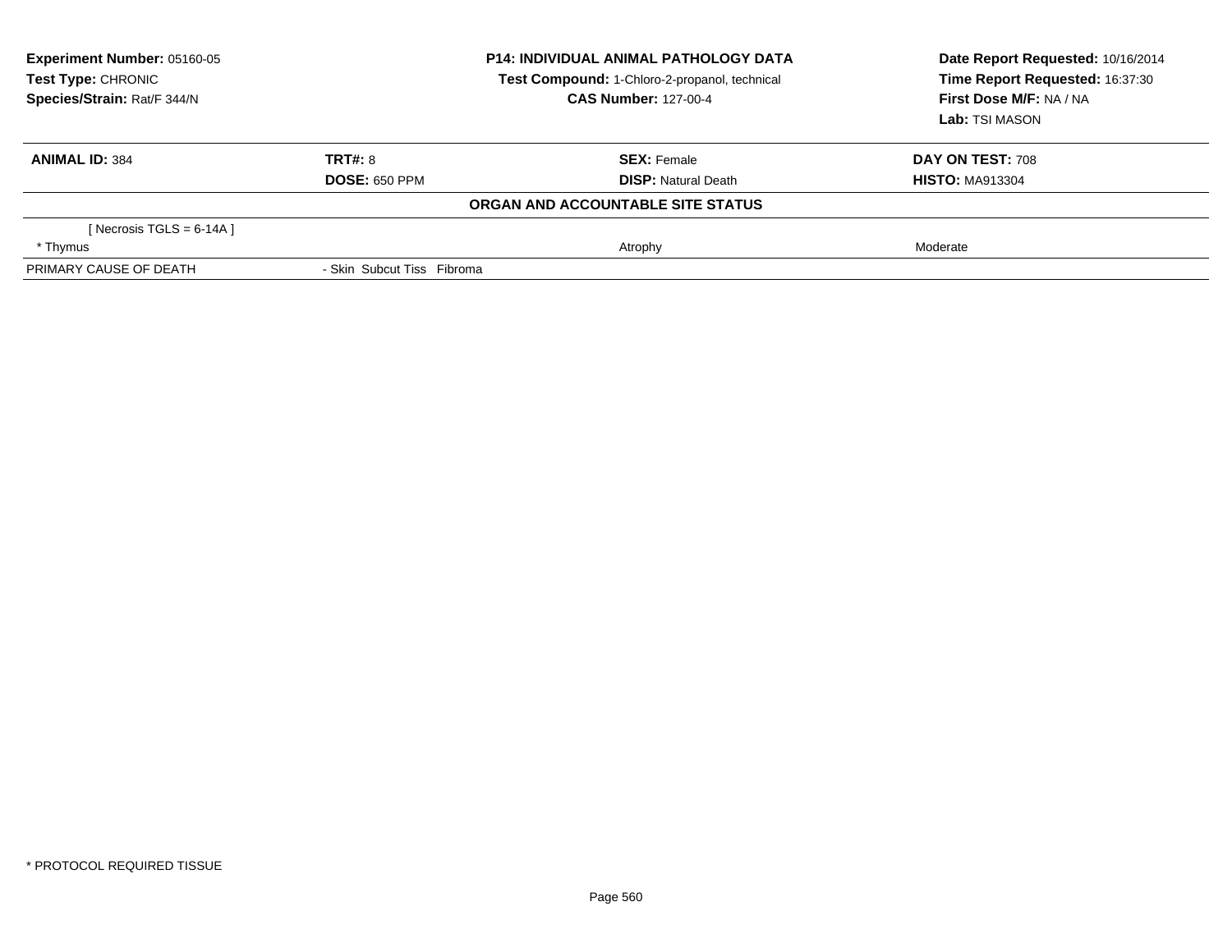**Experiment Number:** 05160-05
**Test Type:** CHRONIC
**Species/Strain:** Rat/F 344/N

**P14: INDIVIDUAL ANIMAL PATHOLOGY DATA**
**Test Compound:** 1-Chloro-2-propanol, technical
**CAS Number:** 127-00-4

**Date Report Requested:** 10/16/2014
**Time Report Requested:** 16:37:30
**First Dose M/F:** NA / NA
**Lab:** TSI MASON

| **ANIMAL ID:** 384 | **TRT#:** 8 | **SEX:** Female | **DAY ON TEST:** 708 |
|---|---|---|---|
| | **DOSE:** 650 PPM | **DISP:** Natural Death | **HISTO:** MA913304 |

**ORGAN AND ACCOUNTABLE SITE STATUS**

| | | | |
|---|---|---|---|
| [ Necrosis TGLS = 6-14A ] | | | |
| * Thymus | | Atrophy | Moderate |
| PRIMARY CAUSE OF DEATH | - Skin Subcut Tiss Fibroma | | |

* PROTOCOL REQUIRED TISSUE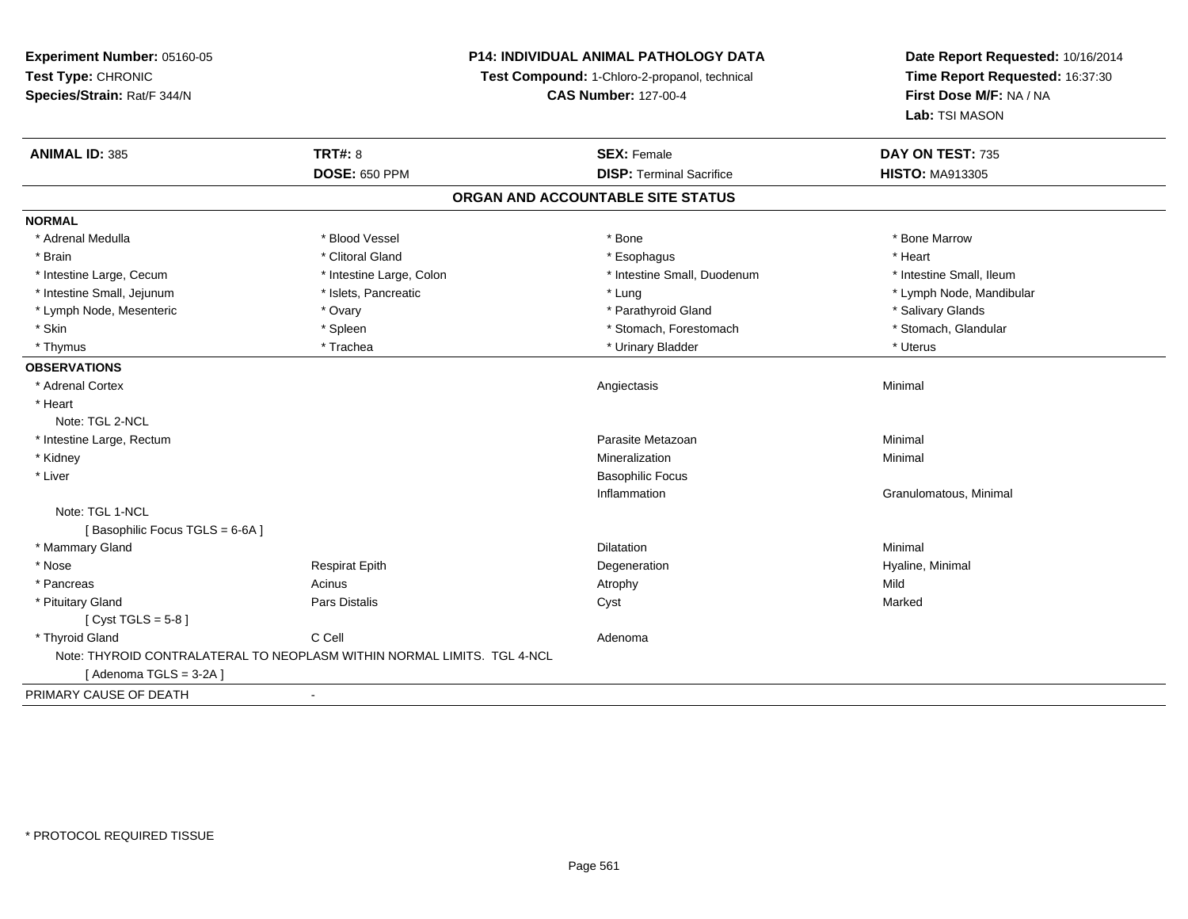**Experiment Number:** 05160-05
**Test Type:** CHRONIC
**Species/Strain:** Rat/F 344/N

**P14: INDIVIDUAL ANIMAL PATHOLOGY DATA**
**Test Compound:** 1-Chloro-2-propanol, technical
**CAS Number:** 127-00-4

**Date Report Requested:** 10/16/2014
**Time Report Requested:** 16:37:30
**First Dose M/F:** NA / NA
**Lab:** TSI MASON

| **ANIMAL ID:** 385 | **TRT#:** 8 | **SEX:** Female | **DAY ON TEST:** 735 |
|---|---|---|---|
| | **DOSE:** 650 PPM | **DISP:** Terminal Sacrifice | **HISTO:** MA913305 |

## ORGAN AND ACCOUNTABLE SITE STATUS

**NORMAL**

| | | | |
|---|---|---|---|
| * Adrenal Medulla | * Blood Vessel | * Bone | * Bone Marrow |
| * Brain | * Clitoral Gland | * Esophagus | * Heart |
| * Intestine Large, Cecum | * Intestine Large, Colon | * Intestine Small, Duodenum | * Intestine Small, Ileum |
| * Intestine Small, Jejunum | * Islets, Pancreatic | * Lung | * Lymph Node, Mandibular |
| * Lymph Node, Mesenteric | * Ovary | * Parathyroid Gland | * Salivary Glands |
| * Skin | * Spleen | * Stomach, Forestomach | * Stomach, Glandular |
| * Thymus | * Trachea | * Urinary Bladder | * Uterus |

**OBSERVATIONS**

| | | | |
|---|---|---|---|
| * Adrenal Cortex | | Angiectasis | Minimal |
| * Heart | | | |
| Note: TGL 2-NCL | | | |
| * Intestine Large, Rectum | | Parasite Metazoan | Minimal |
| * Kidney | | Mineralization | Minimal |
| * Liver | | Basophilic Focus | |
| | | Inflammation | Granulomatous, Minimal |
| Note: TGL 1-NCL | | | |
| [ Basophilic Focus TGLS = 6-6A ] | | | |
| * Mammary Gland | | Dilatation | Minimal |
| * Nose | Respirat Epith | Degeneration | Hyaline, Minimal |
| * Pancreas | Acinus | Atrophy | Mild |
| * Pituitary Gland | Pars Distalis | Cyst | Marked |
| [ Cyst TGLS = 5-8 ] | | | |
| * Thyroid Gland | C Cell | Adenoma | |
| Note: THYROID CONTRALATERAL TO NEOPLASM WITHIN NORMAL LIMITS. TGL 4-NCL | | | |
| [ Adenoma TGLS = 3-2A ] | | | |

PRIMARY CAUSE OF DEATH -

* PROTOCOL REQUIRED TISSUE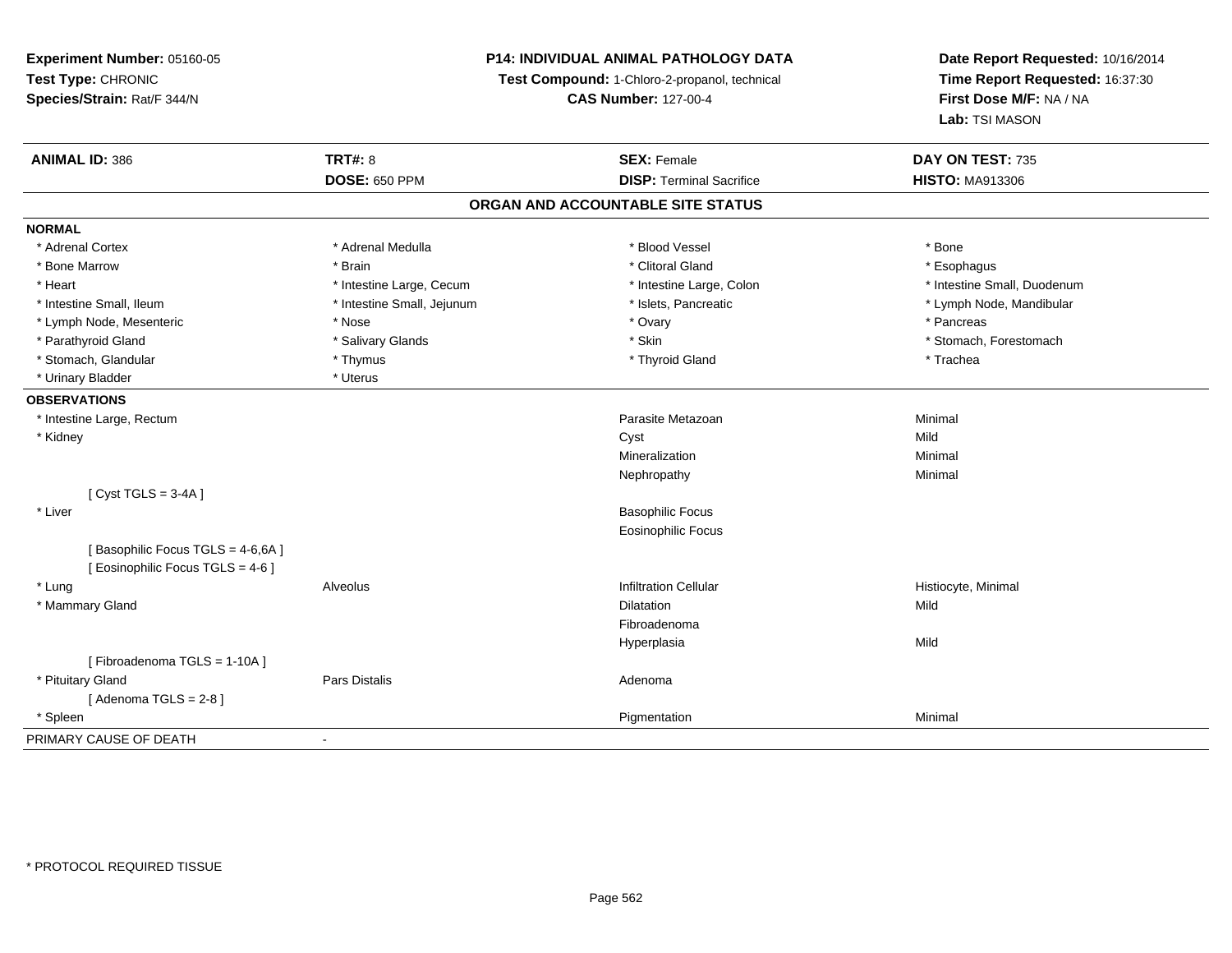**Experiment Number:** 05160-05
**Test Type:** CHRONIC
**Species/Strain:** Rat/F 344/N

**P14: INDIVIDUAL ANIMAL PATHOLOGY DATA**
**Test Compound:** 1-Chloro-2-propanol, technical
**CAS Number:** 127-00-4

**Date Report Requested:** 10/16/2014
**Time Report Requested:** 16:37:30
**First Dose M/F:** NA / NA
**Lab:** TSI MASON

| **ANIMAL ID:** 386 | **TRT#:** 8 | **SEX:** Female | **DAY ON TEST:** 735 |
|---|---|---|---|
| | **DOSE:** 650 PPM | **DISP:** Terminal Sacrifice | **HISTO:** MA913306 |

## ORGAN AND ACCOUNTABLE SITE STATUS

**NORMAL**

| | | | |
|---|---|---|---|
| * Adrenal Cortex | * Adrenal Medulla | * Blood Vessel | * Bone |
| * Bone Marrow | * Brain | * Clitoral Gland | * Esophagus |
| * Heart | * Intestine Large, Cecum | * Intestine Large, Colon | * Intestine Small, Duodenum |
| * Intestine Small, Ileum | * Intestine Small, Jejunum | * Islets, Pancreatic | * Lymph Node, Mandibular |
| * Lymph Node, Mesenteric | * Nose | * Ovary | * Pancreas |
| * Parathyroid Gland | * Salivary Glands | * Skin | * Stomach, Forestomach |
| * Stomach, Glandular | * Thymus | * Thyroid Gland | * Trachea |
| * Urinary Bladder | * Uterus | | |

**OBSERVATIONS**

| | | | |
|---|---|---|---|
| * Intestine Large, Rectum | | Parasite Metazoan | Minimal |
| * Kidney | | Cyst | Mild |
| | | Mineralization | Minimal |
| | | Nephropathy | Minimal |
| [ Cyst TGLS = 3-4A ] | | | |
| * Liver | | Basophilic Focus | |
| | | Eosinophilic Focus | |
| [ Basophilic Focus TGLS = 4-6,6A ] | | | |
| [ Eosinophilic Focus TGLS = 4-6 ] | | | |
| * Lung | Alveolus | Infiltration Cellular | Histiocyte, Minimal |
| * Mammary Gland | | Dilatation | Mild |
| | | Fibroadenoma | |
| | | Hyperplasia | Mild |
| [ Fibroadenoma TGLS = 1-10A ] | | | |
| * Pituitary Gland | Pars Distalis | Adenoma | |
| [ Adenoma TGLS = 2-8 ] | | | |
| * Spleen | | Pigmentation | Minimal |

PRIMARY CAUSE OF DEATH -

* PROTOCOL REQUIRED TISSUE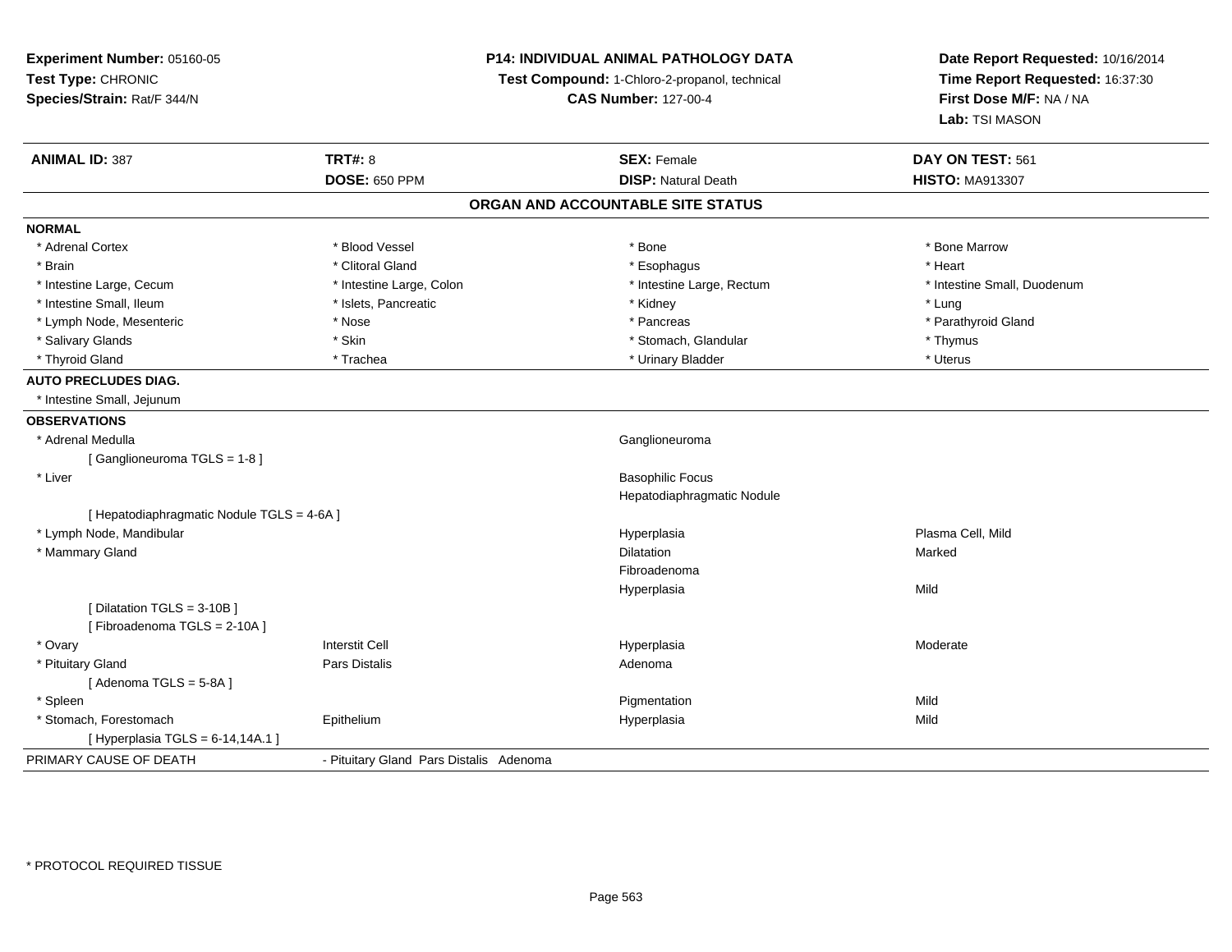**Experiment Number:** 05160-05
**Test Type:** CHRONIC
**Species/Strain:** Rat/F 344/N

**P14: INDIVIDUAL ANIMAL PATHOLOGY DATA**
**Test Compound:** 1-Chloro-2-propanol, technical
**CAS Number:** 127-00-4

**Date Report Requested:** 10/16/2014
**Time Report Requested:** 16:37:30
**First Dose M/F:** NA / NA
**Lab:** TSI MASON

| **ANIMAL ID:** 387 | **TRT#:** 8 | **SEX:** Female | **DAY ON TEST:** 561 |
|---|---|---|---|
| | **DOSE:** 650 PPM | **DISP:** Natural Death | **HISTO:** MA913307 |

## ORGAN AND ACCOUNTABLE SITE STATUS

**NORMAL**

| | | | |
|---|---|---|---|
| * Adrenal Cortex | * Blood Vessel | * Bone | * Bone Marrow |
| * Brain | * Clitoral Gland | * Esophagus | * Heart |
| * Intestine Large, Cecum | * Intestine Large, Colon | * Intestine Large, Rectum | * Intestine Small, Duodenum |
| * Intestine Small, Ileum | * Islets, Pancreatic | * Kidney | * Lung |
| * Lymph Node, Mesenteric | * Nose | * Pancreas | * Parathyroid Gland |
| * Salivary Glands | * Skin | * Stomach, Glandular | * Thymus |
| * Thyroid Gland | * Trachea | * Urinary Bladder | * Uterus |

**AUTO PRECLUDES DIAG.**

* Intestine Small, Jejunum

**OBSERVATIONS**

| | | | |
|---|---|---|---|
| * Adrenal Medulla | | Ganglioneuroma | |
| [ Ganglioneuroma TGLS = 1-8 ] | | | |
| * Liver | | Basophilic Focus | |
| | | Hepatodiaphragmatic Nodule | |
| [ Hepatodiaphragmatic Nodule TGLS = 4-6A ] | | | |
| * Lymph Node, Mandibular | | Hyperplasia | Plasma Cell, Mild |
| * Mammary Gland | | Dilatation | Marked |
| | | Fibroadenoma | |
| | | Hyperplasia | Mild |
| [ Dilatation TGLS = 3-10B ] | | | |
| [ Fibroadenoma TGLS = 2-10A ] | | | |
| * Ovary | Interstit Cell | Hyperplasia | Moderate |
| * Pituitary Gland | Pars Distalis | Adenoma | |
| [ Adenoma TGLS = 5-8A ] | | | |
| * Spleen | | Pigmentation | Mild |
| * Stomach, Forestomach | Epithelium | Hyperplasia | Mild |
| [ Hyperplasia TGLS = 6-14,14A.1 ] | | | |

PRIMARY CAUSE OF DEATH - Pituitary Gland Pars Distalis Adenoma

\* PROTOCOL REQUIRED TISSUE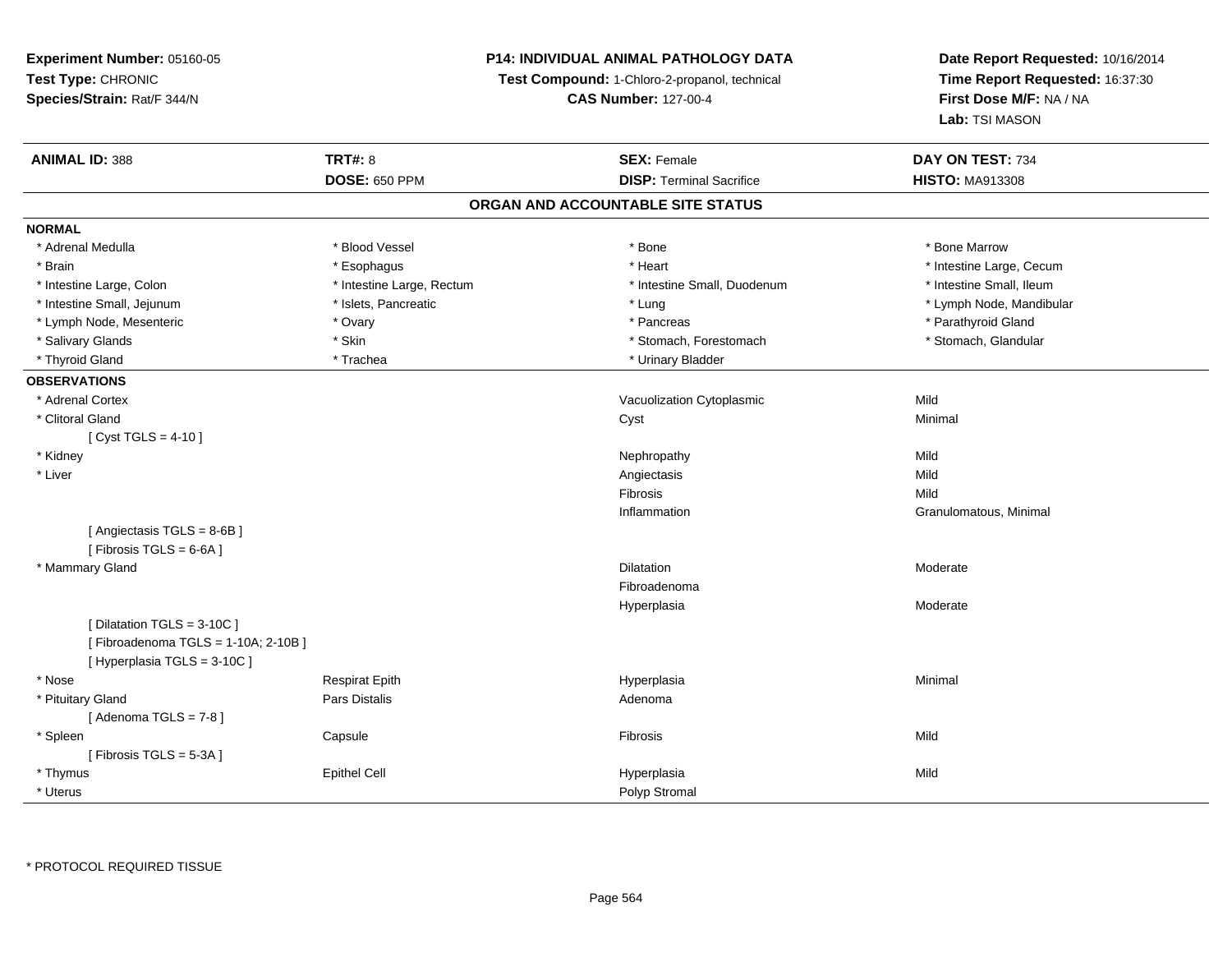**Experiment Number:** 05160-05
**Test Type:** CHRONIC
**Species/Strain:** Rat/F 344/N

**P14: INDIVIDUAL ANIMAL PATHOLOGY DATA**
**Test Compound:** 1-Chloro-2-propanol, technical
**CAS Number:** 127-00-4

**Date Report Requested:** 10/16/2014
**Time Report Requested:** 16:37:30
**First Dose M/F:** NA / NA
**Lab:** TSI MASON

| **ANIMAL ID:** 388 | **TRT#:** 8 | **SEX:** Female | **DAY ON TEST:** 734 |
|---|---|---|---|
| | **DOSE:** 650 PPM | **DISP:** Terminal Sacrifice | **HISTO:** MA913308 |

## ORGAN AND ACCOUNTABLE SITE STATUS

**NORMAL**

| | | | |
|---|---|---|---|
| * Adrenal Medulla | * Blood Vessel | * Bone | * Bone Marrow |
| * Brain | * Esophagus | * Heart | * Intestine Large, Cecum |
| * Intestine Large, Colon | * Intestine Large, Rectum | * Intestine Small, Duodenum | * Intestine Small, Ileum |
| * Intestine Small, Jejunum | * Islets, Pancreatic | * Lung | * Lymph Node, Mandibular |
| * Lymph Node, Mesenteric | * Ovary | * Pancreas | * Parathyroid Gland |
| * Salivary Glands | * Skin | * Stomach, Forestomach | * Stomach, Glandular |
| * Thyroid Gland | * Trachea | * Urinary Bladder | |

**OBSERVATIONS**

| | | | |
|---|---|---|---|
| * Adrenal Cortex | | Vacuolization Cytoplasmic | Mild |
| * Clitoral Gland | | Cyst | Minimal |
| [ Cyst TGLS = 4-10 ] | | | |
| * Kidney | | Nephropathy | Mild |
| * Liver | | Angiectasis | Mild |
| | | Fibrosis | Mild |
| | | Inflammation | Granulomatous, Minimal |
| [ Angiectasis TGLS = 8-6B ] | | | |
| [ Fibrosis TGLS = 6-6A ] | | | |
| * Mammary Gland | | Dilatation | Moderate |
| | | Fibroadenoma | |
| | | Hyperplasia | Moderate |
| [ Dilatation TGLS = 3-10C ] | | | |
| [ Fibroadenoma TGLS = 1-10A; 2-10B ] | | | |
| [ Hyperplasia TGLS = 3-10C ] | | | |
| * Nose | Respirat Epith | Hyperplasia | Minimal |
| * Pituitary Gland | Pars Distalis | Adenoma | |
| [ Adenoma TGLS = 7-8 ] | | | |
| * Spleen | Capsule | Fibrosis | Mild |
| [ Fibrosis TGLS = 5-3A ] | | | |
| * Thymus | Epithel Cell | Hyperplasia | Mild |
| * Uterus | | Polyp Stromal | |

* PROTOCOL REQUIRED TISSUE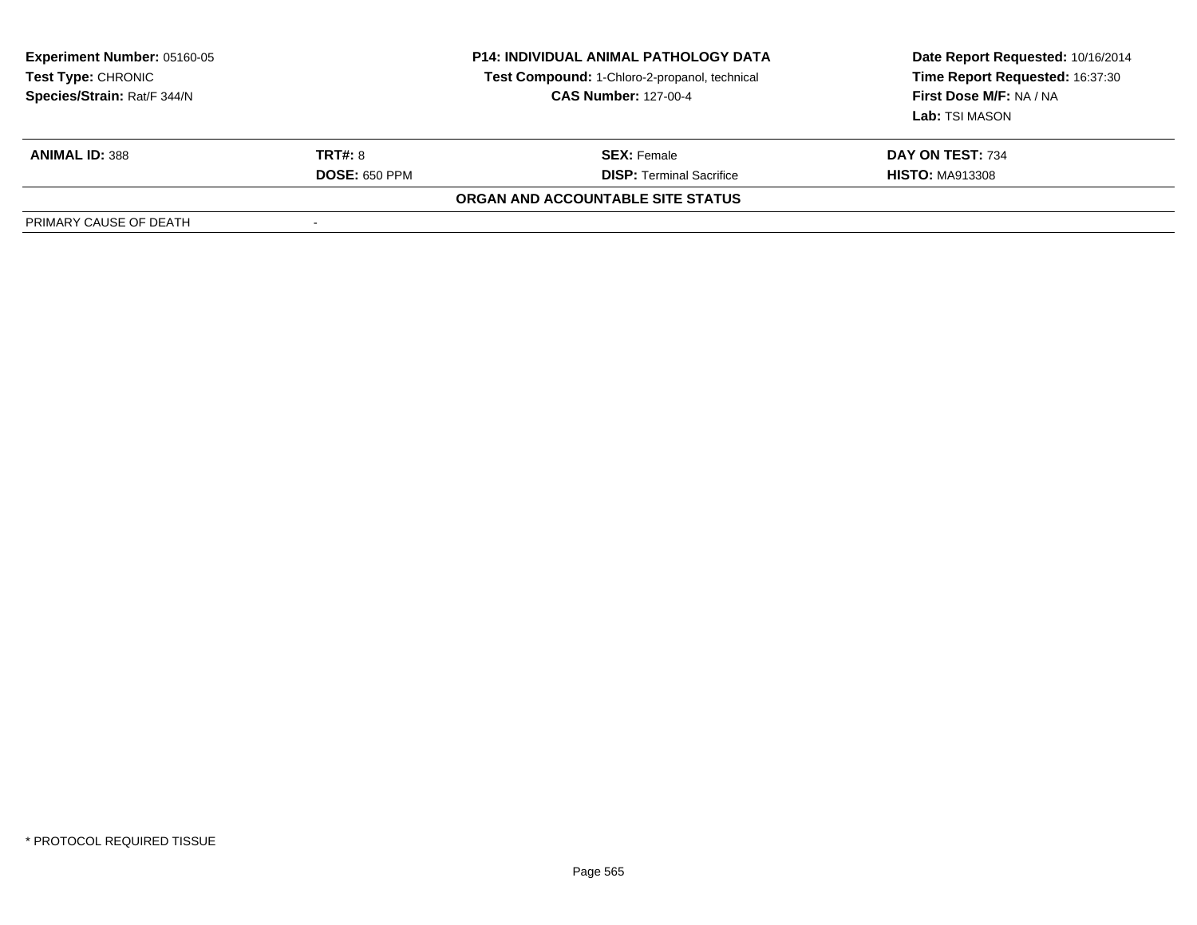**Experiment Number:** 05160-05
**Test Type:** CHRONIC
**Species/Strain:** Rat/F 344/N

**P14: INDIVIDUAL ANIMAL PATHOLOGY DATA**
**Test Compound:** 1-Chloro-2-propanol, technical
**CAS Number:** 127-00-4

**Date Report Requested:** 10/16/2014
**Time Report Requested:** 16:37:30
**First Dose M/F:** NA / NA
**Lab:** TSI MASON

| **ANIMAL ID:** 388 | **TRT#:** 8 | **SEX:** Female | **DAY ON TEST:** 734 |
|---|---|---|---|
| | **DOSE:** 650 PPM | **DISP:** Terminal Sacrifice | **HISTO:** MA913308 |

**ORGAN AND ACCOUNTABLE SITE STATUS**

| PRIMARY CAUSE OF DEATH | - |
|---|---|

\* PROTOCOL REQUIRED TISSUE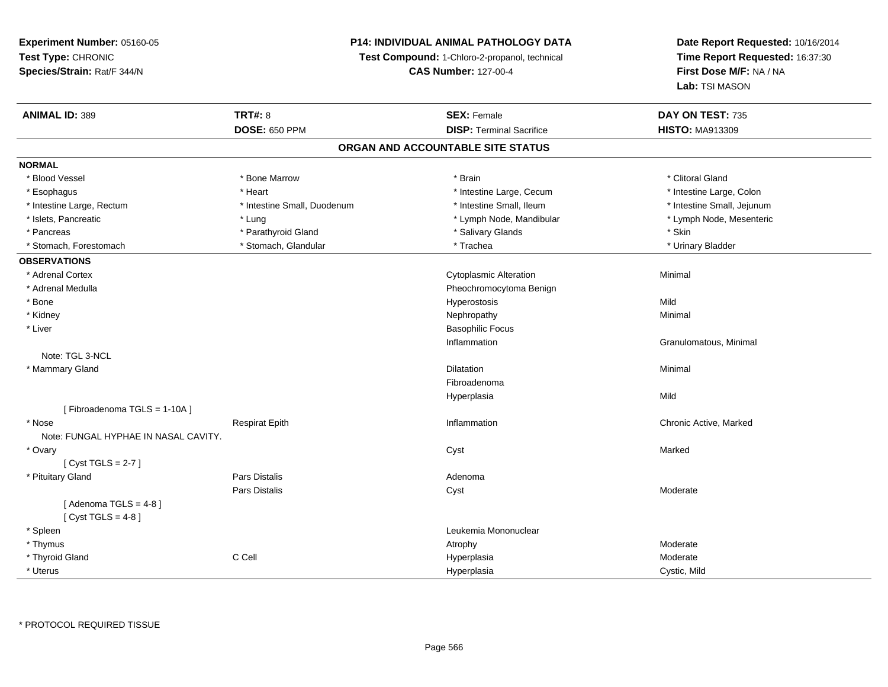**Experiment Number:** 05160-05
**Test Type:** CHRONIC
**Species/Strain:** Rat/F 344/N

**P14: INDIVIDUAL ANIMAL PATHOLOGY DATA**
**Test Compound:** 1-Chloro-2-propanol, technical
**CAS Number:** 127-00-4

**Date Report Requested:** 10/16/2014
**Time Report Requested:** 16:37:30
**First Dose M/F:** NA / NA
**Lab:** TSI MASON

| **ANIMAL ID:** 389 | **TRT#:** 8 | **SEX:** Female | **DAY ON TEST:** 735 |
|---|---|---|---|
| | **DOSE:** 650 PPM | **DISP:** Terminal Sacrifice | **HISTO:** MA913309 |

## ORGAN AND ACCOUNTABLE SITE STATUS

**NORMAL**

| | | | |
|---|---|---|---|
| * Blood Vessel | * Bone Marrow | * Brain | * Clitoral Gland |
| * Esophagus | * Heart | * Intestine Large, Cecum | * Intestine Large, Colon |
| * Intestine Large, Rectum | * Intestine Small, Duodenum | * Intestine Small, Ileum | * Intestine Small, Jejunum |
| * Islets, Pancreatic | * Lung | * Lymph Node, Mandibular | * Lymph Node, Mesenteric |
| * Pancreas | * Parathyroid Gland | * Salivary Glands | * Skin |
| * Stomach, Forestomach | * Stomach, Glandular | * Trachea | * Urinary Bladder |

**OBSERVATIONS**

| | | | |
|---|---|---|---|
| * Adrenal Cortex | | Cytoplasmic Alteration | Minimal |
| * Adrenal Medulla | | Pheochromocytoma Benign | |
| * Bone | | Hyperostosis | Mild |
| * Kidney | | Nephropathy | Minimal |
| * Liver | | Basophilic Focus | |
| | | Inflammation | Granulomatous, Minimal |
| Note: TGL 3-NCL | | | |
| * Mammary Gland | | Dilatation | Minimal |
| | | Fibroadenoma | |
| | | Hyperplasia | Mild |
| [ Fibroadenoma TGLS = 1-10A ] | | | |
| * Nose | Respirat Epith | Inflammation | Chronic Active, Marked |
| Note: FUNGAL HYPHAE IN NASAL CAVITY. | | | |
| * Ovary | | Cyst | Marked |
| [ Cyst TGLS = 2-7 ] | | | |
| * Pituitary Gland | Pars Distalis | Adenoma | |
| | Pars Distalis | Cyst | Moderate |
| [ Adenoma TGLS = 4-8 ] | | | |
| [ Cyst TGLS = 4-8 ] | | | |
| * Spleen | | Leukemia Mononuclear | |
| * Thymus | | Atrophy | Moderate |
| * Thyroid Gland | C Cell | Hyperplasia | Moderate |
| * Uterus | | Hyperplasia | Cystic, Mild |

* PROTOCOL REQUIRED TISSUE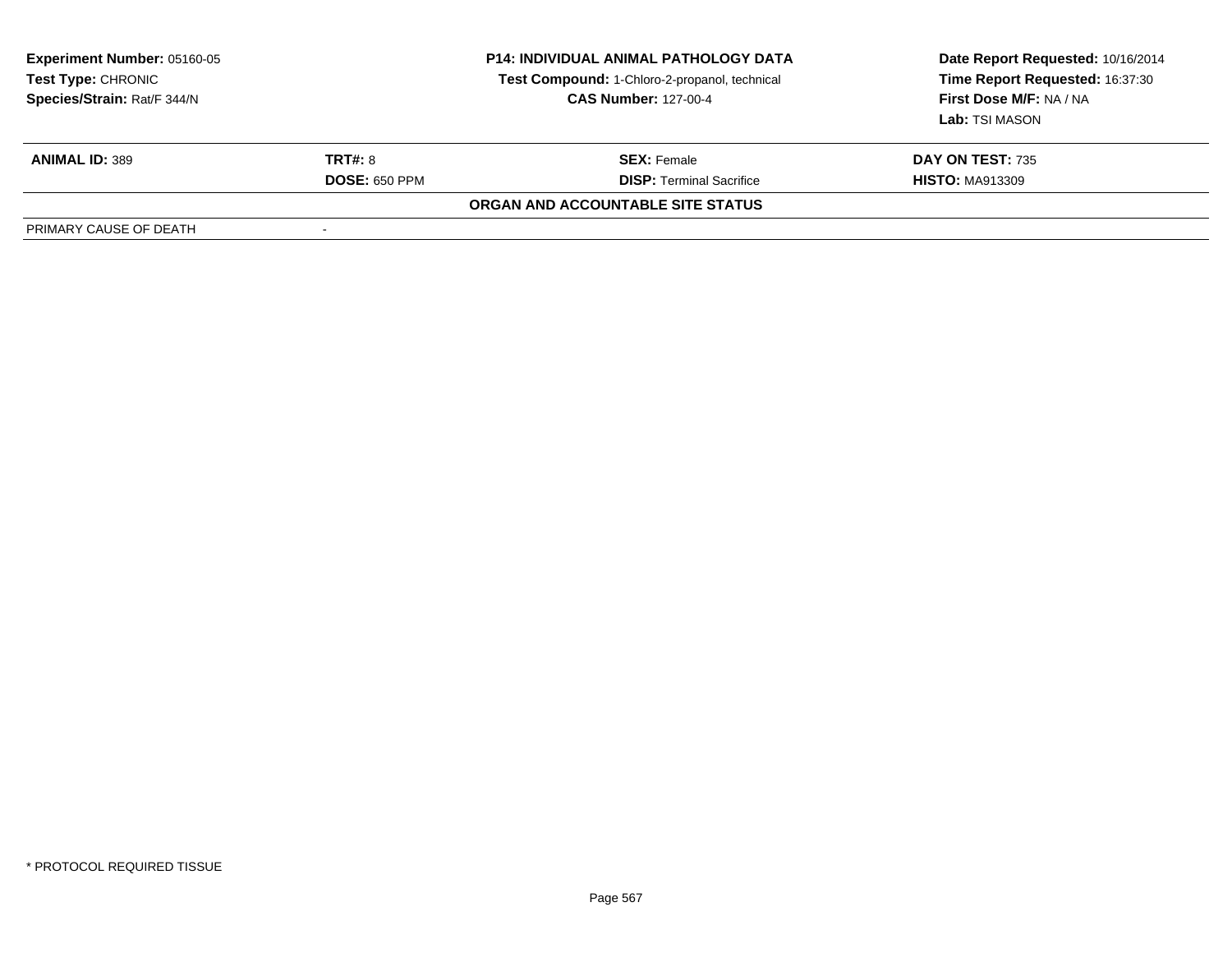**Experiment Number:** 05160-05
**Test Type:** CHRONIC
**Species/Strain:** Rat/F 344/N

**P14: INDIVIDUAL ANIMAL PATHOLOGY DATA**
**Test Compound:** 1-Chloro-2-propanol, technical
**CAS Number:** 127-00-4

**Date Report Requested:** 10/16/2014
**Time Report Requested:** 16:37:30
**First Dose M/F:** NA / NA
**Lab:** TSI MASON

| **ANIMAL ID:** 389 | **TRT#:** 8 | **SEX:** Female | **DAY ON TEST:** 735 |
|---|---|---|---|
| | **DOSE:** 650 PPM | **DISP:** Terminal Sacrifice | **HISTO:** MA913309 |

**ORGAN AND ACCOUNTABLE SITE STATUS**

| PRIMARY CAUSE OF DEATH | - |
|---|---|

* PROTOCOL REQUIRED TISSUE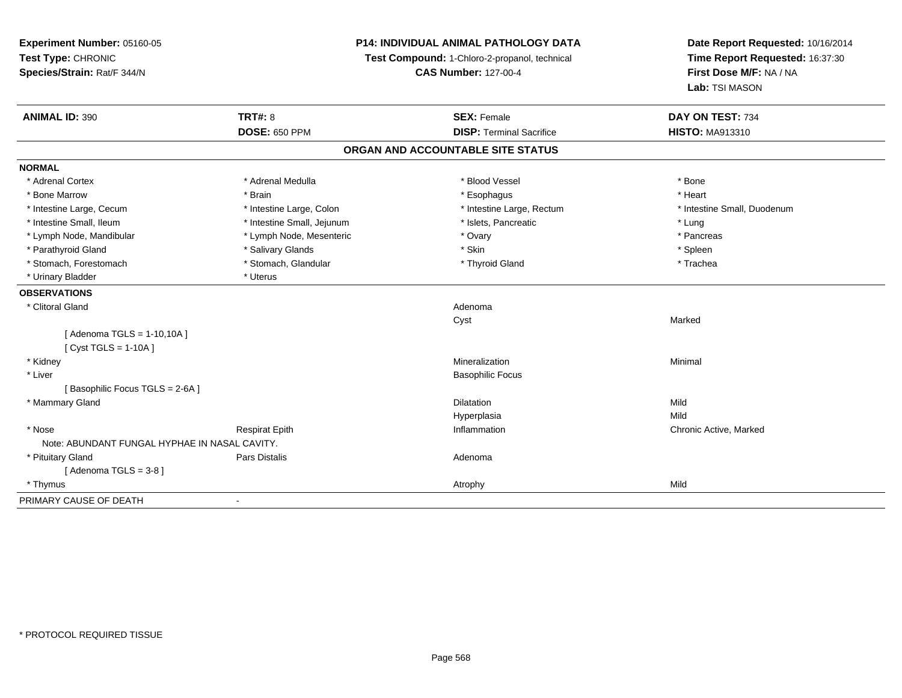**Experiment Number:** 05160-05
**Test Type:** CHRONIC
**Species/Strain:** Rat/F 344/N

**P14: INDIVIDUAL ANIMAL PATHOLOGY DATA**
**Test Compound:** 1-Chloro-2-propanol, technical
**CAS Number:** 127-00-4

**Date Report Requested:** 10/16/2014
**Time Report Requested:** 16:37:30
**First Dose M/F:** NA / NA
**Lab:** TSI MASON

| **ANIMAL ID:** 390 | **TRT#:** 8 | **SEX:** Female | **DAY ON TEST:** 734 |
|---|---|---|---|
| | **DOSE:** 650 PPM | **DISP:** Terminal Sacrifice | **HISTO:** MA913310 |

## ORGAN AND ACCOUNTABLE SITE STATUS

**NORMAL**

| | | | |
|---|---|---|---|
| * Adrenal Cortex | * Adrenal Medulla | * Blood Vessel | * Bone |
| * Bone Marrow | * Brain | * Esophagus | * Heart |
| * Intestine Large, Cecum | * Intestine Large, Colon | * Intestine Large, Rectum | * Intestine Small, Duodenum |
| * Intestine Small, Ileum | * Intestine Small, Jejunum | * Islets, Pancreatic | * Lung |
| * Lymph Node, Mandibular | * Lymph Node, Mesenteric | * Ovary | * Pancreas |
| * Parathyroid Gland | * Salivary Glands | * Skin | * Spleen |
| * Stomach, Forestomach | * Stomach, Glandular | * Thyroid Gland | * Trachea |
| * Urinary Bladder | * Uterus | | |

**OBSERVATIONS**

| | | | |
|---|---|---|---|
| * Clitoral Gland | | Adenoma | |
| | | Cyst | Marked |
| [ Adenoma TGLS = 1-10,10A ] | | | |
| [ Cyst TGLS = 1-10A ] | | | |
| * Kidney | | Mineralization | Minimal |
| * Liver | | Basophilic Focus | |
| [ Basophilic Focus TGLS = 2-6A ] | | | |
| * Mammary Gland | | Dilatation | Mild |
| | | Hyperplasia | Mild |
| * Nose | Respirat Epith | Inflammation | Chronic Active, Marked |
| Note: ABUNDANT FUNGAL HYPHAE IN NASAL CAVITY. | | | |
| * Pituitary Gland | Pars Distalis | Adenoma | |
| [ Adenoma TGLS = 3-8 ] | | | |
| * Thymus | | Atrophy | Mild |

PRIMARY CAUSE OF DEATH -

* PROTOCOL REQUIRED TISSUE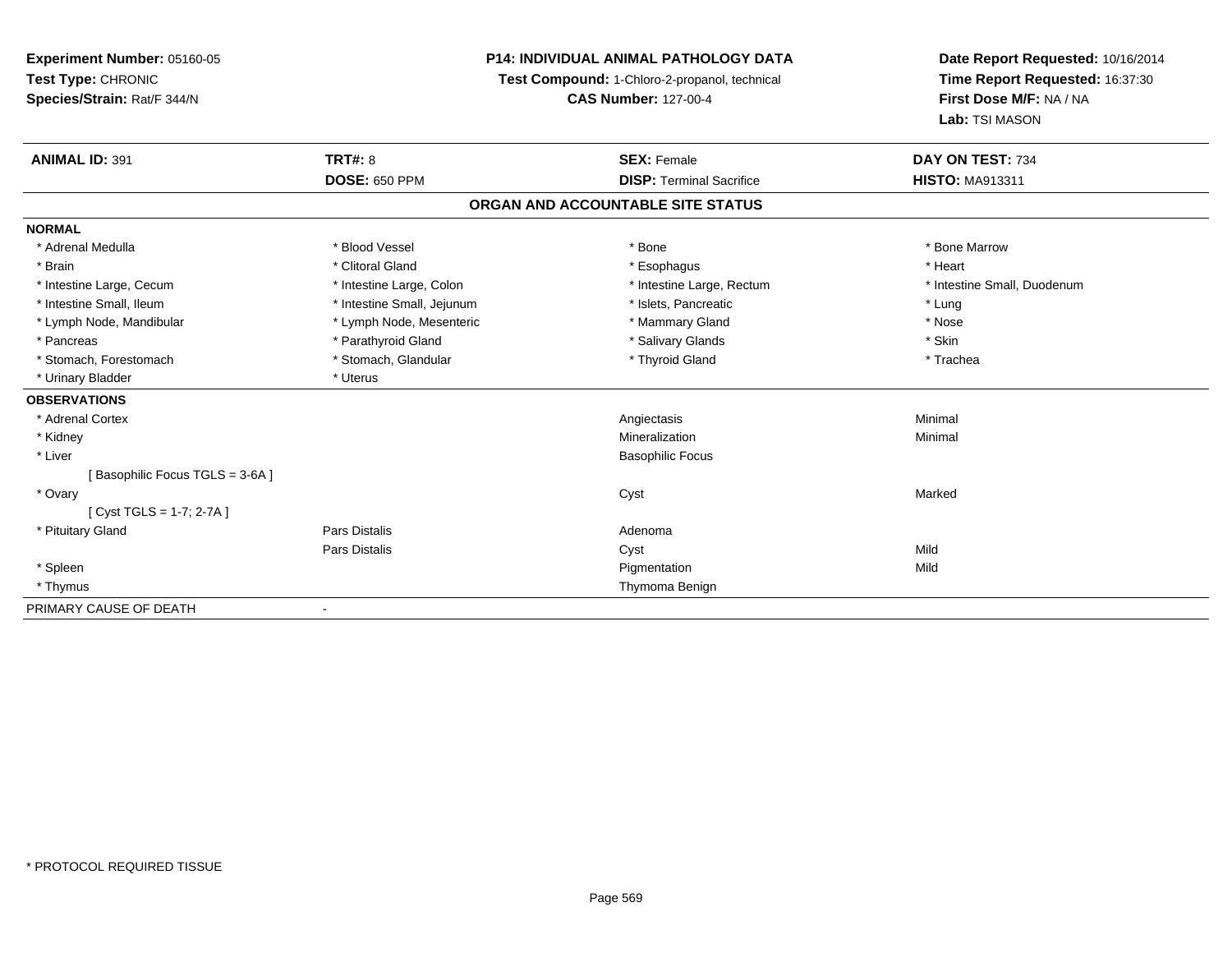**Experiment Number:** 05160-05
**Test Type:** CHRONIC
**Species/Strain:** Rat/F 344/N

**P14: INDIVIDUAL ANIMAL PATHOLOGY DATA**
**Test Compound:** 1-Chloro-2-propanol, technical
**CAS Number:** 127-00-4

**Date Report Requested:** 10/16/2014
**Time Report Requested:** 16:37:30
**First Dose M/F:** NA / NA
**Lab:** TSI MASON

| **ANIMAL ID:** 391 | **TRT#:** 8 | **SEX:** Female | **DAY ON TEST:** 734 |
|---|---|---|---|
| | **DOSE:** 650 PPM | **DISP:** Terminal Sacrifice | **HISTO:** MA913311 |

**ORGAN AND ACCOUNTABLE SITE STATUS**

| | | | |
|---|---|---|---|
| **NORMAL** | | | |
| * Adrenal Medulla | * Blood Vessel | * Bone | * Bone Marrow |
| * Brain | * Clitoral Gland | * Esophagus | * Heart |
| * Intestine Large, Cecum | * Intestine Large, Colon | * Intestine Large, Rectum | * Intestine Small, Duodenum |
| * Intestine Small, Ileum | * Intestine Small, Jejunum | * Islets, Pancreatic | * Lung |
| * Lymph Node, Mandibular | * Lymph Node, Mesenteric | * Mammary Gland | * Nose |
| * Pancreas | * Parathyroid Gland | * Salivary Glands | * Skin |
| * Stomach, Forestomach | * Stomach, Glandular | * Thyroid Gland | * Trachea |
| * Urinary Bladder | * Uterus | | |
| **OBSERVATIONS** | | | |
| * Adrenal Cortex | | Angiectasis | Minimal |
| * Kidney | | Mineralization | Minimal |
| * Liver | | Basophilic Focus | |
| [ Basophilic Focus TGLS = 3-6A ] | | | |
| * Ovary | | Cyst | Marked |
| [ Cyst TGLS = 1-7; 2-7A ] | | | |
| * Pituitary Gland | Pars Distalis | Adenoma | |
| | Pars Distalis | Cyst | Mild |
| * Spleen | | Pigmentation | Mild |
| * Thymus | | Thymoma Benign | |
| PRIMARY CAUSE OF DEATH | - | | |

* PROTOCOL REQUIRED TISSUE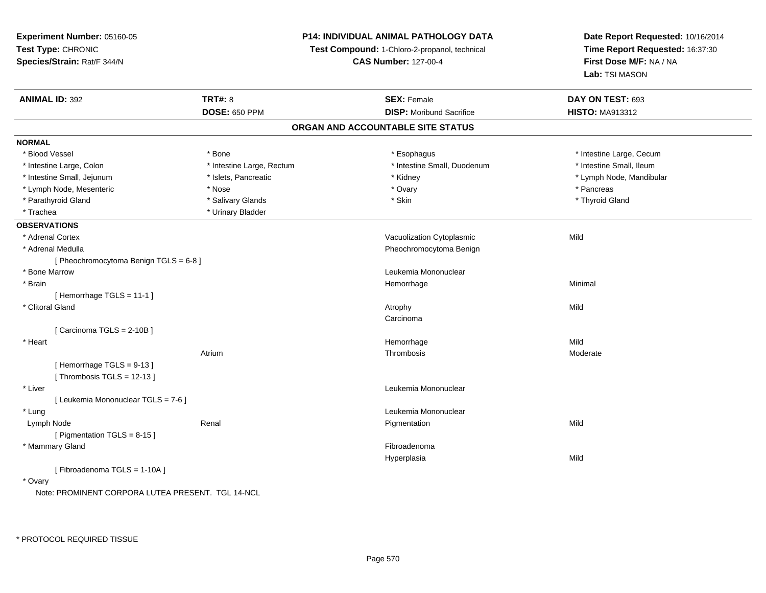**Experiment Number:** 05160-05
**Test Type:** CHRONIC
**Species/Strain:** Rat/F 344/N

**P14: INDIVIDUAL ANIMAL PATHOLOGY DATA**
**Test Compound:** 1-Chloro-2-propanol, technical
**CAS Number:** 127-00-4

**Date Report Requested:** 10/16/2014
**Time Report Requested:** 16:37:30
**First Dose M/F:** NA / NA
**Lab:** TSI MASON

| **ANIMAL ID:** 392 | **TRT#:** 8 | **SEX:** Female | **DAY ON TEST:** 693 |
|---|---|---|---|
| | **DOSE:** 650 PPM | **DISP:** Moribund Sacrifice | **HISTO:** MA913312 |

## ORGAN AND ACCOUNTABLE SITE STATUS

**NORMAL**

| | | | |
|---|---|---|---|
| * Blood Vessel | * Bone | * Esophagus | * Intestine Large, Cecum |
| * Intestine Large, Colon | * Intestine Large, Rectum | * Intestine Small, Duodenum | * Intestine Small, Ileum |
| * Intestine Small, Jejunum | * Islets, Pancreatic | * Kidney | * Lymph Node, Mandibular |
| * Lymph Node, Mesenteric | * Nose | * Ovary | * Pancreas |
| * Parathyroid Gland | * Salivary Glands | * Skin | * Thyroid Gland |
| * Trachea | * Urinary Bladder | | |

**OBSERVATIONS**

| Organ | Site | Observation | Severity |
|---|---|---|---|
| * Adrenal Cortex | | Vacuolization Cytoplasmic | Mild |
| * Adrenal Medulla | | Pheochromocytoma Benign | |
| [ Pheochromocytoma Benign TGLS = 6-8 ] | | | |
| * Bone Marrow | | Leukemia Mononuclear | |
| * Brain | | Hemorrhage | Minimal |
| [ Hemorrhage TGLS = 11-1 ] | | | |
| * Clitoral Gland | | Atrophy | Mild |
| | | Carcinoma | |
| [ Carcinoma TGLS = 2-10B ] | | | |
| * Heart | | Hemorrhage | Mild |
| | Atrium | Thrombosis | Moderate |
| [ Hemorrhage TGLS = 9-13 ] | | | |
| [ Thrombosis TGLS = 12-13 ] | | | |
| * Liver | | Leukemia Mononuclear | |
| [ Leukemia Mononuclear TGLS = 7-6 ] | | | |
| * Lung | | Leukemia Mononuclear | |
| Lymph Node | Renal | Pigmentation | Mild |
| [ Pigmentation TGLS = 8-15 ] | | | |
| * Mammary Gland | | Fibroadenoma | |
| | | Hyperplasia | Mild |
| [ Fibroadenoma TGLS = 1-10A ] | | | |
| * Ovary | | | |

Note: PROMINENT CORPORA LUTEA PRESENT. TGL 14-NCL

\* PROTOCOL REQUIRED TISSUE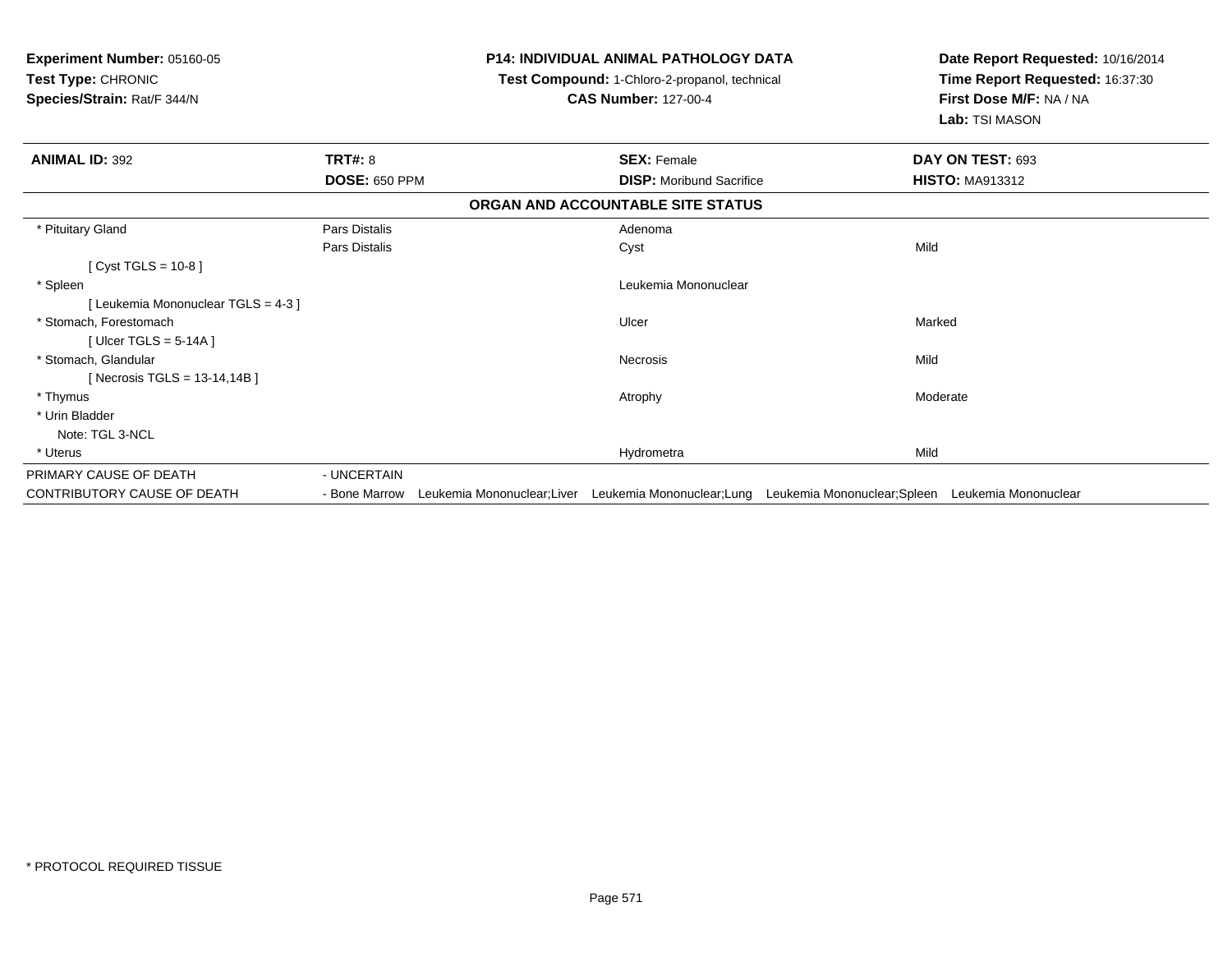**Experiment Number:** 05160-05
**Test Type:** CHRONIC
**Species/Strain:** Rat/F 344/N

**P14: INDIVIDUAL ANIMAL PATHOLOGY DATA**
**Test Compound:** 1-Chloro-2-propanol, technical
**CAS Number:** 127-00-4

**Date Report Requested:** 10/16/2014
**Time Report Requested:** 16:37:30
**First Dose M/F:** NA / NA
**Lab:** TSI MASON

| **ANIMAL ID:** 392 | **TRT#:** 8 | **SEX:** Female | **DAY ON TEST:** 693 |
|---|---|---|---|
| | **DOSE:** 650 PPM | **DISP:** Moribund Sacrifice | **HISTO:** MA913312 |

**ORGAN AND ACCOUNTABLE SITE STATUS**

| | | | |
|---|---|---|---|
| * Pituitary Gland | Pars Distalis | Adenoma | |
| | Pars Distalis | Cyst | Mild |
| [ Cyst TGLS = 10-8 ] | | | |
| * Spleen | | Leukemia Mononuclear | |
| [ Leukemia Mononuclear TGLS = 4-3 ] | | | |
| * Stomach, Forestomach | | Ulcer | Marked |
| [ Ulcer TGLS = 5-14A ] | | | |
| * Stomach, Glandular | | Necrosis | Mild |
| [ Necrosis TGLS = 13-14,14B ] | | | |
| * Thymus | | Atrophy | Moderate |
| * Urin Bladder | | | |
| Note: TGL 3-NCL | | | |
| * Uterus | | Hydrometra | Mild |

PRIMARY CAUSE OF DEATH - UNCERTAIN

CONTRIBUTORY CAUSE OF DEATH - Bone Marrow Leukemia Mononuclear;Liver Leukemia Mononuclear;Lung Leukemia Mononuclear;Spleen Leukemia Mononuclear

* PROTOCOL REQUIRED TISSUE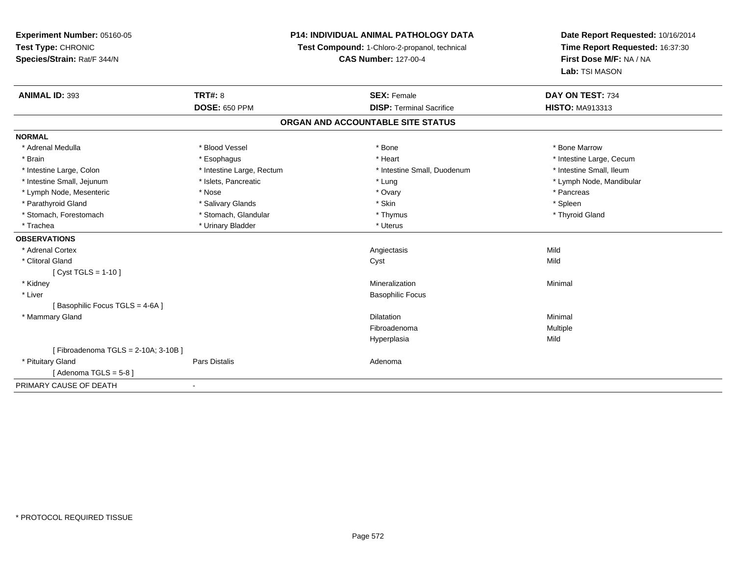**Experiment Number:** 05160-05
**Test Type:** CHRONIC
**Species/Strain:** Rat/F 344/N

**P14: INDIVIDUAL ANIMAL PATHOLOGY DATA**
**Test Compound:** 1-Chloro-2-propanol, technical
**CAS Number:** 127-00-4

**Date Report Requested:** 10/16/2014
**Time Report Requested:** 16:37:30
**First Dose M/F:** NA / NA
**Lab:** TSI MASON

| **ANIMAL ID:** 393 | **TRT#:** 8 | **SEX:** Female | **DAY ON TEST:** 734 |
|---|---|---|---|
| | **DOSE:** 650 PPM | **DISP:** Terminal Sacrifice | **HISTO:** MA913313 |

## ORGAN AND ACCOUNTABLE SITE STATUS

**NORMAL**

| | | | |
|---|---|---|---|
| * Adrenal Medulla | * Blood Vessel | * Bone | * Bone Marrow |
| * Brain | * Esophagus | * Heart | * Intestine Large, Cecum |
| * Intestine Large, Colon | * Intestine Large, Rectum | * Intestine Small, Duodenum | * Intestine Small, Ileum |
| * Intestine Small, Jejunum | * Islets, Pancreatic | * Lung | * Lymph Node, Mandibular |
| * Lymph Node, Mesenteric | * Nose | * Ovary | * Pancreas |
| * Parathyroid Gland | * Salivary Glands | * Skin | * Spleen |
| * Stomach, Forestomach | * Stomach, Glandular | * Thymus | * Thyroid Gland |
| * Trachea | * Urinary Bladder | * Uterus | |

**OBSERVATIONS**

| | | | |
|---|---|---|---|
| * Adrenal Cortex | | Angiectasis | Mild |
| * Clitoral Gland | | Cyst | Mild |
| [ Cyst TGLS = 1-10 ] | | | |
| * Kidney | | Mineralization | Minimal |
| * Liver | | Basophilic Focus | |
| [ Basophilic Focus TGLS = 4-6A ] | | | |
| * Mammary Gland | | Dilatation | Minimal |
| | | Fibroadenoma | Multiple |
| | | Hyperplasia | Mild |
| [ Fibroadenoma TGLS = 2-10A; 3-10B ] | | | |
| * Pituitary Gland | Pars Distalis | Adenoma | |
| [ Adenoma TGLS = 5-8 ] | | | |

PRIMARY CAUSE OF DEATH -

* PROTOCOL REQUIRED TISSUE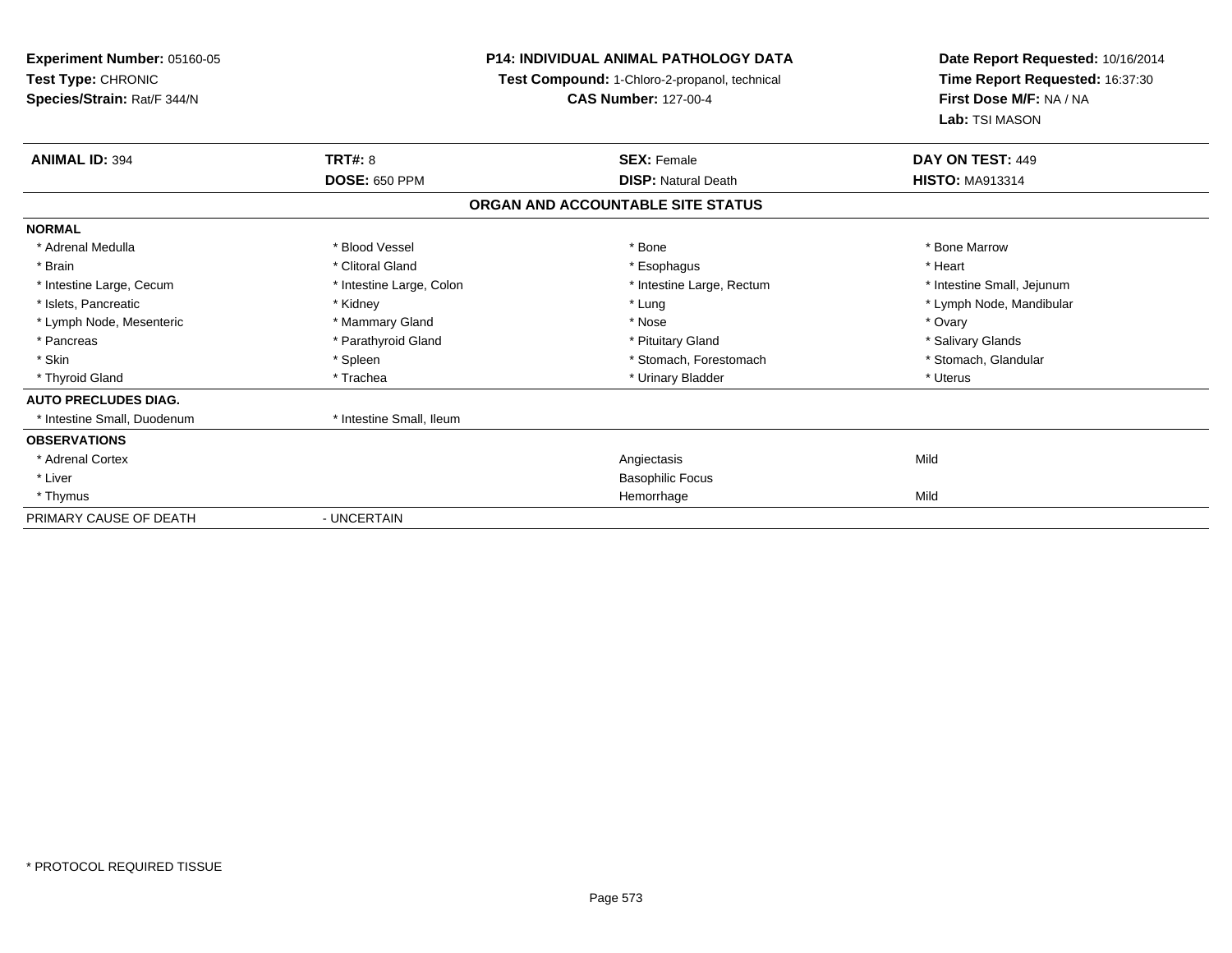**Experiment Number:** 05160-05
**Test Type:** CHRONIC
**Species/Strain:** Rat/F 344/N

**P14: INDIVIDUAL ANIMAL PATHOLOGY DATA**
**Test Compound:** 1-Chloro-2-propanol, technical
**CAS Number:** 127-00-4

**Date Report Requested:** 10/16/2014
**Time Report Requested:** 16:37:30
**First Dose M/F:** NA / NA
**Lab:** TSI MASON

| **ANIMAL ID:** 394 | **TRT#:** 8 | **SEX:** Female | **DAY ON TEST:** 449 |
|---|---|---|---|
| | **DOSE:** 650 PPM | **DISP:** Natural Death | **HISTO:** MA913314 |

**ORGAN AND ACCOUNTABLE SITE STATUS**

| | | | |
|---|---|---|---|
| **NORMAL** | | | |
| * Adrenal Medulla | * Blood Vessel | * Bone | * Bone Marrow |
| * Brain | * Clitoral Gland | * Esophagus | * Heart |
| * Intestine Large, Cecum | * Intestine Large, Colon | * Intestine Large, Rectum | * Intestine Small, Jejunum |
| * Islets, Pancreatic | * Kidney | * Lung | * Lymph Node, Mandibular |
| * Lymph Node, Mesenteric | * Mammary Gland | * Nose | * Ovary |
| * Pancreas | * Parathyroid Gland | * Pituitary Gland | * Salivary Glands |
| * Skin | * Spleen | * Stomach, Forestomach | * Stomach, Glandular |
| * Thyroid Gland | * Trachea | * Urinary Bladder | * Uterus |
| **AUTO PRECLUDES DIAG.** | | | |
| * Intestine Small, Duodenum | * Intestine Small, Ileum | | |
| **OBSERVATIONS** | | | |
| * Adrenal Cortex | | Angiectasis | Mild |
| * Liver | | Basophilic Focus | |
| * Thymus | | Hemorrhage | Mild |
| PRIMARY CAUSE OF DEATH | - UNCERTAIN | | |

* PROTOCOL REQUIRED TISSUE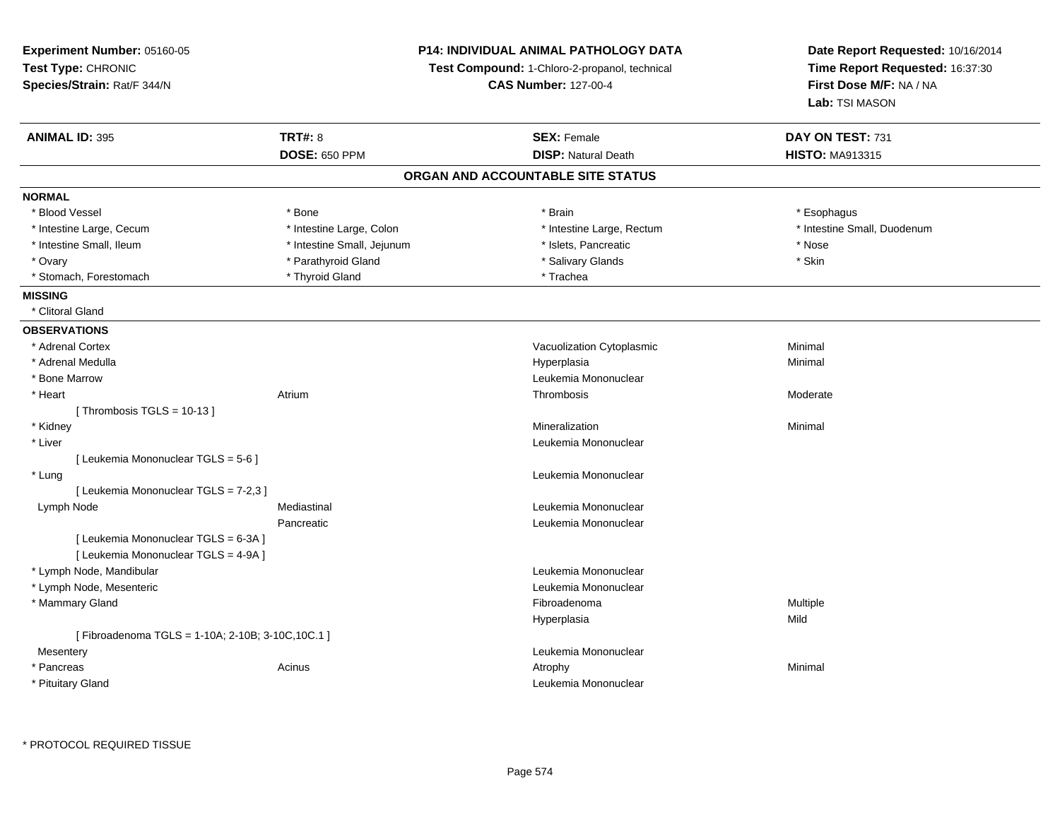**Experiment Number:** 05160-05
**Test Type:** CHRONIC
**Species/Strain:** Rat/F 344/N

**P14: INDIVIDUAL ANIMAL PATHOLOGY DATA**
**Test Compound:** 1-Chloro-2-propanol, technical
**CAS Number:** 127-00-4

**Date Report Requested:** 10/16/2014
**Time Report Requested:** 16:37:30
**First Dose M/F:** NA / NA
**Lab:** TSI MASON

| **ANIMAL ID:** 395 | **TRT#:** 8 | **SEX:** Female | **DAY ON TEST:** 731 |
|---|---|---|---|
| | **DOSE:** 650 PPM | **DISP:** Natural Death | **HISTO:** MA913315 |

## ORGAN AND ACCOUNTABLE SITE STATUS

**NORMAL**

| | | | |
|---|---|---|---|
| * Blood Vessel | * Bone | * Brain | * Esophagus |
| * Intestine Large, Cecum | * Intestine Large, Colon | * Intestine Large, Rectum | * Intestine Small, Duodenum |
| * Intestine Small, Ileum | * Intestine Small, Jejunum | * Islets, Pancreatic | * Nose |
| * Ovary | * Parathyroid Gland | * Salivary Glands | * Skin |
| * Stomach, Forestomach | * Thyroid Gland | * Trachea | |

**MISSING**

* Clitoral Gland

**OBSERVATIONS**

| | | | |
|---|---|---|---|
| * Adrenal Cortex | | Vacuolization Cytoplasmic | Minimal |
| * Adrenal Medulla | | Hyperplasia | Minimal |
| * Bone Marrow | | Leukemia Mononuclear | |
| * Heart | Atrium | Thrombosis | Moderate |
| [ Thrombosis TGLS = 10-13 ] | | | |
| * Kidney | | Mineralization | Minimal |
| * Liver | | Leukemia Mononuclear | |
| [ Leukemia Mononuclear TGLS = 5-6 ] | | | |
| * Lung | | Leukemia Mononuclear | |
| [ Leukemia Mononuclear TGLS = 7-2,3 ] | | | |
| Lymph Node | Mediastinal | Leukemia Mononuclear | |
| | Pancreatic | Leukemia Mononuclear | |
| [ Leukemia Mononuclear TGLS = 6-3A ] | | | |
| [ Leukemia Mononuclear TGLS = 4-9A ] | | | |
| * Lymph Node, Mandibular | | Leukemia Mononuclear | |
| * Lymph Node, Mesenteric | | Leukemia Mononuclear | |
| * Mammary Gland | | Fibroadenoma | Multiple |
| | | Hyperplasia | Mild |
| [ Fibroadenoma TGLS = 1-10A; 2-10B; 3-10C,10C.1 ] | | | |
| Mesentery | | Leukemia Mononuclear | |
| * Pancreas | Acinus | Atrophy | Minimal |
| * Pituitary Gland | | Leukemia Mononuclear | |

\* PROTOCOL REQUIRED TISSUE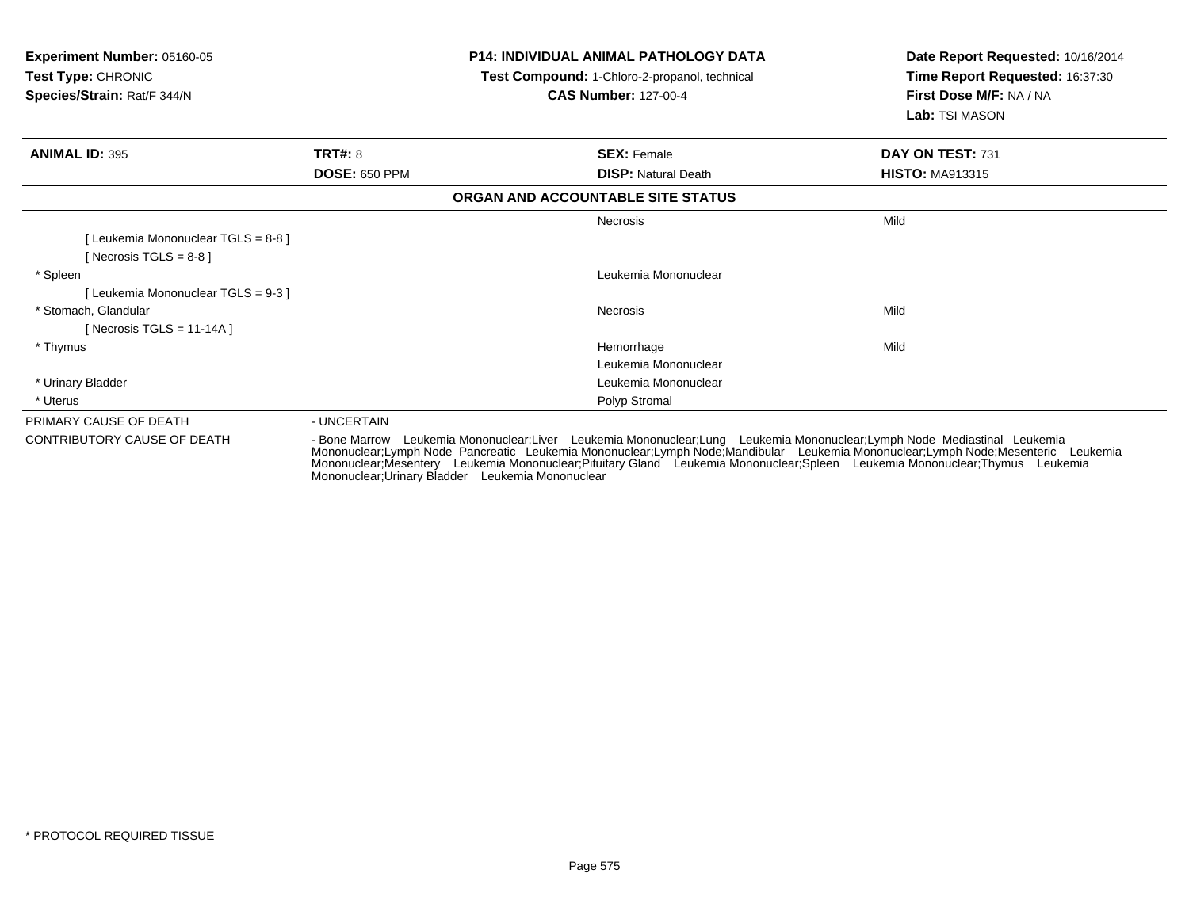**Experiment Number:** 05160-05
**Test Type:** CHRONIC
**Species/Strain:** Rat/F 344/N

**P14: INDIVIDUAL ANIMAL PATHOLOGY DATA**
**Test Compound:** 1-Chloro-2-propanol, technical
**CAS Number:** 127-00-4

**Date Report Requested:** 10/16/2014
**Time Report Requested:** 16:37:30
**First Dose M/F:** NA / NA
**Lab:** TSI MASON

| **ANIMAL ID:** 395 | **TRT#:** 8 | **SEX:** Female | **DAY ON TEST:** 731 |
|---|---|---|---|
| | **DOSE:** 650 PPM | **DISP:** Natural Death | **HISTO:** MA913315 |

**ORGAN AND ACCOUNTABLE SITE STATUS**

| | | | |
|---|---|---|---|
| | | Necrosis | Mild |
| [ Leukemia Mononuclear TGLS = 8-8 ] | | | |
| [ Necrosis TGLS = 8-8 ] | | | |
| * Spleen | | Leukemia Mononuclear | |
| [ Leukemia Mononuclear TGLS = 9-3 ] | | | |
| * Stomach, Glandular | | Necrosis | Mild |
| [ Necrosis TGLS = 11-14A ] | | | |
| * Thymus | | Hemorrhage | Mild |
| | | Leukemia Mononuclear | |
| * Urinary Bladder | | Leukemia Mononuclear | |
| * Uterus | | Polyp Stromal | |

| | |
|---|---|
| PRIMARY CAUSE OF DEATH | - UNCERTAIN |
| CONTRIBUTORY CAUSE OF DEATH | - Bone Marrow Leukemia Mononuclear;Liver Leukemia Mononuclear;Lung Leukemia Mononuclear;Lymph Node Mediastinal Leukemia Mononuclear;Lymph Node Pancreatic Leukemia Mononuclear;Lymph Node;Mandibular Leukemia Mononuclear;Lymph Node;Mesenteric Leukemia Mononuclear;Mesentery Leukemia Mononuclear;Pituitary Gland Leukemia Mononuclear;Spleen Leukemia Mononuclear;Thymus Leukemia Mononuclear;Urinary Bladder Leukemia Mononuclear |

* PROTOCOL REQUIRED TISSUE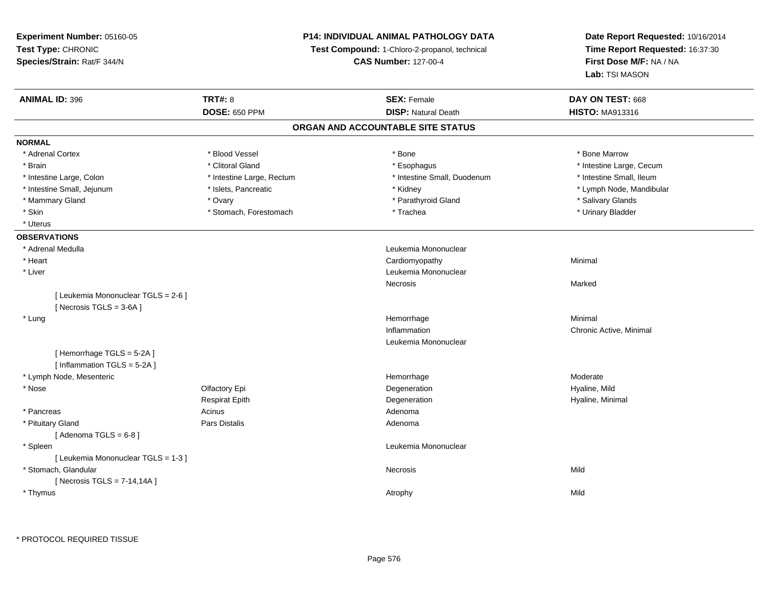**Experiment Number:** 05160-05
**Test Type:** CHRONIC
**Species/Strain:** Rat/F 344/N

**P14: INDIVIDUAL ANIMAL PATHOLOGY DATA**
**Test Compound:** 1-Chloro-2-propanol, technical
**CAS Number:** 127-00-4

**Date Report Requested:** 10/16/2014
**Time Report Requested:** 16:37:30
**First Dose M/F:** NA / NA
**Lab:** TSI MASON

| **ANIMAL ID:** 396 | **TRT#:** 8 | **SEX:** Female | **DAY ON TEST:** 668 |
|---|---|---|---|
| | **DOSE:** 650 PPM | **DISP:** Natural Death | **HISTO:** MA913316 |

## ORGAN AND ACCOUNTABLE SITE STATUS

**NORMAL**

| | | | |
|---|---|---|---|
| * Adrenal Cortex | * Blood Vessel | * Bone | * Bone Marrow |
| * Brain | * Clitoral Gland | * Esophagus | * Intestine Large, Cecum |
| * Intestine Large, Colon | * Intestine Large, Rectum | * Intestine Small, Duodenum | * Intestine Small, Ileum |
| * Intestine Small, Jejunum | * Islets, Pancreatic | * Kidney | * Lymph Node, Mandibular |
| * Mammary Gland | * Ovary | * Parathyroid Gland | * Salivary Glands |
| * Skin | * Stomach, Forestomach | * Trachea | * Urinary Bladder |
| * Uterus | | | |

**OBSERVATIONS**

| | | | |
|---|---|---|---|
| * Adrenal Medulla | | Leukemia Mononuclear | |
| * Heart | | Cardiomyopathy | Minimal |
| * Liver | | Leukemia Mononuclear | |
| | | Necrosis | Marked |
| [ Leukemia Mononuclear TGLS = 2-6 ] | | | |
| [ Necrosis TGLS = 3-6A ] | | | |
| * Lung | | Hemorrhage | Minimal |
| | | Inflammation | Chronic Active, Minimal |
| | | Leukemia Mononuclear | |
| [ Hemorrhage TGLS = 5-2A ] | | | |
| [ Inflammation TGLS = 5-2A ] | | | |
| * Lymph Node, Mesenteric | | Hemorrhage | Moderate |
| * Nose | Olfactory Epi | Degeneration | Hyaline, Mild |
| | Respirat Epith | Degeneration | Hyaline, Minimal |
| * Pancreas | Acinus | Adenoma | |
| * Pituitary Gland | Pars Distalis | Adenoma | |
| [ Adenoma TGLS = 6-8 ] | | | |
| * Spleen | | Leukemia Mononuclear | |
| [ Leukemia Mononuclear TGLS = 1-3 ] | | | |
| * Stomach, Glandular | | Necrosis | Mild |
| [ Necrosis TGLS = 7-14,14A ] | | | |
| * Thymus | | Atrophy | Mild |

* PROTOCOL REQUIRED TISSUE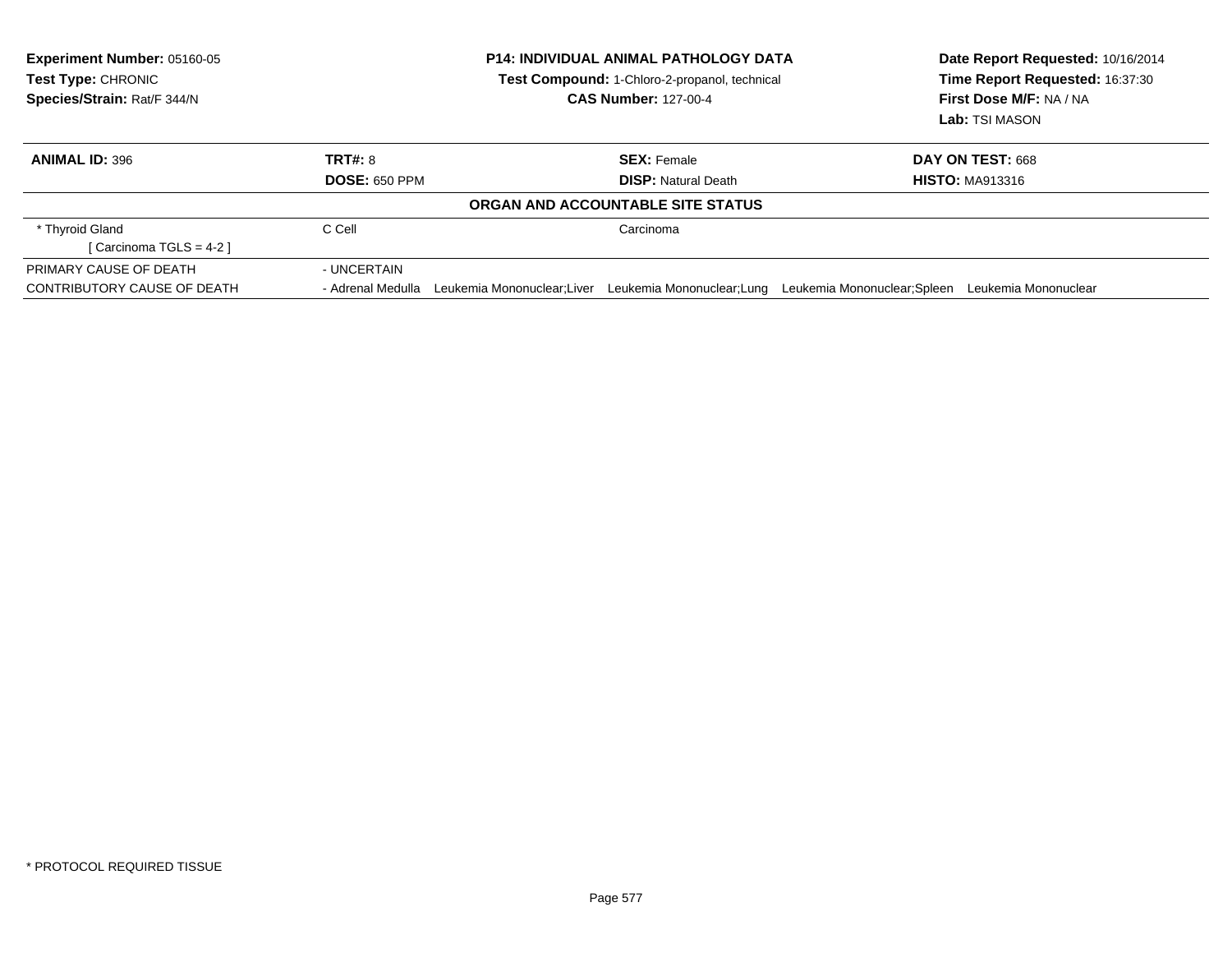**Experiment Number:** 05160-05
**Test Type:** CHRONIC
**Species/Strain:** Rat/F 344/N

**P14: INDIVIDUAL ANIMAL PATHOLOGY DATA**
**Test Compound:** 1-Chloro-2-propanol, technical
**CAS Number:** 127-00-4

**Date Report Requested:** 10/16/2014
**Time Report Requested:** 16:37:30
**First Dose M/F:** NA / NA
**Lab:** TSI MASON

| **ANIMAL ID:** 396 | **TRT#:** 8 | **SEX:** Female | **DAY ON TEST:** 668 |
|---|---|---|---|
| | **DOSE:** 650 PPM | **DISP:** Natural Death | **HISTO:** MA913316 |

**ORGAN AND ACCOUNTABLE SITE STATUS**

| | | |
|---|---|---|
| * Thyroid Gland [ Carcinoma TGLS = 4-2 ] | C Cell | Carcinoma |
| PRIMARY CAUSE OF DEATH | - UNCERTAIN | |
| CONTRIBUTORY CAUSE OF DEATH | - Adrenal Medulla Leukemia Mononuclear;Liver Leukemia Mononuclear;Lung Leukemia Mononuclear;Spleen Leukemia Mononuclear | |

* PROTOCOL REQUIRED TISSUE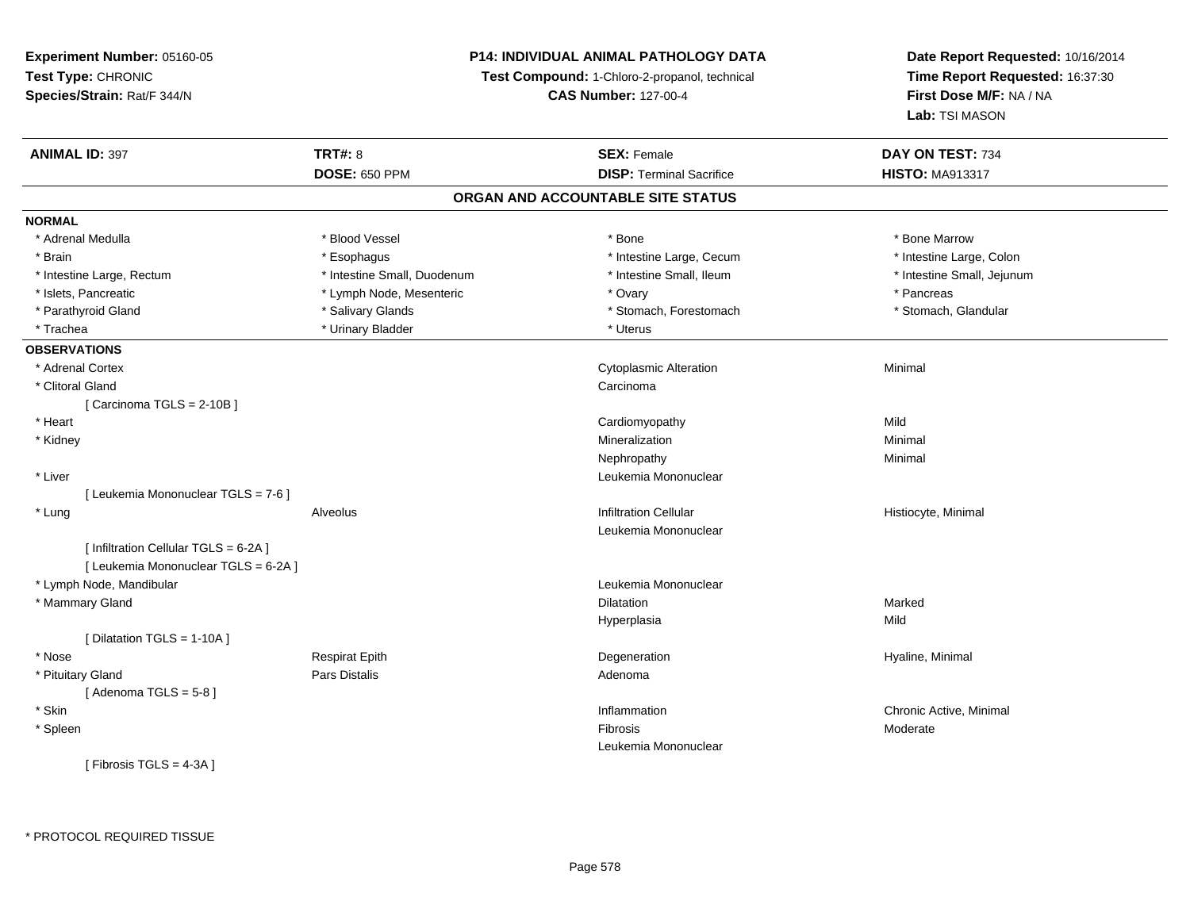**Experiment Number:** 05160-05
**Test Type:** CHRONIC
**Species/Strain:** Rat/F 344/N

**P14: INDIVIDUAL ANIMAL PATHOLOGY DATA**
**Test Compound:** 1-Chloro-2-propanol, technical
**CAS Number:** 127-00-4

**Date Report Requested:** 10/16/2014
**Time Report Requested:** 16:37:30
**First Dose M/F:** NA / NA
**Lab:** TSI MASON

| **ANIMAL ID:** 397 | **TRT#:** 8 | **SEX:** Female | **DAY ON TEST:** 734 |
|---|---|---|---|
| | **DOSE:** 650 PPM | **DISP:** Terminal Sacrifice | **HISTO:** MA913317 |

## ORGAN AND ACCOUNTABLE SITE STATUS

**NORMAL**

| | | | |
|---|---|---|---|
| * Adrenal Medulla | * Blood Vessel | * Bone | * Bone Marrow |
| * Brain | * Esophagus | * Intestine Large, Cecum | * Intestine Large, Colon |
| * Intestine Large, Rectum | * Intestine Small, Duodenum | * Intestine Small, Ileum | * Intestine Small, Jejunum |
| * Islets, Pancreatic | * Lymph Node, Mesenteric | * Ovary | * Pancreas |
| * Parathyroid Gland | * Salivary Glands | * Stomach, Forestomach | * Stomach, Glandular |
| * Trachea | * Urinary Bladder | * Uterus | |

**OBSERVATIONS**

| Organ | Site | Observation | Severity |
|---|---|---|---|
| * Adrenal Cortex | | Cytoplasmic Alteration | Minimal |
| * Clitoral Gland | | Carcinoma | |
| [ Carcinoma TGLS = 2-10B ] | | | |
| * Heart | | Cardiomyopathy | Mild |
| * Kidney | | Mineralization | Minimal |
| | | Nephropathy | Minimal |
| * Liver | | Leukemia Mononuclear | |
| [ Leukemia Mononuclear TGLS = 7-6 ] | | | |
| * Lung | Alveolus | Infiltration Cellular | Histiocyte, Minimal |
| | | Leukemia Mononuclear | |
| [ Infiltration Cellular TGLS = 6-2A ] | | | |
| [ Leukemia Mononuclear TGLS = 6-2A ] | | | |
| * Lymph Node, Mandibular | | Leukemia Mononuclear | |
| * Mammary Gland | | Dilatation | Marked |
| | | Hyperplasia | Mild |
| [ Dilatation TGLS = 1-10A ] | | | |
| * Nose | Respirat Epith | Degeneration | Hyaline, Minimal |
| * Pituitary Gland | Pars Distalis | Adenoma | |
| [ Adenoma TGLS = 5-8 ] | | | |
| * Skin | | Inflammation | Chronic Active, Minimal |
| * Spleen | | Fibrosis | Moderate |
| | | Leukemia Mononuclear | |
| [ Fibrosis TGLS = 4-3A ] | | | |

* PROTOCOL REQUIRED TISSUE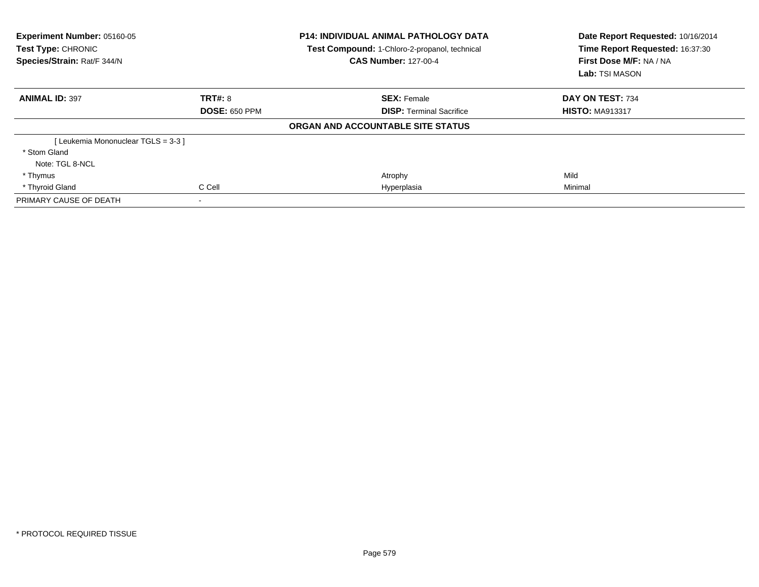**Experiment Number:** 05160-05
**Test Type:** CHRONIC
**Species/Strain:** Rat/F 344/N

**P14: INDIVIDUAL ANIMAL PATHOLOGY DATA**
**Test Compound:** 1-Chloro-2-propanol, technical
**CAS Number:** 127-00-4

**Date Report Requested:** 10/16/2014
**Time Report Requested:** 16:37:30
**First Dose M/F:** NA / NA
**Lab:** TSI MASON

| **ANIMAL ID:** 397 | **TRT#:** 8 | **SEX:** Female | **DAY ON TEST:** 734 |
|---|---|---|---|
| | **DOSE:** 650 PPM | **DISP:** Terminal Sacrifice | **HISTO:** MA913317 |

**ORGAN AND ACCOUNTABLE SITE STATUS**

| | | | |
|---|---|---|---|
| [ Leukemia Mononuclear TGLS = 3-3 ] | | | |
| * Stom Gland | | | |
| Note: TGL 8-NCL | | | |
| * Thymus | | Atrophy | Mild |
| * Thyroid Gland | C Cell | Hyperplasia | Minimal |
| PRIMARY CAUSE OF DEATH | - | | |

* PROTOCOL REQUIRED TISSUE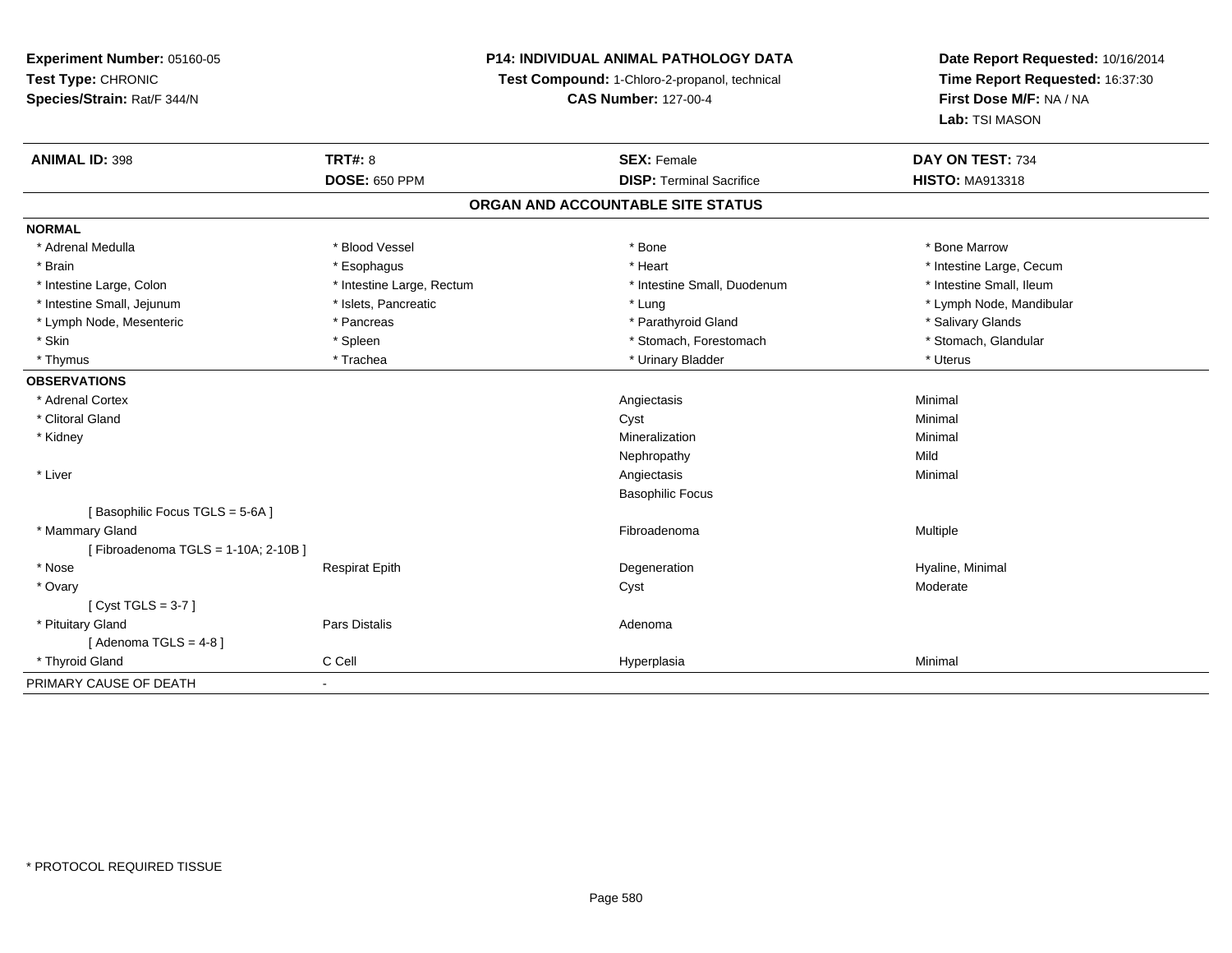**Experiment Number:** 05160-05
**Test Type:** CHRONIC
**Species/Strain:** Rat/F 344/N

**P14: INDIVIDUAL ANIMAL PATHOLOGY DATA**
**Test Compound:** 1-Chloro-2-propanol, technical
**CAS Number:** 127-00-4

**Date Report Requested:** 10/16/2014
**Time Report Requested:** 16:37:30
**First Dose M/F:** NA / NA
**Lab:** TSI MASON

| **ANIMAL ID:** 398 | **TRT#:** 8 | **SEX:** Female | **DAY ON TEST:** 734 |
|---|---|---|---|
| | **DOSE:** 650 PPM | **DISP:** Terminal Sacrifice | **HISTO:** MA913318 |

## ORGAN AND ACCOUNTABLE SITE STATUS

**NORMAL**

| | | | |
|---|---|---|---|
| * Adrenal Medulla | * Blood Vessel | * Bone | * Bone Marrow |
| * Brain | * Esophagus | * Heart | * Intestine Large, Cecum |
| * Intestine Large, Colon | * Intestine Large, Rectum | * Intestine Small, Duodenum | * Intestine Small, Ileum |
| * Intestine Small, Jejunum | * Islets, Pancreatic | * Lung | * Lymph Node, Mandibular |
| * Lymph Node, Mesenteric | * Pancreas | * Parathyroid Gland | * Salivary Glands |
| * Skin | * Spleen | * Stomach, Forestomach | * Stomach, Glandular |
| * Thymus | * Trachea | * Urinary Bladder | * Uterus |

**OBSERVATIONS**

| | | | |
|---|---|---|---|
| * Adrenal Cortex | | Angiectasis | Minimal |
| * Clitoral Gland | | Cyst | Minimal |
| * Kidney | | Mineralization | Minimal |
| | | Nephropathy | Mild |
| * Liver | | Angiectasis | Minimal |
| | | Basophilic Focus | |
| [ Basophilic Focus TGLS = 5-6A ] | | | |
| * Mammary Gland | | Fibroadenoma | Multiple |
| [ Fibroadenoma TGLS = 1-10A; 2-10B ] | | | |
| * Nose | Respirat Epith | Degeneration | Hyaline, Minimal |
| * Ovary | | Cyst | Moderate |
| [ Cyst TGLS = 3-7 ] | | | |
| * Pituitary Gland | Pars Distalis | Adenoma | |
| [ Adenoma TGLS = 4-8 ] | | | |
| * Thyroid Gland | C Cell | Hyperplasia | Minimal |

PRIMARY CAUSE OF DEATH -

* PROTOCOL REQUIRED TISSUE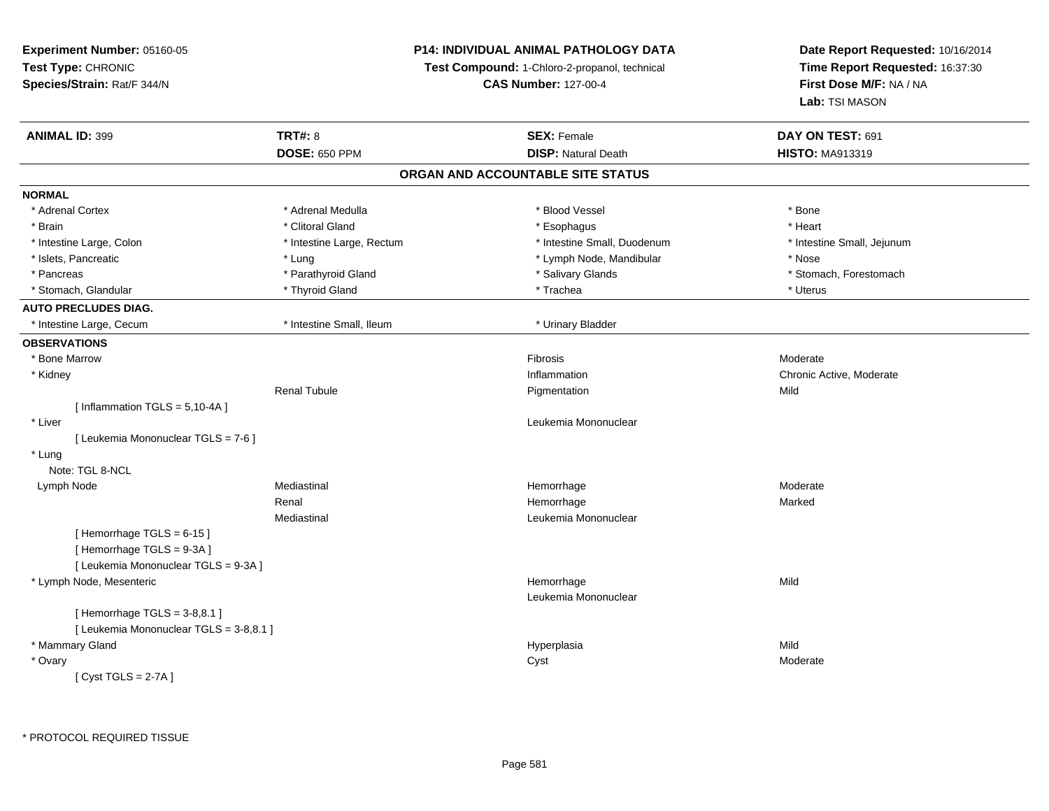**Experiment Number:** 05160-05
**Test Type:** CHRONIC
**Species/Strain:** Rat/F 344/N

**P14: INDIVIDUAL ANIMAL PATHOLOGY DATA**
**Test Compound:** 1-Chloro-2-propanol, technical
**CAS Number:** 127-00-4

**Date Report Requested:** 10/16/2014
**Time Report Requested:** 16:37:30
**First Dose M/F:** NA / NA
**Lab:** TSI MASON

| **ANIMAL ID:** 399 | **TRT#:** 8 | **SEX:** Female | **DAY ON TEST:** 691 |
|---|---|---|---|
| | **DOSE:** 650 PPM | **DISP:** Natural Death | **HISTO:** MA913319 |

## ORGAN AND ACCOUNTABLE SITE STATUS

**NORMAL**

| | | | |
|---|---|---|---|
| * Adrenal Cortex | * Adrenal Medulla | * Blood Vessel | * Bone |
| * Brain | * Clitoral Gland | * Esophagus | * Heart |
| * Intestine Large, Colon | * Intestine Large, Rectum | * Intestine Small, Duodenum | * Intestine Small, Jejunum |
| * Islets, Pancreatic | * Lung | * Lymph Node, Mandibular | * Nose |
| * Pancreas | * Parathyroid Gland | * Salivary Glands | * Stomach, Forestomach |
| * Stomach, Glandular | * Thyroid Gland | * Trachea | * Uterus |

**AUTO PRECLUDES DIAG.**

| | | |
|---|---|---|
| * Intestine Large, Cecum | * Intestine Small, Ileum | * Urinary Bladder |

**OBSERVATIONS**

| | | | |
|---|---|---|---|
| * Bone Marrow | | Fibrosis | Moderate |
| * Kidney | | Inflammation | Chronic Active, Moderate |
| | Renal Tubule | Pigmentation | Mild |
| [ Inflammation TGLS = 5,10-4A ] | | | |
| * Liver | | Leukemia Mononuclear | |
| [ Leukemia Mononuclear TGLS = 7-6 ] | | | |
| * Lung | | | |
| Note: TGL 8-NCL | | | |
| Lymph Node | Mediastinal | Hemorrhage | Moderate |
| | Renal | Hemorrhage | Marked |
| | Mediastinal | Leukemia Mononuclear | |
| [ Hemorrhage TGLS = 6-15 ] | | | |
| [ Hemorrhage TGLS = 9-3A ] | | | |
| [ Leukemia Mononuclear TGLS = 9-3A ] | | | |
| * Lymph Node, Mesenteric | | Hemorrhage | Mild |
| | | Leukemia Mononuclear | |
| [ Hemorrhage TGLS = 3-8,8.1 ] | | | |
| [ Leukemia Mononuclear TGLS = 3-8,8.1 ] | | | |
| * Mammary Gland | | Hyperplasia | Mild |
| * Ovary | | Cyst | Moderate |
| [ Cyst TGLS = 2-7A ] | | | |

* PROTOCOL REQUIRED TISSUE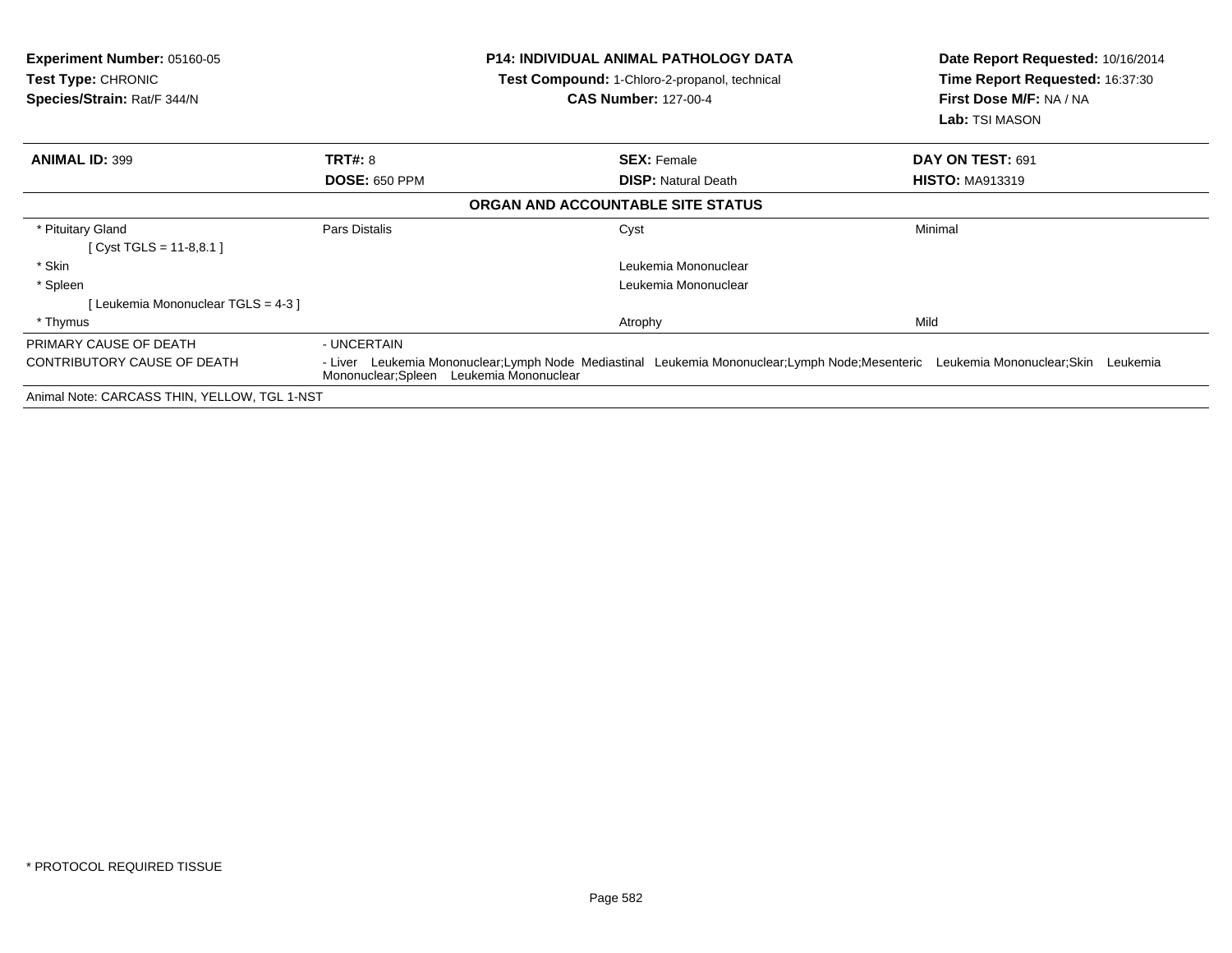**Experiment Number:** 05160-05
**Test Type:** CHRONIC
**Species/Strain:** Rat/F 344/N

**P14: INDIVIDUAL ANIMAL PATHOLOGY DATA**
**Test Compound:** 1-Chloro-2-propanol, technical
**CAS Number:** 127-00-4

**Date Report Requested:** 10/16/2014
**Time Report Requested:** 16:37:30
**First Dose M/F:** NA / NA
**Lab:** TSI MASON

| **ANIMAL ID:** 399 | **TRT#:** 8 | **SEX:** Female | **DAY ON TEST:** 691 |
|---|---|---|---|
| | **DOSE:** 650 PPM | **DISP:** Natural Death | **HISTO:** MA913319 |

**ORGAN AND ACCOUNTABLE SITE STATUS**

| | | | |
|---|---|---|---|
| * Pituitary Gland | Pars Distalis | Cyst | Minimal |
| [ Cyst TGLS = 11-8,8.1 ] | | | |
| * Skin | | Leukemia Mononuclear | |
| * Spleen | | Leukemia Mononuclear | |
| [ Leukemia Mononuclear TGLS = 4-3 ] | | | |
| * Thymus | | Atrophy | Mild |

| | |
|---|---|
| PRIMARY CAUSE OF DEATH | - UNCERTAIN |
| CONTRIBUTORY CAUSE OF DEATH | - Liver Leukemia Mononuclear;Lymph Node Mediastinal Leukemia Mononuclear;Lymph Node;Mesenteric Leukemia Mononuclear;Skin Leukemia Mononuclear;Spleen Leukemia Mononuclear |

Animal Note: CARCASS THIN, YELLOW, TGL 1-NST

* PROTOCOL REQUIRED TISSUE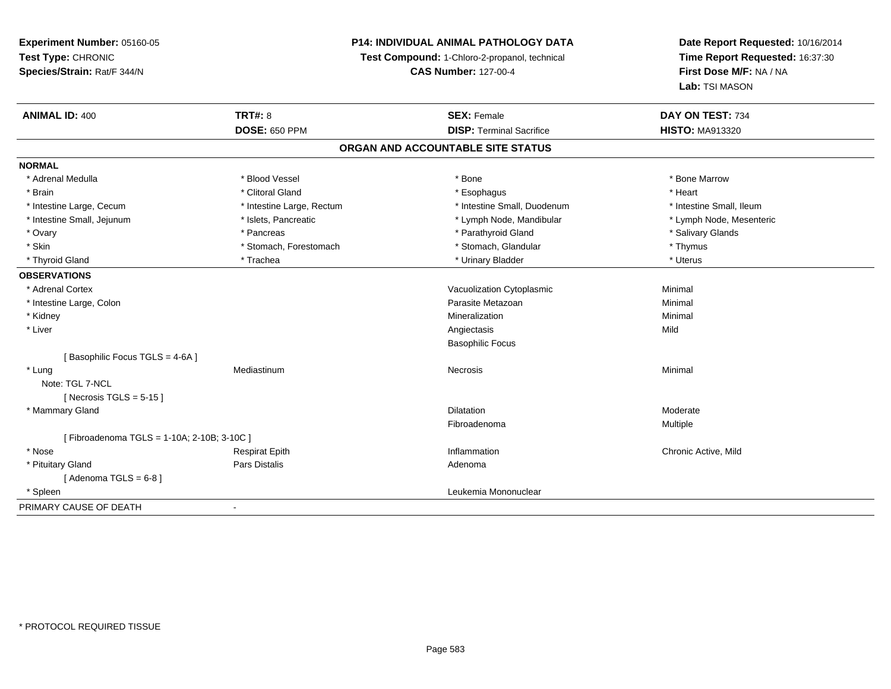**Experiment Number:** 05160-05
**Test Type:** CHRONIC
**Species/Strain:** Rat/F 344/N

**P14: INDIVIDUAL ANIMAL PATHOLOGY DATA**
**Test Compound:** 1-Chloro-2-propanol, technical
**CAS Number:** 127-00-4

**Date Report Requested:** 10/16/2014
**Time Report Requested:** 16:37:30
**First Dose M/F:** NA / NA
**Lab:** TSI MASON

| **ANIMAL ID:** 400 | **TRT#:** 8 | **SEX:** Female | **DAY ON TEST:** 734 |
|---|---|---|---|
| | **DOSE:** 650 PPM | **DISP:** Terminal Sacrifice | **HISTO:** MA913320 |

## ORGAN AND ACCOUNTABLE SITE STATUS

**NORMAL**

| | | | |
|---|---|---|---|
| * Adrenal Medulla | * Blood Vessel | * Bone | * Bone Marrow |
| * Brain | * Clitoral Gland | * Esophagus | * Heart |
| * Intestine Large, Cecum | * Intestine Large, Rectum | * Intestine Small, Duodenum | * Intestine Small, Ileum |
| * Intestine Small, Jejunum | * Islets, Pancreatic | * Lymph Node, Mandibular | * Lymph Node, Mesenteric |
| * Ovary | * Pancreas | * Parathyroid Gland | * Salivary Glands |
| * Skin | * Stomach, Forestomach | * Stomach, Glandular | * Thymus |
| * Thyroid Gland | * Trachea | * Urinary Bladder | * Uterus |

**OBSERVATIONS**

| | | | |
|---|---|---|---|
| * Adrenal Cortex | | Vacuolization Cytoplasmic | Minimal |
| * Intestine Large, Colon | | Parasite Metazoan | Minimal |
| * Kidney | | Mineralization | Minimal |
| * Liver | | Angiectasis | Mild |
| | | Basophilic Focus | |
| [ Basophilic Focus TGLS = 4-6A ] | | | |
| * Lung | Mediastinum | Necrosis | Minimal |
| Note: TGL 7-NCL | | | |
| [ Necrosis TGLS = 5-15 ] | | | |
| * Mammary Gland | | Dilatation | Moderate |
| | | Fibroadenoma | Multiple |
| [ Fibroadenoma TGLS = 1-10A; 2-10B; 3-10C ] | | | |
| * Nose | Respirat Epith | Inflammation | Chronic Active, Mild |
| * Pituitary Gland | Pars Distalis | Adenoma | |
| [ Adenoma TGLS = 6-8 ] | | | |
| * Spleen | | Leukemia Mononuclear | |

PRIMARY CAUSE OF DEATH -

* PROTOCOL REQUIRED TISSUE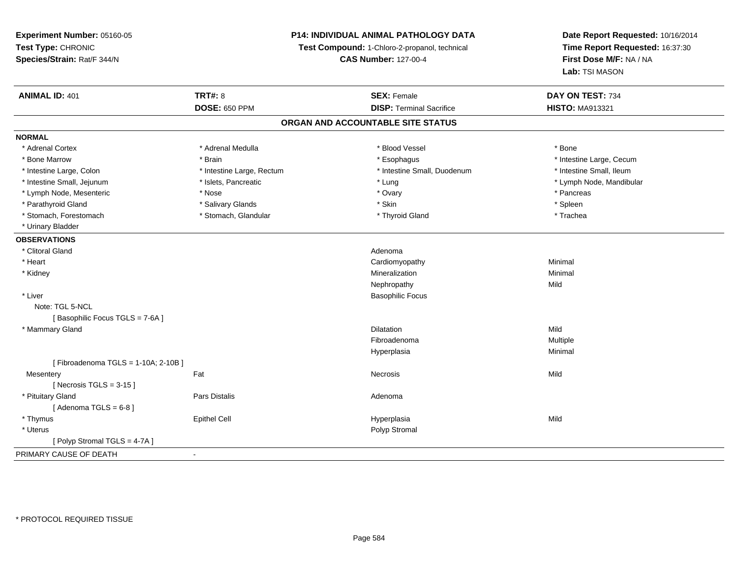**Experiment Number:** 05160-05
**Test Type:** CHRONIC
**Species/Strain:** Rat/F 344/N

**P14: INDIVIDUAL ANIMAL PATHOLOGY DATA**
**Test Compound:** 1-Chloro-2-propanol, technical
**CAS Number:** 127-00-4

**Date Report Requested:** 10/16/2014
**Time Report Requested:** 16:37:30
**First Dose M/F:** NA / NA
**Lab:** TSI MASON

| **ANIMAL ID:** 401 | **TRT#:** 8 | **SEX:** Female | **DAY ON TEST:** 734 |
|---|---|---|---|
| | **DOSE:** 650 PPM | **DISP:** Terminal Sacrifice | **HISTO:** MA913321 |

## ORGAN AND ACCOUNTABLE SITE STATUS

**NORMAL**

| | | | |
|---|---|---|---|
| * Adrenal Cortex | * Adrenal Medulla | * Blood Vessel | * Bone |
| * Bone Marrow | * Brain | * Esophagus | * Intestine Large, Cecum |
| * Intestine Large, Colon | * Intestine Large, Rectum | * Intestine Small, Duodenum | * Intestine Small, Ileum |
| * Intestine Small, Jejunum | * Islets, Pancreatic | * Lung | * Lymph Node, Mandibular |
| * Lymph Node, Mesenteric | * Nose | * Ovary | * Pancreas |
| * Parathyroid Gland | * Salivary Glands | * Skin | * Spleen |
| * Stomach, Forestomach | * Stomach, Glandular | * Thyroid Gland | * Trachea |
| * Urinary Bladder | | | |

**OBSERVATIONS**

| | | | |
|---|---|---|---|
| * Clitoral Gland | | Adenoma | |
| * Heart | | Cardiomyopathy | Minimal |
| * Kidney | | Mineralization | Minimal |
| | | Nephropathy | Mild |
| * Liver | | Basophilic Focus | |
| Note: TGL 5-NCL | | | |
| [ Basophilic Focus TGLS = 7-6A ] | | | |
| * Mammary Gland | | Dilatation | Mild |
| | | Fibroadenoma | Multiple |
| | | Hyperplasia | Minimal |
| [ Fibroadenoma TGLS = 1-10A; 2-10B ] | | | |
| Mesentery | Fat | Necrosis | Mild |
| [ Necrosis TGLS = 3-15 ] | | | |
| * Pituitary Gland | Pars Distalis | Adenoma | |
| [ Adenoma TGLS = 6-8 ] | | | |
| * Thymus | Epithel Cell | Hyperplasia | Mild |
| * Uterus | | Polyp Stromal | |
| [ Polyp Stromal TGLS = 4-7A ] | | | |

PRIMARY CAUSE OF DEATH -

* PROTOCOL REQUIRED TISSUE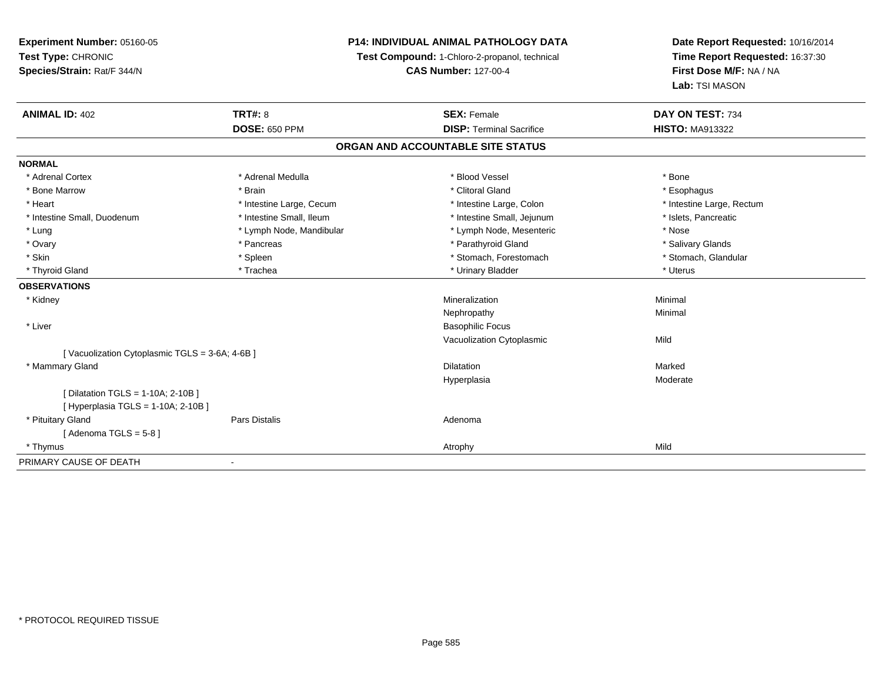**Experiment Number:** 05160-05
**Test Type:** CHRONIC
**Species/Strain:** Rat/F 344/N

**P14: INDIVIDUAL ANIMAL PATHOLOGY DATA**
**Test Compound:** 1-Chloro-2-propanol, technical
**CAS Number:** 127-00-4

**Date Report Requested:** 10/16/2014
**Time Report Requested:** 16:37:30
**First Dose M/F:** NA / NA
**Lab:** TSI MASON

| **ANIMAL ID:** 402 | **TRT#:** 8 | **SEX:** Female | **DAY ON TEST:** 734 |
|---|---|---|---|
| | **DOSE:** 650 PPM | **DISP:** Terminal Sacrifice | **HISTO:** MA913322 |

**ORGAN AND ACCOUNTABLE SITE STATUS**

**NORMAL**

| | | | |
|---|---|---|---|
| * Adrenal Cortex | * Adrenal Medulla | * Blood Vessel | * Bone |
| * Bone Marrow | * Brain | * Clitoral Gland | * Esophagus |
| * Heart | * Intestine Large, Cecum | * Intestine Large, Colon | * Intestine Large, Rectum |
| * Intestine Small, Duodenum | * Intestine Small, Ileum | * Intestine Small, Jejunum | * Islets, Pancreatic |
| * Lung | * Lymph Node, Mandibular | * Lymph Node, Mesenteric | * Nose |
| * Ovary | * Pancreas | * Parathyroid Gland | * Salivary Glands |
| * Skin | * Spleen | * Stomach, Forestomach | * Stomach, Glandular |
| * Thyroid Gland | * Trachea | * Urinary Bladder | * Uterus |

**OBSERVATIONS**

| | | | |
|---|---|---|---|
| * Kidney | | Mineralization | Minimal |
| | | Nephropathy | Minimal |
| * Liver | | Basophilic Focus | |
| | | Vacuolization Cytoplasmic | Mild |
| [ Vacuolization Cytoplasmic TGLS = 3-6A; 4-6B ] | | | |
| * Mammary Gland | | Dilatation | Marked |
| | | Hyperplasia | Moderate |
| [ Dilatation TGLS = 1-10A; 2-10B ] | | | |
| [ Hyperplasia TGLS = 1-10A; 2-10B ] | | | |
| * Pituitary Gland | Pars Distalis | Adenoma | |
| [ Adenoma TGLS = 5-8 ] | | | |
| * Thymus | | Atrophy | Mild |

PRIMARY CAUSE OF DEATH -

\* PROTOCOL REQUIRED TISSUE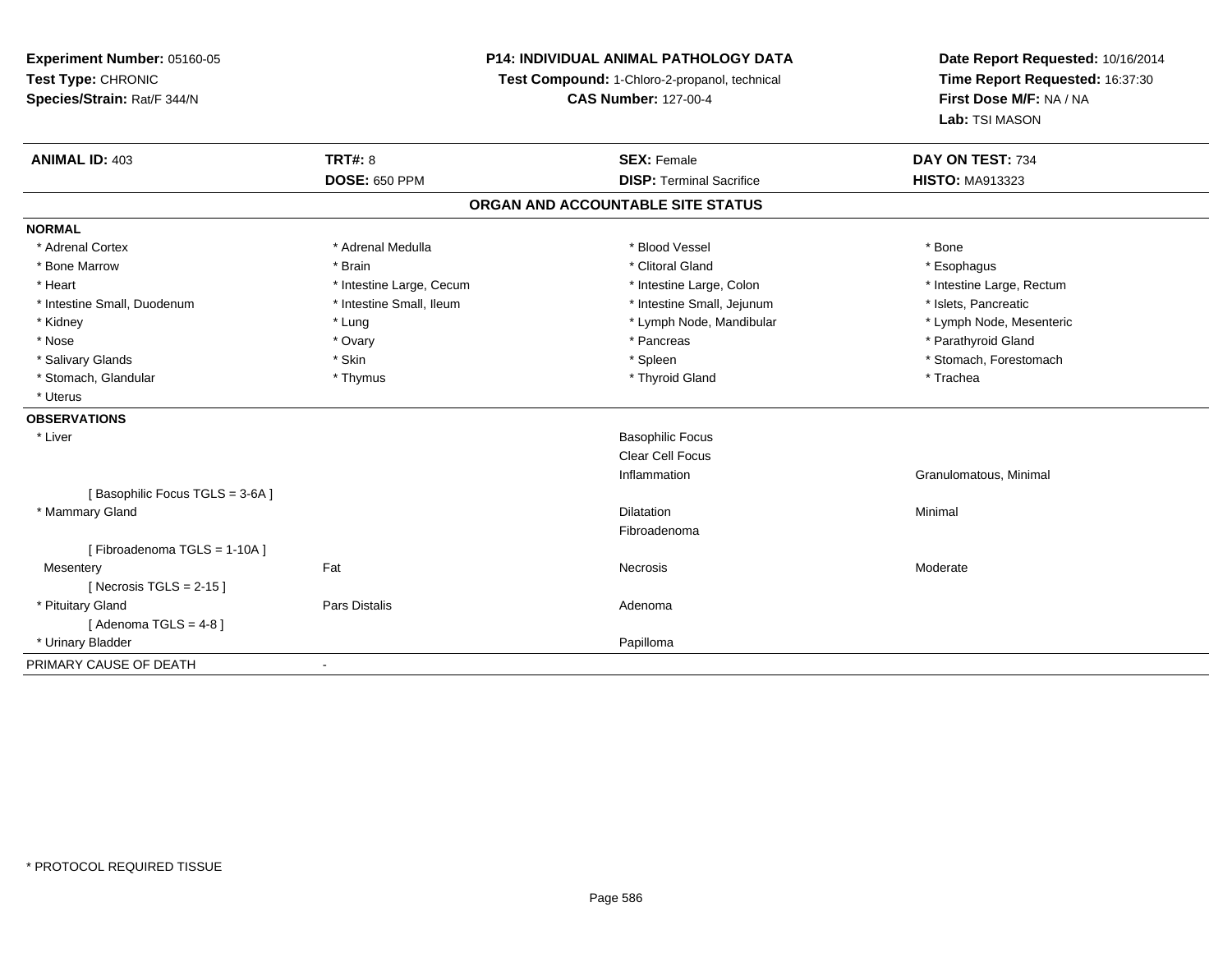**Experiment Number:** 05160-05
**Test Type:** CHRONIC
**Species/Strain:** Rat/F 344/N

**P14: INDIVIDUAL ANIMAL PATHOLOGY DATA**
**Test Compound:** 1-Chloro-2-propanol, technical
**CAS Number:** 127-00-4

**Date Report Requested:** 10/16/2014
**Time Report Requested:** 16:37:30
**First Dose M/F:** NA / NA
**Lab:** TSI MASON

| **ANIMAL ID:** 403 | **TRT#:** 8 | **SEX:** Female | **DAY ON TEST:** 734 |
|---|---|---|---|
| | **DOSE:** 650 PPM | **DISP:** Terminal Sacrifice | **HISTO:** MA913323 |

## ORGAN AND ACCOUNTABLE SITE STATUS

**NORMAL**

| | | | |
|---|---|---|---|
| * Adrenal Cortex | * Adrenal Medulla | * Blood Vessel | * Bone |
| * Bone Marrow | * Brain | * Clitoral Gland | * Esophagus |
| * Heart | * Intestine Large, Cecum | * Intestine Large, Colon | * Intestine Large, Rectum |
| * Intestine Small, Duodenum | * Intestine Small, Ileum | * Intestine Small, Jejunum | * Islets, Pancreatic |
| * Kidney | * Lung | * Lymph Node, Mandibular | * Lymph Node, Mesenteric |
| * Nose | * Ovary | * Pancreas | * Parathyroid Gland |
| * Salivary Glands | * Skin | * Spleen | * Stomach, Forestomach |
| * Stomach, Glandular | * Thymus | * Thyroid Gland | * Trachea |
| * Uterus | | | |

**OBSERVATIONS**

| | | | |
|---|---|---|---|
| * Liver | | Basophilic Focus | |
| | | Clear Cell Focus | |
| | | Inflammation | Granulomatous, Minimal |
| [ Basophilic Focus TGLS = 3-6A ] | | | |
| * Mammary Gland | | Dilatation | Minimal |
| | | Fibroadenoma | |
| [ Fibroadenoma TGLS = 1-10A ] | | | |
| Mesentery | Fat | Necrosis | Moderate |
| [ Necrosis TGLS = 2-15 ] | | | |
| * Pituitary Gland | Pars Distalis | Adenoma | |
| [ Adenoma TGLS = 4-8 ] | | | |
| * Urinary Bladder | | Papilloma | |

PRIMARY CAUSE OF DEATH -

\* PROTOCOL REQUIRED TISSUE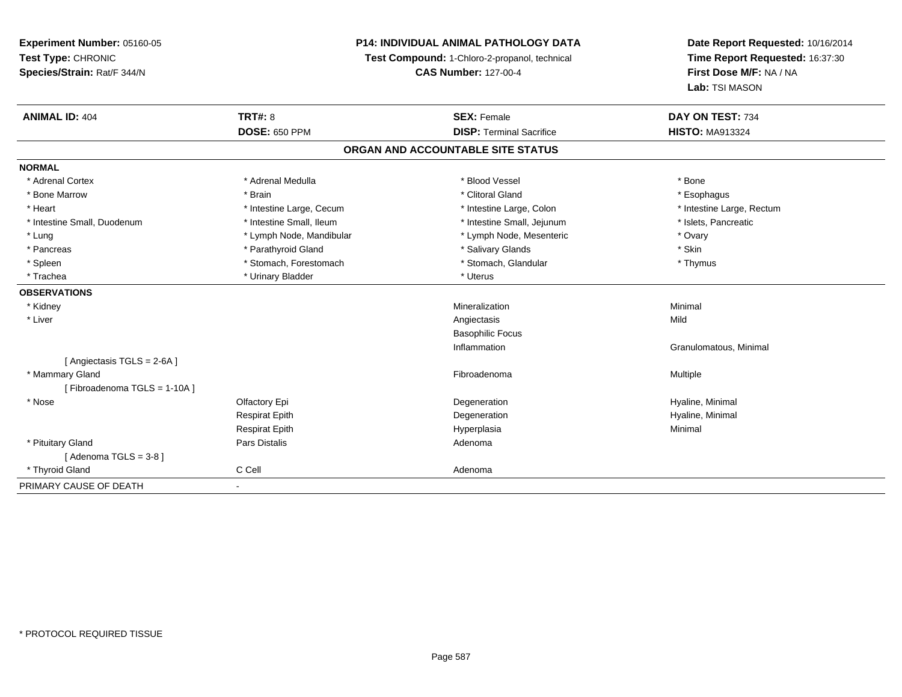**Experiment Number:** 05160-05
**Test Type:** CHRONIC
**Species/Strain:** Rat/F 344/N

**P14: INDIVIDUAL ANIMAL PATHOLOGY DATA**
**Test Compound:** 1-Chloro-2-propanol, technical
**CAS Number:** 127-00-4

**Date Report Requested:** 10/16/2014
**Time Report Requested:** 16:37:30
**First Dose M/F:** NA / NA
**Lab:** TSI MASON

| **ANIMAL ID:** 404 | **TRT#:** 8 | **SEX:** Female | **DAY ON TEST:** 734 |
|---|---|---|---|
| | **DOSE:** 650 PPM | **DISP:** Terminal Sacrifice | **HISTO:** MA913324 |

## ORGAN AND ACCOUNTABLE SITE STATUS

**NORMAL**

| | | | |
|---|---|---|---|
| * Adrenal Cortex | * Adrenal Medulla | * Blood Vessel | * Bone |
| * Bone Marrow | * Brain | * Clitoral Gland | * Esophagus |
| * Heart | * Intestine Large, Cecum | * Intestine Large, Colon | * Intestine Large, Rectum |
| * Intestine Small, Duodenum | * Intestine Small, Ileum | * Intestine Small, Jejunum | * Islets, Pancreatic |
| * Lung | * Lymph Node, Mandibular | * Lymph Node, Mesenteric | * Ovary |
| * Pancreas | * Parathyroid Gland | * Salivary Glands | * Skin |
| * Spleen | * Stomach, Forestomach | * Stomach, Glandular | * Thymus |
| * Trachea | * Urinary Bladder | * Uterus | |

**OBSERVATIONS**

| | | | |
|---|---|---|---|
| * Kidney | | Mineralization | Minimal |
| * Liver | | Angiectasis | Mild |
| | | Basophilic Focus | |
| | | Inflammation | Granulomatous, Minimal |
| [ Angiectasis TGLS = 2-6A ] | | | |
| * Mammary Gland | | Fibroadenoma | Multiple |
| [ Fibroadenoma TGLS = 1-10A ] | | | |
| * Nose | Olfactory Epi | Degeneration | Hyaline, Minimal |
| | Respirat Epith | Degeneration | Hyaline, Minimal |
| | Respirat Epith | Hyperplasia | Minimal |
| * Pituitary Gland | Pars Distalis | Adenoma | |
| [ Adenoma TGLS = 3-8 ] | | | |
| * Thyroid Gland | C Cell | Adenoma | |

PRIMARY CAUSE OF DEATH -

* PROTOCOL REQUIRED TISSUE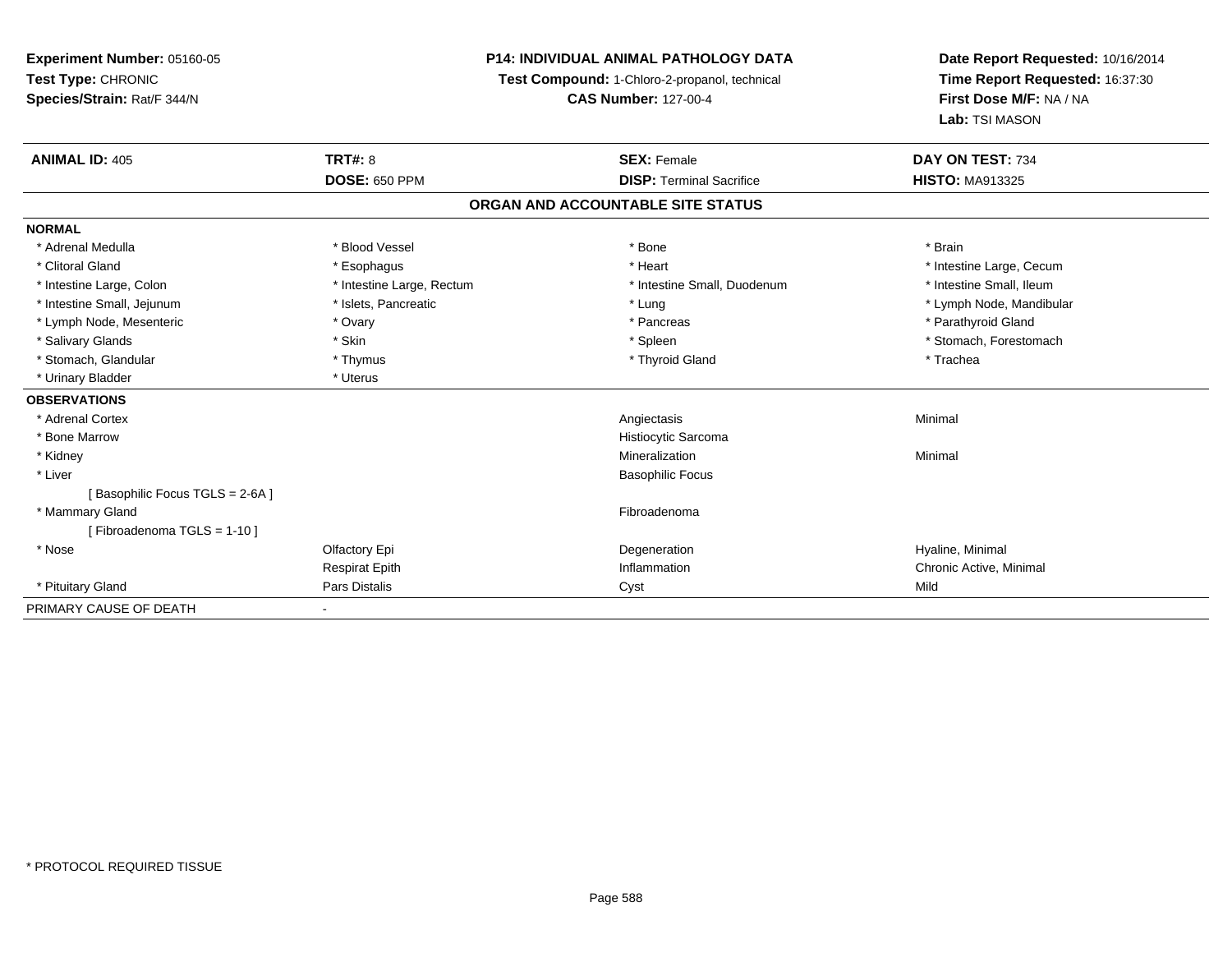**Experiment Number:** 05160-05
**Test Type:** CHRONIC
**Species/Strain:** Rat/F 344/N

**P14: INDIVIDUAL ANIMAL PATHOLOGY DATA**
**Test Compound:** 1-Chloro-2-propanol, technical
**CAS Number:** 127-00-4

**Date Report Requested:** 10/16/2014
**Time Report Requested:** 16:37:30
**First Dose M/F:** NA / NA
**Lab:** TSI MASON

| **ANIMAL ID:** 405 | **TRT#:** 8 | **SEX:** Female | **DAY ON TEST:** 734 |
|---|---|---|---|
| | **DOSE:** 650 PPM | **DISP:** Terminal Sacrifice | **HISTO:** MA913325 |

**ORGAN AND ACCOUNTABLE SITE STATUS**

| | | | |
|---|---|---|---|
| **NORMAL** | | | |
| * Adrenal Medulla | * Blood Vessel | * Bone | * Brain |
| * Clitoral Gland | * Esophagus | * Heart | * Intestine Large, Cecum |
| * Intestine Large, Colon | * Intestine Large, Rectum | * Intestine Small, Duodenum | * Intestine Small, Ileum |
| * Intestine Small, Jejunum | * Islets, Pancreatic | * Lung | * Lymph Node, Mandibular |
| * Lymph Node, Mesenteric | * Ovary | * Pancreas | * Parathyroid Gland |
| * Salivary Glands | * Skin | * Spleen | * Stomach, Forestomach |
| * Stomach, Glandular | * Thymus | * Thyroid Gland | * Trachea |
| * Urinary Bladder | * Uterus | | |
| **OBSERVATIONS** | | | |
| * Adrenal Cortex | | Angiectasis | Minimal |
| * Bone Marrow | | Histiocytic Sarcoma | |
| * Kidney | | Mineralization | Minimal |
| * Liver | | Basophilic Focus | |
| [ Basophilic Focus TGLS = 2-6A ] | | | |
| * Mammary Gland | | Fibroadenoma | |
| [ Fibroadenoma TGLS = 1-10 ] | | | |
| * Nose | Olfactory Epi | Degeneration | Hyaline, Minimal |
| | Respirat Epith | Inflammation | Chronic Active, Minimal |
| * Pituitary Gland | Pars Distalis | Cyst | Mild |
| PRIMARY CAUSE OF DEATH | - | | |

\* PROTOCOL REQUIRED TISSUE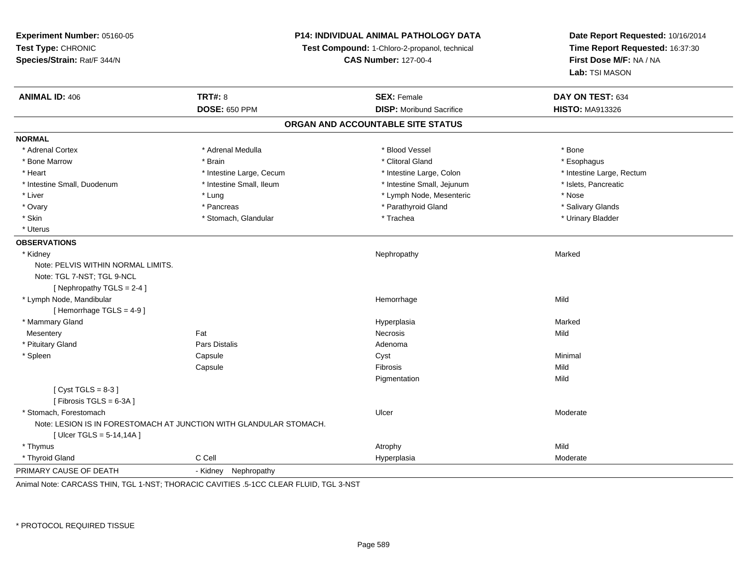**Experiment Number:** 05160-05
**Test Type:** CHRONIC
**Species/Strain:** Rat/F 344/N

**P14: INDIVIDUAL ANIMAL PATHOLOGY DATA**
**Test Compound:** 1-Chloro-2-propanol, technical
**CAS Number:** 127-00-4

**Date Report Requested:** 10/16/2014
**Time Report Requested:** 16:37:30
**First Dose M/F:** NA / NA
**Lab:** TSI MASON

| **ANIMAL ID:** 406 | **TRT#:** 8 | **SEX:** Female | **DAY ON TEST:** 634 |
|---|---|---|---|
| | **DOSE:** 650 PPM | **DISP:** Moribund Sacrifice | **HISTO:** MA913326 |

## ORGAN AND ACCOUNTABLE SITE STATUS

**NORMAL**

| | | | |
|---|---|---|---|
| * Adrenal Cortex | * Adrenal Medulla | * Blood Vessel | * Bone |
| * Bone Marrow | * Brain | * Clitoral Gland | * Esophagus |
| * Heart | * Intestine Large, Cecum | * Intestine Large, Colon | * Intestine Large, Rectum |
| * Intestine Small, Duodenum | * Intestine Small, Ileum | * Intestine Small, Jejunum | * Islets, Pancreatic |
| * Liver | * Lung | * Lymph Node, Mesenteric | * Nose |
| * Ovary | * Pancreas | * Parathyroid Gland | * Salivary Glands |
| * Skin | * Stomach, Glandular | * Trachea | * Urinary Bladder |
| * Uterus | | | |

**OBSERVATIONS**

| | | | |
|---|---|---|---|
| * Kidney | | Nephropathy | Marked |
| Note: PELVIS WITHIN NORMAL LIMITS. | | | |
| Note: TGL 7-NST; TGL 9-NCL | | | |
| [ Nephropathy TGLS = 2-4 ] | | | |
| * Lymph Node, Mandibular | | Hemorrhage | Mild |
| [ Hemorrhage TGLS = 4-9 ] | | | |
| * Mammary Gland | | Hyperplasia | Marked |
| Mesentery | Fat | Necrosis | Mild |
| * Pituitary Gland | Pars Distalis | Adenoma | |
| * Spleen | Capsule | Cyst | Minimal |
| | Capsule | Fibrosis | Mild |
| | | Pigmentation | Mild |
| [ Cyst TGLS = 8-3 ] | | | |
| [ Fibrosis TGLS = 6-3A ] | | | |
| * Stomach, Forestomach | | Ulcer | Moderate |
| Note: LESION IS IN FORESTOMACH AT JUNCTION WITH GLANDULAR STOMACH. | | | |
| [ Ulcer TGLS = 5-14,14A ] | | | |
| * Thymus | | Atrophy | Mild |
| * Thyroid Gland | C Cell | Hyperplasia | Moderate |

PRIMARY CAUSE OF DEATH - Kidney Nephropathy

Animal Note: CARCASS THIN, TGL 1-NST; THORACIC CAVITIES .5-1CC CLEAR FLUID, TGL 3-NST

* PROTOCOL REQUIRED TISSUE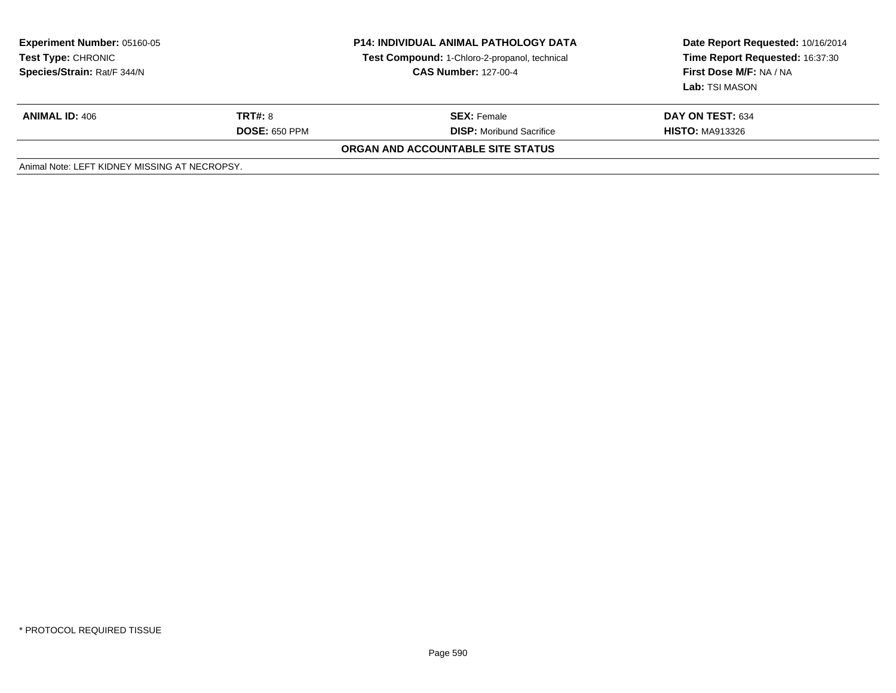**Experiment Number:** 05160-05
**Test Type:** CHRONIC
**Species/Strain:** Rat/F 344/N

**P14: INDIVIDUAL ANIMAL PATHOLOGY DATA**
**Test Compound:** 1-Chloro-2-propanol, technical
**CAS Number:** 127-00-4

**Date Report Requested:** 10/16/2014
**Time Report Requested:** 16:37:30
**First Dose M/F:** NA / NA
**Lab:** TSI MASON

| **ANIMAL ID:** 406 | **TRT#:** 8 | **SEX:** Female | **DAY ON TEST:** 634 |
|---|---|---|---|
| | **DOSE:** 650 PPM | **DISP:** Moribund Sacrifice | **HISTO:** MA913326 |

**ORGAN AND ACCOUNTABLE SITE STATUS**

Animal Note: LEFT KIDNEY MISSING AT NECROPSY.

* PROTOCOL REQUIRED TISSUE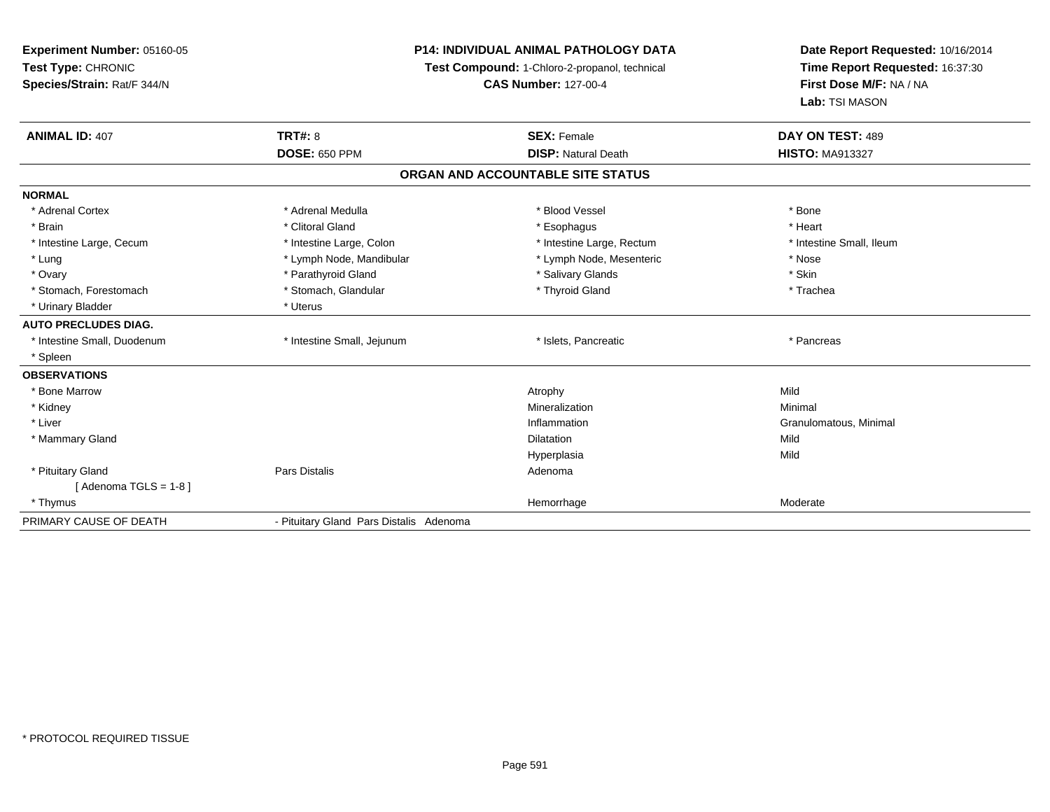**Experiment Number:** 05160-05
**Test Type:** CHRONIC
**Species/Strain:** Rat/F 344/N

**P14: INDIVIDUAL ANIMAL PATHOLOGY DATA**
**Test Compound:** 1-Chloro-2-propanol, technical
**CAS Number:** 127-00-4

**Date Report Requested:** 10/16/2014
**Time Report Requested:** 16:37:30
**First Dose M/F:** NA / NA
**Lab:** TSI MASON

| **ANIMAL ID:** 407 | **TRT#:** 8 | **SEX:** Female | **DAY ON TEST:** 489 |
|---|---|---|---|
| | **DOSE:** 650 PPM | **DISP:** Natural Death | **HISTO:** MA913327 |

## ORGAN AND ACCOUNTABLE SITE STATUS

| | | | |
|---|---|---|---|
| **NORMAL** | | | |
| * Adrenal Cortex | * Adrenal Medulla | * Blood Vessel | * Bone |
| * Brain | * Clitoral Gland | * Esophagus | * Heart |
| * Intestine Large, Cecum | * Intestine Large, Colon | * Intestine Large, Rectum | * Intestine Small, Ileum |
| * Lung | * Lymph Node, Mandibular | * Lymph Node, Mesenteric | * Nose |
| * Ovary | * Parathyroid Gland | * Salivary Glands | * Skin |
| * Stomach, Forestomach | * Stomach, Glandular | * Thyroid Gland | * Trachea |
| * Urinary Bladder | * Uterus | | |
| **AUTO PRECLUDES DIAG.** | | | |
| * Intestine Small, Duodenum | * Intestine Small, Jejunum | * Islets, Pancreatic | * Pancreas |
| * Spleen | | | |
| **OBSERVATIONS** | | | |
| * Bone Marrow | | Atrophy | Mild |
| * Kidney | | Mineralization | Minimal |
| * Liver | | Inflammation | Granulomatous, Minimal |
| * Mammary Gland | | Dilatation | Mild |
| | | Hyperplasia | Mild |
| * Pituitary Gland | Pars Distalis | Adenoma | |
| [ Adenoma TGLS = 1-8 ] | | | |
| * Thymus | | Hemorrhage | Moderate |
| PRIMARY CAUSE OF DEATH | - Pituitary Gland Pars Distalis Adenoma | | |

* PROTOCOL REQUIRED TISSUE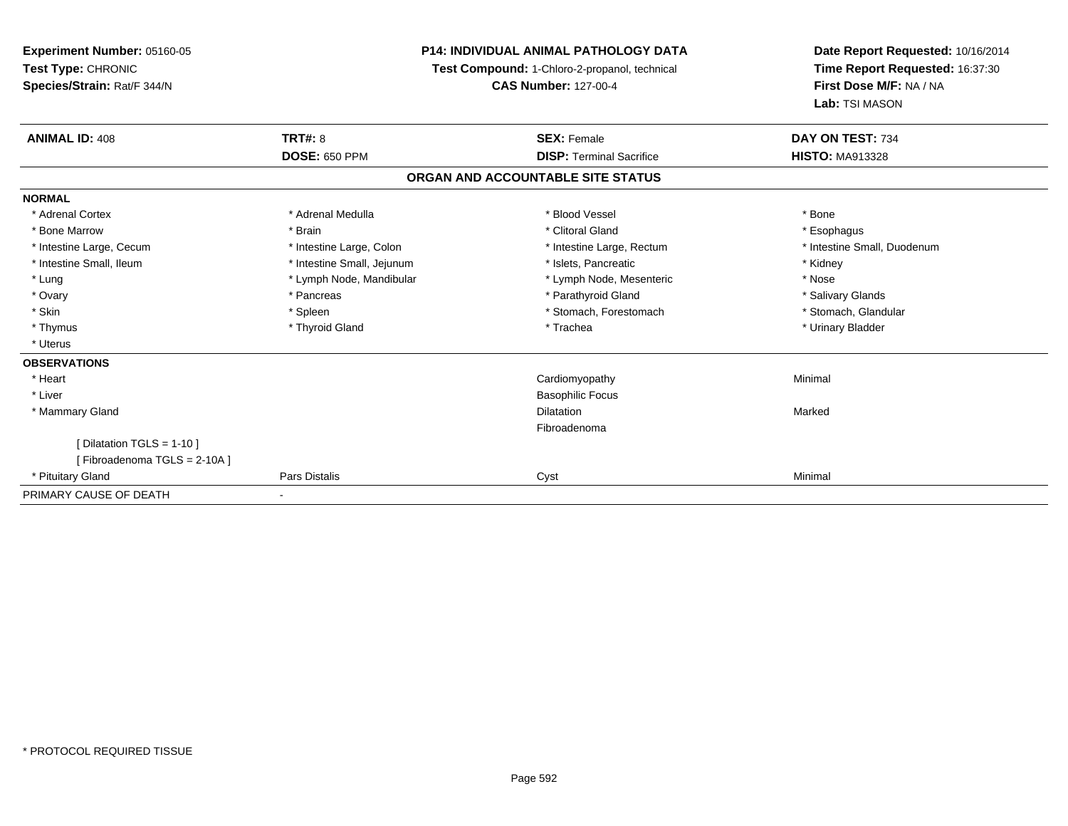**Experiment Number:** 05160-05
**Test Type:** CHRONIC
**Species/Strain:** Rat/F 344/N

**P14: INDIVIDUAL ANIMAL PATHOLOGY DATA**
**Test Compound:** 1-Chloro-2-propanol, technical
**CAS Number:** 127-00-4

**Date Report Requested:** 10/16/2014
**Time Report Requested:** 16:37:30
**First Dose M/F:** NA / NA
**Lab:** TSI MASON

| **ANIMAL ID:** 408 | **TRT#:** 8 | **SEX:** Female | **DAY ON TEST:** 734 |
|---|---|---|---|
| | **DOSE:** 650 PPM | **DISP:** Terminal Sacrifice | **HISTO:** MA913328 |

## ORGAN AND ACCOUNTABLE SITE STATUS

| | | | |
|---|---|---|---|
| **NORMAL** | | | |
| * Adrenal Cortex | * Adrenal Medulla | * Blood Vessel | * Bone |
| * Bone Marrow | * Brain | * Clitoral Gland | * Esophagus |
| * Intestine Large, Cecum | * Intestine Large, Colon | * Intestine Large, Rectum | * Intestine Small, Duodenum |
| * Intestine Small, Ileum | * Intestine Small, Jejunum | * Islets, Pancreatic | * Kidney |
| * Lung | * Lymph Node, Mandibular | * Lymph Node, Mesenteric | * Nose |
| * Ovary | * Pancreas | * Parathyroid Gland | * Salivary Glands |
| * Skin | * Spleen | * Stomach, Forestomach | * Stomach, Glandular |
| * Thymus | * Thyroid Gland | * Trachea | * Urinary Bladder |
| * Uterus | | | |
| **OBSERVATIONS** | | | |
| * Heart | | Cardiomyopathy | Minimal |
| * Liver | | Basophilic Focus | |
| * Mammary Gland | | Dilatation | Marked |
| | | Fibroadenoma | |
| [ Dilatation TGLS = 1-10 ] | | | |
| [ Fibroadenoma TGLS = 2-10A ] | | | |
| * Pituitary Gland | Pars Distalis | Cyst | Minimal |
| PRIMARY CAUSE OF DEATH | - | | |

* PROTOCOL REQUIRED TISSUE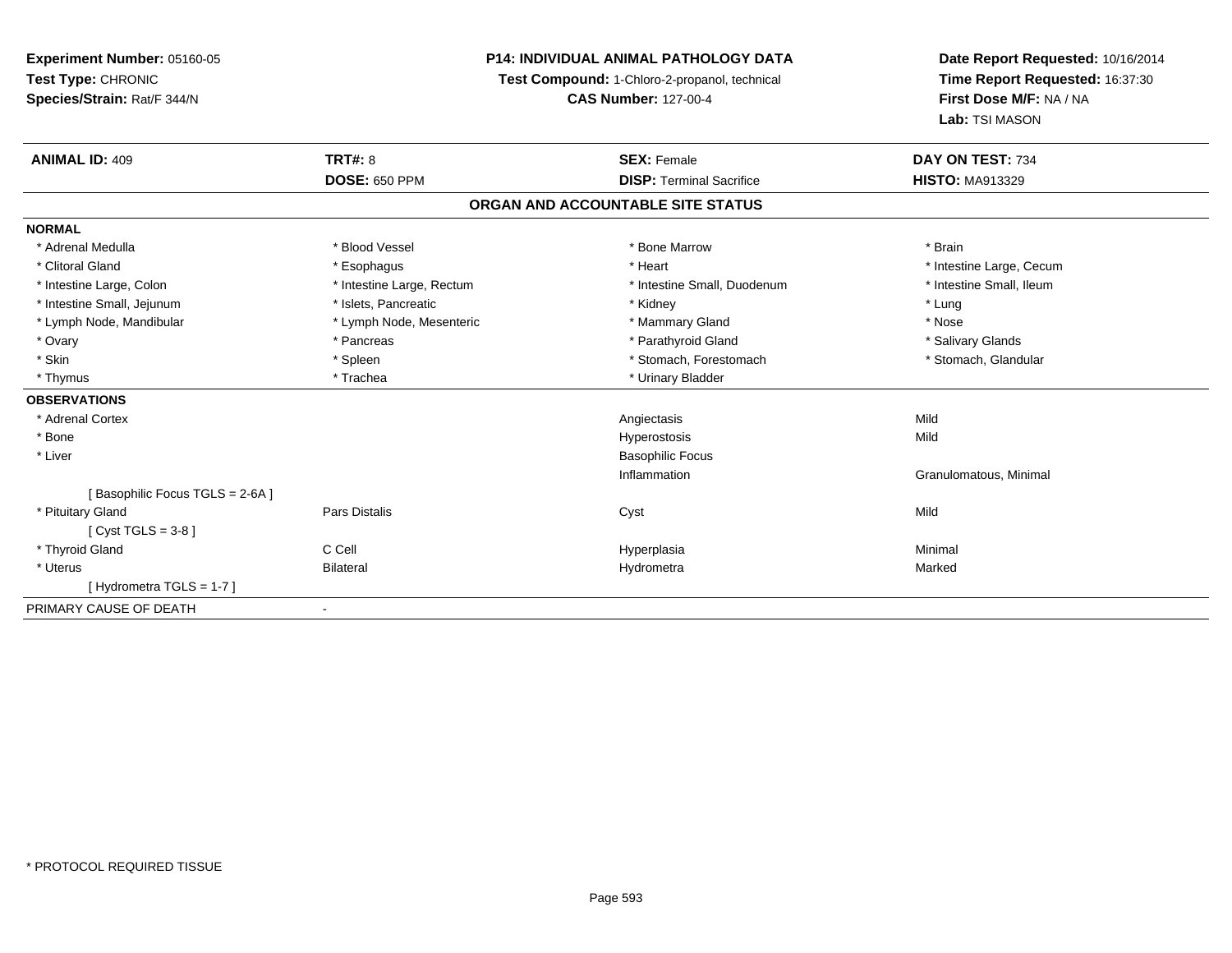**Experiment Number:** 05160-05
**Test Type:** CHRONIC
**Species/Strain:** Rat/F 344/N

**P14: INDIVIDUAL ANIMAL PATHOLOGY DATA**
**Test Compound:** 1-Chloro-2-propanol, technical
**CAS Number:** 127-00-4

**Date Report Requested:** 10/16/2014
**Time Report Requested:** 16:37:30
**First Dose M/F:** NA / NA
**Lab:** TSI MASON

| **ANIMAL ID:** 409 | **TRT#:** 8 | **SEX:** Female | **DAY ON TEST:** 734 |
|---|---|---|---|
| | **DOSE:** 650 PPM | **DISP:** Terminal Sacrifice | **HISTO:** MA913329 |

## ORGAN AND ACCOUNTABLE SITE STATUS

**NORMAL**

| | | | |
|---|---|---|---|
| * Adrenal Medulla | * Blood Vessel | * Bone Marrow | * Brain |
| * Clitoral Gland | * Esophagus | * Heart | * Intestine Large, Cecum |
| * Intestine Large, Colon | * Intestine Large, Rectum | * Intestine Small, Duodenum | * Intestine Small, Ileum |
| * Intestine Small, Jejunum | * Islets, Pancreatic | * Kidney | * Lung |
| * Lymph Node, Mandibular | * Lymph Node, Mesenteric | * Mammary Gland | * Nose |
| * Ovary | * Pancreas | * Parathyroid Gland | * Salivary Glands |
| * Skin | * Spleen | * Stomach, Forestomach | * Stomach, Glandular |
| * Thymus | * Trachea | * Urinary Bladder | |

**OBSERVATIONS**

| | | | |
|---|---|---|---|
| * Adrenal Cortex | | Angiectasis | Mild |
| * Bone | | Hyperostosis | Mild |
| * Liver | | Basophilic Focus | |
| | | Inflammation | Granulomatous, Minimal |
| [ Basophilic Focus TGLS = 2-6A ] | | | |
| * Pituitary Gland | Pars Distalis | Cyst | Mild |
| [ Cyst TGLS = 3-8 ] | | | |
| * Thyroid Gland | C Cell | Hyperplasia | Minimal |
| * Uterus | Bilateral | Hydrometra | Marked |
| [ Hydrometra TGLS = 1-7 ] | | | |

PRIMARY CAUSE OF DEATH -

* PROTOCOL REQUIRED TISSUE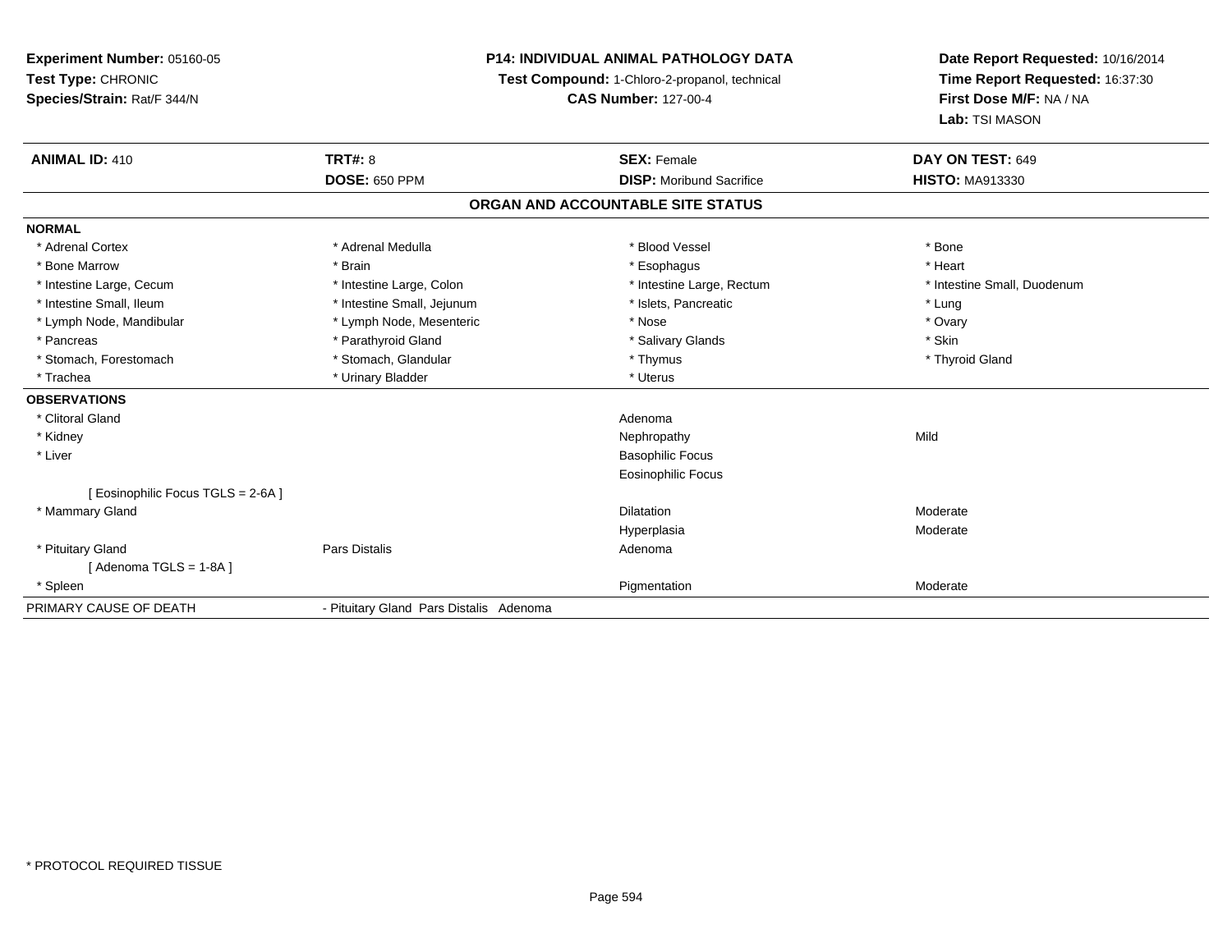**Experiment Number:** 05160-05
**Test Type:** CHRONIC
**Species/Strain:** Rat/F 344/N

**P14: INDIVIDUAL ANIMAL PATHOLOGY DATA**
**Test Compound:** 1-Chloro-2-propanol, technical
**CAS Number:** 127-00-4

**Date Report Requested:** 10/16/2014
**Time Report Requested:** 16:37:30
**First Dose M/F:** NA / NA
**Lab:** TSI MASON

| **ANIMAL ID:** 410 | **TRT#:** 8 | **SEX:** Female | **DAY ON TEST:** 649 |
|---|---|---|---|
| | **DOSE:** 650 PPM | **DISP:** Moribund Sacrifice | **HISTO:** MA913330 |

## ORGAN AND ACCOUNTABLE SITE STATUS

**NORMAL**

| | | | |
|---|---|---|---|
| * Adrenal Cortex | * Adrenal Medulla | * Blood Vessel | * Bone |
| * Bone Marrow | * Brain | * Esophagus | * Heart |
| * Intestine Large, Cecum | * Intestine Large, Colon | * Intestine Large, Rectum | * Intestine Small, Duodenum |
| * Intestine Small, Ileum | * Intestine Small, Jejunum | * Islets, Pancreatic | * Lung |
| * Lymph Node, Mandibular | * Lymph Node, Mesenteric | * Nose | * Ovary |
| * Pancreas | * Parathyroid Gland | * Salivary Glands | * Skin |
| * Stomach, Forestomach | * Stomach, Glandular | * Thymus | * Thyroid Gland |
| * Trachea | * Urinary Bladder | * Uterus | |

**OBSERVATIONS**

| | | | |
|---|---|---|---|
| * Clitoral Gland | | Adenoma | |
| * Kidney | | Nephropathy | Mild |
| * Liver | | Basophilic Focus | |
| | | Eosinophilic Focus | |
| [ Eosinophilic Focus TGLS = 2-6A ] | | | |
| * Mammary Gland | | Dilatation | Moderate |
| | | Hyperplasia | Moderate |
| * Pituitary Gland | Pars Distalis | Adenoma | |
| [ Adenoma TGLS = 1-8A ] | | | |
| * Spleen | | Pigmentation | Moderate |

| PRIMARY CAUSE OF DEATH | - Pituitary Gland Pars Distalis Adenoma |
|---|---|

* PROTOCOL REQUIRED TISSUE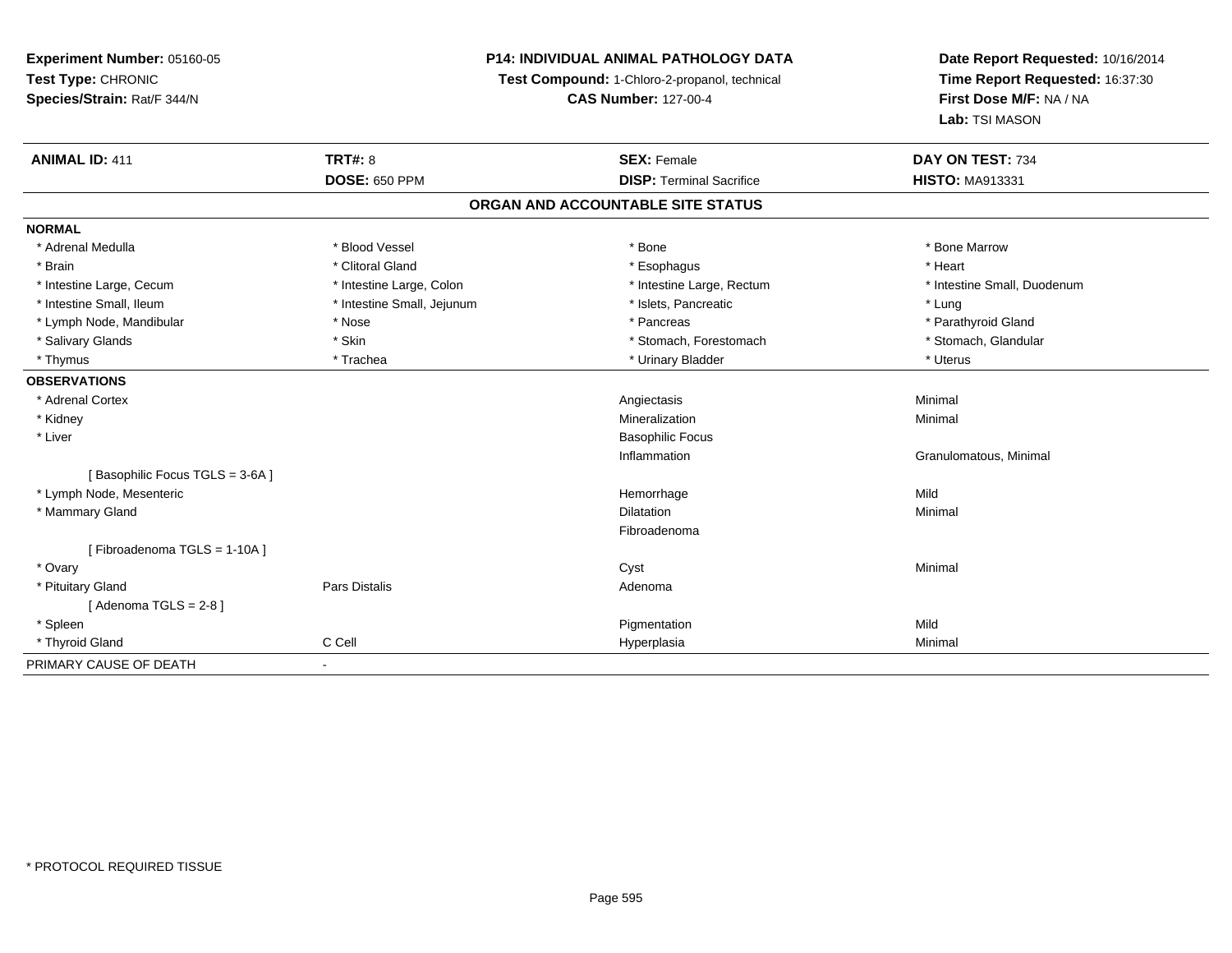**Experiment Number:** 05160-05
**Test Type:** CHRONIC
**Species/Strain:** Rat/F 344/N

**P14: INDIVIDUAL ANIMAL PATHOLOGY DATA**
**Test Compound:** 1-Chloro-2-propanol, technical
**CAS Number:** 127-00-4

**Date Report Requested:** 10/16/2014
**Time Report Requested:** 16:37:30
**First Dose M/F:** NA / NA
**Lab:** TSI MASON

| **ANIMAL ID:** 411 | **TRT#:** 8 | **SEX:** Female | **DAY ON TEST:** 734 |
|---|---|---|---|
| | **DOSE:** 650 PPM | **DISP:** Terminal Sacrifice | **HISTO:** MA913331 |

**ORGAN AND ACCOUNTABLE SITE STATUS**

| | | | |
|---|---|---|---|
| **NORMAL** | | | |
| * Adrenal Medulla | * Blood Vessel | * Bone | * Bone Marrow |
| * Brain | * Clitoral Gland | * Esophagus | * Heart |
| * Intestine Large, Cecum | * Intestine Large, Colon | * Intestine Large, Rectum | * Intestine Small, Duodenum |
| * Intestine Small, Ileum | * Intestine Small, Jejunum | * Islets, Pancreatic | * Lung |
| * Lymph Node, Mandibular | * Nose | * Pancreas | * Parathyroid Gland |
| * Salivary Glands | * Skin | * Stomach, Forestomach | * Stomach, Glandular |
| * Thymus | * Trachea | * Urinary Bladder | * Uterus |
| **OBSERVATIONS** | | | |
| * Adrenal Cortex | | Angiectasis | Minimal |
| * Kidney | | Mineralization | Minimal |
| * Liver | | Basophilic Focus | |
| | | Inflammation | Granulomatous, Minimal |
| [ Basophilic Focus TGLS = 3-6A ] | | | |
| * Lymph Node, Mesenteric | | Hemorrhage | Mild |
| * Mammary Gland | | Dilatation | Minimal |
| | | Fibroadenoma | |
| [ Fibroadenoma TGLS = 1-10A ] | | | |
| * Ovary | | Cyst | Minimal |
| * Pituitary Gland | Pars Distalis | Adenoma | |
| [ Adenoma TGLS = 2-8 ] | | | |
| * Spleen | | Pigmentation | Mild |
| * Thyroid Gland | C Cell | Hyperplasia | Minimal |
| PRIMARY CAUSE OF DEATH | - | | |

\* PROTOCOL REQUIRED TISSUE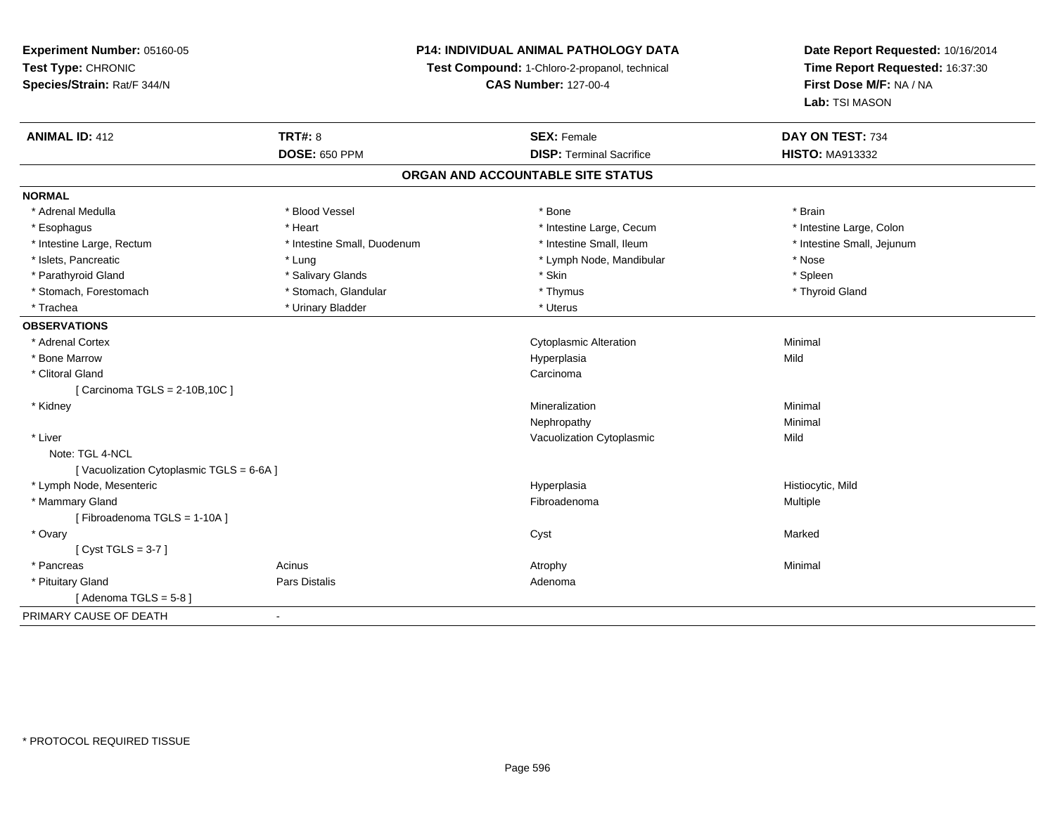**Experiment Number:** 05160-05
**Test Type:** CHRONIC
**Species/Strain:** Rat/F 344/N

**P14: INDIVIDUAL ANIMAL PATHOLOGY DATA**
**Test Compound:** 1-Chloro-2-propanol, technical
**CAS Number:** 127-00-4

**Date Report Requested:** 10/16/2014
**Time Report Requested:** 16:37:30
**First Dose M/F:** NA / NA
**Lab:** TSI MASON

| **ANIMAL ID:** 412 | **TRT#:** 8 | **SEX:** Female | **DAY ON TEST:** 734 |
|---|---|---|---|
| | **DOSE:** 650 PPM | **DISP:** Terminal Sacrifice | **HISTO:** MA913332 |

## ORGAN AND ACCOUNTABLE SITE STATUS

**NORMAL**

| | | | |
|---|---|---|---|
| * Adrenal Medulla | * Blood Vessel | * Bone | * Brain |
| * Esophagus | * Heart | * Intestine Large, Cecum | * Intestine Large, Colon |
| * Intestine Large, Rectum | * Intestine Small, Duodenum | * Intestine Small, Ileum | * Intestine Small, Jejunum |
| * Islets, Pancreatic | * Lung | * Lymph Node, Mandibular | * Nose |
| * Parathyroid Gland | * Salivary Glands | * Skin | * Spleen |
| * Stomach, Forestomach | * Stomach, Glandular | * Thymus | * Thyroid Gland |
| * Trachea | * Urinary Bladder | * Uterus | |

**OBSERVATIONS**

| | | | |
|---|---|---|---|
| * Adrenal Cortex | | Cytoplasmic Alteration | Minimal |
| * Bone Marrow | | Hyperplasia | Mild |
| * Clitoral Gland | | Carcinoma | |
| [ Carcinoma TGLS = 2-10B,10C ] | | | |
| * Kidney | | Mineralization | Minimal |
| | | Nephropathy | Minimal |
| * Liver | | Vacuolization Cytoplasmic | Mild |
| Note: TGL 4-NCL | | | |
| [ Vacuolization Cytoplasmic TGLS = 6-6A ] | | | |
| * Lymph Node, Mesenteric | | Hyperplasia | Histiocytic, Mild |
| * Mammary Gland | | Fibroadenoma | Multiple |
| [ Fibroadenoma TGLS = 1-10A ] | | | |
| * Ovary | | Cyst | Marked |
| [ Cyst TGLS = 3-7 ] | | | |
| * Pancreas | Acinus | Atrophy | Minimal |
| * Pituitary Gland | Pars Distalis | Adenoma | |
| [ Adenoma TGLS = 5-8 ] | | | |

PRIMARY CAUSE OF DEATH -

* PROTOCOL REQUIRED TISSUE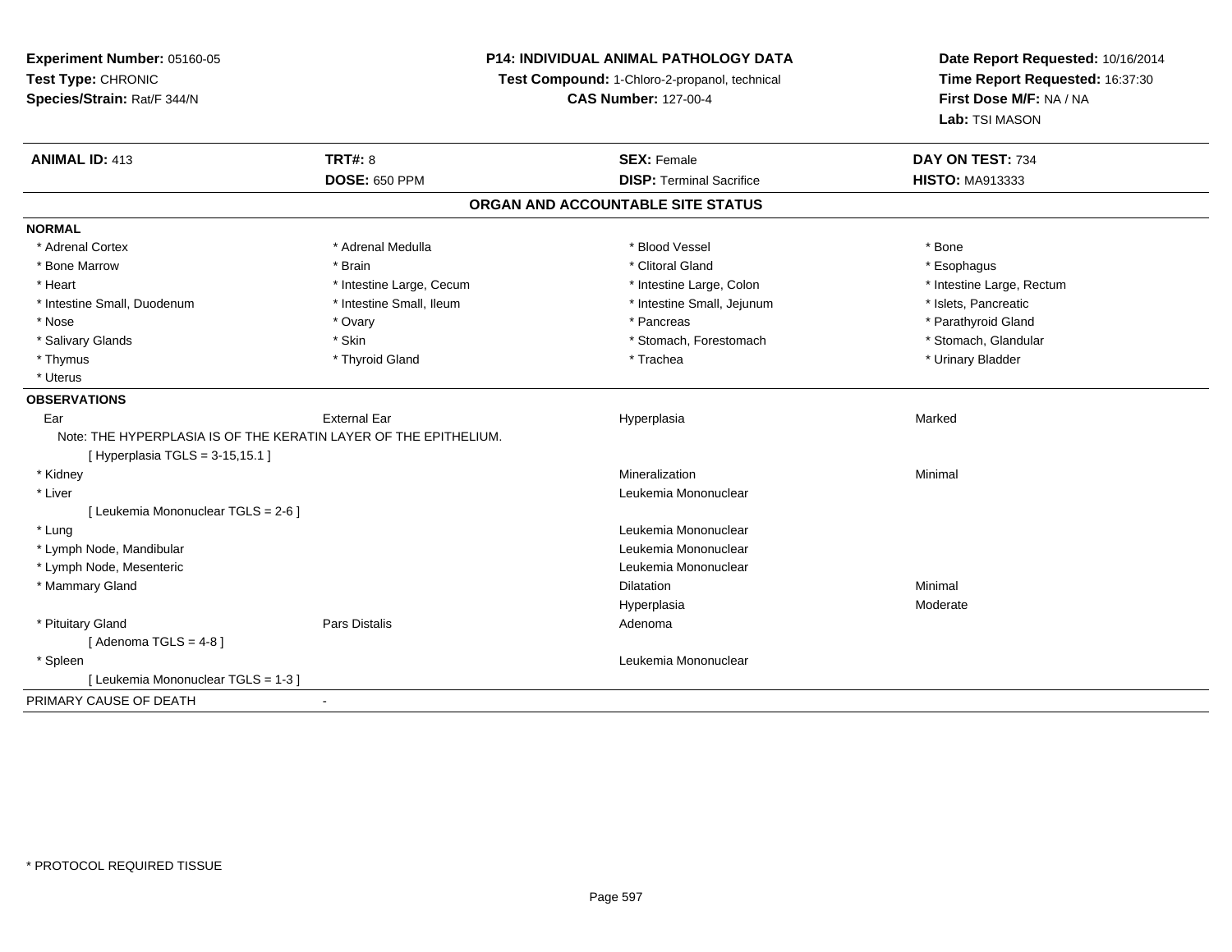**Experiment Number:** 05160-05
**Test Type:** CHRONIC
**Species/Strain:** Rat/F 344/N

**P14: INDIVIDUAL ANIMAL PATHOLOGY DATA**
**Test Compound:** 1-Chloro-2-propanol, technical
**CAS Number:** 127-00-4

**Date Report Requested:** 10/16/2014
**Time Report Requested:** 16:37:30
**First Dose M/F:** NA / NA
**Lab:** TSI MASON

| **ANIMAL ID:** 413 | **TRT#:** 8 | **SEX:** Female | **DAY ON TEST:** 734 |
|---|---|---|---|
| | **DOSE:** 650 PPM | **DISP:** Terminal Sacrifice | **HISTO:** MA913333 |

## ORGAN AND ACCOUNTABLE SITE STATUS

**NORMAL**

| | | | |
|---|---|---|---|
| * Adrenal Cortex | * Adrenal Medulla | * Blood Vessel | * Bone |
| * Bone Marrow | * Brain | * Clitoral Gland | * Esophagus |
| * Heart | * Intestine Large, Cecum | * Intestine Large, Colon | * Intestine Large, Rectum |
| * Intestine Small, Duodenum | * Intestine Small, Ileum | * Intestine Small, Jejunum | * Islets, Pancreatic |
| * Nose | * Ovary | * Pancreas | * Parathyroid Gland |
| * Salivary Glands | * Skin | * Stomach, Forestomach | * Stomach, Glandular |
| * Thymus | * Thyroid Gland | * Trachea | * Urinary Bladder |
| * Uterus | | | |

**OBSERVATIONS**

| | | | |
|---|---|---|---|
| Ear | External Ear | Hyperplasia | Marked |
| Note: THE HYPERPLASIA IS OF THE KERATIN LAYER OF THE EPITHELIUM. | | | |
| [ Hyperplasia TGLS = 3-15,15.1 ] | | | |
| * Kidney | | Mineralization | Minimal |
| * Liver | | Leukemia Mononuclear | |
| [ Leukemia Mononuclear TGLS = 2-6 ] | | | |
| * Lung | | Leukemia Mononuclear | |
| * Lymph Node, Mandibular | | Leukemia Mononuclear | |
| * Lymph Node, Mesenteric | | Leukemia Mononuclear | |
| * Mammary Gland | | Dilatation | Minimal |
| | | Hyperplasia | Moderate |
| * Pituitary Gland | Pars Distalis | Adenoma | |
| [ Adenoma TGLS = 4-8 ] | | | |
| * Spleen | | Leukemia Mononuclear | |
| [ Leukemia Mononuclear TGLS = 1-3 ] | | | |

PRIMARY CAUSE OF DEATH -

\* PROTOCOL REQUIRED TISSUE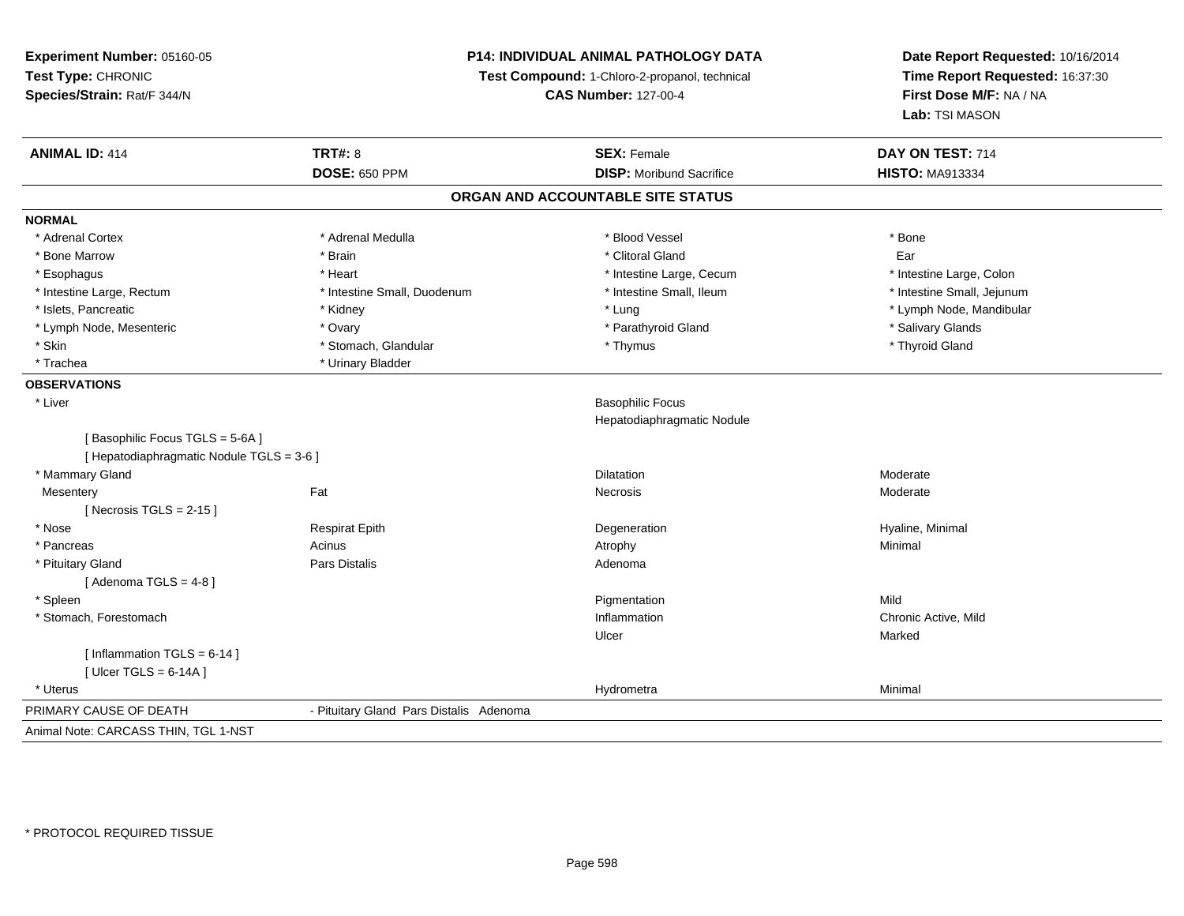**Experiment Number:** 05160-05
**Test Type:** CHRONIC
**Species/Strain:** Rat/F 344/N

**P14: INDIVIDUAL ANIMAL PATHOLOGY DATA**
**Test Compound:** 1-Chloro-2-propanol, technical
**CAS Number:** 127-00-4

**Date Report Requested:** 10/16/2014
**Time Report Requested:** 16:37:30
**First Dose M/F:** NA / NA
**Lab:** TSI MASON

| **ANIMAL ID:** 414 | **TRT#:** 8 | **SEX:** Female | **DAY ON TEST:** 714 |
|---|---|---|---|
| | **DOSE:** 650 PPM | **DISP:** Moribund Sacrifice | **HISTO:** MA913334 |

## ORGAN AND ACCOUNTABLE SITE STATUS

**NORMAL**

| | | | |
|---|---|---|---|
| * Adrenal Cortex | * Adrenal Medulla | * Blood Vessel | * Bone |
| * Bone Marrow | * Brain | * Clitoral Gland | Ear |
| * Esophagus | * Heart | * Intestine Large, Cecum | * Intestine Large, Colon |
| * Intestine Large, Rectum | * Intestine Small, Duodenum | * Intestine Small, Ileum | * Intestine Small, Jejunum |
| * Islets, Pancreatic | * Kidney | * Lung | * Lymph Node, Mandibular |
| * Lymph Node, Mesenteric | * Ovary | * Parathyroid Gland | * Salivary Glands |
| * Skin | * Stomach, Glandular | * Thymus | * Thyroid Gland |
| * Trachea | * Urinary Bladder | | |

**OBSERVATIONS**

| | | | |
|---|---|---|---|
| * Liver | | Basophilic Focus | |
| | | Hepatodiaphragmatic Nodule | |
| [ Basophilic Focus TGLS = 5-6A ] | | | |
| [ Hepatodiaphragmatic Nodule TGLS = 3-6 ] | | | |
| * Mammary Gland | | Dilatation | Moderate |
| Mesentery | Fat | Necrosis | Moderate |
| [ Necrosis TGLS = 2-15 ] | | | |
| * Nose | Respirat Epith | Degeneration | Hyaline, Minimal |
| * Pancreas | Acinus | Atrophy | Minimal |
| * Pituitary Gland | Pars Distalis | Adenoma | |
| [ Adenoma TGLS = 4-8 ] | | | |
| * Spleen | | Pigmentation | Mild |
| * Stomach, Forestomach | | Inflammation | Chronic Active, Mild |
| | | Ulcer | Marked |
| [ Inflammation TGLS = 6-14 ] | | | |
| [ Ulcer TGLS = 6-14A ] | | | |
| * Uterus | | Hydrometra | Minimal |

PRIMARY CAUSE OF DEATH - Pituitary Gland Pars Distalis Adenoma

Animal Note: CARCASS THIN, TGL 1-NST

* PROTOCOL REQUIRED TISSUE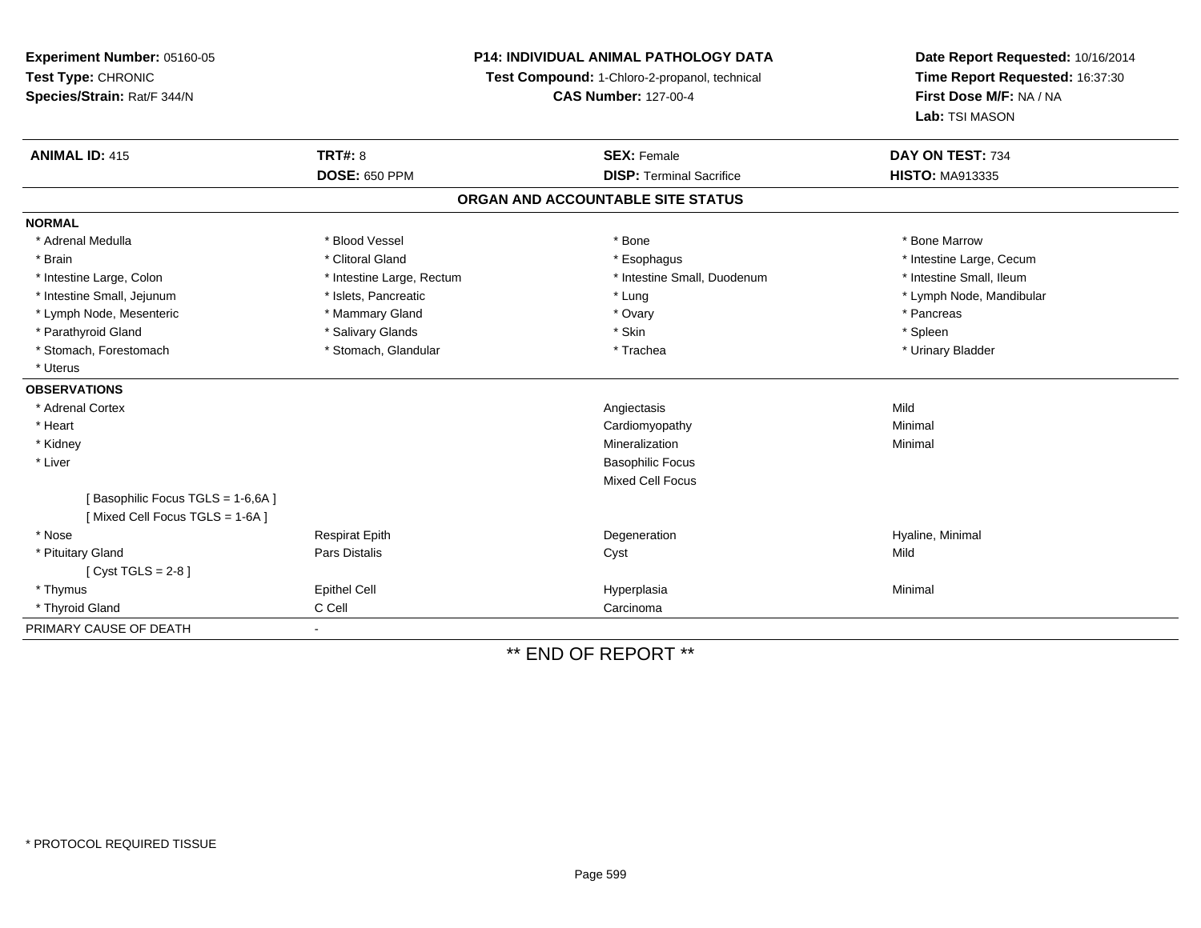**Experiment Number:** 05160-05
**Test Type:** CHRONIC
**Species/Strain:** Rat/F 344/N

**P14: INDIVIDUAL ANIMAL PATHOLOGY DATA**
**Test Compound:** 1-Chloro-2-propanol, technical
**CAS Number:** 127-00-4

**Date Report Requested:** 10/16/2014
**Time Report Requested:** 16:37:30
**First Dose M/F:** NA / NA
**Lab:** TSI MASON

| | | | |
|---|---|---|---|
| **ANIMAL ID:** 415 | **TRT#:** 8 | **SEX:** Female | **DAY ON TEST:** 734 |
| | **DOSE:** 650 PPM | **DISP:** Terminal Sacrifice | **HISTO:** MA913335 |

## ORGAN AND ACCOUNTABLE SITE STATUS

**NORMAL**

| | | | |
|---|---|---|---|
| * Adrenal Medulla | * Blood Vessel | * Bone | * Bone Marrow |
| * Brain | * Clitoral Gland | * Esophagus | * Intestine Large, Cecum |
| * Intestine Large, Colon | * Intestine Large, Rectum | * Intestine Small, Duodenum | * Intestine Small, Ileum |
| * Intestine Small, Jejunum | * Islets, Pancreatic | * Lung | * Lymph Node, Mandibular |
| * Lymph Node, Mesenteric | * Mammary Gland | * Ovary | * Pancreas |
| * Parathyroid Gland | * Salivary Glands | * Skin | * Spleen |
| * Stomach, Forestomach | * Stomach, Glandular | * Trachea | * Urinary Bladder |
| * Uterus | | | |

**OBSERVATIONS**

| | | | |
|---|---|---|---|
| * Adrenal Cortex | | Angiectasis | Mild |
| * Heart | | Cardiomyopathy | Minimal |
| * Kidney | | Mineralization | Minimal |
| * Liver | | Basophilic Focus | |
| | | Mixed Cell Focus | |
| [ Basophilic Focus TGLS = 1-6,6A ] | | | |
| [ Mixed Cell Focus TGLS = 1-6A ] | | | |
| * Nose | Respirat Epith | Degeneration | Hyaline, Minimal |
| * Pituitary Gland | Pars Distalis | Cyst | Mild |
| [ Cyst TGLS = 2-8 ] | | | |
| * Thymus | Epithel Cell | Hyperplasia | Minimal |
| * Thyroid Gland | C Cell | Carcinoma | |

PRIMARY CAUSE OF DEATH -

** END OF REPORT **

* PROTOCOL REQUIRED TISSUE